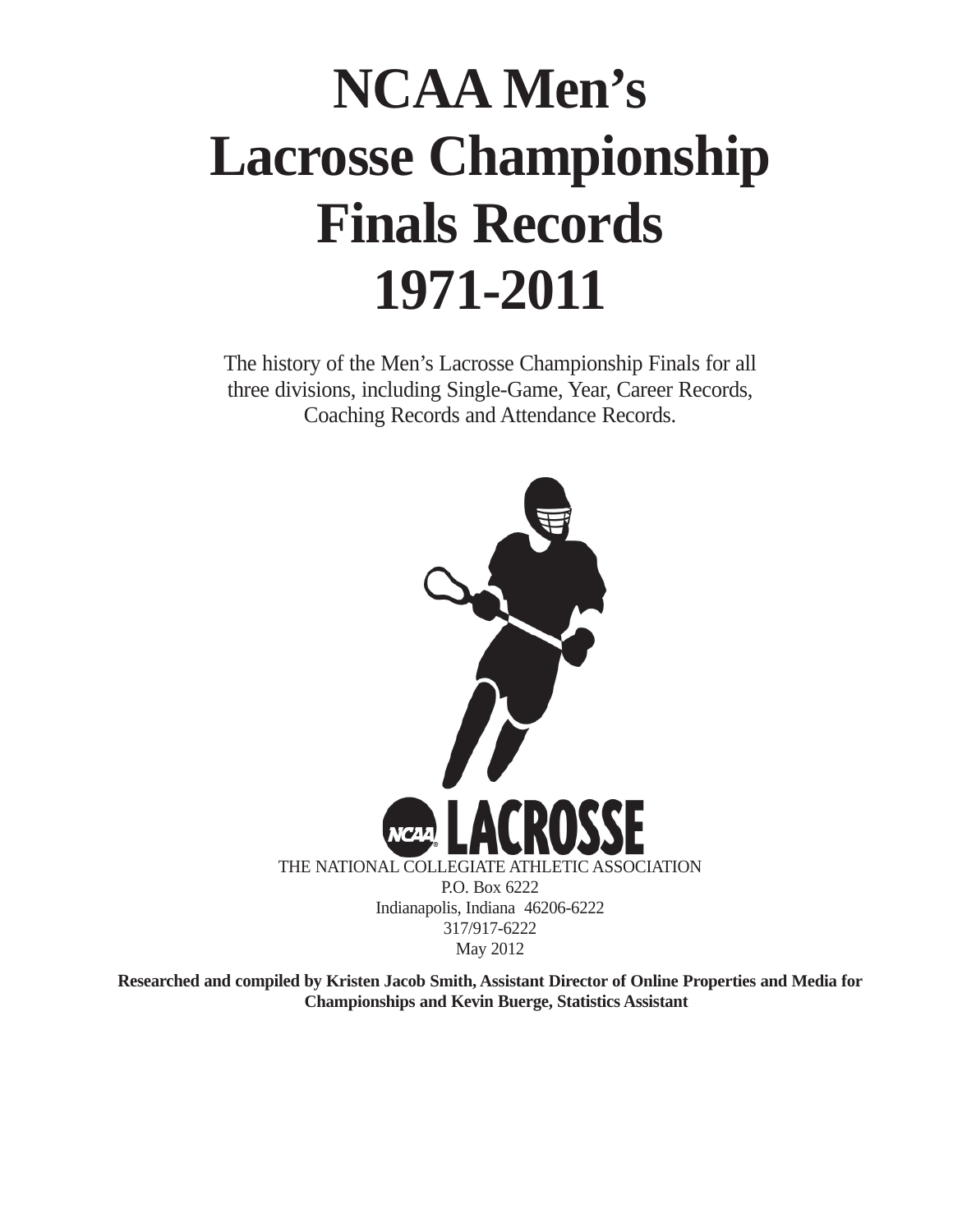# NCAA Men's Lacrosse Championship Finals Records 1971-2011

The history of the Men's Lacrosse Championship Finals for all three divisions, including Single-Game, Year, Career Records, Coaching Records and Attendance Records.

NCAA LACROSSE

THE NATIONAL COLLEGIATE ATHLETIC ASSOCIATION
P.O. Box 6222
Indianapolis, Indiana 46206-6222
317/917-6222
May 2012

**Researched and compiled by Kristen Jacob Smith, Assistant Director of Online Properties and Media for Championships and Kevin Buerge, Statistics Assistant**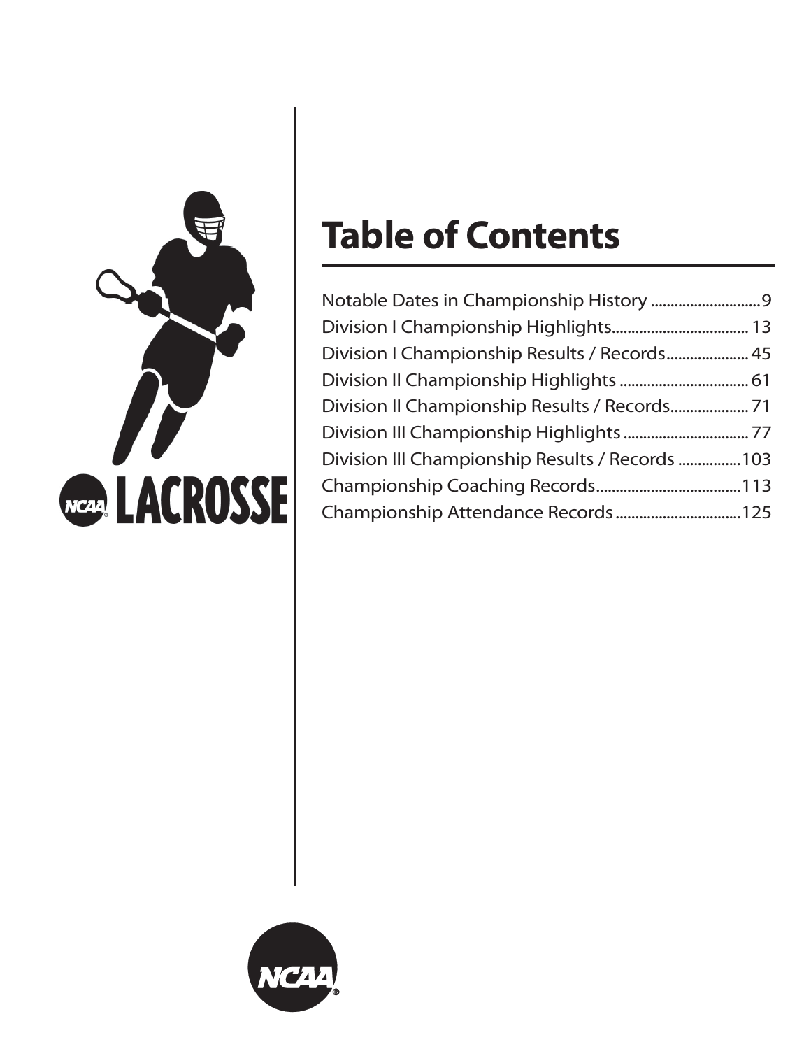# Table of Contents

Notable Dates in Championship History ............................9
Division I Championship Highlights.................................. 13
Division I Championship Results / Records..................... 45
Division II Championship Highlights ................................ 61
Division II Championship Results / Records.................... 71
Division III Championship Highlights ................................ 77
Division III Championship Results / Records ................103
Championship Coaching Records.....................................113
Championship Attendance Records ................................125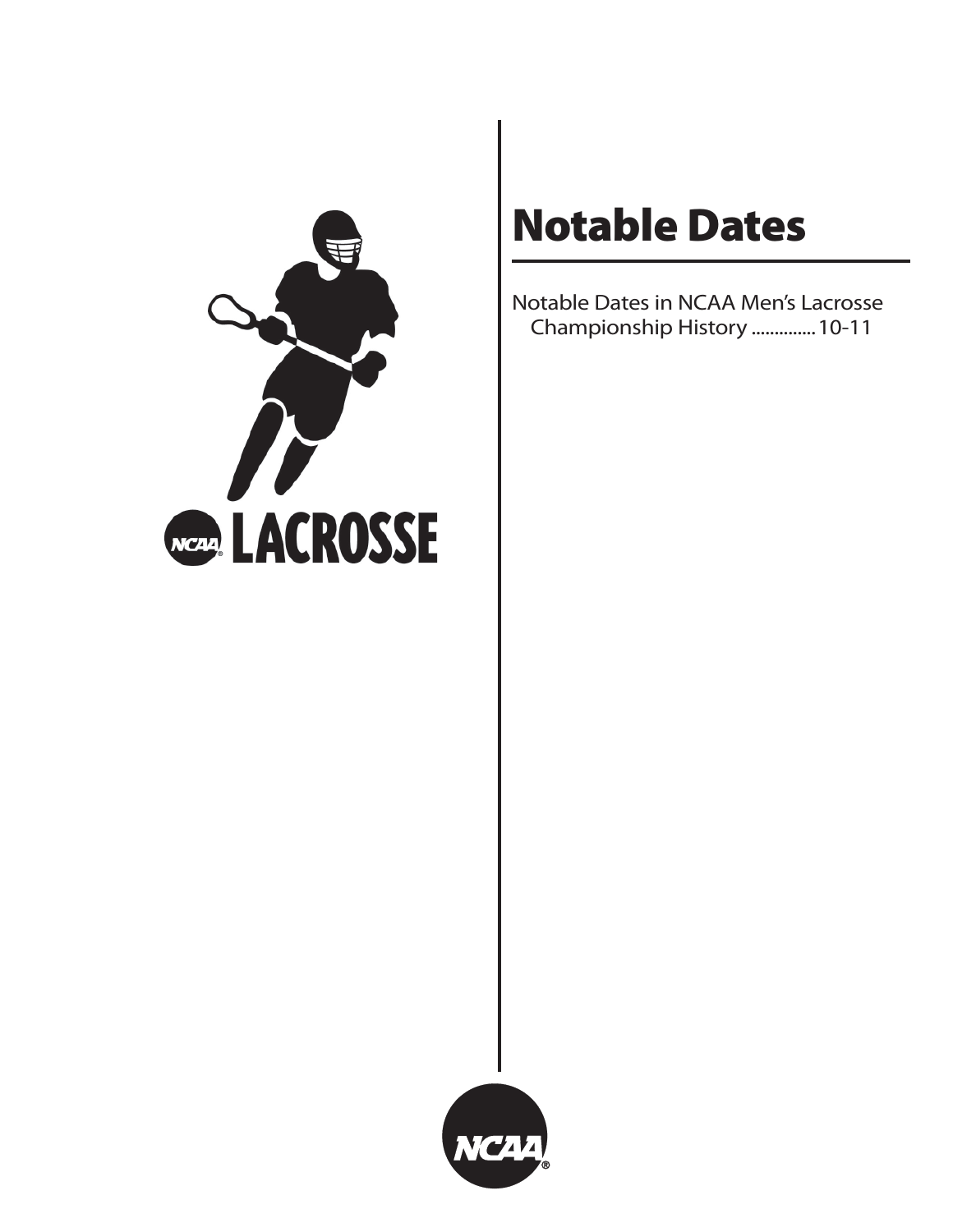# Notable Dates

Notable Dates in NCAA Men's Lacrosse Championship History .............. 10-11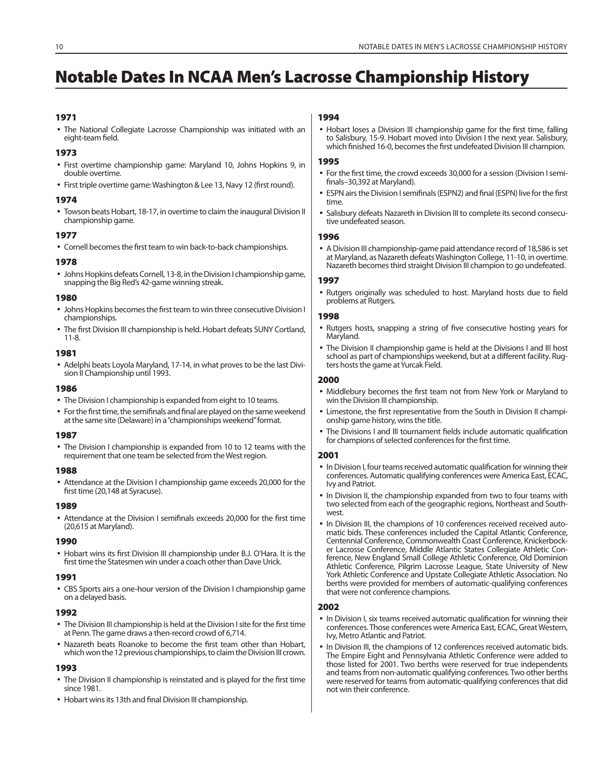# Notable Dates In NCAA Men's Lacrosse Championship History

### 1971

- The National Collegiate Lacrosse Championship was initiated with an eight-team field.

### 1973

- First overtime championship game: Maryland 10, Johns Hopkins 9, in double overtime.
- First triple overtime game: Washington & Lee 13, Navy 12 (first round).

### 1974

- Towson beats Hobart, 18-17, in overtime to claim the inaugural Division II championship game.

### 1977

- Cornell becomes the first team to win back-to-back championships.

### 1978

- Johns Hopkins defeats Cornell, 13-8, in the Division I championship game, snapping the Big Red's 42-game winning streak.

### 1980

- Johns Hopkins becomes the first team to win three consecutive Division I championships.
- The first Division III championship is held. Hobart defeats SUNY Cortland, 11-8.

### 1981

- Adelphi beats Loyola Maryland, 17-14, in what proves to be the last Division II Championship until 1993.

### 1986

- The Division I championship is expanded from eight to 10 teams.
- For the first time, the semifinals and final are played on the same weekend at the same site (Delaware) in a "championships weekend" format.

### 1987

- The Division I championship is expanded from 10 to 12 teams with the requirement that one team be selected from the West region.

### 1988

- Attendance at the Division I championship game exceeds 20,000 for the first time (20,148 at Syracuse).

### 1989

- Attendance at the Division I semifinals exceeds 20,000 for the first time (20,615 at Maryland).

### 1990

- Hobart wins its first Division III championship under B.J. O'Hara. It is the first time the Statesmen win under a coach other than Dave Urick.

### 1991

- CBS Sports airs a one-hour version of the Division I championship game on a delayed basis.

### 1992

- The Division III championship is held at the Division I site for the first time at Penn. The game draws a then-record crowd of 6,714.
- Nazareth beats Roanoke to become the first team other than Hobart, which won the 12 previous championships, to claim the Division III crown.

### 1993

- The Division II championship is reinstated and is played for the first time since 1981.
- Hobart wins its 13th and final Division III championship.

### 1994

- Hobart loses a Division III championship game for the first time, falling to Salisbury, 15-9. Hobart moved into Division I the next year. Salisbury, which finished 16-0, becomes the first undefeated Division III champion.

### 1995

- For the first time, the crowd exceeds 30,000 for a session (Division I semifinals–30,392 at Maryland).
- ESPN airs the Division I semifinals (ESPN2) and final (ESPN) live for the first time.
- Salisbury defeats Nazareth in Division III to complete its second consecutive undefeated season.

### 1996

- A Division III championship-game paid attendance record of 18,586 is set at Maryland, as Nazareth defeats Washington College, 11-10, in overtime. Nazareth becomes third straight Division III champion to go undefeated.

### 1997

- Rutgers originally was scheduled to host. Maryland hosts due to field problems at Rutgers.

### 1998

- Rutgers hosts, snapping a string of five consecutive hosting years for Maryland.
- The Division II championship game is held at the Divisions I and III host school as part of championships weekend, but at a different facility. Rutgers hosts the game at Yurcak Field.

### 2000

- Middlebury becomes the first team not from New York or Maryland to win the Division III championship.
- Limestone, the first representative from the South in Division II championship game history, wins the title.
- The Divisions I and III tournament fields include automatic qualification for champions of selected conferences for the first time.

### 2001

- In Division I, four teams received automatic qualification for winning their conferences. Automatic qualifying conferences were America East, ECAC, Ivy and Patriot.
- In Division II, the championship expanded from two to four teams with two selected from each of the geographic regions, Northeast and Southwest.
- In Division III, the champions of 10 conferences received received automatic bids. These conferences included the Capital Atlantic Conference, Centennial Conference, Commonwealth Coast Conference, Knickerbocker Lacrosse Conference, Middle Atlantic States Collegiate Athletic Conference, New England Small College Athletic Conference, Old Dominion Athletic Conference, Pilgrim Lacrosse League, State University of New York Athletic Conference and Upstate Collegiate Athletic Association. No berths were provided for members of automatic-qualifying conferences that were not conference champions.

### 2002

- In Division I, six teams received automatic qualification for winning their conferences. Those conferences were America East, ECAC, Great Western, Ivy, Metro Atlantic and Patriot.
- In Division III, the champions of 12 conferences received automatic bids. The Empire Eight and Pennsylvania Athletic Conference were added to those listed for 2001. Two berths were reserved for true independents and teams from non-automatic qualifying conferences. Two other berths were reserved for teams from automatic-qualifying conferences that did not win their conference.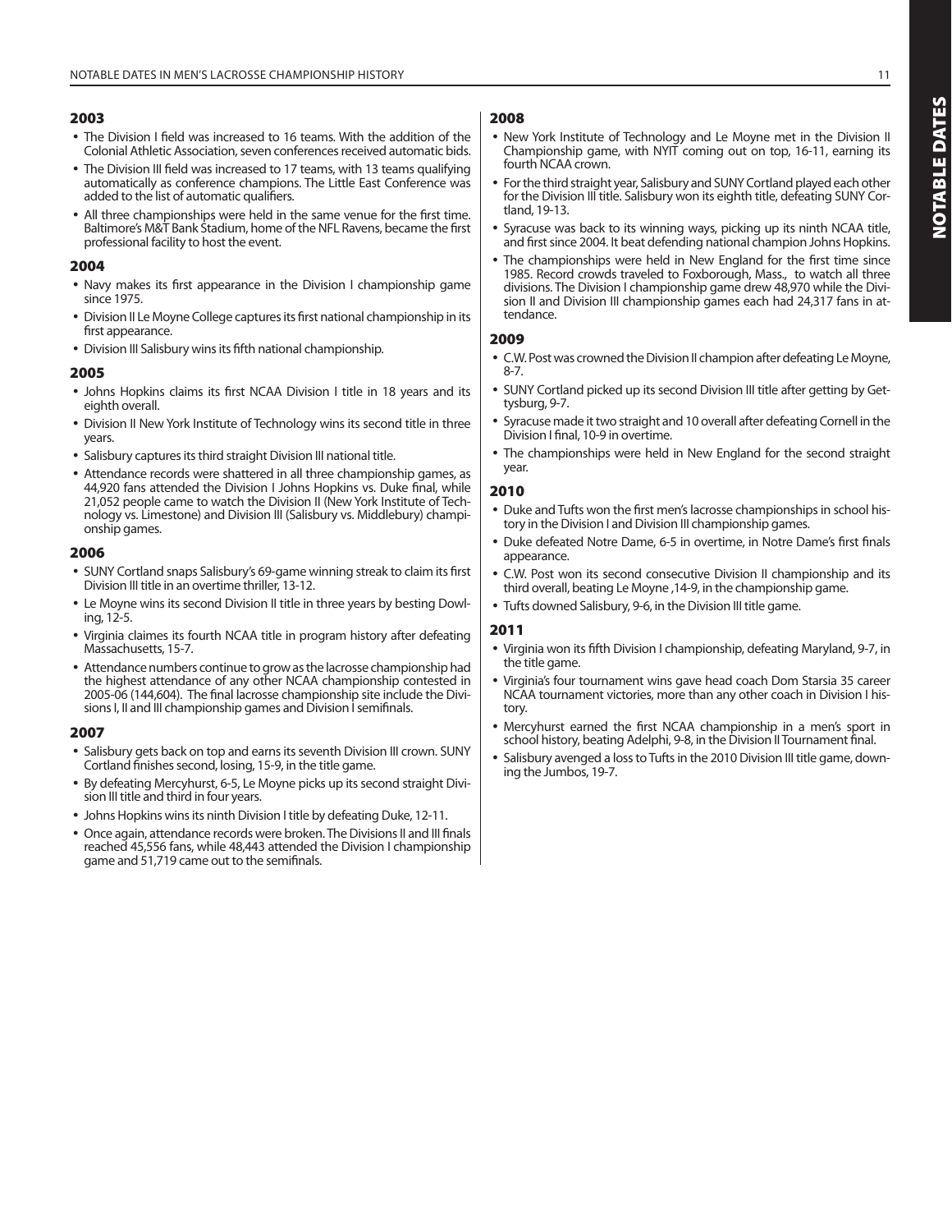## 2003

- The Division I field was increased to 16 teams. With the addition of the Colonial Athletic Association, seven conferences received automatic bids.
- The Division III field was increased to 17 teams, with 13 teams qualifying automatically as conference champions. The Little East Conference was added to the list of automatic qualifiers.
- All three championships were held in the same venue for the first time. Baltimore's M&T Bank Stadium, home of the NFL Ravens, became the first professional facility to host the event.

## 2004

- Navy makes its first appearance in the Division I championship game since 1975.
- Division II Le Moyne College captures its first national championship in its first appearance.
- Division III Salisbury wins its fifth national championship.

## 2005

- Johns Hopkins claims its first NCAA Division I title in 18 years and its eighth overall.
- Division II New York Institute of Technology wins its second title in three years.
- Salisbury captures its third straight Division III national title.
- Attendance records were shattered in all three championship games, as 44,920 fans attended the Division I Johns Hopkins vs. Duke final, while 21,052 people came to watch the Division II (New York Institute of Technology vs. Limestone) and Division III (Salisbury vs. Middlebury) championship games.

## 2006

- SUNY Cortland snaps Salisbury's 69-game winning streak to claim its first Division III title in an overtime thriller, 13-12.
- Le Moyne wins its second Division II title in three years by besting Dowling, 12-5.
- Virginia claimes its fourth NCAA title in program history after defeating Massachusetts, 15-7.
- Attendance numbers continue to grow as the lacrosse championship had the highest attendance of any other NCAA championship contested in 2005-06 (144,604). The final lacrosse championship site include the Divisions I, II and III championship games and Division I semifinals.

## 2007

- Salisbury gets back on top and earns its seventh Division III crown. SUNY Cortland finishes second, losing, 15-9, in the title game.
- By defeating Mercyhurst, 6-5, Le Moyne picks up its second straight Division III title and third in four years.
- Johns Hopkins wins its ninth Division I title by defeating Duke, 12-11.
- Once again, attendance records were broken. The Divisions II and III finals reached 45,556 fans, while 48,443 attended the Division I championship game and 51,719 came out to the semifinals.

## 2008

- New York Institute of Technology and Le Moyne met in the Division II Championship game, with NYIT coming out on top, 16-11, earning its fourth NCAA crown.
- For the third straight year, Salisbury and SUNY Cortland played each other for the Division III title. Salisbury won its eighth title, defeating SUNY Cortland, 19-13.
- Syracuse was back to its winning ways, picking up its ninth NCAA title, and first since 2004. It beat defending national champion Johns Hopkins.
- The championships were held in New England for the first time since 1985. Record crowds traveled to Foxborough, Mass., to watch all three divisions. The Division I championship game drew 48,970 while the Division II and Division III championship games each had 24,317 fans in attendance.

## 2009

- C.W. Post was crowned the Division II champion after defeating Le Moyne, 8-7.
- SUNY Cortland picked up its second Division III title after getting by Gettysburg, 9-7.
- Syracuse made it two straight and 10 overall after defeating Cornell in the Division I final, 10-9 in overtime.
- The championships were held in New England for the second straight year.

## 2010

- Duke and Tufts won the first men's lacrosse championships in school history in the Division I and Division III championship games.
- Duke defeated Notre Dame, 6-5 in overtime, in Notre Dame's first finals appearance.
- C.W. Post won its second consecutive Division II championship and its third overall, beating Le Moyne ,14-9, in the championship game.
- Tufts downed Salisbury, 9-6, in the Division III title game.

## 2011

- Virginia won its fifth Division I championship, defeating Maryland, 9-7, in the title game.
- Virginia's four tournament wins gave head coach Dom Starsia 35 career NCAA tournament victories, more than any other coach in Division I history.
- Mercyhurst earned the first NCAA championship in a men's sport in school history, beating Adelphi, 9-8, in the Division II Tournament final.
- Salisbury avenged a loss to Tufts in the 2010 Division III title game, downing the Jumbos, 19-7.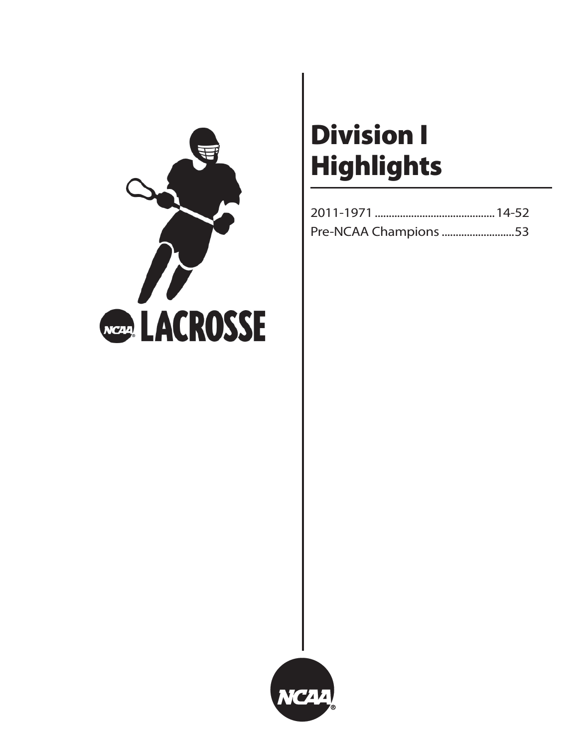# Division I Highlights

2011-1971 ........................................... 14-52

Pre-NCAA Champions ........................... 53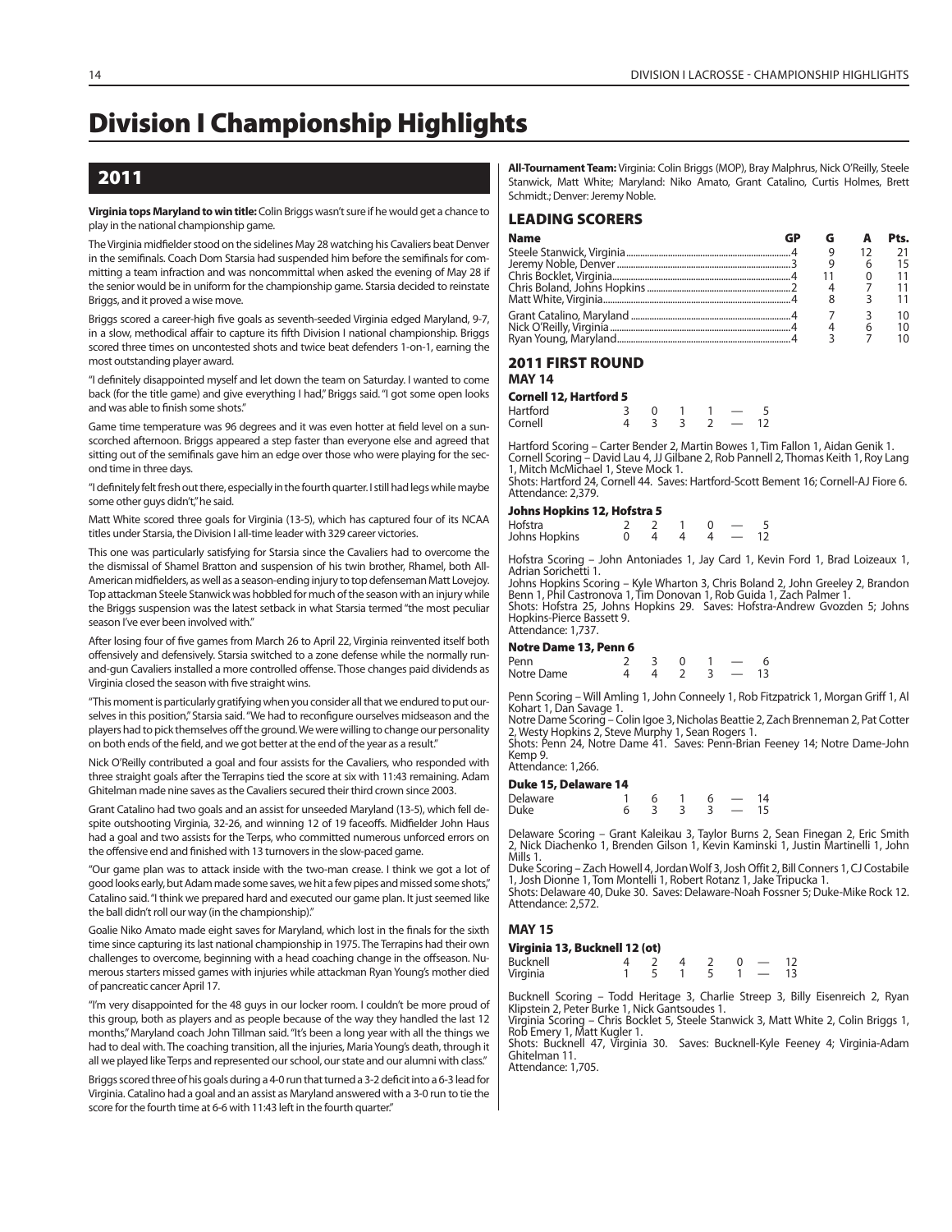# Division I Championship Highlights

## 2011

**Virginia tops Maryland to win title:** Colin Briggs wasn't sure if he would get a chance to play in the national championship game.

The Virginia midfielder stood on the sidelines May 28 watching his Cavaliers beat Denver in the semifinals. Coach Dom Starsia had suspended him before the semifinals for committing a team infraction and was noncommittal when asked the evening of May 28 if the senior would be in uniform for the championship game. Starsia decided to reinstate Briggs, and it proved a wise move.

Briggs scored a career-high five goals as seventh-seeded Virginia edged Maryland, 9-7, in a slow, methodical affair to capture its fifth Division I national championship. Briggs scored three times on uncontested shots and twice beat defenders 1-on-1, earning the most outstanding player award.

"I definitely disappointed myself and let down the team on Saturday. I wanted to come back (for the title game) and give everything I had," Briggs said. "I got some open looks and was able to finish some shots."

Game time temperature was 96 degrees and it was even hotter at field level on a sun-scorched afternoon. Briggs appeared a step faster than everyone else and agreed that sitting out of the semifinals gave him an edge over those who were playing for the second time in three days.

"I definitely felt fresh out there, especially in the fourth quarter. I still had legs while maybe some other guys didn't," he said.

Matt White scored three goals for Virginia (13-5), which has captured four of its NCAA titles under Starsia, the Division I all-time leader with 329 career victories.

This one was particularly satisfying for Starsia since the Cavaliers had to overcome the dismissal of Shamel Bratton and suspension of his twin brother, Rhamel, both All-American midfielders, as well as a season-ending injury to top defenseman Matt Lovejoy. Top attackman Steele Stanwick was hobbled for much of the season with an injury while the Briggs suspension was the latest setback in what Starsia termed "the most peculiar season I've ever been involved with."

After losing four of five games from March 26 to April 22, Virginia reinvented itself both offensively and defensively. Starsia switched to a zone defense while the normally run-and-gun Cavaliers installed a more controlled offense. Those changes paid dividends as Virginia closed the season with five straight wins.

"This moment is particularly gratifying when you consider all that we endured to put ourselves in this position," Starsia said. "We had to reconfigure ourselves midseason and the players had to pick themselves off the ground. We were willing to change our personality on both ends of the field, and we got better at the end of the year as a result."

Nick O'Reilly contributed a goal and four assists for the Cavaliers, who responded with three straight goals after the Terrapins tied the score at six with 11:43 remaining. Adam Ghitelman made nine saves as the Cavaliers secured their third crown since 2003.

Grant Catalino had two goals and an assist for unseeded Maryland (13-5), which fell despite outshooting Virginia, 32-26, and winning 12 of 19 faceoffs. Midfielder John Haus had a goal and two assists for the Terps, who committed numerous unforced errors on the offensive end and finished with 13 turnovers in the slow-paced game.

"Our game plan was to attack inside with the two-man crease. I think we got a lot of good looks early, but Adam made some saves, we hit a few pipes and missed some shots," Catalino said. "I think we prepared hard and executed our game plan. It just seemed like the ball didn't roll our way (in the championship)."

Goalie Niko Amato made eight saves for Maryland, which lost in the finals for the sixth time since capturing its last national championship in 1975. The Terrapins had their own challenges to overcome, beginning with a head coaching change in the offseason. Numerous starters missed games with injuries while attackman Ryan Young's mother died of pancreatic cancer April 17.

"I'm very disappointed for the 48 guys in our locker room. I couldn't be more proud of this group, both as players and as people because of the way they handled the last 12 months," Maryland coach John Tillman said. "It's been a long year with all the things we had to deal with. The coaching transition, all the injuries, Maria Young's death, through it all we played like Terps and represented our school, our state and our alumni with class."

Briggs scored three of his goals during a 4-0 run that turned a 3-2 deficit into a 6-3 lead for Virginia. Catalino had a goal and an assist as Maryland answered with a 3-0 run to tie the score for the fourth time at 6-6 with 11:43 left in the fourth quarter."

**All-Tournament Team:** Virginia: Colin Briggs (MOP), Bray Malphrus, Nick O'Reilly, Steele Stanwick, Matt White; Maryland: Niko Amato, Grant Catalino, Curtis Holmes, Brett Schmidt.; Denver: Jeremy Noble.

### LEADING SCORERS

| Name | GP | G | A | Pts. |
|---|---|---|---|---|
| Steele Stanwick, Virginia | 4 | 9 | 12 | 21 |
| Jeremy Noble, Denver | 3 | 9 | 6 | 15 |
| Chris Bocklet, Virginia | 4 | 11 | 0 | 11 |
| Chris Boland, Johns Hopkins | 2 | 4 | 7 | 11 |
| Matt White, Virginia | 4 | 8 | 3 | 11 |
| Grant Catalino, Maryland | 4 | 7 | 3 | 10 |
| Nick O'Reilly, Virginia | 4 | 4 | 6 | 10 |
| Ryan Young, Maryland | 4 | 3 | 7 | 10 |

### 2011 FIRST ROUND

**MAY 14**

**Cornell 12, Hartford 5**

| | | | | | | |
|---|---|---|---|---|---|---|
| Hartford | 3 | 0 | 1 | 1 | — | 5 |
| Cornell | 4 | 3 | 3 | 2 | — | 12 |

Hartford Scoring – Carter Bender 2, Martin Bowes 1, Tim Fallon 1, Aidan Genik 1.
Cornell Scoring – David Lau 4, JJ Gilbane 2, Rob Pannell 2, Thomas Keith 1, Roy Lang 1, Mitch McMichael 1, Steve Mock 1.
Shots: Hartford 24, Cornell 44. Saves: Hartford-Scott Bement 16; Cornell-AJ Fiore 6.
Attendance: 2,379.

**Johns Hopkins 12, Hofstra 5**

| | | | | | | |
|---|---|---|---|---|---|---|
| Hofstra | 2 | 2 | 1 | 0 | — | 5 |
| Johns Hopkins | 0 | 4 | 4 | 4 | — | 12 |

Hofstra Scoring – John Antoniades 1, Jay Card 1, Kevin Ford 1, Brad Loizeaux 1, Adrian Sorichetti 1.
Johns Hopkins Scoring – Kyle Wharton 3, Chris Boland 2, John Greeley 2, Brandon Benn 1, Phil Castronova 1, Tim Donovan 1, Rob Guida 1, Zach Palmer 1.
Shots: Hofstra 25, Johns Hopkins 29. Saves: Hofstra-Andrew Gvozden 5; Johns Hopkins-Pierce Bassett 9.
Attendance: 1,737.

**Notre Dame 13, Penn 6**

| | | | | | | |
|---|---|---|---|---|---|---|
| Penn | 2 | 3 | 0 | 1 | — | 6 |
| Notre Dame | 4 | 4 | 2 | 3 | — | 13 |

Penn Scoring – Will Amling 1, John Conneely 1, Rob Fitzpatrick 1, Morgan Griff 1, Al Kohart 1, Dan Savage 1.
Notre Dame Scoring – Colin Igoe 3, Nicholas Beattie 2, Zach Brenneman 2, Pat Cotter 2, Westy Hopkins 2, Steve Murphy 1, Sean Rogers 1.
Shots: Penn 24, Notre Dame 41. Saves: Penn-Brian Feeney 14; Notre Dame-John Kemp 9.
Attendance: 1,266.

**Duke 15, Delaware 14**

| | | | | | | |
|---|---|---|---|---|---|---|
| Delaware | 1 | 6 | 1 | 6 | — | 14 |
| Duke | 6 | 3 | 3 | 3 | — | 15 |

Delaware Scoring – Grant Kaleikau 3, Taylor Burns 2, Sean Finegan 2, Eric Smith 2, Nick Diachenko 1, Brenden Gilson 1, Kevin Kaminski 1, Justin Martinelli 1, John Mills 1.
Duke Scoring – Zach Howell 4, Jordan Wolf 3, Josh Offit 2, Bill Conners 1, CJ Costabile 1, Josh Dionne 1, Tom Montelli 1, Robert Rotanz 1, Jake Tripucka 1.
Shots: Delaware 40, Duke 30. Saves: Delaware-Noah Fossner 5; Duke-Mike Rock 12.
Attendance: 2,572.

**MAY 15**

**Virginia 13, Bucknell 12 (ot)**

| | | | | | | | |
|---|---|---|---|---|---|---|---|
| Bucknell | 4 | 2 | 4 | 2 | 0 | — | 12 |
| Virginia | 1 | 5 | 1 | 5 | 1 | — | 13 |

Bucknell Scoring – Todd Heritage 3, Charlie Streep 3, Billy Eisenreich 2, Ryan Klipstein 2, Peter Burke 1, Nick Gantsoudes 1.
Virginia Scoring – Chris Bocklet 5, Steele Stanwick 3, Matt White 2, Colin Briggs 1, Rob Emery 1, Matt Kugler 1.
Shots: Bucknell 47, Virginia 30. Saves: Bucknell-Kyle Feeney 4; Virginia-Adam Ghitelman 11.
Attendance: 1,705.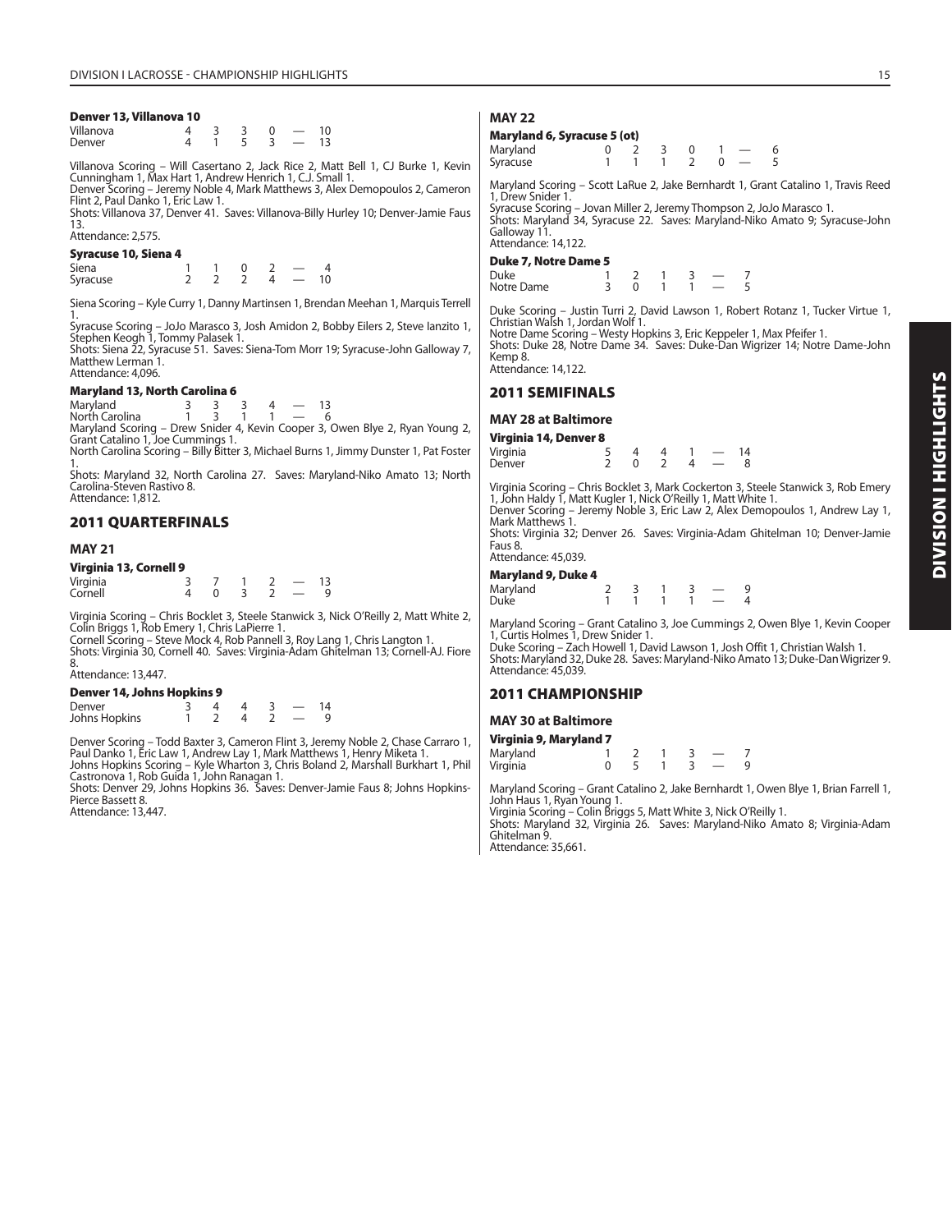#### Denver 13, Villanova 10

| | | | | | | |
|---|---|---|---|---|---|---|
| Villanova | 4 | 3 | 3 | 0 | — | 10 |
| Denver | 4 | 1 | 5 | 3 | — | 13 |

Villanova Scoring – Will Casertano 2, Jack Rice 2, Matt Bell 1, CJ Burke 1, Kevin Cunningham 1, Max Hart 1, Andrew Henrich 1, C.J. Small 1.
Denver Scoring – Jeremy Noble 4, Mark Matthews 3, Alex Demopoulos 2, Cameron Flint 2, Paul Danko 1, Eric Law 1.
Shots: Villanova 37, Denver 41. Saves: Villanova-Billy Hurley 10; Denver-Jamie Faus 13.
Attendance: 2,575.

#### Syracuse 10, Siena 4

| | | | | | | |
|---|---|---|---|---|---|---|
| Siena | 1 | 1 | 0 | 2 | — | 4 |
| Syracuse | 2 | 2 | 2 | 4 | — | 10 |

Siena Scoring – Kyle Curry 1, Danny Martinsen 1, Brendan Meehan 1, Marquis Terrell 1.
Syracuse Scoring – JoJo Marasco 3, Josh Amidon 2, Bobby Eilers 2, Steve Ianzito 1, Stephen Keogh 1, Tommy Palasek 1.
Shots: Siena 22, Syracuse 51. Saves: Siena-Tom Morr 19; Syracuse-John Galloway 7, Matthew Lerman 1.
Attendance: 4,096.

#### Maryland 13, North Carolina 6

| | | | | | | |
|---|---|---|---|---|---|---|
| Maryland | 3 | 3 | 3 | 4 | — | 13 |
| North Carolina | 1 | 3 | 1 | 1 | — | 6 |

Maryland Scoring – Drew Snider 4, Kevin Cooper 3, Owen Blye 2, Ryan Young 2, Grant Catalino 1, Joe Cummings 1.
North Carolina Scoring – Billy Bitter 3, Michael Burns 1, Jimmy Dunster 1, Pat Foster 1.
Shots: Maryland 32, North Carolina 27. Saves: Maryland-Niko Amato 13; North Carolina-Steven Rastivo 8.
Attendance: 1,812.

## 2011 QUARTERFINALS

### MAY 21

#### Virginia 13, Cornell 9

| | | | | | | |
|---|---|---|---|---|---|---|
| Virginia | 3 | 7 | 1 | 2 | — | 13 |
| Cornell | 4 | 0 | 3 | 2 | — | 9 |

Virginia Scoring – Chris Bocklet 3, Steele Stanwick 3, Nick O'Reilly 2, Matt White 2, Colin Briggs 1, Rob Emery 1, Chris LaPierre 1.
Cornell Scoring – Steve Mock 4, Rob Pannell 3, Roy Lang 1, Chris Langton 1.
Shots: Virginia 30, Cornell 40. Saves: Virginia-Adam Ghitelman 13; Cornell-AJ. Fiore 8.
Attendance: 13,447.

#### Denver 14, Johns Hopkins 9

| | | | | | | |
|---|---|---|---|---|---|---|
| Denver | 3 | 4 | 4 | 3 | — | 14 |
| Johns Hopkins | 1 | 2 | 4 | 2 | — | 9 |

Denver Scoring – Todd Baxter 3, Cameron Flint 3, Jeremy Noble 2, Chase Carraro 1, Paul Danko 1, Eric Law 1, Andrew Lay 1, Mark Matthews 1, Henry Miketa 1.
Johns Hopkins Scoring – Kyle Wharton 3, Chris Boland 2, Marshall Burkhart 1, Phil Castronova 1, Rob Guida 1, John Ranagan 1.
Shots: Denver 29, Johns Hopkins 36. Saves: Denver-Jamie Faus 8; Johns Hopkins-Pierce Bassett 8.
Attendance: 13,447.

### MAY 22

#### Maryland 6, Syracuse 5 (ot)

| | | | | | | | |
|---|---|---|---|---|---|---|---|
| Maryland | 0 | 2 | 3 | 0 | 1 | — | 6 |
| Syracuse | 1 | 1 | 1 | 2 | 0 | — | 5 |

Maryland Scoring – Scott LaRue 2, Jake Bernhardt 1, Grant Catalino 1, Travis Reed 1, Drew Snider 1.
Syracuse Scoring – Jovan Miller 2, Jeremy Thompson 2, JoJo Marasco 1.
Shots: Maryland 34, Syracuse 22. Saves: Maryland-Niko Amato 9; Syracuse-John Galloway 11.
Attendance: 14,122.

#### Duke 7, Notre Dame 5

| | | | | | | |
|---|---|---|---|---|---|---|
| Duke | 1 | 2 | 1 | 3 | — | 7 |
| Notre Dame | 3 | 0 | 1 | 1 | — | 5 |

Duke Scoring – Justin Turri 2, David Lawson 1, Robert Rotanz 1, Tucker Virtue 1, Christian Walsh 1, Jordan Wolf 1.
Notre Dame Scoring – Westy Hopkins 3, Eric Keppeler 1, Max Pfeifer 1.
Shots: Duke 28, Notre Dame 34. Saves: Duke-Dan Wigrizer 14; Notre Dame-John Kemp 8.
Attendance: 14,122.

## 2011 SEMIFINALS

### MAY 28 at Baltimore

#### Virginia 14, Denver 8

| | | | | | | |
|---|---|---|---|---|---|---|
| Virginia | 5 | 4 | 4 | 1 | — | 14 |
| Denver | 2 | 0 | 2 | 4 | — | 8 |

Virginia Scoring – Chris Bocklet 3, Mark Cockerton 3, Steele Stanwick 3, Rob Emery 1, John Haldy 1, Matt Kugler 1, Nick O'Reilly 1, Matt White 1.
Denver Scoring – Jeremy Noble 3, Eric Law 2, Alex Demopoulos 1, Andrew Lay 1, Mark Matthews 1.
Shots: Virginia 32; Denver 26. Saves: Virginia-Adam Ghitelman 10; Denver-Jamie Faus 8.
Attendance: 45,039.

#### Maryland 9, Duke 4

| | | | | | | |
|---|---|---|---|---|---|---|
| Maryland | 2 | 3 | 1 | 3 | — | 9 |
| Duke | 1 | 1 | 1 | 1 | — | 4 |

Maryland Scoring – Grant Catalino 3, Joe Cummings 2, Owen Blye 1, Kevin Cooper 1, Curtis Holmes 1, Drew Snider 1.
Duke Scoring – Zach Howell 1, David Lawson 1, Josh Offit 1, Christian Walsh 1.
Shots: Maryland 32, Duke 28. Saves: Maryland-Niko Amato 13; Duke-Dan Wigrizer 9.
Attendance: 45,039.

## 2011 CHAMPIONSHIP

### MAY 30 at Baltimore

#### Virginia 9, Maryland 7

| | | | | | | |
|---|---|---|---|---|---|---|
| Maryland | 1 | 2 | 1 | 3 | — | 7 |
| Virginia | 0 | 5 | 1 | 3 | — | 9 |

Maryland Scoring – Grant Catalino 2, Jake Bernhardt 1, Owen Blye 1, Brian Farrell 1, John Haus 1, Ryan Young 1.
Virginia Scoring – Colin Briggs 5, Matt White 3, Nick O'Reilly 1.
Shots: Maryland 32, Virginia 26. Saves: Maryland-Niko Amato 8; Virginia-Adam Ghitelman 9.
Attendance: 35,661.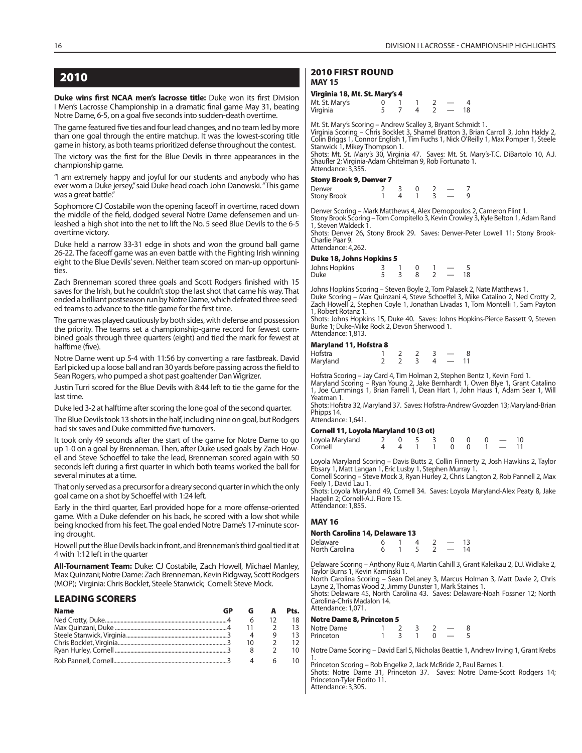# 2010

**Duke wins first NCAA men's lacrosse title:** Duke won its first Division I Men's Lacrosse Championship in a dramatic final game May 31, beating Notre Dame, 6-5, on a goal five seconds into sudden-death overtime.

The game featured five ties and four lead changes, and no team led by more than one goal through the entire matchup. It was the lowest-scoring title game in history, as both teams prioritized defense throughout the contest.

The victory was the first for the Blue Devils in three appearances in the championship game.

"I am extremely happy and joyful for our students and anybody who has ever worn a Duke jersey," said Duke head coach John Danowski. "This game was a great battle."

Sophomore CJ Costabile won the opening faceoff in overtime, raced down the middle of the field, dodged several Notre Dame defensemen and unleashed a high shot into the net to lift the No. 5 seed Blue Devils to the 6-5 overtime victory.

Duke held a narrow 33-31 edge in shots and won the ground ball game 26-22. The faceoff game was an even battle with the Fighting Irish winning eight to the Blue Devils' seven. Neither team scored on man-up opportunities.

Zach Brenneman scored three goals and Scott Rodgers finished with 15 saves for the Irish, but he couldn't stop the last shot that came his way. That ended a brilliant postseason run by Notre Dame, which defeated three seeded teams to advance to the title game for the first time.

The game was played cautiously by both sides, with defense and possession the priority. The teams set a championship-game record for fewest combined goals through three quarters (eight) and tied the mark for fewest at halftime (five).

Notre Dame went up 5-4 with 11:56 by converting a rare fastbreak. David Earl picked up a loose ball and ran 30 yards before passing across the field to Sean Rogers, who pumped a shot past goaltender Dan Wigrizer.

Justin Turri scored for the Blue Devils with 8:44 left to tie the game for the last time.

Duke led 3-2 at halftime after scoring the lone goal of the second quarter.

The Blue Devils took 13 shots in the half, including nine on goal, but Rodgers had six saves and Duke committed five turnovers.

It took only 49 seconds after the start of the game for Notre Dame to go up 1-0 on a goal by Brenneman. Then, after Duke used goals by Zach Howell and Steve Schoeffel to take the lead, Brenneman scored again with 50 seconds left during a first quarter in which both teams worked the ball for several minutes at a time.

That only served as a precursor for a dreary second quarter in which the only goal came on a shot by Schoeffel with 1:24 left.

Early in the third quarter, Earl provided hope for a more offense-oriented game. With a Duke defender on his back, he scored with a low shot while being knocked from his feet. The goal ended Notre Dame's 17-minute scoring drought.

Howell put the Blue Devils back in front, and Brenneman's third goal tied it at 4 with 1:12 left in the quarter

**All-Tournament Team:** Duke: CJ Costabile, Zach Howell, Michael Manley, Max Quinzani; Notre Dame: Zach Brenneman, Kevin Ridgway, Scott Rodgers (MOP); Virginia: Chris Bocklet, Steele Stanwick; Cornell: Steve Mock.

## LEADING SCORERS

| Name | GP | G | A | Pts. |
|---|---|---|---|---|
| Ned Crotty, Duke | 4 | 6 | 12 | 18 |
| Max Quinzani, Duke | 4 | 11 | 2 | 13 |
| Steele Stanwick, Virginia | 3 | 4 | 9 | 13 |
| Chris Bocklet, Virginia | 3 | 10 | 2 | 12 |
| Ryan Hurley, Cornell | 3 | 8 | 2 | 10 |
| Rob Pannell, Cornell | 3 | 4 | 6 | 10 |

## 2010 FIRST ROUND

### MAY 15

#### Virginia 18, Mt. St. Mary's 4

| | | | | | | |
|---|---|---|---|---|---|---|
| Mt. St. Mary's | 0 | 1 | 1 | 2 | — | 4 |
| Virginia | 5 | 7 | 4 | 2 | — | 18 |

Mt. St. Mary's Scoring – Andrew Scalley 3, Bryant Schmidt 1.
Virginia Scoring – Chris Bocklet 3, Shamel Bratton 3, Brian Carroll 3, John Haldy 2, Colin Briggs 1, Connor English 1, Tim Fuchs 1, Nick O'Reilly 1, Max Pomper 1, Steele Stanwick 1, Mikey Thompson 1.
Shots: Mt. St. Mary's 30, Virginia 47. Saves: Mt. St. Mary's-T.C. DiBartolo 10, A.J. Shaufler 2; Virginia-Adam Ghitelman 9, Rob Fortunato 1.
Attendance: 3,355.

#### Stony Brook 9, Denver 7

| | | | | | | |
|---|---|---|---|---|---|---|
| Denver | 2 | 3 | 0 | 2 | — | 7 |
| Stony Brook | 1 | 4 | 1 | 3 | — | 9 |

Denver Scoring – Mark Matthews 4, Alex Demopoulos 2, Cameron Flint 1.
Stony Brook Scoring – Tom Compitello 3, Kevin Crowley 3, Kyle Belton 1, Adam Rand 1, Steven Waldeck 1.
Shots: Denver 26, Stony Brook 29. Saves: Denver-Peter Lowell 11; Stony Brook-Charlie Paar 9.
Attendance: 4,262.

#### Duke 18, Johns Hopkins 5

| | | | | | | |
|---|---|---|---|---|---|---|
| Johns Hopkins | 3 | 1 | 0 | 1 | — | 5 |
| Duke | 5 | 3 | 8 | 2 | — | 18 |

Johns Hopkins Scoring – Steven Boyle 2, Tom Palasek 2, Nate Matthews 1.
Duke Scoring – Max Quinzani 4, Steve Schoeffel 3, Mike Catalino 2, Ned Crotty 2, Zach Howell 2, Stephen Coyle 1, Jonathan Livadas 1, Tom Montelli 1, Sam Payton 1, Robert Rotanz 1.
Shots: Johns Hopkins 15, Duke 40. Saves: Johns Hopkins-Pierce Bassett 9, Steven Burke 1; Duke-Mike Rock 2, Devon Sherwood 1.
Attendance: 1,813.

#### Maryland 11, Hofstra 8

| | | | | | | |
|---|---|---|---|---|---|---|
| Hofstra | 1 | 2 | 2 | 3 | — | 8 |
| Maryland | 2 | 2 | 3 | 4 | — | 11 |

Hofstra Scoring – Jay Card 4, Tim Holman 2, Stephen Bentz 1, Kevin Ford 1.
Maryland Scoring – Ryan Young 2, Jake Bernhardt 1, Owen Blye 1, Grant Catalino 1, Joe Cummings 1, Brian Farrell 1, Dean Hart 1, John Haus 1, Adam Sear 1, Will Yeatman 1.
Shots: Hofstra 32, Maryland 37. Saves: Hofstra-Andrew Gvozden 13; Maryland-Brian Phipps 14.
Attendance: 1,641.

#### Cornell 11, Loyola Maryland 10 (3 ot)

| | | | | | | | | | |
|---|---|---|---|---|---|---|---|---|---|
| Loyola Maryland | 2 | 0 | 5 | 3 | 0 | 0 | 0 | — | 10 |
| Cornell | 4 | 4 | 1 | 1 | 0 | 0 | 1 | — | 11 |

Loyola Maryland Scoring – Davis Butts 2, Collin Finnerty 2, Josh Hawkins 2, Taylor Ebsary 1, Matt Langan 1, Eric Lusby 1, Stephen Murray 1.
Cornell Scoring – Steve Mock 3, Ryan Hurley 2, Chris Langton 2, Rob Pannell 2, Max Feely 1, David Lau 1.
Shots: Loyola Maryland 49, Cornell 34. Saves: Loyola Maryland-Alex Peaty 8, Jake Hagelin 2; Cornell-A.J. Fiore 15.
Attendance: 1,855.

### MAY 16

#### North Carolina 14, Delaware 13

| | | | | | | |
|---|---|---|---|---|---|---|
| Delaware | 6 | 1 | 4 | 2 | — | 13 |
| North Carolina | 6 | 1 | 5 | 2 | — | 14 |

Delaware Scoring – Anthony Ruiz 4, Martin Cahill 3, Grant Kaleikau 2, D.J. Widlake 2, Taylor Burns 1, Kevin Kaminski 1.
North Carolina Scoring – Sean DeLaney 3, Marcus Holman 3, Matt Davie 2, Chris Layne 2, Thomas Wood 2, Jimmy Dunster 1, Mark Staines 1.
Shots: Delaware 45, North Carolina 43. Saves: Delaware-Noah Fossner 12; North Carolina-Chris Madalon 14.
Attendance: 1,071.

#### Notre Dame 8, Princeton 5

| | | | | | | |
|---|---|---|---|---|---|---|
| Notre Dame | 1 | 2 | 3 | 2 | — | 8 |
| Princeton | 1 | 3 | 1 | 0 | — | 5 |

Notre Dame Scoring – David Earl 5, Nicholas Beattie 1, Andrew Irving 1, Grant Krebs 1.
Princeton Scoring – Rob Engelke 2, Jack McBride 2, Paul Barnes 1.
Shots: Notre Dame 31, Princeton 37. Saves: Notre Dame-Scott Rodgers 14; Princeton-Tyler Fiorito 11.
Attendance: 3,305.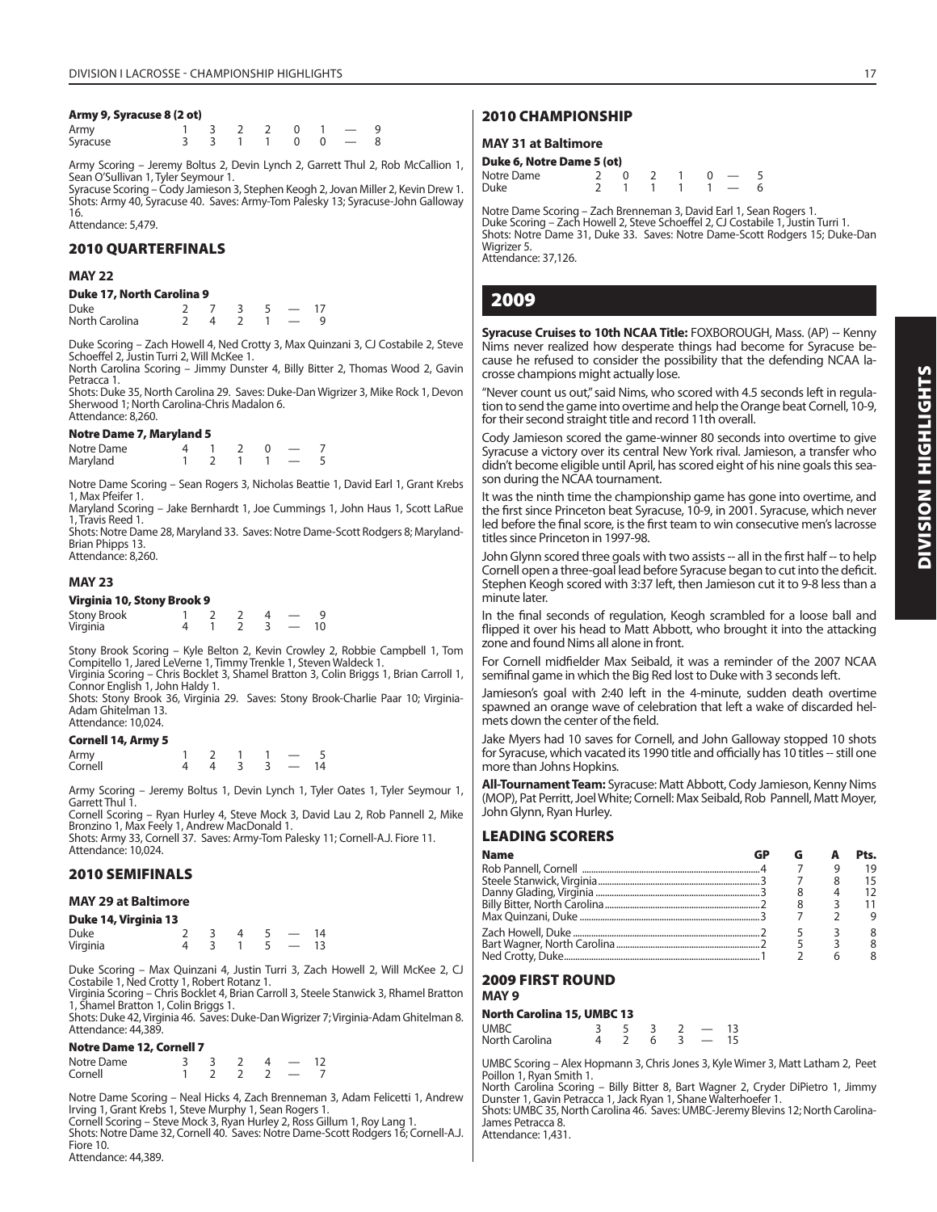#### Army 9, Syracuse 8 (2 ot)

| | | | | | | | | |
|---|---|---|---|---|---|---|---|---|
| Army | 1 | 3 | 2 | 2 | 0 | 1 | — | 9 |
| Syracuse | 3 | 3 | 1 | 1 | 0 | 0 | — | 8 |

Army Scoring – Jeremy Boltus 2, Devin Lynch 2, Garrett Thul 2, Rob McCallion 1, Sean O'Sullivan 1, Tyler Seymour 1.
Syracuse Scoring – Cody Jamieson 3, Stephen Keogh 2, Jovan Miller 2, Kevin Drew 1.
Shots: Army 40, Syracuse 40. Saves: Army-Tom Palesky 13; Syracuse-John Galloway 16.
Attendance: 5,479.

## 2010 QUARTERFINALS

### MAY 22

#### Duke 17, North Carolina 9

| | | | | | | |
|---|---|---|---|---|---|---|
| Duke | 2 | 7 | 3 | 5 | — | 17 |
| North Carolina | 2 | 4 | 2 | 1 | — | 9 |

Duke Scoring – Zach Howell 4, Ned Crotty 3, Max Quinzani 3, CJ Costabile 2, Steve Schoeffel 2, Justin Turri 2, Will McKee 1.
North Carolina Scoring – Jimmy Dunster 4, Billy Bitter 2, Thomas Wood 2, Gavin Petracca 1.
Shots: Duke 35, North Carolina 29. Saves: Duke-Dan Wigrizer 3, Mike Rock 1, Devon Sherwood 1; North Carolina-Chris Madalon 6.
Attendance: 8,260.

#### Notre Dame 7, Maryland 5

| | | | | | | |
|---|---|---|---|---|---|---|
| Notre Dame | 4 | 1 | 2 | 0 | — | 7 |
| Maryland | 1 | 2 | 1 | 1 | — | 5 |

Notre Dame Scoring – Sean Rogers 3, Nicholas Beattie 1, David Earl 1, Grant Krebs 1, Max Pfeifer 1.
Maryland Scoring – Jake Bernhardt 1, Joe Cummings 1, John Haus 1, Scott LaRue 1, Travis Reed 1.
Shots: Notre Dame 28, Maryland 33. Saves: Notre Dame-Scott Rodgers 8; Maryland-Brian Phipps 13.
Attendance: 8,260.

### MAY 23

#### Virginia 10, Stony Brook 9

| | | | | | | |
|---|---|---|---|---|---|---|
| Stony Brook | 1 | 2 | 2 | 4 | — | 9 |
| Virginia | 4 | 1 | 2 | 3 | — | 10 |

Stony Brook Scoring – Kyle Belton 2, Kevin Crowley 2, Robbie Campbell 1, Tom Compitello 1, Jared LeVerne 1, Timmy Trenkle 1, Steven Waldeck 1.
Virginia Scoring – Chris Bocklet 3, Shamel Bratton 3, Colin Briggs 1, Brian Carroll 1, Connor English 1, John Haldy 1.
Shots: Stony Brook 36, Virginia 29. Saves: Stony Brook-Charlie Paar 10; Virginia-Adam Ghitelman 13.
Attendance: 10,024.

#### Cornell 14, Army 5

| | | | | | | |
|---|---|---|---|---|---|---|
| Army | 1 | 2 | 1 | 1 | — | 5 |
| Cornell | 4 | 4 | 3 | 3 | — | 14 |

Army Scoring – Jeremy Boltus 1, Devin Lynch 1, Tyler Oates 1, Tyler Seymour 1, Garrett Thul 1.
Cornell Scoring – Ryan Hurley 4, Steve Mock 3, David Lau 2, Rob Pannell 2, Mike Bronzino 1, Max Feely 1, Andrew MacDonald 1.
Shots: Army 33, Cornell 37. Saves: Army-Tom Palesky 11; Cornell-A.J. Fiore 11.
Attendance: 10,024.

## 2010 SEMIFINALS

### MAY 29 at Baltimore

#### Duke 14, Virginia 13

| | | | | | | |
|---|---|---|---|---|---|---|
| Duke | 2 | 3 | 4 | 5 | — | 14 |
| Virginia | 4 | 3 | 1 | 5 | — | 13 |

Duke Scoring – Max Quinzani 4, Justin Turri 3, Zach Howell 2, Will McKee 2, CJ Costabile 1, Ned Crotty 1, Robert Rotanz 1.
Virginia Scoring – Chris Bocklet 4, Brian Carroll 3, Steele Stanwick 3, Rhamel Bratton 1, Shamel Bratton 1, Colin Briggs 1.
Shots: Duke 42, Virginia 46. Saves: Duke-Dan Wigrizer 7; Virginia-Adam Ghitelman 8.
Attendance: 44,389.

#### Notre Dame 12, Cornell 7

| | | | | | | |
|---|---|---|---|---|---|---|
| Notre Dame | 3 | 3 | 2 | 4 | — | 12 |
| Cornell | 1 | 2 | 2 | 2 | — | 7 |

Notre Dame Scoring – Neal Hicks 4, Zach Brenneman 3, Adam Felicetti 1, Andrew Irving 1, Grant Krebs 1, Steve Murphy 1, Sean Rogers 1.
Cornell Scoring – Steve Mock 3, Ryan Hurley 2, Ross Gillum 1, Roy Lang 1.
Shots: Notre Dame 32, Cornell 40. Saves: Notre Dame-Scott Rodgers 16; Cornell-A.J. Fiore 10.
Attendance: 44,389.

## 2010 CHAMPIONSHIP

### MAY 31 at Baltimore

#### Duke 6, Notre Dame 5 (ot)

| | | | | | | | |
|---|---|---|---|---|---|---|---|
| Notre Dame | 2 | 0 | 2 | 1 | 0 | — | 5 |
| Duke | 2 | 1 | 1 | 1 | 1 | — | 6 |

Notre Dame Scoring – Zach Brenneman 3, David Earl 1, Sean Rogers 1.
Duke Scoring – Zach Howell 2, Steve Schoeffel 2, CJ Costabile 1, Justin Turri 1.
Shots: Notre Dame 31, Duke 33. Saves: Notre Dame-Scott Rodgers 15; Duke-Dan Wigrizer 5.
Attendance: 37,126.

# 2009

**Syracuse Cruises to 10th NCAA Title:** FOXBOROUGH, Mass. (AP) -- Kenny Nims never realized how desperate things had become for Syracuse because he refused to consider the possibility that the defending NCAA lacrosse champions might actually lose.

"Never count us out," said Nims, who scored with 4.5 seconds left in regulation to send the game into overtime and help the Orange beat Cornell, 10-9, for their second straight title and record 11th overall.

Cody Jamieson scored the game-winner 80 seconds into overtime to give Syracuse a victory over its central New York rival. Jamieson, a transfer who didn't become eligible until April, has scored eight of his nine goals this season during the NCAA tournament.

It was the ninth time the championship game has gone into overtime, and the first since Princeton beat Syracuse, 10-9, in 2001. Syracuse, which never led before the final score, is the first team to win consecutive men's lacrosse titles since Princeton in 1997-98.

John Glynn scored three goals with two assists -- all in the first half -- to help Cornell open a three-goal lead before Syracuse began to cut into the deficit. Stephen Keogh scored with 3:37 left, then Jamieson cut it to 9-8 less than a minute later.

In the final seconds of regulation, Keogh scrambled for a loose ball and flipped it over his head to Matt Abbott, who brought it into the attacking zone and found Nims all alone in front.

For Cornell midfielder Max Seibald, it was a reminder of the 2007 NCAA semifinal game in which the Big Red lost to Duke with 3 seconds left.

Jamieson's goal with 2:40 left in the 4-minute, sudden death overtime spawned an orange wave of celebration that left a wake of discarded helmets down the center of the field.

Jake Myers had 10 saves for Cornell, and John Galloway stopped 10 shots for Syracuse, which vacated its 1990 title and officially has 10 titles -- still one more than Johns Hopkins.

**All-Tournament Team:** Syracuse: Matt Abbott, Cody Jamieson, Kenny Nims (MOP), Pat Perritt, Joel White; Cornell: Max Seibald, Rob Pannell, Matt Moyer, John Glynn, Ryan Hurley.

## LEADING SCORERS

| Name | GP | G | A | Pts. |
|---|---|---|---|---|
| Rob Pannell, Cornell | 4 | 7 | 9 | 19 |
| Steele Stanwick, Virginia | 3 | 7 | 8 | 15 |
| Danny Glading, Virginia | 3 | 8 | 4 | 12 |
| Billy Bitter, North Carolina | 3 | 8 | 3 | 11 |
| Max Quinzani, Duke | 3 | 7 | 2 | 9 |
| Zach Howell, Duke | 2 | 5 | 3 | 8 |
| Bart Wagner, North Carolina | 2 | 5 | 3 | 8 |
| Ned Crotty, Duke | 1 | 2 | 6 | 8 |

## 2009 FIRST ROUND

### MAY 9

#### North Carolina 15, UMBC 13

| | | | | | | |
|---|---|---|---|---|---|---|
| UMBC | 3 | 5 | 3 | 2 | — | 13 |
| North Carolina | 4 | 2 | 6 | 3 | — | 15 |

UMBC Scoring – Alex Hopmann 3, Chris Jones 3, Kyle Wimer 3, Matt Latham 2, Peet Poillon 1, Ryan Smith 1.
North Carolina Scoring – Billy Bitter 8, Bart Wagner 2, Cryder DiPietro 1, Jimmy Dunster 1, Gavin Petracca 1, Jack Ryan 1, Shane Walterhoefer 1.
Shots: UMBC 35, North Carolina 46. Saves: UMBC-Jeremy Blevins 12; North Carolina-James Petracca 8.
Attendance: 1,431.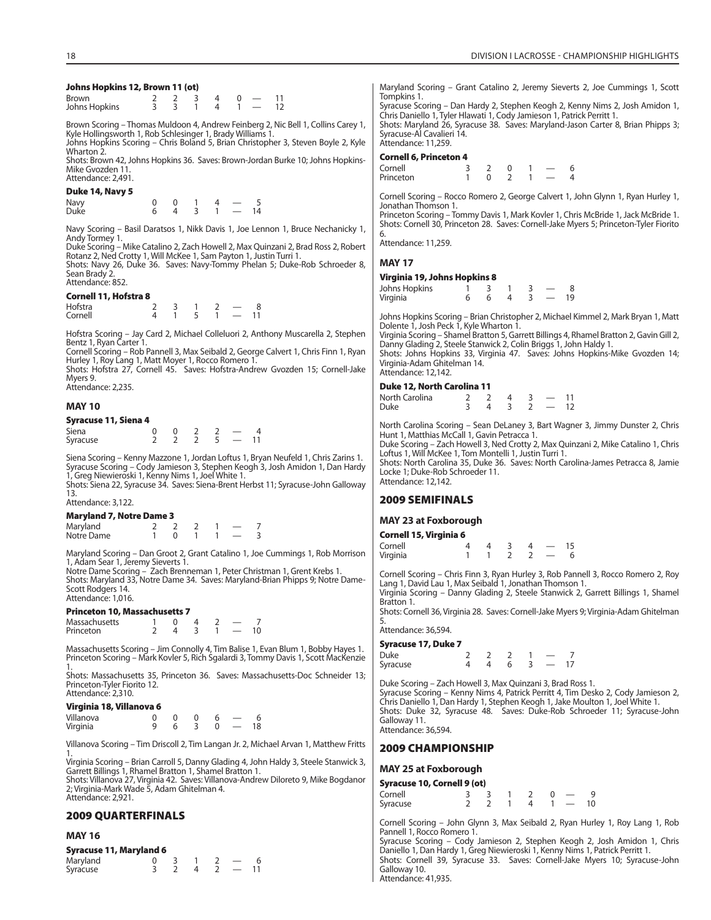#### Johns Hopkins 12, Brown 11 (ot)

| | | | | | | | |
|---|---|---|---|---|---|---|---|
| Brown | 2 | 2 | 3 | 4 | 0 | — | 11 |
| Johns Hopkins | 3 | 3 | 1 | 4 | 1 | — | 12 |

Brown Scoring – Thomas Muldoon 4, Andrew Feinberg 2, Nic Bell 1, Collins Carey 1, Kyle Hollingsworth 1, Rob Schlesinger 1, Brady Williams 1.
Johns Hopkins Scoring – Chris Boland 5, Brian Christopher 3, Steven Boyle 2, Kyle Wharton 2.
Shots: Brown 42, Johns Hopkins 36. Saves: Brown-Jordan Burke 10; Johns Hopkins-Mike Gvozden 11.
Attendance: 2,491.

#### Duke 14, Navy 5

| | | | | | | |
|---|---|---|---|---|---|---|
| Navy | 0 | 0 | 1 | 4 | — | 5 |
| Duke | 6 | 4 | 3 | 1 | — | 14 |

Navy Scoring – Basil Daratsos 1, Nikk Davis 1, Joe Lennon 1, Bruce Nechanicky 1, Andy Tormey 1.
Duke Scoring – Mike Catalino 2, Zach Howell 2, Max Quinzani 2, Brad Ross 2, Robert Rotanz 2, Ned Crotty 1, Will McKee 1, Sam Payton 1, Justin Turri 1.
Shots: Navy 26, Duke 36. Saves: Navy-Tommy Phelan 5; Duke-Rob Schroeder 8, Sean Brady 2.
Attendance: 852.

#### Cornell 11, Hofstra 8

| | | | | | | |
|---|---|---|---|---|---|---|
| Hofstra | 2 | 3 | 1 | 2 | — | 8 |
| Cornell | 4 | 1 | 5 | 1 | — | 11 |

Hofstra Scoring – Jay Card 2, Michael Colleluori 2, Anthony Muscarella 2, Stephen Bentz 1, Ryan Carter 1.
Cornell Scoring – Rob Pannell 3, Max Seibald 2, George Calvert 1, Chris Finn 1, Ryan Hurley 1, Roy Lang 1, Matt Moyer 1, Rocco Romero 1.
Shots: Hofstra 27, Cornell 45. Saves: Hofstra-Andrew Gvozden 15; Cornell-Jake Myers 9.
Attendance: 2,235.

### MAY 10

#### Syracuse 11, Siena 4

| | | | | | | |
|---|---|---|---|---|---|---|
| Siena | 0 | 0 | 2 | 2 | — | 4 |
| Syracuse | 2 | 2 | 2 | 5 | — | 11 |

Siena Scoring – Kenny Mazzone 1, Jordan Loftus 1, Bryan Neufeld 1, Chris Zarins 1.
Syracuse Scoring – Cody Jamieson 3, Stephen Keogh 3, Josh Amidon 1, Dan Hardy 1, Greg Niewieroski 1, Kenny Nims 1, Joel White 1.
Shots: Siena 22, Syracuse 34. Saves: Siena-Brent Herbst 11; Syracuse-John Galloway 13.
Attendance: 3,122.

#### Maryland 7, Notre Dame 3

| | | | | | | |
|---|---|---|---|---|---|---|
| Maryland | 2 | 2 | 2 | 1 | — | 7 |
| Notre Dame | 1 | 0 | 1 | 1 | — | 3 |

Maryland Scoring – Dan Groot 2, Grant Catalino 1, Joe Cummings 1, Rob Morrison 1, Adam Sear 1, Jeremy Sieverts 1.
Notre Dame Scoring – Zach Brenneman 1, Peter Christman 1, Grent Krebs 1.
Shots: Maryland 33, Notre Dame 34. Saves: Maryland-Brian Phipps 9; Notre Dame-Scott Rodgers 14.
Attendance: 1,016.

#### Princeton 10, Massachusetts 7

| | | | | | | |
|---|---|---|---|---|---|---|
| Massachusetts | 1 | 0 | 4 | 2 | — | 7 |
| Princeton | 2 | 4 | 3 | 1 | — | 10 |

Massachusetts Scoring – Jim Connolly 4, Tim Balise 1, Evan Blum 1, Bobby Hayes 1.
Princeton Scoring – Mark Kovler 5, Rich Sgalardi 3, Tommy Davis 1, Scott MacKenzie 1.
Shots: Massachusetts 35, Princeton 36. Saves: Massachusetts-Doc Schneider 13; Princeton-Tyler Fiorito 12.
Attendance: 2,310.

#### Virginia 18, Villanova 6

| | | | | | | |
|---|---|---|---|---|---|---|
| Villanova | 0 | 0 | 0 | 6 | — | 6 |
| Virginia | 9 | 6 | 3 | 0 | — | 18 |

Villanova Scoring – Tim Driscoll 2, Tim Langan Jr. 2, Michael Arvan 1, Matthew Fritts 1.
Virginia Scoring – Brian Carroll 5, Danny Glading 4, John Haldy 3, Steele Stanwick 3, Garrett Billings 1, Rhamel Bratton 1, Shamel Bratton 1.
Shots: Villanova 27, Virginia 42. Saves: Villanova-Andrew Diloreto 9, Mike Bogdanor 2; Virginia-Mark Wade 5, Adam Ghitelman 4.
Attendance: 2,921.

## 2009 QUARTERFINALS

### MAY 16

#### Syracuse 11, Maryland 6

| | | | | | | |
|---|---|---|---|---|---|---|
| Maryland | 0 | 3 | 1 | 2 | — | 6 |
| Syracuse | 3 | 2 | 4 | 2 | — | 11 |

Maryland Scoring – Grant Catalino 2, Jeremy Sieverts 2, Joe Cummings 1, Scott Tompkins 1.
Syracuse Scoring – Dan Hardy 2, Stephen Keogh 2, Kenny Nims 2, Josh Amidon 1, Chris Daniello 1, Tyler Hlawati 1, Cody Jamieson 1, Patrick Perritt 1.
Shots: Maryland 26, Syracuse 38. Saves: Maryland-Jason Carter 8, Brian Phipps 3; Syracuse-Al Cavalieri 14.
Attendance: 11,259.

#### Cornell 6, Princeton 4

| | | | | | | |
|---|---|---|---|---|---|---|
| Cornell | 3 | 2 | 0 | 1 | — | 6 |
| Princeton | 1 | 0 | 2 | 1 | — | 4 |

Cornell Scoring – Rocco Romero 2, George Calvert 1, John Glynn 1, Ryan Hurley 1, Jonathan Thomson 1.
Princeton Scoring – Tommy Davis 1, Mark Kovler 1, Chris McBride 1, Jack McBride 1.
Shots: Cornell 30, Princeton 28. Saves: Cornell-Jake Myers 5; Princeton-Tyler Fiorito 6.
Attendance: 11,259.

### MAY 17

#### Virginia 19, Johns Hopkins 8

| | | | | | | |
|---|---|---|---|---|---|---|
| Johns Hopkins | 1 | 3 | 1 | 3 | — | 8 |
| Virginia | 6 | 6 | 4 | 3 | — | 19 |

Johns Hopkins Scoring – Brian Christopher 2, Michael Kimmel 2, Mark Bryan 1, Matt Dolente 1, Josh Peck 1, Kyle Wharton 1.
Virginia Scoring – Shamel Bratton 5, Garrett Billings 4, Rhamel Bratton 2, Gavin Gill 2, Danny Glading 2, Steele Stanwick 2, Colin Briggs 1, John Haldy 1.
Shots: Johns Hopkins 33, Virginia 47. Saves: Johns Hopkins-Mike Gvozden 14; Virginia-Adam Ghitelman 14.
Attendance: 12,142.

#### Duke 12, North Carolina 11

| | | | | | | |
|---|---|---|---|---|---|---|
| North Carolina | 2 | 2 | 4 | 3 | — | 11 |
| Duke | 3 | 4 | 3 | 2 | — | 12 |

North Carolina Scoring – Sean DeLaney 3, Bart Wagner 3, Jimmy Dunster 2, Chris Hunt 1, Matthias McCall 1, Gavin Petracca 1.
Duke Scoring – Zach Howell 3, Ned Crotty 2, Max Quinzani 2, Mike Catalino 1, Chris Loftus 1, Will McKee 1, Tom Montelli 1, Justin Turri 1.
Shots: North Carolina 35, Duke 36. Saves: North Carolina-James Petracca 8, Jamie Locke 1; Duke-Rob Schroeder 11.
Attendance: 12,142.

## 2009 SEMIFINALS

### MAY 23 at Foxborough

#### Cornell 15, Virginia 6

| | | | | | | |
|---|---|---|---|---|---|---|
| Cornell | 4 | 4 | 3 | 4 | — | 15 |
| Virginia | 1 | 1 | 2 | 2 | — | 6 |

Cornell Scoring – Chris Finn 3, Ryan Hurley 3, Rob Pannell 3, Rocco Romero 2, Roy Lang 1, David Lau 1, Max Seibald 1, Jonathan Thomson 1.
Virginia Scoring – Danny Glading 2, Steele Stanwick 2, Garrett Billings 1, Shamel Bratton 1.
Shots: Cornell 36, Virginia 28. Saves: Cornell-Jake Myers 9; Virginia-Adam Ghitelman 5.
Attendance: 36,594.

#### Syracuse 17, Duke 7

| | | | | | | |
|---|---|---|---|---|---|---|
| Duke | 2 | 2 | 2 | 1 | — | 7 |
| Syracuse | 4 | 4 | 6 | 3 | — | 17 |

Duke Scoring – Zach Howell 3, Max Quinzani 3, Brad Ross 1.
Syracuse Scoring – Kenny Nims 4, Patrick Perritt 4, Tim Desko 2, Cody Jamieson 2, Chris Daniello 1, Dan Hardy 1, Stephen Keogh 1, Jake Moulton 1, Joel White 1.
Shots: Duke 32, Syracuse 48. Saves: Duke-Rob Schroeder 11; Syracuse-John Galloway 11.
Attendance: 36,594.

## 2009 CHAMPIONSHIP

### MAY 25 at Foxborough

#### Syracuse 10, Cornell 9 (ot)

| | | | | | | | |
|---|---|---|---|---|---|---|---|
| Cornell | 3 | 3 | 1 | 2 | 0 | — | 9 |
| Syracuse | 2 | 2 | 1 | 4 | 1 | — | 10 |

Cornell Scoring – John Glynn 3, Max Seibald 2, Ryan Hurley 1, Roy Lang 1, Rob Pannell 1, Rocco Romero 1.
Syracuse Scoring – Cody Jamieson 2, Stephen Keogh 2, Josh Amidon 1, Chris Daniello 1, Dan Hardy 1, Greg Niewieroski 1, Kenny Nims 1, Patrick Perritt 1.
Shots: Cornell 39, Syracuse 33. Saves: Cornell-Jake Myers 10; Syracuse-John Galloway 10.
Attendance: 41,935.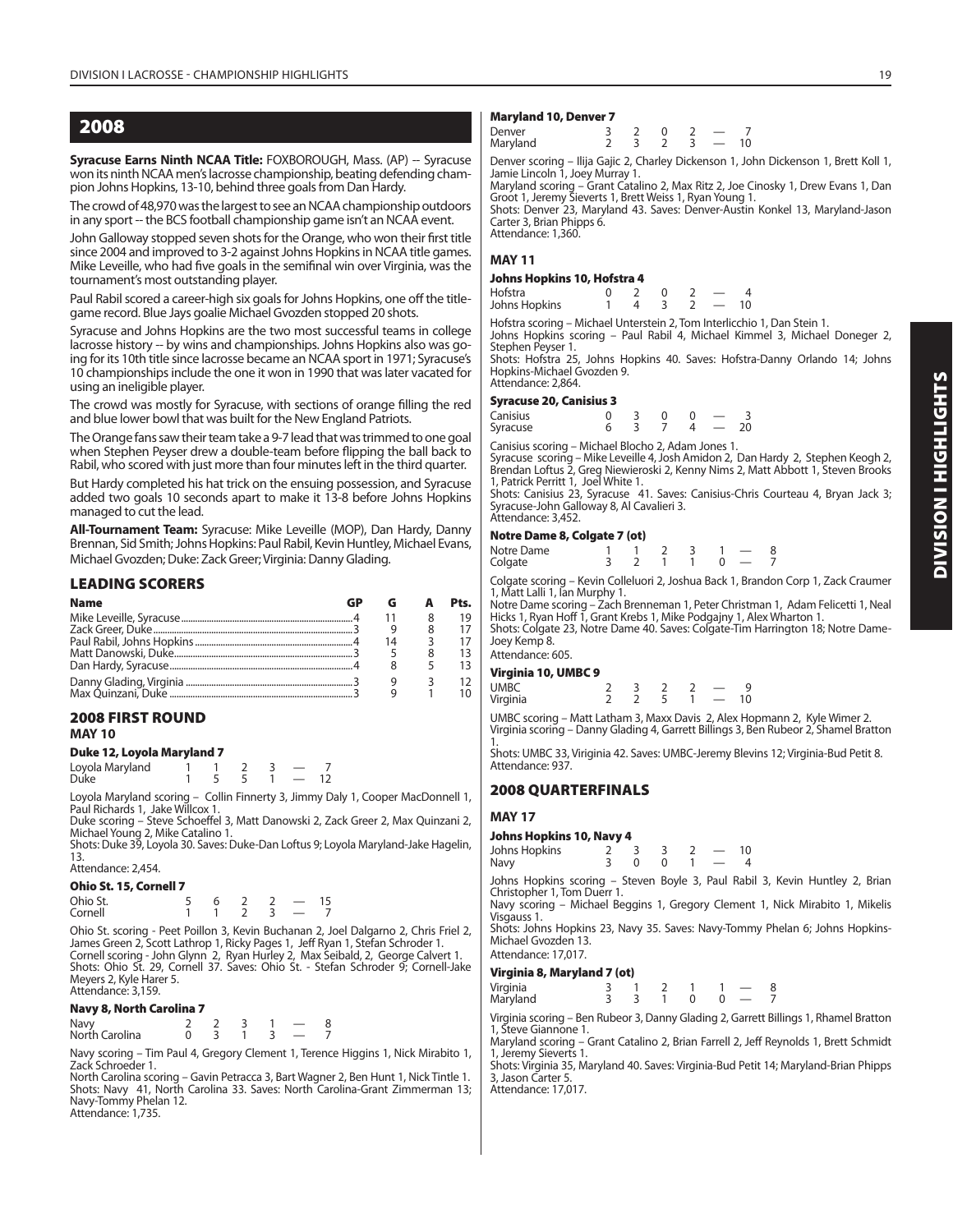## 2008

**Syracuse Earns Ninth NCAA Title:** FOXBOROUGH, Mass. (AP) -- Syracuse won its ninth NCAA men's lacrosse championship, beating defending champion Johns Hopkins, 13-10, behind three goals from Dan Hardy.

The crowd of 48,970 was the largest to see an NCAA championship outdoors in any sport -- the BCS football championship game isn't an NCAA event.

John Galloway stopped seven shots for the Orange, who won their first title since 2004 and improved to 3-2 against Johns Hopkins in NCAA title games. Mike Leveille, who had five goals in the semifinal win over Virginia, was the tournament's most outstanding player.

Paul Rabil scored a career-high six goals for Johns Hopkins, one off the title-game record. Blue Jays goalie Michael Gvozden stopped 20 shots.

Syracuse and Johns Hopkins are the two most successful teams in college lacrosse history -- by wins and championships. Johns Hopkins also was going for its 10th title since lacrosse became an NCAA sport in 1971; Syracuse's 10 championships include the one it won in 1990 that was later vacated for using an ineligible player.

The crowd was mostly for Syracuse, with sections of orange filling the red and blue lower bowl that was built for the New England Patriots.

The Orange fans saw their team take a 9-7 lead that was trimmed to one goal when Stephen Peyser drew a double-team before flipping the ball back to Rabil, who scored with just more than four minutes left in the third quarter.

But Hardy completed his hat trick on the ensuing possession, and Syracuse added two goals 10 seconds apart to make it 13-8 before Johns Hopkins managed to cut the lead.

**All-Tournament Team:** Syracuse: Mike Leveille (MOP), Dan Hardy, Danny Brennan, Sid Smith; Johns Hopkins: Paul Rabil, Kevin Huntley, Michael Evans, Michael Gvozden; Duke: Zack Greer; Virginia: Danny Glading.

### LEADING SCORERS

| Name | GP | G | A | Pts. |
|---|---|---|---|---|
| Mike Leveille, Syracuse | 4 | 11 | 8 | 19 |
| Zack Greer, Duke | 3 | 9 | 8 | 17 |
| Paul Rabil, Johns Hopkins | 4 | 14 | 3 | 17 |
| Matt Danowski, Duke | 3 | 5 | 8 | 13 |
| Dan Hardy, Syracuse | 4 | 8 | 5 | 13 |
| Danny Glading, Virginia | 3 | 9 | 3 | 12 |
| Max Quinzani, Duke | 3 | 9 | 1 | 10 |

### 2008 FIRST ROUND

**MAY 10**

#### Duke 12, Loyola Maryland 7

| | | | | | | |
|---|---|---|---|---|---|---|
| Loyola Maryland | 1 | 1 | 2 | 3 | — | 7 |
| Duke | 1 | 5 | 5 | 1 | — | 12 |

Loyola Maryland scoring – Collin Finnerty 3, Jimmy Daly 1, Cooper MacDonnell 1, Paul Richards 1, Jake Willcox 1.
Duke scoring – Steve Schoeffel 3, Matt Danowski 2, Zack Greer 2, Max Quinzani 2, Michael Young 2, Mike Catalino 1.
Shots: Duke 39, Loyola 30. Saves: Duke-Dan Loftus 9; Loyola Maryland-Jake Hagelin, 13.
Attendance: 2,454.

#### Ohio St. 15, Cornell 7

| | | | | | | |
|---|---|---|---|---|---|---|
| Ohio St. | 5 | 6 | 2 | 2 | — | 15 |
| Cornell | 1 | 1 | 2 | 3 | — | 7 |

Ohio St. scoring - Peet Poillon 3, Kevin Buchanan 2, Joel Dalgarno 2, Chris Friel 2, James Green 2, Scott Lathrop 1, Ricky Pages 1, Jeff Ryan 1, Stefan Schroder 1.
Cornell scoring - John Glynn 2, Ryan Hurley 2, Max Seibald, 2, George Calvert 1.
Shots: Ohio St. 29, Cornell 37. Saves: Ohio St. - Stefan Schroder 9; Cornell-Jake Meyers 2, Kyle Harer 5.
Attendance: 3,159.

#### Navy 8, North Carolina 7

| | | | | | | |
|---|---|---|---|---|---|---|
| Navy | 2 | 2 | 3 | 1 | — | 8 |
| North Carolina | 0 | 3 | 1 | 3 | — | 7 |

Navy scoring – Tim Paul 4, Gregory Clement 1, Terence Higgins 1, Nick Mirabito 1, Zack Schroeder 1.
North Carolina scoring – Gavin Petracca 3, Bart Wagner 2, Ben Hunt 1, Nick Tintle 1.
Shots: Navy 41, North Carolina 33. Saves: North Carolina-Grant Zimmerman 13; Navy-Tommy Phelan 12.
Attendance: 1,735.

#### Maryland 10, Denver 7

| | | | | | | |
|---|---|---|---|---|---|---|
| Denver | 3 | 2 | 0 | 2 | — | 7 |
| Maryland | 2 | 3 | 2 | 3 | — | 10 |

Denver scoring – Ilija Gajic 2, Charley Dickenson 1, John Dickenson 1, Brett Koll 1, Jamie Lincoln 1, Joey Murray 1.
Maryland scoring – Grant Catalino 2, Max Ritz 2, Joe Cinosky 1, Drew Evans 1, Dan Groot 1, Jeremy Sieverts 1, Brett Weiss 1, Ryan Young 1.
Shots: Denver 23, Maryland 43. Saves: Denver-Austin Konkel 13, Maryland-Jason Carter 3, Brian Phipps 6.
Attendance: 1,360.

**MAY 11**

#### Johns Hopkins 10, Hofstra 4

| | | | | | | |
|---|---|---|---|---|---|---|
| Hofstra | 0 | 2 | 0 | 2 | — | 4 |
| Johns Hopkins | 1 | 4 | 3 | 2 | — | 10 |

Hofstra scoring – Michael Unterstein 2, Tom Interlicchio 1, Dan Stein 1.
Johns Hopkins scoring – Paul Rabil 4, Michael Kimmel 3, Michael Doneger 2, Stephen Peyser 1.
Shots: Hofstra 25, Johns Hopkins 40. Saves: Hofstra-Danny Orlando 14; Johns Hopkins-Michael Gvozden 9.
Attendance: 2,864.

#### Syracuse 20, Canisius 3

| | | | | | | |
|---|---|---|---|---|---|---|
| Canisius | 0 | 3 | 0 | 0 | — | 3 |
| Syracuse | 6 | 3 | 7 | 4 | — | 20 |

Canisius scoring – Michael Blocho 2, Adam Jones 1.
Syracuse scoring – Mike Leveille 4, Josh Amidon 2, Dan Hardy 2, Stephen Keogh 2, Brendan Loftus 2, Greg Niewieroski 2, Kenny Nims 2, Matt Abbott 1, Steven Brooks 1, Patrick Perritt 1, Joel White 1.
Shots: Canisius 23, Syracuse 41. Saves: Canisius-Chris Courteau 4, Bryan Jack 3; Syracuse-John Galloway 8, Al Cavalieri 3.
Attendance: 3,452.

#### Notre Dame 8, Colgate 7 (ot)

| | | | | | | | |
|---|---|---|---|---|---|---|---|
| Notre Dame | 1 | 1 | 2 | 3 | 1 | — | 8 |
| Colgate | 3 | 2 | 1 | 1 | 0 | — | 7 |

Colgate scoring – Kevin Colleluori 2, Joshua Back 1, Brandon Corp 1, Zack Craumer 1, Matt Lalli 1, Ian Murphy 1.
Notre Dame scoring – Zach Brenneman 1, Peter Christman 1, Adam Felicetti 1, Neal Hicks 1, Ryan Hoff 1, Grant Krebs 1, Mike Podgajny 1, Alex Wharton 1.
Shots: Colgate 23, Notre Dame 40. Saves: Colgate-Tim Harrington 18; Notre Dame-Joey Kemp 8.
Attendance: 605.

#### Virginia 10, UMBC 9

| | | | | | | |
|---|---|---|---|---|---|---|
| UMBC | 2 | 3 | 2 | 2 | — | 9 |
| Virginia | 2 | 2 | 5 | 1 | — | 10 |

UMBC scoring – Matt Latham 3, Maxx Davis 2, Alex Hopmann 2, Kyle Wimer 2.
Virginia scoring – Danny Glading 4, Garrett Billings 3, Ben Rubeor 2, Shamel Bratton 1.
Shots: UMBC 33, Viriginia 42. Saves: UMBC-Jeremy Blevins 12; Virginia-Bud Petit 8.
Attendance: 937.

### 2008 QUARTERFINALS

**MAY 17**

#### Johns Hopkins 10, Navy 4

| | | | | | | |
|---|---|---|---|---|---|---|
| Johns Hopkins | 2 | 3 | 3 | 2 | — | 10 |
| Navy | 3 | 0 | 0 | 1 | — | 4 |

Johns Hopkins scoring – Steven Boyle 3, Paul Rabil 3, Kevin Huntley 2, Brian Christopher 1, Tom Duerr 1.
Navy scoring – Michael Beggins 1, Gregory Clement 1, Nick Mirabito 1, Mikelis Visgauss 1.
Shots: Johns Hopkins 23, Navy 35. Saves: Navy-Tommy Phelan 6; Johns Hopkins-Michael Gvozden 13.
Attendance: 17,017.

#### Virginia 8, Maryland 7 (ot)

| | | | | | | | |
|---|---|---|---|---|---|---|---|
| Virginia | 3 | 1 | 2 | 1 | 1 | — | 8 |
| Maryland | 3 | 3 | 1 | 0 | 0 | — | 7 |

Virginia scoring – Ben Rubeor 3, Danny Glading 2, Garrett Billings 1, Rhamel Bratton 1, Steve Giannone 1.
Maryland scoring – Grant Catalino 2, Brian Farrell 2, Jeff Reynolds 1, Brett Schmidt 1, Jeremy Sieverts 1.
Shots: Virginia 35, Maryland 40. Saves: Virginia-Bud Petit 14; Maryland-Brian Phipps 3, Jason Carter 5.
Attendance: 17,017.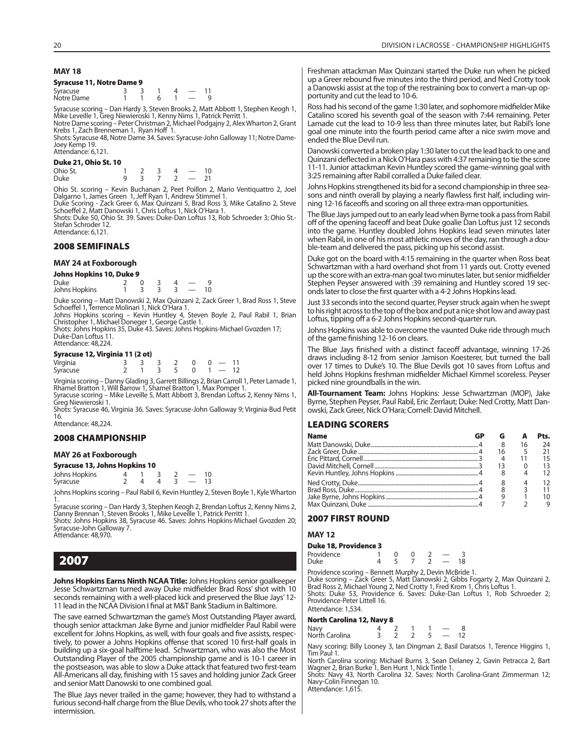### MAY 18

**Syracuse 11, Notre Dame 9**

| | | | | | | |
|---|---|---|---|---|---|---|
| Syracuse | 3 | 3 | 1 | 4 | — | 11 |
| Notre Dame | 1 | 1 | 6 | 1 | — | 9 |

Syracuse scoring – Dan Hardy 3, Steven Brooks 2, Matt Abbott 1, Stephen Keogh 1, Mike Leveille 1, Greg Niewieroski 1, Kenny Nims 1, Patrick Perritt 1.
Notre Dame scoring – Peter Christman 2, Michael Podgajny 2, Alex Wharton 2, Grant Krebs 1, Zach Brenneman 1, Ryan Hoff 1.
Shots: Syracuse 48, Notre Dame 34. Saves: Syracuse-John Galloway 11; Notre Dame-Joey Kemp 19.
Attendance: 6,121.

**Duke 21, Ohio St. 10**

| | | | | | | |
|---|---|---|---|---|---|---|
| Ohio St. | 1 | 2 | 3 | 4 | — | 10 |
| Duke | 9 | 3 | 7 | 2 | — | 21 |

Ohio St. scoring – Kevin Buchanan 2, Peet Poillon 2, Mario Ventiquattro 2, Joel Dalgarno 1, James Green 1, Jeff Ryan 1, Andrew Stimmel 1.
Duke Scoring - Zack Greer 6, Max Quinzani 5, Brad Ross 3, Mike Catalino 2, Steve Schoeffel 2, Matt Danowski 1, Chris Loftus 1, Nick O'Hara 1.
Shots: Duke 50, Ohio St. 39. Saves: Duke-Dan Loftus 13, Rob Schroeder 3; Ohio St.-Stefan Schroder 12.
Attendance: 6,121.

## 2008 SEMIFINALS

### MAY 24 at Foxborough

**Johns Hopkins 10, Duke 9**

| | | | | | | |
|---|---|---|---|---|---|---|
| Duke | 2 | 0 | 3 | 4 | — | 9 |
| Johns Hopkins | 1 | 3 | 3 | 3 | — | 10 |

Duke scoring – Matt Danowski 2, Max Quinzani 2, Zack Greer 1, Brad Ross 1, Steve Schoeffel 1, Terrence Molinari 1, Nick O'Hara 1.
Johns Hopkins scoring – Kevin Huntley 4, Steven Boyle 2, Paul Rabil 1, Brian Christopher 1, Michael Doneger 1, George Castle 1.
Shots: Johns Hopkins 35, Duke 43. Saves: Johns Hopkins-Michael Gvozden 17; Duke-Dan Loftus 11.
Attendance: 48,224.

**Syracuse 12, Virginia 11 (2 ot)**

| | | | | | | | | |
|---|---|---|---|---|---|---|---|---|
| Virginia | 3 | 3 | 3 | 2 | 0 | 0 | — | 11 |
| Syracuse | 2 | 1 | 3 | 5 | 0 | 1 | — | 12 |

Virginia scoring – Danny Glading 3, Garrett Billings 2, Brian Carroll 1, Peter Lamade 1, Rhamel Bratton 1, Will Barrow 1, Shamel Bratton 1, Max Pomper 1.
Syracuse scoring – Mike Leveille 5, Matt Abbott 3, Brendan Loftus 2, Kenny Nims 1, Greg Niewieroski 1.
Shots: Syracuse 46, Virginia 36. Saves: Syracuse-John Galloway 9; Virginia-Bud Petit 16.
Attendance: 48,224.

## 2008 CHAMPIONSHIP

### MAY 26 at Foxborough

**Syracuse 13, Johns Hopkins 10**

| | | | | | | |
|---|---|---|---|---|---|---|
| Johns Hopkins | 4 | 1 | 3 | 2 | — | 10 |
| Syracuse | 2 | 4 | 4 | 3 | — | 13 |

Johns Hopkins scoring – Paul Rabil 6, Kevin Huntley 2, Steven Boyle 1, Kyle Wharton 1.
Syracuse scoring – Dan Hardy 3, Stephen Keogh 2, Brendan Loftus 2, Kenny Nims 2, Danny Brennan 1, Steven Brooks 1, Mike Leveille 1, Patrick Perritt 1.
Shots: Johns Hopkins 38, Syracuse 46. Saves: Johns Hopkins-Michael Gvozden 20; Syracuse-John Galloway 7.
Attendance: 48,970.

# 2007

**Johns Hopkins Earns Ninth NCAA Title:** Johns Hopkins senior goalkeeper Jesse Schwartzman turned away Duke midfielder Brad Ross' shot with 10 seconds remaining with a well-placed kick and preserved the Blue Jays' 12-11 lead in the NCAA Division I final at M&T Bank Stadium in Baltimore.

The save earned Schwartzman the game's Most Outstanding Player award, though senior attackman Jake Byrne and junior midfielder Paul Rabil were excellent for Johns Hopkins, as well, with four goals and five assists, respectively, to power a Johns Hopkins offense that scored 10 first-half goals in building up a six-goal halftime lead. Schwartzman, who was also the Most Outstanding Player of the 2005 championship game and is 10-1 career in the postseason, was able to slow a Duke attack that featured two first-team All-Americans all day, finishing with 15 saves and holding junior Zack Greer and senior Matt Danowski to one combined goal.

The Blue Jays never trailed in the game; however, they had to withstand a furious second-half charge from the Blue Devils, who took 27 shots after the intermission.

Freshman attackman Max Quinzani started the Duke run when he picked up a Greer rebound five minutes into the third period, and Ned Crotty took a Danowski assist at the top of the restraining box to convert a man-up opportunity and cut the lead to 10-6.

Ross had his second of the game 1:30 later, and sophomore midfielder Mike Catalino scored his seventh goal of the season with 7:44 remaining. Peter Lamade cut the lead to 10-9 less than three minutes later, but Rabil's lone goal one minute into the fourth period came after a nice swim move and ended the Blue Devil run.

Danowski converted a broken play 1:30 later to cut the lead back to one and Quinzani deflected in a Nick O'Hara pass with 4:37 remaining to tie the score 11-11. Junior attackman Kevin Huntley scored the game-winning goal with 3:25 remaining after Rabil corralled a Duke failed clear.

Johns Hopkins strengthened its bid for a second championship in three seasons and ninth overall by playing a nearly flawless first half, including winning 12-16 faceoffs and scoring on all three extra-man opportunities.

The Blue Jays jumped out to an early lead when Byrne took a pass from Rabil off of the opening faceoff and beat Duke goalie Dan Loftus just 12 seconds into the game. Huntley doubled Johns Hopkins lead seven minutes later when Rabil, in one of his most athletic moves of the day, ran through a double-team and delivered the pass, picking up his second assist.

Duke got on the board with 4:15 remaining in the quarter when Ross beat Schwartzman with a hard overhand shot from 11 yards out. Crotty evened up the score with an extra-man goal two minutes later, but senior midfielder Stephen Peyser answered with :39 remaining and Huntley scored 19 seconds later to close the first quarter with a 4-2 Johns Hopkins lead.

Just 33 seconds into the second quarter, Peyser struck again when he swept to his right across to the top of the box and put a nice shot low and away past Loftus, tipping off a 6-2 Johns Hopkins second-quarter run.

Johns Hopkins was able to overcome the vaunted Duke ride through much of the game finishing 12-16 on clears.

The Blue Jays finished with a distinct faceoff advantage, winning 17-26 draws including 8-12 from senior Jamison Koesterer, but turned the ball over 17 times to Duke's 10. The Blue Devils got 10 saves from Loftus and held Johns Hopkins freshman midfielder Michael Kimmel scoreless. Peyser picked nine groundballs in the win.

**All-Tournament Team:** Johns Hopkins: Jesse Schwartzman (MOP), Jake Byrne, Stephen Peyser, Paul Rabil, Eric Zerrlaut; Duke: Ned Crotty, Matt Danowski, Zack Greer, Nick O'Hara; Cornell: David Mitchell.

## LEADING SCORERS

| Name | GP | G | A | Pts. |
|---|---|---|---|---|
| Matt Danowski, Duke | 4 | 8 | 16 | 24 |
| Zack Greer, Duke | 4 | 16 | 5 | 21 |
| Eric Pittard, Cornell | 3 | 4 | 11 | 15 |
| David Mitchell, Cornell | 3 | 13 | 0 | 13 |
| Kevin Huntley, Johns Hopkins | 4 | 8 | 4 | 12 |
| Ned Crotty, Duke | 4 | 8 | 4 | 12 |
| Brad Ross, Duke | 4 | 8 | 3 | 11 |
| Jake Byrne, Johns Hopkins | 4 | 9 | 1 | 10 |
| Max Quinzani, Duke | 4 | 7 | 2 | 9 |

## 2007 FIRST ROUND

### MAY 12

**Duke 18, Providence 3**

| | | | | | | |
|---|---|---|---|---|---|---|
| Providence | 1 | 0 | 0 | 2 | — | 3 |
| Duke | 4 | 5 | 7 | 2 | — | 18 |

Providence scoring – Bennett Murphy 2, Devin McBride 1.
Duke scoring – Zack Greer 5, Matt Danowski 2, Gibbs Fogarty 2, Max Quinzani 2, Brad Ross 2, Michael Young 2, Ned Crotty 1, Fred Krom 1, Chris Loftus 1.
Shots: Duke 53, Providence 6. Saves: Duke-Dan Loftus 1, Rob Schroeder 2; Providence-Peter Littell 16.
Attendance: 1,534.

**North Carolina 12, Navy 8**

| | | | | | | |
|---|---|---|---|---|---|---|
| Navy | 4 | 2 | 1 | 1 | — | 8 |
| North Carolina | 3 | 2 | 2 | 5 | — | 12 |

Navy scoring: Billy Looney 3, Ian Dingman 2, Basil Daratsos 1, Terence Higgins 1, Tim Paul 1.
North Carolina scoring: Michael Burns 3, Sean Delaney 2, Gavin Petracca 2, Bart Wagner 2, Brian Burke 1, Ben Hunt 1, Nick Tintle 1.
Shots: Navy 43, North Carolina 32. Saves: North Carolina-Grant Zimmerman 12; Navy-Colin Finnegan 10.
Attendance: 1,615.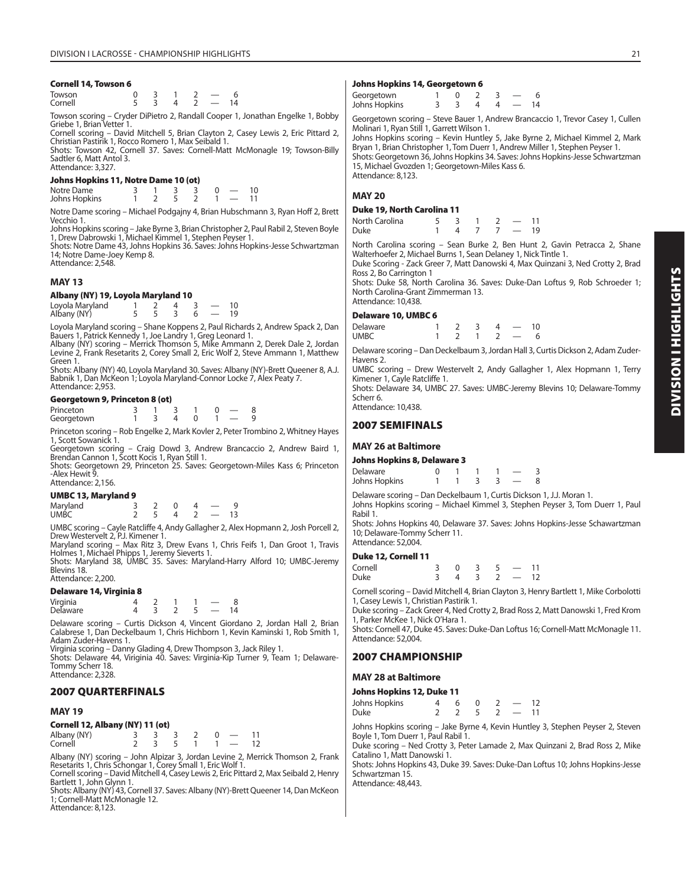#### Cornell 14, Towson 6

| | | | | | | |
|---|---|---|---|---|---|---|
| Towson | 0 | 3 | 1 | 2 | — | 6 |
| Cornell | 5 | 3 | 4 | 2 | — | 14 |

Towson scoring – Cryder DiPietro 2, Randall Cooper 1, Jonathan Engelke 1, Bobby Griebe 1, Brian Vetter 1.
Cornell scoring – David Mitchell 5, Brian Clayton 2, Casey Lewis 2, Eric Pittard 2, Christian Pastirik 1, Rocco Romero 1, Max Seibald 1.
Shots: Towson 42, Cornell 37. Saves: Cornell-Matt McMonagle 19; Towson-Billy Sadtler 6, Matt Antol 3.
Attendance: 3,327.

#### Johns Hopkins 11, Notre Dame 10 (ot)

| | | | | | | | |
|---|---|---|---|---|---|---|---|
| Notre Dame | 3 | 1 | 3 | 3 | 0 | — | 10 |
| Johns Hopkins | 1 | 2 | 5 | 2 | 1 | — | 11 |

Notre Dame scoring – Michael Podgajny 4, Brian Hubschmann 3, Ryan Hoff 2, Brett Vecchio 1.
Johns Hopkins scoring – Jake Byrne 3, Brian Christopher 2, Paul Rabil 2, Steven Boyle 1, Drew Dabrowski 1, Michael Kimmel 1, Stephen Peyser 1.
Shots: Notre Dame 43, Johns Hopkins 36. Saves: Johns Hopkins-Jesse Schwartzman 14; Notre Dame-Joey Kemp 8.
Attendance: 2,548.

### MAY 13

#### Albany (NY) 19, Loyola Maryland 10

| | | | | | | |
|---|---|---|---|---|---|---|
| Loyola Maryland | 1 | 2 | 4 | 3 | — | 10 |
| Albany (NY) | 5 | 5 | 3 | 6 | — | 19 |

Loyola Maryland scoring – Shane Koppens 2, Paul Richards 2, Andrew Spack 2, Dan Bauers 1, Patrick Kennedy 1, Joe Landry 1, Greg Leonard 1.
Albany (NY) scoring – Merrick Thomson 5, Mike Ammann 2, Derek Dale 2, Jordan Levine 2, Frank Resetarits 2, Corey Small 2, Eric Wolf 2, Steve Ammann 1, Matthew Green 1.
Shots: Albany (NY) 40, Loyola Maryland 30. Saves: Albany (NY)-Brett Queener 8, A.J. Babnik 1, Dan McKeon 1; Loyola Maryland-Connor Locke 7, Alex Peaty 7.
Attendance: 2,953.

#### Georgetown 9, Princeton 8 (ot)

| | | | | | | | |
|---|---|---|---|---|---|---|---|
| Princeton | 3 | 1 | 3 | 1 | 0 | — | 8 |
| Georgetown | 1 | 3 | 4 | 0 | 1 | — | 9 |

Princeton scoring – Rob Engelke 2, Mark Kovler 2, Peter Trombino 2, Whitney Hayes 1, Scott Sowanick 1.
Georgetown scoring – Craig Dowd 3, Andrew Brancaccio 2, Andrew Baird 1, Brendan Cannon 1, Scott Kocis 1, Ryan Still 1.
Shots: Georgetown 29, Princeton 25. Saves: Georgetown-Miles Kass 6; Princeton -Alex Hewit 9.
Attendance: 2,156.

#### UMBC 13, Maryland 9

| | | | | | | |
|---|---|---|---|---|---|---|
| Maryland | 3 | 2 | 0 | 4 | — | 9 |
| UMBC | 2 | 5 | 4 | 2 | — | 13 |

UMBC scoring – Cayle Ratcliffe 4, Andy Gallagher 2, Alex Hopmann 2, Josh Porcell 2, Drew Westervelt 2, P.J. Kimener 1.
Maryland scoring – Max Ritz 3, Drew Evans 1, Chris Feifs 1, Dan Groot 1, Travis Holmes 1, Michael Phipps 1, Jeremy Sieverts 1.
Shots: Maryland 38, UMBC 35. Saves: Maryland-Harry Alford 10; UMBC-Jeremy Blevins 18.
Attendance: 2,200.

#### Delaware 14, Virginia 8

| | | | | | | |
|---|---|---|---|---|---|---|
| Virginia | 4 | 2 | 1 | 1 | — | 8 |
| Delaware | 4 | 3 | 2 | 5 | — | 14 |

Delaware scoring – Curtis Dickson 4, Vincent Giordano 2, Jordan Hall 2, Brian Calabrese 1, Dan Deckelbaum 1, Chris Hichborn 1, Kevin Kaminski 1, Rob Smith 1, Adam Zuder-Havens 1.
Virginia scoring – Danny Glading 4, Drew Thompson 3, Jack Riley 1.
Shots: Delaware 44, Viriginia 40. Saves: Virginia-Kip Turner 9, Team 1; Delaware-Tommy Scherr 18.
Attendance: 2,328.

## 2007 QUARTERFINALS

### MAY 19

#### Cornell 12, Albany (NY) 11 (ot)

| | | | | | | | |
|---|---|---|---|---|---|---|---|
| Albany (NY) | 3 | 3 | 3 | 2 | 0 | — | 11 |
| Cornell | 2 | 3 | 5 | 1 | 1 | — | 12 |

Albany (NY) scoring – John Alpizar 3, Jordan Levine 2, Merrick Thomson 2, Frank Resetarits 1, Chris Schongar 1, Corey Small 1, Eric Wolf 1.
Cornell scoring – David Mitchell 4, Casey Lewis 2, Eric Pittard 2, Max Seibald 2, Henry Bartlett 1, John Glynn 1.
Shots: Albany (NY) 43, Cornell 37. Saves: Albany (NY)-Brett Queener 14, Dan McKeon 1; Cornell-Matt McMonagle 12.
Attendance: 8,123.

#### Johns Hopkins 14, Georgetown 6

| | | | | | | |
|---|---|---|---|---|---|---|
| Georgetown | 1 | 0 | 2 | 3 | — | 6 |
| Johns Hopkins | 3 | 3 | 4 | 4 | — | 14 |

Georgetown scoring – Steve Bauer 1, Andrew Brancaccio 1, Trevor Casey 1, Cullen Molinari 1, Ryan Still 1, Garrett Wilson 1.
Johns Hopkins scoring – Kevin Huntley 5, Jake Byrne 2, Michael Kimmel 2, Mark Bryan 1, Brian Christopher 1, Tom Duerr 1, Andrew Miller 1, Stephen Peyser 1.
Shots: Georgetown 36, Johns Hopkins 34. Saves: Johns Hopkins-Jesse Schwartzman 15, Michael Gvozden 1; Georgetown-Miles Kass 6.
Attendance: 8,123.

### MAY 20

#### Duke 19, North Carolina 11

| | | | | | | |
|---|---|---|---|---|---|---|
| North Carolina | 5 | 3 | 1 | 2 | — | 11 |
| Duke | 1 | 4 | 7 | 7 | — | 19 |

North Carolina scoring – Sean Burke 2, Ben Hunt 2, Gavin Petracca 2, Shane Walterhoefer 2, Michael Burns 1, Sean Delaney 1, Nick Tintle 1.
Duke Scoring - Zack Greer 7, Matt Danowski 4, Max Quinzani 3, Ned Crotty 2, Brad Ross 2, Bo Carrington 1
Shots: Duke 58, North Carolina 36. Saves: Duke-Dan Loftus 9, Rob Schroeder 1; North Carolina-Grant Zimmerman 13.
Attendance: 10,438.

#### Delaware 10, UMBC 6

| | | | | | | |
|---|---|---|---|---|---|---|
| Delaware | 1 | 2 | 3 | 4 | — | 10 |
| UMBC | 1 | 2 | 1 | 2 | — | 6 |

Delaware scoring – Dan Deckelbaum 3, Jordan Hall 3, Curtis Dickson 2, Adam Zuder-Havens 2.
UMBC scoring – Drew Westervelt 2, Andy Gallagher 1, Alex Hopmann 1, Terry Kimener 1, Cayle Ratcliffe 1.
Shots: Delaware 34, UMBC 27. Saves: UMBC-Jeremy Blevins 10; Delaware-Tommy Scherr 6.
Attendance: 10,438.

## 2007 SEMIFINALS

### MAY 26 at Baltimore

#### Johns Hopkins 8, Delaware 3

| | | | | | | |
|---|---|---|---|---|---|---|
| Delaware | 0 | 1 | 1 | 1 | — | 3 |
| Johns Hopkins | 1 | 1 | 3 | 3 | — | 8 |

Delaware scoring – Dan Deckelbaum 1, Curtis Dickson 1, J.J. Moran 1.
Johns Hopkins scoring – Michael Kimmel 3, Stephen Peyser 3, Tom Duerr 1, Paul Rabil 1.
Shots: Johns Hopkins 40, Delaware 37. Saves: Johns Hopkins-Jesse Schawartzman 10; Delaware-Tommy Scherr 11.
Attendance: 52,004.

#### Duke 12, Cornell 11

| | | | | | | |
|---|---|---|---|---|---|---|
| Cornell | 3 | 0 | 3 | 5 | — | 11 |
| Duke | 3 | 4 | 3 | 2 | — | 12 |

Cornell scoring – David Mitchell 4, Brian Clayton 3, Henry Bartlett 1, Mike Corbolotti 1, Casey Lewis 1, Christian Pastirik 1.
Duke scoring – Zack Greer 4, Ned Crotty 2, Brad Ross 2, Matt Danowski 1, Fred Krom 1, Parker McKee 1, Nick O'Hara 1.
Shots: Cornell 47, Duke 45. Saves: Duke-Dan Loftus 16; Cornell-Matt McMonagle 11.
Attendance: 52,004.

## 2007 CHAMPIONSHIP

### MAY 28 at Baltimore

#### Johns Hopkins 12, Duke 11

| | | | | | | |
|---|---|---|---|---|---|---|
| Johns Hopkins | 4 | 6 | 0 | 2 | — | 12 |
| Duke | 2 | 2 | 5 | 2 | — | 11 |

Johns Hopkins scoring – Jake Byrne 4, Kevin Huntley 3, Stephen Peyser 2, Steven Boyle 1, Tom Duerr 1, Paul Rabil 1.
Duke scoring – Ned Crotty 3, Peter Lamade 2, Max Quinzani 2, Brad Ross 2, Mike Catalino 1, Matt Danowski 1.
Shots: Johns Hopkins 43, Duke 39. Saves: Duke-Dan Loftus 10; Johns Hopkins-Jesse Schwartzman 15.
Attendance: 48,443.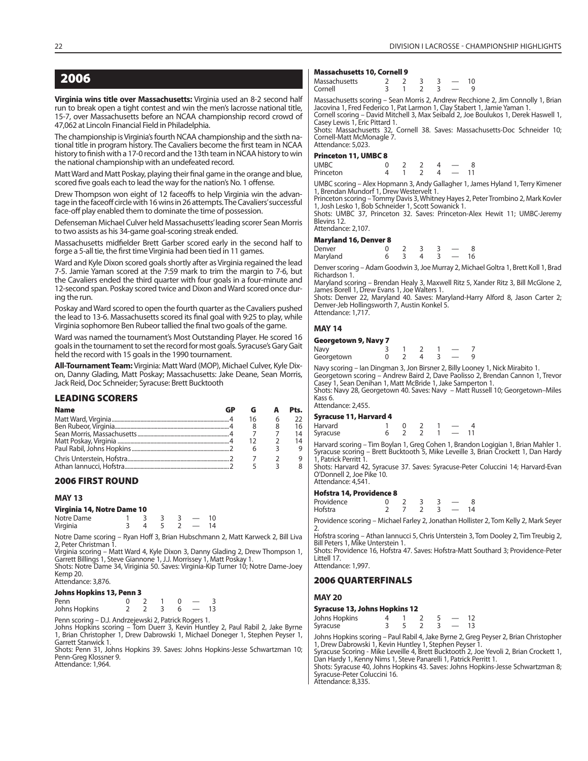## 2006

**Virginia wins title over Massachusetts:** Virginia used an 8-2 second half run to break open a tight contest and win the men's lacrosse national title, 15-7, over Massachusetts before an NCAA championship record crowd of 47,062 at Lincoln Financial Field in Philadelphia.

The championship is Virginia's fourth NCAA championship and the sixth national title in program history. The Cavaliers become the first team in NCAA history to finish with a 17-0 record and the 13th team in NCAA history to win the national championship with an undefeated record.

Matt Ward and Matt Poskay, playing their final game in the orange and blue, scored five goals each to lead the way for the nation's No. 1 offense.

Drew Thompson won eight of 12 faceoffs to help Virginia win the advantage in the faceoff circle with 16 wins in 26 attempts. The Cavaliers' successful face-off play enabled them to dominate the time of possession.

Defenseman Michael Culver held Massachusetts' leading scorer Sean Morris to two assists as his 34-game goal-scoring streak ended.

Massachusetts midfielder Brett Garber scored early in the second half to forge a 5-all tie, the first time Virginia had been tied in 11 games.

Ward and Kyle Dixon scored goals shortly after as Virginia regained the lead 7-5. Jamie Yaman scored at the 7:59 mark to trim the margin to 7-6, but the Cavaliers ended the third quarter with four goals in a four-minute and 12-second span. Poskay scored twice and Dixon and Ward scored once during the run.

Poskay and Ward scored to open the fourth quarter as the Cavaliers pushed the lead to 13-6. Massachusetts scored its final goal with 9:25 to play, while Virginia sophomore Ben Rubeor tallied the final two goals of the game.

Ward was named the tournament's Most Outstanding Player. He scored 16 goals in the tournament to set the record for most goals. Syracuse's Gary Gait held the record with 15 goals in the 1990 tournament.

**All-Tournament Team:** Virginia: Matt Ward (MOP), Michael Culver, Kyle Dixon, Danny Glading, Matt Poskay; Massachusetts: Jake Deane, Sean Morris, Jack Reid, Doc Schneider; Syracuse: Brett Bucktooth

### LEADING SCORERS

| Name | GP | G | A | Pts. |
|---|---|---|---|---|
| Matt Ward, Virginia | 4 | 16 | 6 | 22 |
| Ben Rubeor, Virginia | 4 | 8 | 8 | 16 |
| Sean Morris, Massachusetts | 4 | 7 | 7 | 14 |
| Matt Poskay, Virginia | 4 | 12 | 2 | 14 |
| Paul Rabil, Johns Hopkins | 2 | 6 | 3 | 9 |
| Chris Unterstein, Hofstra | 2 | 7 | 2 | 9 |
| Athan Iannucci, Hofstra | 2 | 5 | 3 | 8 |

### 2006 FIRST ROUND

#### MAY 13

**Virginia 14, Notre Dame 10**

| | | | | | | |
|---|---|---|---|---|---|---|
| Notre Dame | 1 | 3 | 3 | 3 | — | 10 |
| Virginia | 3 | 4 | 5 | 2 | — | 14 |

Notre Dame scoring – Ryan Hoff 3, Brian Hubschmann 2, Matt Karweck 2, Bill Liva 2, Peter Christman 1.
Virginia scoring – Matt Ward 4, Kyle Dixon 3, Danny Glading 2, Drew Thompson 1, Garrett Billings 1, Steve Giannone 1, J.J. Morrissey 1, Matt Poskay 1.
Shots: Notre Dame 34, Virginia 50. Saves: Virginia-Kip Turner 10; Notre Dame-Joey Kemp 20.
Attendance: 3,876.

**Johns Hopkins 13, Penn 3**

| | | | | | | |
|---|---|---|---|---|---|---|
| Penn | 0 | 2 | 1 | 0 | — | 3 |
| Johns Hopkins | 2 | 2 | 3 | 6 | — | 13 |

Penn scoring – D.J. Andrzejewski 2, Patrick Rogers 1.
Johns Hopkins scoring – Tom Duerr 3, Kevin Huntley 2, Paul Rabil 2, Jake Byrne 1, Brian Christopher 1, Drew Dabrowski 1, Michael Doneger 1, Stephen Peyser 1, Garrett Stanwick 1.
Shots: Penn 31, Johns Hopkins 39. Saves: Johns Hopkins-Jesse Schwartzman 10; Penn-Greg Klossner 9.
Attendance: 1,964.

**Massachusetts 10, Cornell 9**

| | | | | | | |
|---|---|---|---|---|---|---|
| Massachusetts | 2 | 2 | 3 | 3 | — | 10 |
| Cornell | 3 | 1 | 2 | 3 | — | 9 |

Massachusetts scoring – Sean Morris 2, Andrew Recchione 2, Jim Connolly 1, Brian Jacovina 1, Fred Federico 1, Pat Larmon 1, Clay Stabert 1, Jamie Yaman 1.
Cornell scoring – David Mitchell 3, Max Seibald 2, Joe Boulukos 1, Derek Haswell 1, Casey Lewis 1, Eric Pittard 1.
Shots: Massachusetts 32, Cornell 38. Saves: Massachusetts-Doc Schneider 10; Cornell-Matt McMonagle 7.
Attendance: 5,023.

**Princeton 11, UMBC 8**

| | | | | | | |
|---|---|---|---|---|---|---|
| UMBC | 0 | 2 | 2 | 4 | — | 8 |
| Princeton | 4 | 1 | 2 | 4 | — | 11 |

UMBC scoring – Alex Hopmann 3, Andy Gallagher 1, James Hyland 1, Terry Kimener 1, Brendan Mundorf 1, Drew Westervelt 1.
Princeton scoring – Tommy Davis 3, Whitney Hayes 2, Peter Trombino 2, Mark Kovler 1, Josh Lesko 1, Bob Schneider 1, Scott Sowanick 1.
Shots: UMBC 37, Princeton 32. Saves: Princeton-Alex Hewit 11; UMBC-Jeremy Blevins 12.
Attendance: 2,107.

**Maryland 16, Denver 8**

| | | | | | | |
|---|---|---|---|---|---|---|
| Denver | 0 | 2 | 3 | 3 | — | 8 |
| Maryland | 6 | 3 | 4 | 3 | — | 16 |

Denver scoring – Adam Goodwin 3, Joe Murray 2, Michael Goltra 1, Brett Koll 1, Brad Richardson 1.
Maryland scoring – Brendan Healy 3, Maxwell Ritz 5, Xander Ritz 3, Bill McGlone 2, James Borell 1, Drew Evans 1, Joe Walters 1.
Shots: Denver 22, Maryland 40. Saves: Maryland-Harry Alford 8, Jason Carter 2; Denver-Jeb Hollingsworth 7, Austin Konkel 5.
Attendance: 1,717.

#### MAY 14

**Georgetown 9, Navy 7**

| | | | | | | |
|---|---|---|---|---|---|---|
| Navy | 3 | 1 | 2 | 1 | — | 7 |
| Georgetown | 0 | 2 | 4 | 3 | — | 9 |

Navy scoring – Ian Dingman 3, Jon Birsner 2, Billy Looney 1, Nick Mirabito 1.
Georgetown scoring – Andrew Baird 2, Dave Paolisso 2, Brendan Cannon 1, Trevor Casey 1, Sean Denihan 1, Matt McBride 1, Jake Samperton 1.
Shots: Navy 28, Georgetown 40. Saves: Navy – Matt Russell 10; Georgetown–Miles Kass 6.
Attendance: 2,455.

**Syracuse 11, Harvard 4**

| | | | | | | |
|---|---|---|---|---|---|---|
| Harvard | 1 | 0 | 2 | 1 | — | 4 |
| Syracuse | 6 | 2 | 2 | 1 | — | 11 |

Harvard scoring – Tim Boylan 1, Greg Cohen 1, Brandon Logigian 1, Brian Mahler 1.
Syracuse scoring – Brett Bucktooth 5, Mike Leveille 3, Brian Crockett 1, Dan Hardy 1, Patrick Perritt 1.
Shots: Harvard 42, Syracuse 37. Saves: Syracuse-Peter Coluccini 14; Harvard-Evan O'Donnell 2, Joe Pike 10.
Attendance: 4,541.

**Hofstra 14, Providence 8**

| | | | | | | |
|---|---|---|---|---|---|---|
| Providence | 0 | 2 | 3 | 3 | — | 8 |
| Hofstra | 2 | 7 | 2 | 3 | — | 14 |

Providence scoring – Michael Farley 2, Jonathan Hollister 2, Tom Kelly 2, Mark Seyer 2.
Hofstra scoring – Athan Iannucci 5, Chris Unterstein 3, Tom Dooley 2, Tim Treubig 2, Bill Peters 1, Mike Unterstein 1.
Shots: Providence 16, Hofstra 47. Saves: Hofstra-Matt Southard 3; Providence-Peter Littell 17.
Attendance: 1,997.

### 2006 QUARTERFINALS

#### MAY 20

**Syracuse 13, Johns Hopkins 12**

| | | | | | | |
|---|---|---|---|---|---|---|
| Johns Hopkins | 4 | 1 | 2 | 5 | — | 12 |
| Syracuse | 3 | 5 | 2 | 3 | — | 13 |

Johns Hopkins scoring – Paul Rabil 4, Jake Byrne 2, Greg Peyser 2, Brian Christopher 1, Drew Dabrowski 1, Kevin Huntley 1, Stephen Peyser 1.
Syracuse Scoring - Mike Leveille 4, Brett Bucktooth 2, Joe Yevoli 2, Brian Crockett 1, Dan Hardy 1, Kenny Nims 1, Steve Panarelli 1, Patrick Perritt 1.
Shots: Syracuse 40, Johns Hopkins 43. Saves: Johns Hopkins-Jesse Schwartzman 8; Syracuse-Peter Coluccini 16.
Attendance: 8,335.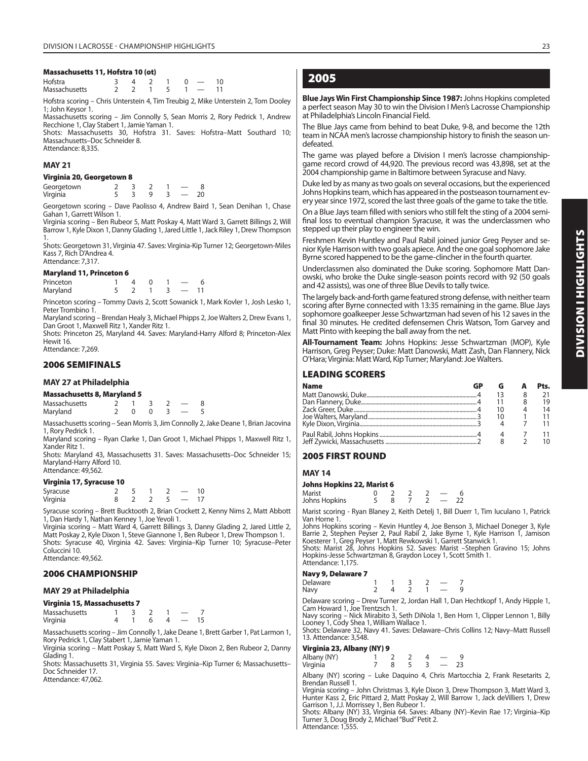### Massachusetts 11, Hofstra 10 (ot)

| | | | | | | | |
|---|---|---|---|---|---|---|---|
| Hofstra | 3 | 4 | 2 | 1 | 0 | — | 10 |
| Massachusetts | 2 | 2 | 1 | 5 | 1 | — | 11 |

Hofstra scoring – Chris Unterstein 4, Tim Treubig 2, Mike Unterstein 2, Tom Dooley 1; John Keysor 1.
Massachusetts scoring – Jim Connolly 5, Sean Morris 2, Rory Pedrick 1, Andrew Recchione 1, Clay Stabert 1, Jamie Yaman 1.
Shots: Massachusetts 30, Hofstra 31. Saves: Hofstra–Matt Southard 10; Massachusetts–Doc Schneider 8.
Attendance: 8,335.

### MAY 21

### Virginia 20, Georgetown 8

| | | | | | | |
|---|---|---|---|---|---|---|
| Georgetown | 2 | 3 | 2 | 1 | — | 8 |
| Virginia | 5 | 3 | 9 | 3 | — | 20 |

Georgetown scoring – Dave Paolisso 4, Andrew Baird 1, Sean Denihan 1, Chase Gahan 1, Garrett Wilson 1.
Virginia scoring – Ben Rubeor 5, Matt Poskay 4, Matt Ward 3, Garrett Billings 2, Will Barrow 1, Kyle Dixon 1, Danny Glading 1, Jared Little 1, Jack Riley 1, Drew Thompson 1.
Shots: Georgetown 31, Virginia 47. Saves: Virginia-Kip Turner 12; Georgetown-Miles Kass 7, Rich D'Andrea 4.
Attendance: 7,317.

### Maryland 11, Princeton 6

| | | | | | | |
|---|---|---|---|---|---|---|
| Princeton | 1 | 4 | 0 | 1 | — | 6 |
| Maryland | 5 | 2 | 1 | 3 | — | 11 |

Princeton scoring – Tommy Davis 2, Scott Sowanick 1, Mark Kovler 1, Josh Lesko 1, Peter Trombino 1.
Maryland scoring – Brendan Healy 3, Michael Phipps 2, Joe Walters 2, Drew Evans 1, Dan Groot 1, Maxwell Ritz 1, Xander Ritz 1.
Shots: Princeton 25, Maryland 44. Saves: Maryland-Harry Alford 8; Princeton-Alex Hewit 16.
Attendance: 7,269.

## 2006 SEMIFINALS

### MAY 27 at Philadelphia

### Massachusetts 8, Maryland 5

| | | | | | | |
|---|---|---|---|---|---|---|
| Massachusetts | 2 | 1 | 3 | 2 | — | 8 |
| Maryland | 2 | 0 | 0 | 3 | — | 5 |

Massachusetts scoring – Sean Morris 3, Jim Connolly 2, Jake Deane 1, Brian Jacovina 1, Rory Pedrick 1.
Maryland scoring – Ryan Clarke 1, Dan Groot 1, Michael Phipps 1, Maxwell Ritz 1, Xander Ritz 1.
Shots: Maryland 43, Massachusetts 31. Saves: Massachusetts–Doc Schneider 15; Maryland-Harry Alford 10.
Attendance: 49,562.

### Virginia 17, Syracuse 10

| | | | | | | |
|---|---|---|---|---|---|---|
| Syracuse | 2 | 5 | 1 | 2 | — | 10 |
| Virginia | 8 | 2 | 2 | 5 | — | 17 |

Syracuse scoring – Brett Bucktooth 2, Brian Crockett 2, Kenny Nims 2, Matt Abbott 1, Dan Hardy 1, Nathan Kenney 1, Joe Yevoli 1.
Virginia scoring – Matt Ward 4, Garrett Billings 3, Danny Glading 2, Jared Little 2, Matt Poskay 2, Kyle Dixon 1, Steve Giannone 1, Ben Rubeor 1, Drew Thompson 1.
Shots: Syracuse 40, Virginia 42. Saves: Virginia–Kip Turner 10; Syracuse–Peter Coluccini 10.
Attendance: 49,562.

## 2006 CHAMPIONSHIP

### MAY 29 at Philadelphia

### Virginia 15, Massachusetts 7

| | | | | | | |
|---|---|---|---|---|---|---|
| Massachusetts | 1 | 3 | 2 | 1 | — | 7 |
| Virginia | 4 | 1 | 6 | 4 | — | 15 |

Massachusetts scoring – Jim Connolly 1, Jake Deane 1, Brett Garber 1, Pat Larmon 1, Rory Pedrick 1, Clay Stabert 1, Jamie Yaman 1.
Virginia scoring – Matt Poskay 5, Matt Ward 5, Kyle Dixon 2, Ben Rubeor 2, Danny Glading 1.
Shots: Massachusetts 31, Virginia 55. Saves: Virginia–Kip Turner 6; Massachusetts–Doc Schneider 17.
Attendance: 47,062.

# 2005

**Blue Jays Win First Championship Since 1987:** Johns Hopkins completed a perfect season May 30 to win the Division I Men's Lacrosse Championship at Philadelphia's Lincoln Financial Field.

The Blue Jays came from behind to beat Duke, 9-8, and become the 12th team in NCAA men's lacrosse championship history to finish the season undefeated.

The game was played before a Division I men's lacrosse championship-game record crowd of 44,920. The previous record was 43,898, set at the 2004 championship game in Baltimore between Syracuse and Navy.

Duke led by as many as two goals on several occasions, but the experienced Johns Hopkins team, which has appeared in the postseason tournament every year since 1972, scored the last three goals of the game to take the title.

On a Blue Jays team filled with seniors who still felt the sting of a 2004 semifinal loss to eventual champion Syracuse, it was the underclassmen who stepped up their play to engineer the win.

Freshmen Kevin Huntley and Paul Rabil joined junior Greg Peyser and senior Kyle Harrison with two goals apiece. And the one goal sophomore Jake Byrne scored happened to be the game-clincher in the fourth quarter.

Underclassmen also dominated the Duke scoring. Sophomore Matt Danowski, who broke the Duke single-season points record with 92 (50 goals and 42 assists), was one of three Blue Devils to tally twice.

The largely back-and-forth game featured strong defense, with neither team scoring after Byrne connected with 13:35 remaining in the game. Blue Jays sophomore goalkeeper Jesse Schwartzman had seven of his 12 saves in the final 30 minutes. He credited defensemen Chris Watson, Tom Garvey and Matt Pinto with keeping the ball away from the net.

**All-Tournament Team:** Johns Hopkins: Jesse Schwartzman (MOP), Kyle Harrison, Greg Peyser; Duke: Matt Danowski, Matt Zash, Dan Flannery, Nick O'Hara; Virginia: Matt Ward, Kip Turner; Maryland: Joe Walters.

## LEADING SCORERS

| Name | GP | G | A | Pts. |
|---|---|---|---|---|
| Matt Danowski, Duke | 4 | 13 | 8 | 21 |
| Dan Flannery, Duke | 4 | 11 | 8 | 19 |
| Zack Greer, Duke | 4 | 10 | 4 | 14 |
| Joe Walters, Maryland | 3 | 10 | 1 | 11 |
| Kyle Dixon, Virginia | 3 | 4 | 7 | 11 |
| Paul Rabil, Johns Hopkins | 4 | 4 | 7 | 11 |
| Jeff Zywicki, Massachusetts | 2 | 8 | 2 | 10 |

## 2005 FIRST ROUND

### MAY 14

### Johns Hopkins 22, Marist 6

| | | | | | | |
|---|---|---|---|---|---|---|
| Marist | 0 | 2 | 2 | 2 | — | 6 |
| Johns Hopkins | 5 | 8 | 7 | 2 | — | 22 |

Marist scoring - Ryan Blaney 2, Keith Detelj 1, Bill Duerr 1, Tim Iuculano 1, Patrick Van Horne 1.
Johns Hopkins scoring – Kevin Huntley 4, Joe Benson 3, Michael Doneger 3, Kyle Barrie 2, Stephen Peyser 2, Paul Rabil 2, Jake Byrne 1, Kyle Harrison 1, Jamison Koesterer 1, Greg Peyser 1, Matt Rewkowski 1, Garrett Stanwick 1.
Shots: Marist 28, Johns Hopkins 52. Saves: Marist –Stephen Gravino 15; Johns Hopkins-Jesse Schwartzman 8, Graydon Locey 1, Scott Smith 1.
Attendance: 1,175.

### Navy 9, Delaware 7

| | | | | | | |
|---|---|---|---|---|---|---|
| Delaware | 1 | 1 | 3 | 2 | — | 7 |
| Navy | 2 | 4 | 2 | 1 | — | 9 |

Delaware scoring – Drew Turner 2, Jordan Hall 1, Dan Hechtkopf 1, Andy Hipple 1, Cam Howard 1, Joe Trentzsch 1.
Navy scoring – Nick Mirabito 3, Seth DiNola 1, Ben Horn 1, Clipper Lennon 1, Billy Looney 1, Cody Shea 1, William Wallace 1.
Shots: Delaware 32, Navy 41. Saves: Delaware–Chris Collins 12; Navy–Matt Russell 13. Attendance: 3,548.

### Virginia 23, Albany (NY) 9

| | | | | | | |
|---|---|---|---|---|---|---|
| Albany (NY) | 1 | 2 | 2 | 4 | — | 9 |
| Virginia | 7 | 8 | 5 | 3 | — | 23 |

Albany (NY) scoring – Luke Daquino 4, Chris Martocchia 2, Frank Resetarits 2, Brendan Russell 1.
Virginia scoring – John Christmas 3, Kyle Dixon 3, Drew Thompson 3, Matt Ward 3, Hunter Kass 2, Eric Pittard 2, Matt Poskay 2, Will Barrow 1, Jack deVilliers 1, Drew Garrison 1, J.J. Morrissey 1, Ben Rubeor 1.
Shots: Albany (NY) 33, Virginia 64. Saves: Albany (NY)–Kevin Rae 17; Virginia–Kip Turner 3, Doug Brody 2, Michael "Bud" Petit 2.
Attendance: 1,555.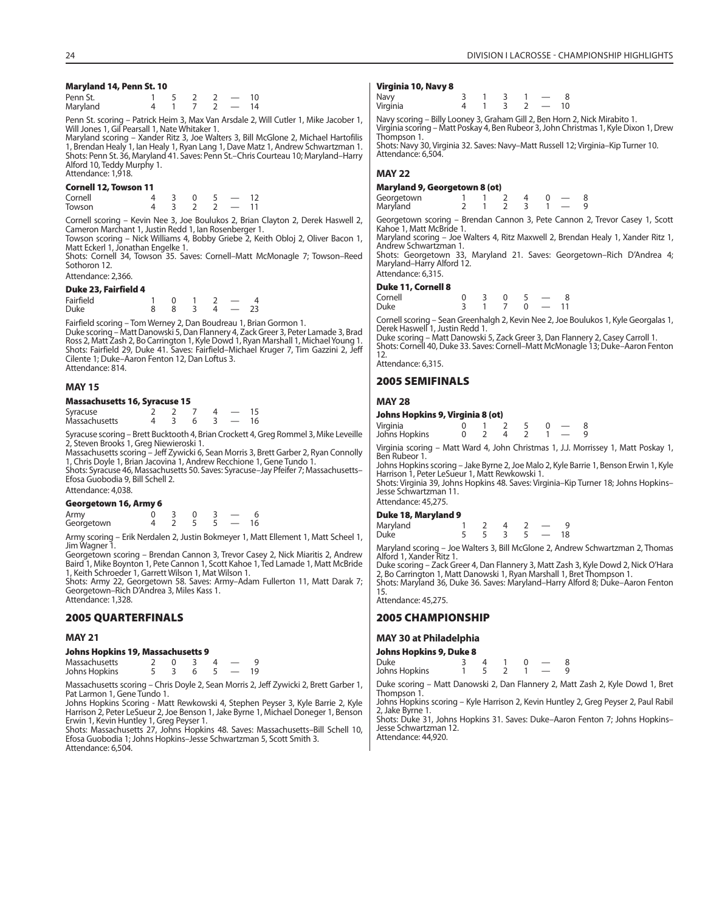#### Maryland 14, Penn St. 10

| | | | | | | |
|---|---|---|---|---|---|---|
| Penn St. | 1 | 5 | 2 | 2 | — | 10 |
| Maryland | 4 | 1 | 7 | 2 | — | 14 |

Penn St. scoring – Patrick Heim 3, Max Van Arsdale 2, Will Cutler 1, Mike Jacober 1, Will Jones 1, Gil Pearsall 1, Nate Whitaker 1.
Maryland scoring – Xander Ritz 3, Joe Walters 3, Bill McGlone 2, Michael Hartofilis 1, Brendan Healy 1, Ian Healy 1, Ryan Lang 1, Dave Matz 1, Andrew Schwartzman 1.
Shots: Penn St. 36, Maryland 41. Saves: Penn St.–Chris Courteau 10; Maryland–Harry Alford 10, Teddy Murphy 1.
Attendance: 1,918.

#### Cornell 12, Towson 11

| | | | | | | |
|---|---|---|---|---|---|---|
| Cornell | 4 | 3 | 0 | 5 | — | 12 |
| Towson | 4 | 3 | 2 | 2 | — | 11 |

Cornell scoring – Kevin Nee 3, Joe Boulukos 2, Brian Clayton 2, Derek Haswell 2, Cameron Marchant 1, Justin Redd 1, Ian Rosenberger 1.
Towson scoring – Nick Williams 4, Bobby Griebe 2, Keith Obloj 2, Oliver Bacon 1, Matt Eckerl 1, Jonathan Engelke 1.
Shots: Cornell 34, Towson 35. Saves: Cornell–Matt McMonagle 7; Towson–Reed Sothoron 12.
Attendance: 2,366.

#### Duke 23, Fairfield 4

| | | | | | | |
|---|---|---|---|---|---|---|
| Fairfield | 1 | 0 | 1 | 2 | — | 4 |
| Duke | 8 | 8 | 3 | 4 | — | 23 |

Fairfield scoring – Tom Werney 2, Dan Boudreau 1, Brian Gormon 1.
Duke scoring – Matt Danowski 5, Dan Flannery 4, Zack Greer 3, Peter Lamade 3, Brad Ross 2, Matt Zash 2, Bo Carrington 1, Kyle Dowd 1, Ryan Marshall 1, Michael Young 1.
Shots: Fairfield 29, Duke 41. Saves: Fairfield–Michael Kruger 7, Tim Gazzini 2, Jeff Cilente 1; Duke–Aaron Fenton 12, Dan Loftus 3.
Attendance: 814.

### MAY 15

#### Massachusetts 16, Syracuse 15

| | | | | | | |
|---|---|---|---|---|---|---|
| Syracuse | 2 | 2 | 7 | 4 | — | 15 |
| Massachusetts | 4 | 3 | 6 | 3 | — | 16 |

Syracuse scoring – Brett Bucktooth 4, Brian Crockett 4, Greg Rommel 3, Mike Leveille 2, Steven Brooks 1, Greg Niewieroski 1.
Massachusetts scoring – Jeff Zywicki 6, Sean Morris 3, Brett Garber 2, Ryan Connolly 1, Chris Doyle 1, Brian Jacovina 1, Andrew Recchione 1, Gene Tundo 1.
Shots: Syracuse 46, Massachusetts 50. Saves: Syracuse–Jay Pfeifer 7; Massachusetts–Efosa Guobodia 9, Bill Schell 2.
Attendance: 4,038.

#### Georgetown 16, Army 6

| | | | | | | |
|---|---|---|---|---|---|---|
| Army | 0 | 3 | 0 | 3 | — | 6 |
| Georgetown | 4 | 2 | 5 | 5 | — | 16 |

Army scoring – Erik Nerdalen 2, Justin Bokmeyer 1, Matt Ellement 1, Matt Scheel 1, Jim Wagner 1.
Georgetown scoring – Brendan Cannon 3, Trevor Casey 2, Nick Miaritis 2, Andrew Baird 1, Mike Boynton 1, Pete Cannon 1, Scott Kahoe 1, Ted Lamade 1, Matt McBride 1, Keith Schroeder 1, Garrett Wilson 1, Mat Wilson 1.
Shots: Army 22, Georgetown 58. Saves: Army–Adam Fullerton 11, Matt Darak 7; Georgetown–Rich D'Andrea 3, Miles Kass 1.
Attendance: 1,328.

## 2005 QUARTERFINALS

### MAY 21

#### Johns Hopkins 19, Massachusetts 9

| | | | | | | |
|---|---|---|---|---|---|---|
| Massachusetts | 2 | 0 | 3 | 4 | — | 9 |
| Johns Hopkins | 5 | 3 | 6 | 5 | — | 19 |

Massachusetts scoring – Chris Doyle 2, Sean Morris 2, Jeff Zywicki 2, Brett Garber 1, Pat Larmon 1, Gene Tundo 1.
Johns Hopkins Scoring - Matt Rewkowski 4, Stephen Peyser 3, Kyle Barrie 2, Kyle Harrison 2, Peter LeSueur 2, Joe Benson 1, Jake Byrne 1, Michael Doneger 1, Benson Erwin 1, Kevin Huntley 1, Greg Peyser 1.
Shots: Massachusetts 27, Johns Hopkins 48. Saves: Massachusetts–Bill Schell 10, Efosa Guobodia 1; Johns Hopkins–Jesse Schwartzman 5, Scott Smith 3.
Attendance: 6,504.

#### Virginia 10, Navy 8

| | | | | | | |
|---|---|---|---|---|---|---|
| Navy | 3 | 1 | 3 | 1 | — | 8 |
| Virginia | 4 | 1 | 3 | 2 | — | 10 |

Navy scoring – Billy Looney 3, Graham Gill 2, Ben Horn 2, Nick Mirabito 1.
Virginia scoring – Matt Poskay 4, Ben Rubeor 3, John Christmas 1, Kyle Dixon 1, Drew Thompson 1.
Shots: Navy 30, Virginia 32. Saves: Navy–Matt Russell 12; Virginia–Kip Turner 10.
Attendance: 6,504.

### MAY 22

#### Maryland 9, Georgetown 8 (ot)

| | | | | | | | |
|---|---|---|---|---|---|---|---|
| Georgetown | 1 | 1 | 2 | 4 | 0 | — | 8 |
| Maryland | 2 | 1 | 2 | 3 | 1 | — | 9 |

Georgetown scoring – Brendan Cannon 3, Pete Cannon 2, Trevor Casey 1, Scott Kahoe 1, Matt McBride 1.
Maryland scoring – Joe Walters 4, Ritz Maxwell 2, Brendan Healy 1, Xander Ritz 1, Andrew Schwartzman 1.
Shots: Georgetown 33, Maryland 21. Saves: Georgetown–Rich D'Andrea 4; Maryland–Harry Alford 12.
Attendance: 6,315.

#### Duke 11, Cornell 8

| | | | | | | |
|---|---|---|---|---|---|---|
| Cornell | 0 | 3 | 0 | 5 | — | 8 |
| Duke | 3 | 1 | 7 | 0 | — | 11 |

Cornell scoring – Sean Greenhalgh 2, Kevin Nee 2, Joe Boulukos 1, Kyle Georgalas 1, Derek Haswell 1, Justin Redd 1.
Duke scoring – Matt Danowski 5, Zack Greer 3, Dan Flannery 2, Casey Carroll 1.
Shots: Cornell 40, Duke 33. Saves: Cornell–Matt McMonagle 13; Duke–Aaron Fenton 12.
Attendance: 6,315.

## 2005 SEMIFINALS

### MAY 28

#### Johns Hopkins 9, Virginia 8 (ot)

| | | | | | | | |
|---|---|---|---|---|---|---|---|
| Virginia | 0 | 1 | 2 | 5 | 0 | — | 8 |
| Johns Hopkins | 0 | 2 | 4 | 2 | 1 | — | 9 |

Virginia scoring – Matt Ward 4, John Christmas 1, J.J. Morrissey 1, Matt Poskay 1, Ben Rubeor 1.
Johns Hopkins scoring – Jake Byrne 2, Joe Malo 2, Kyle Barrie 1, Benson Erwin 1, Kyle Harrison 1, Peter LeSueur 1, Matt Rewkowski 1.
Shots: Virginia 39, Johns Hopkins 48. Saves: Virginia–Kip Turner 18; Johns Hopkins–Jesse Schwartzman 11.
Attendance: 45,275.

#### Duke 18, Maryland 9

| | | | | | | |
|---|---|---|---|---|---|---|
| Maryland | 1 | 2 | 4 | 2 | — | 9 |
| Duke | 5 | 5 | 3 | 5 | — | 18 |

Maryland scoring – Joe Walters 3, Bill McGlone 2, Andrew Schwartzman 2, Thomas Alford 1, Xander Ritz 1.
Duke scoring – Zack Greer 4, Dan Flannery 3, Matt Zash 3, Kyle Dowd 2, Nick O'Hara 2, Bo Carrington 1, Matt Danowski 1, Ryan Marshall 1, Bret Thompson 1.
Shots: Maryland 36, Duke 36. Saves: Maryland–Harry Alford 8; Duke–Aaron Fenton 15.
Attendance: 45,275.

## 2005 CHAMPIONSHIP

### MAY 30 at Philadelphia

#### Johns Hopkins 9, Duke 8

| | | | | | | |
|---|---|---|---|---|---|---|
| Duke | 3 | 4 | 1 | 0 | — | 8 |
| Johns Hopkins | 1 | 5 | 2 | 1 | — | 9 |

Duke scoring – Matt Danowski 2, Dan Flannery 2, Matt Zash 2, Kyle Dowd 1, Bret Thompson 1.
Johns Hopkins scoring – Kyle Harrison 2, Kevin Huntley 2, Greg Peyser 2, Paul Rabil 2, Jake Byrne 1.
Shots: Duke 31, Johns Hopkins 31. Saves: Duke–Aaron Fenton 7; Johns Hopkins–Jesse Schwartzman 12.
Attendance: 44,920.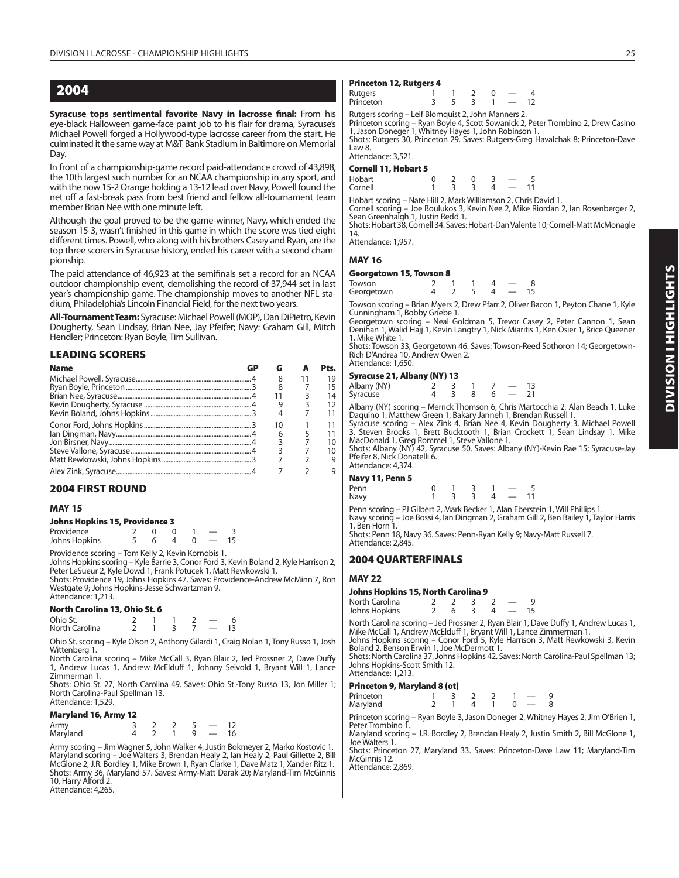## 2004

**Syracuse tops sentimental favorite Navy in lacrosse final:** From his eye-black Halloween game-face paint job to his flair for drama, Syracuse's Michael Powell forged a Hollywood-type lacrosse career from the start. He culminated it the same way at M&T Bank Stadium in Baltimore on Memorial Day.

In front of a championship-game record paid-attendance crowd of 43,898, the 10th largest such number for an NCAA championship in any sport, and with the now 15-2 Orange holding a 13-12 lead over Navy, Powell found the net off a fast-break pass from best friend and fellow all-tournament team member Brian Nee with one minute left.

Although the goal proved to be the game-winner, Navy, which ended the season 15-3, wasn't finished in this game in which the score was tied eight different times. Powell, who along with his brothers Casey and Ryan, are the top three scorers in Syracuse history, ended his career with a second championship.

The paid attendance of 46,923 at the semifinals set a record for an NCAA outdoor championship event, demolishing the record of 37,944 set in last year's championship game. The championship moves to another NFL stadium, Philadelphia's Lincoln Financial Field, for the next two years.

**All-Tournament Team:** Syracuse: Michael Powell (MOP), Dan DiPietro, Kevin Dougherty, Sean Lindsay, Brian Nee, Jay Pfeifer; Navy: Graham Gill, Mitch Hendler; Princeton: Ryan Boyle, Tim Sullivan.

### LEADING SCORERS

| Name | GP | G | A | Pts. |
|---|---|---|---|---|
| Michael Powell, Syracuse | 4 | 8 | 11 | 19 |
| Ryan Boyle, Princeton | 3 | 8 | 7 | 15 |
| Brian Nee, Syracuse | 4 | 11 | 3 | 14 |
| Kevin Dougherty, Syracuse | 4 | 9 | 3 | 12 |
| Kevin Boland, Johns Hopkins | 3 | 4 | 7 | 11 |
| Conor Ford, Johns Hopkins | 3 | 10 | 1 | 11 |
| Ian Dingman, Navy | 4 | 6 | 5 | 11 |
| Jon Birsner, Navy | 4 | 3 | 7 | 10 |
| Steve Vallone, Syracuse | 4 | 3 | 7 | 10 |
| Matt Rewkowski, Johns Hopkins | 3 | 7 | 2 | 9 |
| Alex Zink, Syracuse | 4 | 7 | 2 | 9 |

### 2004 FIRST ROUND

#### MAY 15

**Johns Hopkins 15, Providence 3**

| | | | | | | |
|---|---|---|---|---|---|---|
| Providence | 2 | 0 | 0 | 1 | — | 3 |
| Johns Hopkins | 5 | 6 | 4 | 0 | — | 15 |

Providence scoring – Tom Kelly 2, Kevin Kornobis 1.
Johns Hopkins scoring – Kyle Barrie 3, Conor Ford 3, Kevin Boland 2, Kyle Harrison 2, Peter LeSueur 2, Kyle Dowd 1, Frank Potucek 1, Matt Rewkowski 1.
Shots: Providence 19, Johns Hopkins 47. Saves: Providence-Andrew McMinn 7, Ron Westgate 9; Johns Hopkins-Jesse Schwartzman 9.
Attendance: 1,213.

**North Carolina 13, Ohio St. 6**

| | | | | | | |
|---|---|---|---|---|---|---|
| Ohio St. | 2 | 1 | 1 | 2 | — | 6 |
| North Carolina | 2 | 1 | 3 | 7 | — | 13 |

Ohio St. scoring – Kyle Olson 2, Anthony Gilardi 1, Craig Nolan 1, Tony Russo 1, Josh Wittenberg 1.
North Carolina scoring – Mike McCall 3, Ryan Blair 2, Jed Prossner 2, Dave Duffy 1, Andrew Lucas 1, Andrew McElduff 1, Johnny Seivold 1, Bryant Will 1, Lance Zimmerman 1.
Shots: Ohio St. 27, North Carolina 49. Saves: Ohio St.-Tony Russo 13, Jon Miller 1; North Carolina-Paul Spellman 13.
Attendance: 1,529.

**Maryland 16, Army 12**

| | | | | | | |
|---|---|---|---|---|---|---|
| Army | 3 | 2 | 2 | 5 | — | 12 |
| Maryland | 4 | 2 | 1 | 9 | — | 16 |

Army scoring – Jim Wagner 5, John Walker 4, Justin Bokmeyer 2, Marko Kostovic 1.
Maryland scoring – Joe Walters 3, Brendan Healy 2, Ian Healy 2, Paul Gillette 2, Bill McGlone 2, J.R. Bordley 1, Mike Brown 1, Ryan Clarke 1, Dave Matz 1, Xander Ritz 1.
Shots: Army 36, Maryland 57. Saves: Army-Matt Darak 20; Maryland-Tim McGinnis 10, Harry Alford 2.
Attendance: 4,265.

**Princeton 12, Rutgers 4**

| | | | | | | |
|---|---|---|---|---|---|---|
| Rutgers | 1 | 1 | 2 | 0 | — | 4 |
| Princeton | 3 | 5 | 3 | 1 | — | 12 |

Rutgers scoring – Leif Blomquist 2, John Manners 2.
Princeton scoring – Ryan Boyle 4, Scott Sowanick 2, Peter Trombino 2, Drew Casino 1, Jason Doneger 1, Whitney Hayes 1, John Robinson 1.
Shots: Rutgers 30, Princeton 29. Saves: Rutgers-Greg Havalchak 8; Princeton-Dave Law 8.
Attendance: 3,521.

**Cornell 11, Hobart 5**

| | | | | | | |
|---|---|---|---|---|---|---|
| Hobart | 0 | 2 | 0 | 3 | — | 5 |
| Cornell | 1 | 3 | 3 | 4 | — | 11 |

Hobart scoring – Nate Hill 2, Mark Williamson 2, Chris David 1.
Cornell scoring – Joe Boulukos 3, Kevin Nee 2, Mike Riordan 2, Ian Rosenberger 2, Sean Greenhalgh 1, Justin Redd 1.
Shots: Hobart 38, Cornell 34. Saves: Hobart-Dan Valente 10; Cornell-Matt McMonagle 14.
Attendance: 1,957.

#### MAY 16

**Georgetown 15, Towson 8**

| | | | | | | |
|---|---|---|---|---|---|---|
| Towson | 2 | 1 | 1 | 4 | — | 8 |
| Georgetown | 4 | 2 | 5 | 4 | — | 15 |

Towson scoring – Brian Myers 2, Drew Pfarr 2, Oliver Bacon 1, Peyton Chane 1, Kyle Cunningham 1, Bobby Griebe 1.
Georgetown scoring – Neal Goldman 5, Trevor Casey 2, Peter Cannon 1, Sean Denihan 1, Walid Hajj 1, Kevin Langtry 1, Nick Miaritis 1, Ken Osier 1, Brice Queener 1, Mike White 1.
Shots: Towson 33, Georgetown 46. Saves: Towson-Reed Sothoron 14; Georgetown-Rich D'Andrea 10, Andrew Owen 2.
Attendance: 1,650.

**Syracuse 21, Albany (NY) 13**

| | | | | | | |
|---|---|---|---|---|---|---|
| Albany (NY) | 2 | 3 | 1 | 7 | — | 13 |
| Syracuse | 4 | 3 | 8 | 6 | — | 21 |

Albany (NY) scoring – Merrick Thomson 6, Chris Martocchia 2, Alan Beach 1, Luke Daquino 1, Matthew Green 1, Bakary Janneh 1, Brendan Russell 1.
Syracuse scoring – Alex Zink 4, Brian Nee 4, Kevin Dougherty 3, Michael Powell 3, Steven Brooks 1, Brett Bucktooth 1, Brian Crockett 1, Sean Lindsay 1, Mike MacDonald 1, Greg Rommel 1, Steve Vallone 1.
Shots: Albany (NY) 42, Syracuse 50. Saves: Albany (NY)-Kevin Rae 15; Syracuse-Jay Pfeifer 8, Nick Donatelli 6.
Attendance: 4,374.

**Navy 11, Penn 5**

| | | | | | | |
|---|---|---|---|---|---|---|
| Penn | 0 | 1 | 3 | 1 | — | 5 |
| Navy | 1 | 3 | 3 | 4 | — | 11 |

Penn scoring – PJ Gilbert 2, Mark Becker 1, Alan Eberstein 1, Will Phillips 1.
Navy scoring – Joe Bossi 4, Ian Dingman 2, Graham Gill 2, Ben Bailey 1, Taylor Harris 1, Ben Horn 1.
Shots: Penn 18, Navy 36. Saves: Penn-Ryan Kelly 9; Navy-Matt Russell 7.
Attendance: 2,845.

### 2004 QUARTERFINALS

#### MAY 22

**Johns Hopkins 15, North Carolina 9**

| | | | | | | |
|---|---|---|---|---|---|---|
| North Carolina | 2 | 2 | 3 | 2 | — | 9 |
| Johns Hopkins | 2 | 6 | 3 | 4 | — | 15 |

North Carolina scoring – Jed Prossner 2, Ryan Blair 1, Dave Duffy 1, Andrew Lucas 1, Mike McCall 1, Andrew McElduff 1, Bryant Will 1, Lance Zimmerman 1.
Johns Hopkins scoring – Conor Ford 5, Kyle Harrison 3, Matt Rewkowski 3, Kevin Boland 2, Benson Erwin 1, Joe McDermott 1.
Shots: North Carolina 37, Johns Hopkins 42. Saves: North Carolina-Paul Spellman 13; Johns Hopkins-Scott Smith 12.
Attendance: 1,213.

**Princeton 9, Maryland 8 (ot)**

| | | | | | | | |
|---|---|---|---|---|---|---|---|
| Princeton | 1 | 3 | 2 | 2 | 1 | — | 9 |
| Maryland | 2 | 1 | 4 | 1 | 0 | — | 8 |

Princeton scoring – Ryan Boyle 3, Jason Doneger 2, Whitney Hayes 2, Jim O'Brien 1, Peter Trombino 1.
Maryland scoring – J.R. Bordley 2, Brendan Healy 2, Justin Smith 2, Bill McGlone 1, Joe Walters 1.
Shots: Princeton 27, Maryland 33. Saves: Princeton-Dave Law 11; Maryland-Tim McGinnis 12.
Attendance: 2,869.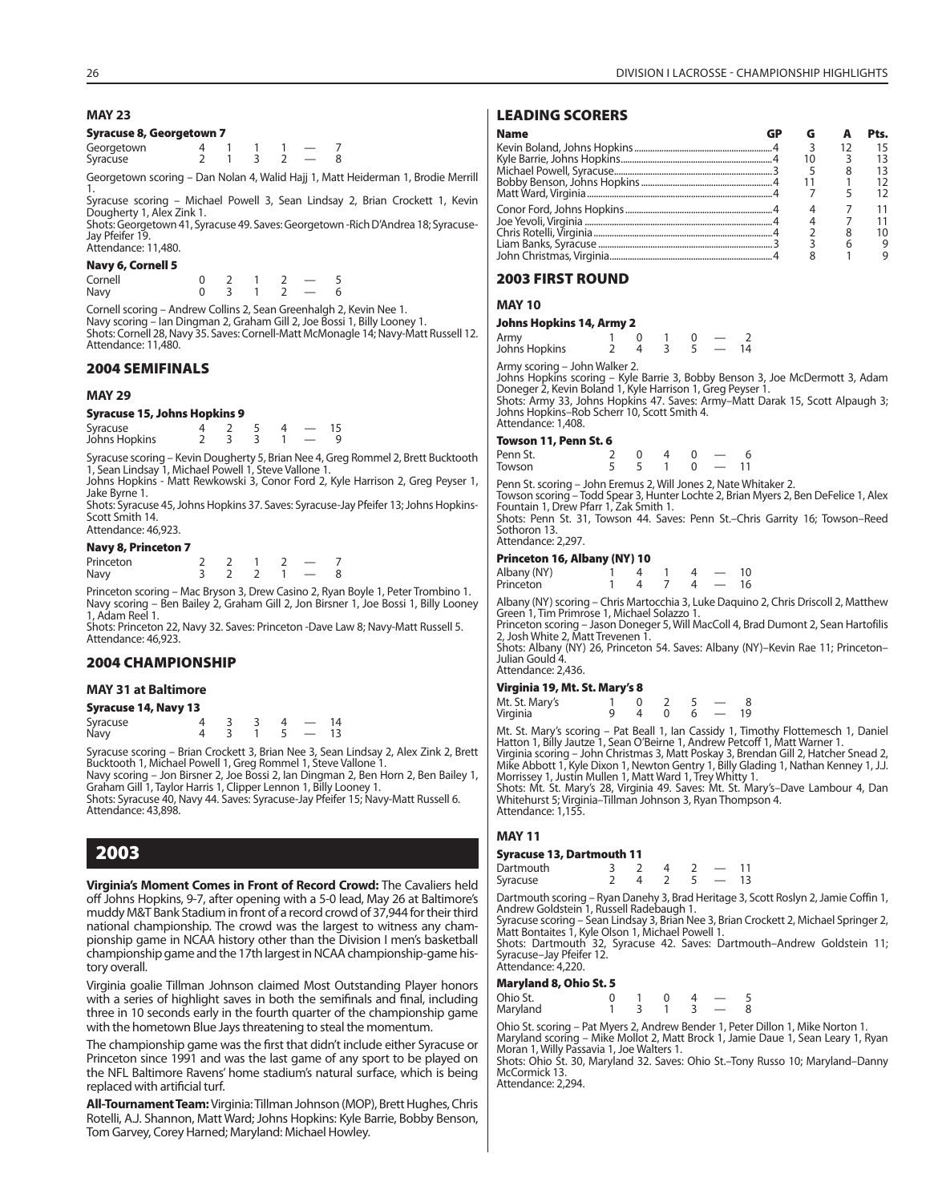## MAY 23

### Syracuse 8, Georgetown 7

| | | | | | | |
|---|---|---|---|---|---|---|
| Georgetown | 4 | 1 | 1 | 1 | — | 7 |
| Syracuse | 2 | 1 | 3 | 2 | — | 8 |

Georgetown scoring – Dan Nolan 4, Walid Hajj 1, Matt Heiderman 1, Brodie Merrill 1.
Syracuse scoring – Michael Powell 3, Sean Lindsay 2, Brian Crockett 1, Kevin Dougherty 1, Alex Zink 1.
Shots: Georgetown 41, Syracuse 49. Saves: Georgetown -Rich D'Andrea 18; Syracuse-Jay Pfeifer 19.
Attendance: 11,480.

### Navy 6, Cornell 5

| | | | | | | |
|---|---|---|---|---|---|---|
| Cornell | 0 | 2 | 1 | 2 | — | 5 |
| Navy | 0 | 3 | 1 | 2 | — | 6 |

Cornell scoring – Andrew Collins 2, Sean Greenhalgh 2, Kevin Nee 1.
Navy scoring – Ian Dingman 2, Graham Gill 2, Joe Bossi 1, Billy Looney 1.
Shots: Cornell 28, Navy 35. Saves: Cornell-Matt McMonagle 14; Navy-Matt Russell 12.
Attendance: 11,480.

## 2004 SEMIFINALS

## MAY 29

### Syracuse 15, Johns Hopkins 9

| | | | | | | |
|---|---|---|---|---|---|---|
| Syracuse | 4 | 2 | 5 | 4 | — | 15 |
| Johns Hopkins | 2 | 3 | 3 | 1 | — | 9 |

Syracuse scoring – Kevin Dougherty 5, Brian Nee 4, Greg Rommel 2, Brett Bucktooth 1, Sean Lindsay 1, Michael Powell 1, Steve Vallone 1.
Johns Hopkins - Matt Rewkowski 3, Conor Ford 2, Kyle Harrison 2, Greg Peyser 1, Jake Byrne 1.
Shots: Syracuse 45, Johns Hopkins 37. Saves: Syracuse-Jay Pfeifer 13; Johns Hopkins-Scott Smith 14.
Attendance: 46,923.

### Navy 8, Princeton 7

| | | | | | | |
|---|---|---|---|---|---|---|
| Princeton | 2 | 2 | 1 | 2 | — | 7 |
| Navy | 3 | 2 | 2 | 1 | — | 8 |

Princeton scoring – Mac Bryson 3, Drew Casino 2, Ryan Boyle 1, Peter Trombino 1.
Navy scoring – Ben Bailey 2, Graham Gill 2, Jon Birsner 1, Joe Bossi 1, Billy Looney 1, Adam Reel 1.
Shots: Princeton 22, Navy 32. Saves: Princeton -Dave Law 8; Navy-Matt Russell 5.
Attendance: 46,923.

## 2004 CHAMPIONSHIP

## MAY 31 at Baltimore

### Syracuse 14, Navy 13

| | | | | | | |
|---|---|---|---|---|---|---|
| Syracuse | 4 | 3 | 3 | 4 | — | 14 |
| Navy | 4 | 3 | 1 | 5 | — | 13 |

Syracuse scoring – Brian Crockett 3, Brian Nee 3, Sean Lindsay 2, Alex Zink 2, Brett Bucktooth 1, Michael Powell 1, Greg Rommel 1, Steve Vallone 1.
Navy scoring – Jon Birsner 2, Joe Bossi 2, Ian Dingman 2, Ben Horn 2, Ben Bailey 1, Graham Gill 1, Taylor Harris 1, Clipper Lennon 1, Billy Looney 1.
Shots: Syracuse 40, Navy 44. Saves: Syracuse-Jay Pfeifer 15; Navy-Matt Russell 6.
Attendance: 43,898.

# 2003

**Virginia's Moment Comes in Front of Record Crowd:** The Cavaliers held off Johns Hopkins, 9-7, after opening with a 5-0 lead, May 26 at Baltimore's muddy M&T Bank Stadium in front of a record crowd of 37,944 for their third national championship. The crowd was the largest to witness any championship game in NCAA history other than the Division I men's basketball championship game and the 17th largest in NCAA championship-game history overall.

Virginia goalie Tillman Johnson claimed Most Outstanding Player honors with a series of highlight saves in both the semifinals and final, including three in 10 seconds early in the fourth quarter of the championship game with the hometown Blue Jays threatening to steal the momentum.

The championship game was the first that didn't include either Syracuse or Princeton since 1991 and was the last game of any sport to be played on the NFL Baltimore Ravens' home stadium's natural surface, which is being replaced with artificial turf.

**All-Tournament Team:** Virginia: Tillman Johnson (MOP), Brett Hughes, Chris Rotelli, A.J. Shannon, Matt Ward; Johns Hopkins: Kyle Barrie, Bobby Benson, Tom Garvey, Corey Harned; Maryland: Michael Howley.

## LEADING SCORERS

| Name | GP | G | A | Pts. |
|---|---|---|---|---|
| Kevin Boland, Johns Hopkins | 4 | 3 | 12 | 15 |
| Kyle Barrie, Johns Hopkins | 4 | 10 | 3 | 13 |
| Michael Powell, Syracuse | 3 | 5 | 8 | 13 |
| Bobby Benson, Johns Hopkins | 4 | 11 | 1 | 12 |
| Matt Ward, Virginia | 4 | 7 | 5 | 12 |
| Conor Ford, Johns Hopkins | 4 | 4 | 7 | 11 |
| Joe Yevoli, Virginia | 4 | 4 | 7 | 11 |
| Chris Rotelli, Virginia | 4 | 2 | 8 | 10 |
| Liam Banks, Syracuse | 3 | 3 | 6 | 9 |
| John Christmas, Virginia | 4 | 8 | 1 | 9 |

## 2003 FIRST ROUND

## MAY 10

### Johns Hopkins 14, Army 2

| | | | | | | |
|---|---|---|---|---|---|---|
| Army | 1 | 0 | 1 | 0 | — | 2 |
| Johns Hopkins | 2 | 4 | 3 | 5 | — | 14 |

Army scoring – John Walker 2.
Johns Hopkins scoring – Kyle Barrie 3, Bobby Benson 3, Joe McDermott 3, Adam Doneger 2, Kevin Boland 1, Kyle Harrison 1, Greg Peyser 1.
Shots: Army 33, Johns Hopkins 47. Saves: Army–Matt Darak 15, Scott Alpaugh 3; Johns Hopkins–Rob Scherr 10, Scott Smith 4.
Attendance: 1,408.

### Towson 11, Penn St. 6

| | | | | | | |
|---|---|---|---|---|---|---|
| Penn St. | 2 | 0 | 4 | 0 | — | 6 |
| Towson | 5 | 5 | 1 | 0 | — | 11 |

Penn St. scoring – John Eremus 2, Will Jones 2, Nate Whitaker 2.
Towson scoring – Todd Spear 3, Hunter Lochte 2, Brian Myers 2, Ben DeFelice 1, Alex Fountain 1, Drew Pfarr 1, Zak Smith 1.
Shots: Penn St. 31, Towson 44. Saves: Penn St.–Chris Garrity 16; Towson–Reed Sothoron 13.
Attendance: 2,297.

### Princeton 16, Albany (NY) 10

| | | | | | | |
|---|---|---|---|---|---|---|
| Albany (NY) | 1 | 4 | 1 | 4 | — | 10 |
| Princeton | 1 | 4 | 7 | 4 | — | 16 |

Albany (NY) scoring – Chris Martocchia 3, Luke Daquino 2, Chris Driscoll 2, Matthew Green 1, Tim Primrose 1, Michael Solazzo 1.
Princeton scoring – Jason Doneger 5, Will MacColl 4, Brad Dumont 2, Sean Hartofilis 2, Josh White 2, Matt Trevenen 1.
Shots: Albany (NY) 26, Princeton 54. Saves: Albany (NY)–Kevin Rae 11; Princeton–Julian Gould 4.
Attendance: 2,436.

### Virginia 19, Mt. St. Mary's 8

| | | | | | | |
|---|---|---|---|---|---|---|
| Mt. St. Mary's | 1 | 0 | 2 | 5 | — | 8 |
| Virginia | 9 | 4 | 0 | 6 | — | 19 |

Mt. St. Mary's scoring – Pat Beall 1, Ian Cassidy 1, Timothy Flottemesch 1, Daniel Hatton 1, Billy Jautze 1, Sean O'Beirne 1, Andrew Petcoff 1, Matt Warner 1.
Virginia scoring – John Christmas 3, Matt Poskay 3, Brendan Gill 2, Hatcher Snead 2, Mike Abbott 1, Kyle Dixon 1, Newton Gentry 1, Billy Glading 1, Nathan Kenney 1, J.J. Morrissey 1, Justin Mullen 1, Matt Ward 1, Trey Whitty 1.
Shots: Mt. St. Mary's 28, Virginia 49. Saves: Mt. St. Mary's–Dave Lambour 4, Dan Whitehurst 5; Virginia–Tillman Johnson 3, Ryan Thompson 4.
Attendance: 1,155.

## MAY 11

### Syracuse 13, Dartmouth 11

| | | | | | | |
|---|---|---|---|---|---|---|
| Dartmouth | 3 | 2 | 4 | 2 | — | 11 |
| Syracuse | 2 | 4 | 2 | 5 | — | 13 |

Dartmouth scoring – Ryan Danehy 3, Brad Heritage 3, Scott Roslyn 2, Jamie Coffin 1, Andrew Goldstein 1, Russell Radebaugh 1.
Syracuse scoring – Sean Lindsay 3, Brian Nee 3, Brian Crockett 2, Michael Springer 2, Matt Bontaites 1, Kyle Olson 1, Michael Powell 1.
Shots: Dartmouth 32, Syracuse 42. Saves: Dartmouth–Andrew Goldstein 11; Syracuse–Jay Pfeifer 12.
Attendance: 4,220.

### Maryland 8, Ohio St. 5

| | | | | | | |
|---|---|---|---|---|---|---|
| Ohio St. | 0 | 1 | 0 | 4 | — | 5 |
| Maryland | 1 | 3 | 1 | 3 | — | 8 |

Ohio St. scoring – Pat Myers 2, Andrew Bender 1, Peter Dillon 1, Mike Norton 1.
Maryland scoring – Mike Mollot 2, Matt Brock 1, Jamie Daue 1, Sean Leary 1, Ryan Moran 1, Willy Passavia 1, Joe Walters 1.
Shots: Ohio St. 30, Maryland 32. Saves: Ohio St.–Tony Russo 10; Maryland–Danny McCormick 13.
Attendance: 2,294.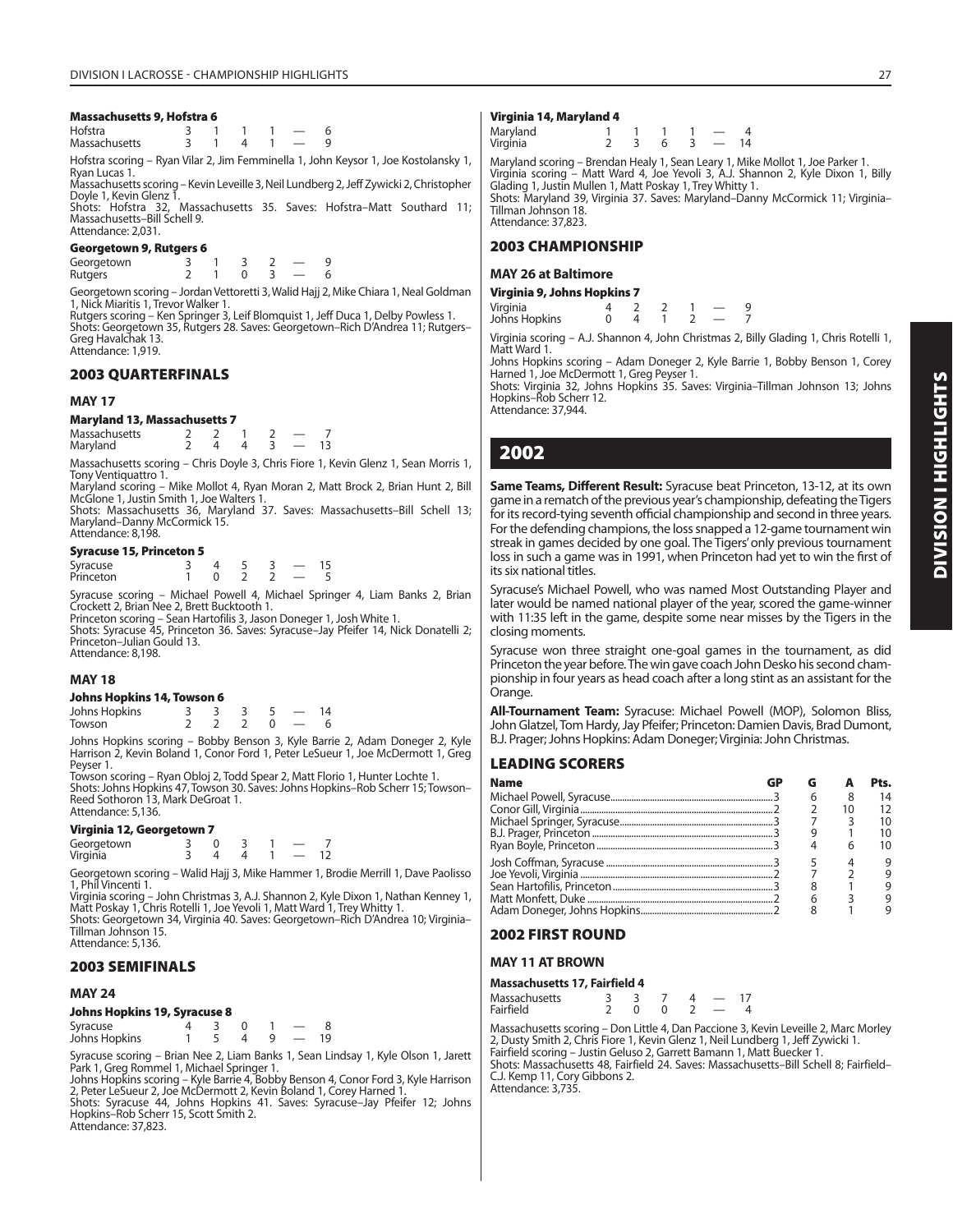#### Massachusetts 9, Hofstra 6

| | | | | | | |
|---|---|---|---|---|---|---|
| Hofstra | 3 | 1 | 1 | 1 | — | 6 |
| Massachusetts | 3 | 1 | 4 | 1 | — | 9 |

Hofstra scoring – Ryan Vilar 2, Jim Femminella 1, John Keysor 1, Joe Kostolansky 1, Ryan Lucas 1.
Massachusetts scoring – Kevin Leveille 3, Neil Lundberg 2, Jeff Zywicki 2, Christopher Doyle 1, Kevin Glenz 1.
Shots: Hofstra 32, Massachusetts 35. Saves: Hofstra–Matt Southard 11; Massachusetts–Bill Schell 9.
Attendance: 2,031.

#### Georgetown 9, Rutgers 6

| | | | | | | |
|---|---|---|---|---|---|---|
| Georgetown | 3 | 1 | 3 | 2 | — | 9 |
| Rutgers | 2 | 1 | 0 | 3 | — | 6 |

Georgetown scoring – Jordan Vettoretti 3, Walid Hajj 2, Mike Chiara 1, Neal Goldman 1, Nick Miaritis 1, Trevor Walker 1.
Rutgers scoring – Ken Springer 3, Leif Blomquist 1, Jeff Duca 1, Delby Powless 1.
Shots: Georgetown 35, Rutgers 28. Saves: Georgetown–Rich D'Andrea 11; Rutgers–Greg Havalchak 13.
Attendance: 1,919.

## 2003 QUARTERFINALS

### MAY 17

#### Maryland 13, Massachusetts 7

| | | | | | | |
|---|---|---|---|---|---|---|
| Massachusetts | 2 | 2 | 1 | 2 | — | 7 |
| Maryland | 2 | 4 | 4 | 3 | — | 13 |

Massachusetts scoring – Chris Doyle 3, Chris Fiore 1, Kevin Glenz 1, Sean Morris 1, Tony Ventiquattro 1.
Maryland scoring – Mike Mollot 4, Ryan Moran 2, Matt Brock 2, Brian Hunt 2, Bill McGlone 1, Justin Smith 1, Joe Walters 1.
Shots: Massachusetts 36, Maryland 37. Saves: Massachusetts–Bill Schell 13; Maryland–Danny McCormick 15.
Attendance: 8,198.

#### Syracuse 15, Princeton 5

| | | | | | | |
|---|---|---|---|---|---|---|
| Syracuse | 3 | 4 | 5 | 3 | — | 15 |
| Princeton | 1 | 0 | 2 | 2 | — | 5 |

Syracuse scoring – Michael Powell 4, Michael Springer 4, Liam Banks 2, Brian Crockett 2, Brian Nee 2, Brett Bucktooth 1.
Princeton scoring – Sean Hartofilis 3, Jason Doneger 1, Josh White 1.
Shots: Syracuse 45, Princeton 36. Saves: Syracuse–Jay Pfeifer 14, Nick Donatelli 2; Princeton–Julian Gould 13.
Attendance: 8,198.

### MAY 18

#### Johns Hopkins 14, Towson 6

| | | | | | | |
|---|---|---|---|---|---|---|
| Johns Hopkins | 3 | 3 | 3 | 5 | — | 14 |
| Towson | 2 | 2 | 2 | 0 | — | 6 |

Johns Hopkins scoring – Bobby Benson 3, Kyle Barrie 2, Adam Doneger 2, Kyle Harrison 2, Kevin Boland 1, Conor Ford 1, Peter LeSueur 1, Joe McDermott 1, Greg Peyser 1.
Towson scoring – Ryan Obloj 2, Todd Spear 2, Matt Florio 1, Hunter Lochte 1.
Shots: Johns Hopkins 47, Towson 30. Saves: Johns Hopkins–Rob Scherr 15; Towson–Reed Sothoron 13, Mark DeGroat 1.
Attendance: 5,136.

#### Virginia 12, Georgetown 7

| | | | | | | |
|---|---|---|---|---|---|---|
| Georgetown | 3 | 0 | 3 | 1 | — | 7 |
| Virginia | 3 | 4 | 4 | 1 | — | 12 |

Georgetown scoring – Walid Hajj 3, Mike Hammer 1, Brodie Merrill 1, Dave Paolisso 1, Phil Vincenti 1.
Virginia scoring – John Christmas 3, A.J. Shannon 2, Kyle Dixon 1, Nathan Kenney 1, Matt Poskay 1, Chris Rotelli 1, Joe Yevoli 1, Matt Ward 1, Trey Whitty 1.
Shots: Georgetown 34, Virginia 40. Saves: Georgetown–Rich D'Andrea 10; Virginia–Tillman Johnson 15.
Attendance: 5,136.

## 2003 SEMIFINALS

### MAY 24

#### Johns Hopkins 19, Syracuse 8

| | | | | | | |
|---|---|---|---|---|---|---|
| Syracuse | 4 | 3 | 0 | 1 | — | 8 |
| Johns Hopkins | 1 | 5 | 4 | 9 | — | 19 |

Syracuse scoring – Brian Nee 2, Liam Banks 1, Sean Lindsay 1, Kyle Olson 1, Jarett Park 1, Greg Rommel 1, Michael Springer 1.
Johns Hopkins scoring – Kyle Barrie 4, Bobby Benson 4, Conor Ford 3, Kyle Harrison 2, Peter LeSueur 2, Joe McDermott 2, Kevin Boland 1, Corey Harned 1.
Shots: Syracuse 44, Johns Hopkins 41. Saves: Syracuse–Jay Pfeifer 12; Johns Hopkins–Rob Scherr 15, Scott Smith 2.
Attendance: 37,823.

#### Virginia 14, Maryland 4

| | | | | | | |
|---|---|---|---|---|---|---|
| Maryland | 1 | 1 | 1 | 1 | — | 4 |
| Virginia | 2 | 3 | 6 | 3 | — | 14 |

Maryland scoring – Brendan Healy 1, Sean Leary 1, Mike Mollot 1, Joe Parker 1.
Virginia scoring – Matt Ward 4, Joe Yevoli 3, A.J. Shannon 2, Kyle Dixon 1, Billy Glading 1, Justin Mullen 1, Matt Poskay 1, Trey Whitty 1.
Shots: Maryland 39, Virginia 37. Saves: Maryland–Danny McCormick 11; Virginia–Tillman Johnson 18.
Attendance: 37,823.

## 2003 CHAMPIONSHIP

### MAY 26 at Baltimore

#### Virginia 9, Johns Hopkins 7

| | | | | | | |
|---|---|---|---|---|---|---|
| Virginia | 4 | 2 | 2 | 1 | — | 9 |
| Johns Hopkins | 0 | 4 | 1 | 2 | — | 7 |

Virginia scoring – A.J. Shannon 4, John Christmas 2, Billy Glading 1, Chris Rotelli 1, Matt Ward 1.
Johns Hopkins scoring – Adam Doneger 2, Kyle Barrie 1, Bobby Benson 1, Corey Harned 1, Joe McDermott 1, Greg Peyser 1.
Shots: Virginia 32, Johns Hopkins 35. Saves: Virginia–Tillman Johnson 13; Johns Hopkins–Rob Scherr 12.
Attendance: 37,944.

# 2002

**Same Teams, Different Result:** Syracuse beat Princeton, 13-12, at its own game in a rematch of the previous year's championship, defeating the Tigers for its record-tying seventh official championship and second in three years. For the defending champions, the loss snapped a 12-game tournament win streak in games decided by one goal. The Tigers' only previous tournament loss in such a game was in 1991, when Princeton had yet to win the first of its six national titles.

Syracuse's Michael Powell, who was named Most Outstanding Player and later would be named national player of the year, scored the game-winner with 11:35 left in the game, despite some near misses by the Tigers in the closing moments.

Syracuse won three straight one-goal games in the tournament, as did Princeton the year before. The win gave coach John Desko his second championship in four years as head coach after a long stint as an assistant for the Orange.

**All-Tournament Team:** Syracuse: Michael Powell (MOP), Solomon Bliss, John Glatzel, Tom Hardy, Jay Pfeifer; Princeton: Damien Davis, Brad Dumont, B.J. Prager; Johns Hopkins: Adam Doneger; Virginia: John Christmas.

## LEADING SCORERS

| Name | GP | G | A | Pts. |
|---|---|---|---|---|
| Michael Powell, Syracuse | 3 | 6 | 8 | 14 |
| Conor Gill, Virginia | 2 | 2 | 10 | 12 |
| Michael Springer, Syracuse | 3 | 7 | 3 | 10 |
| B.J. Prager, Princeton | 3 | 9 | 1 | 10 |
| Ryan Boyle, Princeton | 3 | 4 | 6 | 10 |
| Josh Coffman, Syracuse | 3 | 5 | 4 | 9 |
| Joe Yevoli, Virginia | 2 | 7 | 2 | 9 |
| Sean Hartofilis, Princeton | 3 | 8 | 1 | 9 |
| Matt Monfett, Duke | 2 | 6 | 3 | 9 |
| Adam Doneger, Johns Hopkins | 2 | 8 | 1 | 9 |

## 2002 FIRST ROUND

### MAY 11 AT BROWN

#### Massachusetts 17, Fairfield 4

| | | | | | | |
|---|---|---|---|---|---|---|
| Massachusetts | 3 | 3 | 7 | 4 | — | 17 |
| Fairfield | 2 | 0 | 0 | 2 | — | 4 |

Massachusetts scoring – Don Little 4, Dan Paccione 3, Kevin Leveille 2, Marc Morley 2, Dusty Smith 2, Chris Fiore 1, Kevin Glenz 1, Neil Lundberg 1, Jeff Zywicki 1.
Fairfield scoring – Justin Geluso 2, Garrett Bamann 1, Matt Buecker 1.
Shots: Massachusetts 48, Fairfield 24. Saves: Massachusetts–Bill Schell 8; Fairfield–C.J. Kemp 11, Cory Gibbons 2.
Attendance: 3,735.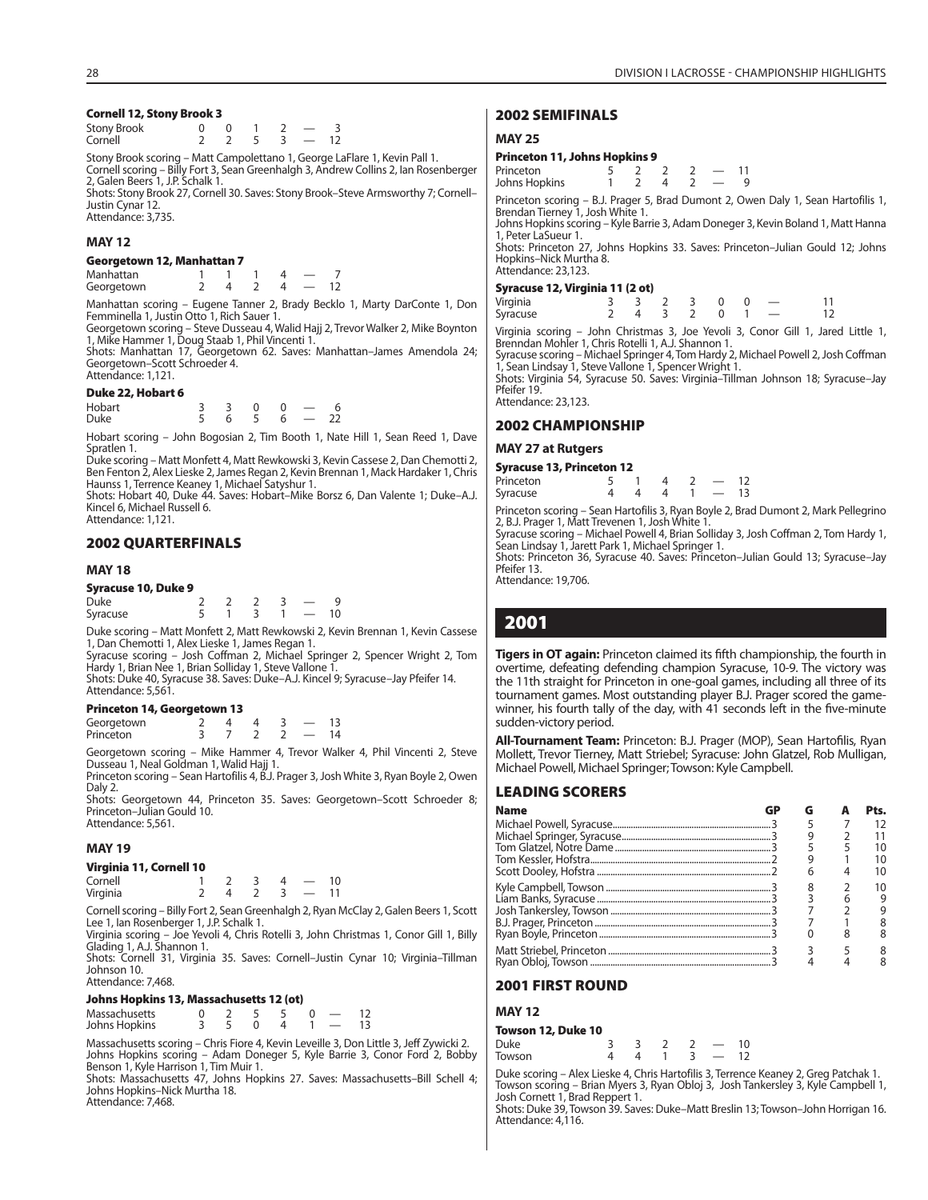#### Cornell 12, Stony Brook 3

| | | | | | | |
|---|---|---|---|---|---|---|
| Stony Brook | 0 | 0 | 1 | 2 | — | 3 |
| Cornell | 2 | 2 | 5 | 3 | — | 12 |

Stony Brook scoring – Matt Campolettano 1, George LaFlare 1, Kevin Pall 1.
Cornell scoring – Billy Fort 3, Sean Greenhalgh 3, Andrew Collins 2, Ian Rosenberger 2, Galen Beers 1, J.P. Schalk 1.
Shots: Stony Brook 27, Cornell 30. Saves: Stony Brook–Steve Armsworthy 7; Cornell–Justin Cynar 12.
Attendance: 3,735.

### MAY 12

#### Georgetown 12, Manhattan 7

| | | | | | | |
|---|---|---|---|---|---|---|
| Manhattan | 1 | 1 | 1 | 4 | — | 7 |
| Georgetown | 2 | 4 | 2 | 4 | — | 12 |

Manhattan scoring – Eugene Tanner 2, Brady Becklo 1, Marty DarConte 1, Don Femminella 1, Justin Otto 1, Rich Sauer 1.
Georgetown scoring – Steve Dusseau 4, Walid Hajj 2, Trevor Walker 2, Mike Boynton 1, Mike Hammer 1, Doug Staab 1, Phil Vincenti 1.
Shots: Manhattan 17, Georgetown 62. Saves: Manhattan–James Amendola 24; Georgetown–Scott Schroeder 4.
Attendance: 1,121.

#### Duke 22, Hobart 6

| | | | | | | |
|---|---|---|---|---|---|---|
| Hobart | 3 | 3 | 0 | 0 | — | 6 |
| Duke | 5 | 6 | 5 | 6 | — | 22 |

Hobart scoring – John Bogosian 2, Tim Booth 1, Nate Hill 1, Sean Reed 1, Dave Spratlen 1.
Duke scoring – Matt Monfett 4, Matt Rewkowski 3, Kevin Cassese 2, Dan Chemotti 2, Ben Fenton 2, Alex Lieske 2, James Regan 2, Kevin Brennan 1, Mack Hardaker 1, Chris Haunss 1, Terrence Keaney 1, Michael Satyshur 1.
Shots: Hobart 40, Duke 44. Saves: Hobart–Mike Borsz 6, Dan Valente 1; Duke–A.J. Kincel 6, Michael Russell 6.
Attendance: 1,121.

## 2002 QUARTERFINALS

### MAY 18

#### Syracuse 10, Duke 9

| | | | | | | |
|---|---|---|---|---|---|---|
| Duke | 2 | 2 | 2 | 3 | — | 9 |
| Syracuse | 5 | 1 | 3 | 1 | — | 10 |

Duke scoring – Matt Monfett 2, Matt Rewkowski 2, Kevin Brennan 1, Kevin Cassese 1, Dan Chemotti 1, Alex Lieske 1, James Regan 1.
Syracuse scoring – Josh Coffman 2, Michael Springer 2, Spencer Wright 2, Tom Hardy 1, Brian Nee 1, Brian Solliday 1, Steve Vallone 1.
Shots: Duke 40, Syracuse 38. Saves: Duke–A.J. Kincel 9; Syracuse–Jay Pfeifer 14.
Attendance: 5,561.

#### Princeton 14, Georgetown 13

| | | | | | | |
|---|---|---|---|---|---|---|
| Georgetown | 2 | 4 | 4 | 3 | — | 13 |
| Princeton | 3 | 7 | 2 | 2 | — | 14 |

Georgetown scoring – Mike Hammer 4, Trevor Walker 4, Phil Vincenti 2, Steve Dusseau 1, Neal Goldman 1, Walid Hajj 1.
Princeton scoring – Sean Hartofilis 4, B.J. Prager 3, Josh White 3, Ryan Boyle 2, Owen Daly 2.
Shots: Georgetown 44, Princeton 35. Saves: Georgetown–Scott Schroeder 8; Princeton–Julian Gould 10.
Attendance: 5,561.

### MAY 19

#### Virginia 11, Cornell 10

| | | | | | | |
|---|---|---|---|---|---|---|
| Cornell | 1 | 2 | 3 | 4 | — | 10 |
| Virginia | 2 | 4 | 2 | 3 | — | 11 |

Cornell scoring – Billy Fort 2, Sean Greenhalgh 2, Ryan McClay 2, Galen Beers 1, Scott Lee 1, Ian Rosenberger 1, J.P. Schalk 1.
Virginia scoring – Joe Yevoli 4, Chris Rotelli 3, John Christmas 1, Conor Gill 1, Billy Glading 1, A.J. Shannon 1.
Shots: Cornell 31, Virginia 35. Saves: Cornell–Justin Cynar 10; Virginia–Tillman Johnson 10.
Attendance: 7,468.

#### Johns Hopkins 13, Massachusetts 12 (ot)

| | | | | | | | |
|---|---|---|---|---|---|---|---|
| Massachusetts | 0 | 2 | 5 | 5 | 0 | — | 12 |
| Johns Hopkins | 3 | 5 | 0 | 4 | 1 | — | 13 |

Massachusetts scoring – Chris Fiore 4, Kevin Leveille 3, Don Little 3, Jeff Zywicki 2.
Johns Hopkins scoring – Adam Doneger 5, Kyle Barrie 3, Conor Ford 2, Bobby Benson 1, Kyle Harrison 1, Tim Muir 1.
Shots: Massachusetts 47, Johns Hopkins 27. Saves: Massachusetts–Bill Schell 4; Johns Hopkins–Nick Murtha 18.
Attendance: 7,468.

## 2002 SEMIFINALS

### MAY 25

#### Princeton 11, Johns Hopkins 9

| | | | | | | |
|---|---|---|---|---|---|---|
| Princeton | 5 | 2 | 2 | 2 | — | 11 |
| Johns Hopkins | 1 | 2 | 4 | 2 | — | 9 |

Princeton scoring – B.J. Prager 5, Brad Dumont 2, Owen Daly 1, Sean Hartofilis 1, Brendan Tierney 1, Josh White 1.
Johns Hopkins scoring – Kyle Barrie 3, Adam Doneger 3, Kevin Boland 1, Matt Hanna 1, Peter LaSueur 1.
Shots: Princeton 27, Johns Hopkins 33. Saves: Princeton–Julian Gould 12; Johns Hopkins–Nick Murtha 8.
Attendance: 23,123.

#### Syracuse 12, Virginia 11 (2 ot)

| | | | | | | | | |
|---|---|---|---|---|---|---|---|---|
| Virginia | 3 | 3 | 2 | 3 | 0 | 0 | — | 11 |
| Syracuse | 2 | 4 | 3 | 2 | 0 | 1 | — | 12 |

Virginia scoring – John Christmas 3, Joe Yevoli 3, Conor Gill 1, Jared Little 1, Brenndan Mohler 1, Chris Rotelli 1, A.J. Shannon 1.
Syracuse scoring – Michael Springer 4, Tom Hardy 2, Michael Powell 2, Josh Coffman 1, Sean Lindsay 1, Steve Vallone 1, Spencer Wright 1.
Shots: Virginia 54, Syracuse 50. Saves: Virginia–Tillman Johnson 18; Syracuse–Jay Pfeifer 19.
Attendance: 23,123.

## 2002 CHAMPIONSHIP

### MAY 27 at Rutgers

#### Syracuse 13, Princeton 12

| | | | | | | |
|---|---|---|---|---|---|---|
| Princeton | 5 | 1 | 4 | 2 | — | 12 |
| Syracuse | 4 | 4 | 4 | 1 | — | 13 |

Princeton scoring – Sean Hartofilis 3, Ryan Boyle 2, Brad Dumont 2, Mark Pellegrino 2, B.J. Prager 1, Matt Trevenen 1, Josh White 1.
Syracuse scoring – Michael Powell 4, Brian Solliday 3, Josh Coffman 2, Tom Hardy 1, Sean Lindsay 1, Jarett Park 1, Michael Springer 1.
Shots: Princeton 36, Syracuse 40. Saves: Princeton–Julian Gould 13; Syracuse–Jay Pfeifer 13.
Attendance: 19,706.

# 2001

**Tigers in OT again:** Princeton claimed its fifth championship, the fourth in overtime, defeating defending champion Syracuse, 10-9. The victory was the 11th straight for Princeton in one-goal games, including all three of its tournament games. Most outstanding player B.J. Prager scored the game-winner, his fourth tally of the day, with 41 seconds left in the five-minute sudden-victory period.

**All-Tournament Team:** Princeton: B.J. Prager (MOP), Sean Hartofilis, Ryan Mollett, Trevor Tierney, Matt Striebel; Syracuse: John Glatzel, Rob Mulligan, Michael Powell, Michael Springer; Towson: Kyle Campbell.

## LEADING SCORERS

| Name | GP | G | A | Pts. |
|---|---|---|---|---|
| Michael Powell, Syracuse | 3 | 5 | 7 | 12 |
| Michael Springer, Syracuse | 3 | 9 | 2 | 11 |
| Tom Glatzel, Notre Dame | 3 | 5 | 5 | 10 |
| Tom Kessler, Hofstra | 2 | 9 | 1 | 10 |
| Scott Dooley, Hofstra | 2 | 6 | 4 | 10 |
| Kyle Campbell, Towson | 3 | 8 | 2 | 10 |
| Liam Banks, Syracuse | 3 | 3 | 6 | 9 |
| Josh Tankersley, Towson | 3 | 7 | 2 | 9 |
| B.J. Prager, Princeton | 3 | 7 | 1 | 8 |
| Ryan Boyle, Princeton | 3 | 0 | 8 | 8 |
| Matt Striebel, Princeton | 3 | 3 | 5 | 8 |
| Ryan Obloj, Towson | 3 | 4 | 4 | 8 |

## 2001 FIRST ROUND

### MAY 12

#### Towson 12, Duke 10

| | | | | | | |
|---|---|---|---|---|---|---|
| Duke | 3 | 3 | 2 | 2 | — | 10 |
| Towson | 4 | 4 | 1 | 3 | — | 12 |

Duke scoring – Alex Lieske 4, Chris Hartofilis 3, Terrence Keaney 2, Greg Patchak 1.
Towson scoring – Brian Myers 3, Ryan Obloj 3, Josh Tankersley 3, Kyle Campbell 1, Josh Cornett 1, Brad Reppert 1.
Shots: Duke 39, Towson 39. Saves: Duke–Matt Breslin 13; Towson–John Horrigan 16.
Attendance: 4,116.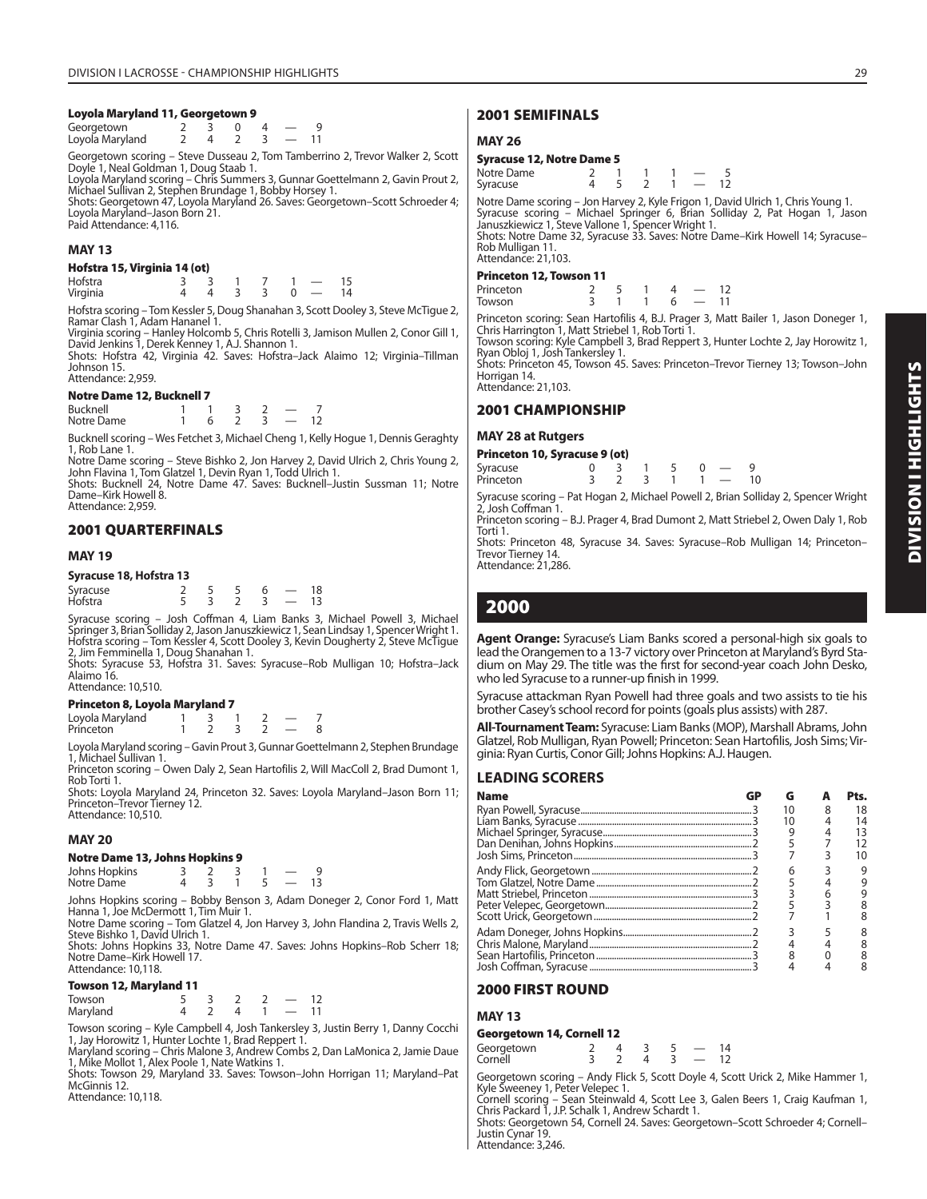#### Loyola Maryland 11, Georgetown 9

| | | | | | | |
|---|---|---|---|---|---|---|
| Georgetown | 2 | 3 | 0 | 4 | — | 9 |
| Loyola Maryland | 2 | 4 | 2 | 3 | — | 11 |

Georgetown scoring – Steve Dusseau 2, Tom Tamberrino 2, Trevor Walker 2, Scott Doyle 1, Neal Goldman 1, Doug Staab 1.
Loyola Maryland scoring – Chris Summers 3, Gunnar Goettelmann 2, Gavin Prout 2, Michael Sullivan 2, Stephen Brundage 1, Bobby Horsey 1.
Shots: Georgetown 47, Loyola Maryland 26. Saves: Georgetown–Scott Schroeder 4; Loyola Maryland–Jason Born 21.
Paid Attendance: 4,116.

### MAY 13

#### Hofstra 15, Virginia 14 (ot)

| | | | | | | | |
|---|---|---|---|---|---|---|---|
| Hofstra | 3 | 3 | 1 | 7 | 1 | — | 15 |
| Virginia | 4 | 4 | 3 | 3 | 0 | — | 14 |

Hofstra scoring – Tom Kessler 5, Doug Shanahan 3, Scott Dooley 3, Steve McTigue 2, Ramar Clash 1, Adam Hananel 1.
Virginia scoring – Hanley Holcomb 5, Chris Rotelli 3, Jamison Mullen 2, Conor Gill 1, David Jenkins 1, Derek Kenney 1, A.J. Shannon 1.
Shots: Hofstra 42, Virginia 42. Saves: Hofstra–Jack Alaimo 12; Virginia–Tillman Johnson 15.
Attendance: 2,959.

#### Notre Dame 12, Bucknell 7

| | | | | | | |
|---|---|---|---|---|---|---|
| Bucknell | 1 | 1 | 3 | 2 | — | 7 |
| Notre Dame | 1 | 6 | 2 | 3 | — | 12 |

Bucknell scoring – Wes Fetchet 3, Michael Cheng 1, Kelly Hogue 1, Dennis Geraghty 1, Rob Lane 1.
Notre Dame scoring – Steve Bishko 2, Jon Harvey 2, David Ulrich 2, Chris Young 2, John Flavina 1, Tom Glatzel 1, Devin Ryan 1, Todd Ulrich 1.
Shots: Bucknell 24, Notre Dame 47. Saves: Bucknell–Justin Sussman 11; Notre Dame–Kirk Howell 8.
Attendance: 2,959.

## 2001 QUARTERFINALS

### MAY 19

#### Syracuse 18, Hofstra 13

| | | | | | | |
|---|---|---|---|---|---|---|
| Syracuse | 2 | 5 | 5 | 6 | — | 18 |
| Hofstra | 5 | 3 | 2 | 3 | — | 13 |

Syracuse scoring – Josh Coffman 4, Liam Banks 3, Michael Powell 3, Michael Springer 3, Brian Solliday 2, Jason Januszkiewicz 1, Sean Lindsay 1, Spencer Wright 1.
Hofstra scoring – Tom Kessler 4, Scott Dooley 3, Kevin Dougherty 2, Steve McTigue 2, Jim Femminella 1, Doug Shanahan 1.
Shots: Syracuse 53, Hofstra 31. Saves: Syracuse–Rob Mulligan 10; Hofstra–Jack Alaimo 16.
Attendance: 10,510.

#### Princeton 8, Loyola Maryland 7

| | | | | | | |
|---|---|---|---|---|---|---|
| Loyola Maryland | 1 | 3 | 1 | 2 | — | 7 |
| Princeton | 1 | 2 | 3 | 2 | — | 8 |

Loyola Maryland scoring – Gavin Prout 3, Gunnar Goettelmann 2, Stephen Brundage 1, Michael Sullivan 1.
Princeton scoring – Owen Daly 2, Sean Hartofilis 2, Will MacColl 2, Brad Dumont 1, Rob Torti 1.
Shots: Loyola Maryland 24, Princeton 32. Saves: Loyola Maryland–Jason Born 11; Princeton–Trevor Tierney 12.
Attendance: 10,510.

### MAY 20

#### Notre Dame 13, Johns Hopkins 9

| | | | | | | |
|---|---|---|---|---|---|---|
| Johns Hopkins | 3 | 2 | 3 | 1 | — | 9 |
| Notre Dame | 4 | 3 | 1 | 5 | — | 13 |

Johns Hopkins scoring – Bobby Benson 3, Adam Doneger 2, Conor Ford 1, Matt Hanna 1, Joe McDermott 1, Tim Muir 1.
Notre Dame scoring – Tom Glatzel 4, Jon Harvey 3, John Flandina 2, Travis Wells 2, Steve Bishko 1, David Ulrich 1.
Shots: Johns Hopkins 33, Notre Dame 47. Saves: Johns Hopkins–Rob Scherr 18; Notre Dame–Kirk Howell 17.
Attendance: 10,118.

#### Towson 12, Maryland 11

| | | | | | | |
|---|---|---|---|---|---|---|
| Towson | 5 | 3 | 2 | 2 | — | 12 |
| Maryland | 4 | 2 | 4 | 1 | — | 11 |

Towson scoring – Kyle Campbell 4, Josh Tankersley 3, Justin Berry 1, Danny Cocchi 1, Jay Horowitz 1, Hunter Lochte 1, Brad Reppert 1.
Maryland scoring – Chris Malone 3, Andrew Combs 2, Dan LaMonica 2, Jamie Daue 1, Mike Mollot 1, Alex Poole 1, Nate Watkins 1.
Shots: Towson 29, Maryland 33. Saves: Towson–John Horrigan 11; Maryland–Pat McGinnis 12.
Attendance: 10,118.

## 2001 SEMIFINALS

### MAY 26

#### Syracuse 12, Notre Dame 5

| | | | | | | |
|---|---|---|---|---|---|---|
| Notre Dame | 2 | 1 | 1 | 1 | — | 5 |
| Syracuse | 4 | 5 | 2 | 1 | — | 12 |

Notre Dame scoring – Jon Harvey 2, Kyle Frigon 1, David Ulrich 1, Chris Young 1.
Syracuse scoring – Michael Springer 6, Brian Solliday 2, Pat Hogan 1, Jason Januszkiewicz 1, Steve Vallone 1, Spencer Wright 1.
Shots: Notre Dame 32, Syracuse 33. Saves: Notre Dame–Kirk Howell 14; Syracuse–Rob Mulligan 11.
Attendance: 21,103.

#### Princeton 12, Towson 11

| | | | | | | |
|---|---|---|---|---|---|---|
| Princeton | 2 | 5 | 1 | 4 | — | 12 |
| Towson | 3 | 1 | 1 | 6 | — | 11 |

Princeton scoring: Sean Hartofilis 4, B.J. Prager 3, Matt Bailer 1, Jason Doneger 1, Chris Harrington 1, Matt Striebel 1, Rob Torti 1.
Towson scoring: Kyle Campbell 3, Brad Reppert 3, Hunter Lochte 2, Jay Horowitz 1, Ryan Obloj 1, Josh Tankersley 1.
Shots: Princeton 45, Towson 45. Saves: Princeton–Trevor Tierney 13; Towson–John Horrigan 14.
Attendance: 21,103.

## 2001 CHAMPIONSHIP

### MAY 28 at Rutgers

#### Princeton 10, Syracuse 9 (ot)

| | | | | | | | |
|---|---|---|---|---|---|---|---|
| Syracuse | 0 | 3 | 1 | 5 | 0 | — | 9 |
| Princeton | 3 | 2 | 3 | 1 | 1 | — | 10 |

Syracuse scoring – Pat Hogan 2, Michael Powell 2, Brian Solliday 2, Spencer Wright 2, Josh Coffman 1.
Princeton scoring – B.J. Prager 4, Brad Dumont 2, Matt Striebel 2, Owen Daly 1, Rob Torti 1.
Shots: Princeton 48, Syracuse 34. Saves: Syracuse–Rob Mulligan 14; Princeton–Trevor Tierney 14.
Attendance: 21,286.

# 2000

**Agent Orange:** Syracuse's Liam Banks scored a personal-high six goals to lead the Orangemen to a 13-7 victory over Princeton at Maryland's Byrd Stadium on May 29. The title was the first for second-year coach John Desko, who led Syracuse to a runner-up finish in 1999.

Syracuse attackman Ryan Powell had three goals and two assists to tie his brother Casey's school record for points (goals plus assists) with 287.

**All-Tournament Team:** Syracuse: Liam Banks (MOP), Marshall Abrams, John Glatzel, Rob Mulligan, Ryan Powell; Princeton: Sean Hartofilis, Josh Sims; Virginia: Ryan Curtis, Conor Gill; Johns Hopkins: A.J. Haugen.

## LEADING SCORERS

| Name | GP | G | A | Pts. |
|---|---|---|---|---|
| Ryan Powell, Syracuse | 3 | 10 | 8 | 18 |
| Liam Banks, Syracuse | 3 | 10 | 4 | 14 |
| Michael Springer, Syracuse | 3 | 9 | 4 | 13 |
| Dan Denihan, Johns Hopkins | 3 | 5 | 7 | 12 |
| Josh Sims, Princeton | 3 | 7 | 3 | 10 |
| Andy Flick, Georgetown | 2 | 6 | 3 | 9 |
| Tom Glatzel, Notre Dame | 2 | 5 | 4 | 9 |
| Matt Striebel, Princeton | 3 | 3 | 6 | 9 |
| Peter Velepec, Georgetown | 2 | 5 | 3 | 8 |
| Scott Urick, Georgetown | 2 | 7 | 1 | 8 |
| Adam Doneger, Johns Hopkins | 2 | 3 | 5 | 8 |
| Chris Malone, Maryland | 2 | 4 | 4 | 8 |
| Sean Hartofilis, Princeton | 3 | 8 | 0 | 8 |
| Josh Coffman, Syracuse | 3 | 4 | 4 | 8 |

## 2000 FIRST ROUND

### MAY 13

#### Georgetown 14, Cornell 12

| | | | | | | |
|---|---|---|---|---|---|---|
| Georgetown | 2 | 4 | 3 | 5 | — | 14 |
| Cornell | 3 | 2 | 4 | 3 | — | 12 |

Georgetown scoring – Andy Flick 5, Scott Doyle 4, Scott Urick 2, Mike Hammer 1, Kyle Sweeney 1, Peter Velepec 1.
Cornell scoring – Sean Steinwald 4, Scott Lee 3, Galen Beers 1, Craig Kaufman 1, Chris Packard 1, J.P. Schalk 1, Andrew Schardt 1.
Shots: Georgetown 54, Cornell 24. Saves: Georgetown–Scott Schroeder 4; Cornell–Justin Cynar 19.
Attendance: 3,246.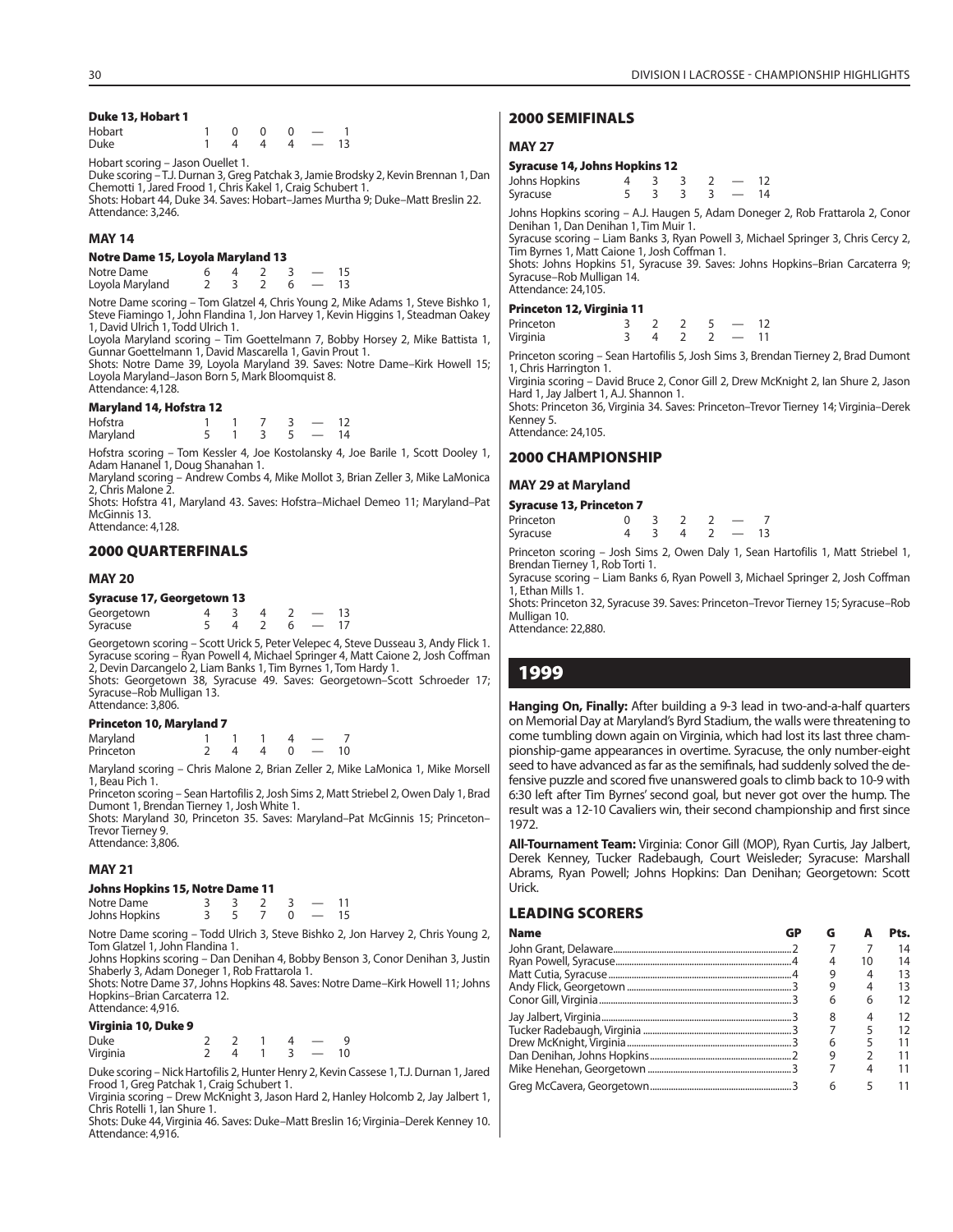#### Duke 13, Hobart 1

| | | | | | | |
|---|---|---|---|---|---|---|
| Hobart | 1 | 0 | 0 | 0 | — | 1 |
| Duke | 1 | 4 | 4 | 4 | — | 13 |

Hobart scoring – Jason Ouellet 1.
Duke scoring – T.J. Durnan 3, Greg Patchak 3, Jamie Brodsky 2, Kevin Brennan 1, Dan Chemotti 1, Jared Frood 1, Chris Kakel 1, Craig Schubert 1.
Shots: Hobart 44, Duke 34. Saves: Hobart–James Murtha 9; Duke–Matt Breslin 22.
Attendance: 3,246.

### MAY 14

#### Notre Dame 15, Loyola Maryland 13

| | | | | | | |
|---|---|---|---|---|---|---|
| Notre Dame | 6 | 4 | 2 | 3 | — | 15 |
| Loyola Maryland | 2 | 3 | 2 | 6 | — | 13 |

Notre Dame scoring – Tom Glatzel 4, Chris Young 2, Mike Adams 1, Steve Bishko 1, Steve Fiamingo 1, John Flandina 1, Jon Harvey 1, Kevin Higgins 1, Steadman Oakey 1, David Ulrich 1, Todd Ulrich 1.
Loyola Maryland scoring – Tim Goettelmann 7, Bobby Horsey 2, Mike Battista 1, Gunnar Goettelmann 1, David Mascarella 1, Gavin Prout 1.
Shots: Notre Dame 39, Loyola Maryland 39. Saves: Notre Dame–Kirk Howell 15; Loyola Maryland–Jason Born 5, Mark Bloomquist 8.
Attendance: 4,128.

#### Maryland 14, Hofstra 12

| | | | | | | |
|---|---|---|---|---|---|---|
| Hofstra | 1 | 1 | 7 | 3 | — | 12 |
| Maryland | 5 | 1 | 3 | 5 | — | 14 |

Hofstra scoring – Tom Kessler 4, Joe Kostolansky 4, Joe Barile 1, Scott Dooley 1, Adam Hananel 1, Doug Shanahan 1.
Maryland scoring – Andrew Combs 4, Mike Mollot 3, Brian Zeller 3, Mike LaMonica 2, Chris Malone 2.
Shots: Hofstra 41, Maryland 43. Saves: Hofstra–Michael Demeo 11; Maryland–Pat McGinnis 13.
Attendance: 4,128.

## 2000 QUARTERFINALS

### MAY 20

#### Syracuse 17, Georgetown 13

| | | | | | | |
|---|---|---|---|---|---|---|
| Georgetown | 4 | 3 | 4 | 2 | — | 13 |
| Syracuse | 5 | 4 | 2 | 6 | — | 17 |

Georgetown scoring – Scott Urick 5, Peter Velepec 4, Steve Dusseau 3, Andy Flick 1.
Syracuse scoring – Ryan Powell 4, Michael Springer 4, Matt Caione 2, Josh Coffman 2, Devin Darcangelo 2, Liam Banks 1, Tim Byrnes 1, Tom Hardy 1.
Shots: Georgetown 38, Syracuse 49. Saves: Georgetown–Scott Schroeder 17; Syracuse–Rob Mulligan 13.
Attendance: 3,806.

#### Princeton 10, Maryland 7

| | | | | | | |
|---|---|---|---|---|---|---|
| Maryland | 1 | 1 | 1 | 4 | — | 7 |
| Princeton | 2 | 4 | 4 | 0 | — | 10 |

Maryland scoring – Chris Malone 2, Brian Zeller 2, Mike LaMonica 1, Mike Morsell 1, Beau Pich 1.
Princeton scoring – Sean Hartofilis 2, Josh Sims 2, Matt Striebel 2, Owen Daly 1, Brad Dumont 1, Brendan Tierney 1, Josh White 1.
Shots: Maryland 30, Princeton 35. Saves: Maryland–Pat McGinnis 15; Princeton–Trevor Tierney 9.
Attendance: 3,806.

### MAY 21

#### Johns Hopkins 15, Notre Dame 11

| | | | | | | |
|---|---|---|---|---|---|---|
| Notre Dame | 3 | 3 | 2 | 3 | — | 11 |
| Johns Hopkins | 3 | 5 | 7 | 0 | — | 15 |

Notre Dame scoring – Todd Ulrich 3, Steve Bishko 2, Jon Harvey 2, Chris Young 2, Tom Glatzel 1, John Flandina 1.
Johns Hopkins scoring – Dan Denihan 4, Bobby Benson 3, Conor Denihan 3, Justin Shaberly 3, Adam Doneger 1, Rob Frattarola 1.
Shots: Notre Dame 37, Johns Hopkins 48. Saves: Notre Dame–Kirk Howell 11; Johns Hopkins–Brian Carcaterra 12.
Attendance: 4,916.

#### Virginia 10, Duke 9

| | | | | | | |
|---|---|---|---|---|---|---|
| Duke | 2 | 2 | 1 | 4 | — | 9 |
| Virginia | 2 | 4 | 1 | 3 | — | 10 |

Duke scoring – Nick Hartofilis 2, Hunter Henry 2, Kevin Cassese 1, T.J. Durnan 1, Jared Frood 1, Greg Patchak 1, Craig Schubert 1.
Virginia scoring – Drew McKnight 3, Jason Hard 2, Hanley Holcomb 2, Jay Jalbert 1, Chris Rotelli 1, Ian Shure 1.
Shots: Duke 44, Virginia 46. Saves: Duke–Matt Breslin 16; Virginia–Derek Kenney 10.
Attendance: 4,916.

## 2000 SEMIFINALS

### MAY 27

#### Syracuse 14, Johns Hopkins 12

| | | | | | | |
|---|---|---|---|---|---|---|
| Johns Hopkins | 4 | 3 | 3 | 2 | — | 12 |
| Syracuse | 5 | 3 | 3 | 3 | — | 14 |

Johns Hopkins scoring – A.J. Haugen 5, Adam Doneger 2, Rob Frattarola 2, Conor Denihan 1, Dan Denihan 1, Tim Muir 1.
Syracuse scoring – Liam Banks 3, Ryan Powell 3, Michael Springer 3, Chris Cercy 2, Tim Byrnes 1, Matt Caione 1, Josh Coffman 1.
Shots: Johns Hopkins 51, Syracuse 39. Saves: Johns Hopkins–Brian Carcaterra 9; Syracuse–Rob Mulligan 14.
Attendance: 24,105.

#### Princeton 12, Virginia 11

| | | | | | | |
|---|---|---|---|---|---|---|
| Princeton | 3 | 2 | 2 | 5 | — | 12 |
| Virginia | 3 | 4 | 2 | 2 | — | 11 |

Princeton scoring – Sean Hartofilis 5, Josh Sims 3, Brendan Tierney 2, Brad Dumont 1, Chris Harrington 1.
Virginia scoring – David Bruce 2, Conor Gill 2, Drew McKnight 2, Ian Shure 2, Jason Hard 1, Jay Jalbert 1, A.J. Shannon 1.
Shots: Princeton 36, Virginia 34. Saves: Princeton–Trevor Tierney 14; Virginia–Derek Kenney 5.
Attendance: 24,105.

## 2000 CHAMPIONSHIP

### MAY 29 at Maryland

#### Syracuse 13, Princeton 7

| | | | | | | |
|---|---|---|---|---|---|---|
| Princeton | 0 | 3 | 2 | 2 | — | 7 |
| Syracuse | 4 | 3 | 4 | 2 | — | 13 |

Princeton scoring – Josh Sims 2, Owen Daly 1, Sean Hartofilis 1, Matt Striebel 1, Brendan Tierney 1, Rob Torti 1.
Syracuse scoring – Liam Banks 6, Ryan Powell 3, Michael Springer 2, Josh Coffman 1, Ethan Mills 1.
Shots: Princeton 32, Syracuse 39. Saves: Princeton–Trevor Tierney 15; Syracuse–Rob Mulligan 10.
Attendance: 22,880.

# 1999

**Hanging On, Finally:** After building a 9-3 lead in two-and-a-half quarters on Memorial Day at Maryland's Byrd Stadium, the walls were threatening to come tumbling down again on Virginia, which had lost its last three championship-game appearances in overtime. Syracuse, the only number-eight seed to have advanced as far as the semifinals, had suddenly solved the defensive puzzle and scored five unanswered goals to climb back to 10-9 with 6:30 left after Tim Byrnes' second goal, but never got over the hump. The result was a 12-10 Cavaliers win, their second championship and first since 1972.

**All-Tournament Team:** Virginia: Conor Gill (MOP), Ryan Curtis, Jay Jalbert, Derek Kenney, Tucker Radebaugh, Court Weisleder; Syracuse: Marshall Abrams, Ryan Powell; Johns Hopkins: Dan Denihan; Georgetown: Scott Urick.

## LEADING SCORERS

| Name | GP | G | A | Pts. |
|---|---|---|---|---|
| John Grant, Delaware | 2 | 7 | 7 | 14 |
| Ryan Powell, Syracuse | 4 | 4 | 10 | 14 |
| Matt Cutia, Syracuse | 4 | 9 | 4 | 13 |
| Andy Flick, Georgetown | 3 | 9 | 4 | 13 |
| Conor Gill, Virginia | 3 | 6 | 6 | 12 |
| Jay Jalbert, Virginia | 3 | 8 | 4 | 12 |
| Tucker Radebaugh, Virginia | 3 | 7 | 5 | 12 |
| Drew McKnight, Virginia | 3 | 6 | 5 | 11 |
| Dan Denihan, Johns Hopkins | 2 | 9 | 2 | 11 |
| Mike Henehan, Georgetown | 3 | 7 | 4 | 11 |
| Greg McCavera, Georgetown | 3 | 6 | 5 | 11 |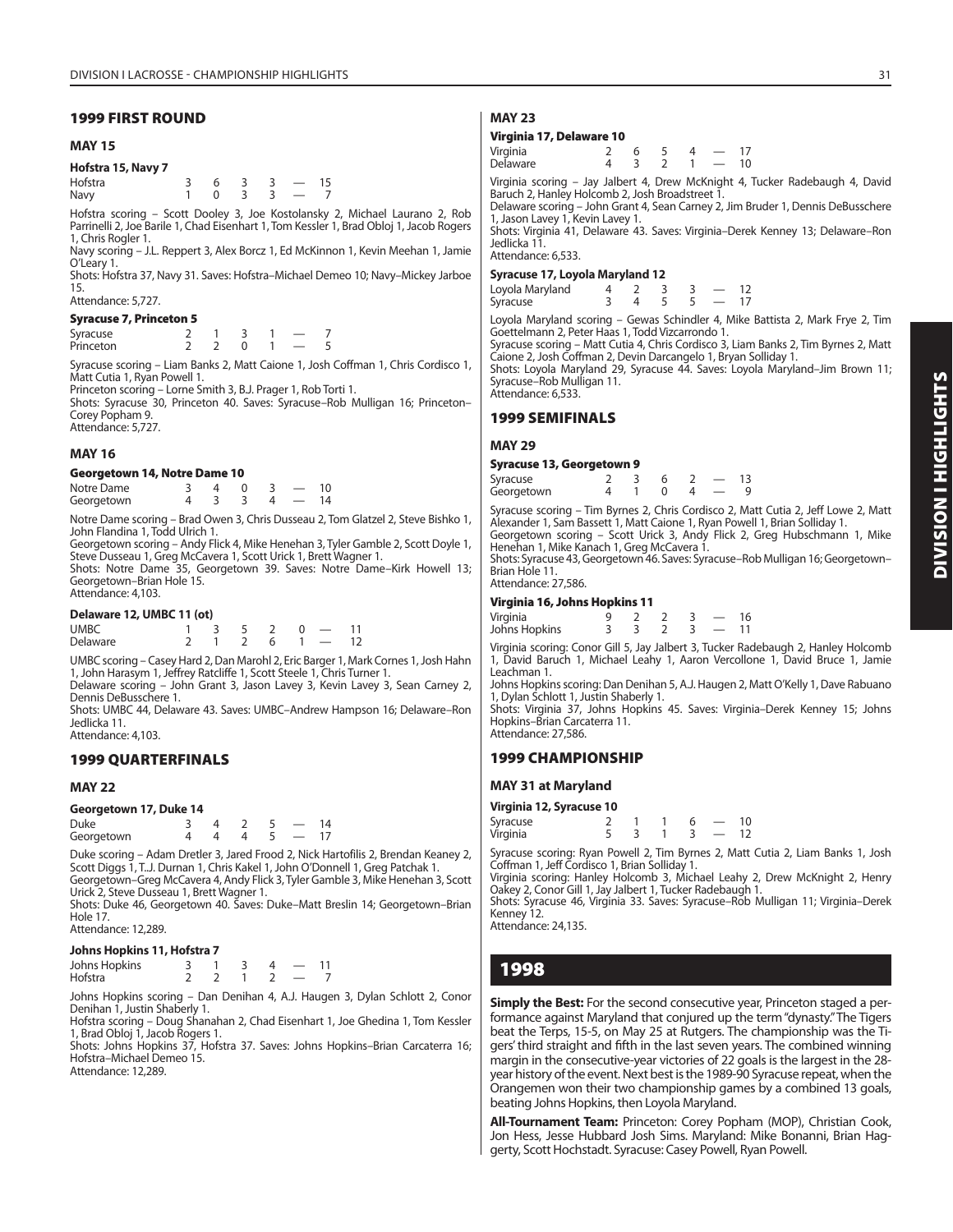## 1999 FIRST ROUND

### MAY 15

**Hofstra 15, Navy 7**

| | | | | | | |
|---|---|---|---|---|---|---|
| Hofstra | 3 | 6 | 3 | 3 | — | 15 |
| Navy | 1 | 0 | 3 | 3 | — | 7 |

Hofstra scoring – Scott Dooley 3, Joe Kostolansky 2, Michael Laurano 2, Rob Parrinelli 2, Joe Barile 1, Chad Eisenhart 1, Tom Kessler 1, Brad Obloj 1, Jacob Rogers 1, Chris Rogler 1.
Navy scoring – J.L. Reppert 3, Alex Borcz 1, Ed McKinnon 1, Kevin Meehan 1, Jamie O'Leary 1.
Shots: Hofstra 37, Navy 31. Saves: Hofstra–Michael Demeo 10; Navy–Mickey Jarboe 15.
Attendance: 5,727.

**Syracuse 7, Princeton 5**

| | | | | | | |
|---|---|---|---|---|---|---|
| Syracuse | 2 | 1 | 3 | 1 | — | 7 |
| Princeton | 2 | 2 | 0 | 1 | — | 5 |

Syracuse scoring – Liam Banks 2, Matt Caione 1, Josh Coffman 1, Chris Cordisco 1, Matt Cutia 1, Ryan Powell 1.
Princeton scoring – Lorne Smith 3, B.J. Prager 1, Rob Torti 1.
Shots: Syracuse 30, Princeton 40. Saves: Syracuse–Rob Mulligan 16; Princeton–Corey Popham 9.
Attendance: 5,727.

### MAY 16

**Georgetown 14, Notre Dame 10**

| | | | | | | |
|---|---|---|---|---|---|---|
| Notre Dame | 3 | 4 | 0 | 3 | — | 10 |
| Georgetown | 4 | 3 | 3 | 4 | — | 14 |

Notre Dame scoring – Brad Owen 3, Chris Dusseau 2, Tom Glatzel 2, Steve Bishko 1, John Flandina 1, Todd Ulrich 1.
Georgetown scoring – Andy Flick 4, Mike Henehan 3, Tyler Gamble 2, Scott Doyle 1, Steve Dusseau 1, Greg McCavera 1, Scott Urick 1, Brett Wagner 1.
Shots: Notre Dame 35, Georgetown 39. Saves: Notre Dame–Kirk Howell 13; Georgetown–Brian Hole 15.
Attendance: 4,103.

**Delaware 12, UMBC 11 (ot)**

| | | | | | | | |
|---|---|---|---|---|---|---|---|
| UMBC | 1 | 3 | 5 | 2 | 0 | — | 11 |
| Delaware | 2 | 1 | 2 | 6 | 1 | — | 12 |

UMBC scoring – Casey Hard 2, Dan Marohl 2, Eric Barger 1, Mark Cornes 1, Josh Hahn 1, John Harasym 1, Jeffrey Ratcliffe 1, Scott Steele 1, Chris Turner 1.
Delaware scoring – John Grant 3, Jason Lavey 3, Kevin Lavey 3, Sean Carney 2, Dennis DeBusschere 1.
Shots: UMBC 44, Delaware 43. Saves: UMBC–Andrew Hampson 16; Delaware–Ron Jedlicka 11.
Attendance: 4,103.

## 1999 QUARTERFINALS

### MAY 22

**Georgetown 17, Duke 14**

| | | | | | | |
|---|---|---|---|---|---|---|
| Duke | 3 | 4 | 2 | 5 | — | 14 |
| Georgetown | 4 | 4 | 4 | 5 | — | 17 |

Duke scoring – Adam Dretler 3, Jared Frood 2, Nick Hartofilis 2, Brendan Keaney 2, Scott Diggs 1, T.J. Durnan 1, Chris Kakel 1, John O'Donnell 1, Greg Patchak 1.
Georgetown–Greg McCavera 4, Andy Flick 3, Tyler Gamble 3, Mike Henehan 3, Scott Urick 2, Steve Dusseau 1, Brett Wagner 1.
Shots: Duke 46, Georgetown 40. Saves: Duke–Matt Breslin 14; Georgetown–Brian Hole 17.
Attendance: 12,289.

**Johns Hopkins 11, Hofstra 7**

| | | | | | | |
|---|---|---|---|---|---|---|
| Johns Hopkins | 3 | 1 | 3 | 4 | — | 11 |
| Hofstra | 2 | 2 | 1 | 2 | — | 7 |

Johns Hopkins scoring – Dan Denihan 4, A.J. Haugen 3, Dylan Schlott 2, Conor Denihan 1, Justin Shaberly 1.
Hofstra scoring – Doug Shanahan 2, Chad Eisenhart 1, Joe Ghedina 1, Tom Kessler 1, Brad Obloj 1, Jacob Rogers 1.
Shots: Johns Hopkins 37, Hofstra 37. Saves: Johns Hopkins–Brian Carcaterra 16; Hofstra–Michael Demeo 15.
Attendance: 12,289.

### MAY 23

**Virginia 17, Delaware 10**

| | | | | | | |
|---|---|---|---|---|---|---|
| Virginia | 2 | 6 | 5 | 4 | — | 17 |
| Delaware | 4 | 3 | 2 | 1 | — | 10 |

Virginia scoring – Jay Jalbert 4, Drew McKnight 4, Tucker Radebaugh 4, David Baruch 2, Hanley Holcomb 2, Josh Broadstreet 1.
Delaware scoring – John Grant 4, Sean Carney 2, Jim Bruder 1, Dennis DeBusschere 1, Jason Lavey 1, Kevin Lavey 1.
Shots: Virginia 41, Delaware 43. Saves: Virginia–Derek Kenney 13; Delaware–Ron Jedlicka 11.
Attendance: 6,533.

**Syracuse 17, Loyola Maryland 12**

| | | | | | | |
|---|---|---|---|---|---|---|
| Loyola Maryland | 4 | 2 | 3 | 3 | — | 12 |
| Syracuse | 3 | 4 | 5 | 5 | — | 17 |

Loyola Maryland scoring – Gewas Schindler 4, Mike Battista 2, Mark Frye 2, Tim Goettelmann 2, Peter Haas 1, Todd Vizcarrondo 1.
Syracuse scoring – Matt Cutia 4, Chris Cordisco 3, Liam Banks 2, Tim Byrnes 2, Matt Caione 2, Josh Coffman 2, Devin Darcangelo 1, Bryan Solliday 1.
Shots: Loyola Maryland 29, Syracuse 44. Saves: Loyola Maryland–Jim Brown 11; Syracuse–Rob Mulligan 11.
Attendance: 6,533.

## 1999 SEMIFINALS

### MAY 29

**Syracuse 13, Georgetown 9**

| | | | | | | |
|---|---|---|---|---|---|---|
| Syracuse | 2 | 3 | 6 | 2 | — | 13 |
| Georgetown | 4 | 1 | 0 | 4 | — | 9 |

Syracuse scoring – Tim Byrnes 2, Chris Cordisco 2, Matt Cutia 2, Jeff Lowe 2, Matt Alexander 1, Sam Bassett 1, Matt Caione 1, Ryan Powell 1, Brian Solliday 1.
Georgetown scoring – Scott Urick 3, Andy Flick 2, Greg Hubschmann 1, Mike Henehan 1, Mike Kanach 1, Greg McCavera 1.
Shots: Syracuse 43, Georgetown 46. Saves: Syracuse–Rob Mulligan 16; Georgetown–Brian Hole 11.
Attendance: 27,586.

**Virginia 16, Johns Hopkins 11**

| | | | | | | |
|---|---|---|---|---|---|---|
| Virginia | 9 | 2 | 2 | 3 | — | 16 |
| Johns Hopkins | 3 | 3 | 2 | 3 | — | 11 |

Virginia scoring: Conor Gill 5, Jay Jalbert 3, Tucker Radebaugh 2, Hanley Holcomb 1, David Baruch 1, Michael Leahy 1, Aaron Vercollone 1, David Bruce 1, Jamie Leachman 1.
Johns Hopkins scoring: Dan Denihan 5, A.J. Haugen 2, Matt O'Kelly 1, Dave Rabuano 1, Dylan Schlott 1, Justin Shaberly 1.
Shots: Virginia 37, Johns Hopkins 45. Saves: Virginia–Derek Kenney 15; Johns Hopkins–Brian Carcaterra 11.
Attendance: 27,586.

## 1999 CHAMPIONSHIP

### MAY 31 at Maryland

**Virginia 12, Syracuse 10**

| | | | | | | |
|---|---|---|---|---|---|---|
| Syracuse | 2 | 1 | 1 | 6 | — | 10 |
| Virginia | 5 | 3 | 1 | 3 | — | 12 |

Syracuse scoring: Ryan Powell 2, Tim Byrnes 2, Matt Cutia 2, Liam Banks 1, Josh Coffman 1, Jeff Cordisco 1, Brian Solliday 1.
Virginia scoring: Hanley Holcomb 3, Michael Leahy 2, Drew McKnight 2, Henry Oakey 2, Conor Gill 1, Jay Jalbert 1, Tucker Radebaugh 1.
Shots: Syracuse 46, Virginia 33. Saves: Syracuse–Rob Mulligan 11; Virginia–Derek Kenney 12.
Attendance: 24,135.

# 1998

**Simply the Best:** For the second consecutive year, Princeton staged a performance against Maryland that conjured up the term "dynasty." The Tigers beat the Terps, 15-5, on May 25 at Rutgers. The championship was the Tigers' third straight and fifth in the last seven years. The combined winning margin in the consecutive-year victories of 22 goals is the largest in the 28-year history of the event. Next best is the 1989-90 Syracuse repeat, when the Orangemen won their two championship games by a combined 13 goals, beating Johns Hopkins, then Loyola Maryland.

**All-Tournament Team:** Princeton: Corey Popham (MOP), Christian Cook, Jon Hess, Jesse Hubbard Josh Sims. Maryland: Mike Bonanni, Brian Haggerty, Scott Hochstadt. Syracuse: Casey Powell, Ryan Powell.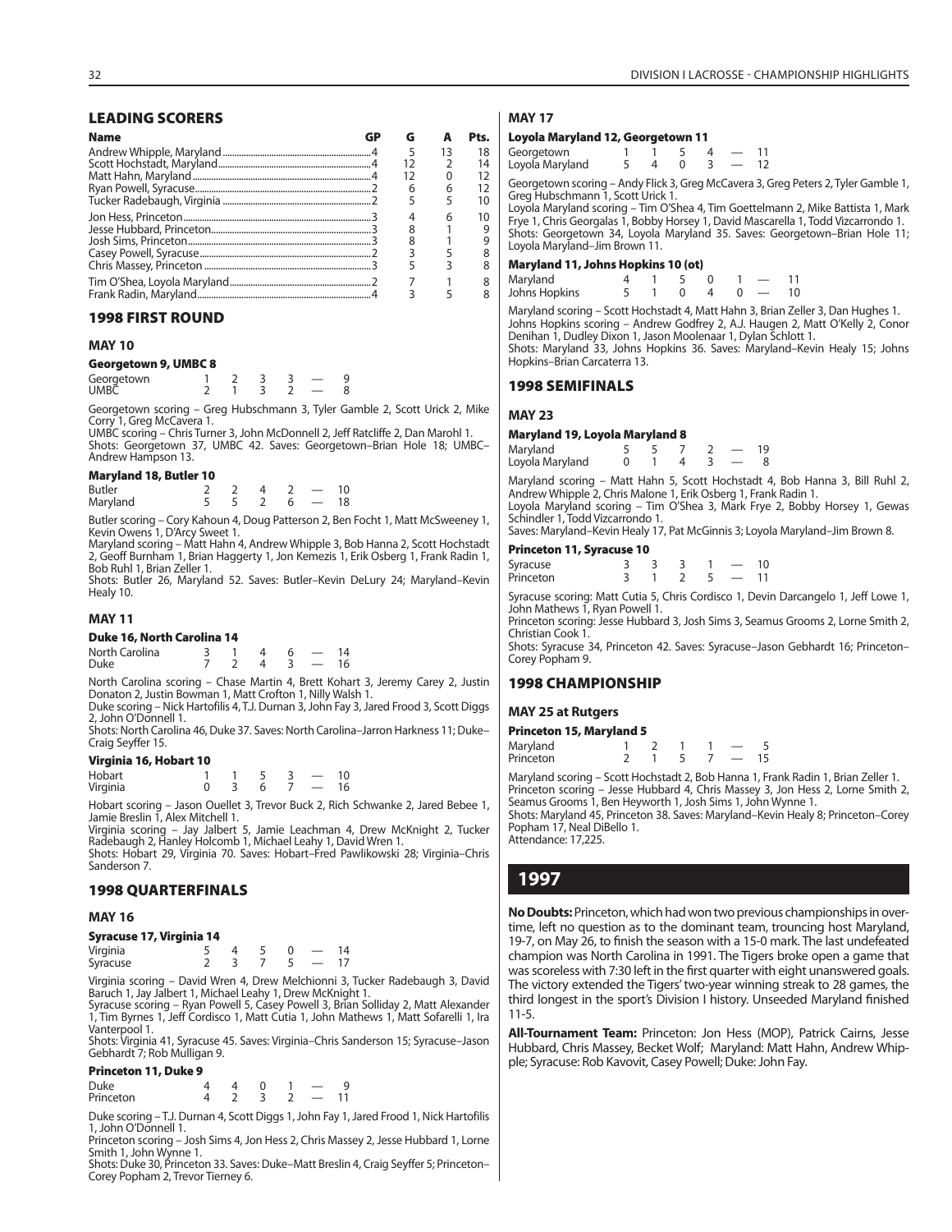## LEADING SCORERS

| Name | GP | G | A | Pts. |
|---|---|---|---|---|
| Andrew Whipple, Maryland | 4 | 5 | 13 | 18 |
| Scott Hochstadt, Maryland | 4 | 12 | 2 | 14 |
| Matt Hahn, Maryland | 4 | 12 | 0 | 12 |
| Ryan Powell, Syracuse | 2 | 6 | 6 | 12 |
| Tucker Radebaugh, Virginia | 2 | 5 | 5 | 10 |
| Jon Hess, Princeton | 3 | 4 | 6 | 10 |
| Jesse Hubbard, Princeton | 3 | 8 | 1 | 9 |
| Josh Sims, Princeton | 3 | 8 | 1 | 9 |
| Casey Powell, Syracuse | 2 | 3 | 5 | 8 |
| Chris Massey, Princeton | 3 | 5 | 3 | 8 |
| Tim O'Shea, Loyola Maryland | 2 | 7 | 1 | 8 |
| Frank Radin, Maryland | 4 | 3 | 5 | 8 |

## 1998 FIRST ROUND

### MAY 10

**Georgetown 9, UMBC 8**

| | | | | | | |
|---|---|---|---|---|---|---|
| Georgetown | 1 | 2 | 3 | 3 | — | 9 |
| UMBC | 2 | 1 | 3 | 2 | — | 8 |

Georgetown scoring – Greg Hubschmann 3, Tyler Gamble 2, Scott Urick 2, Mike Corry 1, Greg McCavera 1.
UMBC scoring – Chris Turner 3, John McDonnell 2, Jeff Ratcliffe 2, Dan Marohl 1.
Shots: Georgetown 37, UMBC 42. Saves: Georgetown–Brian Hole 18; UMBC–Andrew Hampson 13.

**Maryland 18, Butler 10**

| | | | | | | |
|---|---|---|---|---|---|---|
| Butler | 2 | 2 | 4 | 2 | — | 10 |
| Maryland | 5 | 5 | 2 | 6 | — | 18 |

Butler scoring – Cory Kahoun 4, Doug Patterson 2, Ben Focht 1, Matt McSweeney 1, Kevin Owens 1, D'Arcy Sweet 1.
Maryland scoring – Matt Hahn 4, Andrew Whipple 3, Bob Hanna 2, Scott Hochstadt 2, Geoff Burnham 1, Brian Haggerty 1, Jon Kemezis 1, Erik Osberg 1, Frank Radin 1, Bob Ruhl 1, Brian Zeller 1.
Shots: Butler 26, Maryland 52. Saves: Butler–Kevin DeLury 24; Maryland–Kevin Healy 10.

### MAY 11

**Duke 16, North Carolina 14**

| | | | | | | |
|---|---|---|---|---|---|---|
| North Carolina | 3 | 1 | 4 | 6 | — | 14 |
| Duke | 7 | 2 | 4 | 3 | — | 16 |

North Carolina scoring – Chase Martin 4, Brett Kohart 3, Jeremy Carey 2, Justin Donaton 2, Justin Bowman 1, Matt Crofton 1, Nilly Walsh 1.
Duke scoring – Nick Hartofilis 4, T.J. Durnan 3, John Fay 3, Jared Frood 3, Scott Diggs 2, John O'Donnell 1.
Shots: North Carolina 46, Duke 37. Saves: North Carolina–Jarron Harkness 11; Duke–Craig Seyffer 15.

**Virginia 16, Hobart 10**

| | | | | | | |
|---|---|---|---|---|---|---|
| Hobart | 1 | 1 | 5 | 3 | — | 10 |
| Virginia | 0 | 3 | 6 | 7 | — | 16 |

Hobart scoring – Jason Ouellet 3, Trevor Buck 2, Rich Schwanke 2, Jared Bebee 1, Jamie Breslin 1, Alex Mitchell 1.
Virginia scoring – Jay Jalbert 5, Jamie Leachman 4, Drew McKnight 2, Tucker Radebaugh 2, Hanley Holcomb 1, Michael Leahy 1, David Wren 1.
Shots: Hobart 29, Virginia 70. Saves: Hobart–Fred Pawlikowski 28; Virginia–Chris Sanderson 7.

## 1998 QUARTERFINALS

### MAY 16

**Syracuse 17, Virginia 14**

| | | | | | | |
|---|---|---|---|---|---|---|
| Virginia | 5 | 4 | 5 | 0 | — | 14 |
| Syracuse | 2 | 3 | 7 | 5 | — | 17 |

Virginia scoring – David Wren 4, Drew Melchionni 3, Tucker Radebaugh 3, David Baruch 1, Jay Jalbert 1, Michael Leahy 1, Drew McKnight 1.
Syracuse scoring – Ryan Powell 5, Casey Powell 3, Brian Solliday 2, Matt Alexander 1, Tim Byrnes 1, Jeff Cordisco 1, Matt Cutia 1, John Mathews 1, Matt Sofarelli 1, Ira Vanterpool 1.
Shots: Virginia 41, Syracuse 45. Saves: Virginia–Chris Sanderson 15; Syracuse–Jason Gebhardt 7; Rob Mulligan 9.

**Princeton 11, Duke 9**

| | | | | | | |
|---|---|---|---|---|---|---|
| Duke | 4 | 4 | 0 | 1 | — | 9 |
| Princeton | 4 | 2 | 3 | 2 | — | 11 |

Duke scoring – T.J. Durnan 4, Scott Diggs 1, John Fay 1, Jared Frood 1, Nick Hartofilis 1, John O'Donnell 1.
Princeton scoring – Josh Sims 4, Jon Hess 2, Chris Massey 2, Jesse Hubbard 1, Lorne Smith 1, John Wynne 1.
Shots: Duke 30, Princeton 33. Saves: Duke–Matt Breslin 4, Craig Seyffer 5; Princeton–Corey Popham 2, Trevor Tierney 6.

### MAY 17

**Loyola Maryland 12, Georgetown 11**

| | | | | | | |
|---|---|---|---|---|---|---|
| Georgetown | 1 | 1 | 5 | 4 | — | 11 |
| Loyola Maryland | 5 | 4 | 0 | 3 | — | 12 |

Georgetown scoring – Andy Flick 3, Greg McCavera 3, Greg Peters 2, Tyler Gamble 1, Greg Hubschmann 1, Scott Urick 1.
Loyola Maryland scoring – Tim O'Shea 4, Tim Goettelmann 2, Mike Battista 1, Mark Frye 1, Chris Georgalas 1, Bobby Horsey 1, David Mascarella 1, Todd Vizcarrondo 1.
Shots: Georgetown 34, Loyola Maryland 35. Saves: Georgetown–Brian Hole 11; Loyola Maryland–Jim Brown 11.

**Maryland 11, Johns Hopkins 10 (ot)**

| | | | | | | | |
|---|---|---|---|---|---|---|---|
| Maryland | 4 | 1 | 5 | 0 | 1 | — | 11 |
| Johns Hopkins | 5 | 1 | 0 | 4 | 0 | — | 10 |

Maryland scoring – Scott Hochstadt 4, Matt Hahn 3, Brian Zeller 3, Dan Hughes 1.
Johns Hopkins scoring – Andrew Godfrey 2, A.J. Haugen 2, Matt O'Kelly 2, Conor Denihan 1, Dudley Dixon 1, Jason Moolenaar 1, Dylan Schlott 1.
Shots: Maryland 33, Johns Hopkins 36. Saves: Maryland–Kevin Healy 15; Johns Hopkins–Brian Carcaterra 13.

## 1998 SEMIFINALS

### MAY 23

**Maryland 19, Loyola Maryland 8**

| | | | | | | |
|---|---|---|---|---|---|---|
| Maryland | 5 | 5 | 7 | 2 | — | 19 |
| Loyola Maryland | 0 | 1 | 4 | 3 | — | 8 |

Maryland scoring – Matt Hahn 5, Scott Hochstadt 4, Bob Hanna 3, Bill Ruhl 2, Andrew Whipple 2, Chris Malone 1, Erik Osberg 1, Frank Radin 1.
Loyola Maryland scoring – Tim O'Shea 3, Mark Frye 2, Bobby Horsey 1, Gewas Schindler 1, Todd Vizcarrondo 1.
Saves: Maryland–Kevin Healy 17, Pat McGinnis 3; Loyola Maryland–Jim Brown 8.

**Princeton 11, Syracuse 10**

| | | | | | | |
|---|---|---|---|---|---|---|
| Syracuse | 3 | 3 | 3 | 1 | — | 10 |
| Princeton | 3 | 1 | 2 | 5 | — | 11 |

Syracuse scoring: Matt Cutia 5, Chris Cordisco 1, Devin Darcangelo 1, Jeff Lowe 1, John Mathews 1, Ryan Powell 1.
Princeton scoring: Jesse Hubbard 3, Josh Sims 3, Seamus Grooms 2, Lorne Smith 2, Christian Cook 1.
Shots: Syracuse 34, Princeton 42. Saves: Syracuse–Jason Gebhardt 16; Princeton–Corey Popham 9.

## 1998 CHAMPIONSHIP

### MAY 25 at Rutgers

**Princeton 15, Maryland 5**

| | | | | | | |
|---|---|---|---|---|---|---|
| Maryland | 1 | 2 | 1 | 1 | — | 5 |
| Princeton | 2 | 1 | 5 | 7 | — | 15 |

Maryland scoring – Scott Hochstadt 2, Bob Hanna 1, Frank Radin 1, Brian Zeller 1.
Princeton scoring – Jesse Hubbard 4, Chris Massey 3, Jon Hess 2, Lorne Smith 2, Seamus Grooms 1, Ben Heyworth 1, Josh Sims 1, John Wynne 1.
Shots: Maryland 45, Princeton 38. Saves: Maryland–Kevin Healy 8; Princeton–Corey Popham 17, Neal DiBello 1.
Attendance: 17,225.

# 1997

**No Doubts:** Princeton, which had won two previous championships in overtime, left no question as to the dominant team, trouncing host Maryland, 19-7, on May 26, to finish the season with a 15-0 mark. The last undefeated champion was North Carolina in 1991. The Tigers broke open a game that was scoreless with 7:30 left in the first quarter with eight unanswered goals. The victory extended the Tigers' two-year winning streak to 28 games, the third longest in the sport's Division I history. Unseeded Maryland finished 11-5.

**All-Tournament Team:** Princeton: Jon Hess (MOP), Patrick Cairns, Jesse Hubbard, Chris Massey, Becket Wolf; Maryland: Matt Hahn, Andrew Whipple; Syracuse: Rob Kavovit, Casey Powell; Duke: John Fay.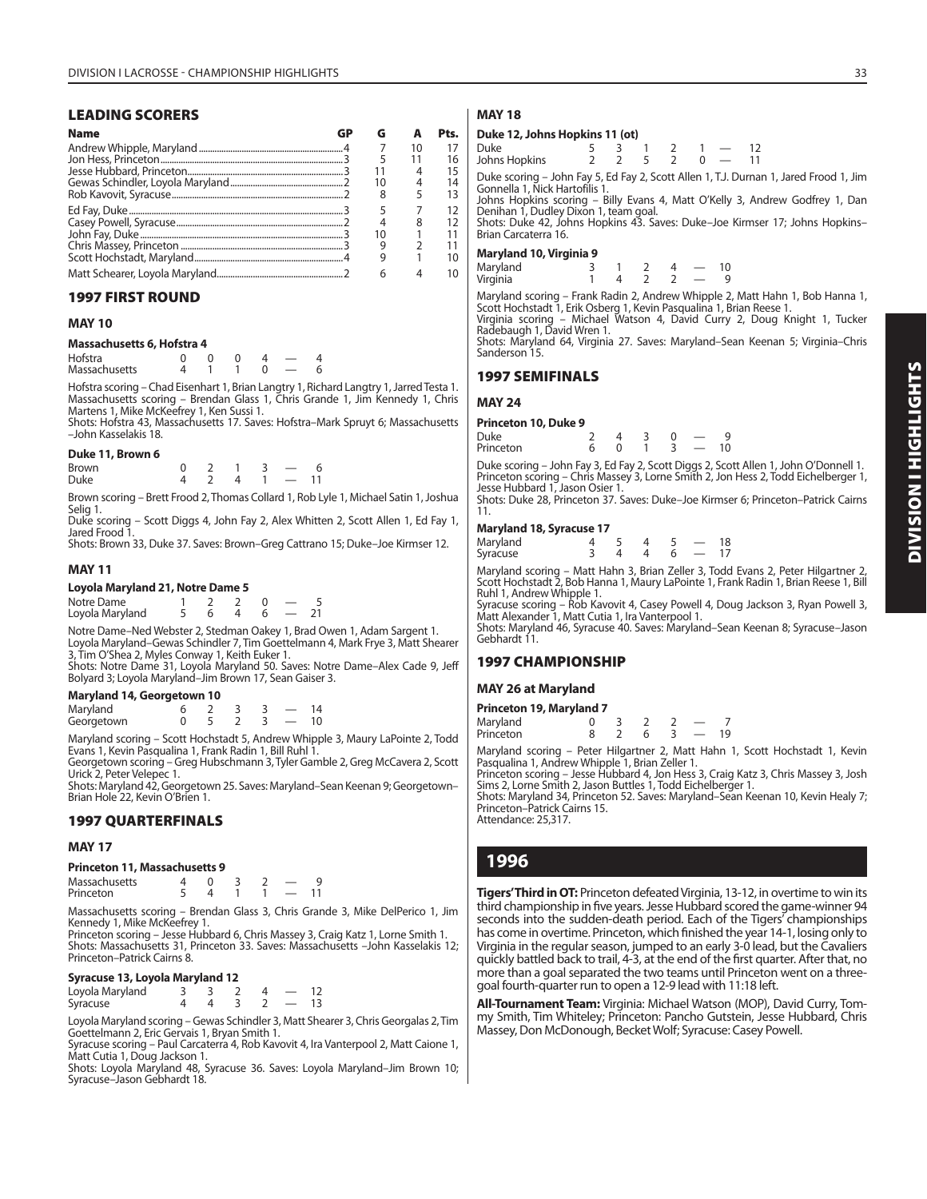## LEADING SCORERS

| Name | GP | G | A | Pts. |
|---|---|---|---|---|
| Andrew Whipple, Maryland | 4 | 7 | 10 | 17 |
| Jon Hess, Princeton | 3 | 5 | 11 | 16 |
| Jesse Hubbard, Princeton | 3 | 11 | 4 | 15 |
| Gewas Schindler, Loyola Maryland | 2 | 10 | 4 | 14 |
| Rob Kavovit, Syracuse | 2 | 8 | 5 | 13 |
| Ed Fay, Duke | 3 | 5 | 7 | 12 |
| Casey Powell, Syracuse | 2 | 4 | 8 | 12 |
| John Fay, Duke | 3 | 10 | 1 | 11 |
| Chris Massey, Princeton | 3 | 9 | 2 | 11 |
| Scott Hochstadt, Maryland | 4 | 9 | 1 | 10 |
| Matt Schearer, Loyola Maryland | 2 | 6 | 4 | 10 |

## 1997 FIRST ROUND

### MAY 10

**Massachusetts 6, Hofstra 4**

| | | | | | | |
|---|---|---|---|---|---|---|
| Hofstra | 0 | 0 | 0 | 4 | — | 4 |
| Massachusetts | 4 | 1 | 1 | 0 | — | 6 |

Hofstra scoring – Chad Eisenhart 1, Brian Langtry 1, Richard Langtry 1, Jarred Testa 1.
Massachusetts scoring – Brendan Glass 1, Chris Grande 1, Jim Kennedy 1, Chris Martens 1, Mike McKeefrey 1, Ken Sussi 1.
Shots: Hofstra 43, Massachusetts 17. Saves: Hofstra–Mark Spruyt 6; Massachusetts –John Kasselakis 18.

**Duke 11, Brown 6**

| | | | | | | |
|---|---|---|---|---|---|---|
| Brown | 0 | 2 | 1 | 3 | — | 6 |
| Duke | 4 | 2 | 4 | 1 | — | 11 |

Brown scoring – Brett Frood 2, Thomas Collard 1, Rob Lyle 1, Michael Satin 1, Joshua Selig 1.
Duke scoring – Scott Diggs 4, John Fay 2, Alex Whitten 2, Scott Allen 1, Ed Fay 1, Jared Frood 1.
Shots: Brown 33, Duke 37. Saves: Brown–Greg Cattrano 15; Duke–Joe Kirmser 12.

### MAY 11

**Loyola Maryland 21, Notre Dame 5**

| | | | | | | |
|---|---|---|---|---|---|---|
| Notre Dame | 1 | 2 | 2 | 0 | — | 5 |
| Loyola Maryland | 5 | 6 | 4 | 6 | — | 21 |

Notre Dame–Ned Webster 2, Stedman Oakey 1, Brad Owen 1, Adam Sargent 1.
Loyola Maryland–Gewas Schindler 7, Tim Goettelmann 4, Mark Frye 3, Matt Shearer 3, Tim O'Shea 2, Myles Conway 1, Keith Euker 1.
Shots: Notre Dame 31, Loyola Maryland 50. Saves: Notre Dame–Alex Cade 9, Jeff Bolyard 3; Loyola Maryland–Jim Brown 17, Sean Gaiser 3.

**Maryland 14, Georgetown 10**

| | | | | | | |
|---|---|---|---|---|---|---|
| Maryland | 6 | 2 | 3 | 3 | — | 14 |
| Georgetown | 0 | 5 | 2 | 3 | — | 10 |

Maryland scoring – Scott Hochstadt 5, Andrew Whipple 3, Maury LaPointe 2, Todd Evans 1, Kevin Pasqualina 1, Frank Radin 1, Bill Ruhl 1.
Georgetown scoring – Greg Hubschmann 3, Tyler Gamble 2, Greg McCavera 2, Scott Urick 2, Peter Velepec 1.
Shots: Maryland 42, Georgetown 25. Saves: Maryland–Sean Keenan 9; Georgetown–Brian Hole 22, Kevin O'Brien 1.

## 1997 QUARTERFINALS

### MAY 17

**Princeton 11, Massachusetts 9**

| | | | | | | |
|---|---|---|---|---|---|---|
| Massachusetts | 4 | 0 | 3 | 2 | — | 9 |
| Princeton | 5 | 4 | 1 | 1 | — | 11 |

Massachusetts scoring – Brendan Glass 3, Chris Grande 3, Mike DelPerico 1, Jim Kennedy 1, Mike McKeefrey 1.
Princeton scoring – Jesse Hubbard 6, Chris Massey 3, Craig Katz 1, Lorne Smith 1.
Shots: Massachusetts 31, Princeton 33. Saves: Massachusetts –John Kasselakis 12; Princeton–Patrick Cairns 8.

**Syracuse 13, Loyola Maryland 12**

| | | | | | | |
|---|---|---|---|---|---|---|
| Loyola Maryland | 3 | 3 | 2 | 4 | — | 12 |
| Syracuse | 4 | 4 | 3 | 2 | — | 13 |

Loyola Maryland scoring – Gewas Schindler 3, Matt Shearer 3, Chris Georgalas 2, Tim Goettelmann 2, Eric Gervais 1, Bryan Smith 1.
Syracuse scoring – Paul Carcaterra 4, Rob Kavovit 4, Ira Vanterpool 2, Matt Caione 1, Matt Cutia 1, Doug Jackson 1.
Shots: Loyola Maryland 48, Syracuse 36. Saves: Loyola Maryland–Jim Brown 10; Syracuse–Jason Gebhardt 18.

### MAY 18

**Duke 12, Johns Hopkins 11 (ot)**

| | | | | | | | |
|---|---|---|---|---|---|---|---|
| Duke | 5 | 3 | 1 | 2 | 1 | — | 12 |
| Johns Hopkins | 2 | 2 | 5 | 2 | 0 | — | 11 |

Duke scoring – John Fay 5, Ed Fay 2, Scott Allen 1, T.J. Durnan 1, Jared Frood 1, Jim Gonnella 1, Nick Hartofilis 1.
Johns Hopkins scoring – Billy Evans 4, Matt O'Kelly 3, Andrew Godfrey 1, Dan Denihan 1, Dudley Dixon 1, team goal.
Shots: Duke 42, Johns Hopkins 43. Saves: Duke–Joe Kirmser 17; Johns Hopkins–Brian Carcaterra 16.

**Maryland 10, Virginia 9**

| | | | | | | |
|---|---|---|---|---|---|---|
| Maryland | 3 | 1 | 2 | 4 | — | 10 |
| Virginia | 1 | 4 | 2 | 2 | — | 9 |

Maryland scoring – Frank Radin 2, Andrew Whipple 2, Matt Hahn 1, Bob Hanna 1, Scott Hochstadt 1, Erik Osberg 1, Kevin Pasqualina 1, Brian Reese 1.
Virginia scoring – Michael Watson 4, David Curry 2, Doug Knight 1, Tucker Radebaugh 1, David Wren 1.
Shots: Maryland 64, Virginia 27. Saves: Maryland–Sean Keenan 5; Virginia–Chris Sanderson 15.

## 1997 SEMIFINALS

### MAY 24

**Princeton 10, Duke 9**

| | | | | | | |
|---|---|---|---|---|---|---|
| Duke | 2 | 4 | 3 | 0 | — | 9 |
| Princeton | 6 | 0 | 1 | 3 | — | 10 |

Duke scoring – John Fay 3, Ed Fay 2, Scott Diggs 2, Scott Allen 1, John O'Donnell 1.
Princeton scoring – Chris Massey 3, Lorne Smith 2, Jon Hess 2, Todd Eichelberger 1, Jesse Hubbard 1, Jason Osier 1.
Shots: Duke 28, Princeton 37. Saves: Duke–Joe Kirmser 6; Princeton–Patrick Cairns 11.

**Maryland 18, Syracuse 17**

| | | | | | | |
|---|---|---|---|---|---|---|
| Maryland | 4 | 5 | 4 | 5 | — | 18 |
| Syracuse | 3 | 4 | 4 | 6 | — | 17 |

Maryland scoring – Matt Hahn 3, Brian Zeller 3, Todd Evans 2, Peter Hilgartner 2, Scott Hochstadt 2, Bob Hanna 1, Maury LaPointe 1, Frank Radin 1, Brian Reese 1, Bill Ruhl 1, Andrew Whipple 1.
Syracuse scoring – Rob Kavovit 4, Casey Powell 4, Doug Jackson 3, Ryan Powell 3, Matt Alexander 1, Matt Cutia 1, Ira Vanterpool 1.
Shots: Maryland 46, Syracuse 40. Saves: Maryland–Sean Keenan 8; Syracuse–Jason Gebhardt 11.

## 1997 CHAMPIONSHIP

### MAY 26 at Maryland

**Princeton 19, Maryland 7**

| | | | | | | |
|---|---|---|---|---|---|---|
| Maryland | 0 | 3 | 2 | 2 | — | 7 |
| Princeton | 8 | 2 | 6 | 3 | — | 19 |

Maryland scoring – Peter Hilgartner 2, Matt Hahn 1, Scott Hochstadt 1, Kevin Pasqualina 1, Andrew Whipple 1, Brian Zeller 1.
Princeton scoring – Jesse Hubbard 4, Jon Hess 3, Craig Katz 3, Chris Massey 3, Josh Sims 2, Lorne Smith 2, Jason Buttles 1, Todd Eichelberger 1.
Shots: Maryland 34, Princeton 52. Saves: Maryland–Sean Keenan 10, Kevin Healy 7; Princeton–Patrick Cairns 15.
Attendance: 25,317.

# 1996

**Tigers' Third in OT:** Princeton defeated Virginia, 13-12, in overtime to win its third championship in five years. Jesse Hubbard scored the game-winner 94 seconds into the sudden-death period. Each of the Tigers' championships has come in overtime. Princeton, which finished the year 14-1, losing only to Virginia in the regular season, jumped to an early 3-0 lead, but the Cavaliers quickly battled back to trail, 4-3, at the end of the first quarter. After that, no more than a goal separated the two teams until Princeton went on a three-goal fourth-quarter run to open a 12-9 lead with 11:18 left.

**All-Tournament Team:** Virginia: Michael Watson (MOP), David Curry, Tommy Smith, Tim Whiteley; Princeton: Pancho Gutstein, Jesse Hubbard, Chris Massey, Don McDonough, Becket Wolf; Syracuse: Casey Powell.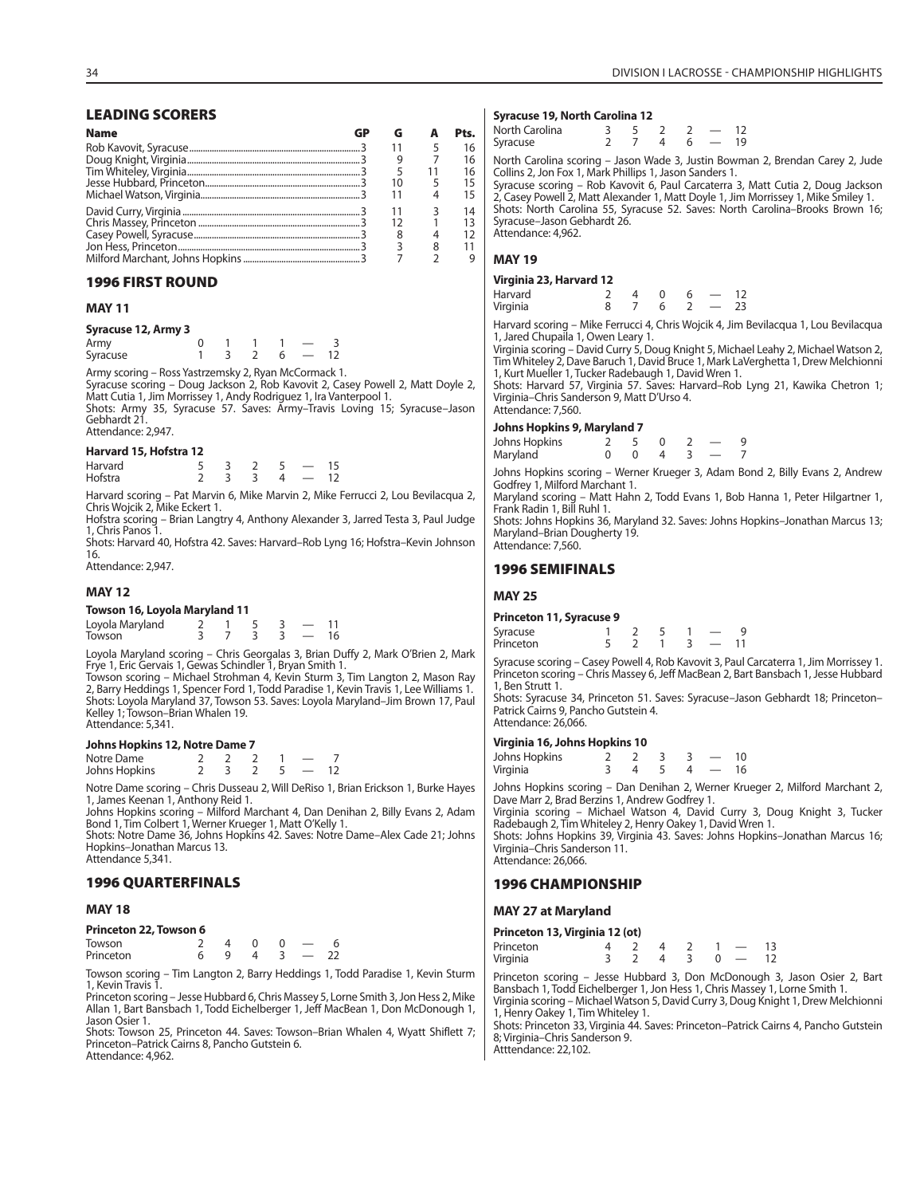## LEADING SCORERS

| Name | GP | G | A | Pts. |
|---|---|---|---|---|
| Rob Kavovit, Syracuse | 3 | 11 | 5 | 16 |
| Doug Knight, Virginia | 3 | 9 | 7 | 16 |
| Tim Whiteley, Virginia | 3 | 5 | 11 | 16 |
| Jesse Hubbard, Princeton | 3 | 10 | 5 | 15 |
| Michael Watson, Virginia | 3 | 11 | 4 | 15 |
| David Curry, Virginia | 3 | 11 | 3 | 14 |
| Chris Massey, Princeton | 3 | 12 | 1 | 13 |
| Casey Powell, Syracuse | 3 | 8 | 4 | 12 |
| Jon Hess, Princeton | 3 | 3 | 8 | 11 |
| Milford Marchant, Johns Hopkins | 3 | 7 | 2 | 9 |

## 1996 FIRST ROUND

### MAY 11

**Syracuse 12, Army 3**

| | | | | | | |
|---|---|---|---|---|---|---|
| Army | 0 | 1 | 1 | 1 | — | 3 |
| Syracuse | 1 | 3 | 2 | 6 | — | 12 |

Army scoring – Ross Yastrzemsky 2, Ryan McCormack 1.
Syracuse scoring – Doug Jackson 2, Rob Kavovit 2, Casey Powell 2, Matt Doyle 2, Matt Cutia 1, Jim Morrissey 1, Andy Rodriguez 1, Ira Vanterpool 1.
Shots: Army 35, Syracuse 57. Saves: Army–Travis Loving 15; Syracuse–Jason Gebhardt 21.
Attendance: 2,947.

**Harvard 15, Hofstra 12**

| | | | | | | |
|---|---|---|---|---|---|---|
| Harvard | 5 | 3 | 2 | 5 | — | 15 |
| Hofstra | 2 | 3 | 3 | 4 | — | 12 |

Harvard scoring – Pat Marvin 6, Mike Marvin 2, Mike Ferrucci 2, Lou Bevilacqua 2, Chris Wojcik 2, Mike Eckert 1.
Hofstra scoring – Brian Langtry 4, Anthony Alexander 3, Jarred Testa 3, Paul Judge 1, Chris Panos 1.
Shots: Harvard 40, Hofstra 42. Saves: Harvard–Rob Lyng 16; Hofstra–Kevin Johnson 16.
Attendance: 2,947.

### MAY 12

**Towson 16, Loyola Maryland 11**

| | | | | | | |
|---|---|---|---|---|---|---|
| Loyola Maryland | 2 | 1 | 5 | 3 | — | 11 |
| Towson | 3 | 7 | 3 | 3 | — | 16 |

Loyola Maryland scoring – Chris Georgalas 3, Brian Duffy 2, Mark O'Brien 2, Mark Frye 1, Eric Gervais 1, Gewas Schindler 1, Bryan Smith 1.
Towson scoring – Michael Strohman 4, Kevin Sturm 3, Tim Langton 2, Mason Ray 2, Barry Heddings 1, Spencer Ford 1, Todd Paradise 1, Kevin Travis 1, Lee Williams 1.
Shots: Loyola Maryland 37, Towson 53. Saves: Loyola Maryland–Jim Brown 17, Paul Kelley 1; Towson–Brian Whalen 19.
Attendance: 5,341.

**Johns Hopkins 12, Notre Dame 7**

| | | | | | | |
|---|---|---|---|---|---|---|
| Notre Dame | 2 | 2 | 2 | 1 | — | 7 |
| Johns Hopkins | 2 | 3 | 2 | 5 | — | 12 |

Notre Dame scoring – Chris Dusseau 2, Will DeRiso 1, Brian Erickson 1, Burke Hayes 1, James Keenan 1, Anthony Reid 1.
Johns Hopkins scoring – Milford Marchant 4, Dan Denihan 2, Billy Evans 2, Adam Bond 1, Tim Colbert 1, Werner Krueger 1, Matt O'Kelly 1.
Shots: Notre Dame 36, Johns Hopkins 42. Saves: Notre Dame–Alex Cade 21; Johns Hopkins–Jonathan Marcus 13.
Attendance 5,341.

## 1996 QUARTERFINALS

### MAY 18

**Princeton 22, Towson 6**

| | | | | | | |
|---|---|---|---|---|---|---|
| Towson | 2 | 4 | 0 | 0 | — | 6 |
| Princeton | 6 | 9 | 4 | 3 | — | 22 |

Towson scoring – Tim Langton 2, Barry Heddings 1, Todd Paradise 1, Kevin Sturm 1, Kevin Travis 1.
Princeton scoring – Jesse Hubbard 6, Chris Massey 5, Lorne Smith 3, Jon Hess 2, Mike Allan 1, Bart Bansbach 1, Todd Eichelberger 1, Jeff MacBean 1, Don McDonough 1, Jason Osier 1.
Shots: Towson 25, Princeton 44. Saves: Towson–Brian Whalen 4, Wyatt Shiflett 7; Princeton–Patrick Cairns 8, Pancho Gutstein 6.
Attendance: 4,962.

**Syracuse 19, North Carolina 12**

| | | | | | | |
|---|---|---|---|---|---|---|
| North Carolina | 3 | 5 | 2 | 2 | — | 12 |
| Syracuse | 2 | 7 | 4 | 6 | — | 19 |

North Carolina scoring – Jason Wade 3, Justin Bowman 2, Brendan Carey 2, Jude Collins 2, Jon Fox 1, Mark Phillips 1, Jason Sanders 1.
Syracuse scoring – Rob Kavovit 6, Paul Carcaterra 3, Matt Cutia 2, Doug Jackson 2, Casey Powell 2, Matt Alexander 1, Matt Doyle 1, Jim Morrissey 1, Mike Smiley 1.
Shots: North Carolina 55, Syracuse 52. Saves: North Carolina–Brooks Brown 16; Syracuse–Jason Gebhardt 26.
Attendance: 4,962.

### MAY 19

**Virginia 23, Harvard 12**

| | | | | | | |
|---|---|---|---|---|---|---|
| Harvard | 2 | 4 | 0 | 6 | — | 12 |
| Virginia | 8 | 7 | 6 | 2 | — | 23 |

Harvard scoring – Mike Ferrucci 4, Chris Wojcik 4, Jim Bevilacqua 1, Lou Bevilacqua 1, Jared Chupaila 1, Owen Leary 1.
Virginia scoring – David Curry 5, Doug Knight 5, Michael Leahy 2, Michael Watson 2, Tim Whiteley 2, Dave Baruch 1, David Bruce 1, Mark LaVerghetta 1, Drew Melchionni 1, Kurt Mueller 1, Tucker Radebaugh 1, David Wren 1.
Shots: Harvard 57, Virginia 57. Saves: Harvard–Rob Lyng 21, Kawika Chetron 1; Virginia–Chris Sanderson 9, Matt D'Urso 4.
Attendance: 7,560.

**Johns Hopkins 9, Maryland 7**

| | | | | | | |
|---|---|---|---|---|---|---|
| Johns Hopkins | 2 | 5 | 0 | 2 | — | 9 |
| Maryland | 0 | 0 | 4 | 3 | — | 7 |

Johns Hopkins scoring – Werner Krueger 3, Adam Bond 2, Billy Evans 2, Andrew Godfrey 1, Milford Marchant 1.
Maryland scoring – Matt Hahn 2, Todd Evans 1, Bob Hanna 1, Peter Hilgartner 1, Frank Radin 1, Bill Ruhl 1.
Shots: Johns Hopkins 36, Maryland 32. Saves: Johns Hopkins–Jonathan Marcus 13; Maryland–Brian Dougherty 19.
Attendance: 7,560.

## 1996 SEMIFINALS

### MAY 25

**Princeton 11, Syracuse 9**

| | | | | | | |
|---|---|---|---|---|---|---|
| Syracuse | 1 | 2 | 5 | 1 | — | 9 |
| Princeton | 5 | 2 | 1 | 3 | — | 11 |

Syracuse scoring – Casey Powell 4, Rob Kavovit 3, Paul Carcaterra 1, Jim Morrissey 1.
Princeton scoring – Chris Massey 6, Jeff MacBean 2, Bart Bansbach 1, Jesse Hubbard 1, Ben Strutt 1.
Shots: Syracuse 34, Princeton 51. Saves: Syracuse–Jason Gebhardt 18; Princeton–Patrick Cairns 9, Pancho Gutstein 4.
Attendance: 26,066.

**Virginia 16, Johns Hopkins 10**

| | | | | | | |
|---|---|---|---|---|---|---|
| Johns Hopkins | 2 | 2 | 3 | 3 | — | 10 |
| Virginia | 3 | 4 | 5 | 4 | — | 16 |

Johns Hopkins scoring – Dan Denihan 2, Werner Krueger 2, Milford Marchant 2, Dave Marr 2, Brad Berzins 1, Andrew Godfrey 1.
Virginia scoring – Michael Watson 4, David Curry 3, Doug Knight 3, Tucker Radebaugh 2, Tim Whiteley 2, Henry Oakey 1, David Wren 1.
Shots: Johns Hopkins 39, Virginia 43. Saves: Johns Hopkins–Jonathan Marcus 16; Virginia–Chris Sanderson 11.
Attendance: 26,066.

## 1996 CHAMPIONSHIP

### MAY 27 at Maryland

**Princeton 13, Virginia 12 (ot)**

| | | | | | | | |
|---|---|---|---|---|---|---|---|
| Princeton | 4 | 2 | 4 | 2 | 1 | — | 13 |
| Virginia | 3 | 2 | 4 | 3 | 0 | — | 12 |

Princeton scoring – Jesse Hubbard 3, Don McDonough 3, Jason Osier 2, Bart Bansbach 1, Todd Eichelberger 1, Jon Hess 1, Chris Massey 1, Lorne Smith 1.
Virginia scoring – Michael Watson 5, David Curry 3, Doug Knight 1, Drew Melchionni 1, Henry Oakey 1, Tim Whiteley 1.
Shots: Princeton 33, Virginia 44. Saves: Princeton–Patrick Cairns 4, Pancho Gutstein 8; Virginia–Chris Sanderson 9.
Atttendance: 22,102.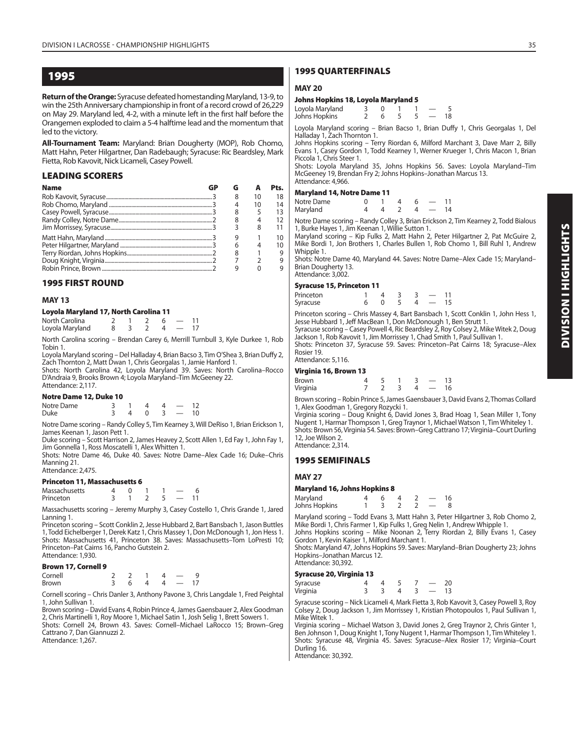## 1995

**Return of the Orange:** Syracuse defeated homestanding Maryland, 13-9, to win the 25th Anniversary championship in front of a record crowd of 26,229 on May 29. Maryland led, 4-2, with a minute left in the first half before the Orangemen exploded to claim a 5-4 halftime lead and the momentum that led to the victory.

**All-Tournament Team:** Maryland: Brian Dougherty (MOP), Rob Chomo, Matt Hahn, Peter Hilgartner, Dan Radebaugh; Syracuse: Ric Beardsley, Mark Fietta, Rob Kavovit, Nick Licameli, Casey Powell.

### LEADING SCORERS

| Name | GP | G | A | Pts. |
|---|---|---|---|---|
| Rob Kavovit, Syracuse | 3 | 8 | 10 | 18 |
| Rob Chomo, Maryland | 3 | 4 | 10 | 14 |
| Casey Powell, Syracuse | 3 | 8 | 5 | 13 |
| Randy Colley, Notre Dame | 2 | 8 | 4 | 12 |
| Jim Morrissey, Syracuse | 3 | 3 | 8 | 11 |
| Matt Hahn, Maryland | 3 | 9 | 1 | 10 |
| Peter Hilgartner, Maryland | 3 | 6 | 4 | 10 |
| Terry Riordan, Johns Hopkins | 2 | 8 | 1 | 9 |
| Doug Knight, Virginia | 2 | 7 | 2 | 9 |
| Robin Prince, Brown | 2 | 9 | 0 | 9 |

### 1995 FIRST ROUND

**MAY 13**

#### Loyola Maryland 17, North Carolina 11

| | | | | | | |
|---|---|---|---|---|---|---|
| North Carolina | 2 | 1 | 2 | 6 | — | 11 |
| Loyola Maryland | 8 | 3 | 2 | 4 | — | 17 |

North Carolina scoring – Brendan Carey 6, Merrill Turnbull 3, Kyle Durkee 1, Rob Tobin 1.
Loyola Maryland scoring – Del Halladay 4, Brian Bacso 3, Tim O'Shea 3, Brian Duffy 2, Zach Thornton 2, Matt Dwan 1, Chris Georgalas 1, Jamie Hanford 1.
Shots: North Carolina 42, Loyola Maryland 39. Saves: North Carolina–Rocco D'Andraia 9, Brooks Brown 4; Loyola Maryland–Tim McGeeney 22.
Attendance: 2,117.

#### Notre Dame 12, Duke 10

| | | | | | | |
|---|---|---|---|---|---|---|
| Notre Dame | 3 | 1 | 4 | 4 | — | 12 |
| Duke | 3 | 4 | 0 | 3 | — | 10 |

Notre Dame scoring – Randy Colley 5, Tim Kearney 3, Will DeRiso 1, Brian Erickson 1, James Keenan 1, Jason Pett 1.
Duke scoring – Scott Harrison 2, James Heavey 2, Scott Allen 1, Ed Fay 1, John Fay 1, Jim Gonnella 1, Ross Moscatelli 1, Alex Whitten 1.
Shots: Notre Dame 46, Duke 40. Saves: Notre Dame–Alex Cade 16; Duke–Chris Manning 21.
Attendance: 2,475.

#### Princeton 11, Massachusetts 6

| | | | | | | |
|---|---|---|---|---|---|---|
| Massachusetts | 4 | 0 | 1 | 1 | — | 6 |
| Princeton | 3 | 1 | 2 | 5 | — | 11 |

Massachusetts scoring – Jeremy Murphy 3, Casey Costello 1, Chris Grande 1, Jared Lanning 1.
Princeton scoring – Scott Conklin 2, Jesse Hubbard 2, Bart Bansbach 1, Jason Buttles 1, Todd Eichelberger 1, Derek Katz 1, Chris Massey 1, Don McDonough 1, Jon Hess 1.
Shots: Massachusetts 41, Princeton 38. Saves: Massachusetts–Tom LoPresti 10; Princeton–Pat Cairns 16, Pancho Gutstein 2.
Attendance: 1,930.

#### Brown 17, Cornell 9

| | | | | | | |
|---|---|---|---|---|---|---|
| Cornell | 2 | 2 | 1 | 4 | — | 9 |
| Brown | 3 | 6 | 4 | 4 | — | 17 |

Cornell scoring – Chris Danler 3, Anthony Pavone 3, Chris Langdale 1, Fred Peightal 1, John Sullivan 1.
Brown scoring – David Evans 4, Robin Prince 4, James Gaensbauer 2, Alex Goodman 2, Chris Martinelli 1, Roy Moore 1, Michael Satin 1, Josh Selig 1, Brett Sowers 1.
Shots: Cornell 24, Brown 43. Saves: Cornell–Michael LaRocco 15; Brown–Greg Cattrano 7, Dan Giannuzzi 2.
Attendance: 1,267.

### 1995 QUARTERFINALS

**MAY 20**

#### Johns Hopkins 18, Loyola Maryland 5

| | | | | | | |
|---|---|---|---|---|---|---|
| Loyola Maryland | 3 | 0 | 1 | 1 | — | 5 |
| Johns Hopkins | 2 | 6 | 5 | 5 | — | 18 |

Loyola Maryland scoring – Brian Bacso 1, Brian Duffy 1, Chris Georgalas 1, Del Halladay 1, Zach Thornton 1.
Johns Hopkins scoring – Terry Riordan 6, Milford Marchant 3, Dave Marr 2, Billy Evans 1, Casey Gordon 1, Todd Kearney 1, Werner Krueger 1, Chris Macon 1, Brian Piccola 1, Chris Steer 1.
Shots: Loyola Maryland 35, Johns Hopkins 56. Saves: Loyola Maryland–Tim McGeeney 19, Brendan Fry 2; Johns Hopkins–Jonathan Marcus 13.
Attendance: 4,966.

#### Maryland 14, Notre Dame 11

| | | | | | | |
|---|---|---|---|---|---|---|
| Notre Dame | 0 | 1 | 4 | 6 | — | 11 |
| Maryland | 4 | 4 | 2 | 4 | — | 14 |

Notre Dame scoring – Randy Colley 3, Brian Erickson 2, Tim Kearney 2, Todd Bialous 1, Burke Hayes 1, Jim Keenan 1, Willie Sutton 1.
Maryland scoring – Kip Fulks 2, Matt Hahn 2, Peter Hilgartner 2, Pat McGuire 2, Mike Bordi 1, Jon Brothers 1, Charles Bullen 1, Rob Chomo 1, Bill Ruhl 1, Andrew Whipple 1.
Shots: Notre Dame 40, Maryland 44. Saves: Notre Dame–Alex Cade 15; Maryland–Brian Dougherty 13.
Attendance: 3,002.

#### Syracuse 15, Princeton 11

| | | | | | | |
|---|---|---|---|---|---|---|
| Princeton | 1 | 4 | 3 | 3 | — | 11 |
| Syracuse | 6 | 0 | 5 | 4 | — | 15 |

Princeton scoring – Chris Massey 4, Bart Bansbach 1, Scott Conklin 1, John Hess 1, Jesse Hubbard 1, Jeff MacBean 1, Don McDonough 1, Ben Strutt 1.
Syracuse scoring – Casey Powell 4, Ric Beardsley 2, Roy Colsey 2, Mike Witek 2, Doug Jackson 1, Rob Kavovit 1, Jim Morrissey 1, Chad Smith 1, Paul Sullivan 1.
Shots: Princeton 37, Syracuse 59. Saves: Princeton–Pat Cairns 18; Syracuse–Alex Rosier 19.
Attendance: 5,116.

#### Virginia 16, Brown 13

| | | | | | | |
|---|---|---|---|---|---|---|
| Brown | 4 | 5 | 1 | 3 | — | 13 |
| Virginia | 7 | 2 | 3 | 4 | — | 16 |

Brown scoring – Robin Prince 5, James Gaensbauer 3, David Evans 2, Thomas Collard 1, Alex Goodman 1, Gregory Rozycki 1.
Virginia scoring – Doug Knight 6, David Jones 3, Brad Hoag 1, Sean Miller 1, Tony Nugent 1, Harmar Thompson 1, Greg Traynor 1, Michael Watson 1, Tim Whiteley 1.
Shots: Brown 56, Virginia 54. Saves: Brown–Greg Cattrano 17; Virginia–Court Durling 12, Joe Wilson 2.
Attendance: 2,314.

### 1995 SEMIFINALS

**MAY 27**

#### Maryland 16, Johns Hopkins 8

| | | | | | | |
|---|---|---|---|---|---|---|
| Maryland | 4 | 6 | 4 | 2 | — | 16 |
| Johns Hopkins | 1 | 3 | 2 | 2 | — | 8 |

Maryland scoring – Todd Evans 3, Matt Hahn 3, Peter Hilgartner 3, Rob Chomo 2, Mike Bordi 1, Chris Farmer 1, Kip Fulks 1, Greg Nelin 1, Andrew Whipple 1.
Johns Hopkins scoring – Mike Noonan 2, Terry Riordan 2, Billy Evans 1, Casey Gordon 1, Kevin Kaiser 1, Milford Marchant 1.
Shots: Maryland 47, Johns Hopkins 59. Saves: Maryland–Brian Dougherty 23; Johns Hopkins–Jonathan Marcus 12.
Attendance: 30,392.

#### Syracuse 20, Virginia 13

| | | | | | | |
|---|---|---|---|---|---|---|
| Syracuse | 4 | 4 | 5 | 7 | — | 20 |
| Virginia | 3 | 3 | 4 | 3 | — | 13 |

Syracuse scoring – Nick Licameli 4, Mark Fietta 3, Rob Kavovit 3, Casey Powell 3, Roy Colsey 2, Doug Jackson 1, Jim Morrissey 1, Kristian Photopoulos 1, Paul Sullivan 1, Mike Witek 1.
Virginia scoring – Michael Watson 3, David Jones 2, Greg Traynor 2, Chris Ginter 1, Ben Johnson 1, Doug Knight 1, Tony Nugent 1, Harmar Thompson 1, Tim Whiteley 1.
Shots: Syracuse 48, Virginia 45. Saves: Syracuse–Alex Rosier 17; Virginia–Court Durling 16.
Attendance: 30,392.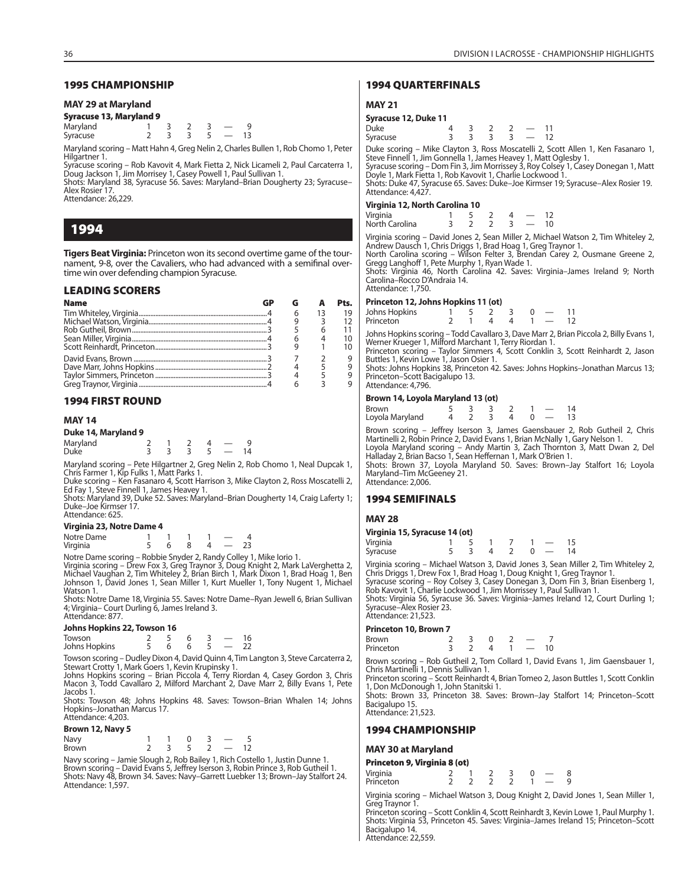## 1995 CHAMPIONSHIP

### MAY 29 at Maryland

**Syracuse 13, Maryland 9**

| | | | | | | |
|---|---|---|---|---|---|---|
| Maryland | 1 | 3 | 2 | 3 | — | 9 |
| Syracuse | 2 | 3 | 3 | 5 | — | 13 |

Maryland scoring – Matt Hahn 4, Greg Nelin 2, Charles Bullen 1, Rob Chomo 1, Peter Hilgartner 1.
Syracuse scoring – Rob Kavovit 4, Mark Fietta 2, Nick Licameli 2, Paul Carcaterra 1, Doug Jackson 1, Jim Morrissey 1, Casey Powell 1, Paul Sullivan 1.
Shots: Maryland 38, Syracuse 56. Saves: Maryland–Brian Dougherty 23; Syracuse–Alex Rosier 17.
Attendance: 26,229.

# 1994

**Tigers Beat Virginia:** Princeton won its second overtime game of the tournament, 9-8, over the Cavaliers, who had advanced with a semifinal overtime win over defending champion Syracuse.

## LEADING SCORERS

| Name | GP | G | A | Pts. |
|---|---|---|---|---|
| Tim Whiteley, Virginia | 4 | 6 | 13 | 19 |
| Michael Watson, Virginia | 4 | 9 | 3 | 12 |
| Rob Gutheil, Brown | 3 | 5 | 6 | 11 |
| Sean Miller, Virginia | 4 | 6 | 4 | 10 |
| Scott Reinhardt, Princeton | 3 | 9 | 1 | 10 |
| David Evans, Brown | 3 | 7 | 2 | 9 |
| Dave Marr, Johns Hopkins | 2 | 4 | 5 | 9 |
| Taylor Simmers, Princeton | 3 | 4 | 5 | 9 |
| Greg Traynor, Virginia | 4 | 6 | 3 | 9 |

## 1994 FIRST ROUND

### MAY 14

**Duke 14, Maryland 9**

| | | | | | | |
|---|---|---|---|---|---|---|
| Maryland | 2 | 1 | 2 | 4 | — | 9 |
| Duke | 3 | 3 | 3 | 5 | — | 14 |

Maryland scoring – Pete Hilgartner 2, Greg Nelin 2, Rob Chomo 1, Neal Dupcak 1, Chris Farmer 1, Kip Fulks 1, Matt Parks 1.
Duke scoring – Ken Fasanaro 4, Scott Harrison 3, Mike Clayton 2, Ross Moscatelli 2, Ed Fay 1, Steve Finnell 1, James Heavey 1.
Shots: Maryland 39, Duke 52. Saves: Maryland–Brian Dougherty 14, Craig Laferty 1; Duke–Joe Kirmser 17.
Attendance: 625.

**Virginia 23, Notre Dame 4**

| | | | | | | |
|---|---|---|---|---|---|---|
| Notre Dame | 1 | 1 | 1 | 1 | — | 4 |
| Virginia | 5 | 6 | 8 | 4 | — | 23 |

Notre Dame scoring – Robbie Snyder 2, Randy Colley 1, Mike Iorio 1.
Virginia scoring – Drew Fox 3, Greg Traynor 3, Doug Knight 2, Mark LaVerghetta 2, Michael Vaughan 2, Tim Whiteley 2, Brian Birch 1, Mark Dixon 1, Brad Hoag 1, Ben Johnson 1, David Jones 1, Sean Miller 1, Kurt Mueller 1, Tony Nugent 1, Michael Watson 1.
Shots: Notre Dame 18, Virginia 55. Saves: Notre Dame–Ryan Jewell 6, Brian Sullivan 4; Virginia– Court Durling 6, James Ireland 3.
Attendance: 877.

**Johns Hopkins 22, Towson 16**

| | | | | | | |
|---|---|---|---|---|---|---|
| Towson | 2 | 5 | 6 | 3 | — | 16 |
| Johns Hopkins | 5 | 6 | 6 | 5 | — | 22 |

Towson scoring – Dudley Dixon 4, David Quinn 4, Tim Langton 3, Steve Carcaterra 2, Stewart Crotty 1, Mark Goers 1, Kevin Krupinsky 1.
Johns Hopkins scoring – Brian Piccola 4, Terry Riordan 4, Casey Gordon 3, Chris Macon 3, Todd Cavallaro 2, Milford Marchant 2, Dave Marr 2, Billy Evans 1, Pete Jacobs 1.
Shots: Towson 48; Johns Hopkins 48. Saves: Towson–Brian Whalen 14; Johns Hopkins–Jonathan Marcus 17.
Attendance: 4,203.

**Brown 12, Navy 5**

| | | | | | | |
|---|---|---|---|---|---|---|
| Navy | 1 | 1 | 0 | 3 | — | 5 |
| Brown | 2 | 3 | 5 | 2 | — | 12 |

Navy scoring – Jamie Slough 2, Rob Bailey 1, Rich Costello 1, Justin Dunne 1.
Brown scoring – David Evans 5, Jeffrey Iserson 3, Robin Prince 3, Rob Gutheil 1.
Shots: Navy 48, Brown 34. Saves: Navy–Garrett Luebker 13; Brown–Jay Stalfort 24.
Attendance: 1,597.

## 1994 QUARTERFINALS

### MAY 21

**Syracuse 12, Duke 11**

| | | | | | | |
|---|---|---|---|---|---|---|
| Duke | 4 | 3 | 2 | 2 | — | 11 |
| Syracuse | 3 | 3 | 3 | 3 | — | 12 |

Duke scoring – Mike Clayton 3, Ross Moscatelli 2, Scott Allen 1, Ken Fasanaro 1, Steve Finnell 1, Jim Gonnella 1, James Heavey 1, Matt Oglesby 1.
Syracuse scoring – Dom Fin 3, Jim Morrissey 3, Roy Colsey 1, Casey Donegan 1, Matt Doyle 1, Mark Fietta 1, Rob Kavovit 1, Charlie Lockwood 1.
Shots: Duke 47, Syracuse 65. Saves: Duke–Joe Kirmser 19; Syracuse–Alex Rosier 19.
Attendance: 4,427.

**Virginia 12, North Carolina 10**

| | | | | | | |
|---|---|---|---|---|---|---|
| Virginia | 1 | 5 | 2 | 4 | — | 12 |
| North Carolina | 3 | 2 | 2 | 3 | — | 10 |

Virginia scoring – David Jones 2, Sean Miller 2, Michael Watson 2, Tim Whiteley 2, Andrew Dausch 1, Chris Driggs 1, Brad Hoag 1, Greg Traynor 1.
North Carolina scoring – Wilson Felter 3, Brendan Carey 2, Ousmane Greene 2, Gregg Langhoff 1, Pete Murphy 1, Ryan Wade 1.
Shots: Virginia 46, North Carolina 42. Saves: Virginia–James Ireland 9; North Carolina–Rocco D'Andraia 14.
Attendance: 1,750.

**Princeton 12, Johns Hopkins 11 (ot)**

| | | | | | | | |
|---|---|---|---|---|---|---|---|
| Johns Hopkins | 1 | 5 | 2 | 3 | 0 | — | 11 |
| Princeton | 2 | 1 | 4 | 4 | 1 | — | 12 |

Johns Hopkins scoring – Todd Cavallaro 3, Dave Marr 2, Brian Piccola 2, Billy Evans 1, Werner Krueger 1, Milford Marchant 1, Terry Riordan 1.
Princeton scoring – Taylor Simmers 4, Scott Conklin 3, Scott Reinhardt 2, Jason Buttles 1, Kevin Lowe 1, Jason Osier 1.
Shots: Johns Hopkins 38, Princeton 42. Saves: Johns Hopkins–Jonathan Marcus 13; Princeton–Scott Bacigalupo 13.
Attendance: 4,796.

**Brown 14, Loyola Maryland 13 (ot)**

| | | | | | | | |
|---|---|---|---|---|---|---|---|
| Brown | 5 | 3 | 3 | 2 | 1 | — | 14 |
| Loyola Maryland | 4 | 2 | 3 | 4 | 0 | — | 13 |

Brown scoring – Jeffrey Iserson 3, James Gaensbauer 2, Rob Gutheil 2, Chris Martinelli 2, Robin Prince 2, David Evans 1, Brian McNally 1, Gary Nelson 1.
Loyola Maryland scoring – Andy Martin 3, Zach Thornton 3, Matt Dwan 2, Del Halladay 2, Brian Bacso 1, Sean Heffernan 1, Mark O'Brien 1.
Shots: Brown 37, Loyola Maryland 50. Saves: Brown–Jay Stalfort 16; Loyola Maryland–Tim McGeeney 21.
Attendance: 2,006.

## 1994 SEMIFINALS

### MAY 28

**Virginia 15, Syracuse 14 (ot)**

| | | | | | | | |
|---|---|---|---|---|---|---|---|
| Virginia | 1 | 5 | 1 | 7 | 1 | — | 15 |
| Syracuse | 5 | 3 | 4 | 2 | 0 | — | 14 |

Virginia scoring – Michael Watson 3, David Jones 3, Sean Miller 2, Tim Whiteley 2, Chris Driggs 1, Drew Fox 1, Brad Hoag 1, Doug Knight 1, Greg Traynor 1.
Syracuse scoring – Roy Colsey 3, Casey Donegan 3, Dom Fin 3, Brian Eisenberg 1, Rob Kavovit 1, Charlie Lockwood 1, Jim Morrissey 1, Paul Sullivan 1.
Shots: Virginia 56, Syracuse 36. Saves: Virginia–James Ireland 12, Court Durling 1; Syracuse–Alex Rosier 23.
Attendance: 21,523.

**Princeton 10, Brown 7**

| | | | | | | |
|---|---|---|---|---|---|---|
| Brown | 2 | 3 | 0 | 2 | — | 7 |
| Princeton | 3 | 2 | 4 | 1 | — | 10 |

Brown scoring – Rob Gutheil 2, Tom Collard 1, David Evans 1, Jim Gaensbauer 1, Chris Martinelli 1, Dennis Sullivan 1.
Princeton scoring – Scott Reinhardt 4, Brian Tomeo 2, Jason Buttles 1, Scott Conklin 1, Don McDonough 1, John Stanitski 1.
Shots: Brown 33, Princeton 38. Saves: Brown–Jay Stalfort 14; Princeton–Scott Bacigalupo 15.
Attendance: 21,523.

## 1994 CHAMPIONSHIP

### MAY 30 at Maryland

**Princeton 9, Virginia 8 (ot)**

| | | | | | | | |
|---|---|---|---|---|---|---|---|
| Virginia | 2 | 1 | 2 | 3 | 0 | — | 8 |
| Princeton | 2 | 2 | 2 | 2 | 1 | — | 9 |

Virginia scoring – Michael Watson 3, Doug Knight 2, David Jones 1, Sean Miller 1, Greg Traynor 1.
Princeton scoring – Scott Conklin 4, Scott Reinhardt 3, Kevin Lowe 1, Paul Murphy 1.
Shots: Virginia 53, Princeton 45. Saves: Virginia–James Ireland 15; Princeton–Scott Bacigalupo 14.
Attendance: 22,559.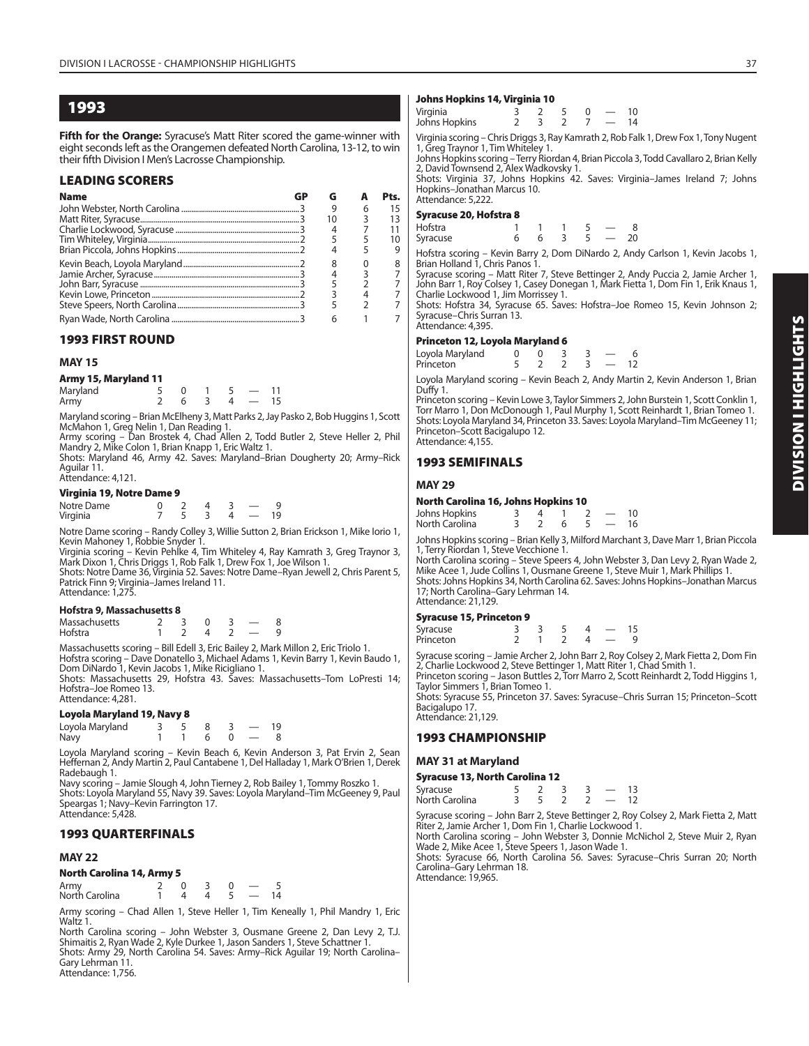## 1993

**Fifth for the Orange:** Syracuse's Matt Riter scored the game-winner with eight seconds left as the Orangemen defeated North Carolina, 13-12, to win their fifth Division I Men's Lacrosse Championship.

### LEADING SCORERS

| Name | GP | G | A | Pts. |
|---|---|---|---|---|
| John Webster, North Carolina | 3 | 9 | 6 | 15 |
| Matt Riter, Syracuse | 3 | 10 | 3 | 13 |
| Charlie Lockwood, Syracuse | 3 | 4 | 7 | 11 |
| Tim Whiteley, Virginia | 2 | 5 | 5 | 10 |
| Brian Piccola, Johns Hopkins | 2 | 4 | 5 | 9 |
| Kevin Beach, Loyola Maryland | 2 | 8 | 0 | 8 |
| Jamie Archer, Syracuse | 3 | 4 | 3 | 7 |
| John Barr, Syracuse | 3 | 5 | 2 | 7 |
| Kevin Lowe, Princeton | 2 | 3 | 4 | 7 |
| Steve Speers, North Carolina | 3 | 5 | 2 | 7 |
| Ryan Wade, North Carolina | 3 | 6 | 1 | 7 |

### 1993 FIRST ROUND

#### MAY 15

**Army 15, Maryland 11**

| | | | | | | |
|---|---|---|---|---|---|---|
| Maryland | 5 | 0 | 1 | 5 | — | 11 |
| Army | 2 | 6 | 3 | 4 | — | 15 |

Maryland scoring – Brian McElheny 3, Matt Parks 2, Jay Pasko 2, Bob Huggins 1, Scott McMahon 1, Greg Nelin 1, Dan Reading 1.
Army scoring – Dan Brostek 4, Chad Allen 2, Todd Butler 2, Steve Heller 2, Phil Mandry 2, Mike Colon 1, Brian Knapp 1, Eric Waltz 1.
Shots: Maryland 46, Army 42. Saves: Maryland–Brian Dougherty 20; Army–Rick Aguilar 11.
Attendance: 4,121.

**Virginia 19, Notre Dame 9**

| | | | | | | |
|---|---|---|---|---|---|---|
| Notre Dame | 0 | 2 | 4 | 3 | — | 9 |
| Virginia | 7 | 5 | 3 | 4 | — | 19 |

Notre Dame scoring – Randy Colley 3, Willie Sutton 2, Brian Erickson 1, Mike Iorio 1, Kevin Mahoney 1, Robbie Snyder 1.
Virginia scoring – Kevin Pehlke 4, Tim Whiteley 4, Ray Kamrath 3, Greg Traynor 3, Mark Dixon 1, Chris Driggs 1, Rob Falk 1, Drew Fox 1, Joe Wilson 1.
Shots: Notre Dame 36, Virginia 52. Saves: Notre Dame–Ryan Jewell 2, Chris Parent 5, Patrick Finn 9; Virginia–James Ireland 11.
Attendance: 1,275.

**Hofstra 9, Massachusetts 8**

| | | | | | | |
|---|---|---|---|---|---|---|
| Massachusetts | 2 | 3 | 0 | 3 | — | 8 |
| Hofstra | 1 | 2 | 4 | 2 | — | 9 |

Massachusetts scoring – Bill Edell 3, Eric Bailey 2, Mark Millon 2, Eric Triolo 1.
Hofstra scoring – Dave Donatello 3, Michael Adams 1, Kevin Barry 1, Kevin Baudo 1, Dom DiNardo 1, Kevin Jacobs 1, Mike Ricigliano 1.
Shots: Massachusetts 29, Hofstra 43. Saves: Massachusetts–Tom LoPresti 14; Hofstra–Joe Romeo 13.
Attendance: 4,281.

**Loyola Maryland 19, Navy 8**

| | | | | | | |
|---|---|---|---|---|---|---|
| Loyola Maryland | 3 | 5 | 8 | 3 | — | 19 |
| Navy | 1 | 1 | 6 | 0 | — | 8 |

Loyola Maryland scoring – Kevin Beach 6, Kevin Anderson 3, Pat Ervin 2, Sean Heffernan 2, Andy Martin 2, Paul Cantabene 1, Del Halladay 1, Mark O'Brien 1, Derek Radebaugh 1.
Navy scoring – Jamie Slough 4, John Tierney 2, Rob Bailey 1, Tommy Roszko 1.
Shots: Loyola Maryland 55, Navy 39. Saves: Loyola Maryland–Tim McGeeney 9, Paul Speargas 1; Navy–Kevin Farrington 17.
Attendance: 5,428.

### 1993 QUARTERFINALS

#### MAY 22

**North Carolina 14, Army 5**

| | | | | | | |
|---|---|---|---|---|---|---|
| Army | 2 | 0 | 3 | 0 | — | 5 |
| North Carolina | 1 | 4 | 4 | 5 | — | 14 |

Army scoring – Chad Allen 1, Steve Heller 1, Tim Keneally 1, Phil Mandry 1, Eric Waltz 1.
North Carolina scoring – John Webster 3, Ousmane Greene 2, Dan Levy 2, T.J. Shimaitis 2, Ryan Wade 2, Kyle Durkee 1, Jason Sanders 1, Steve Schattner 1.
Shots: Army 29, North Carolina 54. Saves: Army–Rick Aguilar 19; North Carolina–Gary Lehrman 11.
Attendance: 1,756.

**Johns Hopkins 14, Virginia 10**

| | | | | | | |
|---|---|---|---|---|---|---|
| Virginia | 3 | 2 | 5 | 0 | — | 10 |
| Johns Hopkins | 2 | 3 | 2 | 7 | — | 14 |

Virginia scoring – Chris Driggs 3, Ray Kamrath 2, Rob Falk 1, Drew Fox 1, Tony Nugent 1, Greg Traynor 1, Tim Whiteley 1.
Johns Hopkins scoring – Terry Riordan 4, Brian Piccola 3, Todd Cavallaro 2, Brian Kelly 2, David Townsend 2, Alex Wadkovsky 1.
Shots: Virginia 37, Johns Hopkins 42. Saves: Virginia–James Ireland 7; Johns Hopkins–Jonathan Marcus 10.
Attendance: 5,222.

**Syracuse 20, Hofstra 8**

| | | | | | | |
|---|---|---|---|---|---|---|
| Hofstra | 1 | 1 | 1 | 5 | — | 8 |
| Syracuse | 6 | 6 | 3 | 5 | — | 20 |

Hofstra scoring – Kevin Barry 2, Dom DiNardo 2, Andy Carlson 1, Kevin Jacobs 1, Brian Holland 1, Chris Panos 1.
Syracuse scoring – Matt Riter 7, Steve Bettinger 2, Andy Puccia 2, Jamie Archer 1, John Barr 1, Roy Colsey 1, Casey Donegan 1, Mark Fietta 1, Dom Fin 1, Erik Knaus 1, Charlie Lockwood 1, Jim Morrissey 1.
Shots: Hofstra 34, Syracuse 65. Saves: Hofstra–Joe Romeo 15, Kevin Johnson 2; Syracuse–Chris Surran 13.
Attendance: 4,395.

**Princeton 12, Loyola Maryland 6**

| | | | | | | |
|---|---|---|---|---|---|---|
| Loyola Maryland | 0 | 0 | 3 | 3 | — | 6 |
| Princeton | 5 | 2 | 2 | 3 | — | 12 |

Loyola Maryland scoring – Kevin Beach 2, Andy Martin 2, Kevin Anderson 1, Brian Duffy 1.
Princeton scoring – Kevin Lowe 3, Taylor Simmers 2, John Burstein 1, Scott Conklin 1, Torr Marro 1, Don McDonough 1, Paul Murphy 1, Scott Reinhardt 1, Brian Tomeo 1.
Shots: Loyola Maryland 34, Princeton 33. Saves: Loyola Maryland–Tim McGeeney 11; Princeton–Scott Bacigalupo 12.
Attendance: 4,155.

### 1993 SEMIFINALS

#### MAY 29

**North Carolina 16, Johns Hopkins 10**

| | | | | | | |
|---|---|---|---|---|---|---|
| Johns Hopkins | 3 | 4 | 1 | 2 | — | 10 |
| North Carolina | 3 | 2 | 6 | 5 | — | 16 |

Johns Hopkins scoring – Brian Kelly 3, Milford Marchant 3, Dave Marr 1, Brian Piccola 1, Terry Riordan 1, Steve Vecchione 1.
North Carolina scoring – Steve Speers 4, John Webster 3, Dan Levy 2, Ryan Wade 2, Mike Acee 1, Jude Collins 1, Ousmane Greene 1, Steve Muir 1, Mark Phillips 1.
Shots: Johns Hopkins 34, North Carolina 62. Saves: Johns Hopkins–Jonathan Marcus 17; North Carolina–Gary Lehrman 14.
Attendance: 21,129.

**Syracuse 15, Princeton 9**

| | | | | | | |
|---|---|---|---|---|---|---|
| Syracuse | 3 | 3 | 5 | 4 | — | 15 |
| Princeton | 2 | 1 | 2 | 4 | — | 9 |

Syracuse scoring – Jamie Archer 2, John Barr 2, Roy Colsey 2, Mark Fietta 2, Dom Fin 2, Charlie Lockwood 2, Steve Bettinger 1, Matt Riter 1, Chad Smith 1.
Princeton scoring – Jason Buttles 2, Torr Marro 2, Scott Reinhardt 2, Todd Higgins 1, Taylor Simmers 1, Brian Tomeo 1.
Shots: Syracuse 55, Princeton 37. Saves: Syracuse–Chris Surran 15; Princeton–Scott Bacigalupo 17.
Attendance: 21,129.

### 1993 CHAMPIONSHIP

#### MAY 31 at Maryland

**Syracuse 13, North Carolina 12**

| | | | | | | |
|---|---|---|---|---|---|---|
| Syracuse | 5 | 2 | 3 | 3 | — | 13 |
| North Carolina | 3 | 5 | 2 | 2 | — | 12 |

Syracuse scoring – John Barr 2, Steve Bettinger 2, Roy Colsey 2, Mark Fietta 2, Matt Riter 2, Jamie Archer 1, Dom Fin 1, Charlie Lockwood 1.
North Carolina scoring – John Webster 3, Donnie McNichol 2, Steve Muir 2, Ryan Wade 2, Mike Acee 1, Steve Speers 1, Jason Wade 1.
Shots: Syracuse 66, North Carolina 56. Saves: Syracuse–Chris Surran 20; North Carolina–Gary Lehrman 18.
Attendance: 19,965.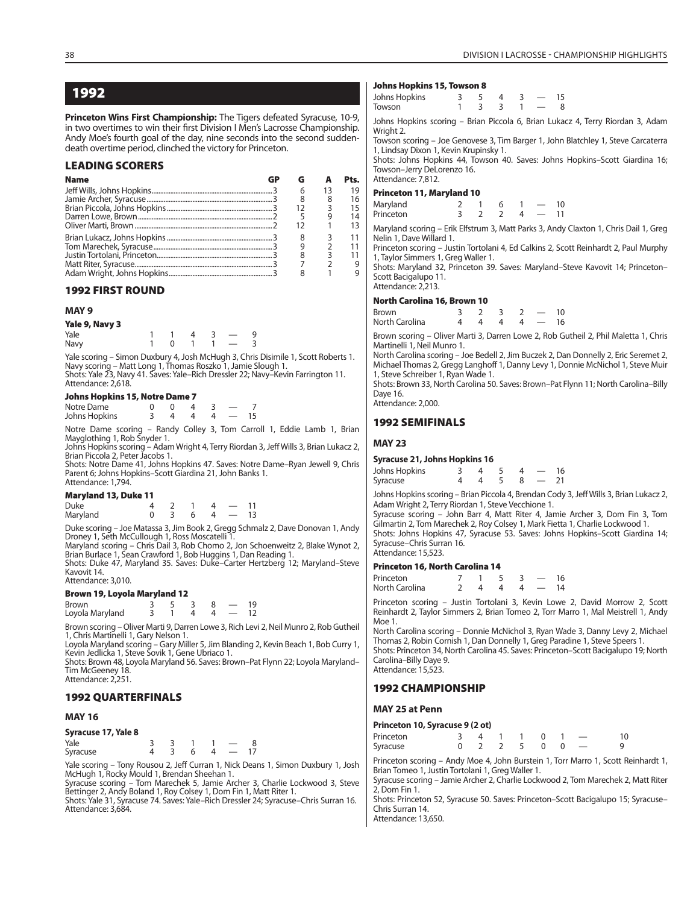# 1992

**Princeton Wins First Championship:** The Tigers defeated Syracuse, 10-9, in two overtimes to win their first Division I Men's Lacrosse Championship. Andy Moe's fourth goal of the day, nine seconds into the second sudden-death overtime period, clinched the victory for Princeton.

## LEADING SCORERS

| Name | GP | G | A | Pts. |
|---|---|---|---|---|
| Jeff Wills, Johns Hopkins | 3 | 6 | 13 | 19 |
| Jamie Archer, Syracuse | 3 | 8 | 8 | 16 |
| Brian Piccola, Johns Hopkins | 3 | 12 | 3 | 15 |
| Darren Lowe, Brown | 2 | 5 | 9 | 14 |
| Oliver Marti, Brown | 2 | 12 | 1 | 13 |
| Brian Lukacz, Johns Hopkins | 3 | 8 | 3 | 11 |
| Tom Marechek, Syracuse | 3 | 9 | 2 | 11 |
| Justin Tortolani, Princeton | 3 | 8 | 3 | 11 |
| Matt Riter, Syracuse | 3 | 7 | 2 | 9 |
| Adam Wright, Johns Hopkins | 3 | 8 | 1 | 9 |

## 1992 FIRST ROUND

### MAY 9

**Yale 9, Navy 3**

| | | | | | | |
|---|---|---|---|---|---|---|
| Yale | 1 | 1 | 4 | 3 | — | 9 |
| Navy | 1 | 0 | 1 | 1 | — | 3 |

Yale scoring – Simon Duxbury 4, Josh McHugh 3, Chris Disimile 1, Scott Roberts 1.
Navy scoring – Matt Long 1, Thomas Roszko 1, Jamie Slough 1.
Shots: Yale 23, Navy 41. Saves: Yale–Rich Dressler 22; Navy–Kevin Farrington 11.
Attendance: 2,618.

**Johns Hopkins 15, Notre Dame 7**

| | | | | | | |
|---|---|---|---|---|---|---|
| Notre Dame | 0 | 0 | 4 | 3 | — | 7 |
| Johns Hopkins | 3 | 4 | 4 | 4 | — | 15 |

Notre Dame scoring – Randy Colley 3, Tom Carroll 1, Eddie Lamb 1, Brian Mayglothing 1, Rob Snyder 1.
Johns Hopkins scoring – Adam Wright 4, Terry Riordan 3, Jeff Wills 3, Brian Lukacz 2, Brian Piccola 2, Peter Jacobs 1.
Shots: Notre Dame 41, Johns Hopkins 47. Saves: Notre Dame–Ryan Jewell 9, Chris Parent 6; Johns Hopkins–Scott Giardina 21, John Banks 1.
Attendance: 1,794.

**Maryland 13, Duke 11**

| | | | | | | |
|---|---|---|---|---|---|---|
| Duke | 4 | 2 | 1 | 4 | — | 11 |
| Maryland | 0 | 3 | 6 | 4 | — | 13 |

Duke scoring – Joe Matassa 3, Jim Book 2, Gregg Schmalz 2, Dave Donovan 1, Andy Droney 1, Seth McCullough 1, Ross Moscatelli 1.
Maryland scoring – Chris Dail 3, Rob Chomo 2, Jon Schoenweitz 2, Blake Wynot 2, Brian Burlace 1, Sean Crawford 1, Bob Huggins 1, Dan Reading 1.
Shots: Duke 47, Maryland 35. Saves: Duke–Carter Hertzberg 12; Maryland–Steve Kavovit 14.
Attendance: 3,010.

**Brown 19, Loyola Maryland 12**

| | | | | | | |
|---|---|---|---|---|---|---|
| Brown | 3 | 5 | 3 | 8 | — | 19 |
| Loyola Maryland | 3 | 1 | 4 | 4 | — | 12 |

Brown scoring – Oliver Marti 9, Darren Lowe 3, Rich Levi 2, Neil Munro 2, Rob Gutheil 1, Chris Martinelli 1, Gary Nelson 1.
Loyola Maryland scoring – Gary Miller 5, Jim Blanding 2, Kevin Beach 1, Bob Curry 1, Kevin Jedlicka 1, Steve Sovik 1, Gene Ubriaco 1.
Shots: Brown 48, Loyola Maryland 56. Saves: Brown–Pat Flynn 22; Loyola Maryland–Tim McGeeney 18.
Attendance: 2,251.

## 1992 QUARTERFINALS

### MAY 16

**Syracuse 17, Yale 8**

| | | | | | | |
|---|---|---|---|---|---|---|
| Yale | 3 | 3 | 1 | 1 | — | 8 |
| Syracuse | 4 | 3 | 6 | 4 | — | 17 |

Yale scoring – Tony Rousou 2, Jeff Curran 1, Nick Deans 1, Simon Duxbury 1, Josh McHugh 1, Rocky Mould 1, Brendan Sheehan 1.
Syracuse scoring – Tom Marechek 5, Jamie Archer 3, Charlie Lockwood 3, Steve Bettinger 2, Andy Boland 1, Roy Colsey 1, Dom Fin 1, Matt Riter 1.
Shots: Yale 31, Syracuse 74. Saves: Yale–Rich Dressler 24; Syracuse–Chris Surran 16.
Attendance: 3,684.

**Johns Hopkins 15, Towson 8**

| | | | | | | |
|---|---|---|---|---|---|---|
| Johns Hopkins | 3 | 5 | 4 | 3 | — | 15 |
| Towson | 1 | 3 | 3 | 1 | — | 8 |

Johns Hopkins scoring – Brian Piccola 6, Brian Lukacz 4, Terry Riordan 3, Adam Wright 2.
Towson scoring – Joe Genovese 3, Tim Barger 1, John Blatchley 1, Steve Carcaterra 1, Lindsay Dixon 1, Kevin Krupinsky 1.
Shots: Johns Hopkins 44, Towson 40. Saves: Johns Hopkins–Scott Giardina 16; Towson–Jerry DeLorenzo 16.
Attendance: 7,812.

**Princeton 11, Maryland 10**

| | | | | | | |
|---|---|---|---|---|---|---|
| Maryland | 2 | 1 | 6 | 1 | — | 10 |
| Princeton | 3 | 2 | 2 | 4 | — | 11 |

Maryland scoring – Erik Elfstrum 3, Matt Parks 3, Andy Claxton 1, Chris Dail 1, Greg Nelin 1, Dave Willard 1.
Princeton scoring – Justin Tortolani 4, Ed Calkins 2, Scott Reinhardt 2, Paul Murphy 1, Taylor Simmers 1, Greg Waller 1.
Shots: Maryland 32, Princeton 39. Saves: Maryland–Steve Kavovit 14; Princeton–Scott Bacigalupo 11.
Attendance: 2,213.

**North Carolina 16, Brown 10**

| | | | | | | |
|---|---|---|---|---|---|---|
| Brown | 3 | 2 | 3 | 2 | — | 10 |
| North Carolina | 4 | 4 | 4 | 4 | — | 16 |

Brown scoring – Oliver Marti 3, Darren Lowe 2, Rob Gutheil 2, Phil Maletta 1, Chris Martinelli 1, Neil Munro 1.
North Carolina scoring – Joe Bedell 2, Jim Buczek 2, Dan Donnelly 2, Eric Seremet 2, Michael Thomas 2, Gregg Langhoff 1, Danny Levy 1, Donnie McNichol 1, Steve Muir 1, Steve Schreiber 1, Ryan Wade 1.
Shots: Brown 33, North Carolina 50. Saves: Brown–Pat Flynn 11; North Carolina–Billy Daye 16.
Attendance: 2,000.

## 1992 SEMIFINALS

### MAY 23

**Syracuse 21, Johns Hopkins 16**

| | | | | | | |
|---|---|---|---|---|---|---|
| Johns Hopkins | 3 | 4 | 5 | 4 | — | 16 |
| Syracuse | 4 | 4 | 5 | 8 | — | 21 |

Johns Hopkins scoring – Brian Piccola 4, Brendan Cody 3, Jeff Wills 3, Brian Lukacz 2, Adam Wright 2, Terry Riordan 1, Steve Vecchione 1.
Syracuse scoring – John Barr 4, Matt Riter 4, Jamie Archer 3, Dom Fin 3, Tom Gilmartin 2, Tom Marechek 2, Roy Colsey 1, Mark Fietta 1, Charlie Lockwood 1.
Shots: Johns Hopkins 47, Syracuse 53. Saves: Johns Hopkins–Scott Giardina 14; Syracuse–Chris Surran 16.
Attendance: 15,523.

**Princeton 16, North Carolina 14**

| | | | | | | |
|---|---|---|---|---|---|---|
| Princeton | 7 | 1 | 5 | 3 | — | 16 |
| North Carolina | 2 | 4 | 4 | 4 | — | 14 |

Princeton scoring – Justin Tortolani 3, Kevin Lowe 2, David Morrow 2, Scott Reinhardt 2, Taylor Simmers 2, Brian Tomeo 2, Torr Marro 1, Mal Meistrell 1, Andy Moe 1.
North Carolina scoring – Donnie McNichol 3, Ryan Wade 3, Danny Levy 2, Michael Thomas 2, Robin Cornish 1, Dan Donnelly 1, Greg Paradine 1, Steve Speers 1.
Shots: Princeton 34, North Carolina 45. Saves: Princeton–Scott Bacigalupo 19; North Carolina–Billy Daye 9.
Attendance: 15,523.

## 1992 CHAMPIONSHIP

### MAY 25 at Penn

**Princeton 10, Syracuse 9 (2 ot)**

| | | | | | | | | |
|---|---|---|---|---|---|---|---|---|
| Princeton | 3 | 4 | 1 | 1 | 0 | 1 | — | 10 |
| Syracuse | 0 | 2 | 2 | 5 | 0 | 0 | — | 9 |

Princeton scoring – Andy Moe 4, John Burstein 1, Torr Marro 1, Scott Reinhardt 1, Brian Tomeo 1, Justin Tortolani 1, Greg Waller 1.
Syracuse scoring – Jamie Archer 2, Charlie Lockwood 2, Tom Marechek 2, Matt Riter 2, Dom Fin 1.
Shots: Princeton 52, Syracuse 50. Saves: Princeton–Scott Bacigalupo 15; Syracuse–Chris Surran 14.
Attendance: 13,650.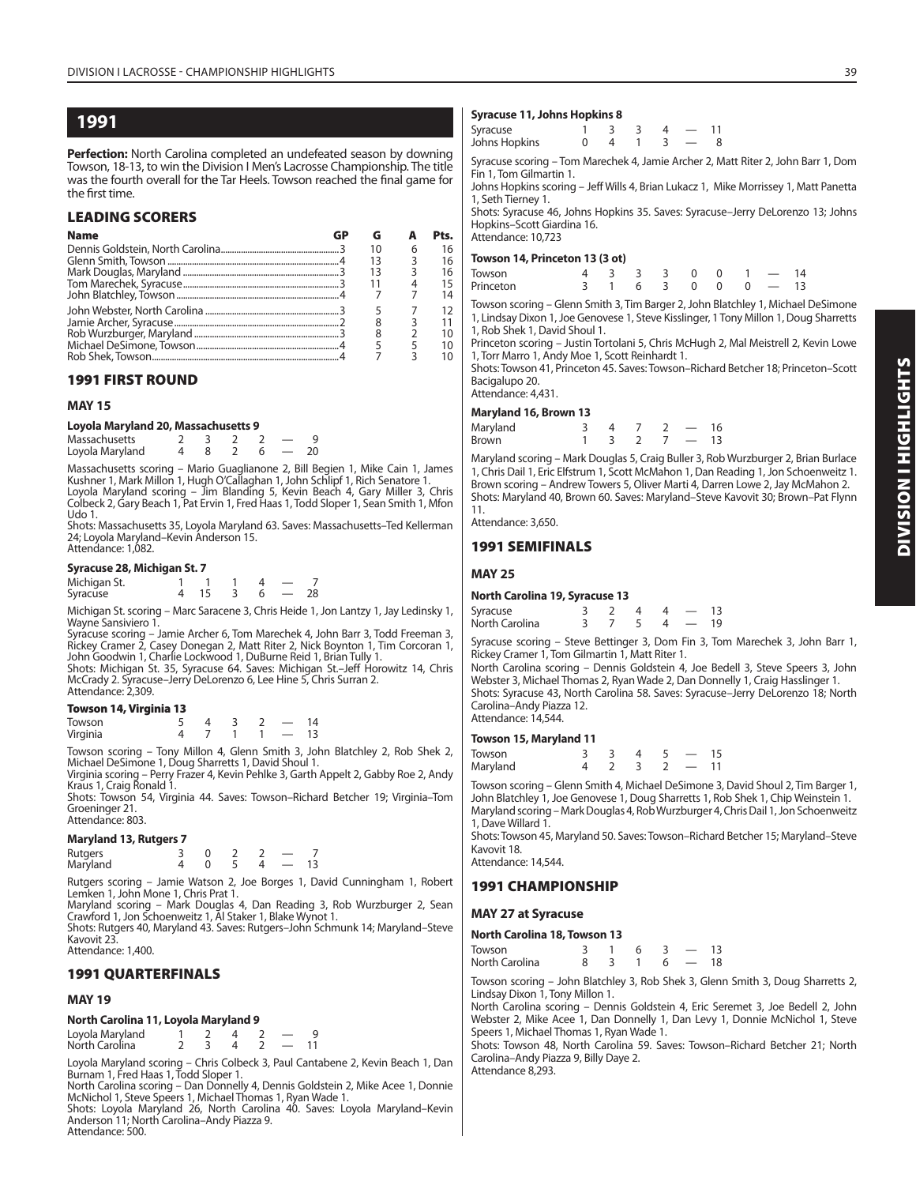# 1991

**Perfection:** North Carolina completed an undefeated season by downing Towson, 18-13, to win the Division I Men's Lacrosse Championship. The title was the fourth overall for the Tar Heels. Towson reached the final game for the first time.

## LEADING SCORERS

| Name | GP | G | A | Pts. |
|---|---|---|---|---|
| Dennis Goldstein, North Carolina | 3 | 10 | 6 | 16 |
| Glenn Smith, Towson | 4 | 13 | 3 | 16 |
| Mark Douglas, Maryland | 3 | 13 | 3 | 16 |
| Tom Marechek, Syracuse | 3 | 11 | 4 | 15 |
| John Blatchley, Towson | 4 | 7 | 7 | 14 |
| John Webster, North Carolina | 3 | 5 | 7 | 12 |
| Jamie Archer, Syracuse | 2 | 8 | 3 | 11 |
| Rob Wurzburger, Maryland | 3 | 8 | 2 | 10 |
| Michael DeSimone, Towson | 4 | 5 | 5 | 10 |
| Rob Shek, Towson | 4 | 7 | 3 | 10 |

## 1991 FIRST ROUND

### MAY 15

**Loyola Maryland 20, Massachusetts 9**

| | | | | | | |
|---|---|---|---|---|---|---|
| Massachusetts | 2 | 3 | 2 | 2 | — | 9 |
| Loyola Maryland | 4 | 8 | 2 | 6 | — | 20 |

Massachusetts scoring – Mario Guaglianone 2, Bill Begien 1, Mike Cain 1, James Kushner 1, Mark Millon 1, Hugh O'Callaghan 1, John Schlipf 1, Rich Senatore 1.
Loyola Maryland scoring – Jim Blanding 5, Kevin Beach 4, Gary Miller 3, Chris Colbeck 2, Gary Beach 1, Pat Ervin 1, Fred Haas 1, Todd Sloper 1, Sean Smith 1, Mfon Udo 1.
Shots: Massachusetts 35, Loyola Maryland 63. Saves: Massachusetts–Ted Kellerman 24; Loyola Maryland–Kevin Anderson 15.
Attendance: 1,082.

**Syracuse 28, Michigan St. 7**

| | | | | | | |
|---|---|---|---|---|---|---|
| Michigan St. | 1 | 1 | 1 | 4 | — | 7 |
| Syracuse | 4 | 15 | 3 | 6 | — | 28 |

Michigan St. scoring – Marc Saracene 3, Chris Heide 1, Jon Lantzy 1, Jay Ledinsky 1, Wayne Sansiviero 1.
Syracuse scoring – Jamie Archer 6, Tom Marechek 4, John Barr 3, Todd Freeman 3, Rickey Cramer 2, Casey Donegan 2, Matt Riter 2, Nick Boynton 1, Tim Corcoran 1, John Goodwin 1, Charlie Lockwood 1, DuBurne Reid 1, Brian Tully 1.
Shots: Michigan St. 35, Syracuse 64. Saves: Michigan St.–Jeff Horowitz 14, Chris McCrady 2. Syracuse–Jerry DeLorenzo 6, Lee Hine 5, Chris Surran 2.
Attendance: 2,309.

**Towson 14, Virginia 13**

| | | | | | | |
|---|---|---|---|---|---|---|
| Towson | 5 | 4 | 3 | 2 | — | 14 |
| Virginia | 4 | 7 | 1 | 1 | — | 13 |

Towson scoring – Tony Millon 4, Glenn Smith 3, John Blatchley 2, Rob Shek 2, Michael DeSimone 1, Doug Sharretts 1, David Shoul 1.
Virginia scoring – Perry Frazer 4, Kevin Pehlke 3, Garth Appelt 2, Gabby Roe 2, Andy Kraus 1, Craig Ronald 1.
Shots: Towson 54, Virginia 44. Saves: Towson–Richard Betcher 19; Virginia–Tom Groeninger 21.
Attendance: 803.

**Maryland 13, Rutgers 7**

| | | | | | | |
|---|---|---|---|---|---|---|
| Rutgers | 3 | 0 | 2 | 2 | — | 7 |
| Maryland | 4 | 0 | 5 | 4 | — | 13 |

Rutgers scoring – Jamie Watson 2, Joe Borges 1, David Cunningham 1, Robert Lemken 1, John Mone 1, Chris Prat 1.
Maryland scoring – Mark Douglas 4, Dan Reading 3, Rob Wurzburger 2, Sean Crawford 1, Jon Schoenweitz 1, Al Staker 1, Blake Wynot 1.
Shots: Rutgers 40, Maryland 43. Saves: Rutgers–John Schmunk 14; Maryland–Steve Kavovit 23.
Attendance: 1,400.

## 1991 QUARTERFINALS

### MAY 19

**North Carolina 11, Loyola Maryland 9**

| | | | | | | |
|---|---|---|---|---|---|---|
| Loyola Maryland | 1 | 2 | 4 | 2 | — | 9 |
| North Carolina | 2 | 3 | 4 | 2 | — | 11 |

Loyola Maryland scoring – Chris Colbeck 3, Paul Cantabene 2, Kevin Beach 1, Dan Burnam 1, Fred Haas 1, Todd Sloper 1.
North Carolina scoring – Dan Donnelly 4, Dennis Goldstein 2, Mike Acee 1, Donnie McNichol 1, Steve Speers 1, Michael Thomas 1, Ryan Wade 1.
Shots: Loyola Maryland 26, North Carolina 40. Saves: Loyola Maryland–Kevin Anderson 11; North Carolina–Andy Piazza 9.
Attendance: 500.

**Syracuse 11, Johns Hopkins 8**

| | | | | | | |
|---|---|---|---|---|---|---|
| Syracuse | 1 | 3 | 3 | 4 | — | 11 |
| Johns Hopkins | 0 | 4 | 1 | 3 | — | 8 |

Syracuse scoring – Tom Marechek 4, Jamie Archer 2, Matt Riter 2, John Barr 1, Dom Fin 1, Tom Gilmartin 1.
Johns Hopkins scoring – Jeff Wills 4, Brian Lukacz 1, Mike Morrissey 1, Matt Panetta 1, Seth Tierney 1.
Shots: Syracuse 46, Johns Hopkins 35. Saves: Syracuse–Jerry DeLorenzo 13; Johns Hopkins–Scott Giardina 16.
Attendance: 10,723

**Towson 14, Princeton 13 (3 ot)**

| | | | | | | | | | |
|---|---|---|---|---|---|---|---|---|---|
| Towson | 4 | 3 | 3 | 3 | 0 | 0 | 1 | — | 14 |
| Princeton | 3 | 1 | 6 | 3 | 0 | 0 | 0 | — | 13 |

Towson scoring – Glenn Smith 3, Tim Barger 2, John Blatchley 1, Michael DeSimone 1, Lindsay Dixon 1, Joe Genovese 1, Steve Kisslinger, 1 Tony Millon 1, Doug Sharretts 1, Rob Shek 1, David Shoul 1.
Princeton scoring – Justin Tortolani 5, Chris McHugh 2, Mal Meistrell 2, Kevin Lowe 1, Torr Marro 1, Andy Moe 1, Scott Reinhardt 1.
Shots: Towson 41, Princeton 45. Saves: Towson–Richard Betcher 18; Princeton–Scott Bacigalupo 20.
Attendance: 4,431.

**Maryland 16, Brown 13**

| | | | | | | |
|---|---|---|---|---|---|---|
| Maryland | 3 | 4 | 7 | 2 | — | 16 |
| Brown | 1 | 3 | 2 | 7 | — | 13 |

Maryland scoring – Mark Douglas 5, Craig Buller 3, Rob Wurzburger 2, Brian Burlace 1, Chris Dail 1, Eric Elfstrum 1, Scott McMahon 1, Dan Reading 1, Jon Schoenweitz 1.
Brown scoring – Andrew Towers 5, Oliver Marti 4, Darren Lowe 2, Jay McMahon 2.
Shots: Maryland 40, Brown 60. Saves: Maryland–Steve Kavovit 30; Brown–Pat Flynn 11.
Attendance: 3,650.

## 1991 SEMIFINALS

### MAY 25

**North Carolina 19, Syracuse 13**

| | | | | | | |
|---|---|---|---|---|---|---|
| Syracuse | 3 | 2 | 4 | 4 | — | 13 |
| North Carolina | 3 | 7 | 5 | 4 | — | 19 |

Syracuse scoring – Steve Bettinger 3, Dom Fin 3, Tom Marechek 3, John Barr 1, Rickey Cramer 1, Tom Gilmartin 1, Matt Riter 1.
North Carolina scoring – Dennis Goldstein 4, Joe Bedell 3, Steve Speers 3, John Webster 3, Michael Thomas 2, Ryan Wade 2, Dan Donnelly 1, Craig Hasslinger 1.
Shots: Syracuse 43, North Carolina 58. Saves: Syracuse–Jerry DeLorenzo 18; North Carolina–Andy Piazza 12.
Attendance: 14,544.

**Towson 15, Maryland 11**

| | | | | | | |
|---|---|---|---|---|---|---|
| Towson | 3 | 3 | 4 | 5 | — | 15 |
| Maryland | 4 | 2 | 3 | 2 | — | 11 |

Towson scoring – Glenn Smith 4, Michael DeSimone 3, David Shoul 2, Tim Barger 1, John Blatchley 1, Joe Genovese 1, Doug Sharretts 1, Rob Shek 1, Chip Weinstein 1.
Maryland scoring – Mark Douglas 4, Rob Wurzburger 4, Chris Dail 1, Jon Schoenweitz 1, Dave Willard 1.
Shots: Towson 45, Maryland 50. Saves: Towson–Richard Betcher 15; Maryland–Steve Kavovit 18.
Attendance: 14,544.

## 1991 CHAMPIONSHIP

### MAY 27 at Syracuse

**North Carolina 18, Towson 13**

| | | | | | | |
|---|---|---|---|---|---|---|
| Towson | 3 | 1 | 6 | 3 | — | 13 |
| North Carolina | 8 | 3 | 1 | 6 | — | 18 |

Towson scoring – John Blatchley 3, Rob Shek 3, Glenn Smith 3, Doug Sharretts 2, Lindsay Dixon 1, Tony Millon 1.
North Carolina scoring – Dennis Goldstein 4, Eric Seremet 3, Joe Bedell 2, John Webster 2, Mike Acee 1, Dan Donnelly 1, Dan Levy 1, Donnie McNichol 1, Steve Speers 1, Michael Thomas 1, Ryan Wade 1.
Shots: Towson 48, North Carolina 59. Saves: Towson–Richard Betcher 21; North Carolina–Andy Piazza 9, Billy Daye 2.
Attendance 8,293.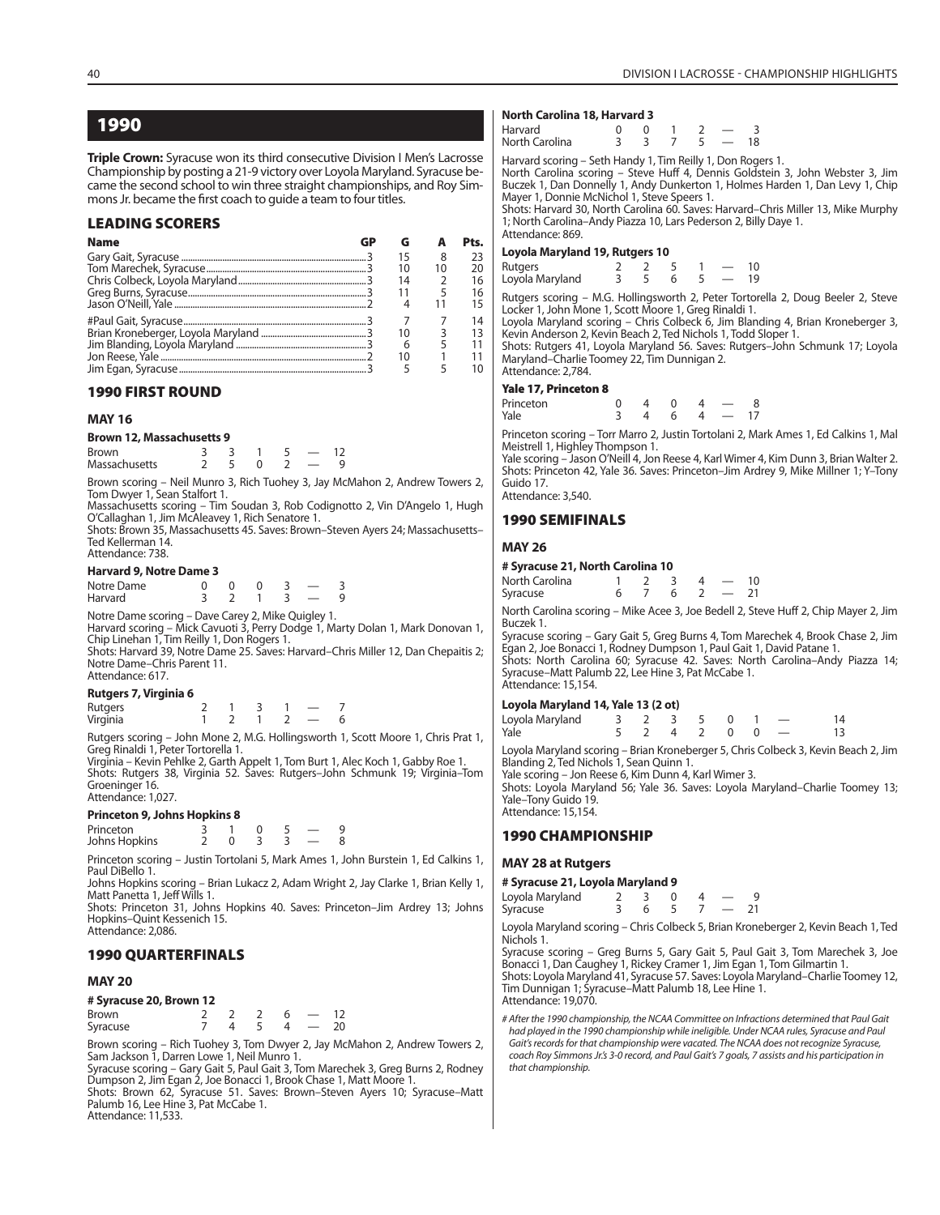# 1990

**Triple Crown:** Syracuse won its third consecutive Division I Men's Lacrosse Championship by posting a 21-9 victory over Loyola Maryland. Syracuse became the second school to win three straight championships, and Roy Simmons Jr. became the first coach to guide a team to four titles.

## LEADING SCORERS

| Name | GP | G | A | Pts. |
|---|---|---|---|---|
| Gary Gait, Syracuse | 3 | 15 | 8 | 23 |
| Tom Marechek, Syracuse | 3 | 10 | 10 | 20 |
| Chris Colbeck, Loyola Maryland | 3 | 14 | 2 | 16 |
| Greg Burns, Syracuse | 3 | 11 | 5 | 16 |
| Jason O'Neill, Yale | 2 | 4 | 11 | 15 |
| #Paul Gait, Syracuse | 3 | 7 | 7 | 14 |
| Brian Kroneberger, Loyola Maryland | 3 | 10 | 3 | 13 |
| Jim Blanding, Loyola Maryland | 3 | 6 | 5 | 11 |
| Jon Reese, Yale | 2 | 10 | 1 | 11 |
| Jim Egan, Syracuse | 3 | 5 | 5 | 10 |

## 1990 FIRST ROUND

### MAY 16

**Brown 12, Massachusetts 9**

| | | | | | | |
|---|---|---|---|---|---|---|
| Brown | 3 | 3 | 1 | 5 | — | 12 |
| Massachusetts | 2 | 5 | 0 | 2 | — | 9 |

Brown scoring – Neil Munro 3, Rich Tuohey 3, Jay McMahon 2, Andrew Towers 2, Tom Dwyer 1, Sean Stalfort 1.
Massachusetts scoring – Tim Soudan 3, Rob Codignotto 2, Vin D'Angelo 1, Hugh O'Callaghan 1, Jim McAleavey 1, Rich Senatore 1.
Shots: Brown 35, Massachusetts 45. Saves: Brown–Steven Ayers 24; Massachusetts–Ted Kellerman 14.
Attendance: 738.

**Harvard 9, Notre Dame 3**

| | | | | | | |
|---|---|---|---|---|---|---|
| Notre Dame | 0 | 0 | 0 | 3 | — | 3 |
| Harvard | 3 | 2 | 1 | 3 | — | 9 |

Notre Dame scoring – Dave Carey 2, Mike Quigley 1.
Harvard scoring – Mick Cavuoti 3, Perry Dodge 1, Marty Dolan 1, Mark Donovan 1, Chip Linehan 1, Tim Reilly 1, Don Rogers 1.
Shots: Harvard 39, Notre Dame 25. Saves: Harvard–Chris Miller 12, Dan Chepaitis 2; Notre Dame–Chris Parent 11.
Attendance: 617.

**Rutgers 7, Virginia 6**

| | | | | | | |
|---|---|---|---|---|---|---|
| Rutgers | 2 | 1 | 3 | 1 | — | 7 |
| Virginia | 1 | 2 | 1 | 2 | — | 6 |

Rutgers scoring – John Mone 2, M.G. Hollingsworth 1, Scott Moore 1, Chris Prat 1, Greg Rinaldi 1, Peter Tortorella 1.
Virginia – Kevin Pehlke 2, Garth Appelt 1, Tom Burt 1, Alec Koch 1, Gabby Roe 1.
Shots: Rutgers 38, Virginia 52. Saves: Rutgers–John Schmunk 19; Virginia–Tom Groeninger 16.
Attendance: 1,027.

**Princeton 9, Johns Hopkins 8**

| | | | | | | |
|---|---|---|---|---|---|---|
| Princeton | 3 | 1 | 0 | 5 | — | 9 |
| Johns Hopkins | 2 | 0 | 3 | 3 | — | 8 |

Princeton scoring – Justin Tortolani 5, Mark Ames 1, John Burstein 1, Ed Calkins 1, Paul DiBello 1.
Johns Hopkins scoring – Brian Lukacz 2, Adam Wright 2, Jay Clarke 1, Brian Kelly 1, Matt Panetta 1, Jeff Wills 1.
Shots: Princeton 31, Johns Hopkins 40. Saves: Princeton–Jim Ardrey 13; Johns Hopkins–Quint Kessenich 15.
Attendance: 2,086.

## 1990 QUARTERFINALS

### MAY 20

**# Syracuse 20, Brown 12**

| | | | | | | |
|---|---|---|---|---|---|---|
| Brown | 2 | 2 | 2 | 6 | — | 12 |
| Syracuse | 7 | 4 | 5 | 4 | — | 20 |

Brown scoring – Rich Tuohey 3, Tom Dwyer 2, Jay McMahon 2, Andrew Towers 2, Sam Jackson 1, Darren Lowe 1, Neil Munro 1.
Syracuse scoring – Gary Gait 5, Paul Gait 3, Tom Marechek 3, Greg Burns 2, Rodney Dumpson 2, Jim Egan 2, Joe Bonacci 1, Brook Chase 1, Matt Moore 1.
Shots: Brown 62, Syracuse 51. Saves: Brown–Steven Ayers 10; Syracuse–Matt Palumb 16, Lee Hine 3, Pat McCabe 1.
Attendance: 11,533.

**North Carolina 18, Harvard 3**

| | | | | | | |
|---|---|---|---|---|---|---|
| Harvard | 0 | 0 | 1 | 2 | — | 3 |
| North Carolina | 3 | 3 | 7 | 5 | — | 18 |

Harvard scoring – Seth Handy 1, Tim Reilly 1, Don Rogers 1.
North Carolina scoring – Steve Huff 4, Dennis Goldstein 3, John Webster 3, Jim Buczek 1, Dan Donnelly 1, Andy Dunkerton 1, Holmes Harden 1, Dan Levy 1, Chip Mayer 1, Donnie McNichol 1, Steve Speers 1.
Shots: Harvard 30, North Carolina 60. Saves: Harvard–Chris Miller 13, Mike Murphy 1; North Carolina–Andy Piazza 10, Lars Pederson 2, Billy Daye 1.
Attendance: 869.

**Loyola Maryland 19, Rutgers 10**

| | | | | | | |
|---|---|---|---|---|---|---|
| Rutgers | 2 | 2 | 5 | 1 | — | 10 |
| Loyola Maryland | 3 | 5 | 6 | 5 | — | 19 |

Rutgers scoring – M.G. Hollingsworth 2, Peter Tortorella 2, Doug Beeler 2, Steve Locker 1, John Mone 1, Scott Moore 1, Greg Rinaldi 1.
Loyola Maryland scoring – Chris Colbeck 6, Jim Blanding 4, Brian Kroneberger 3, Kevin Anderson 2, Kevin Beach 2, Ted Nichols 1, Todd Sloper 1.
Shots: Rutgers 41, Loyola Maryland 56. Saves: Rutgers–John Schmunk 17; Loyola Maryland–Charlie Toomey 22, Tim Dunnigan 2.
Attendance: 2,784.

**Yale 17, Princeton 8**

| | | | | | | |
|---|---|---|---|---|---|---|
| Princeton | 0 | 4 | 0 | 4 | — | 8 |
| Yale | 3 | 4 | 6 | 4 | — | 17 |

Princeton scoring – Torr Marro 2, Justin Tortolani 2, Mark Ames 1, Ed Calkins 1, Mal Meistrell 1, Highley Thompson 1.
Yale scoring – Jason O'Neill 4, Jon Reese 4, Karl Wimer 4, Kim Dunn 3, Brian Walter 2.
Shots: Princeton 42, Yale 36. Saves: Princeton–Jim Ardrey 9, Mike Millner 1; Y–Tony Guido 17.
Attendance: 3,540.

## 1990 SEMIFINALS

### MAY 26

**# Syracuse 21, North Carolina 10**

| | | | | | | |
|---|---|---|---|---|---|---|
| North Carolina | 1 | 2 | 3 | 4 | — | 10 |
| Syracuse | 6 | 7 | 6 | 2 | — | 21 |

North Carolina scoring – Mike Acee 3, Joe Bedell 2, Steve Huff 2, Chip Mayer 2, Jim Buczek 1.
Syracuse scoring – Gary Gait 5, Greg Burns 4, Tom Marechek 4, Brook Chase 2, Jim Egan 2, Joe Bonacci 1, Rodney Dumpson 1, Paul Gait 1, David Patane 1.
Shots: North Carolina 60, Syracuse 42. Saves: North Carolina–Andy Piazza 14; Syracuse–Matt Palumb 22, Lee Hine 3, Pat McCabe 1.
Attendance: 15,154.

**Loyola Maryland 14, Yale 13 (2 ot)**

| | | | | | | | | |
|---|---|---|---|---|---|---|---|---|
| Loyola Maryland | 3 | 2 | 3 | 5 | 0 | 1 | — | 14 |
| Yale | 5 | 2 | 4 | 2 | 0 | 0 | — | 13 |

Loyola Maryland scoring – Brian Kroneberger 5, Chris Colbeck 3, Kevin Beach 2, Jim Blanding 2, Ted Nichols 1, Sean Quinn 1.
Yale scoring – Jon Reese 6, Kim Dunn 4, Karl Wimer 3.
Shots: Loyola Maryland 56; Yale 36. Saves: Loyola Maryland–Charlie Toomey 13; Yale–Tony Guido 19.
Attendance: 15,154.

## 1990 CHAMPIONSHIP

### MAY 28 at Rutgers

**# Syracuse 21, Loyola Maryland 9**

| | | | | | | |
|---|---|---|---|---|---|---|
| Loyola Maryland | 2 | 3 | 0 | 4 | — | 9 |
| Syracuse | 3 | 6 | 5 | 7 | — | 21 |

Loyola Maryland scoring – Chris Colbeck 5, Brian Kroneberger 2, Kevin Beach 1, Ted Nichols 1.
Syracuse scoring – Greg Burns 5, Gary Gait 5, Paul Gait 3, Tom Marechek 3, Joe Bonacci 1, Dan Caughey 1, Rickey Cramer 1, Jim Egan 1, Tom Gilmartin 1.
Shots: Loyola Maryland 41, Syracuse 57. Saves: Loyola Maryland–Charlie Toomey 12, Tim Dunnigan 1; Syracuse–Matt Palumb 18, Lee Hine 1.
Attendance: 19,070.

*# After the 1990 championship, the NCAA Committee on Infractions determined that Paul Gait had played in the 1990 championship while ineligible. Under NCAA rules, Syracuse and Paul Gait's records for that championship were vacated. The NCAA does not recognize Syracuse, coach Roy Simmons Jr.'s 3-0 record, and Paul Gait's 7 goals, 7 assists and his participation in that championship.*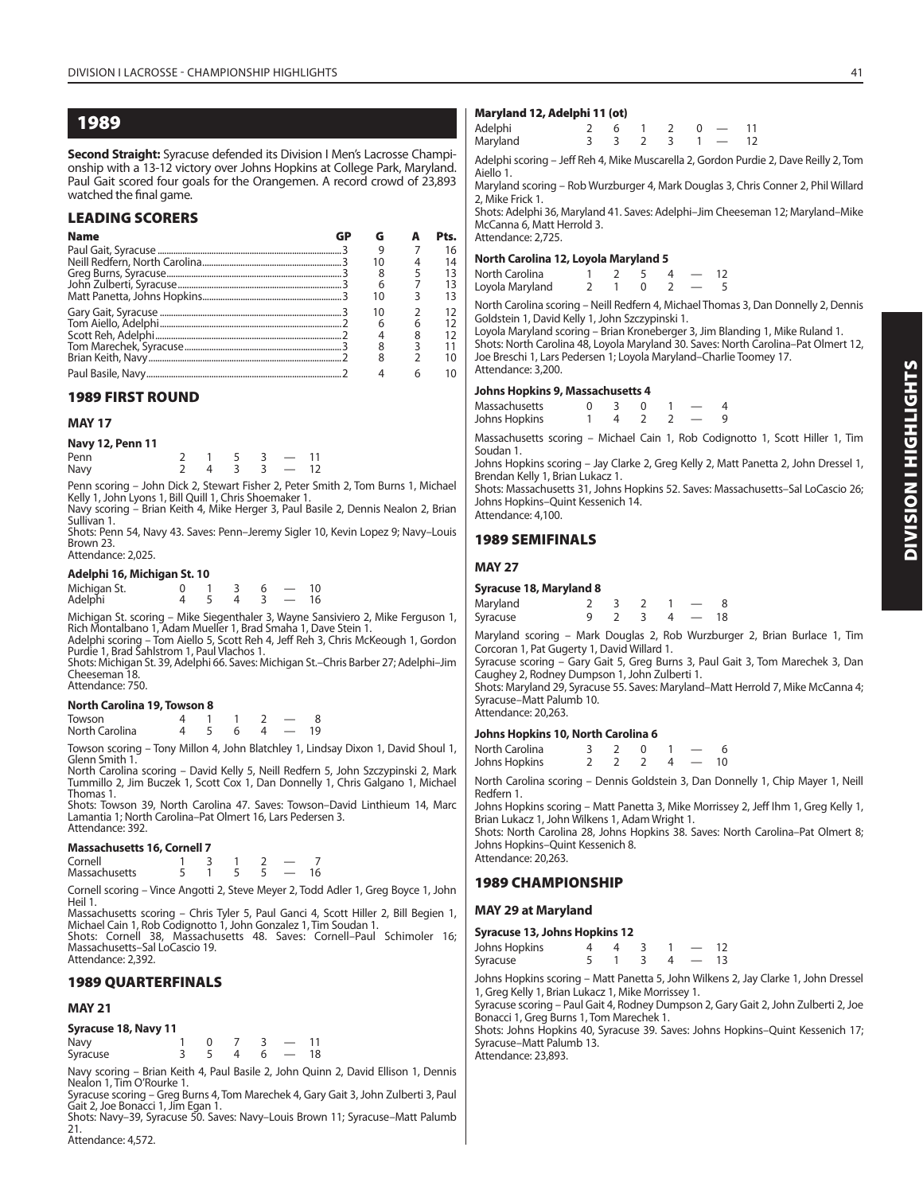# 1989

**Second Straight:** Syracuse defended its Division I Men's Lacrosse Championship with a 13-12 victory over Johns Hopkins at College Park, Maryland. Paul Gait scored four goals for the Orangemen. A record crowd of 23,893 watched the final game.

## LEADING SCORERS

| Name | GP | G | A | Pts. |
|---|---|---|---|---|
| Paul Gait, Syracuse | 3 | 9 | 7 | 16 |
| Neill Redfern, North Carolina | 3 | 10 | 4 | 14 |
| Greg Burns, Syracuse | 3 | 8 | 5 | 13 |
| John Zulberti, Syracuse | 3 | 6 | 7 | 13 |
| Matt Panetta, Johns Hopkins | 3 | 10 | 3 | 13 |
| Gary Gait, Syracuse | 3 | 10 | 2 | 12 |
| Tom Aiello, Adelphi | 2 | 6 | 6 | 12 |
| Scott Reh, Adelphi | 2 | 4 | 8 | 12 |
| Tom Marechek, Syracuse | 3 | 8 | 3 | 11 |
| Brian Keith, Navy | 2 | 8 | 2 | 10 |
| Paul Basile, Navy | 2 | 4 | 6 | 10 |

## 1989 FIRST ROUND

### MAY 17

#### Navy 12, Penn 11

| | | | | | | |
|---|---|---|---|---|---|---|
| Penn | 2 | 1 | 5 | 3 | — | 11 |
| Navy | 2 | 4 | 3 | 3 | — | 12 |

Penn scoring – John Dick 2, Stewart Fisher 2, Peter Smith 2, Tom Burns 1, Michael Kelly 1, John Lyons 1, Bill Quill 1, Chris Shoemaker 1.
Navy scoring – Brian Keith 4, Mike Herger 3, Paul Basile 2, Dennis Nealon 2, Brian Sullivan 1.
Shots: Penn 54, Navy 43. Saves: Penn–Jeremy Sigler 10, Kevin Lopez 9; Navy–Louis Brown 23.
Attendance: 2,025.

#### Adelphi 16, Michigan St. 10

| | | | | | | |
|---|---|---|---|---|---|---|
| Michigan St. | 0 | 1 | 3 | 6 | — | 10 |
| Adelphi | 4 | 5 | 4 | 3 | — | 16 |

Michigan St. scoring – Mike Siegenthaler 3, Wayne Sansiviero 2, Mike Ferguson 1, Rich Montalbano 1, Adam Mueller 1, Brad Smaha 1, Dave Stein 1.
Adelphi scoring – Tom Aiello 5, Scott Reh 4, Jeff Reh 3, Chris McKeough 1, Gordon Purdie 1, Brad Sahlstrom 1, Paul Vlachos 1.
Shots: Michigan St. 39, Adelphi 66. Saves: Michigan St.–Chris Barber 27; Adelphi–Jim Cheeseman 18.
Attendance: 750.

#### North Carolina 19, Towson 8

| | | | | | | |
|---|---|---|---|---|---|---|
| Towson | 4 | 1 | 1 | 2 | — | 8 |
| North Carolina | 4 | 5 | 6 | 4 | — | 19 |

Towson scoring – Tony Millon 4, John Blatchley 1, Lindsay Dixon 1, David Shoul 1, Glenn Smith 1.
North Carolina scoring – David Kelly 5, Neill Redfern 5, John Szczypinski 2, Mark Tummillo 2, Jim Buczek 1, Scott Cox 1, Dan Donnelly 1, Chris Galgano 1, Michael Thomas 1.
Shots: Towson 39, North Carolina 47. Saves: Towson–David Linthieum 14, Marc Lamantia 1; North Carolina–Pat Olmert 16, Lars Pedersen 3.
Attendance: 392.

#### Massachusetts 16, Cornell 7

| | | | | | | |
|---|---|---|---|---|---|---|
| Cornell | 1 | 3 | 1 | 2 | — | 7 |
| Massachusetts | 5 | 1 | 5 | 5 | — | 16 |

Cornell scoring – Vince Angotti 2, Steve Meyer 2, Todd Adler 1, Greg Boyce 1, John Heil 1.
Massachusetts scoring – Chris Tyler 5, Paul Ganci 4, Scott Hiller 2, Bill Begien 1, Michael Cain 1, Rob Codignotto 1, John Gonzalez 1, Tim Soudan 1.
Shots: Cornell 38, Massachusetts 48. Saves: Cornell–Paul Schimoler 16; Massachusetts–Sal LoCascio 19.
Attendance: 2,392.

## 1989 QUARTERFINALS

### MAY 21

#### Syracuse 18, Navy 11

| | | | | | | |
|---|---|---|---|---|---|---|
| Navy | 1 | 0 | 7 | 3 | — | 11 |
| Syracuse | 3 | 5 | 4 | 6 | — | 18 |

Navy scoring – Brian Keith 4, Paul Basile 2, John Quinn 2, David Ellison 1, Dennis Nealon 1, Tim O'Rourke 1.
Syracuse scoring – Greg Burns 4, Tom Marechek 4, Gary Gait 3, John Zulberti 3, Paul Gait 2, Joe Bonacci 1, Jim Egan 1.
Shots: Navy–39, Syracuse 50. Saves: Navy–Louis Brown 11; Syracuse–Matt Palumb 21.
Attendance: 4,572.

#### Maryland 12, Adelphi 11 (ot)

| | | | | | | | |
|---|---|---|---|---|---|---|---|
| Adelphi | 2 | 6 | 1 | 2 | 0 | — | 11 |
| Maryland | 3 | 3 | 2 | 3 | 1 | — | 12 |

Adelphi scoring – Jeff Reh 4, Mike Muscarella 2, Gordon Purdie 2, Dave Reilly 2, Tom Aiello 1.
Maryland scoring – Rob Wurzburger 4, Mark Douglas 3, Chris Conner 2, Phil Willard 2, Mike Frick 1.
Shots: Adelphi 36, Maryland 41. Saves: Adelphi–Jim Cheeseman 12; Maryland–Mike McCanna 6, Matt Herrold 3.
Attendance: 2,725.

#### North Carolina 12, Loyola Maryland 5

| | | | | | | |
|---|---|---|---|---|---|---|
| North Carolina | 1 | 2 | 5 | 4 | — | 12 |
| Loyola Maryland | 2 | 1 | 0 | 2 | — | 5 |

North Carolina scoring – Neill Redfern 4, Michael Thomas 3, Dan Donnelly 2, Dennis Goldstein 1, David Kelly 1, John Szczypinski 1.
Loyola Maryland scoring – Brian Kroneberger 3, Jim Blanding 1, Mike Ruland 1.
Shots: North Carolina 48, Loyola Maryland 30. Saves: North Carolina–Pat Olmert 12, Joe Breschi 1, Lars Pedersen 1; Loyola Maryland–Charlie Toomey 17.
Attendance: 3,200.

#### Johns Hopkins 9, Massachusetts 4

| | | | | | | |
|---|---|---|---|---|---|---|
| Massachusetts | 0 | 3 | 0 | 1 | — | 4 |
| Johns Hopkins | 1 | 4 | 2 | 2 | — | 9 |

Massachusetts scoring – Michael Cain 1, Rob Codignotto 1, Scott Hiller 1, Tim Soudan 1.
Johns Hopkins scoring – Jay Clarke 2, Greg Kelly 2, Matt Panetta 2, John Dressel 1, Brendan Kelly 1, Brian Lukacz 1.
Shots: Massachusetts 31, Johns Hopkins 52. Saves: Massachusetts–Sal LoCascio 26; Johns Hopkins–Quint Kessenich 14.
Attendance: 4,100.

## 1989 SEMIFINALS

### MAY 27

#### Syracuse 18, Maryland 8

| | | | | | | |
|---|---|---|---|---|---|---|
| Maryland | 2 | 3 | 2 | 1 | — | 8 |
| Syracuse | 9 | 2 | 3 | 4 | — | 18 |

Maryland scoring – Mark Douglas 2, Rob Wurzburger 2, Brian Burlace 1, Tim Corcoran 1, Pat Gugerty 1, David Willard 1.
Syracuse scoring – Gary Gait 5, Greg Burns 3, Paul Gait 3, Tom Marechek 3, Dan Caughey 2, Rodney Dumpson 1, John Zulberti 1.
Shots: Maryland 29, Syracuse 55. Saves: Maryland–Matt Herrold 7, Mike McCanna 4; Syracuse–Matt Palumb 10.
Attendance: 20,263.

#### Johns Hopkins 10, North Carolina 6

| | | | | | | |
|---|---|---|---|---|---|---|
| North Carolina | 3 | 2 | 0 | 1 | — | 6 |
| Johns Hopkins | 2 | 2 | 2 | 4 | — | 10 |

North Carolina scoring – Dennis Goldstein 3, Dan Donnelly 1, Chip Mayer 1, Neill Redfern 1.
Johns Hopkins scoring – Matt Panetta 3, Mike Morrissey 2, Jeff Ihm 1, Greg Kelly 1, Brian Lukacz 1, John Wilkens 1, Adam Wright 1.
Shots: North Carolina 28, Johns Hopkins 38. Saves: North Carolina–Pat Olmert 8; Johns Hopkins–Quint Kessenich 8.
Attendance: 20,263.

## 1989 CHAMPIONSHIP

### MAY 29 at Maryland

#### Syracuse 13, Johns Hopkins 12

| | | | | | | |
|---|---|---|---|---|---|---|
| Johns Hopkins | 4 | 4 | 3 | 1 | — | 12 |
| Syracuse | 5 | 1 | 3 | 4 | — | 13 |

Johns Hopkins scoring – Matt Panetta 5, John Wilkens 2, Jay Clarke 1, John Dressel 1, Greg Kelly 1, Brian Lukacz 1, Mike Morrissey 1.
Syracuse scoring – Paul Gait 4, Rodney Dumpson 2, Gary Gait 2, John Zulberti 2, Joe Bonacci 1, Greg Burns 1, Tom Marechek 1.
Shots: Johns Hopkins 40, Syracuse 39. Saves: Johns Hopkins–Quint Kessenich 17; Syracuse–Matt Palumb 13.
Attendance: 23,893.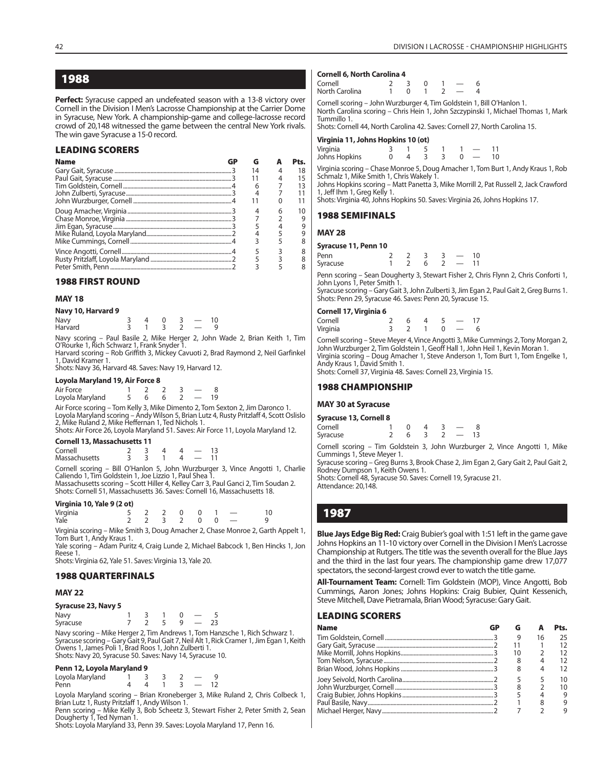## 1988

**Perfect:** Syracuse capped an undefeated season with a 13-8 victory over Cornell in the Division I Men's Lacrosse Championship at the Carrier Dome in Syracuse, New York. A championship-game and college-lacrosse record crowd of 20,148 witnessed the game between the central New York rivals. The win gave Syracuse a 15-0 record.

### LEADING SCORERS

| Name | GP | G | A | Pts. |
|---|---|---|---|---|
| Gary Gait, Syracuse | 3 | 14 | 4 | 18 |
| Paul Gait, Syracuse | 3 | 11 | 4 | 15 |
| Tim Goldstein, Cornell | 4 | 6 | 7 | 13 |
| John Zulberti, Syracuse | 3 | 4 | 7 | 11 |
| John Wurzburger, Cornell | 4 | 11 | 0 | 11 |
| Doug Amacher, Virginia | 3 | 4 | 6 | 10 |
| Chase Monroe, Virginia | 3 | 7 | 2 | 9 |
| Jim Egan, Syracuse | 3 | 5 | 4 | 9 |
| Mike Ruland, Loyola Maryland | 2 | 4 | 5 | 9 |
| Mike Cummings, Cornell | 4 | 3 | 5 | 8 |
| Vince Angotti, Cornell | 4 | 5 | 3 | 8 |
| Rusty Pritzlaff, Loyola Maryland | 2 | 5 | 3 | 8 |
| Peter Smith, Penn | 2 | 3 | 5 | 8 |

### 1988 FIRST ROUND

#### MAY 18

**Navy 10, Harvard 9**

| | | | | | | |
|---|---|---|---|---|---|---|
| Navy | 3 | 4 | 0 | 3 | — | 10 |
| Harvard | 3 | 1 | 3 | 2 | — | 9 |

Navy scoring – Paul Basile 2, Mike Herger 2, John Wade 2, Brian Keith 1, Tim O'Rourke 1, Rich Schwarz 1, Frank Snyder 1.
Harvard scoring – Rob Griffith 3, Mickey Cavuoti 2, Brad Raymond 2, Neil Garfinkel 1, David Kramer 1.
Shots: Navy 36, Harvard 48. Saves: Navy 19, Harvard 12.

**Loyola Maryland 19, Air Force 8**

| | | | | | | |
|---|---|---|---|---|---|---|
| Air Force | 1 | 2 | 2 | 3 | — | 8 |
| Loyola Maryland | 5 | 6 | 6 | 2 | — | 19 |

Air Force scoring – Tom Kelly 3, Mike Dimento 2, Tom Sexton 2, Jim Daronco 1.
Loyola Maryland scoring – Andy Wilson 5, Brian Lutz 4, Rusty Pritzlaff 4, Scott Oslislo 2, Mike Ruland 2, Mike Heffernan 1, Ted Nichols 1.
Shots: Air Force 26, Loyola Maryland 51. Saves: Air Force 11, Loyola Maryland 12.

**Cornell 13, Massachusetts 11**

| | | | | | | |
|---|---|---|---|---|---|---|
| Cornell | 2 | 3 | 4 | 4 | — | 13 |
| Massachusetts | 3 | 3 | 1 | 4 | — | 11 |

Cornell scoring – Bill O'Hanlon 5, John Wurzburger 3, Vince Angotti 1, Charlie Caliendo 1, Tim Goldstein 1, Joe Lizzio 1, Paul Shea 1.
Massachusetts scoring – Scott Hiller 4, Kelley Carr 3, Paul Ganci 2, Tim Soudan 2.
Shots: Cornell 51, Massachusetts 36. Saves: Cornell 16, Massachusetts 18.

**Virginia 10, Yale 9 (2 ot)**

| | | | | | | | | |
|---|---|---|---|---|---|---|---|---|
| Virginia | 5 | 2 | 2 | 0 | 0 | 1 | — | 10 |
| Yale | 2 | 2 | 3 | 2 | 0 | 0 | — | 9 |

Virginia scoring – Mike Smith 3, Doug Amacher 2, Chase Monroe 2, Garth Appelt 1, Tom Burt 1, Andy Kraus 1.
Yale scoring – Adam Puritz 4, Craig Lunde 2, Michael Babcock 1, Ben Hincks 1, Jon Reese 1.
Shots: Virginia 62, Yale 51. Saves: Virginia 13, Yale 20.

### 1988 QUARTERFINALS

#### MAY 22

**Syracuse 23, Navy 5**

| | | | | | | |
|---|---|---|---|---|---|---|
| Navy | 1 | 3 | 1 | 0 | — | 5 |
| Syracuse | 7 | 2 | 5 | 9 | — | 23 |

Navy scoring – Mike Herger 2, Tim Andrews 1, Tom Hanzsche 1, Rich Schwarz 1.
Syracuse scoring – Gary Gait 9, Paul Gait 7, Neil Alt 1, Rick Cramer 1, Jim Egan 1, Keith Owens 1, James Poli 1, Brad Roos 1, John Zulberti 1.
Shots: Navy 20, Syracuse 50. Saves: Navy 14, Syracuse 10.

**Penn 12, Loyola Maryland 9**

| | | | | | | |
|---|---|---|---|---|---|---|
| Loyola Maryland | 1 | 3 | 3 | 2 | — | 9 |
| Penn | 4 | 4 | 1 | 3 | — | 12 |

Loyola Maryland scoring – Brian Kroneberger 3, Mike Ruland 2, Chris Colbeck 1, Brian Lutz 1, Rusty Pritzlaff 1, Andy Wilson 1.
Penn scoring – Mike Kelly 3, Bob Scheetz 3, Stewart Fisher 2, Peter Smith 2, Sean Dougherty 1, Ted Nyman 1.
Shots: Loyola Maryland 33, Penn 39. Saves: Loyola Maryland 17, Penn 16.

**Cornell 6, North Carolina 4**

| | | | | | | |
|---|---|---|---|---|---|---|
| Cornell | 2 | 3 | 0 | 1 | — | 6 |
| North Carolina | 1 | 0 | 1 | 2 | — | 4 |

Cornell scoring – John Wurzburger 4, Tim Goldstein 1, Bill O'Hanlon 1.
North Carolina scoring – Chris Hein 1, John Szczypinski 1, Michael Thomas 1, Mark Tummillo 1.
Shots: Cornell 44, North Carolina 42. Saves: Cornell 27, North Carolina 15.

**Virginia 11, Johns Hopkins 10 (ot)**

| | | | | | | | |
|---|---|---|---|---|---|---|---|
| Virginia | 3 | 1 | 5 | 1 | 1 | — | 11 |
| Johns Hopkins | 0 | 4 | 3 | 3 | 0 | — | 10 |

Virginia scoring – Chase Monroe 5, Doug Amacher 1, Tom Burt 1, Andy Kraus 1, Rob Schmalz 1, Mike Smith 1, Chris Wakely 1.
Johns Hopkins scoring – Matt Panetta 3, Mike Morrill 2, Pat Russell 2, Jack Crawford 1, Jeff Ihm 1, Greg Kelly 1.
Shots: Virginia 40, Johns Hopkins 50. Saves: Virginia 26, Johns Hopkins 17.

### 1988 SEMIFINALS

#### MAY 28

**Syracuse 11, Penn 10**

| | | | | | | |
|---|---|---|---|---|---|---|
| Penn | 2 | 2 | 3 | 3 | — | 10 |
| Syracuse | 1 | 2 | 6 | 2 | — | 11 |

Penn scoring – Sean Dougherty 3, Stewart Fisher 2, Chris Flynn 2, Chris Conforti 1, John Lyons 1, Peter Smith 1.
Syracuse scoring – Gary Gait 3, John Zulberti 3, Jim Egan 2, Paul Gait 2, Greg Burns 1.
Shots: Penn 29, Syracuse 46. Saves: Penn 20, Syracuse 15.

**Cornell 17, Virginia 6**

| | | | | | | |
|---|---|---|---|---|---|---|
| Cornell | 2 | 6 | 4 | 5 | — | 17 |
| Virginia | 3 | 2 | 1 | 0 | — | 6 |

Cornell scoring – Steve Meyer 4, Vince Angotti 3, Mike Cummings 2, Tony Morgan 2, John Wurzburger 2, Tim Goldstein 1, Geoff Hall 1, John Heil 1, Kevin Moran 1.
Virginia scoring – Doug Amacher 1, Steve Anderson 1, Tom Burt 1, Tom Engelke 1, Andy Kraus 1, David Smith 1.
Shots: Cornell 37, Virginia 48. Saves: Cornell 23, Virginia 15.

### 1988 CHAMPIONSHIP

#### MAY 30 at Syracuse

**Syracuse 13, Cornell 8**

| | | | | | | |
|---|---|---|---|---|---|---|
| Cornell | 1 | 0 | 4 | 3 | — | 8 |
| Syracuse | 2 | 6 | 3 | 2 | — | 13 |

Cornell scoring – Tim Goldstein 3, John Wurzburger 2, Vince Angotti 1, Mike Cummings 1, Steve Meyer 1.
Syracuse scoring – Greg Burns 3, Brook Chase 2, Jim Egan 2, Gary Gait 2, Paul Gait 2, Rodney Dumpson 1, Keith Owens 1.
Shots: Cornell 48, Syracuse 50. Saves: Cornell 19, Syracuse 21.
Attendance: 20,148.

## 1987

**Blue Jays Edge Big Red:** Craig Bubier's goal with 1:51 left in the game gave Johns Hopkins an 11-10 victory over Cornell in the Division I Men's Lacrosse Championship at Rutgers. The title was the seventh overall for the Blue Jays and the third in the last four years. The championship game drew 17,077 spectators, the second-largest crowd ever to watch the title game.

**All-Tournament Team:** Cornell: Tim Goldstein (MOP), Vince Angotti, Bob Cummings, Aaron Jones; Johns Hopkins: Craig Bubier, Quint Kessenich, Steve Mitchell, Dave Pietramala, Brian Wood; Syracuse: Gary Gait.

### LEADING SCORERS

| Name | GP | G | A | Pts. |
|---|---|---|---|---|
| Tim Goldstein, Cornell | 3 | 9 | 16 | 25 |
| Gary Gait, Syracuse | 2 | 11 | 1 | 12 |
| Mike Morrill, Johns Hopkins | 3 | 10 | 2 | 12 |
| Tom Nelson, Syracuse | 2 | 8 | 4 | 12 |
| Brian Wood, Johns Hopkins | 3 | 8 | 4 | 12 |
| Joey Seivold, North Carolina | 2 | 5 | 5 | 10 |
| John Wurzburger, Cornell | 3 | 8 | 2 | 10 |
| Craig Bubier, Johns Hopkins | 3 | 5 | 4 | 9 |
| Paul Basile, Navy | 2 | 1 | 8 | 9 |
| Michael Herger, Navy | 2 | 7 | 2 | 9 |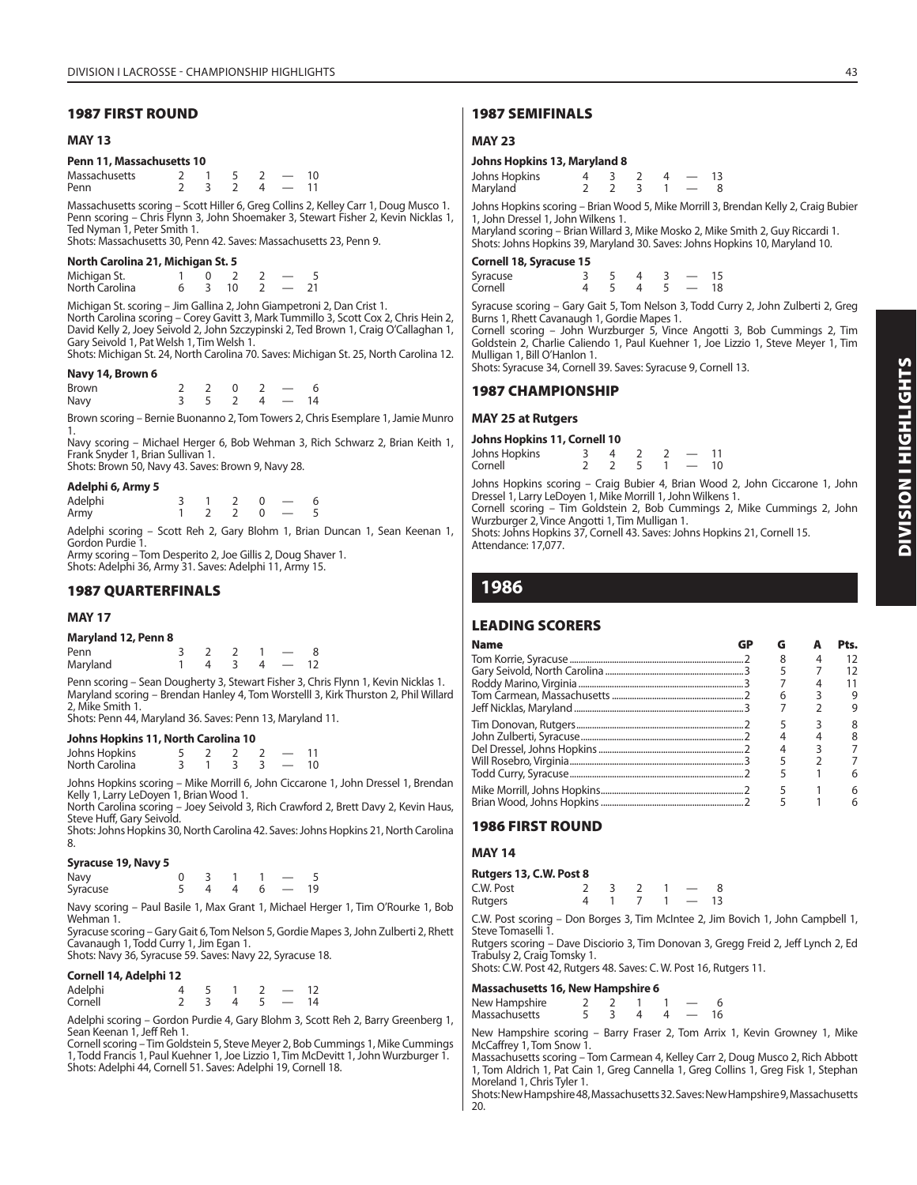## 1987 FIRST ROUND

### MAY 13

**Penn 11, Massachusetts 10**

| | | | | | | |
|---|---|---|---|---|---|---|
| Massachusetts | 2 | 1 | 5 | 2 | — | 10 |
| Penn | 2 | 3 | 2 | 4 | — | 11 |

Massachusetts scoring – Scott Hiller 6, Greg Collins 2, Kelley Carr 1, Doug Musco 1.
Penn scoring – Chris Flynn 3, John Shoemaker 3, Stewart Fisher 2, Kevin Nicklas 1, Ted Nyman 1, Peter Smith 1.
Shots: Massachusetts 30, Penn 42. Saves: Massachusetts 23, Penn 9.

**North Carolina 21, Michigan St. 5**

| | | | | | | |
|---|---|---|---|---|---|---|
| Michigan St. | 1 | 0 | 2 | 2 | — | 5 |
| North Carolina | 6 | 3 | 10 | 2 | — | 21 |

Michigan St. scoring – Jim Gallina 2, John Giampetroni 2, Dan Crist 1.
North Carolina scoring – Corey Gavitt 3, Mark Tummillo 3, Scott Cox 2, Chris Hein 2, David Kelly 2, Joey Seivold 2, John Szczypinski 2, Ted Brown 1, Craig O'Callaghan 1, Gary Seivold 1, Pat Welsh 1, Tim Welsh 1.
Shots: Michigan St. 24, North Carolina 70. Saves: Michigan St. 25, North Carolina 12.

**Navy 14, Brown 6**

| | | | | | | |
|---|---|---|---|---|---|---|
| Brown | 2 | 2 | 0 | 2 | — | 6 |
| Navy | 3 | 5 | 2 | 4 | — | 14 |

Brown scoring – Bernie Buonanno 2, Tom Towers 2, Chris Esemplare 1, Jamie Munro 1.
Navy scoring – Michael Herger 6, Bob Wehman 3, Rich Schwarz 2, Brian Keith 1, Frank Snyder 1, Brian Sullivan 1.
Shots: Brown 50, Navy 43. Saves: Brown 9, Navy 28.

**Adelphi 6, Army 5**

| | | | | | | |
|---|---|---|---|---|---|---|
| Adelphi | 3 | 1 | 2 | 0 | — | 6 |
| Army | 1 | 2 | 2 | 0 | — | 5 |

Adelphi scoring – Scott Reh 2, Gary Blohm 1, Brian Duncan 1, Sean Keenan 1, Gordon Purdie 1.
Army scoring – Tom Desperito 2, Joe Gillis 2, Doug Shaver 1.
Shots: Adelphi 36, Army 31. Saves: Adelphi 11, Army 15.

## 1987 QUARTERFINALS

### MAY 17

**Maryland 12, Penn 8**

| | | | | | | |
|---|---|---|---|---|---|---|
| Penn | 3 | 2 | 2 | 1 | — | 8 |
| Maryland | 1 | 4 | 3 | 4 | — | 12 |

Penn scoring – Sean Dougherty 3, Stewart Fisher 3, Chris Flynn 1, Kevin Nicklas 1.
Maryland scoring – Brendan Hanley 4, Tom Worstelll 3, Kirk Thurston 2, Phil Willard 2, Mike Smith 1.
Shots: Penn 44, Maryland 36. Saves: Penn 13, Maryland 11.

**Johns Hopkins 11, North Carolina 10**

| | | | | | | |
|---|---|---|---|---|---|---|
| Johns Hopkins | 5 | 2 | 2 | 2 | — | 11 |
| North Carolina | 3 | 1 | 3 | 3 | — | 10 |

Johns Hopkins scoring – Mike Morrill 6, John Ciccarone 1, John Dressel 1, Brendan Kelly 1, Larry LeDoyen 1, Brian Wood 1.
North Carolina scoring – Joey Seivold 3, Rich Crawford 2, Brett Davy 2, Kevin Haus, Steve Huff, Gary Seivold.
Shots: Johns Hopkins 30, North Carolina 42. Saves: Johns Hopkins 21, North Carolina 8.

**Syracuse 19, Navy 5**

| | | | | | | |
|---|---|---|---|---|---|---|
| Navy | 0 | 3 | 1 | 1 | — | 5 |
| Syracuse | 5 | 4 | 4 | 6 | — | 19 |

Navy scoring – Paul Basile 1, Max Grant 1, Michael Herger 1, Tim O'Rourke 1, Bob Wehman 1.
Syracuse scoring – Gary Gait 6, Tom Nelson 5, Gordie Mapes 3, John Zulberti 2, Rhett Cavanaugh 1, Todd Curry 1, Jim Egan 1.
Shots: Navy 36, Syracuse 59. Saves: Navy 22, Syracuse 18.

**Cornell 14, Adelphi 12**

| | | | | | | |
|---|---|---|---|---|---|---|
| Adelphi | 4 | 5 | 1 | 2 | — | 12 |
| Cornell | 2 | 3 | 4 | 5 | — | 14 |

Adelphi scoring – Gordon Purdie 4, Gary Blohm 3, Scott Reh 2, Barry Greenberg 1, Sean Keenan 1, Jeff Reh 1.
Cornell scoring – Tim Goldstein 5, Steve Meyer 2, Bob Cummings 1, Mike Cummings 1, Todd Francis 1, Paul Kuehner 1, Joe Lizzio 1, Tim McDevitt 1, John Wurzburger 1.
Shots: Adelphi 44, Cornell 51. Saves: Adelphi 19, Cornell 18.

## 1987 SEMIFINALS

### MAY 23

**Johns Hopkins 13, Maryland 8**

| | | | | | | |
|---|---|---|---|---|---|---|
| Johns Hopkins | 4 | 3 | 2 | 4 | — | 13 |
| Maryland | 2 | 2 | 3 | 1 | — | 8 |

Johns Hopkins scoring – Brian Wood 5, Mike Morrill 3, Brendan Kelly 2, Craig Bubier 1, John Dressel 1, John Wilkens 1.
Maryland scoring – Brian Willard 3, Mike Mosko 2, Mike Smith 2, Guy Riccardi 1.
Shots: Johns Hopkins 39, Maryland 30. Saves: Johns Hopkins 10, Maryland 10.

**Cornell 18, Syracuse 15**

| | | | | | | |
|---|---|---|---|---|---|---|
| Syracuse | 3 | 5 | 4 | 3 | — | 15 |
| Cornell | 4 | 5 | 4 | 5 | — | 18 |

Syracuse scoring – Gary Gait 5, Tom Nelson 3, Todd Curry 2, John Zulberti 2, Greg Burns 1, Rhett Cavanaugh 1, Gordie Mapes 1.
Cornell scoring – John Wurzburger 5, Vince Angotti 3, Bob Cummings 2, Tim Goldstein 2, Charlie Caliendo 1, Paul Kuehner 1, Joe Lizzio 1, Steve Meyer 1, Tim Mulligan 1, Bill O'Hanlon 1.
Shots: Syracuse 34, Cornell 39. Saves: Syracuse 9, Cornell 13.

## 1987 CHAMPIONSHIP

### MAY 25 at Rutgers

**Johns Hopkins 11, Cornell 10**

| | | | | | | |
|---|---|---|---|---|---|---|
| Johns Hopkins | 3 | 4 | 2 | 2 | — | 11 |
| Cornell | 2 | 2 | 5 | 1 | — | 10 |

Johns Hopkins scoring – Craig Bubier 4, Brian Wood 2, John Ciccarone 1, John Dressel 1, Larry LeDoyen 1, Mike Morrill 1, John Wilkens 1.
Cornell scoring – Tim Goldstein 2, Bob Cummings 2, Mike Cummings 2, John Wurzburger 2, Vince Angotti 1, Tim Mulligan 1.
Shots: Johns Hopkins 37, Cornell 43. Saves: Johns Hopkins 21, Cornell 15.
Attendance: 17,077.

# 1986

## LEADING SCORERS

| Name | GP | G | A | Pts. |
|---|---|---|---|---|
| Tom Korrie, Syracuse | 2 | 8 | 4 | 12 |
| Gary Seivold, North Carolina | 3 | 5 | 7 | 12 |
| Roddy Marino, Virginia | 3 | 7 | 4 | 11 |
| Tom Carmean, Massachusetts | 2 | 6 | 3 | 9 |
| Jeff Nicklas, Maryland | 3 | 7 | 2 | 9 |
| Tim Donovan, Rutgers | 2 | 5 | 3 | 8 |
| John Zulberti, Syracuse | 2 | 4 | 4 | 8 |
| Del Dressel, Johns Hopkins | 2 | 4 | 3 | 7 |
| Will Rosebro, Virginia | 3 | 5 | 2 | 7 |
| Todd Curry, Syracuse | 2 | 5 | 1 | 6 |
| Mike Morrill, Johns Hopkins | 2 | 5 | 1 | 6 |
| Brian Wood, Johns Hopkins | 2 | 5 | 1 | 6 |

## 1986 FIRST ROUND

### MAY 14

**Rutgers 13, C.W. Post 8**

| | | | | | | |
|---|---|---|---|---|---|---|
| C.W. Post | 2 | 3 | 2 | 1 | — | 8 |
| Rutgers | 4 | 1 | 7 | 1 | — | 13 |

C.W. Post scoring – Don Borges 3, Tim McIntee 2, Jim Bovich 1, John Campbell 1, Steve Tomaselli 1.
Rutgers scoring – Dave Disciorio 3, Tim Donovan 3, Gregg Freid 2, Jeff Lynch 2, Ed Trabulsy 2, Craig Tomsky 1.
Shots: C.W. Post 42, Rutgers 48. Saves: C. W. Post 16, Rutgers 11.

**Massachusetts 16, New Hampshire 6**

| | | | | | | |
|---|---|---|---|---|---|---|
| New Hampshire | 2 | 2 | 1 | 1 | — | 6 |
| Massachusetts | 5 | 3 | 4 | 4 | — | 16 |

New Hampshire scoring – Barry Fraser 2, Tom Arrix 1, Kevin Growney 1, Mike McCaffrey 1, Tom Snow 1.
Massachusetts scoring – Tom Carmean 4, Kelley Carr 2, Doug Musco 2, Rich Abbott 1, Tom Aldrich 1, Pat Cain 1, Greg Cannella 1, Greg Collins 1, Greg Fisk 1, Stephan Moreland 1, Chris Tyler 1.
Shots: New Hampshire 48, Massachusetts 32. Saves: New Hampshire 9, Massachusetts 20.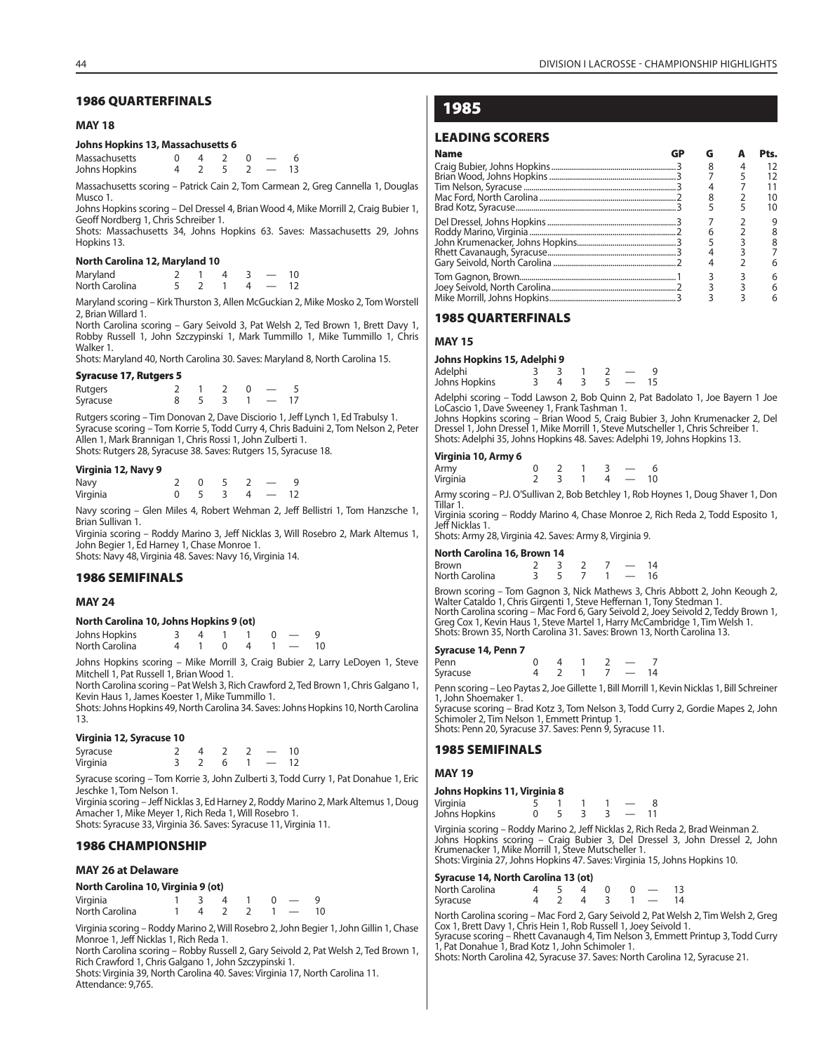## 1986 QUARTERFINALS

### MAY 18

**Johns Hopkins 13, Massachusetts 6**

| | | | | | | |
|---|---|---|---|---|---|---|
| Massachusetts | 0 | 4 | 2 | 0 | — | 6 |
| Johns Hopkins | 4 | 2 | 5 | 2 | — | 13 |

Massachusetts scoring – Patrick Cain 2, Tom Carmean 2, Greg Cannella 1, Douglas Musco 1.
Johns Hopkins scoring – Del Dressel 4, Brian Wood 4, Mike Morrill 2, Craig Bubier 1, Geoff Nordberg 1, Chris Schreiber 1.
Shots: Massachusetts 34, Johns Hopkins 63. Saves: Massachusetts 29, Johns Hopkins 13.

**North Carolina 12, Maryland 10**

| | | | | | | |
|---|---|---|---|---|---|---|
| Maryland | 2 | 1 | 4 | 3 | — | 10 |
| North Carolina | 5 | 2 | 1 | 4 | — | 12 |

Maryland scoring – Kirk Thurston 3, Allen McGuckian 2, Mike Mosko 2, Tom Worstell 2, Brian Willard 1.
North Carolina scoring – Gary Seivold 3, Pat Welsh 2, Ted Brown 1, Brett Davy 1, Robby Russell 1, John Szczypinski 1, Mark Tummillo 1, Mike Tummillo 1, Chris Walker 1.
Shots: Maryland 40, North Carolina 30. Saves: Maryland 8, North Carolina 15.

**Syracuse 17, Rutgers 5**

| | | | | | | |
|---|---|---|---|---|---|---|
| Rutgers | 2 | 1 | 2 | 0 | — | 5 |
| Syracuse | 8 | 5 | 3 | 1 | — | 17 |

Rutgers scoring – Tim Donovan 2, Dave Disciorio 1, Jeff Lynch 1, Ed Trabulsy 1.
Syracuse scoring – Tom Korrie 5, Todd Curry 4, Chris Baduini 2, Tom Nelson 2, Peter Allen 1, Mark Brannigan 1, Chris Rossi 1, John Zulberti 1.
Shots: Rutgers 28, Syracuse 38. Saves: Rutgers 15, Syracuse 18.

**Virginia 12, Navy 9**

| | | | | | | |
|---|---|---|---|---|---|---|
| Navy | 2 | 0 | 5 | 2 | — | 9 |
| Virginia | 0 | 5 | 3 | 4 | — | 12 |

Navy scoring – Glen Miles 4, Robert Wehman 2, Jeff Bellistri 1, Tom Hanzsche 1, Brian Sullivan 1.
Virginia scoring – Roddy Marino 3, Jeff Nicklas 3, Will Rosebro 2, Mark Altemus 1, John Begier 1, Ed Harney 1, Chase Monroe 1.
Shots: Navy 48, Virginia 48. Saves: Navy 16, Virginia 14.

## 1986 SEMIFINALS

### MAY 24

**North Carolina 10, Johns Hopkins 9 (ot)**

| | | | | | | | |
|---|---|---|---|---|---|---|---|
| Johns Hopkins | 3 | 4 | 1 | 1 | 0 | — | 9 |
| North Carolina | 4 | 1 | 0 | 4 | 1 | — | 10 |

Johns Hopkins scoring – Mike Morrill 3, Craig Bubier 2, Larry LeDoyen 1, Steve Mitchell 1, Pat Russell 1, Brian Wood 1.
North Carolina scoring – Pat Welsh 3, Rich Crawford 2, Ted Brown 1, Chris Galgano 1, Kevin Haus 1, James Koester 1, Mike Tummillo 1.
Shots: Johns Hopkins 49, North Carolina 34. Saves: Johns Hopkins 10, North Carolina 13.

**Virginia 12, Syracuse 10**

| | | | | | | |
|---|---|---|---|---|---|---|
| Syracuse | 2 | 4 | 2 | 2 | — | 10 |
| Virginia | 3 | 2 | 6 | 1 | — | 12 |

Syracuse scoring – Tom Korrie 3, John Zulberti 3, Todd Curry 1, Pat Donahue 1, Eric Jeschke 1, Tom Nelson 1.
Virginia scoring – Jeff Nicklas 3, Ed Harney 2, Roddy Marino 2, Mark Altemus 1, Doug Amacher 1, Mike Meyer 1, Rich Reda 1, Will Rosebro 1.
Shots: Syracuse 33, Virginia 36. Saves: Syracuse 11, Virginia 11.

## 1986 CHAMPIONSHIP

### MAY 26 at Delaware

**North Carolina 10, Virginia 9 (ot)**

| | | | | | | | |
|---|---|---|---|---|---|---|---|
| Virginia | 1 | 3 | 4 | 1 | 0 | — | 9 |
| North Carolina | 1 | 4 | 2 | 2 | 1 | — | 10 |

Virginia scoring – Roddy Marino 2, Will Rosebro 2, John Begier 1, John Gillin 1, Chase Monroe 1, Jeff Nicklas 1, Rich Reda 1.
North Carolina scoring – Robby Russell 2, Gary Seivold 2, Pat Welsh 2, Ted Brown 1, Rich Crawford 1, Chris Galgano 1, John Szczypinski 1.
Shots: Virginia 39, North Carolina 40. Saves: Virginia 17, North Carolina 11.
Attendance: 9,765.

# 1985

## LEADING SCORERS

| Name | GP | G | A | Pts. |
|---|---|---|---|---|
| Craig Bubier, Johns Hopkins | 3 | 8 | 4 | 12 |
| Brian Wood, Johns Hopkins | 3 | 7 | 5 | 12 |
| Tim Nelson, Syracuse | 3 | 4 | 7 | 11 |
| Mac Ford, North Carolina | 2 | 8 | 2 | 10 |
| Brad Kotz, Syracuse | 3 | 5 | 5 | 10 |
| Del Dressel, Johns Hopkins | 3 | 7 | 2 | 9 |
| Roddy Marino, Virginia | 2 | 6 | 2 | 8 |
| John Krumenacker, Johns Hopkins | 3 | 5 | 3 | 8 |
| Rhett Cavanaugh, Syracuse | 3 | 4 | 3 | 7 |
| Gary Seivold, North Carolina | 2 | 4 | 2 | 6 |
| Tom Gagnon, Brown | 1 | 3 | 3 | 6 |
| Joey Seivold, North Carolina | 2 | 3 | 3 | 6 |
| Mike Morrill, Johns Hopkins | 3 | 3 | 3 | 6 |

## 1985 QUARTERFINALS

### MAY 15

**Johns Hopkins 15, Adelphi 9**

| | | | | | | |
|---|---|---|---|---|---|---|
| Adelphi | 3 | 3 | 1 | 2 | — | 9 |
| Johns Hopkins | 3 | 4 | 3 | 5 | — | 15 |

Adelphi scoring – Todd Lawson 2, Bob Quinn 2, Pat Badolato 1, Joe Bayern 1 Joe LoCascio 1, Dave Sweeney 1, Frank Tashman 1.
Johns Hopkins scoring – Brian Wood 5, Craig Bubier 3, John Krumenacker 2, Del Dressel 1, John Dressel 1, Mike Morrill 1, Steve Mutscheller 1, Chris Schreiber 1.
Shots: Adelphi 35, Johns Hopkins 48. Saves: Adelphi 19, Johns Hopkins 13.

**Virginia 10, Army 6**

| | | | | | | |
|---|---|---|---|---|---|---|
| Army | 0 | 2 | 1 | 3 | — | 6 |
| Virginia | 2 | 3 | 1 | 4 | — | 10 |

Army scoring – P.J. O'Sullivan 2, Bob Betchley 1, Rob Hoynes 1, Doug Shaver 1, Don Tillar 1.
Virginia scoring – Roddy Marino 4, Chase Monroe 2, Rich Reda 2, Todd Esposito 1, Jeff Nicklas 1.
Shots: Army 28, Virginia 42. Saves: Army 8, Virginia 9.

**North Carolina 16, Brown 14**

| | | | | | | |
|---|---|---|---|---|---|---|
| Brown | 2 | 3 | 2 | 7 | — | 14 |
| North Carolina | 3 | 5 | 7 | 1 | — | 16 |

Brown scoring – Tom Gagnon 3, Nick Mathews 3, Chris Abbott 2, John Keough 2, Walter Cataldo 1, Chris Girgenti 1, Steve Heffernan 1, Tony Stedman 1.
North Carolina scoring – Mac Ford 6, Gary Seivold 2, Joey Seivold 2, Teddy Brown 1, Greg Cox 1, Kevin Haus 1, Steve Martel 1, Harry McCambridge 1, Tim Welsh 1.
Shots: Brown 35, North Carolina 31. Saves: Brown 13, North Carolina 13.

**Syracuse 14, Penn 7**

| | | | | | | |
|---|---|---|---|---|---|---|
| Penn | 0 | 4 | 1 | 2 | — | 7 |
| Syracuse | 4 | 2 | 1 | 7 | — | 14 |

Penn scoring – Leo Paytas 2, Joe Gillette 1, Bill Morrill 1, Kevin Nicklas 1, Bill Schreiner 1, John Shoemaker 1.
Syracuse scoring – Brad Kotz 3, Tom Nelson 3, Todd Curry 2, Gordie Mapes 2, John Schimoler 2, Tim Nelson 1, Emmett Printup 1.
Shots: Penn 20, Syracuse 37. Saves: Penn 9, Syracuse 11.

## 1985 SEMIFINALS

### MAY 19

**Johns Hopkins 11, Virginia 8**

| | | | | | | |
|---|---|---|---|---|---|---|
| Virginia | 5 | 1 | 1 | 1 | — | 8 |
| Johns Hopkins | 0 | 5 | 3 | 3 | — | 11 |

Virginia scoring – Roddy Marino 2, Jeff Nicklas 2, Rich Reda 2, Brad Weinman 2.
Johns Hopkins scoring – Craig Bubier 3, Del Dressel 3, John Dressel 2, John Krumenacker 1, Mike Morrill 1, Steve Mutscheller 1.
Shots: Virginia 27, Johns Hopkins 47. Saves: Virginia 15, Johns Hopkins 10.

**Syracuse 14, North Carolina 13 (ot)**

| | | | | | | | |
|---|---|---|---|---|---|---|---|
| North Carolina | 4 | 5 | 4 | 0 | 0 | — | 13 |
| Syracuse | 4 | 2 | 4 | 3 | 1 | — | 14 |

North Carolina scoring – Mac Ford 2, Gary Seivold 2, Pat Welsh 2, Tim Welsh 2, Greg Cox 1, Brett Davy 1, Chris Hein 1, Rob Russell 1, Joey Seivold 1.
Syracuse scoring – Rhett Cavanaugh 4, Tim Nelson 3, Emmett Printup 3, Todd Curry 1, Pat Donahue 1, Brad Kotz 1, John Schimoler 1.
Shots: North Carolina 42, Syracuse 37. Saves: North Carolina 12, Syracuse 21.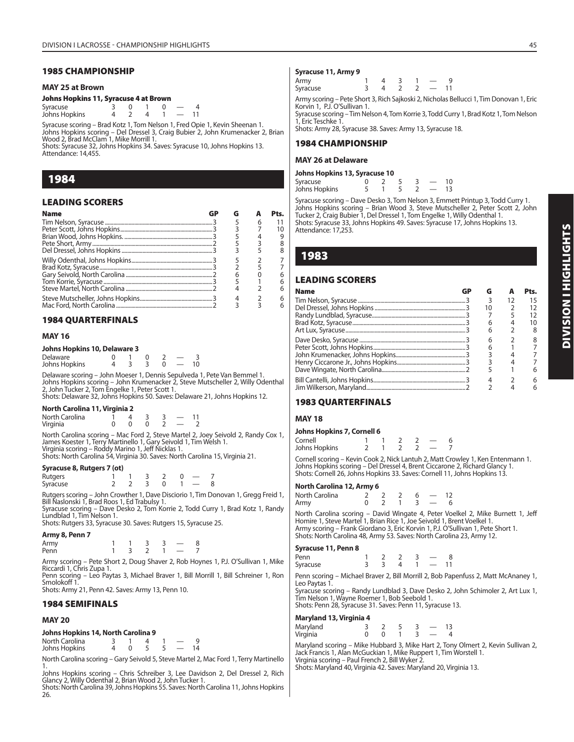### 1985 CHAMPIONSHIP

#### MAY 25 at Brown

**Johns Hopkins 11, Syracuse 4 at Brown**

| | | | | | | |
|---|---|---|---|---|---|---|
| Syracuse | 3 | 0 | 1 | 0 | — | 4 |
| Johns Hopkins | 4 | 2 | 4 | 1 | — | 11 |

Syracuse scoring – Brad Kotz 1, Tom Nelson 1, Fred Opie 1, Kevin Sheenan 1.
Johns Hopkins scoring – Del Dressel 3, Craig Bubier 2, John Krumenacker 2, Brian Wood 2, Brad McClam 1, Mike Morrill 1.
Shots: Syracuse 32, Johns Hopkins 34. Saves: Syracuse 10, Johns Hopkins 13.
Attendance: 14,455.

## 1984

### LEADING SCORERS

| Name | GP | G | A | Pts. |
|---|---|---|---|---|
| Tim Nelson, Syracuse | 3 | 5 | 6 | 11 |
| Peter Scott, Johns Hopkins | 3 | 3 | 7 | 10 |
| Brian Wood, Johns Hopkins | 3 | 5 | 4 | 9 |
| Pete Short, Army | 2 | 5 | 3 | 8 |
| Del Dressel, Johns Hopkins | 3 | 3 | 5 | 8 |
| Willy Odenthal, Johns Hopkins | 3 | 5 | 2 | 7 |
| Brad Kotz, Syracuse | 3 | 2 | 5 | 7 |
| Gary Seivold, North Carolina | 2 | 6 | 0 | 6 |
| Tom Korrie, Syracuse | 3 | 5 | 1 | 6 |
| Steve Martel, North Carolina | 2 | 4 | 2 | 6 |
| Steve Mutscheller, Johns Hopkins | 3 | 4 | 2 | 6 |
| Mac Ford, North Carolina | 2 | 3 | 3 | 6 |

### 1984 QUARTERFINALS

#### MAY 16

**Johns Hopkins 10, Delaware 3**

| | | | | | | |
|---|---|---|---|---|---|---|
| Delaware | 0 | 1 | 0 | 2 | — | 3 |
| Johns Hopkins | 4 | 3 | 3 | 0 | — | 10 |

Delaware scoring – John Moeser 1, Dennis Sepulveda 1, Pete Van Bemmel 1.
Johns Hopkins scoring – John Krumenacker 2, Steve Mutscheller 2, Willy Odenthal 2, John Tucker 2, Tom Engelke 1, Peter Scott 1.
Shots: Delaware 32, Johns Hopkins 50. Saves: Delaware 21, Johns Hopkins 12.

**North Carolina 11, Virginia 2**

| | | | | | | |
|---|---|---|---|---|---|---|
| North Carolina | 1 | 4 | 3 | 3 | — | 11 |
| Virginia | 0 | 0 | 0 | 2 | — | 2 |

North Carolina scoring – Mac Ford 2, Steve Martel 2, Joey Seivold 2, Randy Cox 1, James Koester 1, Terry Martinello 1, Gary Seivold 1, Tim Welsh 1.
Virginia scoring – Roddy Marino 1, Jeff Nicklas 1.
Shots: North Carolina 54, Virginia 30. Saves: North Carolina 15, Virginia 21.

**Syracuse 8, Rutgers 7 (ot)**

| | | | | | | | |
|---|---|---|---|---|---|---|---|
| Rutgers | 1 | 1 | 3 | 2 | 0 | — | 7 |
| Syracuse | 2 | 2 | 3 | 0 | 1 | — | 8 |

Rutgers scoring – John Crowther 1, Dave Disciorio 1, Tim Donovan 1, Gregg Freid 1, Bill Naslonski 1, Brad Roos 1, Ed Trabulsy 1.
Syracuse scoring – Dave Desko 2, Tom Korrie 2, Todd Curry 1, Brad Kotz 1, Randy Lundblad 1, Tim Nelson 1.
Shots: Rutgers 33, Syracuse 30. Saves: Rutgers 15, Syracuse 25.

**Army 8, Penn 7**

| | | | | | | |
|---|---|---|---|---|---|---|
| Army | 1 | 1 | 3 | 3 | — | 8 |
| Penn | 1 | 3 | 2 | 1 | — | 7 |

Army scoring – Pete Short 2, Doug Shaver 2, Rob Hoynes 1, P.J. O'Sullivan 1, Mike Riccardi 1, Chris Zupa 1.
Penn scoring – Leo Paytas 3, Michael Braver 1, Bill Morrill 1, Bill Schreiner 1, Ron Smolokoff 1.
Shots: Army 21, Penn 42. Saves: Army 13, Penn 10.

### 1984 SEMIFINALS

#### MAY 20

**Johns Hopkins 14, North Carolina 9**

| | | | | | | |
|---|---|---|---|---|---|---|
| North Carolina | 3 | 1 | 4 | 1 | — | 9 |
| Johns Hopkins | 4 | 0 | 5 | 5 | — | 14 |

North Carolina scoring – Gary Seivold 5, Steve Martel 2, Mac Ford 1, Terry Martinello 1.
Johns Hopkins scoring – Chris Schreiber 3, Lee Davidson 2, Del Dressel 2, Rich Glancy 2, Willy Odenthal 2, Brian Wood 2, John Tucker 1.
Shots: North Carolina 39, Johns Hopkins 55. Saves: North Carolina 11, Johns Hopkins 26.

**Syracuse 11, Army 9**

| | | | | | | |
|---|---|---|---|---|---|---|
| Army | 1 | 4 | 3 | 1 | — | 9 |
| Syracuse | 3 | 4 | 2 | 2 | — | 11 |

Army scoring – Pete Short 3, Rich Sajkoski 2, Nicholas Bellucci 1, Tim Donovan 1, Eric Korvin 1, P.J. O'Sullivan 1.
Syracuse scoring – Tim Nelson 4, Tom Korrie 3, Todd Curry 1, Brad Kotz 1, Tom Nelson 1, Eric Teschke 1.
Shots: Army 28, Syracuse 38. Saves: Army 13, Syracuse 18.

### 1984 CHAMPIONSHIP

#### MAY 26 at Delaware

**Johns Hopkins 13, Syracuse 10**

| | | | | | | |
|---|---|---|---|---|---|---|
| Syracuse | 0 | 2 | 5 | 3 | — | 10 |
| Johns Hopkins | 5 | 1 | 5 | 2 | — | 13 |

Syracuse scoring – Dave Desko 3, Tom Nelson 3, Emmett Printup 3, Todd Curry 1.
Johns Hopkins scoring – Brian Wood 3, Steve Mutscheller 2, Peter Scott 2, John Tucker 2, Craig Bubier 1, Del Dressel 1, Tom Engelke 1, Willy Odenthal 1.
Shots: Syracuse 33, Johns Hopkins 49. Saves: Syracuse 17, Johns Hopkins 13.
Attendance: 17,253.

## 1983

### LEADING SCORERS

| Name | GP | G | A | Pts. |
|---|---|---|---|---|
| Tim Nelson, Syracuse | 3 | 3 | 12 | 15 |
| Del Dressel, Johns Hopkins | 3 | 10 | 2 | 12 |
| Randy Lundblad, Syracuse | 3 | 7 | 5 | 12 |
| Brad Kotz, Syracuse | 3 | 6 | 4 | 10 |
| Art Lux, Syracuse | 3 | 6 | 2 | 8 |
| Dave Desko, Syracuse | 3 | 6 | 2 | 8 |
| Peter Scott, Johns Hopkins | 3 | 6 | 1 | 7 |
| John Krumenacker, Johns Hopkins | 3 | 3 | 4 | 7 |
| Henry Ciccarone Jr., Johns Hopkins | 3 | 3 | 4 | 7 |
| Dave Wingate, North Carolina | 2 | 5 | 1 | 6 |
| Bill Cantelli, Johns Hopkins | 3 | 4 | 2 | 6 |
| Jim Wilkerson, Maryland | 2 | 2 | 4 | 6 |

### 1983 QUARTERFINALS

#### MAY 18

**Johns Hopkins 7, Cornell 6**

| | | | | | | |
|---|---|---|---|---|---|---|
| Cornell | 1 | 1 | 2 | 2 | — | 6 |
| Johns Hopkins | 2 | 1 | 2 | 2 | — | 7 |

Cornell scoring – Kevin Cook 2, Nick Lantuh 2, Matt Crowley 1, Ken Entenmann 1.
Johns Hopkins scoring – Del Dressel 4, Brent Ciccarone 2, Richard Glancy 1.
Shots: Cornell 26, Johns Hopkins 33. Saves: Cornell 11, Johns Hopkins 13.

**North Carolina 12, Army 6**

| | | | | | | |
|---|---|---|---|---|---|---|
| North Carolina | 2 | 2 | 2 | 6 | — | 12 |
| Army | 0 | 2 | 1 | 3 | — | 6 |

North Carolina scoring – David Wingate 4, Peter Voelkel 2, Mike Burnett 1, Jeff Homire 1, Steve Martel 1, Brian Rice 1, Joe Seivold 1, Brent Voelkel 1.
Army scoring – Frank Giordano 3, Eric Korvin 1, P.J. O'Sullivan 1, Pete Short 1.
Shots: North Carolina 48, Army 53. Saves: North Carolina 23, Army 12.

**Syracuse 11, Penn 8**

| | | | | | | |
|---|---|---|---|---|---|---|
| Penn | 1 | 2 | 2 | 3 | — | 8 |
| Syracuse | 3 | 3 | 4 | 1 | — | 11 |

Penn scoring – Michael Braver 2, Bill Morrill 2, Bob Papenfuss 2, Matt McAnaney 1, Leo Paytas 1.
Syracuse scoring – Randy Lundblad 3, Dave Desko 2, John Schimoler 2, Art Lux 1, Tim Nelson 1, Wayne Roemer 1, Bob Seebold 1.
Shots: Penn 28, Syracuse 31. Saves: Penn 11, Syracuse 13.

**Maryland 13, Virginia 4**

| | | | | | | |
|---|---|---|---|---|---|---|
| Maryland | 3 | 2 | 5 | 3 | — | 13 |
| Virginia | 0 | 0 | 1 | 3 | — | 4 |

Maryland scoring – Mike Hubbard 3, Mike Hart 2, Tony Olmert 2, Kevin Sullivan 2, Jack Francis 1, Alan McGuckian 1, Mike Ruppert 1, Tim Worstell 1.
Virginia scoring – Paul French 2, Bill Wyker 2.
Shots: Maryland 40, Virginia 42. Saves: Maryland 20, Virginia 13.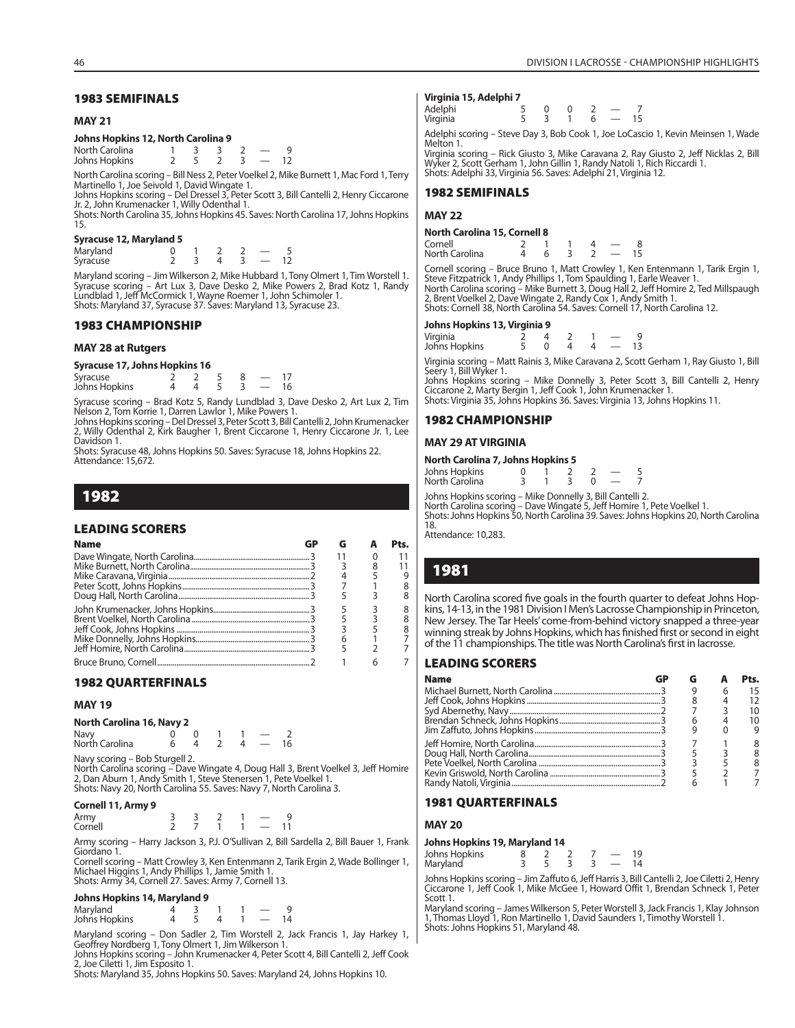## 1983 SEMIFINALS

### MAY 21

**Johns Hopkins 12, North Carolina 9**

| | | | | | | |
|---|---|---|---|---|---|---|
| North Carolina | 1 | 3 | 3 | 2 | — | 9 |
| Johns Hopkins | 2 | 5 | 2 | 3 | — | 12 |

North Carolina scoring – Bill Ness 2, Peter Voelkel 2, Mike Burnett 1, Mac Ford 1, Terry Martinello 1, Joe Seivold 1, David Wingate 1.
Johns Hopkins scoring – Del Dressel 3, Peter Scott 3, Bill Cantelli 2, Henry Ciccarone Jr. 2, John Krumenacker 1, Willy Odenthal 1.
Shots: North Carolina 35, Johns Hopkins 45. Saves: North Carolina 17, Johns Hopkins 15.

**Syracuse 12, Maryland 5**

| | | | | | | |
|---|---|---|---|---|---|---|
| Maryland | 0 | 1 | 2 | 2 | — | 5 |
| Syracuse | 2 | 3 | 4 | 3 | — | 12 |

Maryland scoring – Jim Wilkerson 2, Mike Hubbard 1, Tony Olmert 1, Tim Worstell 1.
Syracuse scoring – Art Lux 3, Dave Desko 2, Mike Powers 2, Brad Kotz 1, Randy Lundblad 1, Jeff McCormick 1, Wayne Roemer 1, John Schimoler 1.
Shots: Maryland 37, Syracuse 37. Saves: Maryland 13, Syracuse 23.

## 1983 CHAMPIONSHIP

### MAY 28 at Rutgers

**Syracuse 17, Johns Hopkins 16**

| | | | | | | |
|---|---|---|---|---|---|---|
| Syracuse | 2 | 2 | 5 | 8 | — | 17 |
| Johns Hopkins | 4 | 4 | 5 | 3 | — | 16 |

Syracuse scoring – Brad Kotz 5, Randy Lundblad 3, Dave Desko 2, Art Lux 2, Tim Nelson 2, Tom Korrie 1, Darren Lawlor 1, Mike Powers 1.
Johns Hopkins scoring – Del Dressel 3, Peter Scott 3, Bill Cantelli 2, John Krumenacker 2, Willy Odenthal 2, Kirk Baugher 1, Brent Ciccarone 1, Henry Ciccarone Jr. 1, Lee Davidson 1.
Shots: Syracuse 48, Johns Hopkins 50. Saves: Syracuse 18, Johns Hopkins 22.
Attendance: 15,672.

# 1982

## LEADING SCORERS

| Name | GP | G | A | Pts. |
|---|---|---|---|---|
| Dave Wingate, North Carolina | 3 | 11 | 0 | 11 |
| Mike Burnett, North Carolina | 3 | 3 | 8 | 11 |
| Mike Caravana, Virginia | 2 | 4 | 5 | 9 |
| Peter Scott, Johns Hopkins | 3 | 7 | 1 | 8 |
| Doug Hall, North Carolina | 3 | 5 | 3 | 8 |
| John Krumenacker, Johns Hopkins | 3 | 5 | 3 | 8 |
| Brent Voelkel, North Carolina | 3 | 5 | 3 | 8 |
| Jeff Cook, Johns Hopkins | 3 | 3 | 5 | 8 |
| Mike Donnelly, Johns Hopkins | 3 | 6 | 1 | 7 |
| Jeff Homire, North Carolina | 3 | 5 | 2 | 7 |
| Bruce Bruno, Cornell | 2 | 1 | 6 | 7 |

## 1982 QUARTERFINALS

### MAY 19

**North Carolina 16, Navy 2**

| | | | | | | |
|---|---|---|---|---|---|---|
| Navy | 0 | 0 | 1 | 1 | — | 2 |
| North Carolina | 6 | 4 | 2 | 4 | — | 16 |

Navy scoring – Bob Sturgell 2.
North Carolina scoring – Dave Wingate 4, Doug Hall 3, Brent Voelkel 3, Jeff Homire 2, Dan Aburn 1, Andy Smith 1, Steve Stenersen 1, Pete Voelkel 1.
Shots: Navy 20, North Carolina 55. Saves: Navy 7, North Carolina 3.

**Cornell 11, Army 9**

| | | | | | | |
|---|---|---|---|---|---|---|
| Army | 3 | 3 | 2 | 1 | — | 9 |
| Cornell | 2 | 7 | 1 | 1 | — | 11 |

Army scoring – Harry Jackson 3, P.J. O'Sullivan 2, Bill Sardella 2, Bill Bauer 1, Frank Giordano 1.
Cornell scoring – Matt Crowley 3, Ken Entenmann 2, Tarik Ergin 2, Wade Bollinger 1, Michael Higgins 1, Andy Phillips 1, Jamie Smith 1.
Shots: Army 34, Cornell 27. Saves: Army 7, Cornell 13.

**Johns Hopkins 14, Maryland 9**

| | | | | | | |
|---|---|---|---|---|---|---|
| Maryland | 4 | 3 | 1 | 1 | — | 9 |
| Johns Hopkins | 4 | 5 | 4 | 1 | — | 14 |

Maryland scoring – Don Sadler 2, Tim Worstell 2, Jack Francis 1, Jay Harkey 1, Geoffrey Nordberg 1, Tony Olmert 1, Jim Wilkerson 1.
Johns Hopkins scoring – John Krumenacker 4, Peter Scott 4, Bill Cantelli 2, Jeff Cook 2, Joe Ciletti 1, Jim Esposito 1.
Shots: Maryland 35, Johns Hopkins 50. Saves: Maryland 24, Johns Hopkins 10.

**Virginia 15, Adelphi 7**

| | | | | | | |
|---|---|---|---|---|---|---|
| Adelphi | 5 | 0 | 0 | 2 | — | 7 |
| Virginia | 5 | 3 | 1 | 6 | — | 15 |

Adelphi scoring – Steve Day 3, Bob Cook 1, Joe LoCascio 1, Kevin Meinsen 1, Wade Melton 1.
Virginia scoring – Rick Giusto 3, Mike Caravana 2, Ray Giusto 2, Jeff Nicklas 2, Bill Wyker 2, Scott Gerham 1, John Gillin 1, Randy Natoli 1, Rich Riccardi 1.
Shots: Adelphi 33, Virginia 56. Saves: Adelphi 21, Virginia 12.

## 1982 SEMIFINALS

### MAY 22

**North Carolina 15, Cornell 8**

| | | | | | | |
|---|---|---|---|---|---|---|
| Cornell | 2 | 1 | 1 | 4 | — | 8 |
| North Carolina | 4 | 6 | 3 | 2 | — | 15 |

Cornell scoring – Bruce Bruno 1, Matt Crowley 1, Ken Entenmann 1, Tarik Ergin 1, Steve Fitzpatrick 1, Andy Phillips 1, Tom Spaulding 1, Earle Weaver 1.
North Carolina scoring – Mike Burnett 3, Doug Hall 2, Jeff Homire 2, Ted Millspaugh 2, Brent Voelkel 2, Dave Wingate 2, Randy Cox 1, Andy Smith 1.
Shots: Cornell 38, North Carolina 54. Saves: Cornell 17, North Carolina 12.

**Johns Hopkins 13, Virginia 9**

| | | | | | | |
|---|---|---|---|---|---|---|
| Virginia | 2 | 4 | 2 | 1 | — | 9 |
| Johns Hopkins | 5 | 0 | 4 | 4 | — | 13 |

Virginia scoring – Matt Rainis 3, Mike Caravana 2, Scott Gerham 1, Ray Giusto 1, Bill Seery 1, Bill Wyker 1.
Johns Hopkins scoring – Mike Donnelly 3, Peter Scott 3, Bill Cantelli 2, Henry Ciccarone 2, Marty Bergin 1, Jeff Cook 1, John Krumenacker 1.
Shots: Virginia 35, Johns Hopkins 36. Saves: Virginia 13, Johns Hopkins 11.

## 1982 CHAMPIONSHIP

### MAY 29 AT VIRGINIA

**North Carolina 7, Johns Hopkins 5**

| | | | | | | |
|---|---|---|---|---|---|---|
| Johns Hopkins | 0 | 1 | 2 | 2 | — | 5 |
| North Carolina | 3 | 1 | 3 | 0 | — | 7 |

Johns Hopkins scoring – Mike Donnelly 3, Bill Cantelli 2.
North Carolina scoring – Dave Wingate 5, Jeff Homire 1, Pete Voelkel 1.
Shots: Johns Hopkins 50, North Carolina 39. Saves: Johns Hopkins 20, North Carolina 18.
Attendance: 10,283.

# 1981

North Carolina scored five goals in the fourth quarter to defeat Johns Hopkins, 14-13, in the 1981 Division I Men's Lacrosse Championship in Princeton, New Jersey. The Tar Heels' come-from-behind victory snapped a three-year winning streak by Johns Hopkins, which has finished first or second in eight of the 11 championships. The title was North Carolina's first in lacrosse.

## LEADING SCORERS

| Name | GP | G | A | Pts. |
|---|---|---|---|---|
| Michael Burnett, North Carolina | 3 | 9 | 6 | 15 |
| Jeff Cook, Johns Hopkins | 3 | 8 | 4 | 12 |
| Syd Abernethy, Navy | 2 | 7 | 3 | 10 |
| Brendan Schneck, Johns Hopkins | 3 | 6 | 4 | 10 |
| Jim Zaffuto, Johns Hopkins | 3 | 9 | 0 | 9 |
| Jeff Homire, North Carolina | 3 | 7 | 1 | 8 |
| Doug Hall, North Carolina | 3 | 5 | 3 | 8 |
| Pete Voelkel, North Carolina | 3 | 3 | 5 | 8 |
| Kevin Griswold, North Carolina | 3 | 5 | 2 | 7 |
| Randy Natoli, Virginia | 2 | 6 | 1 | 7 |

## 1981 QUARTERFINALS

### MAY 20

**Johns Hopkins 19, Maryland 14**

| | | | | | | |
|---|---|---|---|---|---|---|
| Johns Hopkins | 8 | 2 | 2 | 7 | — | 19 |
| Maryland | 3 | 5 | 3 | 3 | — | 14 |

Johns Hopkins scoring – Jim Zaffuto 6, Jeff Harris 3, Bill Cantelli 2, Joe Ciletti 2, Henry Ciccarone 1, Jeff Cook 1, Mike McGee 1, Howard Offit 1, Brendan Schneck 1, Peter Scott 1.
Maryland scoring – James Wilkerson 5, Peter Worstell 3, Jack Francis 1, Klay Johnson 1, Thomas Lloyd 1, Ron Martinello 1, David Saunders 1, Timothy Worstell 1.
Shots: Johns Hopkins 51, Maryland 48.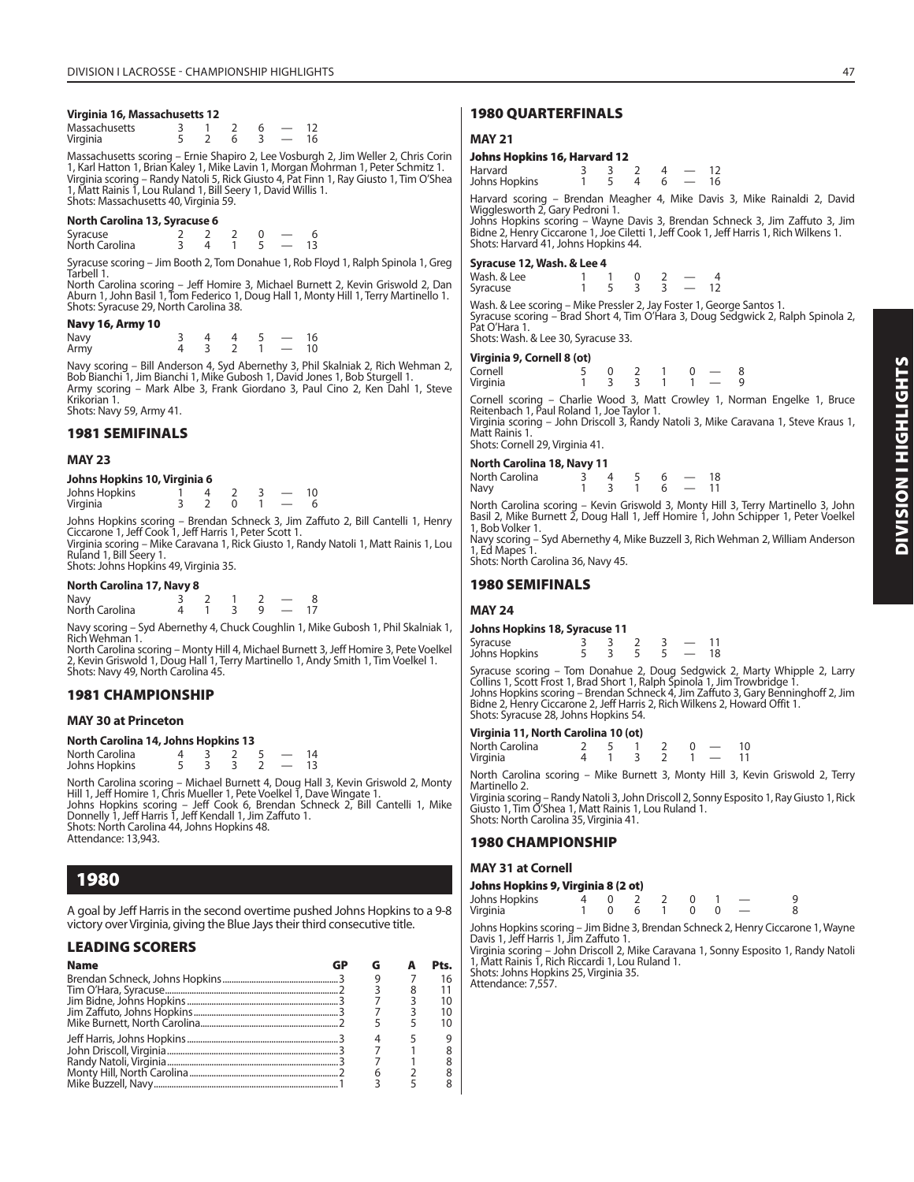#### Virginia 16, Massachusetts 12

| | | | | | | |
|---|---|---|---|---|---|---|
| Massachusetts | 3 | 1 | 2 | 6 | — | 12 |
| Virginia | 5 | 2 | 6 | 3 | — | 16 |

Massachusetts scoring – Ernie Shapiro 2, Lee Vosburgh 2, Jim Weller 2, Chris Corin 1, Karl Hatton 1, Brian Kaley 1, Mike Lavin 1, Morgan Mohrman 1, Peter Schmitz 1.
Virginia scoring – Randy Natoli 5, Rick Giusto 4, Pat Finn 1, Ray Giusto 1, Tim O'Shea 1, Matt Rainis 1, Lou Ruland 1, Bill Seery 1, David Willis 1.
Shots: Massachusetts 40, Virginia 59.

#### North Carolina 13, Syracuse 6

| | | | | | | |
|---|---|---|---|---|---|---|
| Syracuse | 2 | 2 | 2 | 0 | — | 6 |
| North Carolina | 3 | 4 | 1 | 5 | — | 13 |

Syracuse scoring – Jim Booth 2, Tom Donahue 1, Rob Floyd 1, Ralph Spinola 1, Greg Tarbell 1.
North Carolina scoring – Jeff Homire 3, Michael Burnett 2, Kevin Griswold 2, Dan Aburn 1, John Basil 1, Tom Federico 1, Doug Hall 1, Monty Hill 1, Terry Martinello 1.
Shots: Syracuse 29, North Carolina 38.

#### Navy 16, Army 10

| | | | | | | |
|---|---|---|---|---|---|---|
| Navy | 3 | 4 | 4 | 5 | — | 16 |
| Army | 4 | 3 | 2 | 1 | — | 10 |

Navy scoring – Bill Anderson 4, Syd Abernethy 3, Phil Skalniak 2, Rich Wehman 2, Bob Bianchi 1, Jim Bianchi 1, Mike Gubosh 1, David Jones 1, Bob Sturgell 1.
Army scoring – Mark Albe 3, Frank Giordano 3, Paul Cino 2, Ken Dahl 1, Steve Krikorian 1.
Shots: Navy 59, Army 41.

## 1981 SEMIFINALS

### MAY 23

#### Johns Hopkins 10, Virginia 6

| | | | | | | |
|---|---|---|---|---|---|---|
| Johns Hopkins | 1 | 4 | 2 | 3 | — | 10 |
| Virginia | 3 | 2 | 0 | 1 | — | 6 |

Johns Hopkins scoring – Brendan Schneck 3, Jim Zaffuto 2, Bill Cantelli 1, Henry Ciccarone 1, Jeff Cook 1, Jeff Harris 1, Peter Scott 1.
Virginia scoring – Mike Caravana 1, Rick Giusto 1, Randy Natoli 1, Matt Rainis 1, Lou Ruland 1, Bill Seery 1.
Shots: Johns Hopkins 49, Virginia 35.

#### North Carolina 17, Navy 8

| | | | | | | |
|---|---|---|---|---|---|---|
| Navy | 3 | 2 | 1 | 2 | — | 8 |
| North Carolina | 4 | 1 | 3 | 9 | — | 17 |

Navy scoring – Syd Abernethy 4, Chuck Coughlin 1, Mike Gubosh 1, Phil Skalniak 1, Rich Wehman 1.
North Carolina scoring – Monty Hill 4, Michael Burnett 3, Jeff Homire 3, Pete Voelkel 2, Kevin Griswold 1, Doug Hall 1, Terry Martinello 1, Andy Smith 1, Tim Voelkel 1.
Shots: Navy 49, North Carolina 45.

## 1981 CHAMPIONSHIP

### MAY 30 at Princeton

#### North Carolina 14, Johns Hopkins 13

| | | | | | | |
|---|---|---|---|---|---|---|
| North Carolina | 4 | 3 | 2 | 5 | — | 14 |
| Johns Hopkins | 5 | 3 | 3 | 2 | — | 13 |

North Carolina scoring – Michael Burnett 4, Doug Hall 3, Kevin Griswold 2, Monty Hill 1, Jeff Homire 1, Chris Mueller 1, Pete Voelkel 1, Dave Wingate 1.
Johns Hopkins scoring – Jeff Cook 6, Brendan Schneck 2, Bill Cantelli 1, Mike Donnelly 1, Jeff Harris 1, Jeff Kendall 1, Jim Zaffuto 1.
Shots: North Carolina 44, Johns Hopkins 48.
Attendance: 13,943.

# 1980

A goal by Jeff Harris in the second overtime pushed Johns Hopkins to a 9-8 victory over Virginia, giving the Blue Jays their third consecutive title.

## LEADING SCORERS

| Name | GP | G | A | Pts. |
|---|---|---|---|---|
| Brendan Schneck, Johns Hopkins | 3 | 9 | 7 | 16 |
| Tim O'Hara, Syracuse | 2 | 3 | 8 | 11 |
| Jim Bidne, Johns Hopkins | 3 | 7 | 3 | 10 |
| Jim Zaffuto, Johns Hopkins | 3 | 7 | 3 | 10 |
| Mike Burnett, North Carolina | 2 | 5 | 5 | 10 |
| Jeff Harris, Johns Hopkins | 3 | 4 | 5 | 9 |
| John Driscoll, Virginia | 3 | 7 | 1 | 8 |
| Randy Natoli, Virginia | 3 | 7 | 1 | 8 |
| Monty Hill, North Carolina | 2 | 6 | 2 | 8 |
| Mike Buzzell, Navy | 1 | 3 | 5 | 8 |

## 1980 QUARTERFINALS

### MAY 21

#### Johns Hopkins 16, Harvard 12

| | | | | | | |
|---|---|---|---|---|---|---|
| Harvard | 3 | 3 | 2 | 4 | — | 12 |
| Johns Hopkins | 1 | 5 | 4 | 6 | — | 16 |

Harvard scoring – Brendan Meagher 4, Mike Davis 3, Mike Rainaldi 2, David Wigglesworth 2, Gary Pedroni 1.
Johns Hopkins scoring – Wayne Davis 3, Brendan Schneck 3, Jim Zaffuto 3, Jim Bidne 2, Henry Ciccarone 1, Joe Ciletti 1, Jeff Cook 1, Jeff Harris 1, Rich Wilkens 1.
Shots: Harvard 41, Johns Hopkins 44.

#### Syracuse 12, Wash. & Lee 4

| | | | | | | |
|---|---|---|---|---|---|---|
| Wash. & Lee | 1 | 1 | 0 | 2 | — | 4 |
| Syracuse | 1 | 5 | 3 | 3 | — | 12 |

Wash. & Lee scoring – Mike Pressler 2, Jay Foster 1, George Santos 1.
Syracuse scoring – Brad Short 4, Tim O'Hara 3, Doug Sedgwick 2, Ralph Spinola 2, Pat O'Hara 1.
Shots: Wash. & Lee 30, Syracuse 33.

#### Virginia 9, Cornell 8 (ot)

| | | | | | | | |
|---|---|---|---|---|---|---|---|
| Cornell | 5 | 0 | 2 | 1 | 0 | — | 8 |
| Virginia | 1 | 3 | 3 | 1 | 1 | — | 9 |

Cornell scoring – Charlie Wood 3, Matt Crowley 1, Norman Engelke 1, Bruce Reitenbach 1, Paul Roland 1, Joe Taylor 1.
Virginia scoring – John Driscoll 3, Randy Natoli 3, Mike Caravana 1, Steve Kraus 1, Matt Rainis 1.
Shots: Cornell 29, Virginia 41.

#### North Carolina 18, Navy 11

| | | | | | | |
|---|---|---|---|---|---|---|
| North Carolina | 3 | 4 | 5 | 6 | — | 18 |
| Navy | 1 | 3 | 1 | 6 | — | 11 |

North Carolina scoring – Kevin Griswold 3, Monty Hill 3, Terry Martinello 3, John Basil 2, Mike Burnett 2, Doug Hall 1, Jeff Homire 1, John Schipper 1, Peter Voelkel 1, Bob Volker 1.
Navy scoring – Syd Abernethy 4, Mike Buzzell 3, Rich Wehman 2, William Anderson 1, Ed Mapes 1.
Shots: North Carolina 36, Navy 45.

## 1980 SEMIFINALS

### MAY 24

#### Johns Hopkins 18, Syracuse 11

| | | | | | | |
|---|---|---|---|---|---|---|
| Syracuse | 3 | 3 | 2 | 3 | — | 11 |
| Johns Hopkins | 5 | 3 | 5 | 5 | — | 18 |

Syracuse scoring – Tom Donahue 2, Doug Sedgwick 2, Marty Whipple 2, Larry Collins 1, Scott Frost 1, Brad Short 1, Ralph Spinola 1, Jim Trowbridge 1.
Johns Hopkins scoring – Brendan Schneck 4, Jim Zaffuto 3, Gary Benninghoff 2, Jim Bidne 2, Henry Ciccarone 2, Jeff Harris 2, Rich Wilkens 2, Howard Offit 1.
Shots: Syracuse 28, Johns Hopkins 54.

#### Virginia 11, North Carolina 10 (ot)

| | | | | | | | |
|---|---|---|---|---|---|---|---|
| North Carolina | 2 | 5 | 1 | 2 | 0 | — | 10 |
| Virginia | 4 | 1 | 3 | 2 | 1 | — | 11 |

North Carolina scoring – Mike Burnett 3, Monty Hill 3, Kevin Griswold 2, Terry Martinello 2.
Virginia scoring – Randy Natoli 3, John Driscoll 2, Sonny Esposito 1, Ray Giusto 1, Rick Giusto 1, Tim O'Shea 1, Matt Rainis 1, Lou Ruland 1.
Shots: North Carolina 35, Virginia 41.

## 1980 CHAMPIONSHIP

### MAY 31 at Cornell

#### Johns Hopkins 9, Virginia 8 (2 ot)

| | | | | | | | | |
|---|---|---|---|---|---|---|---|---|
| Johns Hopkins | 4 | 0 | 2 | 2 | 0 | 1 | — | 9 |
| Virginia | 1 | 0 | 6 | 1 | 0 | 0 | — | 8 |

Johns Hopkins scoring – Jim Bidne 3, Brendan Schneck 2, Henry Ciccarone 1, Wayne Davis 1, Jeff Harris 1, Jim Zaffuto 1.
Virginia scoring – John Driscoll 2, Mike Caravana 1, Sonny Esposito 1, Randy Natoli 1, Matt Rainis 1, Rich Riccardi 1, Lou Ruland 1.
Shots: Johns Hopkins 25, Virginia 35.
Attendance: 7,557.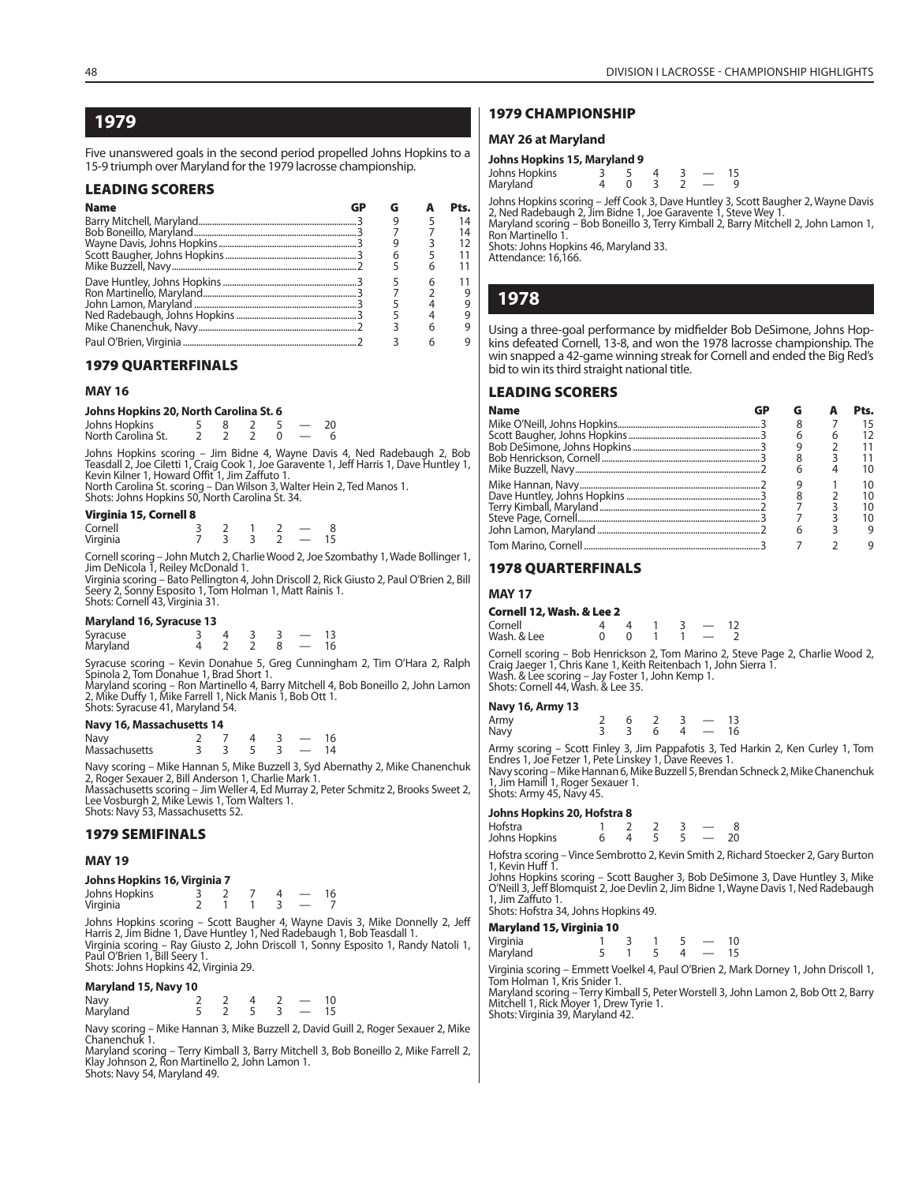# 1979

Five unanswered goals in the second period propelled Johns Hopkins to a 15-9 triumph over Maryland for the 1979 lacrosse championship.

## LEADING SCORERS

| Name | GP | G | A | Pts. |
|---|---|---|---|---|
| Barry Mitchell, Maryland | 3 | 9 | 5 | 14 |
| Bob Boneillo, Maryland | 3 | 7 | 7 | 14 |
| Wayne Davis, Johns Hopkins | 3 | 9 | 3 | 12 |
| Scott Baugher, Johns Hopkins | 3 | 6 | 5 | 11 |
| Mike Buzzell, Navy | 2 | 5 | 6 | 11 |
| Dave Huntley, Johns Hopkins | 3 | 5 | 6 | 11 |
| Ron Martinello, Maryland | 3 | 7 | 2 | 9 |
| John Lamon, Maryland | 3 | 5 | 4 | 9 |
| Ned Radebaugh, Johns Hopkins | 3 | 5 | 4 | 9 |
| Mike Chanenchuk, Navy | 2 | 3 | 6 | 9 |
| Paul O'Brien, Virginia | 2 | 3 | 6 | 9 |

## 1979 QUARTERFINALS

### MAY 16

**Johns Hopkins 20, North Carolina St. 6**

| | | | | | | |
|---|---|---|---|---|---|---|
| Johns Hopkins | 5 | 8 | 2 | 5 | — | 20 |
| North Carolina St. | 2 | 2 | 2 | 0 | — | 6 |

Johns Hopkins scoring – Jim Bidne 4, Wayne Davis 4, Ned Radebaugh 2, Bob Teasdall 2, Joe Ciletti 1, Craig Cook 1, Joe Garavente 1, Jeff Harris 1, Dave Huntley 1, Kevin Kilner 1, Howard Offit 1, Jim Zaffuto 1.
North Carolina St. scoring – Dan Wilson 3, Walter Hein 2, Ted Manos 1.
Shots: Johns Hopkins 50, North Carolina St. 34.

**Virginia 15, Cornell 8**

| | | | | | | |
|---|---|---|---|---|---|---|
| Cornell | 3 | 2 | 1 | 2 | — | 8 |
| Virginia | 7 | 3 | 3 | 2 | — | 15 |

Cornell scoring – John Mutch 2, Charlie Wood 2, Joe Szombathy 1, Wade Bollinger 1, Jim DeNicola 1, Reiley McDonald 1.
Virginia scoring – Bato Pellington 4, John Driscoll 2, Rick Giusto 2, Paul O'Brien 2, Bill Seery 2, Sonny Esposito 1, Tom Holman 1, Matt Rainis 1.
Shots: Cornell 43, Virginia 31.

**Maryland 16, Syracuse 13**

| | | | | | | |
|---|---|---|---|---|---|---|
| Syracuse | 3 | 4 | 3 | 3 | — | 13 |
| Maryland | 4 | 2 | 2 | 8 | — | 16 |

Syracuse scoring – Kevin Donahue 5, Greg Cunningham 2, Tim O'Hara 2, Ralph Spinola 2, Tom Donahue 1, Brad Short 1.
Maryland scoring – Ron Martinello 4, Barry Mitchell 4, Bob Boneillo 2, John Lamon 2, Mike Duffy 1, Mike Farrell 1, Nick Manis 1, Bob Ott 1.
Shots: Syracuse 41, Maryland 54.

**Navy 16, Massachusetts 14**

| | | | | | | |
|---|---|---|---|---|---|---|
| Navy | 2 | 7 | 4 | 3 | — | 16 |
| Massachusetts | 3 | 3 | 5 | 3 | — | 14 |

Navy scoring – Mike Hannan 5, Mike Buzzell 3, Syd Abernathy 2, Mike Chanenchuk 2, Roger Sexauer 2, Bill Anderson 1, Charlie Mark 1.
Massachusetts scoring – Jim Weller 4, Ed Murray 2, Peter Schmitz 2, Brooks Sweet 2, Lee Vosburgh 2, Mike Lewis 1, Tom Walters 1.
Shots: Navy 53, Massachusetts 52.

## 1979 SEMIFINALS

### MAY 19

**Johns Hopkins 16, Virginia 7**

| | | | | | | |
|---|---|---|---|---|---|---|
| Johns Hopkins | 3 | 2 | 7 | 4 | — | 16 |
| Virginia | 2 | 1 | 1 | 3 | — | 7 |

Johns Hopkins scoring – Scott Baugher 4, Wayne Davis 3, Mike Donnelly 2, Jeff Harris 2, Jim Bidne 1, Dave Huntley 1, Ned Radebaugh 1, Bob Teasdall 1.
Virginia scoring – Ray Giusto 2, John Driscoll 1, Sonny Esposito 1, Randy Natoli 1, Paul O'Brien 1, Bill Seery 1.
Shots: Johns Hopkins 42, Virginia 29.

**Maryland 15, Navy 10**

| | | | | | | |
|---|---|---|---|---|---|---|
| Navy | 2 | 2 | 4 | 2 | — | 10 |
| Maryland | 5 | 2 | 5 | 3 | — | 15 |

Navy scoring – Mike Hannan 3, Mike Buzzell 2, David Guill 2, Roger Sexauer 2, Mike Chanenchuk 1.
Maryland scoring – Terry Kimball 3, Barry Mitchell 3, Bob Boneillo 2, Mike Farrell 2, Klay Johnson 2, Ron Martinello 2, John Lamon 1.
Shots: Navy 54, Maryland 49.

## 1979 CHAMPIONSHIP

### MAY 26 at Maryland

**Johns Hopkins 15, Maryland 9**

| | | | | | | |
|---|---|---|---|---|---|---|
| Johns Hopkins | 3 | 5 | 4 | 3 | — | 15 |
| Maryland | 4 | 0 | 3 | 2 | — | 9 |

Johns Hopkins scoring – Jeff Cook 3, Dave Huntley 3, Scott Baugher 2, Wayne Davis 2, Ned Radebaugh 2, Jim Bidne 1, Joe Garavente 1, Steve Wey 1.
Maryland scoring – Bob Boneillo 3, Terry Kimball 2, Barry Mitchell 2, John Lamon 1, Ron Martinello 1.
Shots: Johns Hopkins 46, Maryland 33.
Attendance: 16,166.

# 1978

Using a three-goal performance by midfielder Bob DeSimone, Johns Hopkins defeated Cornell, 13-8, and won the 1978 lacrosse championship. The win snapped a 42-game winning streak for Cornell and ended the Big Red's bid to win its third straight national title.

## LEADING SCORERS

| Name | GP | G | A | Pts. |
|---|---|---|---|---|
| Mike O'Neill, Johns Hopkins | 3 | 8 | 7 | 15 |
| Scott Baugher, Johns Hopkins | 3 | 6 | 6 | 12 |
| Bob DeSimone, Johns Hopkins | 3 | 9 | 2 | 11 |
| Bob Henrickson, Cornell | 3 | 8 | 3 | 11 |
| Mike Buzzell, Navy | 2 | 6 | 4 | 10 |
| Mike Hannan, Navy | 2 | 9 | 1 | 10 |
| Dave Huntley, Johns Hopkins | 3 | 8 | 2 | 10 |
| Terry Kimball, Maryland | 2 | 7 | 3 | 10 |
| Steve Page, Cornell | 3 | 7 | 3 | 10 |
| John Lamon, Maryland | 2 | 6 | 3 | 9 |
| Tom Marino, Cornell | 3 | 7 | 2 | 9 |

## 1978 QUARTERFINALS

### MAY 17

**Cornell 12, Wash. & Lee 2**

| | | | | | | |
|---|---|---|---|---|---|---|
| Cornell | 4 | 4 | 1 | 3 | — | 12 |
| Wash. & Lee | 0 | 0 | 1 | 1 | — | 2 |

Cornell scoring – Bob Henrickson 2, Tom Marino 2, Steve Page 2, Charlie Wood 2, Craig Jaeger 1, Chris Kane 1, Keith Reitenbach 1, John Sierra 1.
Wash. & Lee scoring – Jay Foster 1, John Kemp 1.
Shots: Cornell 44, Wash. & Lee 35.

**Navy 16, Army 13**

| | | | | | | |
|---|---|---|---|---|---|---|
| Army | 2 | 6 | 2 | 3 | — | 13 |
| Navy | 3 | 3 | 6 | 4 | — | 16 |

Army scoring – Scott Finley 3, Jim Pappafotis 3, Ted Harkin 2, Ken Curley 1, Tom Endres 1, Joe Fetzer 1, Pete Linskey 1, Dave Reeves 1.
Navy scoring – Mike Hannan 6, Mike Buzzell 5, Brendan Schneck 2, Mike Chanenchuk 1, Jim Hamill 1, Roger Sexauer 1.
Shots: Army 45, Navy 45.

**Johns Hopkins 20, Hofstra 8**

| | | | | | | |
|---|---|---|---|---|---|---|
| Hofstra | 1 | 2 | 2 | 3 | — | 8 |
| Johns Hopkins | 6 | 4 | 5 | 5 | — | 20 |

Hofstra scoring – Vince Sembrotto 2, Kevin Smith 2, Richard Stoecker 2, Gary Burton 1, Kevin Huff 1.
Johns Hopkins scoring – Scott Baugher 3, Bob DeSimone 3, Dave Huntley 3, Mike O'Neill 3, Jeff Blomquist 2, Joe Devlin 2, Jim Bidne 1, Wayne Davis 1, Ned Radebaugh 1, Jim Zaffuto 1.
Shots: Hofstra 34, Johns Hopkins 49.

**Maryland 15, Virginia 10**

| | | | | | | |
|---|---|---|---|---|---|---|
| Virginia | 1 | 3 | 1 | 5 | — | 10 |
| Maryland | 5 | 1 | 5 | 4 | — | 15 |

Virginia scoring – Emmett Voelkel 4, Paul O'Brien 2, Mark Dorney 1, John Driscoll 1, Tom Holman 1, Kris Snider 1.
Maryland scoring – Terry Kimball 5, Peter Worstell 3, John Lamon 2, Bob Ott 2, Barry Mitchell 1, Rick Moyer 1, Drew Tyrie 1.
Shots: Virginia 39, Maryland 42.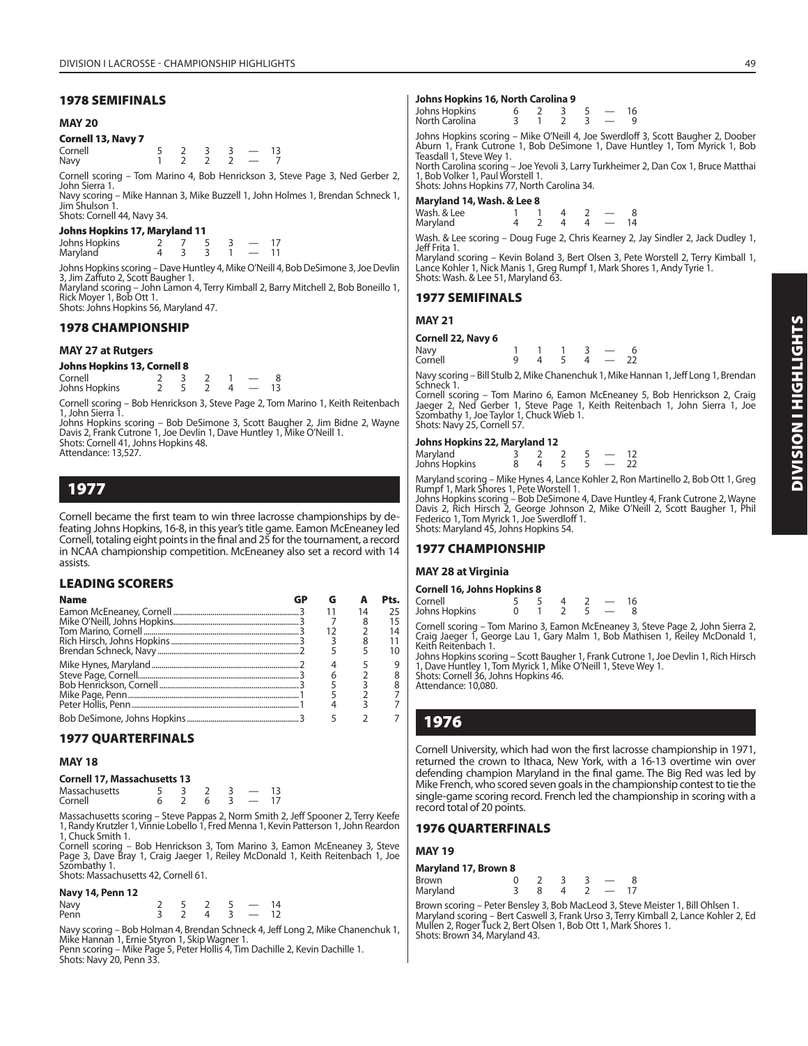## 1978 SEMIFINALS

### MAY 20

**Cornell 13, Navy 7**

| | | | | | | |
|---|---|---|---|---|---|---|
| Cornell | 5 | 2 | 3 | 3 | — | 13 |
| Navy | 1 | 2 | 2 | 2 | — | 7 |

Cornell scoring – Tom Marino 4, Bob Henrickson 3, Steve Page 3, Ned Gerber 2, John Sierra 1.
Navy scoring – Mike Hannan 3, Mike Buzzell 1, John Holmes 1, Brendan Schneck 1, Jim Shulson 1.
Shots: Cornell 44, Navy 34.

**Johns Hopkins 17, Maryland 11**

| | | | | | | |
|---|---|---|---|---|---|---|
| Johns Hopkins | 2 | 7 | 5 | 3 | — | 17 |
| Maryland | 4 | 3 | 3 | 1 | — | 11 |

Johns Hopkins scoring – Dave Huntley 4, Mike O'Neill 4, Bob DeSimone 3, Joe Devlin 3, Jim Zaffuto 2, Scott Baugher 1.
Maryland scoring – John Lamon 4, Terry Kimball 2, Barry Mitchell 2, Bob Boneillo 1, Rick Moyer 1, Bob Ott 1.
Shots: Johns Hopkins 56, Maryland 47.

## 1978 CHAMPIONSHIP

### MAY 27 at Rutgers

**Johns Hopkins 13, Cornell 8**

| | | | | | | |
|---|---|---|---|---|---|---|
| Cornell | 2 | 3 | 2 | 1 | — | 8 |
| Johns Hopkins | 2 | 5 | 2 | 4 | — | 13 |

Cornell scoring – Bob Henrickson 3, Steve Page 2, Tom Marino 1, Keith Reitenbach 1, John Sierra 1.
Johns Hopkins scoring – Bob DeSimone 3, Scott Baugher 2, Jim Bidne 2, Wayne Davis 2, Frank Cutrone 1, Joe Devlin 1, Dave Huntley 1, Mike O'Neill 1.
Shots: Cornell 41, Johns Hopkins 48.
Attendance: 13,527.

# 1977

Cornell became the first team to win three lacrosse championships by defeating Johns Hopkins, 16-8, in this year's title game. Eamon McEneaney led Cornell, totaling eight points in the final and 25 for the tournament, a record in NCAA championship competition. McEneaney also set a record with 14 assists.

## LEADING SCORERS

| Name | GP | G | A | Pts. |
|---|---|---|---|---|
| Eamon McEneaney, Cornell | 3 | 11 | 14 | 25 |
| Mike O'Neill, Johns Hopkins | 3 | 7 | 8 | 15 |
| Tom Marino, Cornell | 3 | 12 | 2 | 14 |
| Rich Hirsch, Johns Hopkins | 3 | 3 | 8 | 11 |
| Brendan Schneck, Navy | 2 | 5 | 5 | 10 |
| Mike Hynes, Maryland | 2 | 4 | 5 | 9 |
| Steve Page, Cornell | 3 | 6 | 2 | 8 |
| Bob Henrickson, Cornell | 3 | 5 | 3 | 8 |
| Mike Page, Penn | 1 | 5 | 2 | 7 |
| Peter Hollis, Penn | 1 | 4 | 3 | 7 |
| Bob DeSimone, Johns Hopkins | 3 | 5 | 2 | 7 |

## 1977 QUARTERFINALS

### MAY 18

**Cornell 17, Massachusetts 13**

| | | | | | | |
|---|---|---|---|---|---|---|
| Massachusetts | 5 | 3 | 2 | 3 | — | 13 |
| Cornell | 6 | 2 | 6 | 3 | — | 17 |

Massachusetts scoring – Steve Pappas 2, Norm Smith 2, Jeff Spooner 2, Terry Keefe 1, Randy Krutzler 1, Vinnie Lobello 1, Fred Menna 1, Kevin Patterson 1, John Reardon 1, Chuck Smith 1.
Cornell scoring – Bob Henrickson 3, Tom Marino 3, Eamon McEneaney 3, Steve Page 3, Dave Bray 1, Craig Jaeger 1, Reiley McDonald 1, Keith Reitenbach 1, Joe Szombathy 1.
Shots: Massachusetts 42, Cornell 61.

**Navy 14, Penn 12**

| | | | | | | |
|---|---|---|---|---|---|---|
| Navy | 2 | 5 | 2 | 5 | — | 14 |
| Penn | 3 | 2 | 4 | 3 | — | 12 |

Navy scoring – Bob Holman 4, Brendan Schneck 4, Jeff Long 2, Mike Chanenchuk 1, Mike Hannan 1, Ernie Styron 1, Skip Wagner 1.
Penn scoring – Mike Page 5, Peter Hollis 4, Tim Dachille 2, Kevin Dachille 1.
Shots: Navy 20, Penn 33.

**Johns Hopkins 16, North Carolina 9**

| | | | | | | |
|---|---|---|---|---|---|---|
| Johns Hopkins | 6 | 2 | 3 | 5 | — | 16 |
| North Carolina | 3 | 1 | 2 | 3 | — | 9 |

Johns Hopkins scoring – Mike O'Neill 4, Joe Swerdloff 3, Scott Baugher 2, Doober Aburn 1, Frank Cutrone 1, Bob DeSimone 1, Dave Huntley 1, Tom Myrick 1, Bob Teasdall 1, Steve Wey 1.
North Carolina scoring – Joe Yevoli 3, Larry Turkheimer 2, Dan Cox 1, Bruce Matthai 1, Bob Volker 1, Paul Worstell 1.
Shots: Johns Hopkins 77, North Carolina 34.

**Maryland 14, Wash. & Lee 8**

| | | | | | | |
|---|---|---|---|---|---|---|
| Wash. & Lee | 1 | 1 | 4 | 2 | — | 8 |
| Maryland | 4 | 2 | 4 | 4 | — | 14 |

Wash. & Lee scoring – Doug Fuge 2, Chris Kearney 2, Jay Sindler 2, Jack Dudley 1, Jeff Frita 1.
Maryland scoring – Kevin Boland 3, Bert Olsen 3, Pete Worstell 2, Terry Kimball 1, Lance Kohler 1, Nick Manis 1, Greg Rumpf 1, Mark Shores 1, Andy Tyrie 1.
Shots: Wash. & Lee 51, Maryland 63.

## 1977 SEMIFINALS

### MAY 21

**Cornell 22, Navy 6**

| | | | | | | |
|---|---|---|---|---|---|---|
| Navy | 1 | 1 | 1 | 3 | — | 6 |
| Cornell | 9 | 4 | 5 | 4 | — | 22 |

Navy scoring – Bill Stulb 2, Mike Chanenchuk 1, Mike Hannan 1, Jeff Long 1, Brendan Schneck 1.
Cornell scoring – Tom Marino 6, Eamon McEneaney 5, Bob Henrickson 2, Craig Jaeger 2, Ned Gerber 1, Steve Page 1, Keith Reitenbach 1, John Sierra 1, Joe Szombathy 1, Joe Taylor 1, Chuck Wieb 1.
Shots: Navy 25, Cornell 57.

**Johns Hopkins 22, Maryland 12**

| | | | | | | |
|---|---|---|---|---|---|---|
| Maryland | 3 | 2 | 2 | 5 | — | 12 |
| Johns Hopkins | 8 | 4 | 5 | 5 | — | 22 |

Maryland scoring – Mike Hynes 4, Lance Kohler 2, Ron Martinello 2, Bob Ott 1, Greg Rumpf 1, Mark Shores 1, Pete Worstell 1.
Johns Hopkins scoring – Bob DeSimone 4, Dave Huntley 4, Frank Cutrone 2, Wayne Davis 2, Rich Hirsch 2, George Johnson 2, Mike O'Neill 2, Scott Baugher 1, Phil Federico 1, Tom Myrick 1, Joe Swerdloff 1.
Shots: Maryland 45, Johns Hopkins 54.

## 1977 CHAMPIONSHIP

### MAY 28 at Virginia

**Cornell 16, Johns Hopkins 8**

| | | | | | | |
|---|---|---|---|---|---|---|
| Cornell | 5 | 5 | 4 | 2 | — | 16 |
| Johns Hopkins | 0 | 1 | 2 | 5 | — | 8 |

Cornell scoring – Tom Marino 3, Eamon McEneaney 3, Steve Page 2, John Sierra 2, Craig Jaeger 1, George Lau 1, Gary Malm 1, Bob Mathisen 1, Reiley McDonald 1, Keith Reitenbach 1.
Johns Hopkins scoring – Scott Baugher 1, Frank Cutrone 1, Joe Devlin 1, Rich Hirsch 1, Dave Huntley 1, Tom Myrick 1, Mike O'Neill 1, Steve Wey 1.
Shots: Cornell 36, Johns Hopkins 46.
Attendance: 10,080.

# 1976

Cornell University, which had won the first lacrosse championship in 1971, returned the crown to Ithaca, New York, with a 16-13 overtime win over defending champion Maryland in the final game. The Big Red was led by Mike French, who scored seven goals in the championship contest to tie the single-game scoring record. French led the championship in scoring with a record total of 20 points.

## 1976 QUARTERFINALS

### MAY 19

**Maryland 17, Brown 8**

| | | | | | | |
|---|---|---|---|---|---|---|
| Brown | 0 | 2 | 3 | 3 | — | 8 |
| Maryland | 3 | 8 | 4 | 2 | — | 17 |

Brown scoring – Peter Bensley 3, Bob MacLeod 3, Steve Meister 1, Bill Ohlsen 1.
Maryland scoring – Bert Caswell 3, Frank Urso 3, Terry Kimball 2, Lance Kohler 2, Ed Mullen 2, Roger Tuck 2, Bert Olsen 1, Bob Ott 1, Mark Shores 1.
Shots: Brown 34, Maryland 43.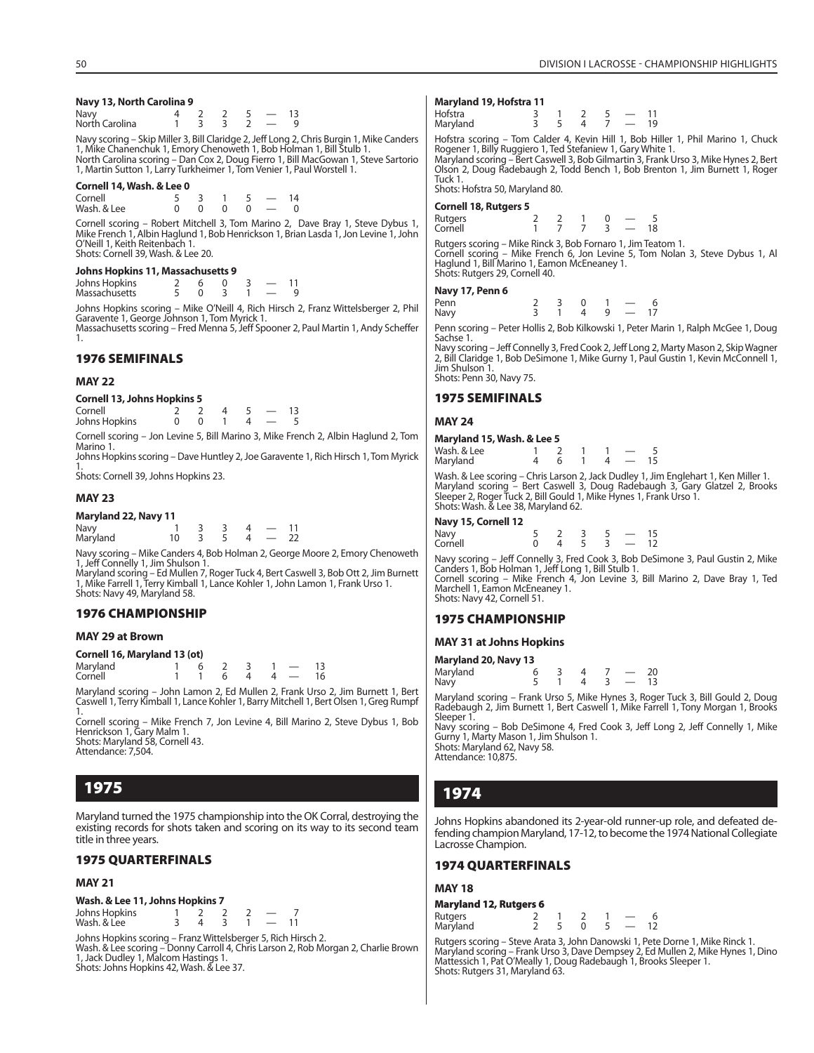**Navy 13, North Carolina 9**

| | | | | | | |
|---|---|---|---|---|---|---|
| Navy | 4 | 2 | 2 | 5 | — | 13 |
| North Carolina | 1 | 3 | 3 | 2 | — | 9 |

Navy scoring – Skip Miller 3, Bill Claridge 2, Jeff Long 2, Chris Burgin 1, Mike Canders 1, Mike Chanenchuk 1, Emory Chenoweth 1, Bob Holman 1, Bill Stulb 1.
North Carolina scoring – Dan Cox 2, Doug Fierro 1, Bill MacGowan 1, Steve Sartorio 1, Martin Sutton 1, Larry Turkheimer 1, Tom Venier 1, Paul Worstell 1.

**Cornell 14, Wash. & Lee 0**

| | | | | | | |
|---|---|---|---|---|---|---|
| Cornell | 5 | 3 | 1 | 5 | — | 14 |
| Wash. & Lee | 0 | 0 | 0 | 0 | — | 0 |

Cornell scoring – Robert Mitchell 3, Tom Marino 2, Dave Bray 1, Steve Dybus 1, Mike French 1, Albin Haglund 1, Bob Henrickson 1, Brian Lasda 1, Jon Levine 1, John O'Neill 1, Keith Reitenbach 1.
Shots: Cornell 39, Wash. & Lee 20.

**Johns Hopkins 11, Massachusetts 9**

| | | | | | | |
|---|---|---|---|---|---|---|
| Johns Hopkins | 2 | 6 | 0 | 3 | — | 11 |
| Massachusetts | 5 | 0 | 3 | 1 | — | 9 |

Johns Hopkins scoring – Mike O'Neill 4, Rich Hirsch 2, Franz Wittelsberger 2, Phil Garavente 1, George Johnson 1, Tom Myrick 1.
Massachusetts scoring – Fred Menna 5, Jeff Spooner 2, Paul Martin 1, Andy Scheffer 1.

### 1976 SEMIFINALS

#### MAY 22

**Cornell 13, Johns Hopkins 5**

| | | | | | | |
|---|---|---|---|---|---|---|
| Cornell | 2 | 2 | 4 | 5 | — | 13 |
| Johns Hopkins | 0 | 0 | 1 | 4 | — | 5 |

Cornell scoring – Jon Levine 5, Bill Marino 3, Mike French 2, Albin Haglund 2, Tom Marino 1.
Johns Hopkins scoring – Dave Huntley 2, Joe Garavente 1, Rich Hirsch 1, Tom Myrick 1.
Shots: Cornell 39, Johns Hopkins 23.

#### MAY 23

**Maryland 22, Navy 11**

| | | | | | | |
|---|---|---|---|---|---|---|
| Navy | 1 | 3 | 3 | 4 | — | 11 |
| Maryland | 10 | 3 | 5 | 4 | — | 22 |

Navy scoring – Mike Canders 4, Bob Holman 2, George Moore 2, Emory Chenoweth 1, Jeff Connelly 1, Jim Shulson 1.
Maryland scoring – Ed Mullen 7, Roger Tuck 4, Bert Caswell 3, Bob Ott 2, Jim Burnett 1, Mike Farrell 1, Terry Kimball 1, Lance Kohler 1, John Lamon 1, Frank Urso 1.
Shots: Navy 49, Maryland 58.

### 1976 CHAMPIONSHIP

#### MAY 29 at Brown

**Cornell 16, Maryland 13 (ot)**

| | | | | | | | |
|---|---|---|---|---|---|---|---|
| Maryland | 1 | 6 | 2 | 3 | 1 | — | 13 |
| Cornell | 1 | 1 | 6 | 4 | 4 | — | 16 |

Maryland scoring – John Lamon 2, Ed Mullen 2, Frank Urso 2, Jim Burnett 1, Bert Caswell 1, Terry Kimball 1, Lance Kohler 1, Barry Mitchell 1, Bert Olsen 1, Greg Rumpf 1.
Cornell scoring – Mike French 7, Jon Levine 4, Bill Marino 2, Steve Dybus 1, Bob Henrickson 1, Gary Malm 1.
Shots: Maryland 58, Cornell 43.
Attendance: 7,504.

## 1975

Maryland turned the 1975 championship into the OK Corral, destroying the existing records for shots taken and scoring on its way to its second team title in three years.

### 1975 QUARTERFINALS

#### MAY 21

**Wash. & Lee 11, Johns Hopkins 7**

| | | | | | | |
|---|---|---|---|---|---|---|
| Johns Hopkins | 1 | 2 | 2 | 2 | — | 7 |
| Wash. & Lee | 3 | 4 | 3 | 1 | — | 11 |

Johns Hopkins scoring – Franz Wittelsberger 5, Rich Hirsch 2.
Wash. & Lee scoring – Donny Carroll 4, Chris Larson 2, Rob Morgan 2, Charlie Brown 1, Jack Dudley 1, Malcom Hastings 1.
Shots: Johns Hopkins 42, Wash. & Lee 37.

**Maryland 19, Hofstra 11**

| | | | | | | |
|---|---|---|---|---|---|---|
| Hofstra | 3 | 1 | 2 | 5 | — | 11 |
| Maryland | 3 | 5 | 4 | 7 | — | 19 |

Hofstra scoring – Tom Calder 4, Kevin Hill 1, Bob Hiller 1, Phil Marino 1, Chuck Rogener 1, Billy Ruggiero 1, Ted Stefaniew 1, Gary White 1.
Maryland scoring – Bert Caswell 3, Bob Gilmartin 3, Frank Urso 3, Mike Hynes 2, Bert Olson 2, Doug Radebaugh 2, Todd Bench 1, Bob Brenton 1, Jim Burnett 1, Roger Tuck 1.
Shots: Hofstra 50, Maryland 80.

**Cornell 18, Rutgers 5**

| | | | | | | |
|---|---|---|---|---|---|---|
| Rutgers | 2 | 2 | 1 | 0 | — | 5 |
| Cornell | 1 | 7 | 7 | 3 | — | 18 |

Rutgers scoring – Mike Rinck 3, Bob Fornaro 1, Jim Teatom 1.
Cornell scoring – Mike French 6, Jon Levine 5, Tom Nolan 3, Steve Dybus 1, Al Haglund 1, Bill Marino 1, Eamon McEneaney 1.
Shots: Rutgers 29, Cornell 40.

**Navy 17, Penn 6**

| | | | | | | |
|---|---|---|---|---|---|---|
| Penn | 2 | 3 | 0 | 1 | — | 6 |
| Navy | 3 | 1 | 4 | 9 | — | 17 |

Penn scoring – Peter Hollis 2, Bob Kilkowski 1, Peter Marin 1, Ralph McGee 1, Doug Sachse 1.
Navy scoring – Jeff Connelly 3, Fred Cook 2, Jeff Long 2, Marty Mason 2, Skip Wagner 2, Bill Claridge 1, Bob DeSimone 1, Mike Gurny 1, Paul Gustin 1, Kevin McConnell 1, Jim Shulson 1.
Shots: Penn 30, Navy 75.

### 1975 SEMIFINALS

#### MAY 24

**Maryland 15, Wash. & Lee 5**

| | | | | | | |
|---|---|---|---|---|---|---|
| Wash. & Lee | 1 | 2 | 1 | 1 | — | 5 |
| Maryland | 4 | 6 | 1 | 4 | — | 15 |

Wash. & Lee scoring – Chris Larson 2, Jack Dudley 1, Jim Englehart 1, Ken Miller 1.
Maryland scoring – Bert Caswell 3, Doug Radebaugh 3, Gary Glatzel 2, Brooks Sleeper 2, Roger Tuck 2, Bill Gould 1, Mike Hynes 1, Frank Urso 1.
Shots: Wash. & Lee 38, Maryland 62.

**Navy 15, Cornell 12**

| | | | | | | |
|---|---|---|---|---|---|---|
| Navy | 5 | 2 | 3 | 5 | — | 15 |
| Cornell | 0 | 4 | 5 | 3 | — | 12 |

Navy scoring – Jeff Connelly 3, Fred Cook 3, Bob DeSimone 3, Paul Gustin 2, Mike Canders 1, Bob Holman 1, Jeff Long 1, Bill Stulb 1.
Cornell scoring – Mike French 4, Jon Levine 3, Bill Marino 2, Dave Bray 1, Ted Marchell 1, Eamon McEneaney 1.
Shots: Navy 42, Cornell 51.

### 1975 CHAMPIONSHIP

#### MAY 31 at Johns Hopkins

**Maryland 20, Navy 13**

| | | | | | | |
|---|---|---|---|---|---|---|
| Maryland | 6 | 3 | 4 | 7 | — | 20 |
| Navy | 5 | 1 | 4 | 3 | — | 13 |

Maryland scoring – Frank Urso 5, Mike Hynes 3, Roger Tuck 3, Bill Gould 2, Doug Radebaugh 2, Jim Burnett 1, Bert Caswell 1, Mike Farrell 1, Tony Morgan 1, Brooks Sleeper 1.
Navy scoring – Bob DeSimone 4, Fred Cook 3, Jeff Long 2, Jeff Connelly 1, Mike Gurny 1, Marty Mason 1, Jim Shulson 1.
Shots: Maryland 62, Navy 58.
Attendance: 10,875.

## 1974

Johns Hopkins abandoned its 2-year-old runner-up role, and defeated defending champion Maryland, 17-12, to become the 1974 National Collegiate Lacrosse Champion.

### 1974 QUARTERFINALS

#### MAY 18

**Maryland 12, Rutgers 6**

| | | | | | | |
|---|---|---|---|---|---|---|
| Rutgers | 2 | 1 | 2 | 1 | — | 6 |
| Maryland | 2 | 5 | 0 | 5 | — | 12 |

Rutgers scoring – Steve Arata 3, John Danowski 1, Pete Dorne 1, Mike Rinck 1.
Maryland scoring – Frank Urso 3, Dave Dempsey 2, Ed Mullen 2, Mike Hynes 1, Dino Mattessich 1, Pat O'Meally 1, Doug Radebaugh 1, Brooks Sleeper 1.
Shots: Rutgers 31, Maryland 63.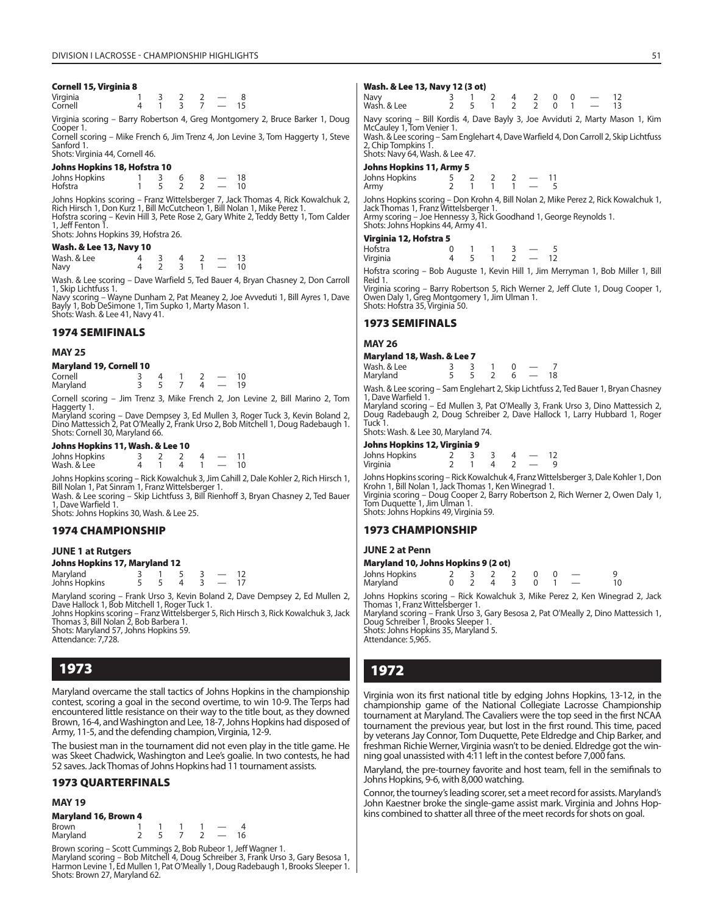**Cornell 15, Virginia 8**

| | | | | | | |
|---|---|---|---|---|---|---|
| Virginia | 1 | 3 | 2 | 2 | — | 8 |
| Cornell | 4 | 1 | 3 | 7 | — | 15 |

Virginia scoring – Barry Robertson 4, Greg Montgomery 2, Bruce Barker 1, Doug Cooper 1.
Cornell scoring – Mike French 6, Jim Trenz 4, Jon Levine 3, Tom Haggerty 1, Steve Sanford 1.
Shots: Virginia 44, Cornell 46.

**Johns Hopkins 18, Hofstra 10**

| | | | | | | |
|---|---|---|---|---|---|---|
| Johns Hopkins | 1 | 3 | 6 | 8 | — | 18 |
| Hofstra | 1 | 5 | 2 | 2 | — | 10 |

Johns Hopkins scoring – Franz Wittelsberger 7, Jack Thomas 4, Rick Kowalchuk 2, Rich Hirsch 1, Don Kurz 1, Bill McCutcheon 1, Bill Nolan 1, Mike Perez 1.
Hofstra scoring – Kevin Hill 3, Pete Rose 2, Gary White 2, Teddy Betty 1, Tom Calder 1, Jeff Fenton 1.
Shots: Johns Hopkins 39, Hofstra 26.

**Wash. & Lee 13, Navy 10**

| | | | | | | |
|---|---|---|---|---|---|---|
| Wash. & Lee | 4 | 3 | 4 | 2 | — | 13 |
| Navy | 4 | 2 | 3 | 1 | — | 10 |

Wash. & Lee scoring – Dave Warfield 5, Ted Bauer 4, Bryan Chasney 2, Don Carroll 1, Skip Lichtfuss 1.
Navy scoring – Wayne Dunham 2, Pat Meaney 2, Joe Avveduti 1, Bill Ayres 1, Dave Bayly 1, Bob DeSimone 1, Tim Supko 1, Marty Mason 1.
Shots: Wash. & Lee 41, Navy 41.

## 1974 SEMIFINALS

### MAY 25

**Maryland 19, Cornell 10**

| | | | | | | |
|---|---|---|---|---|---|---|
| Cornell | 3 | 4 | 1 | 2 | — | 10 |
| Maryland | 3 | 5 | 7 | 4 | — | 19 |

Cornell scoring – Jim Trenz 3, Mike French 2, Jon Levine 2, Bill Marino 2, Tom Haggerty 1.
Maryland scoring – Dave Dempsey 3, Ed Mullen 3, Roger Tuck 3, Kevin Boland 2, Dino Mattessich 2, Pat O'Meally 2, Frank Urso 2, Bob Mitchell 1, Doug Radebaugh 1.
Shots: Cornell 30, Maryland 66.

**Johns Hopkins 11, Wash. & Lee 10**

| | | | | | | |
|---|---|---|---|---|---|---|
| Johns Hopkins | 3 | 2 | 2 | 4 | — | 11 |
| Wash. & Lee | 4 | 1 | 4 | 1 | — | 10 |

Johns Hopkins scoring – Rick Kowalchuk 3, Jim Cahill 2, Dale Kohler 2, Rich Hirsch 1, Bill Nolan 1, Pat Sinram 1, Franz Wittelsberger 1.
Wash. & Lee scoring – Skip Lichtfuss 3, Bill Rienhoff 3, Bryan Chasney 2, Ted Bauer 1, Dave Warfield 1.
Shots: Johns Hopkins 30, Wash. & Lee 25.

## 1974 CHAMPIONSHIP

### JUNE 1 at Rutgers

**Johns Hopkins 17, Maryland 12**

| | | | | | | |
|---|---|---|---|---|---|---|
| Maryland | 3 | 1 | 5 | 3 | — | 12 |
| Johns Hopkins | 5 | 5 | 4 | 3 | — | 17 |

Maryland scoring – Frank Urso 3, Kevin Boland 2, Dave Dempsey 2, Ed Mullen 2, Dave Hallock 1, Bob Mitchell 1, Roger Tuck 1.
Johns Hopkins scoring – Franz Wittelsberger 5, Rich Hirsch 3, Rick Kowalchuk 3, Jack Thomas 3, Bill Nolan 2, Bob Barbera 1.
Shots: Maryland 57, Johns Hopkins 59.
Attendance: 7,728.

# 1973

Maryland overcame the stall tactics of Johns Hopkins in the championship contest, scoring a goal in the second overtime, to win 10-9. The Terps had encountered little resistance on their way to the title bout, as they downed Brown, 16-4, and Washington and Lee, 18-7. Johns Hopkins had disposed of Army, 11-5, and the defending champion, Virginia, 12-9.

The busiest man in the tournament did not even play in the title game. He was Skeet Chadwick, Washington and Lee's goalie. In two contests, he had 52 saves. Jack Thomas of Johns Hopkins had 11 tournament assists.

## 1973 QUARTERFINALS

### MAY 19

**Maryland 16, Brown 4**

| | | | | | | |
|---|---|---|---|---|---|---|
| Brown | 1 | 1 | 1 | 1 | — | 4 |
| Maryland | 2 | 5 | 7 | 2 | — | 16 |

Brown scoring – Scott Cummings 2, Bob Rubeor 1, Jeff Wagner 1.
Maryland scoring – Bob Mitchell 4, Doug Schreiber 3, Frank Urso 3, Gary Besosa 1, Harmon Levine 1, Ed Mullen 1, Pat O'Meally 1, Doug Radebaugh 1, Brooks Sleeper 1.
Shots: Brown 27, Maryland 62.

**Wash. & Lee 13, Navy 12 (3 ot)**

| | | | | | | | | | |
|---|---|---|---|---|---|---|---|---|---|
| Navy | 3 | 1 | 2 | 4 | 2 | 0 | 0 | — | 12 |
| Wash. & Lee | 2 | 5 | 1 | 2 | 2 | 0 | 1 | — | 13 |

Navy scoring – Bill Kordis 4, Dave Bayly 3, Joe Avviduti 2, Marty Mason 1, Kim McCauley 1, Tom Venier 1.
Wash. & Lee scoring – Sam Englehart 4, Dave Warfield 4, Don Carroll 2, Skip Lichtfuss 2, Chip Tompkins 1.
Shots: Navy 64, Wash. & Lee 47.

**Johns Hopkins 11, Army 5**

| | | | | | | |
|---|---|---|---|---|---|---|
| Johns Hopkins | 5 | 2 | 2 | 2 | — | 11 |
| Army | 2 | 1 | 1 | 1 | — | 5 |

Johns Hopkins scoring – Don Krohn 4, Bill Nolan 2, Mike Perez 2, Rick Kowalchuk 1, Jack Thomas 1, Franz Wittelsberger 1.
Army scoring – Joe Hennessy 3, Rick Goodhand 1, George Reynolds 1.
Shots: Johns Hopkins 44, Army 41.

**Virginia 12, Hofstra 5**

| | | | | | | |
|---|---|---|---|---|---|---|
| Hofstra | 0 | 1 | 1 | 3 | — | 5 |
| Virginia | 4 | 5 | 1 | 2 | — | 12 |

Hofstra scoring – Bob Auguste 1, Kevin Hill 1, Jim Merryman 1, Bob Miller 1, Bill Reid 1.
Virginia scoring – Barry Robertson 5, Rich Werner 2, Jeff Clute 1, Doug Cooper 1, Owen Daly 1, Greg Montgomery 1, Jim Ulman 1.
Shots: Hofstra 35, Virginia 50.

## 1973 SEMIFINALS

### MAY 26

**Maryland 18, Wash. & Lee 7**

| | | | | | | |
|---|---|---|---|---|---|---|
| Wash. & Lee | 3 | 3 | 1 | 0 | — | 7 |
| Maryland | 5 | 5 | 2 | 6 | — | 18 |

Wash. & Lee scoring – Sam Englehart 2, Skip Lichtfuss 2, Ted Bauer 1, Bryan Chasney 1, Dave Warfield 1.
Maryland scoring – Ed Mullen 3, Pat O'Meally 3, Frank Urso 3, Dino Mattessich 2, Doug Radebaugh 2, Doug Schreiber 2, Dave Hallock 1, Larry Hubbard 1, Roger Tuck 1.
Shots: Wash. & Lee 30, Maryland 74.

**Johns Hopkins 12, Virginia 9**

| | | | | | | |
|---|---|---|---|---|---|---|
| Johns Hopkins | 2 | 3 | 3 | 4 | — | 12 |
| Virginia | 2 | 1 | 4 | 2 | — | 9 |

Johns Hopkins scoring – Rick Kowalchuk 4, Franz Wittelsberger 3, Dale Kohler 1, Don Krohn 1, Bill Nolan 1, Jack Thomas 1, Ken Winegrad 1.
Virginia scoring – Doug Cooper 2, Barry Robertson 2, Rich Werner 2, Owen Daly 1, Tom Duquette 1, Jim Ulman 1.
Shots: Johns Hopkins 49, Virginia 59.

## 1973 CHAMPIONSHIP

### JUNE 2 at Penn

**Maryland 10, Johns Hopkins 9 (2 ot)**

| | | | | | | | |
|---|---|---|---|---|---|---|---|
| Johns Hopkins | 2 | 3 | 2 | 2 | 0 | 0 | — 9 |
| Maryland | 0 | 2 | 4 | 3 | 0 | 1 | — 10 |

Johns Hopkins scoring – Rick Kowalchuk 3, Mike Perez 2, Ken Winegrad 2, Jack Thomas 1, Franz Wittelsberger 1.
Maryland scoring – Frank Urso 3, Gary Besosa 2, Pat O'Meally 2, Dino Mattessich 1, Doug Schreiber 1, Brooks Sleeper 1.
Shots: Johns Hopkins 35, Maryland 5.
Attendance: 5,965.

# 1972

Virginia won its first national title by edging Johns Hopkins, 13-12, in the championship game of the National Collegiate Lacrosse Championship tournament at Maryland. The Cavaliers were the top seed in the first NCAA tournament the previous year, but lost in the first round. This time, paced by veterans Jay Connor, Tom Duquette, Pete Eldredge and Chip Barker, and freshman Richie Werner, Virginia wasn't to be denied. Eldredge got the winning goal unassisted with 4:11 left in the contest before 7,000 fans.

Maryland, the pre-tourney favorite and host team, fell in the semifinals to Johns Hopkins, 9-6, with 8,000 watching.

Connor, the tourney's leading scorer, set a meet record for assists. Maryland's John Kaestner broke the single-game assist mark. Virginia and Johns Hopkins combined to shatter all three of the meet records for shots on goal.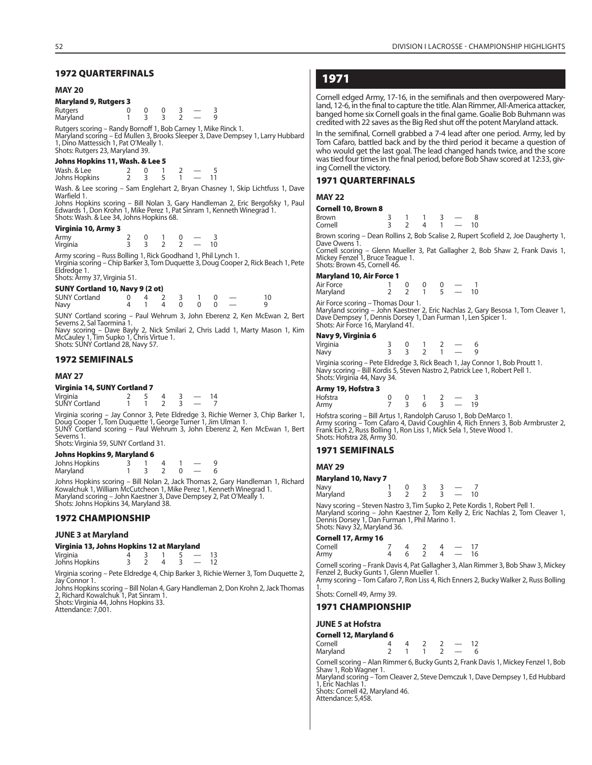## 1972 QUARTERFINALS

### MAY 20

**Maryland 9, Rutgers 3**

| | | | | | | |
|---|---|---|---|---|---|---|
| Rutgers | 0 | 0 | 0 | 3 | — | 3 |
| Maryland | 1 | 3 | 3 | 2 | — | 9 |

Rutgers scoring – Randy Bornoff 1, Bob Carney 1, Mike Rinck 1.
Maryland scoring – Ed Mullen 3, Brooks Sleeper 3, Dave Dempsey 1, Larry Hubbard 1, Dino Mattessich 1, Pat O'Meally 1.
Shots: Rutgers 23, Maryland 39.

**Johns Hopkins 11, Wash. & Lee 5**

| | | | | | | |
|---|---|---|---|---|---|---|
| Wash. & Lee | 2 | 0 | 1 | 2 | — | 5 |
| Johns Hopkins | 2 | 3 | 5 | 1 | — | 11 |

Wash. & Lee scoring – Sam Englehart 2, Bryan Chasney 1, Skip Lichtfuss 1, Dave Warfield 1.
Johns Hopkins scoring – Bill Nolan 3, Gary Handleman 2, Eric Bergofsky 1, Paul Edwards 1, Don Krohn 1, Mike Perez 1, Pat Sinram 1, Kenneth Winegrad 1.
Shots: Wash. & Lee 34, Johns Hopkins 68.

**Virginia 10, Army 3**

| | | | | | | |
|---|---|---|---|---|---|---|
| Army | 2 | 0 | 1 | 0 | — | 3 |
| Virginia | 3 | 3 | 2 | 2 | — | 10 |

Army scoring – Russ Bolling 1, Rick Goodhand 1, Phil Lynch 1.
Virginia scoring – Chip Barker 3, Tom Duquette 3, Doug Cooper 2, Rick Beach 1, Pete Eldredge 1.
Shots: Army 37, Virginia 51.

**SUNY Cortland 10, Navy 9 (2 ot)**

| | | | | | | | | |
|---|---|---|---|---|---|---|---|---|
| SUNY Cortland | 0 | 4 | 2 | 3 | 1 | 0 | — | 10 |
| Navy | 4 | 1 | 4 | 0 | 0 | 0 | — | 9 |

SUNY Cortland scoring – Paul Wehrum 3, John Eberenz 2, Ken McEwan 2, Bert Severns 2, Sal Taormina 1.
Navy scoring – Dave Bayly 2, Nick Smilari 2, Chris Ladd 1, Marty Mason 1, Kim McCauley 1, Tim Supko 1, Chris Virtue 1.
Shots: SUNY Cortland 28, Navy 57.

## 1972 SEMIFINALS

### MAY 27

**Virginia 14, SUNY Cortland 7**

| | | | | | | |
|---|---|---|---|---|---|---|
| Virginia | 2 | 5 | 4 | 3 | — | 14 |
| SUNY Cortland | 1 | 1 | 2 | 3 | — | 7 |

Virginia scoring – Jay Connor 3, Pete Eldredge 3, Richie Werner 3, Chip Barker 1, Doug Cooper 1, Tom Duquette 1, George Turner 1, Jim Ulman 1.
SUNY Cortland scoring – Paul Wehrum 3, John Eberenz 2, Ken McEwan 1, Bert Severns 1.
Shots: Virginia 59, SUNY Cortland 31.

**Johns Hopkins 9, Maryland 6**

| | | | | | | |
|---|---|---|---|---|---|---|
| Johns Hopkins | 3 | 1 | 4 | 1 | — | 9 |
| Maryland | 1 | 3 | 2 | 0 | — | 6 |

Johns Hopkins scoring – Bill Nolan 2, Jack Thomas 2, Gary Handleman 1, Richard Kowalchuk 1, William McCutcheon 1, Mike Perez 1, Kenneth Winegrad 1.
Maryland scoring – John Kaestner 3, Dave Dempsey 2, Pat O'Meally 1.
Shots: Johns Hopkins 34, Maryland 38.

## 1972 CHAMPIONSHIP

### JUNE 3 at Maryland

**Virginia 13, Johns Hopkins 12 at Maryland**

| | | | | | | |
|---|---|---|---|---|---|---|
| Virginia | 4 | 3 | 1 | 5 | — | 13 |
| Johns Hopkins | 3 | 2 | 4 | 3 | — | 12 |

Virginia scoring – Pete Eldredge 4, Chip Barker 3, Richie Werner 3, Tom Duquette 2, Jay Connor 1.
Johns Hopkins scoring – Bill Nolan 4, Gary Handleman 2, Don Krohn 2, Jack Thomas 2, Richard Kowalchuk 1, Pat Sinram 1.
Shots: Virginia 44, Johns Hopkins 33.
Attendance: 7,001.

# 1971

Cornell edged Army, 17-16, in the semifinals and then overpowered Maryland, 12-6, in the final to capture the title. Alan Rimmer, All-America attacker, banged home six Cornell goals in the final game. Goalie Bob Buhmann was credited with 22 saves as the Big Red shut off the potent Maryland attack.

In the semifinal, Cornell grabbed a 7-4 lead after one period. Army, led by Tom Cafaro, battled back and by the third period it became a question of who would get the last goal. The lead changed hands twice, and the score was tied four times in the final period, before Bob Shaw scored at 12:33, giving Cornell the victory.

## 1971 QUARTERFINALS

### MAY 22

**Cornell 10, Brown 8**

| | | | | | | |
|---|---|---|---|---|---|---|
| Brown | 3 | 1 | 1 | 3 | — | 8 |
| Cornell | 3 | 2 | 4 | 1 | — | 10 |

Brown scoring – Dean Rollins 2, Bob Scalise 2, Rupert Scofield 2, Joe Daugherty 1, Dave Owens 1.
Cornell scoring – Glenn Mueller 3, Pat Gallagher 2, Bob Shaw 2, Frank Davis 1, Mickey Fenzel 1, Bruce Teague 1.
Shots: Brown 45, Cornell 46.

**Maryland 10, Air Force 1**

| | | | | | | |
|---|---|---|---|---|---|---|
| Air Force | 1 | 0 | 0 | 0 | — | 1 |
| Maryland | 2 | 2 | 1 | 5 | — | 10 |

Air Force scoring – Thomas Dour 1.
Maryland scoring – John Kaestner 2, Eric Nachlas 2, Gary Besosa 1, Tom Cleaver 1, Dave Dempsey 1, Dennis Dorsey 1, Dan Furman 1, Len Spicer 1.
Shots: Air Force 16, Maryland 41.

**Navy 9, Virginia 6**

| | | | | | | |
|---|---|---|---|---|---|---|
| Virginia | 3 | 0 | 1 | 2 | — | 6 |
| Navy | 3 | 3 | 2 | 1 | — | 9 |

Virginia scoring – Pete Eldredge 3, Rick Beach 1, Jay Connor 1, Bob Proutt 1.
Navy scoring – Bill Kordis 5, Steven Nastro 2, Patrick Lee 1, Robert Pell 1.
Shots: Virginia 44, Navy 34.

**Army 19, Hofstra 3**

| | | | | | | |
|---|---|---|---|---|---|---|
| Hofstra | 0 | 0 | 1 | 2 | — | 3 |
| Army | 7 | 3 | 6 | 3 | — | 19 |

Hofstra scoring – Bill Artus 1, Randolph Caruso 1, Bob DeMarco 1.
Army scoring – Tom Cafaro 4, David Coughlin 4, Rich Enners 3, Bob Armbruster 2, Frank Eich 2, Russ Bolling 1, Ron Liss 1, Mick Sela 1, Steve Wood 1.
Shots: Hofstra 28, Army 30.

## 1971 SEMIFINALS

### MAY 29

**Maryland 10, Navy 7**

| | | | | | | |
|---|---|---|---|---|---|---|
| Navy | 1 | 0 | 3 | 3 | — | 7 |
| Maryland | 3 | 2 | 2 | 3 | — | 10 |

Navy scoring – Steven Nastro 3, Tim Supko 2, Pete Kordis 1, Robert Pell 1.
Maryland scoring – John Kaestner 2, Tom Kelly 2, Eric Nachlas 2, Tom Cleaver 1, Dennis Dorsey 1, Dan Furman 1, Phil Marino 1.
Shots: Navy 32, Maryland 36.

**Cornell 17, Army 16**

| | | | | | | |
|---|---|---|---|---|---|---|
| Cornell | 7 | 4 | 2 | 4 | — | 17 |
| Army | 4 | 6 | 2 | 4 | — | 16 |

Cornell scoring – Frank Davis 4, Pat Gallagher 3, Alan Rimmer 3, Bob Shaw 3, Mickey Fenzel 2, Bucky Gunts 1, Glenn Mueller 1.
Army scoring – Tom Cafaro 7, Ron Liss 4, Rich Enners 2, Bucky Walker 2, Russ Bolling 1.
Shots: Cornell 49, Army 39.

## 1971 CHAMPIONSHIP

### JUNE 5 at Hofstra

**Cornell 12, Maryland 6**

| | | | | | | |
|---|---|---|---|---|---|---|
| Cornell | 4 | 4 | 2 | 2 | — | 12 |
| Maryland | 2 | 1 | 1 | 2 | — | 6 |

Cornell scoring – Alan Rimmer 6, Bucky Gunts 2, Frank Davis 1, Mickey Fenzel 1, Bob Shaw 1, Rob Wagner 1.
Maryland scoring – Tom Cleaver 2, Steve Demczuk 1, Dave Dempsey 1, Ed Hubbard 1, Eric Nachlas 1.
Shots: Cornell 42, Maryland 46.
Attendance: 5,458.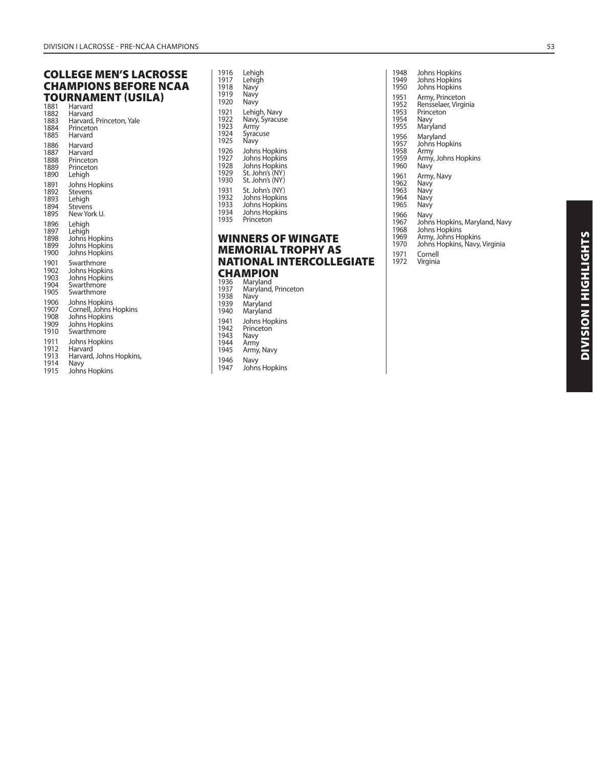## COLLEGE MEN'S LACROSSE CHAMPIONS BEFORE NCAA TOURNAMENT (USILA)

1881 Harvard
1882 Harvard
1883 Harvard, Princeton, Yale
1884 Princeton
1885 Harvard

1886 Harvard
1887 Harvard
1888 Princeton
1889 Princeton
1890 Lehigh

1891 Johns Hopkins
1892 Stevens
1893 Lehigh
1894 Stevens
1895 New York U.

1896 Lehigh
1897 Lehigh
1898 Johns Hopkins
1899 Johns Hopkins
1900 Johns Hopkins

1901 Swarthmore
1902 Johns Hopkins
1903 Johns Hopkins
1904 Swarthmore
1905 Swarthmore

1906 Johns Hopkins
1907 Cornell, Johns Hopkins
1908 Johns Hopkins
1909 Johns Hopkins
1910 Swarthmore

1911 Johns Hopkins
1912 Harvard
1913 Harvard, Johns Hopkins,
1914 Navy
1915 Johns Hopkins

1916 Lehigh
1917 Lehigh
1918 Navy
1919 Navy
1920 Navy

1921 Lehigh, Navy
1922 Navy, Syracuse
1923 Army
1924 Syracuse
1925 Navy

1926 Johns Hopkins
1927 Johns Hopkins
1928 Johns Hopkins
1929 St. John's (NY)
1930 St. John's (NY)

1931 St. John's (NY)
1932 Johns Hopkins
1933 Johns Hopkins
1934 Johns Hopkins
1935 Princeton

## WINNERS OF WINGATE MEMORIAL TROPHY AS NATIONAL INTERCOLLEGIATE CHAMPION

1936 Maryland
1937 Maryland, Princeton
1938 Navy
1939 Maryland
1940 Maryland

1941 Johns Hopkins
1942 Princeton
1943 Navy
1944 Army
1945 Army, Navy

1946 Navy
1947 Johns Hopkins
1948 Johns Hopkins
1949 Johns Hopkins
1950 Johns Hopkins

1951 Army, Princeton
1952 Rensselaer, Virginia
1953 Princeton
1954 Navy
1955 Maryland

1956 Maryland
1957 Johns Hopkins
1958 Army
1959 Army, Johns Hopkins
1960 Navy

1961 Army, Navy
1962 Navy
1963 Navy
1964 Navy
1965 Navy

1966 Navy
1967 Johns Hopkins, Maryland, Navy
1968 Johns Hopkins
1969 Army, Johns Hopkins
1970 Johns Hopkins, Navy, Virginia

1971 Cornell
1972 Virginia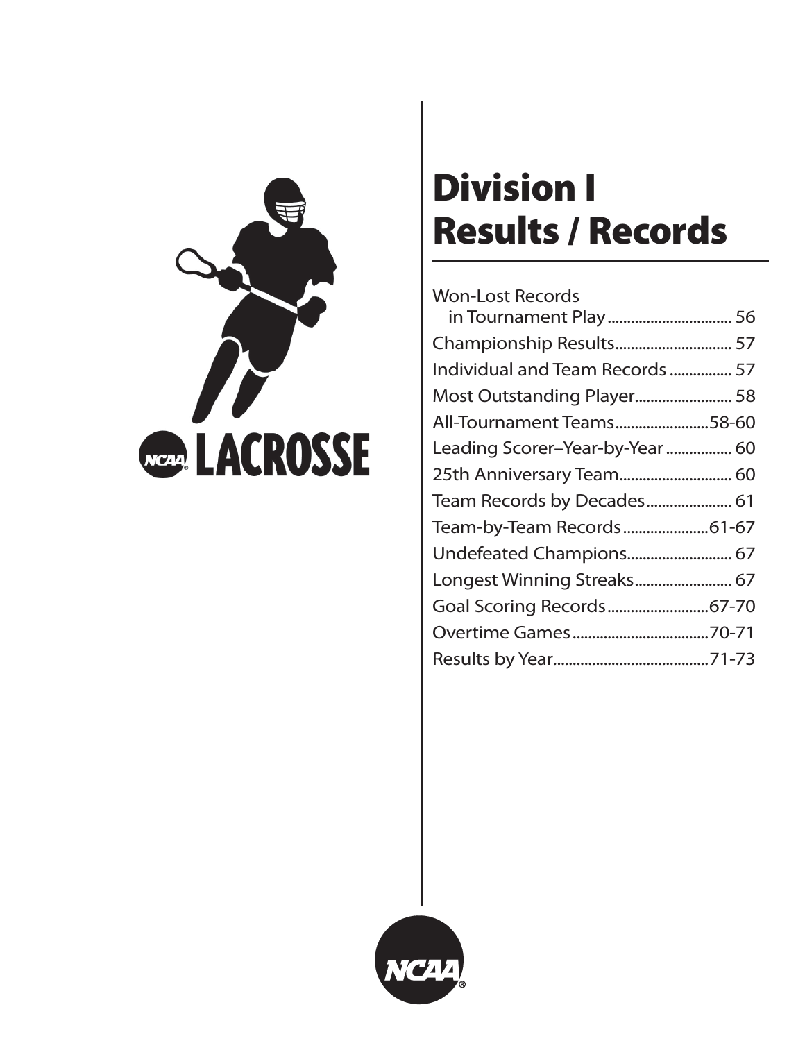# Division I Results / Records

| Section | Page |
| --- | --- |
| Won-Lost Records in Tournament Play | 56 |
| Championship Results | 57 |
| Individual and Team Records | 57 |
| Most Outstanding Player | 58 |
| All-Tournament Teams | 58-60 |
| Leading Scorer–Year-by-Year | 60 |
| 25th Anniversary Team | 60 |
| Team Records by Decades | 61 |
| Team-by-Team Records | 61-67 |
| Undefeated Champions | 67 |
| Longest Winning Streaks | 67 |
| Goal Scoring Records | 67-70 |
| Overtime Games | 70-71 |
| Results by Year | 71-73 |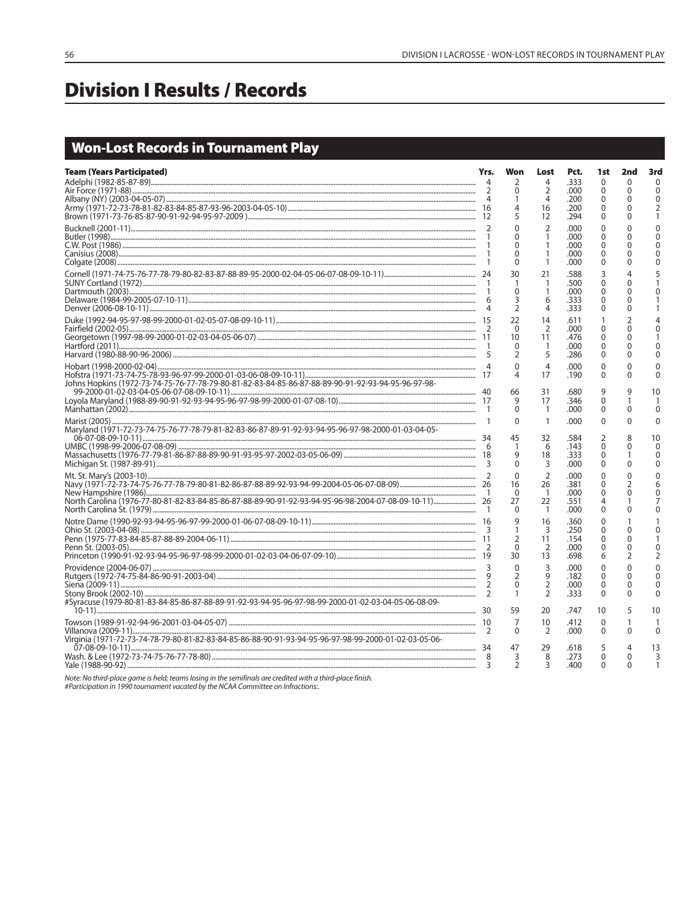# Division I Results / Records

## Won-Lost Records in Tournament Play

| Team (Years Participated) | Yrs. | Won | Lost | Pct. | 1st | 2nd | 3rd |
|---|---|---|---|---|---|---|---|
| Adelphi (1982-85-87-89) | 4 | 2 | 4 | .333 | 0 | 0 | 0 |
| Air Force (1971-88) | 2 | 0 | 2 | .000 | 0 | 0 | 0 |
| Albany (NY) (2003-04-05-07) | 4 | 1 | 4 | .200 | 0 | 0 | 0 |
| Army (1971-72-73-78-81-82-83-84-85-87-93-96-2003-04-05-10) | 16 | 4 | 16 | .200 | 0 | 0 | 2 |
| Brown (1971-73-76-85-87-90-91-92-94-95-97-2009 ) | 12 | 5 | 12 | .294 | 0 | 0 | 1 |
| Bucknell (2001-11) | 2 | 0 | 2 | .000 | 0 | 0 | 0 |
| Butler (1998) | 1 | 0 | 1 | .000 | 0 | 0 | 0 |
| C.W. Post (1986) | 1 | 0 | 1 | .000 | 0 | 0 | 0 |
| Canisius (2008) | 1 | 0 | 1 | .000 | 0 | 0 | 0 |
| Colgate (2008) | 1 | 0 | 1 | .000 | 0 | 0 | 0 |
| Cornell (1971-74-75-76-77-78-79-80-82-83-87-88-89-95-2000-02-04-05-06-07-08-09-10-11) | 24 | 30 | 21 | .588 | 3 | 4 | 5 |
| SUNY Cortland (1972) | 1 | 1 | 1 | .500 | 0 | 0 | 1 |
| Dartmouth (2003) | 1 | 0 | 1 | .000 | 0 | 0 | 0 |
| Delaware (1984-99-2005-07-10-11) | 6 | 3 | 6 | .333 | 0 | 0 | 1 |
| Denver (2006-08-10-11) | 4 | 2 | 4 | .333 | 0 | 0 | 1 |
| Duke (1992-94-95-97-98-99-2000-01-02-05-07-08-09-10-11) | 15 | 22 | 14 | .611 | 1 | 2 | 4 |
| Fairfield (2002-05) | 2 | 0 | 2 | .000 | 0 | 0 | 0 |
| Georgetown (1997-98-99-2000-01-02-03-04-05-06-07) | 11 | 10 | 11 | .476 | 0 | 0 | 1 |
| Hartford (2011) | 1 | 0 | 1 | .000 | 0 | 0 | 0 |
| Harvard (1980-88-90-96-2006) | 5 | 2 | 5 | .286 | 0 | 0 | 0 |
| Hobart (1998-2000-02-04) | 4 | 0 | 4 | .000 | 0 | 0 | 0 |
| Hofstra (1971-73-74-75-78-93-96-97-99-2000-01-03-06-08-09-10-11) | 17 | 4 | 17 | .190 | 0 | 0 | 0 |
| Johns Hopkins (1972-73-74-75-76-77-78-79-80-81-82-83-84-85-86-87-88-89-90-91-92-93-94-95-96-97-98-99-2000-01-02-03-04-05-06-07-08-09-10-11) | 40 | 66 | 31 | .680 | 9 | 9 | 10 |
| Loyola Maryland (1988-89-90-91-92-93-94-95-96-97-98-99-2000-01-07-08-10) | 17 | 9 | 17 | .346 | 0 | 1 | 1 |
| Manhattan (2002) | 1 | 0 | 1 | .000 | 0 | 0 | 0 |
| Marist (2005) | 1 | 0 | 1 | .000 | 0 | 0 | 0 |
| Maryland (1971-72-73-74-75-76-77-78-79-81-82-83-86-87-89-91-92-93-94-95-96-97-98-2000-01-03-04-05-06-07-08-09-10-11) | 34 | 45 | 32 | .584 | 2 | 8 | 10 |
| UMBC (1998-99-2006-07-08-09) | 6 | 1 | 6 | .143 | 0 | 0 | 0 |
| Massachusetts (1976-77-79-81-86-87-88-89-90-91-93-95-97-2002-03-05-06-09) | 18 | 9 | 18 | .333 | 0 | 1 | 0 |
| Michigan St. (1987-89-91) | 3 | 0 | 3 | .000 | 0 | 0 | 0 |
| Mt. St. Mary's (2003-10) | 2 | 0 | 2 | .000 | 0 | 0 | 0 |
| Navy (1971-72-73-74-75-76-77-78-79-80-81-82-86-87-88-89-92-93-94-99-2004-05-06-07-08-09) | 26 | 16 | 26 | .381 | 0 | 2 | 6 |
| New Hampshire (1986) | 1 | 0 | 1 | .000 | 0 | 0 | 0 |
| North Carolina (1976-77-80-81-82-83-84-85-86-87-88-89-90-91-92-93-94-95-96-98-2004-07-08-09-10-11) | 26 | 27 | 22 | .551 | 4 | 1 | 7 |
| North Carolina St. (1979) | 1 | 0 | 1 | .000 | 0 | 0 | 0 |
| Notre Dame (1990-92-93-94-95-96-97-99-2000-01-06-07-08-09-10-11) | 16 | 9 | 16 | .360 | 0 | 1 | 1 |
| Ohio St. (2003-04-08) | 3 | 1 | 3 | .250 | 0 | 0 | 0 |
| Penn (1975-77-83-84-85-87-88-89-2004-06-11) | 11 | 2 | 11 | .154 | 0 | 0 | 1 |
| Penn St. (2003-05) | 2 | 0 | 2 | .000 | 0 | 0 | 0 |
| Princeton (1990-91-92-93-94-95-96-97-98-99-2000-01-02-03-04-06-07-09-10) | 19 | 30 | 13 | .698 | 6 | 2 | 2 |
| Providence (2004-06-07) | 3 | 0 | 3 | .000 | 0 | 0 | 0 |
| Rutgers (1972-74-75-84-86-90-91-2003-04) | 9 | 2 | 9 | .182 | 0 | 0 | 0 |
| Siena (2009-11) | 2 | 0 | 2 | .000 | 0 | 0 | 0 |
| Stony Brook (2002-10) | 2 | 1 | 2 | .333 | 0 | 0 | 0 |
| #Syracuse (1979-80-81-83-84-85-86-87-88-89-91-92-93-94-95-96-97-98-99-2000-01-02-03-04-05-06-08-09-10-11) | 30 | 59 | 20 | .747 | 10 | 5 | 10 |
| Towson (1989-91-92-94-96-2001-03-04-05-07) | 10 | 7 | 10 | .412 | 0 | 1 | 1 |
| Villanova (2009-11) | 2 | 0 | 2 | .000 | 0 | 0 | 0 |
| Virginia (1971-72-73-74-78-79-80-81-82-83-84-85-86-88-90-91-93-94-95-96-97-98-99-2000-01-02-03-05-06-07-08-09-10-11) | 34 | 47 | 29 | .618 | 5 | 4 | 13 |
| Wash. & Lee (1972-73-74-75-76-77-78-80) | 8 | 3 | 8 | .273 | 0 | 0 | 3 |
| Yale (1988-90-92) | 3 | 2 | 3 | .400 | 0 | 0 | 1 |

*Note: No third-place game is held; teams losing in the semifinals are credited with a third-place finish.*
*#Participation in 1990 tournament vacated by the NCAA Committee on Infractions:.*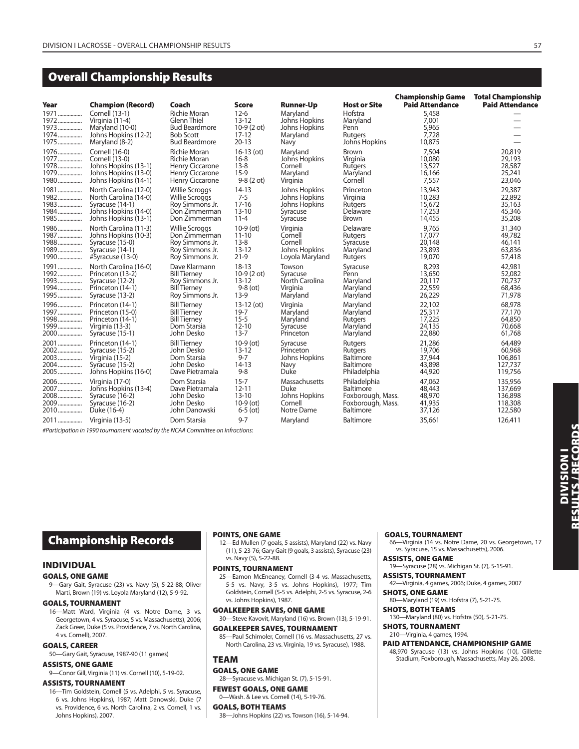## Overall Championship Results

| Year | Champion (Record) | Coach | Score | Runner-Up | Host or Site | Championship Game Paid Attendance | Total Championship Paid Attendance |
|---|---|---|---|---|---|---|---|
| 1971 | Cornell (13-1) | Richie Moran | 12-6 | Maryland | Hofstra | 5,458 | — |
| 1972 | Virginia (11-4) | Glenn Thiel | 13-12 | Johns Hopkins | Maryland | 7,001 | — |
| 1973 | Maryland (10-0) | Bud Beardmore | 10-9 (2 ot) | Johns Hopkins | Penn | 5,965 | — |
| 1974 | Johns Hopkins (12-2) | Bob Scott | 17-12 | Maryland | Rutgers | 7,728 | — |
| 1975 | Maryland (8-2) | Bud Beardmore | 20-13 | Navy | Johns Hopkins | 10,875 | — |
| 1976 | Cornell (16-0) | Richie Moran | 16-13 (ot) | Maryland | Brown | 7,504 | 20,819 |
| 1977 | Cornell (13-0) | Richie Moran | 16-8 | Johns Hopkins | Virginia | 10,080 | 29,193 |
| 1978 | Johns Hopkins (13-1) | Henry Ciccarone | 13-8 | Cornell | Rutgers | 13,527 | 28,587 |
| 1979 | Johns Hopkins (13-0) | Henry Ciccarone | 15-9 | Maryland | Maryland | 16,166 | 25,241 |
| 1980 | Johns Hopkins (14-1) | Henry Ciccarone | 9-8 (2 ot) | Virginia | Cornell | 7,557 | 23,046 |
| 1981 | North Carolina (12-0) | Willie Scroggs | 14-13 | Johns Hopkins | Princeton | 13,943 | 29,387 |
| 1982 | North Carolina (14-0) | Willie Scroggs | 7-5 | Johns Hopkins | Virginia | 10,283 | 22,892 |
| 1983 | Syracuse (14-1) | Roy Simmons Jr. | 17-16 | Johns Hopkins | Rutgers | 15,672 | 35,163 |
| 1984 | Johns Hopkins (14-0) | Don Zimmerman | 13-10 | Syracuse | Delaware | 17,253 | 45,346 |
| 1985 | Johns Hopkins (13-1) | Don Zimmerman | 11-4 | Syracuse | Brown | 14,455 | 35,208 |
| 1986 | North Carolina (11-3) | Willie Scroggs | 10-9 (ot) | Virginia | Delaware | 9,765 | 31,340 |
| 1987 | Johns Hopkins (10-3) | Don Zimmerman | 11-10 | Cornell | Rutgers | 17,077 | 49,782 |
| 1988 | Syracuse (15-0) | Roy Simmons Jr. | 13-8 | Cornell | Syracuse | 20,148 | 46,141 |
| 1989 | Syracuse (14-1) | Roy Simmons Jr. | 13-12 | Johns Hopkins | Maryland | 23,893 | 63,836 |
| 1990 | #Syracuse (13-0) | Roy Simmons Jr. | 21-9 | Loyola Maryland | Rutgers | 19,070 | 57,418 |
| 1991 | North Carolina (16-0) | Dave Klarmann | 18-13 | Towson | Syracuse | 8,293 | 42,981 |
| 1992 | Princeton (13-2) | Bill Tierney | 10-9 (2 ot) | Syracuse | Penn | 13,650 | 52,082 |
| 1993 | Syracuse (12-2) | Roy Simmons Jr. | 13-12 | North Carolina | Maryland | 20,117 | 70,737 |
| 1994 | Princeton (14-1) | Bill Tierney | 9-8 (ot) | Virginia | Maryland | 22,559 | 68,436 |
| 1995 | Syracuse (13-2) | Roy Simmons Jr. | 13-9 | Maryland | Maryland | 26,229 | 71,978 |
| 1996 | Princeton (14-1) | Bill Tierney | 13-12 (ot) | Virginia | Maryland | 22,102 | 68,978 |
| 1997 | Princeton (15-0) | Bill Tierney | 19-7 | Maryland | Maryland | 25,317 | 77,170 |
| 1998 | Princeton (14-1) | Bill Tierney | 15-5 | Maryland | Rutgers | 17,225 | 64,850 |
| 1999 | Virginia (13-3) | Dom Starsia | 12-10 | Syracuse | Maryland | 24,135 | 70,668 |
| 2000 | Syracuse (15-1) | John Desko | 13-7 | Princeton | Maryland | 22,880 | 61,768 |
| 2001 | Princeton (14-1) | Bill Tierney | 10-9 (ot) | Syracuse | Rutgers | 21,286 | 64,489 |
| 2002 | Syracuse (15-2) | John Desko | 13-12 | Princeton | Rutgers | 19,706 | 60,968 |
| 2003 | Virginia (15-2) | Dom Starsia | 9-7 | Johns Hopkins | Baltimore | 37,944 | 106,861 |
| 2004 | Syracuse (15-2) | John Desko | 14-13 | Navy | Baltimore | 43,898 | 127,737 |
| 2005 | Johns Hopkins (16-0) | Dave Pietramala | 9-8 | Duke | Philadelphia | 44,920 | 119,756 |
| 2006 | Virginia (17-0) | Dom Starsia | 15-7 | Massachusetts | Philadelphia | 47,062 | 135,956 |
| 2007 | Johns Hopkins (13-4) | Dave Pietramala | 12-11 | Duke | Baltimore | 48,443 | 137,669 |
| 2008 | Syracuse (16-2) | John Desko | 13-10 | Johns Hopkins | Foxborough, Mass. | 48,970 | 136,898 |
| 2009 | Syracuse (16-2) | John Desko | 10-9 (ot) | Cornell | Foxborough, Mass. | 41,935 | 118,308 |
| 2010 | Duke (16-4) | John Danowski | 6-5 (ot) | Notre Dame | Baltimore | 37,126 | 122,580 |
| 2011 | Virginia (13-5) | Dom Starsia | 9-7 | Maryland | Baltimore | 35,661 | 126,411 |

*#Participation in 1990 tournament vacated by the NCAA Committee on Infractions:*

## Championship Records

### INDIVIDUAL

**GOALS, ONE GAME**
9—Gary Gait, Syracuse (23) vs. Navy (5), 5-22-88; Oliver Marti, Brown (19) vs. Loyola Maryland (12), 5-9-92.

**GOALS, TOURNAMENT**
16—Matt Ward, Virginia (4 vs. Notre Dame, 3 vs. Georgetown, 4 vs. Syracuse, 5 vs. Massachusetts), 2006; Zack Greer, Duke (5 vs. Providence, 7 vs. North Carolina, 4 vs. Cornell), 2007.

**GOALS, CAREER**
50—Gary Gait, Syracuse, 1987-90 (11 games)

**ASSISTS, ONE GAME**
9—Conor Gill, Virginia (11) vs. Cornell (10), 5-19-02.

**ASSISTS, TOURNAMENT**
16—Tim Goldstein, Cornell (5 vs. Adelphi, 5 vs. Syracuse, 6 vs. Johns Hopkins), 1987; Matt Danowski, Duke (7 vs. Providence, 6 vs. North Carolina, 2 vs. Cornell, 1 vs. Johns Hopkins), 2007.

**POINTS, ONE GAME**
12—Ed Mullen (7 goals, 5 assists), Maryland (22) vs. Navy (11), 5-23-76; Gary Gait (9 goals, 3 assists), Syracuse (23) vs. Navy (5), 5-22-88.

**POINTS, TOURNAMENT**
25—Eamon McEneaney, Cornell (3-4 vs. Massachusetts, 5-5 vs. Navy, 3-5 vs. Johns Hopkins), 1977; Tim Goldstein, Cornell (5-5 vs. Adelphi, 2-5 vs. Syracuse, 2-6 vs. Johns Hopkins), 1987.

**GOALKEEPER SAVES, ONE GAME**
30—Steve Kavovit, Maryland (16) vs. Brown (13), 5-19-91.

**GOALKEEPER SAVES, TOURNAMENT**
85—Paul Schimoler, Cornell (16 vs. Massachusetts, 27 vs. North Carolina, 23 vs. Virginia, 19 vs. Syracuse), 1988.

### TEAM

**GOALS, ONE GAME**
28—Syracuse vs. Michigan St. (7), 5-15-91.

**FEWEST GOALS, ONE GAME**
0—Wash. & Lee vs. Cornell (14), 5-19-76.

**GOALS, BOTH TEAMS**
38—Johns Hopkins (22) vs. Towson (16), 5-14-94.

**GOALS, TOURNAMENT**
66—Virginia (14 vs. Notre Dame, 20 vs. Georgetown, 17 vs. Syracuse, 15 vs. Massachusetts), 2006.

**ASSISTS, ONE GAME**
19—Syracuse (28) vs. Michigan St. (7), 5-15-91.

**ASSISTS, TOURNAMENT**
42—Virginia, 4 games, 2006; Duke, 4 games, 2007

**SHOTS, ONE GAME**
80—Maryland (19) vs. Hofstra (7), 5-21-75.

**SHOTS, BOTH TEAMS**
130—Maryland (80) vs. Hofstra (50), 5-21-75.

**SHOTS, TOURNAMENT**
210—Virginia, 4 games, 1994.

**PAID ATTENDANCE, CHAMPIONSHIP GAME**
48,970 Syracuse (13) vs. Johns Hopkins (10), Gillette Stadium, Foxborough, Massachusetts, May 26, 2008.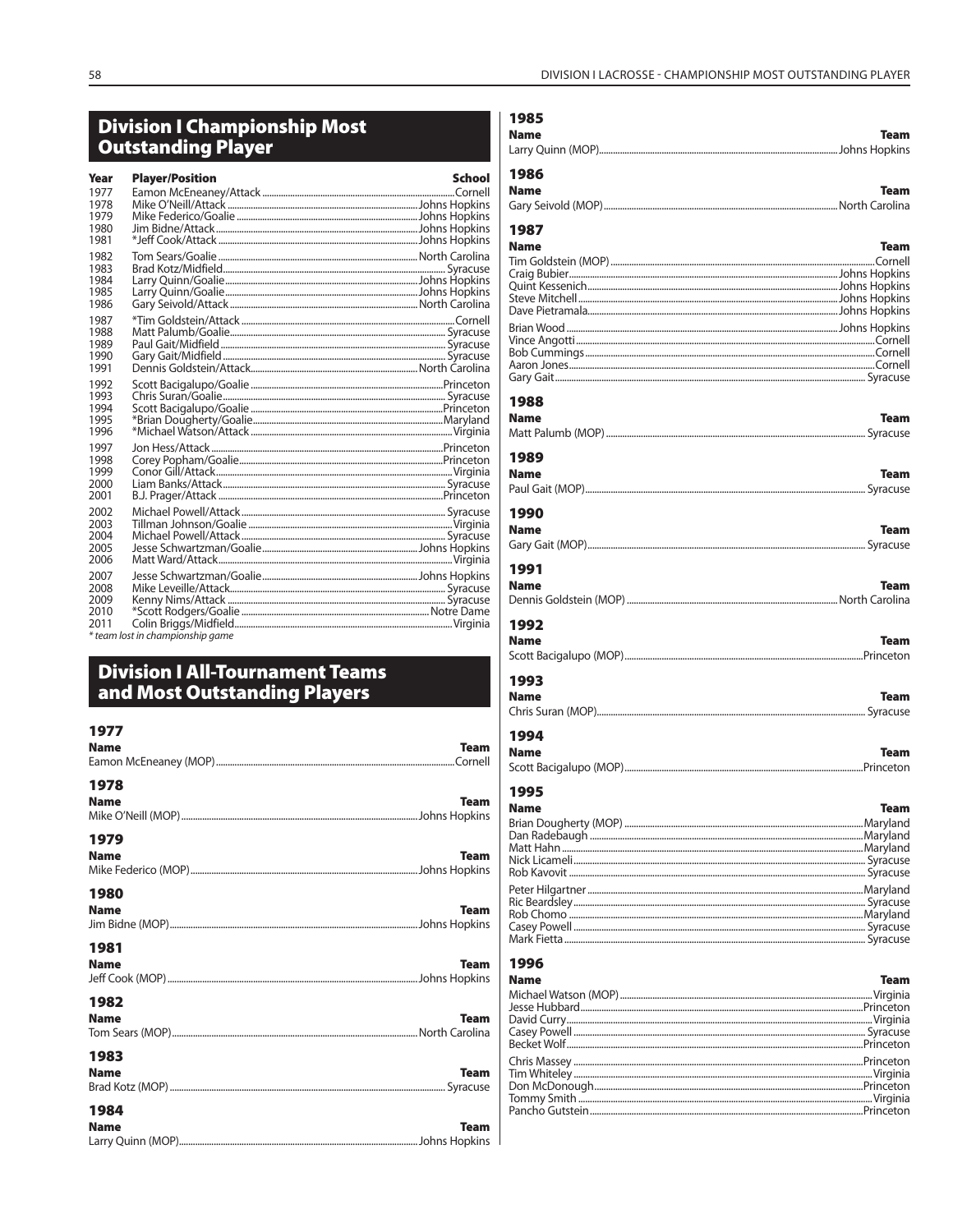## Division I Championship Most Outstanding Player

| Year | Player/Position | School |
|---|---|---|
| 1977 | Eamon McEneaney/Attack | Cornell |
| 1978 | Mike O'Neill/Attack | Johns Hopkins |
| 1979 | Mike Federico/Goalie | Johns Hopkins |
| 1980 | Jim Bidne/Attack | Johns Hopkins |
| 1981 | *Jeff Cook/Attack | Johns Hopkins |
| 1982 | Tom Sears/Goalie | North Carolina |
| 1983 | Brad Kotz/Midfield | Syracuse |
| 1984 | Larry Quinn/Goalie | Johns Hopkins |
| 1985 | Larry Quinn/Goalie | Johns Hopkins |
| 1986 | Gary Seivold/Attack | North Carolina |
| 1987 | *Tim Goldstein/Attack | Cornell |
| 1988 | Matt Palumb/Goalie | Syracuse |
| 1989 | Paul Gait/Midfield | Syracuse |
| 1990 | Gary Gait/Midfield | Syracuse |
| 1991 | Dennis Goldstein/Attack | North Carolina |
| 1992 | Scott Bacigalupo/Goalie | Princeton |
| 1993 | Chris Suran/Goalie | Syracuse |
| 1994 | Scott Bacigalupo/Goalie | Princeton |
| 1995 | *Brian Dougherty/Goalie | Maryland |
| 1996 | *Michael Watson/Attack | Virginia |
| 1997 | Jon Hess/Attack | Princeton |
| 1998 | Corey Popham/Goalie | Princeton |
| 1999 | Conor Gill/Attack | Virginia |
| 2000 | Liam Banks/Attack | Syracuse |
| 2001 | B.J. Prager/Attack | Princeton |
| 2002 | Michael Powell/Attack | Syracuse |
| 2003 | Tillman Johnson/Goalie | Virginia |
| 2004 | Michael Powell/Attack | Syracuse |
| 2005 | Jesse Schwartzman/Goalie | Johns Hopkins |
| 2006 | Matt Ward/Attack | Virginia |
| 2007 | Jesse Schwartzman/Goalie | Johns Hopkins |
| 2008 | Mike Leveille/Attack | Syracuse |
| 2009 | Kenny Nims/Attack | Syracuse |
| 2010 | *Scott Rodgers/Goalie | Notre Dame |
| 2011 | Colin Briggs/Midfield | Virginia |

* team lost in championship game

## Division I All-Tournament Teams and Most Outstanding Players

### 1977

| Name | Team |
|---|---|
| Eamon McEneaney (MOP) | Cornell |

### 1978

| Name | Team |
|---|---|
| Mike O'Neill (MOP) | Johns Hopkins |

### 1979

| Name | Team |
|---|---|
| Mike Federico (MOP) | Johns Hopkins |

### 1980

| Name | Team |
|---|---|
| Jim Bidne (MOP) | Johns Hopkins |

### 1981

| Name | Team |
|---|---|
| Jeff Cook (MOP) | Johns Hopkins |

### 1982

| Name | Team |
|---|---|
| Tom Sears (MOP) | North Carolina |

### 1983

| Name | Team |
|---|---|
| Brad Kotz (MOP) | Syracuse |

### 1984

| Name | Team |
|---|---|
| Larry Quinn (MOP) | Johns Hopkins |

### 1985

| Name | Team |
|---|---|
| Larry Quinn (MOP) | Johns Hopkins |

### 1986

| Name | Team |
|---|---|
| Gary Seivold (MOP) | North Carolina |

### 1987

| Name | Team |
|---|---|
| Tim Goldstein (MOP) | Cornell |
| Craig Bubier | Johns Hopkins |
| Quint Kessenich | Johns Hopkins |
| Steve Mitchell | Johns Hopkins |
| Dave Pietramala | Johns Hopkins |
| Brian Wood | Johns Hopkins |
| Vince Angotti | Cornell |
| Bob Cummings | Cornell |
| Aaron Jones | Cornell |
| Gary Gait | Syracuse |

### 1988

| Name | Team |
|---|---|
| Matt Palumb (MOP) | Syracuse |

### 1989

| Name | Team |
|---|---|
| Paul Gait (MOP) | Syracuse |

### 1990

| Name | Team |
|---|---|
| Gary Gait (MOP) | Syracuse |

### 1991

| Name | Team |
|---|---|
| Dennis Goldstein (MOP) | North Carolina |

### 1992

| Name | Team |
|---|---|
| Scott Bacigalupo (MOP) | Princeton |

### 1993

| Name | Team |
|---|---|
| Chris Suran (MOP) | Syracuse |

### 1994

| Name | Team |
|---|---|
| Scott Bacigalupo (MOP) | Princeton |

### 1995

| Name | Team |
|---|---|
| Brian Dougherty (MOP) | Maryland |
| Dan Radebaugh | Maryland |
| Matt Hahn | Maryland |
| Nick Licameli | Syracuse |
| Rob Kavovit | Syracuse |
| Peter Hilgartner | Maryland |
| Ric Beardsley | Syracuse |
| Rob Chomo | Maryland |
| Casey Powell | Syracuse |
| Mark Fietta | Syracuse |

### 1996

| Name | Team |
|---|---|
| Michael Watson (MOP) | Virginia |
| Jesse Hubbard | Princeton |
| David Curry | Virginia |
| Casey Powell | Syracuse |
| Becket Wolf | Princeton |
| Chris Massey | Princeton |
| Tim Whiteley | Virginia |
| Don McDonough | Princeton |
| Tommy Smith | Virginia |
| Pancho Gutstein | Princeton |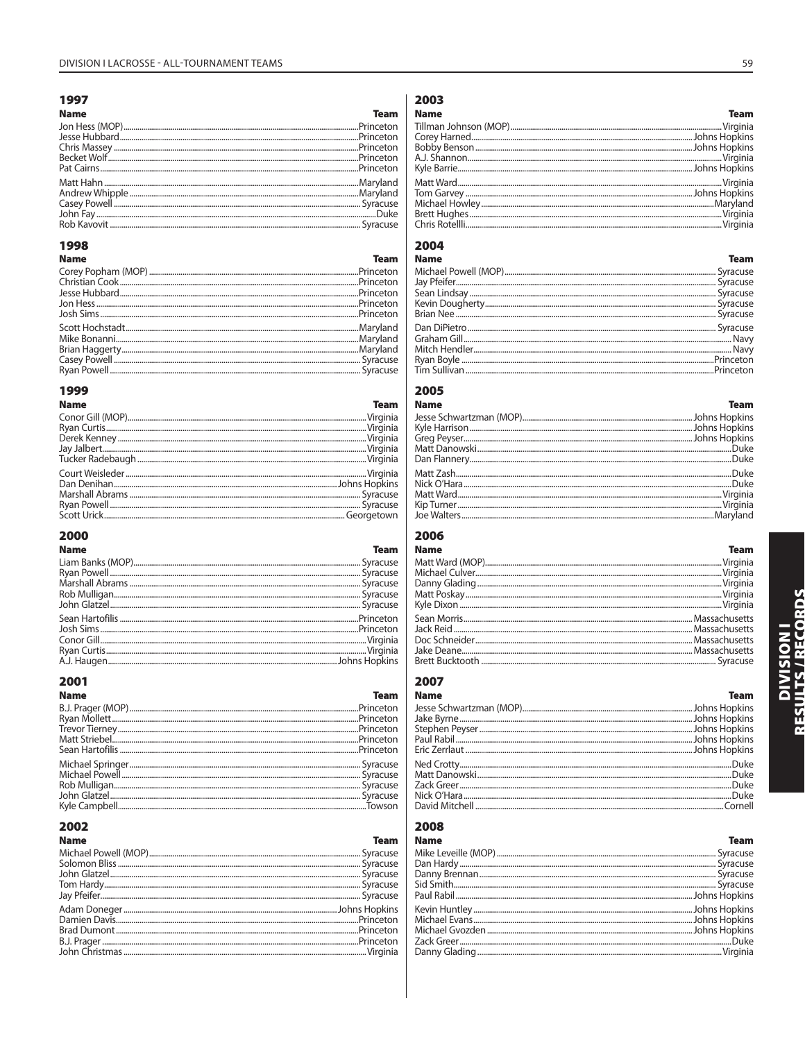# DIVISION I LACROSSE - ALL-TOURNAMENT TEAMS

## 1997

| Name | Team |
|---|---|
| Jon Hess (MOP) | Princeton |
| Jesse Hubbard | Princeton |
| Chris Massey | Princeton |
| Becket Wolf | Princeton |
| Pat Cairns | Princeton |
| Matt Hahn | Maryland |
| Andrew Whipple | Maryland |
| Casey Powell | Syracuse |
| John Fay | Duke |
| Rob Kavovit | Syracuse |

## 1998

| Name | Team |
|---|---|
| Corey Popham (MOP) | Princeton |
| Christian Cook | Princeton |
| Jesse Hubbard | Princeton |
| Jon Hess | Princeton |
| Josh Sims | Princeton |
| Scott Hochstadt | Maryland |
| Mike Bonanni | Maryland |
| Brian Haggerty | Maryland |
| Casey Powell | Syracuse |
| Ryan Powell | Syracuse |

## 1999

| Name | Team |
|---|---|
| Conor Gill (MOP) | Virginia |
| Ryan Curtis | Virginia |
| Derek Kenney | Virginia |
| Jay Jalbert | Virginia |
| Tucker Radebaugh | Virginia |
| Court Weisleder | Virginia |
| Dan Denihan | Johns Hopkins |
| Marshall Abrams | Syracuse |
| Ryan Powell | Syracuse |
| Scott Urick | Georgetown |

## 2000

| Name | Team |
|---|---|
| Liam Banks (MOP) | Syracuse |
| Ryan Powell | Syracuse |
| Marshall Abrams | Syracuse |
| Rob Mulligan | Syracuse |
| John Glatzel | Syracuse |
| Sean Hartofilis | Princeton |
| Josh Sims | Princeton |
| Conor Gill | Virginia |
| Ryan Curtis | Virginia |
| A.J. Haugen | Johns Hopkins |

## 2001

| Name | Team |
|---|---|
| B.J. Prager (MOP) | Princeton |
| Ryan Mollett | Princeton |
| Trevor Tierney | Princeton |
| Matt Striebel | Princeton |
| Sean Hartofilis | Princeton |
| Michael Springer | Syracuse |
| Michael Powell | Syracuse |
| Rob Mulligan | Syracuse |
| John Glatzel | Syracuse |
| Kyle Campbell | Towson |

## 2002

| Name | Team |
|---|---|
| Michael Powell (MOP) | Syracuse |
| Solomon Bliss | Syracuse |
| John Glatzel | Syracuse |
| Tom Hardy | Syracuse |
| Jay Pfeifer | Syracuse |
| Adam Doneger | Johns Hopkins |
| Damien Davis | Princeton |
| Brad Dumont | Princeton |
| B.J. Prager | Princeton |
| John Christmas | Virginia |

## 2003

| Name | Team |
|---|---|
| Tillman Johnson (MOP) | Virginia |
| Corey Harned | Johns Hopkins |
| Bobby Benson | Johns Hopkins |
| A.J. Shannon | Virginia |
| Kyle Barrie | Johns Hopkins |
| Matt Ward | Virginia |
| Tom Garvey | Johns Hopkins |
| Michael Howley | Maryland |
| Brett Hughes | Virginia |
| Chris Rotellli | Virginia |

## 2004

| Name | Team |
|---|---|
| Michael Powell (MOP) | Syracuse |
| Jay Pfeifer | Syracuse |
| Sean Lindsay | Syracuse |
| Kevin Dougherty | Syracuse |
| Brian Nee | Syracuse |
| Dan DiPietro | Syracuse |
| Graham Gill | Navy |
| Mitch Hendler | Navy |
| Ryan Boyle | Princeton |
| Tim Sullivan | Princeton |

## 2005

| Name | Team |
|---|---|
| Jesse Schwartzman (MOP) | Johns Hopkins |
| Kyle Harrison | Johns Hopkins |
| Greg Peyser | Johns Hopkins |
| Matt Danowski | Duke |
| Dan Flannery | Duke |
| Matt Zash | Duke |
| Nick O'Hara | Duke |
| Matt Ward | Virginia |
| Kip Turner | Virginia |
| Joe Walters | Maryland |

## 2006

| Name | Team |
|---|---|
| Matt Ward (MOP) | Virginia |
| Michael Culver | Virginia |
| Danny Glading | Virginia |
| Matt Poskay | Virginia |
| Kyle Dixon | Virginia |
| Sean Morris | Massachusetts |
| Jack Reid | Massachusetts |
| Doc Schneider | Massachusetts |
| Jake Deane | Massachusetts |
| Brett Bucktooth | Syracuse |

## 2007

| Name | Team |
|---|---|
| Jesse Schwartzman (MOP) | Johns Hopkins |
| Jake Byrne | Johns Hopkins |
| Stephen Peyser | Johns Hopkins |
| Paul Rabil | Johns Hopkins |
| Eric Zerrlaut | Johns Hopkins |
| Ned Crotty | Duke |
| Matt Danowski | Duke |
| Zack Greer | Duke |
| Nick O'Hara | Duke |
| David Mitchell | Cornell |

## 2008

| Name | Team |
|---|---|
| Mike Leveille (MOP) | Syracuse |
| Dan Hardy | Syracuse |
| Danny Brennan | Syracuse |
| Sid Smith | Syracuse |
| Paul Rabil | Johns Hopkins |
| Kevin Huntley | Johns Hopkins |
| Michael Evans | Johns Hopkins |
| Michael Gvozden | Johns Hopkins |
| Zack Greer | Duke |
| Danny Glading | Virginia |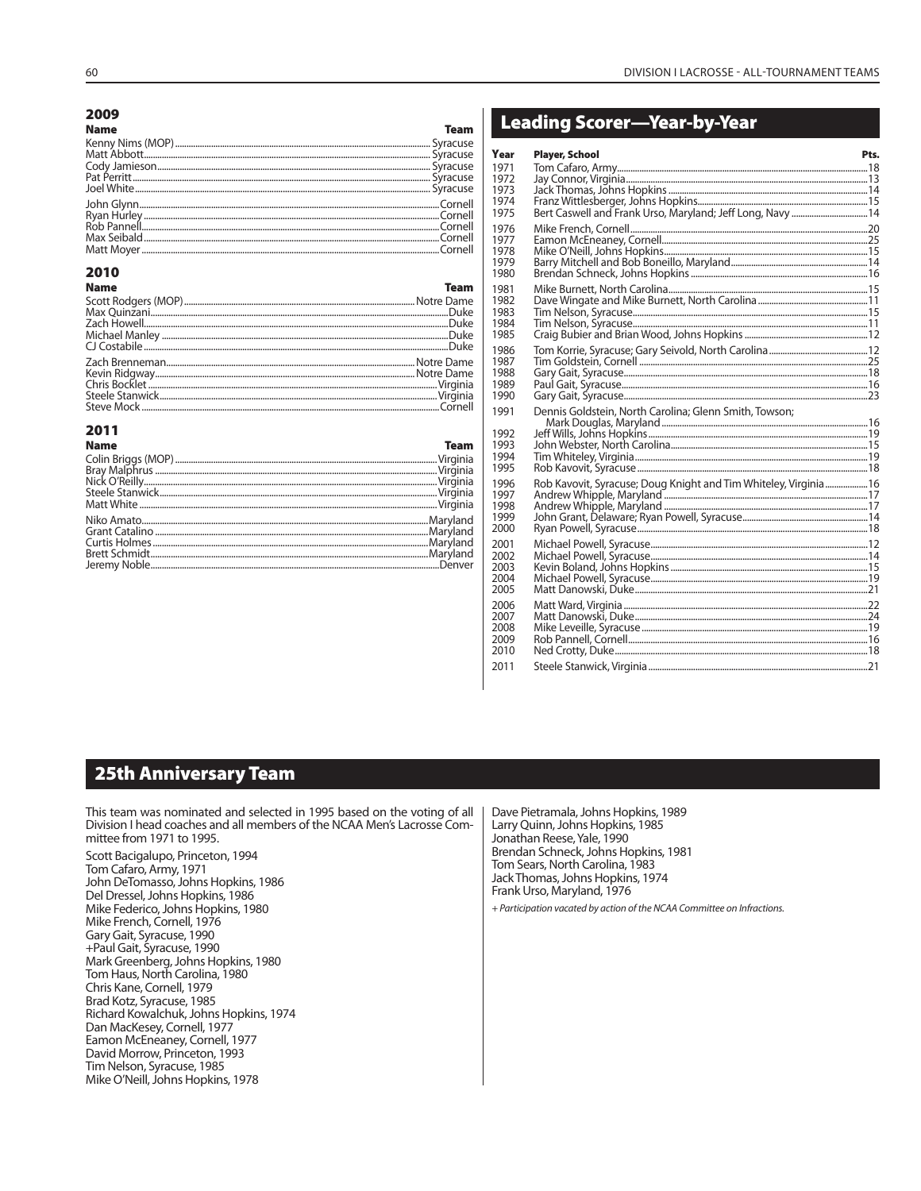## 2009

| Name | Team |
|---|---|
| Kenny Nims (MOP) | Syracuse |
| Matt Abbott | Syracuse |
| Cody Jamieson | Syracuse |
| Pat Perritt | Syracuse |
| Joel White | Syracuse |
| John Glynn | Cornell |
| Ryan Hurley | Cornell |
| Rob Pannell | Cornell |
| Max Seibald | Cornell |
| Matt Moyer | Cornell |

## 2010

| Name | Team |
|---|---|
| Scott Rodgers (MOP) | Notre Dame |
| Max Quinzani | Duke |
| Zach Howell | Duke |
| Michael Manley | Duke |
| CJ Costabile | Duke |
| Zach Brenneman | Notre Dame |
| Kevin Ridgway | Notre Dame |
| Chris Bocklet | Virginia |
| Steele Stanwick | Virginia |
| Steve Mock | Cornell |

## 2011

| Name | Team |
|---|---|
| Colin Briggs (MOP) | Virginia |
| Bray Malphrus | Virginia |
| Nick O'Reilly | Virginia |
| Steele Stanwick | Virginia |
| Matt White | Virginia |
| Niko Amato | Maryland |
| Grant Catalino | Maryland |
| Curtis Holmes | Maryland |
| Brett Schmidt | Maryland |
| Jeremy Noble | Denver |

# Leading Scorer—Year-by-Year

| Year | Player, School | Pts. |
|---|---|---|
| 1971 | Tom Cafaro, Army | 18 |
| 1972 | Jay Connor, Virginia | 13 |
| 1973 | Jack Thomas, Johns Hopkins | 14 |
| 1974 | Franz Wittlesberger, Johns Hopkins | 15 |
| 1975 | Bert Caswell and Frank Urso, Maryland; Jeff Long, Navy | 14 |
| 1976 | Mike French, Cornell | 20 |
| 1977 | Eamon McEneaney, Cornell | 25 |
| 1978 | Mike O'Neill, Johns Hopkins | 15 |
| 1979 | Barry Mitchell and Bob Boneillo, Maryland | 14 |
| 1980 | Brendan Schneck, Johns Hopkins | 16 |
| 1981 | Mike Burnett, North Carolina | 15 |
| 1982 | Dave Wingate and Mike Burnett, North Carolina | 11 |
| 1983 | Tim Nelson, Syracuse | 15 |
| 1984 | Tim Nelson, Syracuse | 11 |
| 1985 | Craig Bubier and Brian Wood, Johns Hopkins | 12 |
| 1986 | Tom Korrie, Syracuse; Gary Seivold, North Carolina | 12 |
| 1987 | Tim Goldstein, Cornell | 25 |
| 1988 | Gary Gait, Syracuse | 18 |
| 1989 | Paul Gait, Syracuse | 16 |
| 1990 | Gary Gait, Syracuse | 23 |
| 1991 | Dennis Goldstein, North Carolina; Glenn Smith, Towson; Mark Douglas, Maryland | 16 |
| 1992 | Jeff Wills, Johns Hopkins | 19 |
| 1993 | John Webster, North Carolina | 15 |
| 1994 | Tim Whiteley, Virginia | 19 |
| 1995 | Rob Kavovit, Syracuse | 18 |
| 1996 | Rob Kavovit, Syracuse; Doug Knight and Tim Whiteley, Virginia | 16 |
| 1997 | Andrew Whipple, Maryland | 17 |
| 1998 | Andrew Whipple, Maryland | 17 |
| 1999 | John Grant, Delaware; Ryan Powell, Syracuse | 14 |
| 2000 | Ryan Powell, Syracuse | 18 |
| 2001 | Michael Powell, Syracuse | 12 |
| 2002 | Michael Powell, Syracuse | 14 |
| 2003 | Kevin Boland, Johns Hopkins | 15 |
| 2004 | Michael Powell, Syracuse | 19 |
| 2005 | Matt Danowski, Duke | 21 |
| 2006 | Matt Ward, Virginia | 22 |
| 2007 | Matt Danowski, Duke | 24 |
| 2008 | Mike Leveille, Syracuse | 19 |
| 2009 | Rob Pannell, Cornell | 16 |
| 2010 | Ned Crotty, Duke | 18 |
| 2011 | Steele Stanwick, Virginia | 21 |

# 25th Anniversary Team

This team was nominated and selected in 1995 based on the voting of all Division I head coaches and all members of the NCAA Men's Lacrosse Committee from 1971 to 1995.

Scott Bacigalupo, Princeton, 1994
Tom Cafaro, Army, 1971
John DeTomasso, Johns Hopkins, 1986
Del Dressel, Johns Hopkins, 1986
Mike Federico, Johns Hopkins, 1980
Mike French, Cornell, 1976
Gary Gait, Syracuse, 1990
+Paul Gait, Syracuse, 1990
Mark Greenberg, Johns Hopkins, 1980
Tom Haus, North Carolina, 1980
Chris Kane, Cornell, 1979
Brad Kotz, Syracuse, 1985
Richard Kowalchuk, Johns Hopkins, 1974
Dan MacKesey, Cornell, 1977
Eamon McEneaney, Cornell, 1977
David Morrow, Princeton, 1993
Tim Nelson, Syracuse, 1985
Mike O'Neill, Johns Hopkins, 1978
Dave Pietramala, Johns Hopkins, 1989
Larry Quinn, Johns Hopkins, 1985
Jonathan Reese, Yale, 1990
Brendan Schneck, Johns Hopkins, 1981
Tom Sears, North Carolina, 1983
Jack Thomas, Johns Hopkins, 1974
Frank Urso, Maryland, 1976

*+ Participation vacated by action of the NCAA Committee on Infractions.*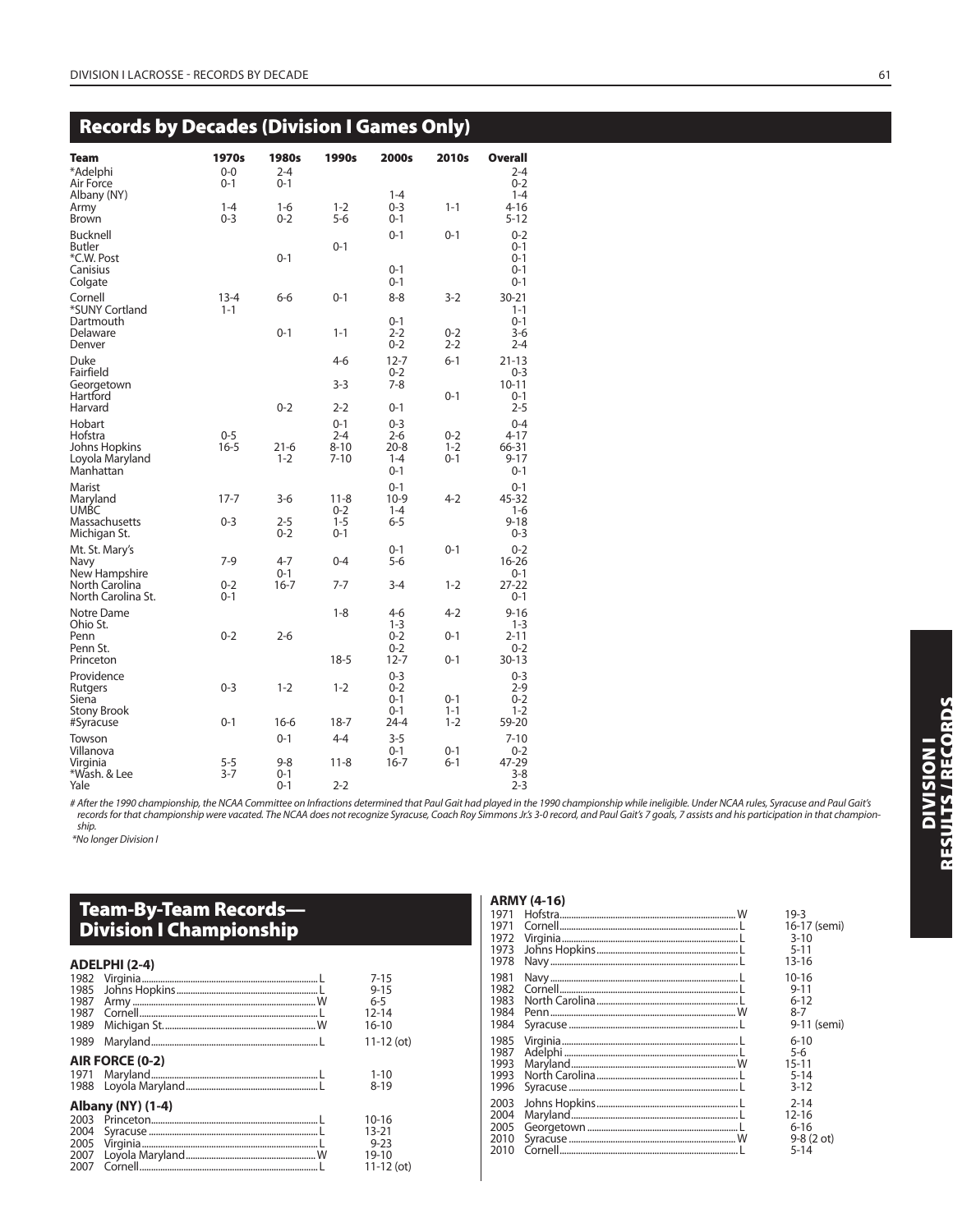## Records by Decades (Division I Games Only)

| Team | 1970s | 1980s | 1990s | 2000s | 2010s | Overall |
|---|---|---|---|---|---|---|
| *Adelphi | 0-0 | 2-4 | | | | 2-4 |
| Air Force | 0-1 | 0-1 | | | | 0-2 |
| Albany (NY) | | | | 1-4 | | 1-4 |
| Army | 1-4 | 1-6 | 1-2 | 0-3 | 1-1 | 4-16 |
| Brown | 0-3 | 0-2 | 5-6 | 0-1 | | 5-12 |
| Bucknell | | | | 0-1 | 0-1 | 0-2 |
| Butler | | | 0-1 | | | 0-1 |
| *C.W. Post | | 0-1 | | | | 0-1 |
| Canisius | | | | 0-1 | | 0-1 |
| Colgate | | | | 0-1 | | 0-1 |
| Cornell | 13-4 | 6-6 | 0-1 | 8-8 | 3-2 | 30-21 |
| *SUNY Cortland | 1-1 | | | | | 1-1 |
| Dartmouth | | | | 0-1 | | 0-1 |
| Delaware | | 0-1 | 1-1 | 2-2 | 0-2 | 3-6 |
| Denver | | | | 0-2 | 2-2 | 2-4 |
| Duke | | | 4-6 | 12-7 | 6-1 | 21-13 |
| Fairfield | | | | 0-2 | | 0-3 |
| Georgetown | | | 3-3 | 7-8 | | 10-11 |
| Hartford | | | | | 0-1 | 0-1 |
| Harvard | | 0-2 | 2-2 | 0-1 | | 2-5 |
| Hobart | | | 0-1 | 0-3 | | 0-4 |
| Hofstra | 0-5 | | 2-4 | 2-6 | 0-2 | 4-17 |
| Johns Hopkins | 16-5 | 21-6 | 8-10 | 20-8 | 1-2 | 66-31 |
| Loyola Maryland | | 1-2 | 7-10 | 1-4 | 0-1 | 9-17 |
| Manhattan | | | | 0-1 | | 0-1 |
| Marist | | | | 0-1 | | 0-1 |
| Maryland | 17-7 | 3-6 | 11-8 | 10-9 | 4-2 | 45-32 |
| UMBC | | | 0-2 | 1-4 | | 1-6 |
| Massachusetts | 0-3 | 2-5 | 1-5 | 6-5 | | 9-18 |
| Michigan St. | | 0-2 | 0-1 | | | 0-3 |
| Mt. St. Mary's | | | | 0-1 | 0-1 | 0-2 |
| Navy | 7-9 | 4-7 | 0-4 | 5-6 | | 16-26 |
| New Hampshire | | 0-1 | | | | 0-1 |
| North Carolina | 0-2 | 16-7 | 7-7 | 3-4 | 1-2 | 27-22 |
| North Carolina St. | 0-1 | | | | | 0-1 |
| Notre Dame | | | 1-8 | 4-6 | 4-2 | 9-16 |
| Ohio St. | | | | 1-3 | | 1-3 |
| Penn | 0-2 | 2-6 | | 0-2 | 0-1 | 2-11 |
| Penn St. | | | | 0-2 | | 0-2 |
| Princeton | | | 18-5 | 12-7 | 0-1 | 30-13 |
| Providence | | | | 0-3 | | 0-3 |
| Rutgers | 0-3 | 1-2 | 1-2 | 0-2 | | 2-9 |
| Siena | | | | 0-1 | 0-1 | 0-2 |
| Stony Brook | | | | 0-1 | 1-1 | 1-2 |
| #Syracuse | 0-1 | 16-6 | 18-7 | 24-4 | 1-2 | 59-20 |
| Towson | | 0-1 | 4-4 | 3-5 | | 7-10 |
| Villanova | | | | 0-1 | 0-1 | 0-2 |
| Virginia | 5-5 | 9-8 | 11-8 | 16-7 | 6-1 | 47-29 |
| *Wash. & Lee | 3-7 | 0-1 | | | | 3-8 |
| Yale | | 0-1 | 2-2 | | | 2-3 |

*# After the 1990 championship, the NCAA Committee on Infractions determined that Paul Gait had played in the 1990 championship while ineligible. Under NCAA rules, Syracuse and Paul Gait's records for that championship were vacated. The NCAA does not recognize Syracuse, Coach Roy Simmons Jr.'s 3-0 record, and Paul Gait's 7 goals, 7 assists and his participation in that championship.*

*\*No longer Division I*

## Team-By-Team Records—Division I Championship

### ADELPHI (2-4)

| Year | Opponent | W/L | Score |
|---|---|---|---|
| 1982 | Virginia | L | 7-15 |
| 1985 | Johns Hopkins | L | 9-15 |
| 1987 | Army | W | 6-5 |
| 1987 | Cornell | L | 12-14 |
| 1989 | Michigan St. | W | 16-10 |
| 1989 | Maryland | L | 11-12 (ot) |

### AIR FORCE (0-2)

| Year | Opponent | W/L | Score |
|---|---|---|---|
| 1971 | Maryland | L | 1-10 |
| 1988 | Loyola Maryland | L | 8-19 |

### Albany (NY) (1-4)

| Year | Opponent | W/L | Score |
|---|---|---|---|
| 2003 | Princeton | L | 10-16 |
| 2004 | Syracuse | L | 13-21 |
| 2005 | Virginia | L | 9-23 |
| 2007 | Loyola Maryland | W | 19-10 |
| 2007 | Cornell | L | 11-12 (ot) |

### ARMY (4-16)

| Year | Opponent | W/L | Score |
|---|---|---|---|
| 1971 | Hofstra | W | 19-3 |
| 1971 | Cornell | L | 16-17 (semi) |
| 1972 | Virginia | L | 3-10 |
| 1973 | Johns Hopkins | L | 5-11 |
| 1978 | Navy | L | 13-16 |
| 1981 | Navy | L | 10-16 |
| 1982 | Cornell | L | 9-11 |
| 1983 | North Carolina | L | 6-12 |
| 1984 | Penn | W | 8-7 |
| 1984 | Syracuse | L | 9-11 (semi) |
| 1985 | Virginia | L | 6-10 |
| 1987 | Adelphi | L | 5-6 |
| 1993 | Maryland | W | 15-11 |
| 1993 | North Carolina | L | 5-14 |
| 1996 | Syracuse | L | 3-12 |
| 2003 | Johns Hopkins | L | 2-14 |
| 2004 | Maryland | L | 12-16 |
| 2005 | Georgetown | L | 6-16 |
| 2010 | Syracuse | W | 9-8 (2 ot) |
| 2010 | Cornell | L | 5-14 |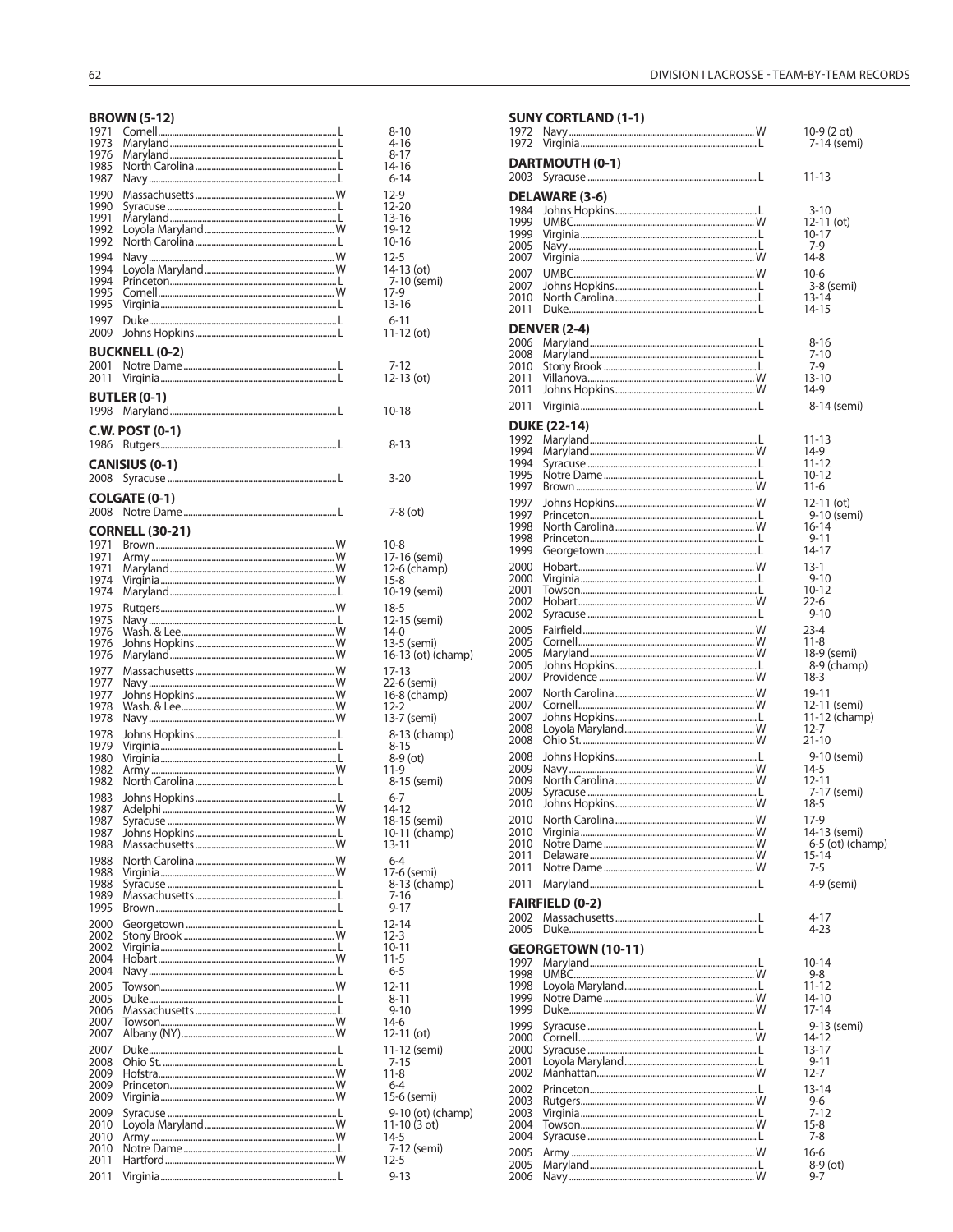## BROWN (5-12)

| Year | Opponent | W/L | Score |
|---|---|---|---|
| 1971 | Cornell | L | 8-10 |
| 1973 | Maryland | L | 4-16 |
| 1976 | Maryland | L | 8-17 |
| 1985 | North Carolina | L | 14-16 |
| 1987 | Navy | L | 6-14 |
| 1990 | Massachusetts | W | 12-9 |
| 1990 | Syracuse | L | 12-20 |
| 1991 | Maryland | L | 13-16 |
| 1992 | Loyola Maryland | W | 19-12 |
| 1992 | North Carolina | L | 10-16 |
| 1994 | Navy | W | 12-5 |
| 1994 | Loyola Maryland | W | 14-13 (ot) |
| 1994 | Princeton | L | 7-10 (semi) |
| 1995 | Cornell | W | 17-9 |
| 1995 | Virginia | L | 13-16 |
| 1997 | Duke | L | 6-11 |
| 2009 | Johns Hopkins | L | 11-12 (ot) |

## BUCKNELL (0-2)

| Year | Opponent | W/L | Score |
|---|---|---|---|
| 2001 | Notre Dame | L | 7-12 |
| 2011 | Virginia | L | 12-13 (ot) |

## BUTLER (0-1)

| Year | Opponent | W/L | Score |
|---|---|---|---|
| 1998 | Maryland | L | 10-18 |

## C.W. POST (0-1)

| Year | Opponent | W/L | Score |
|---|---|---|---|
| 1986 | Rutgers | L | 8-13 |

## CANISIUS (0-1)

| Year | Opponent | W/L | Score |
|---|---|---|---|
| 2008 | Syracuse | L | 3-20 |

## COLGATE (0-1)

| Year | Opponent | W/L | Score |
|---|---|---|---|
| 2008 | Notre Dame | L | 7-8 (ot) |

## CORNELL (30-21)

| Year | Opponent | W/L | Score |
|---|---|---|---|
| 1971 | Brown | W | 10-8 |
| 1971 | Army | W | 17-16 (semi) |
| 1971 | Maryland | W | 12-6 (champ) |
| 1974 | Virginia | W | 15-8 |
| 1974 | Maryland | L | 10-19 (semi) |
| 1975 | Rutgers | W | 18-5 |
| 1975 | Navy | L | 12-15 (semi) |
| 1976 | Wash. & Lee | W | 14-0 |
| 1976 | Johns Hopkins | W | 13-5 (semi) |
| 1976 | Maryland | W | 16-13 (ot) (champ) |
| 1977 | Massachusetts | W | 17-13 |
| 1977 | Navy | W | 22-6 (semi) |
| 1977 | Johns Hopkins | W | 16-8 (champ) |
| 1978 | Wash. & Lee | W | 12-2 |
| 1978 | Navy | W | 13-7 (semi) |
| 1978 | Johns Hopkins | L | 8-13 (champ) |
| 1979 | Virginia | L | 8-15 |
| 1980 | Virginia | L | 8-9 (ot) |
| 1982 | Army | W | 11-9 |
| 1982 | North Carolina | L | 8-15 (semi) |
| 1983 | Johns Hopkins | L | 6-7 |
| 1987 | Adelphi | W | 14-12 |
| 1987 | Syracuse | W | 18-15 (semi) |
| 1987 | Johns Hopkins | L | 10-11 (champ) |
| 1988 | Massachusetts | W | 13-11 |
| 1988 | North Carolina | W | 6-4 |
| 1988 | Virginia | W | 17-6 (semi) |
| 1988 | Syracuse | L | 8-13 (champ) |
| 1989 | Massachusetts | L | 7-16 |
| 1995 | Brown | L | 9-17 |
| 2000 | Georgetown | L | 12-14 |
| 2002 | Stony Brook | W | 12-3 |
| 2002 | Virginia | L | 10-11 |
| 2004 | Hobart | W | 11-5 |
| 2004 | Navy | L | 6-5 |
| 2005 | Towson | W | 12-11 |
| 2005 | Duke | L | 8-11 |
| 2006 | Massachusetts | L | 9-10 |
| 2007 | Towson | W | 14-6 |
| 2007 | Albany (NY) | W | 12-11 (ot) |
| 2007 | Duke | L | 11-12 (semi) |
| 2008 | Ohio St. | L | 7-15 |
| 2009 | Hofstra | W | 11-8 |
| 2009 | Princeton | W | 6-4 |
| 2009 | Virginia | W | 15-6 (semi) |
| 2009 | Syracuse | L | 9-10 (ot) (champ) |
| 2010 | Loyola Maryland | W | 11-10 (3 ot) |
| 2010 | Army | W | 14-5 |
| 2010 | Notre Dame | L | 7-12 (semi) |
| 2011 | Hartford | W | 12-5 |
| 2011 | Virginia | L | 9-13 |

## SUNY CORTLAND (1-1)

| Year | Opponent | W/L | Score |
|---|---|---|---|
| 1972 | Navy | W | 10-9 (2 ot) |
| 1972 | Virginia | L | 7-14 (semi) |

## DARTMOUTH (0-1)

| Year | Opponent | W/L | Score |
|---|---|---|---|
| 2003 | Syracuse | L | 11-13 |

## DELAWARE (3-6)

| Year | Opponent | W/L | Score |
|---|---|---|---|
| 1984 | Johns Hopkins | L | 3-10 |
| 1999 | UMBC | W | 12-11 (ot) |
| 1999 | Virginia | L | 10-17 |
| 2005 | Navy | L | 7-9 |
| 2007 | Virginia | W | 14-8 |
| 2007 | UMBC | W | 10-6 |
| 2007 | Johns Hopkins | L | 3-8 (semi) |
| 2010 | North Carolina | L | 13-14 |
| 2011 | Duke | L | 14-15 |

## DENVER (2-4)

| Year | Opponent | W/L | Score |
|---|---|---|---|
| 2006 | Maryland | L | 8-16 |
| 2008 | Maryland | L | 7-10 |
| 2010 | Stony Brook | L | 7-9 |
| 2011 | Villanova | W | 13-10 |
| 2011 | Johns Hopkins | W | 14-9 |
| 2011 | Virginia | L | 8-14 (semi) |

## DUKE (22-14)

| Year | Opponent | W/L | Score |
|---|---|---|---|
| 1992 | Maryland | L | 11-13 |
| 1994 | Maryland | W | 14-9 |
| 1994 | Syracuse | L | 11-12 |
| 1995 | Notre Dame | L | 10-12 |
| 1997 | Brown | W | 11-6 |
| 1997 | Johns Hopkins | W | 12-11 (ot) |
| 1997 | Princeton | L | 9-10 (semi) |
| 1998 | North Carolina | W | 16-14 |
| 1998 | Princeton | L | 9-11 |
| 1999 | Georgetown | L | 14-17 |
| 2000 | Hobart | W | 13-1 |
| 2000 | Virginia | L | 9-10 |
| 2001 | Towson | L | 10-12 |
| 2002 | Hobart | W | 22-6 |
| 2002 | Syracuse | L | 9-10 |
| 2005 | Fairfield | W | 23-4 |
| 2005 | Cornell | W | 11-8 |
| 2005 | Maryland | W | 18-9 (semi) |
| 2005 | Johns Hopkins | L | 8-9 (champ) |
| 2007 | Providence | W | 18-3 |
| 2007 | North Carolina | W | 19-11 |
| 2007 | Cornell | W | 12-11 (semi) |
| 2007 | Johns Hopkins | L | 11-12 (champ) |
| 2008 | Loyola Maryland | W | 12-7 |
| 2008 | Ohio St. | W | 21-10 |
| 2008 | Johns Hopkins | L | 9-10 (semi) |
| 2009 | Navy | W | 14-5 |
| 2009 | North Carolina | W | 12-11 |
| 2009 | Syracuse | L | 7-17 (semi) |
| 2010 | Johns Hopkins | W | 18-5 |
| 2010 | North Carolina | W | 17-9 |
| 2010 | Virginia | W | 14-13 (semi) |
| 2010 | Notre Dame | W | 6-5 (ot) (champ) |
| 2011 | Delaware | W | 15-14 |
| 2011 | Notre Dame | W | 7-5 |
| 2011 | Maryland | L | 4-9 (semi) |

## FAIRFIELD (0-2)

| Year | Opponent | W/L | Score |
|---|---|---|---|
| 2002 | Massachusetts | L | 4-17 |
| 2005 | Duke | L | 4-23 |

## GEORGETOWN (10-11)

| Year | Opponent | W/L | Score |
|---|---|---|---|
| 1997 | Maryland | L | 10-14 |
| 1998 | UMBC | W | 9-8 |
| 1998 | Loyola Maryland | L | 11-12 |
| 1999 | Notre Dame | W | 14-10 |
| 1999 | Duke | W | 17-14 |
| 1999 | Syracuse | L | 9-13 (semi) |
| 2000 | Cornell | W | 14-12 |
| 2000 | Syracuse | L | 13-17 |
| 2001 | Loyola Maryland | L | 9-11 |
| 2002 | Manhattan | W | 12-7 |
| 2002 | Princeton | L | 13-14 |
| 2003 | Rutgers | W | 9-6 |
| 2003 | Virginia | L | 7-12 |
| 2004 | Towson | W | 15-8 |
| 2004 | Syracuse | L | 7-8 |
| 2005 | Army | W | 16-6 |
| 2005 | Maryland | L | 8-9 (ot) |
| 2006 | Navy | W | 9-7 |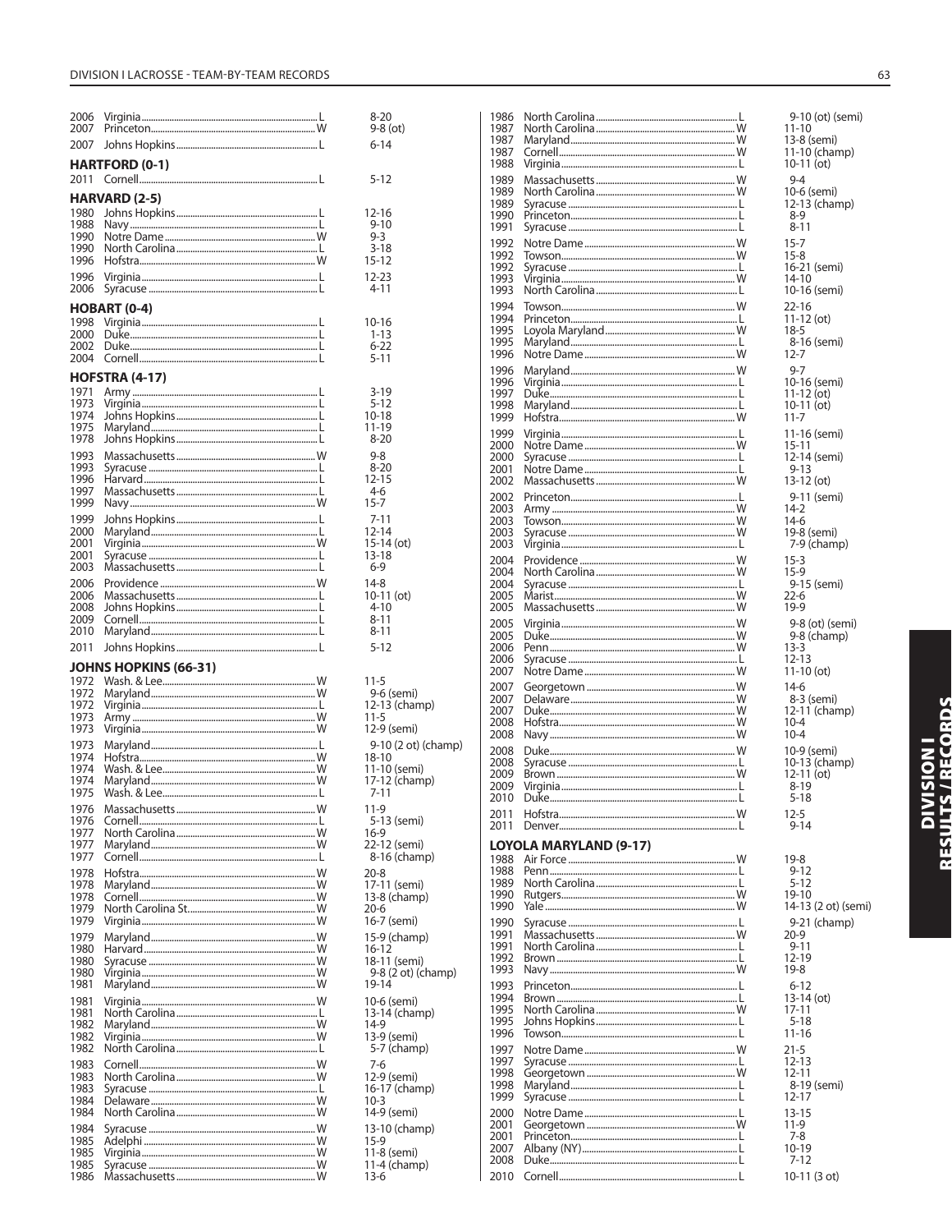| | | | |
|---|---|---|---|
| 2006 | Virginia | L | 8-20 |
| 2007 | Princeton | W | 9-8 (ot) |
| 2007 | Johns Hopkins | L | 6-14 |

## HARTFORD (0-1)

| | | | |
|---|---|---|---|
| 2011 | Cornell | L | 5-12 |

## HARVARD (2-5)

| | | | |
|---|---|---|---|
| 1980 | Johns Hopkins | L | 12-16 |
| 1988 | Navy | L | 9-10 |
| 1990 | Notre Dame | W | 9-3 |
| 1990 | North Carolina | L | 3-18 |
| 1996 | Hofstra | W | 15-12 |
| 1996 | Virginia | L | 12-23 |
| 2006 | Syracuse | L | 4-11 |

## HOBART (0-4)

| | | | |
|---|---|---|---|
| 1998 | Virginia | L | 10-16 |
| 2000 | Duke | L | 1-13 |
| 2002 | Duke | L | 6-22 |
| 2004 | Cornell | L | 5-11 |

## HOFSTRA (4-17)

| | | | |
|---|---|---|---|
| 1971 | Army | L | 3-19 |
| 1973 | Virginia | L | 5-12 |
| 1974 | Johns Hopkins | L | 10-18 |
| 1975 | Maryland | L | 11-19 |
| 1978 | Johns Hopkins | L | 8-20 |
| 1993 | Massachusetts | W | 9-8 |
| 1993 | Syracuse | L | 8-20 |
| 1996 | Harvard | L | 12-15 |
| 1997 | Massachusetts | L | 4-6 |
| 1999 | Navy | W | 15-7 |
| 1999 | Johns Hopkins | L | 7-11 |
| 2000 | Maryland | L | 12-14 |
| 2001 | Virginia | W | 15-14 (ot) |
| 2001 | Syracuse | L | 13-18 |
| 2003 | Massachusetts | L | 6-9 |
| 2006 | Providence | W | 14-8 |
| 2006 | Massachusetts | L | 10-11 (ot) |
| 2008 | Johns Hopkins | L | 4-10 |
| 2009 | Cornell | L | 8-11 |
| 2010 | Maryland | L | 8-11 |
| 2011 | Johns Hopkins | L | 5-12 |

## JOHNS HOPKINS (66-31)

| | | | |
|---|---|---|---|
| 1972 | Wash. & Lee | W | 11-5 |
| 1972 | Maryland | W | 9-6 (semi) |
| 1972 | Virginia | L | 12-13 (champ) |
| 1973 | Army | W | 11-5 |
| 1973 | Virginia | W | 12-9 (semi) |
| 1973 | Maryland | L | 9-10 (2 ot) (champ) |
| 1974 | Hofstra | W | 18-10 |
| 1974 | Wash. & Lee | W | 11-10 (semi) |
| 1974 | Maryland | W | 17-12 (champ) |
| 1975 | Wash. & Lee | L | 7-11 |
| 1976 | Massachusetts | W | 11-9 |
| 1976 | Cornell | L | 5-13 (semi) |
| 1977 | North Carolina | W | 16-9 |
| 1977 | Maryland | W | 22-12 (semi) |
| 1977 | Cornell | L | 8-16 (champ) |
| 1978 | Hofstra | W | 20-8 |
| 1978 | Maryland | W | 17-11 (semi) |
| 1978 | Cornell | W | 13-8 (champ) |
| 1979 | North Carolina St. | W | 20-6 |
| 1979 | Virginia | W | 16-7 (semi) |
| 1979 | Maryland | W | 15-9 (champ) |
| 1980 | Harvard | W | 16-12 |
| 1980 | Syracuse | W | 18-11 (semi) |
| 1980 | Virginia | W | 9-8 (2 ot) (champ) |
| 1981 | Maryland | W | 19-14 |
| 1981 | Virginia | W | 10-6 (semi) |
| 1981 | North Carolina | L | 13-14 (champ) |
| 1982 | Maryland | W | 14-9 |
| 1982 | Virginia | W | 13-9 (semi) |
| 1982 | North Carolina | L | 5-7 (champ) |
| 1983 | Cornell | W | 7-6 |
| 1983 | North Carolina | W | 12-9 (semi) |
| 1983 | Syracuse | L | 16-17 (champ) |
| 1984 | Delaware | W | 10-3 |
| 1984 | North Carolina | W | 14-9 (semi) |
| 1984 | Syracuse | W | 13-10 (champ) |
| 1985 | Adelphi | W | 15-9 |
| 1985 | Virginia | W | 11-8 (semi) |
| 1985 | Syracuse | W | 11-4 (champ) |
| 1986 | Massachusetts | W | 13-6 |
| 1986 | North Carolina | L | 9-10 (ot) (semi) |
| 1987 | North Carolina | W | 11-10 |
| 1987 | Maryland | W | 13-8 (semi) |
| 1987 | Cornell | W | 11-10 (champ) |
| 1988 | Virginia | L | 10-11 (ot) |
| 1989 | Massachusetts | W | 9-4 |
| 1989 | North Carolina | W | 10-6 (semi) |
| 1989 | Syracuse | L | 12-13 (champ) |
| 1990 | Princeton | L | 8-9 |
| 1991 | Syracuse | L | 8-11 |
| 1992 | Notre Dame | W | 15-7 |
| 1992 | Towson | W | 15-8 |
| 1992 | Syracuse | L | 16-21 (semi) |
| 1993 | Virginia | W | 14-10 |
| 1993 | North Carolina | L | 10-16 (semi) |
| 1994 | Towson | W | 22-16 |
| 1994 | Princeton | L | 11-12 (ot) |
| 1995 | Loyola Maryland | W | 18-5 |
| 1995 | Maryland | L | 8-16 (semi) |
| 1996 | Notre Dame | W | 12-7 |
| 1996 | Maryland | W | 9-7 |
| 1996 | Virginia | L | 10-16 (semi) |
| 1997 | Duke | L | 11-12 (ot) |
| 1998 | Maryland | L | 10-11 (ot) |
| 1999 | Hofstra | W | 11-7 |
| 1999 | Virginia | L | 11-16 (semi) |
| 2000 | Notre Dame | W | 15-11 |
| 2000 | Syracuse | L | 12-14 (semi) |
| 2001 | Notre Dame | L | 9-13 |
| 2002 | Massachusetts | W | 13-12 (ot) |
| 2002 | Princeton | L | 9-11 (semi) |
| 2003 | Army | W | 14-2 |
| 2003 | Towson | W | 14-6 |
| 2003 | Syracuse | W | 19-8 (semi) |
| 2003 | Virginia | L | 7-9 (champ) |
| 2004 | Providence | W | 15-3 |
| 2004 | North Carolina | W | 15-9 |
| 2004 | Syracuse | L | 9-15 (semi) |
| 2005 | Marist | W | 22-6 |
| 2005 | Massachusetts | W | 19-9 |
| 2005 | Virginia | W | 9-8 (ot) (semi) |
| 2005 | Duke | W | 9-8 (champ) |
| 2006 | Penn | W | 13-3 |
| 2006 | Syracuse | L | 12-13 |
| 2007 | Notre Dame | W | 11-10 (ot) |
| 2007 | Georgetown | W | 14-6 |
| 2007 | Delaware | W | 8-3 (semi) |
| 2007 | Duke | W | 12-11 (champ) |
| 2008 | Hofstra | W | 10-4 |
| 2008 | Navy | W | 10-4 |
| 2008 | Duke | W | 10-9 (semi) |
| 2008 | Syracuse | L | 10-13 (champ) |
| 2009 | Brown | W | 12-11 (ot) |
| 2009 | Virginia | L | 8-19 |
| 2010 | Duke | L | 5-18 |
| 2011 | Hofstra | W | 12-5 |
| 2011 | Denver | L | 9-14 |

## LOYOLA MARYLAND (9-17)

| | | | |
|---|---|---|---|
| 1988 | Air Force | W | 19-8 |
| 1988 | Penn | L | 9-12 |
| 1989 | North Carolina | L | 5-12 |
| 1990 | Rutgers | W | 19-10 |
| 1990 | Yale | W | 14-13 (2 ot) (semi) |
| 1990 | Syracuse | L | 9-21 (champ) |
| 1991 | Massachusetts | W | 20-9 |
| 1991 | North Carolina | L | 9-11 |
| 1992 | Brown | L | 12-19 |
| 1993 | Navy | W | 19-8 |
| 1993 | Princeton | L | 6-12 |
| 1994 | Brown | L | 13-14 (ot) |
| 1995 | North Carolina | W | 17-11 |
| 1995 | Johns Hopkins | L | 5-18 |
| 1996 | Towson | L | 11-16 |
| 1997 | Notre Dame | W | 21-5 |
| 1997 | Syracuse | L | 12-13 |
| 1998 | Georgetown | W | 12-11 |
| 1998 | Maryland | L | 8-19 (semi) |
| 1999 | Syracuse | L | 12-17 |
| 2000 | Notre Dame | L | 13-15 |
| 2001 | Georgetown | W | 11-9 |
| 2001 | Princeton | L | 7-8 |
| 2007 | Albany (NY) | L | 10-19 |
| 2008 | Duke | L | 7-12 |
| 2010 | Cornell | L | 10-11 (3 ot) |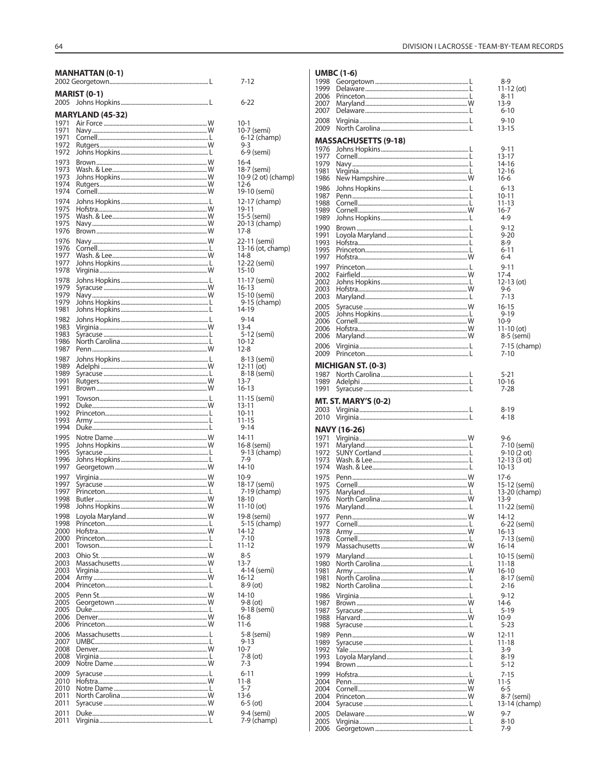### MANHATTAN (0-1)

| Year | Opponent | W/L | Score |
|---|---|---|---|
| 2002 | Georgetown | L | 7-12 |

### MARIST (0-1)

| Year | Opponent | W/L | Score |
|---|---|---|---|
| 2005 | Johns Hopkins | L | 6-22 |

### MARYLAND (45-32)

| Year | Opponent | W/L | Score |
|---|---|---|---|
| 1971 | Air Force | W | 10-1 |
| 1971 | Navy | W | 10-7 (semi) |
| 1971 | Cornell | L | 6-12 (champ) |
| 1972 | Rutgers | W | 9-3 |
| 1972 | Johns Hopkins | L | 6-9 (semi) |
| 1973 | Brown | W | 16-4 |
| 1973 | Wash. & Lee | W | 18-7 (semi) |
| 1973 | Johns Hopkins | W | 10-9 (2 ot) (champ) |
| 1974 | Rutgers | W | 12-6 |
| 1974 | Cornell | W | 19-10 (semi) |
| 1974 | Johns Hopkins | L | 12-17 (champ) |
| 1975 | Hofstra | W | 19-11 |
| 1975 | Wash. & Lee | W | 15-5 (semi) |
| 1975 | Navy | W | 20-13 (champ) |
| 1976 | Brown | W | 17-8 |
| 1976 | Navy | W | 22-11 (semi) |
| 1976 | Cornell | L | 13-16 (ot, champ) |
| 1977 | Wash. & Lee | W | 14-8 |
| 1977 | Johns Hopkins | L | 12-22 (semi) |
| 1978 | Virginia | W | 15-10 |
| 1978 | Johns Hopkins | L | 11-17 (semi) |
| 1979 | Syracuse | W | 16-13 |
| 1979 | Navy | W | 15-10 (semi) |
| 1979 | Johns Hopkins | L | 9-15 (champ) |
| 1981 | Johns Hopkins | L | 14-19 |
| 1982 | Johns Hopkins | L | 9-14 |
| 1983 | Virginia | W | 13-4 |
| 1983 | Syracuse | L | 5-12 (semi) |
| 1986 | North Carolina | L | 10-12 |
| 1987 | Penn | W | 12-8 |
| 1987 | Johns Hopkins | L | 8-13 (semi) |
| 1989 | Adelphi | W | 12-11 (ot) |
| 1989 | Syracuse | L | 8-18 (semi) |
| 1991 | Rutgers | W | 13-7 |
| 1991 | Brown | W | 16-13 |
| 1991 | Towson | L | 11-15 (semi) |
| 1992 | Duke | W | 13-11 |
| 1992 | Princeton | L | 10-11 |
| 1993 | Army | L | 11-15 |
| 1994 | Duke | L | 9-14 |
| 1995 | Notre Dame | W | 14-11 |
| 1995 | Johns Hopkins | W | 16-8 (semi) |
| 1995 | Syracuse | L | 9-13 (champ) |
| 1996 | Johns Hopkins | L | 7-9 |
| 1997 | Georgetown | W | 14-10 |
| 1997 | Virginia | W | 10-9 |
| 1997 | Syracuse | W | 18-17 (semi) |
| 1997 | Princeton | L | 7-19 (champ) |
| 1998 | Butler | W | 18-10 |
| 1998 | Johns Hopkins | W | 11-10 (ot) |
| 1998 | Loyola Maryland | W | 19-8 (semi) |
| 1998 | Princeton | L | 5-15 (champ) |
| 2000 | Hofstra | W | 14-12 |
| 2000 | Princeton | L | 7-10 |
| 2001 | Towson | L | 11-12 |
| 2003 | Ohio St. | W | 8-5 |
| 2003 | Massachusetts | W | 13-7 |
| 2003 | Virginia | L | 4-14 (semi) |
| 2004 | Army | W | 16-12 |
| 2004 | Princeton | L | 8-9 (ot) |
| 2005 | Penn St. | W | 14-10 |
| 2005 | Georgetown | W | 9-8 (ot) |
| 2005 | Duke | L | 9-18 (semi) |
| 2006 | Denver | W | 16-8 |
| 2006 | Princeton | W | 11-6 |
| 2006 | Massachusetts | L | 5-8 (semi) |
| 2007 | UMBC | L | 9-13 |
| 2008 | Denver | W | 10-7 |
| 2008 | Virginia | L | 7-8 (ot) |
| 2009 | Notre Dame | W | 7-3 |
| 2009 | Syracuse | L | 6-11 |
| 2010 | Hofstra | W | 11-8 |
| 2010 | Notre Dame | L | 5-7 |
| 2011 | North Carolina | W | 13-6 |
| 2011 | Syracuse | W | 6-5 (ot) |
| 2011 | Duke | W | 9-4 (semi) |
| 2011 | Virginia | L | 7-9 (champ) |

### UMBC (1-6)

| Year | Opponent | W/L | Score |
|---|---|---|---|
| 1998 | Georgetown | L | 8-9 |
| 1999 | Delaware | L | 11-12 (ot) |
| 2006 | Princeton | L | 8-11 |
| 2007 | Maryland | W | 13-9 |
| 2007 | Delaware | L | 6-10 |
| 2008 | Virginia | L | 9-10 |
| 2009 | North Carolina | L | 13-15 |

### MASSACHUSETTS (9-18)

| Year | Opponent | W/L | Score |
|---|---|---|---|
| 1976 | Johns Hopkins | L | 9-11 |
| 1977 | Cornell | L | 13-17 |
| 1979 | Navy | L | 14-16 |
| 1981 | Virginia | L | 12-16 |
| 1986 | New Hampshire | W | 16-6 |
| 1986 | Johns Hopkins | L | 6-13 |
| 1987 | Penn | L | 10-11 |
| 1988 | Cornell | L | 11-13 |
| 1989 | Cornell | W | 16-7 |
| 1989 | Johns Hopkins | L | 4-9 |
| 1990 | Brown | L | 9-12 |
| 1991 | Loyola Maryland | L | 9-20 |
| 1993 | Hofstra | L | 8-9 |
| 1995 | Princeton | L | 6-11 |
| 1997 | Hofstra | W | 6-4 |
| 1997 | Princeton | L | 9-11 |
| 2002 | Fairfield | W | 17-4 |
| 2002 | Johns Hopkins | L | 12-13 (ot) |
| 2003 | Hofstra | W | 9-6 |
| 2003 | Maryland | L | 7-13 |
| 2005 | Syracuse | W | 16-15 |
| 2005 | Johns Hopkins | L | 9-19 |
| 2006 | Cornell | W | 10-9 |
| 2006 | Hofstra | W | 11-10 (ot) |
| 2006 | Maryland | W | 8-5 (semi) |
| 2006 | Virginia | L | 7-15 (champ) |
| 2009 | Princeton | L | 7-10 |

### MICHIGAN ST. (0-3)

| Year | Opponent | W/L | Score |
|---|---|---|---|
| 1987 | North Carolina | L | 5-21 |
| 1989 | Adelphi | L | 10-16 |
| 1991 | Syracuse | L | 7-28 |

### MT. ST. MARY'S (0-2)

| Year | Opponent | W/L | Score |
|---|---|---|---|
| 2003 | Virginia | L | 8-19 |
| 2010 | Virginia | L | 4-18 |

### NAVY (16-26)

| Year | Opponent | W/L | Score |
|---|---|---|---|
| 1971 | Virginia | W | 9-6 |
| 1971 | Maryland | L | 7-10 (semi) |
| 1972 | SUNY Cortland | L | 9-10 (2 ot) |
| 1973 | Wash. & Lee | L | 12-13 (3 ot) |
| 1974 | Wash. & Lee | L | 10-13 |
| 1975 | Penn | W | 17-6 |
| 1975 | Cornell | W | 15-12 (semi) |
| 1975 | Maryland | L | 13-20 (champ) |
| 1976 | North Carolina | W | 13-9 |
| 1976 | Maryland | L | 11-22 (semi) |
| 1977 | Penn | W | 14-12 |
| 1977 | Cornell | L | 6-22 (semi) |
| 1978 | Army | W | 16-13 |
| 1978 | Cornell | L | 7-13 (semi) |
| 1979 | Massachusetts | W | 16-14 |
| 1979 | Maryland | L | 10-15 (semi) |
| 1980 | North Carolina | L | 11-18 |
| 1981 | Army | W | 16-10 |
| 1981 | North Carolina | L | 8-17 (semi) |
| 1982 | North Carolina | L | 2-16 |
| 1986 | Virginia | L | 9-12 |
| 1987 | Brown | W | 14-6 |
| 1987 | Syracuse | L | 5-19 |
| 1988 | Harvard | W | 10-9 |
| 1988 | Syracuse | L | 5-23 |
| 1989 | Penn | W | 12-11 |
| 1989 | Syracuse | L | 11-18 |
| 1992 | Yale | L | 3-9 |
| 1993 | Loyola Maryland | L | 8-19 |
| 1994 | Brown | L | 5-12 |
| 1999 | Hofstra | L | 7-15 |
| 2004 | Penn | W | 11-5 |
| 2004 | Cornell | W | 6-5 |
| 2004 | Princeton | W | 8-7 (semi) |
| 2004 | Syracuse | L | 13-14 (champ) |
| 2005 | Delaware | W | 9-7 |
| 2005 | Virginia | L | 8-10 |
| 2006 | Georgetown | L | 7-9 |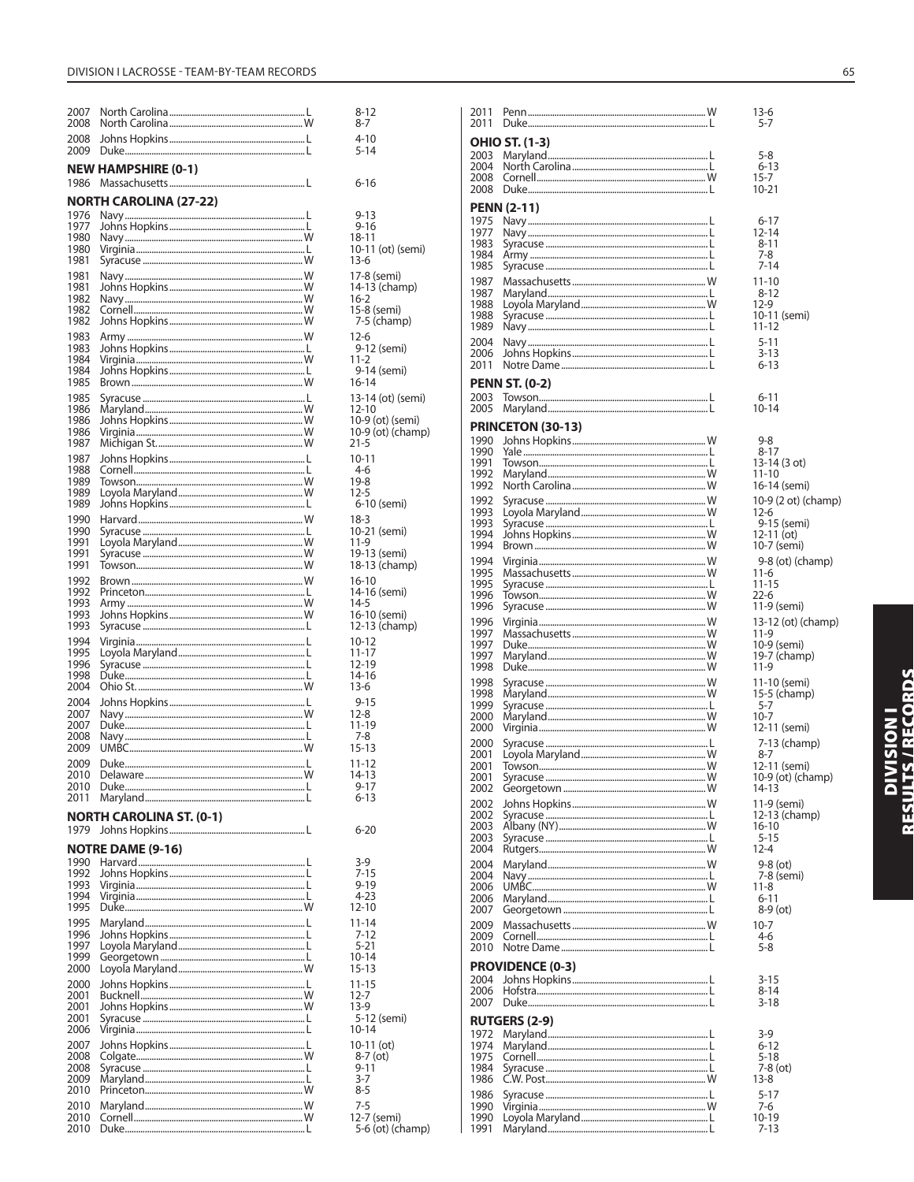| | | | |
|---|---|---|---|
| 2007 | North Carolina | L | 8-12 |
| 2008 | North Carolina | W | 8-7 |
| 2008 | Johns Hopkins | L | 4-10 |
| 2009 | Duke | L | 5-14 |

## NEW HAMPSHIRE (0-1)

| | | | |
|---|---|---|---|
| 1986 | Massachusetts | L | 6-16 |

## NORTH CAROLINA (27-22)

| | | | |
|---|---|---|---|
| 1976 | Navy | L | 9-13 |
| 1977 | Johns Hopkins | L | 9-16 |
| 1980 | Navy | W | 18-11 |
| 1980 | Virginia | L | 10-11 (ot) (semi) |
| 1981 | Syracuse | W | 13-6 |
| 1981 | Navy | W | 17-8 (semi) |
| 1981 | Johns Hopkins | W | 14-13 (champ) |
| 1982 | Navy | W | 16-2 |
| 1982 | Cornell | W | 15-8 (semi) |
| 1982 | Johns Hopkins | W | 7-5 (champ) |
| 1983 | Army | W | 12-6 |
| 1983 | Johns Hopkins | L | 9-12 (semi) |
| 1984 | Virginia | W | 11-2 |
| 1984 | Johns Hopkins | L | 9-14 (semi) |
| 1985 | Brown | W | 16-14 |
| 1985 | Syracuse | L | 13-14 (ot) (semi) |
| 1986 | Maryland | W | 12-10 |
| 1986 | Johns Hopkins | W | 10-9 (ot) (semi) |
| 1986 | Virginia | W | 10-9 (ot) (champ) |
| 1987 | Michigan St. | W | 21-5 |
| 1987 | Johns Hopkins | L | 10-11 |
| 1988 | Cornell | L | 4-6 |
| 1989 | Towson | W | 19-8 |
| 1989 | Loyola Maryland | W | 12-5 |
| 1989 | Johns Hopkins | L | 6-10 (semi) |
| 1990 | Harvard | W | 18-3 |
| 1990 | Syracuse | L | 10-21 (semi) |
| 1991 | Loyola Maryland | W | 11-9 |
| 1991 | Syracuse | W | 19-13 (semi) |
| 1991 | Towson | W | 18-13 (champ) |
| 1992 | Brown | W | 16-10 |
| 1992 | Princeton | L | 14-16 (semi) |
| 1993 | Army | W | 14-5 |
| 1993 | Johns Hopkins | W | 16-10 (semi) |
| 1993 | Syracuse | L | 12-13 (champ) |
| 1994 | Virginia | L | 10-12 |
| 1995 | Loyola Maryland | L | 11-17 |
| 1996 | Syracuse | L | 12-19 |
| 1998 | Duke | L | 14-16 |
| 2004 | Ohio St. | W | 13-6 |
| 2004 | Johns Hopkins | L | 9-15 |
| 2007 | Navy | W | 12-8 |
| 2007 | Duke | L | 11-19 |
| 2008 | Navy | L | 7-8 |
| 2009 | UMBC | W | 15-13 |
| 2009 | Duke | L | 11-12 |
| 2010 | Delaware | W | 14-13 |
| 2010 | Duke | L | 9-17 |
| 2011 | Maryland | L | 6-13 |

## NORTH CAROLINA ST. (0-1)

| | | | |
|---|---|---|---|
| 1979 | Johns Hopkins | L | 6-20 |

## NOTRE DAME (9-16)

| | | | |
|---|---|---|---|
| 1990 | Harvard | L | 3-9 |
| 1992 | Johns Hopkins | L | 7-15 |
| 1993 | Virginia | L | 9-19 |
| 1994 | Virginia | L | 4-23 |
| 1995 | Duke | W | 12-10 |
| 1995 | Maryland | L | 11-14 |
| 1996 | Johns Hopkins | L | 7-12 |
| 1997 | Loyola Maryland | L | 5-21 |
| 1999 | Georgetown | L | 10-14 |
| 2000 | Loyola Maryland | W | 15-13 |
| 2000 | Johns Hopkins | L | 11-15 |
| 2001 | Bucknell | W | 12-7 |
| 2001 | Johns Hopkins | W | 13-9 |
| 2001 | Syracuse | L | 5-12 (semi) |
| 2006 | Virginia | L | 10-14 |
| 2007 | Johns Hopkins | L | 10-11 (ot) |
| 2008 | Colgate | W | 8-7 (ot) |
| 2008 | Syracuse | L | 9-11 |
| 2009 | Maryland | L | 3-7 |
| 2010 | Princeton | W | 8-5 |
| 2010 | Maryland | W | 7-5 |
| 2010 | Cornell | W | 12-7 (semi) |
| 2010 | Duke | L | 5-6 (ot) (champ) |
| 2011 | Penn | W | 13-6 |
| 2011 | Duke | L | 5-7 |

## OHIO ST. (1-3)

| | | | |
|---|---|---|---|
| 2003 | Maryland | L | 5-8 |
| 2004 | North Carolina | L | 6-13 |
| 2008 | Cornell | W | 15-7 |
| 2008 | Duke | L | 10-21 |

## PENN (2-11)

| | | | |
|---|---|---|---|
| 1975 | Navy | L | 6-17 |
| 1977 | Navy | L | 12-14 |
| 1983 | Syracuse | L | 8-11 |
| 1984 | Army | L | 7-8 |
| 1985 | Syracuse | L | 7-14 |
| 1987 | Massachusetts | W | 11-10 |
| 1987 | Maryland | L | 8-12 |
| 1988 | Loyola Maryland | W | 12-9 |
| 1988 | Syracuse | L | 10-11 (semi) |
| 1989 | Navy | L | 11-12 |
| 2004 | Navy | L | 5-11 |
| 2006 | Johns Hopkins | L | 3-13 |
| 2011 | Notre Dame | L | 6-13 |

## PENN ST. (0-2)

| | | | |
|---|---|---|---|
| 2003 | Towson | L | 6-11 |
| 2005 | Maryland | L | 10-14 |

## PRINCETON (30-13)

| | | | |
|---|---|---|---|
| 1990 | Johns Hopkins | W | 9-8 |
| 1990 | Yale | L | 8-17 |
| 1991 | Towson | L | 13-14 (3 ot) |
| 1992 | Maryland | W | 11-10 |
| 1992 | North Carolina | W | 16-14 (semi) |
| 1992 | Syracuse | W | 10-9 (2 ot) (champ) |
| 1993 | Loyola Maryland | W | 12-6 |
| 1993 | Syracuse | L | 9-15 (semi) |
| 1994 | Johns Hopkins | W | 12-11 (ot) |
| 1994 | Brown | W | 10-7 (semi) |
| 1994 | Virginia | W | 9-8 (ot) (champ) |
| 1995 | Massachusetts | W | 11-6 |
| 1995 | Syracuse | L | 11-15 |
| 1996 | Towson | W | 22-6 |
| 1996 | Syracuse | W | 11-9 (semi) |
| 1996 | Virginia | W | 13-12 (ot) (champ) |
| 1997 | Massachusetts | W | 11-9 |
| 1997 | Duke | W | 10-9 (semi) |
| 1997 | Maryland | W | 19-7 (champ) |
| 1998 | Duke | W | 11-9 |
| 1998 | Syracuse | W | 11-10 (semi) |
| 1998 | Maryland | W | 15-5 (champ) |
| 1999 | Syracuse | L | 5-7 |
| 2000 | Maryland | W | 10-7 |
| 2000 | Virginia | W | 12-11 (semi) |
| 2000 | Syracuse | L | 7-13 (champ) |
| 2001 | Loyola Maryland | W | 8-7 |
| 2001 | Towson | W | 12-11 (semi) |
| 2001 | Syracuse | W | 10-9 (ot) (champ) |
| 2002 | Georgetown | W | 14-13 |
| 2002 | Johns Hopkins | W | 11-9 (semi) |
| 2002 | Syracuse | L | 12-13 (champ) |
| 2003 | Albany (NY) | W | 16-10 |
| 2003 | Syracuse | L | 5-15 |
| 2004 | Rutgers | W | 12-4 |
| 2004 | Maryland | W | 9-8 (ot) |
| 2004 | Navy | L | 7-8 (semi) |
| 2006 | UMBC | W | 11-8 |
| 2006 | Maryland | L | 6-11 |
| 2007 | Georgetown | L | 8-9 (ot) |
| 2009 | Massachusetts | W | 10-7 |
| 2009 | Cornell | L | 4-6 |
| 2010 | Notre Dame | L | 5-8 |

## PROVIDENCE (0-3)

| | | | |
|---|---|---|---|
| 2004 | Johns Hopkins | L | 3-15 |
| 2006 | Hofstra | L | 8-14 |
| 2007 | Duke | L | 3-18 |

## RUTGERS (2-9)

| | | | |
|---|---|---|---|
| 1972 | Maryland | L | 3-9 |
| 1974 | Maryland | L | 6-12 |
| 1975 | Cornell | L | 5-18 |
| 1984 | Syracuse | L | 7-8 (ot) |
| 1986 | C.W. Post | W | 13-8 |
| 1986 | Syracuse | L | 5-17 |
| 1990 | Virginia | W | 7-6 |
| 1990 | Loyola Maryland | L | 10-19 |
| 1991 | Maryland | L | 7-13 |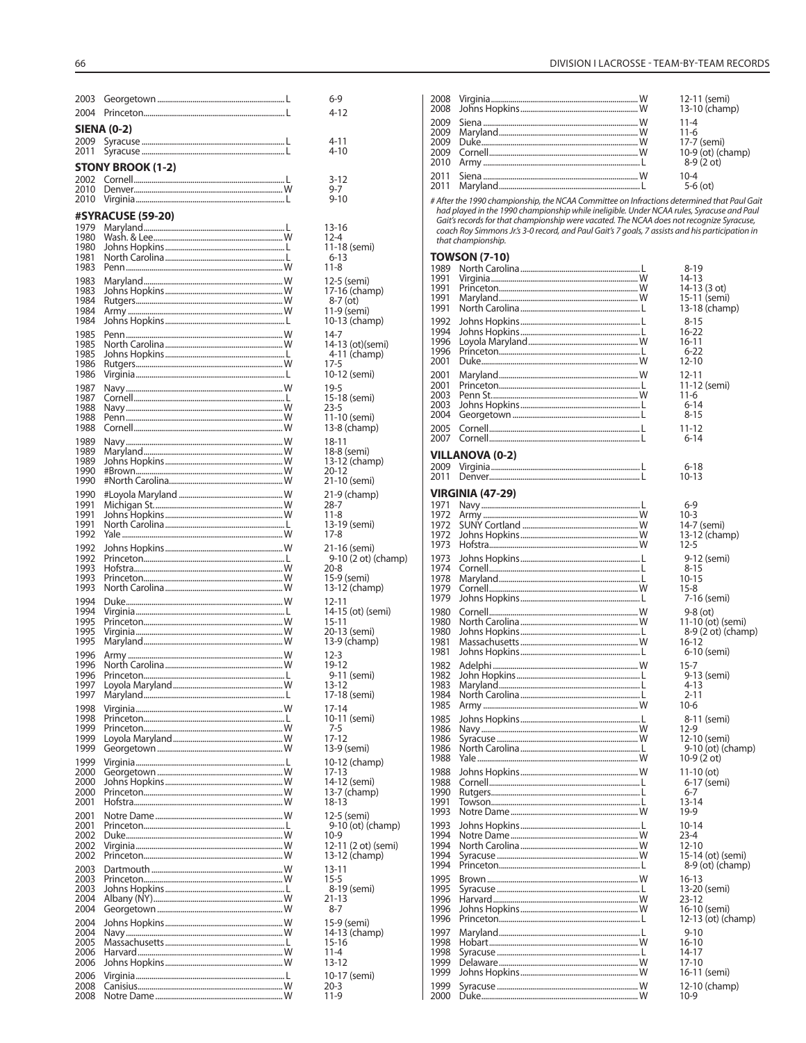| | | | |
|---|---|---|---|
| 2003 | Georgetown | L | 6-9 |
| 2004 | Princeton | L | 4-12 |

**SIENA (0-2)**

| | | | |
|---|---|---|---|
| 2009 | Syracuse | L | 4-11 |
| 2011 | Syracuse | L | 4-10 |

**STONY BROOK (1-2)**

| | | | |
|---|---|---|---|
| 2002 | Cornell | L | 3-12 |
| 2010 | Denver | W | 9-7 |
| 2010 | Virginia | L | 9-10 |

**#SYRACUSE (59-20)**

| | | | |
|---|---|---|---|
| 1979 | Maryland | L | 13-16 |
| 1980 | Wash. & Lee | W | 12-4 |
| 1980 | Johns Hopkins | L | 11-18 (semi) |
| 1981 | North Carolina | L | 6-13 |
| 1983 | Penn | W | 11-8 |
| 1983 | Maryland | W | 12-5 (semi) |
| 1983 | Johns Hopkins | W | 17-16 (champ) |
| 1984 | Rutgers | W | 8-7 (ot) |
| 1984 | Army | W | 11-9 (semi) |
| 1984 | Johns Hopkins | L | 10-13 (champ) |
| 1985 | Penn | W | 14-7 |
| 1985 | North Carolina | W | 14-13 (ot)(semi) |
| 1985 | Johns Hopkins | L | 4-11 (champ) |
| 1986 | Rutgers | W | 17-5 |
| 1986 | Virginia | L | 10-12 (semi) |
| 1987 | Navy | W | 19-5 |
| 1987 | Cornell | L | 15-18 (semi) |
| 1988 | Navy | W | 23-5 |
| 1988 | Penn | W | 11-10 (semi) |
| 1988 | Cornell | W | 13-8 (champ) |
| 1989 | Navy | W | 18-11 |
| 1989 | Maryland | W | 18-8 (semi) |
| 1989 | Johns Hopkins | W | 13-12 (champ) |
| 1990 | #Brown | W | 20-12 |
| 1990 | #North Carolina | W | 21-10 (semi) |
| 1990 | #Loyola Maryland | W | 21-9 (champ) |
| 1991 | Michigan St. | W | 28-7 |
| 1991 | Johns Hopkins | W | 11-8 |
| 1991 | North Carolina | L | 13-19 (semi) |
| 1992 | Yale | W | 17-8 |
| 1992 | Johns Hopkins | W | 21-16 (semi) |
| 1992 | Princeton | L | 9-10 (2 ot) (champ) |
| 1993 | Hofstra | W | 20-8 |
| 1993 | Princeton | W | 15-9 (semi) |
| 1993 | North Carolina | W | 13-12 (champ) |
| 1994 | Duke | W | 12-11 |
| 1994 | Virginia | L | 14-15 (ot) (semi) |
| 1995 | Princeton | W | 15-11 |
| 1995 | Virginia | W | 20-13 (semi) |
| 1995 | Maryland | W | 13-9 (champ) |
| 1996 | Army | W | 12-3 |
| 1996 | North Carolina | W | 19-12 |
| 1996 | Princeton | L | 9-11 (semi) |
| 1997 | Loyola Maryland | W | 13-12 |
| 1997 | Maryland | L | 17-18 (semi) |
| 1998 | Virginia | W | 17-14 |
| 1998 | Princeton | L | 10-11 (semi) |
| 1999 | Princeton | W | 7-5 |
| 1999 | Loyola Maryland | W | 17-12 |
| 1999 | Georgetown | W | 13-9 (semi) |
| 1999 | Virginia | L | 10-12 (champ) |
| 2000 | Georgetown | W | 17-13 |
| 2000 | Johns Hopkins | W | 14-12 (semi) |
| 2000 | Princeton | W | 13-7 (champ) |
| 2001 | Hofstra | W | 18-13 |
| 2001 | Notre Dame | W | 12-5 (semi) |
| 2001 | Princeton | L | 9-10 (ot) (champ) |
| 2002 | Duke | W | 10-9 |
| 2002 | Virginia | W | 12-11 (2 ot) (semi) |
| 2002 | Princeton | W | 13-12 (champ) |
| 2003 | Dartmouth | W | 13-11 |
| 2003 | Princeton | W | 15-5 |
| 2003 | Johns Hopkins | L | 8-19 (semi) |
| 2004 | Albany (NY) | W | 21-13 |
| 2004 | Georgetown | W | 8-7 |
| 2004 | Johns Hopkins | W | 15-9 (semi) |
| 2004 | Navy | W | 14-13 (champ) |
| 2005 | Massachusetts | L | 15-16 |
| 2006 | Harvard | W | 11-4 |
| 2006 | Johns Hopkins | W | 13-12 |
| 2006 | Virginia | L | 10-17 (semi) |
| 2008 | Canisius | W | 20-3 |
| 2008 | Notre Dame | W | 11-9 |
| 2008 | Virginia | W | 12-11 (semi) |
| 2008 | Johns Hopkins | W | 13-10 (champ) |
| 2009 | Siena | W | 11-4 |
| 2009 | Maryland | W | 11-6 |
| 2009 | Duke | W | 17-7 (semi) |
| 2009 | Cornell | W | 10-9 (ot) (champ) |
| 2010 | Army | L | 8-9 (2 ot) |
| 2011 | Siena | W | 10-4 |
| 2011 | Maryland | L | 5-6 (ot) |

*# After the 1990 championship, the NCAA Committee on Infractions determined that Paul Gait had played in the 1990 championship while ineligible. Under NCAA rules, Syracuse and Paul Gait's records for that championship were vacated. The NCAA does not recognize Syracuse, coach Roy Simmons Jr.'s 3-0 record, and Paul Gait's 7 goals, 7 assists and his participation in that championship.*

**TOWSON (7-10)**

| | | | |
|---|---|---|---|
| 1989 | North Carolina | L | 8-19 |
| 1991 | Virginia | W | 14-13 |
| 1991 | Princeton | W | 14-13 (3 ot) |
| 1991 | Maryland | W | 15-11 (semi) |
| 1991 | North Carolina | L | 13-18 (champ) |
| 1992 | Johns Hopkins | L | 8-15 |
| 1994 | Johns Hopkins | L | 16-22 |
| 1996 | Loyola Maryland | W | 16-11 |
| 1996 | Princeton | L | 6-22 |
| 2001 | Duke | W | 12-10 |
| 2001 | Maryland | W | 12-11 |
| 2001 | Princeton | L | 11-12 (semi) |
| 2003 | Penn St. | W | 11-6 |
| 2003 | Johns Hopkins | L | 6-14 |
| 2004 | Georgetown | L | 8-15 |
| 2005 | Cornell | L | 11-12 |
| 2007 | Cornell | L | 6-14 |

**VILLANOVA (0-2)**

| | | | |
|---|---|---|---|
| 2009 | Virginia | L | 6-18 |
| 2011 | Denver | L | 10-13 |

**VIRGINIA (47-29)**

| | | | |
|---|---|---|---|
| 1971 | Navy | L | 6-9 |
| 1972 | Army | W | 10-3 |
| 1972 | SUNY Cortland | W | 14-7 (semi) |
| 1972 | Johns Hopkins | W | 13-12 (champ) |
| 1973 | Hofstra | W | 12-5 |
| 1973 | Johns Hopkins | L | 9-12 (semi) |
| 1974 | Cornell | L | 8-15 |
| 1978 | Maryland | L | 10-15 |
| 1979 | Cornell | W | 15-8 |
| 1979 | Johns Hopkins | L | 7-16 (semi) |
| 1980 | Cornell | W | 9-8 (ot) |
| 1980 | North Carolina | W | 11-10 (ot) (semi) |
| 1980 | Johns Hopkins | L | 8-9 (2 ot) (champ) |
| 1981 | Massachusetts | W | 16-12 |
| 1981 | Johns Hopkins | L | 6-10 (semi) |
| 1982 | Adelphi | W | 15-7 |
| 1982 | John Hopkins | L | 9-13 (semi) |
| 1983 | Maryland | L | 4-13 |
| 1984 | North Carolina | L | 2-11 |
| 1985 | Army | W | 10-6 |
| 1985 | Johns Hopkins | L | 8-11 (semi) |
| 1986 | Navy | W | 12-9 |
| 1986 | Syracuse | W | 12-10 (semi) |
| 1986 | North Carolina | L | 9-10 (ot) (champ) |
| 1988 | Yale | W | 10-9 (2 ot) |
| 1988 | Johns Hopkins | W | 11-10 (ot) |
| 1988 | Cornell | L | 6-17 (semi) |
| 1990 | Rutgers | L | 6-7 |
| 1991 | Towson | L | 13-14 |
| 1993 | Notre Dame | W | 19-9 |
| 1993 | Johns Hopkins | L | 10-14 |
| 1994 | Notre Dame | W | 23-4 |
| 1994 | North Carolina | W | 12-10 |
| 1994 | Syracuse | W | 15-14 (ot) (semi) |
| 1994 | Princeton | L | 8-9 (ot) (champ) |
| 1995 | Brown | W | 16-13 |
| 1995 | Syracuse | L | 13-20 (semi) |
| 1996 | Harvard | W | 23-12 |
| 1996 | Johns Hopkins | W | 16-10 (semi) |
| 1996 | Princeton | L | 12-13 (ot) (champ) |
| 1997 | Maryland | L | 9-10 |
| 1998 | Hobart | W | 16-10 |
| 1998 | Syracuse | L | 14-17 |
| 1999 | Delaware | W | 17-10 |
| 1999 | Johns Hopkins | W | 16-11 (semi) |
| 1999 | Syracuse | W | 12-10 (champ) |
| 2000 | Duke | W | 10-9 |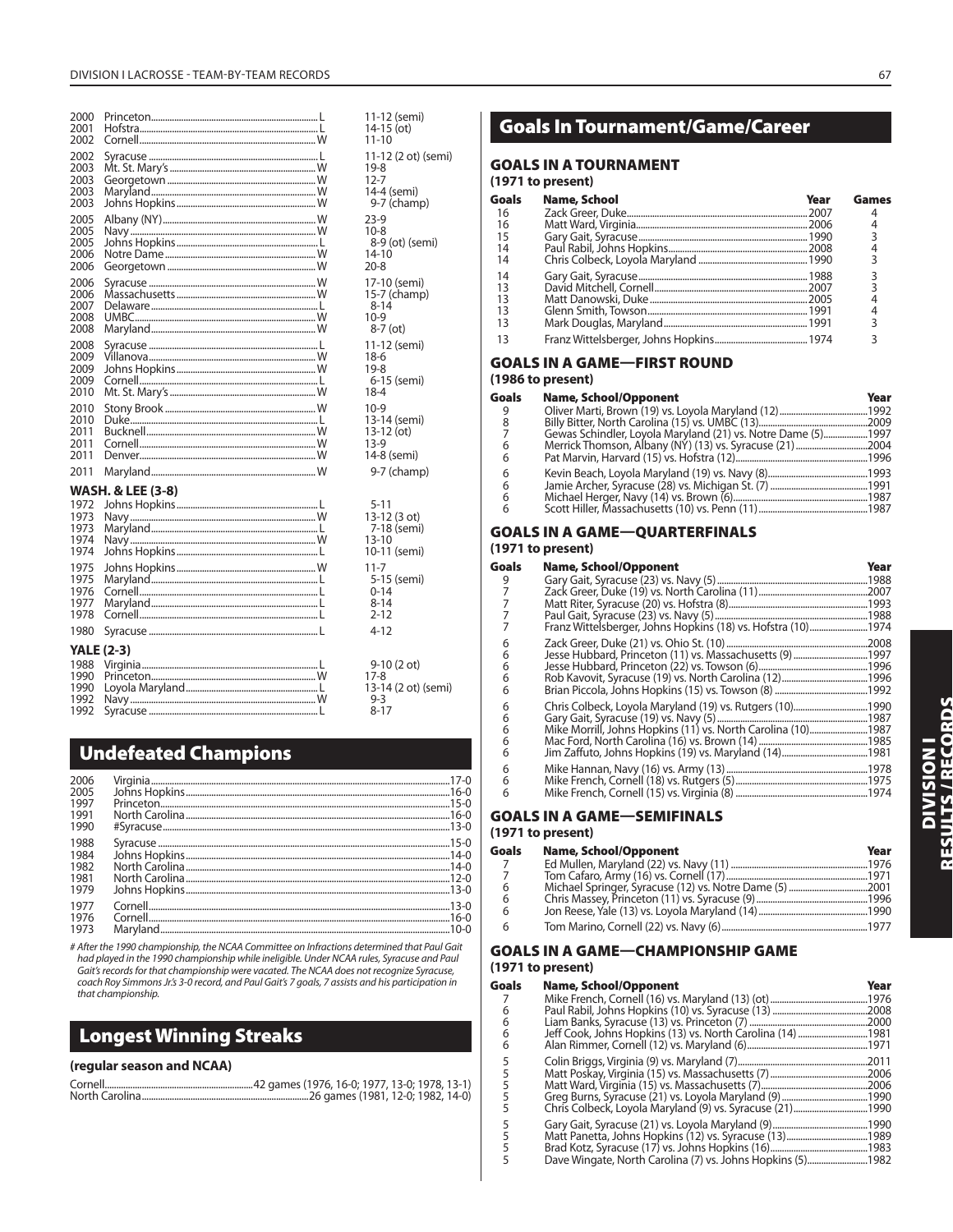| Year | Opponent | W/L | Score |
|---|---|---|---|
| 2000 | Princeton | L | 11-12 (semi) |
| 2001 | Hofstra | L | 14-15 (ot) |
| 2002 | Cornell | W | 11-10 |
| 2002 | Syracuse | L | 11-12 (2 ot) (semi) |
| 2003 | Mt. St. Mary's | W | 19-8 |
| 2003 | Georgetown | W | 12-7 |
| 2003 | Maryland | W | 14-4 (semi) |
| 2003 | Johns Hopkins | W | 9-7 (champ) |
| 2005 | Albany (NY) | W | 23-9 |
| 2005 | Navy | W | 10-8 |
| 2005 | Johns Hopkins | L | 8-9 (ot) (semi) |
| 2006 | Notre Dame | W | 14-10 |
| 2006 | Georgetown | W | 20-8 |
| 2006 | Syracuse | W | 17-10 (semi) |
| 2006 | Massachusetts | W | 15-7 (champ) |
| 2007 | Delaware | L | 8-14 |
| 2008 | UMBC | W | 10-9 |
| 2008 | Maryland | W | 8-7 (ot) |
| 2008 | Syracuse | L | 11-12 (semi) |
| 2009 | Villanova | W | 18-6 |
| 2009 | Johns Hopkins | W | 19-8 |
| 2009 | Cornell | L | 6-15 (semi) |
| 2010 | Mt. St. Mary's | W | 18-4 |
| 2010 | Stony Brook | W | 10-9 |
| 2010 | Duke | L | 13-14 (semi) |
| 2011 | Bucknell | W | 13-12 (ot) |
| 2011 | Cornell | W | 13-9 |
| 2011 | Denver | W | 14-8 (semi) |
| 2011 | Maryland | W | 9-7 (champ) |

**WASH. & LEE (3-8)**

| Year | Opponent | W/L | Score |
|---|---|---|---|
| 1972 | Johns Hopkins | L | 5-11 |
| 1973 | Navy | W | 13-12 (3 ot) |
| 1973 | Maryland | L | 7-18 (semi) |
| 1974 | Navy | W | 13-10 |
| 1974 | Johns Hopkins | L | 10-11 (semi) |
| 1975 | Johns Hopkins | W | 11-7 |
| 1975 | Maryland | L | 5-15 (semi) |
| 1976 | Cornell | L | 0-14 |
| 1977 | Maryland | L | 8-14 |
| 1978 | Cornell | L | 2-12 |
| 1980 | Syracuse | L | 4-12 |

**YALE (2-3)**

| Year | Opponent | W/L | Score |
|---|---|---|---|
| 1988 | Virginia | L | 9-10 (2 ot) |
| 1990 | Princeton | W | 17-8 |
| 1990 | Loyola Maryland | L | 13-14 (2 ot) (semi) |
| 1992 | Navy | W | 9-3 |
| 1992 | Syracuse | L | 8-17 |

## Undefeated Champions

| Year | School | Record |
|---|---|---|
| 2006 | Virginia | 17-0 |
| 2005 | Johns Hopkins | 16-0 |
| 1997 | Princeton | 15-0 |
| 1991 | North Carolina | 16-0 |
| 1990 | #Syracuse | 13-0 |
| 1988 | Syracuse | 15-0 |
| 1984 | Johns Hopkins | 14-0 |
| 1982 | North Carolina | 14-0 |
| 1981 | North Carolina | 12-0 |
| 1979 | Johns Hopkins | 13-0 |
| 1977 | Cornell | 13-0 |
| 1976 | Cornell | 16-0 |
| 1973 | Maryland | 10-0 |

*# After the 1990 championship, the NCAA Committee on Infractions determined that Paul Gait had played in the 1990 championship while ineligible. Under NCAA rules, Syracuse and Paul Gait's records for that championship were vacated. The NCAA does not recognize Syracuse, coach Roy Simmons Jr.'s 3-0 record, and Paul Gait's 7 goals, 7 assists and his participation in that championship.*

## Longest Winning Streaks

**(regular season and NCAA)**

| School | Streak |
|---|---|
| Cornell | 42 games (1976, 16-0; 1977, 13-0; 1978, 13-1) |
| North Carolina | 26 games (1981, 12-0; 1982, 14-0) |

## Goals In Tournament/Game/Career

### GOALS IN A TOURNAMENT

**(1971 to present)**

| Goals | Name, School | Year | Games |
|---|---|---|---|
| 16 | Zack Greer, Duke | 2007 | 4 |
| 16 | Matt Ward, Virginia | 2006 | 4 |
| 15 | Gary Gait, Syracuse | 1990 | 3 |
| 14 | Paul Rabil, Johns Hopkins | 2008 | 4 |
| 14 | Chris Colbeck, Loyola Maryland | 1990 | 3 |
| 14 | Gary Gait, Syracuse | 1988 | 3 |
| 13 | David Mitchell, Cornell | 2007 | 3 |
| 13 | Matt Danowski, Duke | 2005 | 4 |
| 13 | Glenn Smith, Towson | 1991 | 4 |
| 13 | Mark Douglas, Maryland | 1991 | 3 |
| 13 | Franz Wittelsberger, Johns Hopkins | 1974 | 3 |

### GOALS IN A GAME—FIRST ROUND

**(1986 to present)**

| Goals | Name, School/Opponent | Year |
|---|---|---|
| 9 | Oliver Marti, Brown (19) vs. Loyola Maryland (12) | 1992 |
| 8 | Billy Bitter, North Carolina (15) vs. UMBC (13) | 2009 |
| 7 | Gewas Schindler, Loyola Maryland (21) vs. Notre Dame (5) | 1997 |
| 6 | Merrick Thomson, Albany (NY) (13) vs. Syracuse (21) | 2004 |
| 6 | Pat Marvin, Harvard (15) vs. Hofstra (12) | 1996 |
| 6 | Kevin Beach, Loyola Maryland (19) vs. Navy (8) | 1993 |
| 6 | Jamie Archer, Syracuse (28) vs. Michigan St. (7) | 1991 |
| 6 | Michael Herger, Navy (14) vs. Brown (6) | 1987 |
| 6 | Scott Hiller, Massachusetts (10) vs. Penn (11) | 1987 |

### GOALS IN A GAME—QUARTERFINALS

**(1971 to present)**

| Goals | Name, School/Opponent | Year |
|---|---|---|
| 9 | Gary Gait, Syracuse (23) vs. Navy (5) | 1988 |
| 7 | Zack Greer, Duke (19) vs. North Carolina (11) | 2007 |
| 7 | Matt Riter, Syracuse (20) vs. Hofstra (8) | 1993 |
| 7 | Paul Gait, Syracuse (23) vs. Navy (5) | 1988 |
| 7 | Franz Wittelsberger, Johns Hopkins (18) vs. Hofstra (10) | 1974 |
| 6 | Zack Greer, Duke (21) vs. Ohio St. (10) | 2008 |
| 6 | Jesse Hubbard, Princeton (11) vs. Massachusetts (9) | 1997 |
| 6 | Jesse Hubbard, Princeton (22) vs. Towson (6) | 1996 |
| 6 | Rob Kavovit, Syracuse (19) vs. North Carolina (12) | 1996 |
| 6 | Brian Piccola, Johns Hopkins (15) vs. Towson (8) | 1992 |
| 6 | Chris Colbeck, Loyola Maryland (19) vs. Rutgers (10) | 1990 |
| 6 | Gary Gait, Syracuse (19) vs. Navy (5) | 1987 |
| 6 | Mike Morrill, Johns Hopkins (11) vs. North Carolina (10) | 1987 |
| 6 | Mac Ford, North Carolina (16) vs. Brown (14) | 1985 |
| 6 | Jim Zaffuto, Johns Hopkins (19) vs. Maryland (14) | 1981 |
| 6 | Mike Hannan, Navy (16) vs. Army (13) | 1978 |
| 6 | Mike French, Cornell (18) vs. Rutgers (5) | 1975 |
| 6 | Mike French, Cornell (15) vs. Virginia (8) | 1974 |

### GOALS IN A GAME—SEMIFINALS

**(1971 to present)**

| Goals | Name, School/Opponent | Year |
|---|---|---|
| 7 | Ed Mullen, Maryland (22) vs. Navy (11) | 1976 |
| 7 | Tom Cafaro, Army (16) vs. Cornell (17) | 1971 |
| 6 | Michael Springer, Syracuse (12) vs. Notre Dame (5) | 2001 |
| 6 | Chris Massey, Princeton (11) vs. Syracuse (9) | 1996 |
| 6 | Jon Reese, Yale (13) vs. Loyola Maryland (14) | 1990 |
| 6 | Tom Marino, Cornell (22) vs. Navy (6) | 1977 |

### GOALS IN A GAME—CHAMPIONSHIP GAME

**(1971 to present)**

| Goals | Name, School/Opponent | Year |
|---|---|---|
| 7 | Mike French, Cornell (16) vs. Maryland (13) (ot) | 1976 |
| 6 | Paul Rabil, Johns Hopkins (10) vs. Syracuse (13) | 2008 |
| 6 | Liam Banks, Syracuse (13) vs. Princeton (7) | 2000 |
| 6 | Jeff Cook, Johns Hopkins (13) vs. North Carolina (14) | 1981 |
| 6 | Alan Rimmer, Cornell (12) vs. Maryland (6) | 1971 |
| 5 | Colin Briggs, Virginia (9) vs. Maryland (7) | 2011 |
| 5 | Matt Poskay, Virginia (15) vs. Massachusetts (7) | 2006 |
| 5 | Matt Ward, Virginia (15) vs. Massachusetts (7) | 2006 |
| 5 | Greg Burns, Syracuse (21) vs. Loyola Maryland (9) | 1990 |
| 5 | Chris Colbeck, Loyola Maryland (9) vs. Syracuse (21) | 1990 |
| 5 | Gary Gait, Syracuse (21) vs. Loyola Maryland (9) | 1990 |
| 5 | Matt Panetta, Johns Hopkins (12) vs. Syracuse (13) | 1989 |
| 5 | Brad Kotz, Syracuse (17) vs. Johns Hopkins (16) | 1983 |
| 5 | Dave Wingate, North Carolina (7) vs. Johns Hopkins (5) | 1982 |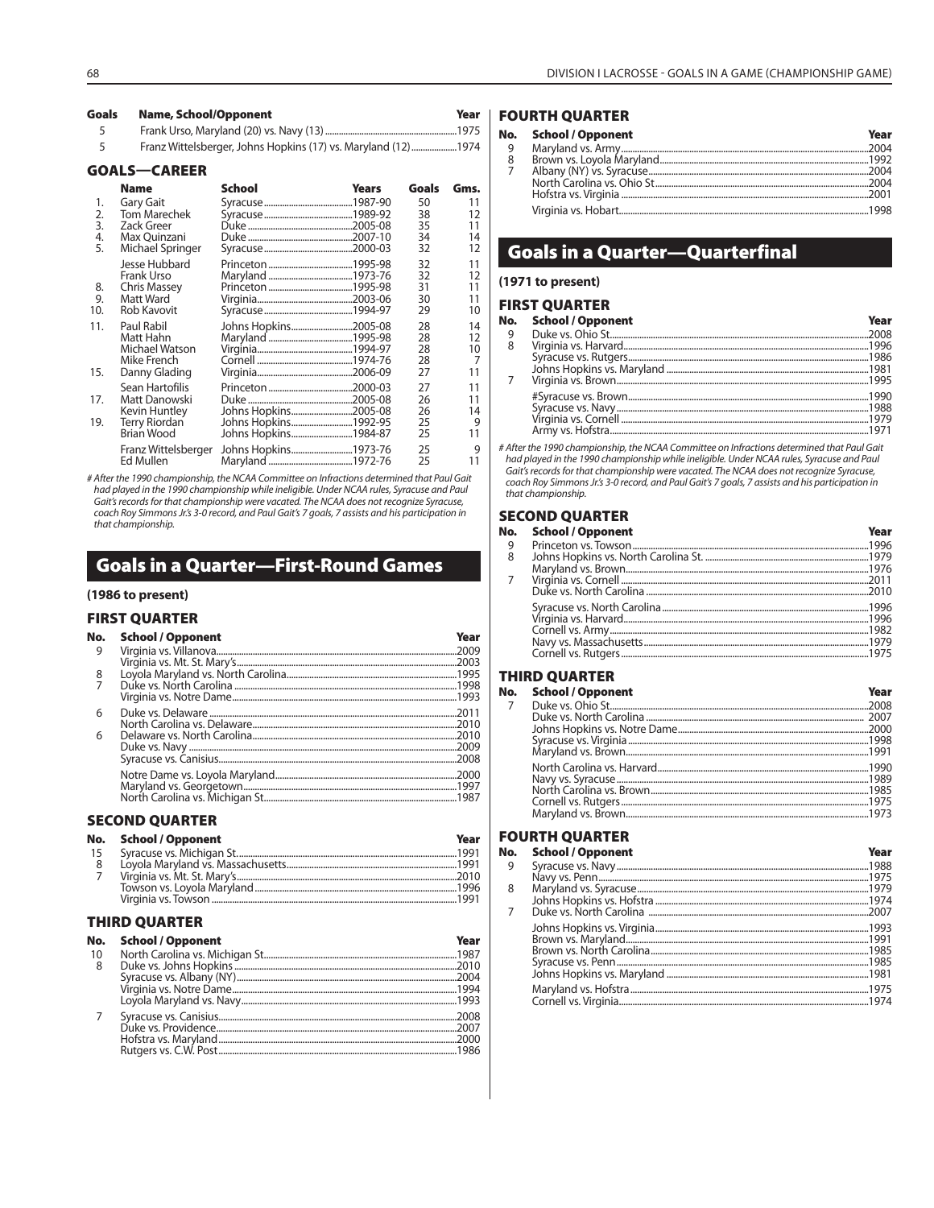| Goals | Name, School/Opponent | Year |
|---|---|---|
| 5 | Frank Urso, Maryland (20) vs. Navy (13) | 1975 |
| 5 | Franz Wittelsberger, Johns Hopkins (17) vs. Maryland (12) | 1974 |

### GOALS—CAREER

| | Name | School | Years | Goals | Gms. |
|---|---|---|---|---|---|
| 1. | Gary Gait | Syracuse | 1987-90 | 50 | 11 |
| 2. | Tom Marechek | Syracuse | 1989-92 | 38 | 12 |
| 3. | Zack Greer | Duke | 2005-08 | 35 | 11 |
| 4. | Max Quinzani | Duke | 2007-10 | 34 | 14 |
| 5. | Michael Springer | Syracuse | 2000-03 | 32 | 12 |
| | Jesse Hubbard | Princeton | 1995-98 | 32 | 11 |
| | Frank Urso | Maryland | 1973-76 | 32 | 12 |
| 8. | Chris Massey | Princeton | 1995-98 | 31 | 11 |
| 9. | Matt Ward | Virginia | 2003-06 | 30 | 11 |
| 10. | Rob Kavovit | Syracuse | 1994-97 | 29 | 10 |
| 11. | Paul Rabil | Johns Hopkins | 2005-08 | 28 | 14 |
| | Matt Hahn | Maryland | 1995-98 | 28 | 12 |
| | Michael Watson | Virginia | 1994-97 | 28 | 10 |
| | Mike French | Cornell | 1974-76 | 28 | 7 |
| 15. | Danny Glading | Virginia | 2006-09 | 27 | 11 |
| | Sean Hartofilis | Princeton | 2000-03 | 27 | 11 |
| 17. | Matt Danowski | Duke | 2005-08 | 26 | 11 |
| | Kevin Huntley | Johns Hopkins | 2005-08 | 26 | 14 |
| 19. | Terry Riordan | Johns Hopkins | 1992-95 | 25 | 9 |
| | Brian Wood | Johns Hopkins | 1984-87 | 25 | 11 |
| | Franz Wittelsberger | Johns Hopkins | 1973-76 | 25 | 9 |
| | Ed Mullen | Maryland | 1972-76 | 25 | 11 |

*# After the 1990 championship, the NCAA Committee on Infractions determined that Paul Gait had played in the 1990 championship while ineligible. Under NCAA rules, Syracuse and Paul Gait's records for that championship were vacated. The NCAA does not recognize Syracuse, coach Roy Simmons Jr.'s 3-0 record, and Paul Gait's 7 goals, 7 assists and his participation in that championship.*

## Goals in a Quarter—First-Round Games

**(1986 to present)**

### FIRST QUARTER

| No. | School / Opponent | Year |
|---|---|---|
| 9 | Virginia vs. Villanova | 2009 |
| | Virginia vs. Mt. St. Mary's | 2003 |
| 8 | Loyola Maryland vs. North Carolina | 1995 |
| 7 | Duke vs. North Carolina | 1998 |
| | Virginia vs. Notre Dame | 1993 |
| 6 | Duke vs. Delaware | 2011 |
| | North Carolina vs. Delaware | 2010 |
| 6 | Delaware vs. North Carolina | 2010 |
| | Duke vs. Navy | 2009 |
| | Syracuse vs. Canisius | 2008 |
| | Notre Dame vs. Loyola Maryland | 2000 |
| | Maryland vs. Georgetown | 1997 |
| | North Carolina vs. Michigan St. | 1987 |

### SECOND QUARTER

| No. | School / Opponent | Year |
|---|---|---|
| 15 | Syracuse vs. Michigan St. | 1991 |
| 8 | Loyola Maryland vs. Massachusetts | 1991 |
| 7 | Virginia vs. Mt. St. Mary's | 2010 |
| | Towson vs. Loyola Maryland | 1996 |
| | Virginia vs. Towson | 1991 |

### THIRD QUARTER

| No. | School / Opponent | Year |
|---|---|---|
| 10 | North Carolina vs. Michigan St. | 1987 |
| 8 | Duke vs. Johns Hopkins | 2010 |
| | Syracuse vs. Albany (NY) | 2004 |
| | Virginia vs. Notre Dame | 1994 |
| | Loyola Maryland vs. Navy | 1993 |
| 7 | Syracuse vs. Canisius | 2008 |
| | Duke vs. Providence | 2007 |
| | Hofstra vs. Maryland | 2000 |
| | Rutgers vs. C.W. Post | 1986 |

### FOURTH QUARTER

| No. | School / Opponent | Year |
|---|---|---|
| 9 | Maryland vs. Army | 2004 |
| 8 | Brown vs. Loyola Maryland | 1992 |
| 7 | Albany (NY) vs. Syracuse | 2004 |
| | North Carolina vs. Ohio St. | 2004 |
| | Hofstra vs. Virginia | 2001 |
| | Virginia vs. Hobart | 1998 |

## Goals in a Quarter—Quarterfinal

**(1971 to present)**

### FIRST QUARTER

| No. | School / Opponent | Year |
|---|---|---|
| 9 | Duke vs. Ohio St. | 2008 |
| 8 | Virginia vs. Harvard | 1996 |
| | Syracuse vs. Rutgers | 1986 |
| | Johns Hopkins vs. Maryland | 1981 |
| 7 | Virginia vs. Brown | 1995 |
| | #Syracuse vs. Brown | 1990 |
| | Syracuse vs. Navy | 1988 |
| | Virginia vs. Cornell | 1979 |
| | Army vs. Hofstra | 1971 |

*# After the 1990 championship, the NCAA Committee on Infractions determined that Paul Gait had played in the 1990 championship while ineligible. Under NCAA rules, Syracuse and Paul Gait's records for that championship were vacated. The NCAA does not recognize Syracuse, coach Roy Simmons Jr.'s 3-0 record, and Paul Gait's 7 goals, 7 assists and his participation in that championship.*

### SECOND QUARTER

| No. | School / Opponent | Year |
|---|---|---|
| 9 | Princeton vs. Towson | 1996 |
| 8 | Johns Hopkins vs. North Carolina St. | 1979 |
| | Maryland vs. Brown | 1976 |
| 7 | Virginia vs. Cornell | 2011 |
| | Duke vs. North Carolina | 2010 |
| | Syracuse vs. North Carolina | 1996 |
| | Virginia vs. Harvard | 1996 |
| | Cornell vs. Army | 1982 |
| | Navy vs. Massachusetts | 1979 |
| | Cornell vs. Rutgers | 1975 |

### THIRD QUARTER

| No. | School / Opponent | Year |
|---|---|---|
| 7 | Duke vs. Ohio St. | 2008 |
| | Duke vs. North Carolina | 2007 |
| | Johns Hopkins vs. Notre Dame | 2000 |
| | Syracuse vs. Virginia | 1998 |
| | Maryland vs. Brown | 1991 |
| | North Carolina vs. Harvard | 1990 |
| | Navy vs. Syracuse | 1989 |
| | North Carolina vs. Brown | 1985 |
| | Cornell vs. Rutgers | 1975 |
| | Maryland vs. Brown | 1973 |

### FOURTH QUARTER

| No. | School / Opponent | Year |
|---|---|---|
| 9 | Syracuse vs. Navy | 1988 |
| | Navy vs. Penn | 1975 |
| 8 | Maryland vs. Syracuse | 1979 |
| | Johns Hopkins vs. Hofstra | 1974 |
| 7 | Duke vs. North Carolina | 2007 |
| | Johns Hopkins vs. Virginia | 1993 |
| | Brown vs. Maryland | 1991 |
| | Brown vs. North Carolina | 1985 |
| | Syracuse vs. Penn | 1985 |
| | Johns Hopkins vs. Maryland | 1981 |
| | Maryland vs. Hofstra | 1975 |
| | Cornell vs. Virginia | 1974 |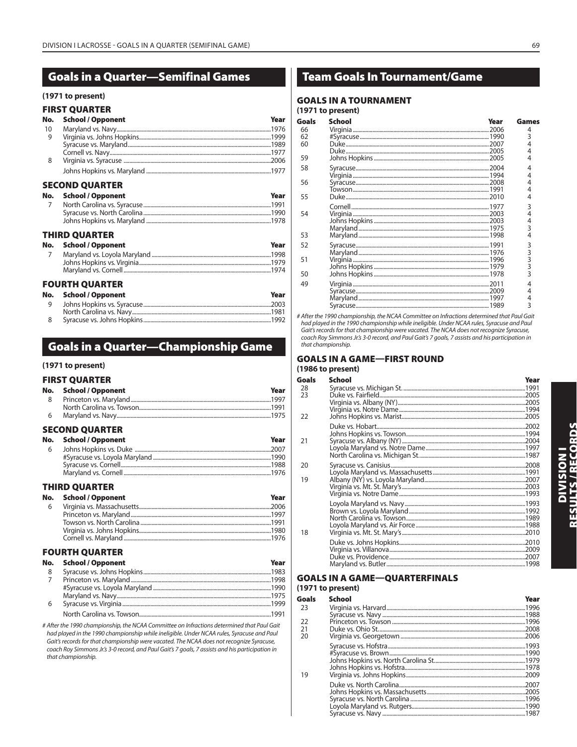# Goals in a Quarter—Semifinal Games

**(1971 to present)**

### FIRST QUARTER

| No. | School / Opponent | Year |
|---|---|---|
| 10 | Maryland vs. Navy | 1976 |
| 9 | Virginia vs. Johns Hopkins | 1999 |
| | Syracuse vs. Maryland | 1989 |
| | Cornell vs. Navy | 1977 |
| 8 | Virginia vs. Syracuse | 2006 |
| | Johns Hopkins vs. Maryland | 1977 |

### SECOND QUARTER

| No. | School / Opponent | Year |
|---|---|---|
| 7 | North Carolina vs. Syracuse | 1991 |
| | Syracuse vs. North Carolina | 1990 |
| | Johns Hopkins vs. Maryland | 1978 |

### THIRD QUARTER

| No. | School / Opponent | Year |
|---|---|---|
| 7 | Maryland vs. Loyola Maryland | 1998 |
| | Johns Hopkins vs. Virginia | 1979 |
| | Maryland vs. Cornell | 1974 |

### FOURTH QUARTER

| No. | School / Opponent | Year |
|---|---|---|
| 9 | Johns Hopkins vs. Syracuse | 2003 |
| | North Carolina vs. Navy | 1981 |
| 8 | Syracuse vs. Johns Hopkins | 1992 |

# Goals in a Quarter—Championship Game

**(1971 to present)**

### FIRST QUARTER

| No. | School / Opponent | Year |
|---|---|---|
| 8 | Princeton vs. Maryland | 1997 |
| | North Carolina vs. Towson | 1991 |
| 6 | Maryland vs. Navy | 1975 |

### SECOND QUARTER

| No. | School / Opponent | Year |
|---|---|---|
| 6 | Johns Hopkins vs. Duke | 2007 |
| | #Syracuse vs. Loyola Maryland | 1990 |
| | Syracuse vs. Cornell | 1988 |
| | Maryland vs. Cornell | 1976 |

### THIRD QUARTER

| No. | School / Opponent | Year |
|---|---|---|
| 6 | Virginia vs. Massachusetts | 2006 |
| | Princeton vs. Maryland | 1997 |
| | Towson vs. North Carolina | 1991 |
| | Virginia vs. Johns Hopkins | 1980 |
| | Cornell vs. Maryland | 1976 |

### FOURTH QUARTER

| No. | School / Opponent | Year |
|---|---|---|
| 8 | Syracuse vs. Johns Hopkins | 1983 |
| 7 | Princeton vs. Maryland | 1998 |
| | #Syracuse vs. Loyola Maryland | 1990 |
| | Maryland vs. Navy | 1975 |
| 6 | Syracuse vs. Virginia | 1999 |
| | North Carolina vs. Towson | 1991 |

*# After the 1990 championship, the NCAA Committee on Infractions determined that Paul Gait had played in the 1990 championship while ineligible. Under NCAA rules, Syracuse and Paul Gait's records for that championship were vacated. The NCAA does not recognize Syracuse, coach Roy Simmons Jr.'s 3-0 record, and Paul Gait's 7 goals, 7 assists and his participation in that championship.*

# Team Goals In Tournament/Game

## GOALS IN A TOURNAMENT

**(1971 to present)**

| Goals | School | Year | Games |
|---|---|---|---|
| 66 | Virginia | 2006 | 4 |
| 62 | #Syracuse | 1990 | 3 |
| 60 | Duke | 2007 | 4 |
| | Duke | 2005 | 4 |
| 59 | Johns Hopkins | 2005 | 4 |
| 58 | Syracuse | 2004 | 4 |
| | Virginia | 1994 | 4 |
| 56 | Syracuse | 2008 | 4 |
| | Towson | 1991 | 4 |
| 55 | Duke | 2010 | 4 |
| | Cornell | 1977 | 3 |
| 54 | Virginia | 2003 | 4 |
| | Johns Hopkins | 2003 | 4 |
| | Maryland | 1975 | 3 |
| 53 | Maryland | 1998 | 4 |
| 52 | Syracuse | 1991 | 3 |
| | Maryland | 1976 | 3 |
| 51 | Virginia | 1996 | 3 |
| | Johns Hopkins | 1979 | 3 |
| 50 | Johns Hopkins | 1978 | 3 |
| 49 | Virginia | 2011 | 4 |
| | Syracuse | 2009 | 4 |
| | Maryland | 1997 | 4 |
| | Syracuse | 1989 | 3 |

*# After the 1990 championship, the NCAA Committee on Infractions determined that Paul Gait had played in the 1990 championship while ineligible. Under NCAA rules, Syracuse and Paul Gait's records for that championship were vacated. The NCAA does not recognize Syracuse, coach Roy Simmons Jr.'s 3-0 record, and Paul Gait's 7 goals, 7 assists and his participation in that championship.*

## GOALS IN A GAME—FIRST ROUND

**(1986 to present)**

| Goals | School | Year |
|---|---|---|
| 28 | Syracuse vs. Michigan St. | 1991 |
| 23 | Duke vs. Fairfield | 2005 |
| | Virginia vs. Albany (NY) | 2005 |
| | Virginia vs. Notre Dame | 1994 |
| 22 | Johns Hopkins vs. Marist | 2005 |
| | Duke vs. Hobart | 2002 |
| | Johns Hopkins vs. Towson | 1994 |
| 21 | Syracuse vs. Albany (NY) | 2004 |
| | Loyola Maryland vs. Notre Dame | 1997 |
| | North Carolina vs. Michigan St. | 1987 |
| 20 | Syracuse vs. Canisius | 2008 |
| | Loyola Maryland vs. Massachusetts | 1991 |
| 19 | Albany (NY) vs. Loyola Maryland | 2007 |
| | Virginia vs. Mt. St. Mary's | 2003 |
| | Virginia vs. Notre Dame | 1993 |
| | Loyola Maryland vs. Navy | 1993 |
| | Brown vs. Loyola Maryland | 1992 |
| | North Carolina vs. Towson | 1989 |
| | Loyola Maryland vs. Air Force | 1988 |
| 18 | Virginia vs. Mt. St. Mary's | 2010 |
| | Duke vs. Johns Hopkins | 2010 |
| | Virginia vs. Villanova | 2009 |
| | Duke vs. Providence | 2007 |
| | Maryland vs. Butler | 1998 |

## GOALS IN A GAME—QUARTERFINALS

**(1971 to present)**

| Goals | School | Year |
|---|---|---|
| 23 | Virginia vs. Harvard | 1996 |
| | Syracuse vs. Navy | 1988 |
| 22 | Princeton vs. Towson | 1996 |
| 21 | Duke vs. Ohio St. | 2008 |
| 20 | Virginia vs. Georgetown | 2006 |
| | Syracuse vs. Hofstra | 1993 |
| | #Syracuse vs. Brown | 1990 |
| | Johns Hopkins vs. North Carolina St. | 1979 |
| | Johns Hopkins vs. Hofstra | 1978 |
| 19 | Virginia vs. Johns Hopkins | 2009 |
| | Duke vs. North Carolina | 2007 |
| | Johns Hopkins vs. Massachusetts | 2005 |
| | Syracuse vs. North Carolina | 1996 |
| | Loyola Maryland vs. Rutgers | 1990 |
| | Syracuse vs. Navy | 1987 |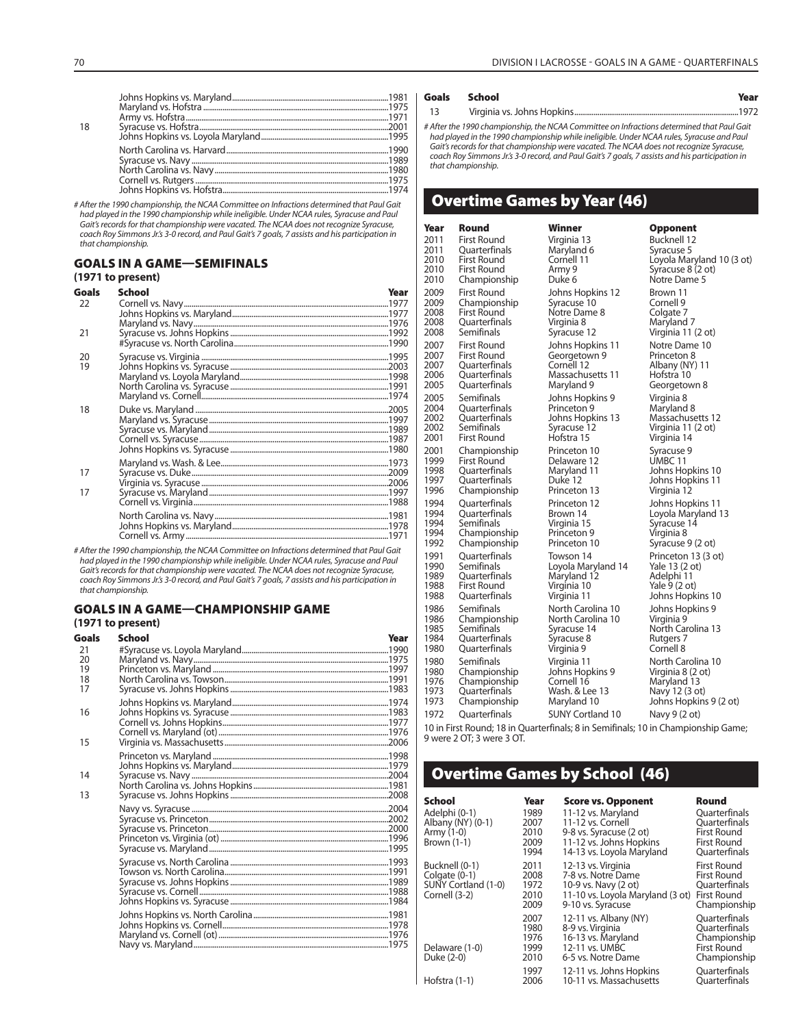| Goals | School | Year |
|---|---|---|
| | Johns Hopkins vs. Maryland | 1981 |
| | Maryland vs. Hofstra | 1975 |
| | Army vs. Hofstra | 1971 |
| 18 | Syracuse vs. Hofstra | 2001 |
| | Johns Hopkins vs. Loyola Maryland | 1995 |
| | North Carolina vs. Harvard | 1990 |
| | Syracuse vs. Navy | 1989 |
| | North Carolina vs. Navy | 1980 |
| | Cornell vs. Rutgers | 1975 |
| | Johns Hopkins vs. Hofstra | 1974 |

*# After the 1990 championship, the NCAA Committee on Infractions determined that Paul Gait had played in the 1990 championship while ineligible. Under NCAA rules, Syracuse and Paul Gait's records for that championship were vacated. The NCAA does not recognize Syracuse, coach Roy Simmons Jr.'s 3-0 record, and Paul Gait's 7 goals, 7 assists and his participation in that championship.*

## GOALS IN A GAME—SEMIFINALS

### (1971 to present)

| Goals | School | Year |
|---|---|---|
| 22 | Cornell vs. Navy | 1977 |
| | Johns Hopkins vs. Maryland | 1977 |
| | Maryland vs. Navy | 1976 |
| 21 | Syracuse vs. Johns Hopkins | 1992 |
| | #Syracuse vs. North Carolina | 1990 |
| 20 | Syracuse vs. Virginia | 1995 |
| 19 | Johns Hopkins vs. Syracuse | 2003 |
| | Maryland vs. Loyola Maryland | 1998 |
| | North Carolina vs. Syracuse | 1991 |
| | Maryland vs. Cornell | 1974 |
| 18 | Duke vs. Maryland | 2005 |
| | Maryland vs. Syracuse | 1997 |
| | Syracuse vs. Maryland | 1989 |
| | Cornell vs. Syracuse | 1987 |
| | Johns Hopkins vs. Syracuse | 1980 |
| | Maryland vs. Wash. & Lee | 1973 |
| 17 | Syracuse vs. Duke | 2009 |
| | Virginia vs. Syracuse | 2006 |
| 17 | Syracuse vs. Maryland | 1997 |
| | Cornell vs. Virginia | 1988 |
| | North Carolina vs. Navy | 1981 |
| | Johns Hopkins vs. Maryland | 1978 |
| | Cornell vs. Army | 1971 |

*# After the 1990 championship, the NCAA Committee on Infractions determined that Paul Gait had played in the 1990 championship while ineligible. Under NCAA rules, Syracuse and Paul Gait's records for that championship were vacated. The NCAA does not recognize Syracuse, coach Roy Simmons Jr.'s 3-0 record, and Paul Gait's 7 goals, 7 assists and his participation in that championship.*

## GOALS IN A GAME—CHAMPIONSHIP GAME

### (1971 to present)

| Goals | School | Year |
|---|---|---|
| 21 | #Syracuse vs. Loyola Maryland | 1990 |
| 20 | Maryland vs. Navy | 1975 |
| 19 | Princeton vs. Maryland | 1997 |
| 18 | North Carolina vs. Towson | 1991 |
| 17 | Syracuse vs. Johns Hopkins | 1983 |
| | Johns Hopkins vs. Maryland | 1974 |
| 16 | Johns Hopkins vs. Syracuse | 1983 |
| | Cornell vs. Johns Hopkins | 1977 |
| | Cornell vs. Maryland (ot) | 1976 |
| 15 | Virginia vs. Massachusetts | 2006 |
| | Princeton vs. Maryland | 1998 |
| | Johns Hopkins vs. Maryland | 1979 |
| 14 | Syracuse vs. Navy | 2004 |
| | North Carolina vs. Johns Hopkins | 1981 |
| 13 | Syracuse vs. Johns Hopkins | 2008 |
| | Navy vs. Syracuse | 2004 |
| | Syracuse vs. Princeton | 2002 |
| | Syracuse vs. Princeton | 2000 |
| | Princeton vs. Virginia (ot) | 1996 |
| | Syracuse vs. Maryland | 1995 |
| | Syracuse vs. North Carolina | 1993 |
| | Towson vs. North Carolina | 1991 |
| | SUNY Cortland vs. Johns Hopkins | 1989 |
| | Syracuse vs. Cornell | 1988 |
| | Johns Hopkins vs. Syracuse | 1984 |
| | Johns Hopkins vs. North Carolina | 1981 |
| | Johns Hopkins vs. Cornell | 1978 |
| | Maryland vs. Cornell (ot) | 1976 |
| | Navy vs. Maryland | 1975 |

| Goals | School | Year |
|---|---|---|
| 13 | Virginia vs. Johns Hopkins | 1972 |

*# After the 1990 championship, the NCAA Committee on Infractions determined that Paul Gait had played in the 1990 championship while ineligible. Under NCAA rules, Syracuse and Paul Gait's records for that championship were vacated. The NCAA does not recognize Syracuse, coach Roy Simmons Jr.'s 3-0 record, and Paul Gait's 7 goals, 7 assists and his participation in that championship.*

## Overtime Games by Year (46)

| Year | Round | Winner | Opponent |
|---|---|---|---|
| 2011 | First Round | Virginia 13 | Bucknell 12 |
| 2011 | Quarterfinals | Maryland 6 | Syracuse 5 |
| 2010 | First Round | Cornell 11 | Loyola Maryland 10 (3 ot) |
| 2010 | First Round | Army 9 | Syracuse 8 (2 ot) |
| 2010 | Championship | Duke 6 | Notre Dame 5 |
| 2009 | First Round | Johns Hopkins 12 | Brown 11 |
| 2009 | Championship | Syracuse 10 | Cornell 9 |
| 2008 | First Round | Notre Dame 8 | Colgate 7 |
| 2008 | Quarterfinals | Virginia 8 | Maryland 7 |
| 2008 | Semifinals | Syracuse 12 | Virginia 11 (2 ot) |
| 2007 | First Round | Johns Hopkins 11 | Notre Dame 10 |
| 2007 | First Round | Georgetown 9 | Princeton 8 |
| 2007 | Quarterfinals | Cornell 12 | Albany (NY) 11 |
| 2006 | Quarterfinals | Massachusetts 11 | Hofstra 10 |
| 2005 | Quarterfinals | Maryland 9 | Georgetown 8 |
| 2005 | Semifinals | Johns Hopkins 9 | Virginia 8 |
| 2004 | Quarterfinals | Princeton 9 | Maryland 8 |
| 2002 | Quarterfinals | Johns Hopkins 13 | Massachusetts 12 |
| 2002 | Semifinals | Syracuse 12 | Virginia 11 (2 ot) |
| 2001 | First Round | Hofstra 15 | Virginia 14 |
| 2001 | Championship | Princeton 10 | Syracuse 9 |
| 1999 | First Round | Delaware 12 | UMBC 11 |
| 1998 | Quarterfinals | Maryland 11 | Johns Hopkins 10 |
| 1997 | Quarterfinals | Duke 12 | Johns Hopkins 11 |
| 1996 | Championship | Princeton 13 | Virginia 12 |
| 1994 | Quarterfinals | Princeton 12 | Johns Hopkins 11 |
| 1994 | Quarterfinals | Brown 14 | Loyola Maryland 13 |
| 1994 | Semifinals | Virginia 15 | Syracuse 14 |
| 1994 | Championship | Princeton 9 | Virginia 8 |
| 1992 | Championship | Princeton 10 | Syracuse 9 (2 ot) |
| 1991 | Quarterfinals | Towson 14 | Princeton 13 (3 ot) |
| 1990 | Semifinals | Loyola Maryland 14 | Yale 13 (2 ot) |
| 1989 | Quarterfinals | Maryland 12 | Adelphi 11 |
| 1988 | First Round | Virginia 10 | Yale 9 (2 ot) |
| 1988 | Quarterfinals | Virginia 11 | Johns Hopkins 10 |
| 1986 | Semifinals | North Carolina 10 | Johns Hopkins 9 |
| 1986 | Championship | North Carolina 10 | Virginia 9 |
| 1985 | Semifinals | Syracuse 14 | North Carolina 13 |
| 1984 | Quarterfinals | Syracuse 8 | Rutgers 7 |
| 1980 | Quarterfinals | Virginia 9 | Cornell 8 |
| 1980 | Semifinals | Virginia 11 | North Carolina 10 |
| 1980 | Championship | Johns Hopkins 9 | Virginia 8 (2 ot) |
| 1976 | Championship | Cornell 16 | Maryland 13 |
| 1973 | Quarterfinals | Wash. & Lee 13 | Navy 12 (3 ot) |
| 1973 | Championship | Maryland 10 | Johns Hopkins 9 (2 ot) |
| 1972 | Quarterfinals | SUNY Cortland 10 | Navy 9 (2 ot) |

10 in First Round; 18 in Quarterfinals; 8 in Semifinals; 10 in Championship Game; 9 were 2 OT; 3 were 3 OT.

## Overtime Games by School (46)

| School | Year | Score vs. Opponent | Round |
|---|---|---|---|
| Adelphi (0-1) | 1989 | 11-12 vs. Maryland | Quarterfinals |
| Albany (NY) (0-1) | 2007 | 11-12 vs. Cornell | Quarterfinals |
| Army (1-0) | 2010 | 9-8 vs. Syracuse (2 ot) | First Round |
| Brown (1-1) | 2009 | 11-12 vs. Johns Hopkins | First Round |
| | 1994 | 14-13 vs. Loyola Maryland | Quarterfinals |
| Bucknell (0-1) | 2011 | 12-13 vs. Virginia | First Round |
| Colgate (0-1) | 2008 | 7-8 vs. Notre Dame | First Round |
| SUNY Cortland (1-0) | 1972 | 10-9 vs. Navy (2 ot) | Quarterfinals |
| Cornell (3-2) | 2010 | 11-10 vs. Loyola Maryland (3 ot) | First Round |
| | 2009 | 9-10 vs. Syracuse | Championship |
| | 2007 | 12-11 vs. Albany (NY) | Quarterfinals |
| | 1980 | 8-9 vs. Virginia | Quarterfinals |
| | 1976 | 16-13 vs. Maryland | Championship |
| Delaware (1-0) | 1999 | 12-11 vs. UMBC | First Round |
| Duke (2-0) | 2010 | 6-5 vs. Notre Dame | Championship |
| | 1997 | 12-11 vs. Johns Hopkins | Quarterfinals |
| Hofstra (1-1) | 2006 | 10-11 vs. Massachusetts | Quarterfinals |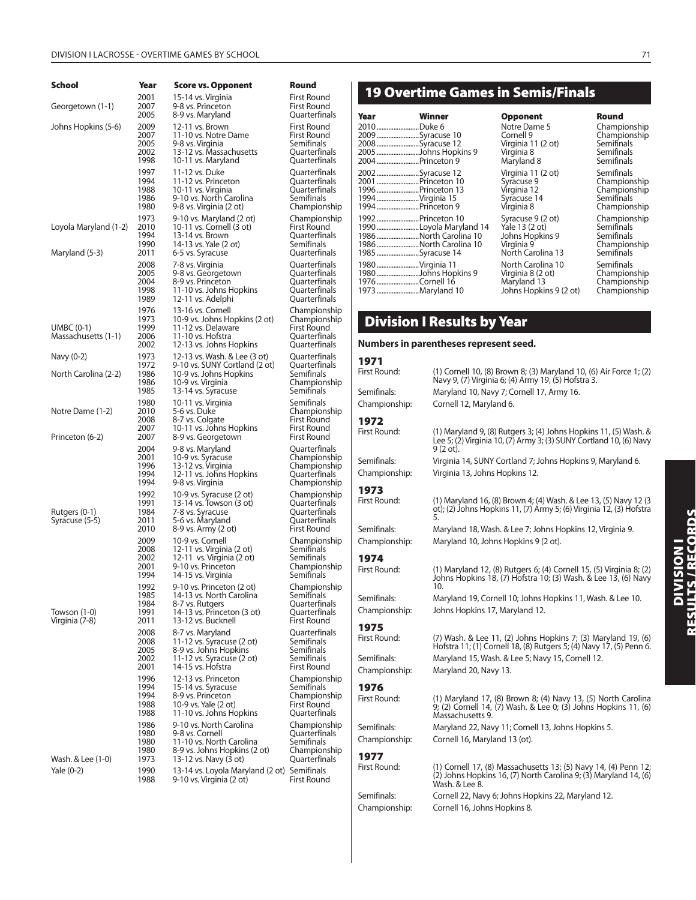| School | Year | Score vs. Opponent | Round |
|---|---|---|---|
| | 2001 | 15-14 vs. Virginia | First Round |
| Georgetown (1-1) | 2007 | 9-8 vs. Princeton | First Round |
| | 2005 | 8-9 vs. Maryland | Quarterfinals |
| Johns Hopkins (5-6) | 2009 | 12-11 vs. Brown | First Round |
| | 2007 | 11-10 vs. Notre Dame | First Round |
| | 2005 | 9-8 vs. Virginia | Semifinals |
| | 2002 | 13-12 vs. Massachusetts | Quarterfinals |
| | 1998 | 10-11 vs. Maryland | Quarterfinals |
| | 1997 | 11-12 vs. Duke | Quarterfinals |
| | 1994 | 11-12 vs. Princeton | Quarterfinals |
| | 1988 | 10-11 vs. Virginia | Quarterfinals |
| | 1986 | 9-10 vs. North Carolina | Semifinals |
| | 1980 | 9-8 vs. Virginia (2 ot) | Championship |
| | 1973 | 9-10 vs. Maryland (2 ot) | Championship |
| Loyola Maryland (1-2) | 2010 | 10-11 vs. Cornell (3 ot) | First Round |
| | 1994 | 13-14 vs. Brown | Quarterfinals |
| | 1990 | 14-13 vs. Yale (2 ot) | Semifinals |
| Maryland (5-3) | 2011 | 6-5 vs. Syracuse | Quarterfinals |
| | 2008 | 7-8 vs. Virginia | Quarterfinals |
| | 2005 | 9-8 vs. Georgetown | Quarterfinals |
| | 2004 | 8-9 vs. Princeton | Quarterfinals |
| | 1998 | 11-10 vs. Johns Hopkins | Quarterfinals |
| | 1989 | 12-11 vs. Adelphi | Quarterfinals |
| | 1976 | 13-16 vs. Cornell | Championship |
| | 1973 | 10-9 vs. Johns Hopkins (2 ot) | Championship |
| UMBC (0-1) | 1999 | 11-12 vs. Delaware | First Round |
| Massachusetts (1-1) | 2006 | 11-10 vs. Hofstra | Quarterfinals |
| | 2002 | 12-13 vs. Johns Hopkins | Quarterfinals |
| Navy (0-2) | 1973 | 12-13 vs. Wash. & Lee (3 ot) | Quarterfinals |
| | 1972 | 9-10 vs. SUNY Cortland (2 ot) | Quarterfinals |
| North Carolina (2-2) | 1986 | 10-9 vs. Johns Hopkins | Semifinals |
| | 1986 | 10-9 vs. Virginia | Championship |
| | 1985 | 13-14 vs. Syracuse | Semifinals |
| | 1980 | 10-11 vs. Virginia | Semifinals |
| Notre Dame (1-2) | 2010 | 5-6 vs. Duke | Championship |
| | 2008 | 8-7 vs. Colgate | First Round |
| | 2007 | 10-11 vs. Johns Hopkins | First Round |
| Princeton (6-2) | 2007 | 8-9 vs. Georgetown | First Round |
| | 2004 | 9-8 vs. Maryland | Quarterfinals |
| | 2001 | 10-9 vs. Syracuse | Championship |
| | 1996 | 13-12 vs. Virginia | Championship |
| | 1994 | 12-11 vs. Johns Hopkins | Quarterfinals |
| | 1994 | 9-8 vs. Virginia | Championship |
| | 1992 | 10-9 vs. Syracuse (2 ot) | Championship |
| | 1991 | 13-14 vs. Towson (3 ot) | Quarterfinals |
| Rutgers (0-1) | 1984 | 7-8 vs. Syracuse | Quarterfinals |
| Syracuse (5-5) | 2011 | 5-6 vs. Maryland | Quarterfinals |
| | 2010 | 8-9 vs. Army (2 ot) | First Round |
| | 2009 | 10-9 vs. Cornell | Championship |
| | 2008 | 12-11 vs. Virginia (2 ot) | Semifinals |
| | 2002 | 12-11 vs. Virginia (2 ot) | Semifinals |
| | 2001 | 9-10 vs. Princeton | Championship |
| | 1994 | 14-15 vs. Virginia | Semifinals |
| | 1992 | 9-10 vs. Princeton (2 ot) | Championship |
| | 1985 | 14-13 vs. North Carolina | Semifinals |
| | 1984 | 8-7 vs. Rutgers | Quarterfinals |
| Towson (1-0) | 1991 | 14-13 vs. Princeton (3 ot) | Quarterfinals |
| Virginia (7-8) | 2011 | 13-12 vs. Bucknell | First Round |
| | 2008 | 8-7 vs. Maryland | Quarterfinals |
| | 2008 | 11-12 vs. Syracuse (2 ot) | Semifinals |
| | 2005 | 8-9 vs. Johns Hopkins | Semifinals |
| | 2002 | 11-12 vs. Syracuse (2 ot) | Semifinals |
| | 2001 | 14-15 vs. Hofstra | First Round |
| | 1996 | 12-13 vs. Princeton | Championship |
| | 1994 | 15-14 vs. Syracuse | Semifinals |
| | 1994 | 8-9 vs. Princeton | Championship |
| | 1988 | 10-9 vs. Yale (2 ot) | First Round |
| | 1988 | 11-10 vs. Johns Hopkins | Quarterfinals |
| | 1986 | 9-10 vs. North Carolina | Championship |
| | 1980 | 9-8 vs. Cornell | Quarterfinals |
| | 1980 | 11-10 vs. North Carolina | Semifinals |
| | 1980 | 8-9 vs. Johns Hopkins (2 ot) | Championship |
| Wash. & Lee (1-0) | 1973 | 13-12 vs. Navy (3 ot) | Quarterfinals |
| Yale (0-2) | 1990 | 13-14 vs. Loyola Maryland (2 ot) | Semifinals |
| | 1988 | 9-10 vs. Virginia (2 ot) | First Round |

## 19 Overtime Games in Semis/Finals

| Year | Winner | Opponent | Round |
|---|---|---|---|
| 2010 | Duke 6 | Notre Dame 5 | Championship |
| 2009 | Syracuse 10 | Cornell 9 | Championship |
| 2008 | Syracuse 12 | Virginia 11 (2 ot) | Semifinals |
| 2005 | Johns Hopkins 9 | Virginia 8 | Semifinals |
| 2004 | Princeton 9 | Maryland 8 | Semifinals |
| 2002 | Syracuse 12 | Virginia 11 (2 ot) | Semifinals |
| 2001 | Princeton 10 | Syracuse 9 | Championship |
| 1996 | Princeton 13 | Virginia 12 | Championship |
| 1994 | Virginia 15 | Syracuse 14 | Semifinals |
| 1994 | Princeton 9 | Virginia 8 | Championship |
| 1992 | Princeton 10 | Syracuse 9 (2 ot) | Championship |
| 1990 | Loyola Maryland 14 | Yale 13 (2 ot) | Semifinals |
| 1986 | North Carolina 10 | Johns Hopkins 9 | Semifinals |
| 1986 | North Carolina 10 | Virginia 9 | Championship |
| 1985 | Syracuse 14 | North Carolina 13 | Semifinals |
| 1980 | Virginia 11 | North Carolina 10 | Semifinals |
| 1980 | Johns Hopkins 9 | Virginia 8 (2 ot) | Championship |
| 1976 | Cornell 16 | Maryland 13 | Championship |
| 1973 | Maryland 10 | Johns Hopkins 9 (2 ot) | Championship |

## Division I Results by Year

**Numbers in parentheses represent seed.**

### 1971

First Round: (1) Cornell 10, (8) Brown 8; (3) Maryland 10, (6) Air Force 1; (2) Navy 9, (7) Virginia 6; (4) Army 19, (5) Hofstra 3.

Semifinals: Maryland 10, Navy 7; Cornell 17, Army 16.

Championship: Cornell 12, Maryland 6.

### 1972

First Round: (1) Maryland 9, (8) Rutgers 3; (4) Johns Hopkins 11, (5) Wash. & Lee 5; (2) Virginia 10, (7) Army 3; (3) SUNY Cortland 10, (6) Navy 9 (2 ot).

Semifinals: Virginia 14, SUNY Cortland 7; Johns Hopkins 9, Maryland 6.

Championship: Virginia 13, Johns Hopkins 12.

### 1973

First Round: (1) Maryland 16, (8) Brown 4; (4) Wash. & Lee 13, (5) Navy 12 (3 ot); (2) Johns Hopkins 11, (7) Army 5; (6) Virginia 12, (3) Hofstra 5.

Semifinals: Maryland 18, Wash. & Lee 7; Johns Hopkins 12, Virginia 9.

Championship: Maryland 10, Johns Hopkins 9 (2 ot).

### 1974

First Round: (1) Maryland 12, (8) Rutgers 6; (4) Cornell 15, (5) Virginia 8; (2) Johns Hopkins 18, (7) Hofstra 10; (3) Wash. & Lee 13, (6) Navy 10.

Semifinals: Maryland 19, Cornell 10; Johns Hopkins 11, Wash. & Lee 10.

Championship: Johns Hopkins 17, Maryland 12.

### 1975

First Round: (7) Wash. & Lee 11, (2) Johns Hopkins 7; (3) Maryland 19, (6) Hofstra 11; (1) Cornell 18, (8) Rutgers 5; (4) Navy 17, (5) Penn 6.

Semifinals: Maryland 15, Wash. & Lee 5; Navy 15, Cornell 12.

Championship: Maryland 20, Navy 13.

### 1976

First Round: (1) Maryland 17, (8) Brown 8; (4) Navy 13, (5) North Carolina 9; (2) Cornell 14, (7) Wash. & Lee 0; (3) Johns Hopkins 11, (6) Massachusetts 9.

Semifinals: Maryland 22, Navy 11; Cornell 13, Johns Hopkins 5.

Championship: Cornell 16, Maryland 13 (ot).

### 1977

First Round: (1) Cornell 17, (8) Massachusetts 13; (5) Navy 14, (4) Penn 12; (2) Johns Hopkins 16, (7) North Carolina 9; (3) Maryland 14, (6) Wash. & Lee 8.

Semifinals: Cornell 22, Navy 6; Johns Hopkins 22, Maryland 12.

Championship: Cornell 16, Johns Hopkins 8.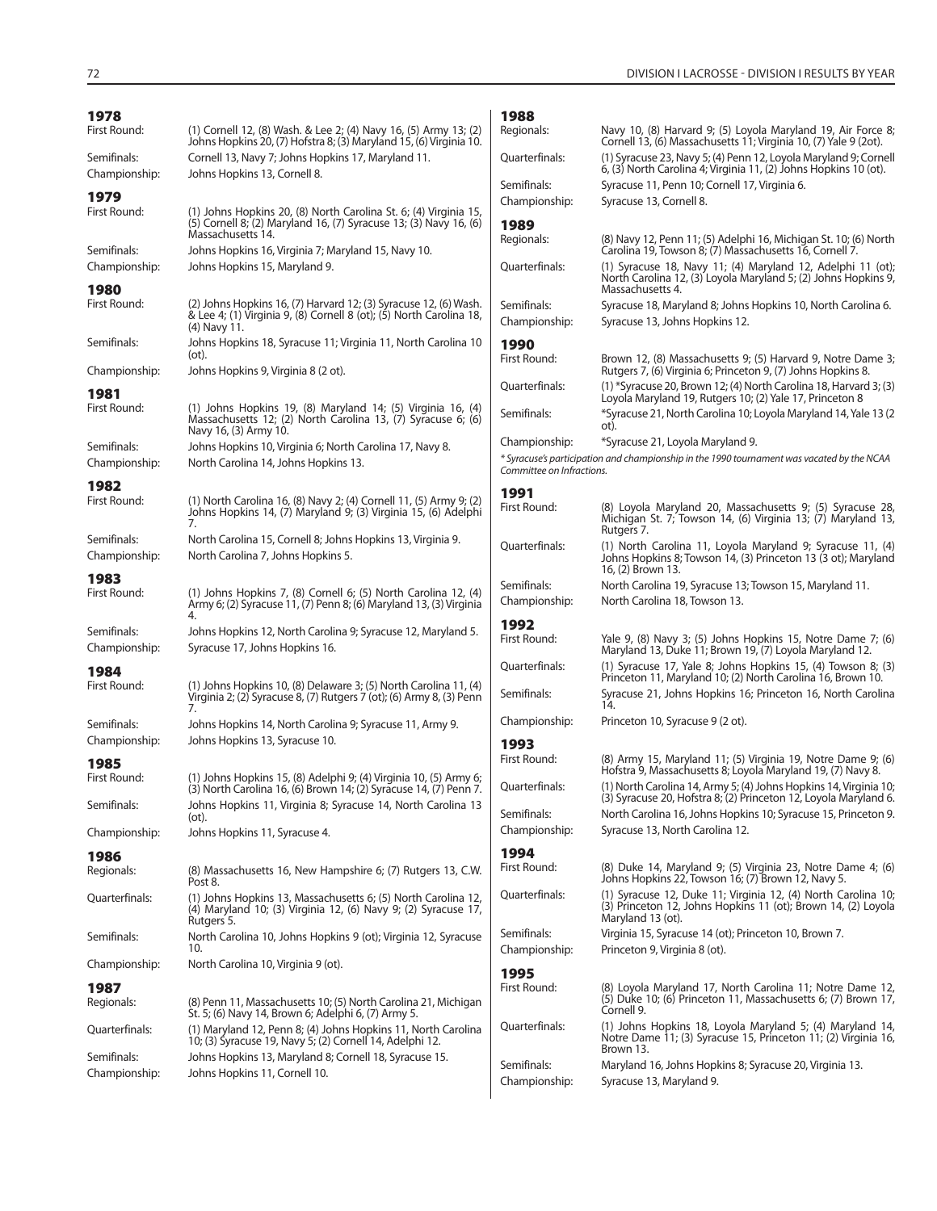## 1978

**First Round:** (1) Cornell 12, (8) Wash. & Lee 2; (4) Navy 16, (5) Army 13; (2) Johns Hopkins 20, (7) Hofstra 8; (3) Maryland 15, (6) Virginia 10.

**Semifinals:** Cornell 13, Navy 7; Johns Hopkins 17, Maryland 11.

**Championship:** Johns Hopkins 13, Cornell 8.

## 1979

**First Round:** (1) Johns Hopkins 20, (8) North Carolina St. 6; (4) Virginia 15, (5) Cornell 8; (2) Maryland 16, (7) Syracuse 13; (3) Navy 16, (6) Massachusetts 14.

**Semifinals:** Johns Hopkins 16, Virginia 7; Maryland 15, Navy 10.

**Championship:** Johns Hopkins 15, Maryland 9.

## 1980

**First Round:** (2) Johns Hopkins 16, (7) Harvard 12; (3) Syracuse 12, (6) Wash. & Lee 4; (1) Virginia 9, (8) Cornell 8 (ot); (5) North Carolina 18, (4) Navy 11.

**Semifinals:** Johns Hopkins 18, Syracuse 11; Virginia 11, North Carolina 10 (ot).

**Championship:** Johns Hopkins 9, Virginia 8 (2 ot).

## 1981

**First Round:** (1) Johns Hopkins 19, (8) Maryland 14; (5) Virginia 16, (4) Massachusetts 12; (2) North Carolina 13, (7) Syracuse 6; (6) Navy 16, (3) Army 10.

**Semifinals:** Johns Hopkins 10, Virginia 6; North Carolina 17, Navy 8.

**Championship:** North Carolina 14, Johns Hopkins 13.

## 1982

**First Round:** (1) North Carolina 16, (8) Navy 2; (4) Cornell 11, (5) Army 9; (2) Johns Hopkins 14, (7) Maryland 9; (3) Virginia 15, (6) Adelphi 7.

**Semifinals:** North Carolina 15, Cornell 8; Johns Hopkins 13, Virginia 9.

**Championship:** North Carolina 7, Johns Hopkins 5.

## 1983

**First Round:** (1) Johns Hopkins 7, (8) Cornell 6; (5) North Carolina 12, (4) Army 6; (2) Syracuse 11, (7) Penn 8; (6) Maryland 13, (3) Virginia 4.

**Semifinals:** Johns Hopkins 12, North Carolina 9; Syracuse 12, Maryland 5.

**Championship:** Syracuse 17, Johns Hopkins 16.

## 1984

**First Round:** (1) Johns Hopkins 10, (8) Delaware 3; (5) North Carolina 11, (4) Virginia 2; (2) Syracuse 8, (7) Rutgers 7 (ot); (6) Army 8, (3) Penn 7.

**Semifinals:** Johns Hopkins 14, North Carolina 9; Syracuse 11, Army 9.

**Championship:** Johns Hopkins 13, Syracuse 10.

## 1985

**First Round:** (1) Johns Hopkins 15, (8) Adelphi 9; (4) Virginia 10, (5) Army 6; (3) North Carolina 16, (6) Brown 14; (2) Syracuse 14, (7) Penn 7.

**Semifinals:** Johns Hopkins 11, Virginia 8; Syracuse 14, North Carolina 13 (ot).

**Championship:** Johns Hopkins 11, Syracuse 4.

## 1986

**Regionals:** (8) Massachusetts 16, New Hampshire 6; (7) Rutgers 13, C.W. Post 8.

**Quarterfinals:** (1) Johns Hopkins 13, Massachusetts 6; (5) North Carolina 12, (4) Maryland 10; (3) Virginia 12, (6) Navy 9; (2) Syracuse 17, Rutgers 5.

**Semifinals:** North Carolina 10, Johns Hopkins 9 (ot); Virginia 12, Syracuse 10.

**Championship:** North Carolina 10, Virginia 9 (ot).

## 1987

**Regionals:** (8) Penn 11, Massachusetts 10; (5) North Carolina 21, Michigan St. 5; (6) Navy 14, Brown 6; Adelphi 6, (7) Army 5.

**Quarterfinals:** (1) Maryland 12, Penn 8; (4) Johns Hopkins 11, North Carolina 10; (3) Syracuse 19, Navy 5; (2) Cornell 14, Adelphi 12.

**Semifinals:** Johns Hopkins 13, Maryland 8; Cornell 18, Syracuse 15.

**Championship:** Johns Hopkins 11, Cornell 10.

## 1988

**Regionals:** Navy 10, (8) Harvard 9; (5) Loyola Maryland 19, Air Force 8; Cornell 13, (6) Massachusetts 11; Virginia 10, (7) Yale 9 (2ot).

**Quarterfinals:** (1) Syracuse 23, Navy 5; (4) Penn 12, Loyola Maryland 9; Cornell 6, (3) North Carolina 4; Virginia 11, (2) Johns Hopkins 10 (ot).

**Semifinals:** Syracuse 11, Penn 10; Cornell 17, Virginia 6.

**Championship:** Syracuse 13, Cornell 8.

## 1989

**Regionals:** (8) Navy 12, Penn 11; (5) Adelphi 16, Michigan St. 10; (6) North Carolina 19, Towson 8; (7) Massachusetts 16, Cornell 7.

**Quarterfinals:** (1) Syracuse 18, Navy 11; (4) Maryland 12, Adelphi 11 (ot); North Carolina 12, (3) Loyola Maryland 5; (2) Johns Hopkins 9, Massachusetts 4.

**Semifinals:** Syracuse 18, Maryland 8; Johns Hopkins 10, North Carolina 6.

**Championship:** Syracuse 13, Johns Hopkins 12.

## 1990

**First Round:** Brown 12, (8) Massachusetts 9; (5) Harvard 9, Notre Dame 3; Rutgers 7, (6) Virginia 6; Princeton 9, (7) Johns Hopkins 8.

**Quarterfinals:** (1) *Syracuse 20, Brown 12; (4) North Carolina 18, Harvard 3; (3) Loyola Maryland 19, Rutgers 10; (2) Yale 17, Princeton 8

**Semifinals:** *Syracuse 21, North Carolina 10; Loyola Maryland 14, Yale 13 (2 ot).

**Championship:** *Syracuse 21, Loyola Maryland 9.

*\* Syracuse's participation and championship in the 1990 tournament was vacated by the NCAA Committee on Infractions.*

## 1991

**First Round:** (8) Loyola Maryland 20, Massachusetts 9; (5) Syracuse 28, Michigan St. 7; Towson 14, (6) Virginia 13; (7) Maryland 13, Rutgers 7.

**Quarterfinals:** (1) North Carolina 11, Loyola Maryland 9; Syracuse 11, (4) Johns Hopkins 8; Towson 14, (3) Princeton 13 (3 ot); Maryland 16, (2) Brown 13.

**Semifinals:** North Carolina 19, Syracuse 13; Towson 15, Maryland 11.

**Championship:** North Carolina 18, Towson 13.

## 1992

**First Round:** Yale 9, (8) Navy 3; (5) Johns Hopkins 15, Notre Dame 7; (6) Maryland 13, Duke 11; Brown 19, (7) Loyola Maryland 12.

**Quarterfinals:** (1) Syracuse 17, Yale 8; Johns Hopkins 15, (4) Towson 8; (3) Princeton 11, Maryland 10; (2) North Carolina 16, Brown 10.

**Semifinals:** Syracuse 21, Johns Hopkins 16; Princeton 16, North Carolina 14.

**Championship:** Princeton 10, Syracuse 9 (2 ot).

## 1993

**First Round:** (8) Army 15, Maryland 11; (5) Virginia 19, Notre Dame 9; (6) Hofstra 9, Massachusetts 8; Loyola Maryland 19, (7) Navy 8.

**Quarterfinals:** (1) North Carolina 14, Army 5; (4) Johns Hopkins 14, Virginia 10; (3) Syracuse 20, Hofstra 8; (2) Princeton 12, Loyola Maryland 6.

**Semifinals:** North Carolina 16, Johns Hopkins 10; Syracuse 15, Princeton 9.

**Championship:** Syracuse 13, North Carolina 12.

## 1994

**First Round:** (8) Duke 14, Maryland 9; (5) Virginia 23, Notre Dame 4; (6) Johns Hopkins 22, Towson 16; (7) Brown 12, Navy 5.

**Quarterfinals:** (1) Syracuse 12, Duke 11; Virginia 12, (4) North Carolina 10; (3) Princeton 12, Johns Hopkins 11 (ot); Brown 14, (2) Loyola Maryland 13 (ot).

**Semifinals:** Virginia 15, Syracuse 14 (ot); Princeton 10, Brown 7.

**Championship:** Princeton 9, Virginia 8 (ot).

## 1995

**First Round:** (8) Loyola Maryland 17, North Carolina 11; Notre Dame 12, (5) Duke 10; (6) Princeton 11, Massachusetts 6; (7) Brown 17, Cornell 9.

**Quarterfinals:** (1) Johns Hopkins 18, Loyola Maryland 5; (4) Maryland 14, Notre Dame 11; (3) Syracuse 15, Princeton 11; (2) Virginia 16, Brown 13.

**Semifinals:** Maryland 16, Johns Hopkins 8; Syracuse 20, Virginia 13.

**Championship:** Syracuse 13, Maryland 9.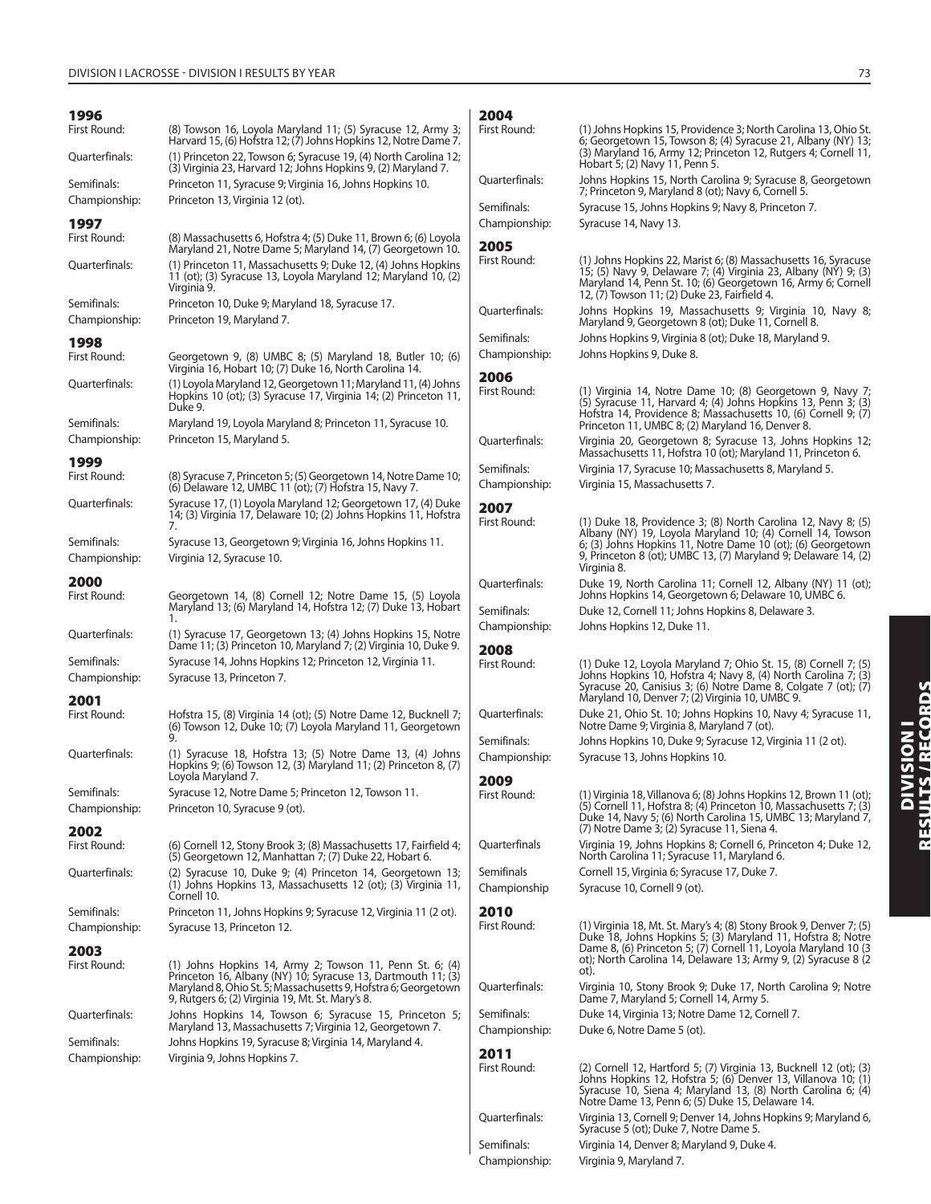## 1996

**First Round:** (8) Towson 16, Loyola Maryland 11; (5) Syracuse 12, Army 3; Harvard 15, (6) Hofstra 12; (7) Johns Hopkins 12, Notre Dame 7.

**Quarterfinals:** (1) Princeton 22, Towson 6; Syracuse 19, (4) North Carolina 12; (3) Virginia 23, Harvard 12; Johns Hopkins 9, (2) Maryland 7.

**Semifinals:** Princeton 11, Syracuse 9; Virginia 16, Johns Hopkins 10.

**Championship:** Princeton 13, Virginia 12 (ot).

## 1997

**First Round:** (8) Massachusetts 6, Hofstra 4; (5) Duke 11, Brown 6; (6) Loyola Maryland 21, Notre Dame 5; Maryland 14, (7) Georgetown 10.

**Quarterfinals:** (1) Princeton 11, Massachusetts 9; Duke 12, (4) Johns Hopkins 11 (ot); (3) Syracuse 13, Loyola Maryland 12; Maryland 10, (2) Virginia 9.

**Semifinals:** Princeton 10, Duke 9; Maryland 18, Syracuse 17.

**Championship:** Princeton 19, Maryland 7.

## 1998

**First Round:** Georgetown 9, (8) UMBC 8; (5) Maryland 18, Butler 10; (6) Virginia 16, Hobart 10; (7) Duke 16, North Carolina 14.

**Quarterfinals:** (1) Loyola Maryland 12, Georgetown 11; Maryland 11, (4) Johns Hopkins 10 (ot); (3) Syracuse 17, Virginia 14; (2) Princeton 11, Duke 9.

**Semifinals:** Maryland 19, Loyola Maryland 8; Princeton 11, Syracuse 10.

**Championship:** Princeton 15, Maryland 5.

## 1999

**First Round:** (8) Syracuse 7, Princeton 5; (5) Georgetown 14, Notre Dame 10; (6) Delaware 12, UMBC 11 (ot); (7) Hofstra 15, Navy 7.

**Quarterfinals:** Syracuse 17, (1) Loyola Maryland 12; Georgetown 17, (4) Duke 14; (3) Virginia 17, Delaware 10; (2) Johns Hopkins 11, Hofstra 7.

**Semifinals:** Syracuse 13, Georgetown 9; Virginia 16, Johns Hopkins 11.

**Championship:** Virginia 12, Syracuse 10.

## 2000

**First Round:** Georgetown 14, (8) Cornell 12; Notre Dame 15, (5) Loyola Maryland 14; (6) Maryland 14, Hofstra 12; (7) Duke 13, Hobart 1.

**Quarterfinals:** (1) Syracuse 17, Georgetown 13; (4) Johns Hopkins 15, Notre Dame 11; (3) Princeton 10, Maryland 7; (2) Virginia 10, Duke 9.

**Semifinals:** Syracuse 14, Johns Hopkins 12; Princeton 12, Virginia 11.

**Championship:** Syracuse 13, Princeton 7.

## 2001

**First Round:** Hofstra 15, (8) Virginia 14 (ot); (5) Notre Dame 12, Bucknell 7; (6) Towson 12, Duke 10; (7) Loyola Maryland 11, Georgetown 9.

**Quarterfinals:** (1) Syracuse 18, Hofstra 13; (5) Notre Dame 13, (4) Johns Hopkins 9; (6) Towson 12, (3) Maryland 11; (2) Princeton 8, (7) Loyola Maryland 7.

**Semifinals:** Syracuse 12, Notre Dame 5; Princeton 12, Towson 11.

**Championship:** Princeton 10, Syracuse 9 (ot).

## 2002

**First Round:** (6) Cornell 12, Stony Brook 3; (8) Massachusetts 17, Fairfield 4; (5) Georgetown 12, Manhattan 7; (7) Duke 22, Hobart 6.

**Quarterfinals:** (2) Syracuse 10, Duke 9; (4) Princeton 14, Georgetown 13; (1) Johns Hopkins 13, Massachusetts 12 (ot); (3) Virginia 11, Cornell 10.

**Semifinals:** Princeton 11, Johns Hopkins 9; Syracuse 12, Virginia 11 (2 ot).

**Championship:** Syracuse 13, Princeton 12.

## 2003

**First Round:** (1) Johns Hopkins 14, Army 2; Towson 11, Penn St. 6; (4) Princeton 16, Albany (NY) 10; Syracuse 13, Dartmouth 11; (3) Maryland 8, Ohio St. 5; Massachusetts 9, Hofstra 6; Georgetown 9, Rutgers 6; (2) Virginia 19, Mt. St. Mary's 8.

**Quarterfinals:** Johns Hopkins 14, Towson 6; Syracuse 15, Princeton 5; Maryland 13, Massachusetts 7; Virginia 12, Georgetown 7.

**Semifinals:** Johns Hopkins 19, Syracuse 8; Virginia 14, Maryland 4.

**Championship:** Virginia 9, Johns Hopkins 7.

## 2004

**First Round:** (1) Johns Hopkins 15, Providence 3; North Carolina 13, Ohio St. 6; Georgetown 15, Towson 8; (4) Syracuse 21, Albany (NY) 13; (3) Maryland 16, Army 12; Princeton 12, Rutgers 4; Cornell 11, Hobart 5; (2) Navy 11, Penn 5.

**Quarterfinals:** Johns Hopkins 15, North Carolina 9; Syracuse 8, Georgetown 7; Princeton 9, Maryland 8 (ot); Navy 6, Cornell 5.

**Semifinals:** Syracuse 15, Johns Hopkins 9; Navy 8, Princeton 7.

**Championship:** Syracuse 14, Navy 13.

## 2005

**First Round:** (1) Johns Hopkins 22, Marist 6; (8) Massachusetts 16, Syracuse 15; (5) Navy 9, Delaware 7; (4) Virginia 23, Albany (NY) 9; (3) Maryland 14, Penn St. 10; (6) Georgetown 16, Army 6; Cornell 12, (7) Towson 11; (2) Duke 23, Fairfield 4.

**Quarterfinals:** Johns Hopkins 19, Massachusetts 9; Virginia 10, Navy 8; Maryland 9, Georgetown 8 (ot); Duke 11, Cornell 8.

**Semifinals:** Johns Hopkins 9, Virginia 8 (ot); Duke 18, Maryland 9.

**Championship:** Johns Hopkins 9, Duke 8.

## 2006

**First Round:** (1) Virginia 14, Notre Dame 10; (8) Georgetown 9, Navy 7; (5) Syracuse 11, Harvard 4; (4) Johns Hopkins 13, Penn 3; (3) Hofstra 14, Providence 8; Massachusetts 10, (6) Cornell 9; (7) Princeton 11, UMBC 8; (2) Maryland 16, Denver 8.

**Quarterfinals:** Virginia 20, Georgetown 8; Syracuse 13, Johns Hopkins 12; Massachusetts 11, Hofstra 10 (ot); Maryland 11, Princeton 6.

**Semifinals:** Virginia 17, Syracuse 10; Massachusetts 8, Maryland 5.

**Championship:** Virginia 15, Massachusetts 7.

## 2007

**First Round:** (1) Duke 18, Providence 3; (8) North Carolina 12, Navy 8; (5) Albany (NY) 19, Loyola Maryland 10; (4) Cornell 14, Towson 6; (3) Johns Hopkins 11, Notre Dame 10 (ot); (6) Georgetown 9, Princeton 8 (ot); UMBC 13, (7) Maryland 9; Delaware 14, (2) Virginia 8.

**Quarterfinals:** Duke 19, North Carolina 11; Cornell 12, Albany (NY) 11 (ot); Johns Hopkins 14, Georgetown 6; Delaware 10, UMBC 6.

**Semifinals:** Duke 12, Cornell 11; Johns Hopkins 8, Delaware 3.

**Championship:** Johns Hopkins 12, Duke 11.

## 2008

**First Round:** (1) Duke 12, Loyola Maryland 7; Ohio St. 15, (8) Cornell 7; (5) Johns Hopkins 10, Hofstra 4; Navy 8, (4) North Carolina 7; (3) Syracuse 20, Canisius 3; (6) Notre Dame 8, Colgate 7 (ot); (7) Maryland 10, Denver 7; (2) Virginia 10, UMBC 9.

**Quarterfinals:** Duke 21, Ohio St. 10; Johns Hopkins 10, Navy 4; Syracuse 11, Notre Dame 9; Virginia 8, Maryland 7 (ot).

**Semifinals:** Johns Hopkins 10, Duke 9; Syracuse 12, Virginia 11 (2 ot).

**Championship:** Syracuse 13, Johns Hopkins 10.

## 2009

**First Round:** (1) Virginia 18, Villanova 6; (8) Johns Hopkins 12, Brown 11 (ot); (5) Cornell 11, Hofstra 8; (4) Princeton 10, Massachusetts 7; (3) Duke 14, Navy 5; (6) North Carolina 15, UMBC 13; Maryland 7, (7) Notre Dame 3; (2) Syracuse 11, Siena 4.

**Quarterfinals** Virginia 19, Johns Hopkins 8; Cornell 6, Princeton 4; Duke 12, North Carolina 11; Syracuse 11, Maryland 6.

**Semifinals** Cornell 15, Virginia 6; Syracuse 17, Duke 7.

**Championship** Syracuse 10, Cornell 9 (ot).

## 2010

**First Round:** (1) Virginia 18, Mt. St. Mary's 4; (8) Stony Brook 9, Denver 7; (5) Duke 18, Johns Hopkins 5; (3) Maryland 11, Hofstra 8; Notre Dame 8, (6) Princeton 5; (7) Cornell 11, Loyola Maryland 10 (3 ot); North Carolina 14, Delaware 13; Army 9, (2) Syracuse 8 (2 ot).

**Quarterfinals:** Virginia 10, Stony Brook 9; Duke 17, North Carolina 9; Notre Dame 7, Maryland 5; Cornell 14, Army 5.

**Semifinals:** Duke 14, Virginia 13; Notre Dame 12, Cornell 7.

**Championship:** Duke 6, Notre Dame 5 (ot).

## 2011

**First Round:** (2) Cornell 12, Hartford 5; (7) Virginia 13, Bucknell 12 (ot); (3) Johns Hopkins 12, Hofstra 5; (6) Denver 13, Villanova 10; (1) Syracuse 10, Siena 4; Maryland 13, (8) North Carolina 6; (4) Notre Dame 13, Penn 6; (5) Duke 15, Delaware 14.

**Quarterfinals:** Virginia 13, Cornell 9; Denver 14, Johns Hopkins 9; Maryland 6, Syracuse 5 (ot); Duke 7, Notre Dame 5.

**Semifinals:** Virginia 14, Denver 8; Maryland 9, Duke 4.

**Championship:** Virginia 9, Maryland 7.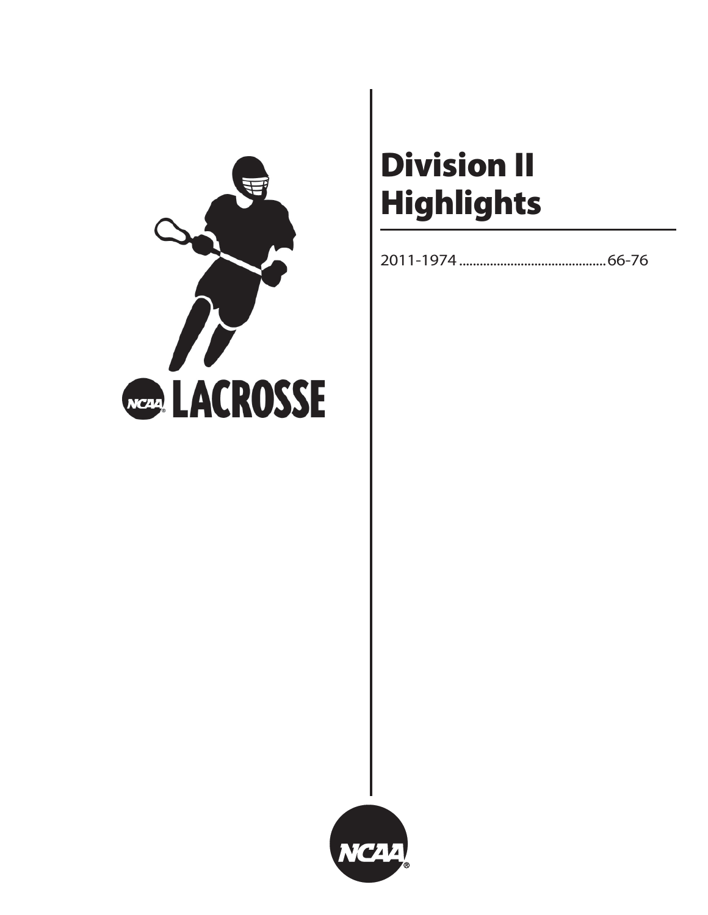# Division II Highlights

2011-1974 ............................................66-76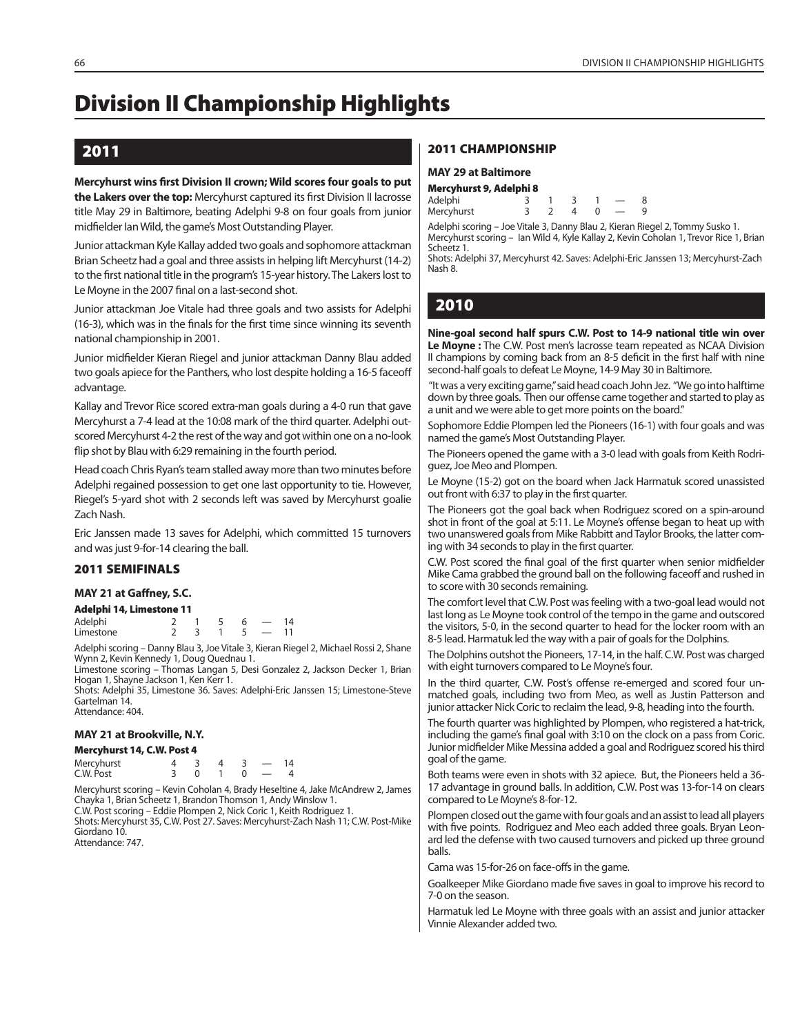# Division II Championship Highlights

## 2011

**Mercyhurst wins first Division II crown; Wild scores four goals to put the Lakers over the top:** Mercyhurst captured its first Division II lacrosse title May 29 in Baltimore, beating Adelphi 9-8 on four goals from junior midfielder Ian Wild, the game's Most Outstanding Player.

Junior attackman Kyle Kallay added two goals and sophomore attackman Brian Scheetz had a goal and three assists in helping lift Mercyhurst (14-2) to the first national title in the program's 15-year history. The Lakers lost to Le Moyne in the 2007 final on a last-second shot.

Junior attackman Joe Vitale had three goals and two assists for Adelphi (16-3), which was in the finals for the first time since winning its seventh national championship in 2001.

Junior midfielder Kieran Riegel and junior attackman Danny Blau added two goals apiece for the Panthers, who lost despite holding a 16-5 faceoff advantage.

Kallay and Trevor Rice scored extra-man goals during a 4-0 run that gave Mercyhurst a 7-4 lead at the 10:08 mark of the third quarter. Adelphi outscored Mercyhurst 4-2 the rest of the way and got within one on a no-look flip shot by Blau with 6:29 remaining in the fourth period.

Head coach Chris Ryan's team stalled away more than two minutes before Adelphi regained possession to get one last opportunity to tie. However, Riegel's 5-yard shot with 2 seconds left was saved by Mercyhurst goalie Zach Nash.

Eric Janssen made 13 saves for Adelphi, which committed 15 turnovers and was just 9-for-14 clearing the ball.

### 2011 SEMIFINALS

#### MAY 21 at Gaffney, S.C.

**Adelphi 14, Limestone 11**

| | | | | | | |
|---|---|---|---|---|---|---|
| Adelphi | 2 | 1 | 5 | 6 | — | 14 |
| Limestone | 2 | 3 | 1 | 5 | — | 11 |

Adelphi scoring – Danny Blau 3, Joe Vitale 3, Kieran Riegel 2, Michael Rossi 2, Shane Wynn 2, Kevin Kennedy 1, Doug Quednau 1.
Limestone scoring – Thomas Langan 5, Desi Gonzalez 2, Jackson Decker 1, Brian Hogan 1, Shayne Jackson 1, Ken Kerr 1.
Shots: Adelphi 35, Limestone 36. Saves: Adelphi-Eric Janssen 15; Limestone-Steve Gartelman 14.
Attendance: 404.

#### MAY 21 at Brookville, N.Y.

**Mercyhurst 14, C.W. Post 4**

| | | | | | | |
|---|---|---|---|---|---|---|
| Mercyhurst | 4 | 3 | 4 | 3 | — | 14 |
| C.W. Post | 3 | 0 | 1 | 0 | — | 4 |

Mercyhurst scoring – Kevin Coholan 4, Brady Heseltine 4, Jake McAndrew 2, James Chayka 1, Brian Scheetz 1, Brandon Thomson 1, Andy Winslow 1.
C.W. Post scoring – Eddie Plompen 2, Nick Coric 1, Keith Rodriguez 1.
Shots: Mercyhurst 35, C.W. Post 27. Saves: Mercyhurst-Zach Nash 11; C.W. Post-Mike Giordano 10.
Attendance: 747.

### 2011 CHAMPIONSHIP

#### MAY 29 at Baltimore

**Mercyhurst 9, Adelphi 8**

| | | | | | | |
|---|---|---|---|---|---|---|
| Adelphi | 3 | 1 | 3 | 1 | — | 8 |
| Mercyhurst | 3 | 2 | 4 | 0 | — | 9 |

Adelphi scoring – Joe Vitale 3, Danny Blau 2, Kieran Riegel 2, Tommy Susko 1.
Mercyhurst scoring – Ian Wild 4, Kyle Kallay 2, Kevin Coholan 1, Trevor Rice 1, Brian Scheetz 1.
Shots: Adelphi 37, Mercyhurst 42. Saves: Adelphi-Eric Janssen 13; Mercyhurst-Zach Nash 8.

## 2010

**Nine-goal second half spurs C.W. Post to 14-9 national title win over Le Moyne :** The C.W. Post men's lacrosse team repeated as NCAA Division II champions by coming back from an 8-5 deficit in the first half with nine second-half goals to defeat Le Moyne, 14-9 May 30 in Baltimore.

"It was a very exciting game," said head coach John Jez. "We go into halftime down by three goals. Then our offense came together and started to play as a unit and we were able to get more points on the board."

Sophomore Eddie Plompen led the Pioneers (16-1) with four goals and was named the game's Most Outstanding Player.

The Pioneers opened the game with a 3-0 lead with goals from Keith Rodriguez, Joe Meo and Plompen.

Le Moyne (15-2) got on the board when Jack Harmatuk scored unassisted out front with 6:37 to play in the first quarter.

The Pioneers got the goal back when Rodriguez scored on a spin-around shot in front of the goal at 5:11. Le Moyne's offense began to heat up with two unanswered goals from Mike Rabbitt and Taylor Brooks, the latter coming with 34 seconds to play in the first quarter.

C.W. Post scored the final goal of the first quarter when senior midfielder Mike Cama grabbed the ground ball on the following faceoff and rushed in to score with 30 seconds remaining.

The comfort level that C.W. Post was feeling with a two-goal lead would not last long as Le Moyne took control of the tempo in the game and outscored the visitors, 5-0, in the second quarter to head for the locker room with an 8-5 lead. Harmatuk led the way with a pair of goals for the Dolphins.

The Dolphins outshot the Pioneers, 17-14, in the half. C.W. Post was charged with eight turnovers compared to Le Moyne's four.

In the third quarter, C.W. Post's offense re-emerged and scored four unmatched goals, including two from Meo, as well as Justin Patterson and junior attacker Nick Coric to reclaim the lead, 9-8, heading into the fourth.

The fourth quarter was highlighted by Plompen, who registered a hat-trick, including the game's final goal with 3:10 on the clock on a pass from Coric. Junior midfielder Mike Messina added a goal and Rodriguez scored his third goal of the game.

Both teams were even in shots with 32 apiece. But, the Pioneers held a 36-17 advantage in ground balls. In addition, C.W. Post was 13-for-14 on clears compared to Le Moyne's 8-for-12.

Plompen closed out the game with four goals and an assist to lead all players with five points. Rodriguez and Meo each added three goals. Bryan Leonard led the defense with two caused turnovers and picked up three ground balls.

Cama was 15-for-26 on face-offs in the game.

Goalkeeper Mike Giordano made five saves in goal to improve his record to 7-0 on the season.

Harmatuk led Le Moyne with three goals with an assist and junior attacker Vinnie Alexander added two.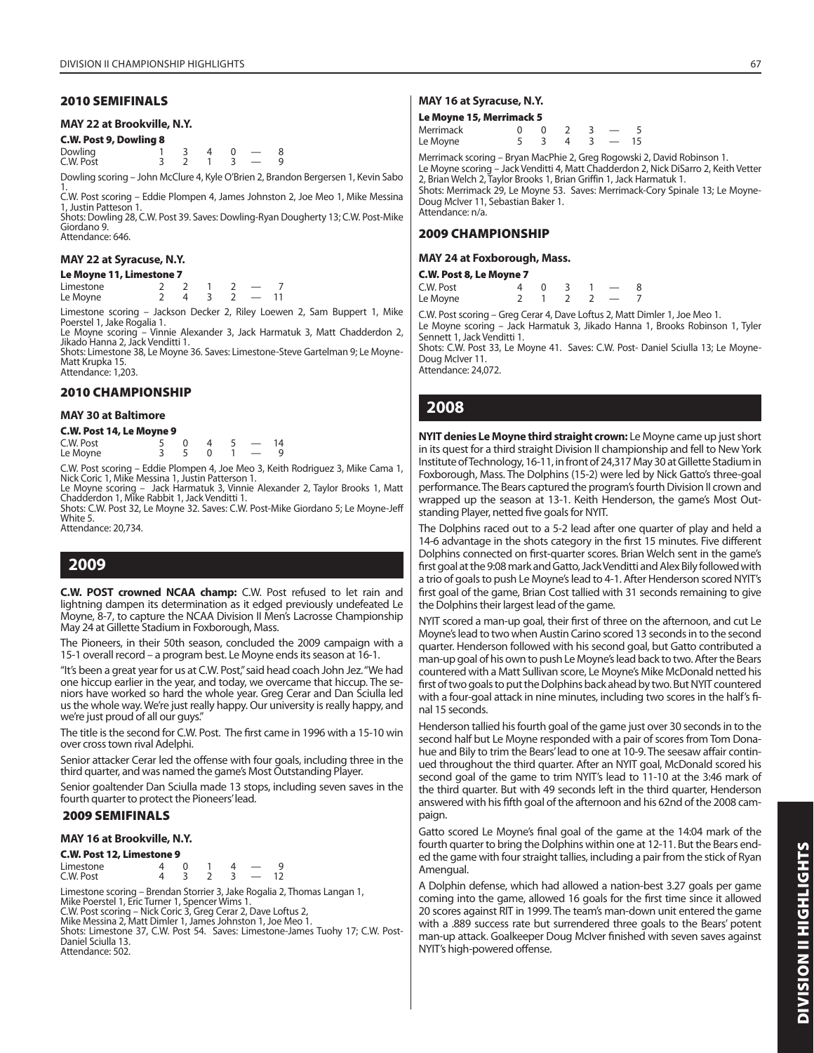## 2010 SEMIFINALS

### MAY 22 at Brookville, N.Y.

**C.W. Post 9, Dowling 8**

| | | | | | | |
|---|---|---|---|---|---|---|
| Dowling | 1 | 3 | 4 | 0 | — | 8 |
| C.W. Post | 3 | 2 | 1 | 3 | — | 9 |

Dowling scoring – John McClure 4, Kyle O'Brien 2, Brandon Bergersen 1, Kevin Sabo 1.
C.W. Post scoring – Eddie Plompen 4, James Johnston 2, Joe Meo 1, Mike Messina 1, Justin Patteson 1.
Shots: Dowling 28, C.W. Post 39. Saves: Dowling-Ryan Dougherty 13; C.W. Post-Mike Giordano 9.
Attendance: 646.

### MAY 22 at Syracuse, N.Y.

**Le Moyne 11, Limestone 7**

| | | | | | | |
|---|---|---|---|---|---|---|
| Limestone | 2 | 2 | 1 | 2 | — | 7 |
| Le Moyne | 2 | 4 | 3 | 2 | — | 11 |

Limestone scoring – Jackson Decker 2, Riley Loewen 2, Sam Buppert 1, Mike Poerstel 1, Jake Rogalia 1.
Le Moyne scoring – Vinnie Alexander 3, Jack Harmatuk 3, Matt Chadderdon 2, Jikado Hanna 2, Jack Venditti 1.
Shots: Limestone 38, Le Moyne 36. Saves: Limestone-Steve Gartelman 9; Le Moyne-Matt Krupka 15.
Attendance: 1,203.

## 2010 CHAMPIONSHIP

### MAY 30 at Baltimore

**C.W. Post 14, Le Moyne 9**

| | | | | | | |
|---|---|---|---|---|---|---|
| C.W. Post | 5 | 0 | 4 | 5 | — | 14 |
| Le Moyne | 3 | 5 | 0 | 1 | — | 9 |

C.W. Post scoring – Eddie Plompen 4, Joe Meo 3, Keith Rodriguez 3, Mike Cama 1, Nick Coric 1, Mike Messina 1, Justin Patterson 1.
Le Moyne scoring – Jack Harmatuk 3, Vinnie Alexander 2, Taylor Brooks 1, Matt Chadderdon 1, Mike Rabbit 1, Jack Venditti 1.
Shots: C.W. Post 32, Le Moyne 32. Saves: C.W. Post-Mike Giordano 5; Le Moyne-Jeff White 5.
Attendance: 20,734.

# 2009

**C.W. POST crowned NCAA champ:** C.W. Post refused to let rain and lightning dampen its determination as it edged previously undefeated Le Moyne, 8-7, to capture the NCAA Division II Men's Lacrosse Championship May 24 at Gillette Stadium in Foxborough, Mass.

The Pioneers, in their 50th season, concluded the 2009 campaign with a 15-1 overall record – a program best. Le Moyne ends its season at 16-1.

"It's been a great year for us at C.W. Post," said head coach John Jez. "We had one hiccup earlier in the year, and today, we overcame that hiccup. The seniors have worked so hard the whole year. Greg Cerar and Dan Sciulla led us the whole way. We're just really happy. Our university is really happy, and we're just proud of all our guys."

The title is the second for C.W. Post. The first came in 1996 with a 15-10 win over cross town rival Adelphi.

Senior attacker Cerar led the offense with four goals, including three in the third quarter, and was named the game's Most Outstanding Player.

Senior goaltender Dan Sciulla made 13 stops, including seven saves in the fourth quarter to protect the Pioneers' lead.

## 2009 SEMIFINALS

### MAY 16 at Brookville, N.Y.

**C.W. Post 12, Limestone 9**

| | | | | | | |
|---|---|---|---|---|---|---|
| Limestone | 4 | 0 | 1 | 4 | — | 9 |
| C.W. Post | 4 | 3 | 2 | 3 | — | 12 |

Limestone scoring – Brendan Storrier 3, Jake Rogalia 2, Thomas Langan 1, Mike Poerstel 1, Eric Turner 1, Spencer Wims 1.
C.W. Post scoring – Nick Coric 3, Greg Cerar 2, Dave Loftus 2, Mike Messina 2, Matt Dimler 1, James Johnston 1, Joe Meo 1.
Shots: Limestone 37, C.W. Post 54. Saves: Limestone-James Tuohy 17; C.W. Post-Daniel Sciulla 13.
Attendance: 502.

### MAY 16 at Syracuse, N.Y.

**Le Moyne 15, Merrimack 5**

| | | | | | | |
|---|---|---|---|---|---|---|
| Merrimack | 0 | 0 | 2 | 3 | — | 5 |
| Le Moyne | 5 | 3 | 4 | 3 | — | 15 |

Merrimack scoring – Bryan MacPhie 2, Greg Rogowski 2, David Robinson 1.
Le Moyne scoring – Jack Venditti 4, Matt Chadderdon 2, Nick DiSarro 2, Keith Vetter 2, Brian Welch 2, Taylor Brooks 1, Brian Griffin 1, Jack Harmatuk 1.
Shots: Merrimack 29, Le Moyne 53. Saves: Merrimack-Cory Spinale 13; Le Moyne-Doug McIver 11, Sebastian Baker 1.
Attendance: n/a.

## 2009 CHAMPIONSHIP

### MAY 24 at Foxborough, Mass.

**C.W. Post 8, Le Moyne 7**

| | | | | | | |
|---|---|---|---|---|---|---|
| C.W. Post | 4 | 0 | 3 | 1 | — | 8 |
| Le Moyne | 2 | 1 | 2 | 2 | — | 7 |

C.W. Post scoring – Greg Cerar 4, Dave Loftus 2, Matt Dimler 1, Joe Meo 1.
Le Moyne scoring – Jack Harmatuk 3, Jikado Hanna 1, Brooks Robinson 1, Tyler Sennett 1, Jack Venditti 1.
Shots: C.W. Post 33, Le Moyne 41. Saves: C.W. Post- Daniel Sciulla 13; Le Moyne-Doug McIver 11.
Attendance: 24,072.

# 2008

**NYIT denies Le Moyne third straight crown:** Le Moyne came up just short in its quest for a third straight Division II championship and fell to New York Institute of Technology, 16-11, in front of 24,317 May 30 at Gillette Stadium in Foxborough, Mass. The Dolphins (15-2) were led by Nick Gatto's three-goal performance. The Bears captured the program's fourth Division II crown and wrapped up the season at 13-1. Keith Henderson, the game's Most Outstanding Player, netted five goals for NYIT.

The Dolphins raced out to a 5-2 lead after one quarter of play and held a 14-6 advantage in the shots category in the first 15 minutes. Five different Dolphins connected on first-quarter scores. Brian Welch sent in the game's first goal at the 9:08 mark and Gatto, Jack Venditti and Alex Bily followed with a trio of goals to push Le Moyne's lead to 4-1. After Henderson scored NYIT's first goal of the game, Brian Cost tallied with 31 seconds remaining to give the Dolphins their largest lead of the game.

NYIT scored a man-up goal, their first of three on the afternoon, and cut Le Moyne's lead to two when Austin Carino scored 13 seconds in to the second quarter. Henderson followed with his second goal, but Gatto contributed a man-up goal of his own to push Le Moyne's lead back to two. After the Bears countered with a Matt Sullivan score, Le Moyne's Mike McDonald netted his first of two goals to put the Dolphins back ahead by two. But NYIT countered with a four-goal attack in nine minutes, including two scores in the half's final 15 seconds.

Henderson tallied his fourth goal of the game just over 30 seconds in to the second half but Le Moyne responded with a pair of scores from Tom Donahue and Bily to trim the Bears' lead to one at 10-9. The seesaw affair continued throughout the third quarter. After an NYIT goal, McDonald scored his second goal of the game to trim NYIT's lead to 11-10 at the 3:46 mark of the third quarter. But with 49 seconds left in the third quarter, Henderson answered with his fifth goal of the afternoon and his 62nd of the 2008 campaign.

Gatto scored Le Moyne's final goal of the game at the 14:04 mark of the fourth quarter to bring the Dolphins within one at 12-11. But the Bears ended the game with four straight tallies, including a pair from the stick of Ryan Amengual.

A Dolphin defense, which had allowed a nation-best 3.27 goals per game coming into the game, allowed 16 goals for the first time since it allowed 20 scores against RIT in 1999. The team's man-down unit entered the game with a .889 success rate but surrendered three goals to the Bears' potent man-up attack. Goalkeeper Doug McIver finished with seven saves against NYIT's high-powered offense.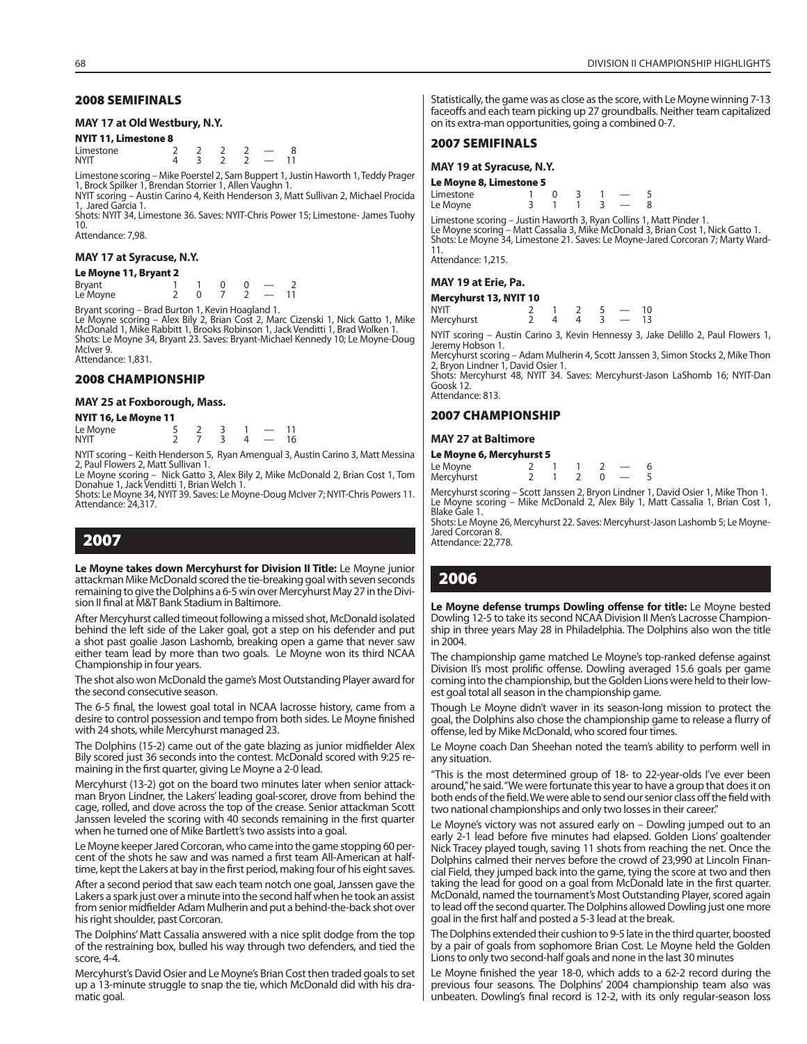## 2008 SEMIFINALS

### MAY 17 at Old Westbury, N.Y.

**NYIT 11, Limestone 8**

| | | | | | | |
|---|---|---|---|---|---|---|
| Limestone | 2 | 2 | 2 | 2 | — | 8 |
| NYIT | 4 | 3 | 2 | 2 | — | 11 |

Limestone scoring – Mike Poerstel 2, Sam Buppert 1, Justin Haworth 1, Teddy Prager 1, Brock Spilker 1, Brendan Storrier 1, Allen Vaughn 1.
NYIT scoring – Austin Carino 4, Keith Henderson 3, Matt Sullivan 2, Michael Procida 1, Jared Garcia 1.
Shots: NYIT 34, Limestone 36. Saves: NYIT-Chris Power 15; Limestone- James Tuohy 10.
Attendance: 7,98.

### MAY 17 at Syracuse, N.Y.

**Le Moyne 11, Bryant 2**

| | | | | | | |
|---|---|---|---|---|---|---|
| Bryant | 1 | 1 | 0 | 0 | — | 2 |
| Le Moyne | 2 | 0 | 7 | 2 | — | 11 |

Bryant scoring – Brad Burton 1, Kevin Hoagland 1.
Le Moyne scoring – Alex Bily 2, Brian Cost 2, Marc Cizenski 1, Nick Gatto 1, Mike McDonald 1, Mike Rabbitt 1, Brooks Robinson 1, Jack Venditti 1, Brad Wolken 1.
Shots: Le Moyne 34, Bryant 23. Saves: Bryant-Michael Kennedy 10; Le Moyne-Doug McIver 9.
Attendance: 1,831.

## 2008 CHAMPIONSHIP

### MAY 25 at Foxborough, Mass.

**NYIT 16, Le Moyne 11**

| | | | | | | |
|---|---|---|---|---|---|---|
| Le Moyne | 5 | 2 | 3 | 1 | — | 11 |
| NYIT | 2 | 7 | 3 | 4 | — | 16 |

NYIT scoring – Keith Henderson 5, Ryan Amengual 3, Austin Carino 3, Matt Messina 2, Paul Flowers 2, Matt Sullivan 1.
Le Moyne scoring – Nick Gatto 3, Alex Bily 2, Mike McDonald 2, Brian Cost 1, Tom Donahue 1, Jack Venditti 1, Brian Welch 1.
Shots: Le Moyne 34, NYIT 39. Saves: Le Moyne-Doug McIver 7; NYIT-Chris Powers 11.
Attendance: 24,317.

# 2007

**Le Moyne takes down Mercyhurst for Division II Title:** Le Moyne junior attackman Mike McDonald scored the tie-breaking goal with seven seconds remaining to give the Dolphins a 6-5 win over Mercyhurst May 27 in the Division II final at M&T Bank Stadium in Baltimore.

After Mercyhurst called timeout following a missed shot, McDonald isolated behind the left side of the Laker goal, got a step on his defender and put a shot past goalie Jason Lashomb, breaking open a game that never saw either team lead by more than two goals. Le Moyne won its third NCAA Championship in four years.

The shot also won McDonald the game's Most Outstanding Player award for the second consecutive season.

The 6-5 final, the lowest goal total in NCAA lacrosse history, came from a desire to control possession and tempo from both sides. Le Moyne finished with 24 shots, while Mercyhurst managed 23.

The Dolphins (15-2) came out of the gate blazing as junior midfielder Alex Bily scored just 36 seconds into the contest. McDonald scored with 9:25 remaining in the first quarter, giving Le Moyne a 2-0 lead.

Mercyhurst (13-2) got on the board two minutes later when senior attackman Bryon Lindner, the Lakers' leading goal-scorer, drove from behind the cage, rolled, and dove across the top of the crease. Senior attackman Scott Janssen leveled the scoring with 40 seconds remaining in the first quarter when he turned one of Mike Bartlett's two assists into a goal.

Le Moyne keeper Jared Corcoran, who came into the game stopping 60 percent of the shots he saw and was named a first team All-American at halftime, kept the Lakers at bay in the first period, making four of his eight saves.

After a second period that saw each team notch one goal, Janssen gave the Lakers a spark just over a minute into the second half when he took an assist from senior midfielder Adam Mulherin and put a behind-the-back shot over his right shoulder, past Corcoran.

The Dolphins' Matt Cassalia answered with a nice split dodge from the top of the restraining box, bulled his way through two defenders, and tied the score, 4-4.

Mercyhurst's David Osier and Le Moyne's Brian Cost then traded goals to set up a 13-minute struggle to snap the tie, which McDonald did with his dramatic goal.

Statistically, the game was as close as the score, with Le Moyne winning 7-13 faceoffs and each team picking up 27 groundballs. Neither team capitalized on its extra-man opportunities, going a combined 0-7.

## 2007 SEMIFINALS

### MAY 19 at Syracuse, N.Y.

**Le Moyne 8, Limestone 5**

| | | | | | | |
|---|---|---|---|---|---|---|
| Limestone | 1 | 0 | 3 | 1 | — | 5 |
| Le Moyne | 3 | 1 | 1 | 3 | — | 8 |

Limestone scoring – Justin Haworth 3, Ryan Collins 1, Matt Pinder 1.
Le Moyne scoring – Matt Cassalia 3, Mike McDonald 3, Brian Cost 1, Nick Gatto 1.
Shots: Le Moyne 34, Limestone 21. Saves: Le Moyne-Jared Corcoran 7; Marty Ward-11.
Attendance: 1,215.

### MAY 19 at Erie, Pa.

**Mercyhurst 13, NYIT 10**

| | | | | | | |
|---|---|---|---|---|---|---|
| NYIT | 2 | 1 | 2 | 5 | — | 10 |
| Mercyhurst | 2 | 4 | 4 | 3 | — | 13 |

NYIT scoring – Austin Carino 3, Kevin Hennessy 3, Jake Delillo 2, Paul Flowers 1, Jeremy Hobson 1.
Mercyhurst scoring – Adam Mulherin 4, Scott Janssen 3, Simon Stocks 2, Mike Thon 2, Bryon Lindner 1, David Osier 1.
Shots: Mercyhurst 48, NYIT 34. Saves: Mercyhurst-Jason LaShomb 16; NYIT-Dan Goosk 12.
Attendance: 813.

## 2007 CHAMPIONSHIP

### MAY 27 at Baltimore

**Le Moyne 6, Mercyhurst 5**

| | | | | | | |
|---|---|---|---|---|---|---|
| Le Moyne | 2 | 1 | 1 | 2 | — | 6 |
| Mercyhurst | 2 | 1 | 2 | 0 | — | 5 |

Mercyhurst scoring – Scott Janssen 2, Bryon Lindner 1, David Osier 1, Mike Thon 1.
Le Moyne scoring – Mike McDonald 2, Alex Bily 1, Matt Cassalia 1, Brian Cost 1, Blake Gale 1.
Shots: Le Moyne 26, Mercyhurst 22. Saves: Mercyhurst-Jason Lashomb 5; Le Moyne-Jared Corcoran 8.
Attendance: 22,778.

# 2006

**Le Moyne defense trumps Dowling offense for title:** Le Moyne bested Dowling 12-5 to take its second NCAA Division II Men's Lacrosse Championship in three years May 28 in Philadelphia. The Dolphins also won the title in 2004.

The championship game matched Le Moyne's top-ranked defense against Division II's most prolific offense. Dowling averaged 15.6 goals per game coming into the championship, but the Golden Lions were held to their lowest goal total all season in the championship game.

Though Le Moyne didn't waver in its season-long mission to protect the goal, the Dolphins also chose the championship game to release a flurry of offense, led by Mike McDonald, who scored four times.

Le Moyne coach Dan Sheehan noted the team's ability to perform well in any situation.

"This is the most determined group of 18- to 22-year-olds I've ever been around," he said. "We were fortunate this year to have a group that does it on both ends of the field. We were able to send our senior class off the field with two national championships and only two losses in their career."

Le Moyne's victory was not assured early on – Dowling jumped out to an early 2-1 lead before five minutes had elapsed. Golden Lions' goaltender Nick Tracey played tough, saving 11 shots from reaching the net. Once the Dolphins calmed their nerves before the crowd of 23,990 at Lincoln Financial Field, they jumped back into the game, tying the score at two and then taking the lead for good on a goal from McDonald late in the first quarter. McDonald, named the tournament's Most Outstanding Player, scored again to lead off the second quarter. The Dolphins allowed Dowling just one more goal in the first half and posted a 5-3 lead at the break.

The Dolphins extended their cushion to 9-5 late in the third quarter, boosted by a pair of goals from sophomore Brian Cost. Le Moyne held the Golden Lions to only two second-half goals and none in the last 30 minutes

Le Moyne finished the year 18-0, which adds to a 62-2 record during the previous four seasons. The Dolphins' 2004 championship team also was unbeaten. Dowling's final record is 12-2, with its only regular-season loss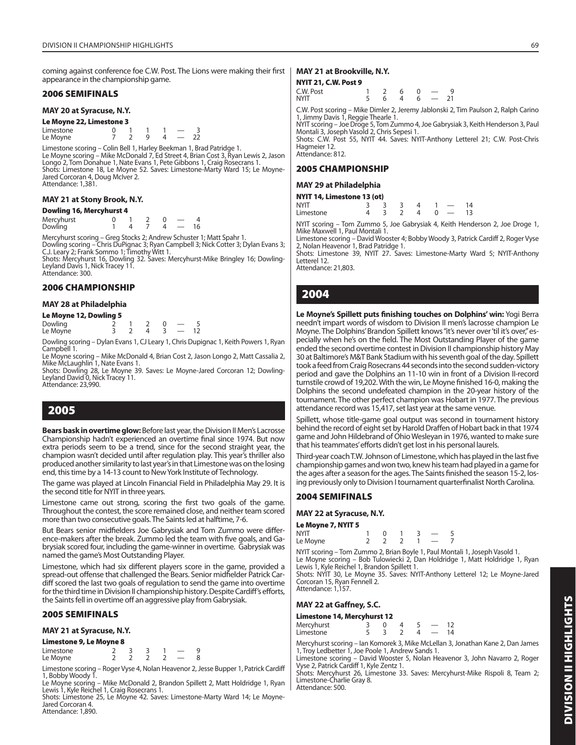coming against conference foe C.W. Post. The Lions were making their first appearance in the championship game.

## 2006 SEMIFINALS

### MAY 20 at Syracuse, N.Y.

**Le Moyne 22, Limestone 3**

| | | | | | | |
|---|---|---|---|---|---|---|
| Limestone | 0 | 1 | 1 | 1 | — | 3 |
| Le Moyne | 7 | 2 | 9 | 4 | — | 22 |

Limestone scoring – Colin Bell 1, Harley Beekman 1, Brad Patridge 1.
Le Moyne scoring – Mike McDonald 7, Ed Street 4, Brian Cost 3, Ryan Lewis 2, Jason Longo 2, Tom Donahue 1, Nate Evans 1, Pete Gibbons 1, Craig Rosecrans 1.
Shots: Limestone 18, Le Moyne 52. Saves: Limestone-Marty Ward 15; Le Moyne-Jared Corcoran 4, Doug McIver 2.
Attendance: 1,381.

### MAY 21 at Stony Brook, N.Y.

**Dowling 16, Mercyhurst 4**

| | | | | | | |
|---|---|---|---|---|---|---|
| Mercyhurst | 0 | 1 | 2 | 0 | — | 4 |
| Dowling | 1 | 4 | 7 | 4 | — | 16 |

Mercyhurst scoring – Greg Stocks 2; Andrew Schuster 1; Matt Spahr 1.
Dowling scoring – Chris DuPignac 3; Ryan Campbell 3; Nick Cotter 3; Dylan Evans 3; C.J. Leary 2; Frank Sommo 1; Timothy Witt 1.
Shots: Mercyhurst 16, Dowling 32. Saves: Mercyhurst-Mike Bringley 16; Dowling-Leyland Davis 1, Nick Tracey 11.
Attendance: 300.

## 2006 CHAMPIONSHIP

### MAY 28 at Philadelphia

**Le Moyne 12, Dowling 5**

| | | | | | | |
|---|---|---|---|---|---|---|
| Dowling | 2 | 1 | 2 | 0 | — | 5 |
| Le Moyne | 3 | 2 | 4 | 3 | — | 12 |

Dowling scoring – Dylan Evans 1, CJ Leary 1, Chris Dupignac 1, Keith Powers 1, Ryan Campbell 1.
Le Moyne scoring – Mike McDonald 4, Brian Cost 2, Jason Longo 2, Matt Cassalia 2, Mike McLaughlin 1, Nate Evans 1.
Shots: Dowling 28, Le Moyne 39. Saves: Le Moyne-Jared Corcoran 12; Dowling-Leyland David 0, Nick Tracey 11.
Attendance: 23,990.

# 2005

**Bears bask in overtime glow:** Before last year, the Division II Men's Lacrosse Championship hadn't experienced an overtime final since 1974. But now extra periods seem to be a trend, since for the second straight year, the champion wasn't decided until after regulation play. This year's thriller also produced another similarity to last year's in that Limestone was on the losing end, this time by a 14-13 count to New York Institute of Technology.

The game was played at Lincoln Financial Field in Philadelphia May 29. It is the second title for NYIT in three years.

Limestone came out strong, scoring the first two goals of the game. Throughout the contest, the score remained close, and neither team scored more than two consecutive goals. The Saints led at halftime, 7-6.

But Bears senior midfielders Joe Gabrysiak and Tom Zummo were difference-makers after the break. Zummo led the team with five goals, and Gabrysiak scored four, including the game-winner in overtime. Gabrysiak was named the game's Most Outstanding Player.

Limestone, which had six different players score in the game, provided a spread-out offense that challenged the Bears. Senior midfielder Patrick Cardiff scored the last two goals of regulation to send the game into overtime for the third time in Division II championship history. Despite Cardiff's efforts, the Saints fell in overtime off an aggressive play from Gabrysiak.

## 2005 SEMIFINALS

### MAY 21 at Syracuse, N.Y.

**Limestone 9, Le Moyne 8**

| | | | | | | |
|---|---|---|---|---|---|---|
| Limestone | 2 | 3 | 3 | 1 | — | 9 |
| Le Moyne | 2 | 2 | 2 | 2 | — | 8 |

Limestone scoring – Roger Vyse 4, Nolan Heavenor 2, Jesse Bupper 1, Patrick Cardiff 1, Bobby Woody 1.
Le Moyne scoring – Mike McDonald 2, Brandon Spillett 2, Matt Holdridge 1, Ryan Lewis 1, Kyle Reichel 1, Craig Rosecrans 1.
Shots: Limestone 25, Le Moyne 42. Saves: Limestone-Marty Ward 14; Le Moyne-Jared Corcoran 4.
Attendance: 1,890.

### MAY 21 at Brookville, N.Y.

**NYIT 21, C.W. Post 9**

| | | | | | | |
|---|---|---|---|---|---|---|
| C.W. Post | 1 | 2 | 6 | 0 | — | 9 |
| NYIT | 5 | 6 | 4 | 6 | — | 21 |

C.W. Post scoring – Mike Dimler 2, Jeremy Jablonski 2, Tim Paulson 2, Ralph Carino 1, Jimmy Davis 1, Reggie Thearle 1.
NYIT scoring – Joe Droge 5, Tom Zummo 4, Joe Gabrysiak 3, Keith Henderson 3, Paul Montali 3, Joseph Vasold 2, Chris Sepesi 1.
Shots: C.W. Post 55, NYIT 44. Saves: NYIT-Anthony Letterel 21; C.W. Post-Chris Hagmeier 12.
Attendance: 812.

## 2005 CHAMPIONSHIP

### MAY 29 at Philadelphia

**NYIT 14, Limestone 13 (ot)**

| | | | | | | | |
|---|---|---|---|---|---|---|---|
| NYIT | 3 | 3 | 3 | 4 | 1 | — | 14 |
| Limestone | 4 | 3 | 2 | 4 | 0 | — | 13 |

NYIT scoring – Tom Zummo 5, Joe Gabrysiak 4, Keith Henderson 2, Joe Droge 1, Mike Maxwell 1, Paul Montali 1.
Limestone scoring – David Wooster 4; Bobby Woody 3, Patrick Cardiff 2, Roger Vyse 2, Nolan Heavenor 1, Brad Patridge 1.
Shots: Limestone 39, NYIT 27. Saves: Limestone-Marty Ward 5; NYIT-Anthony Letterel 12.
Attendance: 21,803.

# 2004

**Le Moyne's Spillett puts finishing touches on Dolphins' win:** Yogi Berra needn't impart words of wisdom to Division II men's lacrosse champion Le Moyne. The Dolphins' Brandon Spillett knows "it's never over 'til it's over," especially when he's on the field. The Most Outstanding Player of the game ended the second overtime contest in Division II championship history May 30 at Baltimore's M&T Bank Stadium with his seventh goal of the day. Spillett took a feed from Craig Rosecrans 44 seconds into the second sudden-victory period and gave the Dolphins an 11-10 win in front of a Division II-record turnstile crowd of 19,202. With the win, Le Moyne finished 16-0, making the Dolphins the second undefeated champion in the 20-year history of the tournament. The other perfect champion was Hobart in 1977. The previous attendance record was 15,417, set last year at the same venue.

Spillett, whose title-game goal output was second in tournament history behind the record of eight set by Harold Draffen of Hobart back in that 1974 game and John Hildebrand of Ohio Wesleyan in 1976, wanted to make sure that his teammates' efforts didn't get lost in his personal laurels.

Third-year coach T.W. Johnson of Limestone, which has played in the last five championship games and won two, knew his team had played in a game for the ages after a season for the ages. The Saints finished the season 15-2, losing previously only to Division I tournament quarterfinalist North Carolina.

## 2004 SEMIFINALS

### MAY 22 at Syracuse, N.Y.

**Le Moyne 7, NYIT 5**

| | | | | | | |
|---|---|---|---|---|---|---|
| NYIT | 1 | 0 | 1 | 3 | — | 5 |
| Le Moyne | 2 | 2 | 2 | 1 | — | 7 |

NYIT scoring – Tom Zummo 2, Brian Boyle 1, Paul Montali 1, Joseph Vasold 1.
Le Moyne scoring – Bob Tulowiecki 2, Dan Holdridge 1, Matt Holdridge 1, Ryan Lewis 1, Kyle Reichel 1, Brandon Spillett 1.
Shots: NYIT 30, Le Moyne 35. Saves: NYIT-Anthony Letterel 12; Le Moyne-Jared Corcoran 15, Ryan Fennell 2.
Attendance: 1,157.

### MAY 22 at Gaffney, S.C.

**Limestone 14, Mercyhurst 12**

| | | | | | | |
|---|---|---|---|---|---|---|
| Mercyhurst | 3 | 0 | 4 | 5 | — | 12 |
| Limestone | 5 | 3 | 2 | 4 | — | 14 |

Mercyhurst scoring – Ian Komorek 3, Mike McLellan 3, Jonathan Kane 2, Dan James 1, Troy Ledbetter 1, Joe Poole 1, Andrew Sands 1.
Limestone scoring – David Wooster 5, Nolan Heavenor 3, John Navarro 2, Roger Vyse 2, Patrick Cardiff 1, Kyle Zentz 1.
Shots: Mercyhurst 26, Limestone 33. Saves: Mercyhurst-Mike Rispoli 8, Team 2; Limestone-Charlie Gray 8.
Attendance: 500.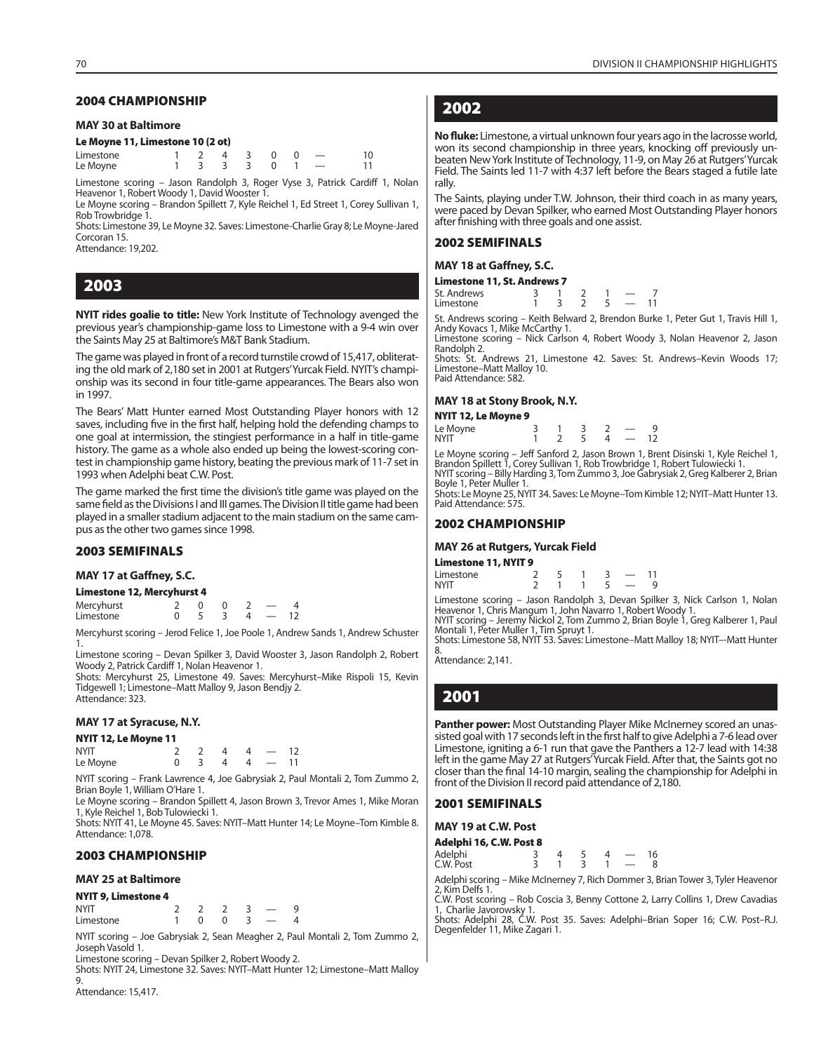## 2004 CHAMPIONSHIP

### MAY 30 at Baltimore

**Le Moyne 11, Limestone 10 (2 ot)**

| | | | | | | | | |
|---|---|---|---|---|---|---|---|---|
| Limestone | 1 | 2 | 4 | 3 | 0 | 0 | — | 10 |
| Le Moyne | 1 | 3 | 3 | 3 | 0 | 1 | — | 11 |

Limestone scoring – Jason Randolph 3, Roger Vyse 3, Patrick Cardiff 1, Nolan Heavenor 1, Robert Woody 1, David Wooster 1.
Le Moyne scoring – Brandon Spillett 7, Kyle Reichel 1, Ed Street 1, Corey Sullivan 1, Rob Trowbridge 1.
Shots: Limestone 39, Le Moyne 32. Saves: Limestone-Charlie Gray 8; Le Moyne-Jared Corcoran 15.
Attendance: 19,202.

# 2003

**NYIT rides goalie to title:** New York Institute of Technology avenged the previous year's championship-game loss to Limestone with a 9-4 win over the Saints May 25 at Baltimore's M&T Bank Stadium.

The game was played in front of a record turnstile crowd of 15,417, obliterating the old mark of 2,180 set in 2001 at Rutgers' Yurcak Field. NYIT's championship was its second in four title-game appearances. The Bears also won in 1997.

The Bears' Matt Hunter earned Most Outstanding Player honors with 12 saves, including five in the first half, helping hold the defending champs to one goal at intermission, the stingiest performance in a half in title-game history. The game as a whole also ended up being the lowest-scoring contest in championship game history, beating the previous mark of 11-7 set in 1993 when Adelphi beat C.W. Post.

The game marked the first time the division's title game was played on the same field as the Divisions I and III games. The Division II title game had been played in a smaller stadium adjacent to the main stadium on the same campus as the other two games since 1998.

## 2003 SEMIFINALS

### MAY 17 at Gaffney, S.C.

**Limestone 12, Mercyhurst 4**

| | | | | | | |
|---|---|---|---|---|---|---|
| Mercyhurst | 2 | 0 | 0 | 2 | — | 4 |
| Limestone | 0 | 5 | 3 | 4 | — | 12 |

Mercyhurst scoring – Jerod Felice 1, Joe Poole 1, Andrew Sands 1, Andrew Schuster 1.
Limestone scoring – Devan Spilker 3, David Wooster 3, Jason Randolph 2, Robert Woody 2, Patrick Cardiff 1, Nolan Heavenor 1.
Shots: Mercyhurst 25, Limestone 49. Saves: Mercyhurst–Mike Rispoli 15, Kevin Tidgewell 1; Limestone–Matt Malloy 9, Jason Bendjy 2.
Attendance: 323.

### MAY 17 at Syracuse, N.Y.

**NYIT 12, Le Moyne 11**

| | | | | | | |
|---|---|---|---|---|---|---|
| NYIT | 2 | 2 | 4 | 4 | — | 12 |
| Le Moyne | 0 | 3 | 4 | 4 | — | 11 |

NYIT scoring – Frank Lawrence 4, Joe Gabrysiak 2, Paul Montali 2, Tom Zummo 2, Brian Boyle 1, William O'Hare 1.
Le Moyne scoring – Brandon Spillett 4, Jason Brown 3, Trevor Ames 1, Mike Moran 1, Kyle Reichel 1, Bob Tulowiecki 1.
Shots: NYIT 41, Le Moyne 45. Saves: NYIT–Matt Hunter 14; Le Moyne–Tom Kimble 8.
Attendance: 1,078.

## 2003 CHAMPIONSHIP

### MAY 25 at Baltimore

**NYIT 9, Limestone 4**

| | | | | | | |
|---|---|---|---|---|---|---|
| NYIT | 2 | 2 | 2 | 3 | — | 9 |
| Limestone | 1 | 0 | 0 | 3 | — | 4 |

NYIT scoring – Joe Gabrysiak 2, Sean Meagher 2, Paul Montali 2, Tom Zummo 2, Joseph Vasold 1.
Limestone scoring – Devan Spilker 2, Robert Woody 2.
Shots: NYIT 24, Limestone 32. Saves: NYIT–Matt Hunter 12; Limestone–Matt Malloy 9.
Attendance: 15,417.

# 2002

**No fluke:** Limestone, a virtual unknown four years ago in the lacrosse world, won its second championship in three years, knocking off previously unbeaten New York Institute of Technology, 11-9, on May 26 at Rutgers' Yurcak Field. The Saints led 11-7 with 4:37 left before the Bears staged a futile late rally.

The Saints, playing under T.W. Johnson, their third coach in as many years, were paced by Devan Spilker, who earned Most Outstanding Player honors after finishing with three goals and one assist.

## 2002 SEMIFINALS

### MAY 18 at Gaffney, S.C.

**Limestone 11, St. Andrews 7**

| | | | | | | |
|---|---|---|---|---|---|---|
| St. Andrews | 3 | 1 | 2 | 1 | — | 7 |
| Limestone | 1 | 3 | 2 | 5 | — | 11 |

St. Andrews scoring – Keith Belward 2, Brendon Burke 1, Peter Gut 1, Travis Hill 1, Andy Kovacs 1, Mike McCarthy 1.
Limestone scoring – Nick Carlson 4, Robert Woody 3, Nolan Heavenor 2, Jason Randolph 2.
Shots: St. Andrews 21, Limestone 42. Saves: St. Andrews–Kevin Woods 17; Limestone–Matt Malloy 10.
Paid Attendance: 582.

### MAY 18 at Stony Brook, N.Y.

**NYIT 12, Le Moyne 9**

| | | | | | | |
|---|---|---|---|---|---|---|
| Le Moyne | 3 | 1 | 3 | 2 | — | 9 |
| NYIT | 1 | 2 | 5 | 4 | — | 12 |

Le Moyne scoring – Jeff Sanford 2, Jason Brown 1, Brent Disinski 1, Kyle Reichel 1, Brandon Spillett 1, Corey Sullivan 1, Rob Trowbridge 1, Robert Tulowiecki 1.
NYIT scoring – Billy Harding 3, Tom Zummo 3, Joe Gabrysiak 2, Greg Kalberer 2, Brian Boyle 1, Peter Muller 1.
Shots: Le Moyne 25, NYIT 34. Saves: Le Moyne–Tom Kimble 12; NYIT–Matt Hunter 13.
Paid Attendance: 575.

## 2002 CHAMPIONSHIP

### MAY 26 at Rutgers, Yurcak Field

**Limestone 11, NYIT 9**

| | | | | | | |
|---|---|---|---|---|---|---|
| Limestone | 2 | 5 | 1 | 3 | — | 11 |
| NYIT | 2 | 1 | 1 | 5 | — | 9 |

Limestone scoring – Jason Randolph 3, Devan Spilker 3, Nick Carlson 1, Nolan Heavenor 1, Chris Mangum 1, John Navarro 1, Robert Woody 1.
NYIT scoring – Jeremy Nickol 2, Tom Zummo 2, Brian Boyle 1, Greg Kalberer 1, Paul Montali 1, Peter Muller 1, Tim Spruyt 1.
Shots: Limestone 58, NYIT 53. Saves: Limestone–Matt Malloy 18; NYIT–-Matt Hunter 8.
Attendance: 2,141.

# 2001

**Panther power:** Most Outstanding Player Mike McInerney scored an unassisted goal with 17 seconds left in the first half to give Adelphi a 7-6 lead over Limestone, igniting a 6-1 run that gave the Panthers a 12-7 lead with 14:38 left in the game May 27 at Rutgers' Yurcak Field. After that, the Saints got no closer than the final 14-10 margin, sealing the championship for Adelphi in front of the Division II record paid attendance of 2,180.

## 2001 SEMIFINALS

### MAY 19 at C.W. Post

**Adelphi 16, C.W. Post 8**

| | | | | | | |
|---|---|---|---|---|---|---|
| Adelphi | 3 | 4 | 5 | 4 | — | 16 |
| C.W. Post | 3 | 1 | 3 | 1 | — | 8 |

Adelphi scoring – Mike McInerney 7, Rich Dommer 3, Brian Tower 3, Tyler Heavenor 2, Kim Delfs 1.
C.W. Post scoring – Rob Coscia 3, Benny Cottone 2, Larry Collins 1, Drew Cavadias 1, Charlie Javorowsky 1.
Shots: Adelphi 28, C.W. Post 35. Saves: Adelphi–Brian Soper 16; C.W. Post–R.J. Degenfelder 11, Mike Zagari 1.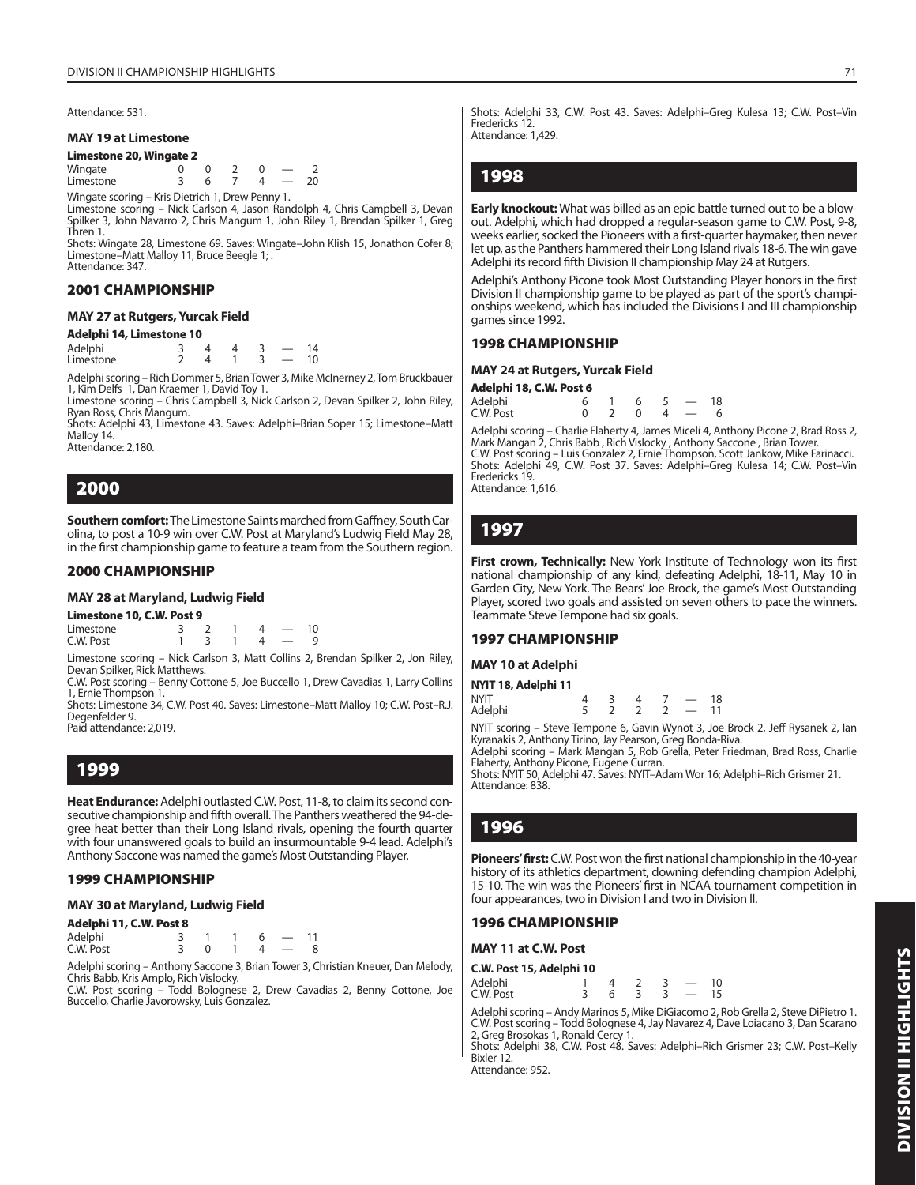Attendance: 531.

### MAY 19 at Limestone

**Limestone 20, Wingate 2**

| | | | | | | |
|---|---|---|---|---|---|---|
| Wingate | 0 | 0 | 2 | 0 | — | 2 |
| Limestone | 3 | 6 | 7 | 4 | — | 20 |

Wingate scoring – Kris Dietrich 1, Drew Penny 1.
Limestone scoring – Nick Carlson 4, Jason Randolph 4, Chris Campbell 3, Devan Spilker 3, John Navarro 2, Chris Mangum 1, John Riley 1, Brendan Spilker 1, Greg Thren 1.
Shots: Wingate 28, Limestone 69. Saves: Wingate–John Klish 15, Jonathon Cofer 8; Limestone–Matt Malloy 11, Bruce Beegle 1; .
Attendance: 347.

## 2001 CHAMPIONSHIP

### MAY 27 at Rutgers, Yurcak Field

**Adelphi 14, Limestone 10**

| | | | | | | |
|---|---|---|---|---|---|---|
| Adelphi | 3 | 4 | 4 | 3 | — | 14 |
| Limestone | 2 | 4 | 1 | 3 | — | 10 |

Adelphi scoring – Rich Dommer 5, Brian Tower 3, Mike McInerney 2, Tom Bruckbauer 1, Kim Delfs 1, Dan Kraemer 1, David Toy 1.
Limestone scoring – Chris Campbell 3, Nick Carlson 2, Devan Spilker 2, John Riley, Ryan Ross, Chris Mangum.
Shots: Adelphi 43, Limestone 43. Saves: Adelphi–Brian Soper 15; Limestone–Matt Malloy 14.
Attendance: 2,180.

# 2000

**Southern comfort:** The Limestone Saints marched from Gaffney, South Carolina, to post a 10-9 win over C.W. Post at Maryland's Ludwig Field May 28, in the first championship game to feature a team from the Southern region.

## 2000 CHAMPIONSHIP

### MAY 28 at Maryland, Ludwig Field

**Limestone 10, C.W. Post 9**

| | | | | | | |
|---|---|---|---|---|---|---|
| Limestone | 3 | 2 | 1 | 4 | — | 10 |
| C.W. Post | 1 | 3 | 1 | 4 | — | 9 |

Limestone scoring – Nick Carlson 3, Matt Collins 2, Brendan Spilker 2, Jon Riley, Devan Spilker, Rick Matthews.
C.W. Post scoring – Benny Cottone 5, Joe Buccello 1, Drew Cavadias 1, Larry Collins 1, Ernie Thompson 1.
Shots: Limestone 34, C.W. Post 40. Saves: Limestone–Matt Malloy 10; C.W. Post–R.J. Degenfelder 9.
Paid attendance: 2,019.

# 1999

**Heat Endurance:** Adelphi outlasted C.W. Post, 11-8, to claim its second consecutive championship and fifth overall. The Panthers weathered the 94-degree heat better than their Long Island rivals, opening the fourth quarter with four unanswered goals to build an insurmountable 9-4 lead. Adelphi's Anthony Saccone was named the game's Most Outstanding Player.

## 1999 CHAMPIONSHIP

### MAY 30 at Maryland, Ludwig Field

**Adelphi 11, C.W. Post 8**

| | | | | | | |
|---|---|---|---|---|---|---|
| Adelphi | 3 | 1 | 1 | 6 | — | 11 |
| C.W. Post | 3 | 0 | 1 | 4 | — | 8 |

Adelphi scoring – Anthony Saccone 3, Brian Tower 3, Christian Kneuer, Dan Melody, Chris Babb, Kris Amplo, Rich Vislocky.
C.W. Post scoring – Todd Bolognese 2, Drew Cavadias 2, Benny Cottone, Joe Buccello, Charlie Javorowsky, Luis Gonzalez.
Shots: Adelphi 33, C.W. Post 43. Saves: Adelphi–Greg Kulesa 13; C.W. Post–Vin Fredericks 12.
Attendance: 1,429.

# 1998

**Early knockout:** What was billed as an epic battle turned out to be a blowout. Adelphi, which had dropped a regular-season game to C.W. Post, 9-8, weeks earlier, socked the Pioneers with a first-quarter haymaker, then never let up, as the Panthers hammered their Long Island rivals 18-6. The win gave Adelphi its record fifth Division II championship May 24 at Rutgers.

Adelphi's Anthony Picone took Most Outstanding Player honors in the first Division II championship game to be played as part of the sport's championships weekend, which has included the Divisions I and III championship games since 1992.

## 1998 CHAMPIONSHIP

### MAY 24 at Rutgers, Yurcak Field

**Adelphi 18, C.W. Post 6**

| | | | | | | |
|---|---|---|---|---|---|---|
| Adelphi | 6 | 1 | 6 | 5 | — | 18 |
| C.W. Post | 0 | 2 | 0 | 4 | — | 6 |

Adelphi scoring – Charlie Flaherty 4, James Miceli 4, Anthony Picone 2, Brad Ross 2, Mark Mangan 2, Chris Babb , Rich Vislocky , Anthony Saccone , Brian Tower.
C.W. Post scoring – Luis Gonzalez 2, Ernie Thompson, Scott Jankow, Mike Farinacci.
Shots: Adelphi 49, C.W. Post 37. Saves: Adelphi–Greg Kulesa 14; C.W. Post–Vin Fredericks 19.
Attendance: 1,616.

# 1997

**First crown, Technically:** New York Institute of Technology won its first national championship of any kind, defeating Adelphi, 18-11, May 10 in Garden City, New York. The Bears' Joe Brock, the game's Most Outstanding Player, scored two goals and assisted on seven others to pace the winners. Teammate Steve Tempone had six goals.

## 1997 CHAMPIONSHIP

### MAY 10 at Adelphi

**NYIT 18, Adelphi 11**

| | | | | | | |
|---|---|---|---|---|---|---|
| NYIT | 4 | 3 | 4 | 7 | — | 18 |
| Adelphi | 5 | 2 | 2 | 2 | — | 11 |

NYIT scoring – Steve Tempone 6, Gavin Wynot 3, Joe Brock 2, Jeff Rysanek 2, Ian Kyranakis 2, Anthony Tirino, Jay Pearson, Greg Bonda-Riva.
Adelphi scoring – Mark Mangan 5, Rob Grella, Peter Friedman, Brad Ross, Charlie Flaherty, Anthony Picone, Eugene Curran.
Shots: NYIT 50, Adelphi 47. Saves: NYIT–Adam Wor 16; Adelphi–Rich Grismer 21.
Attendance: 838.

# 1996

**Pioneers' first:** C.W. Post won the first national championship in the 40-year history of its athletics department, downing defending champion Adelphi, 15-10. The win was the Pioneers' first in NCAA tournament competition in four appearances, two in Division I and two in Division II.

## 1996 CHAMPIONSHIP

### MAY 11 at C.W. Post

**C.W. Post 15, Adelphi 10**

| | | | | | | |
|---|---|---|---|---|---|---|
| Adelphi | 1 | 4 | 2 | 3 | — | 10 |
| C.W. Post | 3 | 6 | 3 | 3 | — | 15 |

Adelphi scoring – Andy Marinos 5, Mike DiGiacomo 2, Rob Grella 2, Steve DiPietro 1.
C.W. Post scoring – Todd Bolognese 4, Jay Navarez 4, Dave Loiacano 3, Dan Scarano 2, Greg Brosokas 1, Ronald Cercy 1.
Shots: Adelphi 38, C.W. Post 48. Saves: Adelphi–Rich Grismer 23; C.W. Post–Kelly Bixler 12.
Attendance: 952.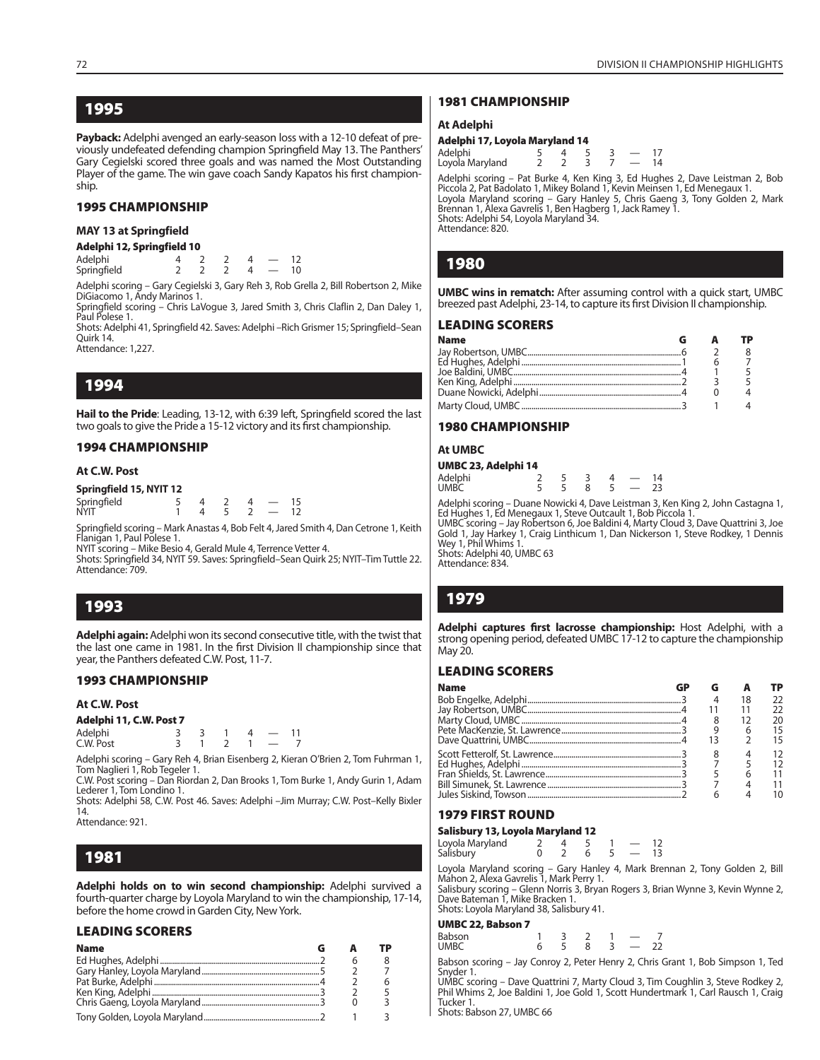## 1995

**Payback:** Adelphi avenged an early-season loss with a 12-10 defeat of previously undefeated defending champion Springfield May 13. The Panthers' Gary Cegielski scored three goals and was named the Most Outstanding Player of the game. The win gave coach Sandy Kapatos his first championship.

### 1995 CHAMPIONSHIP

#### MAY 13 at Springfield

**Adelphi 12, Springfield 10**

| | | | | | | |
|---|---|---|---|---|---|---|
| Adelphi | 4 | 2 | 2 | 4 | — | 12 |
| Springfield | 2 | 2 | 2 | 4 | — | 10 |

Adelphi scoring – Gary Cegielski 3, Gary Reh 3, Rob Grella 2, Bill Robertson 2, Mike DiGiacomo 1, Andy Marinos 1.
Springfield scoring – Chris LaVogue 3, Jared Smith 3, Chris Claflin 2, Dan Daley 1, Paul Polese 1.
Shots: Adelphi 41, Springfield 42. Saves: Adelphi –Rich Grismer 15; Springfield–Sean Quirk 14.
Attendance: 1,227.

## 1994

**Hail to the Pride**: Leading, 13-12, with 6:39 left, Springfield scored the last two goals to give the Pride a 15-12 victory and its first championship.

### 1994 CHAMPIONSHIP

#### At C.W. Post

**Springfield 15, NYIT 12**

| | | | | | | |
|---|---|---|---|---|---|---|
| Springfield | 5 | 4 | 2 | 4 | — | 15 |
| NYIT | 1 | 4 | 5 | 2 | — | 12 |

Springfield scoring – Mark Anastas 4, Bob Felt 4, Jared Smith 4, Dan Cetrone 1, Keith Flanigan 1, Paul Polese 1.
NYIT scoring – Mike Besio 4, Gerald Mule 4, Terrence Vetter 4.
Shots: Springfield 34, NYIT 59. Saves: Springfield–Sean Quirk 25; NYIT–Tim Tuttle 22.
Attendance: 709.

## 1993

**Adelphi again:** Adelphi won its second consecutive title, with the twist that the last one came in 1981. In the first Division II championship since that year, the Panthers defeated C.W. Post, 11-7.

### 1993 CHAMPIONSHIP

#### At C.W. Post

**Adelphi 11, C.W. Post 7**

| | | | | | | |
|---|---|---|---|---|---|---|
| Adelphi | 3 | 3 | 1 | 4 | — | 11 |
| C.W. Post | 3 | 1 | 2 | 1 | — | 7 |

Adelphi scoring – Gary Reh 4, Brian Eisenberg 2, Kieran O'Brien 2, Tom Fuhrman 1, Tom Naglieri 1, Rob Tegeler 1.
C.W. Post scoring – Dan Riordan 2, Dan Brooks 1, Tom Burke 1, Andy Gurin 1, Adam Lederer 1, Tom Londino 1.
Shots: Adelphi 58, C.W. Post 46. Saves: Adelphi –Jim Murray; C.W. Post–Kelly Bixler 14.
Attendance: 921.

## 1981

**Adelphi holds on to win second championship:** Adelphi survived a fourth-quarter charge by Loyola Maryland to win the championship, 17-14, before the home crowd in Garden City, New York.

### LEADING SCORERS

| Name | G | A | TP |
|---|---|---|---|
| Ed Hughes, Adelphi | 2 | 6 | 8 |
| Gary Hanley, Loyola Maryland | 5 | 2 | 7 |
| Pat Burke, Adelphi | 4 | 2 | 6 |
| Ken King, Adelphi | 3 | 2 | 5 |
| Chris Gaeng, Loyola Maryland | 3 | 0 | 3 |
| Tony Golden, Loyola Maryland | 2 | 1 | 3 |

### 1981 CHAMPIONSHIP

#### At Adelphi

**Adelphi 17, Loyola Maryland 14**

| | | | | | | |
|---|---|---|---|---|---|---|
| Adelphi | 5 | 4 | 5 | 3 | — | 17 |
| Loyola Maryland | 2 | 2 | 3 | 7 | — | 14 |

Adelphi scoring – Pat Burke 4, Ken King 3, Ed Hughes 2, Dave Leistman 2, Bob Piccola 2, Pat Badolato 1, Mikey Boland 1, Kevin Meinsen 1, Ed Menegaux 1.
Loyola Maryland scoring – Gary Hanley 5, Chris Gaeng 3, Tony Golden 2, Mark Brennan 1, Alexa Gavrelis 1, Ben Hagberg 1, Jack Ramey 1.
Shots: Adelphi 54, Loyola Maryland 34.
Attendance: 820.

## 1980

**UMBC wins in rematch:** After assuming control with a quick start, UMBC breezed past Adelphi, 23-14, to capture its first Division II championship.

### LEADING SCORERS

| Name | G | A | TP |
|---|---|---|---|
| Jay Robertson, UMBC | 6 | 2 | 8 |
| Ed Hughes, Adelphi | 1 | 6 | 7 |
| Joe Baldini, UMBC | 4 | 1 | 5 |
| Ken King, Adelphi | 2 | 3 | 5 |
| Duane Nowicki, Adelphi | 4 | 0 | 4 |
| Marty Cloud, UMBC | 3 | 1 | 4 |

### 1980 CHAMPIONSHIP

#### At UMBC

**UMBC 23, Adelphi 14**

| | | | | | | |
|---|---|---|---|---|---|---|
| Adelphi | 2 | 5 | 3 | 4 | — | 14 |
| UMBC | 5 | 5 | 8 | 5 | — | 23 |

Adelphi scoring – Duane Nowicki 4, Dave Leistman 3, Ken King 2, John Castagna 1, Ed Hughes 1, Ed Menegaux 1, Steve Outcault 1, Bob Piccola 1.
UMBC scoring – Jay Robertson 6, Joe Baldini 4, Marty Cloud 3, Dave Quattrini 3, Joe Gold 1, Jay Harkey 1, Craig Linthicum 1, Dan Nickerson 1, Steve Rodkey, 1 Dennis Wey 1, Phil Whims 1.
Shots: Adelphi 40, UMBC 63
Attendance: 834.

## 1979

**Adelphi captures first lacrosse championship:** Host Adelphi, with a strong opening period, defeated UMBC 17-12 to capture the championship May 20.

### LEADING SCORERS

| Name | GP | G | A | TP |
|---|---|---|---|---|
| Bob Engelke, Adelphi | 3 | 4 | 18 | 22 |
| Jay Robertson, UMBC | 4 | 11 | 11 | 22 |
| Marty Cloud, UMBC | 4 | 8 | 12 | 20 |
| Pete MacKenzie, St. Lawrence | 3 | 9 | 6 | 15 |
| Dave Quattrini, UMBC | 4 | 13 | 2 | 15 |
| Scott Fetterolf, St. Lawrence | 3 | 8 | 4 | 12 |
| Ed Hughes, Adelphi | 3 | 7 | 5 | 12 |
| Fran Shields, St. Lawrence | 3 | 5 | 6 | 11 |
| Bill Simunek, St. Lawrence | 3 | 7 | 4 | 11 |
| Jules Siskind, Towson | 2 | 6 | 4 | 10 |

### 1979 FIRST ROUND

**Salisbury 13, Loyola Maryland 12**

| | | | | | | |
|---|---|---|---|---|---|---|
| Loyola Maryland | 2 | 4 | 5 | 1 | — | 12 |
| Salisbury | 0 | 2 | 6 | 5 | — | 13 |

Loyola Maryland scoring – Gary Hanley 4, Mark Brennan 2, Tony Golden 2, Bill Mahon 2, Alexa Gavrelis 1, Mark Perry 1.
Salisbury scoring – Glenn Norris 3, Bryan Rogers 3, Brian Wynne 3, Kevin Wynne 2, Dave Bateman 1, Mike Bracken 1.
Shots: Loyola Maryland 38, Salisbury 41.

**UMBC 22, Babson 7**

| | | | | | | |
|---|---|---|---|---|---|---|
| Babson | 1 | 3 | 2 | 1 | — | 7 |
| UMBC | 6 | 5 | 8 | 3 | — | 22 |

Babson scoring – Jay Conroy 2, Peter Henry 2, Chris Grant 1, Bob Simpson 1, Ted Snyder 1.
UMBC scoring – Dave Quattrini 7, Marty Cloud 3, Tim Coughlin 3, Steve Rodkey 2, Phil Whims 2, Joe Baldini 1, Joe Gold 1, Scott Hundertmark 1, Carl Rausch 1, Craig Tucker 1.
Shots: Babson 27, UMBC 66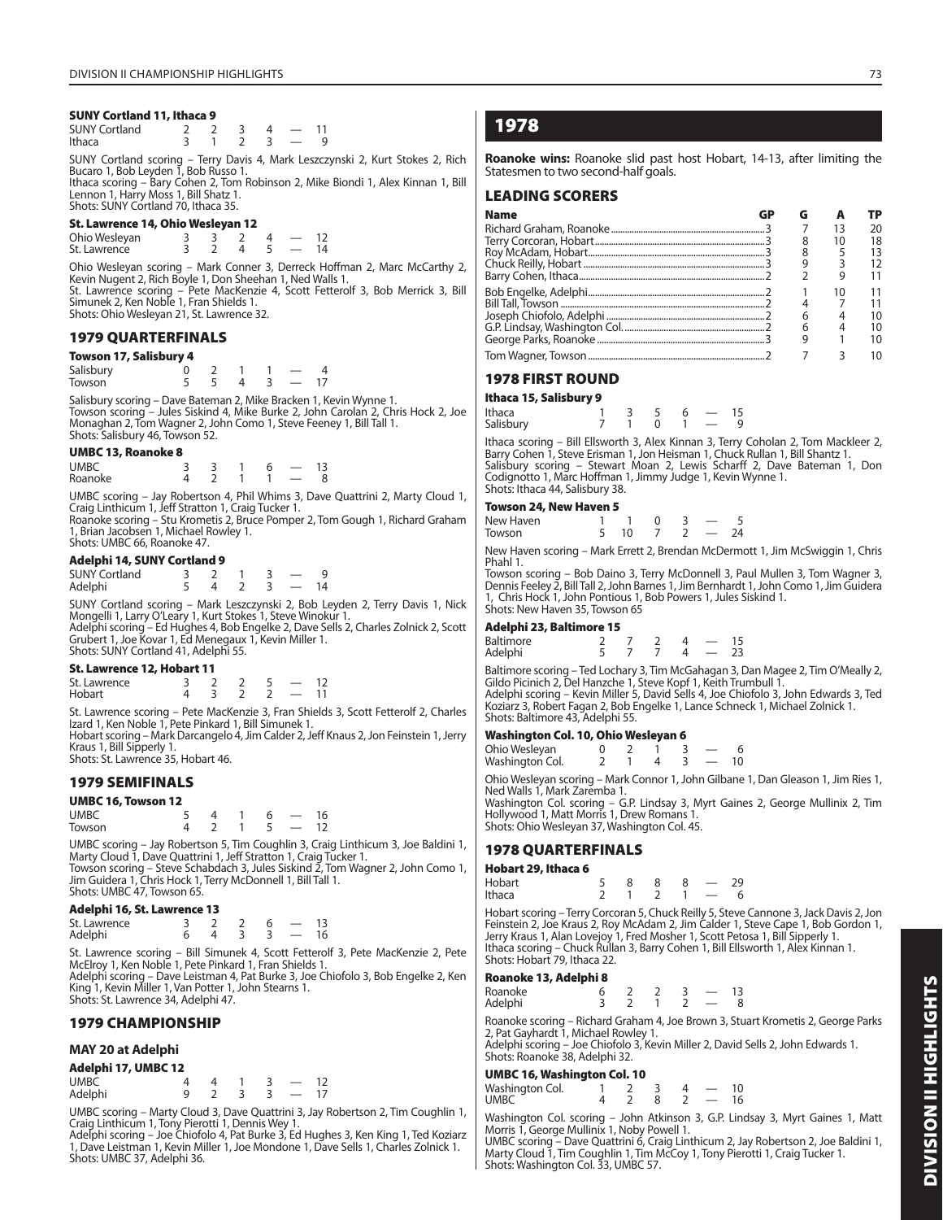#### SUNY Cortland 11, Ithaca 9

| | | | | | | |
|---|---|---|---|---|---|---|
| SUNY Cortland | 2 | 2 | 3 | 4 | — | 11 |
| Ithaca | 3 | 1 | 2 | 3 | — | 9 |

SUNY Cortland scoring – Terry Davis 4, Mark Leszczynski 2, Kurt Stokes 2, Rich Bucaro 1, Bob Leyden 1, Bob Russo 1.
Ithaca scoring – Bary Cohen 2, Tom Robinson 2, Mike Biondi 1, Alex Kinnan 1, Bill Lennon 1, Harry Moss 1, Bill Shatz 1.
Shots: SUNY Cortland 70, Ithaca 35.

#### St. Lawrence 14, Ohio Wesleyan 12

| | | | | | | |
|---|---|---|---|---|---|---|
| Ohio Wesleyan | 3 | 3 | 2 | 4 | — | 12 |
| St. Lawrence | 3 | 2 | 4 | 5 | — | 14 |

Ohio Wesleyan scoring – Mark Conner 3, Derreck Hoffman 2, Marc McCarthy 2, Kevin Nugent 2, Rich Boyle 1, Don Sheehan 1, Ned Walls 1.
St. Lawrence scoring – Pete MacKenzie 4, Scott Fetterolf 3, Bob Merrick 3, Bill Simunek 2, Ken Noble 1, Fran Shields 1.
Shots: Ohio Wesleyan 21, St. Lawrence 32.

### 1979 QUARTERFINALS

#### Towson 17, Salisbury 4

| | | | | | | |
|---|---|---|---|---|---|---|
| Salisbury | 0 | 2 | 1 | 1 | — | 4 |
| Towson | 5 | 5 | 4 | 3 | — | 17 |

Salisbury scoring – Dave Bateman 2, Mike Bracken 1, Kevin Wynne 1.
Towson scoring – Jules Siskind 4, Mike Burke 2, John Carolan 2, Chris Hock 2, Joe Monaghan 2, Tom Wagner 2, John Como 1, Steve Feeney 1, Bill Tall 1.
Shots: Salisbury 46, Towson 52.

#### UMBC 13, Roanoke 8

| | | | | | | |
|---|---|---|---|---|---|---|
| UMBC | 3 | 3 | 1 | 6 | — | 13 |
| Roanoke | 4 | 2 | 1 | 1 | — | 8 |

UMBC scoring – Jay Robertson 4, Phil Whims 3, Dave Quattrini 2, Marty Cloud 1, Craig Linthicum 1, Jeff Stratton 1, Craig Tucker 1.
Roanoke scoring – Stu Krometis 2, Bruce Pomper 2, Tom Gough 1, Richard Graham 1, Brian Jacobsen 1, Michael Rowley 1.
Shots: UMBC 66, Roanoke 47.

#### Adelphi 14, SUNY Cortland 9

| | | | | | | |
|---|---|---|---|---|---|---|
| SUNY Cortland | 3 | 2 | 1 | 3 | — | 9 |
| Adelphi | 5 | 4 | 2 | 3 | — | 14 |

SUNY Cortland scoring – Mark Leszczynski 2, Bob Leyden 2, Terry Davis 1, Nick Mongelli 1, Larry O'Leary 1, Kurt Stokes 1, Steve Winokur 1.
Adelphi scoring – Ed Hughes 4, Bob Engelke 2, Dave Sells 2, Charles Zolnick 2, Scott Grubert 1, Joe Kovar 1, Ed Menegaux 1, Kevin Miller 1.
Shots: SUNY Cortland 41, Adelphi 55.

#### St. Lawrence 12, Hobart 11

| | | | | | | |
|---|---|---|---|---|---|---|
| St. Lawrence | 3 | 2 | 2 | 5 | — | 12 |
| Hobart | 4 | 3 | 2 | 2 | — | 11 |

St. Lawrence scoring – Pete MacKenzie 3, Fran Shields 3, Scott Fetterolf 2, Charles Izard 1, Ken Noble 1, Pete Pinkard 1, Bill Simunek 1.
Hobart scoring – Mark Darcangelo 4, Jim Calder 2, Jeff Knaus 2, Jon Feinstein 1, Jerry Kraus 1, Bill Sipperly 1.
Shots: St. Lawrence 35, Hobart 46.

### 1979 SEMIFINALS

#### UMBC 16, Towson 12

| | | | | | | |
|---|---|---|---|---|---|---|
| UMBC | 5 | 4 | 1 | 6 | — | 16 |
| Towson | 4 | 2 | 1 | 5 | — | 12 |

UMBC scoring – Jay Robertson 5, Tim Coughlin 3, Craig Linthicum 3, Joe Baldini 1, Marty Cloud 1, Dave Quattrini 1, Jeff Stratton 1, Craig Tucker 1.
Towson scoring – Steve Schabdach 3, Jules Siskind 2, Tom Wagner 2, John Como 1, Jim Guidera 1, Chris Hock 1, Terry McDonnell 1, Bill Tall 1.
Shots: UMBC 47, Towson 65.

#### Adelphi 16, St. Lawrence 13

| | | | | | | |
|---|---|---|---|---|---|---|
| St. Lawrence | 3 | 2 | 2 | 6 | — | 13 |
| Adelphi | 6 | 4 | 3 | 3 | — | 16 |

St. Lawrence scoring – Bill Simunek 4, Scott Fetterolf 3, Pete MacKenzie 2, Pete McElroy 1, Ken Noble 1, Pete Pinkard 1, Fran Shields 1.
Adelphi scoring – Dave Leistman 4, Pat Burke 3, Joe Chiofolo 3, Bob Engelke 2, Ken King 1, Kevin Miller 1, Van Potter 1, John Stearns 1.
Shots: St. Lawrence 34, Adelphi 47.

### 1979 CHAMPIONSHIP

#### MAY 20 at Adelphi

#### Adelphi 17, UMBC 12

| | | | | | | |
|---|---|---|---|---|---|---|
| UMBC | 4 | 4 | 1 | 3 | — | 12 |
| Adelphi | 9 | 2 | 3 | 3 | — | 17 |

UMBC scoring – Marty Cloud 3, Dave Quattrini 3, Jay Robertson 2, Tim Coughlin 1, Craig Linthicum 1, Tony Pierotti 1, Dennis Wey 1.
Adelphi scoring – Joe Chiofolo 4, Pat Burke 3, Ed Hughes 3, Ken King 1, Ted Koziarz 1, Dave Leistman 1, Kevin Miller 1, Joe Mondone 1, Dave Sells 1, Charles Zolnick 1.
Shots: UMBC 37, Adelphi 36.

## 1978

**Roanoke wins:** Roanoke slid past host Hobart, 14-13, after limiting the Statesmen to two second-half goals.

### LEADING SCORERS

| Name | GP | G | A | TP |
|---|---|---|---|---|
| Richard Graham, Roanoke | 3 | 7 | 13 | 20 |
| Terry Corcoran, Hobart | 3 | 8 | 10 | 18 |
| Roy McAdam, Hobart | 3 | 8 | 5 | 13 |
| Chuck Reilly, Hobart | 3 | 9 | 3 | 12 |
| Barry Cohen, Ithaca | 2 | 2 | 9 | 11 |
| Bob Engelke, Adelphi | 2 | 1 | 10 | 11 |
| Bill Tall, Towson | 2 | 4 | 7 | 11 |
| Joseph Chiofolo, Adelphi | 2 | 6 | 4 | 10 |
| G.P. Lindsay, Washington Col. | 2 | 6 | 4 | 10 |
| George Parks, Roanoke | 2 | 9 | 1 | 10 |
| Tom Wagner, Towson | 2 | 7 | 3 | 10 |

### 1978 FIRST ROUND

#### Ithaca 15, Salisbury 9

| | | | | | | |
|---|---|---|---|---|---|---|
| Ithaca | 1 | 3 | 5 | 6 | — | 15 |
| Salisbury | 7 | 1 | 0 | 1 | — | 9 |

Ithaca scoring – Bill Ellsworth 3, Alex Kinnan 3, Terry Coholan 2, Tom Mackleer 2, Barry Cohen 1, Steve Erisman 1, Jon Heisman 1, Chuck Rullan 1, Bill Shantz 1.
Salisbury scoring – Stewart Moan 2, Lewis Scharff 2, Dave Bateman 1, Don Codignotto 1, Marc Hoffman 1, Jimmy Judge 1, Kevin Wynne 1.
Shots: Ithaca 44, Salisbury 38.

#### Towson 24, New Haven 5

| | | | | | | |
|---|---|---|---|---|---|---|
| New Haven | 1 | 1 | 0 | 3 | — | 5 |
| Towson | 5 | 10 | 7 | 2 | — | 24 |

New Haven scoring – Mark Errett 2, Brendan McDermott 1, Jim McSwiggin 1, Chris Phahl 1.
Towson scoring – Bob Daino 3, Terry McDonnell 3, Paul Mullen 3, Tom Wagner 3, Dennis Feeley 2, Bill Tall 2, John Barnes 1, Jim Bernhardt 1, John Como 1, Jim Guidera 1, Chris Hock 1, John Pontious 1, Bob Powers 1, Jules Siskind 1.
Shots: New Haven 35, Towson 65

#### Adelphi 23, Baltimore 15

| | | | | | | |
|---|---|---|---|---|---|---|
| Baltimore | 2 | 7 | 2 | 4 | — | 15 |
| Adelphi | 5 | 7 | 7 | 4 | — | 23 |

Baltimore scoring – Ted Lochary 3, Tim McGahagan 3, Dan Magee 2, Tim O'Meally 2, Gildo Picinich 2, Del Hanzche 1, Steve Kopf 1, Keith Trumbull 1.
Adelphi scoring – Kevin Miller 5, David Sells 4, Joe Chiofolo 3, John Edwards 3, Ted Koziarz 3, Robert Fagan 2, Bob Engelke 1, Lance Schneck 1, Michael Zolnick 1.
Shots: Baltimore 43, Adelphi 55.

#### Washington Col. 10, Ohio Wesleyan 6

| | | | | | | |
|---|---|---|---|---|---|---|
| Ohio Wesleyan | 0 | 2 | 1 | 3 | — | 6 |
| Washington Col. | 2 | 1 | 4 | 3 | — | 10 |

Ohio Wesleyan scoring – Mark Connor 1, John Gilbane 1, Dan Gleason 1, Jim Ries 1, Ned Walls 1, Mark Zaremba 1.
Washington Col. scoring – G.P. Lindsay 3, Myrt Gaines 2, George Mullinix 2, Tim Hollywood 1, Matt Morris 1, Drew Romans 1.
Shots: Ohio Wesleyan 37, Washington Col. 45.

### 1978 QUARTERFINALS

#### Hobart 29, Ithaca 6

| | | | | | | |
|---|---|---|---|---|---|---|
| Hobart | 5 | 8 | 8 | 8 | — | 29 |
| Ithaca | 2 | 1 | 2 | 1 | — | 6 |

Hobart scoring – Terry Corcoran 5, Chuck Reilly 5, Steve Cannone 3, Jack Davis 2, Jon Feinstein 2, Joe Kraus 2, Roy McAdam 2, Jim Calder 1, Steve Cape 1, Bob Gordon 1, Jerry Kraus 1, Alan Lovejoy 1, Fred Mosher 1, Scott Petosa 1, Bill Sipperly 1.
Ithaca scoring – Chuck Rullan 3, Barry Cohen 1, Bill Ellsworth 1, Alex Kinnan 1.
Shots: Hobart 79, Ithaca 22.

#### Roanoke 13, Adelphi 8

| | | | | | | |
|---|---|---|---|---|---|---|
| Roanoke | 6 | 2 | 2 | 3 | — | 13 |
| Adelphi | 3 | 2 | 1 | 2 | — | 8 |

Roanoke scoring – Richard Graham 4, Joe Brown 3, Stuart Krometis 2, George Parks 2, Pat Gayhardt 1, Michael Rowley 1.
Adelphi scoring – Joe Chiofolo 3, Kevin Miller 2, David Sells 2, John Edwards 1.
Shots: Roanoke 38, Adelphi 32.

#### UMBC 16, Washington Col. 10

| | | | | | | |
|---|---|---|---|---|---|---|
| Washington Col. | 1 | 2 | 3 | 4 | — | 10 |
| UMBC | 4 | 2 | 8 | 2 | — | 16 |

Washington Col. scoring – John Atkinson 3, G.P. Lindsay 3, Myrt Gaines 1, Matt Morris 1, George Mullinix 1, Noby Powell 1.
UMBC scoring – Dave Quattrini 6, Craig Linthicum 2, Jay Robertson 2, Joe Baldini 1, Marty Cloud 1, Tim Coughlin 1, Tim McCoy 1, Tony Pierotti 1, Craig Tucker 1.
Shots: Washington Col. 33, UMBC 57.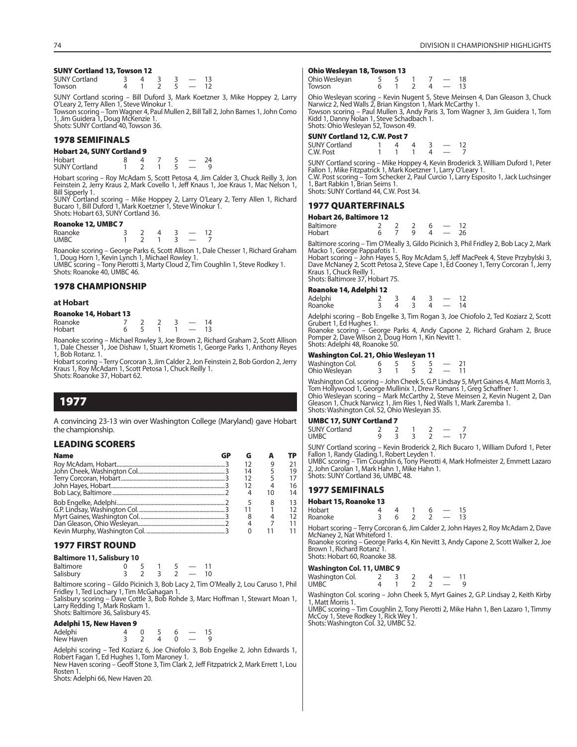**SUNY Cortland 13, Towson 12**

| | | | | | | |
|---|---|---|---|---|---|---|
| SUNY Cortland | 3 | 4 | 3 | 3 | — | 13 |
| Towson | 4 | 1 | 2 | 5 | — | 12 |

SUNY Cortland scoring – Bill Duford 3, Mark Koetzner 3, Mike Hoppey 2, Larry O'Leary 2, Terry Allen 1, Steve Winokur 1.
Towson scoring – Tom Wagner 4, Paul Mullen 2, Bill Tall 2, John Barnes 1, John Como 1, Jim Guidera 1, Doug McKenzie 1.
Shots: SUNY Cortland 40, Towson 36.

## 1978 SEMIFINALS

**Hobart 24, SUNY Cortland 9**

| | | | | | | |
|---|---|---|---|---|---|---|
| Hobart | 8 | 4 | 7 | 5 | — | 24 |
| SUNY Cortland | 1 | 2 | 1 | 5 | — | 9 |

Hobart scoring – Roy McAdam 5, Scott Petosa 4, Jim Calder 3, Chuck Reilly 3, Jon Feinstein 2, Jerry Kraus 2, Mark Covello 1, Jeff Knaus 1, Joe Kraus 1, Mac Nelson 1, Bill Sipperly 1.
SUNY Cortland scoring – Mike Hoppey 2, Larry O'Leary 2, Terry Allen 1, Richard Bucaro 1, Bill Duford 1, Mark Koetzner 1, Steve Winokur 1.
Shots: Hobart 63, SUNY Cortland 36.

**Roanoke 12, UMBC 7**

| | | | | | | |
|---|---|---|---|---|---|---|
| Roanoke | 3 | 2 | 4 | 3 | — | 12 |
| UMBC | 1 | 2 | 1 | 3 | — | 7 |

Roanoke scoring – George Parks 6, Scott Allison 1, Dale Chesser 1, Richard Graham 1, Doug Horn 1, Kevin Lynch 1, Michael Rowley 1.
UMBC scoring – Tony Pierotti 3, Marty Cloud 2, Tim Coughlin 1, Steve Rodkey 1.
Shots: Roanoke 40, UMBC 46.

## 1978 CHAMPIONSHIP

**at Hobart**

**Roanoke 14, Hobart 13**

| | | | | | | |
|---|---|---|---|---|---|---|
| Roanoke | 7 | 2 | 2 | 3 | — | 14 |
| Hobart | 6 | 5 | 1 | 1 | — | 13 |

Roanoke scoring – Michael Rowley 3, Joe Brown 2, Richard Graham 2, Scott Allison 1, Dale Chesser 1, Joe Dishaw 1, Stuart Krometis 1, George Parks 1, Anthony Reyes 1, Bob Rotanz. 1.
Hobart scoring – Terry Corcoran 3, Jim Calder 2, Jon Feinstein 2, Bob Gordon 2, Jerry Kraus 1, Roy McAdam 1, Scott Petosa 1, Chuck Reilly 1.
Shots: Roanoke 37, Hobart 62.

# 1977

A convincing 23-13 win over Washington College (Maryland) gave Hobart the championship.

## LEADING SCORERS

| Name | GP | G | A | TP |
|---|---|---|---|---|
| Roy McAdam, Hobart | 3 | 12 | 9 | 21 |
| John Cheek, Washington Col. | 3 | 14 | 5 | 19 |
| Terry Corcoran, Hobart | 3 | 12 | 5 | 17 |
| John Hayes, Hobart | 3 | 12 | 4 | 16 |
| Bob Lacy, Baltimore | 2 | 4 | 10 | 14 |
| Bob Engelke, Adelphi | 2 | 5 | 8 | 13 |
| G.P. Lindsay, Washington Col. | 3 | 11 | 1 | 12 |
| Myrt Gaines, Washington Col. | 3 | 8 | 4 | 12 |
| Dan Gleason, Ohio Wesleyan | 2 | 4 | 7 | 11 |
| Kevin Murphy, Washington Col. | 3 | 0 | 11 | 11 |

## 1977 FIRST ROUND

**Baltimore 11, Salisbury 10**

| | | | | | | |
|---|---|---|---|---|---|---|
| Baltimore | 0 | 5 | 1 | 5 | — | 11 |
| Salisbury | 3 | 2 | 3 | 2 | — | 10 |

Baltimore scoring – Gildo Picinich 3, Bob Lacy 2, Tim O'Meally 2, Lou Caruso 1, Phil Fridley 1, Ted Lochary 1, Tim McGahagan 1.
Salisbury scoring – Dave Cottle 3, Bob Rohde 3, Marc Hoffman 1, Stewart Moan 1, Larry Redding 1, Mark Roskam 1.
Shots: Baltimore 36, Salisbury 45.

**Adelphi 15, New Haven 9**

| | | | | | | |
|---|---|---|---|---|---|---|
| Adelphi | 4 | 0 | 5 | 6 | — | 15 |
| New Haven | 3 | 2 | 4 | 0 | — | 9 |

Adelphi scoring – Ted Koziarz 6, Joe Chiofolo 3, Bob Engelke 2, John Edwards 1, Robert Fagan 1, Ed Hughes 1, Tom Maroney 1.
New Haven scoring – Geoff Stone 3, Tim Clark 2, Jeff Fitzpatrick 2, Mark Errett 1, Lou Rosten 1.
Shots: Adelphi 66, New Haven 20.

**Ohio Wesleyan 18, Towson 13**

| | | | | | | |
|---|---|---|---|---|---|---|
| Ohio Wesleyan | 5 | 5 | 1 | 7 | — | 18 |
| Towson | 6 | 1 | 2 | 4 | — | 13 |

Ohio Wesleyan scoring – Kevin Nugent 5, Steve Meinsen 4, Dan Gleason 3, Chuck Narwicz 2, Ned Walls 2, Brian Kingston 1, Mark McCarthy 1.
Towson scoring – Paul Mullen 3, Andy Paris 3, Tom Wagner 3, Jim Guidera 1, Tom Kidd 1, Danny Nolan 1, Steve Schadbach 1.
Shots: Ohio Wesleyan 52, Towson 49.

**SUNY Cortland 12, C.W. Post 7**

| | | | | | | |
|---|---|---|---|---|---|---|
| SUNY Cortland | 1 | 4 | 4 | 3 | — | 12 |
| C.W. Post | 1 | 1 | 1 | 4 | — | 7 |

SUNY Cortland scoring – Mike Hoppey 4, Kevin Broderick 3, William Duford 1, Peter Fallon 1, Mike Fitzpatrick 1, Mark Koetzner 1, Larry O'Leary 1.
C.W. Post scoring – Tom Schecker 2, Paul Curcio 1, Larry Esposito 1, Jack Luchsinger 1, Bart Rabkin 1, Brian Seims 1.
Shots: SUNY Cortland 44, C.W. Post 34.

## 1977 QUARTERFINALS

**Hobart 26, Baltimore 12**

| | | | | | | |
|---|---|---|---|---|---|---|
| Baltimore | 2 | 2 | 2 | 6 | — | 12 |
| Hobart | 6 | 7 | 9 | 4 | — | 26 |

Baltimore scoring – Tim O'Meally 3, Gildo Picinich 3, Phil Fridley 2, Bob Lacy 2, Mark Macko 1, George Pappafotis 1.
Hobart scoring – John Hayes 5, Roy McAdam 5, Jeff MacPeek 4, Steve Przybylski 3, Dave McNaney 2, Scott Petosa 2, Steve Cape 1, Ed Cooney 1, Terry Corcoran 1, Jerry Kraus 1, Chuck Reilly 1.
Shots: Baltimore 37, Hobart 75.

**Roanoke 14, Adelphi 12**

| | | | | | | |
|---|---|---|---|---|---|---|
| Adelphi | 2 | 3 | 4 | 3 | — | 12 |
| Roanoke | 3 | 4 | 3 | 4 | — | 14 |

Adelphi scoring – Bob Engelke 3, Tim Rogan 3, Joe Chiofolo 2, Ted Koziarz 2, Scott Grubert 1, Ed Hughes 1.
Roanoke scoring – George Parks 4, Andy Capone 2, Richard Graham 2, Bruce Pomper 2, Dave Wilson 2, Doug Horn 1, Kin Nevitt 1.
Shots: Adelphi 48, Roanoke 50.

**Washington Col. 21, Ohio Wesleyan 11**

| | | | | | | |
|---|---|---|---|---|---|---|
| Washington Col. | 6 | 5 | 5 | 5 | — | 21 |
| Ohio Wesleyan | 3 | 1 | 5 | 2 | — | 11 |

Washington Col. scoring – John Cheek 5, G.P. Lindsay 5, Myrt Gaines 4, Matt Morris 3, Tom Hollywood 1, George Mullinix 1, Drew Romans 1, Greg Schaffner 1.
Ohio Wesleyan scoring – Mark McCarthy 2, Steve Meinsen 2, Kevin Nugent 2, Dan Gleason 1, Chuck Narwicz 1, Jim Ries 1, Ned Walls 1, Mark Zaremba 1.
Shots: Washington Col. 52, Ohio Wesleyan 35.

**UMBC 17, SUNY Cortland 7**

| | | | | | | |
|---|---|---|---|---|---|---|
| SUNY Cortland | 2 | 2 | 1 | 2 | — | 7 |
| UMBC | 9 | 3 | 3 | 2 | — | 17 |

SUNY Cortland scoring – Kevin Broderick 2, Rich Bucaro 1, William Duford 1, Peter Fallon 1, Randy Glading.1, Robert Leyden 1.
UMBC scoring – Tim Coughlin 6, Tony Pierotti 4, Mark Hofmeister 2, Emmett Lazaro 2, John Carolan 1, Mark Hahn 1, Mike Hahn 1.
Shots: SUNY Cortland 36, UMBC 48.

## 1977 SEMIFINALS

**Hobart 15, Roanoke 13**

| | | | | | | |
|---|---|---|---|---|---|---|
| Hobart | 4 | 4 | 1 | 6 | — | 15 |
| Roanoke | 3 | 6 | 2 | 2 | — | 13 |

Hobart scoring – Terry Corcoran 6, Jim Calder 2, John Hayes 2, Roy McAdam 2, Dave McNaney 2, Nat Whiteford 1.
Roanoke scoring – George Parks 4, Kin Nevitt 3, Andy Capone 2, Scott Walker 2, Joe Brown 1, Richard Rotanz 1.
Shots: Hobart 60, Roanoke 38.

**Washington Col. 11, UMBC 9**

| | | | | | | |
|---|---|---|---|---|---|---|
| Washington Col. | 2 | 3 | 2 | 4 | — | 11 |
| UMBC | 4 | 1 | 2 | 2 | — | 9 |

Washington Col. scoring – John Cheek 5, Myrt Gaines 2, G.P. Lindsay 2, Keith Kirby 1, Matt Morris 1.
UMBC scoring – Tim Coughlin 2, Tony Pierotti 2, Mike Hahn 1, Ben Lazaro 1, Timmy McCoy 1, Steve Rodkey 1, Rick Wey 1.
Shots: Washington Col. 32, UMBC 52.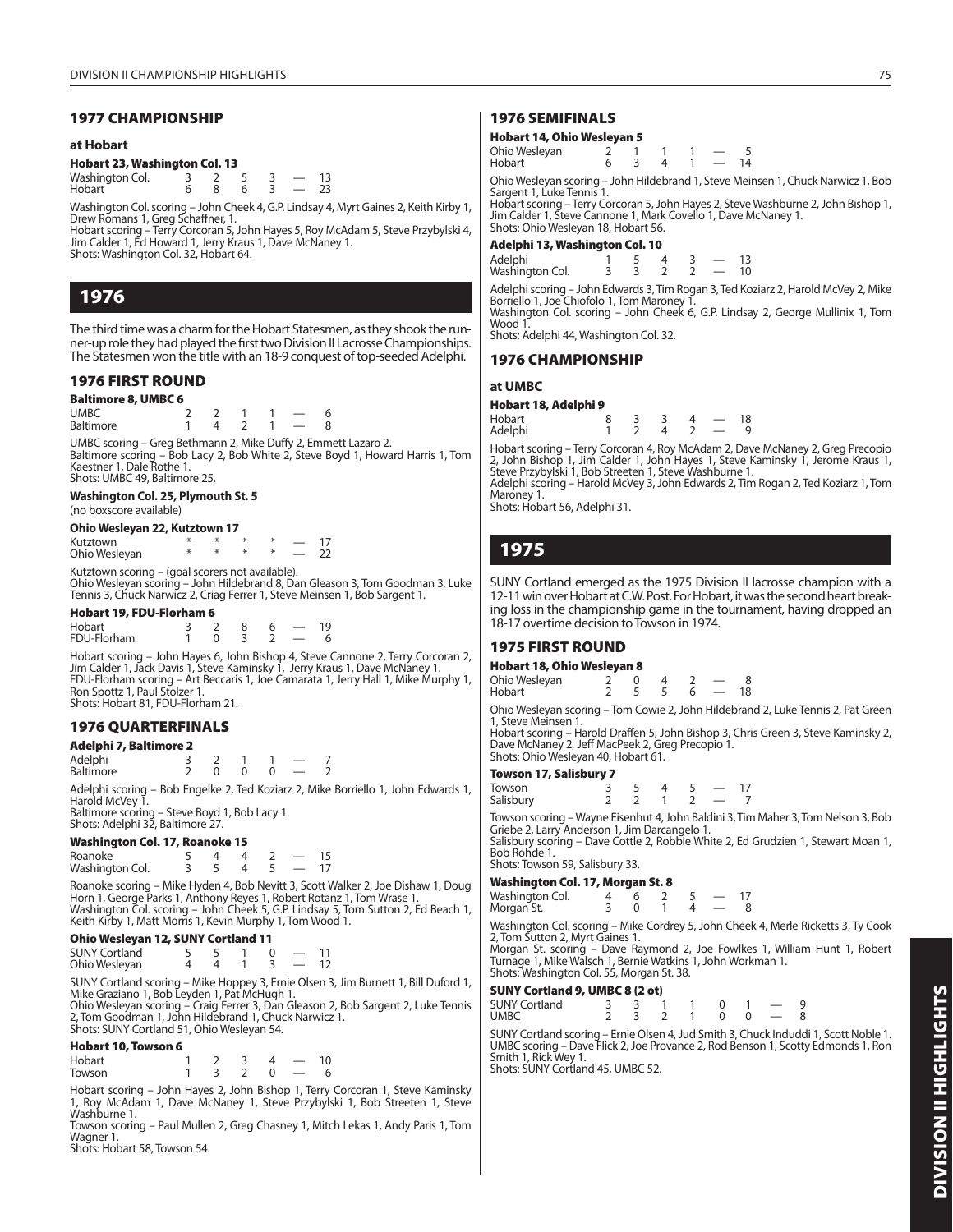## 1977 CHAMPIONSHIP

**at Hobart**

### Hobart 23, Washington Col. 13

| | | | | | | |
|---|---|---|---|---|---|---|
| Washington Col. | 3 | 2 | 5 | 3 | — | 13 |
| Hobart | 6 | 8 | 6 | 3 | — | 23 |

Washington Col. scoring – John Cheek 4, G.P. Lindsay 4, Myrt Gaines 2, Keith Kirby 1, Drew Romans 1, Greg Schaffner, 1.
Hobart scoring – Terry Corcoran 5, John Hayes 5, Roy McAdam 5, Steve Przybylski 4, Jim Calder 1, Ed Howard 1, Jerry Kraus 1, Dave McNaney 1.
Shots: Washington Col. 32, Hobart 64.

# 1976

The third time was a charm for the Hobart Statesmen, as they shook the runner-up role they had played the first two Division II Lacrosse Championships. The Statesmen won the title with an 18-9 conquest of top-seeded Adelphi.

## 1976 FIRST ROUND

### Baltimore 8, UMBC 6

| | | | | | | |
|---|---|---|---|---|---|---|
| UMBC | 2 | 2 | 1 | 1 | — | 6 |
| Baltimore | 1 | 4 | 2 | 1 | — | 8 |

UMBC scoring – Greg Bethmann 2, Mike Duffy 2, Emmett Lazaro 2.
Baltimore scoring – Bob Lacy 2, Bob White 2, Steve Boyd 1, Howard Harris 1, Tom Kaestner 1, Dale Rothe 1.
Shots: UMBC 49, Baltimore 25.

**Washington Col. 25, Plymouth St. 5**
(no boxscore available)

### Ohio Wesleyan 22, Kutztown 17

| | | | | | | |
|---|---|---|---|---|---|---|
| Kutztown | * | * | * | * | — | 17 |
| Ohio Wesleyan | * | * | * | * | — | 22 |

Kutztown scoring – (goal scorers not available).
Ohio Wesleyan scoring – John Hildebrand 8, Dan Gleason 3, Tom Goodman 3, Luke Tennis 3, Chuck Narwicz 2, Criag Ferrer 1, Steve Meinsen 1, Bob Sargent 1.

### Hobart 19, FDU-Florham 6

| | | | | | | |
|---|---|---|---|---|---|---|
| Hobart | 3 | 2 | 8 | 6 | — | 19 |
| FDU-Florham | 1 | 0 | 3 | 2 | — | 6 |

Hobart scoring – John Hayes 6, John Bishop 4, Steve Cannone 2, Terry Corcoran 2, Jim Calder 1, Jack Davis 1, Steve Kaminsky 1, Jerry Kraus 1, Dave McNaney 1.
FDU-Florham scoring – Art Beccaris 1, Joe Camarata 1, Jerry Hall 1, Mike Murphy 1, Ron Spottz 1, Paul Stolzer 1.
Shots: Hobart 81, FDU-Florham 21.

## 1976 QUARTERFINALS

### Adelphi 7, Baltimore 2

| | | | | | | |
|---|---|---|---|---|---|---|
| Adelphi | 3 | 2 | 1 | 1 | — | 7 |
| Baltimore | 2 | 0 | 0 | 0 | — | 2 |

Adelphi scoring – Bob Engelke 2, Ted Koziarz 2, Mike Borriello 1, John Edwards 1, Harold McVey 1.
Baltimore scoring – Steve Boyd 1, Bob Lacy 1.
Shots: Adelphi 32, Baltimore 27.

### Washington Col. 17, Roanoke 15

| | | | | | | |
|---|---|---|---|---|---|---|
| Roanoke | 5 | 4 | 4 | 2 | — | 15 |
| Washington Col. | 3 | 5 | 4 | 5 | — | 17 |

Roanoke scoring – Mike Hyden 4, Bob Nevitt 3, Scott Walker 2, Joe Dishaw 1, Doug Horn 1, George Parks 1, Anthony Reyes 1, Robert Rotanz 1, Tom Wrase 1.
Washington Col. scoring – John Cheek 5, G.P. Lindsay 5, Tom Sutton 2, Ed Beach 1, Keith Kirby 1, Matt Morris 1, Kevin Murphy 1, Tom Wood 1.

### Ohio Wesleyan 12, SUNY Cortland 11

| | | | | | | |
|---|---|---|---|---|---|---|
| SUNY Cortland | 5 | 5 | 1 | 0 | — | 11 |
| Ohio Wesleyan | 4 | 4 | 1 | 3 | — | 12 |

SUNY Cortland scoring – Mike Hoppey 3, Ernie Olsen 3, Jim Burnett 1, Bill Duford 1, Mike Graziano 1, Bob Leyden 1, Pat McHugh 1.
Ohio Wesleyan scoring – Craig Ferrer 3, Dan Gleason 2, Bob Sargent 2, Luke Tennis 2, Tom Goodman 1, John Hildebrand 1, Chuck Narwicz 1.
Shots: SUNY Cortland 51, Ohio Wesleyan 54.

### Hobart 10, Towson 6

| | | | | | | |
|---|---|---|---|---|---|---|
| Hobart | 1 | 2 | 3 | 4 | — | 10 |
| Towson | 1 | 3 | 2 | 0 | — | 6 |

Hobart scoring – John Hayes 2, John Bishop 1, Terry Corcoran 1, Steve Kaminsky 1, Roy McAdam 1, Dave McNaney 1, Steve Przybylski 1, Bob Streeten 1, Steve Washburne 1.
Towson scoring – Paul Mullen 2, Greg Chasney 1, Mitch Lekas 1, Andy Paris 1, Tom Wagner 1.
Shots: Hobart 58, Towson 54.

## 1976 SEMIFINALS

### Hobart 14, Ohio Wesleyan 5

| | | | | | | |
|---|---|---|---|---|---|---|
| Ohio Wesleyan | 2 | 1 | 1 | 1 | — | 5 |
| Hobart | 6 | 3 | 4 | 1 | — | 14 |

Ohio Wesleyan scoring – John Hildebrand 1, Steve Meinsen 1, Chuck Narwicz 1, Bob Sargent 1, Luke Tennis 1.
Hobart scoring – Terry Corcoran 5, John Hayes 2, Steve Washburne 2, John Bishop 1, Jim Calder 1, Steve Cannone 1, Mark Covello 1, Dave McNaney 1.
Shots: Ohio Wesleyan 18, Hobart 56.

### Adelphi 13, Washington Col. 10

| | | | | | | |
|---|---|---|---|---|---|---|
| Adelphi | 1 | 5 | 4 | 3 | — | 13 |
| Washington Col. | 3 | 3 | 2 | 2 | — | 10 |

Adelphi scoring – John Edwards 3, Tim Rogan 3, Ted Koziarz 2, Harold McVey 2, Mike Borriello 1, Joe Chiofolo 1, Tom Maroney 1.
Washington Col. scoring – John Cheek 6, G.P. Lindsay 2, George Mullinix 1, Tom Wood 1.
Shots: Adelphi 44, Washington Col. 32.

## 1976 CHAMPIONSHIP

**at UMBC**

### Hobart 18, Adelphi 9

| | | | | | | |
|---|---|---|---|---|---|---|
| Hobart | 8 | 3 | 3 | 4 | — | 18 |
| Adelphi | 1 | 2 | 4 | 2 | — | 9 |

Hobart scoring – Terry Corcoran 4, Roy McAdam 2, Dave McNaney 2, Greg Precopio 2, John Bishop 1, Jim Calder 1, John Hayes 1, Steve Kaminsky 1, Jerome Kraus 1, Steve Przybylski 1, Bob Streeten 1, Steve Washburne 1.
Adelphi scoring – Harold McVey 3, John Edwards 2, Tim Rogan 2, Ted Koziarz 1, Tom Maroney 1.
Shots: Hobart 56, Adelphi 31.

# 1975

SUNY Cortland emerged as the 1975 Division II lacrosse champion with a 12-11 win over Hobart at C.W. Post. For Hobart, it was the second heartbreaking loss in the championship game in the tournament, having dropped an 18-17 overtime decision to Towson in 1974.

## 1975 FIRST ROUND

### Hobart 18, Ohio Wesleyan 8

| | | | | | | |
|---|---|---|---|---|---|---|
| Ohio Wesleyan | 2 | 0 | 4 | 2 | — | 8 |
| Hobart | 2 | 5 | 5 | 6 | — | 18 |

Ohio Wesleyan scoring – Tom Cowie 2, John Hildebrand 2, Luke Tennis 2, Pat Green 1, Steve Meinsen 1.
Hobart scoring – Harold Draffen 5, John Bishop 3, Chris Green 3, Steve Kaminsky 2, Dave McNaney 2, Jeff MacPeek 2, Greg Precopio 1.
Shots: Ohio Wesleyan 40, Hobart 61.

### Towson 17, Salisbury 7

| | | | | | | |
|---|---|---|---|---|---|---|
| Towson | 3 | 5 | 4 | 5 | — | 17 |
| Salisbury | 2 | 2 | 1 | 2 | — | 7 |

Towson scoring – Wayne Eisenhut 4, John Baldini 3, Tim Maher 3, Tom Nelson 3, Bob Griebe 2, Larry Anderson 1, Jim Darcangelo 1.
Salisbury scoring – Dave Cottle 2, Robbie White 2, Ed Grudzien 1, Stewart Moan 1, Bob Rohde 1.
Shots: Towson 59, Salisbury 33.

### Washington Col. 17, Morgan St. 8

| | | | | | | |
|---|---|---|---|---|---|---|
| Washington Col. | 4 | 6 | 2 | 5 | — | 17 |
| Morgan St. | 3 | 0 | 1 | 4 | — | 8 |

Washington Col. scoring – Mike Cordrey 5, John Cheek 4, Merle Ricketts 3, Ty Cook 2, Tom Sutton 2, Myrt Gaines 1.
Morgan St. scoring – Dave Raymond 2, Joe Fowlkes 1, William Hunt 1, Robert Turnage 1, Mike Walsch 1, Bernie Watkins 1, John Workman 1.
Shots: Washington Col. 55, Morgan St. 38.

### SUNY Cortland 9, UMBC 8 (2 ot)

| | | | | | | | | |
|---|---|---|---|---|---|---|---|---|
| SUNY Cortland | 3 | 3 | 1 | 1 | 0 | 1 | — | 9 |
| UMBC | 2 | 3 | 2 | 1 | 0 | 0 | — | 8 |

SUNY Cortland scoring – Ernie Olsen 4, Jud Smith 3, Chuck Induddi 1, Scott Noble 1.
UMBC scoring – Dave Flick 2, Joe Provance 2, Rod Benson 1, Scotty Edmonds 1, Ron Smith 1, Rick Wey 1.
Shots: SUNY Cortland 45, UMBC 52.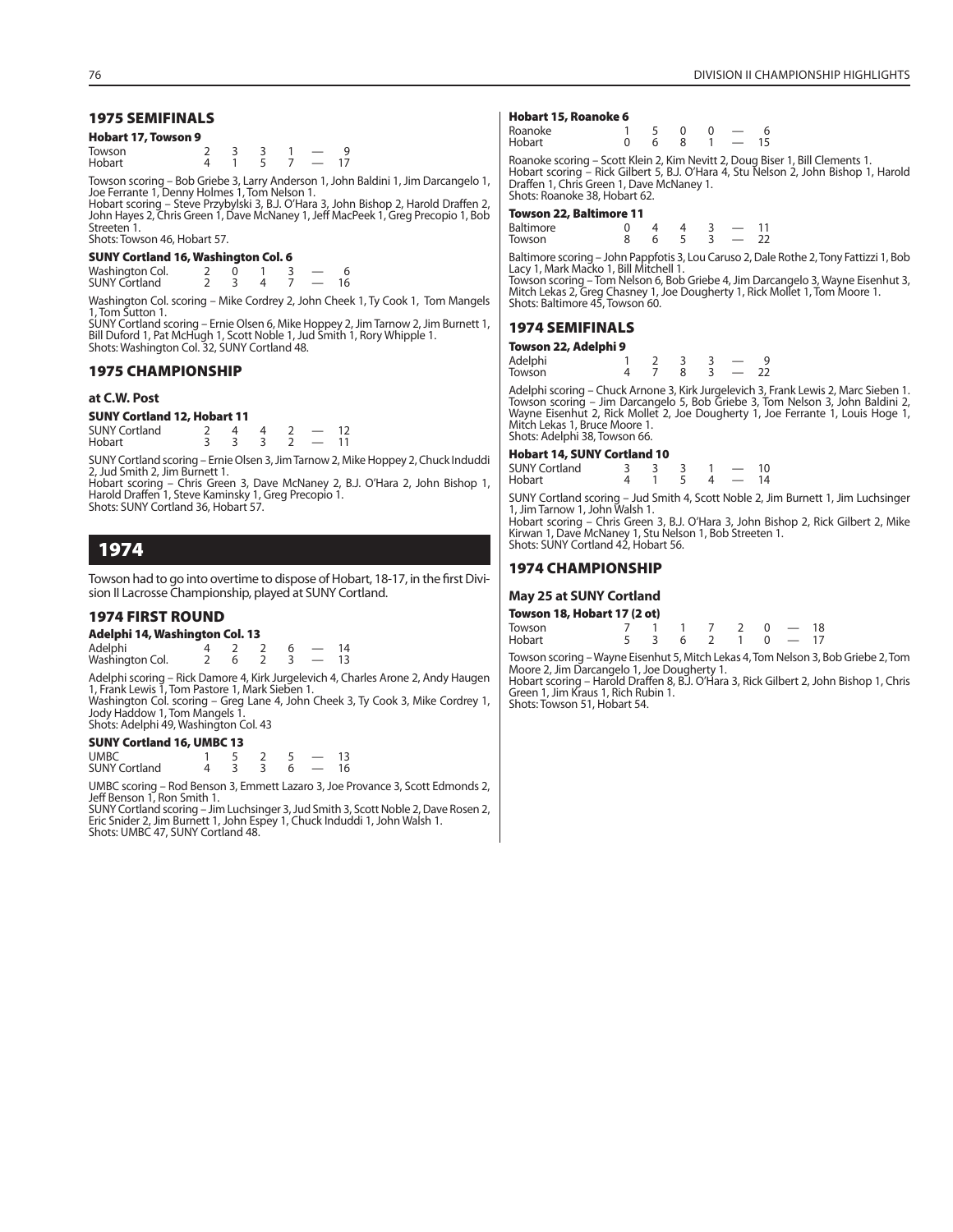## 1975 SEMIFINALS

### Hobart 17, Towson 9

| | | | | | | |
|---|---|---|---|---|---|---|
| Towson | 2 | 3 | 3 | 1 | — | 9 |
| Hobart | 4 | 1 | 5 | 7 | — | 17 |

Towson scoring – Bob Griebe 3, Larry Anderson 1, John Baldini 1, Jim Darcangelo 1, Joe Ferrante 1, Denny Holmes 1, Tom Nelson 1.
Hobart scoring – Steve Przybylski 3, B.J. O'Hara 3, John Bishop 2, Harold Draffen 2, John Hayes 2, Chris Green 1, Dave McNaney 1, Jeff MacPeek 1, Greg Precopio 1, Bob Streeten 1.
Shots: Towson 46, Hobart 57.

### SUNY Cortland 16, Washington Col. 6

| | | | | | | |
|---|---|---|---|---|---|---|
| Washington Col. | 2 | 0 | 1 | 3 | — | 6 |
| SUNY Cortland | 2 | 3 | 4 | 7 | — | 16 |

Washington Col. scoring – Mike Cordrey 2, John Cheek 1, Ty Cook 1, Tom Mangels 1, Tom Sutton 1.
SUNY Cortland scoring – Ernie Olsen 6, Mike Hoppey 2, Jim Tarnow 2, Jim Burnett 1, Bill Duford 1, Pat McHugh 1, Scott Noble 1, Jud Smith 1, Rory Whipple 1.
Shots: Washington Col. 32, SUNY Cortland 48.

## 1975 CHAMPIONSHIP

### at C.W. Post

### SUNY Cortland 12, Hobart 11

| | | | | | | |
|---|---|---|---|---|---|---|
| SUNY Cortland | 2 | 4 | 4 | 2 | — | 12 |
| Hobart | 3 | 3 | 3 | 2 | — | 11 |

SUNY Cortland scoring – Ernie Olsen 3, Jim Tarnow 2, Mike Hoppey 2, Chuck Induddi 2, Jud Smith 2, Jim Burnett 1.
Hobart scoring – Chris Green 3, Dave McNaney 2, B.J. O'Hara 2, John Bishop 1, Harold Draffen 1, Steve Kaminsky 1, Greg Precopio 1.
Shots: SUNY Cortland 36, Hobart 57.

# 1974

Towson had to go into overtime to dispose of Hobart, 18-17, in the first Division II Lacrosse Championship, played at SUNY Cortland.

## 1974 FIRST ROUND

### Adelphi 14, Washington Col. 13

| | | | | | | |
|---|---|---|---|---|---|---|
| Adelphi | 4 | 2 | 2 | 6 | — | 14 |
| Washington Col. | 2 | 6 | 2 | 3 | — | 13 |

Adelphi scoring – Rick Damore 4, Kirk Jurgelevich 4, Charles Arone 2, Andy Haugen 1, Frank Lewis 1, Tom Pastore 1, Mark Sieben 1.
Washington Col. scoring – Greg Lane 4, John Cheek 3, Ty Cook 3, Mike Cordrey 1, Jody Haddow 1, Tom Mangels 1.
Shots: Adelphi 49, Washington Col. 43

### SUNY Cortland 16, UMBC 13

| | | | | | | |
|---|---|---|---|---|---|---|
| UMBC | 1 | 5 | 2 | 5 | — | 13 |
| SUNY Cortland | 4 | 3 | 3 | 6 | — | 16 |

UMBC scoring – Rod Benson 3, Emmett Lazaro 3, Joe Provance 3, Scott Edmonds 2, Jeff Benson 1, Ron Smith 1.
SUNY Cortland scoring – Jim Luchsinger 3, Jud Smith 3, Scott Noble 2, Dave Rosen 2, Eric Snider 2, Jim Burnett 1, John Espey 1, Chuck Induddi 1, John Walsh 1.
Shots: UMBC 47, SUNY Cortland 48.

### Hobart 15, Roanoke 6

| | | | | | | |
|---|---|---|---|---|---|---|
| Roanoke | 1 | 5 | 0 | 0 | — | 6 |
| Hobart | 0 | 6 | 8 | 1 | — | 15 |

Roanoke scoring – Scott Klein 2, Kim Nevitt 2, Doug Biser 1, Bill Clements 1.
Hobart scoring – Rick Gilbert 5, B.J. O'Hara 4, Stu Nelson 2, John Bishop 1, Harold Draffen 1, Chris Green 1, Dave McNaney 1.
Shots: Roanoke 38, Hobart 62.

### Towson 22, Baltimore 11

| | | | | | | |
|---|---|---|---|---|---|---|
| Baltimore | 0 | 4 | 4 | 3 | — | 11 |
| Towson | 8 | 6 | 5 | 3 | — | 22 |

Baltimore scoring – John Pappfotis 3, Lou Caruso 2, Dale Rothe 2, Tony Fattizzi 1, Bob Lacy 1, Mark Macko 1, Bill Mitchell 1.
Towson scoring – Tom Nelson 6, Bob Griebe 4, Jim Darcangelo 3, Wayne Eisenhut 3, Mitch Lekas 2, Greg Chasney 1, Joe Dougherty 1, Rick Mollet 1, Tom Moore 1.
Shots: Baltimore 45, Towson 60.

## 1974 SEMIFINALS

### Towson 22, Adelphi 9

| | | | | | | |
|---|---|---|---|---|---|---|
| Adelphi | 1 | 2 | 3 | 3 | — | 9 |
| Towson | 4 | 7 | 8 | 3 | — | 22 |

Adelphi scoring – Chuck Arnone 3, Kirk Jurgelevich 3, Frank Lewis 2, Marc Sieben 1.
Towson scoring – Jim Darcangelo 5, Bob Griebe 3, Tom Nelson 3, John Baldini 2, Wayne Eisenhut 2, Rick Mollet 2, Joe Dougherty 1, Joe Ferrante 1, Louis Hoge 1, Mitch Lekas 1, Bruce Moore 1.
Shots: Adelphi 38, Towson 66.

### Hobart 14, SUNY Cortland 10

| | | | | | | |
|---|---|---|---|---|---|---|
| SUNY Cortland | 3 | 3 | 3 | 1 | — | 10 |
| Hobart | 4 | 1 | 5 | 4 | — | 14 |

SUNY Cortland scoring – Jud Smith 4, Scott Noble 2, Jim Burnett 1, Jim Luchsinger 1, Jim Tarnow 1, John Walsh 1.
Hobart scoring – Chris Green 3, B.J. O'Hara 3, John Bishop 2, Rick Gilbert 2, Mike Kirwan 1, Dave McNaney 1, Stu Nelson 1, Bob Streeten 1.
Shots: SUNY Cortland 42, Hobart 56.

## 1974 CHAMPIONSHIP

### May 25 at SUNY Cortland

### Towson 18, Hobart 17 (2 ot)

| | | | | | | | | |
|---|---|---|---|---|---|---|---|---|
| Towson | 7 | 1 | 1 | 7 | 2 | 0 | — | 18 |
| Hobart | 5 | 3 | 6 | 2 | 1 | 0 | — | 17 |

Towson scoring – Wayne Eisenhut 5, Mitch Lekas 4, Tom Nelson 3, Bob Griebe 2, Tom Moore 2, Jim Darcangelo 1, Joe Dougherty 1.
Hobart scoring – Harold Draffen 8, B.J. O'Hara 3, Rick Gilbert 2, John Bishop 1, Chris Green 1, Jim Kraus 1, Rich Rubin 1.
Shots: Towson 51, Hobart 54.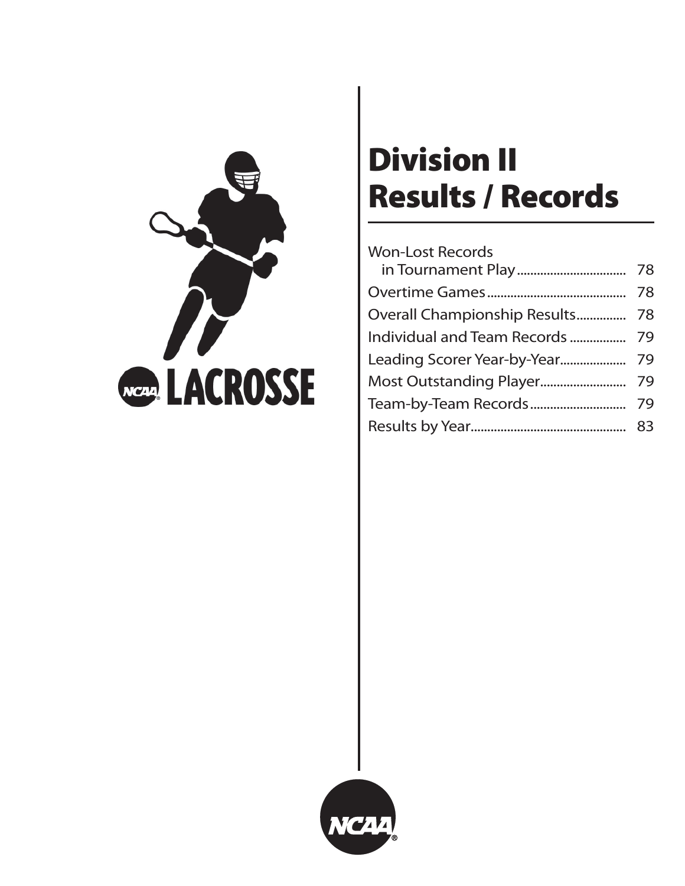# Division II Results / Records

| | |
|---|---|
| Won-Lost Records in Tournament Play | 78 |
| Overtime Games | 78 |
| Overall Championship Results | 78 |
| Individual and Team Records | 79 |
| Leading Scorer Year-by-Year | 79 |
| Most Outstanding Player | 79 |
| Team-by-Team Records | 79 |
| Results by Year | 83 |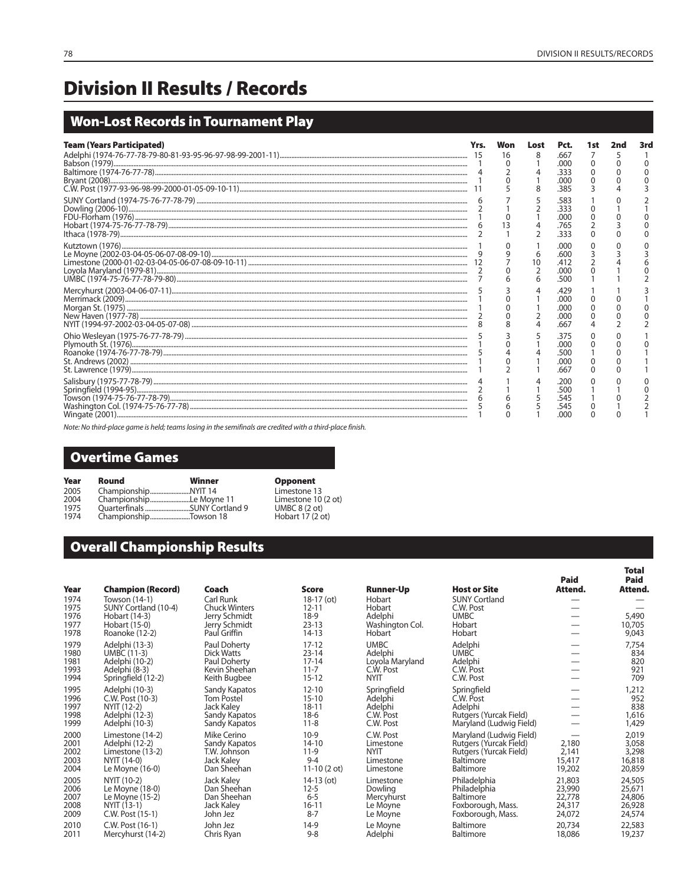# Division II Results / Records

## Won-Lost Records in Tournament Play

| Team (Years Participated) | Yrs. | Won | Lost | Pct. | 1st | 2nd | 3rd |
|---|---|---|---|---|---|---|---|
| Adelphi (1974-76-77-78-79-80-81-93-95-96-97-98-99-2001-11) | 15 | 16 | 8 | .667 | 7 | 5 | 1 |
| Babson (1979) | 1 | 0 | 1 | .000 | 0 | 0 | 0 |
| Baltimore (1974-76-77-78) | 4 | 2 | 4 | .333 | 0 | 0 | 0 |
| Bryant (2008) | 1 | 0 | 1 | .000 | 0 | 0 | 0 |
| C.W. Post (1977-93-96-98-99-2000-01-05-09-10-11) | 11 | 5 | 8 | .385 | 3 | 4 | 3 |
| SUNY Cortland (1974-75-76-77-78-79) | 6 | 7 | 5 | .583 | 1 | 0 | 2 |
| Dowling (2006-10) | 2 | 1 | 2 | .333 | 0 | 1 | 1 |
| FDU-Florham (1976) | 1 | 0 | 1 | .000 | 0 | 0 | 0 |
| Hobart (1974-75-76-77-78-79) | 6 | 13 | 4 | .765 | 2 | 3 | 0 |
| Ithaca (1978-79) | 2 | 1 | 2 | .333 | 0 | 0 | 0 |
| Kutztown (1976) | 1 | 0 | 1 | .000 | 0 | 0 | 0 |
| Le Moyne (2002-03-04-05-06-07-08-09-10) | 9 | 9 | 6 | .600 | 3 | 3 | 3 |
| Limestone (2000-01-02-03-04-05-06-07-08-09-10-11) | 12 | 7 | 10 | .412 | 2 | 4 | 6 |
| Loyola Maryland (1979-81) | 2 | 0 | 2 | .000 | 0 | 1 | 0 |
| UMBC (1974-75-76-77-78-79-80) | 7 | 6 | 6 | .500 | 1 | 1 | 2 |
| Mercyhurst (2003-04-06-07-11) | 5 | 3 | 4 | .429 | 1 | 1 | 3 |
| Merrimack (2009) | 1 | 0 | 1 | .000 | 0 | 0 | 1 |
| Morgan St. (1975) | 1 | 0 | 1 | .000 | 0 | 0 | 0 |
| New Haven (1977-78) | 2 | 0 | 2 | .000 | 0 | 0 | 0 |
| NYIT (1994-97-2002-03-04-05-07-08) | 8 | 8 | 4 | .667 | 4 | 2 | 2 |
| Ohio Wesleyan (1975-76-77-78-79) | 5 | 3 | 5 | .375 | 0 | 0 | 1 |
| Plymouth St. (1976) | 1 | 0 | 1 | .000 | 0 | 0 | 0 |
| Roanoke (1974-76-77-78-79) | 5 | 4 | 4 | .500 | 1 | 0 | 1 |
| St. Andrews (2002) | 1 | 0 | 1 | .000 | 0 | 0 | 1 |
| St. Lawrence (1979) | 1 | 2 | 1 | .667 | 0 | 0 | 1 |
| Salisbury (1975-77-78-79) | 4 | 1 | 4 | .200 | 0 | 0 | 0 |
| Springfield (1994-95) | 2 | 1 | 1 | .500 | 1 | 1 | 0 |
| Towson (1974-75-76-77-78-79) | 6 | 6 | 5 | .545 | 1 | 0 | 2 |
| Washington Col. (1974-75-76-77-78) | 5 | 6 | 5 | .545 | 0 | 1 | 2 |
| Wingate (2001) | 1 | 0 | 1 | .000 | 0 | 0 | 1 |

*Note: No third-place game is held; teams losing in the semifinals are credited with a third-place finish.*

## Overtime Games

| Year | Round | Winner | Opponent |
|---|---|---|---|
| 2005 | Championship | NYIT 14 | Limestone 13 |
| 2004 | Championship | Le Moyne 11 | Limestone 10 (2 ot) |
| 1975 | Quarterfinals | SUNY Cortland 9 | UMBC 8 (2 ot) |
| 1974 | Championship | Towson 18 | Hobart 17 (2 ot) |

## Overall Championship Results

| Year | Champion (Record) | Coach | Score | Runner-Up | Host or Site | Paid Attend. | Total Paid Attend. |
|---|---|---|---|---|---|---|---|
| 1974 | Towson (14-1) | Carl Runk | 18-17 (ot) | Hobart | SUNY Cortland | — | — |
| 1975 | SUNY Cortland (10-4) | Chuck Winters | 12-11 | Hobart | C.W. Post | — | — |
| 1976 | Hobart (14-3) | Jerry Schmidt | 18-9 | Adelphi | UMBC | — | 5,490 |
| 1977 | Hobart (15-0) | Jerry Schmidt | 23-13 | Washington Col. | Hobart | — | 10,705 |
| 1978 | Roanoke (12-2) | Paul Griffin | 14-13 | Hobart | Hobart | — | 9,043 |
| 1979 | Adelphi (13-3) | Paul Doherty | 17-12 | UMBC | Adelphi | — | 7,754 |
| 1980 | UMBC (11-3) | Dick Watts | 23-14 | Adelphi | UMBC | — | 834 |
| 1981 | Adelphi (10-2) | Paul Doherty | 17-14 | Loyola Maryland | Adelphi | — | 820 |
| 1993 | Adelphi (8-3) | Kevin Sheehan | 11-7 | C.W. Post | C.W. Post | — | 921 |
| 1994 | Springfield (12-2) | Keith Bugbee | 15-12 | NYIT | C.W. Post | — | 709 |
| 1995 | Adelphi (10-3) | Sandy Kapatos | 12-10 | Springfield | Springfield | — | 1,212 |
| 1996 | C.W. Post (10-3) | Tom Postel | 15-10 | Adelphi | C.W. Post | — | 952 |
| 1997 | NYIT (12-2) | Jack Kaley | 18-11 | Adelphi | Adelphi | — | 838 |
| 1998 | Adelphi (12-3) | Sandy Kapatos | 18-6 | C.W. Post | Rutgers (Yurcak Field) | — | 1,616 |
| 1999 | Adelphi (10-3) | Sandy Kapatos | 11-8 | C.W. Post | Maryland (Ludwig Field) | — | 1,429 |
| 2000 | Limestone (14-2) | Mike Cerino | 10-9 | C.W. Post | Maryland (Ludwig Field) | — | 2,019 |
| 2001 | Adelphi (12-2) | Sandy Kapatos | 14-10 | Limestone | Rutgers (Yurcak Field) | 2,180 | 3,058 |
| 2002 | Limestone (13-2) | T.W. Johnson | 11-9 | NYIT | Rutgers (Yurcak Field) | 2,141 | 3,298 |
| 2003 | NYIT (14-0) | Jack Kaley | 9-4 | Limestone | Baltimore | 15,417 | 16,818 |
| 2004 | Le Moyne (16-0) | Dan Sheehan | 11-10 (2 ot) | Limestone | Baltimore | 19,202 | 20,859 |
| 2005 | NYIT (10-2) | Jack Kaley | 14-13 (ot) | Limestone | Philadelphia | 21,803 | 24,505 |
| 2006 | Le Moyne (18-0) | Dan Sheehan | 12-5 | Dowling | Philadelphia | 23,990 | 25,671 |
| 2007 | Le Moyne (15-2) | Dan Sheehan | 6-5 | Mercyhurst | Baltimore | 22,778 | 24,806 |
| 2008 | NYIT (13-1) | Jack Kaley | 16-11 | Le Moyne | Foxborough, Mass. | 24,317 | 26,928 |
| 2009 | C.W. Post (15-1) | John Jez | 8-7 | Le Moyne | Foxborough, Mass. | 24,072 | 24,574 |
| 2010 | C.W. Post (16-1) | John Jez | 14-9 | Le Moyne | Baltimore | 20,734 | 22,583 |
| 2011 | Mercyhurst (14-2) | Chris Ryan | 9-8 | Adelphi | Baltimore | 18,086 | 19,237 |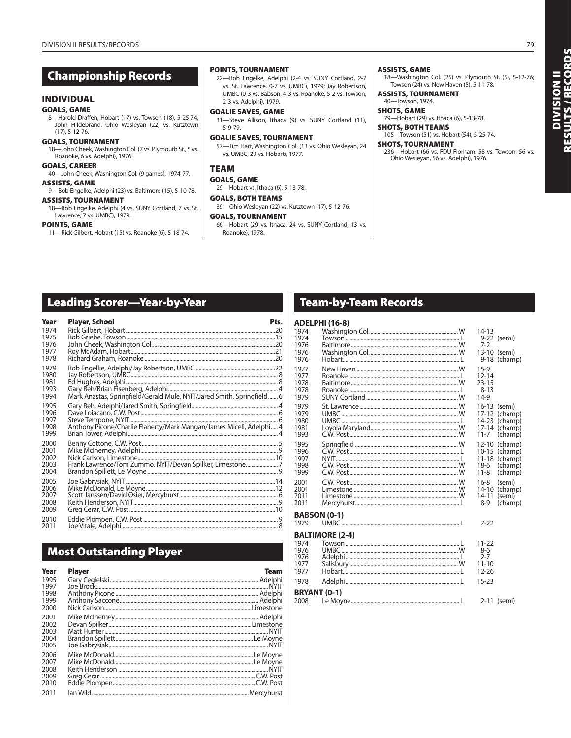# Championship Records

## INDIVIDUAL

### GOALS, GAME
8—Harold Draffen, Hobart (17) vs. Towson (18), 5-25-74; John Hildebrand, Ohio Wesleyan (22) vs. Kutztown (17), 5-12-76.

### GOALS, TOURNAMENT
18—John Cheek, Washington Col. (7 vs. Plymouth St., 5 vs. Roanoke, 6 vs. Adelphi), 1976.

### GOALS, CAREER
40—John Cheek, Washington Col. (9 games), 1974-77.

### ASSISTS, GAME
9—Bob Engelke, Adelphi (23) vs. Baltimore (15), 5-10-78.

### ASSISTS, TOURNAMENT
18—Bob Engelke, Adelphi (4 vs. SUNY Cortland, 7 vs. St. Lawrence, 7 vs. UMBC), 1979.

### POINTS, GAME
11—Rick Gilbert, Hobart (15) vs. Roanoke (6), 5-18-74.

### POINTS, TOURNAMENT
22—Bob Engelke, Adelphi (2-4 vs. SUNY Cortland, 2-7 vs. St. Lawrence, 0-7 vs. UMBC), 1979; Jay Robertson, UMBC (0-3 vs. Babson, 4-3 vs. Roanoke, 5-2 vs. Towson, 2-3 vs. Adelphi), 1979.

### GOALIE SAVES, GAME
31—Steve Allison, Ithaca (9) vs. SUNY Cortland (11), 5-9-79.

### GOALIE SAVES, TOURNAMENT
57—Tim Hart, Washington Col. (13 vs. Ohio Wesleyan, 24 vs. UMBC, 20 vs. Hobart), 1977.

## TEAM

### GOALS, GAME
29—Hobart vs. Ithaca (6), 5-13-78.

### GOALS, BOTH TEAMS
39—Ohio Wesleyan (22) vs. Kutztown (17), 5-12-76.

### GOALS, TOURNAMENT
66—Hobart (29 vs. Ithaca, 24 vs. SUNY Cortland, 13 vs. Roanoke), 1978.

### ASSISTS, GAME
18—Washington Col. (25) vs. Plymouth St. (5), 5-12-76; Towson (24) vs. New Haven (5), 5-11-78.

### ASSISTS, TOURNAMENT
40—Towson, 1974.

### SHOTS, GAME
79—Hobart (29) vs. Ithaca (6), 5-13-78.

### SHOTS, BOTH TEAMS
105—Towson (51) vs. Hobart (54), 5-25-74.

### SHOTS, TOURNAMENT
236—Hobart (66 vs. FDU-Florham, 58 vs. Towson, 56 vs. Ohio Wesleyan, 56 vs. Adelphi), 1976.

# Leading Scorer—Year-by-Year

| Year | Player, School | Pts. |
|---|---|---|
| 1974 | Rick Gilbert, Hobart | 20 |
| 1975 | Bob Griebe, Towson | 15 |
| 1976 | John Cheek, Washington Col. | 20 |
| 1977 | Roy McAdam, Hobart | 21 |
| 1978 | Richard Graham, Roanoke | 20 |
| 1979 | Bob Engelke, Adelphi/Jay Robertson, UMBC | 22 |
| 1980 | Jay Robertson, UMBC | 8 |
| 1981 | Ed Hughes, Adelphi | 8 |
| 1993 | Gary Reh/Brian Eisenberg, Adelphi | 4 |
| 1994 | Mark Anastas, Springfield/Gerald Mule, NYIT/Jared Smith, Springfield | 6 |
| 1995 | Gary Reh, Adelphi/Jared Smith, Springfield | 4 |
| 1996 | Dave Loiacano, C.W. Post | 6 |
| 1997 | Steve Tempone, NYIT | 6 |
| 1998 | Anthony Picone/Charlie Flaherty/Mark Mangan/James Miceli, Adelphi | 4 |
| 1999 | Brian Tower, Adelphi | 4 |
| 2000 | Benny Cottone, C.W. Post | 5 |
| 2001 | Mike McInerney, Adelphi | 9 |
| 2002 | Nick Carlson, Limestone | 10 |
| 2003 | Frank Lawrence/Tom Zummo, NYIT/Devan Spilker, Limestone | 7 |
| 2004 | Brandon Spillett, Le Moyne | 9 |
| 2005 | Joe Gabrysiak, NYIT | 14 |
| 2006 | Mike McDonald, Le Moyne | 12 |
| 2007 | Scott Janssen/David Osier, Mercyhurst | 6 |
| 2008 | Keith Henderson, NYIT | 9 |
| 2009 | Greg Cerar, C.W. Post | 10 |
| 2010 | Eddie Plompen, C.W. Post | 9 |
| 2011 | Joe Vitale, Adelphi | 8 |

# Most Outstanding Player

| Year | Player | Team |
|---|---|---|
| 1995 | Gary Cegielski | Adelphi |
| 1997 | Joe Brock | NYIT |
| 1998 | Anthony Picone | Adelphi |
| 1999 | Anthony Saccone | Adelphi |
| 2000 | Nick Carlson | Limestone |
| 2001 | Mike McInerney | Adelphi |
| 2002 | Devan Spilker | Limestone |
| 2003 | Matt Hunter | NYIT |
| 2004 | Brandon Spillett | Le Moyne |
| 2005 | Joe Gabrysiak | NYIT |
| 2006 | Mike McDonald | Le Moyne |
| 2007 | Mike McDonald | Le Moyne |
| 2008 | Keith Henderson | NYIT |
| 2009 | Greg Cerar | C.W. Post |
| 2010 | Eddie Plompen | C.W. Post |
| 2011 | Ian Wild | Mercyhurst |

# Team-by-Team Records

**ADELPHI (16-8)**

| Year | Opponent | W/L | Score |
|---|---|---|---|
| 1974 | Washington Col. | W | 14-13 |
| 1974 | Towson | L | 9-22 (semi) |
| 1976 | Baltimore | W | 7-2 |
| 1976 | Washington Col. | W | 13-10 (semi) |
| 1976 | Hobart | L | 9-18 (champ) |
| 1977 | New Haven | W | 15-9 |
| 1977 | Roanoke | L | 12-14 |
| 1978 | Baltimore | W | 23-15 |
| 1978 | Roanoke | L | 8-13 |
| 1979 | SUNY Cortland | W | 14-9 |
| 1979 | St. Lawrence | W | 16-13 (semi) |
| 1979 | UMBC | W | 17-12 (champ) |
| 1980 | UMBC | L | 14-23 (champ) |
| 1981 | Loyola Maryland | W | 17-14 (champ) |
| 1993 | C.W. Post | W | 11-7 (champ) |
| 1995 | Springfield | W | 12-10 (champ) |
| 1996 | C.W. Post | L | 10-15 (champ) |
| 1997 | NYIT | L | 11-18 (champ) |
| 1998 | C.W. Post | W | 18-6 (champ) |
| 1999 | C.W. Post | W | 11-8 (champ) |
| 2001 | C.W. Post | W | 16-8 (semi) |
| 2001 | Limestone | W | 14-10 (champ) |
| 2011 | Limestone | W | 14-11 (semi) |
| 2011 | Mercyhurst | L | 8-9 (champ) |

**BABSON (0-1)**

| Year | Opponent | W/L | Score |
|---|---|---|---|
| 1979 | UMBC | L | 7-22 |

**BALTIMORE (2-4)**

| Year | Opponent | W/L | Score |
|---|---|---|---|
| 1974 | Towson | L | 11-22 |
| 1976 | UMBC | W | 8-6 |
| 1976 | Adelphi | L | 2-7 |
| 1977 | Salisbury | W | 11-10 |
| 1977 | Hobart | L | 12-26 |
| 1978 | Adelphi | L | 15-23 |

**BRYANT (0-1)**

| Year | Opponent | W/L | Score |
|---|---|---|---|
| 2008 | Le Moyne | L | 2-11 (semi) |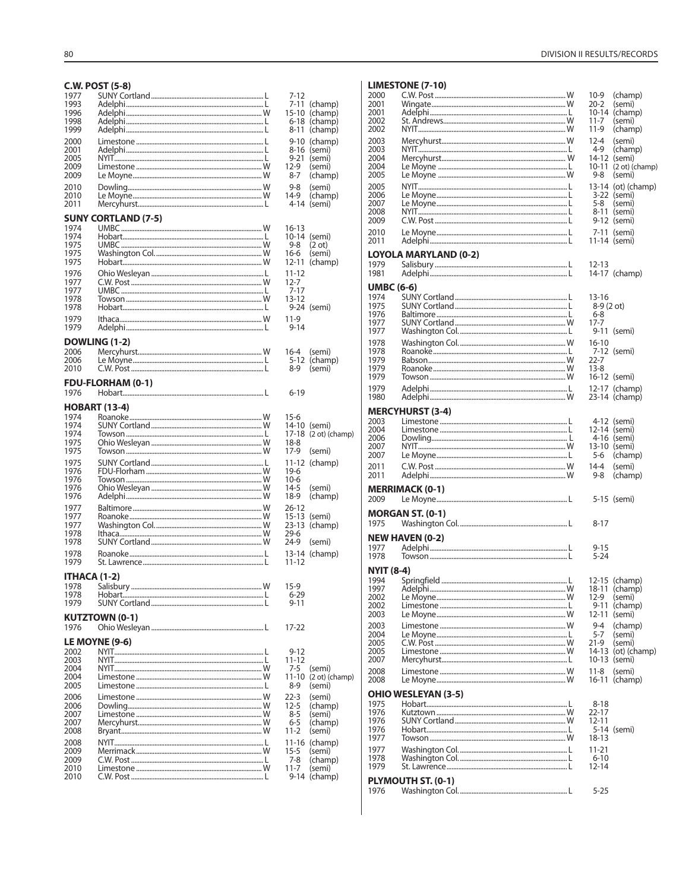### C.W. POST (5-8)

| Year | Opponent | W/L | Score | Note |
|---|---|---|---|---|
| 1977 | SUNY Cortland | L | 7-12 | |
| 1993 | Adelphi | L | 7-11 | (champ) |
| 1996 | Adelphi | W | 15-10 | (champ) |
| 1998 | Adelphi | L | 6-18 | (champ) |
| 1999 | Adelphi | L | 8-11 | (champ) |
| 2000 | Limestone | L | 9-10 | (champ) |
| 2001 | Adelphi | L | 8-16 | (semi) |
| 2005 | NYIT | L | 9-21 | (semi) |
| 2009 | Limestone | W | 12-9 | (semi) |
| 2009 | Le Moyne | W | 8-7 | (champ) |
| 2010 | Dowling | W | 9-8 | (semi) |
| 2010 | Le Moyne | W | 14-9 | (champ) |
| 2011 | Mercyhurst | L | 4-14 | (semi) |

### SUNY CORTLAND (7-5)

| Year | Opponent | W/L | Score | Note |
|---|---|---|---|---|
| 1974 | UMBC | W | 16-13 | |
| 1974 | Hobart | L | 10-14 | (semi) |
| 1975 | UMBC | W | 9-8 | (2 ot) |
| 1975 | Washington Col. | W | 16-6 | (semi) |
| 1975 | Hobart | W | 12-11 | (champ) |
| 1976 | Ohio Wesleyan | L | 11-12 | |
| 1977 | C.W. Post | W | 12-7 | |
| 1977 | UMBC | L | 7-17 | |
| 1978 | Towson | W | 13-12 | |
| 1978 | Hobart | L | 9-24 | (semi) |
| 1979 | Ithaca | W | 11-9 | |
| 1979 | Adelphi | L | 9-14 | |

### DOWLING (1-2)

| Year | Opponent | W/L | Score | Note |
|---|---|---|---|---|
| 2006 | Mercyhurst | W | 16-4 | (semi) |
| 2006 | Le Moyne | L | 5-12 | (champ) |
| 2010 | C.W. Post | L | 8-9 | (semi) |

### FDU-FLORHAM (0-1)

| Year | Opponent | W/L | Score | Note |
|---|---|---|---|---|
| 1976 | Hobart | L | 6-19 | |

### HOBART (13-4)

| Year | Opponent | W/L | Score | Note |
|---|---|---|---|---|
| 1974 | Roanoke | W | 15-6 | |
| 1974 | SUNY Cortland | W | 14-10 | (semi) |
| 1974 | Towson | L | 17-18 | (2 ot) (champ) |
| 1975 | Ohio Wesleyan | W | 18-8 | |
| 1975 | Towson | W | 17-9 | (semi) |
| 1975 | SUNY Cortland | L | 11-12 | (champ) |
| 1976 | FDU-Florham | W | 19-6 | |
| 1976 | Towson | W | 10-6 | |
| 1976 | Ohio Wesleyan | W | 14-5 | (semi) |
| 1976 | Adelphi | W | 18-9 | (champ) |
| 1977 | Baltimore | W | 26-12 | |
| 1977 | Roanoke | W | 15-13 | (semi) |
| 1977 | Washington Col. | W | 23-13 | (champ) |
| 1978 | Ithaca | W | 29-6 | |
| 1978 | SUNY Cortland | W | 24-9 | (semi) |
| 1978 | Roanoke | L | 13-14 | (champ) |
| 1979 | St. Lawrence | L | 11-12 | |

### ITHACA (1-2)

| Year | Opponent | W/L | Score | Note |
|---|---|---|---|---|
| 1978 | Salisbury | W | 15-9 | |
| 1978 | Hobart | L | 6-29 | |
| 1979 | SUNY Cortland | L | 9-11 | |

### KUTZTOWN (0-1)

| Year | Opponent | W/L | Score | Note |
|---|---|---|---|---|
| 1976 | Ohio Wesleyan | L | 17-22 | |

### LE MOYNE (9-6)

| Year | Opponent | W/L | Score | Note |
|---|---|---|---|---|
| 2002 | NYIT | L | 9-12 | |
| 2003 | NYIT | L | 11-12 | |
| 2004 | NYIT | W | 7-5 | (semi) |
| 2004 | Limestone | W | 11-10 | (2 ot) (champ) |
| 2005 | Limestone | L | 8-9 | (semi) |
| 2006 | Limestone | W | 22-3 | (semi) |
| 2006 | Dowling | W | 12-5 | (champ) |
| 2007 | Limestone | W | 8-5 | (semi) |
| 2007 | Mercyhurst | W | 6-5 | (champ) |
| 2008 | Bryant | W | 11-2 | (semi) |
| 2008 | NYIT | L | 11-16 | (champ) |
| 2009 | Merrimack | W | 15-5 | (semi) |
| 2009 | C.W. Post | L | 7-8 | (champ) |
| 2010 | Limestone | W | 11-7 | (semi) |
| 2010 | C.W. Post | L | 9-14 | (champ) |

### LIMESTONE (7-10)

| Year | Opponent | W/L | Score | Note |
|---|---|---|---|---|
| 2000 | C.W. Post | W | 10-9 | (champ) |
| 2001 | Wingate | W | 20-2 | (semi) |
| 2001 | Adelphi | L | 10-14 | (champ) |
| 2002 | St. Andrews | W | 11-7 | (semi) |
| 2002 | NYIT | W | 11-9 | (champ) |
| 2003 | Mercyhurst | W | 12-4 | (semi) |
| 2003 | NYIT | L | 4-9 | (champ) |
| 2004 | Mercyhurst | W | 14-12 | (semi) |
| 2004 | Le Moyne | L | 10-11 | (2 ot) (champ) |
| 2005 | Le Moyne | W | 9-8 | (semi) |
| 2005 | NYIT | L | 13-14 | (ot) (champ) |
| 2006 | Le Moyne | L | 3-22 | (semi) |
| 2007 | Le Moyne | L | 5-8 | (semi) |
| 2008 | NYIT | L | 8-11 | (semi) |
| 2009 | C.W. Post | L | 9-12 | (semi) |
| 2010 | Le Moyne | L | 7-11 | (semi) |
| 2011 | Adelphi | L | 11-14 | (semi) |

### LOYOLA MARYLAND (0-2)

| Year | Opponent | W/L | Score | Note |
|---|---|---|---|---|
| 1979 | Salisbury | L | 12-13 | |
| 1981 | Adelphi | L | 14-17 | (champ) |

### UMBC (6-6)

| Year | Opponent | W/L | Score | Note |
|---|---|---|---|---|
| 1974 | SUNY Cortland | L | 13-16 | |
| 1975 | SUNY Cortland | L | 8-9 (2 ot) | |
| 1976 | Baltimore | L | 6-8 | |
| 1977 | SUNY Cortland | W | 17-7 | |
| 1977 | Washington Col. | L | 9-11 | (semi) |
| 1978 | Washington Col. | W | 16-10 | |
| 1978 | Roanoke | L | 7-12 | (semi) |
| 1979 | Babson | W | 22-7 | |
| 1979 | Roanoke | W | 13-8 | |
| 1979 | Towson | W | 16-12 | (semi) |
| 1979 | Adelphi | L | 12-17 | (champ) |
| 1980 | Adelphi | W | 23-14 | (champ) |

### MERCYHURST (3-4)

| Year | Opponent | W/L | Score | Note |
|---|---|---|---|---|
| 2003 | Limestone | L | 4-12 | (semi) |
| 2004 | Limestone | L | 12-14 | (semi) |
| 2006 | Dowling | L | 4-16 | (semi) |
| 2007 | NYIT | W | 13-10 | (semi) |
| 2007 | Le Moyne | L | 5-6 | (champ) |
| 2011 | C.W. Post | W | 14-4 | (semi) |
| 2011 | Adelphi | W | 9-8 | (champ) |

### MERRIMACK (0-1)

| Year | Opponent | W/L | Score | Note |
|---|---|---|---|---|
| 2009 | Le Moyne | L | 5-15 | (semi) |

### MORGAN ST. (0-1)

| Year | Opponent | W/L | Score | Note |
|---|---|---|---|---|
| 1975 | Washington Col. | L | 8-17 | |

### NEW HAVEN (0-2)

| Year | Opponent | W/L | Score | Note |
|---|---|---|---|---|
| 1977 | Adelphi | L | 9-15 | |
| 1978 | Towson | L | 5-24 | |

### NYIT (8-4)

| Year | Opponent | W/L | Score | Note |
|---|---|---|---|---|
| 1994 | Springfield | L | 12-15 | (champ) |
| 1997 | Adelphi | W | 18-11 | (champ) |
| 2002 | Le Moyne | W | 12-9 | (semi) |
| 2002 | Limestone | L | 9-11 | (champ) |
| 2003 | Le Moyne | W | 12-11 | (semi) |
| 2003 | Limestone | W | 9-4 | (champ) |
| 2004 | Le Moyne | L | 5-7 | (semi) |
| 2005 | C.W. Post | W | 21-9 | (semi) |
| 2005 | Limestone | W | 14-13 | (ot) (champ) |
| 2007 | Mercyhurst | L | 10-13 | (semi) |
| 2008 | Limestone | W | 11-8 | (semi) |
| 2008 | Le Moyne | W | 16-11 | (champ) |

### OHIO WESLEYAN (3-5)

| Year | Opponent | W/L | Score | Note |
|---|---|---|---|---|
| 1975 | Hobart | L | 8-18 | |
| 1976 | Kutztown | W | 22-17 | |
| 1976 | SUNY Cortland | W | 12-11 | |
| 1976 | Hobart | L | 5-14 | (semi) |
| 1977 | Towson | W | 18-13 | |
| 1977 | Washington Col. | L | 11-21 | |
| 1978 | Washington Col. | L | 6-10 | |
| 1979 | St. Lawrence | L | 12-14 | |

### PLYMOUTH ST. (0-1)

| Year | Opponent | W/L | Score | Note |
|---|---|---|---|---|
| 1976 | Washington Col. | L | 5-25 | |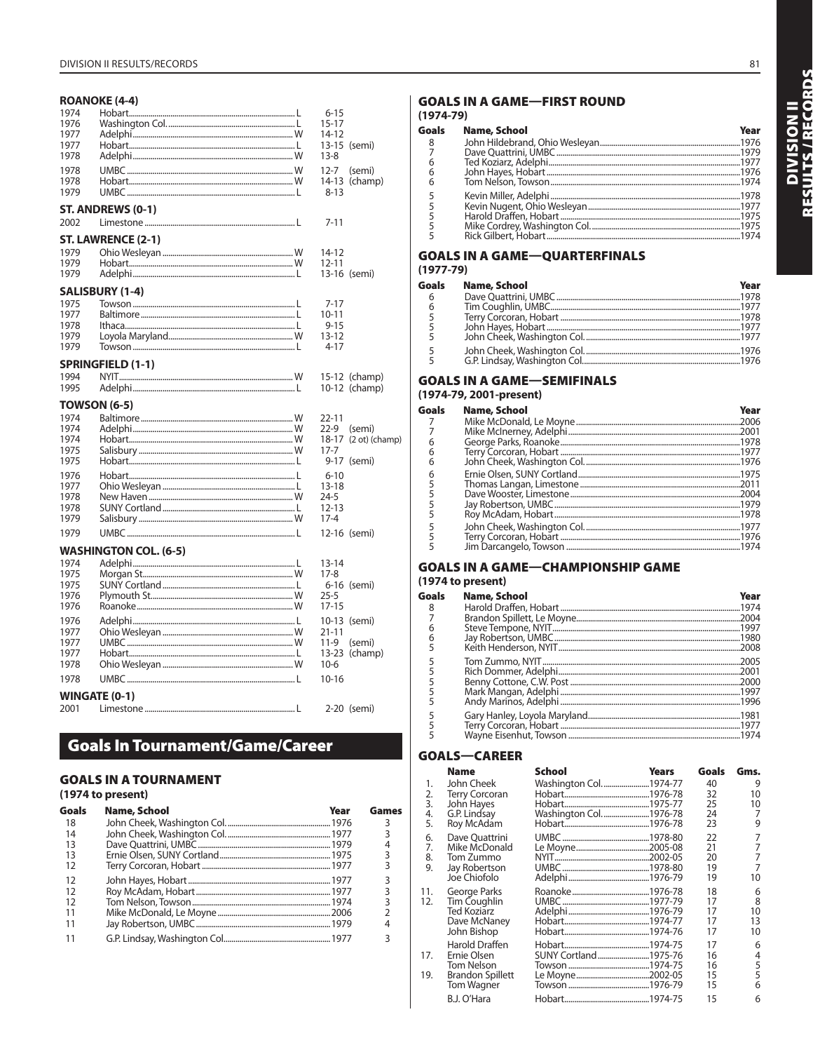### ROANOKE (4-4)

| | | | | |
|---|---|---|---|---|
| 1974 | Hobart | L | 6-15 | |
| 1976 | Washington Col. | L | 15-17 | |
| 1977 | Adelphi | W | 14-12 | |
| 1977 | Hobart | L | 13-15 | (semi) |
| 1978 | Adelphi | W | 13-8 | |
| 1978 | UMBC | W | 12-7 | (semi) |
| 1978 | Hobart | W | 14-13 | (champ) |
| 1979 | UMBC | L | 8-13 | |

### ST. ANDREWS (0-1)

| | | | | |
|---|---|---|---|---|
| 2002 | Limestone | L | 7-11 | |

### ST. LAWRENCE (2-1)

| | | | | |
|---|---|---|---|---|
| 1979 | Ohio Wesleyan | W | 14-12 | |
| 1979 | Hobart | W | 12-11 | |
| 1979 | Adelphi | L | 13-16 | (semi) |

### SALISBURY (1-4)

| | | | | |
|---|---|---|---|---|
| 1975 | Towson | L | 7-17 | |
| 1977 | Baltimore | L | 10-11 | |
| 1978 | Ithaca | L | 9-15 | |
| 1979 | Loyola Maryland | W | 13-12 | |
| 1979 | Towson | L | 4-17 | |

### SPRINGFIELD (1-1)

| | | | | |
|---|---|---|---|---|
| 1994 | NYIT | W | 15-12 | (champ) |
| 1995 | Adelphi | L | 10-12 | (champ) |

### TOWSON (6-5)

| | | | | |
|---|---|---|---|---|
| 1974 | Baltimore | W | 22-11 | |
| 1974 | Adelphi | W | 22-9 | (semi) |
| 1974 | Hobart | W | 18-17 | (2 ot) (champ) |
| 1975 | Salisbury | W | 17-7 | |
| 1975 | Hobart | L | 9-17 | (semi) |
| 1976 | Hobart | L | 6-10 | |
| 1977 | Ohio Wesleyan | L | 13-18 | |
| 1978 | New Haven | W | 24-5 | |
| 1978 | SUNY Cortland | L | 12-13 | |
| 1979 | Salisbury | W | 17-4 | |
| 1979 | UMBC | L | 12-16 | (semi) |

### WASHINGTON COL. (6-5)

| | | | | |
|---|---|---|---|---|
| 1974 | Adelphi | L | 13-14 | |
| 1975 | Morgan St. | W | 17-8 | |
| 1975 | SUNY Cortland | L | 6-16 | (semi) |
| 1976 | Plymouth St. | W | 25-5 | |
| 1976 | Roanoke | W | 17-15 | |
| 1976 | Adelphi | L | 10-13 | (semi) |
| 1977 | Ohio Wesleyan | W | 21-11 | |
| 1977 | UMBC | W | 11-9 | (semi) |
| 1977 | Hobart | L | 13-23 | (champ) |
| 1978 | Ohio Wesleyan | W | 10-6 | |
| 1978 | UMBC | L | 10-16 | |

### WINGATE (0-1)

| | | | | |
|---|---|---|---|---|
| 2001 | Limestone | L | 2-20 | (semi) |

## Goals In Tournament/Game/Career

### GOALS IN A TOURNAMENT
**(1974 to present)**

| Goals | Name, School | Year | Games |
|---|---|---|---|
| 18 | John Cheek, Washington Col. | 1976 | 3 |
| 14 | John Cheek, Washington Col. | 1977 | 3 |
| 13 | Dave Quattrini, UMBC | 1979 | 4 |
| 13 | Ernie Olsen, SUNY Cortland | 1975 | 3 |
| 12 | Terry Corcoran, Hobart | 1977 | 3 |
| 12 | John Hayes, Hobart | 1977 | 3 |
| 12 | Roy McAdam, Hobart | 1977 | 3 |
| 12 | Tom Nelson, Towson | 1974 | 3 |
| 11 | Mike McDonald, Le Moyne | 2006 | 2 |
| 11 | Jay Robertson, UMBC | 1979 | 4 |
| 11 | G.P. Lindsay, Washington Col. | 1977 | 3 |

### GOALS IN A GAME—FIRST ROUND
**(1974-79)**

| Goals | Name, School | Year |
|---|---|---|
| 8 | John Hildebrand, Ohio Wesleyan | 1976 |
| 7 | Dave Quattrini, UMBC | 1979 |
| 6 | Ted Koziarz, Adelphi | 1977 |
| 6 | John Hayes, Hobart | 1976 |
| 6 | Tom Nelson, Towson | 1974 |
| 5 | Kevin Miller, Adelphi | 1978 |
| 5 | Kevin Nugent, Ohio Wesleyan | 1977 |
| 5 | Harold Draffen, Hobart | 1975 |
| 5 | Mike Cordrey, Washington Col. | 1975 |
| 5 | Rick Gilbert, Hobart | 1974 |

### GOALS IN A GAME—QUARTERFINALS
**(1977-79)**

| Goals | Name, School | Year |
|---|---|---|
| 6 | Dave Quattrini, UMBC | 1978 |
| 6 | Tim Coughlin, UMBC | 1977 |
| 5 | Terry Corcoran, Hobart | 1978 |
| 5 | John Hayes, Hobart | 1977 |
| 5 | John Cheek, Washington Col. | 1977 |
| 5 | John Cheek, Washington Col. | 1976 |
| 5 | G.P. Lindsay, Washington Col. | 1976 |

### GOALS IN A GAME—SEMIFINALS
**(1974-79, 2001-present)**

| Goals | Name, School | Year |
|---|---|---|
| 7 | Mike McDonald, Le Moyne | 2006 |
| 7 | Mike McInerney, Adelphi | 2001 |
| 6 | George Parks, Roanoke | 1978 |
| 6 | Terry Corcoran, Hobart | 1977 |
| 6 | John Cheek, Washington Col. | 1976 |
| 6 | Ernie Olsen, SUNY Cortland | 1975 |
| 5 | Thomas Langan, Limestone | 2011 |
| 5 | Dave Wooster, Limestone | 2004 |
| 5 | Jay Robertson, UMBC | 1979 |
| 5 | Roy McAdam, Hobart | 1978 |
| 5 | John Cheek, Washington Col. | 1977 |
| 5 | Terry Corcoran, Hobart | 1976 |
| 5 | Jim Darcangelo, Towson | 1974 |

### GOALS IN A GAME—CHAMPIONSHIP GAME
**(1974 to present)**

| Goals | Name, School | Year |
|---|---|---|
| 8 | Harold Draffen, Hobart | 1974 |
| 7 | Brandon Spillett, Le Moyne | 2004 |
| 6 | Steve Tempone, NYIT | 1997 |
| 6 | Jay Robertson, UMBC | 1980 |
| 5 | Keith Henderson, NYIT | 2008 |
| 5 | Tom Zummo, NYIT | 2005 |
| 5 | Rich Dommer, Adelphi | 2001 |
| 5 | Benny Cottone, C.W. Post | 2000 |
| 5 | Mark Mangan, Adelphi | 1997 |
| 5 | Andy Marinos, Adelphi | 1996 |
| 5 | Gary Hanley, Loyola Maryland | 1981 |
| 5 | Terry Corcoran, Hobart | 1977 |
| 5 | Wayne Eisenhut, Towson | 1974 |

### GOALS—CAREER

| | Name | School | Years | Goals | Gms. |
|---|---|---|---|---|---|
| 1. | John Cheek | Washington Col. | 1974-77 | 40 | 9 |
| 2. | Terry Corcoran | Hobart | 1976-78 | 32 | 10 |
| 3. | John Hayes | Hobart | 1975-77 | 25 | 10 |
| 4. | G.P. Lindsay | Washington Col. | 1976-78 | 24 | 7 |
| 5. | Roy McAdam | Hobart | 1976-78 | 23 | 9 |
| 6. | Dave Quattrini | UMBC | 1978-80 | 22 | 7 |
| 7. | Mike McDonald | Le Moyne | 2005-08 | 21 | 7 |
| 8. | Tom Zummo | NYIT | 2002-05 | 20 | 7 |
| 9. | Jay Robertson | UMBC | 1978-80 | 19 | 7 |
| | Joe Chiofolo | Adelphi | 1976-79 | 19 | 10 |
| 11. | George Parks | Roanoke | 1976-78 | 18 | 6 |
| 12. | Tim Coughlin | UMBC | 1977-79 | 17 | 8 |
| | Ted Koziarz | Adelphi | 1976-79 | 17 | 10 |
| | Dave McNaney | Hobart | 1974-77 | 17 | 13 |
| | John Bishop | Hobart | 1974-76 | 17 | 10 |
| | Harold Draffen | Hobart | 1974-75 | 17 | 6 |
| 17. | Ernie Olsen | SUNY Cortland | 1975-76 | 16 | 4 |
| | Tom Nelson | Towson | 1974-75 | 16 | 5 |
| 19. | Brandon Spillett | Le Moyne | 2002-05 | 15 | 5 |
| | Tom Wagner | Towson | 1976-79 | 15 | 6 |
| | B.J. O'Hara | Hobart | 1974-75 | 15 | 6 |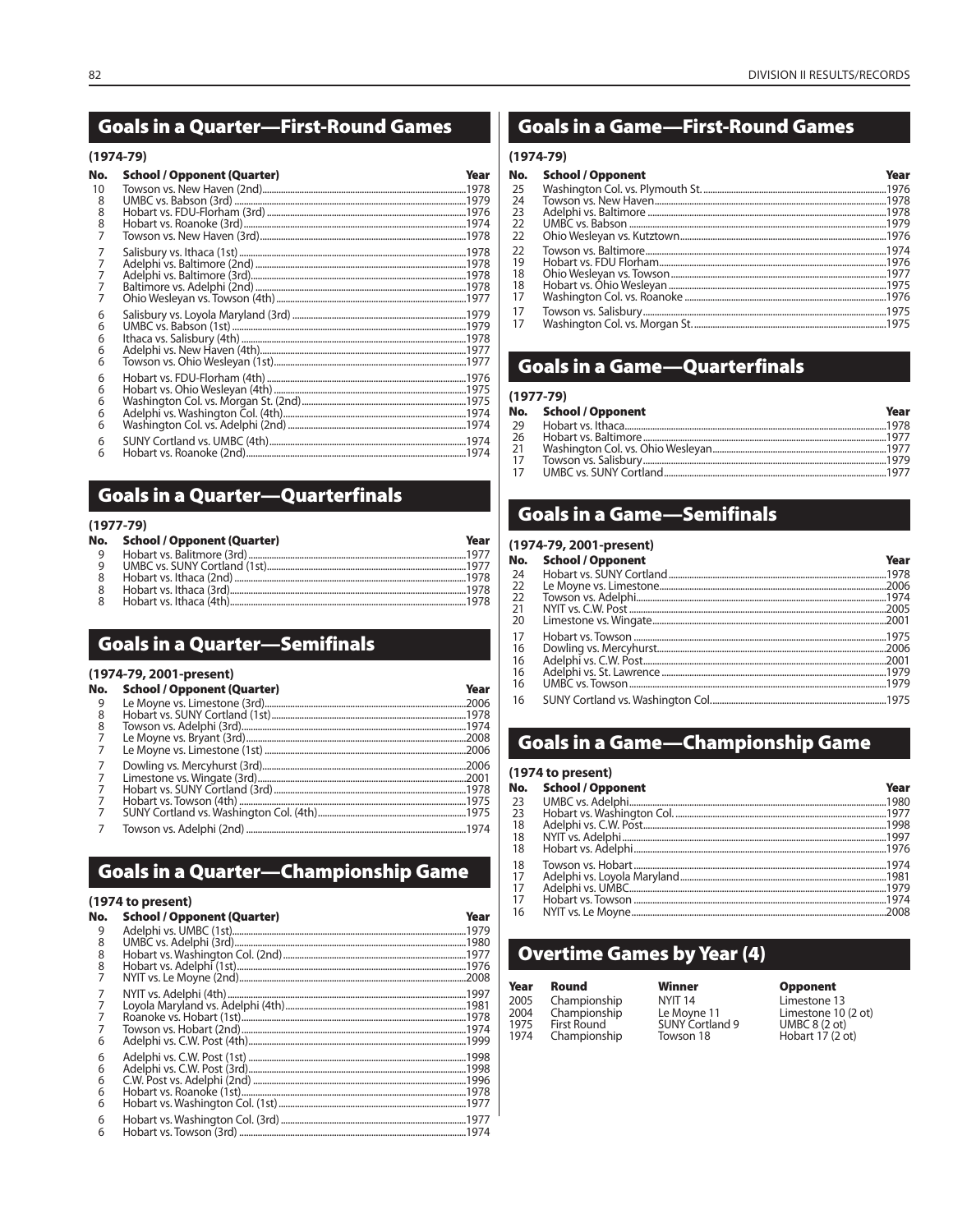## Goals in a Quarter—First-Round Games

**(1974-79)**

| No. | School / Opponent (Quarter) | Year |
|---|---|---|
| 10 | Towson vs. New Haven (2nd) | 1978 |
| 8 | UMBC vs. Babson (3rd) | 1979 |
| 8 | Hobart vs. FDU-Florham (3rd) | 1976 |
| 8 | Hobart vs. Roanoke (3rd) | 1974 |
| 7 | Towson vs. New Haven (3rd) | 1978 |
| 7 | Salisbury vs. Ithaca (1st) | 1978 |
| 7 | Adelphi vs. Baltimore (2nd) | 1978 |
| 7 | Adelphi vs. Baltimore (3rd) | 1978 |
| 7 | Baltimore vs. Adelphi (2nd) | 1978 |
| 7 | Ohio Wesleyan vs. Towson (4th) | 1977 |
| 6 | Salisbury vs. Loyola Maryland (3rd) | 1979 |
| 6 | UMBC vs. Babson (1st) | 1979 |
| 6 | Ithaca vs. Salisbury (4th) | 1978 |
| 6 | Adelphi vs. New Haven (4th) | 1977 |
| 6 | Towson vs. Ohio Wesleyan (1st) | 1977 |
| 6 | Hobart vs. FDU-Florham (4th) | 1976 |
| 6 | Hobart vs. Ohio Wesleyan (4th) | 1975 |
| 6 | Washington Col. vs. Morgan St. (2nd) | 1975 |
| 6 | Adelphi vs. Washington Col. (4th) | 1974 |
| 6 | Washington Col. vs. Adelphi (2nd) | 1974 |
| 6 | SUNY Cortland vs. UMBC (4th) | 1974 |
| 6 | Hobart vs. Roanoke (2nd) | 1974 |

## Goals in a Quarter—Quarterfinals

**(1977-79)**

| No. | School / Opponent (Quarter) | Year |
|---|---|---|
| 9 | Hobart vs. Baltimore (3rd) | 1977 |
| 9 | UMBC vs. SUNY Cortland (1st) | 1977 |
| 8 | Hobart vs. Ithaca (2nd) | 1978 |
| 8 | Hobart vs. Ithaca (3rd) | 1978 |
| 8 | Hobart vs. Ithaca (4th) | 1978 |

## Goals in a Quarter—Semifinals

**(1974-79, 2001-present)**

| No. | School / Opponent (Quarter) | Year |
|---|---|---|
| 9 | Le Moyne vs. Limestone (3rd) | 2006 |
| 8 | Hobart vs. SUNY Cortland (1st) | 1978 |
| 8 | Towson vs. Adelphi (3rd) | 1974 |
| 7 | Le Moyne vs. Bryant (3rd) | 2008 |
| 7 | Le Moyne vs. Limestone (1st) | 2006 |
| 7 | Dowling vs. Mercyhurst (3rd) | 2006 |
| 7 | Limestone vs. Wingate (3rd) | 2001 |
| 7 | Hobart vs. SUNY Cortland (3rd) | 1978 |
| 7 | Hobart vs. Towson (4th) | 1975 |
| 7 | SUNY Cortland vs. Washington Col. (4th) | 1975 |
| 7 | Towson vs. Adelphi (2nd) | 1974 |

## Goals in a Quarter—Championship Game

**(1974 to present)**

| No. | School / Opponent (Quarter) | Year |
|---|---|---|
| 9 | Adelphi vs. UMBC (1st) | 1979 |
| 8 | UMBC vs. Adelphi (3rd) | 1980 |
| 8 | Hobart vs. Washington Col. (2nd) | 1977 |
| 8 | Hobart vs. Adelphi (1st) | 1976 |
| 7 | NYIT vs. Le Moyne (2nd) | 2008 |
| 7 | NYIT vs. Adelphi (4th) | 1997 |
| 7 | Loyola Maryland vs. Adelphi (4th) | 1981 |
| 7 | Roanoke vs. Hobart (1st) | 1978 |
| 7 | Towson vs. Hobart (2nd) | 1974 |
| 6 | Adelphi vs. C.W. Post (4th) | 1999 |
| 6 | Adelphi vs. C.W. Post (1st) | 1998 |
| 6 | Adelphi vs. C.W. Post (3rd) | 1998 |
| 6 | C.W. Post vs. Adelphi (2nd) | 1996 |
| 6 | Hobart vs. Roanoke (1st) | 1978 |
| 6 | Hobart vs. Washington Col. (1st) | 1977 |
| 6 | Hobart vs. Washington Col. (3rd) | 1977 |
| 6 | Hobart vs. Towson (3rd) | 1974 |

## Goals in a Game—First-Round Games

**(1974-79)**

| No. | School / Opponent | Year |
|---|---|---|
| 25 | Washington Col. vs. Plymouth St. | 1976 |
| 24 | Towson vs. New Haven | 1978 |
| 23 | Adelphi vs. Baltimore | 1978 |
| 22 | UMBC vs. Babson | 1979 |
| 22 | Ohio Wesleyan vs. Kutztown | 1976 |
| 22 | Towson vs. Baltimore | 1974 |
| 19 | Hobart vs. FDU Florham | 1976 |
| 18 | Ohio Wesleyan vs. Towson | 1977 |
| 18 | Hobart vs. Ohio Wesleyan | 1975 |
| 17 | Washington Col. vs. Roanoke | 1976 |
| 17 | Towson vs. Salisbury | 1975 |
| 17 | Washington Col. vs. Morgan St. | 1975 |

## Goals in a Game—Quarterfinals

**(1977-79)**

| No. | School / Opponent | Year |
|---|---|---|
| 29 | Hobart vs. Ithaca | 1978 |
| 26 | Hobart vs. Baltimore | 1977 |
| 21 | Washington Col. vs. Ohio Wesleyan | 1977 |
| 17 | Towson vs. Salisbury | 1979 |
| 17 | UMBC vs. SUNY Cortland | 1977 |

## Goals in a Game—Semifinals

**(1974-79, 2001-present)**

| No. | School / Opponent | Year |
|---|---|---|
| 24 | Hobart vs. SUNY Cortland | 1978 |
| 22 | Le Moyne vs. Limestone | 2006 |
| 22 | Towson vs. Adelphi | 1974 |
| 21 | NYIT vs. C.W. Post | 2005 |
| 20 | Limestone vs. Wingate | 2001 |
| 17 | Hobart vs. Towson | 1975 |
| 16 | Dowling vs. Mercyhurst | 2006 |
| 16 | Adelphi vs. C.W. Post | 2001 |
| 16 | Adelphi vs. St. Lawrence | 1979 |
| 16 | UMBC vs. Towson | 1979 |
| 16 | SUNY Cortland vs. Washington Col. | 1975 |

## Goals in a Game—Championship Game

**(1974 to present)**

| No. | School / Opponent | Year |
|---|---|---|
| 23 | UMBC vs. Adelphi | 1980 |
| 23 | Hobart vs. Washington Col. | 1977 |
| 18 | Adelphi vs. C.W. Post | 1998 |
| 18 | NYIT vs. Adelphi | 1997 |
| 18 | Hobart vs. Adelphi | 1976 |
| 18 | Towson vs. Hobart | 1974 |
| 17 | Adelphi vs. Loyola Maryland | 1981 |
| 17 | Adelphi vs. UMBC | 1979 |
| 17 | Hobart vs. Towson | 1974 |
| 16 | NYIT vs. Le Moyne | 2008 |

## Overtime Games by Year (4)

| Year | Round | Winner | Opponent |
|---|---|---|---|
| 2005 | Championship | NYIT 14 | Limestone 13 |
| 2004 | Championship | Le Moyne 11 | Limestone 10 (2 ot) |
| 1975 | First Round | SUNY Cortland 9 | UMBC 8 (2 ot) |
| 1974 | Championship | Towson 18 | Hobart 17 (2 ot) |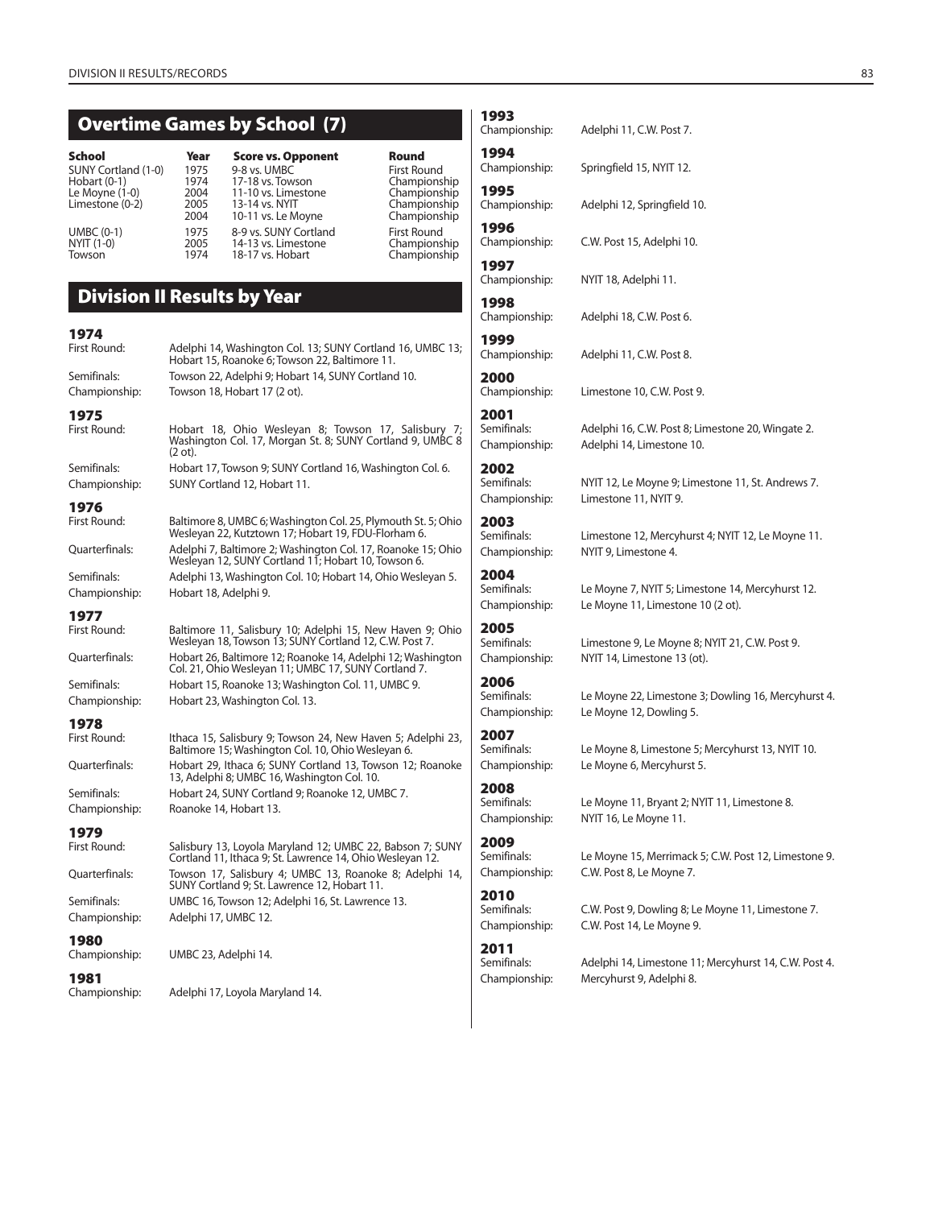## Overtime Games by School (7)

| School | Year | Score vs. Opponent | Round |
|---|---|---|---|
| SUNY Cortland (1-0) | 1975 | 9-8 vs. UMBC | First Round |
| Hobart (0-1) | 1974 | 17-18 vs. Towson | Championship |
| Le Moyne (1-0) | 2004 | 11-10 vs. Limestone | Championship |
| Limestone (0-2) | 2005 | 13-14 vs. NYIT | Championship |
| | 2004 | 10-11 vs. Le Moyne | Championship |
| UMBC (0-1) | 1975 | 8-9 vs. SUNY Cortland | First Round |
| NYIT (1-0) | 2005 | 14-13 vs. Limestone | Championship |
| Towson | 1974 | 18-17 vs. Hobart | Championship |

## Division II Results by Year

### 1974
First Round: Adelphi 14, Washington Col. 13; SUNY Cortland 16, UMBC 13; Hobart 15, Roanoke 6; Towson 22, Baltimore 11.

Semifinals: Towson 22, Adelphi 9; Hobart 14, SUNY Cortland 10.

Championship: Towson 18, Hobart 17 (2 ot).

### 1975
First Round: Hobart 18, Ohio Wesleyan 8; Towson 17, Salisbury 7; Washington Col. 17, Morgan St. 8; SUNY Cortland 9, UMBC 8 (2 ot).

Semifinals: Hobart 17, Towson 9; SUNY Cortland 16, Washington Col. 6.

Championship: SUNY Cortland 12, Hobart 11.

### 1976
First Round: Baltimore 8, UMBC 6; Washington Col. 25, Plymouth St. 5; Ohio Wesleyan 22, Kutztown 17; Hobart 19, FDU-Florham 6.

Quarterfinals: Adelphi 7, Baltimore 2; Washington Col. 17, Roanoke 15; Ohio Wesleyan 12, SUNY Cortland 11; Hobart 10, Towson 6.

Semifinals: Adelphi 13, Washington Col. 10; Hobart 14, Ohio Wesleyan 5.

Championship: Hobart 18, Adelphi 9.

### 1977
First Round: Baltimore 11, Salisbury 10; Adelphi 15, New Haven 9; Ohio Wesleyan 18, Towson 13; SUNY Cortland 12, C.W. Post 7.

Quarterfinals: Hobart 26, Baltimore 12; Roanoke 14, Adelphi 12; Washington Col. 21, Ohio Wesleyan 11; UMBC 17, SUNY Cortland 7.

Semifinals: Hobart 15, Roanoke 13; Washington Col. 11, UMBC 9.

Championship: Hobart 23, Washington Col. 13.

### 1978
First Round: Ithaca 15, Salisbury 9; Towson 24, New Haven 5; Adelphi 23, Baltimore 15; Washington Col. 10, Ohio Wesleyan 6.

Quarterfinals: Hobart 29, Ithaca 6; SUNY Cortland 13, Towson 12; Roanoke 13, Adelphi 8; UMBC 16, Washington Col. 10.

Semifinals: Hobart 24, SUNY Cortland 9; Roanoke 12, UMBC 7.

Championship: Roanoke 14, Hobart 13.

### 1979
First Round: Salisbury 13, Loyola Maryland 12; UMBC 22, Babson 7; SUNY Cortland 11, Ithaca 9; St. Lawrence 14, Ohio Wesleyan 12.

Quarterfinals: Towson 17, Salisbury 4; UMBC 13, Roanoke 8; Adelphi 14, SUNY Cortland 12; St. Lawrence 12, Hobart 11.

Semifinals: UMBC 16, Towson 12; Adelphi 16, St. Lawrence 13.

Championship: Adelphi 17, UMBC 12.

### 1980
Championship: UMBC 23, Adelphi 14.

### 1981
Championship: Adelphi 17, Loyola Maryland 14.

### 1993
Championship: Adelphi 11, C.W. Post 7.

### 1994
Championship: Springfield 15, NYIT 12.

### 1995
Championship: Adelphi 12, Springfield 10.

### 1996
Championship: C.W. Post 15, Adelphi 10.

### 1997
Championship: NYIT 18, Adelphi 11.

### 1998
Championship: Adelphi 18, C.W. Post 6.

### 1999
Championship: Adelphi 11, C.W. Post 8.

### 2000
Championship: Limestone 10, C.W. Post 9.

### 2001
Semifinals: Adelphi 16, C.W. Post 8; Limestone 20, Wingate 2.

Championship: Adelphi 14, Limestone 10.

### 2002
Semifinals: NYIT 12, Le Moyne 9; Limestone 11, St. Andrews 7.

Championship: Limestone 11, NYIT 9.

### 2003
Semifinals: Limestone 12, Mercyhurst 4; NYIT 12, Le Moyne 11.

Championship: NYIT 9, Limestone 4.

### 2004
Semifinals: Le Moyne 7, NYIT 5; Limestone 14, Mercyhurst 12.

Championship: Le Moyne 11, Limestone 10 (2 ot).

### 2005
Semifinals: Limestone 9, Le Moyne 8; NYIT 21, C.W. Post 9.

Championship: NYIT 14, Limestone 13 (ot).

### 2006
Semifinals: Le Moyne 22, Limestone 3; Dowling 16, Mercyhurst 4.

Championship: Le Moyne 12, Dowling 5.

### 2007
Semifinals: Le Moyne 8, Limestone 5; Mercyhurst 13, NYIT 10.

Championship: Le Moyne 6, Mercyhurst 5.

### 2008
Semifinals: Le Moyne 11, Bryant 2; NYIT 11, Limestone 8.

Championship: NYIT 16, Le Moyne 11.

### 2009
Semifinals: Le Moyne 15, Merrimack 5; C.W. Post 12, Limestone 9.

Championship: C.W. Post 8, Le Moyne 7.

### 2010
Semifinals: C.W. Post 9, Dowling 8; Le Moyne 11, Limestone 7.

Championship: C.W. Post 14, Le Moyne 9.

### 2011
Semifinals: Adelphi 14, Limestone 11; Mercyhurst 14, C.W. Post 4.

Championship: Mercyhurst 9, Adelphi 8.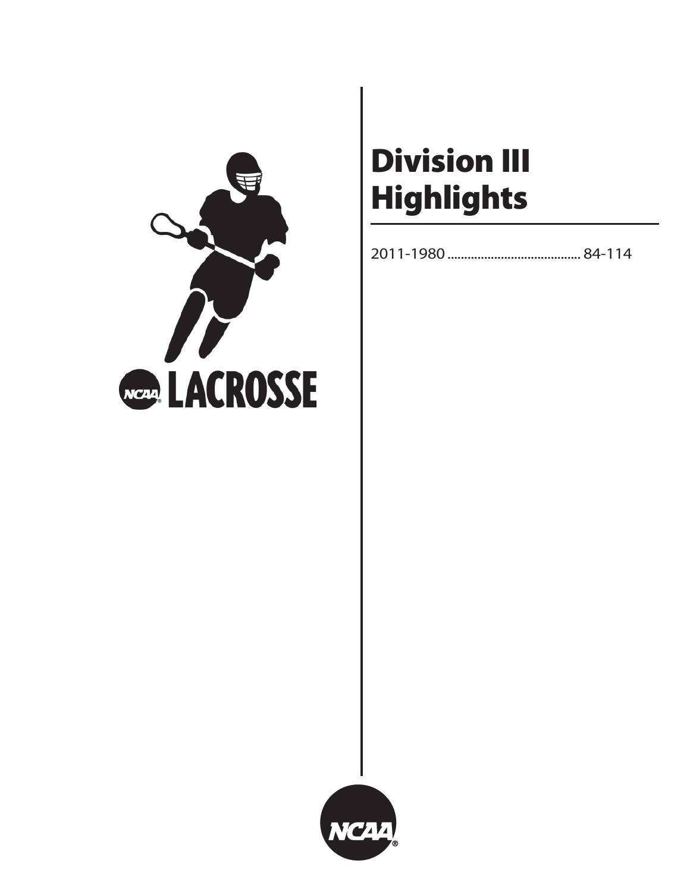# Division III Highlights

2011-1980 ........................................ 84-114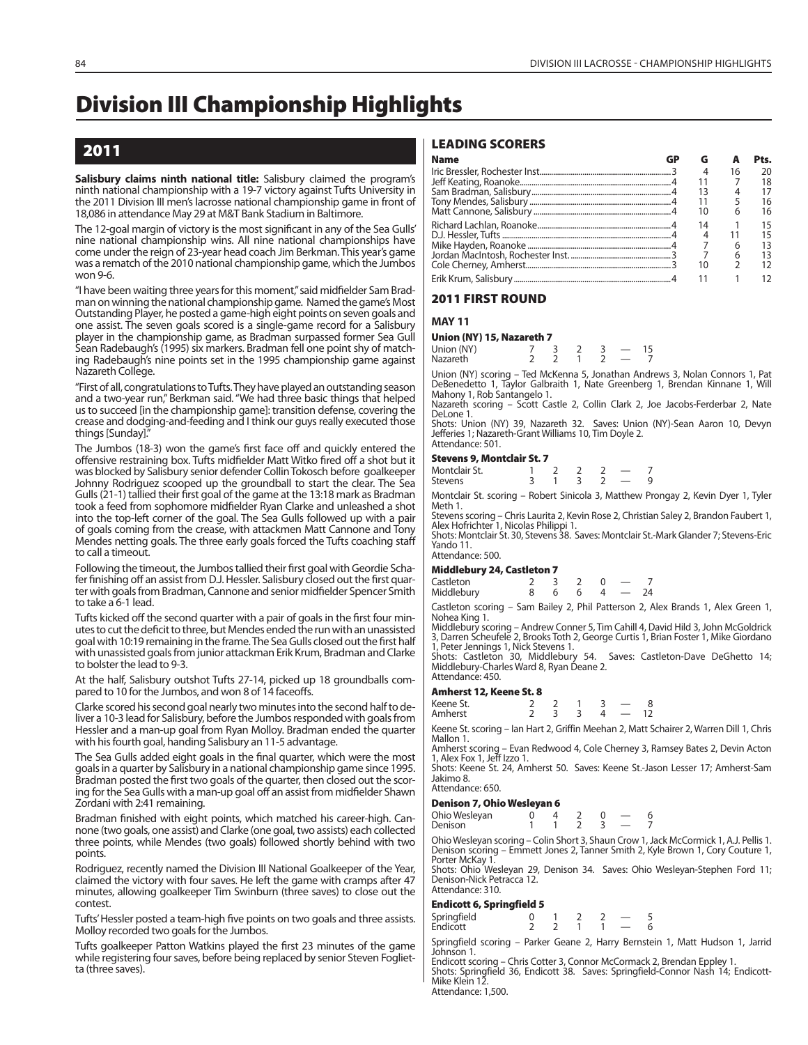# Division III Championship Highlights

## 2011

**Salisbury claims ninth national title:** Salisbury claimed the program's ninth national championship with a 19-7 victory against Tufts University in the 2011 Division III men's lacrosse national championship game in front of 18,086 in attendance May 29 at M&T Bank Stadium in Baltimore.

The 12-goal margin of victory is the most significant in any of the Sea Gulls' nine national championship wins. All nine national championships have come under the reign of 23-year head coach Jim Berkman. This year's game was a rematch of the 2010 national championship game, which the Jumbos won 9-6.

"I have been waiting three years for this moment," said midfielder Sam Bradman on winning the national championship game. Named the game's Most Outstanding Player, he posted a game-high eight points on seven goals and one assist. The seven goals scored is a single-game record for a Salisbury player in the championship game, as Bradman surpassed former Sea Gull Sean Radebaugh's (1995) six markers. Bradman fell one point shy of matching Radebaugh's nine points set in the 1995 championship game against Nazareth College.

"First of all, congratulations to Tufts. They have played an outstanding season and a two-year run," Berkman said. "We had three basic things that helped us to succeed [in the championship game]: transition defense, covering the crease and dodging-and-feeding and I think our guys really executed those things [Sunday]."

The Jumbos (18-3) won the game's first face off and quickly entered the offensive restraining box. Tufts midfielder Matt Witko fired off a shot but it was blocked by Salisbury senior defender Collin Tokosch before goalkeeper Johnny Rodriguez scooped up the groundball to start the clear. The Sea Gulls (21-1) tallied their first goal of the game at the 13:18 mark as Bradman took a feed from sophomore midfielder Ryan Clarke and unleashed a shot into the top-left corner of the goal. The Sea Gulls followed up with a pair of goals coming from the crease, with attackmen Matt Cannone and Tony Mendes netting goals. The three early goals forced the Tufts coaching staff to call a timeout.

Following the timeout, the Jumbos tallied their first goal with Geordie Schafer finishing off an assist from D.J. Hessler. Salisbury closed out the first quarter with goals from Bradman, Cannone and senior midfielder Spencer Smith to take a 6-1 lead.

Tufts kicked off the second quarter with a pair of goals in the first four minutes to cut the deficit to three, but Mendes ended the run with an unassisted goal with 10:19 remaining in the frame. The Sea Gulls closed out the first half with unassisted goals from junior attackman Erik Krum, Bradman and Clarke to bolster the lead to 9-3.

At the half, Salisbury outshot Tufts 27-14, picked up 18 groundballs compared to 10 for the Jumbos, and won 8 of 14 faceoffs.

Clarke scored his second goal nearly two minutes into the second half to deliver a 10-3 lead for Salisbury, before the Jumbos responded with goals from Hessler and a man-up goal from Ryan Molloy. Bradman ended the quarter with his fourth goal, handing Salisbury an 11-5 advantage.

The Sea Gulls added eight goals in the final quarter, which were the most goals in a quarter by Salisbury in a national championship game since 1995. Bradman posted the first two goals of the quarter, then closed out the scoring for the Sea Gulls with a man-up goal off an assist from midfielder Shawn Zordani with 2:41 remaining.

Bradman finished with eight points, which matched his career-high. Cannone (two goals, one assist) and Clarke (one goal, two assists) each collected three points, while Mendes (two goals) followed shortly behind with two points.

Rodriguez, recently named the Division III National Goalkeeper of the Year, claimed the victory with four saves. He left the game with cramps after 47 minutes, allowing goalkeeper Tim Swinburn (three saves) to close out the contest.

Tufts' Hessler posted a team-high five points on two goals and three assists. Molloy recorded two goals for the Jumbos.

Tufts goalkeeper Patton Watkins played the first 23 minutes of the game while registering four saves, before being replaced by senior Steven Foglietta (three saves).

### LEADING SCORERS

| Name | GP | G | A | Pts. |
|---|---|---|---|---|
| Iric Bressler, Rochester Inst. | 3 | 4 | 16 | 20 |
| Jeff Keating, Roanoke | 4 | 11 | 7 | 18 |
| Sam Bradman, Salisbury | 4 | 13 | 4 | 17 |
| Tony Mendes, Salisbury | 4 | 11 | 5 | 16 |
| Matt Cannone, Salisbury | 4 | 10 | 6 | 16 |
| Richard Lachlan, Roanoke | 4 | 14 | 1 | 15 |
| D.J. Hessler, Tufts | 4 | 4 | 11 | 15 |
| Mike Hayden, Roanoke | 4 | 7 | 6 | 13 |
| Jordan MacIntosh, Rochester Inst. | 3 | 7 | 6 | 13 |
| Cole Cherney, Amherst | 3 | 10 | 2 | 12 |
| Erik Krum, Salisbury | 4 | 11 | 1 | 12 |

### 2011 FIRST ROUND

#### MAY 11

**Union (NY) 15, Nazareth 7**

| | | | | | | |
|---|---|---|---|---|---|---|
| Union (NY) | 7 | 3 | 2 | 3 | — | 15 |
| Nazareth | 2 | 2 | 1 | 2 | — | 7 |

Union (NY) scoring – Ted McKenna 5, Jonathan Andrews 3, Nolan Connors 1, Pat DeBenedetto 1, Taylor Galbraith 1, Nate Greenberg 1, Brendan Kinnane 1, Will Mahony 1, Rob Santangelo 1.
Nazareth scoring – Scott Castle 2, Collin Clark 2, Joe Jacobs-Ferderbar 2, Nate DeLone 1.
Shots: Union (NY) 39, Nazareth 32. Saves: Union (NY)-Sean Aaron 10, Devyn Jefferies 1; Nazareth-Grant Williams 10, Tim Doyle 2.
Attendance: 501.

**Stevens 9, Montclair St. 7**

| | | | | | | |
|---|---|---|---|---|---|---|
| Montclair St. | 1 | 2 | 2 | 2 | — | 7 |
| Stevens | 3 | 1 | 3 | 2 | — | 9 |

Montclair St. scoring – Robert Sinicola 3, Matthew Prongay 2, Kevin Dyer 1, Tyler Meth 1.
Stevens scoring – Chris Laurita 2, Kevin Rose 2, Christian Saley 2, Brandon Faubert 1, Alex Hofrichter 1, Nicolas Philippi 1.
Shots: Montclair St. 30, Stevens 38. Saves: Montclair St.-Mark Glander 7; Stevens-Eric Yando 11.
Attendance: 500.

**Middlebury 24, Castleton 7**

| | | | | | | |
|---|---|---|---|---|---|---|
| Castleton | 2 | 3 | 2 | 0 | — | 7 |
| Middlebury | 8 | 6 | 6 | 4 | — | 24 |

Castleton scoring – Sam Bailey 2, Phil Patterson 2, Alex Brands 1, Alex Green 1, Nohea King 1.
Middlebury scoring – Andrew Conner 5, Tim Cahill 4, David Hild 3, John McGoldrick 3, Darren Scheufele 2, Brooks Toth 2, George Curtis 1, Brian Foster 1, Mike Giordano 1, Peter Jennings 1, Nick Stevens 1.
Shots: Castleton 30, Middlebury 54. Saves: Castleton-Dave DeGhetto 14; Middlebury-Charles Ward 8, Ryan Deane 2.
Attendance: 450.

**Amherst 12, Keene St. 8**

| | | | | | | |
|---|---|---|---|---|---|---|
| Keene St. | 2 | 2 | 1 | 3 | — | 8 |
| Amherst | 2 | 3 | 3 | 4 | — | 12 |

Keene St. scoring – Ian Hart 2, Griffin Meehan 2, Matt Schairer 2, Warren Dill 1, Chris Mallon 1.
Amherst scoring – Evan Redwood 4, Cole Cherney 3, Ramsey Bates 2, Devin Acton 1, Alex Fox 1, Jeff Izzo 1.
Shots: Keene St. 24, Amherst 50. Saves: Keene St.-Jason Lesser 17; Amherst-Sam Jakimo 8.
Attendance: 650.

**Denison 7, Ohio Wesleyan 6**

| | | | | | | |
|---|---|---|---|---|---|---|
| Ohio Wesleyan | 0 | 4 | 2 | 0 | — | 6 |
| Denison | 1 | 1 | 2 | 3 | — | 7 |

Ohio Wesleyan scoring – Colin Short 3, Shaun Crow 1, Jack McCormick 1, A.J. Pellis 1.
Denison scoring – Emmett Jones 2, Tanner Smith 2, Kyle Brown 1, Cory Couture 1, Porter McKay 1.
Shots: Ohio Wesleyan 29, Denison 34. Saves: Ohio Wesleyan-Stephen Ford 11; Denison-Nick Petracca 12.
Attendance: 310.

**Endicott 6, Springfield 5**

| | | | | | | |
|---|---|---|---|---|---|---|
| Springfield | 0 | 1 | 2 | 2 | — | 5 |
| Endicott | 2 | 2 | 1 | 1 | — | 6 |

Springfield scoring – Parker Geane 2, Harry Bernstein 1, Matt Hudson 1, Jarrid Johnson 1.
Endicott scoring – Chris Cotter 3, Connor McCormack 2, Brendan Eppley 1.
Shots: Springfield 36, Endicott 38. Saves: Springfield-Connor Nash 14; Endicott-Mike Klein 12.
Attendance: 1,500.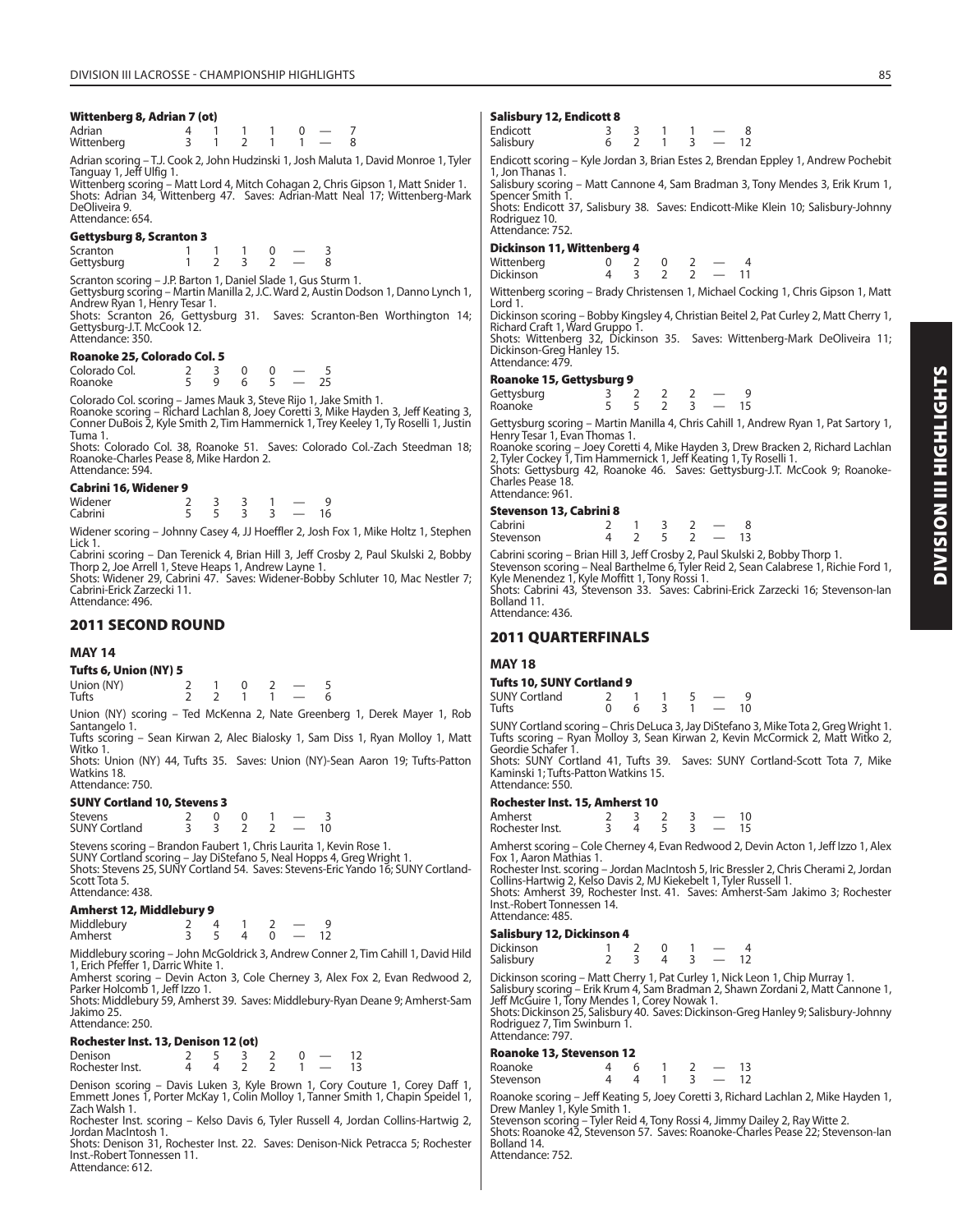#### Wittenberg 8, Adrian 7 (ot)

| | | | | | | | |
|---|---|---|---|---|---|---|---|
| Adrian | 4 | 1 | 1 | 1 | 0 | — | 7 |
| Wittenberg | 3 | 1 | 2 | 1 | 1 | — | 8 |

Adrian scoring – T.J. Cook 2, John Hudzinski 1, Josh Maluta 1, David Monroe 1, Tyler Tanguay 1, Jeff Ulfig 1.
Wittenberg scoring – Matt Lord 4, Mitch Cohagan 2, Chris Gipson 1, Matt Snider 1.
Shots: Adrian 34, Wittenberg 47. Saves: Adrian-Matt Neal 17; Wittenberg-Mark DeOliveira 9.
Attendance: 654.

#### Gettysburg 8, Scranton 3

| | | | | | | |
|---|---|---|---|---|---|---|
| Scranton | 1 | 1 | 1 | 0 | — | 3 |
| Gettysburg | 1 | 2 | 3 | 2 | — | 8 |

Scranton scoring – J.P. Barton 1, Daniel Slade 1, Gus Sturm 1.
Gettysburg scoring – Martin Manilla 2, J.C. Ward 2, Austin Dodson 1, Danno Lynch 1, Andrew Ryan 1, Henry Tesar 1.
Shots: Scranton 26, Gettysburg 31. Saves: Scranton-Ben Worthington 14; Gettysburg-J.T. McCook 12.
Attendance: 350.

#### Roanoke 25, Colorado Col. 5

| | | | | | | |
|---|---|---|---|---|---|---|
| Colorado Col. | 2 | 3 | 0 | 0 | — | 5 |
| Roanoke | 5 | 9 | 6 | 5 | — | 25 |

Colorado Col. scoring – James Mauk 3, Steve Rijo 1, Jake Smith 1.
Roanoke scoring – Richard Lachlan 8, Joey Coretti 3, Mike Hayden 3, Jeff Keating 3, Conner DuBois 2, Kyle Smith 2, Tim Hammernick 1, Trey Keeley 1, Ty Roselli 1, Justin Tuma 1.
Shots: Colorado Col. 38, Roanoke 51. Saves: Colorado Col.-Zach Steedman 18; Roanoke-Charles Pease 8, Mike Hardon 2.
Attendance: 594.

#### Cabrini 16, Widener 9

| | | | | | | |
|---|---|---|---|---|---|---|
| Widener | 2 | 3 | 3 | 1 | — | 9 |
| Cabrini | 5 | 5 | 3 | 3 | — | 16 |

Widener scoring – Johnny Casey 4, JJ Hoeffler 2, Josh Fox 1, Mike Holtz 1, Stephen Lick 1.
Cabrini scoring – Dan Terenick 4, Brian Hill 3, Jeff Crosby 2, Paul Skulski 2, Bobby Thorp 2, Joe Arrell 1, Steve Heaps 1, Andrew Layne 1.
Shots: Widener 29, Cabrini 47. Saves: Widener-Bobby Schluter 10, Mac Nestler 7; Cabrini-Erick Zarzecki 11.
Attendance: 496.

## 2011 SECOND ROUND

### MAY 14

#### Tufts 6, Union (NY) 5

| | | | | | | |
|---|---|---|---|---|---|---|
| Union (NY) | 2 | 1 | 0 | 2 | — | 5 |
| Tufts | 2 | 2 | 1 | 1 | — | 6 |

Union (NY) scoring – Ted McKenna 2, Nate Greenberg 1, Derek Mayer 1, Rob Santangelo 1.
Tufts scoring – Sean Kirwan 2, Alec Bialosky 1, Sam Diss 1, Ryan Molloy 1, Matt Witko 1.
Shots: Union (NY) 44, Tufts 35. Saves: Union (NY)-Sean Aaron 19; Tufts-Patton Watkins 18.
Attendance: 750.

#### SUNY Cortland 10, Stevens 3

| | | | | | | |
|---|---|---|---|---|---|---|
| Stevens | 2 | 0 | 0 | 1 | — | 3 |
| SUNY Cortland | 3 | 3 | 2 | 2 | — | 10 |

Stevens scoring – Brandon Faubert 1, Chris Laurita 1, Kevin Rose 1.
SUNY Cortland scoring – Jay DiStefano 5, Neal Hopps 4, Greg Wright 1.
Shots: Stevens 25, SUNY Cortland 54. Saves: Stevens-Eric Yando 16; SUNY Cortland-Scott Tota 5.
Attendance: 438.

#### Amherst 12, Middlebury 9

| | | | | | | |
|---|---|---|---|---|---|---|
| Middlebury | 2 | 4 | 1 | 2 | — | 9 |
| Amherst | 3 | 5 | 4 | 0 | — | 12 |

Middlebury scoring – John McGoldrick 3, Andrew Conner 2, Tim Cahill 1, David Hild 1, Erich Pfeffer 1, Darric White 1.
Amherst scoring – Devin Acton 3, Cole Cherney 3, Alex Fox 2, Evan Redwood 2, Parker Holcomb 1, Jeff Izzo 1.
Shots: Middlebury 59, Amherst 39. Saves: Middlebury-Ryan Deane 9; Amherst-Sam Jakimo 25.
Attendance: 250.

#### Rochester Inst. 13, Denison 12 (ot)

| | | | | | | | |
|---|---|---|---|---|---|---|---|
| Denison | 2 | 5 | 3 | 2 | 0 | — | 12 |
| Rochester Inst. | 4 | 4 | 2 | 2 | 1 | — | 13 |

Denison scoring – Davis Luken 3, Kyle Brown 1, Cory Couture 1, Corey Daff 1, Emmett Jones 1, Porter McKay 1, Colin Molloy 1, Tanner Smith 1, Chapin Speidel 1, Zach Walsh 1.
Rochester Inst. scoring – Kelso Davis 6, Tyler Russell 4, Jordan Collins-Hartwig 2, Jordan MacIntosh 1.
Shots: Denison 31, Rochester Inst. 22. Saves: Denison-Nick Petracca 5; Rochester Inst.-Robert Tonnessen 11.
Attendance: 612.

#### Salisbury 12, Endicott 8

| | | | | | | |
|---|---|---|---|---|---|---|
| Endicott | 3 | 3 | 1 | 1 | — | 8 |
| Salisbury | 6 | 2 | 1 | 3 | — | 12 |

Endicott scoring – Kyle Jordan 3, Brian Estes 2, Brendan Eppley 1, Andrew Pochebit 1, Jon Thanas 1.
Salisbury scoring – Matt Cannone 4, Sam Bradman 3, Tony Mendes 3, Erik Krum 1, Spencer Smith 1.
Shots: Endicott 37, Salisbury 38. Saves: Endicott-Mike Klein 10; Salisbury-Johnny Rodriguez 10.
Attendance: 752.

#### Dickinson 11, Wittenberg 4

| | | | | | | |
|---|---|---|---|---|---|---|
| Wittenberg | 0 | 2 | 0 | 2 | — | 4 |
| Dickinson | 4 | 3 | 2 | 2 | — | 11 |

Wittenberg scoring – Brady Christensen 1, Michael Cocking 1, Chris Gipson 1, Matt Lord 1.
Dickinson scoring – Bobby Kingsley 4, Christian Beitel 2, Pat Curley 2, Matt Cherry 1, Richard Craft 1, Ward Gruppo 1.
Shots: Wittenberg 32, Dickinson 35. Saves: Wittenberg-Mark DeOliveira 11; Dickinson-Greg Hanley 15.
Attendance: 479.

#### Roanoke 15, Gettysburg 9

| | | | | | | |
|---|---|---|---|---|---|---|
| Gettysburg | 3 | 2 | 2 | 2 | — | 9 |
| Roanoke | 5 | 5 | 2 | 3 | — | 15 |

Gettysburg scoring – Martin Manilla 4, Chris Cahill 1, Andrew Ryan 1, Pat Sartory 1, Henry Tesar 1, Evan Thomas 1.
Roanoke scoring – Joey Coretti 4, Mike Hayden 3, Drew Bracken 2, Richard Lachlan 2, Tyler Cockey 1, Tim Hammernick 1, Jeff Keating 1, Ty Roselli 1.
Shots: Gettysburg 42, Roanoke 46. Saves: Gettysburg-J.T. McCook 9; Roanoke-Charles Pease 18.
Attendance: 961.

#### Stevenson 13, Cabrini 8

| | | | | | | |
|---|---|---|---|---|---|---|
| Cabrini | 2 | 1 | 3 | 2 | — | 8 |
| Stevenson | 4 | 2 | 5 | 2 | — | 13 |

Cabrini scoring – Brian Hill 3, Jeff Crosby 2, Paul Skulski 2, Bobby Thorp 1.
Stevenson scoring – Neal Barthelme 6, Tyler Reid 2, Sean Calabrese 1, Richie Ford 1, Kyle Menendez 1, Kyle Moffitt 1, Tony Rossi 1.
Shots: Cabrini 43, Stevenson 33. Saves: Cabrini-Erick Zarzecki 16; Stevenson-Ian Bolland 11.
Attendance: 436.

## 2011 QUARTERFINALS

### MAY 18

#### Tufts 10, SUNY Cortland 9

| | | | | | | |
|---|---|---|---|---|---|---|
| SUNY Cortland | 2 | 1 | 1 | 5 | — | 9 |
| Tufts | 0 | 6 | 3 | 1 | — | 10 |

SUNY Cortland scoring – Chris DeLuca 3, Jay DiStefano 3, Mike Tota 2, Greg Wright 1.
Tufts scoring – Ryan Molloy 3, Sean Kirwan 2, Kevin McCormick 2, Matt Witko 2, Geordie Schafer 1.
Shots: SUNY Cortland 41, Tufts 39. Saves: SUNY Cortland-Scott Tota 7, Mike Kaminski 1; Tufts-Patton Watkins 15.
Attendance: 550.

#### Rochester Inst. 15, Amherst 10

| | | | | | | |
|---|---|---|---|---|---|---|
| Amherst | 2 | 3 | 2 | 3 | — | 10 |
| Rochester Inst. | 3 | 4 | 5 | 3 | — | 15 |

Amherst scoring – Cole Cherney 4, Evan Redwood 2, Devin Acton 1, Jeff Izzo 1, Alex Fox 1, Aaron Mathias 1.
Rochester Inst. scoring – Jordan MacIntosh 5, Iric Bressler 2, Chris Cherami 2, Jordan Collins-Hartwig 2, Kelso Davis 2, MJ Kiekebelt 1, Tyler Russell 1.
Shots: Amherst 39, Rochester Inst. 41. Saves: Amherst-Sam Jakimo 3; Rochester Inst.-Robert Tonnessen 14.
Attendance: 485.

#### Salisbury 12, Dickinson 4

| | | | | | | |
|---|---|---|---|---|---|---|
| Dickinson | 1 | 2 | 0 | 1 | — | 4 |
| Salisbury | 2 | 3 | 4 | 3 | — | 12 |

Dickinson scoring – Matt Cherry 1, Pat Curley 1, Nick Leon 1, Chip Murray 1.
Salisbury scoring – Erik Krum 4, Sam Bradman 2, Shawn Zordani 2, Matt Cannone 1, Jeff McGuire 1, Tony Mendes 1, Corey Nowak 1.
Shots: Dickinson 25, Salisbury 40. Saves: Dickinson-Greg Hanley 9; Salisbury-Johnny Rodriguez 7, Tim Swinburn 1.
Attendance: 797.

#### Roanoke 13, Stevenson 12

| | | | | | | |
|---|---|---|---|---|---|---|
| Roanoke | 4 | 6 | 1 | 2 | — | 13 |
| Stevenson | 4 | 4 | 1 | 3 | — | 12 |

Roanoke scoring – Jeff Keating 5, Joey Coretti 3, Richard Lachlan 2, Mike Hayden 1, Drew Manley 1, Kyle Smith 1.
Stevenson scoring – Tyler Reid 4, Tony Rossi 4, Jimmy Dailey 2, Ray Witte 2.
Shots: Roanoke 42, Stevenson 57. Saves: Roanoke-Charles Pease 22; Stevenson-Ian Bolland 14.
Attendance: 752.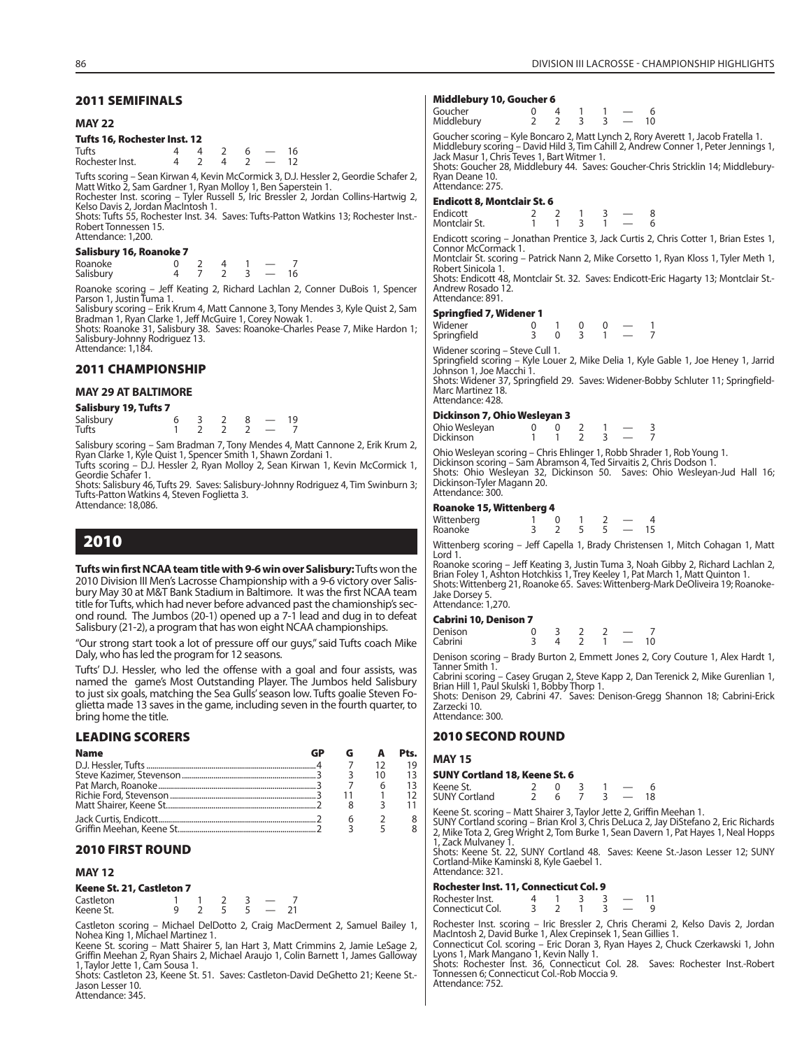## 2011 SEMIFINALS

### MAY 22

**Tufts 16, Rochester Inst. 12**

| | | | | | | |
|---|---|---|---|---|---|---|
| Tufts | 4 | 4 | 2 | 6 | — | 16 |
| Rochester Inst. | 4 | 2 | 4 | 2 | — | 12 |

Tufts scoring – Sean Kirwan 4, Kevin McCormick 3, D.J. Hessler 2, Geordie Schafer 2, Matt Witko 2, Sam Gardner 1, Ryan Molloy 1, Ben Saperstein 1.
Rochester Inst. scoring – Tyler Russell 5, Iric Bressler 2, Jordan Collins-Hartwig 2, Kelso Davis 2, Jordan MacIntosh 1.
Shots: Tufts 55, Rochester Inst. 34. Saves: Tufts-Patton Watkins 13; Rochester Inst.-Robert Tonnessen 15.
Attendance: 1,200.

**Salisbury 16, Roanoke 7**

| | | | | | | |
|---|---|---|---|---|---|---|
| Roanoke | 0 | 2 | 4 | 1 | — | 7 |
| Salisbury | 4 | 7 | 2 | 3 | — | 16 |

Roanoke scoring – Jeff Keating 2, Richard Lachlan 2, Conner DuBois 1, Spencer Parson 1, Justin Tuma 1.
Salisbury scoring – Erik Krum 4, Matt Cannone 3, Tony Mendes 3, Kyle Quist 2, Sam Bradman 1, Ryan Clarke 1, Jeff McGuire 1, Corey Nowak 1.
Shots: Roanoke 31, Salisbury 38. Saves: Roanoke-Charles Pease 7, Mike Hardon 1; Salisbury-Johnny Rodriguez 13.
Attendance: 1,184.

## 2011 CHAMPIONSHIP

### MAY 29 AT BALTIMORE

**Salisbury 19, Tufts 7**

| | | | | | | |
|---|---|---|---|---|---|---|
| Salisbury | 6 | 3 | 2 | 8 | — | 19 |
| Tufts | 1 | 2 | 2 | 2 | — | 7 |

Salisbury scoring – Sam Bradman 7, Tony Mendes 4, Matt Cannone 2, Erik Krum 2, Ryan Clarke 1, Kyle Quist 1, Spencer Smith 1, Shawn Zordani 1.
Tufts scoring – D.J. Hessler 2, Ryan Molloy 2, Sean Kirwan 1, Kevin McCormick 1, Geordie Schafer 1.
Shots: Salisbury 46, Tufts 29. Saves: Salisbury-Johnny Rodriguez 4, Tim Swinburn 3; Tufts-Patton Watkins 4, Steven Foglietta 3.
Attendance: 18,086.

# 2010

**Tufts win first NCAA team title with 9-6 win over Salisbury:** Tufts won the 2010 Division III Men's Lacrosse Championship with a 9-6 victory over Salisbury May 30 at M&T Bank Stadium in Baltimore. It was the first NCAA team title for Tufts, which had never before advanced past the championship's second round. The Jumbos (20-1) opened up a 7-1 lead and dug in to defeat Salisbury (21-2), a program that has won eight NCAA championships.

"Our strong start took a lot of pressure off our guys," said Tufts coach Mike Daly, who has led the program for 12 seasons.

Tufts' D.J. Hessler, who led the offense with a goal and four assists, was named the game's Most Outstanding Player. The Jumbos held Salisbury to just six goals, matching the Sea Gulls' season low. Tufts goalie Steven Foglietta made 13 saves in the game, including seven in the fourth quarter, to bring home the title.

## LEADING SCORERS

| Name | GP | G | A | Pts. |
|---|---|---|---|---|
| D.J. Hessler, Tufts | 4 | 7 | 12 | 19 |
| Steve Kazimer, Stevenson | 3 | 3 | 10 | 13 |
| Pat March, Roanoke | 3 | 7 | 6 | 13 |
| Richie Ford, Stevenson | 3 | 11 | 1 | 12 |
| Matt Shairer, Keene St. | 2 | 8 | 3 | 11 |
| Jack Curtis, Endicott | 2 | 6 | 2 | 8 |
| Griffin Meehan, Keene St. | 2 | 3 | 5 | 8 |

## 2010 FIRST ROUND

### MAY 12

**Keene St. 21, Castleton 7**

| | | | | | | |
|---|---|---|---|---|---|---|
| Castleton | 1 | 1 | 2 | 3 | — | 7 |
| Keene St. | 9 | 2 | 5 | 5 | — | 21 |

Castleton scoring – Michael DelDotto 2, Craig MacDerment 2, Samuel Bailey 1, Nohea King 1, Michael Martinez 1.
Keene St. scoring – Matt Shairer 5, Ian Hart 3, Matt Crimmins 2, Jamie LeSage 2, Griffin Meehan 2, Ryan Shairs 2, Michael Araujo 1, Colin Barnett 1, James Galloway 1, Taylor Jette 1, Cam Sousa 1.
Shots: Castleton 23, Keene St. 51. Saves: Castleton-David DeGhetto 21; Keene St.-Jason Lesser 10.
Attendance: 345.

**Middlebury 10, Goucher 6**

| | | | | | | |
|---|---|---|---|---|---|---|
| Goucher | 0 | 4 | 1 | 1 | — | 6 |
| Middlebury | 2 | 2 | 3 | 3 | — | 10 |

Goucher scoring – Kyle Boncaro 2, Matt Lynch 2, Rory Averett 1, Jacob Fratella 1.
Middlebury scoring – David Hild 3, Tim Cahill 2, Andrew Conner 1, Peter Jennings 1, Jack Masur 1, Chris Teves 1, Bart Witmer 1.
Shots: Goucher 28, Middlebury 44. Saves: Goucher-Chris Stricklin 14; Middlebury-Ryan Deane 10.
Attendance: 275.

**Endicott 8, Montclair St. 6**

| | | | | | | |
|---|---|---|---|---|---|---|
| Endicott | 2 | 2 | 1 | 3 | — | 8 |
| Montclair St. | 1 | 1 | 3 | 1 | — | 6 |

Endicott scoring – Jonathan Prentice 3, Jack Curtis 2, Chris Cotter 1, Brian Estes 1, Connor McCormack 1.
Montclair St. scoring – Patrick Nann 2, Mike Corsetto 1, Ryan Kloss 1, Tyler Meth 1, Robert Sinicola 1.
Shots: Endicott 48, Montclair St. 32. Saves: Endicott-Eric Hagarty 13; Montclair St.-Andrew Rosado 12.
Attendance: 891.

**Springfied 7, Widener 1**

| | | | | | | |
|---|---|---|---|---|---|---|
| Widener | 0 | 1 | 0 | 0 | — | 1 |
| Springfield | 3 | 0 | 3 | 1 | — | 7 |

Widener scoring – Steve Cull 1.
Springfield scoring – Kyle Louer 2, Mike Delia 1, Kyle Gable 1, Joe Heney 1, Jarrid Johnson 1, Joe Macchi 1.
Shots: Widener 37, Springfield 29. Saves: Widener-Bobby Schluter 11; Springfield-Marc Martinez 18.
Attendance: 428.

**Dickinson 7, Ohio Wesleyan 3**

| | | | | | | |
|---|---|---|---|---|---|---|
| Ohio Wesleyan | 0 | 0 | 2 | 1 | — | 3 |
| Dickinson | 1 | 1 | 2 | 3 | — | 7 |

Ohio Wesleyan scoring – Chris Ehlinger 1, Robb Shrader 1, Rob Young 1.
Dickinson scoring – Sam Abramson 4, Ted Sirvaitis 2, Chris Dodson 1.
Shots: Ohio Wesleyan 32, Dickinson 50. Saves: Ohio Wesleyan-Jud Hall 16; Dickinson-Tyler Magann 20.
Attendance: 300.

**Roanoke 15, Wittenberg 4**

| | | | | | | |
|---|---|---|---|---|---|---|
| Wittenberg | 1 | 0 | 1 | 2 | — | 4 |
| Roanoke | 3 | 2 | 5 | 5 | — | 15 |

Wittenberg scoring – Jeff Capella 1, Brady Christensen 1, Mitch Cohagan 1, Matt Lord 1.
Roanoke scoring – Jeff Keating 3, Justin Tuma 3, Noah Gibby 2, Richard Lachlan 2, Brian Foley 1, Ashton Hotchkiss 1, Trey Keeley 1, Pat March 1, Matt Quinton 1.
Shots: Wittenberg 21, Roanoke 65. Saves: Wittenberg-Mark DeOliveira 19; Roanoke-Jake Dorsey 5.
Attendance: 1,270.

**Cabrini 10, Denison 7**

| | | | | | | |
|---|---|---|---|---|---|---|
| Denison | 0 | 3 | 2 | 2 | — | 7 |
| Cabrini | 3 | 4 | 2 | 1 | — | 10 |

Denison scoring – Brady Burton 2, Emmett Jones 2, Cory Couture 1, Alex Hardt 1, Tanner Smith 1.
Cabrini scoring – Casey Grugan 2, Steve Kapp 2, Dan Terenick 2, Mike Gurenlian 1, Brian Hill 1, Paul Skulski 1, Bobby Thorp 1.
Shots: Denison 29, Cabrini 47. Saves: Denison-Gregg Shannon 18; Cabrini-Erick Zarzecki 10.
Attendance: 300.

## 2010 SECOND ROUND

### MAY 15

**SUNY Cortland 18, Keene St. 6**

| | | | | | | |
|---|---|---|---|---|---|---|
| Keene St. | 2 | 0 | 3 | 1 | — | 6 |
| SUNY Cortland | 2 | 6 | 7 | 3 | — | 18 |

Keene St. scoring – Matt Shairer 3, Taylor Jette 2, Griffin Meehan 1.
SUNY Cortland scoring – Brian Krol 3, Chris DeLuca 2, Jay DiStefano 2, Eric Richards 2, Mike Tota 2, Greg Wright 2, Tom Burke 1, Sean Davern 1, Pat Hayes 1, Neal Hopps 1, Zack Mulvaney 1.
Shots: Keene St. 22, SUNY Cortland 48. Saves: Keene St.-Jason Lesser 12; SUNY Cortland-Mike Kaminski 8, Kyle Gaebel 1.
Attendance: 321.

**Rochester Inst. 11, Connecticut Col. 9**

| | | | | | | |
|---|---|---|---|---|---|---|
| Rochester Inst. | 4 | 1 | 3 | 3 | — | 11 |
| Connecticut Col. | 3 | 2 | 1 | 3 | — | 9 |

Rochester Inst. scoring – Iric Bressler 2, Chris Cherami 2, Kelso Davis 2, Jordan MacIntosh 2, David Burke 1, Alex Crepinsek 1, Sean Gillies 1.
Connecticut Col. scoring – Eric Doran 3, Ryan Hayes 2, Chuck Czerkawski 1, John Lyons 1, Mark Mangano 1, Kevin Nally 1.
Shots: Rochester Inst. 36, Connecticut Col. 28. Saves: Rochester Inst.-Robert Tonnessen 6; Connecticut Col.-Rob Moccia 9.
Attendance: 752.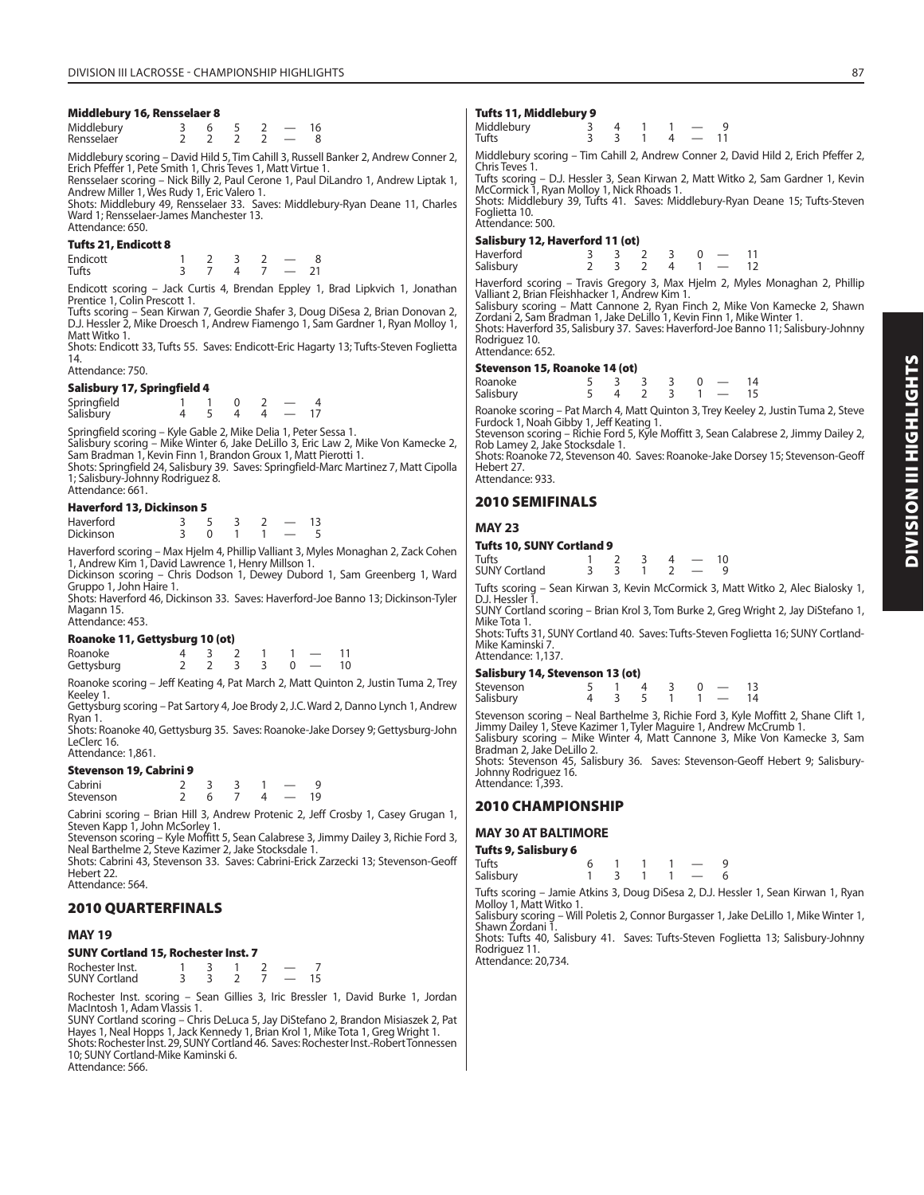#### Middlebury 16, Rensselaer 8

| | | | | | | |
|---|---|---|---|---|---|---|
| Middlebury | 3 | 6 | 5 | 2 | — | 16 |
| Rensselaer | 2 | 2 | 2 | 2 | — | 8 |

Middlebury scoring – David Hild 5, Tim Cahill 3, Russell Banker 2, Andrew Conner 2, Erich Pfeffer 2, Pete Smith 1, Chris Teves 1, Matt Virtue 1.
Rensselaer scoring – Nick Billy 2, Paul Cerone 1, Paul DiLandro 1, Andrew Liptak 1, Andrew Miller 1, Wes Rudy 1, Eric Valero 1.
Shots: Middlebury 49, Rensselaer 33. Saves: Middlebury-Ryan Deane 11, Charles Ward 1; Rensselaer-James Manchester 13.
Attendance: 650.

#### Tufts 21, Endicott 8

| | | | | | | |
|---|---|---|---|---|---|---|
| Endicott | 1 | 2 | 3 | 2 | — | 8 |
| Tufts | 3 | 7 | 4 | 7 | — | 21 |

Endicott scoring – Jack Curtis 4, Brendan Eppley 1, Brad Lipkvich 1, Jonathan Prentice 1, Colin Prescott 1.
Tufts scoring – Sean Kirwan 7, Geordie Shafer 3, Doug DiSesa 2, Brian Donovan 2, D.J. Hessler 2, Mike Droesch 1, Andrew Fiamengo 1, Sam Gardner 1, Ryan Molloy 1, Matt Witko 1.
Shots: Endicott 33, Tufts 55. Saves: Endicott-Eric Hagarty 13; Tufts-Steven Foglietta 14.
Attendance: 750.

#### Salisbury 17, Springfield 4

| | | | | | | |
|---|---|---|---|---|---|---|
| Springfield | 1 | 1 | 0 | 2 | — | 4 |
| Salisbury | 4 | 5 | 4 | 4 | — | 17 |

Springfield scoring – Kyle Gable 2, Mike Delia 1, Peter Sessa 1.
Salisbury scoring – Mike Winter 6, Jake DeLillo 3, Eric Law 2, Mike Von Kamecke 2, Sam Bradman 1, Kevin Finn 1, Brandon Groux 1, Matt Pierotti 1.
Shots: Springfield 24, Salisbury 39. Saves: Springfield-Marc Martinez 7, Matt Cipolla 1; Salisbury-Johnny Rodriguez 8.
Attendance: 661.

#### Haverford 13, Dickinson 5

| | | | | | | |
|---|---|---|---|---|---|---|
| Haverford | 3 | 5 | 3 | 2 | — | 13 |
| Dickinson | 3 | 0 | 1 | 1 | — | 5 |

Haverford scoring – Max Hjelm 4, Phillip Valliant 3, Myles Monaghan 2, Zack Cohen 1, Andrew Kim 1, David Lawrence 1, Henry Millson 1.
Dickinson scoring – Chris Dodson 1, Dewey Dubord 1, Sam Greenberg 1, Ward Gruppo 1, John Haire 1.
Shots: Haverford 46, Dickinson 33. Saves: Haverford-Joe Banno 13; Dickinson-Tyler Magann 15.
Attendance: 453.

#### Roanoke 11, Gettysburg 10 (ot)

| | | | | | | | |
|---|---|---|---|---|---|---|---|
| Roanoke | 4 | 3 | 2 | 1 | 1 | — | 11 |
| Gettysburg | 2 | 2 | 3 | 3 | 0 | — | 10 |

Roanoke scoring – Jeff Keating 4, Pat March 2, Matt Quinton 2, Justin Tuma 2, Trey Keeley 1.
Gettysburg scoring – Pat Sartory 4, Joe Brody 2, J.C. Ward 2, Danno Lynch 1, Andrew Ryan 1.
Shots: Roanoke 40, Gettysburg 35. Saves: Roanoke-Jake Dorsey 9; Gettysburg-John LeClerc 16.
Attendance: 1,861.

#### Stevenson 19, Cabrini 9

| | | | | | | |
|---|---|---|---|---|---|---|
| Cabrini | 2 | 3 | 3 | 1 | — | 9 |
| Stevenson | 2 | 6 | 7 | 4 | — | 19 |

Cabrini scoring – Brian Hill 3, Andrew Protenic 2, Jeff Crosby 1, Casey Grugan 1, Steven Kapp 1, John McSorley 1.
Stevenson scoring – Kyle Moffitt 5, Sean Calabrese 3, Jimmy Dailey 3, Richie Ford 3, Neal Barthelme 2, Steve Kazimer 2, Jake Stocksdale 1.
Shots: Cabrini 43, Stevenson 33. Saves: Cabrini-Erick Zarzecki 13; Stevenson-Geoff Hebert 22.
Attendance: 564.

## 2010 QUARTERFINALS

### MAY 19

#### SUNY Cortland 15, Rochester Inst. 7

| | | | | | | |
|---|---|---|---|---|---|---|
| Rochester Inst. | 1 | 3 | 1 | 2 | — | 7 |
| SUNY Cortland | 3 | 3 | 2 | 7 | — | 15 |

Rochester Inst. scoring – Sean Gillies 3, Iric Bressler 1, David Burke 1, Jordan MacIntosh 1, Adam Vlassis 1.
SUNY Cortland scoring – Chris DeLuca 5, Jay DiStefano 2, Brandon Misiaszek 2, Pat Hayes 1, Neal Hopps 1, Jack Kennedy 1, Brian Krol 1, Mike Tota 1, Greg Wright 1.
Shots: Rochester Inst. 29, SUNY Cortland 46. Saves: Rochester Inst.-Robert Tonnessen 10; SUNY Cortland-Mike Kaminski 6.
Attendance: 566.

#### Tufts 11, Middlebury 9

| | | | | | | |
|---|---|---|---|---|---|---|
| Middlebury | 3 | 4 | 1 | 1 | — | 9 |
| Tufts | 3 | 3 | 1 | 4 | — | 11 |

Middlebury scoring – Tim Cahill 2, Andrew Conner 2, David Hild 2, Erich Pfeffer 2, Chris Teves 1.
Tufts scoring – D.J. Hessler 3, Sean Kirwan 2, Matt Witko 2, Sam Gardner 1, Kevin McCormick 1, Ryan Molloy 1, Nick Rhoads 1.
Shots: Middlebury 39, Tufts 41. Saves: Middlebury-Ryan Deane 15; Tufts-Steven Foglietta 10.
Attendance: 500.

#### Salisbury 12, Haverford 11 (ot)

| | | | | | | | |
|---|---|---|---|---|---|---|---|
| Haverford | 3 | 3 | 2 | 3 | 0 | — | 11 |
| Salisbury | 2 | 3 | 2 | 4 | 1 | — | 12 |

Haverford scoring – Travis Gregory 3, Max Hjelm 2, Myles Monaghan 2, Phillip Valliant 2, Brian Fleishhacker 1, Andrew Kim 1.
Salisbury scoring – Matt Cannone 2, Ryan Finch 2, Mike Von Kamecke 2, Shawn Zordani 2, Sam Bradman 1, Jake DeLillo 1, Kevin Finn 1, Mike Winter 1.
Shots: Haverford 35, Salisbury 37. Saves: Haverford-Joe Banno 11; Salisbury-Johnny Rodriguez 10.
Attendance: 652.

#### Stevenson 15, Roanoke 14 (ot)

| | | | | | | | |
|---|---|---|---|---|---|---|---|
| Roanoke | 5 | 3 | 3 | 3 | 0 | — | 14 |
| Salisbury | 5 | 4 | 2 | 3 | 1 | — | 15 |

Roanoke scoring – Pat March 4, Matt Quinton 3, Trey Keeley 2, Justin Tuma 2, Steve Furdock 1, Noah Gibby 1, Jeff Keating 1.
Stevenson scoring – Richie Ford 5, Kyle Moffitt 3, Sean Calabrese 2, Jimmy Dailey 2, Rob Lamey 2, Jake Stocksdale 1.
Shots: Roanoke 72, Stevenson 40. Saves: Roanoke-Jake Dorsey 15; Stevenson-Geoff Hebert 27.
Attendance: 933.

## 2010 SEMIFINALS

### MAY 23

#### Tufts 10, SUNY Cortland 9

| | | | | | | |
|---|---|---|---|---|---|---|
| Tufts | 1 | 2 | 3 | 4 | — | 10 |
| SUNY Cortland | 3 | 3 | 1 | 2 | — | 9 |

Tufts scoring – Sean Kirwan 3, Kevin McCormick 3, Matt Witko 2, Alec Bialosky 1, D.J. Hessler 1.
SUNY Cortland scoring – Brian Krol 3, Tom Burke 2, Greg Wright 2, Jay DiStefano 1, Mike Tota 1.
Shots: Tufts 31, SUNY Cortland 40. Saves: Tufts-Steven Foglietta 16; SUNY Cortland-Mike Kaminski 7.
Attendance: 1,137.

#### Salisbury 14, Stevenson 13 (ot)

| | | | | | | | |
|---|---|---|---|---|---|---|---|
| Stevenson | 5 | 1 | 4 | 3 | 0 | — | 13 |
| Salisbury | 4 | 3 | 5 | 1 | 1 | — | 14 |

Stevenson scoring – Neal Barthelme 3, Richie Ford 3, Kyle Moffitt 2, Shane Clift 1, Jimmy Dailey 1, Steve Kazimer 1, Tyler Maguire 1, Andrew McCrumb 1.
Salisbury scoring – Mike Winter 4, Matt Cannone 3, Mike Von Kamecke 3, Sam Bradman 2, Jake DeLillo 2.
Shots: Stevenson 45, Salisbury 36. Saves: Stevenson-Geoff Hebert 9; Salisbury-Johnny Rodriguez 16.
Attendance: 1,393.

## 2010 CHAMPIONSHIP

### MAY 30 AT BALTIMORE

#### Tufts 9, Salisbury 6

| | | | | | | |
|---|---|---|---|---|---|---|
| Tufts | 6 | 1 | 1 | 1 | — | 9 |
| Salisbury | 1 | 3 | 1 | 1 | — | 6 |

Tufts scoring – Jamie Atkins 3, Doug DiSesa 2, D.J. Hessler 1, Sean Kirwan 1, Ryan Molloy 1, Matt Witko 1.
Salisbury scoring – Will Poletis 2, Connor Burgasser 1, Jake DeLillo 1, Mike Winter 1, Shawn Zordani 1.
Shots: Tufts 40, Salisbury 41. Saves: Tufts-Steven Foglietta 13; Salisbury-Johnny Rodriguez 11.
Attendance: 20,734.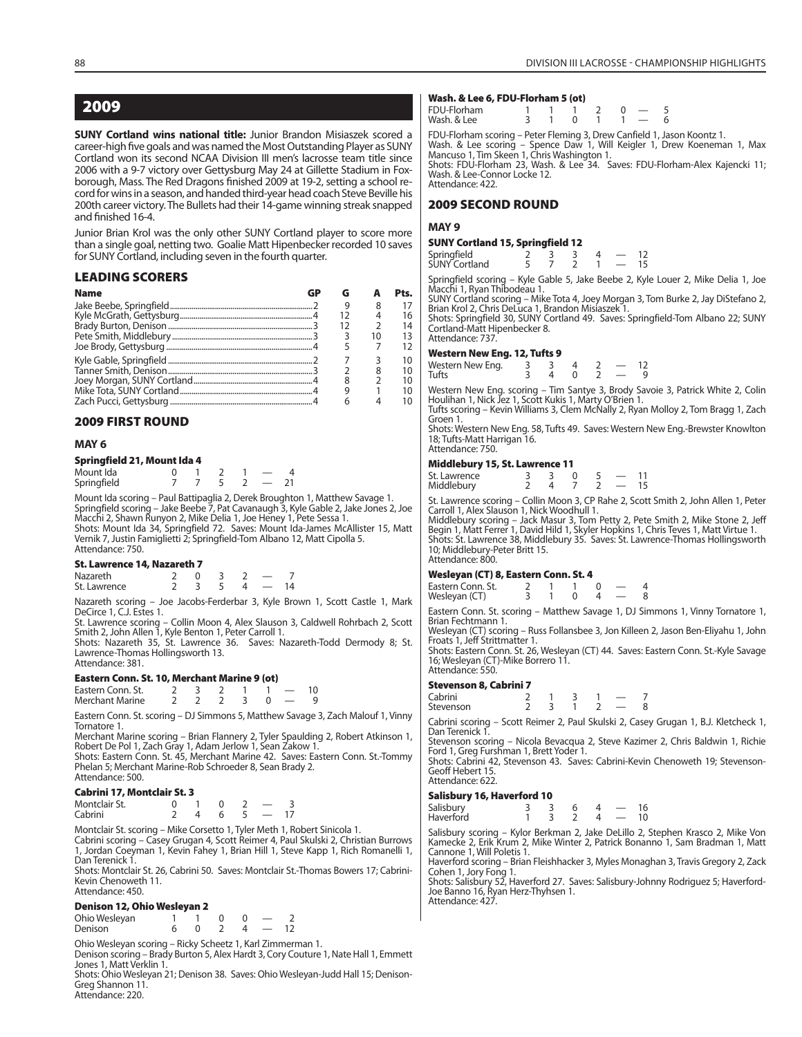## 2009

**SUNY Cortland wins national title:** Junior Brandon Misiaszek scored a career-high five goals and was named the Most Outstanding Player as SUNY Cortland won its second NCAA Division III men's lacrosse team title since 2006 with a 9-7 victory over Gettysburg May 24 at Gillette Stadium in Foxborough, Mass. The Red Dragons finished 2009 at 19-2, setting a school record for wins in a season, and handed third-year head coach Steve Beville his 200th career victory. The Bullets had their 14-game winning streak snapped and finished 16-4.

Junior Brian Krol was the only other SUNY Cortland player to score more than a single goal, netting two. Goalie Matt Hipenbecker recorded 10 saves for SUNY Cortland, including seven in the fourth quarter.

### LEADING SCORERS

| Name | GP | G | A | Pts. |
|---|---|---|---|---|
| Jake Beebe, Springfield | 2 | 9 | 8 | 17 |
| Kyle McGrath, Gettysburg | 4 | 12 | 4 | 16 |
| Brady Burton, Denison | 3 | 12 | 2 | 14 |
| Pete Smith, Middlebury | 3 | 3 | 10 | 13 |
| Joe Brody, Gettysburg | 4 | 5 | 7 | 12 |
| Kyle Gable, Springfield | 2 | 7 | 3 | 10 |
| Tanner Smith, Denison | 3 | 2 | 8 | 10 |
| Joey Morgan, SUNY Cortland | 4 | 8 | 2 | 10 |
| Mike Tota, SUNY Cortland | 4 | 9 | 1 | 10 |
| Zach Pucci, Gettysburg | 4 | 6 | 4 | 10 |

### 2009 FIRST ROUND

#### MAY 6

**Springfield 21, Mount Ida 4**

| | | | | | | |
|---|---|---|---|---|---|---|
| Mount Ida | 0 | 1 | 2 | 1 | — | 4 |
| Springfield | 7 | 7 | 5 | 2 | — | 21 |

Mount Ida scoring – Paul Battipaglia 2, Derek Broughton 1, Matthew Savage 1.
Springfield scoring – Jake Beebe 7, Pat Cavanaugh 3, Kyle Gable 2, Jake Jones 2, Joe Macchi 2, Shawn Runyon 2, Mike Delia 1, Joe Heney 1, Pete Sessa 1.
Shots: Mount Ida 34, Springfield 72. Saves: Mount Ida-James McAllister 15, Matt Vernik 7, Justin Famiglietti 2; Springfield-Tom Albano 12, Matt Cipolla 5.
Attendance: 750.

**St. Lawrence 14, Nazareth 7**

| | | | | | | |
|---|---|---|---|---|---|---|
| Nazareth | 2 | 0 | 3 | 2 | — | 7 |
| St. Lawrence | 2 | 3 | 5 | 4 | — | 14 |

Nazareth scoring – Joe Jacobs-Ferderbar 3, Kyle Brown 1, Scott Castle 1, Mark DeCirce 1, C.J. Estes 1.
St. Lawrence scoring – Collin Moon 4, Alex Slauson 3, Caldwell Rohrbach 2, Scott Smith 2, John Allen 1, Kyle Benton 1, Peter Carroll 1.
Shots: Nazareth 35, St. Lawrence 36. Saves: Nazareth-Todd Dermody 8; St. Lawrence-Thomas Hollingsworth 13.
Attendance: 381.

**Eastern Conn. St. 10, Merchant Marine 9 (ot)**

| | | | | | | | |
|---|---|---|---|---|---|---|---|
| Eastern Conn. St. | 2 | 3 | 2 | 1 | 1 | — | 10 |
| Merchant Marine | 2 | 2 | 2 | 3 | 0 | — | 9 |

Eastern Conn. St. scoring – DJ Simmons 5, Matthew Savage 3, Zach Malouf 1, Vinny Tornatore 1.
Merchant Marine scoring – Brian Flannery 2, Tyler Spaulding 2, Robert Atkinson 1, Robert De Pol 1, Zach Gray 1, Adam Jerlow 1, Sean Zakow 1.
Shots: Eastern Conn. St. 45, Merchant Marine 42. Saves: Eastern Conn. St.-Tommy Phelan 5; Merchant Marine-Rob Schroeder 8, Sean Brady 2.
Attendance: 500.

**Cabrini 17, Montclair St. 3**

| | | | | | | |
|---|---|---|---|---|---|---|
| Montclair St. | 0 | 1 | 0 | 2 | — | 3 |
| Cabrini | 2 | 4 | 6 | 5 | — | 17 |

Montclair St. scoring – Mike Corsetto 1, Tyler Meth 1, Robert Sinicola 1.
Cabrini scoring – Casey Grugan 4, Scott Reimer 4, Paul Skulski 2, Christian Burrows 1, Jordan Coeyman 1, Kevin Fahey 1, Brian Hill 1, Steve Kapp 1, Rich Romanelli 1, Dan Terenick 1.
Shots: Montclair St. 26, Cabrini 50. Saves: Montclair St.-Thomas Bowers 17; Cabrini-Kevin Chenoweth 11.
Attendance: 450.

**Denison 12, Ohio Wesleyan 2**

| | | | | | | |
|---|---|---|---|---|---|---|
| Ohio Wesleyan | 1 | 1 | 0 | 0 | — | 2 |
| Denison | 6 | 0 | 2 | 4 | — | 12 |

Ohio Wesleyan scoring – Ricky Scheetz 1, Karl Zimmerman 1.
Denison scoring – Brady Burton 5, Alex Hardt 3, Cory Couture 1, Nate Hall 1, Emmett Jones 1, Matt Verklin 1.
Shots: Ohio Wesleyan 21; Denison 38. Saves: Ohio Wesleyan-Judd Hall 15; Denison-Greg Shannon 11.
Attendance: 220.

**Wash. & Lee 6, FDU-Florham 5 (ot)**

| | | | | | | | |
|---|---|---|---|---|---|---|---|
| FDU-Florham | 1 | 1 | 1 | 2 | 0 | — | 5 |
| Wash. & Lee | 3 | 1 | 0 | 1 | 1 | — | 6 |

FDU-Florham scoring – Peter Fleming 3, Drew Canfield 1, Jason Koontz 1.
Wash. & Lee scoring – Spence Daw 1, Will Keigler 1, Drew Koeneman 1, Max Mancuso 1, Tim Skeen 1, Chris Washington 1.
Shots: FDU-Florham 23, Wash. & Lee 34. Saves: FDU-Florham-Alex Kajencki 11; Wash. & Lee-Connor Locke 12.
Attendance: 422.

### 2009 SECOND ROUND

#### MAY 9

**SUNY Cortland 15, Springfield 12**

| | | | | | | |
|---|---|---|---|---|---|---|
| Springfield | 2 | 3 | 3 | 4 | — | 12 |
| SUNY Cortland | 5 | 7 | 2 | 1 | — | 15 |

Springfield scoring – Kyle Gable 5, Jake Beebe 2, Kyle Louer 2, Mike Delia 1, Joe Macchi 1, Ryan Thibodeau 1.
SUNY Cortland scoring – Mike Tota 4, Joey Morgan 3, Tom Burke 2, Jay DiStefano 2, Brian Krol 2, Chris DeLuca 1, Brandon Misiaszek 1.
Shots: Springfield 30, SUNY Cortland 49. Saves: Springfield-Tom Albano 22; SUNY Cortland-Matt Hipenbecker 8.
Attendance: 737.

**Western New Eng. 12, Tufts 9**

| | | | | | | |
|---|---|---|---|---|---|---|
| Western New Eng. | 3 | 3 | 4 | 2 | — | 12 |
| Tufts | 3 | 4 | 0 | 2 | — | 9 |

Western New Eng. scoring – Tim Santye 3, Brody Savoie 3, Patrick White 2, Colin Houlihan 1, Nick Jez 1, Scott Kukis 1, Marty O'Brien 1.
Tufts scoring – Kevin Williams 3, Clem McNally 2, Ryan Molloy 2, Tom Bragg 1, Zach Groen 1.
Shots: Western New Eng. 58, Tufts 49. Saves: Western New Eng.-Brewster Knowlton 18; Tufts-Matt Harrigan 16.
Attendance: 750.

**Middlebury 15, St. Lawrence 11**

| | | | | | | |
|---|---|---|---|---|---|---|
| St. Lawrence | 3 | 3 | 0 | 5 | — | 11 |
| Middlebury | 2 | 4 | 7 | 2 | — | 15 |

St. Lawrence scoring – Collin Moon 3, CP Rahe 2, Scott Smith 2, John Allen 1, Peter Carroll 1, Alex Slauson 1, Nick Woodhull 1.
Middlebury scoring – Jack Masur 3, Tom Petty 2, Pete Smith 2, Mike Stone 2, Jeff Begin 1, Matt Ferrer 1, David Hild 1, Skyler Hopkins 1, Chris Teves 1, Matt Virtue 1.
Shots: St. Lawrence 38, Middlebury 35. Saves: St. Lawrence-Thomas Hollingsworth 10; Middlebury-Peter Britt 15.
Attendance: 800.

**Wesleyan (CT) 8, Eastern Conn. St. 4**

| | | | | | | |
|---|---|---|---|---|---|---|
| Eastern Conn. St. | 2 | 1 | 1 | 0 | — | 4 |
| Wesleyan (CT) | 3 | 1 | 0 | 4 | — | 8 |

Eastern Conn. St. scoring – Matthew Savage 1, DJ Simmons 1, Vinny Tornatore 1, Brian Fechtmann 1.
Wesleyan (CT) scoring – Russ Follansbee 3, Jon Killeen 2, Jason Ben-Eliyahu 1, John Froats 1, Jeff Strittmatter 1.
Shots: Eastern Conn. St. 26, Wesleyan (CT) 44. Saves: Eastern Conn. St.-Kyle Savage 16; Wesleyan (CT)-Mike Borrero 11.
Attendance: 550.

**Stevenson 8, Cabrini 7**

| | | | | | | |
|---|---|---|---|---|---|---|
| Cabrini | 2 | 1 | 3 | 1 | — | 7 |
| Stevenson | 2 | 3 | 1 | 2 | — | 8 |

Cabrini scoring – Scott Reimer 2, Paul Skulski 2, Casey Grugan 1, B.J. Kletcheck 1, Dan Terenick 1.
Stevenson scoring – Nicola Bevacqua 2, Steve Kazimer 2, Chris Baldwin 1, Richie Ford 1, Greg Furshman 1, Brett Yoder 1.
Shots: Cabrini 42, Stevenson 43. Saves: Cabrini-Kevin Chenoweth 19; Stevenson-Geoff Hebert 15.
Attendance: 622.

**Salisbury 16, Haverford 10**

| | | | | | | |
|---|---|---|---|---|---|---|
| Salisbury | 3 | 3 | 6 | 4 | — | 16 |
| Haverford | 1 | 3 | 2 | 4 | — | 10 |

Salisbury scoring – Kylor Berkman 2, Jake DeLillo 2, Stephen Krasco 2, Mike Von Kamecke 2, Erik Krum 2, Mike Winter 2, Patrick Bonanno 1, Sam Bradman 1, Matt Cannone 1, Will Poletis 1.
Haverford scoring – Brian Fleishhacker 3, Myles Monaghan 3, Travis Gregory 2, Zack Cohen 1, Jory Fong 1.
Shots: Salisbury 52, Haverford 27. Saves: Salisbury-Johnny Rodriguez 5; Haverford-Joe Banno 16, Ryan Herz-Thyhsen 1.
Attendance: 427.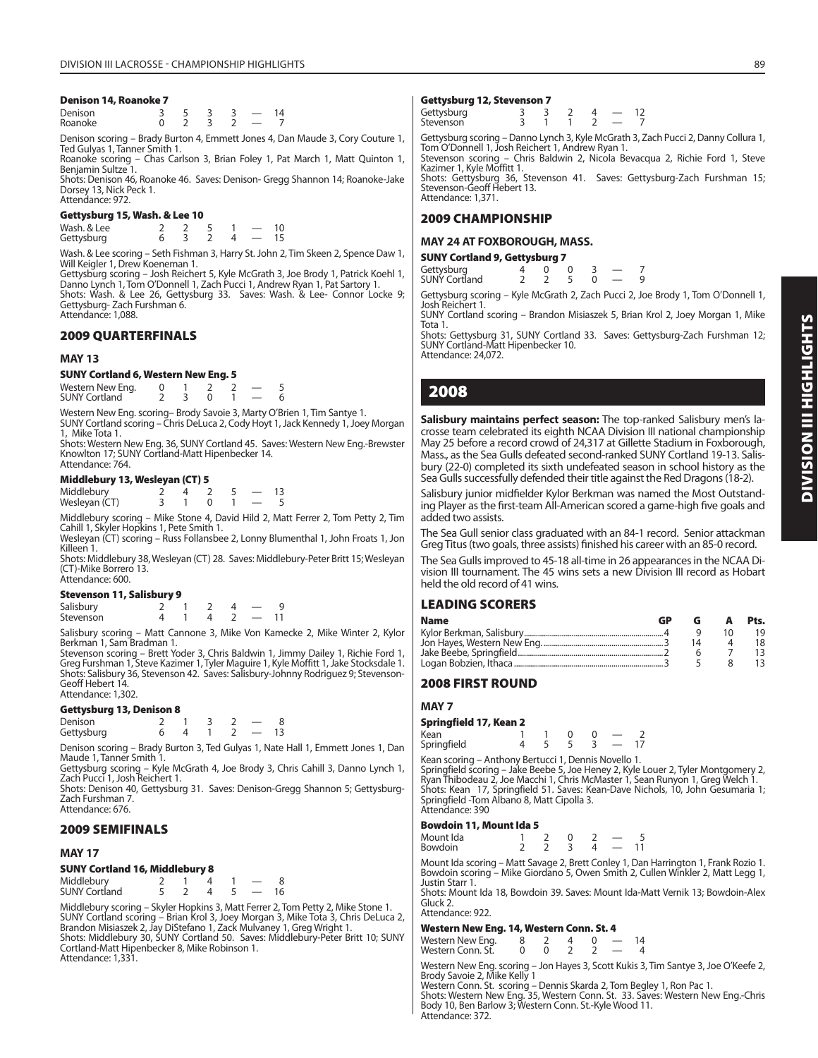#### Denison 14, Roanoke 7

| | | | | | | |
|---|---|---|---|---|---|---|
| Denison | 3 | 5 | 3 | 3 | — | 14 |
| Roanoke | 0 | 2 | 3 | 2 | — | 7 |

Denison scoring – Brady Burton 4, Emmett Jones 4, Dan Maude 3, Cory Couture 1, Ted Gulyas 1, Tanner Smith 1.
Roanoke scoring – Chas Carlson 3, Brian Foley 1, Pat March 1, Matt Quinton 1, Benjamin Sultze 1.
Shots: Denison 46, Roanoke 46. Saves: Denison- Gregg Shannon 14; Roanoke-Jake Dorsey 13, Nick Peck 1.
Attendance: 972.

#### Gettysburg 15, Wash. & Lee 10

| | | | | | | |
|---|---|---|---|---|---|---|
| Wash. & Lee | 2 | 2 | 5 | 1 | — | 10 |
| Gettysburg | 6 | 3 | 2 | 4 | — | 15 |

Wash. & Lee scoring – Seth Fishman 3, Harry St. John 2, Tim Skeen 2, Spence Daw 1, Will Keigler 1, Drew Koeneman 1.
Gettysburg scoring – Josh Reichert 5, Kyle McGrath 3, Joe Brody 1, Patrick Koehl 1, Danno Lynch 1, Tom O'Donnell 1, Zach Pucci 1, Andrew Ryan 1, Pat Sartory 1.
Shots: Wash. & Lee 26, Gettysburg 33. Saves: Wash. & Lee- Connor Locke 9; Gettysburg- Zach Furshman 6.
Attendance: 1,088.

## 2009 QUARTERFINALS

### MAY 13

#### SUNY Cortland 6, Western New Eng. 5

| | | | | | | |
|---|---|---|---|---|---|---|
| Western New Eng. | 0 | 1 | 2 | 2 | — | 5 |
| SUNY Cortland | 2 | 3 | 0 | 1 | — | 6 |

Western New Eng. scoring– Brody Savoie 3, Marty O'Brien 1, Tim Santye 1.
SUNY Cortland scoring – Chris DeLuca 2, Cody Hoyt 1, Jack Kennedy 1, Joey Morgan 1, Mike Tota 1.
Shots: Western New Eng. 36, SUNY Cortland 45. Saves: Western New Eng.-Brewster Knowlton 17; SUNY Cortland-Matt Hipenbecker 14.
Attendance: 764.

#### Middlebury 13, Wesleyan (CT) 5

| | | | | | | |
|---|---|---|---|---|---|---|
| Middlebury | 2 | 4 | 2 | 5 | — | 13 |
| Wesleyan (CT) | 3 | 1 | 0 | 1 | — | 5 |

Middlebury scoring – Mike Stone 4, David Hild 2, Matt Ferrer 2, Tom Petty 2, Tim Cahill 1, Skyler Hopkins 1, Pete Smith 1.
Wesleyan (CT) scoring – Russ Follansbee 2, Lonny Blumenthal 1, John Froats 1, Jon Killeen 1.
Shots: Middlebury 38, Wesleyan (CT) 28. Saves: Middlebury-Peter Britt 15; Wesleyan (CT)-Mike Borrero 13.
Attendance: 600.

#### Stevenson 11, Salisbury 9

| | | | | | | |
|---|---|---|---|---|---|---|
| Salisbury | 2 | 1 | 2 | 4 | — | 9 |
| Stevenson | 4 | 1 | 4 | 2 | — | 11 |

Salisbury scoring – Matt Cannone 3, Mike Von Kamecke 2, Mike Winter 2, Kylor Berkman 1, Sam Bradman 1.
Stevenson scoring – Brett Yoder 3, Chris Baldwin 2, Jimmy Dailey 1, Richie Ford 1, Greg Furshman 1, Steve Kazimer 1, Tyler Maguire 1, Kyle Moffitt 1, Jake Stocksdale 1.
Shots: Salisbury 36, Stevenson 42. Saves: Salisbury-Johnny Rodriguez 9; Stevenson-Geoff Hebert 14.
Attendance: 1,302.

#### Gettysburg 13, Denison 8

| | | | | | | |
|---|---|---|---|---|---|---|
| Denison | 2 | 1 | 3 | 2 | — | 8 |
| Gettysburg | 6 | 4 | 1 | 2 | — | 13 |

Denison scoring – Brady Burton 3, Ted Gulyas 1, Nate Hall 1, Emmett Jones 1, Dan Maude 1, Tanner Smith 1.
Gettysburg scoring – Kyle McGrath 4, Joe Brody 3, Chris Cahill 3, Danno Lynch 1, Zach Pucci 1, Josh Reichert 1.
Shots: Denison 40, Gettysburg 31. Saves: Denison-Gregg Shannon 5; Gettysburg-Zach Furshman 7.
Attendance: 676.

## 2009 SEMIFINALS

### MAY 17

#### SUNY Cortland 16, Middlebury 8

| | | | | | | |
|---|---|---|---|---|---|---|
| Middlebury | 2 | 1 | 4 | 1 | — | 8 |
| SUNY Cortland | 5 | 2 | 4 | 5 | — | 16 |

Middlebury scoring – Skyler Hopkins 3, Matt Ferrer 2, Tom Petty 2, Mike Stone 1.
SUNY Cortland scoring – Brian Krol 3, Joey Morgan 3, Mike Tota 3, Chris DeLuca 2, Brandon Misiaszek 2, Jay DiStefano 1, Zack Mulvaney 1, Greg Wright 1.
Shots: Middlebury 30, SUNY Cortland 50. Saves: Middlebury-Peter Britt 10; SUNY Cortland-Matt Hipenbecker 8, Mike Robinson 1.
Attendance: 1,331.

#### Gettysburg 12, Stevenson 7

| | | | | | | |
|---|---|---|---|---|---|---|
| Gettysburg | 3 | 3 | 2 | 4 | — | 12 |
| Stevenson | 3 | 1 | 1 | 2 | — | 7 |

Gettysburg scoring – Danno Lynch 3, Kyle McGrath 3, Zach Pucci 2, Danny Collura 1, Tom O'Donnell 1, Josh Reichert 1, Andrew Ryan 1.
Stevenson scoring – Chris Baldwin 2, Nicola Bevacqua 2, Richie Ford 1, Steve Kazimer 1, Kyle Moffitt 1.
Shots: Gettysburg 36, Stevenson 41. Saves: Gettysburg-Zach Furshman 15; Stevenson-Geoff Hebert 13.
Attendance: 1,371.

## 2009 CHAMPIONSHIP

### MAY 24 AT FOXBOROUGH, MASS.

#### SUNY Cortland 9, Gettysburg 7

| | | | | | | |
|---|---|---|---|---|---|---|
| Gettysburg | 4 | 0 | 0 | 3 | — | 7 |
| SUNY Cortland | 2 | 2 | 5 | 0 | — | 9 |

Gettysburg scoring – Kyle McGrath 2, Zach Pucci 2, Joe Brody 1, Tom O'Donnell 1, Josh Reichert 1.
SUNY Cortland scoring – Brandon Misiaszek 5, Brian Krol 2, Joey Morgan 1, Mike Tota 1.
Shots: Gettysburg 31, SUNY Cortland 33. Saves: Gettysburg-Zach Furshman 12; SUNY Cortland-Matt Hipenbecker 10.
Attendance: 24,072.

# 2008

**Salisbury maintains perfect season:** The top-ranked Salisbury men's lacrosse team celebrated its eighth NCAA Division III national championship May 25 before a record crowd of 24,317 at Gillette Stadium in Foxborough, Mass., as the Sea Gulls defeated second-ranked SUNY Cortland 19-13. Salisbury (22-0) completed its sixth undefeated season in school history as the Sea Gulls successfully defended their title against the Red Dragons (18-2).

Salisbury junior midfielder Kylor Berkman was named the Most Outstanding Player as the first-team All-American scored a game-high five goals and added two assists.

The Sea Gull senior class graduated with an 84-1 record. Senior attackman Greg Titus (two goals, three assists) finished his career with an 85-0 record.

The Sea Gulls improved to 45-18 all-time in 26 appearances in the NCAA Division III tournament. The 45 wins sets a new Division III record as Hobart held the old record of 41 wins.

## LEADING SCORERS

| Name | GP | G | A | Pts. |
|---|---|---|---|---|
| Kylor Berkman, Salisbury | 4 | 9 | 10 | 19 |
| Jon Hayes, Western New Eng. | 3 | 14 | 4 | 18 |
| Jake Beebe, Springfield | 2 | 6 | 7 | 13 |
| Logan Bobzien, Ithaca | 3 | 5 | 8 | 13 |

## 2008 FIRST ROUND

### MAY 7

#### Springfield 17, Kean 2

| | | | | | | |
|---|---|---|---|---|---|---|
| Kean | 1 | 1 | 0 | 0 | — | 2 |
| Springfield | 4 | 5 | 5 | 3 | — | 17 |

Kean scoring – Anthony Bertucci 1, Dennis Novello 1.
Springfield scoring – Jake Beebe 5, Joe Heney 2, Kyle Louer 2, Tyler Montgomery 2, Ryan Thibodeau 2, Joe Macchi 1, Chris McMaster 1, Sean Runyon 1, Greg Welch 1.
Shots: Kean 17, Springfield 51. Saves: Kean-Dave Nichols, 10, John Gesumaria 1; Springfield -Tom Albano 8, Matt Cipolla 3.
Attendance: 390

#### Bowdoin 11, Mount Ida 5

| | | | | | | |
|---|---|---|---|---|---|---|
| Mount Ida | 1 | 2 | 0 | 2 | — | 5 |
| Bowdoin | 2 | 2 | 3 | 4 | — | 11 |

Mount Ida scoring – Matt Savage 2, Brett Conley 1, Dan Harrington 1, Frank Rozio 1.
Bowdoin scoring – Mike Giordano 5, Owen Smith 2, Cullen Winkler 2, Matt Legg 1, Justin Starr 1.
Shots: Mount Ida 18, Bowdoin 39. Saves: Mount Ida-Matt Vernik 13; Bowdoin-Alex Gluck 2.
Attendance: 922.

#### Western New Eng. 14, Western Conn. St. 4

| | | | | | | |
|---|---|---|---|---|---|---|
| Western New Eng. | 8 | 2 | 4 | 0 | — | 14 |
| Western Conn. St. | 0 | 0 | 2 | 2 | — | 4 |

Western New Eng. scoring – Jon Hayes 3, Scott Kukis 3, Tim Santye 3, Joe O'Keefe 2, Brody Savoie 2, Mike Kelly 1
Western Conn. St. scoring – Dennis Skarda 2, Tom Begley 1, Ron Pac 1.
Shots: Western New Eng. 35, Western Conn. St. 33. Saves: Western New Eng.-Chris Body 10, Ben Barlow 3; Western Conn. St.-Kyle Wood 11.
Attendance: 372.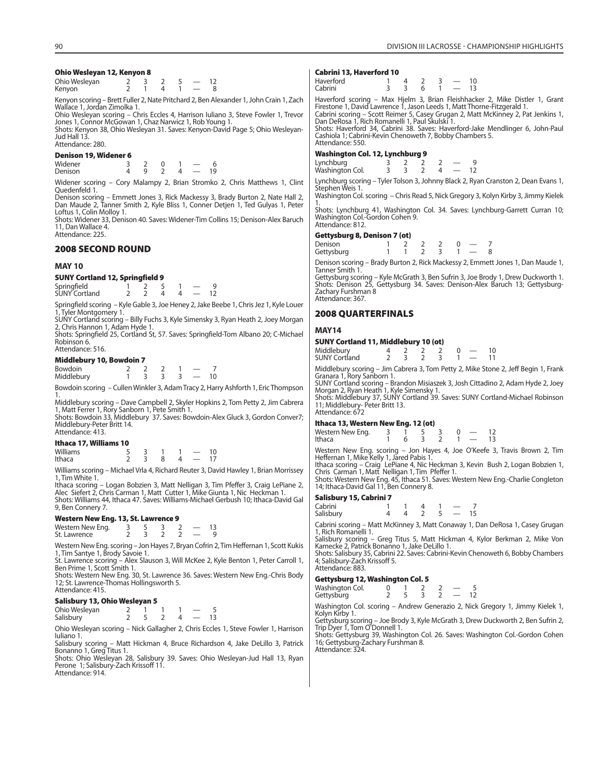**Ohio Wesleyan 12, Kenyon 8**

| | | | | | | |
|---|---|---|---|---|---|---|
| Ohio Wesleyan | 2 | 3 | 2 | 5 | — | 12 |
| Kenyon | 2 | 1 | 4 | 1 | — | 8 |

Kenyon scoring – Brett Fuller 2, Nate Pritchard 2, Ben Alexander 1, John Crain 1, Zach Wallace 1, Jordan Zimolka 1.
Ohio Wesleyan scoring – Chris Eccles 4, Harrison Iuliano 3, Steve Fowler 1, Trevor Jones 1, Connor McGowan 1, Chaz Narwicz 1, Rob Young 1.
Shots: Kenyon 38, Ohio Wesleyan 31. Saves: Kenyon-David Page 5; Ohio Wesleyan-Jud Hall 13.
Attendance: 280.

**Denison 19, Widener 6**

| | | | | | | |
|---|---|---|---|---|---|---|
| Widener | 3 | 2 | 0 | 1 | — | 6 |
| Denison | 4 | 9 | 2 | 4 | — | 19 |

Widener scoring – Cory Malampy 2, Brian Stromko 2, Chris Matthews 1, Clint Quedenfeld 1.
Denison scoring – Emmett Jones 3, Rick Mackessy 3, Brady Burton 2, Nate Hall 2, Dan Maude 2, Tanner Smith 2, Kyle Bliss 1, Conner Detjen 1, Ted Gulyas 1, Peter Loftus 1, Colin Molloy 1.
Shots: Widener 33, Denison 40. Saves: Widener-Tim Collins 15; Denison-Alex Baruch 11, Dan Wallace 4.
Attendance: 225.

## 2008 SECOND ROUND

### MAY 10

**SUNY Cortland 12, Springfield 9**

| | | | | | | |
|---|---|---|---|---|---|---|
| Springfield | 1 | 2 | 5 | 1 | — | 9 |
| SUNY Cortland | 2 | 2 | 4 | 4 | — | 12 |

Springfield scoring – Kyle Gable 3, Joe Heney 2, Jake Beebe 1, Chris Jez 1, Kyle Louer 1, Tyler Montgomery 1.
SUNY Cortland scoring – Billy Fuchs 3, Kyle Simensky 3, Ryan Heath 2, Joey Morgan 2, Chris Hannon 1, Adam Hyde 1.
Shots: Springfield 25, Cortland St, 57. Saves: Springfield-Tom Albano 20; C-Michael Robinson 6.
Attendance: 516.

**Middlebury 10, Bowdoin 7**

| | | | | | | |
|---|---|---|---|---|---|---|
| Bowdoin | 2 | 2 | 2 | 1 | — | 7 |
| Middlebury | 1 | 3 | 3 | 3 | — | 10 |

Bowdoin scoring – Cullen Winkler 3, Adam Tracy 2, Harry Ashforth 1, Eric Thompson 1.
Middlebury scoring – Dave Campbell 2, Skyler Hopkins 2, Tom Petty 2, Jim Cabrera 1, Matt Ferrer 1, Rory Sanborn 1, Pete Smith 1.
Shots: Bowdoin 33, Middlebury 37. Saves: Bowdoin-Alex Gluck 3, Gordon Conver7; Middlebury-Peter Britt 14.
Attendance: 413.

**Ithaca 17, Williams 10**

| | | | | | | |
|---|---|---|---|---|---|---|
| Williams | 5 | 3 | 1 | 1 | — | 10 |
| Ithaca | 2 | 3 | 8 | 4 | — | 17 |

Williams scoring – Michael Vrla 4, Richard Reuter 3, David Hawley 1, Brian Morrissey 1, Tim White 1.
Ithaca scoring – Logan Bobzien 3, Matt Nelligan 3, Tim Pfeffer 3, Craig LePiane 2, Alec Siefert 2, Chris Carman 1, Matt Cutter 1, Mike Giunta 1, Nic Heckman 1.
Shots: Williams 44, Ithaca 47. Saves: Williams-Michael Gerbush 10; Ithaca-David Gal 9, Ben Connery 7.

**Western New Eng. 13, St. Lawrence 9**

| | | | | | | |
|---|---|---|---|---|---|---|
| Western New Eng. | 3 | 5 | 3 | 2 | — | 13 |
| St. Lawrence | 2 | 3 | 2 | 2 | — | 9 |

Western New Eng. scoring – Jon Hayes 7, Bryan Cofrin 2, Tim Heffernan 1, Scott Kukis 1, Tim Santye 1, Brody Savoie 1.
St. Lawrence scoring – Alex Slauson 3, Will McKee 2, Kyle Benton 1, Peter Carroll 1, Ben Prime 1, Scott Smith 1.
Shots: Western New Eng. 30, St. Lawrence 36. Saves: Western New Eng.-Chris Body 12; St. Lawrence-Thomas Hollingsworth 5.
Attendance: 415.

**Salisbury 13, Ohio Wesleyan 5**

| | | | | | | |
|---|---|---|---|---|---|---|
| Ohio Wesleyan | 2 | 1 | 1 | 1 | — | 5 |
| Salisbury | 2 | 5 | 2 | 4 | — | 13 |

Ohio Wesleyan scoring – Nick Gallagher 2, Chris Eccles 1, Steve Fowler 1, Harrison Iuliano 1.
Salisbury scoring – Matt Hickman 4, Bruce Richardson 4, Jake DeLillo 3, Patrick Bonanno 1, Greg Titus 1.
Shots: Ohio Wesleyan 28, Salisbury 39. Saves: Ohio Wesleyan-Jud Hall 13, Ryan Perone 1; Salisbury-Zach Krissoff 11.
Attendance: 914.

**Cabrini 13, Haverford 10**

| | | | | | | |
|---|---|---|---|---|---|---|
| Haverford | 1 | 4 | 2 | 3 | — | 10 |
| Cabrini | 3 | 3 | 6 | 1 | — | 13 |

Haverford scoring – Max Hjelm 3, Brian Fleishhacker 2, Mike Distler 1, Grant Firestone 1, David Lawrence 1, Jason Leeds 1, Matt Thorne-Fitzgerald 1.
Cabrini scoring – Scott Reimer 5, Casey Grugan 2, Matt McKinney 2, Pat Jenkins 1, Dan DeRosa 1, Rich Romanelli 1, Paul Skulski 1.
Shots: Haverford 34, Cabrini 38. Saves: Haverford-Jake Mendlinger 6, John-Paul Cashiola 1; Cabrini-Kevin Chenoweth 7, Bobby Chambers 5.
Attendance: 550.

**Washington Col. 12, Lynchburg 9**

| | | | | | | |
|---|---|---|---|---|---|---|
| Lynchburg | 3 | 2 | 2 | 2 | — | 9 |
| Washington Col. | 3 | 3 | 2 | 4 | — | 12 |

Lynchburg scoring – Tyler Tolson 3, Johnny Black 2, Ryan Cranston 2, Dean Evans 1, Stephen Weis 1.
Washington Col. scoring – Chris Read 5, Nick Gregory 3, Kolyn Kirby 3, Jimmy Kielek 1.
Shots: Lynchburg 41, Washington Col. 34. Saves: Lynchburg-Garrett Curran 10; Washington Col.-Gordon Cohen 9.
Attendance: 812.

**Gettysburg 8, Denison 7 (ot)**

| | | | | | | | |
|---|---|---|---|---|---|---|---|
| Denison | 1 | 2 | 2 | 2 | 0 | — | 7 |
| Gettysburg | 1 | 1 | 2 | 3 | 1 | — | 8 |

Denison scoring – Brady Burton 2, Rick Mackessy 2, Emmett Jones 1, Dan Maude 1, Tanner Smith 1.
Gettysburg scoring – Kyle McGrath 3, Ben Sufrin 3, Joe Brody 1, Drew Duckworth 1.
Shots: Denison 25, Gettysburg 34. Saves: Denison-Alex Baruch 13; Gettysburg-Zachary Furshman 8
Attendance: 367.

## 2008 QUARTERFINALS

### MAY14

**SUNY Cortland 11, Middlebury 10 (ot)**

| | | | | | | | |
|---|---|---|---|---|---|---|---|
| Middlebury | 4 | 2 | 2 | 2 | 0 | — | 10 |
| SUNY Cortland | 2 | 3 | 2 | 3 | 1 | — | 11 |

Middlebury scoring – Jim Cabrera 3, Tom Petty 2, Mike Stone 2, Jeff Begin 1, Frank Granara 1, Rory Sanborn 1.
SUNY Cortland scoring – Brandon Misiaszek 3, Josh Cittadino 2, Adam Hyde 2, Joey Morgan 2, Ryan Heath 1, Kyle Simensky 1.
Shots: Middlebury 37, SUNY Cortland 39. Saves: SUNY Cortland-Michael Robinson 11; Middlebury- Peter Britt 13.
Attendance: 672

**Ithaca 13, Western New Eng. 12 (ot)**

| | | | | | | | |
|---|---|---|---|---|---|---|---|
| Western New Eng. | 3 | 1 | 5 | 3 | 0 | — | 12 |
| Ithaca | 1 | 6 | 3 | 2 | 1 | — | 13 |

Western New Eng. scoring – Jon Hayes 4, Joe O'Keefe 3, Travis Brown 2, Tim Heffernan 1, Mike Kelly 1, Jared Pabis 1.
Ithaca scoring – Craig LePiane 4, Nic Heckman 3, Kevin Bush 2, Logan Bobzien 1, Chris Carman 1, Matt Nelligan 1, Tim Pfeffer 1.
Shots: Western New Eng. 45, Ithaca 51. Saves: Western New Eng.-Charlie Congleton 14; Ithaca-David Gal 11, Ben Connery 8.

**Salisbury 15, Cabrini 7**

| | | | | | | |
|---|---|---|---|---|---|---|
| Cabrini | 1 | 1 | 4 | 1 | — | 7 |
| Salisbury | 4 | 4 | 2 | 5 | — | 15 |

Cabrini scoring – Matt McKinney 3, Matt Conaway 1, Dan DeRosa 1, Casey Grugan 1, Rich Romanelli 1.
Salisbury scoring – Greg Titus 5, Matt Hickman 4, Kylor Berkman 2, Mike Von Kamecke 2, Patrick Bonanno 1, Jake DeLillo 1.
Shots: Salisbury 35, Cabrini 22. Saves: Cabrini-Kevin Chenoweth 6, Bobby Chambers 4; Salisbury-Zach Krissoff 5.
Attendance: 883.

**Gettysburg 12, Washington Col. 5**

| | | | | | | |
|---|---|---|---|---|---|---|
| Washington Col. | 0 | 1 | 2 | 2 | — | 5 |
| Gettysburg | 2 | 5 | 3 | 2 | — | 12 |

Washington Col. scoring – Andrew Generazio 2, Nick Gregory 1, Jimmy Kielek 1, Kolyn Kirby 1.
Gettysburg scoring – Joe Brody 3, Kyle McGrath 3, Drew Duckworth 2, Ben Sufrin 2, Trip Dyer 1, Tom O'Donnell 1.
Shots: Gettysburg 39, Washington Col. 26. Saves: Washington Col.-Gordon Cohen 16; Gettysburg-Zachary Furshman 8.
Attendance: 324.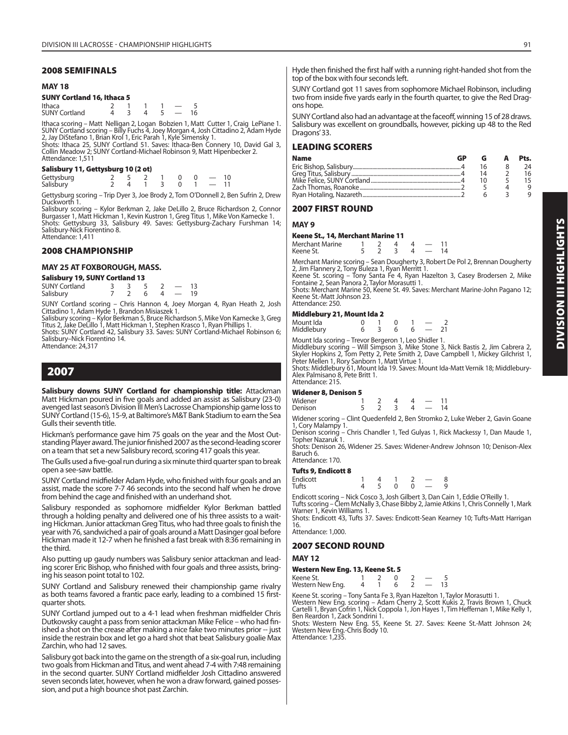## 2008 SEMIFINALS

### MAY 18

#### SUNY Cortland 16, Ithaca 5

| | | | | | | |
|---|---|---|---|---|---|---|
| Ithaca | 2 | 1 | 1 | 1 | — | 5 |
| SUNY Cortland | 4 | 3 | 4 | 5 | — | 16 |

Ithaca scoring – Matt Nelligan 2, Logan Bobzien 1, Matt Cutter 1, Craig LePiane 1.
SUNY Cortland scoring – Billy Fuchs 4, Joey Morgan 4, Josh Cittadino 2, Adam Hyde 2, Jay DiStefano 1, Brian Krol 1, Eric Parah 1, Kyle Simensky 1.
Shots: Ithaca 25, SUNY Cortland 51. Saves: Ithaca-Ben Connery 10, David Gal 3, Collin Meadow 2; SUNY Cortland-Michael Robinson 9, Matt Hipenbecker 2.
Attendance: 1,511

#### Salisbury 11, Gettysburg 10 (2 ot)

| | | | | | | | | |
|---|---|---|---|---|---|---|---|---|
| Gettysburg | 2 | 5 | 2 | 1 | 0 | 0 | — | 10 |
| Salisbury | 2 | 4 | 1 | 3 | 0 | 1 | — | 11 |

Gettysburg scoring – Trip Dyer 3, Joe Brody 2, Tom O'Donnell 2, Ben Sufrin 2, Drew Duckworth 1.
Salisbury scoring – Kylor Berkman 2, Jake DeLillo 2, Bruce Richardson 2, Connor Burgasser 1, Matt Hickman 1, Kevin Kustron 1, Greg Titus 1, Mike Von Kamecke 1.
Shots: Gettysburg 33, Salisbury 49. Saves: Gettysburg-Zachary Furshman 14; Salisbury-Nick Fiorentino 8.
Attendance: 1,411

## 2008 CHAMPIONSHIP

### MAY 25 AT FOXBOROUGH, MASS.

#### Salisbury 19, SUNY Cortland 13

| | | | | | | |
|---|---|---|---|---|---|---|
| SUNY Cortland | 3 | 3 | 5 | 2 | — | 13 |
| Salisbury | 7 | 2 | 6 | 4 | — | 19 |

SUNY Cortland scoring – Chris Hannon 4, Joey Morgan 4, Ryan Heath 2, Josh Cittadino 1, Adam Hyde 1, Brandon Misiaszek 1.
Salisbury scoring – Kylor Berkman 5, Bruce Richardson 5, Mike Von Kamecke 3, Greg Titus 2, Jake DeLillo 1, Matt Hickman 1, Stephen Krasco 1, Ryan Phillips 1.
Shots: SUNY Cortland 42, Salisbury 33. Saves: SUNY Cortland-Michael Robinson 6; Salisbury–Nick Fiorentino 14.
Attendance: 24,317

# 2007

**Salisbury downs SUNY Cortland for championship title:** Attackman Matt Hickman poured in five goals and added an assist as Salisbury (23-0) avenged last season's Division III Men's Lacrosse Championship game loss to SUNY Cortland (15-6), 15-9, at Baltimore's M&T Bank Stadium to earn the Sea Gulls their seventh title.

Hickman's performance gave him 75 goals on the year and the Most Outstanding Player award. The junior finished 2007 as the second-leading scorer on a team that set a new Salisbury record, scoring 417 goals this year.

The Gulls used a five-goal run during a six minute third quarter span to break open a see-saw battle.

SUNY Cortland midfielder Adam Hyde, who finished with four goals and an assist, made the score 7-7 46 seconds into the second half when he drove from behind the cage and finished with an underhand shot.

Salisbury responded as sophomore midfielder Kylor Berkman battled through a holding penalty and delivered one of his three assists to a waiting Hickman. Junior attackman Greg Titus, who had three goals to finish the year with 76, sandwiched a pair of goals around a Matt Dasinger goal before Hickman made it 12-7 when he finished a fast break with 8:36 remaining in the third.

Also putting up gaudy numbers was Salisbury senior attackman and leading scorer Eric Bishop, who finished with four goals and three assists, bringing his season point total to 102.

SUNY Cortland and Salisbury renewed their championship game rivalry as both teams favored a frantic pace early, leading to a combined 15 first-quarter shots.

SUNY Cortland jumped out to a 4-1 lead when freshman midfielder Chris Dutkowsky caught a pass from senior attackman Mike Felice – who had finished a shot on the crease after making a nice fake two minutes prior -- just inside the restrain box and let go a hard shot that beat Salisbury goalie Max Zarchin, who had 12 saves.

Salisbury got back into the game on the strength of a six-goal run, including two goals from Hickman and Titus, and went ahead 7-4 with 7:48 remaining in the second quarter. SUNY Cortland midfielder Josh Cittadino answered seven seconds later, however, when he won a draw forward, gained possession, and put a high bounce shot past Zarchin.

Hyde then finished the first half with a running right-handed shot from the top of the box with four seconds left.

SUNY Cortland got 11 saves from sophomore Michael Robinson, including two from inside five yards early in the fourth quarter, to give the Red Dragons hope.

SUNY Cortland also had an advantage at the faceoff, winning 15 of 28 draws. Salisbury was excellent on groundballs, however, picking up 48 to the Red Dragons' 33.

## LEADING SCORERS

| Name | GP | G | A | Pts. |
|---|---|---|---|---|
| Eric Bishop, Salisbury | 4 | 16 | 8 | 24 |
| Greg Titus, Salisbury | 4 | 14 | 2 | 16 |
| Mike Felice, SUNY Cortland | 4 | 10 | 5 | 15 |
| Zach Thomas, Roanoke | 2 | 5 | 4 | 9 |
| Ryan Hotaling, Nazareth | 2 | 6 | 3 | 9 |

## 2007 FIRST ROUND

### MAY 9

#### Keene St., 14, Merchant Marine 11

| | | | | | | |
|---|---|---|---|---|---|---|
| Merchant Marine | 1 | 2 | 4 | 4 | — | 11 |
| Keene St. | 5 | 2 | 3 | 4 | — | 14 |

Merchant Marine scoring – Sean Dougherty 3, Robert De Pol 2, Brennan Dougherty 2, Jim Flannery 2, Tony Buleza 1, Ryan Merritt 1.
Keene St. scoring – Tony Santa Fe 4, Ryan Hazelton 3, Casey Brodersen 2, Mike Fontaine 2, Sean Panora 2, Taylor Morasutti 1.
Shots: Merchant Marine 50, Keene St. 49. Saves: Merchant Marine-John Pagano 12; Keene St.-Matt Johnson 23.
Attendance: 250.

#### Middlebury 21, Mount Ida 2

| | | | | | | |
|---|---|---|---|---|---|---|
| Mount Ida | 0 | 1 | 0 | 1 | — | 2 |
| Middlebury | 6 | 3 | 6 | 6 | — | 21 |

Mount Ida scoring – Trevor Bergeron 1, Leo Shidler 1.
Middlebury scoring – Will Simpson 3, Mike Stone 3, Nick Bastis 2, Jim Cabrera 2, Skyler Hopkins 2, Tom Petty 2, Pete Smith 2, Dave Campbell 1, Mickey Gilchrist 1, Peter Mellen 1, Rory Sanborn 1, Matt Virtue 1.
Shots: Middlebury 61, Mount Ida 19. Saves: Mount Ida-Matt Vernik 18; Middlebury-Alex Palmisano 8, Pete Britt 1.
Attendance: 215.

#### Widener 8, Denison 5

| | | | | | | |
|---|---|---|---|---|---|---|
| Widener | 1 | 2 | 4 | 4 | — | 11 |
| Denison | 5 | 2 | 3 | 4 | — | 14 |

Widener scoring – Clint Quedenfeld 2, Ben Stromko 2, Luke Weber 2, Gavin Goane 1, Cory Malampy 1.
Denison scoring – Chris Chandler 1, Ted Gulyas 1, Rick Mackessy 1, Dan Maude 1, Topher Nazaruk 1.
Shots: Denison 26, Widener 25. Saves: Widener-Andrew Johnson 10; Denison-Alex Baruch 6.
Attendance: 170.

#### Tufts 9, Endicott 8

| | | | | | | |
|---|---|---|---|---|---|---|
| Endicott | 1 | 4 | 1 | 2 | — | 8 |
| Tufts | 4 | 5 | 0 | 0 | — | 9 |

Endicott scoring – Nick Cosco 3, Josh Gilbert 3, Dan Cain 1, Eddie O'Reilly 1.
Tufts scoring – Clem McNally 3, Chase Bibby 2, Jamie Atkins 1, Chris Connelly 1, Mark Warner 1, Kevin Williams 1.
Shots: Endicott 43, Tufts 37. Saves: Endicott-Sean Kearney 10; Tufts-Matt Harrigan 16.
Attendance: 1,000.

## 2007 SECOND ROUND

### MAY 12

#### Western New Eng. 13, Keene St. 5

| | | | | | | |
|---|---|---|---|---|---|---|
| Keene St. | 1 | 2 | 0 | 2 | — | 5 |
| Western New Eng. | 4 | 1 | 6 | 2 | — | 13 |

Keene St. scoring – Tony Santa Fe 3, Ryan Hazelton 1, Taylor Morasutti 1.
Western New Eng. scoring – Adam Cherry 2, Scott Kukis 2, Travis Brown 1, Chuck Cartelli 1, Bryan Cofrin 1, Nick Coppola 1, Jon Hayes 1, Tim Heffernan 1, Mike Kelly 1, Ben Reardon 1, Zack Sondrini 1.
Shots: Western New Eng. 55, Keene St. 27. Saves: Keene St.-Matt Johnson 24; Western New Eng.-Chris Body 10.
Attendance: 1,235.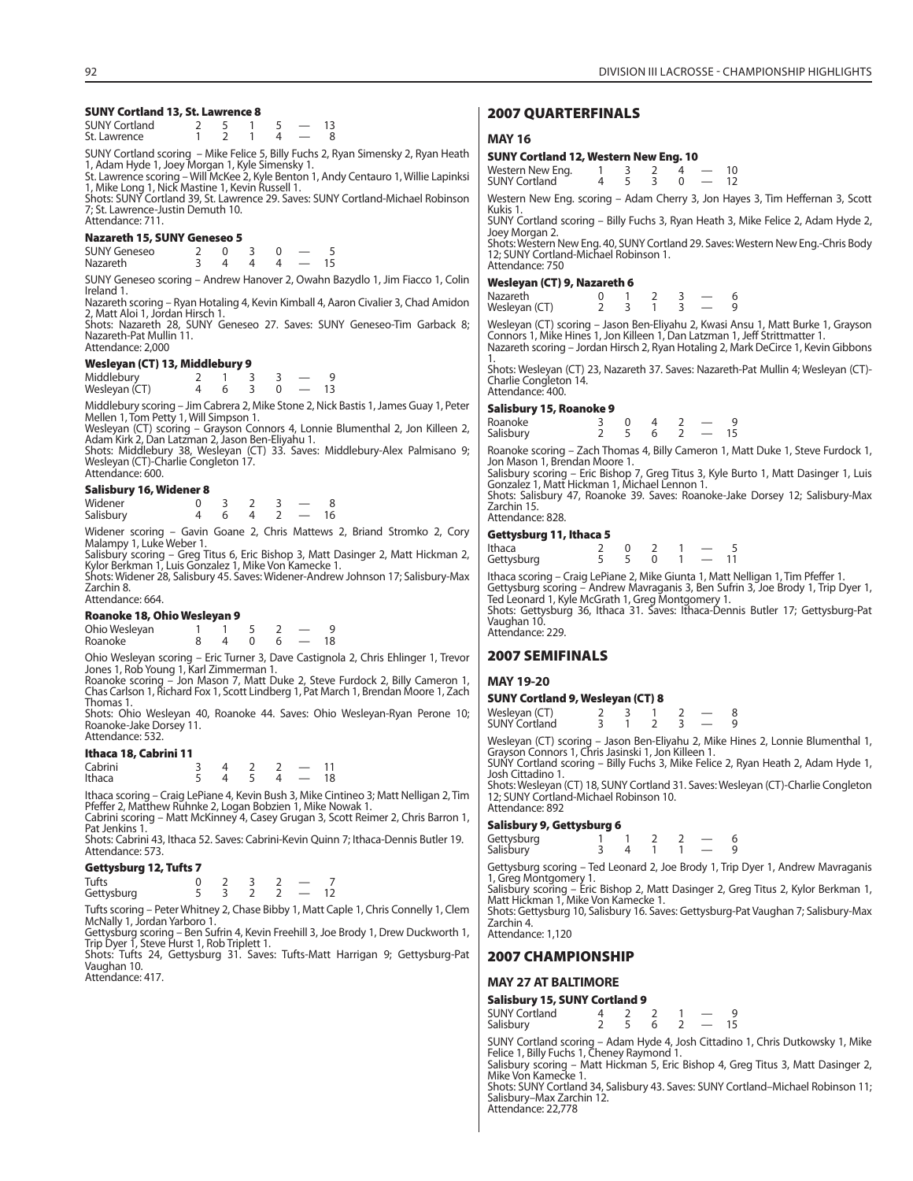### SUNY Cortland 13, St. Lawrence 8

| | | | | | | |
|---|---|---|---|---|---|---|
| SUNY Cortland | 2 | 5 | 1 | 5 | — | 13 |
| St. Lawrence | 1 | 2 | 1 | 4 | — | 8 |

SUNY Cortland scoring – Mike Felice 5, Billy Fuchs 2, Ryan Simensky 2, Ryan Heath 1, Adam Hyde 1, Joey Morgan 1, Kyle Simensky 1.
St. Lawrence scoring – Will McKee 2, Kyle Benton 1, Andy Centauro 1, Willie Lapinksi 1, Mike Long 1, Nick Mastine 1, Kevin Russell 1.
Shots: SUNY Cortland 39, St. Lawrence 29. Saves: SUNY Cortland-Michael Robinson 7; St. Lawrence-Justin Demuth 10.
Attendance: 711.

### Nazareth 15, SUNY Geneseo 5

| | | | | | | |
|---|---|---|---|---|---|---|
| SUNY Geneseo | 2 | 0 | 3 | 0 | — | 5 |
| Nazareth | 3 | 4 | 4 | 4 | — | 15 |

SUNY Geneseo scoring – Andrew Hanover 2, Owahn Bazydlo 1, Jim Fiacco 1, Colin Ireland 1.
Nazareth scoring – Ryan Hotaling 4, Kevin Kimball 4, Aaron Civalier 3, Chad Amidon 2, Matt Aloi 1, Jordan Hirsch 1.
Shots: Nazareth 28, SUNY Geneseo 27. Saves: SUNY Geneseo-Tim Garback 8; Nazareth-Pat Mullin 11.
Attendance: 2,000

### Wesleyan (CT) 13, Middlebury 9

| | | | | | | |
|---|---|---|---|---|---|---|
| Middlebury | 2 | 1 | 3 | 3 | — | 9 |
| Wesleyan (CT) | 4 | 6 | 3 | 0 | — | 13 |

Middlebury scoring – Jim Cabrera 2, Mike Stone 2, Nick Bastis 1, James Guay 1, Peter Mellen 1, Tom Petty 1, Will Simpson 1.
Wesleyan (CT) scoring – Grayson Connors 4, Lonnie Blumenthal 2, Jon Killeen 2, Adam Kirk 2, Dan Latzman 2, Jason Ben-Eliyahu 1.
Shots: Middlebury 38, Wesleyan (CT) 33. Saves: Middlebury-Alex Palmisano 9; Wesleyan (CT)-Charlie Congleton 17.
Attendance: 600.

### Salisbury 16, Widener 8

| | | | | | | |
|---|---|---|---|---|---|---|
| Widener | 0 | 3 | 2 | 3 | — | 8 |
| Salisbury | 4 | 6 | 4 | 2 | — | 16 |

Widener scoring – Gavin Goane 2, Chris Mattews 2, Briand Stromko 2, Cory Malampy 1, Luke Weber 1.
Salisbury scoring – Greg Titus 6, Eric Bishop 3, Matt Dasinger 2, Matt Hickman 2, Kylor Berkman 1, Luis Gonzalez 1, Mike Von Kamecke 1.
Shots: Widener 28, Salisbury 45. Saves: Widener-Andrew Johnson 17; Salisbury-Max Zarchin 8.
Attendance: 664.

### Roanoke 18, Ohio Wesleyan 9

| | | | | | | |
|---|---|---|---|---|---|---|
| Ohio Wesleyan | 1 | 1 | 5 | 2 | — | 9 |
| Roanoke | 8 | 4 | 0 | 6 | — | 18 |

Ohio Wesleyan scoring – Eric Turner 3, Dave Castignola 2, Chris Ehlinger 1, Trevor Jones 1, Rob Young 1, Karl Zimmerman 1.
Roanoke scoring – Jon Mason 7, Matt Duke 2, Steve Furdock 2, Billy Cameron 1, Chas Carlson 1, Richard Fox 1, Scott Lindberg 1, Pat March 1, Brendan Moore 1, Zach Thomas 1.
Shots: Ohio Wesleyan 40, Roanoke 44. Saves: Ohio Wesleyan-Ryan Perone 10; Roanoke-Jake Dorsey 11.
Attendance: 532.

### Ithaca 18, Cabrini 11

| | | | | | | |
|---|---|---|---|---|---|---|
| Cabrini | 3 | 4 | 2 | 2 | — | 11 |
| Ithaca | 5 | 4 | 5 | 4 | — | 18 |

Ithaca scoring – Craig LePiane 4, Kevin Bush 3, Mike Cintineo 3; Matt Nelligan 2, Tim Pfeffer 2, Matthew Ruhnke 2, Logan Bobzien 1, Mike Nowak 1.
Cabrini scoring – Matt McKinney 4, Casey Grugan 3, Scott Reimer 2, Chris Barron 1, Pat Jenkins 1.
Shots: Cabrini 43, Ithaca 52. Saves: Cabrini-Kevin Quinn 7; Ithaca-Dennis Butler 19.
Attendance: 573.

### Gettysburg 12, Tufts 7

| | | | | | | |
|---|---|---|---|---|---|---|
| Tufts | 0 | 2 | 3 | 2 | — | 7 |
| Gettysburg | 5 | 3 | 2 | 2 | — | 12 |

Tufts scoring – Peter Whitney 2, Chase Bibby 1, Matt Caple 1, Chris Connelly 1, Clem McNally 1, Jordan Yarboro 1.
Gettysburg scoring – Ben Sufrin 4, Kevin Freehill 3, Joe Brody 1, Drew Duckworth 1, Trip Dyer 1, Steve Hurst 1, Rob Triplett 1.
Shots: Tufts 24, Gettysburg 31. Saves: Tufts-Matt Harrigan 9; Gettysburg-Pat Vaughan 10.
Attendance: 417.

## 2007 QUARTERFINALS

### MAY 16

### SUNY Cortland 12, Western New Eng. 10

| | | | | | | |
|---|---|---|---|---|---|---|
| Western New Eng. | 1 | 3 | 2 | 4 | — | 10 |
| SUNY Cortland | 4 | 5 | 3 | 0 | — | 12 |

Western New Eng. scoring – Adam Cherry 3, Jon Hayes 3, Tim Heffernan 3, Scott Kukis 1.
SUNY Cortland scoring – Billy Fuchs 3, Ryan Heath 3, Mike Felice 2, Adam Hyde 2, Joey Morgan 2.
Shots: Western New Eng. 40, SUNY Cortland 29. Saves: Western New Eng.-Chris Body 12; SUNY Cortland-Michael Robinson 1.
Attendance: 750

### Wesleyan (CT) 9, Nazareth 6

| | | | | | | |
|---|---|---|---|---|---|---|
| Nazareth | 0 | 1 | 2 | 3 | — | 6 |
| Wesleyan (CT) | 2 | 3 | 1 | 3 | — | 9 |

Wesleyan (CT) scoring – Jason Ben-Eliyahu 2, Kwasi Ansu 1, Matt Burke 1, Grayson Connors 1, Mike Hines 1, Jon Killeen 1, Dan Latzman 1, Jeff Strittmatter 1.
Nazareth scoring – Jordan Hirsch 2, Ryan Hotaling 2, Mark DeCirce 1, Kevin Gibbons 1.
Shots: Wesleyan (CT) 23, Nazareth 37. Saves: Nazareth-Pat Mullin 4; Wesleyan (CT)-Charlie Congleton 14.
Attendance: 400.

### Salisbury 15, Roanoke 9

| | | | | | | |
|---|---|---|---|---|---|---|
| Roanoke | 3 | 0 | 4 | 2 | — | 9 |
| Salisbury | 2 | 5 | 6 | 2 | — | 15 |

Roanoke scoring – Zach Thomas 4, Billy Cameron 1, Matt Duke 1, Steve Furdock 1, Jon Mason 1, Brendan Moore 1.
Salisbury scoring – Eric Bishop 7, Greg Titus 3, Kyle Burto 1, Matt Dasinger 1, Luis Gonzalez 1, Matt Hickman 1, Michael Lennon 1.
Shots: Salisbury 47, Roanoke 39. Saves: Roanoke-Jake Dorsey 12; Salisbury-Max Zarchin 15.
Attendance: 828.

### Gettysburg 11, Ithaca 5

| | | | | | | |
|---|---|---|---|---|---|---|
| Ithaca | 2 | 0 | 2 | 1 | — | 5 |
| Gettysburg | 5 | 5 | 0 | 1 | — | 11 |

Ithaca scoring – Craig LePiane 2, Mike Giunta 1, Matt Nelligan 1, Tim Pfeffer 1.
Gettysburg scoring – Andrew Mavraganis 3, Ben Sufrin 3, Joe Brody 1, Trip Dyer 1, Ted Leonard 1, Kyle McGrath 1, Greg Montgomery 1.
Shots: Gettysburg 36, Ithaca 31. Saves: Ithaca-Dennis Butler 17; Gettysburg-Pat Vaughan 10.
Attendance: 229.

## 2007 SEMIFINALS

### MAY 19-20

### SUNY Cortland 9, Wesleyan (CT) 8

| | | | | | | |
|---|---|---|---|---|---|---|
| Wesleyan (CT) | 2 | 3 | 1 | 2 | — | 8 |
| SUNY Cortland | 3 | 1 | 2 | 3 | — | 9 |

Wesleyan (CT) scoring – Jason Ben-Eliyahu 2, Mike Hines 2, Lonnie Blumenthal 1, Grayson Connors 1, Chris Jasinski 1, Jon Killeen 1.
SUNY Cortland scoring – Billy Fuchs 3, Mike Felice 2, Ryan Heath 2, Adam Hyde 1, Josh Cittadino 1.
Shots: Wesleyan (CT) 18, SUNY Cortland 31. Saves: Wesleyan (CT)-Charlie Congleton 12; SUNY Cortland-Michael Robinson 10.
Attendance: 892

### Salisbury 9, Gettysburg 6

| | | | | | | |
|---|---|---|---|---|---|---|
| Gettysburg | 1 | 1 | 2 | 2 | — | 6 |
| Salisbury | 3 | 4 | 1 | 1 | — | 9 |

Gettysburg scoring – Ted Leonard 2, Joe Brody 1, Trip Dyer 1, Andrew Mavraganis 1, Greg Montgomery 1.
Salisbury scoring – Eric Bishop 2, Matt Dasinger 2, Greg Titus 2, Kylor Berkman 1, Matt Hickman 1, Mike Von Kamecke 1.
Shots: Gettysburg 10, Salisbury 16. Saves: Gettysburg-Pat Vaughan 7; Salisbury-Max Zarchin 4.
Attendance: 1,120

## 2007 CHAMPIONSHIP

### MAY 27 AT BALTIMORE

### Salisbury 15, SUNY Cortland 9

| | | | | | | |
|---|---|---|---|---|---|---|
| SUNY Cortland | 4 | 2 | 2 | 1 | — | 9 |
| Salisbury | 2 | 5 | 6 | 2 | — | 15 |

SUNY Cortland scoring – Adam Hyde 4, Josh Cittadino 1, Chris Dutkowsky 1, Mike Felice 1, Billy Fuchs 1, Cheney Raymond 1.
Salisbury scoring – Matt Hickman 5, Eric Bishop 4, Greg Titus 3, Matt Dasinger 2, Mike Von Kamecke 1.
Shots: SUNY Cortland 34, Salisbury 43. Saves: SUNY Cortland–Michael Robinson 11; Salisbury–Max Zarchin 12.
Attendance: 22,778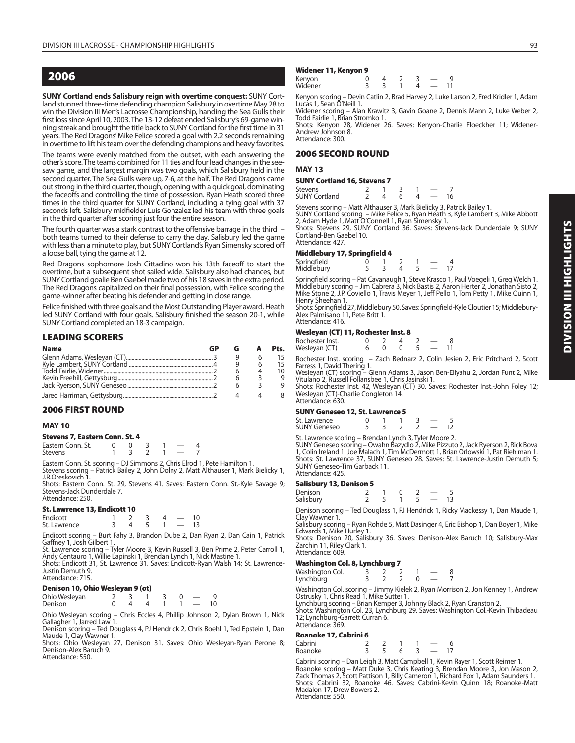## 2006

**SUNY Cortland ends Salisbury reign with overtime conquest:** SUNY Cortland stunned three-time defending champion Salisbury in overtime May 28 to win the Division III Men's Lacrosse Championship, handing the Sea Gulls their first loss since April 10, 2003. The 13-12 defeat ended Salisbury's 69-game winning streak and brought the title back to SUNY Cortland for the first time in 31 years. The Red Dragons' Mike Felice scored a goal with 2.2 seconds remaining in overtime to lift his team over the defending champions and heavy favorites.

The teams were evenly matched from the outset, with each answering the other's score. The teams combined for 11 ties and four lead changes in the see-saw game, and the largest margin was two goals, which Salisbury held in the second quarter. The Sea Gulls were up, 7-6, at the half. The Red Dragons came out strong in the third quarter, though, opening with a quick goal, dominating the faceoffs and controlling the time of possession. Ryan Heath scored three times in the third quarter for SUNY Cortland, including a tying goal with 37 seconds left. Salisbury midfielder Luis Gonzalez led his team with three goals in the third quarter after scoring just four the entire season.

The fourth quarter was a stark contrast to the offensive barrage in the third – both teams turned to their defense to carry the day. Salisbury led the game with less than a minute to play, but SUNY Cortland's Ryan Simensky scored off a loose ball, tying the game at 12.

Red Dragons sophomore Josh Cittadino won his 13th faceoff to start the overtime, but a subsequent shot sailed wide. Salisbury also had chances, but SUNY Cortland goalie Ben Gaebel made two of his 18 saves in the extra period. The Red Dragons capitalized on their final possession, with Felice scoring the game-winner after beating his defender and getting in close range.

Felice finished with three goals and the Most Outstanding Player award. Heath led SUNY Cortland with four goals. Salisbury finished the season 20-1, while SUNY Cortland completed an 18-3 campaign.

### LEADING SCORERS

| Name | GP | G | A | Pts. |
|---|---|---|---|---|
| Glenn Adams, Wesleyan (CT) | 3 | 9 | 6 | 15 |
| Kyle Lambert, SUNY Cortland | 4 | 9 | 6 | 15 |
| Todd Fairlie, Widener | 2 | 6 | 4 | 10 |
| Kevin Freehill, Gettysburg | 2 | 6 | 3 | 9 |
| Jack Ryerson, SUNY Geneseo | 2 | 6 | 3 | 9 |
| Jared Harriman, Gettysburg | 2 | 4 | 4 | 8 |

### 2006 FIRST ROUND

#### MAY 10

**Stevens 7, Eastern Conn. St. 4**

| | | | | | | |
|---|---|---|---|---|---|---|
| Eastern Conn. St. | 0 | 0 | 3 | 1 | — | 4 |
| Stevens | 1 | 3 | 2 | 1 | — | 7 |

Eastern Conn. St. scoring – DJ Simmons 2, Chris Elrod 1, Pete Hamilton 1.
Stevens scoring – Patrick Bailey 2, John Dolny 2, Matt Althauser 1, Mark Bielicky 1, J.R.Oreskovich 1.
Shots: Eastern Conn. St. 29, Stevens 41. Saves: Eastern Conn. St.-Kyle Savage 9; Stevens-Jack Dunderdale 7.
Attendance: 250.

**St. Lawrence 13, Endicott 10**

| | | | | | | |
|---|---|---|---|---|---|---|
| Endicott | 1 | 2 | 3 | 4 | — | 10 |
| St. Lawrence | 3 | 4 | 5 | 1 | — | 13 |

Endicott scoring – Burt Fahy 3, Brandon Dube 2, Dan Ryan 2, Dan Cain 1, Patrick Gaffney 1, Josh Gilbert 1.
St. Lawrence scoring – Tyler Moore 3, Kevin Russell 3, Ben Prime 2, Peter Carroll 1, Andy Centauro 1, Willie Lapinski 1, Brendan Lynch 1, Nick Mastine 1.
Shots: Endicott 31, St. Lawrence 31. Saves: Endicott-Ryan Walsh 14; St. Lawrence-Justin Demuth 9.
Attendance: 715.

**Denison 10, Ohio Wesleyan 9 (ot)**

| | | | | | | | |
|---|---|---|---|---|---|---|---|
| Ohio Wesleyan | 2 | 3 | 1 | 3 | 0 | — | 9 |
| Denison | 0 | 4 | 4 | 1 | 1 | — | 10 |

Ohio Wesleyan scoring – Chris Eccles 4, Phillip Johnson 2, Dylan Brown 1, Nick Gallagher 1, Jarred Law 1.
Denison scoring – Ted Douglass 4, PJ Hendrick 2, Chris Boehl 1, Ted Epstein 1, Dan Maude 1, Clay Wanner 1.
Shots: Ohio Wesleyan 27, Denison 31. Saves: Ohio Wesleyan-Ryan Perone 8; Denison-Alex Baruch 9.
Attendance: 550.

**Widener 11, Kenyon 9**

| | | | | | | |
|---|---|---|---|---|---|---|
| Kenyon | 0 | 4 | 2 | 3 | — | 9 |
| Widener | 3 | 3 | 1 | 4 | — | 11 |

Kenyon scoring – Devin Catlin 2, Brad Harvey 2, Luke Larson 2, Fred Kridler 1, Adam Lucas 1, Sean O'Neill 1.
Widener scoring – Alan Krawitz 3, Gavin Goane 2, Dennis Mann 2, Luke Weber 2, Todd Fairlie 1, Brian Stromko 1.
Shots: Kenyon 28, Widener 26. Saves: Kenyon-Charlie Floeckher 11; Widener-Andrew Johnson 8.
Attendance: 300.

### 2006 SECOND ROUND

#### MAY 13

**SUNY Cortland 16, Stevens 7**

| | | | | | | |
|---|---|---|---|---|---|---|
| Stevens | 2 | 1 | 3 | 1 | — | 7 |
| SUNY Cortland | 2 | 4 | 6 | 4 | — | 16 |

Stevens scoring – Matt Althauser 3, Mark Bielicky 3, Patrick Bailey 1.
SUNY Cortland scoring – Mike Felice 5, Ryan Heath 3, Kyle Lambert 3, Mike Abbott 2, Adam Hyde 1, Matt O'Connell 1, Ryan Simensky 1.
Shots: Stevens 29, SUNY Cortland 36. Saves: Stevens-Jack Dunderdale 9; SUNY Cortland-Ben Gaebel 10.
Attendance: 427.

**Middlebury 17, Springfield 4**

| | | | | | | |
|---|---|---|---|---|---|---|
| Springfield | 0 | 1 | 2 | 1 | — | 4 |
| Middlebury | 5 | 3 | 4 | 5 | — | 17 |

Springfield scoring – Pat Cavanaugh 1, Steve Krasco 1, Paul Voegeli 1, Greg Welch 1.
Middlebury scoring – Jim Cabrera 3, Nick Bastis 2, Aaron Herter 2, Jonathan Sisto 2, Mike Stone 2, J.P. Coviello 1, Travis Meyer 1, Jeff Pello 1, Tom Petty 1, Mike Quinn 1, Henry Sheehan 1.
Shots: Springfield 27, Middlebury 50. Saves: Springfield-Kyle Cloutier 15; Middlebury-Alex Palmisano 11, Pete Britt 1.
Attendance: 416.

**Wesleyan (CT) 11, Rochester Inst. 8**

| | | | | | | |
|---|---|---|---|---|---|---|
| Rochester Inst. | 0 | 2 | 4 | 2 | — | 8 |
| Wesleyan (CT) | 6 | 0 | 0 | 5 | — | 11 |

Rochester Inst. scoring – Zach Bednarz 2, Colin Jesien 2, Eric Pritchard 2, Scott Farress 1, David Thering 1.
Wesleyan (CT) scoring – Glenn Adams 3, Jason Ben-Eliyahu 2, Jordan Funt 2, Mike Vitulano 2, Russell Follansbee 1, Chris Jasinski 1.
Shots: Rochester Inst. 42, Wesleyan (CT) 30. Saves: Rochester Inst.-John Foley 12; Wesleyan (CT)-Charlie Congleton 14.
Attendance: 630.

**SUNY Geneseo 12, St. Lawrence 5**

| | | | | | | |
|---|---|---|---|---|---|---|
| St. Lawrence | 0 | 1 | 1 | 3 | — | 5 |
| SUNY Geneseo | 5 | 3 | 2 | 2 | — | 12 |

St. Lawrence scoring – Brendan Lynch 3, Tyler Moore 2.
SUNY Geneseo scoring – Owahn Bazydlo 2, Mike Pizzuto 2, Jack Ryerson 2, Rick Bova 1, Colin Ireland 1, Joe Malach 1, Tim McDermott 1, Brian Orlowski 1, Pat Riehlman 1.
Shots: St. Lawrence 37, SUNY Geneseo 28. Saves: St. Lawrence-Justin Demuth 5; SUNY Geneseo-Tim Garback 11.
Attendance: 425.

**Salisbury 13, Denison 5**

| | | | | | | |
|---|---|---|---|---|---|---|
| Denison | 2 | 1 | 0 | 2 | — | 5 |
| Salisbury | 2 | 5 | 1 | 5 | — | 13 |

Denison scoring – Ted Douglass 1, PJ Hendrick 1, Ricky Mackessy 1, Dan Maude 1, Clay Wanner 1.
Salisbury scoring – Ryan Rohde 5, Matt Dasinger 4, Eric Bishop 1, Dan Boyer 1, Mike Edwards 1, Mike Hurley 1.
Shots: Denison 20, Salisbury 36. Saves: Denison-Alex Baruch 10; Salisbury-Max Zarchin 11, Riley Clark 1.
Attendance: 609.

**Washington Col. 8, Lynchburg 7**

| | | | | | | |
|---|---|---|---|---|---|---|
| Washington Col. | 3 | 2 | 2 | 1 | — | 8 |
| Lynchburg | 3 | 2 | 2 | 0 | — | 7 |

Washington Col. scoring – Jimmy Kielek 2, Ryan Morrison 2, Jon Kenney 1, Andrew Ostrusky 1, Chris Read 1, Mike Sutter 1.
Lynchburg scoring – Brian Kemper 3, Johnny Black 2, Ryan Cranston 2.
Shots: Washington Col. 23, Lynchburg 29. Saves: Washington Col.-Kevin Thibadeau 12; Lynchburg-Garrett Curran 6.
Attendance: 369.

**Roanoke 17, Cabrini 6**

| | | | | | | |
|---|---|---|---|---|---|---|
| Cabrini | 2 | 2 | 1 | 1 | — | 6 |
| Roanoke | 3 | 5 | 6 | 3 | — | 17 |

Cabrini scoring – Dan Leigh 3, Matt Campbell 1, Kevin Rayer 1, Scott Reimer 1.
Roanoke scoring – Matt Duke 3, Chris Keating 3, Brendan Moore 3, Jon Mason 2, Zack Thomas 2, Scott Pattison 1, Billy Cameron 1, Richard Fox 1, Adam Saunders 1.
Shots: Cabrini 32, Roanoke 46. Saves: Cabrini-Kevin Quinn 18; Roanoke-Matt Madalon 17, Drew Bowers 2.
Attendance: 550.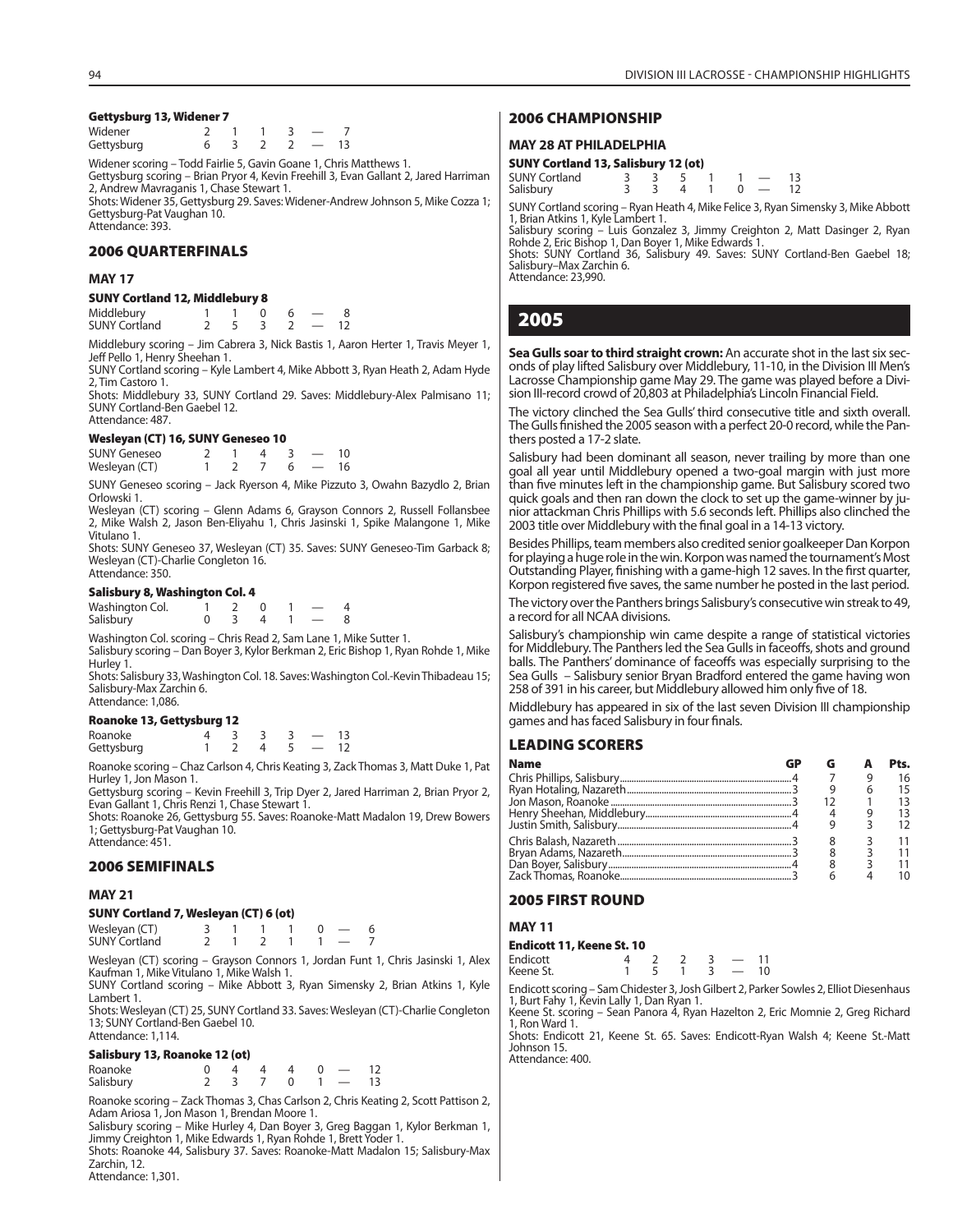#### Gettysburg 13, Widener 7

| | | | | | | |
|---|---|---|---|---|---|---|
| Widener | 2 | 1 | 1 | 3 | — | 7 |
| Gettysburg | 6 | 3 | 2 | 2 | — | 13 |

Widener scoring – Todd Fairlie 5, Gavin Goane 1, Chris Matthews 1.
Gettysburg scoring – Brian Pryor 4, Kevin Freehill 3, Evan Gallant 2, Jared Harriman 2, Andrew Mavraganis 1, Chase Stewart 1.
Shots: Widener 35, Gettysburg 29. Saves: Widener-Andrew Johnson 5, Mike Cozza 1; Gettysburg-Pat Vaughan 10.
Attendance: 393.

## 2006 QUARTERFINALS

### MAY 17

#### SUNY Cortland 12, Middlebury 8

| | | | | | | |
|---|---|---|---|---|---|---|
| Middlebury | 1 | 1 | 0 | 6 | — | 8 |
| SUNY Cortland | 2 | 5 | 3 | 2 | — | 12 |

Middlebury scoring – Jim Cabrera 3, Nick Bastis 1, Aaron Herter 1, Travis Meyer 1, Jeff Pello 1, Henry Sheehan 1.
SUNY Cortland scoring – Kyle Lambert 4, Mike Abbott 3, Ryan Heath 2, Adam Hyde 2, Tim Castoro 1.
Shots: Middlebury 33, SUNY Cortland 29. Saves: Middlebury-Alex Palmisano 11; SUNY Cortland-Ben Gaebel 12.
Attendance: 487.

#### Wesleyan (CT) 16, SUNY Geneseo 10

| | | | | | | |
|---|---|---|---|---|---|---|
| SUNY Geneseo | 2 | 1 | 4 | 3 | — | 10 |
| Wesleyan (CT) | 1 | 2 | 7 | 6 | — | 16 |

SUNY Geneseo scoring – Jack Ryerson 4, Mike Pizzuto 3, Owahn Bazydlo 2, Brian Orlowski 1.
Wesleyan (CT) scoring – Glenn Adams 6, Grayson Connors 2, Russell Follansbee 2, Mike Walsh 2, Jason Ben-Eliyahu 1, Chris Jasinski 1, Spike Malangone 1, Mike Vitulano 1.
Shots: SUNY Geneseo 37, Wesleyan (CT) 35. Saves: SUNY Geneseo-Tim Garback 8; Wesleyan (CT)-Charlie Congleton 16.
Attendance: 350.

#### Salisbury 8, Washington Col. 4

| | | | | | | |
|---|---|---|---|---|---|---|
| Washington Col. | 1 | 2 | 0 | 1 | — | 4 |
| Salisbury | 0 | 3 | 4 | 1 | — | 8 |

Washington Col. scoring – Chris Read 2, Sam Lane 1, Mike Sutter 1.
Salisbury scoring – Dan Boyer 3, Kylor Berkman 2, Eric Bishop 1, Ryan Rohde 1, Mike Hurley 1.
Shots: Salisbury 33, Washington Col. 18. Saves: Washington Col.-Kevin Thibadeau 15; Salisbury-Max Zarchin 6.
Attendance: 1,086.

#### Roanoke 13, Gettysburg 12

| | | | | | | |
|---|---|---|---|---|---|---|
| Roanoke | 4 | 3 | 3 | 3 | — | 13 |
| Gettysburg | 1 | 2 | 4 | 5 | — | 12 |

Roanoke scoring – Chaz Carlson 4, Chris Keating 3, Zack Thomas 3, Matt Duke 1, Pat Hurley 1, Jon Mason 1.
Gettysburg scoring – Kevin Freehill 3, Trip Dyer 2, Jared Harriman 2, Brian Pryor 2, Evan Gallant 1, Chris Renzi 1, Chase Stewart 1.
Shots: Roanoke 26, Gettysburg 55. Saves: Roanoke-Matt Madalon 19, Drew Bowers 1; Gettysburg-Pat Vaughan 10.
Attendance: 451.

## 2006 SEMIFINALS

### MAY 21

#### SUNY Cortland 7, Wesleyan (CT) 6 (ot)

| | | | | | | | |
|---|---|---|---|---|---|---|---|
| Wesleyan (CT) | 3 | 1 | 1 | 1 | 0 | — | 6 |
| SUNY Cortland | 2 | 1 | 2 | 1 | 1 | — | 7 |

Wesleyan (CT) scoring – Grayson Connors 1, Jordan Funt 1, Chris Jasinski 1, Alex Kaufman 1, Mike Vitulano 1, Mike Walsh 1.
SUNY Cortland scoring – Mike Abbott 3, Ryan Simensky 2, Brian Atkins 1, Kyle Lambert 1.
Shots: Wesleyan (CT) 25, SUNY Cortland 33. Saves: Wesleyan (CT)-Charlie Congleton 13; SUNY Cortland-Ben Gaebel 10.
Attendance: 1,114.

#### Salisbury 13, Roanoke 12 (ot)

| | | | | | | | |
|---|---|---|---|---|---|---|---|
| Roanoke | 0 | 4 | 4 | 4 | 0 | — | 12 |
| Salisbury | 2 | 3 | 7 | 0 | 1 | — | 13 |

Roanoke scoring – Zack Thomas 3, Chas Carlson 2, Chris Keating 2, Scott Pattison 2, Adam Ariosa 1, Jon Mason 1, Brendan Moore 1.
Salisbury scoring – Mike Hurley 4, Dan Boyer 3, Greg Baggan 1, Kylor Berkman 1, Jimmy Creighton 1, Mike Edwards 1, Ryan Rohde 1, Brett Yoder 1.
Shots: Roanoke 44, Salisbury 37. Saves: Roanoke-Matt Madalon 15; Salisbury-Max Zarchin, 12.
Attendance: 1,301.

## 2006 CHAMPIONSHIP

### MAY 28 AT PHILADELPHIA

#### SUNY Cortland 13, Salisbury 12 (ot)

| | | | | | | | |
|---|---|---|---|---|---|---|---|
| SUNY Cortland | 3 | 3 | 5 | 1 | 1 | — | 13 |
| Salisbury | 3 | 3 | 4 | 1 | 0 | — | 12 |

SUNY Cortland scoring – Ryan Heath 4, Mike Felice 3, Ryan Simensky 3, Mike Abbott 1, Brian Atkins 1, Kyle Lambert 1.
Salisbury scoring – Luis Gonzalez 3, Jimmy Creighton 2, Matt Dasinger 2, Ryan Rohde 2, Eric Bishop 1, Dan Boyer 1, Mike Edwards 1.
Shots: SUNY Cortland 36, Salisbury 49. Saves: SUNY Cortland-Ben Gaebel 18; Salisbury–Max Zarchin 6.
Attendance: 23,990.

# 2005

**Sea Gulls soar to third straight crown:** An accurate shot in the last six seconds of play lifted Salisbury over Middlebury, 11-10, in the Division III Men's Lacrosse Championship game May 29. The game was played before a Division III-record crowd of 20,803 at Philadelphia's Lincoln Financial Field.

The victory clinched the Sea Gulls' third consecutive title and sixth overall. The Gulls finished the 2005 season with a perfect 20-0 record, while the Panthers posted a 17-2 slate.

Salisbury had been dominant all season, never trailing by more than one goal all year until Middlebury opened a two-goal margin with just more than five minutes left in the championship game. But Salisbury scored two quick goals and then ran down the clock to set up the game-winner by junior attackman Chris Phillips with 5.6 seconds left. Phillips also clinched the 2003 title over Middlebury with the final goal in a 14-13 victory.

Besides Phillips, team members also credited senior goalkeeper Dan Korpon for playing a huge role in the win. Korpon was named the tournament's Most Outstanding Player, finishing with a game-high 12 saves. In the first quarter, Korpon registered five saves, the same number he posted in the last period.

The victory over the Panthers brings Salisbury's consecutive win streak to 49, a record for all NCAA divisions.

Salisbury's championship win came despite a range of statistical victories for Middlebury. The Panthers led the Sea Gulls in faceoffs, shots and ground balls. The Panthers' dominance of faceoffs was especially surprising to the Sea Gulls – Salisbury senior Bryan Bradford entered the game having won 258 of 391 in his career, but Middlebury allowed him only five of 18.

Middlebury has appeared in six of the last seven Division III championship games and has faced Salisbury in four finals.

## LEADING SCORERS

| Name | GP | G | A | Pts. |
|---|---|---|---|---|
| Chris Phillips, Salisbury | 4 | 7 | 9 | 16 |
| Ryan Hotaling, Nazareth | 3 | 9 | 6 | 15 |
| Jon Mason, Roanoke | 3 | 12 | 1 | 13 |
| Henry Sheehan, Middlebury | 4 | 4 | 9 | 13 |
| Justin Smith, Salisbury | 4 | 9 | 3 | 12 |
| Chris Balash, Nazareth | 3 | 8 | 3 | 11 |
| Bryan Adams, Nazareth | 3 | 8 | 3 | 11 |
| Dan Boyer, Salisbury | 4 | 8 | 3 | 11 |
| Zack Thomas, Roanoke | 3 | 6 | 4 | 10 |

## 2005 FIRST ROUND

### MAY 11

#### Endicott 11, Keene St. 10

| | | | | | | |
|---|---|---|---|---|---|---|
| Endicott | 4 | 2 | 2 | 3 | — | 11 |
| Keene St. | 1 | 5 | 1 | 3 | — | 10 |

Endicott scoring – Sam Chidester 3, Josh Gilbert 2, Parker Sowles 2, Elliot Diesenhaus 1, Burt Fahy 1, Kevin Lally 1, Dan Ryan 1.
Keene St. scoring – Sean Panora 4, Ryan Hazelton 2, Eric Momnie 2, Greg Richard 1, Ron Ward 1.
Shots: Endicott 21, Keene St. 65. Saves: Endicott-Ryan Walsh 4; Keene St.-Matt Johnson 15.
Attendance: 400.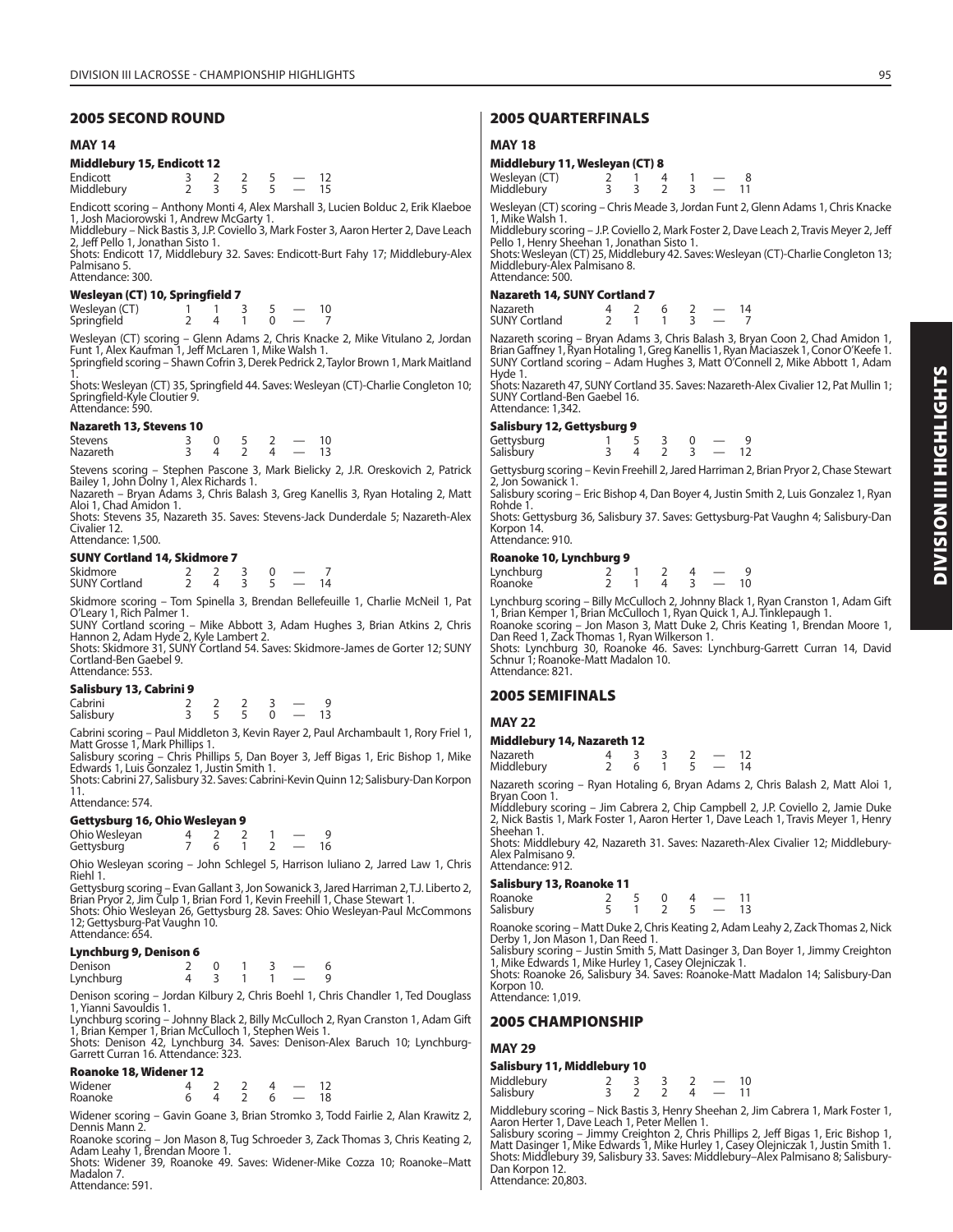## 2005 SECOND ROUND

### MAY 14

**Middlebury 15, Endicott 12**

| | | | | | | |
|---|---|---|---|---|---|---|
| Endicott | 3 | 2 | 2 | 5 | — | 12 |
| Middlebury | 2 | 3 | 5 | 5 | — | 15 |

Endicott scoring – Anthony Monti 4, Alex Marshall 3, Lucien Bolduc 2, Erik Klaeboe 1, Josh Maciorowski 1, Andrew McGarty 1.
Middlebury – Nick Bastis 3, J.P. Coviello 3, Mark Foster 3, Aaron Herter 2, Dave Leach 2, Jeff Pello 1, Jonathan Sisto 1.
Shots: Endicott 17, Middlebury 32. Saves: Endicott-Burt Fahy 17; Middlebury-Alex Palmisano 5.
Attendance: 300.

**Wesleyan (CT) 10, Springfield 7**

| | | | | | | |
|---|---|---|---|---|---|---|
| Wesleyan (CT) | 1 | 1 | 3 | 5 | — | 10 |
| Springfield | 2 | 4 | 1 | 0 | — | 7 |

Wesleyan (CT) scoring – Glenn Adams 2, Chris Knacke 2, Mike Vitulano 2, Jordan Funt 1, Alex Kaufman 1, Jeff McLaren 1, Mike Walsh 1.
Springfield scoring – Shawn Cofrin 3, Derek Pedrick 2, Taylor Brown 1, Mark Maitland 1.
Shots: Wesleyan (CT) 35, Springfield 44. Saves: Wesleyan (CT)-Charlie Congleton 10; Springfield-Kyle Cloutier 9.
Attendance: 590.

**Nazareth 13, Stevens 10**

| | | | | | | |
|---|---|---|---|---|---|---|
| Stevens | 3 | 0 | 5 | 2 | — | 10 |
| Nazareth | 3 | 4 | 2 | 4 | — | 13 |

Stevens scoring – Stephen Pascone 3, Mark Bielicky 2, J.R. Oreskovich 2, Patrick Bailey 1, John Dolny 1, Alex Richards 1.
Nazareth – Bryan Adams 3, Chris Balash 3, Greg Kanellis 3, Ryan Hotaling 2, Matt Aloi 1, Chad Amidon 1.
Shots: Stevens 35, Nazareth 35. Saves: Stevens-Jack Dunderdale 5; Nazareth-Alex Civalier 12.
Attendance: 1,500.

**SUNY Cortland 14, Skidmore 7**

| | | | | | | |
|---|---|---|---|---|---|---|
| Skidmore | 2 | 2 | 3 | 0 | — | 7 |
| SUNY Cortland | 2 | 4 | 3 | 5 | — | 14 |

Skidmore scoring – Tom Spinella 3, Brendan Bellefeuille 1, Charlie McNeil 1, Pat O'Leary 1, Rich Palmer 1.
SUNY Cortland scoring – Mike Abbott 3, Adam Hughes 3, Brian Atkins 2, Chris Hannon 2, Adam Hyde 2, Kyle Lambert 2.
Shots: Skidmore 31, SUNY Cortland 54. Saves: Skidmore-James de Gorter 12; SUNY Cortland-Ben Gaebel 9.
Attendance: 553.

**Salisbury 13, Cabrini 9**

| | | | | | | |
|---|---|---|---|---|---|---|
| Cabrini | 2 | 2 | 2 | 3 | — | 9 |
| Salisbury | 3 | 5 | 5 | 0 | — | 13 |

Cabrini scoring – Paul Middleton 3, Kevin Rayer 2, Paul Archambault 1, Rory Friel 1, Matt Grosse 1, Mark Phillips 1.
Salisbury scoring – Chris Phillips 5, Dan Boyer 3, Jeff Bigas 1, Eric Bishop 1, Mike Edwards 1, Luis Gonzalez 1, Justin Smith 1.
Shots: Cabrini 27, Salisbury 32. Saves: Cabrini-Kevin Quinn 12; Salisbury-Dan Korpon 11.
Attendance: 574.

**Gettysburg 16, Ohio Wesleyan 9**

| | | | | | | |
|---|---|---|---|---|---|---|
| Ohio Wesleyan | 4 | 2 | 2 | 1 | — | 9 |
| Gettysburg | 7 | 6 | 1 | 2 | — | 16 |

Ohio Wesleyan scoring – John Schlegel 5, Harrison Iuliano 2, Jarred Law 1, Chris Riehl 1.
Gettysburg scoring – Evan Gallant 3, Jon Sowanick 3, Jared Harriman 2, T.J. Liberto 2, Brian Pryor 2, Jim Culp 1, Brian Ford 1, Kevin Freehill 1, Chase Stewart 1.
Shots: Ohio Wesleyan 26, Gettysburg 28. Saves: Ohio Wesleyan-Paul McCommons 12; Gettysburg-Pat Vaughn 10.
Attendance: 654.

**Lynchburg 9, Denison 6**

| | | | | | | |
|---|---|---|---|---|---|---|
| Denison | 2 | 0 | 1 | 3 | — | 6 |
| Lynchburg | 4 | 3 | 1 | 1 | — | 9 |

Denison scoring – Jordan Kilbury 2, Chris Boehl 1, Chris Chandler 1, Ted Douglass 1, Yianni Savouldis 1.
Lynchburg scoring – Johnny Black 2, Billy McCulloch 2, Ryan Cranston 1, Adam Gift 1, Brian Kemper 1, Brian McCulloch 1, Stephen Weis 1.
Shots: Denison 42, Lynchburg 34. Saves: Denison-Alex Baruch 10; Lynchburg-Garrett Curran 16. Attendance: 323.

**Roanoke 18, Widener 12**

| | | | | | | |
|---|---|---|---|---|---|---|
| Widener | 4 | 2 | 2 | 4 | — | 12 |
| Roanoke | 6 | 4 | 2 | 6 | — | 18 |

Widener scoring – Gavin Goane 3, Brian Stromko 3, Todd Fairlie 2, Alan Krawitz 2, Dennis Mann 2.
Roanoke scoring – Jon Mason 8, Tug Schroeder 3, Zack Thomas 3, Chris Keating 2, Adam Leahy 1, Brendan Moore 1.
Shots: Widener 39, Roanoke 49. Saves: Widener-Mike Cozza 10; Roanoke–Matt Madalon 7.
Attendance: 591.

## 2005 QUARTERFINALS

### MAY 18

**Middlebury 11, Wesleyan (CT) 8**

| | | | | | | |
|---|---|---|---|---|---|---|
| Wesleyan (CT) | 2 | 1 | 4 | 1 | — | 8 |
| Middlebury | 3 | 3 | 2 | 3 | — | 11 |

Wesleyan (CT) scoring – Chris Meade 3, Jordan Funt 2, Glenn Adams 1, Chris Knacke 1, Mike Walsh 1.
Middlebury scoring – J.P. Coviello 2, Mark Foster 2, Dave Leach 2, Travis Meyer 2, Jeff Pello 1, Henry Sheehan 1, Jonathan Sisto 1.
Shots: Wesleyan (CT) 25, Middlebury 42. Saves: Wesleyan (CT)-Charlie Congleton 13; Middlebury-Alex Palmisano 8.
Attendance: 500.

**Nazareth 14, SUNY Cortland 7**

| | | | | | | |
|---|---|---|---|---|---|---|
| Nazareth | 4 | 2 | 6 | 2 | — | 14 |
| SUNY Cortland | 2 | 1 | 1 | 3 | — | 7 |

Nazareth scoring – Bryan Adams 3, Chris Balash 3, Bryan Coon 2, Chad Amidon 1, Brian Gaffney 1, Greg Kanellis 1, Ryan Hotaling 1, Ryan Maciaszek 1, Conor O'Keefe 1.
SUNY Cortland scoring – Adam Hughes 3, Matt O'Connell 2, Mike Abbott 1, Adam Hyde 1.
Shots: Nazareth 47, SUNY Cortland 35. Saves: Nazareth-Alex Civalier 12, Pat Mullin 1; SUNY Cortland-Ben Gaebel 16.
Attendance: 1,342.

**Salisbury 12, Gettysburg 9**

| | | | | | | |
|---|---|---|---|---|---|---|
| Gettysburg | 1 | 5 | 3 | 0 | — | 9 |
| Salisbury | 3 | 4 | 2 | 3 | — | 12 |

Gettysburg scoring – Kevin Freehill 2, Jared Harriman 2, Brian Pryor 2, Chase Stewart 2, Jon Sowanick 1.
Salisbury scoring – Eric Bishop 4, Dan Boyer 4, Justin Smith 2, Luis Gonzalez 1, Ryan Rohde 1.
Shots: Gettysburg 36, Salisbury 37. Saves: Gettysburg-Pat Vaughn 4; Salisbury-Dan Korpon 14.
Attendance: 910.

**Roanoke 10, Lynchburg 9**

| | | | | | | |
|---|---|---|---|---|---|---|
| Lynchburg | 2 | 1 | 2 | 4 | — | 9 |
| Roanoke | 2 | 1 | 4 | 3 | — | 10 |

Lynchburg scoring – Billy McCulloch 2, Johnny Black 1, Ryan Cranston 1, Adam Gift 1, Brian Kemper 1, Brian McCulloch 1, Ryan Quick 1, A.J. Tinklepaugh 1.
Roanoke scoring – Jon Mason 3, Matt Duke 2, Chris Keating 1, Brendan Moore 1, Dan Reed 1, Zack Thomas 1, Ryan Wilkerson 1.
Shots: Lynchburg 30, Roanoke 46. Saves: Lynchburg-Garrett Curran 14, David Schnur 1; Roanoke-Matt Madalon 10.
Attendance: 821.

## 2005 SEMIFINALS

### MAY 22

**Middlebury 14, Nazareth 12**

| | | | | | | |
|---|---|---|---|---|---|---|
| Nazareth | 4 | 3 | 3 | 2 | — | 12 |
| Middlebury | 2 | 6 | 1 | 5 | — | 14 |

Nazareth scoring – Ryan Hotaling 6, Bryan Adams 2, Chris Balash 2, Matt Aloi 1, Bryan Coon 1.
Middlebury scoring – Jim Cabrera 2, Chip Campbell 2, J.P. Coviello 2, Jamie Duke 2, Nick Bastis 1, Mark Foster 1, Aaron Herter 1, Dave Leach 1, Travis Meyer 1, Henry Sheehan 1.
Shots: Middlebury 42, Nazareth 31. Saves: Nazareth-Alex Civalier 12; Middlebury-Alex Palmisano 9.
Attendance: 912.

**Salisbury 13, Roanoke 11**

| | | | | | | |
|---|---|---|---|---|---|---|
| Roanoke | 2 | 5 | 0 | 4 | — | 11 |
| Salisbury | 5 | 1 | 2 | 5 | — | 13 |

Roanoke scoring – Matt Duke 2, Chris Keating 2, Adam Leahy 2, Zack Thomas 2, Nick Derby 1, Jon Mason 1, Dan Reed 1.
Salisbury scoring – Justin Smith 5, Matt Dasinger 3, Dan Boyer 1, Jimmy Creighton 1, Mike Edwards 1, Mike Hurley 1, Casey Olejniczak 1.
Shots: Roanoke 26, Salisbury 34. Saves: Roanoke-Matt Madalon 14; Salisbury-Dan Korpon 10.
Attendance: 1,019.

## 2005 CHAMPIONSHIP

### MAY 29

**Salisbury 11, Middlebury 10**

| | | | | | | |
|---|---|---|---|---|---|---|
| Middlebury | 2 | 3 | 3 | 2 | — | 10 |
| Salisbury | 3 | 2 | 2 | 4 | — | 11 |

Middlebury scoring – Nick Bastis 3, Henry Sheehan 2, Jim Cabrera 2, Mark Foster 1, Aaron Herter 1, Dave Leach 1, Peter Mellen 1.
Salisbury scoring – Jimmy Creighton 2, Chris Phillips 2, Jeff Bigas 1, Eric Bishop 1, Matt Dasinger 1, Mike Edwards 1, Mike Hurley 1, Casey Olejniczak 1, Justin Smith 1.
Shots: Middlebury 39, Salisbury 33. Saves: Middlebury–Alex Palmisano 8; Salisbury-Dan Korpon 12.
Attendance: 20,803.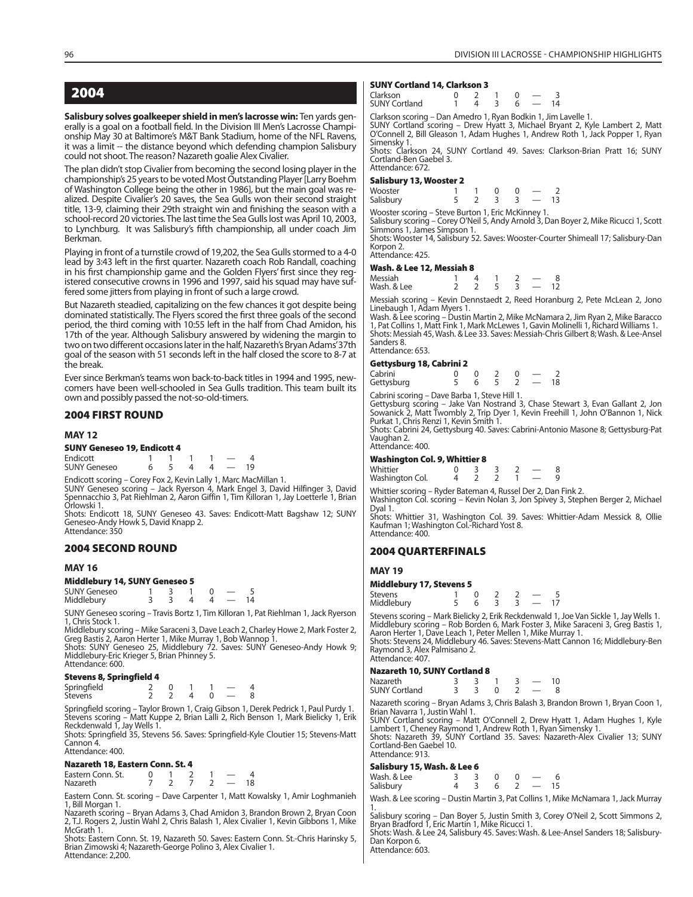# 2004

**Salisbury solves goalkeeper shield in men's lacrosse win:** Ten yards generally is a goal on a football field. In the Division III Men's Lacrosse Championship May 30 at Baltimore's M&T Bank Stadium, home of the NFL Ravens, it was a limit -- the distance beyond which defending champion Salisbury could not shoot. The reason? Nazareth goalie Alex Civalier.

The plan didn't stop Civalier from becoming the second losing player in the championship's 25 years to be voted Most Outstanding Player [Larry Boehm of Washington College being the other in 1986], but the main goal was realized. Despite Civalier's 20 saves, the Sea Gulls won their second straight title, 13-9, claiming their 29th straight win and finishing the season with a school-record 20 victories. The last time the Sea Gulls lost was April 10, 2003, to Lynchburg. It was Salisbury's fifth championship, all under coach Jim Berkman.

Playing in front of a turnstile crowd of 19,202, the Sea Gulls stormed to a 4-0 lead by 3:43 left in the first quarter. Nazareth coach Rob Randall, coaching in his first championship game and the Golden Flyers' first since they registered consecutive crowns in 1996 and 1997, said his squad may have suffered some jitters from playing in front of such a large crowd.

But Nazareth steadied, capitalizing on the few chances it got despite being dominated statistically. The Flyers scored the first three goals of the second period, the third coming with 10:55 left in the half from Chad Amidon, his 17th of the year. Although Salisbury answered by widening the margin to two on two different occasions later in the half, Nazareth's Bryan Adams' 37th goal of the season with 51 seconds left in the half closed the score to 8-7 at the break.

Ever since Berkman's teams won back-to-back titles in 1994 and 1995, newcomers have been well-schooled in Sea Gulls tradition. This team built its own and possibly passed the not-so-old-timers.

## 2004 FIRST ROUND

### MAY 12

**SUNY Geneseo 19, Endicott 4**

| | | | | | | |
|---|---|---|---|---|---|---|
| Endicott | 1 | 1 | 1 | 1 | — | 4 |
| SUNY Geneseo | 6 | 5 | 4 | 4 | — | 19 |

Endicott scoring – Corey Fox 2, Kevin Lally 1, Marc MacMillan 1.
SUNY Geneseo scoring – Jack Ryerson 4, Mark Engel 3, David Hilfinger 3, David Spennacchio 3, Pat Riehlman 2, Aaron Giffin 1, Tim Killoran 1, Jay Loetterle 1, Brian Orlowski 1.
Shots: Endicott 18, SUNY Geneseo 43. Saves: Endicott-Matt Bagshaw 12; SUNY Geneseo-Andy Howk 5, David Knapp 2.
Attendance: 350

## 2004 SECOND ROUND

### MAY 16

**Middlebury 14, SUNY Geneseo 5**

| | | | | | | |
|---|---|---|---|---|---|---|
| SUNY Geneseo | 1 | 3 | 1 | 0 | — | 5 |
| Middlebury | 3 | 3 | 4 | 4 | — | 14 |

SUNY Geneseo scoring – Travis Bortz 1, Tim Killoran 1, Pat Riehlman 1, Jack Ryerson 1, Chris Stock 1.
Middlebury scoring – Mike Saraceni 3, Dave Leach 2, Charley Howe 2, Mark Foster 2, Greg Bastis 2, Aaron Herter 1, Mike Murray 1, Bob Wannop 1.
Shots: SUNY Geneseo 25, Middlebury 72. Saves: SUNY Geneseo-Andy Howk 9; Middlebury-Eric Krieger 5, Brian Phinney 5.
Attendance: 600.

**Stevens 8, Springfield 4**

| | | | | | | |
|---|---|---|---|---|---|---|
| Springfield | 2 | 0 | 1 | 1 | — | 4 |
| Stevens | 2 | 2 | 4 | 0 | — | 8 |

Springfield scoring – Taylor Brown 1, Craig Gibson 1, Derek Pedrick 1, Paul Purdy 1.
Stevens scoring – Matt Kuppe 2, Brian Lalli 2, Rich Benson 1, Mark Bielicky 1, Erik Reckdenwald 1, Jay Wells 1.
Shots: Springfield 35, Stevens 56. Saves: Springfield-Kyle Cloutier 15; Stevens-Matt Cannon 4.
Attendance: 400.

**Nazareth 18, Eastern Conn. St. 4**

| | | | | | | |
|---|---|---|---|---|---|---|
| Eastern Conn. St. | 0 | 1 | 2 | 1 | — | 4 |
| Nazareth | 7 | 2 | 7 | 2 | — | 18 |

Eastern Conn. St. scoring – Dave Carpenter 1, Matt Kowalsky 1, Amir Loghmanieh 1, Bill Morgan 1.
Nazareth scoring – Bryan Adams 3, Chad Amidon 3, Brandon Brown 2, Bryan Coon 2, T.J. Rogers 2, Justin Wahl 2, Chris Balash 1, Alex Civalier 1, Kevin Gibbons 1, Mike McGrath 1.
Shots: Eastern Conn. St. 19, Nazareth 50. Saves: Eastern Conn. St.-Chris Harinsky 5, Brian Zimowski 4; Nazareth-George Polino 3, Alex Civalier 1.
Attendance: 2,200.

**SUNY Cortland 14, Clarkson 3**

| | | | | | | |
|---|---|---|---|---|---|---|
| Clarkson | 0 | 2 | 1 | 0 | — | 3 |
| SUNY Cortland | 1 | 4 | 3 | 6 | — | 14 |

Clarkson scoring – Dan Amedro 1, Ryan Bodkin 1, Jim Lavelle 1.
SUNY Cortland scoring – Drew Hyatt 3, Michael Bryant 2, Kyle Lambert 2, Matt O'Connell 2, Bill Gleason 1, Adam Hughes 1, Andrew Roth 1, Jack Popper 1, Ryan Simensky 1.
Shots: Clarkson 24, SUNY Cortland 49. Saves: Clarkson-Brian Pratt 16; SUNY Cortland-Ben Gaebel 3.
Attendance: 672.

**Salisbury 13, Wooster 2**

| | | | | | | |
|---|---|---|---|---|---|---|
| Wooster | 1 | 1 | 0 | 0 | — | 2 |
| Salisbury | 5 | 2 | 3 | 3 | — | 13 |

Wooster scoring – Steve Burton 1, Eric McKinney 1.
Salisbury scoring – Corey O'Neil 5, Andy Arnold 3, Dan Boyer 2, Mike Ricucci 1, Scott Simmons 1, James Simpson 1.
Shots: Wooster 14, Salisbury 52. Saves: Wooster-Courter Shimeall 17; Salisbury-Dan Korpon 2.
Attendance: 425.

**Wash. & Lee 12, Messiah 8**

| | | | | | | |
|---|---|---|---|---|---|---|
| Messiah | 1 | 4 | 1 | 2 | — | 8 |
| Wash. & Lee | 2 | 2 | 5 | 3 | — | 12 |

Messiah scoring – Kevin Dennstaedt 2, Reed Horanburg 2, Pete McLean 2, Jono Linebaugh 1, Adam Myers 1.
Wash. & Lee scoring – Dustin Martin 2, Mike McNamara 2, Jim Ryan 2, Mike Baracco 1, Pat Collins 1, Matt Fink 1, Mark McLewes 1, Gavin Molinelli 1, Richard Williams 1.
Shots: Messiah 45, Wash. & Lee 33. Saves: Messiah-Chris Gilbert 8; Wash. & Lee-Ansel Sanders 8.
Attendance: 653.

**Gettysburg 18, Cabrini 2**

| | | | | | | |
|---|---|---|---|---|---|---|
| Cabrini | 0 | 0 | 2 | 0 | — | 2 |
| Gettysburg | 5 | 6 | 5 | 2 | — | 18 |

Cabrini scoring – Dave Barba 1, Steve Hill 1.
Gettysburg scoring – Jake Van Nostrand 3, Chase Stewart 3, Evan Gallant 2, Jon Sowanick 2, Matt Twombly 2, Trip Dyer 1, Kevin Freehill 1, John O'Bannon 1, Nick Purkat 1, Chris Renzi 1, Kevin Smith 1.
Shots: Cabrini 24, Gettysburg 40. Saves: Cabrini-Antonio Masone 8; Gettysburg-Pat Vaughan 2.
Attendance: 400.

**Washington Col. 9, Whittier 8**

| | | | | | | |
|---|---|---|---|---|---|---|
| Whittier | 0 | 3 | 3 | 2 | — | 8 |
| Washington Col. | 4 | 2 | 2 | 1 | — | 9 |

Whittier scoring – Ryder Bateman 4, Russel Der 2, Dan Fink 2.
Washington Col. scoring – Kevin Nolan 3, Jon Spivey 3, Stephen Berger 2, Michael Dyal 1.
Shots: Whittier 31, Washington Col. 39. Saves: Whittier-Adam Messick 8, Ollie Kaufman 1; Washington Col.-Richard Yost 8.
Attendance: 400.

## 2004 QUARTERFINALS

### MAY 19

**Middlebury 17, Stevens 5**

| | | | | | | |
|---|---|---|---|---|---|---|
| Stevens | 1 | 0 | 2 | 2 | — | 5 |
| Middlebury | 5 | 6 | 3 | 3 | — | 17 |

Stevens scoring – Mark Bielicky 2, Erik Reckdenwald 1, Joe Van Sickle 1, Jay Wells 1.
Middlebury scoring – Rob Borden 6, Mark Foster 3, Mike Saraceni 3, Greg Bastis 1, Aaron Herter 1, Dave Leach 1, Peter Mellen 1, Mike Murray 1.
Shots: Stevens 24, Middlebury 46. Saves: Stevens-Matt Cannon 16; Middlebury-Ben Raymond 3, Alex Palmisano 2.
Attendance: 407.

**Nazareth 10, SUNY Cortland 8**

| | | | | | | |
|---|---|---|---|---|---|---|
| Nazareth | 3 | 3 | 1 | 3 | — | 10 |
| SUNY Cortland | 3 | 3 | 0 | 2 | — | 8 |

Nazareth scoring – Bryan Adams 3, Chris Balash 2, Brandon Brown 1, Bryan Coon 1, Brian Navarra 1, Justin Wahl 1.
SUNY Cortland scoring – Matt O'Connell 2, Drew Hyatt 2, Adam Hughes 1, Kyle Lambert 1, Cheney Raymond 1, Andrew Roth 1, Ryan Simensky 1.
Shots: Nazareth 39, SUNY Cortland 35. Saves: Nazareth-Alex Civalier 13; SUNY Cortland-Ben Gaebel 10.
Attendance: 913.

**Salisbury 15, Wash. & Lee 6**

| | | | | | | |
|---|---|---|---|---|---|---|
| Wash. & Lee | 3 | 3 | 0 | 0 | — | 6 |
| Salisbury | 4 | 3 | 6 | 2 | — | 15 |

Wash. & Lee scoring – Dustin Martin 3, Pat Collins 1, Mike McNamara 1, Jack Murray 1.
Salisbury scoring – Dan Boyer 5, Justin Smith 3, Corey O'Neil 2, Scott Simmons 2, Bryan Bradford 1, Eric Martin 1, Mike Ricucci 1.
Shots: Wash. & Lee 24, Salisbury 45. Saves: Wash. & Lee-Ansel Sanders 18; Salisbury-Dan Korpon 6.
Attendance: 603.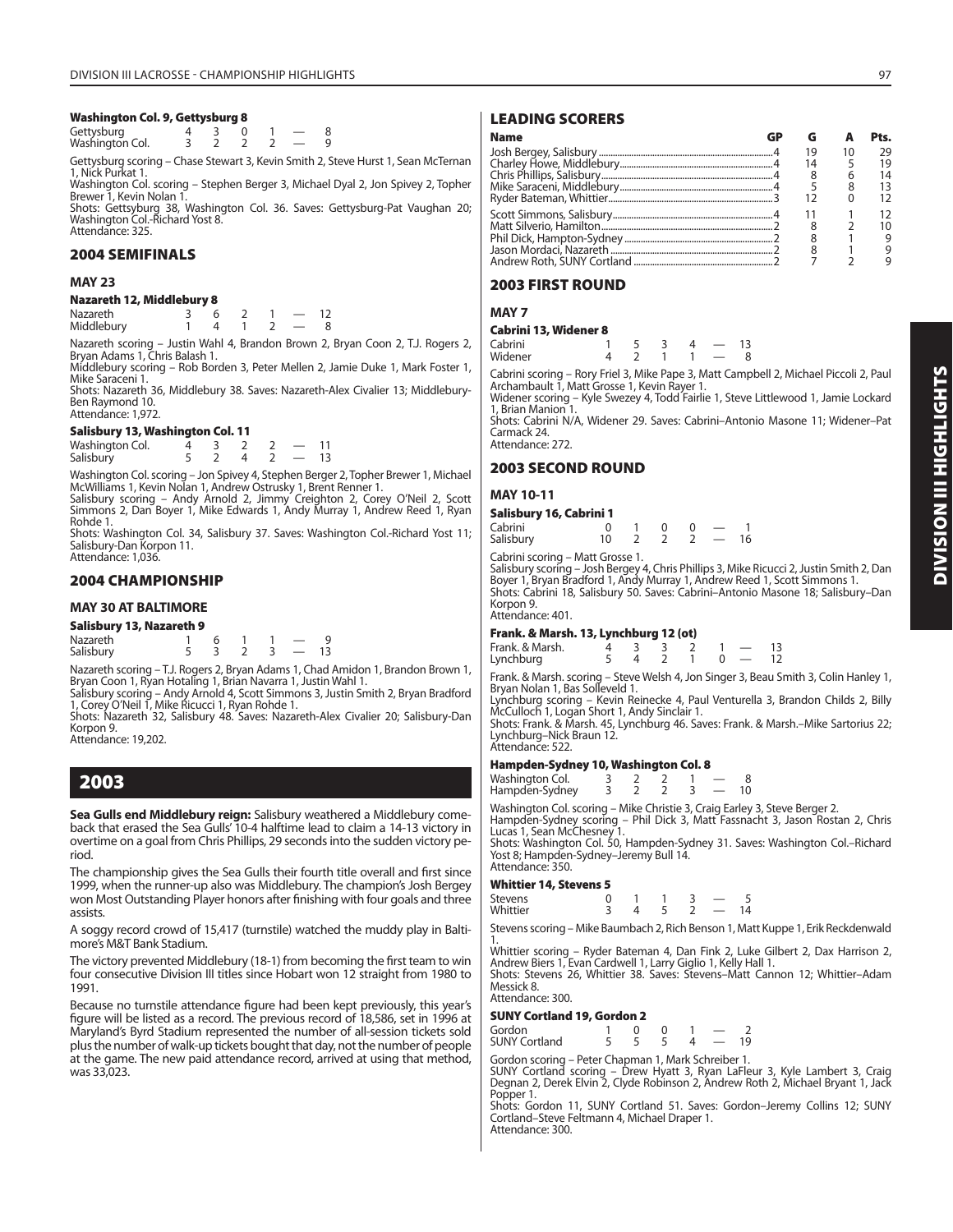#### Washington Col. 9, Gettysburg 8

| | | | | | | |
|---|---|---|---|---|---|---|
| Gettysburg | 4 | 3 | 0 | 1 | — | 8 |
| Washington Col. | 3 | 2 | 2 | 2 | — | 9 |

Gettysburg scoring – Chase Stewart 3, Kevin Smith 2, Steve Hurst 1, Sean McTernan 1, Nick Purkat 1.
Washington Col. scoring – Stephen Berger 3, Michael Dyal 2, Jon Spivey 2, Topher Brewer 1, Kevin Nolan 1.
Shots: Gettysburg 38, Washington Col. 36. Saves: Gettysburg-Pat Vaughan 20; Washington Col.-Richard Yost 8.
Attendance: 325.

## 2004 SEMIFINALS

### MAY 23

#### Nazareth 12, Middlebury 8

| | | | | | | |
|---|---|---|---|---|---|---|
| Nazareth | 3 | 6 | 2 | 1 | — | 12 |
| Middlebury | 1 | 4 | 1 | 2 | — | 8 |

Nazareth scoring – Justin Wahl 4, Brandon Brown 2, Bryan Coon 2, T.J. Rogers 2, Bryan Adams 1, Chris Balash 1.
Middlebury scoring – Rob Borden 3, Peter Mellen 2, Jamie Duke 1, Mark Foster 1, Mike Saraceni 1.
Shots: Nazareth 36, Middlebury 38. Saves: Nazareth-Alex Civalier 13; Middlebury-Ben Raymond 10.
Attendance: 1,972.

#### Salisbury 13, Washington Col. 11

| | | | | | | |
|---|---|---|---|---|---|---|
| Washington Col. | 4 | 3 | 2 | 2 | — | 11 |
| Salisbury | 5 | 2 | 4 | 2 | — | 13 |

Washington Col. scoring – Jon Spivey 4, Stephen Berger 2, Topher Brewer 1, Michael McWilliams 1, Kevin Nolan 1, Andrew Ostrusky 1, Brent Renner 1.
Salisbury scoring – Andy Arnold 2, Jimmy Creighton 2, Corey O'Neil 2, Scott Simmons 2, Dan Boyer 1, Mike Edwards 1, Andy Murray 1, Andrew Reed 1, Ryan Rohde 1.
Shots: Washington Col. 34, Salisbury 37. Saves: Washington Col.-Richard Yost 11; Salisbury-Dan Korpon 11.
Attendance: 1,036.

## 2004 CHAMPIONSHIP

### MAY 30 AT BALTIMORE

#### Salisbury 13, Nazareth 9

| | | | | | | |
|---|---|---|---|---|---|---|
| Nazareth | 1 | 6 | 1 | 1 | — | 9 |
| Salisbury | 5 | 3 | 2 | 3 | — | 13 |

Nazareth scoring – T.J. Rogers 2, Bryan Adams 1, Chad Amidon 1, Brandon Brown 1, Bryan Coon 1, Ryan Hotaling 1, Brian Navarra 1, Justin Wahl 1.
Salisbury scoring – Andy Arnold 4, Scott Simmons 3, Justin Smith 2, Bryan Bradford 1, Corey O'Neil 1, Mike Ricucci 1, Ryan Rohde 1.
Shots: Nazareth 32, Salisbury 48. Saves: Nazareth-Alex Civalier 20; Salisbury-Dan Korpon 9.
Attendance: 19,202.

# 2003

**Sea Gulls end Middlebury reign:** Salisbury weathered a Middlebury comeback that erased the Sea Gulls' 10-4 halftime lead to claim a 14-13 victory in overtime on a goal from Chris Phillips, 29 seconds into the sudden victory period.

The championship gives the Sea Gulls their fourth title overall and first since 1999, when the runner-up also was Middlebury. The champion's Josh Bergey won Most Outstanding Player honors after finishing with four goals and three assists.

A soggy record crowd of 15,417 (turnstile) watched the muddy play in Baltimore's M&T Bank Stadium.

The victory prevented Middlebury (18-1) from becoming the first team to win four consecutive Division III titles since Hobart won 12 straight from 1980 to 1991.

Because no turnstile attendance figure had been kept previously, this year's figure will be listed as a record. The previous record of 18,586, set in 1996 at Maryland's Byrd Stadium represented the number of all-session tickets sold plus the number of walk-up tickets bought that day, not the number of people at the game. The new paid attendance record, arrived at using that method, was 33,023.

## LEADING SCORERS

| Name | GP | G | A | Pts. |
|---|---|---|---|---|
| Josh Bergey, Salisbury | 4 | 19 | 10 | 29 |
| Charley Howe, Middlebury | 4 | 14 | 5 | 19 |
| Chris Phillips, Salisbury | 4 | 8 | 6 | 14 |
| Mike Saraceni, Middlebury | 4 | 5 | 8 | 13 |
| Ryder Bateman, Whittier | 3 | 12 | 0 | 12 |
| Scott Simmons, Salisbury | 4 | 11 | 1 | 12 |
| Matt Silverio, Hamilton | 2 | 8 | 2 | 10 |
| Phil Dick, Hampton-Sydney | 2 | 8 | 1 | 9 |
| Jason Mordaci, Nazareth | 2 | 8 | 1 | 9 |
| Andrew Roth, SUNY Cortland | 2 | 7 | 2 | 9 |

## 2003 FIRST ROUND

### MAY 7

#### Cabrini 13, Widener 8

| | | | | | | |
|---|---|---|---|---|---|---|
| Cabrini | 1 | 5 | 3 | 4 | — | 13 |
| Widener | 4 | 2 | 1 | 1 | — | 8 |

Cabrini scoring – Rory Friel 3, Mike Pape 3, Matt Campbell 2, Michael Piccoli 2, Paul Archambault 1, Matt Grosse 1, Kevin Rayer 1.
Widener scoring – Kyle Swezey 4, Todd Fairlie 1, Steve Littlewood 1, Jamie Lockard 1, Brian Manion 1.
Shots: Cabrini N/A, Widener 29. Saves: Cabrini–Antonio Masone 11; Widener–Pat Carmack 24.
Attendance: 272.

## 2003 SECOND ROUND

### MAY 10-11

#### Salisbury 16, Cabrini 1

| | | | | | | |
|---|---|---|---|---|---|---|
| Cabrini | 0 | 1 | 0 | 0 | — | 1 |
| Salisbury | 10 | 2 | 2 | 2 | — | 16 |

Cabrini scoring – Matt Grosse 1.
Salisbury scoring – Josh Bergey 4, Chris Phillips 3, Mike Ricucci 2, Justin Smith 2, Dan Boyer 1, Bryan Bradford 1, Andy Murray 1, Andrew Reed 1, Scott Simmons 1.
Shots: Cabrini 18, Salisbury 50. Saves: Cabrini–Antonio Masone 18; Salisbury–Dan Korpon 9.
Attendance: 401.

#### Frank. & Marsh. 13, Lynchburg 12 (ot)

| | | | | | | | |
|---|---|---|---|---|---|---|---|
| Frank. & Marsh. | 4 | 3 | 3 | 2 | 1 | — | 13 |
| Lynchburg | 5 | 4 | 2 | 1 | 0 | — | 12 |

Frank. & Marsh. scoring – Steve Welsh 4, Jon Singer 3, Beau Smith 3, Colin Hanley 1, Bryan Nolan 1, Bas Solleveld 1.
Lynchburg scoring – Kevin Reinecke 4, Paul Venturella 3, Brandon Childs 2, Billy McCulloch 1, Logan Short 1, Andy Sinclair 1.
Shots: Frank. & Marsh. 45, Lynchburg 46. Saves: Frank. & Marsh.–Mike Sartorius 22; Lynchburg–Nick Braun 12.
Attendance: 522.

#### Hampden-Sydney 10, Washington Col. 8

| | | | | | | |
|---|---|---|---|---|---|---|
| Washington Col. | 3 | 2 | 2 | 1 | — | 8 |
| Hampden-Sydney | 3 | 2 | 2 | 3 | — | 10 |

Washington Col. scoring – Mike Christie 3, Craig Earley 3, Steve Berger 2.
Hampden-Sydney scoring – Phil Dick 3, Matt Fassnacht 3, Jason Rostan 2, Chris Lucas 1, Sean McChesney 1.
Shots: Washington Col. 50, Hampden-Sydney 31. Saves: Washington Col.–Richard Yost 8; Hampden-Sydney–Jeremy Bull 14.
Attendance: 350.

#### Whittier 14, Stevens 5

| | | | | | | |
|---|---|---|---|---|---|---|
| Stevens | 0 | 1 | 1 | 3 | — | 5 |
| Whittier | 3 | 4 | 5 | 2 | — | 14 |

Stevens scoring – Mike Baumbach 2, Rich Benson 1, Matt Kuppe 1, Erik Reckdenwald 1.
Whittier scoring – Ryder Bateman 4, Dan Fink 2, Luke Gilbert 2, Dax Harrison 2, Andrew Biers 1, Evan Cardwell 1, Larry Giglio 1, Kelly Hall 1.
Shots: Stevens 26, Whittier 38. Saves: Stevens–Matt Cannon 12; Whittier–Adam Messick 8.
Attendance: 300.

#### SUNY Cortland 19, Gordon 2

| | | | | | | |
|---|---|---|---|---|---|---|
| Gordon | 1 | 0 | 0 | 1 | — | 2 |
| SUNY Cortland | 5 | 5 | 5 | 4 | — | 19 |

Gordon scoring – Peter Chapman 1, Mark Schreiber 1.
SUNY Cortland scoring – Drew Hyatt 3, Ryan LaFleur 3, Kyle Lambert 3, Craig Degnan 2, Derek Elvin 2, Clyde Robinson 2, Andrew Roth 2, Michael Bryant 1, Jack Popper 1.
Shots: Gordon 11, SUNY Cortland 51. Saves: Gordon–Jeremy Collins 12; SUNY Cortland–Steve Feltmann 4, Michael Draper 1.
Attendance: 300.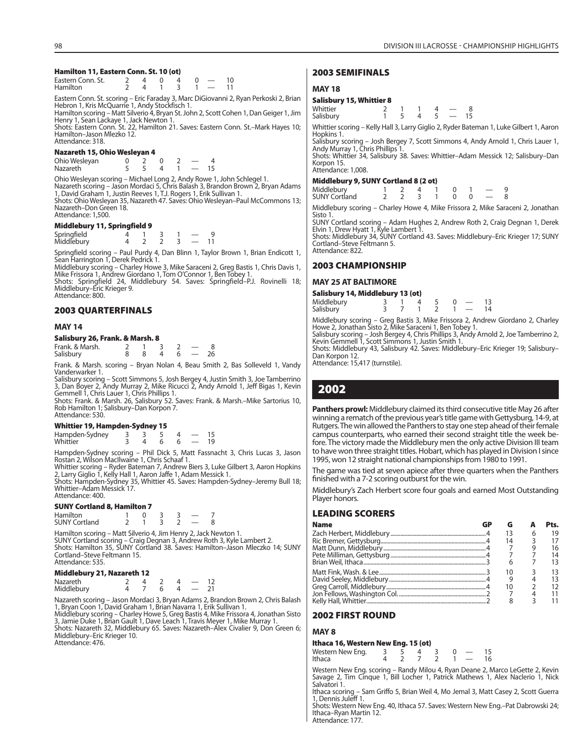#### Hamilton 11, Eastern Conn. St. 10 (ot)

| | | | | | | | |
|---|---|---|---|---|---|---|---|
| Eastern Conn. St. | 2 | 4 | 0 | 4 | 0 | — | 10 |
| Hamilton | 2 | 4 | 1 | 3 | 1 | — | 11 |

Eastern Conn. St. scoring – Eric Faraday 3, Marc DiGiovanni 2, Ryan Perkoski 2, Brian Hebron 1, Kris McQuarrie 1, Andy Stockfisch 1.
Hamilton scoring – Matt Silverio 4, Bryan St. John 2, Scott Cohen 1, Dan Geiger 1, Jim Henry 1, Sean Lackaye 1, Jack Newton 1.
Shots: Eastern Conn. St. 22, Hamilton 21. Saves: Eastern Conn. St.–Mark Hayes 10; Hamilton–Jason Mlezko 12.
Attendance: 318.

#### Nazareth 15, Ohio Wesleyan 4

| | | | | | | |
|---|---|---|---|---|---|---|
| Ohio Wesleyan | 0 | 2 | 0 | 2 | — | 4 |
| Nazareth | 5 | 5 | 4 | 1 | — | 15 |

Ohio Wesleyan scoring – Michael Long 2, Andy Rowe 1, John Schlegel 1.
Nazareth scoring – Jason Mordaci 5, Chris Balash 3, Brandon Brown 2, Bryan Adams 1, David Graham 1, Justin Reeves 1, T.J. Rogers 1, Erik Sullivan 1.
Shots: Ohio Wesleyan 35, Nazareth 47. Saves: Ohio Wesleyan–Paul McCommons 13; Nazareth–Don Green 18.
Attendance: 1,500.

#### Middlebury 11, Springfield 9

| | | | | | | |
|---|---|---|---|---|---|---|
| Springfield | 4 | 1 | 3 | 1 | — | 9 |
| Middlebury | 4 | 2 | 2 | 3 | — | 11 |

Springfield scoring – Paul Purdy 4, Dan Blinn 1, Taylor Brown 1, Brian Endicott 1, Sean Harrington 1, Derek Pedrick 1.
Middlebury scoring – Charley Howe 3, Mike Saraceni 2, Greg Bastis 1, Chris Davis 1, Mike Frissora 1, Andrew Giordano 1, Tom O'Connor 1, Ben Tobey 1.
Shots: Springfield 24, Middlebury 54. Saves: Springfield–P.J. Rovinelli 18; Middlebury–Eric Krieger 9.
Attendance: 800.

## 2003 QUARTERFINALS

### MAY 14

#### Salisbury 26, Frank. & Marsh. 8

| | | | | | | |
|---|---|---|---|---|---|---|
| Frank. & Marsh. | 2 | 1 | 3 | 2 | — | 8 |
| Salisbury | 8 | 8 | 4 | 6 | — | 26 |

Frank. & Marsh. scoring – Bryan Nolan 4, Beau Smith 2, Bas Solleveld 1, Vandy Vanderwarker 1.
Salisbury scoring – Scott Simmons 5, Josh Bergey 4, Justin Smith 3, Joe Tamberrino 3, Dan Boyer 2, Andy Murray 2, Mike Ricucci 2, Andy Arnold 1, Jeff Bigas 1, Kevin Gemmell 1, Chris Lauer 1, Chris Phillips 1.
Shots: Frank. & Marsh. 26, Salisbury 52. Saves: Frank. & Marsh.–Mike Sartorius 10, Rob Hamilton 1; Salisbury–Dan Korpon 7.
Attendance: 530.

#### Whittier 19, Hampden-Sydney 15

| | | | | | | |
|---|---|---|---|---|---|---|
| Hampden-Sydney | 3 | 3 | 5 | 4 | — | 15 |
| Whittier | 3 | 4 | 6 | 6 | — | 19 |

Hampden-Sydney scoring – Phil Dick 5, Matt Fassnacht 3, Chris Lucas 3, Jason Rostan 2, Wilson MacIlwaine 1, Chris Schaaf 1.
Whittier scoring – Ryder Bateman 7, Andrew Biers 3, Luke Gilbert 3, Aaron Hopkins 2, Larry Giglio 1, Kelly Hall 1, Aaron Jaffe 1, Adam Messick 1.
Shots: Hampden-Sydney 35, Whittier 45. Saves: Hampden-Sydney–Jeremy Bull 18; Whittier–Adam Messick 17.
Attendance: 400.

#### SUNY Cortland 8, Hamilton 7

| | | | | | | |
|---|---|---|---|---|---|---|
| Hamilton | 1 | 0 | 3 | 3 | — | 7 |
| SUNY Cortland | 2 | 1 | 3 | 2 | — | 8 |

Hamilton scoring – Matt Silverio 4, Jim Henry 2, Jack Newton 1.
SUNY Cortland scoring – Craig Degnan 3, Andrew Roth 3, Kyle Lambert 2.
Shots: Hamilton 35, SUNY Cortland 38. Saves: Hamilton–Jason Mlezko 14; SUNY Cortland–Steve Feltmann 15.
Attendance: 535.

#### Middlebury 21, Nazareth 12

| | | | | | | |
|---|---|---|---|---|---|---|
| Nazareth | 2 | 4 | 2 | 4 | — | 12 |
| Middlebury | 4 | 7 | 6 | 4 | — | 21 |

Nazareth scoring – Jason Mordaci 3, Bryan Adams 2, Brandon Brown 2, Chris Balash 1, Bryan Coon 1, David Graham 1, Brian Navarra 1, Erik Sullivan 1.
Middlebury scoring – Charley Howe 5, Greg Bastis 4, Mike Frissora 4, Jonathan Sisto 3, Jamie Duke 1, Brian Gault 1, Dave Leach 1, Travis Meyer 1, Mike Murray 1.
Shots: Nazareth 32, Middlebury 65. Saves: Nazareth–Alex Civalier 9, Don Green 6; Middlebury–Eric Krieger 10.
Attendance: 476.

## 2003 SEMIFINALS

### MAY 18

#### Salisbury 15, Whittier 8

| | | | | | | |
|---|---|---|---|---|---|---|
| Whittier | 2 | 1 | 1 | 4 | — | 8 |
| Salisbury | 1 | 5 | 4 | 5 | — | 15 |

Whittier scoring – Kelly Hall 3, Larry Giglio 2, Ryder Bateman 1, Luke Gilbert 1, Aaron Hopkins 1.
Salisbury scoring – Josh Bergey 7, Scott Simmons 4, Andy Arnold 1, Chris Lauer 1, Andy Murray 1, Chris Phillips 1.
Shots: Whittier 34, Salisbury 38. Saves: Whittier–Adam Messick 12; Salisbury–Dan Korpon 15.
Attendance: 1,008.

#### Middlebury 9, SUNY Cortland 8 (2 ot)

| | | | | | | | | |
|---|---|---|---|---|---|---|---|---|
| Middlebury | 1 | 2 | 4 | 1 | 0 | 1 | — | 9 |
| SUNY Cortland | 2 | 2 | 3 | 1 | 0 | 0 | — | 8 |

Middlebury scoring – Charley Howe 4, Mike Frissora 2, Mike Saraceni 2, Jonathan Sisto 1.
SUNY Cortland scoring – Adam Hughes 2, Andrew Roth 2, Craig Degnan 1, Derek Elvin 1, Drew Hyatt 1, Kyle Lambert 1.
Shots: Middlebury 34, SUNY Cortland 43. Saves: Middlebury–Eric Krieger 17; SUNY Cortland–Steve Feltmann 5.
Attendance: 822.

## 2003 CHAMPIONSHIP

### MAY 25 AT BALTIMORE

#### Salisbury 14, Middlebury 13 (ot)

| | | | | | | | |
|---|---|---|---|---|---|---|---|
| Middlebury | 3 | 1 | 4 | 5 | 0 | — | 13 |
| Salisbury | 3 | 7 | 1 | 2 | 1 | — | 14 |

Middlebury scoring – Greg Bastis 3, Mike Frissora 2, Andrew Giordano 2, Charley Howe 2, Jonathan Sisto 2, Mike Saraceni 1, Ben Tobey 1.
Salisbury scoring – Josh Bergey 4, Chris Phillips 3, Andy Arnold 2, Joe Tamberrino 2, Kevin Gemmell 1, Scott Simmons 1, Justin Smith 1.
Shots: Middlebury 43, Salisbury 42. Saves: Middlebury–Eric Krieger 19; Salisbury–Dan Korpon 12.
Attendance: 15,417 (turnstile).

# 2002

**Panthers prowl:** Middlebury claimed its third consecutive title May 26 after winning a rematch of the previous year's title game with Gettysburg, 14-9, at Rutgers. The win allowed the Panthers to stay one step ahead of their female campus counterparts, who earned their second straight title the week before. The victory made the Middlebury men the only active Division III team to have won three straight titles. Hobart, which has played in Division I since 1995, won 12 straight national championships from 1980 to 1991.

The game was tied at seven apiece after three quarters when the Panthers finished with a 7-2 scoring outburst for the win.

Middlebury's Zach Herbert score four goals and earned Most Outstanding Player honors.

## LEADING SCORERS

| Name | GP | G | A | Pts. |
|---|---|---|---|---|
| Zach Herbert, Middlebury | 4 | 13 | 6 | 19 |
| Ric Bremer, Gettysburg | 4 | 14 | 3 | 17 |
| Matt Dunn, Middlebury | 4 | 7 | 9 | 16 |
| Pete Milliman, Gettysburg | 4 | 7 | 7 | 14 |
| Brian Weil, Ithaca | 3 | 6 | 7 | 13 |
| Matt Fink, Wash. & Lee | 3 | 10 | 3 | 13 |
| David Seeley, Middlebury | 4 | 9 | 4 | 13 |
| Greg Carroll, Middlebury | 4 | 10 | 2 | 12 |
| Jon Fellows, Washington Col. | 2 | 7 | 4 | 11 |
| Kelly Hall, Whittier | 2 | 8 | 3 | 11 |

## 2002 FIRST ROUND

### MAY 8

#### Ithaca 16, Western New Eng. 15 (ot)

| | | | | | | | |
|---|---|---|---|---|---|---|---|
| Western New Eng. | 3 | 5 | 4 | 3 | 0 | — | 15 |
| Ithaca | 4 | 2 | 7 | 2 | 1 | — | 16 |

Western New Eng. scoring – Randy Milou 4, Ryan Deane 2, Marco LeGette 2, Kevin Savage 2, Tim Cinque 1, Bill Locher 1, Patrick Mathews 1, Alex Naclerio 1, Nick Salvatori 1.
Ithaca scoring – Sam Griffo 5, Brian Weil 4, Mo Jemal 3, Matt Casey 2, Scott Guerra 1, Dennis Juleff 1.
Shots: Western New Eng. 40, Ithaca 57. Saves: Western New Eng.–Pat Dabrowski 24; Ithaca–Ryan Martin 12.
Attendance: 177.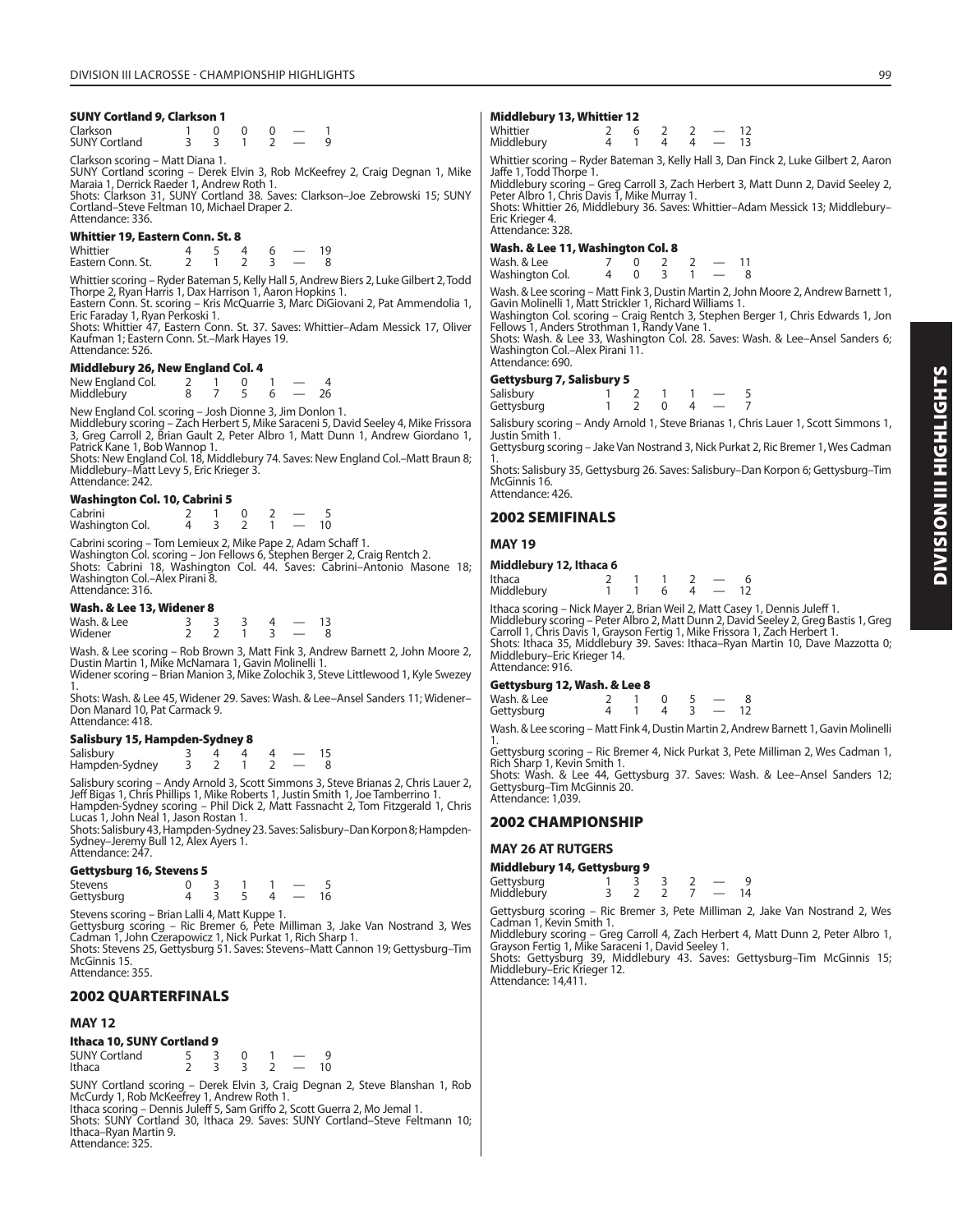#### SUNY Cortland 9, Clarkson 1

| | | | | | | |
|---|---|---|---|---|---|---|
| Clarkson | 1 | 0 | 0 | 0 | — | 1 |
| SUNY Cortland | 3 | 3 | 1 | 2 | — | 9 |

Clarkson scoring – Matt Diana 1.
SUNY Cortland scoring – Derek Elvin 3, Rob McKeefrey 2, Craig Degnan 1, Mike Maraia 1, Derrick Raeder 1, Andrew Roth 1.
Shots: Clarkson 31, SUNY Cortland 38. Saves: Clarkson–Joe Zebrowski 15; SUNY Cortland–Steve Feltman 10, Michael Draper 2.
Attendance: 336.

#### Whittier 19, Eastern Conn. St. 8

| | | | | | | |
|---|---|---|---|---|---|---|
| Whittier | 4 | 5 | 4 | 6 | — | 19 |
| Eastern Conn. St. | 2 | 1 | 2 | 3 | — | 8 |

Whittier scoring – Ryder Bateman 5, Kelly Hall 5, Andrew Biers 2, Luke Gilbert 2, Todd Thorpe 2, Ryan Harris 1, Dax Harrison 1, Aaron Hopkins 1.
Eastern Conn. St. scoring – Kris McQuarrie 3, Marc DiGiovani 2, Pat Ammendolia 1, Eric Faraday 1, Ryan Perkoski 1.
Shots: Whittier 47, Eastern Conn. St. 37. Saves: Whittier–Adam Messick 17, Oliver Kaufman 1; Eastern Conn. St.–Mark Hayes 19.
Attendance: 526.

#### Middlebury 26, New England Col. 4

| | | | | | | |
|---|---|---|---|---|---|---|
| New England Col. | 2 | 1 | 0 | 1 | — | 4 |
| Middlebury | 8 | 7 | 5 | 6 | — | 26 |

New England Col. scoring – Josh Dionne 3, Jim Donlon 1.
Middlebury scoring – Zach Herbert 5, Mike Saraceni 5, David Seeley 4, Mike Frissora 3, Greg Carroll 2, Brian Gault 2, Peter Albro 1, Matt Dunn 1, Andrew Giordano 1, Patrick Kane 1, Bob Wannop 1.
Shots: New England Col. 18, Middlebury 74. Saves: New England Col.–Matt Braun 8; Middlebury–Matt Levy 5, Eric Krieger 3.
Attendance: 242.

#### Washington Col. 10, Cabrini 5

| | | | | | | |
|---|---|---|---|---|---|---|
| Cabrini | 2 | 1 | 0 | 2 | — | 5 |
| Washington Col. | 4 | 3 | 2 | 1 | — | 10 |

Cabrini scoring – Tom Lemieux 2, Mike Pape 2, Adam Schaff 1.
Washington Col. scoring – Jon Fellows 6, Stephen Berger 2, Craig Rentch 2.
Shots: Cabrini 18, Washington Col. 44. Saves: Cabrini–Antonio Masone 18; Washington Col.–Alex Pirani 8.
Attendance: 316.

#### Wash. & Lee 13, Widener 8

| | | | | | | |
|---|---|---|---|---|---|---|
| Wash. & Lee | 3 | 3 | 3 | 4 | — | 13 |
| Widener | 2 | 2 | 1 | 3 | — | 8 |

Wash. & Lee scoring – Rob Brown 3, Matt Fink 3, Andrew Barnett 2, John Moore 2, Dustin Martin 1, Mike McNamara 1, Gavin Molinelli 1.
Widener scoring – Brian Manion 3, Mike Zolochik 3, Steve Littlewood 1, Kyle Swezey 1.
Shots: Wash. & Lee 45, Widener 29. Saves: Wash. & Lee–Ansel Sanders 11; Widener–Don Manard 10, Pat Carmack 9.
Attendance: 418.

#### Salisbury 15, Hampden-Sydney 8

| | | | | | | |
|---|---|---|---|---|---|---|
| Salisbury | 3 | 4 | 4 | 4 | — | 15 |
| Hampden-Sydney | 3 | 2 | 1 | 2 | — | 8 |

Salisbury scoring – Andy Arnold 3, Scott Simmons 3, Steve Brianas 2, Chris Lauer 2, Jeff Bigas 1, Chris Phillips 1, Mike Roberts 1, Justin Smith 1, Joe Tamberrino 1.
Hampden-Sydney scoring – Phil Dick 2, Matt Fassnacht 2, Tom Fitzgerald 1, Chris Lucas 1, John Neal 1, Jason Rostan 1.
Shots: Salisbury 43, Hampden-Sydney 23. Saves: Salisbury–Dan Korpon 8; Hampden-Sydney–Jeremy Bull 12, Alex Ayers 1.
Attendance: 247.

#### Gettysburg 16, Stevens 5

| | | | | | | |
|---|---|---|---|---|---|---|
| Stevens | 0 | 3 | 1 | 1 | — | 5 |
| Gettysburg | 4 | 3 | 5 | 4 | — | 16 |

Stevens scoring – Brian Lalli 4, Matt Kuppe 1.
Gettysburg scoring – Ric Bremer 6, Pete Milliman 3, Jake Van Nostrand 3, Wes Cadman 1, John Czerapowicz 1, Nick Purkat 1, Rich Sharp 1.
Shots: Stevens 25, Gettysburg 51. Saves: Stevens–Matt Cannon 19; Gettysburg–Tim McGinnis 15.
Attendance: 355.

## 2002 QUARTERFINALS

### MAY 12

#### Ithaca 10, SUNY Cortland 9

| | | | | | | |
|---|---|---|---|---|---|---|
| SUNY Cortland | 5 | 3 | 0 | 1 | — | 9 |
| Ithaca | 2 | 3 | 3 | 2 | — | 10 |

SUNY Cortland scoring – Derek Elvin 3, Craig Degnan 2, Steve Blanshan 1, Rob McCurdy 1, Rob McKeefrey 1, Andrew Roth 1.
Ithaca scoring – Dennis Juleff 5, Sam Griffo 2, Scott Guerra 2, Mo Jemal 1.
Shots: SUNY Cortland 30, Ithaca 29. Saves: SUNY Cortland–Steve Feltmann 10; Ithaca–Ryan Martin 9.
Attendance: 325.

#### Middlebury 13, Whittier 12

| | | | | | | |
|---|---|---|---|---|---|---|
| Whittier | 2 | 6 | 2 | 2 | — | 12 |
| Middlebury | 4 | 1 | 4 | 4 | — | 13 |

Whittier scoring – Ryder Bateman 3, Kelly Hall 3, Dan Finck 2, Luke Gilbert 2, Aaron Jaffe 1, Todd Thorpe 1.
Middlebury scoring – Greg Carroll 3, Zach Herbert 3, Matt Dunn 2, David Seeley 2, Peter Albro 1, Chris Davis 1, Mike Murray 1.
Shots: Whittier 26, Middlebury 36. Saves: Whittier–Adam Messick 13; Middlebury–Eric Krieger 4.
Attendance: 328.

#### Wash. & Lee 11, Washington Col. 8

| | | | | | | |
|---|---|---|---|---|---|---|
| Wash. & Lee | 7 | 0 | 2 | 2 | — | 11 |
| Washington Col. | 4 | 0 | 3 | 1 | — | 8 |

Wash. & Lee scoring – Matt Fink 3, Dustin Martin 2, John Moore 2, Andrew Barnett 1, Gavin Molinelli 1, Matt Strickler 1, Richard Williams 1.
Washington Col. scoring – Craig Rentch 3, Stephen Berger 1, Chris Edwards 1, Jon Fellows 1, Anders Strothman 1, Randy Vane 1.
Shots: Wash. & Lee 33, Washington Col. 28. Saves: Wash. & Lee–Ansel Sanders 6; Washington Col.–Alex Pirani 11.
Attendance: 690.

#### Gettysburg 7, Salisbury 5

| | | | | | | |
|---|---|---|---|---|---|---|
| Salisbury | 1 | 2 | 1 | 1 | — | 5 |
| Gettysburg | 1 | 2 | 0 | 4 | — | 7 |

Salisbury scoring – Andy Arnold 1, Steve Brianas 1, Chris Lauer 1, Scott Simmons 1, Justin Smith 1.
Gettysburg scoring – Jake Van Nostrand 3, Nick Purkat 2, Ric Bremer 1, Wes Cadman 1.
Shots: Salisbury 35, Gettysburg 26. Saves: Salisbury–Dan Korpon 6; Gettysburg–Tim McGinnis 16.
Attendance: 426.

## 2002 SEMIFINALS

### MAY 19

#### Middlebury 12, Ithaca 6

| | | | | | | |
|---|---|---|---|---|---|---|
| Ithaca | 2 | 1 | 1 | 2 | — | 6 |
| Middlebury | 1 | 1 | 6 | 4 | — | 12 |

Ithaca scoring – Nick Mayer 2, Brian Weil 2, Matt Casey 1, Dennis Juleff 1.
Middlebury scoring – Peter Albro 2, Matt Dunn 2, David Seeley 2, Greg Bastis 1, Greg Carroll 1, Chris Davis 1, Grayson Fertig 1, Mike Frissora 1, Zach Herbert 1.
Shots: Ithaca 35, Middlebury 39. Saves: Ithaca–Ryan Martin 10, Dave Mazzotta 0; Middlebury–Eric Krieger 14.
Attendance: 916.

#### Gettysburg 12, Wash. & Lee 8

| | | | | | | |
|---|---|---|---|---|---|---|
| Wash. & Lee | 2 | 1 | 0 | 5 | — | 8 |
| Gettysburg | 4 | 1 | 4 | 3 | — | 12 |

Wash. & Lee scoring – Matt Fink 4, Dustin Martin 2, Andrew Barnett 1, Gavin Molinelli 1.
Gettysburg scoring – Ric Bremer 4, Nick Purkat 3, Pete Milliman 2, Wes Cadman 1, Rich Sharp 1, Kevin Smith 1.
Shots: Wash. & Lee 44, Gettysburg 37. Saves: Wash. & Lee–Ansel Sanders 12; Gettysburg–Tim McGinnis 20.
Attendance: 1,039.

## 2002 CHAMPIONSHIP

### MAY 26 AT RUTGERS

#### Middlebury 14, Gettysburg 9

| | | | | | | |
|---|---|---|---|---|---|---|
| Gettysburg | 1 | 3 | 3 | 2 | — | 9 |
| Middlebury | 3 | 2 | 2 | 7 | — | 14 |

Gettysburg scoring – Ric Bremer 3, Pete Milliman 2, Jake Van Nostrand 2, Wes Cadman 1, Kevin Smith 1.
Middlebury scoring – Greg Carroll 4, Zach Herbert 4, Matt Dunn 2, Peter Albro 1, Grayson Fertig 1, Mike Saraceni 1, David Seeley 1.
Shots: Gettysburg 39, Middlebury 43. Saves: Gettysburg–Tim McGinnis 15; Middlebury–Eric Krieger 12.
Attendance: 14,411.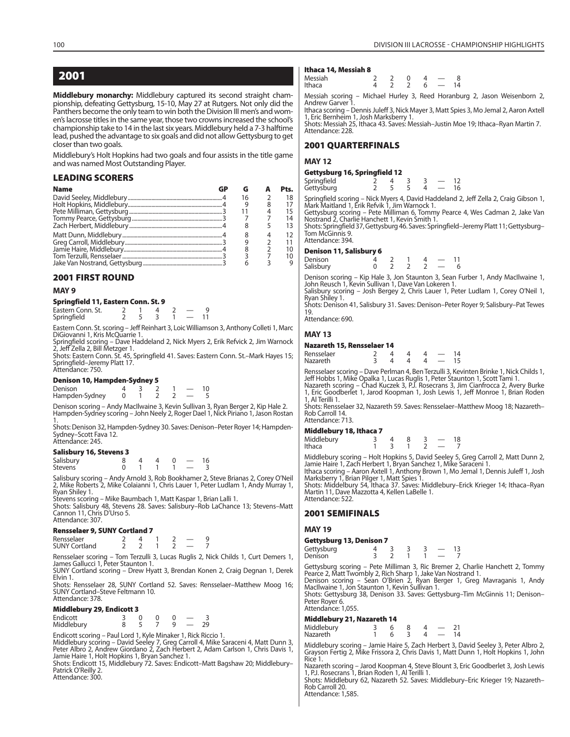# 2001

**Middlebury monarchy:** Middlebury captured its second straight championship, defeating Gettysburg, 15-10, May 27 at Rutgers. Not only did the Panthers become the only team to win both the Division III men's and women's lacrosse titles in the same year, those two crowns increased the school's championship take to 14 in the last six years. Middlebury held a 7-3 halftime lead, pushed the advantage to six goals and did not allow Gettysburg to get closer than two goals.

Middlebury's Holt Hopkins had two goals and four assists in the title game and was named Most Outstanding Player.

## LEADING SCORERS

| Name | GP | G | A | Pts. |
|---|---|---|---|---|
| David Seeley, Middlebury | 4 | 16 | 2 | 18 |
| Holt Hopkins, Middlebury | 4 | 9 | 8 | 17 |
| Pete Milliman, Gettysburg | 3 | 11 | 4 | 15 |
| Tommy Pearce, Gettysburg | 3 | 7 | 7 | 14 |
| Zach Herbert, Middlebury | 4 | 8 | 5 | 13 |
| Matt Dunn, Middlebury | 4 | 8 | 4 | 12 |
| Greg Carroll, Middlebury | 3 | 9 | 2 | 11 |
| Jamie Haire, Middlebury | 4 | 8 | 2 | 10 |
| Tom Terzulli, Rensselaer | 3 | 3 | 7 | 10 |
| Jake Van Nostrand, Gettysburg | 3 | 6 | 3 | 9 |

## 2001 FIRST ROUND

### MAY 9

#### Springfield 11, Eastern Conn. St. 9

| | | | | | | |
|---|---|---|---|---|---|---|
| Eastern Conn. St. | 2 | 1 | 4 | 2 | — | 9 |
| Springfield | 2 | 5 | 3 | 1 | — | 11 |

Eastern Conn. St. scoring – Jeff Reinhart 3, Loic Williamson 3, Anthony Colleti 1, Marc DiGiovanni 1, Kris McQuarrie 1.
Springfield scoring – Dave Haddeland 2, Nick Myers 2, Erik Refvick 2, Jim Warnock 2, Jeff Zella 2, Bill Metzger 1.
Shots: Eastern Conn. St. 45, Springfield 41. Saves: Eastern Conn. St.–Mark Hayes 15; Springfield–Jeremy Platt 17.
Attendance: 750.

#### Denison 10, Hampden-Sydney 5

| | | | | | | |
|---|---|---|---|---|---|---|
| Denison | 4 | 3 | 2 | 1 | — | 10 |
| Hampden-Sydney | 0 | 1 | 2 | 2 | — | 5 |

Denison scoring – Andy MacIlwaine 3, Kevin Sullivan 3, Ryan Berger 2, Kip Hale 2.
Hampden-Sydney scoring – John Neely 2, Roger Dael 1, Nick Piriano 1, Jason Rostan 1.
Shots: Denison 32, Hampden-Sydney 30. Saves: Denison–Peter Royer 14; Hampden-Sydney–Scott Fava 12.
Attendance: 245.

#### Salisbury 16, Stevens 3

| | | | | | | |
|---|---|---|---|---|---|---|
| Salisbury | 8 | 4 | 4 | 0 | — | 16 |
| Stevens | 0 | 1 | 1 | 1 | — | 3 |

Salisbury scoring – Andy Arnold 3, Rob Bookhamer 2, Steve Brianas 2, Corey O'Neil 2, Mike Roberts 2, Mike Colaianni 1, Chris Lauer 1, Peter Ludlam 1, Andy Murray 1, Ryan Shiley 1.
Stevens scoring – Mike Baumbach 1, Matt Kaspar 1, Brian Lalli 1.
Shots: Salisbury 48, Stevens 28. Saves: Salisbury–Rob LaChance 13; Stevens–Matt Cannon 11, Chris D'Urso 5.
Attendance: 307.

#### Rensselaer 9, SUNY Cortland 7

| | | | | | | |
|---|---|---|---|---|---|---|
| Rensselaer | 2 | 4 | 1 | 2 | — | 9 |
| SUNY Cortland | 2 | 2 | 1 | 2 | — | 7 |

Rensselaer scoring – Tom Terzulli 3, Lucas Ruglis 2, Nick Childs 1, Curt Demers 1, James Gallucci 1, Peter Staunton 1.
SUNY Cortland scoring – Drew Hyatt 3, Brendan Konen 2, Craig Degnan 1, Derek Elvin 1.
Shots: Rensselaer 28, SUNY Cortland 52. Saves: Rensselaer–Matthew Moog 16; SUNY Cortland–Steve Feltmann 10.
Attendance: 378.

#### Middlebury 29, Endicott 3

| | | | | | | |
|---|---|---|---|---|---|---|
| Endicott | 3 | 0 | 0 | 0 | — | 3 |
| Middlebury | 8 | 5 | 7 | 9 | — | 29 |

Endicott scoring – Paul Lord 1, Kyle Minaker 1, Rick Riccio 1.
Middlebury scoring – David Seeley 5, Greg Carroll 4, Mike Saraceni 4, Matt Dunn 3, Peter Albro 2, Andrew Giordano 2, Zach Herbert 2, Adam Carlson 1, Chris Davis 1, Jamie Haire 1, Holt Hopkins 1, Bryan Sanchez 1.
Shots: Endicott 15, Middlebury 72. Saves: Endicott–Matt Bagshaw 20; Middlebury–Patrick O'Reilly 2.
Attendance: 300.

#### Ithaca 14, Messiah 8

| | | | | | | |
|---|---|---|---|---|---|---|
| Messiah | 2 | 2 | 0 | 4 | — | 8 |
| Ithaca | 4 | 2 | 2 | 6 | — | 14 |

Messiah scoring – Michael Hurley 3, Reed Horanburg 2, Jason Weisenborn 2, Andrew Garver 1.
Ithaca scoring – Dennis Juleff 3, Nick Mayer 3, Matt Spies 3, Mo Jemal 2, Aaron Axtell 1, Eric Bernheim 1, Josh Marksberry 1.
Shots: Messiah 25, Ithaca 43. Saves: Messiah–Justin Moe 19; Ithaca–Ryan Martin 7.
Attendance: 228.

## 2001 QUARTERFINALS

### MAY 12

#### Gettysburg 16, Springfield 12

| | | | | | | |
|---|---|---|---|---|---|---|
| Springfield | 2 | 4 | 3 | 3 | — | 12 |
| Gettysburg | 2 | 5 | 5 | 4 | — | 16 |

Springfield scoring – Nick Myers 4, David Haddeland 2, Jeff Zella 2, Craig Gibson 1, Mark Maitland 1, Erik Refvik 1, Jim Warnock 1.
Gettysburg scoring – Pete Milliman 6, Tommy Pearce 4, Wes Cadman 2, Jake Van Nostrand 2, Charlie Hanchett 1, Kevin Smith 1.
Shots: Springfield 37, Gettysburg 46. Saves: Springfield–Jeremy Platt 11; Gettysburg–Tom McGinnis 9.
Attendance: 394.

#### Denison 11, Salisbury 6

| | | | | | | |
|---|---|---|---|---|---|---|
| Denison | 4 | 2 | 1 | 4 | — | 11 |
| Salisbury | 0 | 2 | 2 | 2 | — | 6 |

Denison scoring – Kip Hale 3, Jon Staunton 3, Sean Furber 1, Andy MacIlwaine 1, John Reusch 1, Kevin Sullivan 1, Dave Van Lokeren 1.
Salisbury scoring – Josh Bergey 2, Chris Lauer 1, Peter Ludlam 1, Corey O'Neil 1, Ryan Shiley 1.
Shots: Denison 41, Salisbury 31. Saves: Denison–Peter Royer 9; Salisbury–Pat Tewes 19.
Attendance: 690.

### MAY 13

#### Nazareth 15, Rensselaer 14

| | | | | | | |
|---|---|---|---|---|---|---|
| Rensselaer | 2 | 4 | 4 | 4 | — | 14 |
| Nazareth | 3 | 4 | 4 | 4 | — | 15 |

Rensselaer scoring – Dave Perlman 4, Ben Terzulli 3, Kevinten Brinke 1, Nick Childs 1, Jeff Hobbs 1, Mike Opalka 1, Lucas Ruglis 1, Peter Staunton 1, Scott Tami 1.
Nazareth scoring – Chad Kuczek 3, P.J. Rosecrans 3, Jim Cianfrocca 2, Avery Burke 1, Eric Goodberlet 1, Jarod Koopman 1, Josh Lewis 1, Jeff Monroe 1, Brian Roden 1, Al Terilli 1.
Shots: Rensselaer 32, Nazareth 59. Saves: Rensselaer–Matthew Moog 18; Nazareth–Rob Carroll 14.
Attendance: 713.

#### Middlebury 18, Ithaca 7

| | | | | | | |
|---|---|---|---|---|---|---|
| Middlebury | 3 | 4 | 8 | 3 | — | 18 |
| Ithaca | 1 | 3 | 1 | 2 | — | 7 |

Middlebury scoring – Holt Hopkins 5, David Seeley 5, Greg Carroll 2, Matt Dunn 2, Jamie Haire 1, Zach Herbert 1, Bryan Sanchez 1, Mike Saraceni 1.
Ithaca scoring – Aaron Axtell 1, Anthony Brown 1, Mo Jemal 1, Dennis Juleff 1, Josh Marksberry 1, Brian Pilger 1, Matt Spies 1.
Shots: Middlebury 54, Ithaca 37. Saves: Middlebury–Erick Krieger 14; Ithaca–Ryan Martin 11, Dave Mazzotta 4, Kellen LaBelle 1.
Attendance: 522.

## 2001 SEMIFINALS

### MAY 19

#### Gettysburg 13, Denison 7

| | | | | | | |
|---|---|---|---|---|---|---|
| Gettysburg | 4 | 3 | 3 | 3 | — | 13 |
| Denison | 3 | 2 | 1 | 1 | — | 7 |

Gettysburg scoring – Pete Milliman 3, Ric Bremer 2, Charlie Hanchett 2, Tommy Pearce 2, Matt Twombly 2, Rich Sharp 1, Jake Van Nostrand 1.
Denison scoring – Sean O'Brien 2, Ryan Berger 1, Greg Mavraganis 1, Andy MacIlwaine 1, Jon Staunton 1, Kevin Sullivan 1.
Shots: Gettysburg 38, Denison 33. Saves: Gettysburg–Tim McGinnis 11; Denison–Peter Royer 6.
Attendance: 1,055.

#### Middlebury 21, Nazareth 14

| | | | | | | |
|---|---|---|---|---|---|---|
| Middlebury | 3 | 6 | 8 | 4 | — | 21 |
| Nazareth | 1 | 6 | 3 | 4 | — | 14 |

Middlebury scoring – Jamie Haire 5, Zach Herbert 3, David Seeley 3, Peter Albro 2, Grayson Fertig 2, Mike Frissora 2, Chris Davis 1, Matt Dunn 1, Holt Hopkins 1, John Rice 1.
Nazareth scoring – Jarod Koopman 4, Steve Blount 3, Eric Goodberlet 3, Josh Lewis 1, P.J. Rosecrans 1, Brian Roden 1, Al Terilli 1.
Shots: Middlebury 62, Nazareth 52. Saves: Middlebury–Eric Krieger 19; Nazareth–Rob Carroll 20.
Attendance: 1,585.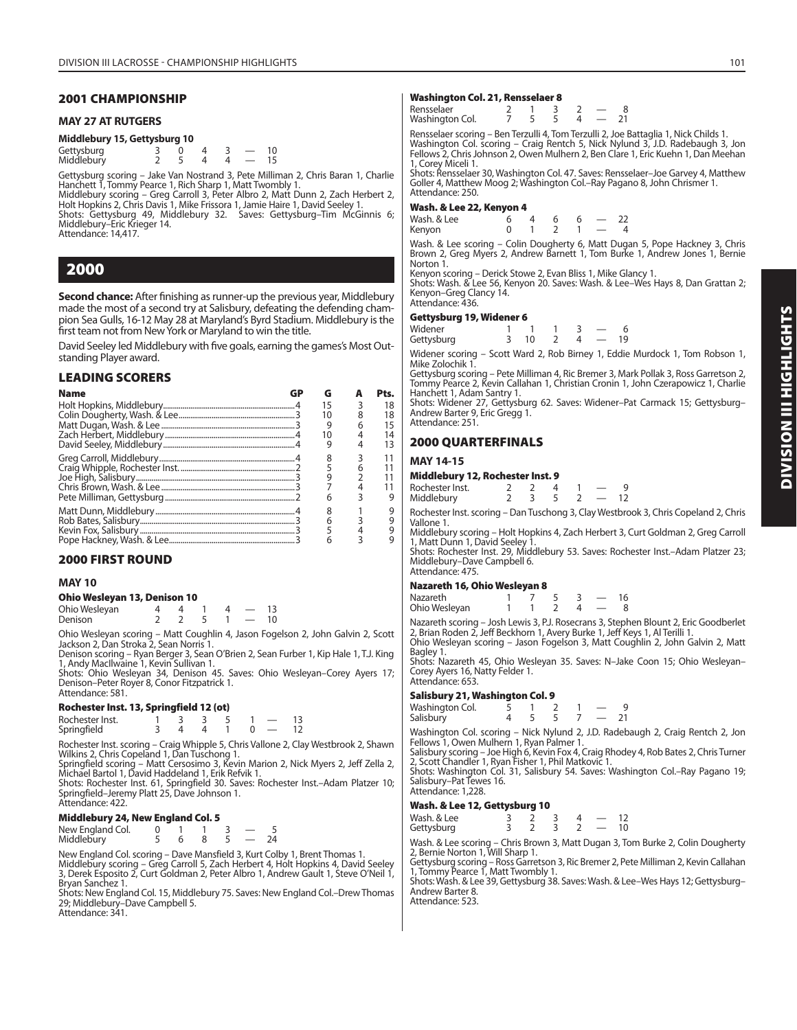## 2001 CHAMPIONSHIP

### MAY 27 AT RUTGERS

#### Middlebury 15, Gettysburg 10

| | | | | | | |
|---|---|---|---|---|---|---|
| Gettysburg | 3 | 0 | 4 | 3 | — | 10 |
| Middlebury | 2 | 5 | 4 | 4 | — | 15 |

Gettysburg scoring – Jake Van Nostrand 3, Pete Milliman 2, Chris Baran 1, Charlie Hanchett 1, Tommy Pearce 1, Rich Sharp 1, Matt Twombly 1.
Middlebury scoring – Greg Carroll 3, Peter Albro 2, Matt Dunn 2, Zach Herbert 2, Holt Hopkins 2, Chris Davis 1, Mike Frissora 1, Jamie Haire 1, David Seeley 1.
Shots: Gettysburg 49, Middlebury 32. Saves: Gettysburg–Tim McGinnis 6; Middlebury–Eric Krieger 14.
Attendance: 14,417.

## 2000

**Second chance:** After finishing as runner-up the previous year, Middlebury made the most of a second try at Salisbury, defeating the defending champion Sea Gulls, 16-12 May 28 at Maryland's Byrd Stadium. Middlebury is the first team not from New York or Maryland to win the title.

David Seeley led Middlebury with five goals, earning the games's Most Outstanding Player award.

### LEADING SCORERS

| Name | GP | G | A | Pts. |
|---|---|---|---|---|
| Holt Hopkins, Middlebury | 4 | 15 | 3 | 18 |
| Colin Dougherty, Wash. & Lee | 3 | 10 | 8 | 18 |
| Matt Dugan, Wash. & Lee | 3 | 9 | 6 | 15 |
| Zach Herbert, Middlebury | 4 | 10 | 4 | 14 |
| David Seeley, Middlebury | 4 | 9 | 4 | 13 |
| Greg Carroll, Middlebury | 4 | 8 | 3 | 11 |
| Craig Whipple, Rochester Inst. | 2 | 5 | 6 | 11 |
| Joe High, Salisbury | 3 | 9 | 2 | 11 |
| Chris Brown, Wash. & Lee | 3 | 7 | 4 | 11 |
| Pete Milliman, Gettysburg | 2 | 6 | 3 | 9 |
| Matt Dunn, Middlebury | 4 | 8 | 1 | 9 |
| Rob Bates, Salisbury | 3 | 6 | 3 | 9 |
| Kevin Fox, Salisbury | 3 | 5 | 4 | 9 |
| Pope Hackney, Wash. & Lee | 3 | 6 | 3 | 9 |

### 2000 FIRST ROUND

#### MAY 10

#### Ohio Wesleyan 13, Denison 10

| | | | | | | |
|---|---|---|---|---|---|---|
| Ohio Wesleyan | 4 | 4 | 1 | 4 | — | 13 |
| Denison | 2 | 2 | 5 | 1 | — | 10 |

Ohio Wesleyan scoring – Matt Coughlin 4, Jason Fogelson 2, John Galvin 2, Scott Jackson 2, Dan Stroka 2, Sean Norris 1.
Denison scoring – Ryan Berger 3, Sean O'Brien 2, Sean Furber 1, Kip Hale 1, T.J. King 1, Andy MacIlwaine 1, Kevin Sullivan 1.
Shots: Ohio Wesleyan 34, Denison 45. Saves: Ohio Wesleyan–Corey Ayers 17; Denison–Peter Royer 8, Conor Fitzpatrick 1.
Attendance: 581.

#### Rochester Inst. 13, Springfield 12 (ot)

| | | | | | | | |
|---|---|---|---|---|---|---|---|
| Rochester Inst. | 1 | 3 | 3 | 5 | 1 | — | 13 |
| Springfield | 3 | 4 | 4 | 1 | 0 | — | 12 |

Rochester Inst. scoring – Craig Whipple 5, Chris Vallone 2, Clay Westbrook 2, Shawn Wilkins 2, Chris Copeland 1, Dan Tuschong 1.
Springfield scoring – Matt Cersosimo 3, Kevin Marion 2, Nick Myers 2, Jeff Zella 2, Michael Bartol 1, David Haddeland 1, Erik Refvik 1.
Shots: Rochester Inst. 61, Springfield 30. Saves: Rochester Inst.–Adam Platzer 10; Springfield–Jeremy Platt 25, Dave Johnson 1.
Attendance: 422.

#### Middlebury 24, New England Col. 5

| | | | | | | |
|---|---|---|---|---|---|---|
| New England Col. | 0 | 1 | 1 | 3 | — | 5 |
| Middlebury | 5 | 6 | 8 | 5 | — | 24 |

New England Col. scoring – Dave Mansfield 3, Kurt Colby 1, Brent Thomas 1.
Middlebury scoring – Greg Carroll 5, Zach Herbert 4, Holt Hopkins 4, David Seeley 3, Derek Esposito 2, Curt Goldman 2, Peter Albro 1, Andrew Gault 1, Steve O'Neil 1, Bryan Sanchez 1.
Shots: New England Col. 15, Middlebury 75. Saves: New England Col.–Drew Thomas 29; Middlebury–Dave Campbell 5.
Attendance: 341.

#### Washington Col. 21, Rensselaer 8

| | | | | | | |
|---|---|---|---|---|---|---|
| Rensselaer | 2 | 1 | 3 | 2 | — | 8 |
| Washington Col. | 7 | 5 | 5 | 4 | — | 21 |

Rensselaer scoring – Ben Terzulli 4, Tom Terzulli 2, Joe Battaglia 1, Nick Childs 1.
Washington Col. scoring – Craig Rentch 5, Nick Nylund 3, J.D. Radebaugh 3, Jon Fellows 2, Chris Johnson 2, Owen Mulhern 2, Ben Clare 1, Eric Kuehn 1, Dan Meehan 1, Corey Miceli 1.
Shots: Rensselaer 30, Washington Col. 47. Saves: Rensselaer–Joe Garvey 4, Matthew Goller 4, Matthew Moog 2; Washington Col.–Ray Pagano 8, John Chrismer 1.
Attendance: 250.

#### Wash. & Lee 22, Kenyon 4

| | | | | | | |
|---|---|---|---|---|---|---|
| Wash. & Lee | 6 | 4 | 6 | 6 | — | 22 |
| Kenyon | 0 | 1 | 2 | 1 | — | 4 |

Wash. & Lee scoring – Colin Dougherty 6, Matt Dugan 5, Pope Hackney 3, Chris Brown 2, Greg Myers 2, Andrew Barnett 1, Tom Burke 1, Andrew Jones 1, Bernie Norton 1.
Kenyon scoring – Derick Stowe 2, Evan Bliss 1, Mike Glancy 1.
Shots: Wash. & Lee 56, Kenyon 20. Saves: Wash. & Lee–Wes Hays 8, Dan Grattan 2; Kenyon–Greg Clancy 14.
Attendance: 436.

#### Gettysburg 19, Widener 6

| | | | | | | |
|---|---|---|---|---|---|---|
| Widener | 1 | 1 | 1 | 3 | — | 6 |
| Gettysburg | 3 | 10 | 2 | 4 | — | 19 |

Widener scoring – Scott Ward 2, Rob Birney 1, Eddie Murdock 1, Tom Robson 1, Mike Zolochik 1.
Gettysburg scoring – Pete Milliman 4, Ric Bremer 3, Mark Pollak 3, Ross Garretson 2, Tommy Pearce 2, Kevin Callahan 1, Christian Cronin 1, John Czerapowicz 1, Charlie Hanchett 1, Adam Santry 1.
Shots: Widener 27, Gettysburg 62. Saves: Widener–Pat Carmack 15; Gettysburg–Andrew Barter 9, Eric Gregg 1.
Attendance: 251.

### 2000 QUARTERFINALS

#### MAY 14-15

#### Middlebury 12, Rochester Inst. 9

| | | | | | | |
|---|---|---|---|---|---|---|
| Rochester Inst. | 2 | 2 | 4 | 1 | — | 9 |
| Middlebury | 2 | 3 | 5 | 2 | — | 12 |

Rochester Inst. scoring – Dan Tuschong 3, Clay Westbrook 3, Chris Copeland 2, Chris Vallone 1.
Middlebury scoring – Holt Hopkins 4, Zach Herbert 3, Curt Goldman 2, Greg Carroll 1, Matt Dunn 1, David Seeley 1.
Shots: Rochester Inst. 29, Middlebury 53. Saves: Rochester Inst.–Adam Platzer 23; Middlebury–Dave Campbell 6.
Attendance: 475.

#### Nazareth 16, Ohio Wesleyan 8

| | | | | | | |
|---|---|---|---|---|---|---|
| Nazareth | 1 | 7 | 5 | 3 | — | 16 |
| Ohio Wesleyan | 1 | 1 | 2 | 4 | — | 8 |

Nazareth scoring – Josh Lewis 3, P.J. Rosecrans 3, Stephen Blount 2, Eric Goodberlet 2, Brian Roden 2, Jeff Beckhorn 1, Avery Burke 1, Jeff Keys 1, Al Terilli 1.
Ohio Wesleyan scoring – Jason Fogelson 3, Matt Coughlin 2, John Galvin 2, Matt Bagley 1.
Shots: Nazareth 45, Ohio Wesleyan 35. Saves: N–Jake Coon 15; Ohio Wesleyan–Corey Ayers 16, Natty Felder 1.
Attendance: 653.

#### Salisbury 21, Washington Col. 9

| | | | | | | |
|---|---|---|---|---|---|---|
| Washington Col. | 5 | 1 | 2 | 1 | — | 9 |
| Salisbury | 4 | 5 | 5 | 7 | — | 21 |

Washington Col. scoring – Nick Nylund 2, J.D. Radebaugh 2, Craig Rentch 2, Jon Fellows 1, Owen Mulhern 1, Ryan Palmer 1.
Salisbury scoring – Joe High 6, Kevin Fox 4, Craig Rhodey 4, Rob Bates 2, Chris Turner 2, Scott Chandler 1, Ryan Fisher 1, Phil Matkovic 1.
Shots: Washington Col. 31, Salisbury 54. Saves: Washington Col.–Ray Pagano 19; Salisbury–Pat Tewes 16.
Attendance: 1,228.

#### Wash. & Lee 12, Gettysburg 10

| | | | | | | |
|---|---|---|---|---|---|---|
| Wash. & Lee | 3 | 2 | 3 | 4 | — | 12 |
| Gettysburg | 3 | 2 | 3 | 2 | — | 10 |

Wash. & Lee scoring – Chris Brown 3, Matt Dugan 3, Tom Burke 2, Colin Dougherty 2, Bernie Norton 1, Will Sharp 1.
Gettysburg scoring – Ross Garretson 3, Ric Bremer 2, Pete Milliman 2, Kevin Callahan 1, Tommy Pearce 1, Matt Twombly 1.
Shots: Wash. & Lee 39, Gettysburg 38. Saves: Wash. & Lee–Wes Hays 12; Gettysburg–Andrew Barter 8.
Attendance: 523.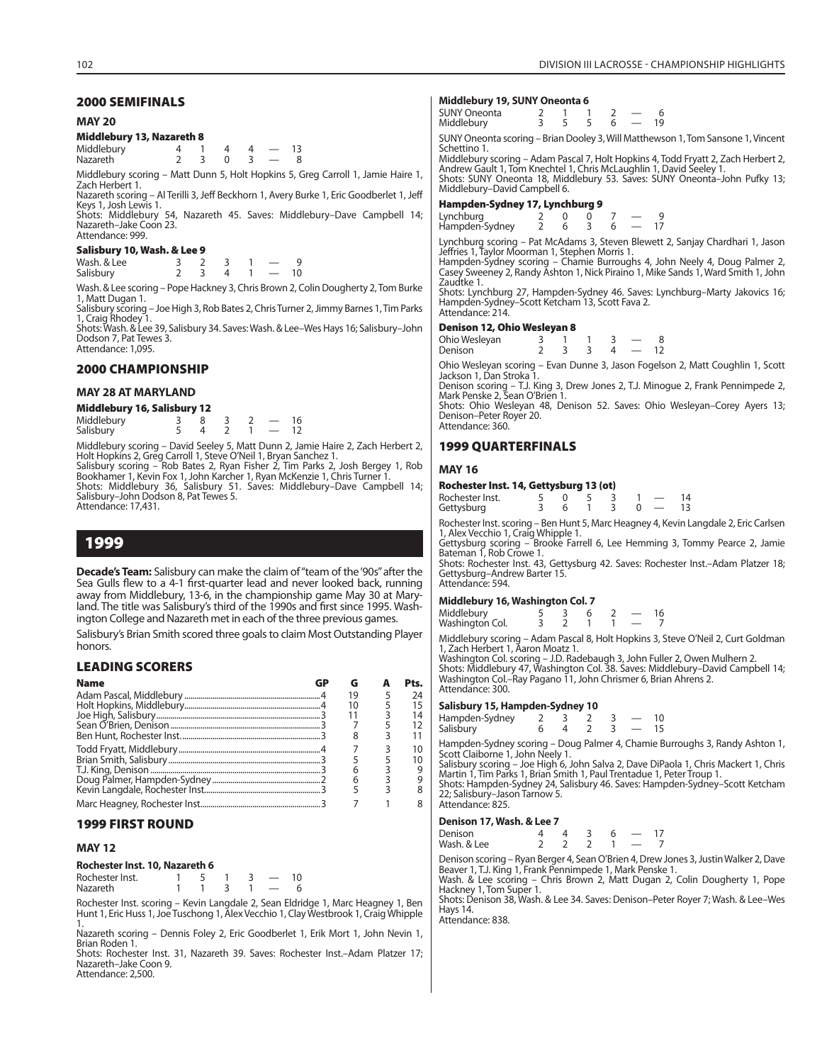## 2000 SEMIFINALS

### MAY 20

**Middlebury 13, Nazareth 8**

| | | | | | | |
|---|---|---|---|---|---|---|
| Middlebury | 4 | 1 | 4 | 4 | — | 13 |
| Nazareth | 2 | 3 | 0 | 3 | — | 8 |

Middlebury scoring – Matt Dunn 5, Holt Hopkins 5, Greg Carroll 1, Jamie Haire 1, Zach Herbert 1.
Nazareth scoring – Al Terilli 3, Jeff Beckhorn 1, Avery Burke 1, Eric Goodberlet 1, Jeff Keys 1, Josh Lewis 1.
Shots: Middlebury 54, Nazareth 45. Saves: Middlebury–Dave Campbell 14; Nazareth–Jake Coon 23.
Attendance: 999.

**Salisbury 10, Wash. & Lee 9**

| | | | | | | |
|---|---|---|---|---|---|---|
| Wash. & Lee | 3 | 2 | 3 | 1 | — | 9 |
| Salisbury | 2 | 3 | 4 | 1 | — | 10 |

Wash. & Lee scoring – Pope Hackney 3, Chris Brown 2, Colin Dougherty 2, Tom Burke 1, Matt Dugan 1.
Salisbury scoring – Joe High 3, Rob Bates 2, Chris Turner 2, Jimmy Barnes 1, Tim Parks 1, Craig Rhodey 1.
Shots: Wash. & Lee 39, Salisbury 34. Saves: Wash. & Lee–Wes Hays 16; Salisbury–John Dodson 7, Pat Tewes 3.
Attendance: 1,095.

## 2000 CHAMPIONSHIP

### MAY 28 AT MARYLAND

**Middlebury 16, Salisbury 12**

| | | | | | | |
|---|---|---|---|---|---|---|
| Middlebury | 3 | 8 | 3 | 2 | — | 16 |
| Salisbury | 5 | 4 | 2 | 1 | — | 12 |

Middlebury scoring – David Seeley 5, Matt Dunn 3, Jamie Haire 2, Zach Herbert 2, Holt Hopkins 2, Greg Carroll 1, Steve O'Neil 1, Bryan Sanchez 1.
Salisbury scoring – Rob Bates 2, Ryan Fisher 2, Tim Parks 2, Josh Bergey 1, Rob Bookhamer 1, Kevin Fox 1, John Karcher 1, Ryan McKenzie 1, Chris Turner 1.
Shots: Middlebury 36, Salisbury 51. Saves: Middlebury–Dave Campbell 14; Salisbury–John Dodson 8, Pat Tewes 5.
Attendance: 17,431.

# 1999

**Decade's Team:** Salisbury can make the claim of "team of the '90s" after the Sea Gulls flew to a 4-1 first-quarter lead and never looked back, running away from Middlebury, 13-6, in the championship game May 30 at Maryland. The title was Salisbury's third of the 1990s and first since 1995. Washington College and Nazareth met in each of the three previous games.

Salisbury's Brian Smith scored three goals to claim Most Outstanding Player honors.

## LEADING SCORERS

| Name | GP | G | A | Pts. |
|---|---|---|---|---|
| Adam Pascal, Middlebury | 4 | 19 | 5 | 24 |
| Holt Hopkins, Middlebury | 4 | 10 | 5 | 15 |
| Joe High, Salisbury | 3 | 11 | 3 | 14 |
| Sean O'Brien, Denison | 3 | 7 | 5 | 12 |
| Ben Hunt, Rochester Inst. | 3 | 8 | 3 | 11 |
| Todd Fryatt, Middlebury | 4 | 7 | 3 | 10 |
| Brian Smith, Salisbury | 3 | 5 | 5 | 10 |
| T.J. King, Denison | 3 | 6 | 3 | 9 |
| Doug Palmer, Hampden-Sydney | 2 | 6 | 3 | 9 |
| Kevin Langdale, Rochester Inst. | 3 | 5 | 3 | 8 |
| Marc Heagney, Rochester Inst. | 3 | 7 | 1 | 8 |

## 1999 FIRST ROUND

### MAY 12

**Rochester Inst. 10, Nazareth 6**

| | | | | | | |
|---|---|---|---|---|---|---|
| Rochester Inst. | 1 | 5 | 1 | 3 | — | 10 |
| Nazareth | 1 | 1 | 3 | 1 | — | 6 |

Rochester Inst. scoring – Kevin Langdale 2, Sean Eldridge 1, Marc Heagney 1, Ben Hunt 1, Eric Huss 1, Joe Tuschong 1, Alex Vecchio 1, Clay Westbrook 1, Craig Whipple 1.
Nazareth scoring – Dennis Foley 2, Eric Goodberlet 1, Erik Mort 1, John Nevin 1, Brian Roden 1.
Shots: Rochester Inst. 31, Nazareth 39. Saves: Rochester Inst.–Adam Platzer 17; Nazareth–Jake Coon 9.
Attendance: 2,500.

**Middlebury 19, SUNY Oneonta 6**

| | | | | | | |
|---|---|---|---|---|---|---|
| SUNY Oneonta | 2 | 1 | 1 | 2 | — | 6 |
| Middlebury | 3 | 5 | 5 | 6 | — | 19 |

SUNY Oneonta scoring – Brian Dooley 3, Will Matthewson 1, Tom Sansone 1, Vincent Schettino 1.
Middlebury scoring – Adam Pascal 7, Holt Hopkins 4, Todd Fryatt 2, Zach Herbert 2, Andrew Gault 1, Tom Knechtel 1, Chris McLaughlin 1, David Seeley 1.
Shots: SUNY Oneonta 18, Middlebury 53. Saves: SUNY Oneonta–John Pufky 13; Middlebury–David Campbell 6.

**Hampden-Sydney 17, Lynchburg 9**

| | | | | | | |
|---|---|---|---|---|---|---|
| Lynchburg | 2 | 0 | 0 | 7 | — | 9 |
| Hampden-Sydney | 2 | 6 | 3 | 6 | — | 17 |

Lynchburg scoring – Pat McAdams 3, Steven Blewett 2, Sanjay Chardhari 1, Jason Jeffries 1, Taylor Moorman 1, Stephen Morris 1.
Hampden-Sydney scoring – Chamie Burroughs 4, John Neely 4, Doug Palmer 2, Casey Sweeney 2, Randy Ashton 1, Nick Piraino 1, Mike Sands 1, Ward Smith 1, John Zaudtke 1.
Shots: Lynchburg 27, Hampden-Sydney 46. Saves: Lynchburg–Marty Jakovics 16; Hampden-Sydney–Scott Ketcham 13, Scott Fava 2.
Attendance: 214.

**Denison 12, Ohio Wesleyan 8**

| | | | | | | |
|---|---|---|---|---|---|---|
| Ohio Wesleyan | 3 | 1 | 1 | 3 | — | 8 |
| Denison | 2 | 3 | 3 | 4 | — | 12 |

Ohio Wesleyan scoring – Evan Dunne 3, Jason Fogelson 2, Matt Coughlin 1, Scott Jackson 1, Dan Stroka 1.
Denison scoring – T.J. King 3, Drew Jones 2, T.J. Minogue 2, Frank Pennimpede 2, Mark Penske 2, Sean O'Brien 1.
Shots: Ohio Wesleyan 48, Denison 52. Saves: Ohio Wesleyan–Corey Ayers 13; Denison–Peter Royer 20.
Attendance: 360.

## 1999 QUARTERFINALS

### MAY 16

**Rochester Inst. 14, Gettysburg 13 (ot)**

| | | | | | | | |
|---|---|---|---|---|---|---|---|
| Rochester Inst. | 5 | 0 | 5 | 3 | 1 | — | 14 |
| Gettysburg | 3 | 6 | 1 | 3 | 0 | — | 13 |

Rochester Inst. scoring – Ben Hunt 5, Marc Heagney 4, Kevin Langdale 2, Eric Carlsen 1, Alex Vecchio 1, Craig Whipple 1.
Gettysburg scoring – Brooke Farrell 6, Lee Hemming 3, Tommy Pearce 2, Jamie Bateman 1, Rob Crowe 1.
Shots: Rochester Inst. 43, Gettysburg 42. Saves: Rochester Inst.–Adam Platzer 18; Gettysburg–Andrew Barter 15.
Attendance: 594.

**Middlebury 16, Washington Col. 7**

| | | | | | | |
|---|---|---|---|---|---|---|
| Middlebury | 5 | 3 | 6 | 2 | — | 16 |
| Washington Col. | 3 | 2 | 1 | 1 | — | 7 |

Middlebury scoring – Adam Pascal 8, Holt Hopkins 3, Steve O'Neil 2, Curt Goldman 1, Zach Herbert 1, Aaron Moatz 1.
Washington Col. scoring – J.D. Radebaugh 3, John Fuller 2, Owen Mulhern 2.
Shots: Middlebury 47, Washington Col. 38. Saves: Middlebury–David Campbell 14; Washington Col.–Ray Pagano 11, John Chrismer 6, Brian Ahrens 2.
Attendance: 300.

**Salisbury 15, Hampden-Sydney 10**

| | | | | | | |
|---|---|---|---|---|---|---|
| Hampden-Sydney | 2 | 3 | 2 | 3 | — | 10 |
| Salisbury | 6 | 4 | 2 | 3 | — | 15 |

Hampden-Sydney scoring – Doug Palmer 4, Chamie Burroughs 3, Randy Ashton 1, Scott Claiborne 1, John Neely 1.
Salisbury scoring – Joe High 6, John Salva 2, Dave DiPaola 1, Chris Mackert 1, Chris Martin 1, Tim Parks 1, Brian Smith 1, Paul Trentadue 1, Peter Troup 1.
Shots: Hampden-Sydney 24, Salisbury 46. Saves: Hampden-Sydney–Scott Ketcham 22; Salisbury–Jason Tarnow 5.
Attendance: 825.

**Denison 17, Wash. & Lee 7**

| | | | | | | |
|---|---|---|---|---|---|---|
| Denison | 4 | 4 | 3 | 6 | — | 17 |
| Wash. & Lee | 2 | 2 | 2 | 1 | — | 7 |

Denison scoring – Ryan Berger 4, Sean O'Brien 4, Drew Jones 3, Justin Walker 2, Dave Beaver 1, T.J. King 1, Frank Pennimpede 1, Mark Penske 1.
Wash. & Lee scoring – Chris Brown 2, Matt Dugan 2, Colin Dougherty 1, Pope Hackney 1, Tom Super 1.
Shots: Denison 38, Wash. & Lee 34. Saves: Denison–Peter Royer 7; Wash. & Lee–Wes Hays 14.
Attendance: 838.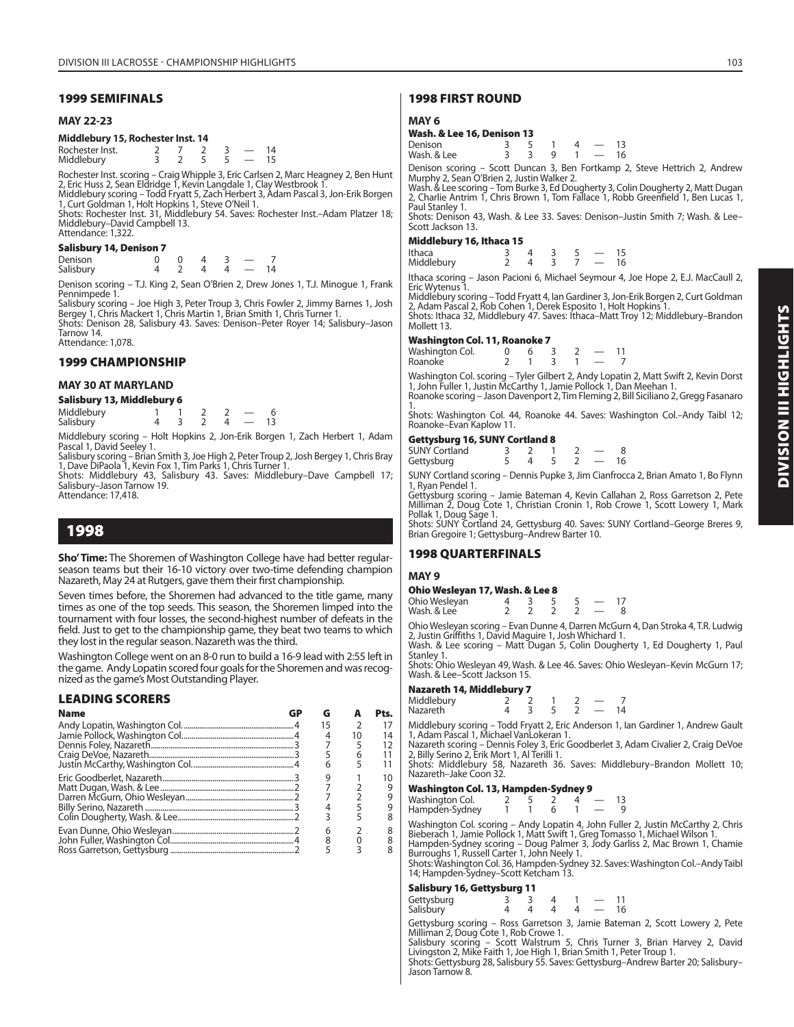## 1999 SEMIFINALS

### MAY 22-23

**Middlebury 15, Rochester Inst. 14**

| | | | | | | |
|---|---|---|---|---|---|---|
| Rochester Inst. | 2 | 7 | 2 | 3 | — | 14 |
| Middlebury | 3 | 2 | 5 | 5 | — | 15 |

Rochester Inst. scoring – Craig Whipple 3, Eric Carlsen 2, Marc Heagney 2, Ben Hunt 2, Eric Huss 2, Sean Eldridge 1, Kevin Langdale 1, Clay Westbrook 1.
Middlebury scoring – Todd Fryatt 5, Zach Herbert 3, Adam Pascal 3, Jon-Erik Borgen 1, Curt Goldman 1, Holt Hopkins 1, Steve O'Neil 1.
Shots: Rochester Inst. 31, Middlebury 54. Saves: Rochester Inst.–Adam Platzer 18; Middlebury–David Campbell 13.
Attendance: 1,322.

**Salisbury 14, Denison 7**

| | | | | | | |
|---|---|---|---|---|---|---|
| Denison | 0 | 0 | 4 | 3 | — | 7 |
| Salisbury | 4 | 2 | 4 | 4 | — | 14 |

Denison scoring – T.J. King 2, Sean O'Brien 2, Drew Jones 1, T.J. Minogue 1, Frank Pennimpede 1.
Salisbury scoring – Joe High 3, Peter Troup 3, Chris Fowler 2, Jimmy Barnes 1, Josh Bergey 1, Chris Mackert 1, Chris Martin 1, Brian Smith 1, Chris Turner 1.
Shots: Denison 28, Salisbury 43. Saves: Denison–Peter Royer 14; Salisbury–Jason Tarnow 14.
Attendance: 1,078.

## 1999 CHAMPIONSHIP

### MAY 30 AT MARYLAND

**Salisbury 13, Middlebury 6**

| | | | | | | |
|---|---|---|---|---|---|---|
| Middlebury | 1 | 1 | 2 | 2 | — | 6 |
| Salisbury | 4 | 3 | 2 | 4 | — | 13 |

Middlebury scoring – Holt Hopkins 2, Jon-Erik Borgen 1, Zach Herbert 1, Adam Pascal 1, David Seeley 1.
Salisbury scoring – Brian Smith 3, Joe High 2, Peter Troup 2, Josh Bergey 1, Chris Bray 1, Dave DiPaola 1, Kevin Fox 1, Tim Parks 1, Chris Turner 1.
Shots: Middlebury 43, Salisbury 43. Saves: Middlebury–Dave Campbell 17; Salisbury–Jason Tarnow 19.
Attendance: 17,418.

# 1998

**Sho' Time:** The Shoremen of Washington College have had better regular-season teams but their 16-10 victory over two-time defending champion Nazareth, May 24 at Rutgers, gave them their first championship.

Seven times before, the Shoremen had advanced to the title game, many times as one of the top seeds. This season, the Shoremen limped into the tournament with four losses, the second-highest number of defeats in the field. Just to get to the championship game, they beat two teams to which they lost in the regular season. Nazareth was the third.

Washington College went on an 8-0 run to build a 16-9 lead with 2:55 left in the game. Andy Lopatin scored four goals for the Shoremen and was recognized as the game's Most Outstanding Player.

## LEADING SCORERS

| Name | GP | G | A | Pts. |
|---|---|---|---|---|
| Andy Lopatin, Washington Col. | 4 | 15 | 2 | 17 |
| Jamie Pollock, Washington Col. | 4 | 4 | 10 | 14 |
| Dennis Foley, Nazareth | 3 | 7 | 5 | 12 |
| Craig DeVoe, Nazareth | 3 | 5 | 6 | 11 |
| Justin McCarthy, Washington Col. | 4 | 6 | 5 | 11 |
| Eric Goodberlet, Nazareth | 3 | 9 | 1 | 10 |
| Matt Dugan, Wash. & Lee | 2 | 7 | 2 | 9 |
| Darren McGurn, Ohio Wesleyan | 2 | 7 | 2 | 9 |
| Billy Serino, Nazareth | 3 | 4 | 5 | 9 |
| Colin Dougherty, Wash. & Lee | 2 | 3 | 5 | 8 |
| Evan Dunne, Ohio Wesleyan | 2 | 6 | 2 | 8 |
| John Fuller, Washington Col. | 4 | 8 | 0 | 8 |
| Ross Garretson, Gettysburg | 2 | 5 | 3 | 8 |

## 1998 FIRST ROUND

### MAY 6

**Wash. & Lee 16, Denison 13**

| | | | | | | |
|---|---|---|---|---|---|---|
| Denison | 3 | 5 | 1 | 4 | — | 13 |
| Wash. & Lee | 3 | 3 | 9 | 1 | — | 16 |

Denison scoring – Scott Duncan 3, Ben Fortkamp 2, Steve Hettrich 2, Andrew Murphy 2, Sean O'Brien 2, Justin Walker 2.
Wash. & Lee scoring – Tom Burke 3, Ed Dougherty 3, Colin Dougherty 2, Matt Dugan 2, Charlie Antrim 1, Chris Brown 1, Tom Fallace 1, Robb Greenfield 1, Ben Lucas 1, Paul Stanley 1.
Shots: Denison 43, Wash. & Lee 33. Saves: Denison–Justin Smith 7; Wash. & Lee–Scott Jackson 13.

**Middlebury 16, Ithaca 15**

| | | | | | | |
|---|---|---|---|---|---|---|
| Ithaca | 3 | 4 | 3 | 5 | — | 15 |
| Middlebury | 2 | 4 | 3 | 7 | — | 16 |

Ithaca scoring – Jason Pacioni 6, Michael Seymour 4, Joe Hope 2, E.J. MacCaull 2, Eric Wytenus 1.
Middlebury scoring – Todd Fryatt 4, Ian Gardiner 3, Jon-Erik Borgen 2, Curt Goldman 2, Adam Pascal 2, Rob Cohen 1, Derek Esposito 1, Holt Hopkins 1.
Shots: Ithaca 32, Middlebury 47. Saves: Ithaca–Matt Troy 12; Middlebury–Brandon Mollett 13.

**Washington Col. 11, Roanoke 7**

| | | | | | | |
|---|---|---|---|---|---|---|
| Washington Col. | 0 | 6 | 3 | 2 | — | 11 |
| Roanoke | 2 | 1 | 3 | 1 | — | 7 |

Washington Col. scoring – Tyler Gilbert 2, Andy Lopatin 2, Matt Swift 2, Kevin Dorst 1, John Fuller 1, Justin McCarthy 1, Jamie Pollock 1, Dan Meehan 1.
Roanoke scoring – Jason Davenport 2, Tim Fleming 2, Bill Siciliano 2, Gregg Fasanaro 1.
Shots: Washington Col. 44, Roanoke 44. Saves: Washington Col.–Andy Taibl 12; Roanoke–Evan Kaplow 11.

**Gettysburg 16, SUNY Cortland 8**

| | | | | | | |
|---|---|---|---|---|---|---|
| SUNY Cortland | 3 | 2 | 1 | 2 | — | 8 |
| Gettysburg | 5 | 4 | 5 | 2 | — | 16 |

SUNY Cortland scoring – Dennis Pupke 3, Jim Cianfrocca 2, Brian Amato 1, Bo Flynn 1, Ryan Pendel 1.
Gettysburg scoring – Jamie Bateman 4, Kevin Callahan 2, Ross Garretson 2, Pete Milliman 2, Doug Cote 1, Christian Cronin 1, Rob Crowe 1, Scott Lowery 1, Mark Pollak 1, Doug Sage 1.
Shots: SUNY Cortland 24, Gettysburg 40. Saves: SUNY Cortland–George Breres 9, Brian Gregoire 1; Gettysburg–Andrew Barter 10.

## 1998 QUARTERFINALS

### MAY 9

**Ohio Wesleyan 17, Wash. & Lee 8**

| | | | | | | |
|---|---|---|---|---|---|---|
| Ohio Wesleyan | 4 | 3 | 5 | 5 | — | 17 |
| Wash. & Lee | 2 | 2 | 2 | 2 | — | 8 |

Ohio Wesleyan scoring – Evan Dunne 4, Darren McGurn 4, Dan Stroka 4, T.R. Ludwig 2, Justin Griffiths 1, David Maguire 1, Josh Whichard 1.
Wash. & Lee scoring – Matt Dugan 5, Colin Dougherty 1, Ed Dougherty 1, Paul Stanley 1.
Shots: Ohio Wesleyan 49, Wash. & Lee 46. Saves: Ohio Wesleyan–Kevin McGurn 17; Wash. & Lee–Scott Jackson 15.

**Nazareth 14, Middlebury 7**

| | | | | | | |
|---|---|---|---|---|---|---|
| Middlebury | 2 | 2 | 1 | 2 | — | 7 |
| Nazareth | 4 | 3 | 5 | 2 | — | 14 |

Middlebury scoring – Todd Fryatt 2, Eric Anderson 1, Ian Gardiner 1, Andrew Gault 1, Adam Pascal 1, Michael VanLokeran 1.
Nazareth scoring – Dennis Foley 3, Eric Goodberlet 3, Adam Civalier 2, Craig DeVoe 2, Billy Serino 2, Erik Mort 1, Al Terilli 1.
Shots: Middlebury 58, Nazareth 36. Saves: Middlebury–Brandon Mollett 10; Nazareth–Jake Coon 32.

**Washington Col. 13, Hampden-Sydney 9**

| | | | | | | |
|---|---|---|---|---|---|---|
| Washington Col. | 2 | 5 | 2 | 4 | — | 13 |
| Hampden-Sydney | 1 | 1 | 6 | 1 | — | 9 |

Washington Col. scoring – Andy Lopatin 4, John Fuller 2, Justin McCarthy 2, Chris Bieberach 1, Jamie Pollock 1, Matt Swift 1, Greg Tomasso 1, Michael Wilson 1.
Hampden-Sydney scoring – Doug Palmer 3, Jody Garliss 2, Mac Brown 1, Chamie Burroughs 1, Russell Carter 1, John Neely 1.
Shots: Washington Col. 36, Hampden-Sydney 32. Saves: Washington Col.–Andy Taibl 14; Hampden-Sydney–Scott Ketcham 13.

**Salisbury 16, Gettysburg 11**

| | | | | | | |
|---|---|---|---|---|---|---|
| Gettysburg | 3 | 3 | 4 | 1 | — | 11 |
| Salisbury | 4 | 4 | 4 | 4 | — | 16 |

Gettysburg scoring – Ross Garretson 3, Jamie Bateman 2, Scott Lowery 2, Pete Milliman 2, Doug Cote 1, Rob Crowe 1.
Salisbury scoring – Scott Walstrum 5, Chris Turner 3, Brian Harvey 2, David Livingston 2, Mike Faith 1, Joe High 1, Brian Smith 1, Peter Troup 1.
Shots: Gettysburg 28, Salisbury 55. Saves: Gettysburg–Andrew Barter 20; Salisbury–Jason Tarnow 8.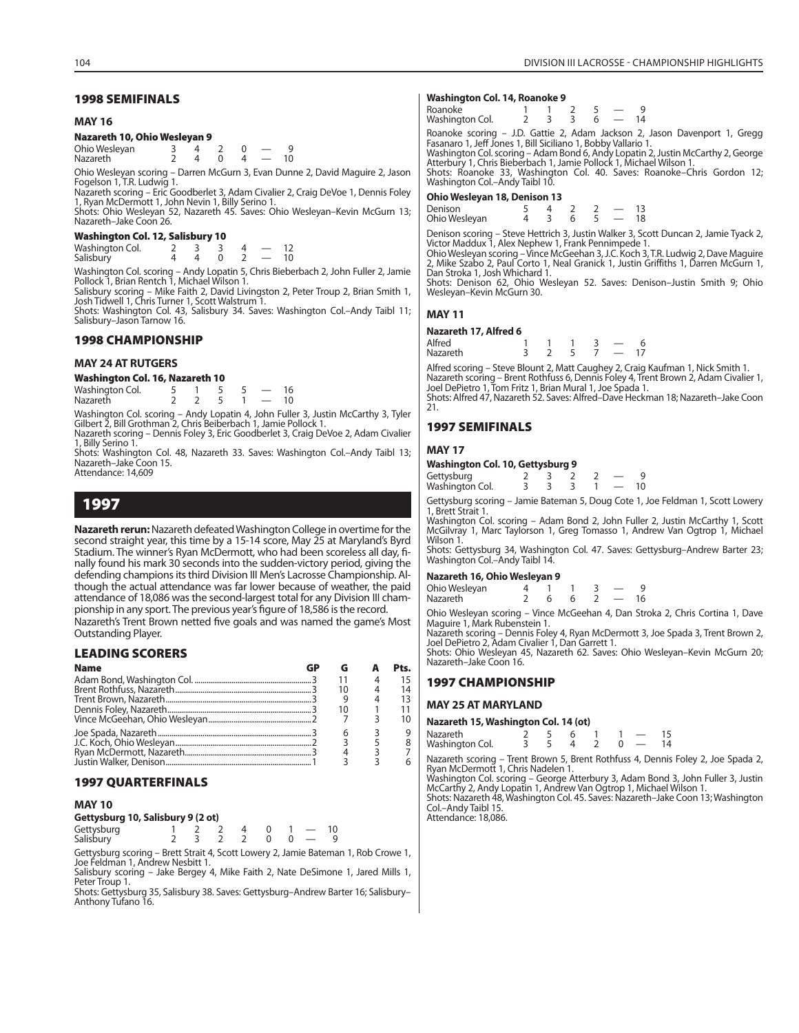## 1998 SEMIFINALS

### MAY 16

**Nazareth 10, Ohio Wesleyan 9**

| | | | | | | |
|---|---|---|---|---|---|---|
| Ohio Wesleyan | 3 | 4 | 2 | 0 | — | 9 |
| Nazareth | 2 | 4 | 0 | 4 | — | 10 |

Ohio Wesleyan scoring – Darren McGurn 3, Evan Dunne 2, David Maguire 2, Jason Fogelson 1, T.R. Ludwig 1.
Nazareth scoring – Eric Goodberlet 3, Adam Civalier 2, Craig DeVoe 1, Dennis Foley 1, Ryan McDermott 1, John Nevin 1, Billy Serino 1.
Shots: Ohio Wesleyan 52, Nazareth 45. Saves: Ohio Wesleyan–Kevin McGurn 13; Nazareth–Jake Coon 26.

**Washington Col. 12, Salisbury 10**

| | | | | | | |
|---|---|---|---|---|---|---|
| Washington Col. | 2 | 3 | 3 | 4 | — | 12 |
| Salisbury | 4 | 4 | 0 | 2 | — | 10 |

Washington Col. scoring – Andy Lopatin 5, Chris Bieberbach 2, John Fuller 2, Jamie Pollock 1, Brian Rentch 1, Michael Wilson 1.
Salisbury scoring – Mike Faith 2, David Livingston 2, Peter Troup 2, Brian Smith 1, Josh Tidwell 1, Chris Turner 1, Scott Walstrum 1.
Shots: Washington Col. 43, Salisbury 34. Saves: Washington Col.–Andy Taibl 11; Salisbury–Jason Tarnow 16.

## 1998 CHAMPIONSHIP

### MAY 24 AT RUTGERS

**Washington Col. 16, Nazareth 10**

| | | | | | | |
|---|---|---|---|---|---|---|
| Washington Col. | 5 | 1 | 5 | 5 | — | 16 |
| Nazareth | 2 | 2 | 5 | 1 | — | 10 |

Washington Col. scoring – Andy Lopatin 4, John Fuller 3, Justin McCarthy 3, Tyler Gilbert 2, Bill Grothman 2, Chris Beiberbach 1, Jamie Pollock 1.
Nazareth scoring – Dennis Foley 3, Eric Goodberlet 3, Craig DeVoe 2, Adam Civalier 1, Billy Serino 1.
Shots: Washington Col. 48, Nazareth 33. Saves: Washington Col.–Andy Taibl 13; Nazareth–Jake Coon 15.
Attendance: 14,609

# 1997

**Nazareth rerun:** Nazareth defeated Washington College in overtime for the second straight year, this time by a 15-14 score, May 25 at Maryland's Byrd Stadium. The winner's Ryan McDermott, who had been scoreless all day, finally found his mark 30 seconds into the sudden-victory period, giving the defending champions its third Division III Men's Lacrosse Championship. Although the actual attendance was far lower because of weather, the paid attendance of 18,086 was the second-largest total for any Division III championship in any sport. The previous year's figure of 18,586 is the record.
Nazareth's Trent Brown netted five goals and was named the game's Most Outstanding Player.

## LEADING SCORERS

| Name | GP | G | A | Pts. |
|---|---|---|---|---|
| Adam Bond, Washington Col. | 3 | 11 | 4 | 15 |
| Brent Rothfuss, Nazareth | 3 | 10 | 4 | 14 |
| Trent Brown, Nazareth | 3 | 9 | 4 | 13 |
| Dennis Foley, Nazareth | 3 | 10 | 1 | 11 |
| Vince McGeehan, Ohio Wesleyan | 2 | 7 | 3 | 10 |
| Joe Spada, Nazareth | 3 | 6 | 3 | 9 |
| J.C. Koch, Ohio Wesleyan | 2 | 3 | 5 | 8 |
| Ryan McDermott, Nazareth | 3 | 4 | 3 | 7 |
| Justin Walker, Denison | 1 | 3 | 3 | 6 |

## 1997 QUARTERFINALS

### MAY 10

**Gettysburg 10, Salisbury 9 (2 ot)**

| | | | | | | | | |
|---|---|---|---|---|---|---|---|---|
| Gettysburg | 1 | 2 | 2 | 4 | 0 | 1 | — | 10 |
| Salisbury | 2 | 3 | 2 | 2 | 0 | 0 | — | 9 |

Gettysburg scoring – Brett Strait 4, Scott Lowery 2, Jamie Bateman 1, Rob Crowe 1, Joe Feldman 1, Andrew Nesbitt 1.
Salisbury scoring – Jake Bergey 4, Mike Faith 2, Nate DeSimone 1, Jared Mills 1, Peter Troup 1.
Shots: Gettysburg 35, Salisbury 38. Saves: Gettysburg–Andrew Barter 16; Salisbury–Anthony Tufano 16.

**Washington Col. 14, Roanoke 9**

| | | | | | | |
|---|---|---|---|---|---|---|
| Roanoke | 1 | 1 | 2 | 5 | — | 9 |
| Washington Col. | 2 | 3 | 3 | 6 | — | 14 |

Roanoke scoring – J.D. Gattie 2, Adam Jackson 2, Jason Davenport 1, Gregg Fasanaro 1, Jeff Jones 1, Bill Siciliano 1, Bobby Vallario 1.
Washington Col. scoring – Adam Bond 6, Andy Lopatin 2, Justin McCarthy 2, George Atterbury 1, Chris Bieberbach 1, Jamie Pollock 1, Michael Wilson 1.
Shots: Roanoke 33, Washington Col. 40. Saves: Roanoke–Chris Gordon 12; Washington Col.–Andy Taibl 10.

**Ohio Wesleyan 18, Denison 13**

| | | | | | | |
|---|---|---|---|---|---|---|
| Denison | 5 | 4 | 2 | 2 | — | 13 |
| Ohio Wesleyan | 4 | 3 | 6 | 5 | — | 18 |

Denison scoring – Steve Hettrich 3, Justin Walker 3, Scott Duncan 2, Jamie Tyack 2, Victor Maddux 1, Alex Nephew 1, Frank Pennimpede 1.
Ohio Wesleyan scoring – Vince McGeehan 3, J.C. Koch 3, T.R. Ludwig 2, Dave Maguire 2, Mike Szabo 2, Paul Corto 1, Neal Granick 1, Justin Griffiths 1, Darren McGurn 1, Dan Stroka 1, Josh Whichard 1.
Shots: Denison 62, Ohio Wesleyan 52. Saves: Denison–Justin Smith 9; Ohio Wesleyan–Kevin McGurn 30.

### MAY 11

**Nazareth 17, Alfred 6**

| | | | | | | |
|---|---|---|---|---|---|---|
| Alfred | 1 | 1 | 1 | 3 | — | 6 |
| Nazareth | 3 | 2 | 5 | 7 | — | 17 |

Alfred scoring – Steve Blount 2, Matt Caughey 2, Craig Kaufman 1, Nick Smith 1.
Nazareth scoring – Brent Rothfuss 6, Dennis Foley 4, Trent Brown 2, Adam Civalier 1, Joel DePietro 1, Tom Fritz 1, Brian Mural 1, Joe Spada 1.
Shots: Alfred 47, Nazareth 52. Saves: Alfred–Dave Heckman 18; Nazareth–Jake Coon 21.

## 1997 SEMIFINALS

### MAY 17

**Washington Col. 10, Gettysburg 9**

| | | | | | | |
|---|---|---|---|---|---|---|
| Gettysburg | 2 | 3 | 2 | 2 | — | 9 |
| Washington Col. | 3 | 3 | 3 | 1 | — | 10 |

Gettysburg scoring – Jamie Bateman 5, Doug Cote 1, Joe Feldman 1, Scott Lowery 1, Brett Strait 1.
Washington Col. scoring – Adam Bond 2, John Fuller 2, Justin McCarthy 1, Scott McGilvray 1, Marc Taylorson 1, Greg Tomasso 1, Andrew Van Ogtrop 1, Michael Wilson 1.
Shots: Gettysburg 34, Washington Col. 47. Saves: Gettysburg–Andrew Barter 23; Washington Col.–Andy Taibl 14.

**Nazareth 16, Ohio Wesleyan 9**

| | | | | | | |
|---|---|---|---|---|---|---|
| Ohio Wesleyan | 4 | 1 | 1 | 3 | — | 9 |
| Nazareth | 2 | 6 | 6 | 2 | — | 16 |

Ohio Wesleyan scoring – Vince McGeehan 4, Dan Stroka 2, Chris Cortina 1, Dave Maguire 1, Mark Rubenstein 1.
Nazareth scoring – Dennis Foley 4, Ryan McDermott 3, Joe Spada 3, Trent Brown 2, Joel DePietro 2, Adam Civalier 1, Dan Garrett 1.
Shots: Ohio Wesleyan 45, Nazareth 62. Saves: Ohio Wesleyan–Kevin McGurn 20; Nazareth–Jake Coon 16.

## 1997 CHAMPIONSHIP

### MAY 25 AT MARYLAND

**Nazareth 15, Washington Col. 14 (ot)**

| | | | | | | | |
|---|---|---|---|---|---|---|---|
| Nazareth | 2 | 5 | 6 | 1 | 1 | — | 15 |
| Washington Col. | 3 | 5 | 4 | 2 | 0 | — | 14 |

Nazareth scoring – Trent Brown 5, Brent Rothfuss 4, Dennis Foley 2, Joe Spada 2, Ryan McDermott 1, Chris Nadelen 1.
Washington Col. scoring – George Atterbury 3, Adam Bond 3, John Fuller 3, Justin McCarthy 2, Andy Lopatin 1, Andrew Van Ogtrop 1, Michael Wilson 1.
Shots: Nazareth 48, Washington Col. 45. Saves: Nazareth–Jake Coon 13; Washington Col.–Andy Taibl 15.
Attendance: 18,086.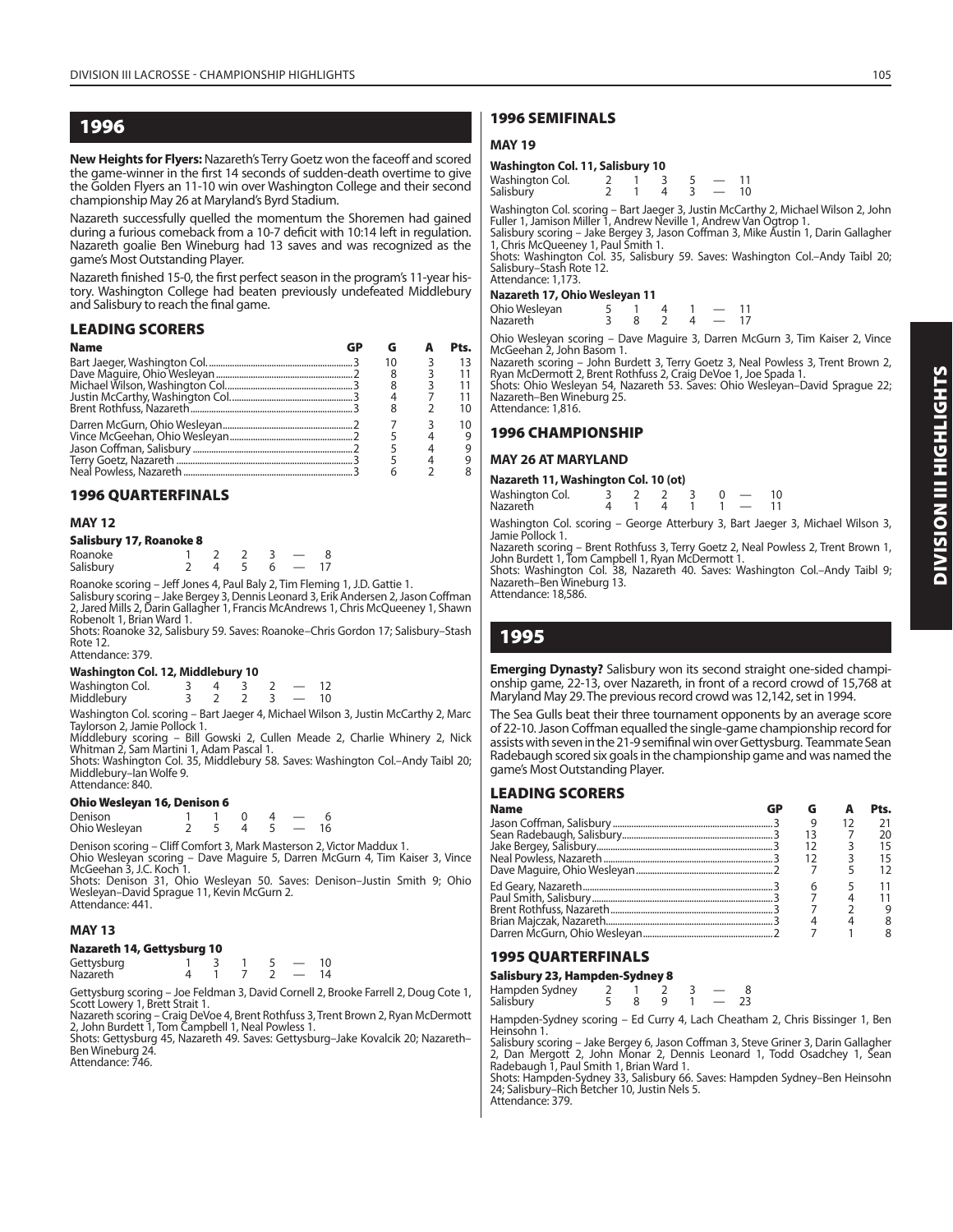## 1996

**New Heights for Flyers:** Nazareth's Terry Goetz won the faceoff and scored the game-winner in the first 14 seconds of sudden-death overtime to give the Golden Flyers an 11-10 win over Washington College and their second championship May 26 at Maryland's Byrd Stadium.

Nazareth successfully quelled the momentum the Shoremen had gained during a furious comeback from a 10-7 deficit with 10:14 left in regulation. Nazareth goalie Ben Wineburg had 13 saves and was recognized as the game's Most Outstanding Player.

Nazareth finished 15-0, the first perfect season in the program's 11-year history. Washington College had beaten previously undefeated Middlebury and Salisbury to reach the final game.

### LEADING SCORERS

| Name | GP | G | A | Pts. |
|---|---|---|---|---|
| Bart Jaeger, Washington Col. | 3 | 10 | 3 | 13 |
| Dave Maguire, Ohio Wesleyan | 2 | 8 | 3 | 11 |
| Michael Wilson, Washington Col. | 3 | 8 | 3 | 11 |
| Justin McCarthy, Washington Col. | 3 | 4 | 7 | 11 |
| Brent Rothfuss, Nazareth | 3 | 8 | 2 | 10 |
| Darren McGurn, Ohio Wesleyan | 2 | 7 | 3 | 10 |
| Vince McGeehan, Ohio Wesleyan | 2 | 5 | 4 | 9 |
| Jason Coffman, Salisbury | 2 | 5 | 4 | 9 |
| Terry Goetz, Nazareth | 3 | 5 | 4 | 9 |
| Neal Powless, Nazareth | 3 | 6 | 2 | 8 |

### 1996 QUARTERFINALS

#### MAY 12

**Salisbury 17, Roanoke 8**

| | | | | | | |
|---|---|---|---|---|---|---|
| Roanoke | 1 | 2 | 2 | 3 | — | 8 |
| Salisbury | 2 | 4 | 5 | 6 | — | 17 |

Roanoke scoring – Jeff Jones 4, Paul Baly 2, Tim Fleming 1, J.D. Gattie 1.
Salisbury scoring – Jake Bergey 3, Dennis Leonard 3, Erik Andersen 2, Jason Coffman 2, Jared Mills 2, Darin Gallagher 1, Francis McAndrews 1, Chris McQueeney 1, Shawn Robenolt 1, Brian Ward 1.
Shots: Roanoke 32, Salisbury 59. Saves: Roanoke–Chris Gordon 17; Salisbury–Stash Rote 12.
Attendance: 379.

**Washington Col. 12, Middlebury 10**

| | | | | | | |
|---|---|---|---|---|---|---|
| Washington Col. | 3 | 4 | 3 | 2 | — | 12 |
| Middlebury | 3 | 2 | 2 | 3 | — | 10 |

Washington Col. scoring – Bart Jaeger 4, Michael Wilson 3, Justin McCarthy 2, Marc Taylorson 2, Jamie Pollock 1.
Middlebury scoring – Bill Gowski 2, Cullen Meade 2, Charlie Whinery 2, Nick Whitman 2, Sam Martini 1, Adam Pascal 1.
Shots: Washington Col. 35, Middlebury 58. Saves: Washington Col.–Andy Taibl 20; Middlebury–Ian Wolfe 9.
Attendance: 840.

**Ohio Wesleyan 16, Denison 6**

| | | | | | | |
|---|---|---|---|---|---|---|
| Denison | 1 | 1 | 0 | 4 | — | 6 |
| Ohio Wesleyan | 2 | 5 | 4 | 5 | — | 16 |

Denison scoring – Cliff Comfort 3, Mark Masterson 2, Victor Maddux 1.
Ohio Wesleyan scoring – Dave Maguire 5, Darren McGurn 4, Tim Kaiser 3, Vince McGeehan 3, J.C. Koch 1.
Shots: Denison 31, Ohio Wesleyan 50. Saves: Denison–Justin Smith 9; Ohio Wesleyan–David Sprague 11, Kevin McGurn 2.
Attendance: 441.

#### MAY 13

**Nazareth 14, Gettysburg 10**

| | | | | | | |
|---|---|---|---|---|---|---|
| Gettysburg | 1 | 3 | 1 | 5 | — | 10 |
| Nazareth | 4 | 1 | 7 | 2 | — | 14 |

Gettysburg scoring – Joe Feldman 3, David Cornell 2, Brooke Farrell 2, Doug Cote 1, Scott Lowery 1, Brett Strait 1.
Nazareth scoring – Craig DeVoe 4, Brent Rothfuss 3, Trent Brown 2, Ryan McDermott 2, John Burdett 1, Tom Campbell 1, Neal Powless 1.
Shots: Gettysburg 45, Nazareth 49. Saves: Gettysburg–Jake Kovalcik 20; Nazareth–Ben Wineburg 24.
Attendance: 746.

### 1996 SEMIFINALS

#### MAY 19

**Washington Col. 11, Salisbury 10**

| | | | | | | |
|---|---|---|---|---|---|---|
| Washington Col. | 2 | 1 | 3 | 5 | — | 11 |
| Salisbury | 2 | 1 | 4 | 3 | — | 10 |

Washington Col. scoring – Bart Jaeger 3, Justin McCarthy 2, Michael Wilson 2, John Fuller 1, Jamison Miller 1, Andrew Neville 1, Andrew Van Ogtrop 1.
Salisbury scoring – Jake Bergey 3, Jason Coffman 3, Mike Austin 1, Darin Gallagher 1, Chris McQueeney 1, Paul Smith 1.
Shots: Washington Col. 35, Salisbury 59. Saves: Washington Col.–Andy Taibl 20; Salisbury–Stash Rote 12.
Attendance: 1,173.

**Nazareth 17, Ohio Wesleyan 11**

| | | | | | | |
|---|---|---|---|---|---|---|
| Ohio Wesleyan | 5 | 1 | 4 | 1 | — | 11 |
| Nazareth | 3 | 8 | 2 | 4 | — | 17 |

Ohio Wesleyan scoring – Dave Maguire 3, Darren McGurn 3, Tim Kaiser 2, Vince McGeehan 2, John Basom 1.
Nazareth scoring – John Burdett 3, Terry Goetz 3, Neal Powless 3, Trent Brown 2, Ryan McDermott 2, Brent Rothfuss 2, Craig DeVoe 1, Joe Spada 1.
Shots: Ohio Wesleyan 54, Nazareth 53. Saves: Ohio Wesleyan–David Sprague 22; Nazareth–Ben Wineburg 25.
Attendance: 1,816.

### 1996 CHAMPIONSHIP

#### MAY 26 AT MARYLAND

**Nazareth 11, Washington Col. 10 (ot)**

| | | | | | | | |
|---|---|---|---|---|---|---|---|
| Washington Col. | 3 | 2 | 2 | 3 | 0 | — | 10 |
| Nazareth | 4 | 1 | 4 | 1 | 1 | — | 11 |

Washington Col. scoring – George Atterbury 3, Bart Jaeger 3, Michael Wilson 3, Jamie Pollock 1.
Nazareth scoring – Brent Rothfuss 3, Terry Goetz 2, Neal Powless 2, Trent Brown 1, John Burdett 1, Tom Campbell 1, Ryan McDermott 1.
Shots: Washington Col. 38, Nazareth 40. Saves: Washington Col.–Andy Taibl 9; Nazareth–Ben Wineburg 13.
Attendance: 18,586.

## 1995

**Emerging Dynasty?** Salisbury won its second straight one-sided championship game, 22-13, over Nazareth, in front of a record crowd of 15,768 at Maryland May 29. The previous record crowd was 12,142, set in 1994.

The Sea Gulls beat their three tournament opponents by an average score of 22-10. Jason Coffman equalled the single-game championship record for assists with seven in the 21-9 semifinal win over Gettysburg. Teammate Sean Radebaugh scored six goals in the championship game and was named the game's Most Outstanding Player.

### LEADING SCORERS

| Name | GP | G | A | Pts. |
|---|---|---|---|---|
| Jason Coffman, Salisbury | 3 | 9 | 12 | 21 |
| Sean Radebaugh, Salisbury | 3 | 13 | 7 | 20 |
| Jake Bergey, Salisbury | 3 | 12 | 3 | 15 |
| Neal Powless, Nazareth | 3 | 12 | 3 | 15 |
| Dave Maguire, Ohio Wesleyan | 2 | 7 | 5 | 12 |
| Ed Geary, Nazareth | 3 | 6 | 5 | 11 |
| Paul Smith, Salisbury | 3 | 7 | 4 | 11 |
| Brent Rothfuss, Nazareth | 3 | 7 | 2 | 9 |
| Brian Majczak, Nazareth | 3 | 4 | 4 | 8 |
| Darren McGurn, Ohio Wesleyan | 2 | 7 | 1 | 8 |

### 1995 QUARTERFINALS

**Salisbury 23, Hampden-Sydney 8**

| | | | | | | |
|---|---|---|---|---|---|---|
| Hampden Sydney | 2 | 1 | 2 | 3 | — | 8 |
| Salisbury | 5 | 8 | 9 | 1 | — | 23 |

Hampden-Sydney scoring – Ed Curry 4, Lach Cheatham 2, Chris Bissinger 1, Ben Heinsohn 1.
Salisbury scoring – Jake Bergey 6, Jason Coffman 3, Steve Griner 3, Darin Gallagher 2, Dan Mergott 2, John Monar 2, Dennis Leonard 1, Todd Osadchey 1, Sean Radebaugh 1, Paul Smith 1, Brian Ward 1.
Shots: Hampden-Sydney 33, Salisbury 66. Saves: Hampden Sydney–Ben Heinsohn 24; Salisbury–Rich Betcher 10, Justin Nels 5.
Attendance: 379.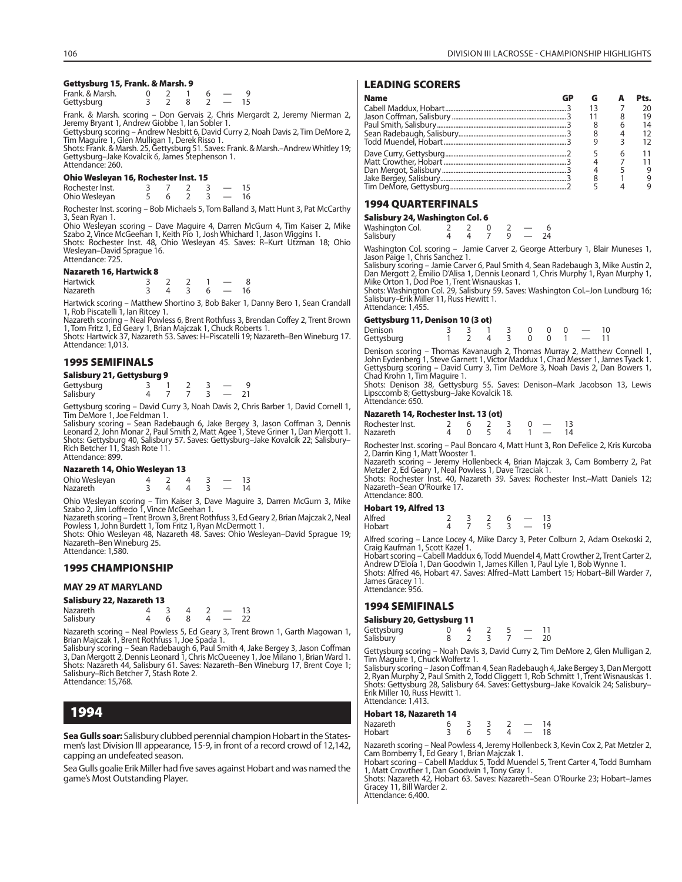#### Gettysburg 15, Frank. & Marsh. 9

| | | | | | | |
|---|---|---|---|---|---|---|
| Frank. & Marsh. | 0 | 2 | 1 | 6 | — | 9 |
| Gettysburg | 3 | 2 | 8 | 2 | — | 15 |

Frank. & Marsh. scoring – Don Gervais 2, Chris Mergardt 2, Jeremy Nierman 2, Jeremy Bryant 1, Andrew Giobbe 1, Ian Sobler 1.
Gettysburg scoring – Andrew Nesbitt 6, David Curry 2, Noah Davis 2, Tim DeMore 2, Tim Maguire 1, Glen Mulligan 1, Derek Risso 1.
Shots: Frank. & Marsh. 25, Gettysburg 51. Saves: Frank. & Marsh.–Andrew Whitley 19; Gettysburg–Jake Kovalcik 6, James Stephenson 1.
Attendance: 260.

#### Ohio Wesleyan 16, Rochester Inst. 15

| | | | | | | |
|---|---|---|---|---|---|---|
| Rochester Inst. | 3 | 7 | 2 | 3 | — | 15 |
| Ohio Wesleyan | 5 | 6 | 2 | 3 | — | 16 |

Rochester Inst. scoring – Bob Michaels 5, Tom Balland 3, Matt Hunt 3, Pat McCarthy 3, Sean Ryan 1.
Ohio Wesleyan scoring – Dave Maguire 4, Darren McGurn 4, Tim Kaiser 2, Mike Szabo 2, Vince McGeehan 1, Keith Pio 1, Josh Whichard 1, Jason Wiggins 1.
Shots: Rochester Inst. 48, Ohio Wesleyan 45. Saves: R–Kurt Utzman 18; Ohio Wesleyan–David Sprague 16.
Attendance: 725.

#### Nazareth 16, Hartwick 8

| | | | | | | |
|---|---|---|---|---|---|---|
| Hartwick | 3 | 2 | 2 | 1 | — | 8 |
| Nazareth | 3 | 4 | 3 | 6 | — | 16 |

Hartwick scoring – Matthew Shortino 3, Bob Baker 1, Danny Bero 1, Sean Crandall 1, Rob Piscatelli 1, Ian Ritcey 1.
Nazareth scoring – Neal Powless 6, Brent Rothfuss 3, Brendan Coffey 2, Trent Brown 1, Tom Fritz 1, Ed Geary 1, Brian Majczak 1, Chuck Roberts 1.
Shots: Hartwick 37, Nazareth 53. Saves: H–Piscatelli 19; Nazareth–Ben Wineburg 17.
Attendance: 1,013.

### 1995 SEMIFINALS

#### Salisbury 21, Gettysburg 9

| | | | | | | |
|---|---|---|---|---|---|---|
| Gettysburg | 3 | 1 | 2 | 3 | — | 9 |
| Salisbury | 4 | 7 | 7 | 3 | — | 21 |

Gettysburg scoring – David Curry 3, Noah Davis 2, Chris Barber 1, David Cornell 1, Tim DeMore 1, Joe Feldman 1.
Salisbury scoring – Sean Radebaugh 6, Jake Bergey 3, Jason Coffman 3, Dennis Leonard 2, John Monar 2, Paul Smith 2, Matt Agee 1, Steve Griner 1, Dan Mergott 1.
Shots: Gettysburg 40, Salisbury 57. Saves: Gettysburg–Jake Kovalcik 22; Salisbury–Rich Betcher 11, Stash Rote 11.
Attendance: 899.

#### Nazareth 14, Ohio Wesleyan 13

| | | | | | | |
|---|---|---|---|---|---|---|
| Ohio Wesleyan | 4 | 2 | 4 | 3 | — | 13 |
| Nazareth | 3 | 4 | 4 | 3 | — | 14 |

Ohio Wesleyan scoring – Tim Kaiser 3, Dave Maguire 3, Darren McGurn 3, Mike Szabo 2, Jim Loffredo 1, Vince McGeehan 1.
Nazareth scoring – Trent Brown 3, Brent Rothfuss 3, Ed Geary 2, Brian Majczak 2, Neal Powless 1, John Burdett 1, Tom Fritz 1, Ryan McDermott 1.
Shots: Ohio Wesleyan 48, Nazareth 48. Saves: Ohio Wesleyan–David Sprague 19; Nazareth–Ben Wineburg 25.
Attendance: 1,580.

### 1995 CHAMPIONSHIP

### MAY 29 AT MARYLAND

#### Salisbury 22, Nazareth 13

| | | | | | | |
|---|---|---|---|---|---|---|
| Nazareth | 4 | 3 | 4 | 2 | — | 13 |
| Salisbury | 4 | 6 | 8 | 4 | — | 22 |

Nazareth scoring – Neal Powless 5, Ed Geary 3, Trent Brown 1, Garth Magowan 1, Brian Majczak 1, Brent Rothfuss 1, Joe Spada 1.
Salisbury scoring – Sean Radebaugh 6, Paul Smith 4, Jake Bergey 4, Jason Coffman 3, Dan Mergott 2, Dennis Leonard 1, Chris McQueeney 1, Joe Milano 1, Brian Ward 1.
Shots: Nazareth 44, Salisbury 61. Saves: Nazareth–Ben Wineburg 17, Brent Coye 1; Salisbury–Rich Betcher 7, Stash Rote 2.
Attendance: 15,768.

## 1994

**Sea Gulls soar:** Salisbury clubbed perennial champion Hobart in the Statesmen's last Division III appearance, 15-9, in front of a record crowd of 12,142, capping an undefeated season.

Sea Gulls goalie Erik Miller had five saves against Hobart and was named the game's Most Outstanding Player.

### LEADING SCORERS

| Name | GP | G | A | Pts. |
|---|---|---|---|---|
| Cabell Maddux, Hobart | 3 | 13 | 7 | 20 |
| Jason Coffman, Salisbury | 3 | 11 | 8 | 19 |
| Paul Smith, Salisbury | 3 | 8 | 6 | 14 |
| Sean Radebaugh, Salisbury | 3 | 8 | 4 | 12 |
| Todd Muendel, Hobart | 3 | 9 | 3 | 12 |
| Dave Curry, Gettysburg | 2 | 5 | 6 | 11 |
| Matt Crowther, Hobart | 3 | 4 | 7 | 11 |
| Dan Mergot, Salisbury | 3 | 4 | 5 | 9 |
| Jake Bergey, Salisbury | 3 | 8 | 1 | 9 |
| Tim DeMore, Gettysburg | 2 | 5 | 4 | 9 |

### 1994 QUARTERFINALS

#### Salisbury 24, Washington Col. 6

| | | | | | | |
|---|---|---|---|---|---|---|
| Washington Col. | 2 | 2 | 0 | 2 | — | 6 |
| Salisbury | 4 | 4 | 7 | 9 | — | 24 |

Washington Col. scoring – Jamie Carver 2, George Atterbury 1, Blair Muneses 1, Jason Paige 1, Chris Sanchez 1.
Salisbury scoring – Jamie Carver 6, Paul Smith 4, Sean Radebaugh 3, Mike Austin 2, Dan Mergott 2, Emilio D'Alisa 1, Dennis Leonard 1, Chris Murphy 1, Ryan Murphy 1, Mike Orton 1, Dod Poe 1, Trent Wisnauskas 1.
Shots: Washington Col. 29, Salisbury 59. Saves: Washington Col.–Jon Lundburg 16; Salisbury–Erik Miller 11, Russ Hewitt 1.
Attendance: 1,455.

#### Gettysburg 11, Denison 10 (3 ot)

| | | | | | | | | | |
|---|---|---|---|---|---|---|---|---|---|
| Denison | 3 | 3 | 1 | 3 | 0 | 0 | 0 | — | 10 |
| Gettysburg | 1 | 2 | 4 | 3 | 0 | 0 | 1 | — | 11 |

Denison scoring – Thomas Kavanaugh 2, Thomas Murray 2, Matthew Connell 1, John Eydenberg 1, Steve Garnett 1, Victor Maddux 1, Chad Messer 1, James Tyack 1.
Gettysburg scoring – David Curry 3, Tim DeMore 3, Noah Davis 2, Dan Bowers 1, Chad Krohn 1, Tim Maguire 1.
Shots: Denison 38, Gettysburg 55. Saves: Denison–Mark Jacobson 13, Lewis Lipsccomb 6; Gettysburg–Jake Kovalcik 18.
Attendance: 650.

#### Nazareth 14, Rochester Inst. 13 (ot)

| | | | | | | | |
|---|---|---|---|---|---|---|---|
| Rochester Inst. | 2 | 6 | 2 | 3 | 0 | — | 13 |
| Nazareth | 4 | 0 | 5 | 4 | 1 | — | 14 |

Rochester Inst. scoring – Paul Boncaro 4, Matt Hunt 3, Ron DeFelice 2, Kris Kurcoba 2, Darrin King 1, Matt Wooster 1.
Nazareth scoring – Jeremy Hollenbeck 4, Brian Majczak 3, Cam Bomberry 2, Pat Metzler 2, Ed Geary 1, Neal Powless 1, Dave Trzeciak 1.
Shots: Rochester Inst. 40, Nazareth 39. Saves: Rochester Inst.–Matt Daniels 12; Nazareth–Sean O'Rourke 17.
Attendance: 800.

#### Hobart 19, Alfred 13

| | | | | | | |
|---|---|---|---|---|---|---|
| Alfred | 2 | 3 | 2 | 6 | — | 13 |
| Hobart | 4 | 7 | 5 | 3 | — | 19 |

Alfred scoring – Lance Locey 4, Mike Darcy 3, Peter Colburn 2, Adam Osekoski 2, Craig Kaufman 1, Scott Kazel 1.
Hobart scoring – Cabell Maddux 6, Todd Muendel 4, Matt Crowther 2, Trent Carter 2, Andrew D'Eloia 1, Dan Goodwin 1, James Killen 1, Paul Lyle 1, Bob Wynne 1.
Shots: Alfred 46, Hobart 47. Saves: Alfred–Matt Lambert 15; Hobart–Bill Warder 7, James Gracey 11.
Attendance: 956.

### 1994 SEMIFINALS

#### Salisbury 20, Gettysburg 11

| | | | | | | |
|---|---|---|---|---|---|---|
| Gettysburg | 0 | 4 | 2 | 5 | — | 11 |
| Salisbury | 8 | 2 | 3 | 7 | — | 20 |

Gettysburg scoring – Noah Davis 3, David Curry 2, Tim DeMore 2, Glen Mulligan 2, Tim Maguire 1, Chuck Wolfertz 1.
Salisbury scoring – Jason Coffman 4, Sean Radebaugh 4, Jake Bergey 3, Dan Mergott 2, Ryan Murphy 2, Paul Smith 2, Todd Cliggett 1, Rob Schmitt 1, Trent Wisnauskas 1.
Shots: Gettysburg 28, Salisbury 64. Saves: Gettysburg–Jake Kovalcik 24; Salisbury–Erik Miller 10, Russ Hewitt 1.
Attendance: 1,413.

#### Hobart 18, Nazareth 14

| | | | | | | |
|---|---|---|---|---|---|---|
| Nazareth | 6 | 3 | 3 | 2 | — | 14 |
| Hobart | 3 | 6 | 5 | 4 | — | 18 |

Nazareth scoring – Neal Powless 4, Jeremy Hollenbeck 3, Kevin Cox 2, Pat Metzler 2, Cam Bomberry 1, Ed Geary 1, Brian Majczak 1.
Hobart scoring – Cabell Maddux 6, Todd Muendel 5, Trent Carter 4, Todd Burnham 1, Matt Crowther 1, Dan Goodwin 1, Tony Gray 1.
Shots: Nazareth 42, Hobart 63. Saves: Nazareth–Sean O'Rourke 23; Hobart–James Gracey 11, Bill Warder 2.
Attendance: 6,400.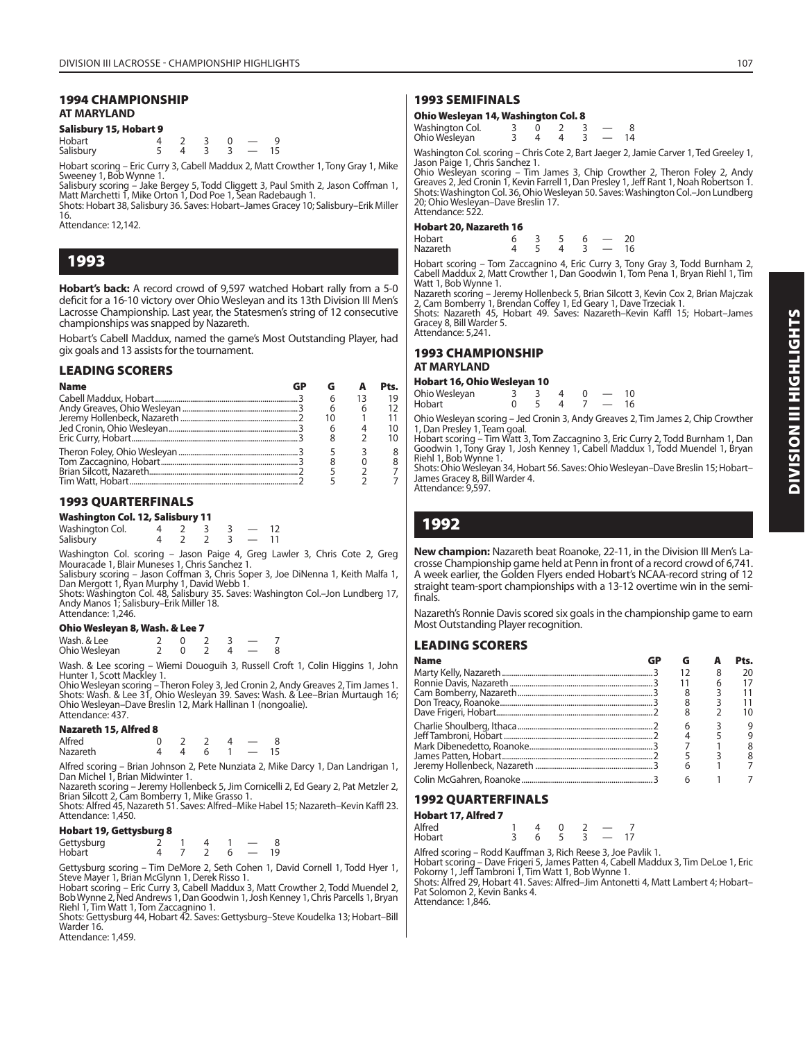## 1994 CHAMPIONSHIP

### AT MARYLAND

**Salisbury 15, Hobart 9**

| | | | | | | |
|---|---|---|---|---|---|---|
| Hobart | 4 | 2 | 3 | 0 | — | 9 |
| Salisbury | 5 | 4 | 3 | 3 | — | 15 |

Hobart scoring – Eric Curry 3, Cabell Maddux 2, Matt Crowther 1, Tony Gray 1, Mike Sweeney 1, Bob Wynne 1.
Salisbury scoring – Jake Bergey 5, Todd Cliggett 3, Paul Smith 2, Jason Coffman 1, Matt Marchetti 1, Mike Orton 1, Dod Poe 1, Sean Radebaugh 1.
Shots: Hobart 38, Salisbury 36. Saves: Hobart–James Gracey 10; Salisbury–Erik Miller 16.
Attendance: 12,142.

# 1993

**Hobart's back:** A record crowd of 9,597 watched Hobart rally from a 5-0 deficit for a 16-10 victory over Ohio Wesleyan and its 13th Division III Men's Lacrosse Championship. Last year, the Statesmen's string of 12 consecutive championships was snapped by Nazareth.

Hobart's Cabell Maddux, named the game's Most Outstanding Player, had gix goals and 13 assists for the tournament.

## LEADING SCORERS

| Name | GP | G | A | Pts. |
|---|---|---|---|---|
| Cabell Maddux, Hobart | 3 | 6 | 13 | 19 |
| Andy Greaves, Ohio Wesleyan | 3 | 6 | 6 | 12 |
| Jeremy Hollenbeck, Nazareth | 2 | 10 | 1 | 11 |
| Jed Cronin, Ohio Wesleyan | 3 | 6 | 4 | 10 |
| Eric Curry, Hobart | 3 | 8 | 2 | 10 |
| Theron Foley, Ohio Wesleyan | 3 | 5 | 3 | 8 |
| Tom Zaccagnino, Hobart | 3 | 8 | 0 | 8 |
| Brian Silcott, Nazareth | 2 | 5 | 2 | 7 |
| Tim Watt, Hobart | 2 | 5 | 2 | 7 |

## 1993 QUARTERFINALS

**Washington Col. 12, Salisbury 11**

| | | | | | | |
|---|---|---|---|---|---|---|
| Washington Col. | 4 | 2 | 3 | 3 | — | 12 |
| Salisbury | 4 | 2 | 2 | 3 | — | 11 |

Washington Col. scoring – Jason Paige 4, Greg Lawler 3, Chris Cote 2, Greg Mouracade 1, Blair Muneses 1, Chris Sanchez 1.
Salisbury scoring – Jason Coffman 3, Chris Soper 3, Joe DiNenna 1, Keith Malfa 1, Dan Mergott 1, Ryan Murphy 1, David Webb 1.
Shots: Washington Col. 48, Salisbury 35. Saves: Washington Col.–Jon Lundberg 17, Andy Manos 1; Salisbury–Erik Miller 18.
Attendance: 1,246.

**Ohio Wesleyan 8, Wash. & Lee 7**

| | | | | | | |
|---|---|---|---|---|---|---|
| Wash. & Lee | 2 | 0 | 2 | 3 | — | 7 |
| Ohio Wesleyan | 2 | 0 | 2 | 4 | — | 8 |

Wash. & Lee scoring – Wiemi Douoguih 3, Russell Croft 1, Colin Higgins 1, John Hunter 1, Scott Mackley 1.
Ohio Wesleyan scoring – Theron Foley 3, Jed Cronin 2, Andy Greaves 2, Tim James 1.
Shots: Wash. & Lee 31, Ohio Wesleyan 39. Saves: Wash. & Lee–Brian Murtaugh 16; Ohio Wesleyan–Dave Breslin 12, Mark Hallinan 1 (nongoalie).
Attendance: 437.

**Nazareth 15, Alfred 8**

| | | | | | | |
|---|---|---|---|---|---|---|
| Alfred | 0 | 2 | 2 | 4 | — | 8 |
| Nazareth | 4 | 4 | 6 | 1 | — | 15 |

Alfred scoring – Brian Johnson 2, Pete Nunziata 2, Mike Darcy 1, Dan Landrigan 1, Dan Michel 1, Brian Midwinter 1.
Nazareth scoring – Jeremy Hollenbeck 5, Jim Cornicelli 2, Ed Geary 2, Pat Metzler 2, Brian Silcott 2, Cam Bomberry 1, Mike Grasso 1.
Shots: Alfred 45, Nazareth 51. Saves: Alfred–Mike Habel 15; Nazareth–Kevin Kaffl 23.
Attendance: 1,450.

**Hobart 19, Gettysburg 8**

| | | | | | | |
|---|---|---|---|---|---|---|
| Gettysburg | 2 | 1 | 4 | 1 | — | 8 |
| Hobart | 4 | 7 | 2 | 6 | — | 19 |

Gettysburg scoring – Tim DeMore 2, Seth Cohen 1, David Cornell 1, Todd Hyer 1, Steve Mayer 1, Brian McGlynn 1, Derek Risso 1.
Hobart scoring – Eric Curry 3, Cabell Maddux 3, Matt Crowther 2, Todd Muendel 2, Bob Wynne 2, Ned Andrews 1, Dan Goodwin 1, Josh Kenney 1, Chris Parcells 1, Bryan Riehl 1, Tim Watt 1, Tom Zaccagnino 1.
Shots: Gettysburg 44, Hobart 42. Saves: Gettysburg–Steve Koudelka 13; Hobart–Bill Warder 16.
Attendance: 1,459.

## 1993 SEMIFINALS

**Ohio Wesleyan 14, Washington Col. 8**

| | | | | | | |
|---|---|---|---|---|---|---|
| Washington Col. | 3 | 0 | 2 | 3 | — | 8 |
| Ohio Wesleyan | 3 | 4 | 4 | 3 | — | 14 |

Washington Col. scoring – Chris Cote 2, Bart Jaeger 2, Jamie Carver 1, Ted Greeley 1, Jason Paige 1, Chris Sanchez 1.
Ohio Wesleyan scoring – Tim James 3, Chip Crowther 2, Theron Foley 2, Andy Greaves 2, Jed Cronin 1, Kevin Farrell 1, Dan Presley 1, Jeff Rant 1, Noah Robertson 1.
Shots: Washington Col. 36, Ohio Wesleyan 50. Saves: Washington Col.–Jon Lundberg 20; Ohio Wesleyan–Dave Breslin 17.
Attendance: 522.

**Hobart 20, Nazareth 16**

| | | | | | | |
|---|---|---|---|---|---|---|
| Hobart | 6 | 3 | 5 | 6 | — | 20 |
| Nazareth | 4 | 5 | 4 | 3 | — | 16 |

Hobart scoring – Tom Zaccagnino 4, Eric Curry 3, Tony Gray 3, Todd Burnham 2, Cabell Maddux 2, Matt Crowther 1, Dan Goodwin 1, Tom Pena 1, Bryan Riehl 1, Tim Watt 1, Bob Wynne 1.
Nazareth scoring – Jeremy Hollenbeck 5, Brian Silcott 3, Kevin Cox 2, Brian Majczak 2, Cam Bomberry 1, Brendan Coffey 1, Ed Geary 1, Dave Trzeciak 1.
Shots: Nazareth 45, Hobart 49. Saves: Nazareth–Kevin Kaffl 15; Hobart–James Gracey 8, Bill Warder 5.
Attendance: 5,241.

## 1993 CHAMPIONSHIP

### AT MARYLAND

**Hobart 16, Ohio Wesleyan 10**

| | | | | | | |
|---|---|---|---|---|---|---|
| Ohio Wesleyan | 3 | 3 | 4 | 0 | — | 10 |
| Hobart | 0 | 5 | 4 | 7 | — | 16 |

Ohio Wesleyan scoring – Jed Cronin 3, Andy Greaves 2, Tim James 2, Chip Crowther 1, Dan Presley 1, Team goal.
Hobart scoring – Tim Watt 3, Tom Zaccagnino 3, Eric Curry 2, Todd Burnham 1, Dan Goodwin 1, Tony Gray 1, Josh Kenney 1, Cabell Maddux 1, Todd Muendel 1, Bryan Riehl 1, Bob Wynne 1.
Shots: Ohio Wesleyan 34, Hobart 56. Saves: Ohio Wesleyan–Dave Breslin 15; Hobart–James Gracey 8, Bill Warder 4.
Attendance: 9,597.

# 1992

**New champion:** Nazareth beat Roanoke, 22-11, in the Division III Men's Lacrosse Championship game held at Penn in front of a record crowd of 6,741. A week earlier, the Golden Flyers ended Hobart's NCAA-record string of 12 straight team-sport championships with a 13-12 overtime win in the semifinals.

Nazareth's Ronnie Davis scored six goals in the championship game to earn Most Outstanding Player recognition.

## LEADING SCORERS

| Name | GP | G | A | Pts. |
|---|---|---|---|---|
| Marty Kelly, Nazareth | 3 | 12 | 8 | 20 |
| Ronnie Davis, Nazareth | 3 | 11 | 6 | 17 |
| Cam Bomberry, Nazareth | 3 | 8 | 3 | 11 |
| Don Treacy, Roanoke | 3 | 8 | 3 | 11 |
| Dave Frigeri, Hobart | 2 | 8 | 2 | 10 |
| Charlie Shoulberg, Ithaca | 2 | 6 | 3 | 9 |
| Jeff Tambroni, Hobart | 2 | 4 | 5 | 9 |
| Mark Dibenedetto, Roanoke | 3 | 7 | 1 | 8 |
| James Patten, Hobart | 2 | 5 | 3 | 8 |
| Jeremy Hollenbeck, Nazareth | 3 | 6 | 1 | 7 |
| Colin McGahren, Roanoke | 3 | 6 | 1 | 7 |

## 1992 QUARTERFINALS

**Hobart 17, Alfred 7**

| | | | | | | |
|---|---|---|---|---|---|---|
| Alfred | 1 | 4 | 0 | 2 | — | 7 |
| Hobart | 3 | 6 | 5 | 3 | — | 17 |

Alfred scoring – Rodd Kauffman 3, Rich Reese 3, Joe Pavlik 1.
Hobart scoring – Dave Frigeri 5, James Patten 4, Cabell Maddux 3, Tim DeLoe 1, Eric Pokorny 1, Jeff Tambroni 1, Tim Watt 1, Bob Wynne 1.
Shots: Alfred 29, Hobart 41. Saves: Alfred–Jim Antonetti 4, Matt Lambert 4; Hobart–Pat Solomon 2, Kevin Banks 4.
Attendance: 1,846.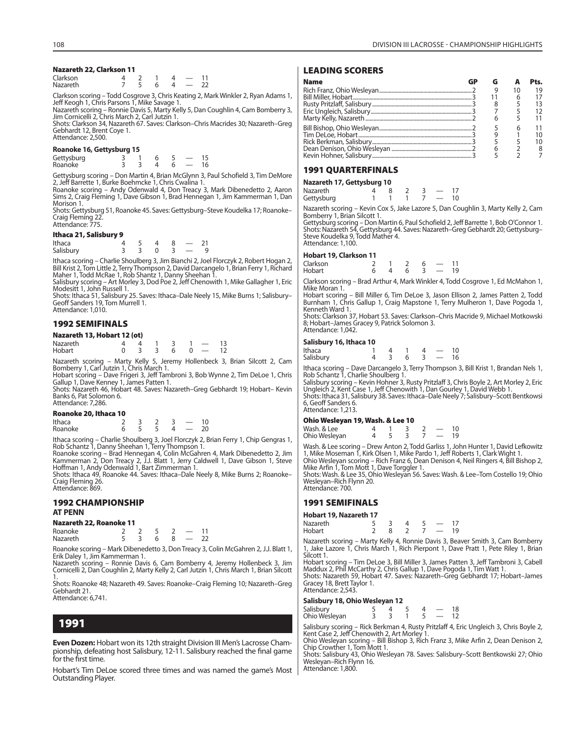### Nazareth 22, Clarkson 11

| | | | | | | |
|---|---|---|---|---|---|---|
| Clarkson | 4 | 2 | 1 | 4 | — | 11 |
| Nazareth | 7 | 5 | 6 | 4 | — | 22 |

Clarkson scoring – Todd Cosgrove 3, Chris Keating 2, Mark Winkler 2, Ryan Adams 1, Jeff Keogh 1, Chris Parsons 1, Mike Savage 1.
Nazareth scoring – Ronnie Davis 5, Marty Kelly 5, Dan Coughlin 4, Cam Bomberry 3, Jim Cornicelli 2, Chris March 2, Carl Jutzin 1.
Shots: Clarkson 34, Nazareth 67. Saves: Clarkson–Chris Macrides 30; Nazareth–Greg Gebhardt 12, Brent Coye 1.
Attendance: 2,500.

### Roanoke 16, Gettysburg 15

| | | | | | | |
|---|---|---|---|---|---|---|
| Gettysburg | 3 | 1 | 6 | 5 | — | 15 |
| Roanoke | 3 | 3 | 4 | 6 | — | 16 |

Gettysburg scoring – Don Martin 4, Brian McGlynn 3, Paul Schofield 3, Tim DeMore 2, Jeff Barrette 1, Burke Boehmcke 1, Chris Cwalina 1.
Roanoke scoring – Andy Odenwald 4, Don Treacy 3, Mark Dibenedetto 2, Aaron Sims 2, Craig Fleming 1, Dave Gibson 1, Brad Hennegan 1, Jim Kammerman 1, Dan Morison 1.
Shots: Gettysburg 51, Roanoke 45. Saves: Gettysburg–Steve Koudelka 17; Roanoke–Craig Fleming 22.
Attendance: 775.

### Ithaca 21, Salisbury 9

| | | | | | | |
|---|---|---|---|---|---|---|
| Ithaca | 4 | 5 | 4 | 8 | — | 21 |
| Salisbury | 3 | 3 | 0 | 3 | — | 9 |

Ithaca scoring – Charlie Shoulberg 3, Jim Bianchi 2, Joel Florczyk 2, Robert Hogan 2, Bill Krist 2, Tom Little 2, Terry Thompson 2, David Darcangelo 1, Brian Ferry 1, Richard Maher 1, Todd McRae 1, Rob Shantz 1, Danny Sheehan 1.
Salisbury scoring – Art Morley 3, Dod Poe 2, Jeff Chenowith 1, Mike Gallagher 1, Eric Modesitt 1, John Russell 1.
Shots: Ithaca 51, Salisbury 25. Saves: Ithaca–Dale Neely 15, Mike Burns 1; Salisbury–Geoff Sanders 19, Tom Murrell 1.
Attendance: 1,010.

## 1992 SEMIFINALS

### Nazareth 13, Hobart 12 (ot)

| | | | | | | | |
|---|---|---|---|---|---|---|---|
| Nazareth | 4 | 4 | 1 | 3 | 1 | — | 13 |
| Hobart | 0 | 3 | 3 | 6 | 0 | — | 12 |

Nazareth scoring – Marty Kelly 5, Jeremy Hollenbeck 3, Brian Silcott 2, Cam Bomberry 1, Carl Jutzin 1, Chris March 1.
Hobart scoring – Dave Frigeri 3, Jeff Tambroni 3, Bob Wynne 2, Tim DeLoe 1, Chris Gallup 1, Dave Kenney 1, James Patten 1.
Shots: Nazareth 46, Hobart 48. Saves: Nazareth–Greg Gebhardt 19; Hobart– Kevin Banks 6, Pat Solomon 6.
Attendance: 7,286.

### Roanoke 20, Ithaca 10

| | | | | | | |
|---|---|---|---|---|---|---|
| Ithaca | 2 | 3 | 2 | 3 | — | 10 |
| Roanoke | 6 | 5 | 5 | 4 | — | 20 |

Ithaca scoring – Charlie Shoulberg 3, Joel Florczyk 2, Brian Ferry 1, Chip Gengras 1, Rob Schantz 1, Danny Sheehan 1, Terry Thompson 1.
Roanoke scoring – Brad Hennegan 4, Colin McGahren 4, Mark Dibenedetto 2, Jim Kammerman 2, Don Treacy 2, J.J. Blatt 1, Jerry Caldwell 1, Dave Gibson 1, Steve Hoffman 1, Andy Odenwald 1, Bart Zimmerman 1.
Shots: Ithaca 49, Roanoke 44. Saves: Ithaca–Dale Neely 8, Mike Burns 2; Roanoke–Craig Fleming 26.
Attendance: 869.

## 1992 CHAMPIONSHIP
### AT PENN

### Nazareth 22, Roanoke 11

| | | | | | | |
|---|---|---|---|---|---|---|
| Roanoke | 2 | 2 | 5 | 2 | — | 11 |
| Nazareth | 5 | 3 | 6 | 8 | — | 22 |

Roanoke scoring – Mark Dibenedetto 3, Don Treacy 3, Colin McGahren 2, J.J. Blatt 1, Erik Daley 1, Jim Kammerman 1.
Nazareth scoring – Ronnie Davis 6, Cam Bomberry 4, Jeremy Hollenbeck 3, Jim Cornicelli 2, Dan Coughlin 2, Marty Kelly 2, Carl Jutzin 1, Chris March 1, Brian Silcott 1.
Shots: Roanoke 48; Nazareth 49. Saves: Roanoke–Craig Fleming 10; Nazareth–Greg Gebhardt 21.
Attendance: 6,741.

# 1991

**Even Dozen:** Hobart won its 12th straight Division III Men's Lacrosse Championship, defeating host Salisbury, 12-11. Salisbury reached the final game for the first time.

Hobart's Tim DeLoe scored three times and was named the game's Most Outstanding Player.

## LEADING SCORERS

| Name | GP | G | A | Pts. |
|---|---|---|---|---|
| Rich Franz, Ohio Wesleyan | 2 | 9 | 10 | 19 |
| Bill Miller, Hobart | 3 | 11 | 6 | 17 |
| Rusty Pritzlaff, Salisbury | 3 | 8 | 5 | 13 |
| Eric Ungleich, Salisbury | 3 | 7 | 5 | 12 |
| Marty Kelly, Nazareth | 2 | 6 | 5 | 11 |
| Bill Bishop, Ohio Wesleyan | 2 | 5 | 6 | 11 |
| Tim DeLoe, Hobart | 3 | 9 | 1 | 10 |
| Rick Berkman, Salisbury | 3 | 5 | 5 | 10 |
| Dean Denison, Ohio Wesleyan | 2 | 6 | 2 | 8 |
| Kevin Hohner, Salisbury | 3 | 5 | 2 | 7 |

## 1991 QUARTERFINALS

### Nazareth 17, Gettysburg 10

| | | | | | | |
|---|---|---|---|---|---|---|
| Nazareth | 4 | 8 | 2 | 3 | — | 17 |
| Gettysburg | 1 | 1 | 1 | 7 | — | 10 |

Nazareth scoring – Kevin Cox 5, Jake Lazore 5, Dan Coughlin 3, Marty Kelly 2, Cam Bomberry 1, Brian Silcott 1.
Gettysburg scoring – Don Martin 6, Paul Schofield 2, Jeff Barrette 1, Bob O'Connor 1.
Shots: Nazareth 54, Gettysburg 44. Saves: Nazareth–Greg Gebhardt 20; Gettysburg–Steve Koudelka 9, Todd Mather 4.
Attendance: 1,100.

### Hobart 19, Clarkson 11

| | | | | | | |
|---|---|---|---|---|---|---|
| Clarkson | 2 | 1 | 2 | 6 | — | 11 |
| Hobart | 6 | 4 | 6 | 3 | — | 19 |

Clarkson scoring – Brad Arthur 4, Mark Winkler 4, Todd Cosgrove 1, Ed McMahon 1, Mike Moran 1.
Hobart scoring – Bill Miller 6, Tim DeLoe 3, Jason Ellison 2, James Patten 2, Todd Burnham 1, Chris Gallup 1, Craig Mapstone 1, Terry Mulheron 1, Dave Pogoda 1, Kenneth Ward 1.
Shots: Clarkson 37, Hobart 53. Saves: Clarkson–Chris Macride 9, Michael Motkowski 8; Hobart–James Gracey 9, Patrick Solomon 3.
Attendance: 1,042.

### Salisbury 16, Ithaca 10

| | | | | | | |
|---|---|---|---|---|---|---|
| Ithaca | 1 | 4 | 1 | 4 | — | 10 |
| Salisbury | 4 | 3 | 6 | 3 | — | 16 |

Ithaca scoring – Dave Darcangelo 3, Terry Thompson 3, Bill Krist 1, Brandan Nels 1, Rob Schantz 1, Charlie Shoulberg 1.
Salisbury scoring – Kevin Hohner 3, Rusty Pritzlaff 3, Chris Boyle 2, Art Morley 2, Eric Ungleich 2, Kent Case 1, Jeff Chenowith 1, Dan Gourley 1, David Webb 1.
Shots: Ithaca 31, Salisbury 38. Saves: Ithaca–Dale Neely 7; Salisbury–Scott Bentkowsi 6, Geoff Sanders 6.
Attendance: 1,213.

### Ohio Wesleyan 19, Wash. & Lee 10

| | | | | | | |
|---|---|---|---|---|---|---|
| Wash. & Lee | 4 | 1 | 3 | 2 | — | 10 |
| Ohio Wesleyan | 4 | 5 | 3 | 7 | — | 19 |

Wash. & Lee scoring – Drew Anton 2, Todd Garliss 1, John Hunter 1, David Lefkowitz 1, Mike Moseman 1, Kirk Olsen 1, Mike Pardo 1, Jeff Roberts 1, Clark Wight 1.
Ohio Wesleyan scoring – Rich Franz 6, Dean Denison 4, Neil Ringers 4, Bill Bishop 2, Mike Arfin 1, Tom Mott 1, Dave Torggler 1.
Shots: Wash. & Lee 35, Ohio Wesleyan 56. Saves: Wash. & Lee–Tom Costello 19; Ohio Wesleyan–Rich Flynn 20.
Attendance: 700.

## 1991 SEMIFINALS

### Hobart 19, Nazareth 17

| | | | | | | |
|---|---|---|---|---|---|---|
| Nazareth | 5 | 3 | 4 | 5 | — | 17 |
| Hobart | 2 | 8 | 2 | 7 | — | 19 |

Nazareth scoring – Marty Kelly 4, Ronnie Davis 3, Beaver Smith 3, Cam Bomberry 1, Jake Lazore 1, Chris March 1, Rich Pierpont 1, Dave Pratt 1, Pete Riley 1, Brian Silcott 1.
Hobart scoring – Tim DeLoe 3, Bill Miller 3, James Patten 3, Jeff Tambroni 3, Cabell Maddux 2, Phil McCarthy 2, Chris Gallup 1, Dave Pogoda 1, Tim Watt 1.
Shots: Nazareth 59, Hobart 47. Saves: Nazareth–Greg Gebhardt 17; Hobart–James Gracey 18, Brett Taylor 1.
Attendance: 2,543.

### Salisbury 18, Ohio Wesleyan 12

| | | | | | | |
|---|---|---|---|---|---|---|
| Salisbury | 5 | 4 | 5 | 4 | — | 18 |
| Ohio Wesleyan | 3 | 3 | 1 | 5 | — | 12 |

Salisbury scoring – Rick Berkman 4, Rusty Pritzlaff 4, Eric Ungleich 3, Chris Boyle 2, Kent Case 2, Jeff Chenowith 2, Art Morley 1.
Ohio Wesleyan scoring – Bill Bishop 3, Rich Franz 3, Mike Arfin 2, Dean Denison 2, Chip Crowther 1, Tom Mott 1.
Shots: Salisbury 43, Ohio Wesleyan 78. Saves: Salisbury–Scott Bentkowski 27; Ohio Wesleyan–Rich Flynn 16.
Attendance: 1,800.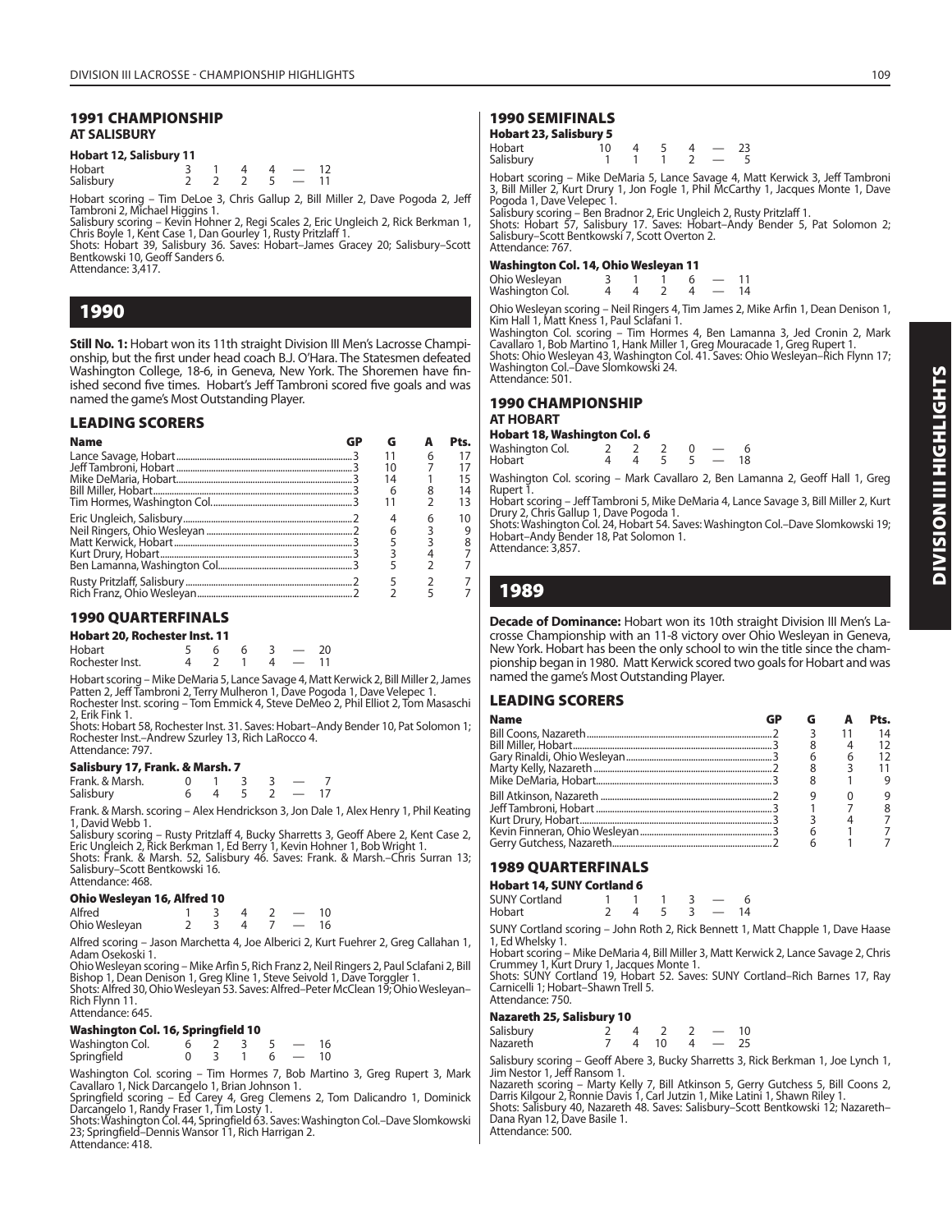## 1991 CHAMPIONSHIP
### AT SALISBURY

**Hobart 12, Salisbury 11**

| | | | | | | |
|---|---|---|---|---|---|---|
| Hobart | 3 | 1 | 4 | 4 | — | 12 |
| Salisbury | 2 | 2 | 2 | 5 | — | 11 |

Hobart scoring – Tim DeLoe 3, Chris Gallup 2, Bill Miller 2, Dave Pogoda 2, Jeff Tambroni 2, Michael Higgins 1.
Salisbury scoring – Kevin Hohner 2, Regi Scales 2, Eric Ungleich 2, Rick Berkman 1, Chris Boyle 1, Kent Case 1, Dan Gourley 1, Rusty Pritzlaff 1.
Shots: Hobart 39, Salisbury 36. Saves: Hobart–James Gracey 20; Salisbury–Scott Bentkowski 10, Geoff Sanders 6.
Attendance: 3,417.

# 1990

**Still No. 1:** Hobart won its 11th straight Division III Men's Lacrosse Championship, but the first under head coach B.J. O'Hara. The Statesmen defeated Washington College, 18-6, in Geneva, New York. The Shoremen have finished second five times. Hobart's Jeff Tambroni scored five goals and was named the game's Most Outstanding Player.

## LEADING SCORERS

| Name | GP | G | A | Pts. |
|---|---|---|---|---|
| Lance Savage, Hobart | 3 | 11 | 6 | 17 |
| Jeff Tambroni, Hobart | 3 | 10 | 7 | 17 |
| Mike DeMaria, Hobart | 3 | 14 | 1 | 15 |
| Bill Miller, Hobart | 3 | 6 | 8 | 14 |
| Tim Hormes, Washington Col. | 3 | 11 | 2 | 13 |
| Eric Ungleich, Salisbury | 2 | 4 | 6 | 10 |
| Neil Ringers, Ohio Wesleyan | 2 | 6 | 3 | 9 |
| Matt Kerwick, Hobart | 3 | 5 | 3 | 8 |
| Kurt Drury, Hobart | 3 | 3 | 4 | 7 |
| Ben Lamanna, Washington Col. | 3 | 5 | 2 | 7 |
| Rusty Pritzlaff, Salisbury | 2 | 5 | 2 | 7 |
| Rich Franz, Ohio Wesleyan | 2 | 2 | 5 | 7 |

## 1990 QUARTERFINALS

**Hobart 20, Rochester Inst. 11**

| | | | | | | |
|---|---|---|---|---|---|---|
| Hobart | 5 | 6 | 6 | 3 | — | 20 |
| Rochester Inst. | 4 | 2 | 1 | 4 | — | 11 |

Hobart scoring – Mike DeMaria 5, Lance Savage 4, Matt Kerwick 2, Bill Miller 2, James Patten 2, Jeff Tambroni 2, Terry Mulheron 1, Dave Pogoda 1, Dave Velepec 1.
Rochester Inst. scoring – Tom Emmick 4, Steve DeMeo 2, Phil Elliot 2, Tom Masaschi 2, Erik Fink 1.
Shots: Hobart 58, Rochester Inst. 31. Saves: Hobart–Andy Bender 10, Pat Solomon 1; Rochester Inst.–Andrew Szurley 13, Rich LaRocco 4.
Attendance: 797.

**Salisbury 17, Frank. & Marsh. 7**

| | | | | | | |
|---|---|---|---|---|---|---|
| Frank. & Marsh. | 0 | 1 | 3 | 3 | — | 7 |
| Salisbury | 6 | 4 | 5 | 2 | — | 17 |

Frank. & Marsh. scoring – Alex Hendrickson 3, Jon Dale 1, Alex Henry 1, Phil Keating 1, David Webb 1.
Salisbury scoring – Rusty Pritzlaff 4, Bucky Sharretts 3, Geoff Abere 2, Kent Case 2, Eric Ungleich 2, Rick Berkman 1, Ed Berry 1, Kevin Hohner 1, Bob Wright 1.
Shots: Frank. & Marsh. 52, Salisbury 46. Saves: Frank. & Marsh.–Chris Surran 13; Salisbury–Scott Bentkowski 16.
Attendance: 468.

**Ohio Wesleyan 16, Alfred 10**

| | | | | | | |
|---|---|---|---|---|---|---|
| Alfred | 1 | 3 | 4 | 2 | — | 10 |
| Ohio Wesleyan | 2 | 3 | 4 | 7 | — | 16 |

Alfred scoring – Jason Marchetta 4, Joe Alberici 2, Kurt Fuehrer 2, Greg Callahan 1, Adam Osekoski 1.
Ohio Wesleyan scoring – Mike Arfin 5, Rich Franz 2, Neil Ringers 2, Paul Sclafani 2, Bill Bishop 1, Dean Denison 1, Greg Kline 1, Steve Seivold 1, Dave Torggler 1.
Shots: Alfred 30, Ohio Wesleyan 53. Saves: Alfred–Peter McClean 19; Ohio Wesleyan–Rich Flynn 11.
Attendance: 645.

**Washington Col. 16, Springfield 10**

| | | | | | | |
|---|---|---|---|---|---|---|
| Washington Col. | 6 | 2 | 3 | 5 | — | 16 |
| Springfield | 0 | 3 | 1 | 6 | — | 10 |

Washington Col. scoring – Tim Hormes 7, Bob Martino 3, Greg Rupert 3, Mark Cavallaro 1, Nick Darcangelo 1, Brian Johnson 1.
Springfield scoring – Ed Carey 4, Greg Clemens 2, Tom Dalicandro 1, Dominick Darcangelo 1, Randy Fraser 1, Tim Losty 1.
Shots: Washington Col. 44, Springfield 63. Saves: Washington Col.–Dave Slomkowski 23; Springfield–Dennis Wansor 11, Rich Harrigan 2.
Attendance: 418.

## 1990 SEMIFINALS

**Hobart 23, Salisbury 5**

| | | | | | | |
|---|---|---|---|---|---|---|
| Hobart | 10 | 4 | 5 | 4 | — | 23 |
| Salisbury | 1 | 1 | 1 | 2 | — | 5 |

Hobart scoring – Mike DeMaria 5, Lance Savage 4, Matt Kerwick 3, Jeff Tambroni 3, Bill Miller 2, Kurt Drury 1, Jon Fogle 1, Phil McCarthy 1, Jacques Monte 1, Dave Pogoda 1, Dave Velepec 1.
Salisbury scoring – Ben Bradnor 2, Eric Ungleich 2, Rusty Pritzlaff 1.
Shots: Hobart 57, Salisbury 17. Saves: Hobart–Andy Bender 5, Pat Solomon 2; Salisbury–Scott Bentkowski 7, Scott Overton 2.
Attendance: 767.

**Washington Col. 14, Ohio Wesleyan 11**

| | | | | | | |
|---|---|---|---|---|---|---|
| Ohio Wesleyan | 3 | 1 | 1 | 6 | — | 11 |
| Washington Col. | 4 | 4 | 2 | 4 | — | 14 |

Ohio Wesleyan scoring – Neil Ringers 4, Tim James 2, Mike Arfin 1, Dean Denison 1, Kim Hall 1, Matt Kness 1, Paul Sclafani 1.
Washington Col. scoring – Tim Hormes 4, Ben Lamanna 3, Jed Cronin 2, Mark Cavallaro 1, Bob Martino 1, Hank Miller 1, Greg Mouracade 1, Greg Rupert 1.
Shots: Ohio Wesleyan 43, Washington Col. 41. Saves: Ohio Wesleyan–Rich Flynn 17; Washington Col.–Dave Slomkowski 24.
Attendance: 501.

## 1990 CHAMPIONSHIP
### AT HOBART

**Hobart 18, Washington Col. 6**

| | | | | | | |
|---|---|---|---|---|---|---|
| Washington Col. | 2 | 2 | 2 | 0 | — | 6 |
| Hobart | 4 | 4 | 5 | 5 | — | 18 |

Washington Col. scoring – Mark Cavallaro 2, Ben Lamanna 2, Geoff Hall 1, Greg Rupert 1.
Hobart scoring – Jeff Tambroni 5, Mike DeMaria 4, Lance Savage 3, Bill Miller 2, Kurt Drury 2, Chris Gallup 1, Dave Pogoda 1.
Shots: Washington Col. 24, Hobart 54. Saves: Washington Col.–Dave Slomkowski 19; Hobart–Andy Bender 18, Pat Solomon 1.
Attendance: 3,857.

# 1989

**Decade of Dominance:** Hobart won its 10th straight Division III Men's Lacrosse Championship with an 11-8 victory over Ohio Wesleyan in Geneva, New York. Hobart has been the only school to win the title since the championship began in 1980. Matt Kerwick scored two goals for Hobart and was named the game's Most Outstanding Player.

## LEADING SCORERS

| Name | GP | G | A | Pts. |
|---|---|---|---|---|
| Bill Coons, Nazareth | 2 | 3 | 11 | 14 |
| Bill Miller, Hobart | 3 | 8 | 4 | 12 |
| Gary Rinaldi, Ohio Wesleyan | 3 | 6 | 6 | 12 |
| Marty Kelly, Nazareth | 2 | 8 | 3 | 11 |
| Mike DeMaria, Hobart | 3 | 8 | 1 | 9 |
| Bill Atkinson, Nazareth | 2 | 9 | 0 | 9 |
| Jeff Tambroni, Hobart | 3 | 1 | 7 | 8 |
| Kurt Drury, Hobart | 3 | 3 | 4 | 7 |
| Kevin Finneran, Ohio Wesleyan | 3 | 6 | 1 | 7 |
| Gerry Gutchess, Nazareth | 2 | 6 | 1 | 7 |

## 1989 QUARTERFINALS

**Hobart 14, SUNY Cortland 6**

| | | | | | | |
|---|---|---|---|---|---|---|
| SUNY Cortland | 1 | 1 | 1 | 3 | — | 6 |
| Hobart | 2 | 4 | 5 | 3 | — | 14 |

SUNY Cortland scoring – John Roth 2, Rick Bennett 1, Matt Chapple 1, Dave Haase 1, Ed Whelsky 1.
Hobart scoring – Mike DeMaria 4, Bill Miller 3, Matt Kerwick 2, Lance Savage 2, Chris Crummey 1, Kurt Drury 1, Jacques Monte 1.
Shots: SUNY Cortland 19, Hobart 52. Saves: SUNY Cortland–Rich Barnes 17, Ray Carnicelli 1; Hobart–Shawn Trell 5.
Attendance: 750.

**Nazareth 25, Salisbury 10**

| | | | | | | |
|---|---|---|---|---|---|---|
| Salisbury | 2 | 4 | 2 | 2 | — | 10 |
| Nazareth | 7 | 4 | 10 | 4 | — | 25 |

Salisbury scoring – Geoff Abere 3, Bucky Sharretts 3, Rick Berkman 1, Joe Lynch 1, Jim Nestor 1, Jeff Ransom 1.
Nazareth scoring – Marty Kelly 7, Bill Atkinson 5, Gerry Gutchess 5, Bill Coons 2, Darris Kilgour 2, Ronnie Davis 1, Carl Jutzin 1, Mike Latini 1, Shawn Riley 1.
Shots: Salisbury 40, Nazareth 48. Saves: Salisbury–Scott Bentkowski 12; Nazareth–Dana Ryan 12, Dave Basile 1.
Attendance: 500.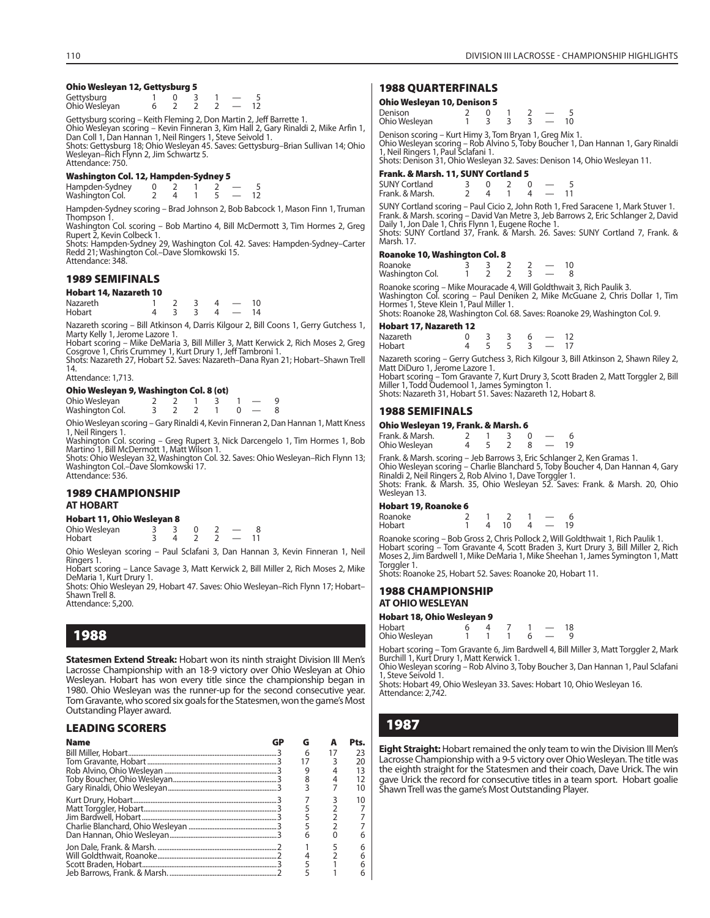#### Ohio Wesleyan 12, Gettysburg 5

| | | | | | | |
|---|---|---|---|---|---|---|
| Gettysburg | 1 | 0 | 3 | 1 | — | 5 |
| Ohio Wesleyan | 6 | 2 | 2 | 2 | — | 12 |

Gettysburg scoring – Keith Fleming 2, Don Martin 2, Jeff Barrette 1.
Ohio Wesleyan scoring – Kevin Finneran 3, Kim Hall 2, Gary Rinaldi 2, Mike Arfin 1, Dan Coll 1, Dan Hannan 1, Neil Ringers 1, Steve Seivold 1.
Shots: Gettysburg 18; Ohio Wesleyan 45. Saves: Gettysburg–Brian Sullivan 14; Ohio Wesleyan–Rich Flynn 2, Jim Schwartz 5.
Attendance: 750.

#### Washington Col. 12, Hampden-Sydney 5

| | | | | | | |
|---|---|---|---|---|---|---|
| Hampden-Sydney | 0 | 2 | 1 | 2 | — | 5 |
| Washington Col. | 2 | 4 | 1 | 5 | — | 12 |

Hampden-Sydney scoring – Brad Johnson 2, Bob Babcock 1, Mason Finn 1, Truman Thompson 1.
Washington Col. scoring – Bob Martino 4, Bill McDermott 3, Tim Hormes 2, Greg Rupert 2, Kevin Colbeck 1.
Shots: Hampden-Sydney 29, Washington Col. 42. Saves: Hampden-Sydney–Carter Redd 21; Washington Col.–Dave Slomkowski 15.
Attendance: 348.

### 1989 SEMIFINALS

#### Hobart 14, Nazareth 10

| | | | | | | |
|---|---|---|---|---|---|---|
| Nazareth | 1 | 2 | 3 | 4 | — | 10 |
| Hobart | 4 | 3 | 3 | 4 | — | 14 |

Nazareth scoring – Bill Atkinson 4, Darris Kilgour 2, Bill Coons 1, Gerry Gutchess 1, Marty Kelly 1, Jerome Lazore 1.
Hobart scoring – Mike DeMaria 3, Bill Miller 3, Matt Kerwick 2, Rich Moses 2, Greg Cosgrove 1, Chris Crummey 1, Kurt Drury 1, Jeff Tambroni 1.
Shots: Nazareth 27, Hobart 52. Saves: Nazareth–Dana Ryan 21; Hobart–Shawn Trell 14.
Attendance: 1,713.

#### Ohio Wesleyan 9, Washington Col. 8 (ot)

| | | | | | | | |
|---|---|---|---|---|---|---|---|
| Ohio Wesleyan | 2 | 2 | 1 | 3 | 1 | — | 9 |
| Washington Col. | 3 | 2 | 2 | 1 | 0 | — | 8 |

Ohio Wesleyan scoring – Gary Rinaldi 4, Kevin Finneran 2, Dan Hannan 1, Matt Kness 1, Neil Ringers 1.
Washington Col. scoring – Greg Rupert 3, Nick Darcengelo 1, Tim Hormes 1, Bob Martino 1, Bill McDermott 1, Matt Wilson 1.
Shots: Ohio Wesleyan 32, Washington Col. 32. Saves: Ohio Wesleyan–Rich Flynn 13; Washington Col.–Dave Slomkowski 17.
Attendance: 536.

### 1989 CHAMPIONSHIP
#### AT HOBART

#### Hobart 11, Ohio Wesleyan 8

| | | | | | | |
|---|---|---|---|---|---|---|
| Ohio Wesleyan | 3 | 3 | 0 | 2 | — | 8 |
| Hobart | 3 | 4 | 2 | 2 | — | 11 |

Ohio Wesleyan scoring – Paul Sclafani 3, Dan Hannan 3, Kevin Finneran 1, Neil Ringers 1.
Hobart scoring – Lance Savage 3, Matt Kerwick 3, Bill Miller 2, Rich Moses 2, Mike DeMaria 1, Kurt Drury 1.
Shots: Ohio Wesleyan 29, Hobart 47. Saves: Ohio Wesleyan–Rich Flynn 17; Hobart–Shawn Trell 8.
Attendance: 5,200.

## 1988

**Statesmen Extend Streak:** Hobart won its ninth straight Division III Men's Lacrosse Championship with an 18-9 victory over Ohio Wesleyan at Ohio Wesleyan. Hobart has won every title since the championship began in 1980. Ohio Wesleyan was the runner-up for the second consecutive year. Tom Gravante, who scored six goals for the Statesmen, won the game's Most Outstanding Player award.

### LEADING SCORERS

| Name | GP | G | A | Pts. |
|---|---|---|---|---|
| Bill Miller, Hobart | 3 | 6 | 17 | 23 |
| Tom Gravante, Hobart | 3 | 17 | 3 | 20 |
| Rob Alvino, Ohio Wesleyan | 3 | 9 | 4 | 13 |
| Toby Boucher, Ohio Wesleyan | 3 | 8 | 4 | 12 |
| Gary Rinaldi, Ohio Wesleyan | 3 | 3 | 7 | 10 |
| Kurt Drury, Hobart | 3 | 7 | 3 | 10 |
| Matt Torggler, Hobart | 3 | 5 | 2 | 7 |
| Jim Bardwell, Hobart | 3 | 5 | 2 | 7 |
| Charlie Blanchard, Ohio Wesleyan | 3 | 5 | 2 | 7 |
| Dan Hannan, Ohio Wesleyan | 3 | 6 | 0 | 6 |
| Jon Dale, Frank. & Marsh. | 2 | 1 | 5 | 6 |
| Will Goldthwait, Roanoke | 2 | 4 | 2 | 6 |
| Scott Braden, Hobart | 3 | 5 | 1 | 6 |
| Jeb Barrows, Frank. & Marsh. | 2 | 5 | 1 | 6 |

### 1988 QUARTERFINALS

#### Ohio Wesleyan 10, Denison 5

| | | | | | | |
|---|---|---|---|---|---|---|
| Denison | 2 | 0 | 1 | 2 | — | 5 |
| Ohio Wesleyan | 1 | 3 | 3 | 3 | — | 10 |

Denison scoring – Kurt Himy 3, Tom Bryan 1, Greg Mix 1.
Ohio Wesleyan scoring – Rob Alvino 5, Toby Boucher 1, Dan Hannan 1, Gary Rinaldi 1, Neil Ringers 1, Paul Sclafani 1.
Shots: Denison 31, Ohio Wesleyan 32. Saves: Denison 14, Ohio Wesleyan 11.

#### Frank. & Marsh. 11, SUNY Cortland 5

| | | | | | | |
|---|---|---|---|---|---|---|
| SUNY Cortland | 3 | 0 | 2 | 0 | — | 5 |
| Frank. & Marsh. | 2 | 4 | 1 | 4 | — | 11 |

SUNY Cortland scoring – Paul Cicio 2, John Roth 1, Fred Saracene 1, Mark Stuver 1.
Frank. & Marsh. scoring – David Van Metre 3, Jeb Barrows 2, Eric Schlanger 2, David Daily 1, Jon Dale 1, Chris Flynn 1, Eugene Roche 1.
Shots: SUNY Cortland 37, Frank. & Marsh. 26. Saves: SUNY Cortland 7, Frank. & Marsh. 17.

#### Roanoke 10, Washington Col. 8

| | | | | | | |
|---|---|---|---|---|---|---|
| Roanoke | 3 | 3 | 2 | 2 | — | 10 |
| Washington Col. | 1 | 2 | 2 | 3 | — | 8 |

Roanoke scoring – Mike Mouracade 4, Will Goldthwait 3, Rich Paulik 3.
Washington Col. scoring – Paul Deniken 2, Mike McGuane 2, Chris Dollar 1, Tim Hormes 1, Steve Klein 1, Paul Miller 1.
Shots: Roanoke 28, Washington Col. 68. Saves: Roanoke 29, Washington Col. 9.

#### Hobart 17, Nazareth 12

| | | | | | | |
|---|---|---|---|---|---|---|
| Nazareth | 0 | 3 | 3 | 6 | — | 12 |
| Hobart | 4 | 5 | 5 | 3 | — | 17 |

Nazareth scoring – Gerry Gutchess 3, Rich Kilgour 3, Bill Atkinson 2, Shawn Riley 2, Matt DiDuro 1, Jerome Lazore 1.
Hobart scoring – Tom Gravante 7, Kurt Drury 3, Scott Braden 2, Matt Torggler 2, Bill Miller 1, Todd Oudemool 1, James Symington 1.
Shots: Nazareth 31, Hobart 51. Saves: Nazareth 12, Hobart 8.

### 1988 SEMIFINALS

#### Ohio Wesleyan 19, Frank. & Marsh. 6

| | | | | | | |
|---|---|---|---|---|---|---|
| Frank. & Marsh. | 2 | 1 | 3 | 0 | — | 6 |
| Ohio Wesleyan | 4 | 5 | 2 | 8 | — | 19 |

Frank. & Marsh. scoring – Jeb Barrows 3, Eric Schlanger 2, Ken Gramas 1.
Ohio Wesleyan scoring – Charlie Blanchard 5, Toby Boucher 4, Dan Hannan 4, Gary Rinaldi 2, Neil Ringers 2, Rob Alvino 1, Dave Torggler 1.
Shots: Frank. & Marsh. 35, Ohio Wesleyan 52. Saves: Frank. & Marsh. 20, Ohio Wesleyan 13.

#### Hobart 19, Roanoke 6

| | | | | | | |
|---|---|---|---|---|---|---|
| Roanoke | 2 | 1 | 2 | 1 | — | 6 |
| Hobart | 1 | 4 | 10 | 4 | — | 19 |

Roanoke scoring – Bob Gross 2, Chris Pollock 2, Will Goldthwait 1, Rich Paulik 1.
Hobart scoring – Tom Gravante 4, Scott Braden 3, Kurt Drury 3, Bill Miller 2, Rich Moses 2, Jim Bardwell 1, Mike DeMaria 1, Mike Sheehan 1, James Symington 1, Matt Torggler 1.
Shots: Roanoke 25, Hobart 52. Saves: Roanoke 20, Hobart 11.

### 1988 CHAMPIONSHIP
#### AT OHIO WESLEYAN

#### Hobart 18, Ohio Wesleyan 9

| | | | | | | |
|---|---|---|---|---|---|---|
| Hobart | 6 | 4 | 7 | 1 | — | 18 |
| Ohio Wesleyan | 1 | 1 | 1 | 6 | — | 9 |

Hobart scoring – Tom Gravante 6, Jim Bardwell 4, Bill Miller 3, Matt Torggler 2, Mark Burchill 1, Kurt Drury 1, Matt Kerwick 1.
Ohio Wesleyan scoring – Rob Alvino 3, Toby Boucher 3, Dan Hannan 1, Paul Sclafani 1, Steve Seivold 1.
Shots: Hobart 49, Ohio Wesleyan 33. Saves: Hobart 10, Ohio Wesleyan 16.
Attendance: 2,742.

## 1987

**Eight Straight:** Hobart remained the only team to win the Division III Men's Lacrosse Championship with a 9-5 victory over Ohio Wesleyan. The title was the eighth straight for the Statesmen and their coach, Dave Urick. The win gave Urick the record for consecutive titles in a team sport. Hobart goalie Shawn Trell was the game's Most Outstanding Player.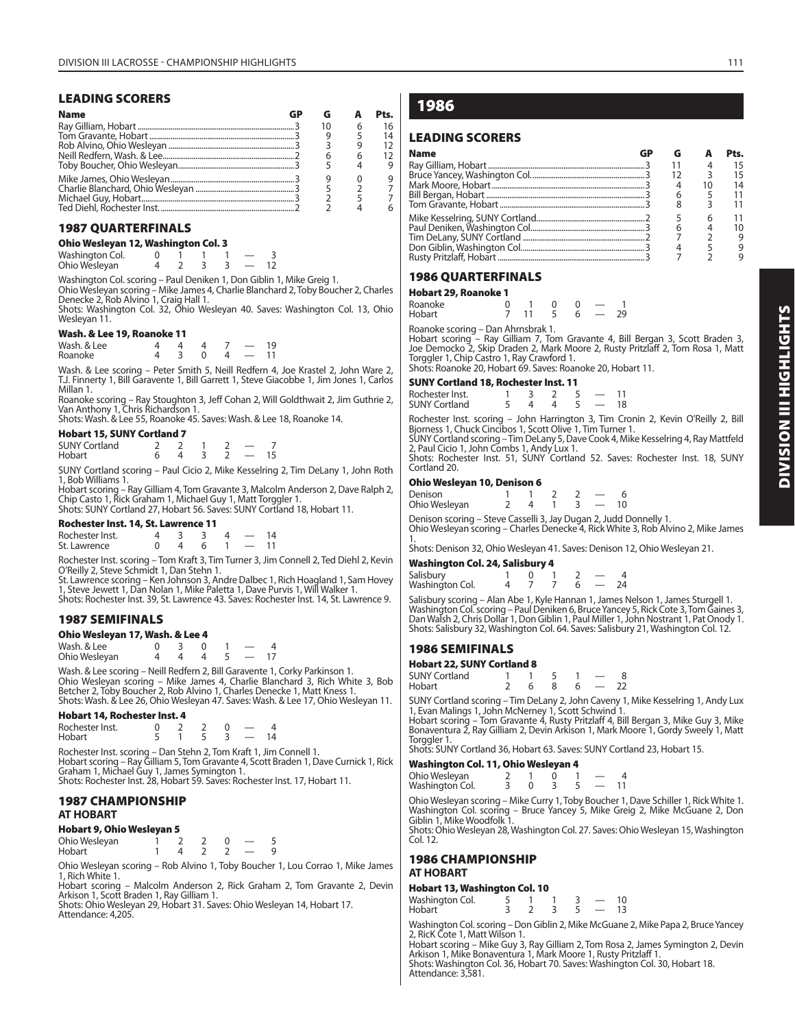## LEADING SCORERS

| Name | GP | G | A | Pts. |
|---|---|---|---|---|
| Ray Gilliam, Hobart | 3 | 10 | 6 | 16 |
| Tom Gravante, Hobart | 3 | 9 | 5 | 14 |
| Rob Alvino, Ohio Wesleyan | 3 | 3 | 9 | 12 |
| Neill Redfern, Wash. & Lee | 2 | 6 | 6 | 12 |
| Toby Boucher, Ohio Wesleyan | 3 | 5 | 4 | 9 |
| Mike James, Ohio Wesleyan | 3 | 9 | 0 | 9 |
| Charlie Blanchard, Ohio Wesleyan | 3 | 5 | 2 | 7 |
| Michael Guy, Hobart | 3 | 2 | 5 | 7 |
| Ted Diehl, Rochester Inst. | 2 | 2 | 4 | 6 |

## 1987 QUARTERFINALS

### Ohio Wesleyan 12, Washington Col. 3

| | | | | | | |
|---|---|---|---|---|---|---|
| Washington Col. | 0 | 1 | 1 | 1 | — | 3 |
| Ohio Wesleyan | 4 | 2 | 3 | 3 | — | 12 |

Washington Col. scoring – Paul Deniken 1, Don Giblin 1, Mike Greig 1.
Ohio Wesleyan scoring – Mike James 4, Charlie Blanchard 2, Toby Boucher 2, Charles Denecke 2, Rob Alvino 1, Craig Hall 1.
Shots: Washington Col. 32, Ohio Wesleyan 40. Saves: Washington Col. 13, Ohio Wesleyan 11.

### Wash. & Lee 19, Roanoke 11

| | | | | | | |
|---|---|---|---|---|---|---|
| Wash. & Lee | 4 | 4 | 4 | 7 | — | 19 |
| Roanoke | 4 | 3 | 0 | 4 | — | 11 |

Wash. & Lee scoring – Peter Smith 5, Neill Redfern 4, Joe Krastel 2, John Ware 2, T.J. Finnerty 1, Bill Garavente 1, Bill Garrett 1, Steve Giacobbe 1, Jim Jones 1, Carlos Millan 1.
Roanoke scoring – Ray Stoughton 3, Jeff Cohan 2, Will Goldthwait 2, Jim Guthrie 2, Van Anthony 1, Chris Richardson 1.
Shots: Wash. & Lee 55, Roanoke 45. Saves: Wash. & Lee 18, Roanoke 14.

### Hobart 15, SUNY Cortland 7

| | | | | | | |
|---|---|---|---|---|---|---|
| SUNY Cortland | 2 | 2 | 1 | 2 | — | 7 |
| Hobart | 6 | 4 | 3 | 2 | — | 15 |

SUNY Cortland scoring – Paul Cicio 2, Mike Kesselring 2, Tim DeLany 1, John Roth 1, Bob Williams 1.
Hobart scoring – Ray Gilliam 4, Tom Gravante 3, Malcolm Anderson 2, Dave Ralph 2, Chip Casto 1, Rick Graham 1, Michael Guy 1, Matt Torggler 1.
Shots: SUNY Cortland 27, Hobart 56. Saves: SUNY Cortland 18, Hobart 11.

### Rochester Inst. 14, St. Lawrence 11

| | | | | | | |
|---|---|---|---|---|---|---|
| Rochester Inst. | 4 | 3 | 3 | 4 | — | 14 |
| St. Lawrence | 0 | 4 | 6 | 1 | — | 11 |

Rochester Inst. scoring – Tom Kraft 3, Tim Turner 3, Jim Connell 2, Ted Diehl 2, Kevin O'Reilly 2, Steve Schmidt 1, Dan Stehn 1.
St. Lawrence scoring – Ken Johnson 3, Andre Dalbec 1, Rich Hoagland 1, Sam Hovey 1, Steve Jewett 1, Dan Nolan 1, Mike Paletta 1, Dave Purvis 1, Will Walker 1.
Shots: Rochester Inst. 39, St. Lawrence 43. Saves: Rochester Inst. 14, St. Lawrence 9.

## 1987 SEMIFINALS

### Ohio Wesleyan 17, Wash. & Lee 4

| | | | | | | |
|---|---|---|---|---|---|---|
| Wash. & Lee | 0 | 3 | 0 | 1 | — | 4 |
| Ohio Wesleyan | 4 | 4 | 4 | 5 | — | 17 |

Wash. & Lee scoring – Neill Redfern 2, Bill Garavente 1, Corky Parkinson 1.
Ohio Wesleyan scoring – Mike James 4, Charlie Blanchard 3, Rich White 3, Bob Betcher 2, Toby Boucher 2, Rob Alvino 1, Charles Denecke 1, Matt Kness 1.
Shots: Wash. & Lee 26, Ohio Wesleyan 47. Saves: Wash. & Lee 17, Ohio Wesleyan 11.

### Hobart 14, Rochester Inst. 4

| | | | | | | |
|---|---|---|---|---|---|---|
| Rochester Inst. | 0 | 2 | 2 | 0 | — | 4 |
| Hobart | 5 | 1 | 5 | 3 | — | 14 |

Rochester Inst. scoring – Dan Stehn 2, Tom Kraft 1, Jim Connell 1.
Hobart scoring – Ray Gilliam 5, Tom Gravante 4, Scott Braden 1, Dave Curnick 1, Rick Graham 1, Michael Guy 1, James Symington 1.
Shots: Rochester Inst. 28, Hobart 59. Saves: Rochester Inst. 17, Hobart 11.

## 1987 CHAMPIONSHIP
### AT HOBART

### Hobart 9, Ohio Wesleyan 5

| | | | | | | |
|---|---|---|---|---|---|---|
| Ohio Wesleyan | 1 | 2 | 2 | 0 | — | 5 |
| Hobart | 1 | 4 | 2 | 2 | — | 9 |

Ohio Wesleyan scoring – Rob Alvino 1, Toby Boucher 1, Lou Corrao 1, Mike James 1, Rich White 1.
Hobart scoring – Malcolm Anderson 2, Rick Graham 2, Tom Gravante 2, Devin Arkison 1, Scott Braden 1, Ray Gilliam 1.
Shots: Ohio Wesleyan 29, Hobart 31. Saves: Ohio Wesleyan 14, Hobart 17.
Attendance: 4,205.

# 1986

## LEADING SCORERS

| Name | GP | G | A | Pts. |
|---|---|---|---|---|
| Ray Gilliam, Hobart | 3 | 11 | 4 | 15 |
| Bruce Yancey, Washington Col. | 3 | 12 | 3 | 15 |
| Mark Moore, Hobart | 3 | 4 | 10 | 14 |
| Bill Bergan, Hobart | 3 | 6 | 5 | 11 |
| Tom Gravante, Hobart | 3 | 8 | 3 | 11 |
| Mike Kesselring, SUNY Cortland | 2 | 5 | 6 | 11 |
| Paul Deniken, Washington Col. | 3 | 6 | 4 | 10 |
| Tim DeLany, SUNY Cortland | 2 | 7 | 2 | 9 |
| Don Giblin, Washington Col. | 3 | 4 | 5 | 9 |
| Rusty Pritzlaff, Hobart | 3 | 7 | 2 | 9 |

## 1986 QUARTERFINALS

### Hobart 29, Roanoke 1

| | | | | | | |
|---|---|---|---|---|---|---|
| Roanoke | 0 | 1 | 0 | 0 | — | 1 |
| Hobart | 7 | 11 | 5 | 6 | — | 29 |

Roanoke scoring – Dan Ahrnsbrak 1.
Hobart scoring – Ray Gilliam 7, Tom Gravante 4, Bill Bergan 3, Scott Braden 3, Joe Democko 2, Skip Draden 2, Mark Moore 2, Rusty Pritzlaff 2, Tom Rosa 1, Matt Torggler 1, Chip Castro 1, Ray Crawford 1.
Shots: Roanoke 20, Hobart 69. Saves: Roanoke 20, Hobart 11.

### SUNY Cortland 18, Rochester Inst. 11

| | | | | | | |
|---|---|---|---|---|---|---|
| Rochester Inst. | 1 | 3 | 2 | 5 | — | 11 |
| SUNY Cortland | 5 | 4 | 4 | 5 | — | 18 |

Rochester Inst. scoring – John Harrington 3, Tim Cronin 2, Kevin O'Reilly 2, Bill Bjorness 1, Chuck Cincibos 1, Scott Olive 1, Tim Turner 1.
SUNY Cortland scoring – Tim DeLany 5, Dave Cook 4, Mike Kesselring 4, Ray Mattfeld 2, Paul Cicio 1, John Combs 1, Andy Lux 1.
Shots: Rochester Inst. 51, SUNY Cortland 52. Saves: Rochester Inst. 18, SUNY Cortland 20.

### Ohio Wesleyan 10, Denison 6

| | | | | | | |
|---|---|---|---|---|---|---|
| Denison | 1 | 1 | 2 | 2 | — | 6 |
| Ohio Wesleyan | 2 | 4 | 1 | 3 | — | 10 |

Denison scoring – Steve Casselli 3, Jay Dugan 2, Judd Donnelly 1.
Ohio Wesleyan scoring – Charles Denecke 4, Rick White 3, Rob Alvino 2, Mike James 1.
Shots: Denison 32, Ohio Wesleyan 41. Saves: Denison 12, Ohio Wesleyan 21.

### Washington Col. 24, Salisbury 4

| | | | | | | |
|---|---|---|---|---|---|---|
| Salisbury | 1 | 0 | 1 | 2 | — | 4 |
| Washington Col. | 4 | 7 | 7 | 6 | — | 24 |

Salisbury scoring – Alan Abe 1, Kyle Hannan 1, James Nelson 1, James Sturgell 1.
Washington Col. scoring – Paul Deniken 6, Bruce Yancey 5, Rick Cote 3, Tom Gaines 3, Dan Walsh 2, Chris Dollar 1, Don Giblin 1, Paul Miller 1, John Nostrant 1, Pat Onody 1.
Shots: Salisbury 32, Washington Col. 64. Saves: Salisbury 21, Washington Col. 12.

## 1986 SEMIFINALS

### Hobart 22, SUNY Cortland 8

| | | | | | | |
|---|---|---|---|---|---|---|
| SUNY Cortland | 1 | 1 | 5 | 1 | — | 8 |
| Hobart | 2 | 6 | 8 | 6 | — | 22 |

SUNY Cortland scoring – Tim DeLany 2, John Caveny 1, Mike Kesselring 1, Andy Lux 1, Evan Malings 1, John McNerney 1, Scott Schwind 1.
Hobart scoring – Tom Gravante 4, Rusty Pritzlaff 4, Bill Bergan 3, Mike Guy 3, Mike Bonaventura 2, Ray Gilliam 2, Devin Arkison 1, Mark Moore 1, Gordy Sweely 1, Matt Torggler 1.
Shots: SUNY Cortland 36, Hobart 63. Saves: SUNY Cortland 23, Hobart 15.

### Washington Col. 11, Ohio Wesleyan 4

| | | | | | | |
|---|---|---|---|---|---|---|
| Ohio Wesleyan | 2 | 1 | 0 | 1 | — | 4 |
| Washington Col. | 3 | 0 | 3 | 5 | — | 11 |

Ohio Wesleyan scoring – Mike Curry 1, Toby Boucher 1, Dave Schiller 1, Rick White 1.
Washington Col. scoring – Bruce Yancey 5, Mike Greig 2, Mike McGuane 2, Don Giblin 1, Mike Woodfolk 1.
Shots: Ohio Wesleyan 28, Washington Col. 27. Saves: Ohio Wesleyan 15, Washington Col. 12.

## 1986 CHAMPIONSHIP
### AT HOBART

### Hobart 13, Washington Col. 10

| | | | | | | |
|---|---|---|---|---|---|---|
| Washington Col. | 5 | 1 | 1 | 3 | — | 10 |
| Hobart | 3 | 2 | 3 | 5 | — | 13 |

Washington Col. scoring – Don Giblin 3, Mike McGuane 2, Mike Papa 2, Bruce Yancey 2, RicK Cote 1, Matt Wilson 1.
Hobart scoring – Mike Guy 3, Ray Gilliam 2, Tom Rosa 2, James Symington 2, Devin Arkison 1, Mike Bonaventura 1, Mark Moore 1, Rusty Pritzlaff 1.
Shots: Washington Col. 36, Hobart 70. Saves: Washington Col. 30, Hobart 18.
Attendance: 3,581.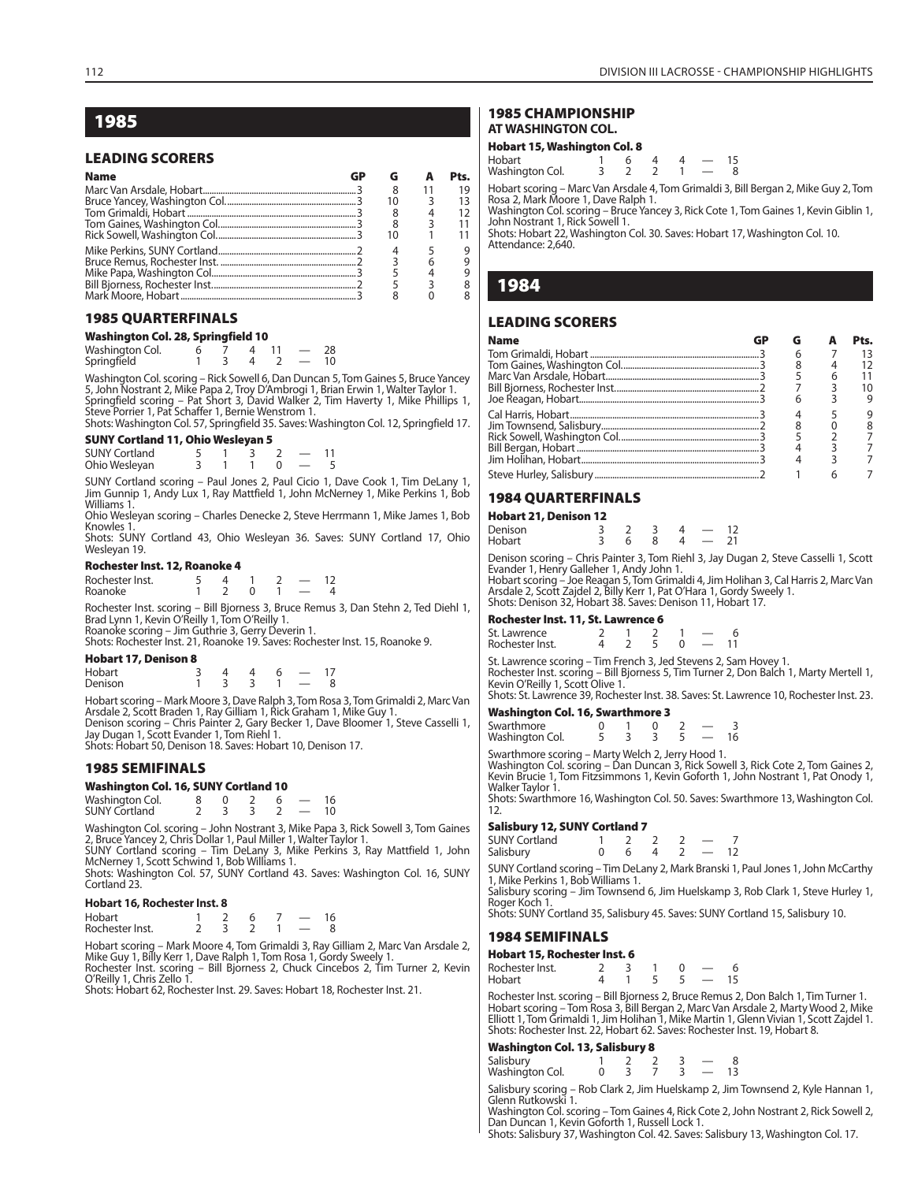# 1985

## LEADING SCORERS

| Name | GP | G | A | Pts. |
|---|---|---|---|---|
| Marc Van Arsdale, Hobart | 3 | 8 | 11 | 19 |
| Bruce Yancey, Washington Col. | 3 | 10 | 3 | 13 |
| Tom Grimaldi, Hobart | 3 | 8 | 4 | 12 |
| Tom Gaines, Washington Col. | 3 | 8 | 3 | 11 |
| Rick Sowell, Washington Col. | 3 | 10 | 1 | 11 |
| Mike Perkins, SUNY Cortland | 2 | 4 | 5 | 9 |
| Bruce Remus, Rochester Inst. | 2 | 3 | 6 | 9 |
| Mike Papa, Washington Col. | 3 | 5 | 4 | 9 |
| Bill Bjorness, Rochester Inst. | 2 | 5 | 3 | 8 |
| Mark Moore, Hobart | 3 | 8 | 0 | 8 |

## 1985 QUARTERFINALS

### Washington Col. 28, Springfield 10

| | | | | | | |
|---|---|---|---|---|---|---|
| Washington Col. | 6 | 7 | 4 | 11 | — | 28 |
| Springfield | 1 | 3 | 4 | 2 | — | 10 |

Washington Col. scoring – Rick Sowell 6, Dan Duncan 5, Tom Gaines 5, Bruce Yancey 5, John Nostrant 2, Mike Papa 2, Troy D'Ambrogi 1, Brian Erwin 1, Walter Taylor 1.
Springfield scoring – Pat Short 3, David Walker 2, Tim Haverty 1, Mike Phillips 1, Steve Porrier 1, Pat Schaffer 1, Bernie Wenstrom 1.
Shots: Washington Col. 57, Springfield 35. Saves: Washington Col. 12, Springfield 17.

### SUNY Cortland 11, Ohio Wesleyan 5

| | | | | | | |
|---|---|---|---|---|---|---|
| SUNY Cortland | 5 | 1 | 3 | 2 | — | 11 |
| Ohio Wesleyan | 3 | 1 | 1 | 0 | — | 5 |

SUNY Cortland scoring – Paul Jones 2, Paul Cicio 1, Dave Cook 1, Tim DeLany 1, Jim Gunnip 1, Andy Lux 1, Ray Mattfield 1, John McNerney 1, Mike Perkins 1, Bob Williams 1.
Ohio Wesleyan scoring – Charles Denecke 2, Steve Herrmann 1, Mike James 1, Bob Knowles 1.
Shots: SUNY Cortland 43, Ohio Wesleyan 36. Saves: SUNY Cortland 17, Ohio Wesleyan 19.

### Rochester Inst. 12, Roanoke 4

| | | | | | | |
|---|---|---|---|---|---|---|
| Rochester Inst. | 5 | 4 | 1 | 2 | — | 12 |
| Roanoke | 1 | 2 | 0 | 1 | — | 4 |

Rochester Inst. scoring – Bill Bjorness 3, Bruce Remus 3, Dan Stehn 2, Ted Diehl 1, Brad Lynn 1, Kevin O'Reilly 1, Tom O'Reilly 1.
Roanoke scoring – Jim Guthrie 3, Gerry Deverin 1.
Shots: Rochester Inst. 21, Roanoke 19. Saves: Rochester Inst. 15, Roanoke 9.

### Hobart 17, Denison 8

| | | | | | | |
|---|---|---|---|---|---|---|
| Hobart | 3 | 4 | 4 | 6 | — | 17 |
| Denison | 1 | 3 | 3 | 1 | — | 8 |

Hobart scoring – Mark Moore 3, Dave Ralph 3, Tom Rosa 3, Tom Grimaldi 2, Marc Van Arsdale 2, Scott Braden 1, Ray Gilliam 1, Rick Graham 1, Mike Guy 1.
Denison scoring – Chris Painter 2, Gary Becker 1, Dave Bloomer 1, Steve Casselli 1, Jay Dugan 1, Scott Evander 1, Tom Riehl 1.
Shots: Hobart 50, Denison 18. Saves: Hobart 10, Denison 17.

## 1985 SEMIFINALS

### Washington Col. 16, SUNY Cortland 10

| | | | | | | |
|---|---|---|---|---|---|---|
| Washington Col. | 8 | 0 | 2 | 6 | — | 16 |
| SUNY Cortland | 2 | 3 | 3 | 2 | — | 10 |

Washington Col. scoring – John Nostrant 3, Mike Papa 3, Rick Sowell 3, Tom Gaines 2, Bruce Yancey 2, Chris Dollar 1, Paul Miller 1, Walter Taylor 1.
SUNY Cortland scoring – Tim DeLany 3, Mike Perkins 3, Ray Mattfield 1, John McNerney 1, Scott Schwind 1, Bob Williams 1.
Shots: Washington Col. 57, SUNY Cortland 43. Saves: Washington Col. 16, SUNY Cortland 23.

### Hobart 16, Rochester Inst. 8

| | | | | | | |
|---|---|---|---|---|---|---|
| Hobart | 1 | 2 | 6 | 7 | — | 16 |
| Rochester Inst. | 2 | 3 | 2 | 1 | — | 8 |

Hobart scoring – Mark Moore 4, Tom Grimaldi 3, Ray Gilliam 2, Marc Van Arsdale 2, Mike Guy 1, Billy Kerr 1, Dave Ralph 1, Tom Rosa 1, Gordy Sweely 1.
Rochester Inst. scoring – Bill Bjorness 2, Chuck Cincebos 2, Tim Turner 2, Kevin O'Reilly 1, Chris Zello 1.
Shots: Hobart 62, Rochester Inst. 29. Saves: Hobart 18, Rochester Inst. 21.

## 1985 CHAMPIONSHIP
## AT WASHINGTON COL.

### Hobart 15, Washington Col. 8

| | | | | | | |
|---|---|---|---|---|---|---|
| Hobart | 1 | 6 | 4 | 4 | — | 15 |
| Washington Col. | 3 | 2 | 2 | 1 | — | 8 |

Hobart scoring – Marc Van Arsdale 4, Tom Grimaldi 3, Bill Bergan 2, Mike Guy 2, Tom Rosa 2, Mark Moore 1, Dave Ralph 1.
Washington Col. scoring – Bruce Yancey 3, Rick Cote 1, Tom Gaines 1, Kevin Giblin 1, John Nostrant 1, Rick Sowell 1.
Shots: Hobart 22, Washington Col. 30. Saves: Hobart 17, Washington Col. 10.
Attendance: 2,640.

# 1984

## LEADING SCORERS

| Name | GP | G | A | Pts. |
|---|---|---|---|---|
| Tom Grimaldi, Hobart | 3 | 6 | 7 | 13 |
| Tom Gaines, Washington Col. | 3 | 8 | 4 | 12 |
| Marc Van Arsdale, Hobart | 3 | 5 | 6 | 11 |
| Bill Bjorness, Rochester Inst. | 2 | 7 | 3 | 10 |
| Joe Reagan, Hobart | 3 | 6 | 3 | 9 |
| Cal Harris, Hobart | 3 | 4 | 5 | 9 |
| Jim Townsend, Salisbury | 2 | 8 | 0 | 8 |
| Rick Sowell, Washington Col. | 3 | 5 | 2 | 7 |
| Bill Bergan, Hobart | 3 | 4 | 3 | 7 |
| Jim Holihan, Hobart | 3 | 4 | 3 | 7 |
| Steve Hurley, Salisbury | 2 | 1 | 6 | 7 |

## 1984 QUARTERFINALS

### Hobart 21, Denison 12

| | | | | | | |
|---|---|---|---|---|---|---|
| Denison | 3 | 2 | 3 | 4 | — | 12 |
| Hobart | 3 | 6 | 8 | 4 | — | 21 |

Denison scoring – Chris Painter 3, Tom Riehl 3, Jay Dugan 2, Steve Casselli 1, Scott Evander 1, Henry Galleher 1, Andy John 1.
Hobart scoring – Joe Reagan 5, Tom Grimaldi 4, Jim Holihan 3, Cal Harris 2, Marc Van Arsdale 2, Scott Zajdel 2, Billy Kerr 1, Pat O'Hara 1, Gordy Sweely 1.
Shots: Denison 32, Hobart 38. Saves: Denison 11, Hobart 17.

### Rochester Inst. 11, St. Lawrence 6

| | | | | | | |
|---|---|---|---|---|---|---|
| St. Lawrence | 2 | 1 | 2 | 1 | — | 6 |
| Rochester Inst. | 4 | 2 | 5 | 0 | — | 11 |

St. Lawrence scoring – Tim French 3, Jed Stevens 2, Sam Hovey 1.
Rochester Inst. scoring – Bill Bjorness 5, Tim Turner 2, Don Balch 1, Marty Mertell 1, Kevin O'Reilly 1, Scott Olive 1.
Shots: St. Lawrence 39, Rochester Inst. 38. Saves: St. Lawrence 10, Rochester Inst. 23.

### Washington Col. 16, Swarthmore 3

| | | | | | | |
|---|---|---|---|---|---|---|
| Swarthmore | 0 | 1 | 0 | 2 | — | 3 |
| Washington Col. | 5 | 3 | 3 | 5 | — | 16 |

Swarthmore scoring – Marty Welch 2, Jerry Hood 1.
Washington Col. scoring – Dan Duncan 3, Rick Sowell 3, Rick Cote 2, Tom Gaines 2, Kevin Brucie 1, Tom Fitzsimmons 1, Kevin Goforth 1, John Nostrant 1, Pat Onody 1, Walker Taylor 1.
Shots: Swarthmore 16, Washington Col. 50. Saves: Swarthmore 13, Washington Col. 12.

### Salisbury 12, SUNY Cortland 7

| | | | | | | |
|---|---|---|---|---|---|---|
| SUNY Cortland | 1 | 2 | 2 | 2 | — | 7 |
| Salisbury | 0 | 6 | 4 | 2 | — | 12 |

SUNY Cortland scoring – Tim DeLany 2, Mark Branski 1, Paul Jones 1, John McCarthy 1, Mike Perkins 1, Bob Williams 1.
Salisbury scoring – Jim Townsend 6, Jim Huelskamp 3, Rob Clark 1, Steve Hurley 1, Roger Koch 1.
Shots: SUNY Cortland 35, Salisbury 45. Saves: SUNY Cortland 15, Salisbury 10.

## 1984 SEMIFINALS

### Hobart 15, Rochester Inst. 6

| | | | | | | |
|---|---|---|---|---|---|---|
| Rochester Inst. | 2 | 3 | 1 | 0 | — | 6 |
| Hobart | 4 | 1 | 5 | 5 | — | 15 |

Rochester Inst. scoring – Bill Bjorness 2, Bruce Remus 2, Don Balch 1, Tim Turner 1.
Hobart scoring – Tom Rosa 3, Bill Bergan 2, Marc Van Arsdale 2, Marty Wood 2, Mike Elliott 1, Tom Grimaldi 1, Jim Holihan 1, Mike Martin 1, Glenn Vivian 1, Scott Zajdel 1.
Shots: Rochester Inst. 22, Hobart 62. Saves: Rochester Inst. 19, Hobart 8.

### Washington Col. 13, Salisbury 8

| | | | | | | |
|---|---|---|---|---|---|---|
| Salisbury | 1 | 2 | 2 | 3 | — | 8 |
| Washington Col. | 0 | 3 | 7 | 3 | — | 13 |

Salisbury scoring – Rob Clark 2, Jim Huelskamp 2, Jim Townsend 2, Kyle Hannan 1, Glenn Rutkowski 1.
Washington Col. scoring – Tom Gaines 4, Rick Cote 2, John Nostrant 2, Rick Sowell 2, Dan Duncan 1, Kevin Goforth 1, Russell Lock 1.
Shots: Salisbury 37, Washington Col. 42. Saves: Salisbury 13, Washington Col. 17.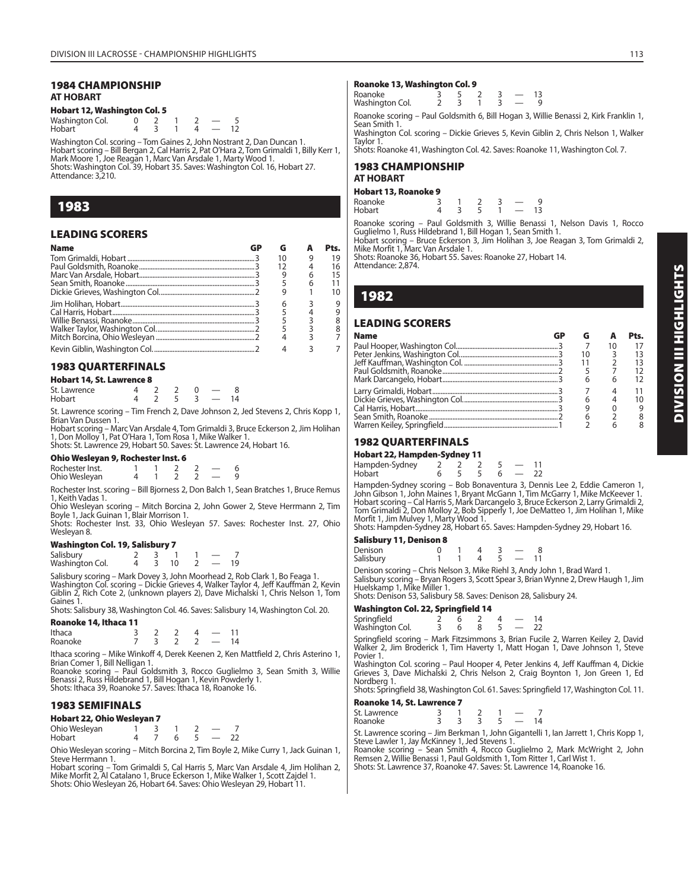## 1984 CHAMPIONSHIP
### AT HOBART

#### Hobart 12, Washington Col. 5

| | | | | | | |
|---|---|---|---|---|---|---|
| Washington Col. | 0 | 2 | 1 | 2 | — | 5 |
| Hobart | 4 | 3 | 1 | 4 | — | 12 |

Washington Col. scoring – Tom Gaines 2, John Nostrant 2, Dan Duncan 1.
Hobart scoring – Bill Bergan 2, Cal Harris 2, Pat O'Hara 2, Tom Grimaldi 1, Billy Kerr 1, Mark Moore 1, Joe Reagan 1, Marc Van Arsdale 1, Marty Wood 1.
Shots: Washington Col. 39, Hobart 35. Saves: Washington Col. 16, Hobart 27.
Attendance: 3,210.

# 1983

## LEADING SCORERS

| Name | GP | G | A | Pts. |
|---|---|---|---|---|
| Tom Grimaldi, Hobart | 3 | 10 | 9 | 19 |
| Paul Goldsmith, Roanoke | 3 | 12 | 4 | 16 |
| Marc Van Arsdale, Hobart | 3 | 9 | 6 | 15 |
| Sean Smith, Roanoke | 3 | 5 | 6 | 11 |
| Dickie Grieves, Washington Col. | 2 | 9 | 1 | 10 |
| Jim Holihan, Hobart | 3 | 6 | 3 | 9 |
| Cal Harris, Hobart | 3 | 5 | 4 | 9 |
| Willie Benassi, Roanoke | 3 | 5 | 3 | 8 |
| Walker Taylor, Washington Col. | 2 | 5 | 3 | 8 |
| Mitch Borcina, Ohio Wesleyan | 2 | 4 | 3 | 7 |
| Kevin Giblin, Washington Col. | 2 | 4 | 3 | 7 |

## 1983 QUARTERFINALS

#### Hobart 14, St. Lawrence 8

| | | | | | | |
|---|---|---|---|---|---|---|
| St. Lawrence | 4 | 2 | 2 | 0 | — | 8 |
| Hobart | 4 | 2 | 5 | 3 | — | 14 |

St. Lawrence scoring – Tim French 2, Dave Johnson 2, Jed Stevens 2, Chris Kopp 1, Brian Van Dussen 1.
Hobart scoring – Marc Van Arsdale 4, Tom Grimaldi 3, Bruce Eckerson 2, Jim Holihan 1, Don Molloy 1, Pat O'Hara 1, Tom Rosa 1, Mike Walker 1.
Shots: St. Lawrence 29, Hobart 50. Saves: St. Lawrence 24, Hobart 16.

#### Ohio Wesleyan 9, Rochester Inst. 6

| | | | | | | |
|---|---|---|---|---|---|---|
| Rochester Inst. | 1 | 1 | 2 | 2 | — | 6 |
| Ohio Wesleyan | 4 | 1 | 2 | 2 | — | 9 |

Rochester Inst. scoring – Bill Bjorness 2, Don Balch 1, Sean Bratches 1, Bruce Remus 1, Keith Vadas 1.
Ohio Wesleyan scoring – Mitch Borcina 2, John Gower 2, Steve Herrmann 2, Tim Boyle 1, Jack Guinan 1, Blair Morrison 1.
Shots: Rochester Inst. 33, Ohio Wesleyan 57. Saves: Rochester Inst. 27, Ohio Wesleyan 8.

#### Washington Col. 19, Salisbury 7

| | | | | | | |
|---|---|---|---|---|---|---|
| Salisbury | 2 | 3 | 1 | 1 | — | 7 |
| Washington Col. | 4 | 3 | 10 | 2 | — | 19 |

Salisbury scoring – Mark Dovey 3, John Moorhead 2, Rob Clark 1, Bo Feaga 1.
Washington Col. scoring – Dickie Grieves 4, Walker Taylor 4, Jeff Kauffman 2, Kevin Giblin 2, Rich Cote 2, (unknown players 2), Dave Michalski 1, Chris Nelson 1, Tom Gaines 1.
Shots: Salisbury 38, Washington Col. 46. Saves: Salisbury 14, Washington Col. 20.

#### Roanoke 14, Ithaca 11

| | | | | | | |
|---|---|---|---|---|---|---|
| Ithaca | 3 | 2 | 2 | 4 | — | 11 |
| Roanoke | 7 | 3 | 2 | 2 | — | 14 |

Ithaca scoring – Mike Winkoff 4, Derek Keenen 2, Ken Mattfield 2, Chris Asterino 1, Brian Comer 1, Bill Nelligan 1.
Roanoke scoring – Paul Goldsmith 3, Rocco Guglielmo 3, Sean Smith 3, Willie Benassi 2, Russ Hildebrand 1, Bill Hogan 1, Kevin Powderly 1.
Shots: Ithaca 39, Roanoke 57. Saves: Ithaca 18, Roanoke 16.

## 1983 SEMIFINALS

#### Hobart 22, Ohio Wesleyan 7

| | | | | | | |
|---|---|---|---|---|---|---|
| Ohio Wesleyan | 1 | 3 | 1 | 2 | — | 7 |
| Hobart | 4 | 7 | 6 | 5 | — | 22 |

Ohio Wesleyan scoring – Mitch Borcina 2, Tim Boyle 2, Mike Curry 1, Jack Guinan 1, Steve Herrmann 1.
Hobart scoring – Tom Grimaldi 5, Cal Harris 5, Marc Van Arsdale 4, Jim Holihan 2, Mike Morfit 2, Al Catalano 1, Bruce Eckerson 1, Mike Walker 1, Scott Zajdel 1.
Shots: Ohio Wesleyan 26, Hobart 64. Saves: Ohio Wesleyan 29, Hobart 11.

#### Roanoke 13, Washington Col. 9

| | | | | | | |
|---|---|---|---|---|---|---|
| Roanoke | 3 | 5 | 2 | 3 | — | 13 |
| Washington Col. | 2 | 3 | 1 | 3 | — | 9 |

Roanoke scoring – Paul Goldsmith 6, Bill Hogan 3, Willie Benassi 2, Kirk Franklin 1, Sean Smith 1.
Washington Col. scoring – Dickie Grieves 5, Kevin Giblin 2, Chris Nelson 1, Walker Taylor 1.
Shots: Roanoke 41, Washington Col. 42. Saves: Roanoke 11, Washington Col. 7.

## 1983 CHAMPIONSHIP
### AT HOBART

#### Hobart 13, Roanoke 9

| | | | | | | |
|---|---|---|---|---|---|---|
| Roanoke | 3 | 1 | 2 | 3 | — | 9 |
| Hobart | 4 | 3 | 5 | 1 | — | 13 |

Roanoke scoring – Paul Goldsmith 3, Willie Benassi 1, Nelson Davis 1, Rocco Guglielmo 1, Russ Hildebrand 1, Bill Hogan 1, Sean Smith 1.
Hobart scoring – Bruce Eckerson 3, Jim Holihan 3, Joe Reagan 3, Tom Grimaldi 2, Mike Morfit 1, Marc Van Arsdale 1.
Shots: Roanoke 36, Hobart 55. Saves: Roanoke 27, Hobart 14.
Attendance: 2,874.

# 1982

## LEADING SCORERS

| Name | GP | G | A | Pts. |
|---|---|---|---|---|
| Paul Hooper, Washington Col. | 3 | 7 | 10 | 17 |
| Peter Jenkins, Washington Col. | 3 | 10 | 3 | 13 |
| Jeff Kauffman, Washington Col. | 3 | 11 | 2 | 13 |
| Paul Goldsmith, Roanoke | 2 | 5 | 7 | 12 |
| Mark Darcangelo, Hobart | 3 | 6 | 6 | 12 |
| Larry Grimaldi, Hobart | 3 | 7 | 4 | 11 |
| Dickie Grieves, Washington Col. | 3 | 6 | 4 | 10 |
| Cal Harris, Hobart | 3 | 9 | 0 | 9 |
| Sean Smith, Roanoke | 2 | 6 | 2 | 8 |
| Warren Keiley, Springfield | 1 | 2 | 6 | 8 |

## 1982 QUARTERFINALS

#### Hobart 22, Hampden-Sydney 11

| | | | | | | |
|---|---|---|---|---|---|---|
| Hampden-Sydney | 2 | 2 | 2 | 5 | — | 11 |
| Hobart | 6 | 5 | 5 | 6 | — | 22 |

Hampden-Sydney scoring – Bob Bonaventura 3, Dennis Lee 2, Eddie Cameron 1, John Gibson 1, John Maines 1, Bryant McGann 1, Tim McGarry 1, Mike McKeever 1.
Hobart scoring – Cal Harris 5, Mark Darcangelo 3, Bruce Eckerson 2, Larry Grimaldi 2, Tom Grimaldi 2, Don Molloy 2, Bob Sipperly 1, Joe DeMatteo 1, Jim Holihan 1, Mike Morfit 1, Jim Mulvey 1, Marty Wood 1.
Shots: Hampden-Sydney 28, Hobart 65. Saves: Hampden-Sydney 29, Hobart 16.

#### Salisbury 11, Denison 8

| | | | | | | |
|---|---|---|---|---|---|---|
| Denison | 0 | 1 | 4 | 3 | — | 8 |
| Salisbury | 1 | 1 | 4 | 5 | — | 11 |

Denison scoring – Chris Nelson 3, Mike Riehl 3, Andy John 1, Brad Ward 1.
Salisbury scoring – Bryan Rogers 3, Scott Spear 3, Brian Wynne 2, Drew Haugh 1, Jim Huelskamp 1, Mike Miller 1.
Shots: Denison 53, Salisbury 58. Saves: Denison 28, Salisbury 24.

#### Washington Col. 22, Springfield 14

| | | | | | | |
|---|---|---|---|---|---|---|
| Springfield | 2 | 6 | 2 | 4 | — | 14 |
| Washington Col. | 3 | 6 | 8 | 5 | — | 22 |

Springfield scoring – Mark Fitzsimmons 3, Brian Fucile 2, Warren Keiley 2, David Walker 2, Jim Broderick 1, Tim Haverty 1, Matt Hogan 1, Dave Johnson 1, Steve Povier 1.
Washington Col. scoring – Paul Hooper 4, Peter Jenkins 4, Jeff Kauffman 4, Dickie Grieves 3, Dave Michalski 2, Chris Nelson 2, Craig Boynton 1, Jon Green 1, Ed Nordberg 1.
Shots: Springfield 38, Washington Col. 61. Saves: Springfield 17, Washington Col. 11.

#### Roanoke 14, St. Lawrence 7

| | | | | | | |
|---|---|---|---|---|---|---|
| St. Lawrence | 3 | 1 | 2 | 1 | — | 7 |
| Roanoke | 3 | 3 | 3 | 5 | — | 14 |

St. Lawrence scoring – Jim Berkman 1, John Gigantelli 1, Ian Jarrett 1, Chris Kopp 1, Steve Lawler 1, Jay McKinney 1, Jed Stevens 1.
Roanoke scoring – Sean Smith 4, Rocco Guglielmo 2, Mark McWright 2, John Remsen 2, Willie Benassi 1, Paul Goldsmith 1, Tom Ritter 1, Carl Wist 1.
Shots: St. Lawrence 37, Roanoke 47. Saves: St. Lawrence 14, Roanoke 16.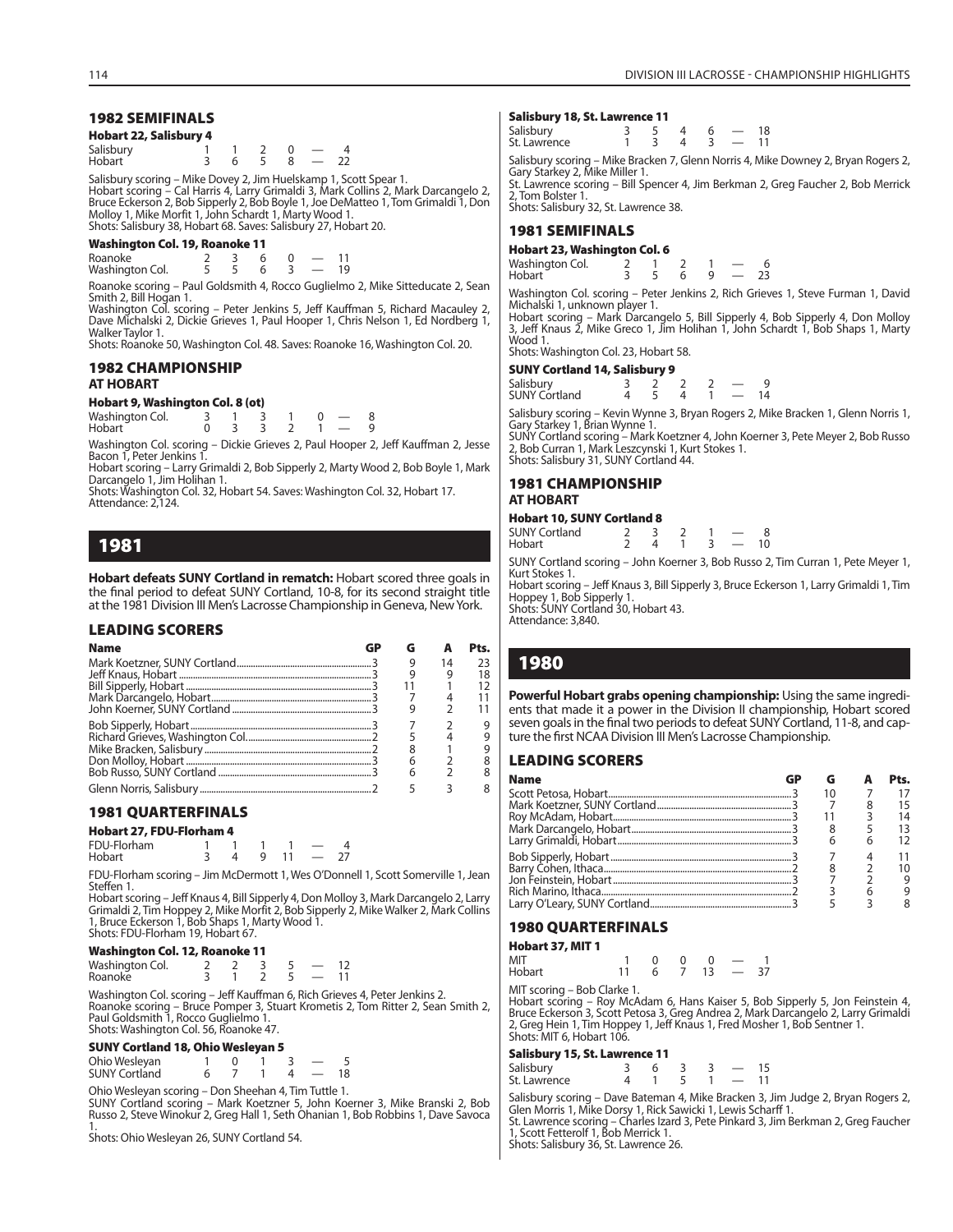## 1982 SEMIFINALS

### Hobart 22, Salisbury 4

| | | | | | | |
|---|---|---|---|---|---|---|
| Salisbury | 1 | 1 | 2 | 0 | — | 4 |
| Hobart | 3 | 6 | 5 | 8 | — | 22 |

Salisbury scoring – Mike Dovey 2, Jim Huelskamp 1, Scott Spear 1.
Hobart scoring – Cal Harris 4, Larry Grimaldi 3, Mark Collins 2, Mark Darcangelo 2, Bruce Eckerson 2, Bob Sipperly 2, Bob Boyle 1, Joe DeMatteo 1, Tom Grimaldi 1, Don Molloy 1, Mike Morfit 1, John Schardt 1, Marty Wood 1.
Shots: Salisbury 38, Hobart 68. Saves: Salisbury 27, Hobart 20.

### Washington Col. 19, Roanoke 11

| | | | | | | |
|---|---|---|---|---|---|---|
| Roanoke | 2 | 3 | 6 | 0 | — | 11 |
| Washington Col. | 5 | 5 | 6 | 3 | — | 19 |

Roanoke scoring – Paul Goldsmith 4, Rocco Guglielmo 2, Mike Sitteducate 2, Sean Smith 2, Bill Hogan 1.
Washington Col. scoring – Peter Jenkins 5, Jeff Kauffman 5, Richard Macauley 2, Dave Michalski 2, Dickie Grieves 1, Paul Hooper 1, Chris Nelson 1, Ed Nordberg 1, Walker Taylor 1.
Shots: Roanoke 50, Washington Col. 48. Saves: Roanoke 16, Washington Col. 20.

## 1982 CHAMPIONSHIP
**AT HOBART**

### Hobart 9, Washington Col. 8 (ot)

| | | | | | | | |
|---|---|---|---|---|---|---|---|
| Washington Col. | 3 | 1 | 3 | 1 | 0 | — | 8 |
| Hobart | 0 | 3 | 3 | 2 | 1 | — | 9 |

Washington Col. scoring – Dickie Grieves 2, Paul Hooper 2, Jeff Kauffman 2, Jesse Bacon 1, Peter Jenkins 1.
Hobart scoring – Larry Grimaldi 2, Bob Sipperly 2, Marty Wood 2, Bob Boyle 1, Mark Darcangelo 1, Jim Holihan 1.
Shots: Washington Col. 32, Hobart 54. Saves: Washington Col. 32, Hobart 17.
Attendance: 2,124.

# 1981

**Hobart defeats SUNY Cortland in rematch:** Hobart scored three goals in the final period to defeat SUNY Cortland, 10-8, for its second straight title at the 1981 Division III Men's Lacrosse Championship in Geneva, New York.

## LEADING SCORERS

| Name | GP | G | A | Pts. |
|---|---|---|---|---|
| Mark Koetzner, SUNY Cortland | 3 | 9 | 14 | 23 |
| Jeff Knaus, Hobart | 3 | 9 | 9 | 18 |
| Bill Sipperly, Hobart | 3 | 11 | 1 | 12 |
| Mark Darcangelo, Hobart | 3 | 7 | 4 | 11 |
| John Koerner, SUNY Cortland | 3 | 9 | 2 | 11 |
| Bob Sipperly, Hobart | 3 | 7 | 2 | 9 |
| Richard Grieves, Washington Col. | 2 | 5 | 4 | 9 |
| Mike Bracken, Salisbury | 2 | 8 | 1 | 9 |
| Don Molloy, Hobart | 3 | 6 | 2 | 8 |
| Bob Russo, SUNY Cortland | 3 | 6 | 2 | 8 |
| Glenn Norris, Salisbury | 2 | 5 | 3 | 8 |

## 1981 QUARTERFINALS

### Hobart 27, FDU-Florham 4

| | | | | | | |
|---|---|---|---|---|---|---|
| FDU-Florham | 1 | 1 | 1 | 1 | — | 4 |
| Hobart | 3 | 4 | 9 | 11 | — | 27 |

FDU-Florham scoring – Jim McDermott 1, Wes O'Donnell 1, Scott Somerville 1, Jean Steffen 1.
Hobart scoring – Jeff Knaus 4, Bill Sipperly 4, Don Molloy 3, Mark Darcangelo 2, Larry Grimaldi 2, Tim Hoppey 2, Mike Morfit 2, Bob Sipperly 2, Mike Walker 2, Mark Collins 1, Bruce Eckerson 1, Bob Shaps 1, Marty Wood 1.
Shots: FDU-Florham 19, Hobart 67.

### Washington Col. 12, Roanoke 11

| | | | | | | |
|---|---|---|---|---|---|---|
| Washington Col. | 2 | 2 | 3 | 5 | — | 12 |
| Roanoke | 3 | 1 | 2 | 5 | — | 11 |

Washington Col. scoring – Jeff Kauffman 6, Rich Grieves 4, Peter Jenkins 2.
Roanoke scoring – Bruce Pomper 3, Stuart Krometis 2, Tom Ritter 2, Sean Smith 2, Paul Goldsmith 1, Rocco Guglielmo 1.
Shots: Washington Col. 56, Roanoke 47.

### SUNY Cortland 18, Ohio Wesleyan 5

| | | | | | | |
|---|---|---|---|---|---|---|
| Ohio Wesleyan | 1 | 0 | 1 | 3 | — | 5 |
| SUNY Cortland | 6 | 7 | 1 | 4 | — | 18 |

Ohio Wesleyan scoring – Don Sheehan 4, Tim Tuttle 1.
SUNY Cortland scoring – Mark Koetzner 5, John Koerner 3, Mike Branski 2, Bob Russo 2, Steve Winokur 2, Greg Hall 1, Seth Ohanian 1, Bob Robbins 1, Dave Savoca 1.
Shots: Ohio Wesleyan 26, SUNY Cortland 54.

### Salisbury 18, St. Lawrence 11

| | | | | | | |
|---|---|---|---|---|---|---|
| Salisbury | 3 | 5 | 4 | 6 | — | 18 |
| St. Lawrence | 1 | 3 | 4 | 3 | — | 11 |

Salisbury scoring – Mike Bracken 7, Glenn Norris 4, Mike Downey 2, Bryan Rogers 2, Gary Starkey 2, Mike Miller 1.
St. Lawrence scoring – Bill Spencer 4, Jim Berkman 2, Greg Faucher 2, Bob Merrick 2, Tom Bolster 1.
Shots: Salisbury 32, St. Lawrence 38.

## 1981 SEMIFINALS

### Hobart 23, Washington Col. 6

| | | | | | | |
|---|---|---|---|---|---|---|
| Washington Col. | 2 | 1 | 2 | 1 | — | 6 |
| Hobart | 3 | 5 | 6 | 9 | — | 23 |

Washington Col. scoring – Peter Jenkins 2, Rich Grieves 1, Steve Furman 1, David Michalski 1, unknown player 1.
Hobart scoring – Mark Darcangelo 5, Bill Sipperly 4, Bob Sipperly 4, Don Molloy 3, Jeff Knaus 2, Mike Greco 1, Jim Holihan 1, John Schardt 1, Bob Shaps 1, Marty Wood 1.
Shots: Washington Col. 23, Hobart 58.

### SUNY Cortland 14, Salisbury 9

| | | | | | | |
|---|---|---|---|---|---|---|
| Salisbury | 3 | 2 | 2 | 2 | — | 9 |
| SUNY Cortland | 4 | 5 | 4 | 1 | — | 14 |

Salisbury scoring – Kevin Wynne 3, Bryan Rogers 2, Mike Bracken 1, Glenn Norris 1, Gary Starkey 1, Brian Wynne 1.
SUNY Cortland scoring – Mark Koetzner 4, John Koerner 3, Pete Meyer 2, Bob Russo 2, Bob Curran 1, Mark Leszcynski 1, Kurt Stokes 1.
Shots: Salisbury 31, SUNY Cortland 44.

## 1981 CHAMPIONSHIP
**AT HOBART**

### Hobart 10, SUNY Cortland 8

| | | | | | | |
|---|---|---|---|---|---|---|
| SUNY Cortland | 2 | 3 | 2 | 1 | — | 8 |
| Hobart | 2 | 4 | 1 | 3 | — | 10 |

SUNY Cortland scoring – John Koerner 3, Bob Russo 2, Tim Curran 1, Pete Meyer 1, Kurt Stokes 1.
Hobart scoring – Jeff Knaus 3, Bill Sipperly 3, Bruce Eckerson 1, Larry Grimaldi 1, Tim Hoppey 1, Bob Sipperly 1.
Shots: SUNY Cortland 30, Hobart 43.
Attendance: 3,840.

# 1980

**Powerful Hobart grabs opening championship:** Using the same ingredients that made it a power in the Division II championship, Hobart scored seven goals in the final two periods to defeat SUNY Cortland, 11-8, and capture the first NCAA Division III Men's Lacrosse Championship.

## LEADING SCORERS

| Name | GP | G | A | Pts. |
|---|---|---|---|---|
| Scott Petosa, Hobart | 3 | 10 | 7 | 17 |
| Mark Koetzner, SUNY Cortland | 3 | 7 | 8 | 15 |
| Roy McAdam, Hobart | 3 | 11 | 3 | 14 |
| Mark Darcangelo, Hobart | 3 | 8 | 5 | 13 |
| Larry Grimaldi, Hobart | 3 | 6 | 6 | 12 |
| Bob Sipperly, Hobart | 3 | 7 | 4 | 11 |
| Barry Cohen, Ithaca | 2 | 8 | 2 | 10 |
| Jon Feinstein, Hobart | 3 | 7 | 2 | 9 |
| Rich Marino, Ithaca | 2 | 3 | 6 | 9 |
| Larry O'Leary, SUNY Cortland | 3 | 5 | 3 | 8 |

## 1980 QUARTERFINALS

### Hobart 37, MIT 1

| | | | | | | |
|---|---|---|---|---|---|---|
| MIT | 1 | 0 | 0 | 0 | — | 1 |
| Hobart | 11 | 6 | 7 | 13 | — | 37 |

MIT scoring – Bob Clarke 1.
Hobart scoring – Roy McAdam 6, Hans Kaiser 5, Bob Sipperly 5, Jon Feinstein 4, Bruce Eckerson 3, Scott Petosa 3, Greg Andrea 2, Mark Darcangelo 2, Larry Grimaldi 2, Greg Hein 1, Tim Hoppey 1, Jeff Knaus 1, Fred Mosher 1, Bob Sentner 1.
Shots: MIT 6, Hobart 106.

### Salisbury 15, St. Lawrence 11

| | | | | | | |
|---|---|---|---|---|---|---|
| Salisbury | 3 | 6 | 3 | 3 | — | 15 |
| St. Lawrence | 4 | 1 | 5 | 1 | — | 11 |

Salisbury scoring – Dave Bateman 4, Mike Bracken 3, Jim Judge 2, Bryan Rogers 2, Glen Morris 1, Mike Dorsy 1, Rick Sawicki 1, Lewis Scharff 1.
St. Lawrence scoring – Charles Izard 3, Pete Pinkard 3, Jim Berkman 2, Greg Faucher 1, Scott Fetterolf 1, Bob Merrick 1.
Shots: Salisbury 36, St. Lawrence 26.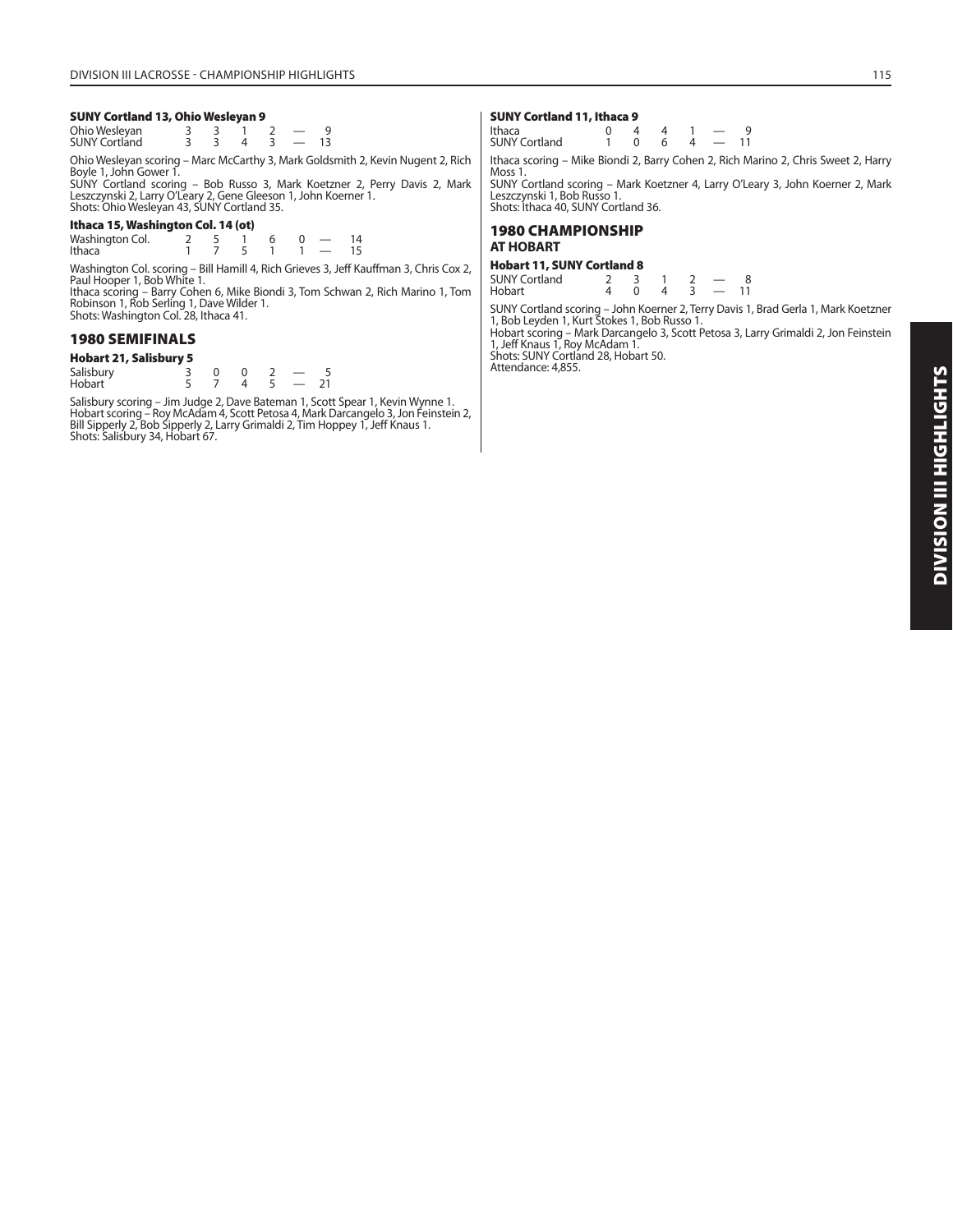#### SUNY Cortland 13, Ohio Wesleyan 9

| | | | | | | |
|---|---|---|---|---|---|---|
| Ohio Wesleyan | 3 | 3 | 1 | 2 | — | 9 |
| SUNY Cortland | 3 | 3 | 4 | 3 | — | 13 |

Ohio Wesleyan scoring – Marc McCarthy 3, Mark Goldsmith 2, Kevin Nugent 2, Rich Boyle 1, John Gower 1.
SUNY Cortland scoring – Bob Russo 3, Mark Koetzner 2, Perry Davis 2, Mark Leszczynski 2, Larry O'Leary 2, Gene Gleeson 1, John Koerner 1.
Shots: Ohio Wesleyan 43, SUNY Cortland 35.

#### Ithaca 15, Washington Col. 14 (ot)

| | | | | | | | |
|---|---|---|---|---|---|---|---|
| Washington Col. | 2 | 5 | 1 | 6 | 0 | — | 14 |
| Ithaca | 1 | 7 | 5 | 1 | 1 | — | 15 |

Washington Col. scoring – Bill Hamill 4, Rich Grieves 3, Jeff Kauffman 3, Chris Cox 2, Paul Hooper 1, Bob White 1.
Ithaca scoring – Barry Cohen 6, Mike Biondi 3, Tom Schwan 2, Rich Marino 1, Tom Robinson 1, Rob Serling 1, Dave Wilder 1.
Shots: Washington Col. 28, Ithaca 41.

## 1980 SEMIFINALS

#### Hobart 21, Salisbury 5

| | | | | | | |
|---|---|---|---|---|---|---|
| Salisbury | 3 | 0 | 0 | 2 | — | 5 |
| Hobart | 5 | 7 | 4 | 5 | — | 21 |

Salisbury scoring – Jim Judge 2, Dave Bateman 1, Scott Spear 1, Kevin Wynne 1.
Hobart scoring – Roy McAdam 4, Scott Petosa 4, Mark Darcangelo 3, Jon Feinstein 2, Bill Sipperly 2, Bob Sipperly 2, Larry Grimaldi 2, Tim Hoppey 1, Jeff Knaus 1.
Shots: Salisbury 34, Hobart 67.

#### SUNY Cortland 11, Ithaca 9

| | | | | | | |
|---|---|---|---|---|---|---|
| Ithaca | 0 | 4 | 4 | 1 | — | 9 |
| SUNY Cortland | 1 | 0 | 6 | 4 | — | 11 |

Ithaca scoring – Mike Biondi 2, Barry Cohen 2, Rich Marino 2, Chris Sweet 2, Harry Moss 1.
SUNY Cortland scoring – Mark Koetzner 4, Larry O'Leary 3, John Koerner 2, Mark Leszczynski 1, Bob Russo 1.
Shots: Ithaca 40, SUNY Cortland 36.

## 1980 CHAMPIONSHIP
### AT HOBART

#### Hobart 11, SUNY Cortland 8

| | | | | | | |
|---|---|---|---|---|---|---|
| SUNY Cortland | 2 | 3 | 1 | 2 | — | 8 |
| Hobart | 4 | 0 | 4 | 3 | — | 11 |

SUNY Cortland scoring – John Koerner 2, Terry Davis 1, Brad Gerla 1, Mark Koetzner 1, Bob Leyden 1, Kurt Stokes 1, Bob Russo 1.
Hobart scoring – Mark Darcangelo 3, Scott Petosa 3, Larry Grimaldi 2, Jon Feinstein 1, Jeff Knaus 1, Roy McAdam 1.
Shots: SUNY Cortland 28, Hobart 50.
Attendance: 4,855.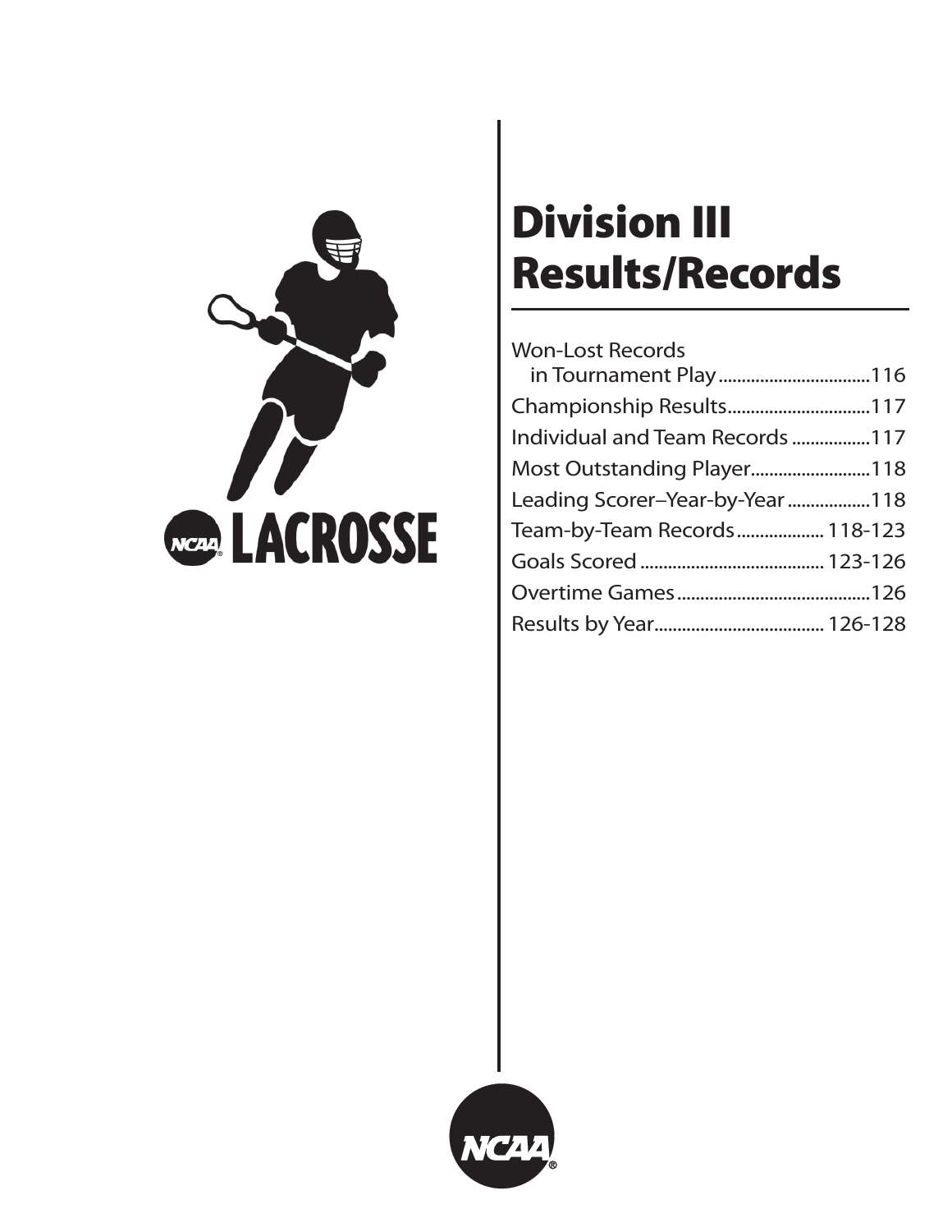# Division III Results/Records

- Won-Lost Records in Tournament Play .................................116
- Championship Results................................117
- Individual and Team Records .................117
- Most Outstanding Player..........................118
- Leading Scorer–Year-by-Year ..................118
- Team-by-Team Records................... 118-123
- Goals Scored ........................................ 123-126
- Overtime Games ..........................................126
- Results by Year..................................... 126-128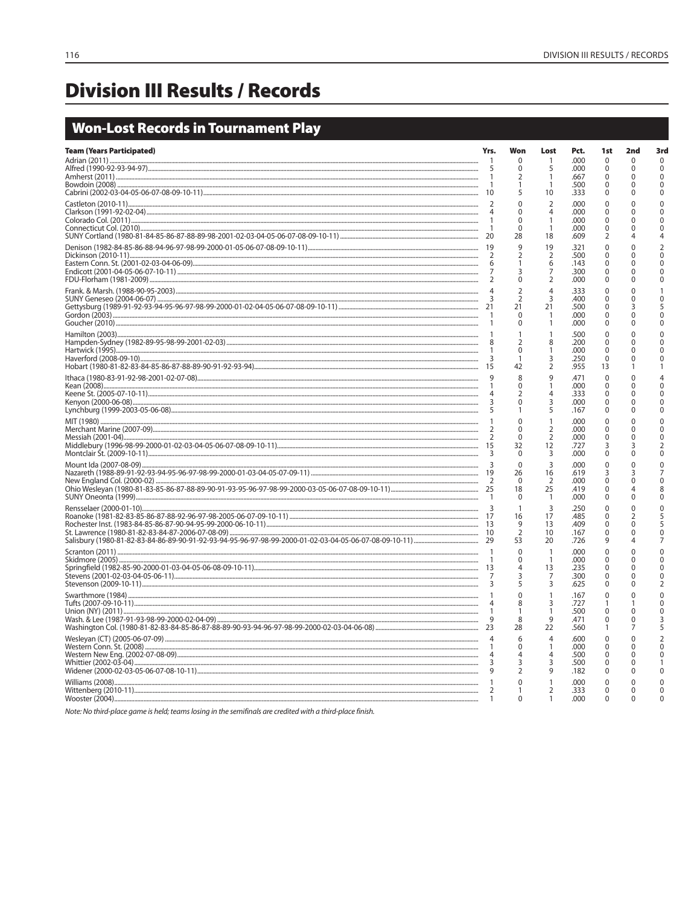# Division III Results / Records

## Won-Lost Records in Tournament Play

| Team (Years Participated) | Yrs. | Won | Lost | Pct. | 1st | 2nd | 3rd |
|---|---|---|---|---|---|---|---|
| Adrian (2011) | 1 | 0 | 1 | .000 | 0 | 0 | 0 |
| Alfred (1990-92-93-94-97) | 5 | 0 | 5 | .000 | 0 | 0 | 0 |
| Amherst (2011) | 1 | 2 | 1 | .667 | 0 | 0 | 0 |
| Bowdoin (2008) | 1 | 1 | 1 | .500 | 0 | 0 | 0 |
| Cabrini (2002-03-04-05-06-07-08-09-10-11) | 10 | 5 | 10 | .333 | 0 | 0 | 0 |
| Castleton (2010-11) | 2 | 0 | 2 | .000 | 0 | 0 | 0 |
| Clarkson (1991-92-02-04) | 4 | 0 | 4 | .000 | 0 | 0 | 0 |
| Colorado Col. (2011) | 1 | 0 | 1 | .000 | 0 | 0 | 0 |
| Connecticut Col. (2010) | 1 | 0 | 1 | .000 | 0 | 0 | 0 |
| SUNY Cortland (1980-81-84-85-86-87-88-89-98-2001-02-03-04-05-06-07-08-09-10-11) | 20 | 28 | 18 | .609 | 2 | 4 | 4 |
| Denison (1982-84-85-86-88-94-96-97-98-99-2000-01-05-06-07-08-09-10-11) | 19 | 9 | 19 | .321 | 0 | 0 | 2 |
| Dickinson (2010-11) | 2 | 2 | 2 | .500 | 0 | 0 | 0 |
| Eastern Conn. St. (2001-02-03-04-06-09) | 6 | 1 | 6 | .143 | 0 | 0 | 0 |
| Endicott (2001-04-05-06-07-10-11) | 7 | 3 | 7 | .300 | 0 | 0 | 0 |
| FDU-Florham (1981-2009) | 2 | 0 | 2 | .000 | 0 | 0 | 0 |
| Frank. & Marsh. (1988-90-95-2003) | 4 | 2 | 4 | .333 | 0 | 0 | 1 |
| SUNY Geneseo (2004-06-07) | 3 | 2 | 3 | .400 | 0 | 0 | 0 |
| Gettysburg (1989-91-92-93-94-95-96-97-98-99-2000-01-02-04-05-06-07-08-09-10-11) | 21 | 21 | 21 | .500 | 0 | 3 | 5 |
| Gordon (2003) | 1 | 0 | 1 | .000 | 0 | 0 | 0 |
| Goucher (2010) | 1 | 0 | 1 | .000 | 0 | 0 | 0 |
| Hamilton (2003) | 1 | 1 | 1 | .500 | 0 | 0 | 0 |
| Hampden-Sydney (1982-89-95-98-99-2001-02-03) | 8 | 2 | 8 | .200 | 0 | 0 | 0 |
| Hartwick (1995) | 1 | 0 | 1 | .000 | 0 | 0 | 0 |
| Haverford (2008-09-10) | 3 | 1 | 3 | .250 | 0 | 0 | 0 |
| Hobart (1980-81-82-83-84-85-86-87-88-89-90-91-92-93-94) | 15 | 42 | 2 | .955 | 13 | 1 | 1 |
| Ithaca (1980-83-91-92-98-2001-02-07-08) | 9 | 8 | 9 | .471 | 0 | 0 | 4 |
| Kean (2008) | 1 | 0 | 1 | .000 | 0 | 0 | 0 |
| Keene St. (2005-07-10-11) | 4 | 2 | 4 | .333 | 0 | 0 | 0 |
| Kenyon (2000-06-08) | 3 | 0 | 3 | .000 | 0 | 0 | 0 |
| Lynchburg (1999-2003-05-06-08) | 5 | 1 | 5 | .167 | 0 | 0 | 0 |
| MIT (1980) | 1 | 0 | 1 | .000 | 0 | 0 | 0 |
| Merchant Marine (2007-09) | 2 | 0 | 2 | .000 | 0 | 0 | 0 |
| Messiah (2001-04) | 2 | 0 | 2 | .000 | 0 | 0 | 0 |
| Middlebury (1996-98-99-2000-01-02-03-04-05-06-07-08-09-10-11) | 15 | 32 | 12 | .727 | 3 | 3 | 2 |
| Montclair St. (2009-10-11) | 3 | 0 | 3 | .000 | 0 | 0 | 0 |
| Mount Ida (2007-08-09) | 3 | 0 | 3 | .000 | 0 | 0 | 0 |
| Nazareth (1988-89-91-92-93-94-95-96-97-98-99-2000-01-03-04-05-07-09-11) | 19 | 26 | 16 | .619 | 3 | 3 | 7 |
| New England Col. (2000-02) | 2 | 0 | 2 | .000 | 0 | 0 | 0 |
| Ohio Wesleyan (1980-81-83-85-86-87-88-89-90-91-93-95-96-97-98-99-2000-03-05-06-07-08-09-10-11) | 25 | 18 | 25 | .419 | 0 | 4 | 8 |
| SUNY Oneonta (1999) | 1 | 0 | 1 | .000 | 0 | 0 | 0 |
| Rensselaer (2000-01-10) | 3 | 1 | 3 | .250 | 0 | 0 | 0 |
| Roanoke (1981-82-83-85-86-87-88-92-96-97-98-2005-06-07-09-10-11) | 17 | 16 | 17 | .485 | 0 | 2 | 5 |
| Rochester Inst. (1983-84-85-86-87-90-94-95-99-2000-06-10-11) | 13 | 9 | 13 | .409 | 0 | 0 | 5 |
| St. Lawrence (1980-81-82-83-84-87-2006-07-08-09) | 10 | 2 | 10 | .167 | 0 | 0 | 0 |
| Salisbury (1980-81-82-83-84-86-89-90-91-92-93-94-95-96-97-98-99-2000-01-02-03-04-05-06-07-08-09-10-11) | 29 | 53 | 20 | .726 | 9 | 4 | 7 |
| Scranton (2011) | 1 | 0 | 1 | .000 | 0 | 0 | 0 |
| Skidmore (2005) | 1 | 0 | 1 | .000 | 0 | 0 | 0 |
| Springfield (1982-85-90-2000-01-03-04-05-06-08-09-10-11) | 13 | 4 | 13 | .235 | 0 | 0 | 0 |
| Stevens (2001-02-03-04-05-06-11) | 7 | 3 | 7 | .300 | 0 | 0 | 0 |
| Stevenson (2009-10-11) | 3 | 5 | 3 | .625 | 0 | 0 | 2 |
| Swarthmore (1984) | 1 | 0 | 1 | .167 | 0 | 0 | 0 |
| Tufts (2007-09-10-11) | 4 | 8 | 3 | .727 | 1 | 1 | 0 |
| Union (NY) (2011) | 1 | 1 | 1 | .500 | 0 | 0 | 0 |
| Wash. & Lee (1987-91-93-98-99-2000-02-04-09) | 9 | 8 | 9 | .471 | 0 | 0 | 3 |
| Washington Col. (1980-81-82-83-84-85-86-87-88-89-90-93-94-96-97-98-99-2002-03-04-06-08) | 23 | 28 | 22 | .560 | 1 | 7 | 5 |
| Wesleyan (CT) (2005-06-07-09) | 4 | 6 | 4 | .600 | 0 | 0 | 2 |
| Western Conn. St. (2008) | 1 | 0 | 1 | .000 | 0 | 0 | 0 |
| Western New Eng. (2002-07-08-09) | 4 | 4 | 4 | .500 | 0 | 0 | 0 |
| Whittier (2002-03-04) | 3 | 3 | 3 | .500 | 0 | 0 | 1 |
| Widener (2000-02-03-05-06-07-08-10-11) | 9 | 2 | 9 | .182 | 0 | 0 | 0 |
| Williams (2008) | 1 | 0 | 1 | .000 | 0 | 0 | 0 |
| Wittenberg (2010-11) | 2 | 1 | 2 | .333 | 0 | 0 | 0 |
| Wooster (2004) | 1 | 0 | 1 | .000 | 0 | 0 | 0 |

*Note: No third-place game is held; teams losing in the semifinals are credited with a third-place finish.*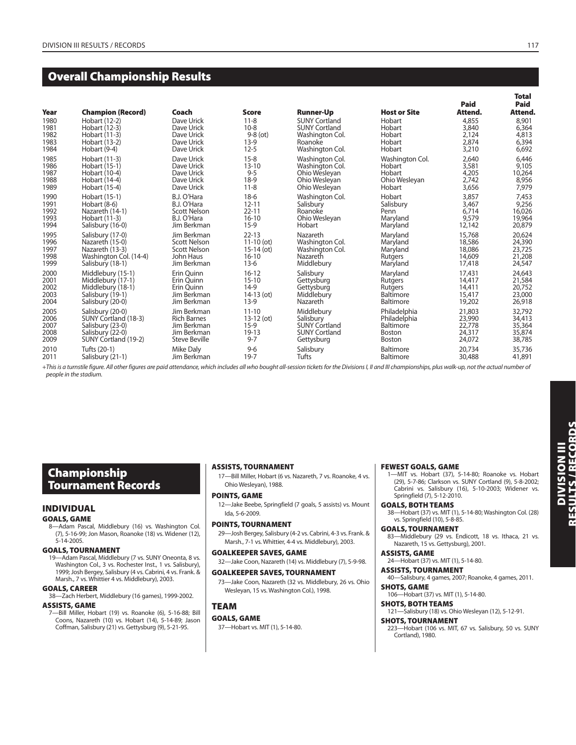## Overall Championship Results

| Year | Champion (Record) | Coach | Score | Runner-Up | Host or Site | Paid Attend. | Total Paid Attend. |
|---|---|---|---|---|---|---|---|
| 1980 | Hobart (12-2) | Dave Urick | 11-8 | SUNY Cortland | Hobart | 4,855 | 8,901 |
| 1981 | Hobart (12-3) | Dave Urick | 10-8 | SUNY Cortland | Hobart | 3,840 | 6,364 |
| 1982 | Hobart (11-3) | Dave Urick | 9-8 (ot) | Washington Col. | Hobart | 2,124 | 4,813 |
| 1983 | Hobart (13-2) | Dave Urick | 13-9 | Roanoke | Hobart | 2,874 | 6,394 |
| 1984 | Hobart (9-4) | Dave Urick | 12-5 | Washington Col. | Hobart | 3,210 | 6,692 |
| 1985 | Hobart (11-3) | Dave Urick | 15-8 | Washington Col. | Washington Col. | 2,640 | 6,446 |
| 1986 | Hobart (15-1) | Dave Urick | 13-10 | Washington Col. | Hobart | 3,581 | 9,105 |
| 1987 | Hobart (10-4) | Dave Urick | 9-5 | Ohio Wesleyan | Hobart | 4,205 | 10,264 |
| 1988 | Hobart (14-4) | Dave Urick | 18-9 | Ohio Wesleyan | Ohio Wesleyan | 2,742 | 8,956 |
| 1989 | Hobart (15-4) | Dave Urick | 11-8 | Ohio Wesleyan | Hobart | 3,656 | 7,979 |
| 1990 | Hobart (15-1) | B.J. O'Hara | 18-6 | Washington Col. | Hobart | 3,857 | 7,453 |
| 1991 | Hobart (8-6) | B.J. O'Hara | 12-11 | Salisbury | Salisbury | 3,467 | 9,256 |
| 1992 | Nazareth (14-1) | Scott Nelson | 22-11 | Roanoke | Penn | 6,714 | 16,026 |
| 1993 | Hobart (11-3) | B.J. O'Hara | 16-10 | Ohio Wesleyan | Maryland | 9,579 | 19,964 |
| 1994 | Salisbury (16-0) | Jim Berkman | 15-9 | Hobart | Maryland | 12,142 | 20,879 |
| 1995 | Salisbury (17-0) | Jim Berkman | 22-13 | Nazareth | Maryland | 15,768 | 20,624 |
| 1996 | Nazareth (15-0) | Scott Nelson | 11-10 (ot) | Washington Col. | Maryland | 18,586 | 24,390 |
| 1997 | Nazareth (13-3) | Scott Nelson | 15-14 (ot) | Washington Col. | Maryland | 18,086 | 23,725 |
| 1998 | Washington Col. (14-4) | John Haus | 16-10 | Nazareth | Rutgers | 14,609 | 21,208 |
| 1999 | Salisbury (18-1) | Jim Berkman | 13-6 | Middlebury | Maryland | 17,418 | 24,547 |
| 2000 | Middlebury (15-1) | Erin Quinn | 16-12 | Salisbury | Maryland | 17,431 | 24,643 |
| 2001 | Middlebury (17-1) | Erin Quinn | 15-10 | Gettysburg | Rutgers | 14,417 | 21,584 |
| 2002 | Middlebury (18-1) | Erin Quinn | 14-9 | Gettysburg | Rutgers | 14,411 | 20,752 |
| 2003 | Salisbury (19-1) | Jim Berkman | 14-13 (ot) | Middlebury | Baltimore | 15,417 | 23,000 |
| 2004 | Salisbury (20-0) | Jim Berkman | 13-9 | Nazareth | Baltimore | 19,202 | 26,918 |
| 2005 | Salisbury (20-0) | Jim Berkman | 11-10 | Middlebury | Philadelphia | 21,803 | 32,792 |
| 2006 | SUNY Cortland (18-3) | Rich Barnes | 13-12 (ot) | Salisbury | Philadelphia | 23,990 | 34,413 |
| 2007 | Salisbury (23-0) | Jim Berkman | 15-9 | SUNY Cortland | Baltimore | 22,778 | 35,364 |
| 2008 | Salisbury (22-0) | Jim Berkman | 19-13 | SUNY Cortland | Boston | 24,317 | 35,874 |
| 2009 | SUNY Cortland (19-2) | Steve Beville | 9-7 | Gettysburg | Boston | 24,072 | 38,785 |
| 2010 | Tufts (20-1) | Mike Daly | 9-6 | Salisbury | Baltimore | 20,734 | 35,736 |
| 2011 | Salisbury (21-1) | Jim Berkman | 19-7 | Tufts | Baltimore | 30,488 | 41,891 |

*+This is a turnstile figure. All other figures are paid attendance, which includes all who bought all-session tickets for the Divisions I, II and III championships, plus walk-up, not the actual number of people in the stadium.*

## Championship Tournament Records

### INDIVIDUAL

#### GOALS, GAME
8—Adam Pascal, Middlebury (16) vs. Washington Col. (7), 5-16-99; Jon Mason, Roanoke (18) vs. Widener (12), 5-14-2005.

#### GOALS, TOURNAMENT
19—Adam Pascal, Middlebury (7 vs. SUNY Oneonta, 8 vs. Washington Col., 3 vs. Rochester Inst., 1 vs. Salisbury), 1999; Josh Bergey, Salisbury (4 vs. Cabrini, 4 vs. Frank. & Marsh., 7 vs. Whittier 4 vs. Middlebury), 2003.

#### GOALS, CAREER
38—Zach Herbert, Middlebury (16 games), 1999-2002.

#### ASSISTS, GAME
7—Bill Miller, Hobart (19) vs. Roanoke (6), 5-16-88; Bill Coons, Nazareth (10) vs. Hobart (14), 5-14-89; Jason Coffman, Salisbury (21) vs. Gettysburg (9), 5-21-95.

#### ASSISTS, TOURNAMENT
17—Bill Miller, Hobart (6 vs. Nazareth, 7 vs. Roanoke, 4 vs. Ohio Wesleyan), 1988.

#### POINTS, GAME
12—Jake Beebe, Springfield (7 goals, 5 assists) vs. Mount Ida, 5-6-2009.

#### POINTS, TOURNAMENT
29—Josh Bergey, Salisbury (4-2 vs. Cabrini, 4-3 vs. Frank. & Marsh., 7-1 vs. Whittier, 4-4 vs. Middlebury), 2003.

#### GOALKEEPER SAVES, GAME
32—Jake Coon, Nazareth (14) vs. Middlebury (7), 5-9-98.

#### GOALKEEPER SAVES, TOURNAMENT
73—Jake Coon, Nazareth (32 vs. Middlebury, 26 vs. Ohio Wesleyan, 15 vs. Washington Col.), 1998.

### TEAM

#### GOALS, GAME
37—Hobart vs. MIT (1), 5-14-80.

#### FEWEST GOALS, GAME
1—MIT vs. Hobart (37), 5-14-80; Roanoke vs. Hobart (29), 5-7-86; Clarkson vs. SUNY Cortland (9), 5-8-2002; Cabrini vs. Salisbury (16), 5-10-2003; Widener vs. Springfield (7), 5-12-2010.

#### GOALS, BOTH TEAMS
38—Hobart (37) vs. MIT (1), 5-14-80; Washington Col. (28) vs. Springfield (10), 5-8-85.

#### GOALS, TOURNAMENT
83—Middlebury (29 vs. Endicott, 18 vs. Ithaca, 21 vs. Nazareth, 15 vs. Gettysburg), 2001.

#### ASSISTS, GAME
24—Hobart (37) vs. MIT (1), 5-14-80.

#### ASSISTS, TOURNAMENT
40—Salisbury, 4 games, 2007; Roanoke, 4 games, 2011.

#### SHOTS, GAME
106—Hobart (37) vs. MIT (1), 5-14-80.

#### SHOTS, BOTH TEAMS
121—Salisbury (18) vs. Ohio Wesleyan (12), 5-12-91.

#### SHOTS, TOURNAMENT
223—Hobart (106 vs. MIT, 67 vs. Salisbury, 50 vs. SUNY Cortland), 1980.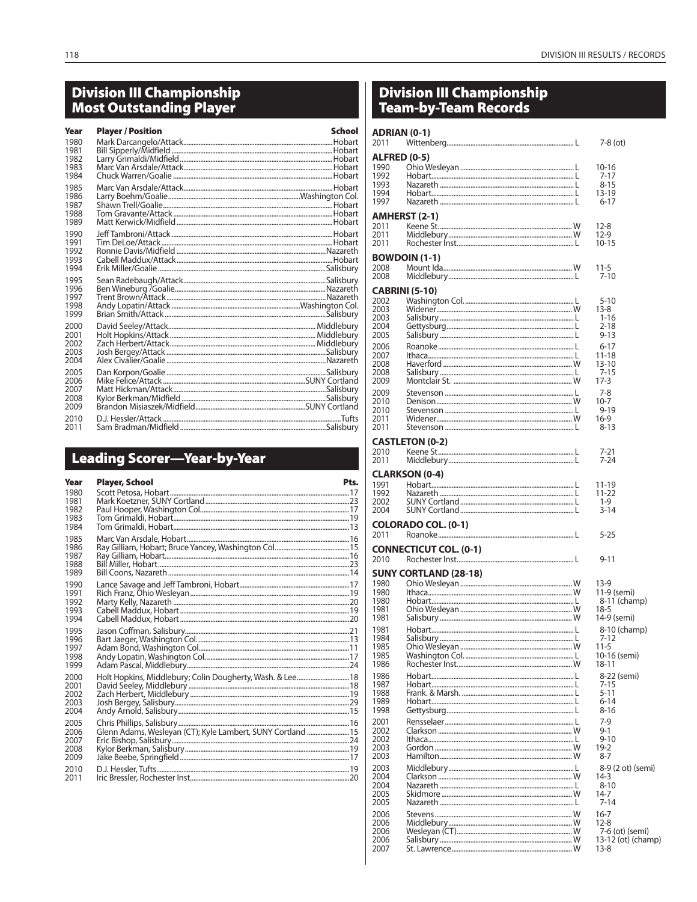## Division III Championship Most Outstanding Player

| Year | Player / Position | School |
|---|---|---|
| 1980 | Mark Darcangelo/Attack | Hobart |
| 1981 | Bill Sipperly/Midfield | Hobart |
| 1982 | Larry Grimaldi/Midfield | Hobart |
| 1983 | Marc Van Arsdale/Attack | Hobart |
| 1984 | Chuck Warren/Goalie | Hobart |
| 1985 | Marc Van Arsdale/Attack | Hobart |
| 1986 | Larry Boehm/Goalie | Washington Col. |
| 1987 | Shawn Trell/Goalie | Hobart |
| 1988 | Tom Gravante/Attack | Hobart |
| 1989 | Matt Kerwick/Midfield | Hobart |
| 1990 | Jeff Tambroni/Attack | Hobart |
| 1991 | Tim DeLoe/Attack | Hobart |
| 1992 | Ronnie Davis/Midfield | Nazareth |
| 1993 | Cabell Maddux/Attack | Hobart |
| 1994 | Erik Miller/Goalie | Salisbury |
| 1995 | Sean Radebaugh/Attack | Salisbury |
| 1996 | Ben Wineburg /Goalie | Nazareth |
| 1997 | Trent Brown/Attack | Nazareth |
| 1998 | Andy Lopatin/Attack | Washington Col. |
| 1999 | Brian Smith/Attack | Salisbury |
| 2000 | David Seeley/Attack | Middlebury |
| 2001 | Holt Hopkins/Attack | Middlebury |
| 2002 | Zach Herbert/Attack | Middlebury |
| 2003 | Josh Bergey/Attack | Salisbury |
| 2004 | Alex Civalier/Goalie | Nazareth |
| 2005 | Dan Korpon/Goalie | Salisbury |
| 2006 | Mike Felice/Attack | SUNY Cortland |
| 2007 | Matt Hickman/Attack | Salisbury |
| 2008 | Kylor Berkman/Midfield | Salisbury |
| 2009 | Brandon Misiaszek/Midfield | SUNY Cortland |
| 2010 | D.J. Hessler/Attack | Tufts |
| 2011 | Sam Bradman/Midfield | Salisbury |

## Leading Scorer—Year-by-Year

| Year | Player, School | Pts. |
|---|---|---|
| 1980 | Scott Petosa, Hobart | 17 |
| 1981 | Mark Koetzner, SUNY Cortland | 23 |
| 1982 | Paul Hooper, Washington Col. | 17 |
| 1983 | Tom Grimaldi, Hobart | 19 |
| 1984 | Tom Grimaldi, Hobart | 13 |
| 1985 | Marc Van Arsdale, Hobart | 16 |
| 1986 | Ray Gilliam, Hobart; Bruce Yancey, Washington Col. | 15 |
| 1987 | Ray Gilliam, Hobart | 16 |
| 1988 | Bill Miller, Hobart | 23 |
| 1989 | Bill Coons, Nazareth | 14 |
| 1990 | Lance Savage and Jeff Tambroni, Hobart | 17 |
| 1991 | Rich Franz, Ohio Wesleyan | 19 |
| 1992 | Marty Kelly, Nazareth | 20 |
| 1993 | Cabell Maddux, Hobart | 19 |
| 1994 | Cabell Maddux, Hobart | 20 |
| 1995 | Jason Coffman, Salisbury | 21 |
| 1996 | Bart Jaeger, Washington Col. | 13 |
| 1997 | Adam Bond, Washington Col. | 11 |
| 1998 | Andy Lopatin, Washington Col. | 17 |
| 1999 | Adam Pascal, Middlebury | 24 |
| 2000 | Holt Hopkins, Middlebury; Colin Dougherty, Wash. & Lee | 18 |
| 2001 | David Seeley, Middlebury | 18 |
| 2002 | Zach Herbert, Middlebury | 19 |
| 2003 | Josh Bergey, Salisbury | 29 |
| 2004 | Andy Arnold, Salisbury | 15 |
| 2005 | Chris Phillips, Salisbury | 16 |
| 2006 | Glenn Adams, Wesleyan (CT); Kyle Lambert, SUNY Cortland | 15 |
| 2007 | Eric Bishop, Salisbury | 24 |
| 2008 | Kylor Berkman, Salisbury | 19 |
| 2009 | Jake Beebe, Springfield | 17 |
| 2010 | D.J. Hessler, Tufts | 19 |
| 2011 | Iric Bressler, Rochester Inst. | 20 |

## Division III Championship Team-by-Team Records

**ADRIAN (0-1)**

| Year | Opponent | W/L | Score |
|---|---|---|---|
| 2011 | Wittenberg | L | 7-8 (ot) |

**ALFRED (0-5)**

| Year | Opponent | W/L | Score |
|---|---|---|---|
| 1990 | Ohio Wesleyan | L | 10-16 |
| 1992 | Hobart | L | 7-17 |
| 1993 | Nazareth | L | 8-15 |
| 1994 | Hobart | L | 13-19 |
| 1997 | Nazareth | L | 6-17 |

**AMHERST (2-1)**

| Year | Opponent | W/L | Score |
|---|---|---|---|
| 2011 | Keene St. | W | 12-8 |
| 2011 | Middlebury | W | 12-9 |
| 2011 | Rochester Inst. | L | 10-15 |

**BOWDOIN (1-1)**

| Year | Opponent | W/L | Score |
|---|---|---|---|
| 2008 | Mount Ida | W | 11-5 |
| 2008 | Middlebury | L | 7-10 |

**CABRINI (5-10)**

| Year | Opponent | W/L | Score |
|---|---|---|---|
| 2002 | Washington Col. | L | 5-10 |
| 2003 | Widener | W | 13-8 |
| 2003 | Salisbury | L | 1-16 |
| 2004 | Gettysburg | L | 2-18 |
| 2005 | Salisbury | L | 9-13 |
| 2006 | Roanoke | L | 6-17 |
| 2007 | Ithaca | L | 11-18 |
| 2008 | Haverford | W | 13-10 |
| 2008 | Salisbury | L | 7-15 |
| 2009 | Montclair St. | W | 17-3 |
| 2009 | Stevenson | L | 7-8 |
| 2010 | Denison | W | 10-7 |
| 2010 | Stevenson | L | 9-19 |
| 2011 | Widener | W | 16-9 |
| 2011 | Stevenson | L | 8-13 |

**CASTLETON (0-2)**

| Year | Opponent | W/L | Score |
|---|---|---|---|
| 2010 | Keene St. | L | 7-21 |
| 2011 | Middlebury | L | 7-24 |

**CLARKSON (0-4)**

| Year | Opponent | W/L | Score |
|---|---|---|---|
| 1991 | Hobart | L | 11-19 |
| 1992 | Nazareth | L | 11-22 |
| 2002 | SUNY Cortland | L | 1-9 |
| 2004 | SUNY Cortland | L | 3-14 |

**COLORADO COL. (0-1)**

| Year | Opponent | W/L | Score |
|---|---|---|---|
| 2011 | Roanoke | L | 5-25 |

**CONNECTICUT COL. (0-1)**

| Year | Opponent | W/L | Score |
|---|---|---|---|
| 2010 | Rochester Inst. | L | 9-11 |

**SUNY CORTLAND (28-18)**

| Year | Opponent | W/L | Score |
|---|---|---|---|
| 1980 | Ohio Wesleyan | W | 13-9 |
| 1980 | Ithaca | W | 11-9 (semi) |
| 1980 | Hobart | L | 8-11 (champ) |
| 1981 | Ohio Wesleyan | W | 18-5 |
| 1981 | Salisbury | W | 14-9 (semi) |
| 1981 | Hobart | L | 8-10 (champ) |
| 1984 | Salisbury | L | 7-12 |
| 1985 | Ohio Wesleyan | W | 11-5 |
| 1985 | Washington Col. | L | 10-16 (semi) |
| 1986 | Rochester Inst. | W | 18-11 |
| 1986 | Hobart | L | 8-22 (semi) |
| 1987 | Hobart | L | 7-15 |
| 1988 | Frank. & Marsh. | L | 5-11 |
| 1989 | Hobart | L | 6-14 |
| 1998 | Gettysburg | L | 8-16 |
| 2001 | Rensselaer | L | 7-9 |
| 2002 | Clarkson | W | 9-1 |
| 2002 | Ithaca | L | 9-10 |
| 2003 | Gordon | W | 19-2 |
| 2003 | Hamilton | W | 8-7 |
| 2003 | Middlebury | L | 8-9 (2 ot) (semi) |
| 2004 | Clarkson | W | 14-3 |
| 2004 | Nazareth | L | 8-10 |
| 2005 | Skidmore | W | 14-7 |
| 2005 | Nazareth | L | 7-14 |
| 2006 | Stevens | W | 16-7 |
| 2006 | Middlebury | W | 12-8 |
| 2006 | Wesleyan (CT) | W | 7-6 (ot) (semi) |
| 2006 | Salisbury | W | 13-12 (ot) (champ) |
| 2007 | St. Lawrence | W | 13-8 |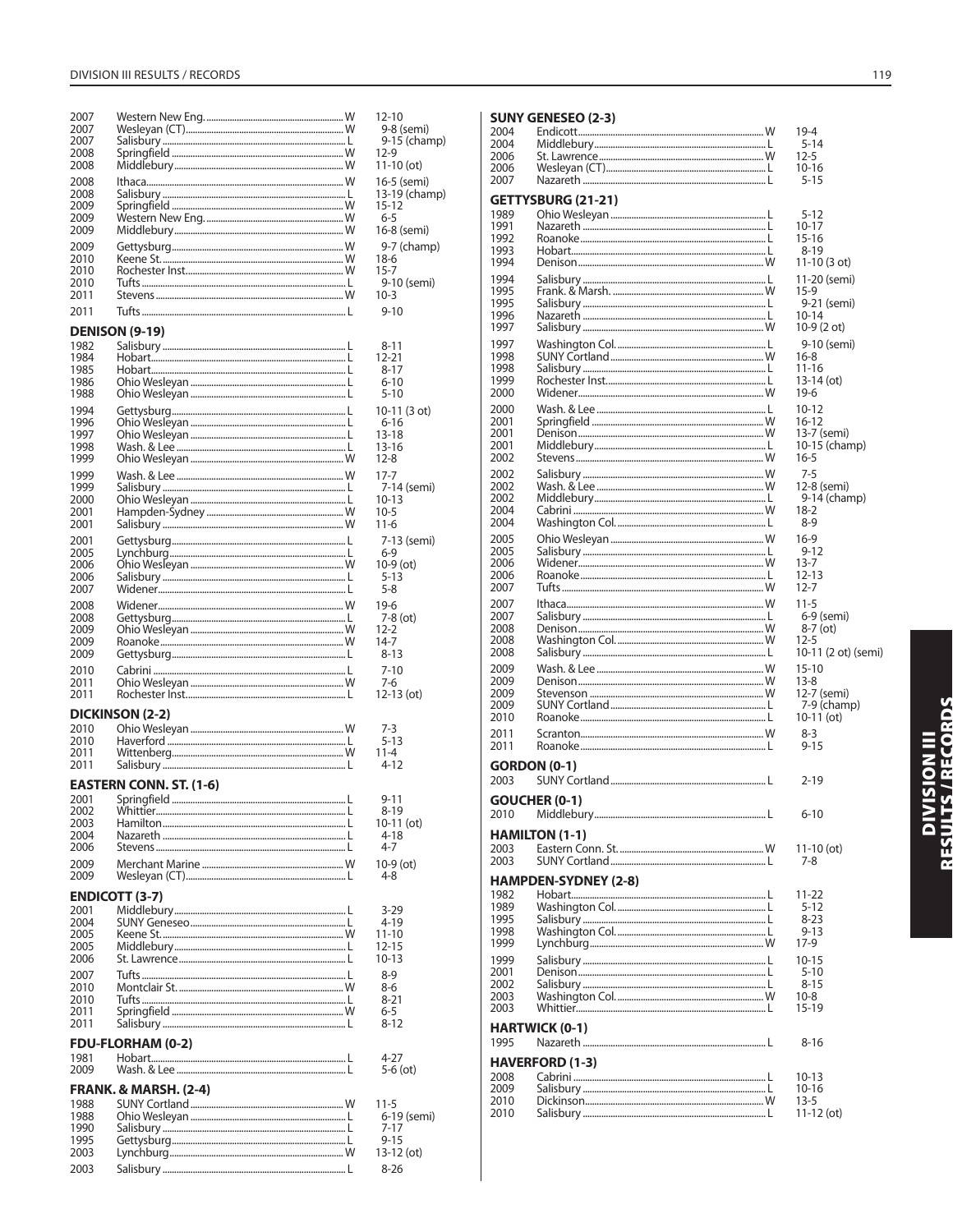| | | | |
|---|---|---|---|
| 2007 | Western New Eng. | W | 12-10 |
| 2007 | Wesleyan (CT) | W | 9-8 (semi) |
| 2007 | Salisbury | L | 9-15 (champ) |
| 2008 | Springfield | W | 12-9 |
| 2008 | Middlebury | W | 11-10 (ot) |
| 2008 | Ithaca | W | 16-5 (semi) |
| 2008 | Salisbury | L | 13-19 (champ) |
| 2009 | Springfield | W | 15-12 |
| 2009 | Western New Eng. | W | 6-5 |
| 2009 | Middlebury | W | 16-8 (semi) |
| 2009 | Gettysburg | W | 9-7 (champ) |
| 2010 | Keene St. | W | 18-6 |
| 2010 | Rochester Inst. | W | 15-7 |
| 2010 | Tufts | L | 9-10 (semi) |
| 2011 | Stevens | W | 10-3 |
| 2011 | Tufts | L | 9-10 |

### DENISON (9-19)

| | | | |
|---|---|---|---|
| 1982 | Salisbury | L | 8-11 |
| 1984 | Hobart | L | 12-21 |
| 1985 | Hobart | L | 8-17 |
| 1986 | Ohio Wesleyan | L | 6-10 |
| 1988 | Ohio Wesleyan | L | 5-10 |
| 1994 | Gettysburg | L | 10-11 (3 ot) |
| 1996 | Ohio Wesleyan | L | 6-16 |
| 1997 | Ohio Wesleyan | L | 13-18 |
| 1998 | Wash. & Lee | L | 13-16 |
| 1999 | Ohio Wesleyan | W | 12-8 |
| 1999 | Wash. & Lee | W | 17-7 |
| 1999 | Salisbury | L | 7-14 (semi) |
| 2000 | Ohio Wesleyan | L | 10-13 |
| 2001 | Hampden-Sydney | W | 10-5 |
| 2001 | Salisbury | W | 11-6 |
| 2001 | Gettysburg | L | 7-13 (semi) |
| 2005 | Lynchburg | L | 6-9 |
| 2006 | Ohio Wesleyan | W | 10-9 (ot) |
| 2006 | Salisbury | L | 5-13 |
| 2007 | Widener | L | 5-8 |
| 2008 | Widener | W | 19-6 |
| 2008 | Gettysburg | L | 7-8 (ot) |
| 2009 | Ohio Wesleyan | W | 12-2 |
| 2009 | Roanoke | W | 14-7 |
| 2009 | Gettysburg | L | 8-13 |
| 2010 | Cabrini | L | 7-10 |
| 2011 | Ohio Wesleyan | W | 7-6 |
| 2011 | Rochester Inst. | L | 12-13 (ot) |

### DICKINSON (2-2)

| | | | |
|---|---|---|---|
| 2010 | Ohio Wesleyan | W | 7-3 |
| 2010 | Haverford | L | 5-13 |
| 2011 | Wittenberg | W | 11-4 |
| 2011 | Salisbury | L | 4-12 |

### EASTERN CONN. ST. (1-6)

| | | | |
|---|---|---|---|
| 2001 | Springfield | L | 9-11 |
| 2002 | Whittier | L | 8-19 |
| 2003 | Hamilton | L | 10-11 (ot) |
| 2004 | Nazareth | L | 4-18 |
| 2006 | Stevens | L | 4-7 |
| 2009 | Merchant Marine | W | 10-9 (ot) |
| 2009 | Wesleyan (CT) | L | 4-8 |

### ENDICOTT (3-7)

| | | | |
|---|---|---|---|
| 2001 | Middlebury | L | 3-29 |
| 2004 | SUNY Geneseo | L | 4-19 |
| 2005 | Keene St. | W | 11-10 |
| 2005 | Middlebury | L | 12-15 |
| 2006 | St. Lawrence | L | 10-13 |
| 2007 | Tufts | L | 8-9 |
| 2010 | Montclair St. | W | 8-6 |
| 2010 | Tufts | L | 8-21 |
| 2011 | Springfield | W | 6-5 |
| 2011 | Salisbury | L | 8-12 |

### FDU-FLORHAM (0-2)

| | | | |
|---|---|---|---|
| 1981 | Hobart | L | 4-27 |
| 2009 | Wash. & Lee | L | 5-6 (ot) |

### FRANK. & MARSH. (2-4)

| | | | |
|---|---|---|---|
| 1988 | SUNY Cortland | W | 11-5 |
| 1988 | Ohio Wesleyan | L | 6-19 (semi) |
| 1990 | Salisbury | L | 7-17 |
| 1995 | Gettysburg | L | 9-15 |
| 2003 | Lynchburg | W | 13-12 (ot) |
| 2003 | Salisbury | L | 8-26 |

### SUNY GENESEO (2-3)

| | | | |
|---|---|---|---|
| 2004 | Endicott | W | 19-4 |
| 2004 | Middlebury | L | 5-14 |
| 2006 | St. Lawrence | W | 12-5 |
| 2006 | Wesleyan (CT) | L | 10-16 |
| 2007 | Nazareth | L | 5-15 |

### GETTYSBURG (21-21)

| | | | |
|---|---|---|---|
| 1989 | Ohio Wesleyan | L | 5-12 |
| 1991 | Nazareth | L | 10-17 |
| 1992 | Roanoke | L | 15-16 |
| 1993 | Hobart | L | 8-19 |
| 1994 | Denison | W | 11-10 (3 ot) |
| 1994 | Salisbury | L | 11-20 (semi) |
| 1995 | Frank. & Marsh. | W | 15-9 |
| 1995 | Salisbury | L | 9-21 (semi) |
| 1996 | Nazareth | L | 10-14 |
| 1997 | Salisbury | W | 10-9 (2 ot) |
| 1997 | Washington Col. | L | 9-10 (semi) |
| 1998 | SUNY Cortland | W | 16-8 |
| 1998 | Salisbury | L | 11-16 |
| 1999 | Rochester Inst. | L | 13-14 (ot) |
| 2000 | Widener | W | 19-6 |
| 2000 | Wash. & Lee | L | 10-12 |
| 2001 | Springfield | W | 16-12 |
| 2001 | Denison | W | 13-7 (semi) |
| 2001 | Middlebury | L | 10-15 (champ) |
| 2002 | Stevens | W | 16-5 |
| 2002 | Salisbury | W | 7-5 |
| 2002 | Wash. & Lee | W | 12-8 (semi) |
| 2002 | Middlebury | L | 9-14 (champ) |
| 2004 | Cabrini | W | 18-2 |
| 2004 | Washington Col. | L | 8-9 |
| 2005 | Ohio Wesleyan | W | 16-9 |
| 2005 | Salisbury | L | 9-12 |
| 2006 | Widener | W | 13-7 |
| 2006 | Roanoke | L | 12-13 |
| 2007 | Tufts | W | 12-7 |
| 2007 | Ithaca | W | 11-5 |
| 2007 | Salisbury | L | 6-9 (semi) |
| 2008 | Denison | W | 8-7 (ot) |
| 2008 | Washington Col. | W | 12-5 |
| 2008 | Salisbury | L | 10-11 (2 ot) (semi) |
| 2009 | Wash. & Lee | W | 15-10 |
| 2009 | Denison | W | 13-8 |
| 2009 | Stevenson | W | 12-7 (semi) |
| 2009 | SUNY Cortland | L | 7-9 (champ) |
| 2010 | Roanoke | L | 10-11 (ot) |
| 2011 | Scranton | W | 8-3 |
| 2011 | Roanoke | L | 9-15 |

### GORDON (0-1)

| | | | |
|---|---|---|---|
| 2003 | SUNY Cortland | L | 2-19 |

### GOUCHER (0-1)

| | | | |
|---|---|---|---|
| 2010 | Middlebury | L | 6-10 |

### HAMILTON (1-1)

| | | | |
|---|---|---|---|
| 2003 | Eastern Conn. St. | W | 11-10 (ot) |
| 2003 | SUNY Cortland | L | 7-8 |

### HAMPDEN-SYDNEY (2-8)

| | | | |
|---|---|---|---|
| 1982 | Hobart | L | 11-22 |
| 1989 | Washington Col. | L | 5-12 |
| 1995 | Salisbury | L | 8-23 |
| 1998 | Washington Col. | L | 9-13 |
| 1999 | Lynchburg | W | 17-9 |
| 1999 | Salisbury | L | 10-15 |
| 2001 | Denison | L | 5-10 |
| 2002 | Salisbury | L | 8-15 |
| 2003 | Washington Col. | W | 10-8 |
| 2003 | Whittier | L | 15-19 |

### HARTWICK (0-1)

| | | | |
|---|---|---|---|
| 1995 | Nazareth | L | 8-16 |

### HAVERFORD (1-3)

| | | | |
|---|---|---|---|
| 2008 | Cabrini | L | 10-13 |
| 2009 | Salisbury | L | 10-16 |
| 2010 | Dickinson | W | 13-5 |
| 2010 | Salisbury | L | 11-12 (ot) |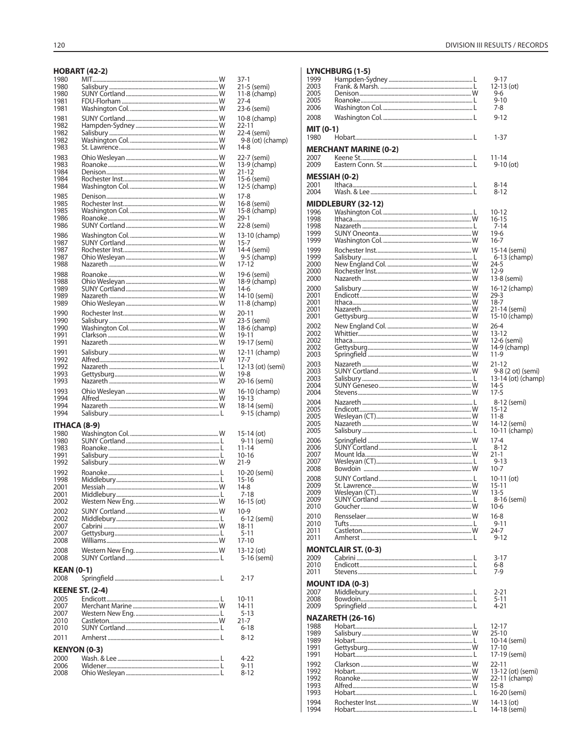### HOBART (42-2)

| Year | Opponent | W/L | Score |
|---|---|---|---|
| 1980 | MIT | W | 37-1 |
| 1980 | Salisbury | W | 21-5 (semi) |
| 1980 | SUNY Cortland | W | 11-8 (champ) |
| 1981 | FDU-Florham | W | 27-4 |
| 1981 | Washington Col. | W | 23-6 (semi) |
| 1981 | SUNY Cortland | W | 10-8 (champ) |
| 1982 | Hampden-Sydney | W | 22-11 |
| 1982 | Salisbury | W | 22-4 (semi) |
| 1982 | Washington Col. | W | 9-8 (ot) (champ) |
| 1983 | St. Lawrence | W | 14-8 |
| 1983 | Ohio Wesleyan | W | 22-7 (semi) |
| 1983 | Roanoke | W | 13-9 (champ) |
| 1984 | Denison | W | 21-12 |
| 1984 | Rochester Inst. | W | 15-6 (semi) |
| 1984 | Washington Col. | W | 12-5 (champ) |
| 1985 | Denison | W | 17-8 |
| 1985 | Rochester Inst. | W | 16-8 (semi) |
| 1985 | Washington Col. | W | 15-8 (champ) |
| 1986 | Roanoke | W | 29-1 |
| 1986 | SUNY Cortland | W | 22-8 (semi) |
| 1986 | Washington Col. | W | 13-10 (champ) |
| 1987 | SUNY Cortland | W | 15-7 |
| 1987 | Rochester Inst. | W | 14-4 (semi) |
| 1987 | Ohio Wesleyan | W | 9-5 (champ) |
| 1988 | Nazareth | W | 17-12 |
| 1988 | Roanoke | W | 19-6 (semi) |
| 1988 | Ohio Wesleyan | W | 18-9 (champ) |
| 1989 | SUNY Cortland | W | 14-6 |
| 1989 | Nazareth | W | 14-10 (semi) |
| 1989 | Ohio Wesleyan | W | 11-8 (champ) |
| 1990 | Rochester Inst. | W | 20-11 |
| 1990 | Salisbury | W | 23-5 (semi) |
| 1990 | Washington Col. | W | 18-6 (champ) |
| 1991 | Clarkson | W | 19-11 |
| 1991 | Nazareth | W | 19-17 (semi) |
| 1991 | Salisbury | W | 12-11 (champ) |
| 1992 | Alfred | W | 17-7 |
| 1992 | Nazareth | L | 12-13 (ot) (semi) |
| 1993 | Gettysburg | W | 19-8 |
| 1993 | Nazareth | W | 20-16 (semi) |
| 1993 | Ohio Wesleyan | W | 16-10 (champ) |
| 1994 | Alfred | W | 19-13 |
| 1994 | Nazareth | W | 18-14 (semi) |
| 1994 | Salisbury | L | 9-15 (champ) |

### ITHACA (8-9)

| Year | Opponent | W/L | Score |
|---|---|---|---|
| 1980 | Washington Col. | W | 15-14 (ot) |
| 1980 | SUNY Cortland | L | 9-11 (semi) |
| 1983 | Roanoke | L | 11-14 |
| 1991 | Salisbury | L | 10-16 |
| 1992 | Salisbury | W | 21-9 |
| 1992 | Roanoke | L | 10-20 (semi) |
| 1998 | Middlebury | L | 15-16 |
| 2001 | Messiah | W | 14-8 |
| 2001 | Middlebury | L | 7-18 |
| 2002 | Western New Eng. | W | 16-15 (ot) |
| 2002 | SUNY Cortland | W | 10-9 |
| 2002 | Middlebury | L | 6-12 (semi) |
| 2007 | Cabrini | W | 18-11 |
| 2007 | Gettysburg | L | 5-11 |
| 2008 | Williams | W | 17-10 |
| 2008 | Western New Eng. | W | 13-12 (ot) |
| 2008 | SUNY Cortland | L | 5-16 (semi) |

### KEAN (0-1)

| Year | Opponent | W/L | Score |
|---|---|---|---|
| 2008 | Springfield | L | 2-17 |

### KEENE ST. (2-4)

| Year | Opponent | W/L | Score |
|---|---|---|---|
| 2005 | Endicott | L | 10-11 |
| 2007 | Merchant Marine | W | 14-11 |
| 2007 | Western New Eng. | L | 5-13 |
| 2010 | Castleton | W | 21-7 |
| 2010 | SUNY Cortland | L | 6-18 |
| 2011 | Amherst | L | 8-12 |

### KENYON (0-3)

| Year | Opponent | W/L | Score |
|---|---|---|---|
| 2000 | Wash. & Lee | L | 4-22 |
| 2006 | Widener | L | 9-11 |
| 2008 | Ohio Wesleyan | L | 8-12 |

### LYNCHBURG (1-5)

| Year | Opponent | W/L | Score |
|---|---|---|---|
| 1999 | Hampden-Sydney | L | 9-17 |
| 2003 | Frank. & Marsh. | L | 12-13 (ot) |
| 2005 | Denison | W | 9-6 |
| 2005 | Roanoke | L | 9-10 |
| 2006 | Washington Col. | L | 7-8 |
| 2008 | Washington Col. | L | 9-12 |

### MIT (0-1)

| Year | Opponent | W/L | Score |
|---|---|---|---|
| 1980 | Hobart | L | 1-37 |

### MERCHANT MARINE (0-2)

| Year | Opponent | W/L | Score |
|---|---|---|---|
| 2007 | Keene St. | L | 11-14 |
| 2009 | Eastern Conn. St | L | 9-10 (ot) |

### MESSIAH (0-2)

| Year | Opponent | W/L | Score |
|---|---|---|---|
| 2001 | Ithaca | L | 8-14 |
| 2004 | Wash. & Lee | L | 8-12 |

### MIDDLEBURY (32-12)

| Year | Opponent | W/L | Score |
|---|---|---|---|
| 1996 | Washington Col. | L | 10-12 |
| 1998 | Ithaca | W | 16-15 |
| 1998 | Nazareth | L | 7-14 |
| 1999 | SUNY Oneonta | W | 19-6 |
| 1999 | Washington Col. | W | 16-7 |
| 1999 | Rochester Inst. | W | 15-14 (semi) |
| 1999 | Salisbury | L | 6-13 (champ) |
| 2000 | New England Col. | W | 24-5 |
| 2000 | Rochester Inst. | W | 12-9 |
| 2000 | Nazareth | W | 13-8 (semi) |
| 2000 | Salisbury | W | 16-12 (champ) |
| 2001 | Endicott | W | 29-3 |
| 2001 | Ithaca | W | 18-7 |
| 2001 | Nazareth | W | 21-14 (semi) |
| 2001 | Gettysburg | W | 15-10 (champ) |
| 2002 | New England Col. | W | 26-4 |
| 2002 | Whittier | W | 13-12 |
| 2002 | Ithaca | W | 12-6 (semi) |
| 2002 | Gettysburg | W | 14-9 (champ) |
| 2003 | Springfield | W | 11-9 |
| 2003 | Nazareth | W | 21-12 |
| 2003 | SUNY Cortland | W | 9-8 (2 ot) (semi) |
| 2003 | Salisbury | L | 13-14 (ot) (champ) |
| 2004 | SUNY Geneseo | W | 14-5 |
| 2004 | Stevens | W | 17-5 |
| 2004 | Nazareth | L | 8-12 (semi) |
| 2005 | Endicott | W | 15-12 |
| 2005 | Wesleyan (CT) | W | 11-8 |
| 2005 | Nazareth | W | 14-12 (semi) |
| 2005 | Salisbury | L | 10-11 (champ) |
| 2006 | Springfield | W | 17-4 |
| 2006 | SUNY Cortland | L | 8-12 |
| 2007 | Mount Ida | W | 21-1 |
| 2007 | Wesleyan (CT) | L | 9-13 |
| 2008 | Bowdoin | W | 10-7 |
| 2008 | SUNY Cortland | L | 10-11 (ot) |
| 2009 | St. Lawrence | W | 15-11 |
| 2009 | Wesleyan (CT) | W | 13-5 |
| 2009 | SUNY Cortland | L | 8-16 (semi) |
| 2010 | Goucher | W | 10-6 |
| 2010 | Rensselaer | W | 16-8 |
| 2010 | Tufts | L | 9-11 |
| 2011 | Castleton | W | 24-7 |
| 2011 | Amherst | L | 9-12 |

### MONTCLAIR ST. (0-3)

| Year | Opponent | W/L | Score |
|---|---|---|---|
| 2009 | Cabrini | L | 3-17 |
| 2010 | Endicott | L | 6-8 |
| 2011 | Stevens | L | 7-9 |

### MOUNT IDA (0-3)

| Year | Opponent | W/L | Score |
|---|---|---|---|
| 2007 | Middlebury | L | 2-21 |
| 2008 | Bowdoin | L | 5-11 |
| 2009 | Springfield | L | 4-21 |

### NAZARETH (26-16)

| Year | Opponent | W/L | Score |
|---|---|---|---|
| 1988 | Hobart | L | 12-17 |
| 1989 | Salisbury | W | 25-10 |
| 1989 | Hobart | L | 10-14 (semi) |
| 1991 | Gettysburg | W | 17-10 |
| 1991 | Hobart | L | 17-19 (semi) |
| 1992 | Clarkson | W | 22-11 |
| 1992 | Hobart | W | 13-12 (ot) (semi) |
| 1992 | Roanoke | W | 22-11 (champ) |
| 1993 | Alfred | W | 15-8 |
| 1993 | Hobart | L | 16-20 (semi) |
| 1994 | Rochester Inst. | W | 14-13 (ot) |
| 1994 | Hobart | L | 14-18 (semi) |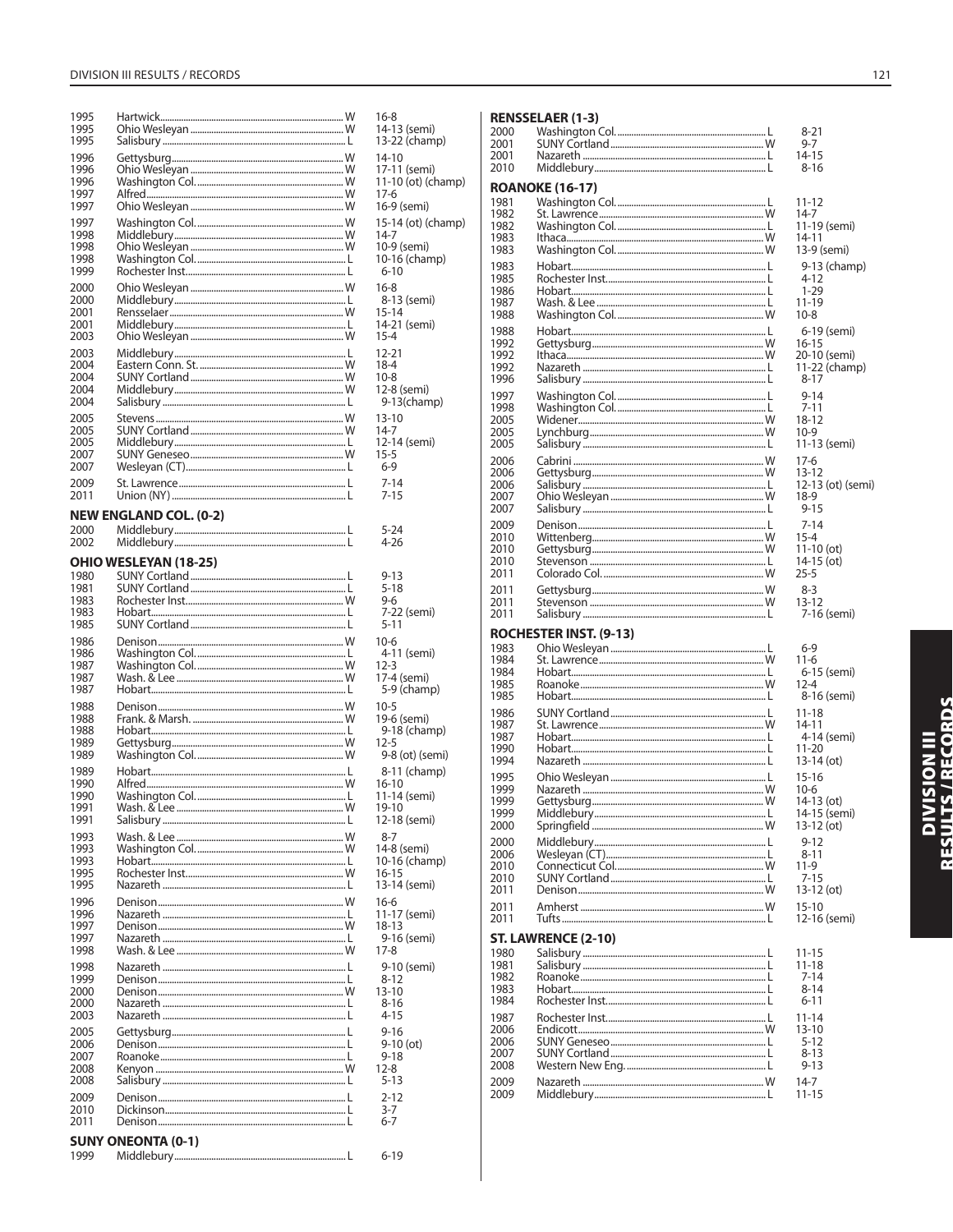| | | | |
|---|---|---|---|
| 1995 | Hartwick | W | 16-8 |
| 1995 | Ohio Wesleyan | W | 14-13 (semi) |
| 1995 | Salisbury | L | 13-22 (champ) |
| 1996 | Gettysburg | W | 14-10 |
| 1996 | Ohio Wesleyan | W | 17-11 (semi) |
| 1996 | Washington Col. | W | 11-10 (ot) (champ) |
| 1997 | Alfred | W | 17-6 |
| 1997 | Ohio Wesleyan | W | 16-9 (semi) |
| 1997 | Washington Col. | W | 15-14 (ot) (champ) |
| 1998 | Middlebury | W | 14-7 |
| 1998 | Ohio Wesleyan | W | 10-9 (semi) |
| 1998 | Washington Col. | L | 10-16 (champ) |
| 1999 | Rochester Inst. | L | 6-10 |
| 2000 | Ohio Wesleyan | W | 16-8 |
| 2000 | Middlebury | L | 8-13 (semi) |
| 2001 | Rensselaer | W | 15-14 |
| 2001 | Middlebury | L | 14-21 (semi) |
| 2003 | Ohio Wesleyan | W | 15-4 |
| 2003 | Middlebury | L | 12-21 |
| 2004 | Eastern Conn. St. | W | 18-4 |
| 2004 | SUNY Cortland | W | 10-8 |
| 2004 | Middlebury | W | 12-8 (semi) |
| 2004 | Salisbury | L | 9-13(champ) |
| 2005 | Stevens | W | 13-10 |
| 2005 | SUNY Cortland | W | 14-7 |
| 2005 | Middlebury | L | 12-14 (semi) |
| 2007 | SUNY Geneseo | W | 15-5 |
| 2007 | Wesleyan (CT) | L | 6-9 |
| 2009 | St. Lawrence | L | 7-14 |
| 2011 | Union (NY) | L | 7-15 |

**NEW ENGLAND COL. (0-2)**

| | | | |
|---|---|---|---|
| 2000 | Middlebury | L | 5-24 |
| 2002 | Middlebury | L | 4-26 |

**OHIO WESLEYAN (18-25)**

| | | | |
|---|---|---|---|
| 1980 | SUNY Cortland | L | 9-13 |
| 1981 | SUNY Cortland | L | 5-18 |
| 1983 | Rochester Inst. | W | 9-6 |
| 1983 | Hobart | L | 7-22 (semi) |
| 1985 | SUNY Cortland | L | 5-11 |
| 1986 | Denison | W | 10-6 |
| 1986 | Washington Col. | L | 4-11 (semi) |
| 1987 | Washington Col. | W | 12-3 |
| 1987 | Wash. & Lee | W | 17-4 (semi) |
| 1987 | Hobart | L | 5-9 (champ) |
| 1988 | Denison | W | 10-5 |
| 1988 | Frank. & Marsh. | W | 19-6 (semi) |
| 1988 | Hobart | L | 9-18 (champ) |
| 1989 | Gettysburg | W | 12-5 |
| 1989 | Washington Col. | W | 9-8 (ot) (semi) |
| 1989 | Hobart | L | 8-11 (champ) |
| 1990 | Alfred | W | 16-10 |
| 1990 | Washington Col. | L | 11-14 (semi) |
| 1991 | Wash. & Lee | W | 19-10 |
| 1991 | Salisbury | L | 12-18 (semi) |
| 1993 | Wash. & Lee | W | 8-7 |
| 1993 | Washington Col. | W | 14-8 (semi) |
| 1993 | Hobart | L | 10-16 (champ) |
| 1995 | Rochester Inst. | W | 16-15 |
| 1995 | Nazareth | L | 13-14 (semi) |
| 1996 | Denison | W | 16-6 |
| 1996 | Nazareth | L | 11-17 (semi) |
| 1997 | Denison | W | 18-13 |
| 1997 | Nazareth | L | 9-16 (semi) |
| 1998 | Wash. & Lee | W | 17-8 |
| 1998 | Nazareth | L | 9-10 (semi) |
| 1999 | Denison | L | 8-12 |
| 2000 | Denison | W | 13-10 |
| 2000 | Nazareth | L | 8-16 |
| 2003 | Nazareth | L | 4-15 |
| 2005 | Gettysburg | L | 9-16 |
| 2006 | Denison | L | 9-10 (ot) |
| 2007 | Roanoke | L | 9-18 |
| 2008 | Kenyon | W | 12-8 |
| 2008 | Salisbury | L | 5-13 |
| 2009 | Denison | L | 2-12 |
| 2010 | Dickinson | L | 3-7 |
| 2011 | Denison | L | 6-7 |

**SUNY ONEONTA (0-1)**

| | | | |
|---|---|---|---|
| 1999 | Middlebury | L | 6-19 |

**RENSSELAER (1-3)**

| | | | |
|---|---|---|---|
| 2000 | Washington Col. | L | 8-21 |
| 2001 | SUNY Cortland | W | 9-7 |
| 2001 | Nazareth | L | 14-15 |
| 2010 | Middlebury | L | 8-16 |

**ROANOKE (16-17)**

| | | | |
|---|---|---|---|
| 1981 | Washington Col. | L | 11-12 |
| 1982 | St. Lawrence | W | 14-7 |
| 1982 | Washington Col. | L | 11-19 (semi) |
| 1983 | Ithaca | W | 14-11 |
| 1983 | Washington Col. | W | 13-9 (semi) |
| 1983 | Hobart | L | 9-13 (champ) |
| 1985 | Rochester Inst. | L | 4-12 |
| 1986 | Hobart | L | 1-29 |
| 1987 | Wash. & Lee | L | 11-19 |
| 1988 | Washington Col. | W | 10-8 |
| 1988 | Hobart | L | 6-19 (semi) |
| 1992 | Gettysburg | W | 16-15 |
| 1992 | Ithaca | W | 20-10 (semi) |
| 1992 | Nazareth | L | 11-22 (champ) |
| 1996 | Salisbury | L | 8-17 |
| 1997 | Washington Col. | L | 9-14 |
| 1998 | Washington Col. | L | 7-11 |
| 2005 | Widener | W | 18-12 |
| 2005 | Lynchburg | W | 10-9 |
| 2005 | Salisbury | L | 11-13 (semi) |
| 2006 | Cabrini | W | 17-6 |
| 2006 | Gettysburg | W | 13-12 |
| 2006 | Salisbury | L | 12-13 (ot) (semi) |
| 2007 | Ohio Wesleyan | W | 18-9 |
| 2007 | Salisbury | L | 9-15 |
| 2009 | Denison | L | 7-14 |
| 2010 | Wittenberg | W | 15-4 |
| 2010 | Gettysburg | W | 11-10 (ot) |
| 2010 | Stevenson | L | 14-15 (ot) |
| 2011 | Colorado Col. | W | 25-5 |
| 2011 | Gettysburg | W | 8-3 |
| 2011 | Stevenson | W | 13-12 |
| 2011 | Salisbury | L | 7-16 (semi) |

**ROCHESTER INST. (9-13)**

| | | | |
|---|---|---|---|
| 1983 | Ohio Wesleyan | L | 6-9 |
| 1984 | St. Lawrence | W | 11-6 |
| 1984 | Hobart | L | 6-15 (semi) |
| 1985 | Roanoke | W | 12-4 |
| 1985 | Hobart | L | 8-16 (semi) |
| 1986 | SUNY Cortland | L | 11-18 |
| 1987 | St. Lawrence | W | 14-11 |
| 1987 | Hobart | L | 4-14 (semi) |
| 1990 | Hobart | L | 11-20 |
| 1994 | Nazareth | L | 13-14 (ot) |
| 1995 | Ohio Wesleyan | L | 15-16 |
| 1999 | Nazareth | W | 10-6 |
| 1999 | Gettysburg | W | 14-13 (ot) |
| 1999 | Middlebury | L | 14-15 (semi) |
| 2000 | Springfield | W | 13-12 (ot) |
| 2000 | Middlebury | L | 9-12 |
| 2006 | Wesleyan (CT) | L | 8-11 |
| 2010 | Connecticut Col. | W | 11-9 |
| 2010 | SUNY Cortland | L | 7-15 |
| 2011 | Denison | W | 13-12 (ot) |
| 2011 | Amherst | W | 15-10 |
| 2011 | Tufts | L | 12-16 (semi) |

**ST. LAWRENCE (2-10)**

| | | | |
|---|---|---|---|
| 1980 | Salisbury | L | 11-15 |
| 1981 | Salisbury | L | 11-18 |
| 1982 | Roanoke | L | 7-14 |
| 1983 | Hobart | L | 8-14 |
| 1984 | Rochester Inst. | L | 6-11 |
| 1987 | Rochester Inst. | L | 11-14 |
| 2006 | Endicott | W | 13-10 |
| 2006 | SUNY Geneseo | L | 5-12 |
| 2007 | SUNY Cortland | L | 8-13 |
| 2008 | Western New Eng. | L | 9-13 |
| 2009 | Nazareth | W | 14-7 |
| 2009 | Middlebury | L | 11-15 |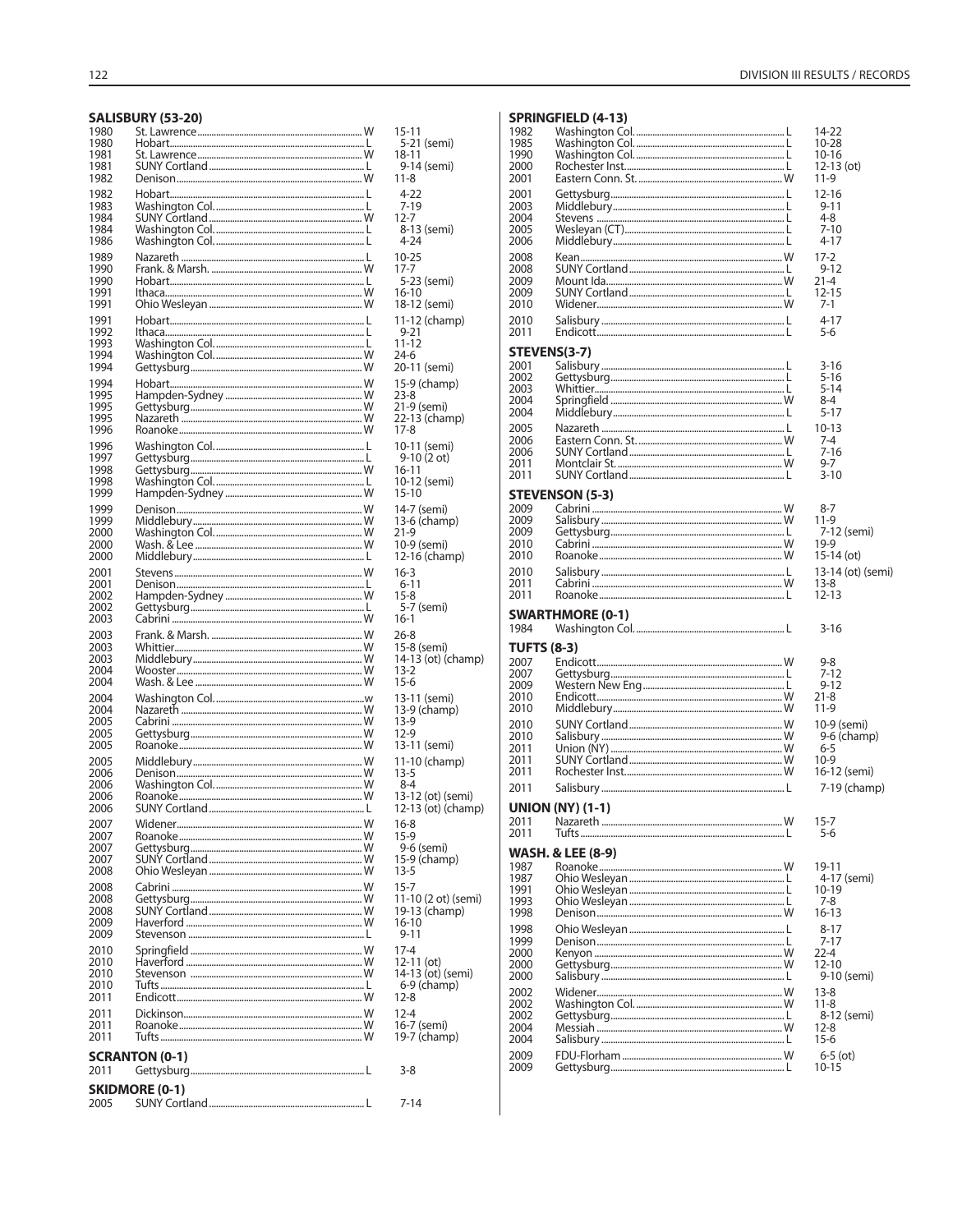## SALISBURY (53-20)

| Year | Opponent | W/L | Score |
|---|---|---|---|
| 1980 | St. Lawrence | W | 15-11 |
| 1980 | Hobart | L | 5-21 (semi) |
| 1981 | St. Lawrence | W | 18-11 |
| 1981 | SUNY Cortland | L | 9-14 (semi) |
| 1982 | Denison | W | 11-8 |
| 1982 | Hobart | L | 4-22 |
| 1983 | Washington Col. | L | 7-19 |
| 1984 | SUNY Cortland | W | 12-7 |
| 1984 | Washington Col. | L | 8-13 (semi) |
| 1986 | Washington Col. | L | 4-24 |
| 1989 | Nazareth | L | 10-25 |
| 1990 | Frank. & Marsh. | W | 17-7 |
| 1990 | Hobart | L | 5-23 (semi) |
| 1991 | Ithaca | W | 16-10 |
| 1991 | Ohio Wesleyan | W | 18-12 (semi) |
| 1991 | Hobart | L | 11-12 (champ) |
| 1992 | Ithaca | L | 9-21 |
| 1993 | Washington Col. | L | 11-12 |
| 1994 | Washington Col. | W | 24-6 |
| 1994 | Gettysburg | W | 20-11 (semi) |
| 1994 | Hobart | W | 15-9 (champ) |
| 1995 | Hampden-Sydney | W | 23-8 |
| 1995 | Gettysburg | W | 21-9 (semi) |
| 1995 | Nazareth | W | 22-13 (champ) |
| 1996 | Roanoke | W | 17-8 |
| 1996 | Washington Col. | L | 10-11 (semi) |
| 1997 | Gettysburg | L | 9-10 (2 ot) |
| 1998 | Gettysburg | W | 16-11 |
| 1998 | Washington Col. | L | 10-12 (semi) |
| 1999 | Hampden-Sydney | W | 15-10 |
| 1999 | Denison | W | 14-7 (semi) |
| 1999 | Middlebury | W | 13-6 (champ) |
| 2000 | Washington Col. | W | 21-9 |
| 2000 | Wash. & Lee | W | 10-9 (semi) |
| 2000 | Middlebury | L | 12-16 (champ) |
| 2001 | Stevens | W | 16-3 |
| 2001 | Denison | L | 6-11 |
| 2002 | Hampden-Sydney | W | 15-8 |
| 2002 | Gettysburg | L | 5-7 (semi) |
| 2003 | Cabrini | W | 16-1 |
| 2003 | Frank. & Marsh. | W | 26-8 |
| 2003 | Whittier | W | 15-8 (semi) |
| 2003 | Middlebury | W | 14-13 (ot) (champ) |
| 2004 | Wooster | W | 13-2 |
| 2004 | Wash. & Lee | W | 15-6 |
| 2004 | Washington Col. | w | 13-11 (semi) |
| 2004 | Nazareth | W | 13-9 (champ) |
| 2005 | Cabrini | W | 13-9 |
| 2005 | Gettysburg | W | 12-9 |
| 2005 | Roanoke | W | 13-11 (semi) |
| 2005 | Middlebury | W | 11-10 (champ) |
| 2006 | Denison | W | 13-5 |
| 2006 | Washington Col. | W | 8-4 |
| 2006 | Roanoke | W | 13-12 (ot) (semi) |
| 2006 | SUNY Cortland | L | 12-13 (ot) (champ) |
| 2007 | Widener | W | 16-8 |
| 2007 | Roanoke | W | 15-9 |
| 2007 | Gettysburg | W | 9-6 (semi) |
| 2007 | SUNY Cortland | W | 15-9 (champ) |
| 2008 | Ohio Wesleyan | W | 13-5 |
| 2008 | Cabrini | W | 15-7 |
| 2008 | Gettysburg | W | 11-10 (2 ot) (semi) |
| 2008 | SUNY Cortland | W | 19-13 (champ) |
| 2009 | Haverford | W | 16-10 |
| 2009 | Stevenson | L | 9-11 |
| 2010 | Springfield | W | 17-4 |
| 2010 | Haverford | W | 12-11 (ot) |
| 2010 | Stevenson | W | 14-13 (ot) (semi) |
| 2010 | Tufts | L | 6-9 (champ) |
| 2011 | Endicott | W | 12-8 |
| 2011 | Dickinson | W | 12-4 |
| 2011 | Roanoke | W | 16-7 (semi) |
| 2011 | Tufts | W | 19-7 (champ) |

## SCRANTON (0-1)

| Year | Opponent | W/L | Score |
|---|---|---|---|
| 2011 | Gettysburg | L | 3-8 |

## SKIDMORE (0-1)

| Year | Opponent | W/L | Score |
|---|---|---|---|
| 2005 | SUNY Cortland | L | 7-14 |

## SPRINGFIELD (4-13)

| Year | Opponent | W/L | Score |
|---|---|---|---|
| 1982 | Washington Col. | L | 14-22 |
| 1985 | Washington Col. | L | 10-28 |
| 1990 | Washington Col. | L | 10-16 |
| 2000 | Rochester Inst. | L | 12-13 (ot) |
| 2001 | Eastern Conn. St. | W | 11-9 |
| 2001 | Gettysburg | L | 12-16 |
| 2003 | Middlebury | L | 9-11 |
| 2004 | Stevens | L | 4-8 |
| 2005 | Wesleyan (CT) | L | 7-10 |
| 2006 | Middlebury | L | 4-17 |
| 2008 | Kean | W | 17-2 |
| 2008 | SUNY Cortland | L | 9-12 |
| 2009 | Mount Ida | W | 21-4 |
| 2009 | SUNY Cortland | L | 12-15 |
| 2010 | Widener | W | 7-1 |
| 2010 | Salisbury | L | 4-17 |
| 2011 | Endicott | L | 5-6 |

## STEVENS(3-7)

| Year | Opponent | W/L | Score |
|---|---|---|---|
| 2001 | Salisbury | L | 3-16 |
| 2002 | Gettysburg | L | 5-16 |
| 2003 | Whittier | L | 5-14 |
| 2004 | Springfield | W | 8-4 |
| 2004 | Middlebury | L | 5-17 |
| 2005 | Nazareth | L | 10-13 |
| 2006 | Eastern Conn. St. | W | 7-4 |
| 2006 | SUNY Cortland | L | 7-16 |
| 2011 | Montclair St. | W | 9-7 |
| 2011 | SUNY Cortland | L | 3-10 |

## STEVENSON (5-3)

| Year | Opponent | W/L | Score |
|---|---|---|---|
| 2009 | Cabrini | W | 8-7 |
| 2009 | Salisbury | W | 11-9 |
| 2009 | Gettysburg | L | 7-12 (semi) |
| 2010 | Cabrini | W | 19-9 |
| 2010 | Roanoke | W | 15-14 (ot) |
| 2010 | Salisbury | L | 13-14 (ot) (semi) |
| 2011 | Cabrini | W | 13-8 |
| 2011 | Roanoke | L | 12-13 |

## SWARTHMORE (0-1)

| Year | Opponent | W/L | Score |
|---|---|---|---|
| 1984 | Washington Col. | L | 3-16 |

## TUFTS (8-3)

| Year | Opponent | W/L | Score |
|---|---|---|---|
| 2007 | Endicott | W | 9-8 |
| 2007 | Gettysburg | L | 7-12 |
| 2009 | Western New Eng. | L | 9-12 |
| 2010 | Endicott | W | 21-8 |
| 2010 | Middlebury | W | 11-9 |
| 2010 | SUNY Cortland | W | 10-9 (semi) |
| 2010 | Salisbury | W | 9-6 (champ) |
| 2011 | Union (NY) | W | 6-5 |
| 2011 | SUNY Cortland | W | 10-9 |
| 2011 | Rochester Inst. | W | 16-12 (semi) |
| 2011 | Salisbury | L | 7-19 (champ) |

## UNION (NY) (1-1)

| Year | Opponent | W/L | Score |
|---|---|---|---|
| 2011 | Nazareth | W | 15-7 |
| 2011 | Tufts | L | 5-6 |

## WASH. & LEE (8-9)

| Year | Opponent | W/L | Score |
|---|---|---|---|
| 1987 | Roanoke | W | 19-11 |
| 1987 | Ohio Wesleyan | L | 4-17 (semi) |
| 1991 | Ohio Wesleyan | L | 10-19 |
| 1993 | Ohio Wesleyan | L | 7-8 |
| 1998 | Denison | W | 16-13 |
| 1998 | Ohio Wesleyan | L | 8-17 |
| 1999 | Denison | L | 7-17 |
| 2000 | Kenyon | W | 22-4 |
| 2000 | Gettysburg | W | 12-10 |
| 2000 | Salisbury | L | 9-10 (semi) |
| 2002 | Widener | W | 13-8 |
| 2002 | Washington Col. | W | 11-8 |
| 2002 | Gettysburg | L | 8-12 (semi) |
| 2004 | Messiah | W | 12-8 |
| 2004 | Salisbury | L | 15-6 |
| 2009 | FDU-Florham | W | 6-5 (ot) |
| 2009 | Gettysburg | L | 10-15 |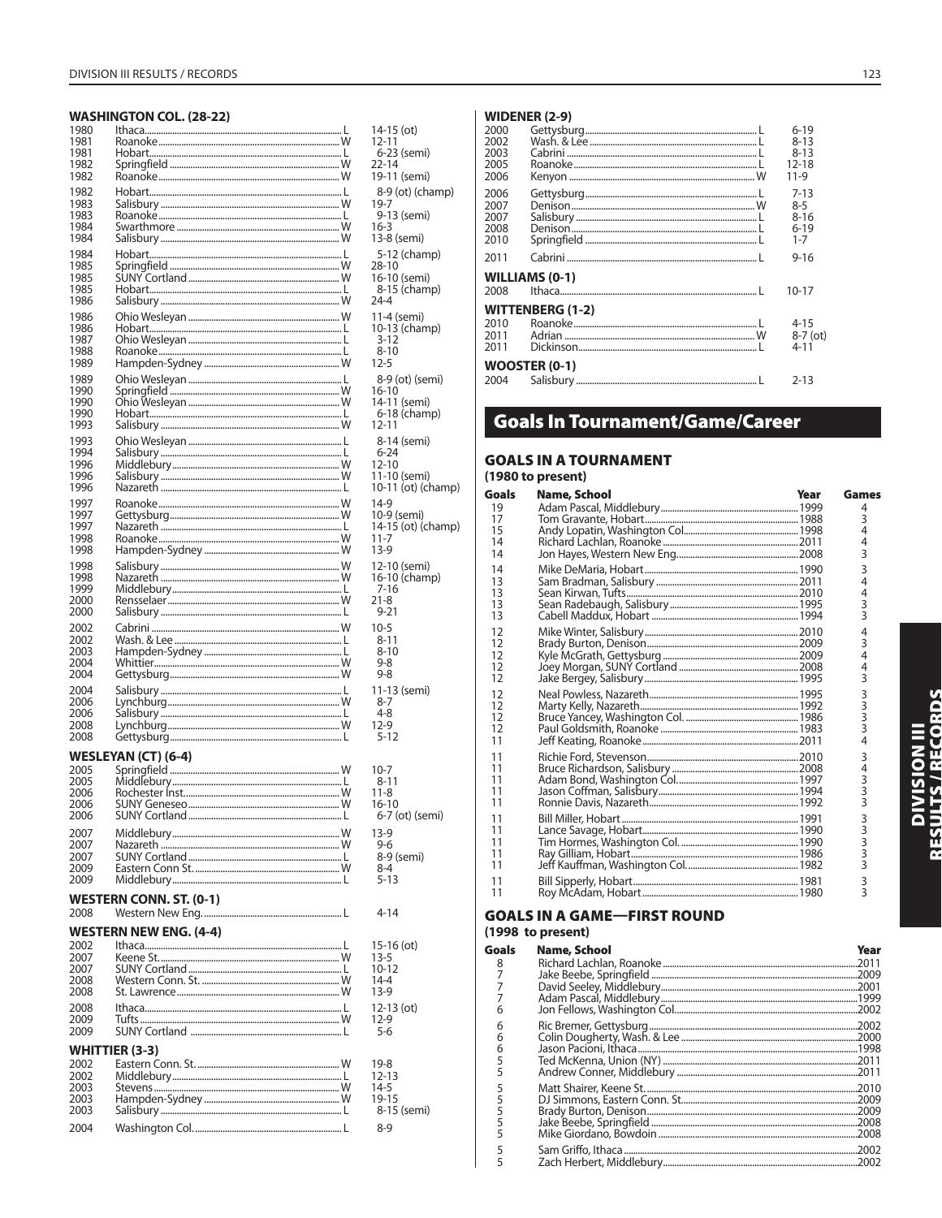### WASHINGTON COL. (28-22)

| Year | Opponent | W/L | Score |
|---|---|---|---|
| 1980 | Ithaca | L | 14-15 (ot) |
| 1981 | Roanoke | W | 12-11 |
| 1981 | Hobart | L | 6-23 (semi) |
| 1982 | Springfield | W | 22-14 |
| 1982 | Roanoke | W | 19-11 (semi) |
| 1982 | Hobart | L | 8-9 (ot) (champ) |
| 1983 | Salisbury | W | 19-7 |
| 1983 | Roanoke | L | 9-13 (semi) |
| 1984 | Swarthmore | W | 16-3 |
| 1984 | Salisbury | W | 13-8 (semi) |
| 1984 | Hobart | L | 5-12 (champ) |
| 1985 | Springfield | W | 28-10 |
| 1985 | SUNY Cortland | W | 16-10 (semi) |
| 1985 | Hobart | L | 8-15 (champ) |
| 1986 | Salisbury | W | 24-4 |
| 1986 | Ohio Wesleyan | W | 11-4 (semi) |
| 1986 | Hobart | L | 10-13 (champ) |
| 1987 | Ohio Wesleyan | L | 3-12 |
| 1988 | Roanoke | L | 8-10 |
| 1989 | Hampden-Sydney | W | 12-5 |
| 1989 | Ohio Wesleyan | L | 8-9 (ot) (semi) |
| 1990 | Springfield | W | 16-10 |
| 1990 | Ohio Wesleyan | W | 14-11 (semi) |
| 1990 | Hobart | L | 6-18 (champ) |
| 1993 | Salisbury | W | 12-11 |
| 1993 | Ohio Wesleyan | L | 8-14 (semi) |
| 1994 | Salisbury | L | 6-24 |
| 1996 | Middlebury | W | 12-10 |
| 1996 | Salisbury | W | 11-10 (semi) |
| 1996 | Nazareth | L | 10-11 (ot) (champ) |
| 1997 | Roanoke | W | 14-9 |
| 1997 | Gettysburg | W | 10-9 (semi) |
| 1997 | Nazareth | L | 14-15 (ot) (champ) |
| 1998 | Roanoke | W | 11-7 |
| 1998 | Hampden-Sydney | W | 13-9 |
| 1998 | Salisbury | W | 12-10 (semi) |
| 1998 | Nazareth | W | 16-10 (champ) |
| 1999 | Middlebury | L | 7-16 |
| 2000 | Rensselaer | W | 21-8 |
| 2000 | Salisbury | L | 9-21 |
| 2002 | Cabrini | W | 10-5 |
| 2002 | Wash. & Lee | L | 8-11 |
| 2003 | Hampden-Sydney | L | 8-10 |
| 2004 | Whittier | W | 9-8 |
| 2004 | Gettysburg | W | 9-8 |
| 2004 | Salisbury | L | 11-13 (semi) |
| 2006 | Lynchburg | W | 8-7 |
| 2006 | Salisbury | L | 4-8 |
| 2008 | Lynchburg | W | 12-9 |
| 2008 | Gettysburg | L | 5-12 |

### WESLEYAN (CT) (6-4)

| Year | Opponent | W/L | Score |
|---|---|---|---|
| 2005 | Springfield | W | 10-7 |
| 2005 | Middlebury | L | 8-11 |
| 2006 | Rochester Inst. | W | 11-8 |
| 2006 | SUNY Geneseo | W | 16-10 |
| 2006 | SUNY Cortland | L | 6-7 (ot) (semi) |
| 2007 | Middlebury | W | 13-9 |
| 2007 | Nazareth | W | 9-6 |
| 2007 | SUNY Cortland | L | 8-9 (semi) |
| 2009 | Eastern Conn St. | W | 8-4 |
| 2009 | Middlebury | L | 5-13 |

### WESTERN CONN. ST. (0-1)

| Year | Opponent | W/L | Score |
|---|---|---|---|
| 2008 | Western New Eng. | L | 4-14 |

### WESTERN NEW ENG. (4-4)

| Year | Opponent | W/L | Score |
|---|---|---|---|
| 2002 | Ithaca | L | 15-16 (ot) |
| 2007 | Keene St. | W | 13-5 |
| 2007 | SUNY Cortland | L | 10-12 |
| 2008 | Western Conn. St. | W | 14-4 |
| 2008 | St. Lawrence | W | 13-9 |
| 2008 | Ithaca | L | 12-13 (ot) |
| 2009 | Tufts | W | 12-9 |
| 2009 | SUNY Cortland | L | 5-6 |

### WHITTIER (3-3)

| Year | Opponent | W/L | Score |
|---|---|---|---|
| 2002 | Eastern Conn. St. | W | 19-8 |
| 2002 | Middlebury | L | 12-13 |
| 2003 | Stevens | W | 14-5 |
| 2003 | Hampden-Sydney | W | 19-15 |
| 2003 | Salisbury | L | 8-15 (semi) |
| 2004 | Washington Col. | L | 8-9 |

### WIDENER (2-9)

| Year | Opponent | W/L | Score |
|---|---|---|---|
| 2000 | Gettysburg | L | 6-19 |
| 2002 | Wash. & Lee | L | 8-13 |
| 2003 | Cabrini | L | 8-13 |
| 2005 | Roanoke | L | 12-18 |
| 2006 | Kenyon | W | 11-9 |
| 2006 | Gettysburg | L | 7-13 |
| 2007 | Denison | W | 8-5 |
| 2007 | Salisbury | L | 8-16 |
| 2008 | Denison | L | 6-19 |
| 2010 | Springfield | L | 1-7 |
| 2011 | Cabrini | L | 9-16 |

### WILLIAMS (0-1)

| Year | Opponent | W/L | Score |
|---|---|---|---|
| 2008 | Ithaca | L | 10-17 |

### WITTENBERG (1-2)

| Year | Opponent | W/L | Score |
|---|---|---|---|
| 2010 | Roanoke | L | 4-15 |
| 2011 | Adrian | W | 8-7 (ot) |
| 2011 | Dickinson | L | 4-11 |

### WOOSTER (0-1)

| Year | Opponent | W/L | Score |
|---|---|---|---|
| 2004 | Salisbury | L | 2-13 |

## Goals In Tournament/Game/Career

### GOALS IN A TOURNAMENT
**(1980 to present)**

| Goals | Name, School | Year | Games |
|---|---|---|---|
| 19 | Adam Pascal, Middlebury | 1999 | 4 |
| 17 | Tom Gravante, Hobart | 1988 | 3 |
| 15 | Andy Lopatin, Washington Col. | 1998 | 4 |
| 14 | Richard Lachlan, Roanoke | 2011 | 4 |
| 14 | Jon Hayes, Western New Eng. | 2008 | 3 |
| 14 | Mike DeMaria, Hobart | 1990 | 3 |
| 13 | Sam Bradman, Salisbury | 2011 | 4 |
| 13 | Sean Kirwan, Tufts | 2010 | 4 |
| 13 | Sean Radebaugh, Salisbury | 1995 | 3 |
| 13 | Cabell Maddux, Hobart | 1994 | 3 |
| 12 | Mike Winter, Salisbury | 2010 | 4 |
| 12 | Brady Burton, Denison | 2009 | 3 |
| 12 | Kyle McGrath, Gettysburg | 2009 | 4 |
| 12 | Joey Morgan, SUNY Cortland | 2008 | 4 |
| 12 | Jake Bergey, Salisbury | 1995 | 3 |
| 12 | Neal Powless, Nazareth | 1995 | 3 |
| 12 | Marty Kelly, Nazareth | 1992 | 3 |
| 12 | Bruce Yancey, Washington Col. | 1986 | 3 |
| 12 | Paul Goldsmith, Roanoke | 1983 | 3 |
| 11 | Jeff Keating, Roanoke | 2011 | 4 |
| 11 | Richie Ford, Stevenson | 2010 | 3 |
| 11 | Bruce Richardson, Salisbury | 2008 | 4 |
| 11 | Adam Bond, Washington Col. | 1997 | 3 |
| 11 | Jason Coffman, Salisbury | 1994 | 3 |
| 11 | Ronnie Davis, Nazareth | 1992 | 3 |
| 11 | Bill Miller, Hobart | 1991 | 3 |
| 11 | Lance Savage, Hobart | 1990 | 3 |
| 11 | Tim Hormes, Washington Col. | 1990 | 3 |
| 11 | Ray Gilliam, Hobart | 1986 | 3 |
| 11 | Jeff Kauffman, Washington Col. | 1982 | 3 |
| 11 | Bill Sipperly, Hobart | 1981 | 3 |
| 11 | Roy McAdam, Hobart | 1980 | 3 |

### GOALS IN A GAME—FIRST ROUND
**(1998 to present)**

| Goals | Name, School | Year |
|---|---|---|
| 8 | Richard Lachlan, Roanoke | 2011 |
| 7 | Jake Beebe, Springfield | 2009 |
| 7 | David Seeley, Middlebury | 2001 |
| 7 | Adam Pascal, Middlebury | 1999 |
| 6 | Jon Fellows, Washington Col. | 2002 |
| 6 | Ric Bremer, Gettysburg | 2002 |
| 6 | Colin Dougherty, Wash. & Lee | 2000 |
| 6 | Jason Pacioni, Ithaca | 1998 |
| 5 | Ted McKenna, Union (NY) | 2011 |
| 5 | Andrew Conner, Middlebury | 2011 |
| 5 | Matt Shairer, Keene St. | 2010 |
| 5 | DJ Simmons, Eastern Conn. St. | 2009 |
| 5 | Brady Burton, Denison | 2009 |
| 5 | Jake Beebe, Springfield | 2008 |
| 5 | Mike Giordano, Bowdoin | 2008 |
| 5 | Sam Griffo, Ithaca | 2002 |
| 5 | Zach Herbert, Middlebury | 2002 |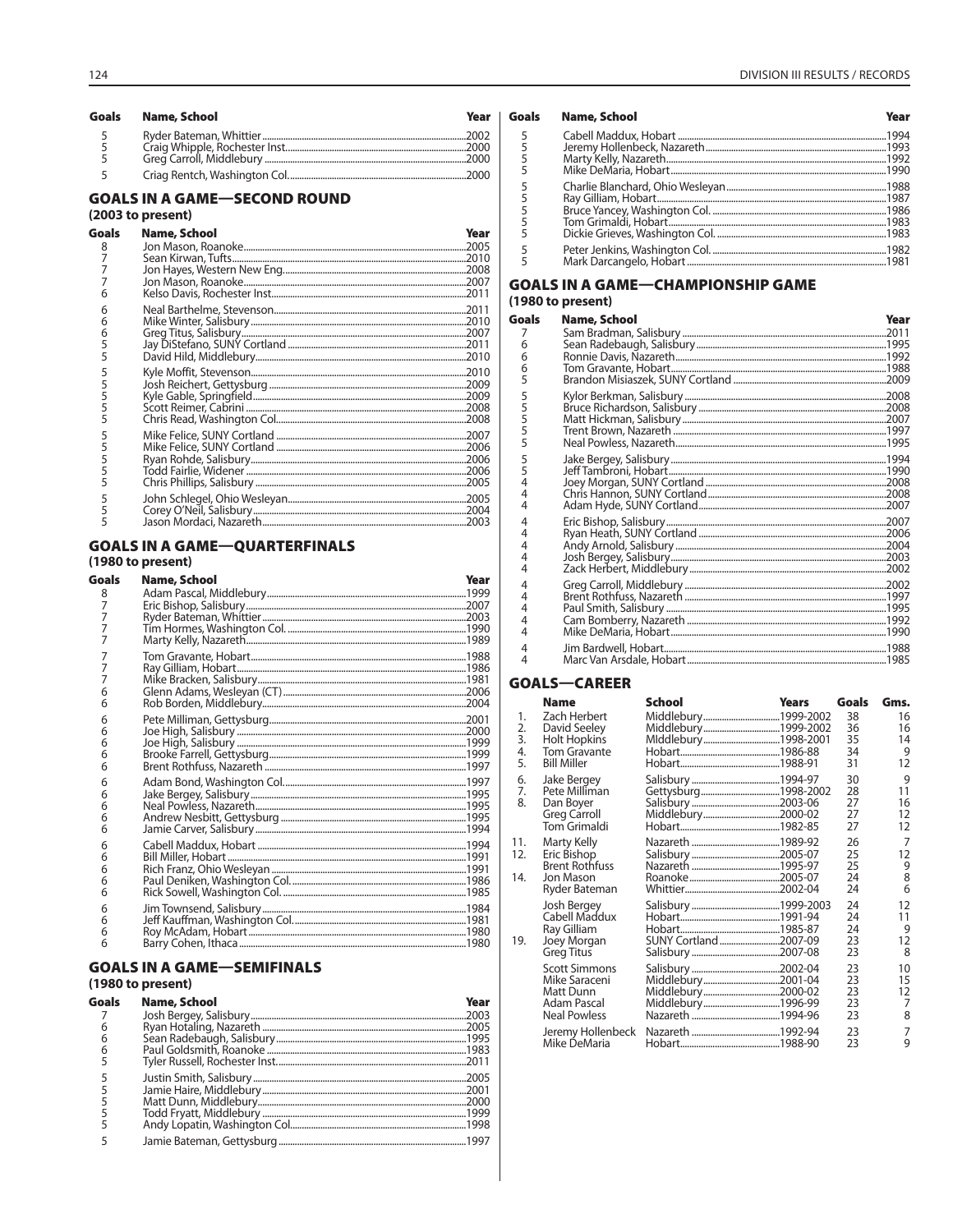| Goals | Name, School | Year |
|---|---|---|
| 5 | Ryder Bateman, Whittier | 2002 |
| 5 | Craig Whipple, Rochester Inst. | 2000 |
| 5 | Greg Carroll, Middlebury | 2000 |
| 5 | Criag Rentch, Washington Col. | 2000 |

## GOALS IN A GAME—SECOND ROUND

**(2003 to present)**

| Goals | Name, School | Year |
|---|---|---|
| 8 | Jon Mason, Roanoke | 2005 |
| 7 | Sean Kirwan, Tufts | 2010 |
| 7 | Jon Hayes, Western New Eng. | 2008 |
| 7 | Jon Mason, Roanoke | 2007 |
| 6 | Kelso Davis, Rochester Inst. | 2011 |
| 6 | Neal Barthelme, Stevenson | 2011 |
| 6 | Mike Winter, Salisbury | 2010 |
| 6 | Greg Titus, Salisbury | 2007 |
| 5 | Jay DiStefano, SUNY Cortland | 2011 |
| 5 | David Hild, Middlebury | 2010 |
| 5 | Kyle Moffit, Stevenson | 2010 |
| 5 | Josh Reichert, Gettysburg | 2009 |
| 5 | Kyle Gable, Springfield | 2009 |
| 5 | Scott Reimer, Cabrini | 2008 |
| 5 | Chris Read, Washington Col. | 2008 |
| 5 | Mike Felice, SUNY Cortland | 2007 |
| 5 | Mike Felice, SUNY Cortland | 2006 |
| 5 | Ryan Rohde, Salisbury | 2006 |
| 5 | Todd Fairlie, Widener | 2006 |
| 5 | Chris Phillips, Salisbury | 2005 |
| 5 | John Schlegel, Ohio Wesleyan | 2005 |
| 5 | Corey O'Neil, Salisbury | 2004 |
| 5 | Jason Mordaci, Nazareth | 2003 |

## GOALS IN A GAME—QUARTERFINALS

**(1980 to present)**

| Goals | Name, School | Year |
|---|---|---|
| 8 | Adam Pascal, Middlebury | 1999 |
| 7 | Eric Bishop, Salisbury | 2007 |
| 7 | Ryder Bateman, Whittier | 2003 |
| 7 | Tim Hormes, Washington Col. | 1990 |
| 7 | Marty Kelly, Nazareth | 1989 |
| 7 | Tom Gravante, Hobart | 1988 |
| 7 | Ray Gilliam, Hobart | 1986 |
| 7 | Mike Bracken, Salisbury | 1981 |
| 6 | Glenn Adams, Wesleyan (CT) | 2006 |
| 6 | Rob Borden, Middlebury | 2004 |
| 6 | Pete Milliman, Gettysburg | 2001 |
| 6 | Joe High, Salisbury | 2000 |
| 6 | Joe High, Salisbury | 1999 |
| 6 | Brooke Farrell, Gettysburg | 1999 |
| 6 | Brent Rothfuss, Nazareth | 1997 |
| 6 | Adam Bond, Washington Col. | 1997 |
| 6 | Jake Bergey, Salisbury | 1995 |
| 6 | Neal Powless, Nazareth | 1995 |
| 6 | Andrew Nesbitt, Gettysburg | 1995 |
| 6 | Jamie Carver, Salisbury | 1994 |
| 6 | Cabell Maddux, Hobart | 1994 |
| 6 | Bill Miller, Hobart | 1991 |
| 6 | Rich Franz, Ohio Wesleyan | 1991 |
| 6 | Paul Deniken, Washington Col. | 1986 |
| 6 | Rick Sowell, Washington Col. | 1985 |
| 6 | Jim Townsend, Salisbury | 1984 |
| 6 | Jeff Kauffman, Washington Col. | 1981 |
| 6 | Roy McAdam, Hobart | 1980 |
| 6 | Barry Cohen, Ithaca | 1980 |

## GOALS IN A GAME—SEMIFINALS

**(1980 to present)**

| Goals | Name, School | Year |
|---|---|---|
| 7 | Josh Bergey, Salisbury | 2003 |
| 6 | Ryan Hotaling, Nazareth | 2005 |
| 6 | Sean Radebaugh, Salisbury | 1995 |
| 6 | Paul Goldsmith, Roanoke | 1983 |
| 5 | Tyler Russell, Rochester Inst. | 2011 |
| 5 | Justin Smith, Salisbury | 2005 |
| 5 | Jamie Haire, Middlebury | 2001 |
| 5 | Matt Dunn, Middlebury | 2000 |
| 5 | Todd Fryatt, Middlebury | 1999 |
| 5 | Andy Lopatin, Washington Col. | 1998 |
| 5 | Jamie Bateman, Gettysburg | 1997 |
| 5 | Cabell Maddux, Hobart | 1994 |
| 5 | Jeremy Hollenbeck, Nazareth | 1993 |
| 5 | Marty Kelly, Nazareth | 1992 |
| 5 | Mike DeMaria, Hobart | 1990 |
| 5 | Charlie Blanchard, Ohio Wesleyan | 1988 |
| 5 | Ray Gilliam, Hobart | 1987 |
| 5 | Bruce Yancey, Washington Col. | 1986 |
| 5 | Tom Grimaldi, Hobart | 1983 |
| 5 | Dickie Grieves, Washington Col. | 1983 |
| 5 | Peter Jenkins, Washington Col. | 1982 |
| 5 | Mark Darcangelo, Hobart | 1981 |

## GOALS IN A GAME—CHAMPIONSHIP GAME

**(1980 to present)**

| Goals | Name, School | Year |
|---|---|---|
| 7 | Sam Bradman, Salisbury | 2011 |
| 6 | Sean Radebaugh, Salisbury | 1995 |
| 6 | Ronnie Davis, Nazareth | 1992 |
| 6 | Tom Gravante, Hobart | 1988 |
| 5 | Brandon Misiaszek, SUNY Cortland | 2009 |
| 5 | Kylor Berkman, Salisbury | 2008 |
| 5 | Bruce Richardson, Salisbury | 2008 |
| 5 | Matt Hickman, Salisbury | 2007 |
| 5 | Trent Brown, Nazareth | 1997 |
| 5 | Neal Powless, Nazareth | 1995 |
| 5 | Jake Bergey, Salisbury | 1994 |
| 5 | Jeff Tambroni, Hobart | 1990 |
| 4 | Joey Morgan, SUNY Cortland | 2008 |
| 4 | Chris Hannon, SUNY Cortland | 2008 |
| 4 | Adam Hyde, SUNY Cortland | 2007 |
| 4 | Eric Bishop, Salisbury | 2007 |
| 4 | Ryan Heath, SUNY Cortland | 2006 |
| 4 | Andy Arnold, Salisbury | 2004 |
| 4 | Josh Bergey, Salisbury | 2003 |
| 4 | Zack Herbert, Middlebury | 2002 |
| 4 | Greg Carroll, Middlebury | 2002 |
| 4 | Brent Rothfuss, Nazareth | 1997 |
| 4 | Paul Smith, Salisbury | 1995 |
| 4 | Cam Bomberry, Nazareth | 1992 |
| 4 | Mike DeMaria, Hobart | 1990 |
| 4 | Jim Bardwell, Hobart | 1988 |
| 4 | Marc Van Arsdale, Hobart | 1985 |

## GOALS—CAREER

| | Name | School | Years | Goals | Gms. |
|---|---|---|---|---|---|
| 1. | Zach Herbert | Middlebury | 1999-2002 | 38 | 16 |
| 2. | David Seeley | Middlebury | 1999-2002 | 36 | 16 |
| 3. | Holt Hopkins | Middlebury | 1998-2001 | 35 | 14 |
| 4. | Tom Gravante | Hobart | 1986-88 | 34 | 9 |
| 5. | Bill Miller | Hobart | 1988-91 | 31 | 12 |
| 6. | Jake Bergey | Salisbury | 1994-97 | 30 | 9 |
| 7. | Pete Milliman | Gettysburg | 1998-2002 | 28 | 11 |
| 8. | Dan Boyer | Salisbury | 2003-06 | 27 | 16 |
| | Greg Carroll | Middlebury | 2000-02 | 27 | 12 |
| | Tom Grimaldi | Hobart | 1982-85 | 27 | 12 |
| 11. | Marty Kelly | Nazareth | 1989-92 | 26 | 7 |
| 12. | Eric Bishop | Salisbury | 2005-07 | 25 | 12 |
| | Brent Rothfuss | Nazareth | 1995-97 | 25 | 9 |
| 14. | Jon Mason | Roanoke | 2005-07 | 24 | 8 |
| | Ryder Bateman | Whittier | 2002-04 | 24 | 6 |
| | Josh Bergey | Salisbury | 1999-2003 | 24 | 12 |
| | Cabell Maddux | Hobart | 1991-94 | 24 | 11 |
| | Ray Gilliam | Hobart | 1985-87 | 24 | 9 |
| 19. | Joey Morgan | SUNY Cortland | 2007-09 | 23 | 12 |
| | Greg Titus | Salisbury | 2007-08 | 23 | 8 |
| | Scott Simmons | Salisbury | 2002-04 | 23 | 10 |
| | Mike Saraceni | Middlebury | 2001-04 | 23 | 15 |
| | Matt Dunn | Middlebury | 2000-02 | 23 | 12 |
| | Adam Pascal | Middlebury | 1996-99 | 23 | 7 |
| | Neal Powless | Nazareth | 1994-96 | 23 | 8 |
| | Jeremy Hollenbeck | Nazareth | 1992-94 | 23 | 7 |
| | Mike DeMaria | Hobart | 1988-90 | 23 | 9 |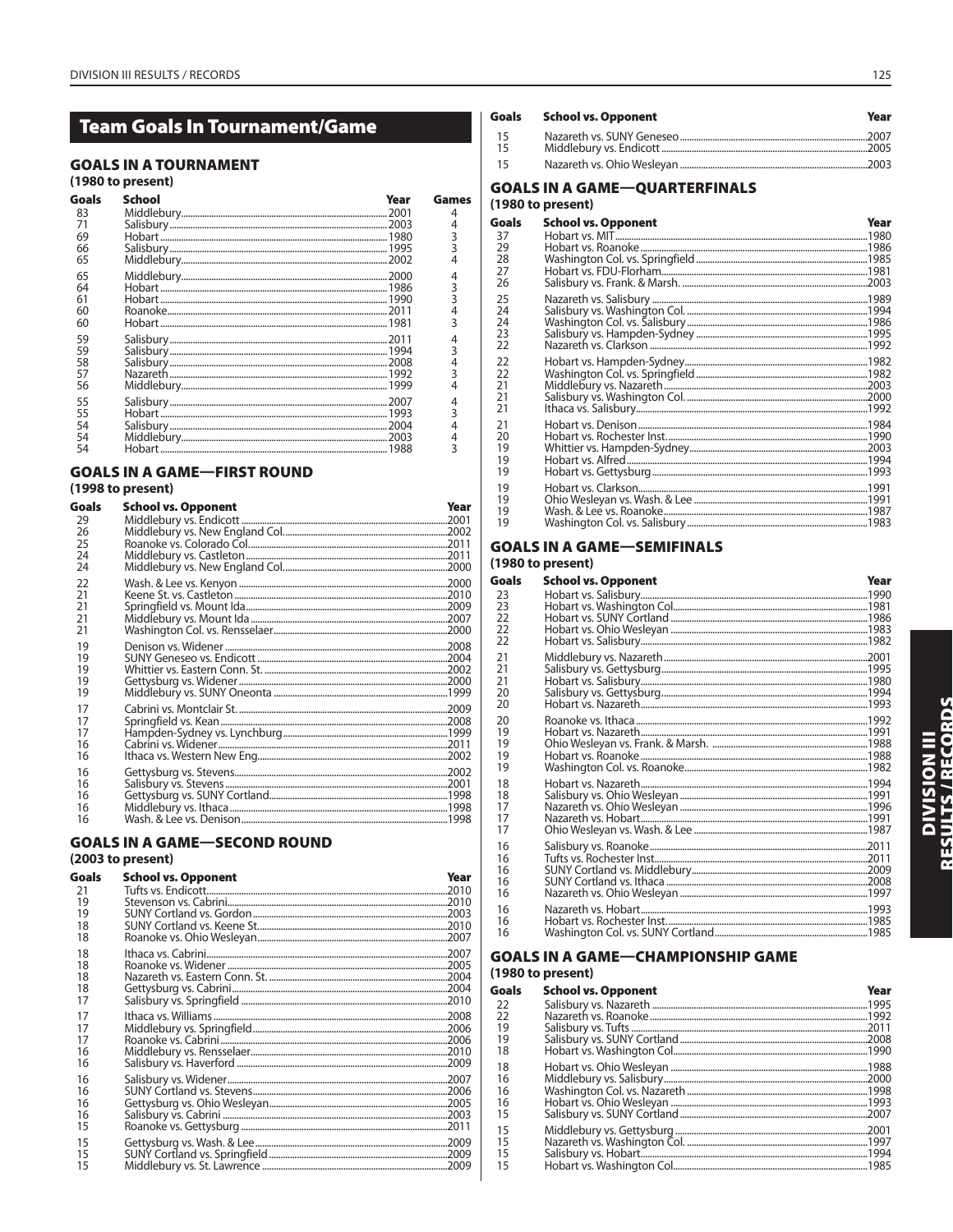## Team Goals In Tournament/Game

### GOALS IN A TOURNAMENT

(1980 to present)

| Goals | School | Year | Games |
|---|---|---|---|
| 83 | Middlebury | 2001 | 4 |
| 71 | Salisbury | 2003 | 4 |
| 69 | Hobart | 1980 | 3 |
| 66 | Salisbury | 1995 | 3 |
| 65 | Middlebury | 2002 | 4 |
| 65 | Middlebury | 2000 | 4 |
| 64 | Hobart | 1986 | 3 |
| 61 | Hobart | 1990 | 3 |
| 60 | Roanoke | 2011 | 4 |
| 60 | Hobart | 1981 | 3 |
| 59 | Salisbury | 2011 | 4 |
| 59 | Salisbury | 1994 | 3 |
| 58 | Salisbury | 2008 | 4 |
| 57 | Nazareth | 1992 | 3 |
| 56 | Middlebury | 1999 | 4 |
| 55 | Salisbury | 2007 | 4 |
| 55 | Hobart | 1993 | 3 |
| 54 | Salisbury | 2004 | 4 |
| 54 | Middlebury | 2003 | 4 |
| 54 | Hobart | 1988 | 3 |

### GOALS IN A GAME—FIRST ROUND

(1998 to present)

| Goals | School vs. Opponent | Year |
|---|---|---|
| 29 | Middlebury vs. Endicott | 2001 |
| 26 | Middlebury vs. New England Col. | 2002 |
| 25 | Roanoke vs. Colorado Col. | 2011 |
| 24 | Middlebury vs. Castleton | 2011 |
| 24 | Middlebury vs. New England Col. | 2000 |
| 22 | Wash. & Lee vs. Kenyon | 2000 |
| 21 | Keene St. vs. Castleton | 2010 |
| 21 | Springfield vs. Mount Ida | 2009 |
| 21 | Middlebury vs. Mount Ida | 2007 |
| 21 | Washington Col. vs. Rensselaer | 2000 |
| 19 | Denison vs. Widener | 2008 |
| 19 | SUNY Geneseo vs. Endicott | 2004 |
| 19 | Whittier vs. Eastern Conn. St. | 2002 |
| 19 | Gettysburg vs. Widener | 2000 |
| 19 | Middlebury vs. SUNY Oneonta | 1999 |
| 17 | Cabrini vs. Montclair St. | 2009 |
| 17 | Springfield vs. Kean | 2008 |
| 17 | Hampden-Sydney vs. Lynchburg | 1999 |
| 16 | Cabrini vs. Widener | 2011 |
| 16 | Ithaca vs. Western New Eng. | 2002 |
| 16 | Gettysburg vs. Stevens | 2002 |
| 16 | Salisbury vs. Stevens | 2001 |
| 16 | Gettysburg vs. SUNY Cortland | 1998 |
| 16 | Middlebury vs. Ithaca | 1998 |
| 16 | Wash. & Lee vs. Denison | 1998 |

### GOALS IN A GAME—SECOND ROUND

(2003 to present)

| Goals | School vs. Opponent | Year |
|---|---|---|
| 21 | Tufts vs. Endicott | 2010 |
| 19 | Stevenson vs. Cabrini | 2010 |
| 19 | SUNY Cortland vs. Gordon | 2003 |
| 18 | SUNY Cortland vs. Keene St. | 2010 |
| 18 | Roanoke vs. Ohio Wesleyan | 2007 |
| 18 | Ithaca vs. Cabrini | 2007 |
| 18 | Roanoke vs. Widener | 2005 |
| 18 | Nazareth vs. Eastern Conn. St. | 2004 |
| 18 | Gettysburg vs. Cabrini | 2004 |
| 17 | Salisbury vs. Springfield | 2010 |
| 17 | Ithaca vs. Williams | 2008 |
| 17 | Middlebury vs. Springfield | 2006 |
| 17 | Roanoke vs. Cabrini | 2006 |
| 16 | Middlebury vs. Rensselaer | 2010 |
| 16 | Salisbury vs. Haverford | 2009 |
| 16 | Salisbury vs. Widener | 2007 |
| 16 | SUNY Cortland vs. Stevens | 2006 |
| 16 | Gettysburg vs. Ohio Wesleyan | 2005 |
| 16 | Salisbury vs. Cabrini | 2003 |
| 15 | Roanoke vs. Gettysburg | 2011 |
| 15 | Gettysburg vs. Wash. & Lee | 2009 |
| 15 | SUNY Cortland vs. Springfield | 2009 |
| 15 | Middlebury vs. St. Lawrence | 2009 |
| 15 | Nazareth vs. SUNY Geneseo | 2007 |
| 15 | Middlebury vs. Endicott | 2005 |
| 15 | Nazareth vs. Ohio Wesleyan | 2003 |

### GOALS IN A GAME—QUARTERFINALS

(1980 to present)

| Goals | School vs. Opponent | Year |
|---|---|---|
| 37 | Hobart vs. MIT | 1980 |
| 29 | Hobart vs. Roanoke | 1986 |
| 28 | Washington Col. vs. Springfield | 1985 |
| 27 | Hobart vs. FDU-Florham | 1981 |
| 26 | Salisbury vs. Frank. & Marsh. | 2003 |
| 25 | Nazareth vs. Salisbury | 1989 |
| 24 | Salisbury vs. Washington Col. | 1994 |
| 24 | Washington Col. vs. Salisbury | 1986 |
| 23 | Salisbury vs. Hampden-Sydney | 1995 |
| 22 | Nazareth vs. Clarkson | 1992 |
| 22 | Hobart vs. Hampden-Sydney | 1982 |
| 22 | Washington Col. vs. Springfield | 1982 |
| 21 | Middlebury vs. Nazareth | 2003 |
| 21 | Salisbury vs. Washington Col. | 2000 |
| 21 | Ithaca vs. Salisbury | 1992 |
| 21 | Hobart vs. Denison | 1984 |
| 20 | Hobart vs. Rochester Inst. | 1990 |
| 19 | Whittier vs. Hampden-Sydney | 2003 |
| 19 | Hobart vs. Alfred | 1994 |
| 19 | Hobart vs. Gettysburg | 1993 |
| 19 | Hobart vs. Clarkson | 1991 |
| 19 | Ohio Wesleyan vs. Wash. & Lee | 1991 |
| 19 | Wash. & Lee vs. Roanoke | 1987 |
| 19 | Washington Col. vs. Salisbury | 1983 |

### GOALS IN A GAME—SEMIFINALS

(1980 to present)

| Goals | School vs. Opponent | Year |
|---|---|---|
| 23 | Hobart vs. Salisbury | 1990 |
| 23 | Hobart vs. Washington Col. | 1981 |
| 22 | Hobart vs. SUNY Cortland | 1986 |
| 22 | Hobart vs. Ohio Wesleyan | 1983 |
| 22 | Hobart vs. Salisbury | 1982 |
| 21 | Middlebury vs. Nazareth | 2001 |
| 21 | Salisbury vs. Gettysburg | 1995 |
| 21 | Hobart vs. Salisbury | 1980 |
| 20 | Salisbury vs. Gettysburg | 1994 |
| 20 | Hobart vs. Nazareth | 1993 |
| 20 | Roanoke vs. Ithaca | 1992 |
| 19 | Hobart vs. Nazareth | 1991 |
| 19 | Ohio Wesleyan vs. Frank. & Marsh. | 1988 |
| 19 | Hobart vs. Roanoke | 1988 |
| 19 | Washington Col. vs. Roanoke | 1982 |
| 18 | Hobart vs. Nazareth | 1994 |
| 18 | Salisbury vs. Ohio Wesleyan | 1991 |
| 17 | Nazareth vs. Ohio Wesleyan | 1996 |
| 17 | Nazareth vs. Hobart | 1991 |
| 17 | Ohio Wesleyan vs. Wash. & Lee | 1987 |
| 16 | Salisbury vs. Roanoke | 2011 |
| 16 | Tufts vs. Rochester Inst. | 2011 |
| 16 | SUNY Cortland vs. Middlebury | 2009 |
| 16 | SUNY Cortland vs. Ithaca | 2008 |
| 16 | Nazareth vs. Ohio Wesleyan | 1997 |
| 16 | Nazareth vs. Hobart | 1993 |
| 16 | Hobart vs. Rochester Inst. | 1985 |
| 16 | Washington Col. vs. SUNY Cortland | 1985 |

### GOALS IN A GAME—CHAMPIONSHIP GAME

(1980 to present)

| Goals | School vs. Opponent | Year |
|---|---|---|
| 22 | Salisbury vs. Nazareth | 1995 |
| 22 | Nazareth vs. Roanoke | 1992 |
| 19 | Salisbury vs. Tufts | 2011 |
| 19 | Salisbury vs. SUNY Cortland | 2008 |
| 18 | Hobart vs. Washington Col. | 1990 |
| 18 | Hobart vs. Ohio Wesleyan | 1988 |
| 16 | Middlebury vs. Salisbury | 2000 |
| 16 | Washington Col. vs. Nazareth | 1998 |
| 16 | Hobart vs. Ohio Wesleyan | 1993 |
| 15 | Salisbury vs. SUNY Cortland | 2007 |
| 15 | Middlebury vs. Gettysburg | 2001 |
| 15 | Nazareth vs. Washington Col. | 1997 |
| 15 | Salisbury vs. Hobart | 1994 |
| 15 | Hobart vs. Washington Col. | 1985 |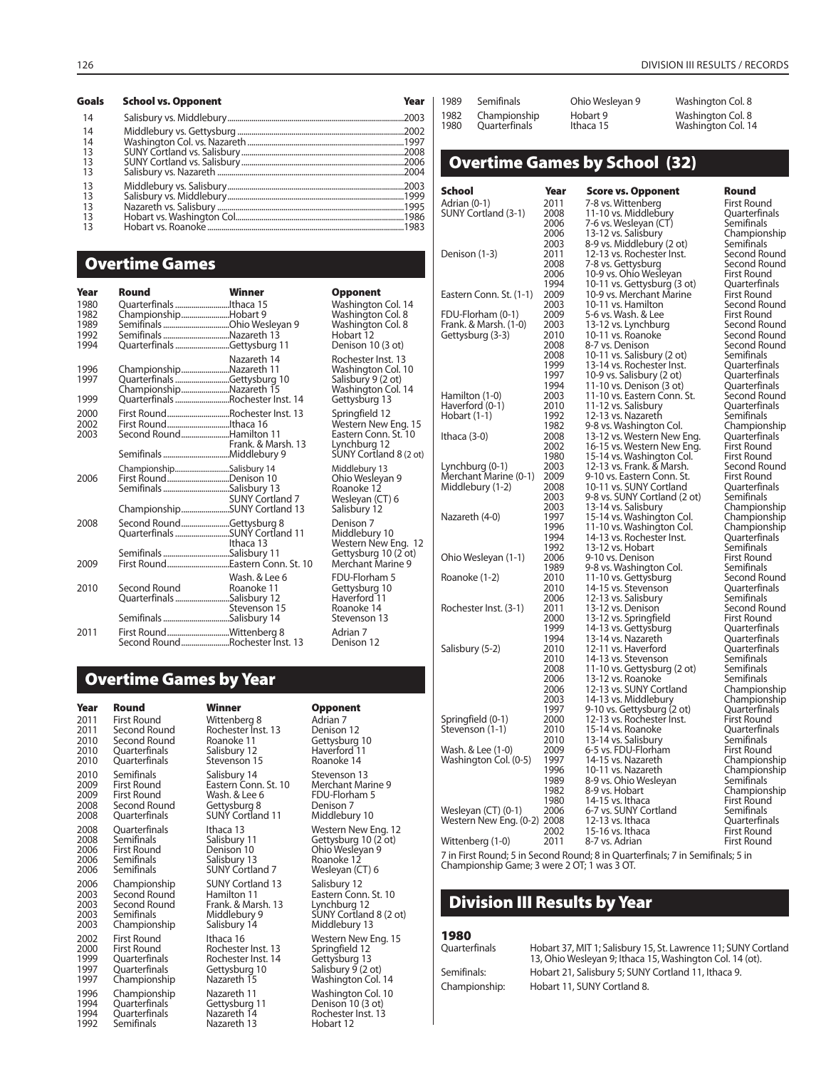| Goals | School vs. Opponent | Year |
|---|---|---|
| 14 | Salisbury vs. Middlebury | 2003 |
| 14 | Middlebury vs. Gettysburg | 2002 |
| 14 | Washington Col. vs. Nazareth | 1997 |
| 13 | SUNY Cortland vs. Salisbury | 2008 |
| 13 | SUNY Cortland vs. Salisbury | 2006 |
| 13 | Salisbury vs. Nazareth | 2004 |
| 13 | Middlebury vs. Salisbury | 2003 |
| 13 | Salisbury vs. Middlebury | 1999 |
| 13 | Nazareth vs. Salisbury | 1995 |
| 13 | Hobart vs. Washington Col. | 1986 |
| 13 | Hobart vs. Roanoke | 1983 |

## Overtime Games

| Year | Round | Winner | Opponent |
|---|---|---|---|
| 1980 | Quarterfinals | Ithaca 15 | Washington Col. 14 |
| 1982 | Championship | Hobart 9 | Washington Col. 8 |
| 1989 | Semifinals | Ohio Wesleyan 9 | Washington Col. 8 |
| 1992 | Semifinals | Nazareth 13 | Hobart 12 |
| 1994 | Quarterfinals | Gettysburg 11 | Denison 10 (3 ot) |
| | | Nazareth 14 | Rochester Inst. 13 |
| 1996 | Championship | Nazareth 11 | Washington Col. 10 |
| 1997 | Quarterfinals | Gettysburg 10 | Salisbury 9 (2 ot) |
| | Championship | Nazareth 15 | Washington Col. 14 |
| 1999 | Quarterfinals | Rochester Inst. 14 | Gettysburg 13 |
| 2000 | First Round | Rochester Inst. 13 | Springfield 12 |
| 2002 | First Round | Ithaca 16 | Western New Eng. 15 |
| 2003 | Second Round | Hamilton 11 | Eastern Conn. St. 10 |
| | | Frank. & Marsh. 13 | Lynchburg 12 |
| | Semifinals | Middlebury 9 | SUNY Cortland 8 (2 ot) |
| | Championship | Salisbury 14 | Middlebury 13 |
| 2006 | First Round | Denison 10 | Ohio Wesleyan 9 |
| | Semifinals | Salisbury 13 | Roanoke 12 |
| | | SUNY Cortland 7 | Wesleyan (CT) 6 |
| | Championship | SUNY Cortland 13 | Salisbury 12 |
| 2008 | Second Round | Gettysburg 8 | Denison 7 |
| | Quarterfinals | SUNY Cortland 11 | Middlebury 10 |
| | | Ithaca 13 | Western New Eng. 12 |
| | Semifinals | Salisbury 11 | Gettysburg 10 (2 ot) |
| 2009 | First Round | Eastern Conn. St. 10 | Merchant Marine 9 |
| | | Wash. & Lee 6 | FDU-Florham 5 |
| 2010 | Second Round | Roanoke 11 | Gettysburg 10 |
| | Quarterfinals | Salisbury 12 | Haverford 11 |
| | | Stevenson 15 | Roanoke 14 |
| | Semifinals | Salisbury 14 | Stevenson 13 |
| 2011 | First Round | Wittenberg 8 | Adrian 7 |
| | Second Round | Rochester Inst. 13 | Denison 12 |

## Overtime Games by Year

| Year | Round | Winner | Opponent |
|---|---|---|---|
| 2011 | First Round | Wittenberg 8 | Adrian 7 |
| 2011 | Second Round | Rochester Inst. 13 | Denison 12 |
| 2010 | Second Round | Roanoke 11 | Gettysburg 10 |
| 2010 | Quarterfinals | Salisbury 12 | Haverford 11 |
| 2010 | Quarterfinals | Stevenson 15 | Roanoke 14 |
| 2010 | Semifinals | Salisbury 14 | Stevenson 13 |
| 2009 | First Round | Eastern Conn. St. 10 | Merchant Marine 9 |
| 2009 | First Round | Wash. & Lee 6 | FDU-Florham 5 |
| 2008 | Second Round | Gettysburg 8 | Denison 7 |
| 2008 | Quarterfinals | SUNY Cortland 11 | Middlebury 10 |
| 2008 | Quarterfinals | Ithaca 13 | Western New Eng. 12 |
| 2008 | Semifinals | Salisbury 11 | Gettysburg 10 (2 ot) |
| 2006 | First Round | Denison 10 | Ohio Wesleyan 9 |
| 2006 | Semifinals | Salisbury 13 | Roanoke 12 |
| 2006 | Semifinals | SUNY Cortland 7 | Wesleyan (CT) 6 |
| 2006 | Championship | SUNY Cortland 13 | Salisbury 12 |
| 2003 | Second Round | Hamilton 11 | Eastern Conn. St. 10 |
| 2003 | Second Round | Frank. & Marsh. 13 | Lynchburg 12 |
| 2003 | Semifinals | Middlebury 9 | SUNY Cortland 8 (2 ot) |
| 2003 | Championship | Salisbury 14 | Middlebury 13 |
| 2002 | First Round | Ithaca 16 | Western New Eng. 15 |
| 2000 | First Round | Rochester Inst. 13 | Springfield 12 |
| 1999 | Quarterfinals | Rochester Inst. 14 | Gettysburg 13 |
| 1997 | Quarterfinals | Gettysburg 10 | Salisbury 9 (2 ot) |
| 1997 | Championship | Nazareth 15 | Washington Col. 14 |
| 1996 | Championship | Nazareth 11 | Washington Col. 10 |
| 1994 | Quarterfinals | Gettysburg 11 | Denison 10 (3 ot) |
| 1994 | Quarterfinals | Nazareth 14 | Rochester Inst. 13 |
| 1992 | Semifinals | Nazareth 13 | Hobart 12 |
| 1989 | Semifinals | Ohio Wesleyan 9 | Washington Col. 8 |
| 1982 | Championship | Hobart 9 | Washington Col. 8 |
| 1980 | Quarterfinals | Ithaca 15 | Washington Col. 14 |

## Overtime Games by School (32)

| School | Year | Score vs. Opponent | Round |
|---|---|---|---|
| Adrian (0-1) | 2011 | 7-8 vs. Wittenberg | First Round |
| SUNY Cortland (3-1) | 2008 | 11-10 vs. Middlebury | Quarterfinals |
| | 2006 | 7-6 vs. Wesleyan (CT) | Semifinals |
| | 2006 | 13-12 vs. Salisbury | Championship |
| | 2003 | 8-9 vs. Middlebury (2 ot) | Semifinals |
| Denison (1-3) | 2011 | 12-13 vs. Rochester Inst. | Second Round |
| | 2008 | 7-8 vs. Gettysburg | Second Round |
| | 2006 | 10-9 vs. Ohio Wesleyan | First Round |
| | 1994 | 10-11 vs. Gettysburg (3 ot) | Quarterfinals |
| Eastern Conn. St. (1-1) | 2009 | 10-9 vs. Merchant Marine | First Round |
| | 2003 | 10-11 vs. Hamilton | Second Round |
| FDU-Florham (0-1) | 2009 | 5-6 vs. Wash. & Lee | First Round |
| Frank. & Marsh. (1-0) | 2003 | 13-12 vs. Lynchburg | Second Round |
| Gettysburg (3-3) | 2010 | 10-11 vs. Roanoke | Second Round |
| | 2008 | 8-7 vs. Denison | Second Round |
| | 2008 | 10-11 vs. Salisbury (2 ot) | Semifinals |
| | 1999 | 13-14 vs. Rochester Inst. | Quarterfinals |
| | 1997 | 10-9 vs. Salisbury (2 ot) | Quarterfinals |
| | 1994 | 11-10 vs. Denison (3 ot) | Quarterfinals |
| Hamilton (1-0) | 2003 | 11-10 vs. Eastern Conn. St. | Second Round |
| Haverford (0-1) | 2010 | 11-12 vs. Salisbury | Quarterfinals |
| Hobart (1-1) | 1992 | 12-13 vs. Nazareth | Semifinals |
| | 1982 | 9-8 vs. Washington Col. | Championship |
| Ithaca (3-0) | 2008 | 13-12 vs. Western New Eng. | Quarterfinals |
| | 2002 | 16-15 vs. Western New Eng. | First Round |
| | 1980 | 15-14 vs. Washington Col. | First Round |
| Lynchburg (0-1) | 2003 | 12-13 vs. Frank. & Marsh. | Second Round |
| Merchant Marine (0-1) | 2009 | 9-10 vs. Eastern Conn. St. | First Round |
| Middlebury (1-2) | 2008 | 10-11 vs. SUNY Cortland | Quarterfinals |
| | 2003 | 9-8 vs. SUNY Cortland (2 ot) | Semifinals |
| | 2003 | 13-14 vs. Salisbury | Championship |
| Nazareth (4-0) | 1997 | 15-14 vs. Washington Col. | Championship |
| | 1996 | 11-10 vs. Washington Col. | Championship |
| | 1994 | 14-13 vs. Rochester Inst. | Quarterfinals |
| | 1992 | 13-12 vs. Hobart | Semifinals |
| Ohio Wesleyan (1-1) | 2006 | 9-10 vs. Denison | First Round |
| | 1989 | 9-8 vs. Washington Col. | Semifinals |
| Roanoke (1-2) | 2010 | 11-10 vs. Gettysburg | Second Round |
| | 2010 | 14-15 vs. Stevenson | Quarterfinals |
| | 2006 | 12-13 vs. Salisbury | Semifinals |
| Rochester Inst. (3-1) | 2011 | 13-12 vs. Denison | Second Round |
| | 2000 | 13-12 vs. Springfield | First Round |
| | 1999 | 14-13 vs. Gettysburg | Quarterfinals |
| | 1994 | 13-14 vs. Nazareth | Quarterfinals |
| Salisbury (5-2) | 2010 | 12-11 vs. Haverford | Quarterfinals |
| | 2010 | 14-13 vs. Stevenson | Semifinals |
| | 2008 | 11-10 vs. Gettysburg (2 ot) | Semifinals |
| | 2006 | 13-12 vs. Roanoke | Semifinals |
| | 2006 | 12-13 vs. SUNY Cortland | Championship |
| | 2003 | 14-13 vs. Middlebury | Championship |
| | 1997 | 9-10 vs. Gettysburg (2 ot) | Quarterfinals |
| Springfield (0-1) | 2000 | 12-13 vs. Rochester Inst. | First Round |
| Stevenson (1-1) | 2010 | 15-14 vs. Roanoke | Quarterfinals |
| | 2010 | 13-14 vs. Salisbury | Semifinals |
| Wash. & Lee (1-0) | 2009 | 6-5 vs. FDU-Florham | First Round |
| Washington Col. (0-5) | 1997 | 14-15 vs. Nazareth | Championship |
| | 1996 | 10-11 vs. Nazareth | Championship |
| | 1989 | 8-9 vs. Ohio Wesleyan | Semifinals |
| | 1982 | 8-9 vs. Hobart | Championship |
| | 1980 | 14-15 vs. Ithaca | First Round |
| Wesleyan (CT) (0-1) | 2006 | 6-7 vs. SUNY Cortland | Semifinals |
| Western New Eng. (0-2) | 2008 | 12-13 vs. Ithaca | Quarterfinals |
| | 2002 | 15-16 vs. Ithaca | First Round |
| Wittenberg (1-0) | 2011 | 8-7 vs. Adrian | First Round |

7 in First Round; 5 in Second Round; 8 in Quarterfinals; 7 in Semifinals; 5 in Championship Game; 3 were 2 OT; 1 was 3 OT.

## Division III Results by Year

### 1980

Quarterfinals: Hobart 37, MIT 1; Salisbury 15, St. Lawrence 11; SUNY Cortland 13, Ohio Wesleyan 9; Ithaca 15, Washington Col. 14 (ot).

Semifinals: Hobart 21, Salisbury 5; SUNY Cortland 11, Ithaca 9.

Championship: Hobart 11, SUNY Cortland 8.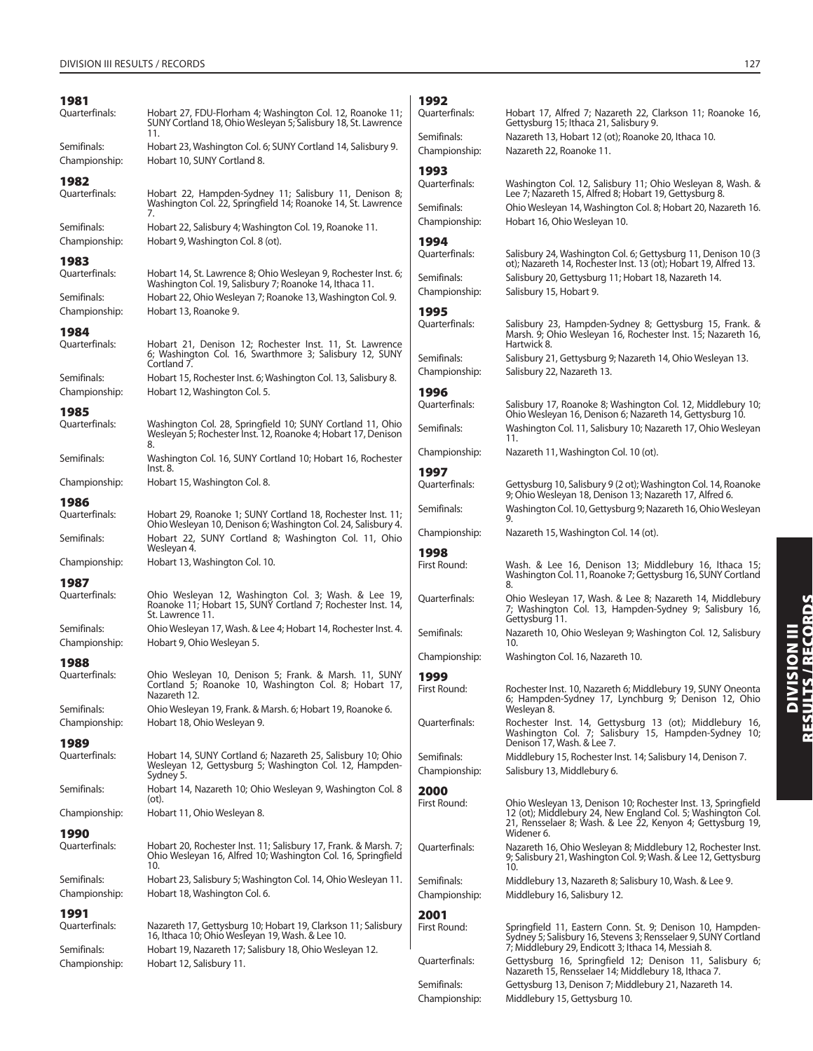## 1981

Quarterfinals: Hobart 27, FDU-Florham 4; Washington Col. 12, Roanoke 11; SUNY Cortland 18, Ohio Wesleyan 5; Salisbury 18, St. Lawrence 11.

Semifinals: Hobart 23, Washington Col. 6; SUNY Cortland 14, Salisbury 9.

Championship: Hobart 10, SUNY Cortland 8.

## 1982

Quarterfinals: Hobart 22, Hampden-Sydney 11; Salisbury 11, Denison 8; Washington Col. 22, Springfield 14; Roanoke 14, St. Lawrence 7.

Semifinals: Hobart 22, Salisbury 4; Washington Col. 19, Roanoke 11.

Championship: Hobart 9, Washington Col. 8 (ot).

## 1983

Quarterfinals: Hobart 14, St. Lawrence 8; Ohio Wesleyan 9, Rochester Inst. 6; Washington Col. 19, Salisbury 7; Roanoke 14, Ithaca 11.

Semifinals: Hobart 22, Ohio Wesleyan 7; Roanoke 13, Washington Col. 9.

Championship: Hobart 13, Roanoke 9.

## 1984

Quarterfinals: Hobart 21, Denison 12; Rochester Inst. 11, St. Lawrence 6; Washington Col. 16, Swarthmore 3; Salisbury 12, SUNY Cortland 7.

Semifinals: Hobart 15, Rochester Inst. 6; Washington Col. 13, Salisbury 8.

Championship: Hobart 12, Washington Col. 5.

## 1985

Quarterfinals: Washington Col. 28, Springfield 10; SUNY Cortland 11, Ohio Wesleyan 5; Rochester Inst. 12, Roanoke 4; Hobart 17, Denison 8.

Semifinals: Washington Col. 16, SUNY Cortland 10; Hobart 16, Rochester Inst. 8.

Championship: Hobart 15, Washington Col. 8.

## 1986

Quarterfinals: Hobart 29, Roanoke 1; SUNY Cortland 18, Rochester Inst. 11; Ohio Wesleyan 10, Denison 6; Washington Col. 24, Salisbury 4.

Semifinals: Hobart 22, SUNY Cortland 8; Washington Col. 11, Ohio Wesleyan 4.

Championship: Hobart 13, Washington Col. 10.

## 1987

Quarterfinals: Ohio Wesleyan 12, Washington Col. 3; Wash. & Lee 19, Roanoke 11; Hobart 15, SUNY Cortland 7; Rochester Inst. 14, St. Lawrence 11.

Semifinals: Ohio Wesleyan 17, Wash. & Lee 4; Hobart 14, Rochester Inst. 4.

Championship: Hobart 9, Ohio Wesleyan 5.

## 1988

Quarterfinals: Ohio Wesleyan 10, Denison 5; Frank. & Marsh. 11, SUNY Cortland 5; Roanoke 10, Washington Col. 8; Hobart 17, Nazareth 12.

Semifinals: Ohio Wesleyan 19, Frank. & Marsh. 6; Hobart 19, Roanoke 6.

Championship: Hobart 18, Ohio Wesleyan 9.

## 1989

Quarterfinals: Hobart 14, SUNY Cortland 6; Nazareth 25, Salisbury 10; Ohio Wesleyan 12, Gettysburg 5; Washington Col. 12, Hampden-Sydney 5.

Semifinals: Hobart 14, Nazareth 10; Ohio Wesleyan 9, Washington Col. 8 (ot).

Championship: Hobart 11, Ohio Wesleyan 8.

## 1990

Quarterfinals: Hobart 20, Rochester Inst. 11; Salisbury 17, Frank. & Marsh. 7; Ohio Wesleyan 16, Alfred 10; Washington Col. 16, Springfield 10.

Semifinals: Hobart 23, Salisbury 5; Washington Col. 14, Ohio Wesleyan 11.

Championship: Hobart 18, Washington Col. 6.

## 1991

Quarterfinals: Nazareth 17, Gettysburg 10; Hobart 19, Clarkson 11; Salisbury 16, Ithaca 10; Ohio Wesleyan 19, Wash. & Lee 10.

Semifinals: Hobart 19, Nazareth 17; Salisbury 18, Ohio Wesleyan 12.

Championship: Hobart 12, Salisbury 11.

## 1992

Quarterfinals: Hobart 17, Alfred 7; Nazareth 22, Clarkson 11; Roanoke 16, Gettysburg 15; Ithaca 21, Salisbury 9.

Semifinals: Nazareth 13, Hobart 12 (ot); Roanoke 20, Ithaca 10.

Championship: Nazareth 22, Roanoke 11.

## 1993

Quarterfinals: Washington Col. 12, Salisbury 11; Ohio Wesleyan 8, Wash. & Lee 7; Nazareth 15, Alfred 8; Hobart 19, Gettysburg 8.

Semifinals: Ohio Wesleyan 14, Washington Col. 8; Hobart 20, Nazareth 16.

Championship: Hobart 16, Ohio Wesleyan 10.

## 1994

Quarterfinals: Salisbury 24, Washington Col. 6; Gettysburg 11, Denison 10 (3 ot); Nazareth 14, Rochester Inst. 13 (ot); Hobart 19, Alfred 13.

Semifinals: Salisbury 20, Gettysburg 11; Hobart 18, Nazareth 14.

Championship: Salisbury 15, Hobart 9.

## 1995

Quarterfinals: Salisbury 23, Hampden-Sydney 8; Gettysburg 15, Frank. & Marsh. 9; Ohio Wesleyan 16, Rochester Inst. 15; Nazareth 16, Hartwick 8.

Semifinals: Salisbury 21, Gettysburg 9; Nazareth 14, Ohio Wesleyan 13.

Championship: Salisbury 22, Nazareth 13.

## 1996

Quarterfinals: Salisbury 17, Roanoke 8; Washington Col. 12, Middlebury 10; Ohio Wesleyan 16, Denison 6; Nazareth 14, Gettysburg 10.

Semifinals: Washington Col. 11, Salisbury 10; Nazareth 17, Ohio Wesleyan 11.

Championship: Nazareth 11, Washington Col. 10 (ot).

## 1997

Quarterfinals: Gettysburg 10, Salisbury 9 (2 ot); Washington Col. 14, Roanoke 9; Ohio Wesleyan 18, Denison 13; Nazareth 17, Alfred 6.

Semifinals: Washington Col. 10, Gettysburg 9; Nazareth 16, Ohio Wesleyan 9.

Championship: Nazareth 15, Washington Col. 14 (ot).

## 1998

First Round: Wash. & Lee 16, Denison 13; Middlebury 16, Ithaca 15; Washington Col. 11, Roanoke 7; Gettysburg 16, SUNY Cortland 8.

Quarterfinals: Ohio Wesleyan 17, Wash. & Lee 8; Nazareth 14, Middlebury 7; Washington Col. 13, Hampden-Sydney 9; Salisbury 16, Gettysburg 11.

Semifinals: Nazareth 10, Ohio Wesleyan 9; Washington Col. 12, Salisbury 10.

Championship: Washington Col. 16, Nazareth 10.

## 1999

First Round: Rochester Inst. 10, Nazareth 6; Middlebury 19, SUNY Oneonta 6; Hampden-Sydney 17, Lynchburg 9; Denison 12, Ohio Wesleyan 8.

Quarterfinals: Rochester Inst. 14, Gettysburg 13 (ot); Middlebury 16, Washington Col. 7; Salisbury 15, Hampden-Sydney 10; Denison 17, Wash. & Lee 7.

Semifinals: Middlebury 15, Rochester Inst. 14; Salisbury 14, Denison 7.

Championship: Salisbury 13, Middlebury 6.

## 2000

First Round: Ohio Wesleyan 13, Denison 10; Rochester Inst. 13, Springfield 12 (ot); Middlebury 24, New England Col. 5; Washington Col. 21, Rensselaer 8; Wash. & Lee 22, Kenyon 4; Gettysburg 19, Widener 6.

Quarterfinals: Nazareth 16, Ohio Wesleyan 8; Middlebury 12, Rochester Inst. 9; Salisbury 21, Washington Col. 9; Wash. & Lee 12, Gettysburg 10.

Semifinals: Middlebury 13, Nazareth 8; Salisbury 10, Wash. & Lee 9.

Championship: Middlebury 16, Salisbury 12.

## 2001

First Round: Springfield 11, Eastern Conn. St. 9; Denison 10, Hampden-Sydney 5; Salisbury 16, Stevens 3; Rensselaer 9, SUNY Cortland 7; Middlebury 29, Endicott 3; Ithaca 14, Messiah 8.

Quarterfinals: Gettysburg 16, Springfield 12; Denison 11, Salisbury 6; Nazareth 15, Rensselaer 14; Middlebury 18, Ithaca 7.

Semifinals: Gettysburg 13, Denison 7; Middlebury 21, Nazareth 14.

Championship: Middlebury 15, Gettysburg 10.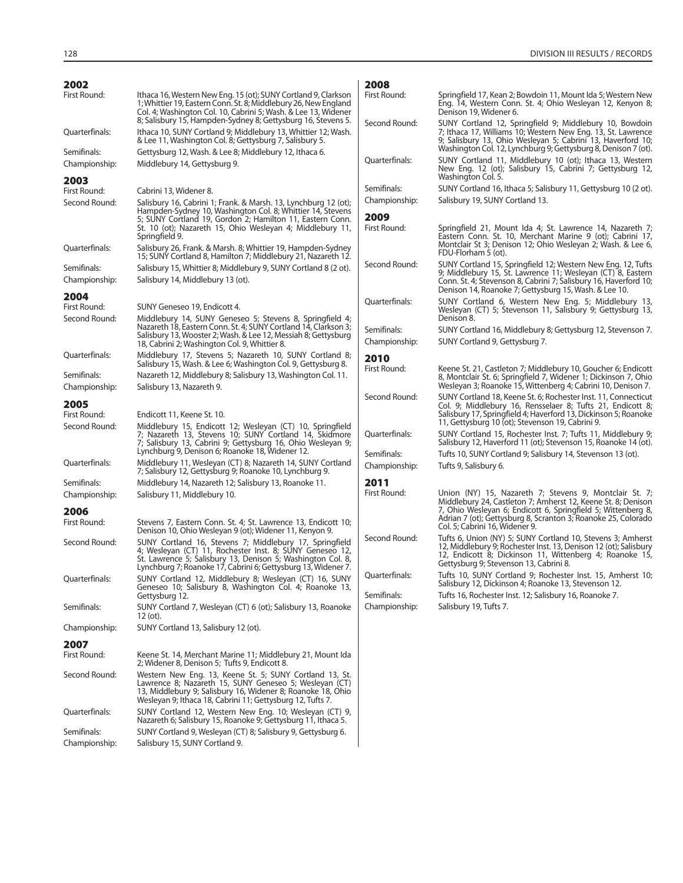## 2002

**First Round:** Ithaca 16, Western New Eng. 15 (ot); SUNY Cortland 9, Clarkson 1; Whittier 19, Eastern Conn. St. 8; Middlebury 26, New England Col. 4; Washington Col. 10, Cabrini 5; Wash. & Lee 13, Widener 8; Salisbury 15, Hampden-Sydney 8; Gettysburg 16, Stevens 5.

**Quarterfinals:** Ithaca 10, SUNY Cortland 9; Middlebury 13, Whittier 12; Wash. & Lee 11, Washington Col. 8; Gettysburg 7, Salisbury 5.

**Semifinals:** Gettysburg 12, Wash. & Lee 8; Middlebury 12, Ithaca 6.

**Championship:** Middlebury 14, Gettysburg 9.

## 2003

**First Round:** Cabrini 13, Widener 8.

**Second Round:** Salisbury 16, Cabrini 1; Frank. & Marsh. 13, Lynchburg 12 (ot); Hampden-Sydney 10, Washington Col. 8; Whittier 14, Stevens 5; SUNY Cortland 19, Gordon 2; Hamilton 11, Eastern Conn. St. 10 (ot); Nazareth 15, Ohio Wesleyan 4; Middlebury 11, Springfield 9.

**Quarterfinals:** Salisbury 26, Frank. & Marsh. 8; Whittier 19, Hampden-Sydney 15; SUNY Cortland 8, Hamilton 7; Middlebury 21, Nazareth 12.

**Semifinals:** Salisbury 15, Whittier 8; Middlebury 9, SUNY Cortland 8 (2 ot).

**Championship:** Salisbury 14, Middlebury 13 (ot).

## 2004

**First Round:** SUNY Geneseo 19, Endicott 4.

**Second Round:** Middlebury 14, SUNY Geneseo 5; Stevens 8, Springfield 4; Nazareth 18, Eastern Conn. St. 4; SUNY Cortland 14, Clarkson 3; Salisbury 13, Wooster 2; Wash. & Lee 12, Messiah 8; Gettysburg 18, Cabrini 2; Washington Col. 9, Whittier 8.

**Quarterfinals:** Middlebury 17, Stevens 5; Nazareth 10, SUNY Cortland 8; Salisbury 15, Wash. & Lee 6; Washington Col. 9, Gettysburg 8.

**Semifinals:** Nazareth 12, Middlebury 8; Salisbury 13, Washington Col. 11.

**Championship:** Salisbury 13, Nazareth 9.

## 2005

**First Round:** Endicott 11, Keene St. 10.

**Second Round:** Middlebury 15, Endicott 12; Wesleyan (CT) 10, Springfield 7; Nazareth 13, Stevens 10; SUNY Cortland 14, Skidmore 7; Salisbury 13, Cabrini 9; Gettysburg 16, Ohio Wesleyan 9; Lynchburg 9, Denison 6; Roanoke 18, Widener 12.

**Quarterfinals:** Middlebury 11, Wesleyan (CT) 8; Nazareth 14, SUNY Cortland 7; Salisbury 12, Gettysburg 9; Roanoke 10, Lynchburg 9.

**Semifinals:** Middlebury 14, Nazareth 12; Salisbury 13, Roanoke 11.

**Championship:** Salisbury 11, Middlebury 10.

## 2006

**First Round:** Stevens 7, Eastern Conn. St. 4; St. Lawrence 13, Endicott 10; Denison 10, Ohio Wesleyan 9 (ot); Widener 11, Kenyon 9.

**Second Round:** SUNY Cortland 16, Stevens 7; Middlebury 17, Springfield 4; Wesleyan (CT) 11, Rochester Inst. 8; SUNY Geneseo 12, St. Lawrence 5; Salisbury 13, Denison 5; Washington Col. 8, Lynchburg 7; Roanoke 17, Cabrini 6; Gettysburg 13, Widener 7.

**Quarterfinals:** SUNY Cortland 12, Middlebury 8; Wesleyan (CT) 16, SUNY Geneseo 10; Salisbury 8, Washington Col. 4; Roanoke 13, Gettysburg 12.

**Semifinals:** SUNY Cortland 7, Wesleyan (CT) 6 (ot); Salisbury 13, Roanoke 12 (ot).

**Championship:** SUNY Cortland 13, Salisbury 12 (ot).

## 2007

**First Round:** Keene St. 14, Merchant Marine 11; Middlebury 21, Mount Ida 2; Widener 8, Denison 5; Tufts 9, Endicott 8.

**Second Round:** Western New Eng. 13, Keene St. 5; SUNY Cortland 13, St. Lawrence 8; Nazareth 15, SUNY Geneseo 5; Wesleyan (CT) 13, Middlebury 9; Salisbury 16, Widener 8; Roanoke 18, Ohio Wesleyan 9; Ithaca 18, Cabrini 11; Gettysburg 12, Tufts 7.

**Quarterfinals:** SUNY Cortland 12, Western New Eng. 10; Wesleyan (CT) 9, Nazareth 6; Salisbury 15, Roanoke 9; Gettysburg 11, Ithaca 5.

**Semifinals:** SUNY Cortland 9, Wesleyan (CT) 8; Salisbury 9, Gettysburg 6.

**Championship:** Salisbury 15, SUNY Cortland 9.

## 2008

**First Round:** Springfield 17, Kean 2; Bowdoin 11, Mount Ida 5; Western New Eng. 14, Western Conn. St. 4; Ohio Wesleyan 12, Kenyon 8; Denison 19, Widener 6.

**Second Round:** SUNY Cortland 12, Springfield 9; Middlebury 10, Bowdoin 7; Ithaca 17, Williams 10; Western New Eng. 13, St. Lawrence 9; Salisbury 13, Ohio Wesleyan 5; Cabrini 13, Haverford 10; Washington Col. 12, Lynchburg 9; Gettysburg 8, Denison 7 (ot).

**Quarterfinals:** SUNY Cortland 11, Middlebury 10 (ot); Ithaca 13, Western New Eng. 12 (ot); Salisbury 15, Cabrini 7; Gettysburg 12, Washington Col. 5.

**Semifinals:** SUNY Cortland 16, Ithaca 5; Salisbury 11, Gettysburg 10 (2 ot).

**Championship:** Salisbury 19, SUNY Cortland 13.

## 2009

**First Round:** Springfield 21, Mount Ida 4; St. Lawrence 14, Nazareth 7; Eastern Conn. St. 10, Merchant Marine 9 (ot); Cabrini 17, Montclair St 3; Denison 12; Ohio Wesleyan 2; Wash. & Lee 6, FDU-Florham 5 (ot).

**Second Round:** SUNY Cortland 15, Springfield 12; Western New Eng. 12, Tufts 9; Middlebury 15, St. Lawrence 11; Wesleyan (CT) 8, Eastern Conn. St. 4; Stevenson 8, Cabrini 7; Salisbury 16, Haverford 10; Denison 14, Roanoke 7; Gettysburg 15, Wash. & Lee 10.

**Quarterfinals:** SUNY Cortland 6, Western New Eng. 5; Middlebury 13, Wesleyan (CT) 5; Stevenson 11, Salisbury 9; Gettysburg 13, Denison 8.

**Semifinals:** SUNY Cortland 16, Middlebury 8; Gettysburg 12, Stevenson 7.

**Championship:** SUNY Cortland 9, Gettysburg 7.

## 2010

**First Round:** Keene St. 21, Castleton 7; Middlebury 10, Goucher 6; Endicott 8, Montclair St. 6; Springfield 7, Widener 1; Dickinson 7, Ohio Wesleyan 3; Roanoke 15, Wittenberg 4; Cabrini 10, Denison 7.

**Second Round:** SUNY Cortland 18, Keene St. 6; Rochester Inst. 11, Connecticut Col. 9; Middlebury 16, Rensselaer 8; Tufts 21, Endicott 8; Salisbury 17, Springfield 4; Haverford 13, Dickinson 5; Roanoke 11, Gettysburg 10 (ot); Stevenson 19, Cabrini 9.

**Quarterfinals:** SUNY Cortland 15, Rochester Inst. 7; Tufts 11, Middlebury 9; Salisbury 12, Haverford 11 (ot); Stevenson 15, Roanoke 14 (ot).

**Semifinals:** Tufts 10, SUNY Cortland 9; Salisbury 14, Stevenson 13 (ot).

**Championship:** Tufts 9, Salisbury 6.

## 2011

**First Round:** Union (NY) 15, Nazareth 7; Stevens 9, Montclair St. 7; Middlebury 24, Castleton 7; Amherst 12, Keene St. 8; Denison 7, Ohio Wesleyan 6; Endicott 6, Springfield 5; Wittenberg 8, Adrian 7 (ot); Gettysburg 8, Scranton 3; Roanoke 25, Colorado Col. 5; Cabrini 16, Widener 9.

**Second Round:** Tufts 6, Union (NY) 5; SUNY Cortland 10, Stevens 3; Amherst 12, Middlebury 9; Rochester Inst. 13, Denison 12 (ot); Salisbury 12, Endicott 8; Dickinson 11, Wittenberg 4; Roanoke 15, Gettysburg 9; Stevenson 13, Cabrini 8.

**Quarterfinals:** Tufts 10, SUNY Cortland 9; Rochester Inst. 15, Amherst 10; Salisbury 12, Dickinson 4; Roanoke 13, Stevenson 12.

**Semifinals:** Tufts 16, Rochester Inst. 12; Salisbury 16, Roanoke 7.

**Championship:** Salisbury 19, Tufts 7.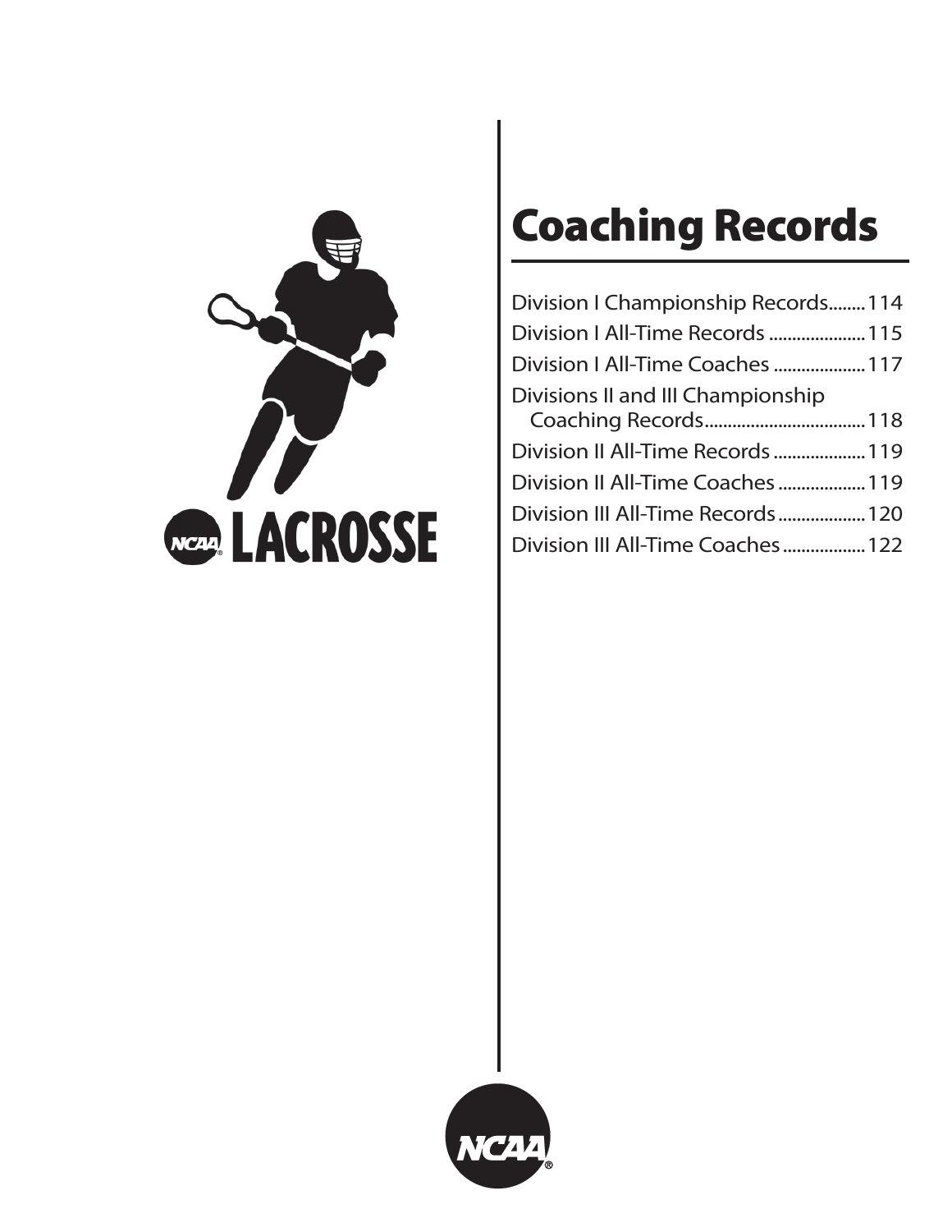# Coaching Records

- Division I Championship Records........114
- Division I All-Time Records .....................115
- Division I All-Time Coaches ....................117
- Divisions II and III Championship Coaching Records...................................118
- Division II All-Time Records ....................119
- Division II All-Time Coaches ...................119
- Division III All-Time Records...................120
- Division III All-Time Coaches..................122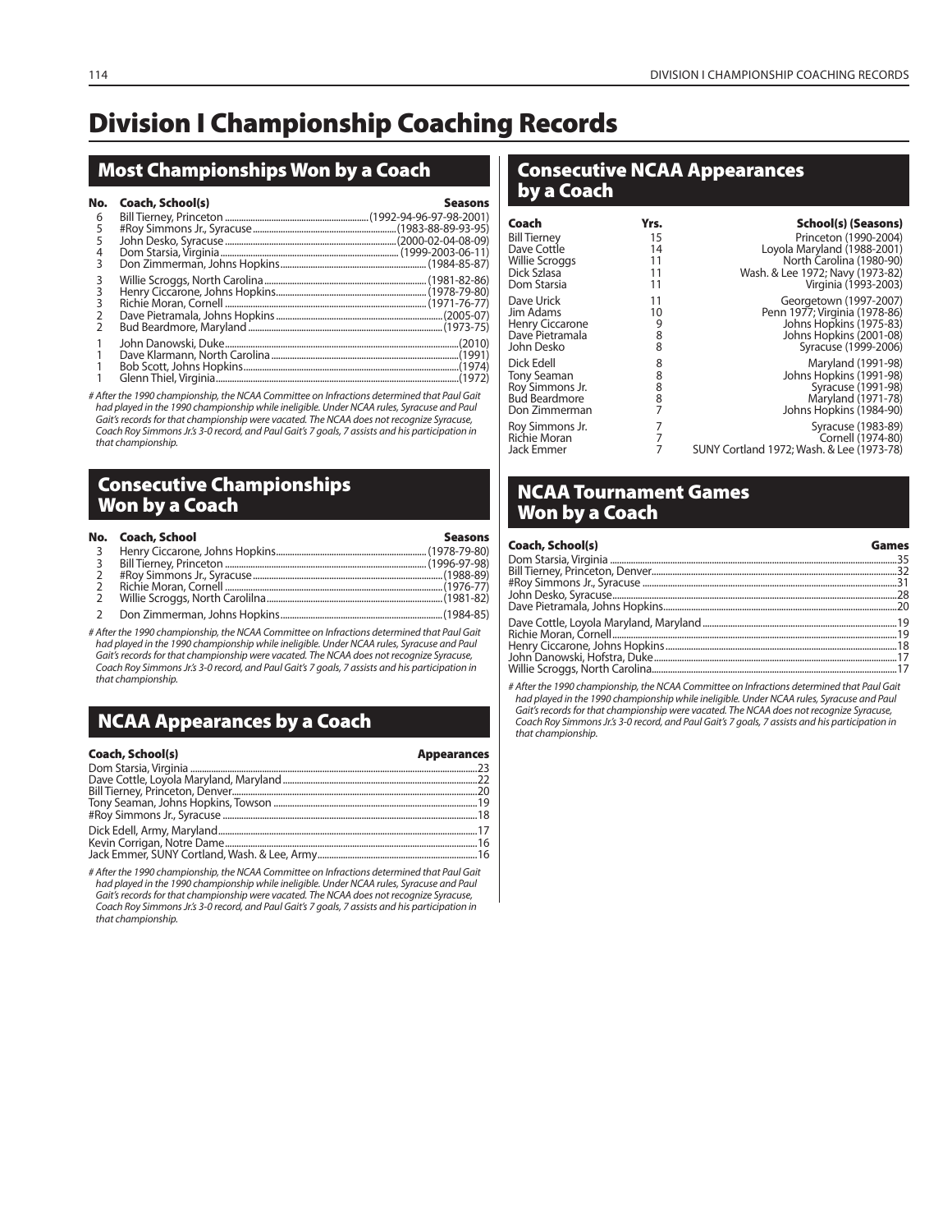# Division I Championship Coaching Records

## Most Championships Won by a Coach

| No. | Coach, School(s) | Seasons |
|---|---|---|
| 6 | Bill Tierney, Princeton | (1992-94-96-97-98-2001) |
| 5 | #Roy Simmons Jr., Syracuse | (1983-88-89-93-95) |
| 5 | John Desko, Syracuse | (2000-02-04-08-09) |
| 4 | Dom Starsia, Virginia | (1999-2003-06-11) |
| 3 | Don Zimmerman, Johns Hopkins | (1984-85-87) |
| 3 | Willie Scroggs, North Carolina | (1981-82-86) |
| 3 | Henry Ciccarone, Johns Hopkins | (1978-79-80) |
| 3 | Richie Moran, Cornell | (1971-76-77) |
| 2 | Dave Pietramala, Johns Hopkins | (2005-07) |
| 2 | Bud Beardmore, Maryland | (1973-75) |
| 1 | John Danowski, Duke | (2010) |
| 1 | Dave Klarmann, North Carolina | (1991) |
| 1 | Bob Scott, Johns Hopkins | (1974) |
| 1 | Glenn Thiel, Virginia | (1972) |

*# After the 1990 championship, the NCAA Committee on Infractions determined that Paul Gait had played in the 1990 championship while ineligible. Under NCAA rules, Syracuse and Paul Gait's records for that championship were vacated. The NCAA does not recognize Syracuse, Coach Roy Simmons Jr.'s 3-0 record, and Paul Gait's 7 goals, 7 assists and his participation in that championship.*

## Consecutive Championships Won by a Coach

| No. | Coach, School | Seasons |
|---|---|---|
| 3 | Henry Ciccarone, Johns Hopkins | (1978-79-80) |
| 3 | Bill Tierney, Princeton | (1996-97-98) |
| 2 | #Roy Simmons Jr., Syracuse | (1988-89) |
| 2 | Richie Moran, Cornell | (1976-77) |
| 2 | Willie Scroggs, North Carolilna | (1981-82) |
| 2 | Don Zimmerman, Johns Hopkins | (1984-85) |

*# After the 1990 championship, the NCAA Committee on Infractions determined that Paul Gait had played in the 1990 championship while ineligible. Under NCAA rules, Syracuse and Paul Gait's records for that championship were vacated. The NCAA does not recognize Syracuse, Coach Roy Simmons Jr.'s 3-0 record, and Paul Gait's 7 goals, 7 assists and his participation in that championship.*

## NCAA Appearances by a Coach

| Coach, School(s) | Appearances |
|---|---|
| Dom Starsia, Virginia | 23 |
| Dave Cottle, Loyola Maryland, Maryland | 22 |
| Bill Tierney, Princeton, Denver | 20 |
| Tony Seaman, Johns Hopkins, Towson | 19 |
| #Roy Simmons Jr., Syracuse | 18 |
| Dick Edell, Army, Maryland | 17 |
| Kevin Corrigan, Notre Dame | 16 |
| Jack Emmer, SUNY Cortland, Wash. & Lee, Army | 16 |

*# After the 1990 championship, the NCAA Committee on Infractions determined that Paul Gait had played in the 1990 championship while ineligible. Under NCAA rules, Syracuse and Paul Gait's records for that championship were vacated. The NCAA does not recognize Syracuse, Coach Roy Simmons Jr.'s 3-0 record, and Paul Gait's 7 goals, 7 assists and his participation in that championship.*

## Consecutive NCAA Appearances by a Coach

| Coach | Yrs. | School(s) (Seasons) |
|---|---|---|
| Bill Tierney | 15 | Princeton (1990-2004) |
| Dave Cottle | 14 | Loyola Maryland (1988-2001) |
| Willie Scroggs | 11 | North Carolina (1980-90) |
| Dick Szlasa | 11 | Wash. & Lee 1972; Navy (1973-82) |
| Dom Starsia | 11 | Virginia (1993-2003) |
| Dave Urick | 11 | Georgetown (1997-2007) |
| Jim Adams | 10 | Penn 1977; Virginia (1978-86) |
| Henry Ciccarone | 9 | Johns Hopkins (1975-83) |
| Dave Pietramala | 8 | Johns Hopkins (2001-08) |
| John Desko | 8 | Syracuse (1999-2006) |
| Dick Edell | 8 | Maryland (1991-98) |
| Tony Seaman | 8 | Johns Hopkins (1991-98) |
| Roy Simmons Jr. | 8 | Syracuse (1991-98) |
| Bud Beardmore | 8 | Maryland (1971-78) |
| Don Zimmerman | 7 | Johns Hopkins (1984-90) |
| Roy Simmons Jr. | 7 | Syracuse (1983-89) |
| Richie Moran | 7 | Cornell (1974-80) |
| Jack Emmer | 7 | SUNY Cortland 1972; Wash. & Lee (1973-78) |

## NCAA Tournament Games Won by a Coach

| Coach, School(s) | Games |
|---|---|
| Dom Starsia, Virginia | 35 |
| Bill Tierney, Princeton, Denver | 32 |
| #Roy Simmons Jr., Syracuse | 31 |
| John Desko, Syracuse | 28 |
| Dave Pietramala, Johns Hopkins | 20 |
| Dave Cottle, Loyola Maryland, Maryland | 19 |
| Richie Moran, Cornell | 19 |
| Henry Ciccarone, Johns Hopkins | 18 |
| John Danowski, Hofstra, Duke | 17 |
| Willie Scroggs, North Carolina | 17 |

*# After the 1990 championship, the NCAA Committee on Infractions determined that Paul Gait had played in the 1990 championship while ineligible. Under NCAA rules, Syracuse and Paul Gait's records for that championship were vacated. The NCAA does not recognize Syracuse, Coach Roy Simmons Jr.'s 3-0 record, and Paul Gait's 7 goals, 7 assists and his participation in that championship.*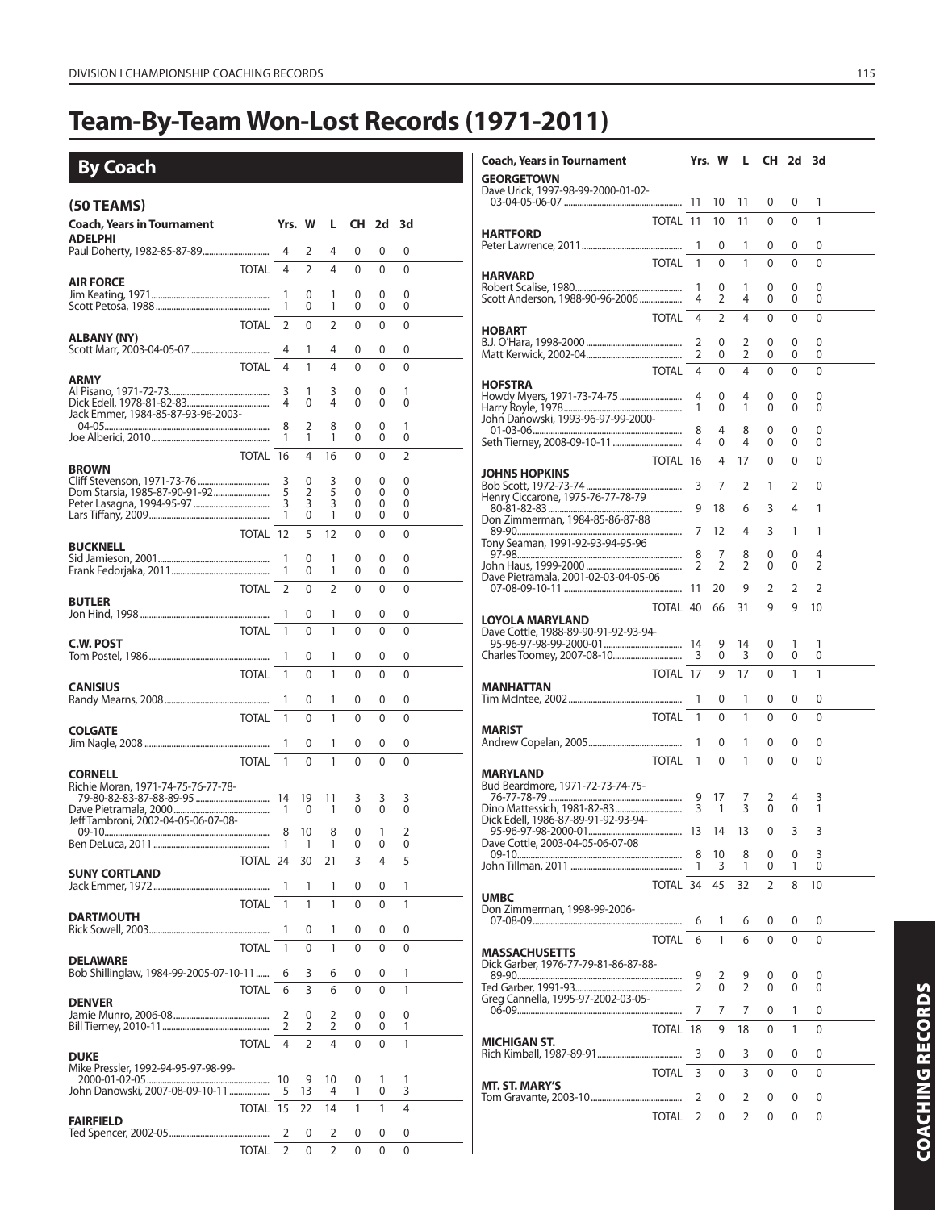# Team-By-Team Won-Lost Records (1971-2011)

## By Coach

### (50 TEAMS)

| Coach, Years in Tournament | Yrs. | W | L | CH | 2d | 3d |
|---|---|---|---|---|---|---|
| **ADELPHI** | | | | | | |
| Paul Doherty, 1982-85-87-89 | 4 | 2 | 4 | 0 | 0 | 0 |
| TOTAL | 4 | 2 | 4 | 0 | 0 | 0 |
| **AIR FORCE** | | | | | | |
| Jim Keating, 1971 | 1 | 0 | 1 | 0 | 0 | 0 |
| Scott Petosa, 1988 | 1 | 0 | 1 | 0 | 0 | 0 |
| TOTAL | 2 | 0 | 2 | 0 | 0 | 0 |
| **ALBANY (NY)** | | | | | | |
| Scott Marr, 2003-04-05-07 | 4 | 1 | 4 | 0 | 0 | 0 |
| TOTAL | 4 | 1 | 4 | 0 | 0 | 0 |
| **ARMY** | | | | | | |
| Al Pisano, 1971-72-73 | 3 | 1 | 3 | 0 | 0 | 1 |
| Dick Edell, 1978-81-82-83 | 4 | 0 | 4 | 0 | 0 | 0 |
| Jack Emmer, 1984-85-87-93-96-2003-04-05 | 8 | 2 | 8 | 0 | 0 | 1 |
| Joe Alberici, 2010 | 1 | 1 | 1 | 0 | 0 | 0 |
| TOTAL | 16 | 4 | 16 | 0 | 0 | 2 |
| **BROWN** | | | | | | |
| Cliff Stevenson, 1971-73-76 | 3 | 0 | 3 | 0 | 0 | 0 |
| Dom Starsia, 1985-87-90-91-92 | 5 | 2 | 5 | 0 | 0 | 0 |
| Peter Lasagna, 1994-95-97 | 3 | 3 | 3 | 0 | 0 | 0 |
| Lars Tiffany, 2009 | 1 | 0 | 1 | 0 | 0 | 0 |
| TOTAL | 12 | 5 | 12 | 0 | 0 | 0 |
| **BUCKNELL** | | | | | | |
| Sid Jamieson, 2001 | 1 | 0 | 1 | 0 | 0 | 0 |
| Frank Fedorjaka, 2011 | 1 | 0 | 1 | 0 | 0 | 0 |
| TOTAL | 2 | 0 | 2 | 0 | 0 | 0 |
| **BUTLER** | | | | | | |
| Jon Hind, 1998 | 1 | 0 | 1 | 0 | 0 | 0 |
| TOTAL | 1 | 0 | 1 | 0 | 0 | 0 |
| **C.W. POST** | | | | | | |
| Tom Postel, 1986 | 1 | 0 | 1 | 0 | 0 | 0 |
| TOTAL | 1 | 0 | 1 | 0 | 0 | 0 |
| **CANISIUS** | | | | | | |
| Randy Mearns, 2008 | 1 | 0 | 1 | 0 | 0 | 0 |
| TOTAL | 1 | 0 | 1 | 0 | 0 | 0 |
| **COLGATE** | | | | | | |
| Jim Nagle, 2008 | 1 | 0 | 1 | 0 | 0 | 0 |
| TOTAL | 1 | 0 | 1 | 0 | 0 | 0 |
| **CORNELL** | | | | | | |
| Richie Moran, 1971-74-75-76-77-78-79-80-82-83-87-88-89-95 | 14 | 19 | 11 | 3 | 3 | 3 |
| Dave Pietramala, 2000 | 1 | 0 | 1 | 0 | 0 | 0 |
| Jeff Tambroni, 2002-04-05-06-07-08-09-10 | 8 | 10 | 8 | 0 | 1 | 2 |
| Ben DeLuca, 2011 | 1 | 1 | 1 | 0 | 0 | 0 |
| TOTAL | 24 | 30 | 21 | 3 | 4 | 5 |
| **SUNY CORTLAND** | | | | | | |
| Jack Emmer, 1972 | 1 | 1 | 1 | 0 | 0 | 1 |
| TOTAL | 1 | 1 | 1 | 0 | 0 | 1 |
| **DARTMOUTH** | | | | | | |
| Rick Sowell, 2003 | 1 | 0 | 1 | 0 | 0 | 0 |
| TOTAL | 1 | 0 | 1 | 0 | 0 | 0 |
| **DELAWARE** | | | | | | |
| Bob Shillinglaw, 1984-99-2005-07-10-11 | 6 | 3 | 6 | 0 | 0 | 1 |
| TOTAL | 6 | 3 | 6 | 0 | 0 | 1 |
| **DENVER** | | | | | | |
| Jamie Munro, 2006-08 | 2 | 0 | 2 | 0 | 0 | 0 |
| Bill Tierney, 2010-11 | 2 | 2 | 2 | 0 | 0 | 1 |
| TOTAL | 4 | 2 | 4 | 0 | 0 | 1 |
| **DUKE** | | | | | | |
| Mike Pressler, 1992-94-95-97-98-99-2000-01-02-05 | 10 | 9 | 10 | 0 | 1 | 1 |
| John Danowski, 2007-08-09-10-11 | 5 | 13 | 4 | 1 | 0 | 3 |
| TOTAL | 15 | 22 | 14 | 1 | 1 | 4 |
| **FAIRFIELD** | | | | | | |
| Ted Spencer, 2002-05 | 2 | 0 | 2 | 0 | 0 | 0 |
| TOTAL | 2 | 0 | 2 | 0 | 0 | 0 |
| **GEORGETOWN** | | | | | | |
| Dave Urick, 1997-98-99-2000-01-02-03-04-05-06-07 | 11 | 10 | 11 | 0 | 0 | 1 |
| TOTAL | 11 | 10 | 11 | 0 | 0 | 1 |
| **HARTFORD** | | | | | | |
| Peter Lawrence, 2011 | 1 | 0 | 1 | 0 | 0 | 0 |
| TOTAL | 1 | 0 | 1 | 0 | 0 | 0 |
| **HARVARD** | | | | | | |
| Robert Scalise, 1980 | 1 | 0 | 1 | 0 | 0 | 0 |
| Scott Anderson, 1988-90-96-2006 | 4 | 2 | 4 | 0 | 0 | 0 |
| TOTAL | 4 | 2 | 4 | 0 | 0 | 0 |
| **HOBART** | | | | | | |
| B.J. O'Hara, 1998-2000 | 2 | 0 | 2 | 0 | 0 | 0 |
| Matt Kerwick, 2002-04 | 2 | 0 | 2 | 0 | 0 | 0 |
| TOTAL | 4 | 0 | 4 | 0 | 0 | 0 |
| **HOFSTRA** | | | | | | |
| Howdy Myers, 1971-73-74-75 | 4 | 0 | 4 | 0 | 0 | 0 |
| Harry Royle, 1978 | 1 | 0 | 1 | 0 | 0 | 0 |
| John Danowski, 1993-96-97-99-2000-01-03-06 | 8 | 4 | 8 | 0 | 0 | 0 |
| Seth Tierney, 2008-09-10-11 | 4 | 0 | 4 | 0 | 0 | 0 |
| TOTAL | 16 | 4 | 17 | 0 | 0 | 0 |
| **JOHNS HOPKINS** | | | | | | |
| Bob Scott, 1972-73-74 | 3 | 7 | 2 | 1 | 2 | 0 |
| Henry Ciccarone, 1975-76-77-78-79-80-81-82-83 | 9 | 18 | 6 | 3 | 4 | 1 |
| Don Zimmerman, 1984-85-86-87-88-89-90 | 7 | 12 | 4 | 3 | 1 | 1 |
| Tony Seaman, 1991-92-93-94-95-96-97-98 | 8 | 7 | 8 | 0 | 0 | 4 |
| John Haus, 1999-2000 | 2 | 2 | 2 | 0 | 0 | 2 |
| Dave Pietramala, 2001-02-03-04-05-06-07-08-09-10-11 | 11 | 20 | 9 | 2 | 2 | 2 |
| TOTAL | 40 | 66 | 31 | 9 | 9 | 10 |
| **LOYOLA MARYLAND** | | | | | | |
| Dave Cottle, 1988-89-90-91-92-93-94-95-96-97-98-99-2000-01 | 14 | 9 | 14 | 0 | 1 | 1 |
| Charles Toomey, 2007-08-10 | 3 | 0 | 3 | 0 | 0 | 0 |
| TOTAL | 17 | 9 | 17 | 0 | 1 | 1 |
| **MANHATTAN** | | | | | | |
| Tim McIntee, 2002 | 1 | 0 | 1 | 0 | 0 | 0 |
| TOTAL | 1 | 0 | 1 | 0 | 0 | 0 |
| **MARIST** | | | | | | |
| Andrew Copelan, 2005 | 1 | 0 | 1 | 0 | 0 | 0 |
| TOTAL | 1 | 0 | 1 | 0 | 0 | 0 |
| **MARYLAND** | | | | | | |
| Bud Beardmore, 1971-72-73-74-75-76-77-78-79 | 9 | 17 | 7 | 2 | 4 | 3 |
| Dino Mattessich, 1981-82-83 | 3 | 1 | 3 | 0 | 0 | 1 |
| Dick Edell, 1986-87-89-91-92-93-94-95-96-97-98-2000-01 | 13 | 14 | 13 | 0 | 3 | 3 |
| Dave Cottle, 2003-04-05-06-07-08-09-10 | 8 | 10 | 8 | 0 | 0 | 3 |
| John Tillman, 2011 | 1 | 3 | 1 | 0 | 1 | 0 |
| TOTAL | 34 | 45 | 32 | 2 | 8 | 10 |
| **UMBC** | | | | | | |
| Don Zimmerman, 1998-99-2006-07-08-09 | 6 | 1 | 6 | 0 | 0 | 0 |
| TOTAL | 6 | 1 | 6 | 0 | 0 | 0 |
| **MASSACHUSETTS** | | | | | | |
| Dick Garber, 1976-77-79-81-86-87-88-89-90 | 9 | 2 | 9 | 0 | 0 | 0 |
| Ted Garber, 1991-93 | 2 | 0 | 2 | 0 | 0 | 0 |
| Greg Cannella, 1995-97-2002-03-05-06-09 | 7 | 7 | 7 | 0 | 1 | 0 |
| TOTAL | 18 | 9 | 18 | 0 | 1 | 0 |
| **MICHIGAN ST.** | | | | | | |
| Rich Kimball, 1987-89-91 | 3 | 0 | 3 | 0 | 0 | 0 |
| TOTAL | 3 | 0 | 3 | 0 | 0 | 0 |
| **MT. ST. MARY'S** | | | | | | |
| Tom Gravante, 2003-10 | 2 | 0 | 2 | 0 | 0 | 0 |
| TOTAL | 2 | 0 | 2 | 0 | 0 | 0 |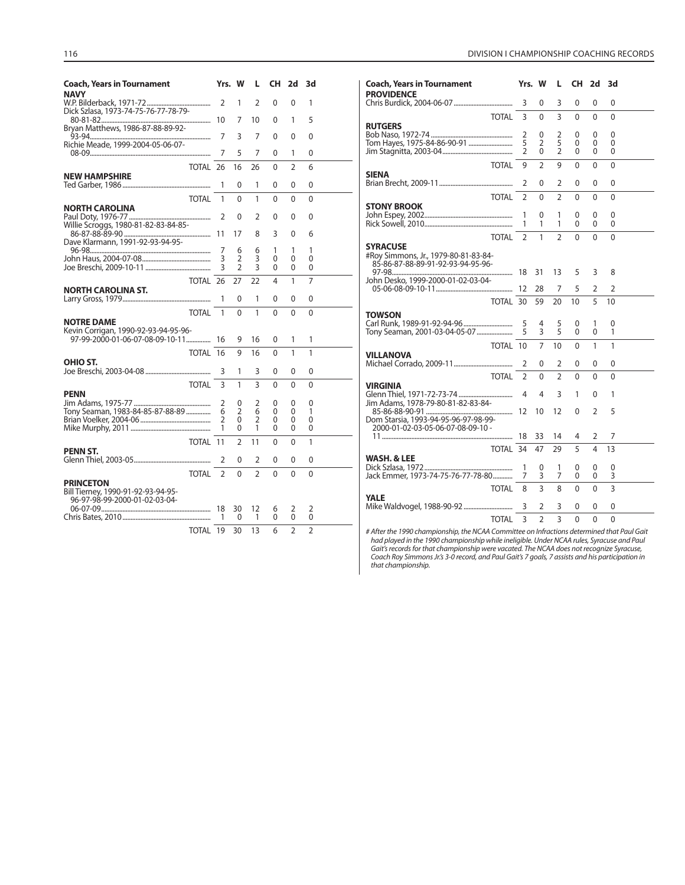| Coach, Years in Tournament | Yrs. | W | L | CH | 2d | 3d |
|---|---|---|---|---|---|---|
| **NAVY** | | | | | | |
| W.P. Bilderback, 1971-72 | 2 | 1 | 2 | 0 | 0 | 1 |
| Dick Szlasa, 1973-74-75-76-77-78-79-80-81-82 | 10 | 7 | 10 | 0 | 1 | 5 |
| Bryan Matthews, 1986-87-88-89-92-93-94 | 7 | 3 | 7 | 0 | 0 | 0 |
| Richie Meade, 1999-2004-05-06-07-08-09 | 7 | 5 | 7 | 0 | 1 | 0 |
| TOTAL | 26 | 16 | 26 | 0 | 2 | 6 |
| **NEW HAMPSHIRE** | | | | | | |
| Ted Garber, 1986 | 1 | 0 | 1 | 0 | 0 | 0 |
| TOTAL | 1 | 0 | 1 | 0 | 0 | 0 |
| **NORTH CAROLINA** | | | | | | |
| Paul Doty, 1976-77 | 2 | 0 | 2 | 0 | 0 | 0 |
| Willie Scroggs, 1980-81-82-83-84-85-86-87-88-89-90 | 11 | 17 | 8 | 3 | 0 | 6 |
| Dave Klarmann, 1991-92-93-94-95-96-98 | 7 | 6 | 6 | 1 | 1 | 1 |
| John Haus, 2004-07-08 | 3 | 2 | 3 | 0 | 0 | 0 |
| Joe Breschi, 2009-10-11 | 3 | 2 | 3 | 0 | 0 | 0 |
| TOTAL | 26 | 27 | 22 | 4 | 1 | 7 |
| **NORTH CAROLINA ST.** | | | | | | |
| Larry Gross, 1979 | 1 | 0 | 1 | 0 | 0 | 0 |
| TOTAL | 1 | 0 | 1 | 0 | 0 | 0 |
| **NOTRE DAME** | | | | | | |
| Kevin Corrigan, 1990-92-93-94-95-96-97-99-2000-01-06-07-08-09-10-11 | 16 | 9 | 16 | 0 | 1 | 1 |
| TOTAL | 16 | 9 | 16 | 0 | 1 | 1 |
| **OHIO ST.** | | | | | | |
| Joe Breschi, 2003-04-08 | 3 | 1 | 3 | 0 | 0 | 0 |
| TOTAL | 3 | 1 | 3 | 0 | 0 | 0 |
| **PENN** | | | | | | |
| Jim Adams, 1975-77 | 2 | 0 | 2 | 0 | 0 | 0 |
| Tony Seaman, 1983-84-85-87-88-89 | 6 | 2 | 6 | 0 | 0 | 1 |
| Brian Voelker, 2004-06 | 2 | 0 | 2 | 0 | 0 | 0 |
| Mike Murphy, 2011 | 1 | 0 | 1 | 0 | 0 | 0 |
| TOTAL | 11 | 2 | 11 | 0 | 0 | 1 |
| **PENN ST.** | | | | | | |
| Glenn Thiel, 2003-05 | 2 | 0 | 2 | 0 | 0 | 0 |
| TOTAL | 2 | 0 | 2 | 0 | 0 | 0 |
| **PRINCETON** | | | | | | |
| Bill Tierney, 1990-91-92-93-94-95-96-97-98-99-2000-01-02-03-04-06-07-09 | 18 | 30 | 12 | 6 | 2 | 2 |
| Chris Bates, 2010 | 1 | 0 | 1 | 0 | 0 | 0 |
| TOTAL | 19 | 30 | 13 | 6 | 2 | 2 |
| **PROVIDENCE** | | | | | | |
| Chris Burdick, 2004-06-07 | 3 | 0 | 3 | 0 | 0 | 0 |
| TOTAL | 3 | 0 | 3 | 0 | 0 | 0 |
| **RUTGERS** | | | | | | |
| Bob Naso, 1972-74 | 2 | 0 | 2 | 0 | 0 | 0 |
| Tom Hayes, 1975-84-86-90-91 | 5 | 2 | 5 | 0 | 0 | 0 |
| Jim Stagnitta, 2003-04 | 2 | 0 | 2 | 0 | 0 | 0 |
| TOTAL | 9 | 2 | 9 | 0 | 0 | 0 |
| **SIENA** | | | | | | |
| Brian Brecht, 2009-11 | 2 | 0 | 2 | 0 | 0 | 0 |
| TOTAL | 2 | 0 | 2 | 0 | 0 | 0 |
| **STONY BROOK** | | | | | | |
| John Espey, 2002 | 1 | 0 | 1 | 0 | 0 | 0 |
| Rick Sowell, 2010 | 1 | 1 | 1 | 0 | 0 | 0 |
| TOTAL | 2 | 1 | 2 | 0 | 0 | 0 |
| **SYRACUSE** | | | | | | |
| #Roy Simmons, Jr., 1979-80-81-83-84-85-86-87-88-89-91-92-93-94-95-96-97-98 | 18 | 31 | 13 | 5 | 3 | 8 |
| John Desko, 1999-2000-01-02-03-04-05-06-08-09-10-11 | 12 | 28 | 7 | 5 | 2 | 2 |
| TOTAL | 30 | 59 | 20 | 10 | 5 | 10 |
| **TOWSON** | | | | | | |
| Carl Runk, 1989-91-92-94-96 | 5 | 4 | 5 | 0 | 1 | 0 |
| Tony Seaman, 2001-03-04-05-07 | 5 | 3 | 5 | 0 | 0 | 1 |
| TOTAL | 10 | 7 | 10 | 0 | 1 | 1 |
| **VILLANOVA** | | | | | | |
| Michael Corrado, 2009-11 | 2 | 0 | 2 | 0 | 0 | 0 |
| TOTAL | 2 | 0 | 2 | 0 | 0 | 0 |
| **VIRGINIA** | | | | | | |
| Glenn Thiel, 1971-72-73-74 | 4 | 4 | 3 | 1 | 0 | 1 |
| Jim Adams, 1978-79-80-81-82-83-84-85-86-88-90-91 | 12 | 10 | 12 | 0 | 2 | 5 |
| Dom Starsia, 1993-94-95-96-97-98-99-2000-01-02-03-05-06-07-08-09-10-11 | 18 | 33 | 14 | 4 | 2 | 7 |
| TOTAL | 34 | 47 | 29 | 5 | 4 | 13 |
| **WASH. & LEE** | | | | | | |
| Dick Szlasa, 1972 | 1 | 0 | 1 | 0 | 0 | 0 |
| Jack Emmer, 1973-74-75-76-77-78-80 | 7 | 3 | 7 | 0 | 0 | 3 |
| TOTAL | 8 | 3 | 8 | 0 | 0 | 3 |
| **YALE** | | | | | | |
| Mike Waldvogel, 1988-90-92 | 3 | 2 | 3 | 0 | 0 | 0 |
| TOTAL | 3 | 2 | 3 | 0 | 0 | 0 |

*# After the 1990 championship, the NCAA Committee on Infractions determined that Paul Gait had played in the 1990 championship while ineligible. Under NCAA rules, Syracuse and Paul Gait's records for that championship were vacated. The NCAA does not recognize Syracuse, Coach Roy Simmons Jr.'s 3-0 record, and Paul Gait's 7 goals, 7 assists and his participation in that championship.*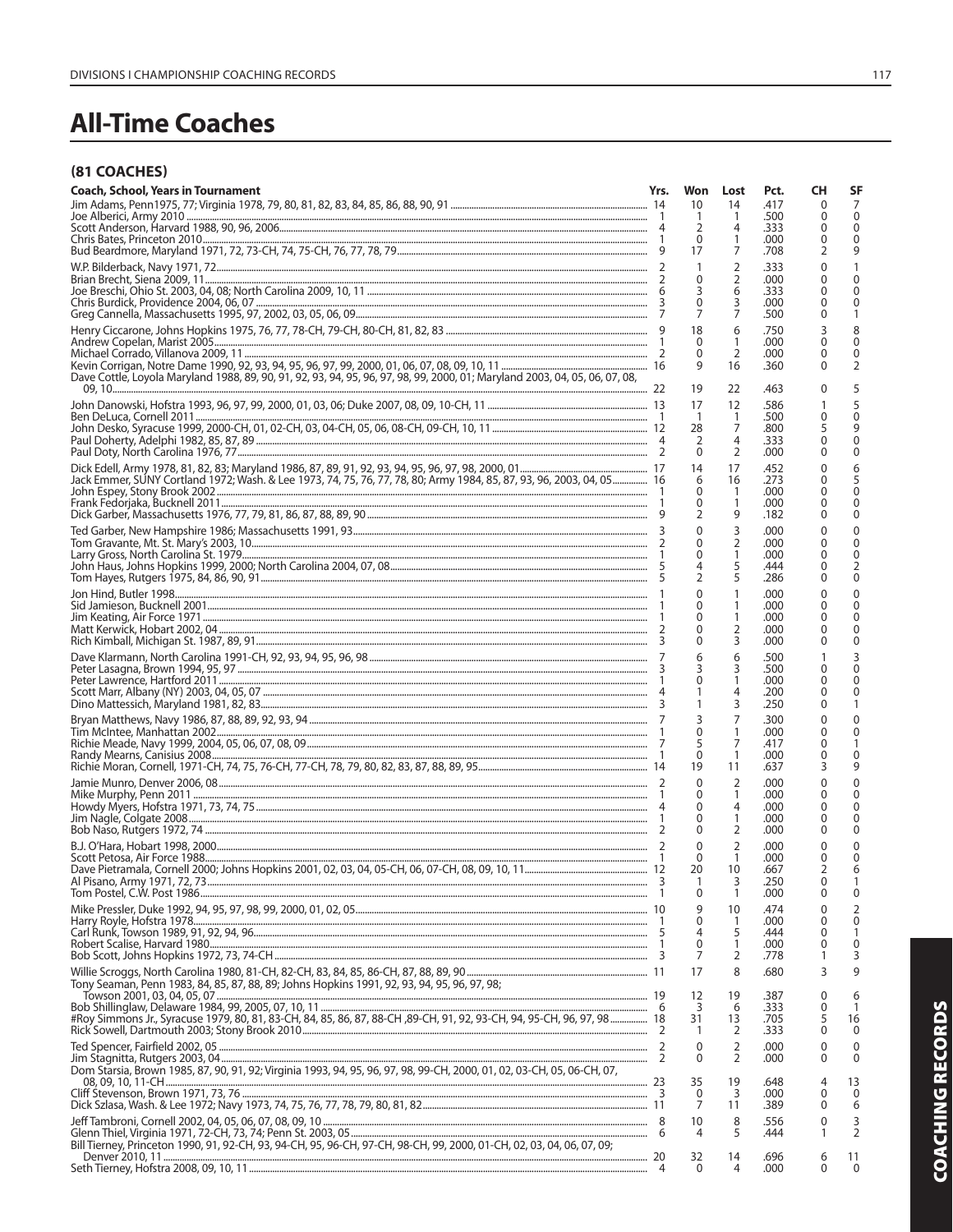# All-Time Coaches

## (81 COACHES)

| Coach, School, Years in Tournament | Yrs. | Won | Lost | Pct. | CH | SF |
|---|---|---|---|---|---|---|
| Jim Adams, Penn1975, 77; Virginia 1978, 79, 80, 81, 82, 83, 84, 85, 86, 88, 90, 91 | 14 | 10 | 14 | .417 | 0 | 7 |
| Joe Alberici, Army 2010 | 1 | 1 | 1 | .500 | 0 | 0 |
| Scott Anderson, Harvard 1988, 90, 96, 2006 | 4 | 2 | 4 | .333 | 0 | 0 |
| Chris Bates, Princeton 2010 | 1 | 0 | 1 | .000 | 0 | 0 |
| Bud Beardmore, Maryland 1971, 72, 73-CH, 74, 75-CH, 76, 77, 78, 79 | 9 | 17 | 7 | .708 | 2 | 9 |
| W.P. Bilderback, Navy 1971, 72 | 2 | 1 | 2 | .333 | 0 | 1 |
| Brian Brecht, Siena 2009, 11 | 2 | 0 | 2 | .000 | 0 | 0 |
| Joe Breschi, Ohio St. 2003, 04, 08; North Carolina 2009, 10, 11 | 6 | 3 | 6 | .333 | 0 | 0 |
| Chris Burdick, Providence 2004, 06, 07 | 3 | 0 | 3 | .000 | 0 | 0 |
| Greg Cannella, Massachusetts 1995, 97, 2002, 03, 05, 06, 09 | 7 | 7 | 7 | .500 | 0 | 1 |
| Henry Ciccarone, Johns Hopkins 1975, 76, 77, 78-CH, 79-CH, 80-CH, 81, 82, 83 | 9 | 18 | 6 | .750 | 3 | 8 |
| Andrew Copelan, Marist 2005 | 1 | 0 | 1 | .000 | 0 | 0 |
| Michael Corrado, Villanova 2009, 11 | 2 | 0 | 2 | .000 | 0 | 0 |
| Kevin Corrigan, Notre Dame 1990, 92, 93, 94, 95, 96, 97, 99, 2000, 01, 06, 07, 08, 09, 10, 11 | 16 | 9 | 16 | .360 | 0 | 2 |
| Dave Cottle, Loyola Maryland 1988, 89, 90, 91, 92, 93, 94, 95, 96, 97, 98, 99, 2000, 01; Maryland 2003, 04, 05, 06, 07, 08, 09, 10 | 22 | 19 | 22 | .463 | 0 | 5 |
| John Danowski, Hofstra 1993, 96, 97, 99, 2000, 01, 03, 06; Duke 2007, 08, 09, 10-CH, 11 | 13 | 17 | 12 | .586 | 1 | 5 |
| Ben DeLuca, Cornell 2011 | 1 | 1 | 1 | .500 | 0 | 0 |
| John Desko, Syracuse 1999, 2000-CH, 01, 02-CH, 03, 04-CH, 05, 06, 08-CH, 09-CH, 10, 11 | 12 | 28 | 7 | .800 | 5 | 9 |
| Paul Doherty, Adelphi 1982, 85, 87, 89 | 4 | 2 | 4 | .333 | 0 | 0 |
| Paul Doty, North Carolina 1976, 77 | 2 | 0 | 2 | .000 | 0 | 0 |
| Dick Edell, Army 1978, 81, 82, 83; Maryland 1986, 87, 89, 91, 92, 93, 94, 95, 96, 97, 98, 2000, 01 | 17 | 14 | 17 | .452 | 0 | 6 |
| Jack Emmer, SUNY Cortland 1972; Wash. & Lee 1973, 74, 75, 76, 77, 78, 80; Army 1984, 85, 87, 93, 96, 2003, 04, 05 | 16 | 6 | 16 | .273 | 0 | 5 |
| John Espey, Stony Brook 2002 | 1 | 0 | 1 | .000 | 0 | 0 |
| Frank Fedorjaka, Bucknell 2011 | 1 | 0 | 1 | .000 | 0 | 0 |
| Dick Garber, Massachusetts 1976, 77, 79, 81, 86, 87, 88, 89, 90 | 9 | 2 | 9 | .182 | 0 | 0 |
| Ted Garber, New Hampshire 1986; Massachusetts 1991, 93 | 3 | 0 | 3 | .000 | 0 | 0 |
| Tom Gravante, Mt. St. Mary's 2003, 10 | 2 | 0 | 2 | .000 | 0 | 0 |
| Larry Gross, North Carolina St. 1979 | 1 | 0 | 1 | .000 | 0 | 0 |
| John Haus, Johns Hopkins 1999, 2000; North Carolina 2004, 07, 08 | 5 | 4 | 5 | .444 | 0 | 2 |
| Tom Hayes, Rutgers 1975, 84, 86, 90, 91 | 5 | 2 | 5 | .286 | 0 | 0 |
| Jon Hind, Butler 1998 | 1 | 0 | 1 | .000 | 0 | 0 |
| Sid Jamieson, Bucknell 2001 | 1 | 0 | 1 | .000 | 0 | 0 |
| Jim Keating, Air Force 1971 | 1 | 0 | 1 | .000 | 0 | 0 |
| Matt Kerwick, Hobart 2002, 04 | 2 | 0 | 2 | .000 | 0 | 0 |
| Rich Kimball, Michigan St. 1987, 89, 91 | 3 | 0 | 3 | .000 | 0 | 0 |
| Dave Klarmann, North Carolina 1991-CH, 92, 93, 94, 95, 96, 98 | 7 | 6 | 6 | .500 | 1 | 3 |
| Peter Lasagna, Brown 1994, 95, 97 | 3 | 3 | 3 | .500 | 0 | 0 |
| Peter Lawrence, Hartford 2011 | 1 | 0 | 1 | .000 | 0 | 0 |
| Scott Marr, Albany (NY) 2003, 04, 05, 07 | 4 | 1 | 4 | .200 | 0 | 0 |
| Dino Mattessich, Maryland 1981, 82, 83 | 3 | 1 | 3 | .250 | 0 | 1 |
| Bryan Matthews, Navy 1986, 87, 88, 89, 92, 93, 94 | 7 | 3 | 7 | .300 | 0 | 0 |
| Tim McIntee, Manhattan 2002 | 1 | 0 | 1 | .000 | 0 | 0 |
| Richie Meade, Navy 1999, 2004, 05, 06, 07, 08, 09 | 7 | 5 | 7 | .417 | 0 | 1 |
| Randy Mearns, Canisius 2008 | 1 | 0 | 1 | .000 | 0 | 0 |
| Richie Moran, Cornell, 1971-CH, 74, 75, 76-CH, 77-CH, 78, 79, 80, 82, 83, 87, 88, 89, 95 | 14 | 19 | 11 | .637 | 3 | 9 |
| Jamie Munro, Denver 2006, 08 | 2 | 0 | 2 | .000 | 0 | 0 |
| Mike Murphy, Penn 2011 | 1 | 0 | 1 | .000 | 0 | 0 |
| Howdy Myers, Hofstra 1971, 73, 74, 75 | 4 | 0 | 4 | .000 | 0 | 0 |
| Jim Nagle, Colgate 2008 | 1 | 0 | 1 | .000 | 0 | 0 |
| Bob Naso, Rutgers 1972, 74 | 2 | 0 | 2 | .000 | 0 | 0 |
| B.J. O'Hara, Hobart 1998, 2000 | 2 | 0 | 2 | .000 | 0 | 0 |
| Scott Petosa, Air Force 1988 | 1 | 0 | 1 | .000 | 0 | 0 |
| Dave Pietramala, Cornell 2000; Johns Hopkins 2001, 02, 03, 04, 05-CH, 06, 07-CH, 08, 09, 10, 11 | 12 | 20 | 10 | .667 | 2 | 6 |
| Al Pisano, Army 1971, 72, 73 | 3 | 1 | 3 | .250 | 0 | 1 |
| Tom Postel, C.W. Post 1986 | 1 | 0 | 1 | .000 | 0 | 0 |
| Mike Pressler, Duke 1992, 94, 95, 97, 98, 99, 2000, 01, 02, 05 | 10 | 9 | 10 | .474 | 0 | 2 |
| Harry Royle, Hofstra 1978 | 1 | 0 | 1 | .000 | 0 | 0 |
| Carl Runk, Towson 1989, 91, 92, 94, 96 | 5 | 4 | 5 | .444 | 0 | 1 |
| Robert Scalise, Harvard 1980 | 1 | 0 | 1 | .000 | 0 | 0 |
| Bob Scott, Johns Hopkins 1972, 73, 74-CH | 3 | 7 | 2 | .778 | 1 | 3 |
| Willie Scroggs, North Carolina 1980, 81-CH, 82-CH, 83, 84, 85, 86-CH, 87, 88, 89, 90 | 11 | 17 | 8 | .680 | 3 | 9 |
| Tony Seaman, Penn 1983, 84, 85, 87, 88, 89; Johns Hopkins 1991, 92, 93, 94, 95, 96, 97, 98; Towson 2001, 03, 04, 05, 07 | 19 | 12 | 19 | .387 | 0 | 6 |
| Bob Shillinglaw, Delaware 1984, 99, 2005, 07, 10, 11 | 6 | 3 | 6 | .333 | 0 | 1 |
| #Roy Simmons Jr., Syracuse 1979, 80, 81, 83-CH, 84, 85, 86, 87, 88-CH ,89-CH, 91, 92, 93-CH, 94, 95-CH, 96, 97, 98 | 18 | 31 | 13 | .705 | 5 | 16 |
| Rick Sowell, Dartmouth 2003; Stony Brook 2010 | 2 | 1 | 2 | .333 | 0 | 0 |
| Ted Spencer, Fairfield 2002, 05 | 2 | 0 | 2 | .000 | 0 | 0 |
| Jim Stagnitta, Rutgers 2003, 04 | 2 | 0 | 2 | .000 | 0 | 0 |
| Dom Starsia, Brown 1985, 87, 90, 91, 92; Virginia 1993, 94, 95, 96, 97, 98, 99-CH, 2000, 01, 02, 03-CH, 05, 06-CH, 07, 08, 09, 10, 11-CH | 23 | 35 | 19 | .648 | 4 | 13 |
| Cliff Stevenson, Brown 1971, 73, 76 | 3 | 0 | 3 | .000 | 0 | 0 |
| Dick Szlasa, Wash. & Lee 1972; Navy 1973, 74, 75, 76, 77, 78, 79, 80, 81, 82 | 11 | 7 | 11 | .389 | 0 | 6 |
| Jeff Tambroni, Cornell 2002, 04, 05, 06, 07, 08, 09, 10 | 8 | 10 | 8 | .556 | 0 | 3 |
| Glenn Thiel, Virginia 1971, 72-CH, 73, 74; Penn St. 2003, 05 | 6 | 4 | 5 | .444 | 1 | 2 |
| Bill Tierney, Princeton 1990, 91, 92-CH, 93, 94-CH, 95, 96-CH, 97-CH, 98-CH, 99, 2000, 01-CH, 02, 03, 04, 06, 07, 09; Denver 2010, 11 | 20 | 32 | 14 | .696 | 6 | 11 |
| Seth Tierney, Hofstra 2008, 09, 10, 11 | 4 | 0 | 4 | .000 | 0 | 0 |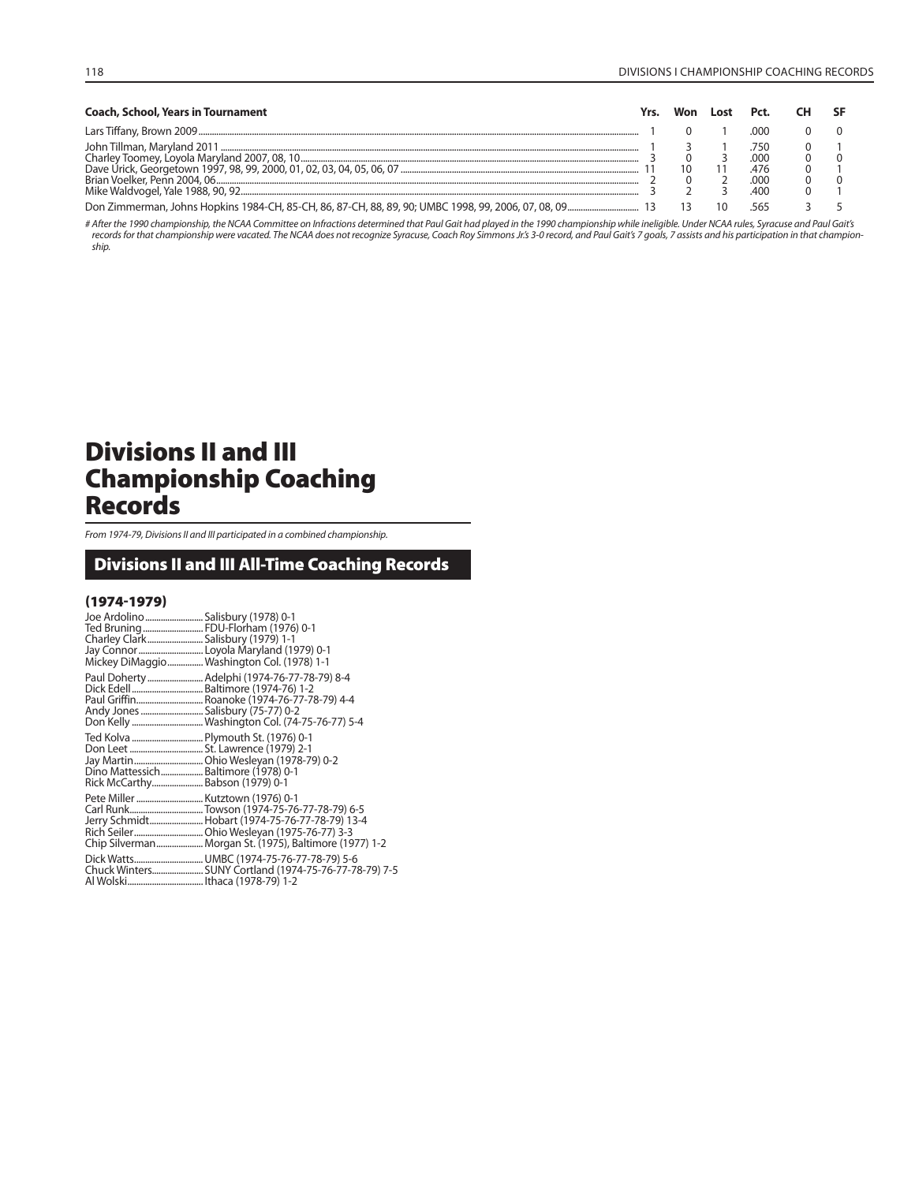| Coach, School, Years in Tournament | Yrs. | Won | Lost | Pct. | CH | SF |
|---|---|---|---|---|---|---|
| Lars Tiffany, Brown 2009 | 1 | 0 | 1 | .000 | 0 | 0 |
| John Tillman, Maryland 2011 | 1 | 3 | 1 | .750 | 0 | 1 |
| Charley Toomey, Loyola Maryland 2007, 08, 10 | 3 | 0 | 3 | .000 | 0 | 0 |
| Dave Urick, Georgetown 1997, 98, 99, 2000, 01, 02, 03, 04, 05, 06, 07 | 11 | 10 | 11 | .476 | 0 | 1 |
| Brian Voelker, Penn 2004, 06 | 2 | 0 | 2 | .000 | 0 | 0 |
| Mike Waldvogel, Yale 1988, 90, 92 | 3 | 2 | 3 | .400 | 0 | 1 |
| Don Zimmerman, Johns Hopkins 1984-CH, 85-CH, 86, 87-CH, 88, 89, 90; UMBC 1998, 99, 2006, 07, 08, 09 | 13 | 13 | 10 | .565 | 3 | 5 |

*# After the 1990 championship, the NCAA Committee on Infractions determined that Paul Gait had played in the 1990 championship while ineligible. Under NCAA rules, Syracuse and Paul Gait's records for that championship were vacated. The NCAA does not recognize Syracuse, Coach Roy Simmons Jr.'s 3-0 record, and Paul Gait's 7 goals, 7 assists and his participation in that championship.*

# Divisions II and III Championship Coaching Records

*From 1974-79, Divisions II and III participated in a combined championship.*

## Divisions II and III All-Time Coaching Records

### (1974-1979)

Joe Ardolino ........ Salisbury (1978) 0-1
Ted Bruning ........ FDU-Florham (1976) 0-1
Charley Clark ........ Salisbury (1979) 1-1
Jay Connor ........ Loyola Maryland (1979) 0-1
Mickey DiMaggio ........ Washington Col. (1978) 1-1

Paul Doherty ........ Adelphi (1974-76-77-78-79) 8-4
Dick Edell ........ Baltimore (1974-76) 1-2
Paul Griffin ........ Roanoke (1974-76-77-78-79) 4-4
Andy Jones ........ Salisbury (75-77) 0-2
Don Kelly ........ Washington Col. (74-75-76-77) 5-4

Ted Kolva ........ Plymouth St. (1976) 0-1
Don Leet ........ St. Lawrence (1979) 2-1
Jay Martin ........ Ohio Wesleyan (1978-79) 0-2
Dino Mattessich ........ Baltimore (1978) 0-1
Rick McCarthy ........ Babson (1979) 0-1

Pete Miller ........ Kutztown (1976) 0-1
Carl Runk ........ Towson (1974-75-76-77-78-79) 6-5
Jerry Schmidt ........ Hobart (1974-75-76-77-78-79) 13-4
Rich Seiler ........ Ohio Wesleyan (1975-76-77) 3-3
Chip Silverman ........ Morgan St. (1975), Baltimore (1977) 1-2

Dick Watts ........ UMBC (1974-75-76-77-78-79) 5-6
Chuck Winters ........ SUNY Cortland (1974-75-76-77-78-79) 7-5
Al Wolski ........ Ithaca (1978-79) 1-2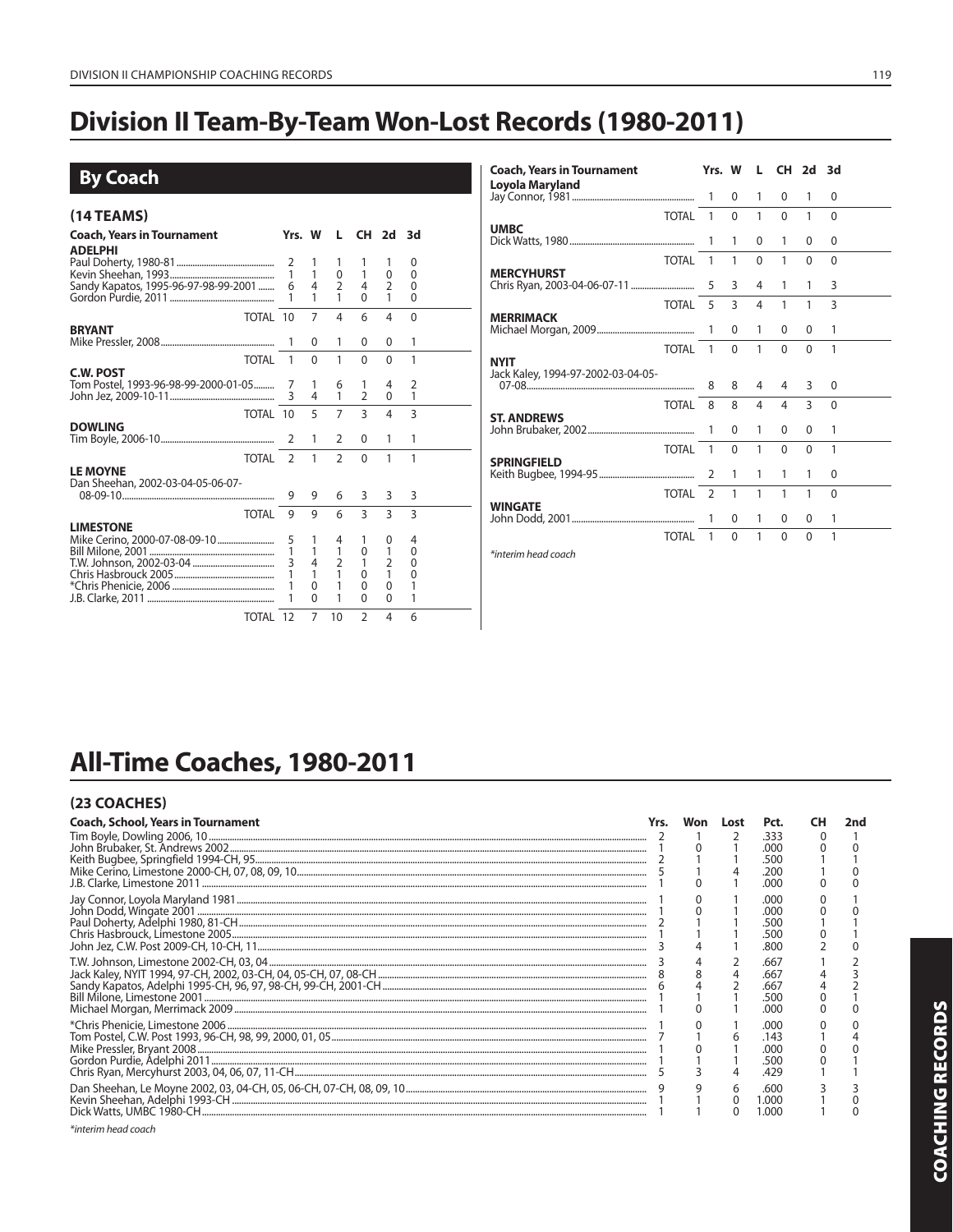# Division II Team-By-Team Won-Lost Records (1980-2011)

## By Coach

### (14 TEAMS)

| Coach, Years in Tournament | Yrs. | W | L | CH | 2d | 3d |
|---|---|---|---|---|---|---|
| **ADELPHI** | | | | | | |
| Paul Doherty, 1980-81 | 2 | 1 | 1 | 1 | 1 | 0 |
| Kevin Sheehan, 1993 | 1 | 1 | 0 | 1 | 0 | 0 |
| Sandy Kapatos, 1995-96-97-98-99-2001 | 6 | 4 | 2 | 4 | 2 | 0 |
| Gordon Purdie, 2011 | 1 | 1 | 1 | 0 | 1 | 0 |
| TOTAL | 10 | 7 | 4 | 6 | 4 | 0 |
| **BRYANT** | | | | | | |
| Mike Pressler, 2008 | 1 | 0 | 1 | 0 | 0 | 1 |
| TOTAL | 1 | 0 | 1 | 0 | 0 | 1 |
| **C.W. POST** | | | | | | |
| Tom Postel, 1993-96-98-99-2000-01-05 | 7 | 1 | 6 | 1 | 4 | 2 |
| John Jez, 2009-10-11 | 3 | 4 | 1 | 2 | 0 | 1 |
| TOTAL | 10 | 5 | 7 | 3 | 4 | 3 |
| **DOWLING** | | | | | | |
| Tim Boyle, 2006-10 | 2 | 1 | 2 | 0 | 1 | 1 |
| TOTAL | 2 | 1 | 2 | 0 | 1 | 1 |
| **LE MOYNE** | | | | | | |
| Dan Sheehan, 2002-03-04-05-06-07-08-09-10 | 9 | 9 | 6 | 3 | 3 | 3 |
| TOTAL | 9 | 9 | 6 | 3 | 3 | 3 |
| **LIMESTONE** | | | | | | |
| Mike Cerino, 2000-07-08-09-10 | 5 | 1 | 4 | 1 | 0 | 4 |
| Bill Milone, 2001 | 1 | 1 | 1 | 0 | 1 | 0 |
| T.W. Johnson, 2002-03-04 | 3 | 4 | 2 | 1 | 2 | 0 |
| Chris Hasbrouck 2005 | 1 | 1 | 1 | 0 | 1 | 0 |
| *Chris Phenicie, 2006 | 1 | 0 | 1 | 0 | 0 | 1 |
| J.B. Clarke, 2011 | 1 | 0 | 1 | 0 | 0 | 1 |
| TOTAL | 12 | 7 | 10 | 2 | 4 | 6 |
| **Loyola Maryland** | | | | | | |
| Jay Connor, 1981 | 1 | 0 | 1 | 0 | 1 | 0 |
| TOTAL | 1 | 0 | 1 | 0 | 1 | 0 |
| **UMBC** | | | | | | |
| Dick Watts, 1980 | 1 | 1 | 0 | 1 | 0 | 0 |
| TOTAL | 1 | 1 | 0 | 1 | 0 | 0 |
| **MERCYHURST** | | | | | | |
| Chris Ryan, 2003-04-06-07-11 | 5 | 3 | 4 | 1 | 1 | 3 |
| TOTAL | 5 | 3 | 4 | 1 | 1 | 3 |
| **MERRIMACK** | | | | | | |
| Michael Morgan, 2009 | 1 | 0 | 1 | 0 | 0 | 1 |
| TOTAL | 1 | 0 | 1 | 0 | 0 | 1 |
| **NYIT** | | | | | | |
| Jack Kaley, 1994-97-2002-03-04-05-07-08 | 8 | 8 | 4 | 4 | 3 | 0 |
| TOTAL | 8 | 8 | 4 | 4 | 3 | 0 |
| **ST. ANDREWS** | | | | | | |
| John Brubaker, 2002 | 1 | 0 | 1 | 0 | 0 | 1 |
| TOTAL | 1 | 0 | 1 | 0 | 0 | 1 |
| **SPRINGFIELD** | | | | | | |
| Keith Bugbee, 1994-95 | 2 | 1 | 1 | 1 | 1 | 0 |
| TOTAL | 2 | 1 | 1 | 1 | 1 | 0 |
| **WINGATE** | | | | | | |
| John Dodd, 2001 | 1 | 0 | 1 | 0 | 0 | 1 |
| TOTAL | 1 | 0 | 1 | 0 | 0 | 1 |

*interim head coach

# All-Time Coaches, 1980-2011

### (23 COACHES)

| Coach, School, Years in Tournament | Yrs. | Won | Lost | Pct. | CH | 2nd |
|---|---|---|---|---|---|---|
| Tim Boyle, Dowling 2006, 10 | 2 | 1 | 2 | .333 | 0 | 1 |
| John Brubaker, St. Andrews 2002 | 1 | 0 | 1 | .000 | 0 | 0 |
| Keith Bugbee, Springfield 1994-CH, 95 | 2 | 1 | 1 | .500 | 1 | 1 |
| Mike Cerino, Limestone 2000-CH, 07, 08, 09, 10 | 5 | 1 | 4 | .200 | 1 | 0 |
| J.B. Clarke, Limestone 2011 | 1 | 0 | 1 | .000 | 0 | 0 |
| Jay Connor, Loyola Maryland 1981 | 1 | 0 | 1 | .000 | 0 | 1 |
| John Dodd, Wingate 2001 | 1 | 0 | 1 | .000 | 0 | 0 |
| Paul Doherty, Adelphi 1980, 81-CH | 2 | 1 | 1 | .500 | 1 | 1 |
| Chris Hasbrouck, Limestone 2005 | 1 | 1 | 1 | .500 | 0 | 1 |
| John Jez, C.W. Post 2009-CH, 10-CH, 11 | 3 | 4 | 1 | .800 | 2 | 0 |
| T.W. Johnson, Limestone 2002-CH, 03, 04 | 3 | 4 | 2 | .667 | 1 | 2 |
| Jack Kaley, NYIT 1994, 97-CH, 2002, 03-CH, 04, 05-CH, 07, 08-CH | 8 | 8 | 4 | .667 | 4 | 3 |
| Sandy Kapatos, Adelphi 1995-CH, 96, 97, 98-CH, 99-CH, 2001-CH | 6 | 4 | 2 | .667 | 4 | 2 |
| Bill Milone, Limestone 2001 | 1 | 1 | 1 | .500 | 0 | 1 |
| Michael Morgan, Merrimack 2009 | 1 | 0 | 1 | .000 | 0 | 0 |
| *Chris Phenicie, Limestone 2006 | 1 | 0 | 1 | .000 | 0 | 0 |
| Tom Postel, C.W. Post 1993, 96-CH, 98, 99, 2000, 01, 05 | 7 | 1 | 6 | .143 | 1 | 4 |
| Mike Pressler, Bryant 2008 | 1 | 0 | 1 | .000 | 0 | 0 |
| Gordon Purdie, Adelphi 2011 | 1 | 1 | 1 | .500 | 0 | 1 |
| Chris Ryan, Mercyhurst 2003, 04, 06, 07, 11-CH | 5 | 3 | 4 | .429 | 1 | 1 |
| Dan Sheehan, Le Moyne 2002, 03, 04-CH, 05, 06-CH, 07-CH, 08, 09, 10 | 9 | 9 | 6 | .600 | 3 | 3 |
| Kevin Sheehan, Adelphi 1993-CH | 1 | 1 | 0 | 1.000 | 1 | 0 |
| Dick Watts, UMBC 1980-CH | 1 | 1 | 0 | 1.000 | 1 | 0 |

*interim head coach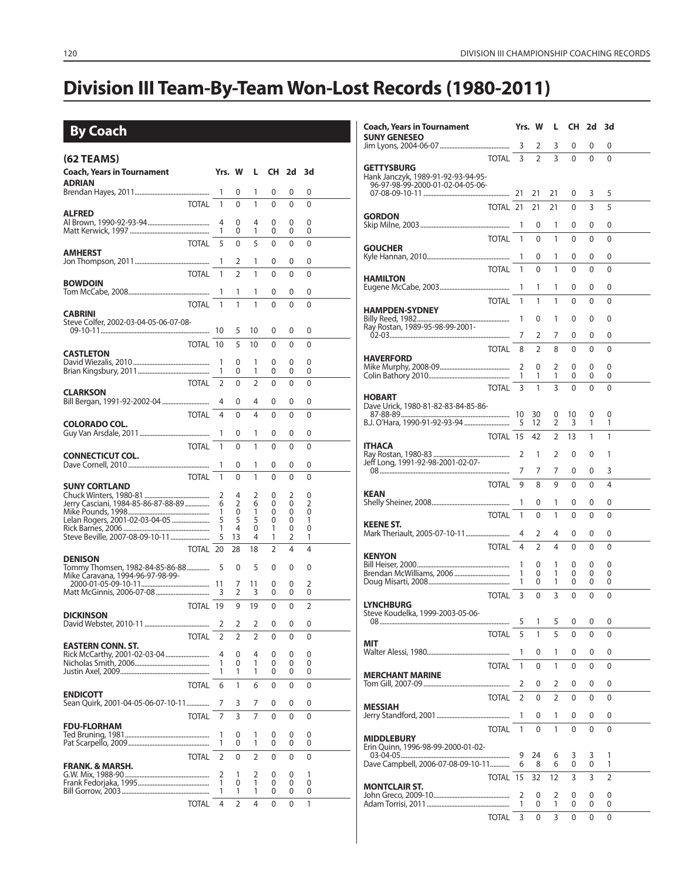# Division III Team-By-Team Won-Lost Records (1980-2011)

## By Coach

### (62 TEAMS)

| Coach, Years in Tournament | Yrs. | W | L | CH | 2d | 3d |
|---|---|---|---|---|---|---|
| **ADRIAN** | | | | | | |
| Brendan Hayes, 2011 | 1 | 0 | 1 | 0 | 0 | 0 |
| TOTAL | 1 | 0 | 1 | 0 | 0 | 0 |
| **ALFRED** | | | | | | |
| Al Brown, 1990-92-93-94 | 4 | 0 | 4 | 0 | 0 | 0 |
| Matt Kerwick, 1997 | 1 | 0 | 1 | 0 | 0 | 0 |
| TOTAL | 5 | 0 | 5 | 0 | 0 | 0 |
| **AMHERST** | | | | | | |
| Jon Thompson, 2011 | 1 | 2 | 1 | 0 | 0 | 0 |
| TOTAL | 1 | 2 | 1 | 0 | 0 | 0 |
| **BOWDOIN** | | | | | | |
| Tom McCabe, 2008 | 1 | 1 | 1 | 0 | 0 | 0 |
| TOTAL | 1 | 1 | 1 | 0 | 0 | 0 |
| **CABRINI** | | | | | | |
| Steve Colfer, 2002-03-04-05-06-07-08-09-10-11 | 10 | 5 | 10 | 0 | 0 | 0 |
| TOTAL | 10 | 5 | 10 | 0 | 0 | 0 |
| **CASTLETON** | | | | | | |
| David Wiezalis, 2010 | 1 | 0 | 1 | 0 | 0 | 0 |
| Brian Kingsbury, 2011 | 1 | 0 | 1 | 0 | 0 | 0 |
| TOTAL | 2 | 0 | 2 | 0 | 0 | 0 |
| **CLARKSON** | | | | | | |
| Bill Bergan, 1991-92-2002-04 | 4 | 0 | 4 | 0 | 0 | 0 |
| TOTAL | 4 | 0 | 4 | 0 | 0 | 0 |
| **COLORADO COL.** | | | | | | |
| Guy Van Arsdale, 2011 | 1 | 0 | 1 | 0 | 0 | 0 |
| TOTAL | 1 | 0 | 1 | 0 | 0 | 0 |
| **CONNECTICUT COL.** | | | | | | |
| Dave Cornell, 2010 | 1 | 0 | 1 | 0 | 0 | 0 |
| TOTAL | 1 | 0 | 1 | 0 | 0 | 0 |
| **SUNY CORTLAND** | | | | | | |
| Chuck Winters, 1980-81 | 2 | 4 | 2 | 0 | 2 | 0 |
| Jerry Casciani, 1984-85-86-87-88-89 | 6 | 2 | 6 | 0 | 0 | 2 |
| Mike Pounds, 1998 | 1 | 0 | 1 | 0 | 0 | 0 |
| Lelan Rogers, 2001-02-03-04-05 | 5 | 5 | 5 | 0 | 0 | 1 |
| Rick Barnes, 2006 | 1 | 4 | 0 | 1 | 0 | 0 |
| Steve Beville, 2007-08-09-10-11 | 5 | 13 | 4 | 1 | 2 | 1 |
| TOTAL | 20 | 28 | 18 | 2 | 4 | 4 |
| **DENISON** | | | | | | |
| Tommy Thomsen, 1982-84-85-86-88 | 5 | 0 | 5 | 0 | 0 | 0 |
| Mike Caravana, 1994-96-97-98-99-2000-01-05-09-10-11 | 11 | 7 | 11 | 0 | 0 | 2 |
| Matt McGinnis, 2006-07-08 | 3 | 2 | 3 | 0 | 0 | 0 |
| TOTAL | 19 | 9 | 19 | 0 | 0 | 2 |
| **DICKINSON** | | | | | | |
| David Webster, 2010-11 | 2 | 2 | 2 | 0 | 0 | 0 |
| TOTAL | 2 | 2 | 2 | 0 | 0 | 0 |
| **EASTERN CONN. ST.** | | | | | | |
| Rick McCarthy, 2001-02-03-04 | 4 | 0 | 4 | 0 | 0 | 0 |
| Nicholas Smith, 2006 | 1 | 0 | 1 | 0 | 0 | 0 |
| Justin Axel, 2009 | 1 | 1 | 1 | 0 | 0 | 0 |
| TOTAL | 6 | 1 | 6 | 0 | 0 | 0 |
| **ENDICOTT** | | | | | | |
| Sean Quirk, 2001-04-05-06-07-10-11 | 7 | 3 | 7 | 0 | 0 | 0 |
| TOTAL | 7 | 3 | 7 | 0 | 0 | 0 |
| **FDU-FLORHAM** | | | | | | |
| Ted Bruning, 1981 | 1 | 0 | 1 | 0 | 0 | 0 |
| Pat Scarpello, 2009 | 1 | 0 | 1 | 0 | 0 | 0 |
| TOTAL | 2 | 0 | 2 | 0 | 0 | 0 |
| **FRANK. & MARSH.** | | | | | | |
| G.W. Mix, 1988-90 | 2 | 1 | 2 | 0 | 0 | 1 |
| Frank Fedorjaka, 1995 | 1 | 0 | 1 | 0 | 0 | 0 |
| Bill Gorrow, 2003 | 1 | 1 | 1 | 0 | 0 | 0 |
| TOTAL | 4 | 2 | 4 | 0 | 0 | 1 |
| **SUNY GENESEO** | | | | | | |
| Jim Lyons, 2004-06-07 | 3 | 2 | 3 | 0 | 0 | 0 |
| TOTAL | 3 | 2 | 3 | 0 | 0 | 0 |
| **GETTYSBURG** | | | | | | |
| Hank Janczyk, 1989-91-92-93-94-95-96-97-98-99-2000-01-02-04-05-06-07-08-09-10-11 | 21 | 21 | 21 | 0 | 3 | 5 |
| TOTAL | 21 | 21 | 21 | 0 | 3 | 5 |
| **GORDON** | | | | | | |
| Skip Milne, 2003 | 1 | 0 | 1 | 0 | 0 | 0 |
| TOTAL | 1 | 0 | 1 | 0 | 0 | 0 |
| **GOUCHER** | | | | | | |
| Kyle Hannan, 2010 | 1 | 0 | 1 | 0 | 0 | 0 |
| TOTAL | 1 | 0 | 1 | 0 | 0 | 0 |
| **HAMILTON** | | | | | | |
| Eugene McCabe, 2003 | 1 | 1 | 1 | 0 | 0 | 0 |
| TOTAL | 1 | 1 | 1 | 0 | 0 | 0 |
| **HAMPDEN-SYDNEY** | | | | | | |
| Billy Reed, 1982 | 1 | 0 | 1 | 0 | 0 | 0 |
| Ray Rostan, 1989-95-98-99-2001-02-03 | 7 | 2 | 7 | 0 | 0 | 0 |
| TOTAL | 8 | 2 | 8 | 0 | 0 | 0 |
| **HAVERFORD** | | | | | | |
| Mike Murphy, 2008-09 | 2 | 0 | 2 | 0 | 0 | 0 |
| Colin Bathory 2010 | 1 | 1 | 1 | 0 | 0 | 0 |
| TOTAL | 3 | 1 | 3 | 0 | 0 | 0 |
| **HOBART** | | | | | | |
| Dave Urick, 1980-81-82-83-84-85-86-87-88-89 | 10 | 30 | 0 | 10 | 0 | 0 |
| B.J. O'Hara, 1990-91-92-93-94 | 5 | 12 | 2 | 3 | 1 | 1 |
| TOTAL | 15 | 42 | 2 | 13 | 1 | 1 |
| **ITHACA** | | | | | | |
| Ray Rostan, 1980-83 | 2 | 1 | 2 | 0 | 0 | 1 |
| Jeff Long, 1991-92-98-2001-02-07-08 | 7 | 7 | 7 | 0 | 0 | 3 |
| TOTAL | 9 | 8 | 9 | 0 | 0 | 4 |
| **KEAN** | | | | | | |
| Shelly Sheiner, 2008 | 1 | 0 | 1 | 0 | 0 | 0 |
| TOTAL | 1 | 0 | 1 | 0 | 0 | 0 |
| **KEENE ST.** | | | | | | |
| Mark Theriault, 2005-07-10-11 | 4 | 2 | 4 | 0 | 0 | 0 |
| TOTAL | 4 | 2 | 4 | 0 | 0 | 0 |
| **KENYON** | | | | | | |
| Bill Heiser, 2000 | 1 | 0 | 1 | 0 | 0 | 0 |
| Brendan McWilliams, 2006 | 1 | 0 | 1 | 0 | 0 | 0 |
| Doug Misarti, 2008 | 1 | 0 | 1 | 0 | 0 | 0 |
| TOTAL | 3 | 0 | 3 | 0 | 0 | 0 |
| **LYNCHBURG** | | | | | | |
| Steve Koudelka, 1999-2003-05-06-08 | 5 | 1 | 5 | 0 | 0 | 0 |
| TOTAL | 5 | 1 | 5 | 0 | 0 | 0 |
| **MIT** | | | | | | |
| Walter Alessi, 1980 | 1 | 0 | 1 | 0 | 0 | 0 |
| TOTAL | 1 | 0 | 1 | 0 | 0 | 0 |
| **MERCHANT MARINE** | | | | | | |
| Tom Gill, 2007-09 | 2 | 0 | 2 | 0 | 0 | 0 |
| TOTAL | 2 | 0 | 2 | 0 | 0 | 0 |
| **MESSIAH** | | | | | | |
| Jerry Standford, 2001 | 1 | 0 | 1 | 0 | 0 | 0 |
| TOTAL | 1 | 0 | 1 | 0 | 0 | 0 |
| **MIDDLEBURY** | | | | | | |
| Erin Quinn, 1996-98-99-2000-01-02-03-04-05 | 9 | 24 | 6 | 3 | 3 | 1 |
| Dave Campbell, 2006-07-08-09-10-11 | 6 | 8 | 6 | 0 | 0 | 1 |
| TOTAL | 15 | 32 | 12 | 3 | 3 | 2 |
| **MONTCLAIR ST.** | | | | | | |
| John Greco, 2009-10 | 2 | 0 | 2 | 0 | 0 | 0 |
| Adam Torrisi, 2011 | 1 | 0 | 1 | 0 | 0 | 0 |
| TOTAL | 3 | 0 | 3 | 0 | 0 | 0 |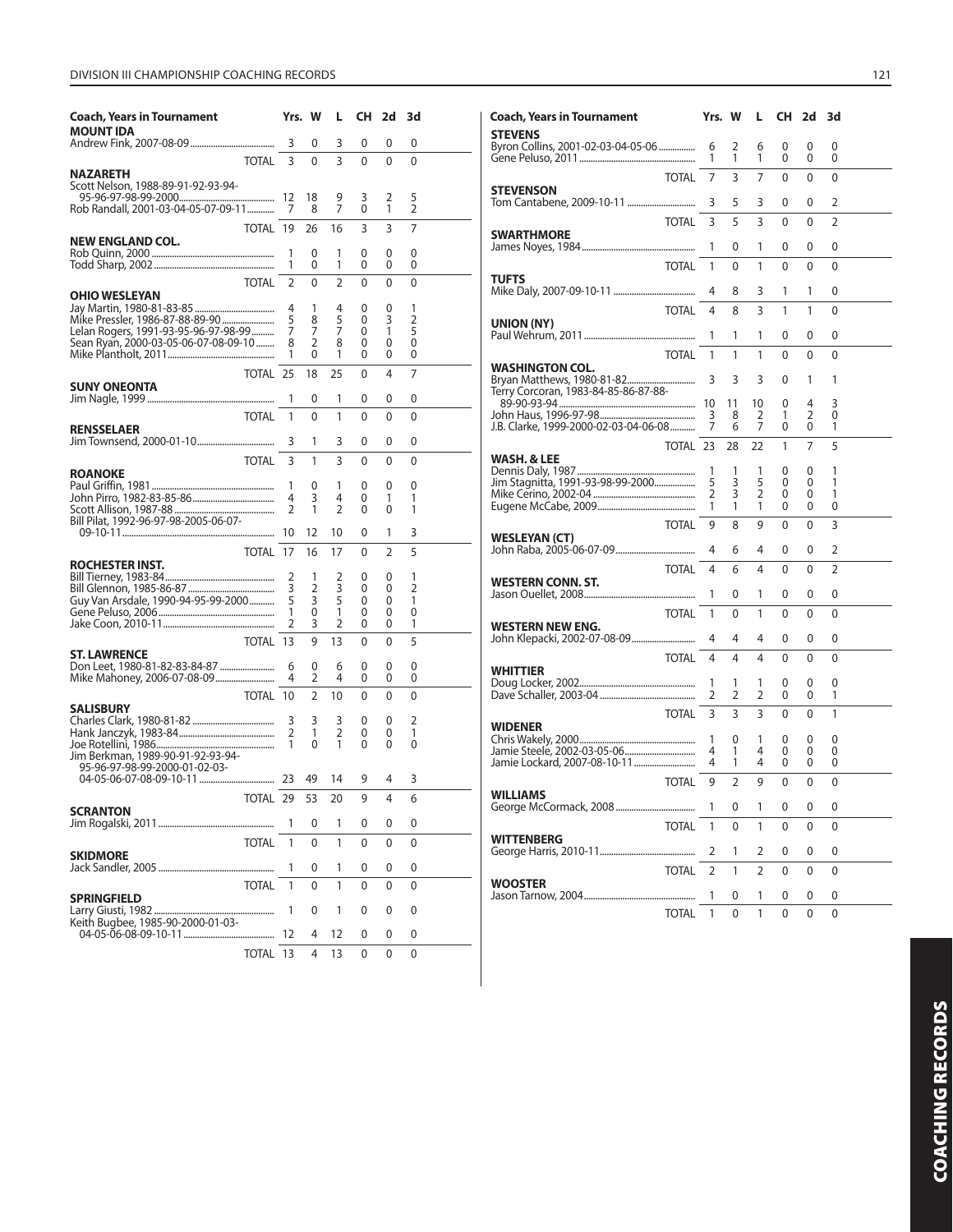| Coach, Years in Tournament | Yrs. | W | L | CH | 2d | 3d |
|---|---|---|---|---|---|---|
| **MOUNT IDA** | | | | | | |
| Andrew Fink, 2007-08-09 | 3 | 0 | 3 | 0 | 0 | 0 |
| TOTAL | 3 | 0 | 3 | 0 | 0 | 0 |
| **NAZARETH** | | | | | | |
| Scott Nelson, 1988-89-91-92-93-94-95-96-97-98-99-2000 | 12 | 18 | 9 | 3 | 2 | 5 |
| Rob Randall, 2001-03-04-05-07-09-11 | 7 | 8 | 7 | 0 | 1 | 2 |
| TOTAL | 19 | 26 | 16 | 3 | 3 | 7 |
| **NEW ENGLAND COL.** | | | | | | |
| Rob Quinn, 2000 | 1 | 0 | 1 | 0 | 0 | 0 |
| Todd Sharp, 2002 | 1 | 0 | 1 | 0 | 0 | 0 |
| TOTAL | 2 | 0 | 2 | 0 | 0 | 0 |
| **OHIO WESLEYAN** | | | | | | |
| Jay Martin, 1980-81-83-85 | 4 | 1 | 4 | 0 | 0 | 1 |
| Mike Pressler, 1986-87-88-89-90 | 5 | 8 | 5 | 0 | 3 | 2 |
| Lelan Rogers, 1991-93-95-96-97-98-99 | 7 | 7 | 7 | 0 | 1 | 5 |
| Sean Ryan, 2000-03-05-06-07-08-09-10 | 8 | 2 | 8 | 0 | 0 | 0 |
| Mike Plantholt, 2011 | 1 | 0 | 1 | 0 | 0 | 0 |
| TOTAL | 25 | 18 | 25 | 0 | 4 | 7 |
| **SUNY ONEONTA** | | | | | | |
| Jim Nagle, 1999 | 1 | 0 | 1 | 0 | 0 | 0 |
| TOTAL | 1 | 0 | 1 | 0 | 0 | 0 |
| **RENSSELAER** | | | | | | |
| Jim Townsend, 2000-01-10 | 3 | 1 | 3 | 0 | 0 | 0 |
| TOTAL | 3 | 1 | 3 | 0 | 0 | 0 |
| **ROANOKE** | | | | | | |
| Paul Griffin, 1981 | 1 | 0 | 1 | 0 | 0 | 0 |
| John Pirro, 1982-83-85-86 | 4 | 3 | 4 | 0 | 1 | 1 |
| Scott Allison, 1987-88 | 2 | 1 | 2 | 0 | 0 | 1 |
| Bill Pilat, 1992-96-97-98-2005-06-07-09-10-11 | 10 | 12 | 10 | 0 | 1 | 3 |
| TOTAL | 17 | 16 | 17 | 0 | 2 | 5 |
| **ROCHESTER INST.** | | | | | | |
| Bill Tierney, 1983-84 | 2 | 1 | 2 | 0 | 0 | 1 |
| Bill Glennon, 1985-86-87 | 3 | 2 | 3 | 0 | 0 | 2 |
| Guy Van Arsdale, 1990-94-95-99-2000 | 5 | 3 | 5 | 0 | 0 | 1 |
| Gene Peluso, 2006 | 1 | 0 | 1 | 0 | 0 | 0 |
| Jake Coon, 2010-11 | 2 | 3 | 2 | 0 | 0 | 1 |
| TOTAL | 13 | 9 | 13 | 0 | 0 | 5 |
| **ST. LAWRENCE** | | | | | | |
| Don Leet, 1980-81-82-83-84-87 | 6 | 0 | 6 | 0 | 0 | 0 |
| Mike Mahoney, 2006-07-08-09 | 4 | 2 | 4 | 0 | 0 | 0 |
| TOTAL | 10 | 2 | 10 | 0 | 0 | 0 |
| **SALISBURY** | | | | | | |
| Charles Clark, 1980-81-82 | 3 | 3 | 3 | 0 | 0 | 2 |
| Hank Janczyk, 1983-84 | 2 | 1 | 2 | 0 | 0 | 1 |
| Joe Rotellini, 1986 | 1 | 0 | 1 | 0 | 0 | 0 |
| Jim Berkman, 1989-90-91-92-93-94-95-96-97-98-99-2000-01-02-03-04-05-06-07-08-09-10-11 | 23 | 49 | 14 | 9 | 4 | 3 |
| TOTAL | 29 | 53 | 20 | 9 | 4 | 6 |
| **SCRANTON** | | | | | | |
| Jim Rogalski, 2011 | 1 | 0 | 1 | 0 | 0 | 0 |
| TOTAL | 1 | 0 | 1 | 0 | 0 | 0 |
| **SKIDMORE** | | | | | | |
| Jack Sandler, 2005 | 1 | 0 | 1 | 0 | 0 | 0 |
| TOTAL | 1 | 0 | 1 | 0 | 0 | 0 |
| **SPRINGFIELD** | | | | | | |
| Larry Giusti, 1982 | 1 | 0 | 1 | 0 | 0 | 0 |
| Keith Bugbee, 1985-90-2000-01-03-04-05-06-08-09-10-11 | 12 | 4 | 12 | 0 | 0 | 0 |
| TOTAL | 13 | 4 | 13 | 0 | 0 | 0 |
| **STEVENS** | | | | | | |
| Byron Collins, 2001-02-03-04-05-06 | 6 | 2 | 6 | 0 | 0 | 0 |
| Gene Peluso, 2011 | 1 | 1 | 1 | 0 | 0 | 0 |
| TOTAL | 7 | 3 | 7 | 0 | 0 | 0 |
| **STEVENSON** | | | | | | |
| Tom Cantabene, 2009-10-11 | 3 | 5 | 3 | 0 | 0 | 2 |
| TOTAL | 3 | 5 | 3 | 0 | 0 | 2 |
| **SWARTHMORE** | | | | | | |
| James Noyes, 1984 | 1 | 0 | 1 | 0 | 0 | 0 |
| TOTAL | 1 | 0 | 1 | 0 | 0 | 0 |
| **TUFTS** | | | | | | |
| Mike Daly, 2007-09-10-11 | 4 | 8 | 3 | 1 | 1 | 0 |
| TOTAL | 4 | 8 | 3 | 1 | 1 | 0 |
| **UNION (NY)** | | | | | | |
| Paul Wehrum, 2011 | 1 | 1 | 1 | 0 | 0 | 0 |
| TOTAL | 1 | 1 | 1 | 0 | 0 | 0 |
| **WASHINGTON COL.** | | | | | | |
| Bryan Matthews, 1980-81-82 | 3 | 3 | 3 | 0 | 1 | 1 |
| Terry Corcoran, 1983-84-85-86-87-88-89-90-93-94 | 10 | 11 | 10 | 0 | 4 | 3 |
| John Haus, 1996-97-98 | 3 | 8 | 2 | 1 | 2 | 0 |
| J.B. Clarke, 1999-2000-02-03-04-06-08 | 7 | 6 | 7 | 0 | 0 | 1 |
| TOTAL | 23 | 28 | 22 | 1 | 7 | 5 |
| **WASH. & LEE** | | | | | | |
| Dennis Daly, 1987 | 1 | 1 | 1 | 0 | 0 | 1 |
| Jim Stagnitta, 1991-93-98-99-2000 | 5 | 3 | 5 | 0 | 0 | 1 |
| Mike Cerino, 2002-04 | 2 | 3 | 2 | 0 | 0 | 1 |
| Eugene McCabe, 2009 | 1 | 1 | 1 | 0 | 0 | 0 |
| TOTAL | 9 | 8 | 9 | 0 | 0 | 3 |
| **WESLEYAN (CT)** | | | | | | |
| John Raba, 2005-06-07-09 | 4 | 6 | 4 | 0 | 0 | 2 |
| TOTAL | 4 | 6 | 4 | 0 | 0 | 2 |
| **WESTERN CONN. ST.** | | | | | | |
| Jason Ouellet, 2008 | 1 | 0 | 1 | 0 | 0 | 0 |
| TOTAL | 1 | 0 | 1 | 0 | 0 | 0 |
| **WESTERN NEW ENG.** | | | | | | |
| John Klepacki, 2002-07-08-09 | 4 | 4 | 4 | 0 | 0 | 0 |
| TOTAL | 4 | 4 | 4 | 0 | 0 | 0 |
| **WHITTIER** | | | | | | |
| Doug Locker, 2002 | 1 | 1 | 1 | 0 | 0 | 0 |
| Dave Schaller, 2003-04 | 2 | 2 | 2 | 0 | 0 | 1 |
| TOTAL | 3 | 3 | 3 | 0 | 0 | 1 |
| **WIDENER** | | | | | | |
| Chris Wakely, 2000 | 1 | 0 | 1 | 0 | 0 | 0 |
| Jamie Steele, 2002-03-05-06 | 4 | 1 | 4 | 0 | 0 | 0 |
| Jamie Lockard, 2007-08-10-11 | 4 | 1 | 4 | 0 | 0 | 0 |
| TOTAL | 9 | 2 | 9 | 0 | 0 | 0 |
| **WILLIAMS** | | | | | | |
| George McCormack, 2008 | 1 | 0 | 1 | 0 | 0 | 0 |
| TOTAL | 1 | 0 | 1 | 0 | 0 | 0 |
| **WITTENBERG** | | | | | | |
| George Harris, 2010-11 | 2 | 1 | 2 | 0 | 0 | 0 |
| TOTAL | 2 | 1 | 2 | 0 | 0 | 0 |
| **WOOSTER** | | | | | | |
| Jason Tarnow, 2004 | 1 | 0 | 1 | 0 | 0 | 0 |
| TOTAL | 1 | 0 | 1 | 0 | 0 | 0 |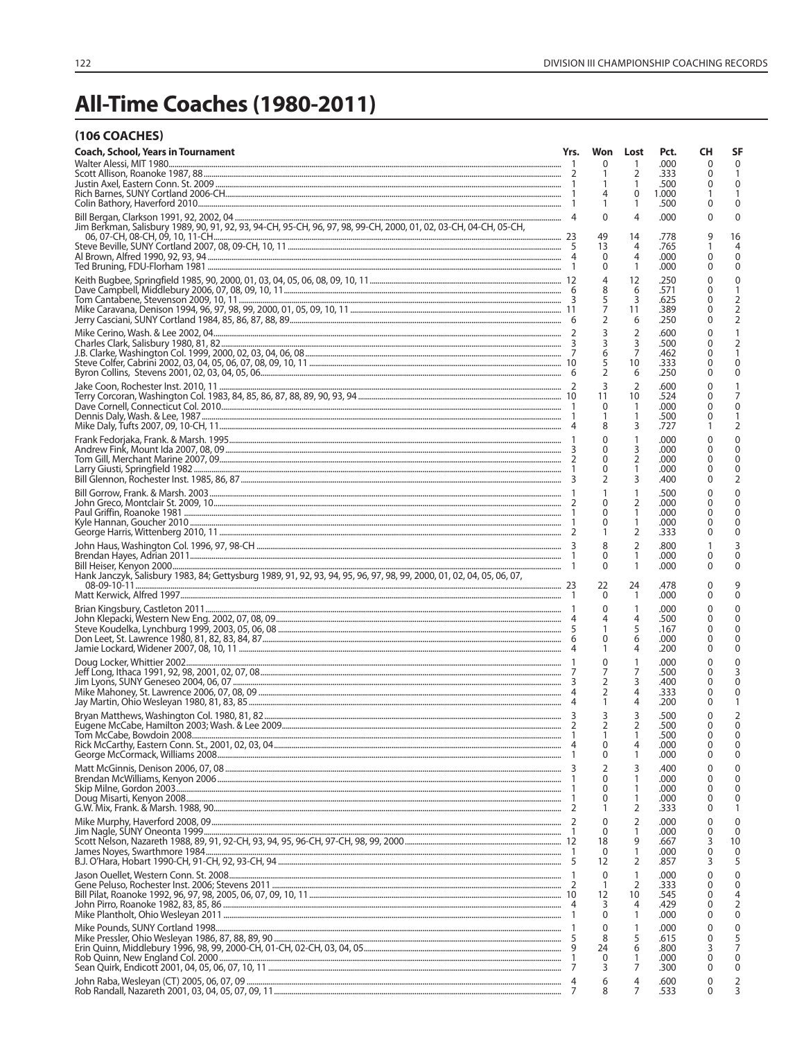# All-Time Coaches (1980-2011)

## (106 COACHES)

| Coach, School, Years in Tournament | Yrs. | Won | Lost | Pct. | CH | SF |
|---|---|---|---|---|---|---|
| Walter Alessi, MIT 1980 | 1 | 0 | 1 | .000 | 0 | 0 |
| Scott Allison, Roanoke 1987, 88 | 2 | 1 | 2 | .333 | 0 | 1 |
| Justin Axel, Eastern Conn. St. 2009 | 1 | 1 | 1 | .500 | 0 | 0 |
| Rich Barnes, SUNY Cortland 2006-CH | 1 | 4 | 0 | 1.000 | 1 | 1 |
| Colin Bathory, Haverford 2010 | 1 | 1 | 1 | .500 | 0 | 0 |
| Bill Bergan, Clarkson 1991, 92, 2002, 04 | 4 | 0 | 4 | .000 | 0 | 0 |
| Jim Berkman, Salisbury 1989, 90, 91, 92, 93, 94-CH, 95-CH, 96, 97, 98, 99-CH, 2000, 01, 02, 03-CH, 04-CH, 05-CH, 06, 07-CH, 08-CH, 09, 10, 11-CH | 23 | 49 | 14 | .778 | 9 | 16 |
| Steve Beville, SUNY Cortland 2007, 08, 09-CH, 10, 11 | 5 | 13 | 4 | .765 | 1 | 4 |
| Al Brown, Alfred 1990, 92, 93, 94 | 4 | 0 | 4 | .000 | 0 | 0 |
| Ted Bruning, FDU-Florham 1981 | 1 | 0 | 1 | .000 | 0 | 0 |
| Keith Bugbee, Springfield 1985, 90, 2000, 01, 03, 04, 05, 06, 08, 09, 10, 11 | 12 | 4 | 12 | .250 | 0 | 0 |
| Dave Campbell, Middlebury 2006, 07, 08, 09, 10, 11 | 6 | 8 | 6 | .571 | 0 | 1 |
| Tom Cantabene, Stevenson 2009, 10, 11 | 3 | 5 | 3 | .625 | 0 | 2 |
| Mike Caravana, Denison 1994, 96, 97, 98, 99, 2000, 01, 05, 09, 10, 11 | 11 | 7 | 11 | .389 | 0 | 2 |
| Jerry Casciani, SUNY Cortland 1984, 85, 86, 87, 88, 89 | 6 | 2 | 6 | .250 | 0 | 2 |
| Mike Cerino, Wash. & Lee 2002, 04 | 2 | 3 | 2 | .600 | 0 | 1 |
| Charles Clark, Salisbury 1980, 81, 82 | 3 | 3 | 3 | .500 | 0 | 2 |
| J.B. Clarke, Washington Col. 1999, 2000, 02, 03, 04, 06, 08 | 7 | 6 | 7 | .462 | 0 | 1 |
| Steve Colfer, Cabrini 2002, 03, 04, 05, 06, 07, 08, 09, 10, 11 | 10 | 5 | 10 | .333 | 0 | 0 |
| Byron Collins, Stevens 2001, 02, 03, 04, 05, 06 | 6 | 2 | 6 | .250 | 0 | 0 |
| Jake Coon, Rochester Inst. 2010, 11 | 2 | 3 | 2 | .600 | 0 | 1 |
| Terry Corcoran, Washington Col. 1983, 84, 85, 86, 87, 88, 89, 90, 93, 94 | 10 | 11 | 10 | .524 | 0 | 7 |
| Dave Cornell, Connecticut Col. 2010 | 1 | 0 | 1 | .000 | 0 | 0 |
| Dennis Daly, Wash. & Lee 1987 | 1 | 1 | 1 | .500 | 0 | 1 |
| Mike Daly, Tufts 2007, 09, 10-CH, 11 | 4 | 8 | 3 | .727 | 1 | 2 |
| Frank Fedorjaka, Frank. & Marsh. 1995 | 1 | 0 | 1 | .000 | 0 | 0 |
| Andrew Fink, Mount Ida 2007, 08, 09 | 3 | 0 | 3 | .000 | 0 | 0 |
| Tom Gill, Merchant Marine 2007, 09 | 2 | 0 | 2 | .000 | 0 | 0 |
| Larry Giusti, Springfield 1982 | 1 | 0 | 1 | .000 | 0 | 0 |
| Bill Glennon, Rochester Inst. 1985, 86, 87 | 3 | 2 | 3 | .400 | 0 | 2 |
| Bill Gorrow, Frank. & Marsh. 2003 | 1 | 1 | 1 | .500 | 0 | 0 |
| John Greco, Montclair St. 2009, 10 | 2 | 0 | 2 | .000 | 0 | 0 |
| Paul Griffin, Roanoke 1981 | 1 | 0 | 1 | .000 | 0 | 0 |
| Kyle Hannan, Goucher 2010 | 1 | 0 | 1 | .000 | 0 | 0 |
| George Harris, Wittenberg 2010, 11 | 2 | 1 | 2 | .333 | 0 | 0 |
| John Haus, Washington Col. 1996, 97, 98-CH | 3 | 8 | 2 | .800 | 1 | 3 |
| Brendan Hayes, Adrian 2011 | 1 | 0 | 1 | .000 | 0 | 0 |
| Bill Heiser, Kenyon 2000 | 1 | 0 | 1 | .000 | 0 | 0 |
| Hank Janczyk, Salisbury 1983, 84; Gettysburg 1989, 91, 92, 93, 94, 95, 96, 97, 98, 99, 2000, 01, 02, 04, 05, 06, 07, 08-09-10-11 | 23 | 22 | 24 | .478 | 0 | 9 |
| Matt Kerwick, Alfred 1997 | 1 | 0 | 1 | .000 | 0 | 0 |
| Brian Kingsbury, Castleton 2011 | 1 | 0 | 1 | .000 | 0 | 0 |
| John Klepacki, Western New Eng. 2002, 07, 08, 09 | 4 | 4 | 4 | .500 | 0 | 0 |
| Steve Koudelka, Lynchburg 1999, 2003, 05, 06, 08 | 5 | 1 | 5 | .167 | 0 | 0 |
| Don Leet, St. Lawrence 1980, 81, 82, 83, 84, 87 | 6 | 0 | 6 | .000 | 0 | 0 |
| Jamie Lockard, Widener 2007, 08, 10, 11 | 4 | 1 | 4 | .200 | 0 | 0 |
| Doug Locker, Whittier 2002 | 1 | 0 | 1 | .000 | 0 | 0 |
| Jeff Long, Ithaca 1991, 92, 98, 2001, 02, 07, 08 | 7 | 7 | 7 | .500 | 0 | 3 |
| Jim Lyons, SUNY Geneseo 2004, 06, 07 | 3 | 2 | 3 | .400 | 0 | 0 |
| Mike Mahoney, St. Lawrence 2006, 07, 08, 09 | 4 | 2 | 4 | .333 | 0 | 0 |
| Jay Martin, Ohio Wesleyan 1980, 81, 83, 85 | 4 | 1 | 4 | .200 | 0 | 1 |
| Bryan Matthews, Washington Col. 1980, 81, 82 | 3 | 3 | 3 | .500 | 0 | 2 |
| Eugene McCabe, Hamilton 2003; Wash. & Lee 2009 | 2 | 2 | 2 | .500 | 0 | 0 |
| Tom McCabe, Bowdoin 2008 | 1 | 1 | 1 | .500 | 0 | 0 |
| Rick McCarthy, Eastern Conn. St., 2001, 02, 03, 04 | 4 | 0 | 4 | .000 | 0 | 0 |
| George McCormack, Williams 2008 | 1 | 0 | 1 | .000 | 0 | 0 |
| Matt McGinnis, Denison 2006, 07, 08 | 3 | 2 | 3 | .400 | 0 | 0 |
| Brendan McWilliams, Kenyon 2006 | 1 | 0 | 1 | .000 | 0 | 0 |
| Skip Milne, Gordon 2003 | 1 | 0 | 1 | .000 | 0 | 0 |
| Doug Misarti, Kenyon 2008 | 1 | 0 | 1 | .000 | 0 | 0 |
| G.W. Mix, Frank. & Marsh. 1988, 90 | 2 | 1 | 2 | .333 | 0 | 1 |
| Mike Murphy, Haverford 2008, 09 | 2 | 0 | 2 | .000 | 0 | 0 |
| Jim Nagle, SUNY Oneonta 1999 | 1 | 0 | 1 | .000 | 0 | 0 |
| Scott Nelson, Nazareth 1988, 89, 91, 92-CH, 93, 94, 95, 96-CH, 97-CH, 98, 99, 2000 | 12 | 18 | 9 | .667 | 3 | 10 |
| James Noyes, Swarthmore 1984 | 1 | 0 | 1 | .000 | 0 | 0 |
| B.J. O'Hara, Hobart 1990-CH, 91-CH, 92, 93-CH, 94 | 5 | 12 | 2 | .857 | 3 | 5 |
| Jason Ouellet, Western Conn. St. 2008 | 1 | 0 | 1 | .000 | 0 | 0 |
| Gene Peluso, Rochester Inst. 2006; Stevens 2011 | 2 | 1 | 2 | .333 | 0 | 0 |
| Bill Pilat, Roanoke 1992, 96, 97, 98, 2005, 06, 07, 09, 10, 11 | 10 | 12 | 10 | .545 | 0 | 4 |
| John Pirro, Roanoke 1982, 83, 85, 86 | 4 | 3 | 4 | .429 | 0 | 2 |
| Mike Plantholt, Ohio Wesleyan 2011 | 1 | 0 | 1 | .000 | 0 | 0 |
| Mike Pounds, SUNY Cortland 1998 | 1 | 0 | 1 | .000 | 0 | 0 |
| Mike Pressler, Ohio Wesleyan 1986, 87, 88, 89, 90 | 5 | 8 | 5 | .615 | 0 | 5 |
| Erin Quinn, Middlebury 1996, 98, 99, 2000-CH, 01-CH, 02-CH, 03, 04, 05 | 9 | 24 | 6 | .800 | 3 | 7 |
| Rob Quinn, New England Col. 2000 | 1 | 0 | 1 | .000 | 0 | 0 |
| Sean Quirk, Endicott 2001, 04, 05, 06, 07, 10, 11 | 7 | 3 | 7 | .300 | 0 | 0 |
| John Raba, Wesleyan (CT) 2005, 06, 07, 09 | 4 | 6 | 4 | .600 | 0 | 2 |
| Rob Randall, Nazareth 2001, 03, 04, 05, 07, 09, 11 | 7 | 8 | 7 | .533 | 0 | 3 |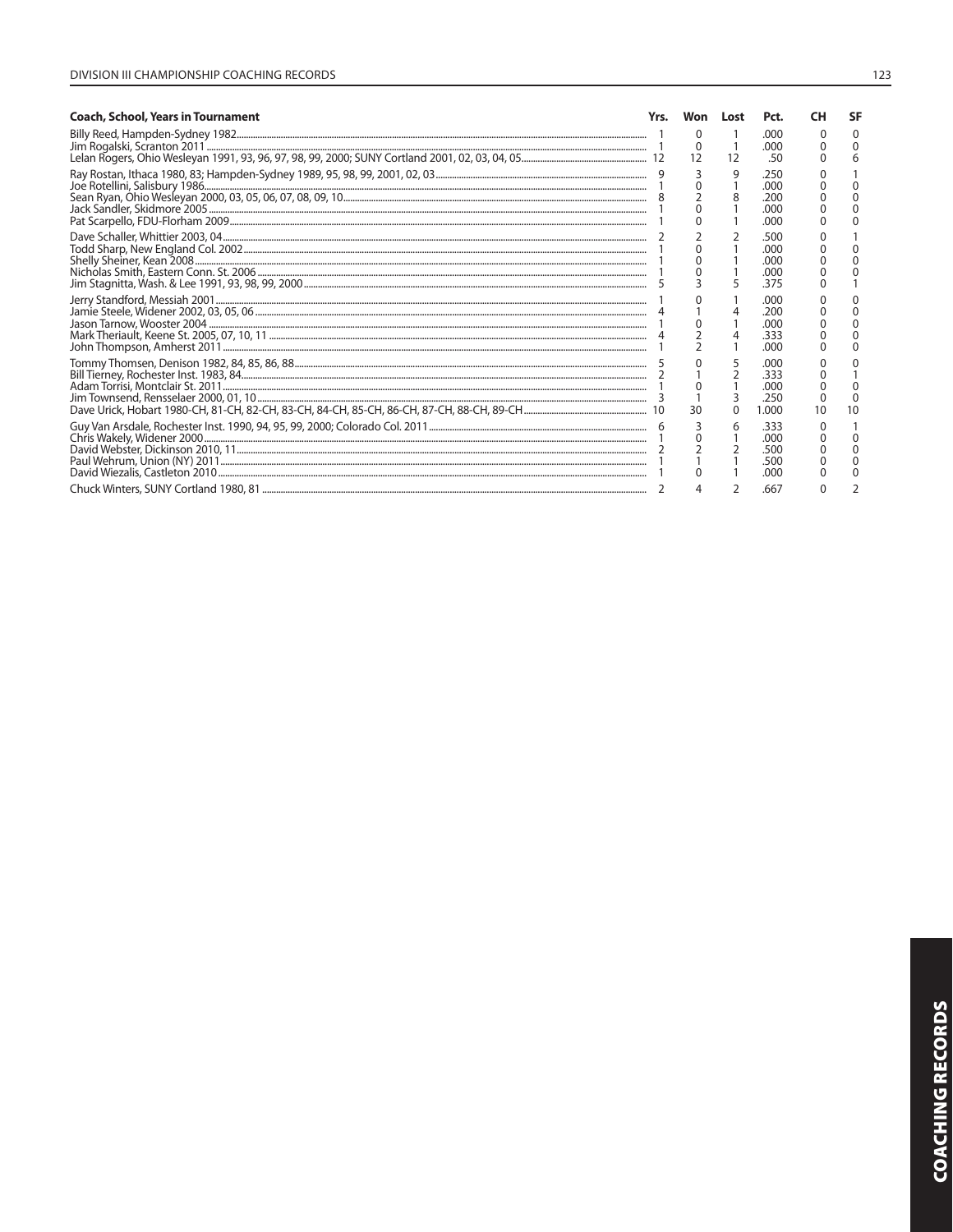| Coach, School, Years in Tournament | Yrs. | Won | Lost | Pct. | CH | SF |
|---|---|---|---|---|---|---|
| Billy Reed, Hampden-Sydney 1982 | 1 | 0 | 1 | .000 | 0 | 0 |
| Jim Rogalski, Scranton 2011 | 1 | 0 | 1 | .000 | 0 | 0 |
| Lelan Rogers, Ohio Wesleyan 1991, 93, 96, 97, 98, 99, 2000; SUNY Cortland 2001, 02, 03, 04, 05 | 12 | 12 | 12 | .50 | 0 | 6 |
| Ray Rostan, Ithaca 1980, 83; Hampden-Sydney 1989, 95, 98, 99, 2001, 02, 03 | 9 | 3 | 9 | .250 | 0 | 1 |
| Joe Rotellini, Salisbury 1986 | 1 | 0 | 1 | .000 | 0 | 0 |
| Sean Ryan, Ohio Wesleyan 2000, 03, 05, 06, 07, 08, 09, 10 | 8 | 2 | 8 | .200 | 0 | 0 |
| Jack Sandler, Skidmore 2005 | 1 | 0 | 1 | .000 | 0 | 0 |
| Pat Scarpello, FDU-Florham 2009 | 1 | 0 | 1 | .000 | 0 | 0 |
| Dave Schaller, Whittier 2003, 04 | 2 | 2 | 2 | .500 | 0 | 1 |
| Todd Sharp, New England Col. 2002 | 1 | 0 | 1 | .000 | 0 | 0 |
| Shelly Sheiner, Kean 2008 | 1 | 0 | 1 | .000 | 0 | 0 |
| Nicholas Smith, Eastern Conn. St. 2006 | 1 | 0 | 1 | .000 | 0 | 0 |
| Jim Stagnitta, Wash. & Lee 1991, 93, 98, 99, 2000 | 5 | 3 | 5 | .375 | 0 | 1 |
| Jerry Standford, Messiah 2001 | 1 | 0 | 1 | .000 | 0 | 0 |
| Jamie Steele, Widener 2002, 03, 05, 06 | 4 | 1 | 4 | .200 | 0 | 0 |
| Jason Tarnow, Wooster 2004 | 1 | 0 | 1 | .000 | 0 | 0 |
| Mark Theriault, Keene St. 2005, 07, 10, 11 | 4 | 2 | 4 | .333 | 0 | 0 |
| John Thompson, Amherst 2011 | 1 | 2 | 1 | .000 | 0 | 0 |
| Tommy Thomsen, Denison 1982, 84, 85, 86, 88 | 5 | 0 | 5 | .000 | 0 | 0 |
| Bill Tierney, Rochester Inst. 1983, 84 | 2 | 1 | 2 | .333 | 0 | 1 |
| Adam Torrisi, Montclair St. 2011 | 1 | 0 | 1 | .000 | 0 | 0 |
| Jim Townsend, Rensselaer 2000, 01, 10 | 3 | 1 | 3 | .250 | 0 | 0 |
| Dave Urick, Hobart 1980-CH, 81-CH, 82-CH, 83-CH, 84-CH, 85-CH, 86-CH, 87-CH, 88-CH, 89-CH | 10 | 30 | 0 | 1.000 | 10 | 10 |
| Guy Van Arsdale, Rochester Inst. 1990, 94, 95, 99, 2000; Colorado Col. 2011 | 6 | 3 | 6 | .333 | 0 | 1 |
| Chris Wakely, Widener 2000 | 1 | 0 | 1 | .000 | 0 | 0 |
| David Webster, Dickinson 2010, 11 | 2 | 2 | 2 | .500 | 0 | 0 |
| Paul Wehrum, Union (NY) 2011 | 1 | 1 | 1 | .500 | 0 | 0 |
| David Wiezalis, Castleton 2010 | 1 | 0 | 1 | .000 | 0 | 0 |
| Chuck Winters, SUNY Cortland 1980, 81 | 2 | 4 | 2 | .667 | 0 | 2 |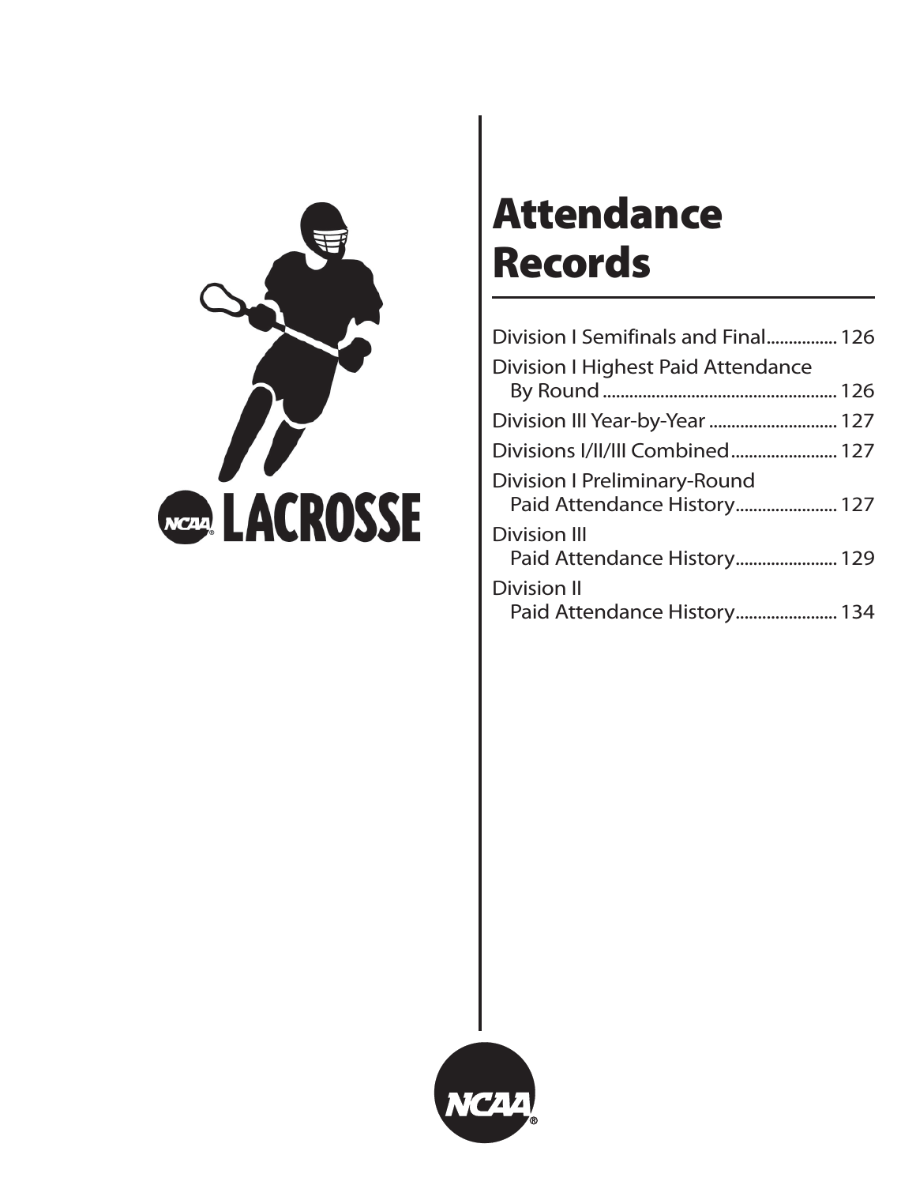# Attendance Records

Division I Semifinals and Final................ 126

Division I Highest Paid Attendance By Round ..................................................... 126

Division III Year-by-Year ............................. 127

Divisions I/II/III Combined........................ 127

Division I Preliminary-Round Paid Attendance History....................... 127

Division III Paid Attendance History....................... 129

Division II Paid Attendance History....................... 134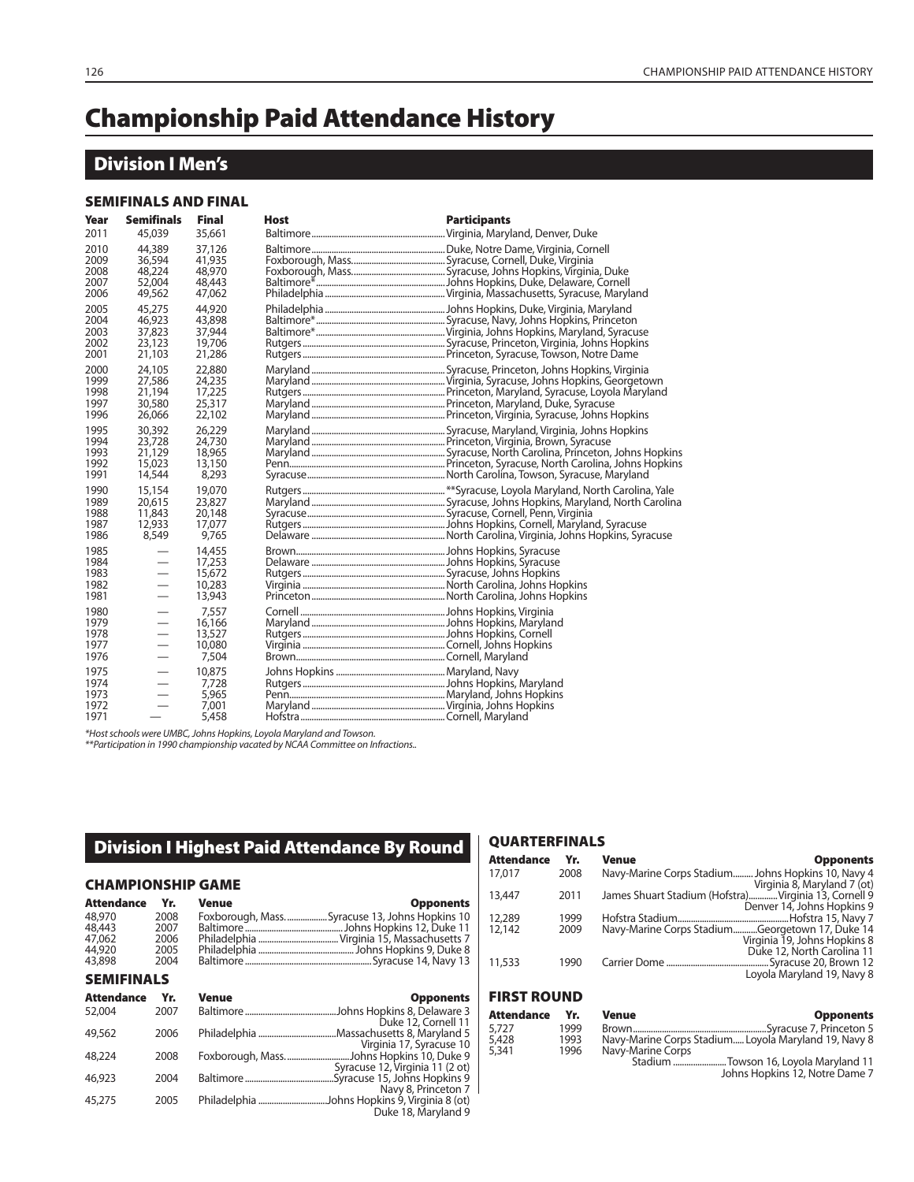# Championship Paid Attendance History

## Division I Men's

### SEMIFINALS AND FINAL

| Year | Semifinals | Final | Host | Participants |
|---|---|---|---|---|
| 2011 | 45,039 | 35,661 | Baltimore | Virginia, Maryland, Denver, Duke |
| 2010 | 44,389 | 37,126 | Baltimore | Duke, Notre Dame, Virginia, Cornell |
| 2009 | 36,594 | 41,935 | Foxborough, Mass. | Syracuse, Cornell, Duke, Virginia |
| 2008 | 48,224 | 48,970 | Foxborough, Mass. | Syracuse, Johns Hopkins, Virginia, Duke |
| 2007 | 52,004 | 48,443 | Baltimore* | Johns Hopkins, Duke, Delaware, Cornell |
| 2006 | 49,562 | 47,062 | Philadelphia | Virginia, Massachusetts, Syracuse, Maryland |
| 2005 | 45,275 | 44,920 | Philadelphia | Johns Hopkins, Duke, Virginia, Maryland |
| 2004 | 46,923 | 43,898 | Baltimore* | Syracuse, Navy, Johns Hopkins, Princeton |
| 2003 | 37,823 | 37,944 | Baltimore* | Virginia, Johns Hopkins, Maryland, Syracuse |
| 2002 | 23,123 | 19,706 | Rutgers | Syracuse, Princeton, Virginia, Johns Hopkins |
| 2001 | 21,103 | 21,286 | Rutgers | Princeton, Syracuse, Towson, Notre Dame |
| 2000 | 24,105 | 22,880 | Maryland | Syracuse, Princeton, Johns Hopkins, Virginia |
| 1999 | 27,586 | 24,235 | Maryland | Virginia, Syracuse, Johns Hopkins, Georgetown |
| 1998 | 21,194 | 17,225 | Rutgers | Princeton, Maryland, Syracuse, Loyola Maryland |
| 1997 | 30,580 | 25,317 | Maryland | Princeton, Maryland, Duke, Syracuse |
| 1996 | 26,066 | 22,102 | Maryland | Princeton, Virginia, Syracuse, Johns Hopkins |
| 1995 | 30,392 | 26,229 | Maryland | Syracuse, Maryland, Virginia, Johns Hopkins |
| 1994 | 23,728 | 24,730 | Maryland | Princeton, Virginia, Brown, Syracuse |
| 1993 | 21,129 | 18,965 | Maryland | Syracuse, North Carolina, Princeton, Johns Hopkins |
| 1992 | 15,023 | 13,150 | Penn | Princeton, Syracuse, North Carolina, Johns Hopkins |
| 1991 | 14,544 | 8,293 | Syracuse | North Carolina, Towson, Syracuse, Maryland |
| 1990 | 15,154 | 19,070 | Rutgers | **Syracuse, Loyola Maryland, North Carolina, Yale |
| 1989 | 20,615 | 23,827 | Maryland | Syracuse, Johns Hopkins, Maryland, North Carolina |
| 1988 | 11,843 | 20,148 | Syracuse | Syracuse, Cornell, Penn, Virginia |
| 1987 | 12,933 | 17,077 | Rutgers | Johns Hopkins, Cornell, Maryland, Syracuse |
| 1986 | 8,549 | 9,765 | Delaware | North Carolina, Virginia, Johns Hopkins, Syracuse |
| 1985 | — | 14,455 | Brown | Johns Hopkins, Syracuse |
| 1984 | — | 17,253 | Delaware | Johns Hopkins, Syracuse |
| 1983 | — | 15,672 | Rutgers | Syracuse, Johns Hopkins |
| 1982 | — | 10,283 | Virginia | North Carolina, Johns Hopkins |
| 1981 | — | 13,943 | Princeton | North Carolina, Johns Hopkins |
| 1980 | — | 7,557 | Cornell | Johns Hopkins, Virginia |
| 1979 | — | 16,166 | Maryland | Johns Hopkins, Maryland |
| 1978 | — | 13,527 | Rutgers | Johns Hopkins, Cornell |
| 1977 | — | 10,080 | Virginia | Cornell, Johns Hopkins |
| 1976 | — | 7,504 | Brown | Cornell, Maryland |
| 1975 | — | 10,875 | Johns Hopkins | Maryland, Navy |
| 1974 | — | 7,728 | Rutgers | Johns Hopkins, Maryland |
| 1973 | — | 5,965 | Penn | Maryland, Johns Hopkins |
| 1972 | — | 7,001 | Maryland | Virginia, Johns Hopkins |
| 1971 | — | 5,458 | Hofstra | Cornell, Maryland |

*Host schools were UMBC, Johns Hopkins, Loyola Maryland and Towson.
**Participation in 1990 championship vacated by NCAA Committee on Infractions..

## Division I Highest Paid Attendance By Round

### CHAMPIONSHIP GAME

| Attendance | Yr. | Venue | Opponents |
|---|---|---|---|
| 48,970 | 2008 | Foxborough, Mass. | Syracuse 13, Johns Hopkins 10 |
| 48,443 | 2007 | Baltimore | Johns Hopkins 12, Duke 11 |
| 47,062 | 2006 | Philadelphia | Virginia 15, Massachusetts 7 |
| 44,920 | 2005 | Philadelphia | Johns Hopkins 9, Duke 8 |
| 43,898 | 2004 | Baltimore | Syracuse 14, Navy 13 |

### SEMIFINALS

| Attendance | Yr. | Venue | Opponents |
|---|---|---|---|
| 52,004 | 2007 | Baltimore | Johns Hopkins 8, Delaware 3<br>Duke 12, Cornell 11 |
| 49,562 | 2006 | Philadelphia | Massachusetts 8, Maryland 5<br>Virginia 17, Syracuse 10 |
| 48,224 | 2008 | Foxborough, Mass. | Johns Hopkins 10, Duke 9<br>Syracuse 12, Virginia 11 (2 ot) |
| 46,923 | 2004 | Baltimore | Syracuse 15, Johns Hopkins 9<br>Navy 8, Princeton 7 |
| 45,275 | 2005 | Philadelphia | Johns Hopkins 9, Virginia 8 (ot)<br>Duke 18, Maryland 9 |

### QUARTERFINALS

| Attendance | Yr. | Venue | Opponents |
|---|---|---|---|
| 17,017 | 2008 | Navy-Marine Corps Stadium | Johns Hopkins 10, Navy 4<br>Virginia 8, Maryland 7 (ot) |
| 13,447 | 2011 | James Shuart Stadium (Hofstra) | Virginia 13, Cornell 9<br>Denver 14, Johns Hopkins 9 |
| 12,289 | 1999 | Hofstra Stadium | Hofstra 15, Navy 7 |
| 12,142 | 2009 | Navy-Marine Corps Stadium | Georgetown 17, Duke 14<br>Virginia 19, Johns Hopkins 8<br>Duke 12, North Carolina 11 |
| 11,533 | 1990 | Carrier Dome | Syracuse 20, Brown 12<br>Loyola Maryland 19, Navy 8 |

### FIRST ROUND

| Attendance | Yr. | Venue | Opponents |
|---|---|---|---|
| 5,727 | 1999 | Brown | Syracuse 7, Princeton 5 |
| 5,428 | 1993 | Navy-Marine Corps Stadium | Loyola Maryland 19, Navy 8 |
| 5,341 | 1996 | Navy-Marine Corps Stadium | Towson 16, Loyola Maryland 11<br>Johns Hopkins 12, Notre Dame 7 |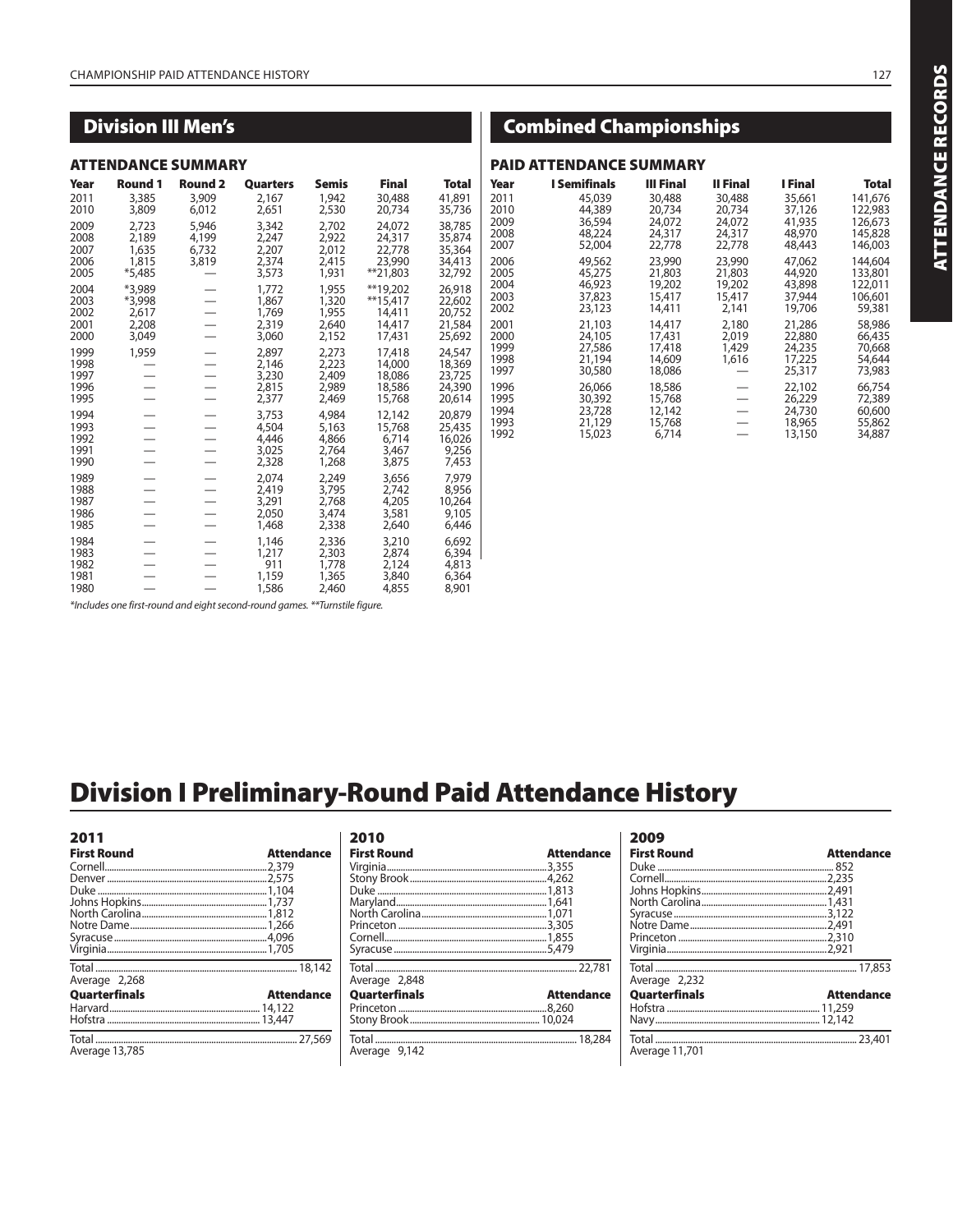## Division III Men's

### ATTENDANCE SUMMARY

| Year | Round 1 | Round 2 | Quarters | Semis | Final | Total |
|---|---|---|---|---|---|---|
| 2011 | 3,385 | 3,909 | 2,167 | 1,942 | 30,488 | 41,891 |
| 2010 | 3,809 | 6,012 | 2,651 | 2,530 | 20,734 | 35,736 |
| 2009 | 2,723 | 5,946 | 3,342 | 2,702 | 24,072 | 38,785 |
| 2008 | 2,189 | 4,199 | 2,247 | 2,922 | 24,317 | 35,874 |
| 2007 | 1,635 | 6,732 | 2,207 | 2,012 | 22,778 | 35,364 |
| 2006 | 1,815 | 3,819 | 2,374 | 2,415 | 23,990 | 34,413 |
| 2005 | *5,485 | — | 3,573 | 1,931 | **21,803 | 32,792 |
| 2004 | *3,989 | — | 1,772 | 1,955 | **19,202 | 26,918 |
| 2003 | *3,998 | — | 1,867 | 1,320 | **15,417 | 22,602 |
| 2002 | 2,617 | — | 1,769 | 1,955 | 14,411 | 20,752 |
| 2001 | 2,208 | — | 2,319 | 2,640 | 14,417 | 21,584 |
| 2000 | 3,049 | — | 3,060 | 2,152 | 17,431 | 25,692 |
| 1999 | 1,959 | — | 2,897 | 2,273 | 17,418 | 24,547 |
| 1998 | — | — | 2,146 | 2,223 | 14,000 | 18,369 |
| 1997 | — | — | 3,230 | 2,409 | 18,086 | 23,725 |
| 1996 | — | — | 2,815 | 2,989 | 18,586 | 24,390 |
| 1995 | — | — | 2,377 | 2,469 | 15,768 | 20,614 |
| 1994 | — | — | 3,753 | 4,984 | 12,142 | 20,879 |
| 1993 | — | — | 4,504 | 5,163 | 15,768 | 25,435 |
| 1992 | — | — | 4,446 | 4,866 | 6,714 | 16,026 |
| 1991 | — | — | 3,025 | 2,764 | 3,467 | 9,256 |
| 1990 | — | — | 2,328 | 1,268 | 3,875 | 7,453 |
| 1989 | — | — | 2,074 | 2,249 | 3,656 | 7,979 |
| 1988 | — | — | 2,419 | 3,795 | 2,742 | 8,956 |
| 1987 | — | — | 3,291 | 2,768 | 4,205 | 10,264 |
| 1986 | — | — | 2,050 | 3,474 | 3,581 | 9,105 |
| 1985 | — | — | 1,468 | 2,338 | 2,640 | 6,446 |
| 1984 | — | — | 1,146 | 2,336 | 3,210 | 6,692 |
| 1983 | — | — | 1,217 | 2,303 | 2,874 | 6,394 |
| 1982 | — | — | 911 | 1,778 | 2,124 | 4,813 |
| 1981 | — | — | 1,159 | 1,365 | 3,840 | 6,364 |
| 1980 | — | — | 1,586 | 2,460 | 4,855 | 8,901 |

*Includes one first-round and eight second-round games. **Turnstile figure.*

## Combined Championships

### PAID ATTENDANCE SUMMARY

| Year | I Semifinals | III Final | II Final | I Final | Total |
|---|---|---|---|---|---|
| 2011 | 45,039 | 30,488 | 30,488 | 35,661 | 141,676 |
| 2010 | 44,389 | 20,734 | 20,734 | 37,126 | 122,983 |
| 2009 | 36,594 | 24,072 | 24,072 | 41,935 | 126,673 |
| 2008 | 48,224 | 24,317 | 24,317 | 48,970 | 145,828 |
| 2007 | 52,004 | 22,778 | 22,778 | 48,443 | 146,003 |
| 2006 | 49,562 | 23,990 | 23,990 | 47,062 | 144,604 |
| 2005 | 45,275 | 21,803 | 21,803 | 44,920 | 133,801 |
| 2004 | 46,923 | 19,202 | 19,202 | 43,898 | 122,011 |
| 2003 | 37,823 | 15,417 | 15,417 | 37,944 | 106,601 |
| 2002 | 23,123 | 14,411 | 2,141 | 19,706 | 59,381 |
| 2001 | 21,103 | 14,417 | 2,180 | 21,286 | 58,986 |
| 2000 | 24,105 | 17,431 | 2,019 | 22,880 | 66,435 |
| 1999 | 27,586 | 17,418 | 1,429 | 24,235 | 70,668 |
| 1998 | 21,194 | 14,609 | 1,616 | 17,225 | 54,644 |
| 1997 | 30,580 | 18,086 | — | 25,317 | 73,983 |
| 1996 | 26,066 | 18,586 | — | 22,102 | 66,754 |
| 1995 | 30,392 | 15,768 | — | 26,229 | 72,389 |
| 1994 | 23,728 | 12,142 | — | 24,730 | 60,600 |
| 1993 | 21,129 | 15,768 | — | 18,965 | 55,862 |
| 1992 | 15,023 | 6,714 | — | 13,150 | 34,887 |

# Division I Preliminary-Round Paid Attendance History

### 2011

| First Round | Attendance |
|---|---|
| Cornell | 2,379 |
| Denver | 2,575 |
| Duke | 1,104 |
| Johns Hopkins | 1,737 |
| North Carolina | 1,812 |
| Notre Dame | 1,266 |
| Syracuse | 4,096 |
| Virginia | 1,705 |
| Total | 18,142 |
| Average 2,268 | |

| Quarterfinals | Attendance |
|---|---|
| Harvard | 14,122 |
| Hofstra | 13,447 |
| Total | 27,569 |
| Average 13,785 | |

### 2010

| First Round | Attendance |
|---|---|
| Virginia | 3,355 |
| Stony Brook | 4,262 |
| Duke | 1,813 |
| Maryland | 1,641 |
| North Carolina | 1,071 |
| Princeton | 3,305 |
| Cornell | 1,855 |
| Syracuse | 5,479 |
| Total | 22,781 |
| Average 2,848 | |

| Quarterfinals | Attendance |
|---|---|
| Princeton | 8,260 |
| Stony Brook | 10,024 |
| Total | 18,284 |
| Average 9,142 | |

### 2009

| First Round | Attendance |
|---|---|
| Duke | 852 |
| Cornell | 2,235 |
| Johns Hopkins | 2,491 |
| North Carolina | 1,431 |
| Syracuse | 3,122 |
| Notre Dame | 2,491 |
| Princeton | 2,310 |
| Virginia | 2,921 |
| Total | 17,853 |
| Average 2,232 | |

| Quarterfinals | Attendance |
|---|---|
| Hofstra | 11,259 |
| Navy | 12,142 |
| Total | 23,401 |
| Average 11,701 | |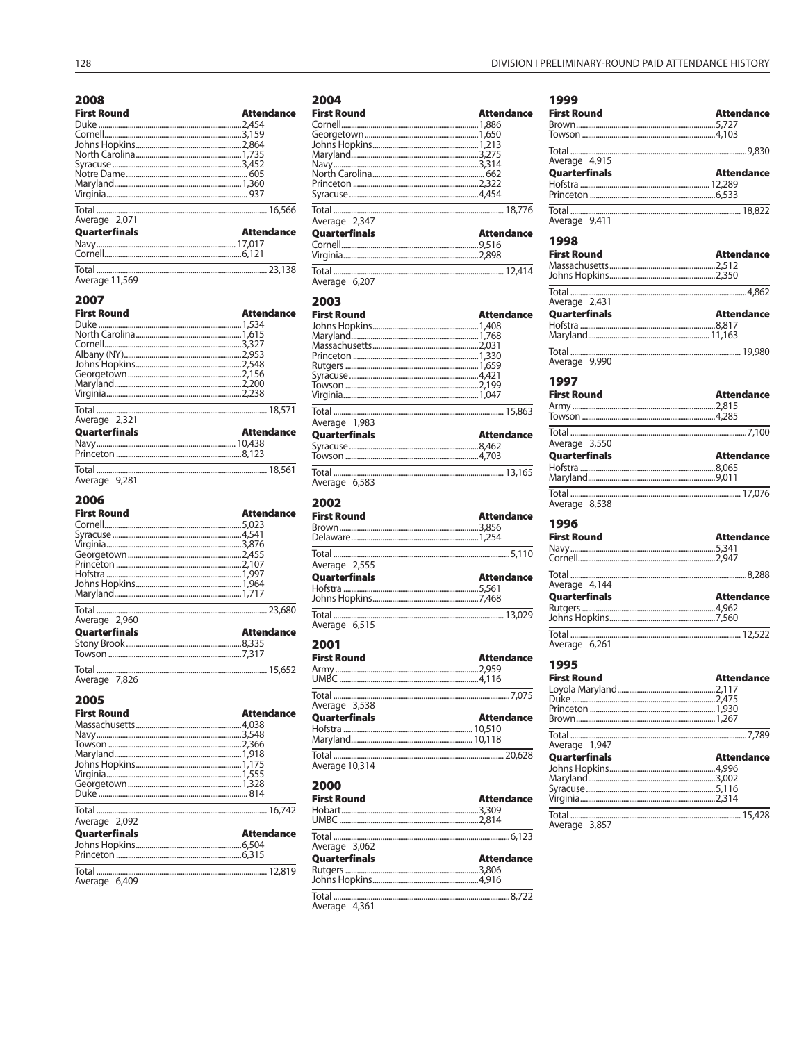## 2008

| First Round | Attendance |
|---|---|
| Duke | 2,454 |
| Cornell | 3,159 |
| Johns Hopkins | 2,864 |
| North Carolina | 1,735 |
| Syracuse | 3,452 |
| Notre Dame | 605 |
| Maryland | 1,360 |
| Virginia | 937 |
| Total | 16,566 |
| Average 2,071 | |

| Quarterfinals | Attendance |
|---|---|
| Navy | 17,017 |
| Cornell | 6,121 |
| Total | 23,138 |
| Average 11,569 | |

## 2007

| First Round | Attendance |
|---|---|
| Duke | 1,534 |
| North Carolina | 1,615 |
| Cornell | 3,327 |
| Albany (NY) | 2,953 |
| Johns Hopkins | 2,548 |
| Georgetown | 2,156 |
| Maryland | 2,200 |
| Virginia | 2,238 |
| Total | 18,571 |
| Average 2,321 | |

| Quarterfinals | Attendance |
|---|---|
| Navy | 10,438 |
| Princeton | 8,123 |
| Total | 18,561 |
| Average 9,281 | |

## 2006

| First Round | Attendance |
|---|---|
| Cornell | 5,023 |
| Syracuse | 4,541 |
| Virginia | 3,876 |
| Georgetown | 2,455 |
| Princeton | 2,107 |
| Hofstra | 1,997 |
| Johns Hopkins | 1,964 |
| Maryland | 1,717 |
| Total | 23,680 |
| Average 2,960 | |

| Quarterfinals | Attendance |
|---|---|
| Stony Brook | 8,335 |
| Towson | 7,317 |
| Total | 15,652 |
| Average 7,826 | |

## 2005

| First Round | Attendance |
|---|---|
| Massachusetts | 4,038 |
| Navy | 3,548 |
| Towson | 2,366 |
| Maryland | 1,918 |
| Johns Hopkins | 1,175 |
| Virginia | 1,555 |
| Georgetown | 1,328 |
| Duke | 814 |
| Total | 16,742 |
| Average 2,092 | |

| Quarterfinals | Attendance |
|---|---|
| Johns Hopkins | 6,504 |
| Princeton | 6,315 |
| Total | 12,819 |
| Average 6,409 | |

## 2004

| First Round | Attendance |
|---|---|
| Cornell | 1,886 |
| Georgetown | 1,650 |
| Johns Hopkins | 1,213 |
| Maryland | 3,275 |
| Navy | 3,314 |
| North Carolina | 662 |
| Princeton | 2,322 |
| Syracuse | 4,454 |
| Total | 18,776 |
| Average 2,347 | |

| Quarterfinals | Attendance |
|---|---|
| Cornell | 9,516 |
| Virginia | 2,898 |
| Total | 12,414 |
| Average 6,207 | |

## 2003

| First Round | Attendance |
|---|---|
| Johns Hopkins | 1,408 |
| Maryland | 1,768 |
| Massachusetts | 2,031 |
| Princeton | 1,330 |
| Rutgers | 1,659 |
| Syracuse | 4,421 |
| Towson | 2,199 |
| Virginia | 1,047 |
| Total | 15,863 |
| Average 1,983 | |

| Quarterfinals | Attendance |
|---|---|
| Syracuse | 8,462 |
| Towson | 4,703 |
| Total | 13,165 |
| Average 6,583 | |

## 2002

| First Round | Attendance |
|---|---|
| Brown | 3,856 |
| Delaware | 1,254 |
| Total | 5,110 |
| Average 2,555 | |

| Quarterfinals | Attendance |
|---|---|
| Hofstra | 5,561 |
| Johns Hopkins | 7,468 |
| Total | 13,029 |
| Average 6,515 | |

## 2001

| First Round | Attendance |
|---|---|
| Army | 2,959 |
| UMBC | 4,116 |
| Total | 7,075 |
| Average 3,538 | |

| Quarterfinals | Attendance |
|---|---|
| Hofstra | 10,510 |
| Maryland | 10,118 |
| Total | 20,628 |
| Average 10,314 | |

## 2000

| First Round | Attendance |
|---|---|
| Hobart | 3,309 |
| UMBC | 2,814 |
| Total | 6,123 |
| Average 3,062 | |

| Quarterfinals | Attendance |
|---|---|
| Rutgers | 3,806 |
| Johns Hopkins | 4,916 |
| Total | 8,722 |
| Average 4,361 | |

## 1999

| First Round | Attendance |
|---|---|
| Brown | 5,727 |
| Towson | 4,103 |
| Total | 9,830 |
| Average 4,915 | |

| Quarterfinals | Attendance |
|---|---|
| Hofstra | 12,289 |
| Princeton | 6,533 |
| Total | 18,822 |
| Average 9,411 | |

## 1998

| First Round | Attendance |
|---|---|
| Massachusetts | 2,512 |
| Johns Hopkins | 2,350 |
| Total | 4,862 |
| Average 2,431 | |

| Quarterfinals | Attendance |
|---|---|
| Hofstra | 8,817 |
| Maryland | 11,163 |
| Total | 19,980 |
| Average 9,990 | |

## 1997

| First Round | Attendance |
|---|---|
| Army | 2,815 |
| Towson | 4,285 |
| Total | 7,100 |
| Average 3,550 | |

| Quarterfinals | Attendance |
|---|---|
| Hofstra | 8,065 |
| Maryland | 9,011 |
| Total | 17,076 |
| Average 8,538 | |

## 1996

| First Round | Attendance |
|---|---|
| Navy | 5,341 |
| Cornell | 2,947 |
| Total | 8,288 |
| Average 4,144 | |

| Quarterfinals | Attendance |
|---|---|
| Rutgers | 4,962 |
| Johns Hopkins | 7,560 |
| Total | 12,522 |
| Average 6,261 | |

## 1995

| First Round | Attendance |
|---|---|
| Loyola Maryland | 2,117 |
| Duke | 2,475 |
| Princeton | 1,930 |
| Brown | 1,267 |
| Total | 7,789 |
| Average 1,947 | |

| Quarterfinals | Attendance |
|---|---|
| Johns Hopkins | 4,996 |
| Maryland | 3,002 |
| Syracuse | 5,116 |
| Virginia | 2,314 |
| Total | 15,428 |
| Average 3,857 | |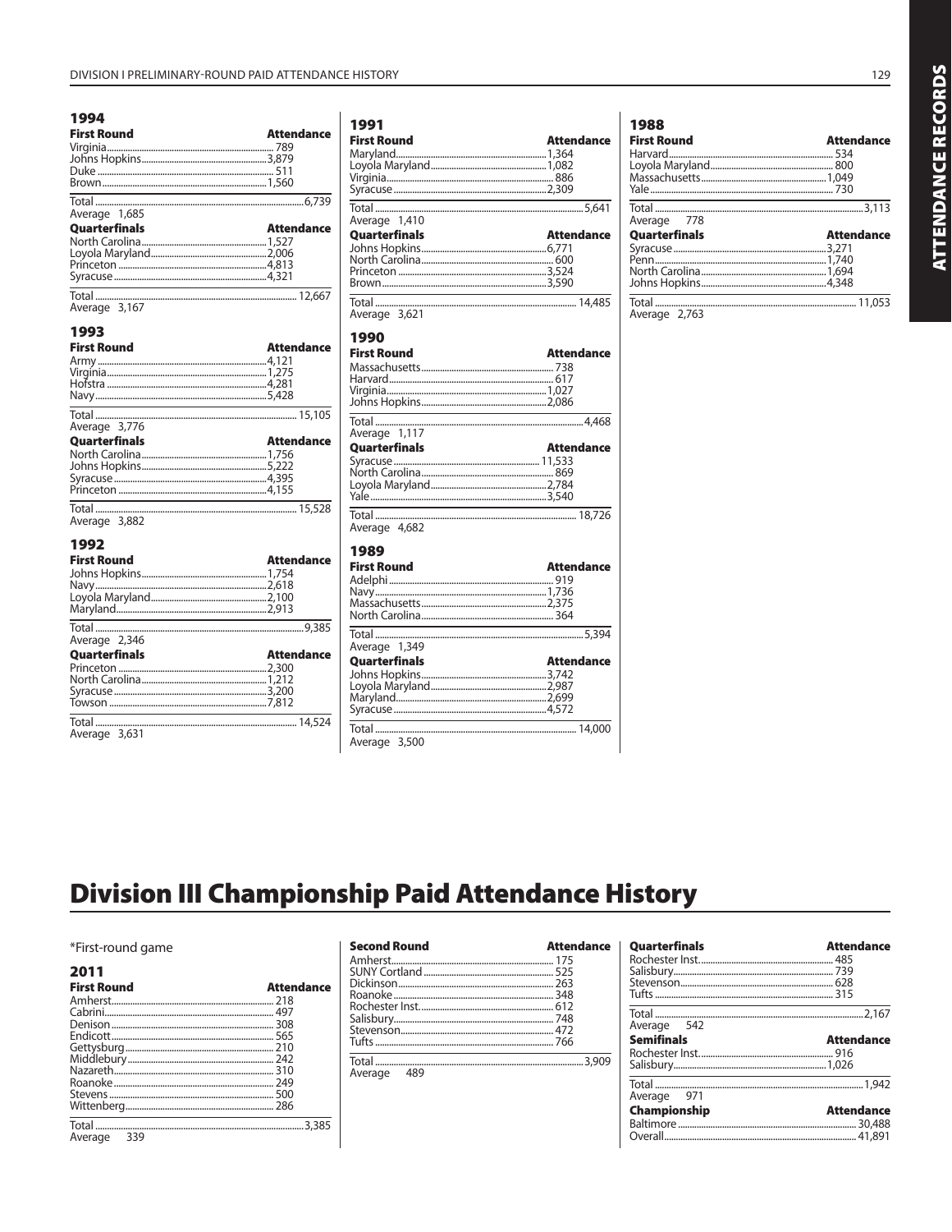## Division I Preliminary-Round Paid Attendance History

### 1994

| First Round | Attendance |
|---|---|
| Virginia | 789 |
| Johns Hopkins | 3,879 |
| Duke | 511 |
| Brown | 1,560 |
| Total | 6,739 |
| Average 1,685 | |

| Quarterfinals | Attendance |
|---|---|
| North Carolina | 1,527 |
| Loyola Maryland | 2,006 |
| Princeton | 4,813 |
| Syracuse | 4,321 |
| Total | 12,667 |
| Average 3,167 | |

### 1993

| First Round | Attendance |
|---|---|
| Army | 4,121 |
| Virginia | 1,275 |
| Hofstra | 4,281 |
| Navy | 5,428 |
| Total | 15,105 |
| Average 3,776 | |

| Quarterfinals | Attendance |
|---|---|
| North Carolina | 1,756 |
| Johns Hopkins | 5,222 |
| Syracuse | 4,395 |
| Princeton | 4,155 |
| Total | 15,528 |
| Average 3,882 | |

### 1992

| First Round | Attendance |
|---|---|
| Johns Hopkins | 1,754 |
| Navy | 2,618 |
| Loyola Maryland | 2,100 |
| Maryland | 2,913 |
| Total | 9,385 |
| Average 2,346 | |

| Quarterfinals | Attendance |
|---|---|
| Princeton | 2,300 |
| North Carolina | 1,212 |
| Syracuse | 3,200 |
| Towson | 7,812 |
| Total | 14,524 |
| Average 3,631 | |

### 1991

| First Round | Attendance |
|---|---|
| Maryland | 1,364 |
| Loyola Maryland | 1,082 |
| Virginia | 886 |
| Syracuse | 2,309 |
| Total | 5,641 |
| Average 1,410 | |

| Quarterfinals | Attendance |
|---|---|
| Johns Hopkins | 6,771 |
| North Carolina | 600 |
| Princeton | 3,524 |
| Brown | 3,590 |
| Total | 14,485 |
| Average 3,621 | |

### 1990

| First Round | Attendance |
|---|---|
| Massachusetts | 738 |
| Harvard | 617 |
| Virginia | 1,027 |
| Johns Hopkins | 2,086 |
| Total | 4,468 |
| Average 1,117 | |

| Quarterfinals | Attendance |
|---|---|
| Syracuse | 11,533 |
| North Carolina | 869 |
| Loyola Maryland | 2,784 |
| Yale | 3,540 |
| Total | 18,726 |
| Average 4,682 | |

### 1989

| First Round | Attendance |
|---|---|
| Adelphi | 919 |
| Navy | 1,736 |
| Massachusetts | 2,375 |
| North Carolina | 364 |
| Total | 5,394 |
| Average 1,349 | |

| Quarterfinals | Attendance |
|---|---|
| Johns Hopkins | 3,742 |
| Loyola Maryland | 2,987 |
| Maryland | 2,699 |
| Syracuse | 4,572 |
| Total | 14,000 |
| Average 3,500 | |

### 1988

| First Round | Attendance |
|---|---|
| Harvard | 534 |
| Loyola Maryland | 800 |
| Massachusetts | 1,049 |
| Yale | 730 |
| Total | 3,113 |
| Average 778 | |

| Quarterfinals | Attendance |
|---|---|
| Syracuse | 3,271 |
| Penn | 1,740 |
| North Carolina | 1,694 |
| Johns Hopkins | 4,348 |
| Total | 11,053 |
| Average 2,763 | |

# Division III Championship Paid Attendance History

*First-round game

### 2011

| First Round | Attendance |
|---|---|
| Amherst | 218 |
| Cabrini | 497 |
| Denison | 308 |
| Endicott | 565 |
| Gettysburg | 210 |
| Middlebury | 242 |
| Nazareth | 310 |
| Roanoke | 249 |
| Stevens | 500 |
| Wittenberg | 286 |
| Total | 3,385 |
| Average 339 | |

| Second Round | Attendance |
|---|---|
| Amherst | 175 |
| SUNY Cortland | 525 |
| Dickinson | 263 |
| Roanoke | 348 |
| Rochester Inst. | 612 |
| Salisbury | 748 |
| Stevenson | 472 |
| Tufts | 766 |
| Total | 3,909 |
| Average 489 | |

| Quarterfinals | Attendance |
|---|---|
| Rochester Inst. | 485 |
| Salisbury | 739 |
| Stevenson | 628 |
| Tufts | 315 |
| Total | 2,167 |
| Average 542 | |

| Semifinals | Attendance |
|---|---|
| Rochester Inst. | 916 |
| Salisbury | 1,026 |
| Total | 1,942 |
| Average 971 | |

| Championship | Attendance |
|---|---|
| Baltimore | 30,488 |
| Overall | 41,891 |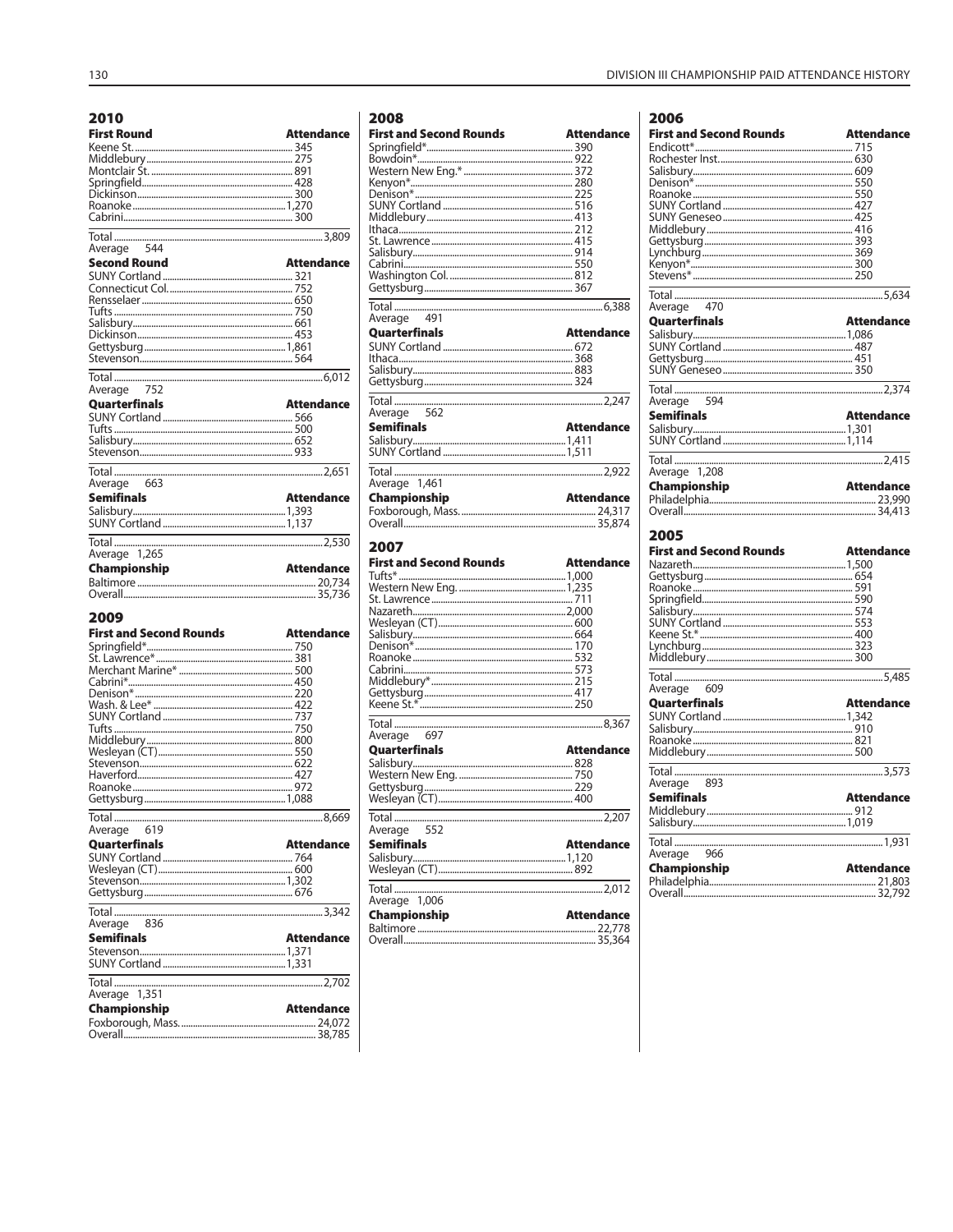## 2010

| First Round | Attendance |
|---|---|
| Keene St. | 345 |
| Middlebury | 275 |
| Montclair St. | 891 |
| Springfield | 428 |
| Dickinson | 300 |
| Roanoke | 1,270 |
| Cabrini | 300 |
| Total | 3,809 |
| Average 544 | |

| Second Round | Attendance |
|---|---|
| SUNY Cortland | 321 |
| Connecticut Col. | 752 |
| Rensselaer | 650 |
| Tufts | 750 |
| Salisbury | 661 |
| Dickinson | 453 |
| Gettysburg | 1,861 |
| Stevenson | 564 |
| Total | 6,012 |
| Average 752 | |

| Quarterfinals | Attendance |
|---|---|
| SUNY Cortland | 566 |
| Tufts | 500 |
| Salisbury | 652 |
| Stevenson | 933 |
| Total | 2,651 |
| Average 663 | |

| Semifinals | Attendance |
|---|---|
| Salisbury | 1,393 |
| SUNY Cortland | 1,137 |
| Total | 2,530 |
| Average 1,265 | |

| Championship | Attendance |
|---|---|
| Baltimore | 20,734 |
| Overall | 35,736 |

## 2009

| First and Second Rounds | Attendance |
|---|---|
| Springfield* | 750 |
| St. Lawrence* | 381 |
| Merchant Marine* | 500 |
| Cabrini* | 450 |
| Denison* | 220 |
| Wash. & Lee* | 422 |
| SUNY Cortland | 737 |
| Tufts | 750 |
| Middlebury | 800 |
| Wesleyan (CT) | 550 |
| Stevenson | 622 |
| Haverford | 427 |
| Roanoke | 972 |
| Gettysburg | 1,088 |
| Total | 8,669 |
| Average 619 | |

| Quarterfinals | Attendance |
|---|---|
| SUNY Cortland | 764 |
| Wesleyan (CT) | 600 |
| Stevenson | 1,302 |
| Gettysburg | 676 |
| Total | 3,342 |
| Average 836 | |

| Semifinals | Attendance |
|---|---|
| Stevenson | 1,371 |
| SUNY Cortland | 1,331 |
| Total | 2,702 |
| Average 1,351 | |

| Championship | Attendance |
|---|---|
| Foxborough, Mass. | 24,072 |
| Overall | 38,785 |

## 2008

| First and Second Rounds | Attendance |
|---|---|
| Springfield* | 390 |
| Bowdoin* | 922 |
| Western New Eng.* | 372 |
| Kenyon* | 280 |
| Denison* | 225 |
| SUNY Cortland | 516 |
| Middlebury | 413 |
| Ithaca | 212 |
| St. Lawrence | 415 |
| Salisbury | 914 |
| Cabrini | 550 |
| Washington Col. | 812 |
| Gettysburg | 367 |
| Total | 6,388 |
| Average 491 | |

| Quarterfinals | Attendance |
|---|---|
| SUNY Cortland | 672 |
| Ithaca | 368 |
| Salisbury | 883 |
| Gettysburg | 324 |
| Total | 2,247 |
| Average 562 | |

| Semifinals | Attendance |
|---|---|
| Salisbury | 1,411 |
| SUNY Cortland | 1,511 |
| Total | 2,922 |
| Average 1,461 | |

| Championship | Attendance |
|---|---|
| Foxborough, Mass. | 24,317 |
| Overall | 35,874 |

## 2007

| First and Second Rounds | Attendance |
|---|---|
| Tufts* | 1,000 |
| Western New Eng. | 1,235 |
| St. Lawrence | 711 |
| Nazareth | 2,000 |
| Wesleyan (CT) | 600 |
| Salisbury | 664 |
| Denison* | 170 |
| Roanoke | 532 |
| Cabrini | 573 |
| Middlebury* | 215 |
| Gettysburg | 417 |
| Keene St.* | 250 |
| Total | 8,367 |
| Average 697 | |

| Quarterfinals | Attendance |
|---|---|
| Salisbury | 828 |
| Western New Eng. | 750 |
| Gettysburg | 229 |
| Wesleyan (CT) | 400 |
| Total | 2,207 |
| Average 552 | |

| Semifinals | Attendance |
|---|---|
| Salisbury | 1,120 |
| Wesleyan (CT) | 892 |
| Total | 2,012 |
| Average 1,006 | |

| Championship | Attendance |
|---|---|
| Baltimore | 22,778 |
| Overall | 35,364 |

## 2006

| First and Second Rounds | Attendance |
|---|---|
| Endicott* | 715 |
| Rochester Inst. | 630 |
| Salisbury | 609 |
| Denison* | 550 |
| Roanoke | 550 |
| SUNY Cortland | 427 |
| SUNY Geneseo | 425 |
| Middlebury | 416 |
| Gettysburg | 393 |
| Lynchburg | 369 |
| Kenyon* | 300 |
| Stevens* | 250 |
| Total | 5,634 |
| Average 470 | |

| Quarterfinals | Attendance |
|---|---|
| Salisbury | 1,086 |
| SUNY Cortland | 487 |
| Gettysburg | 451 |
| SUNY Geneseo | 350 |
| Total | 2,374 |
| Average 594 | |

| Semifinals | Attendance |
|---|---|
| Salisbury | 1,301 |
| SUNY Cortland | 1,114 |
| Total | 2,415 |
| Average 1,208 | |

| Championship | Attendance |
|---|---|
| Philadelphia | 23,990 |
| Overall | 34,413 |

## 2005

| First and Second Rounds | Attendance |
|---|---|
| Nazareth | 1,500 |
| Gettysburg | 654 |
| Roanoke | 591 |
| Springfield | 590 |
| Salisbury | 574 |
| SUNY Cortland | 553 |
| Keene St.* | 400 |
| Lynchburg | 323 |
| Middlebury | 300 |
| Total | 5,485 |
| Average 609 | |

| Quarterfinals | Attendance |
|---|---|
| SUNY Cortland | 1,342 |
| Salisbury | 910 |
| Roanoke | 821 |
| Middlebury | 500 |
| Total | 3,573 |
| Average 893 | |

| Semifinals | Attendance |
|---|---|
| Middlebury | 912 |
| Salisbury | 1,019 |
| Total | 1,931 |
| Average 966 | |

| Championship | Attendance |
|---|---|
| Philadelphia | 21,803 |
| Overall | 32,792 |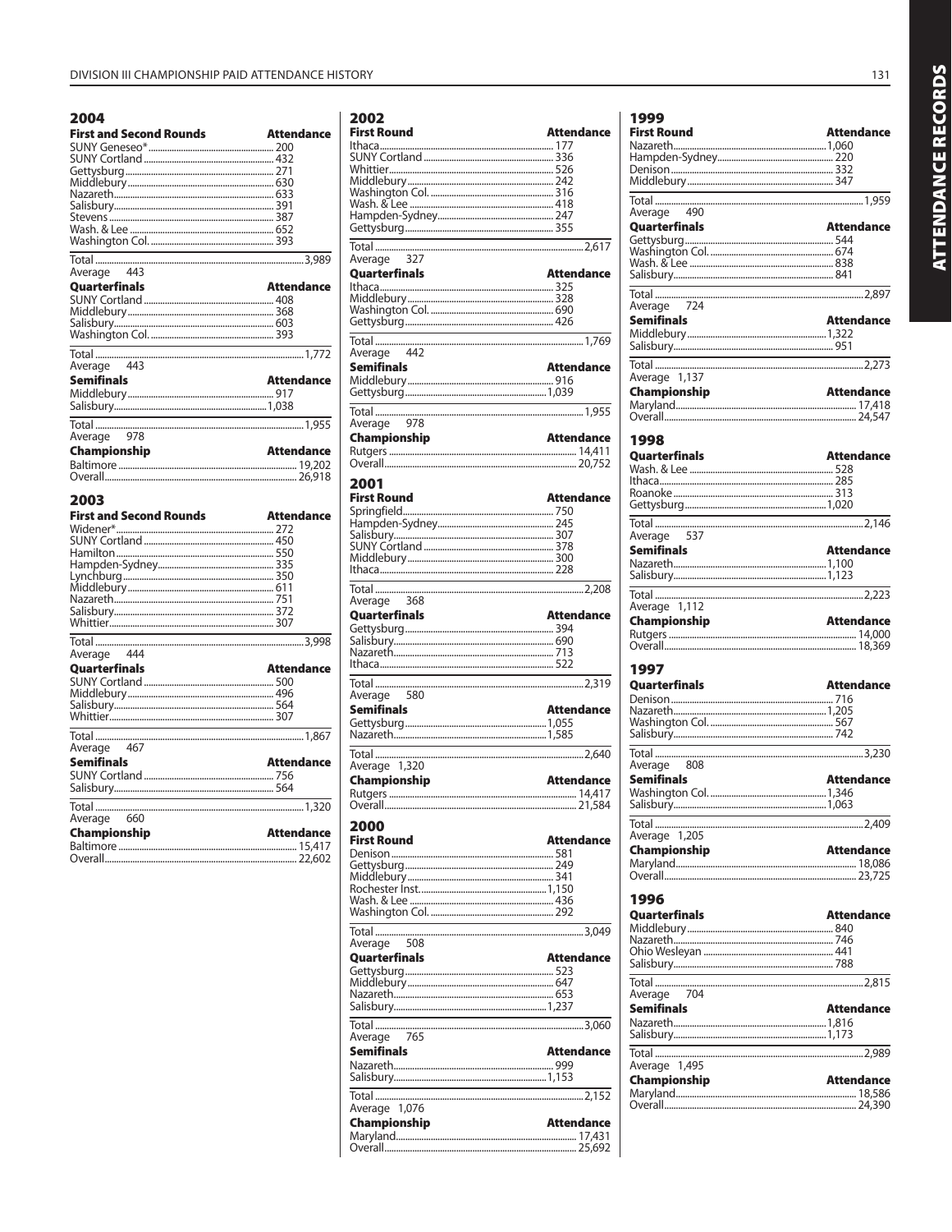# DIVISION III CHAMPIONSHIP PAID ATTENDANCE HISTORY

## 2004

| First and Second Rounds | Attendance |
|---|---|
| SUNY Geneseo* | 200 |
| SUNY Cortland | 432 |
| Gettysburg | 271 |
| Middlebury | 630 |
| Nazareth | 633 |
| Salisbury | 391 |
| Stevens | 387 |
| Wash. & Lee | 652 |
| Washington Col. | 393 |
| Total | 3,989 |
| Average 443 | |

| Quarterfinals | Attendance |
|---|---|
| SUNY Cortland | 408 |
| Middlebury | 368 |
| Salisbury | 603 |
| Washington Col. | 393 |
| Total | 1,772 |
| Average 443 | |

| Semifinals | Attendance |
|---|---|
| Middlebury | 917 |
| Salisbury | 1,038 |
| Total | 1,955 |
| Average 978 | |

| Championship | Attendance |
|---|---|
| Baltimore | 19,202 |
| Overall | 26,918 |

## 2003

| First and Second Rounds | Attendance |
|---|---|
| Widener* | 272 |
| SUNY Cortland | 450 |
| Hamilton | 550 |
| Hampden-Sydney | 335 |
| Lynchburg | 350 |
| Middlebury | 611 |
| Nazareth | 751 |
| Salisbury | 372 |
| Whittier | 307 |
| Total | 3,998 |
| Average 444 | |

| Quarterfinals | Attendance |
|---|---|
| SUNY Cortland | 500 |
| Middlebury | 496 |
| Salisbury | 564 |
| Whittier | 307 |
| Total | 1,867 |
| Average 467 | |

| Semifinals | Attendance |
|---|---|
| SUNY Cortland | 756 |
| Salisbury | 564 |
| Total | 1,320 |
| Average 660 | |

| Championship | Attendance |
|---|---|
| Baltimore | 15,417 |
| Overall | 22,602 |

## 2002

| First Round | Attendance |
|---|---|
| Ithaca | 177 |
| SUNY Cortland | 336 |
| Whittier | 526 |
| Middlebury | 242 |
| Washington Col. | 316 |
| Wash. & Lee | 418 |
| Hampden-Sydney | 247 |
| Gettysburg | 355 |
| Total | 2,617 |
| Average 327 | |

| Quarterfinals | Attendance |
|---|---|
| Ithaca | 325 |
| Middlebury | 328 |
| Washington Col. | 690 |
| Gettysburg | 426 |
| Total | 1,769 |
| Average 442 | |

| Semifinals | Attendance |
|---|---|
| Middlebury | 916 |
| Gettysburg | 1,039 |
| Total | 1,955 |
| Average 978 | |

| Championship | Attendance |
|---|---|
| Rutgers | 14,411 |
| Overall | 20,752 |

## 2001

| First Round | Attendance |
|---|---|
| Springfield | 750 |
| Hampden-Sydney | 245 |
| Salisbury | 307 |
| SUNY Cortland | 378 |
| Middlebury | 300 |
| Ithaca | 228 |
| Total | 2,208 |
| Average 368 | |

| Quarterfinals | Attendance |
|---|---|
| Gettysburg | 394 |
| Salisbury | 690 |
| Nazareth | 713 |
| Ithaca | 522 |
| Total | 2,319 |
| Average 580 | |

| Semifinals | Attendance |
|---|---|
| Gettysburg | 1,055 |
| Nazareth | 1,585 |
| Total | 2,640 |
| Average 1,320 | |

| Championship | Attendance |
|---|---|
| Rutgers | 14,417 |
| Overall | 21,584 |

## 2000

| First Round | Attendance |
|---|---|
| Denison | 581 |
| Gettysburg | 249 |
| Middlebury | 341 |
| Rochester Inst. | 1,150 |
| Wash. & Lee | 436 |
| Washington Col. | 292 |
| Total | 3,049 |
| Average 508 | |

| Quarterfinals | Attendance |
|---|---|
| Gettysburg | 523 |
| Middlebury | 647 |
| Nazareth | 653 |
| Salisbury | 1,237 |
| Total | 3,060 |
| Average 765 | |

| Semifinals | Attendance |
|---|---|
| Nazareth | 999 |
| Salisbury | 1,153 |
| Total | 2,152 |
| Average 1,076 | |

| Championship | Attendance |
|---|---|
| Maryland | 17,431 |
| Overall | 25,692 |

## 1999

| First Round | Attendance |
|---|---|
| Nazareth | 1,060 |
| Hampden-Sydney | 220 |
| Denison | 332 |
| Middlebury | 347 |
| Total | 1,959 |
| Average 490 | |

| Quarterfinals | Attendance |
|---|---|
| Gettysburg | 544 |
| Washington Col. | 674 |
| Wash. & Lee | 838 |
| Salisbury | 841 |
| Total | 2,897 |
| Average 724 | |

| Semifinals | Attendance |
|---|---|
| Middlebury | 1,322 |
| Salisbury | 951 |
| Total | 2,273 |
| Average 1,137 | |

| Championship | Attendance |
|---|---|
| Maryland | 17,418 |
| Overall | 24,547 |

## 1998

| Quarterfinals | Attendance |
|---|---|
| Wash. & Lee | 528 |
| Ithaca | 285 |
| Roanoke | 313 |
| Gettysburg | 1,020 |
| Total | 2,146 |
| Average 537 | |

| Semifinals | Attendance |
|---|---|
| Nazareth | 1,100 |
| Salisbury | 1,123 |
| Total | 2,223 |
| Average 1,112 | |

| Championship | Attendance |
|---|---|
| Rutgers | 14,000 |
| Overall | 18,369 |

## 1997

| Quarterfinals | Attendance |
|---|---|
| Denison | 716 |
| Nazareth | 1,205 |
| Washington Col. | 567 |
| Salisbury | 742 |
| Total | 3,230 |
| Average 808 | |

| Semifinals | Attendance |
|---|---|
| Washington Col. | 1,346 |
| Salisbury | 1,063 |
| Total | 2,409 |
| Average 1,205 | |

| Championship | Attendance |
|---|---|
| Maryland | 18,086 |
| Overall | 23,725 |

## 1996

| Quarterfinals | Attendance |
|---|---|
| Middlebury | 840 |
| Nazareth | 746 |
| Ohio Wesleyan | 441 |
| Salisbury | 788 |
| Total | 2,815 |
| Average 704 | |

| Semifinals | Attendance |
|---|---|
| Nazareth | 1,816 |
| Salisbury | 1,173 |
| Total | 2,989 |
| Average 1,495 | |

| Championship | Attendance |
|---|---|
| Maryland | 18,586 |
| Overall | 24,390 |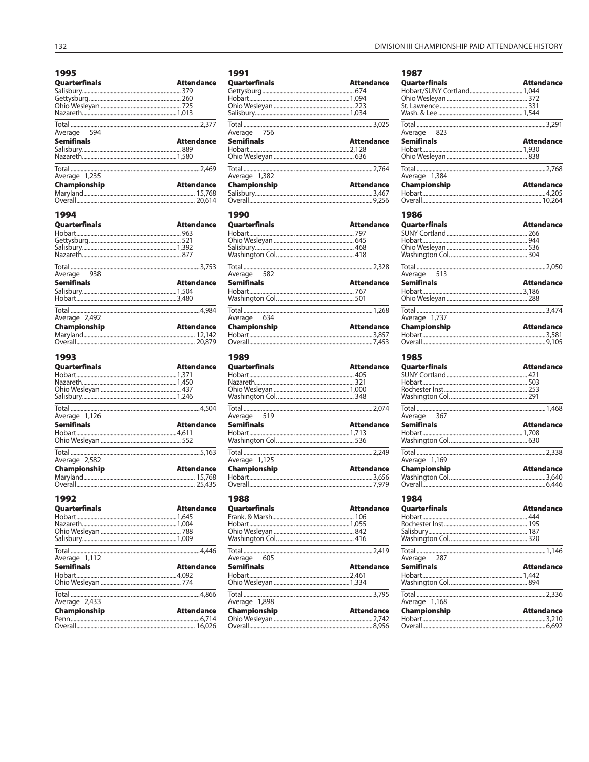## 1995

| Quarterfinals | Attendance |
|---|---|
| Salisbury | 379 |
| Gettysburg | 260 |
| Ohio Wesleyan | 725 |
| Nazareth | 1,013 |
| Total | 2,377 |
| Average 594 | |

| Semifinals | Attendance |
|---|---|
| Salisbury | 889 |
| Nazareth | 1,580 |
| Total | 2,469 |
| Average 1,235 | |

| Championship | Attendance |
|---|---|
| Maryland | 15,768 |
| Overall | 20,614 |

## 1994

| Quarterfinals | Attendance |
|---|---|
| Hobart | 963 |
| Gettysburg | 521 |
| Salisbury | 1,392 |
| Nazareth | 877 |
| Total | 3,753 |
| Average 938 | |

| Semifinals | Attendance |
|---|---|
| Salisbury | 1,504 |
| Hobart | 3,480 |
| Total | 4,984 |
| Average 2,492 | |

| Championship | Attendance |
|---|---|
| Maryland | 12,142 |
| Overall | 20,879 |

## 1993

| Quarterfinals | Attendance |
|---|---|
| Hobart | 1,371 |
| Nazareth | 1,450 |
| Ohio Wesleyan | 437 |
| Salisbury | 1,246 |
| Total | 4,504 |
| Average 1,126 | |

| Semifinals | Attendance |
|---|---|
| Hobart | 4,611 |
| Ohio Wesleyan | 552 |
| Total | 5,163 |
| Average 2,582 | |

| Championship | Attendance |
|---|---|
| Maryland | 15,768 |
| Overall | 25,435 |

## 1992

| Quarterfinals | Attendance |
|---|---|
| Hobart | 1,645 |
| Nazareth | 1,004 |
| Ohio Wesleyan | 788 |
| Salisbury | 1,009 |
| Total | 4,446 |
| Average 1,112 | |

| Semifinals | Attendance |
|---|---|
| Hobart | 4,092 |
| Ohio Wesleyan | 774 |
| Total | 4,866 |
| Average 2,433 | |

| Championship | Attendance |
|---|---|
| Penn | 6,714 |
| Overall | 16,026 |

## 1991

| Quarterfinals | Attendance |
|---|---|
| Gettysburg | 674 |
| Hobart | 1,094 |
| Ohio Wesleyan | 223 |
| Salisbury | 1,034 |
| Total | 3,025 |
| Average 756 | |

| Semifinals | Attendance |
|---|---|
| Hobart | 2,128 |
| Ohio Wesleyan | 636 |
| Total | 2,764 |
| Average 1,382 | |

| Championship | Attendance |
|---|---|
| Salisbury | 3,467 |
| Overall | 9,256 |

## 1990

| Quarterfinals | Attendance |
|---|---|
| Hobart | 797 |
| Ohio Wesleyan | 645 |
| Salisbury | 468 |
| Washington Col. | 418 |
| Total | 2,328 |
| Average 582 | |

| Semifinals | Attendance |
|---|---|
| Hobart | 767 |
| Washington Col. | 501 |
| Total | 1,268 |
| Average 634 | |

| Championship | Attendance |
|---|---|
| Hobart | 3,857 |
| Overall | 7,453 |

## 1989

| Quarterfinals | Attendance |
|---|---|
| Hobart | 405 |
| Nazareth | 321 |
| Ohio Wesleyan | 1,000 |
| Washington Col. | 348 |
| Total | 2,074 |
| Average 519 | |

| Semifinals | Attendance |
|---|---|
| Hobart | 1,713 |
| Washington Col. | 536 |
| Total | 2,249 |
| Average 1,125 | |

| Championship | Attendance |
|---|---|
| Hobart | 3,656 |
| Overall | 7,979 |

## 1988

| Quarterfinals | Attendance |
|---|---|
| Frank. & Marsh. | 106 |
| Hobart | 1,055 |
| Ohio Wesleyan | 842 |
| Washington Col. | 416 |
| Total | 2,419 |
| Average 605 | |

| Semifinals | Attendance |
|---|---|
| Hobart | 2,461 |
| Ohio Wesleyan | 1,334 |
| Total | 3,795 |
| Average 1,898 | |

| Championship | Attendance |
|---|---|
| Ohio Wesleyan | 2,742 |
| Overall | 8,956 |

## 1987

| Quarterfinals | Attendance |
|---|---|
| Hobart/SUNY Cortland | 1,044 |
| Ohio Wesleyan | 372 |
| St. Lawrence | 331 |
| Wash. & Lee | 1,544 |
| Total | 3,291 |
| Average 823 | |

| Semifinals | Attendance |
|---|---|
| Hobart | 1,930 |
| Ohio Wesleyan | 838 |
| Total | 2,768 |
| Average 1,384 | |

| Championship | Attendance |
|---|---|
| Hobart | 4,205 |
| Overall | 10,264 |

## 1986

| Quarterfinals | Attendance |
|---|---|
| SUNY Cortland | 266 |
| Hobart | 944 |
| Ohio Wesleyan | 536 |
| Washington Col. | 304 |
| Total | 2,050 |
| Average 513 | |

| Semifinals | Attendance |
|---|---|
| Hobart | 3,186 |
| Ohio Wesleyan | 288 |
| Total | 3,474 |
| Average 1,737 | |

| Championship | Attendance |
|---|---|
| Hobart | 3,581 |
| Overall | 9,105 |

## 1985

| Quarterfinals | Attendance |
|---|---|
| SUNY Cortland | 421 |
| Hobart | 503 |
| Rochester Inst. | 253 |
| Washington Col. | 291 |
| Total | 1,468 |
| Average 367 | |

| Semifinals | Attendance |
|---|---|
| Hobart | 1,708 |
| Washington Col. | 630 |
| Total | 2,338 |
| Average 1,169 | |

| Championship | Attendance |
|---|---|
| Washington Col. | 3,640 |
| Overall | 6,446 |

## 1984

| Quarterfinals | Attendance |
|---|---|
| Hobart | 444 |
| Rochester Inst. | 195 |
| Salisbury | 187 |
| Washington Col. | 320 |
| Total | 1,146 |
| Average 287 | |

| Semifinals | Attendance |
|---|---|
| Hobart | 1,442 |
| Washington Col. | 894 |
| Total | 2,336 |
| Average 1,168 | |

| Championship | Attendance |
|---|---|
| Hobart | 3,210 |
| Overall | 6,692 |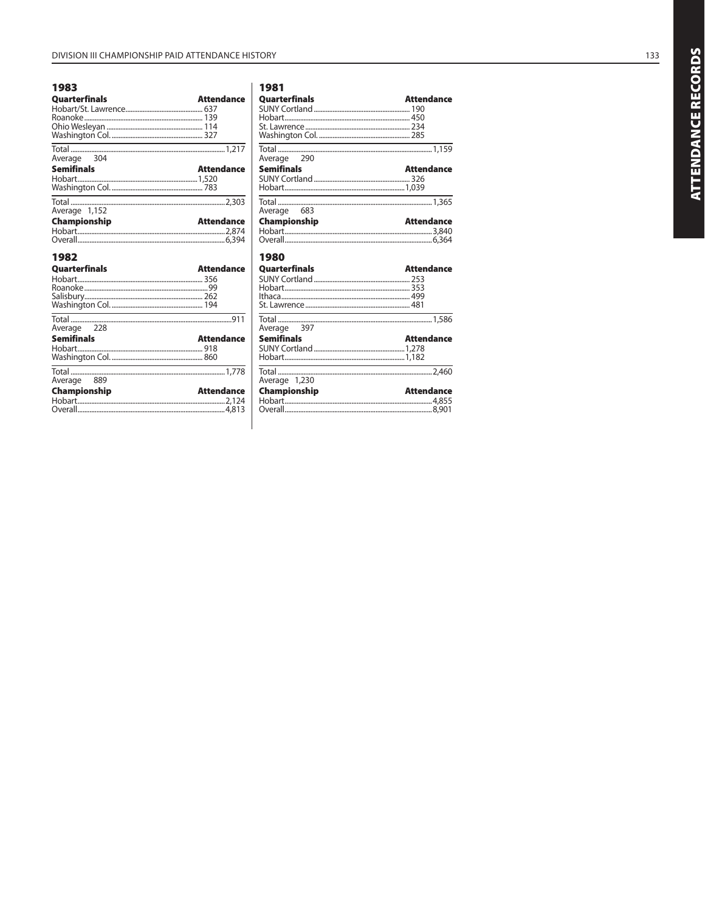## 1983

| Quarterfinals | Attendance |
|---|---|
| Hobart/St. Lawrence | 637 |
| Roanoke | 139 |
| Ohio Wesleyan | 114 |
| Washington Col. | 327 |
| Total | 1,217 |
| Average 304 | |

| Semifinals | Attendance |
|---|---|
| Hobart | 1,520 |
| Washington Col. | 783 |
| Total | 2,303 |
| Average 1,152 | |

| Championship | Attendance |
|---|---|
| Hobart | 2,874 |
| Overall | 6,394 |

## 1982

| Quarterfinals | Attendance |
|---|---|
| Hobart | 356 |
| Roanoke | 99 |
| Salisbury | 262 |
| Washington Col. | 194 |
| Total | 911 |
| Average 228 | |

| Semifinals | Attendance |
|---|---|
| Hobart | 918 |
| Washington Col. | 860 |
| Total | 1,778 |
| Average 889 | |

| Championship | Attendance |
|---|---|
| Hobart | 2,124 |
| Overall | 4,813 |

## 1981

| Quarterfinals | Attendance |
|---|---|
| SUNY Cortland | 190 |
| Hobart | 450 |
| St. Lawrence | 234 |
| Washington Col. | 285 |
| Total | 1,159 |
| Average 290 | |

| Semifinals | Attendance |
|---|---|
| SUNY Cortland | 326 |
| Hobart | 1,039 |
| Total | 1,365 |
| Average 683 | |

| Championship | Attendance |
|---|---|
| Hobart | 3,840 |
| Overall | 6,364 |

## 1980

| Quarterfinals | Attendance |
|---|---|
| SUNY Cortland | 253 |
| Hobart | 353 |
| Ithaca | 499 |
| St. Lawrence | 481 |
| Total | 1,586 |
| Average 397 | |

| Semifinals | Attendance |
|---|---|
| SUNY Cortland | 1,278 |
| Hobart | 1,182 |
| Total | 2,460 |
| Average 1,230 | |

| Championship | Attendance |
|---|---|
| Hobart | 4,855 |
| Overall | 8,901 |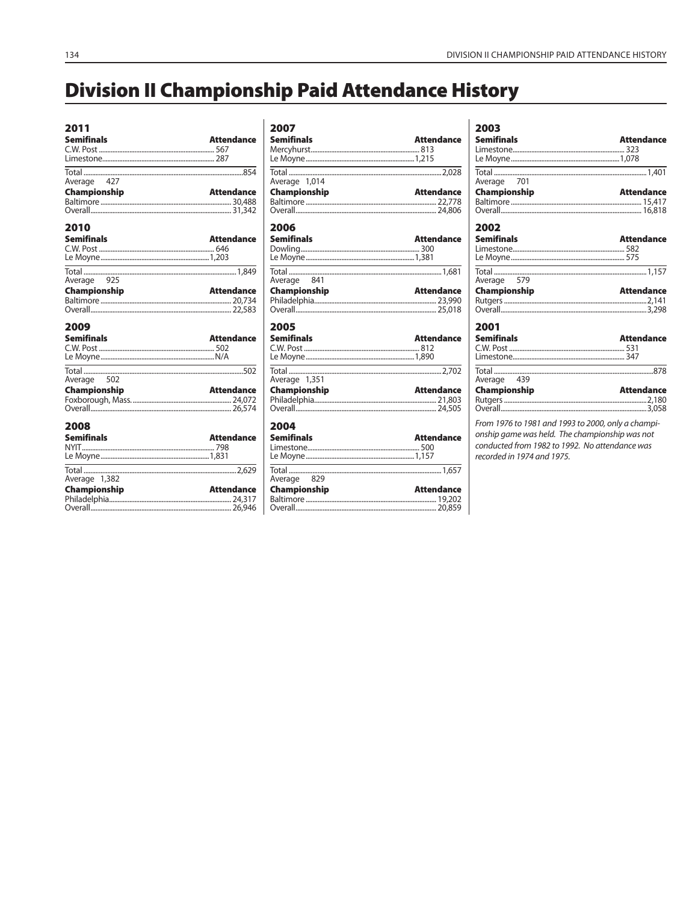# Division II Championship Paid Attendance History

## 2011

| Semifinals | Attendance |
|---|---|
| C.W. Post | 567 |
| Limestone | 287 |
| Total | 854 |
| Average 427 | |

| Championship | Attendance |
|---|---|
| Baltimore | 30,488 |
| Overall | 31,342 |

## 2010

| Semifinals | Attendance |
|---|---|
| C.W. Post | 646 |
| Le Moyne | 1,203 |
| Total | 1,849 |
| Average 925 | |

| Championship | Attendance |
|---|---|
| Baltimore | 20,734 |
| Overall | 22,583 |

## 2009

| Semifinals | Attendance |
|---|---|
| C.W. Post | 502 |
| Le Moyne | N/A |
| Total | 502 |
| Average 502 | |

| Championship | Attendance |
|---|---|
| Foxborough, Mass. | 24,072 |
| Overall | 26,574 |

## 2008

| Semifinals | Attendance |
|---|---|
| NYIT | 798 |
| Le Moyne | 1,831 |
| Total | 2,629 |
| Average 1,382 | |

| Championship | Attendance |
|---|---|
| Philadelphia | 24,317 |
| Overall | 26,946 |

## 2007

| Semifinals | Attendance |
|---|---|
| Mercyhurst | 813 |
| Le Moyne | 1,215 |
| Total | 2,028 |
| Average 1,014 | |

| Championship | Attendance |
|---|---|
| Baltimore | 22,778 |
| Overall | 24,806 |

## 2006

| Semifinals | Attendance |
|---|---|
| Dowling | 300 |
| Le Moyne | 1,381 |
| Total | 1,681 |
| Average 841 | |

| Championship | Attendance |
|---|---|
| Philadelphia | 23,990 |
| Overall | 25,018 |

## 2005

| Semifinals | Attendance |
|---|---|
| C.W. Post | 812 |
| Le Moyne | 1,890 |
| Total | 2,702 |
| Average 1,351 | |

| Championship | Attendance |
|---|---|
| Philadelphia | 21,803 |
| Overall | 24,505 |

## 2004

| Semifinals | Attendance |
|---|---|
| Limestone | 500 |
| Le Moyne | 1,157 |
| Total | 1,657 |
| Average 829 | |

| Championship | Attendance |
|---|---|
| Baltimore | 19,202 |
| Overall | 20,859 |

## 2003

| Semifinals | Attendance |
|---|---|
| Limestone | 323 |
| Le Moyne | 1,078 |
| Total | 1,401 |
| Average 701 | |

| Championship | Attendance |
|---|---|
| Baltimore | 15,417 |
| Overall | 16,818 |

## 2002

| Semifinals | Attendance |
|---|---|
| Limestone | 582 |
| Le Moyne | 575 |
| Total | 1,157 |
| Average 579 | |

| Championship | Attendance |
|---|---|
| Rutgers | 2,141 |
| Overall | 3,298 |

## 2001

| Semifinals | Attendance |
|---|---|
| C.W. Post | 531 |
| Limestone | 347 |
| Total | 878 |
| Average 439 | |

| Championship | Attendance |
|---|---|
| Rutgers | 2,180 |
| Overall | 3,058 |

*From 1976 to 1981 and 1993 to 2000, only a championship game was held. The championship was not conducted from 1982 to 1992. No attendance was recorded in 1974 and 1975.*